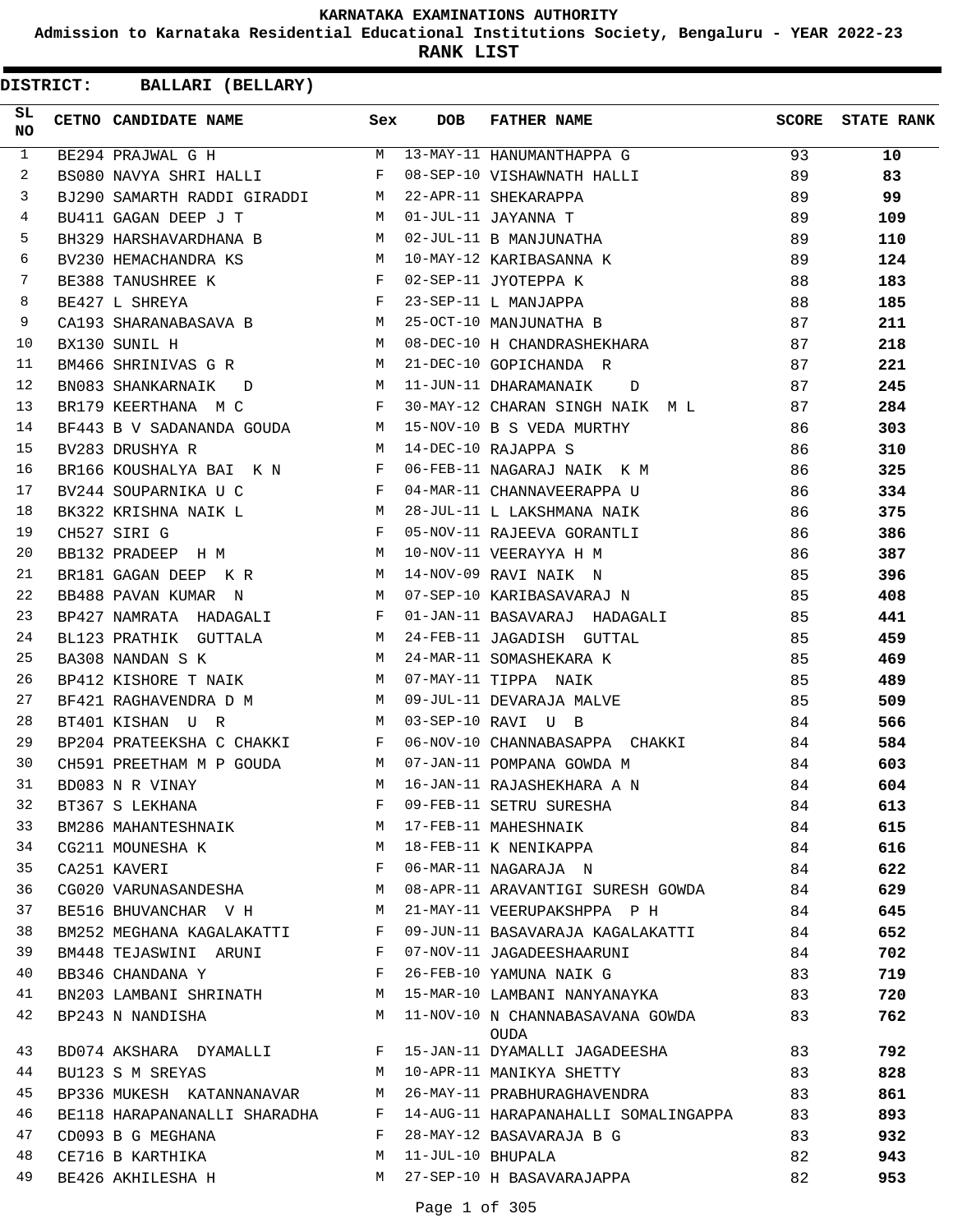# KARNATAKA EXAMINATIONS AUTHORITY

## Admission to Karnataka Residential Educational Institutions Society, Bengaluru - YEAR 2022-23

## RANK LIST

**DISTRICT: BALLARI (BELLARY)**

| SL NO | CETNO | CANDIDATE NAME | Sex | DOB | FATHER NAME | SCORE | STATE RANK |
|---|---|---|---|---|---|---|---|
| 1 | BE294 | PRAJWAL G H | M | 13-MAY-11 | HANUMANTHAPPA G | 93 | **10** |
| 2 | BS080 | NAVYA SHRI HALLI | F | 08-SEP-10 | VISHAWNATH HALLI | 89 | **83** |
| 3 | BJ290 | SAMARTH RADDI GIRADDI | M | 22-APR-11 | SHEKARAPPA | 89 | **99** |
| 4 | BU411 | GAGAN DEEP J T | M | 01-JUL-11 | JAYANNA T | 89 | **109** |
| 5 | BH329 | HARSHAVARDHANA B | M | 02-JUL-11 | B MANJUNATHA | 89 | **110** |
| 6 | BV230 | HEMACHANDRA KS | M | 10-MAY-12 | KARIBASANNA K | 89 | **124** |
| 7 | BE388 | TANUSHREE K | F | 02-SEP-11 | JYOTEPPA K | 88 | **183** |
| 8 | BE427 | L SHREYA | F | 23-SEP-11 | L MANJAPPA | 88 | **185** |
| 9 | CA193 | SHARANABASAVA B | M | 25-OCT-10 | MANJUNATHA B | 87 | **211** |
| 10 | BX130 | SUNIL H | M | 08-DEC-10 | H CHANDRASHEKHARA | 87 | **218** |
| 11 | BM466 | SHRINIVAS G R | M | 21-DEC-10 | GOPICHANDA R | 87 | **221** |
| 12 | BN083 | SHANKARNAIK D | M | 11-JUN-11 | DHARAMANAIK D | 87 | **245** |
| 13 | BR179 | KEERTHANA M C | F | 30-MAY-12 | CHARAN SINGH NAIK M L | 87 | **284** |
| 14 | BF443 | B V SADANANDA GOUDA | M | 15-NOV-10 | B S VEDA MURTHY | 86 | **303** |
| 15 | BV283 | DRUSHYA R | M | 14-DEC-10 | RAJAPPA S | 86 | **310** |
| 16 | BR166 | KOUSHALYA BAI K N | F | 06-FEB-11 | NAGARAJ NAIK K M | 86 | **325** |
| 17 | BV244 | SOUPARNIKA U C | F | 04-MAR-11 | CHANNAVEERAPPA U | 86 | **334** |
| 18 | BK322 | KRISHNA NAIK L | M | 28-JUL-11 | L LAKSHMANA NAIK | 86 | **375** |
| 19 | CH527 | SIRI G | F | 05-NOV-11 | RAJEEVA GORANTLI | 86 | **386** |
| 20 | BB132 | PRADEEP H M | M | 10-NOV-11 | VEERAYYA H M | 86 | **387** |
| 21 | BR181 | GAGAN DEEP K R | M | 14-NOV-09 | RAVI NAIK N | 85 | **396** |
| 22 | BB488 | PAVAN KUMAR N | M | 07-SEP-10 | KARIBASAVARAJ N | 85 | **408** |
| 23 | BP427 | NAMRATA HADAGALI | F | 01-JAN-11 | BASAVARAJ HADAGALI | 85 | **441** |
| 24 | BL123 | PRATHIK GUTTALA | M | 24-FEB-11 | JAGADISH GUTTAL | 85 | **459** |
| 25 | BA308 | NANDAN S K | M | 24-MAR-11 | SOMASHEKARA K | 85 | **469** |
| 26 | BP412 | KISHORE T NAIK | M | 07-MAY-11 | TIPPA NAIK | 85 | **489** |
| 27 | BF421 | RAGHAVENDRA D M | M | 09-JUL-11 | DEVARAJA MALVE | 85 | **509** |
| 28 | BT401 | KISHAN U R | M | 03-SEP-10 | RAVI U B | 84 | **566** |
| 29 | BP204 | PRATEEKSHA C CHAKKI | F | 06-NOV-10 | CHANNABASAPPA CHAKKI | 84 | **584** |
| 30 | CH591 | PREETHAM M P GOUDA | M | 07-JAN-11 | POMPANA GOWDA M | 84 | **603** |
| 31 | BD083 | N R VINAY | M | 16-JAN-11 | RAJASHEKHARA A N | 84 | **604** |
| 32 | BT367 | S LEKHANA | F | 09-FEB-11 | SETRU SURESHA | 84 | **613** |
| 33 | BM286 | MAHANTESHNAIK | M | 17-FEB-11 | MAHESHNAIK | 84 | **615** |
| 34 | CG211 | MOUNESHA K | M | 18-FEB-11 | K NENIKAPPA | 84 | **616** |
| 35 | CA251 | KAVERI | F | 06-MAR-11 | NAGARAJA N | 84 | **622** |
| 36 | CG020 | VARUNASANDESHA | M | 08-APR-11 | ARAVANTIGI SURESH GOWDA | 84 | **629** |
| 37 | BE516 | BHUVANCHAR V H | M | 21-MAY-11 | VEERUPAKSHPPA P H | 84 | **645** |
| 38 | BM252 | MEGHANA KAGALAKATTI | F | 09-JUN-11 | BASAVARAJA KAGALAKATTI | 84 | **652** |
| 39 | BM448 | TEJASWINI ARUNI | F | 07-NOV-11 | JAGADEESHAARUNI | 84 | **702** |
| 40 | BB346 | CHANDANA Y | F | 26-FEB-10 | YAMUNA NAIK G | 83 | **719** |
| 41 | BN203 | LAMBANI SHRINATH | M | 15-MAR-10 | LAMBANI NANYANAYKA | 83 | **720** |
| 42 | BP243 | N NANDISHA | M | 11-NOV-10 | N CHANNABASAVANA GOWDA OUDA | 83 | **762** |
| 43 | BD074 | AKSHARA DYAMALLI | F | 15-JAN-11 | DYAMALLI JAGADEESHA | 83 | **792** |
| 44 | BU123 | S M SREYAS | M | 10-APR-11 | MANIKYA SHETTY | 83 | **828** |
| 45 | BP336 | MUKESH KATANNANAVAR | M | 26-MAY-11 | PRABHURAGHAVENDRA | 83 | **861** |
| 46 | BE118 | HARAPANANALLI SHARADHA | F | 14-AUG-11 | HARAPANAHALLI SOMALINGAPPA | 83 | **893** |
| 47 | CD093 | B G MEGHANA | F | 28-MAY-12 | BASAVARAJA B G | 83 | **932** |
| 48 | CE716 | B KARTHIKA | M | 11-JUL-10 | BHUPALA | 82 | **943** |
| 49 | BE426 | AKHILESHA H | M | 27-SEP-10 | H BASAVARAJAPPA | 82 | **953** |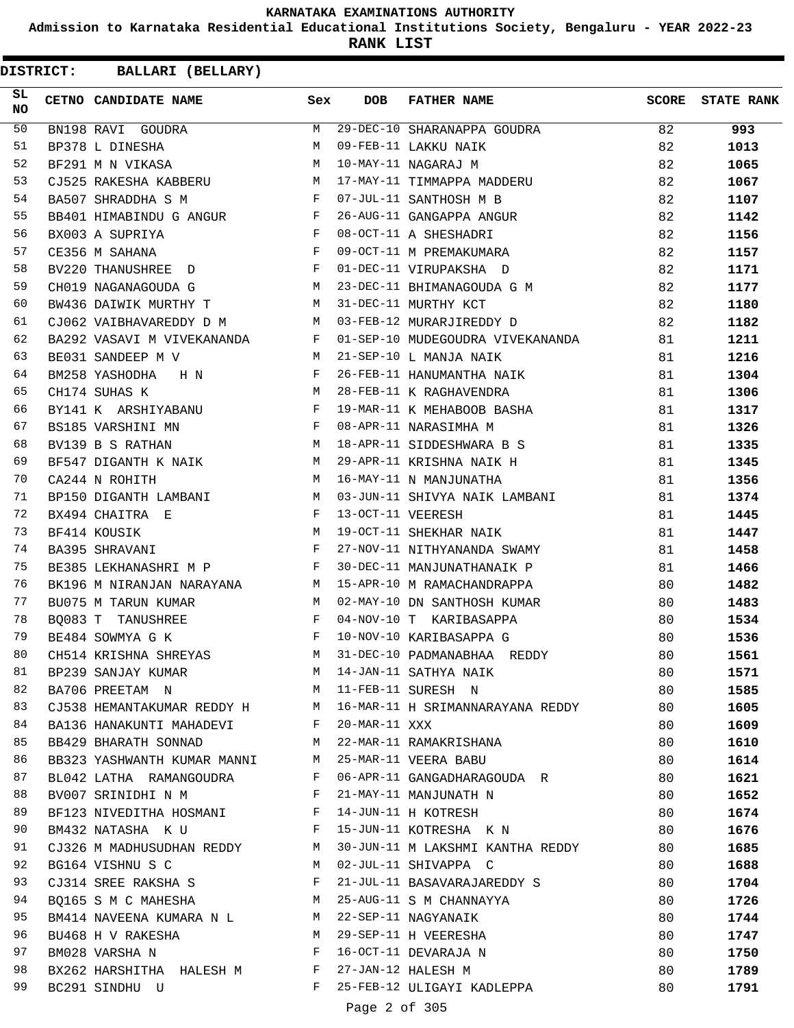# KARNATAKA EXAMINATIONS AUTHORITY

**Admission to Karnataka Residential Educational Institutions Society, Bengaluru - YEAR 2022-23**

**RANK LIST**

**DISTRICT: BALLARI (BELLARY)**

| SL NO | CETNO | CANDIDATE NAME | Sex | DOB | FATHER NAME | SCORE | STATE RANK |
|---|---|---|---|---|---|---|---|
| 50 | BN198 | RAVI GOUDRA | M | 29-DEC-10 | SHARANAPPA GOUDRA | 82 | **993** |
| 51 | BP378 | L DINESHA | M | 09-FEB-11 | LAKKU NAIK | 82 | **1013** |
| 52 | BF291 | M N VIKASA | M | 10-MAY-11 | NAGARAJ M | 82 | **1065** |
| 53 | CJ525 | RAKESHA KABBERU | M | 17-MAY-11 | TIMMAPPA MADDERU | 82 | **1067** |
| 54 | BA507 | SHRADDHA S M | F | 07-JUL-11 | SANTHOSH M B | 82 | **1107** |
| 55 | BB401 | HIMABINDU G ANGUR | F | 26-AUG-11 | GANGAPPA ANGUR | 82 | **1142** |
| 56 | BX003 | A SUPRIYA | F | 08-OCT-11 | A SHESHADRI | 82 | **1156** |
| 57 | CE356 | M SAHANA | F | 09-OCT-11 | M PREMAKUMARA | 82 | **1157** |
| 58 | BV220 | THANUSHREE D | F | 01-DEC-11 | VIRUPAKSHA D | 82 | **1171** |
| 59 | CH019 | NAGANAGOUDA G | M | 23-DEC-11 | BHIMANAGOUDA G M | 82 | **1177** |
| 60 | BW436 | DAIWIK MURTHY T | M | 31-DEC-11 | MURTHY KCT | 82 | **1180** |
| 61 | CJ062 | VAIBHAVAREDDY D M | M | 03-FEB-12 | MURARJIREDDY D | 82 | **1182** |
| 62 | BA292 | VASAVI M VIVEKANANDA | F | 01-SEP-10 | MUDEGOUDRA VIVEKANANDA | 81 | **1211** |
| 63 | BE031 | SANDEEP M V | M | 21-SEP-10 | L MANJA NAIK | 81 | **1216** |
| 64 | BM258 | YASHODHA H N | F | 26-FEB-11 | HANUMANTHA NAIK | 81 | **1304** |
| 65 | CH174 | SUHAS K | M | 28-FEB-11 | K RAGHAVENDRA | 81 | **1306** |
| 66 | BY141 | K ARSHIYABANU | F | 19-MAR-11 | K MEHABOOB BASHA | 81 | **1317** |
| 67 | BS185 | VARSHINI MN | F | 08-APR-11 | NARASIMHA M | 81 | **1326** |
| 68 | BV139 | B S RATHAN | M | 18-APR-11 | SIDDESHWARA B S | 81 | **1335** |
| 69 | BF547 | DIGANTH K NAIK | M | 29-APR-11 | KRISHNA NAIK H | 81 | **1345** |
| 70 | CA244 | N ROHITH | M | 16-MAY-11 | N MANJUNATHA | 81 | **1356** |
| 71 | BP150 | DIGANTH LAMBANI | M | 03-JUN-11 | SHIVYA NAIK LAMBANI | 81 | **1374** |
| 72 | BX494 | CHAITRA E | F | 13-OCT-11 | VEERESH | 81 | **1445** |
| 73 | BF414 | KOUSIK | M | 19-OCT-11 | SHEKHAR NAIK | 81 | **1447** |
| 74 | BA395 | SHRAVANI | F | 27-NOV-11 | NITHYANANDA SWAMY | 81 | **1458** |
| 75 | BE385 | LEKHANASHRI M P | F | 30-DEC-11 | MANJUNATHANAIK P | 81 | **1466** |
| 76 | BK196 | M NIRANJAN NARAYANA | M | 15-APR-10 | M RAMACHANDRAPPA | 80 | **1482** |
| 77 | BU075 | M TARUN KUMAR | M | 02-MAY-10 | DN SANTHOSH KUMAR | 80 | **1483** |
| 78 | BQ083 | T TANUSHREE | F | 04-NOV-10 | T KARIBASAPPA | 80 | **1534** |
| 79 | BE484 | SOWMYA G K | F | 10-NOV-10 | KARIBASAPPA G | 80 | **1536** |
| 80 | CH514 | KRISHNA SHREYAS | M | 31-DEC-10 | PADMANABHAA REDDY | 80 | **1561** |
| 81 | BP239 | SANJAY KUMAR | M | 14-JAN-11 | SATHYA NAIK | 80 | **1571** |
| 82 | BA706 | PREETAM N | M | 11-FEB-11 | SURESH N | 80 | **1585** |
| 83 | CJ538 | HEMANTAKUMAR REDDY H | M | 16-MAR-11 | H SRIMANNARAYANA REDDY | 80 | **1605** |
| 84 | BA136 | HANAKUNTI MAHADEVI | F | 20-MAR-11 | XXX | 80 | **1609** |
| 85 | BB429 | BHARATH SONNAD | M | 22-MAR-11 | RAMAKRISHANA | 80 | **1610** |
| 86 | BB323 | YASHWANTH KUMAR MANNI | M | 25-MAR-11 | VEERA BABU | 80 | **1614** |
| 87 | BL042 | LATHA RAMANGOUDRA | F | 06-APR-11 | GANGADHARAGOUDA R | 80 | **1621** |
| 88 | BV007 | SRINIDHI N M | F | 21-MAY-11 | MANJUNATH N | 80 | **1652** |
| 89 | BF123 | NIVEDITHA HOSMANI | F | 14-JUN-11 | H KOTRESH | 80 | **1674** |
| 90 | BM432 | NATASHA K U | F | 15-JUN-11 | KOTRESHA K N | 80 | **1676** |
| 91 | CJ326 | M MADHUSUDHAN REDDY | M | 30-JUN-11 | M LAKSHMI KANTHA REDDY | 80 | **1685** |
| 92 | BG164 | VISHNU S C | M | 02-JUL-11 | SHIVAPPA C | 80 | **1688** |
| 93 | CJ314 | SREE RAKSHA S | F | 21-JUL-11 | BASAVARAJAREDDY S | 80 | **1704** |
| 94 | BQ165 | S M C MAHESHA | M | 25-AUG-11 | S M CHANNAYYA | 80 | **1726** |
| 95 | BM414 | NAVEENA KUMARA N L | M | 22-SEP-11 | NAGYANAIK | 80 | **1744** |
| 96 | BU468 | H V RAKESHA | M | 29-SEP-11 | H VEERESHA | 80 | **1747** |
| 97 | BM028 | VARSHA N | F | 16-OCT-11 | DEVARAJA N | 80 | **1750** |
| 98 | BX262 | HARSHITHA HALESH M | F | 27-JAN-12 | HALESH M | 80 | **1789** |
| 99 | BC291 | SINDHU U | F | 25-FEB-12 | ULIGAYI KADLEPPA | 80 | **1791** |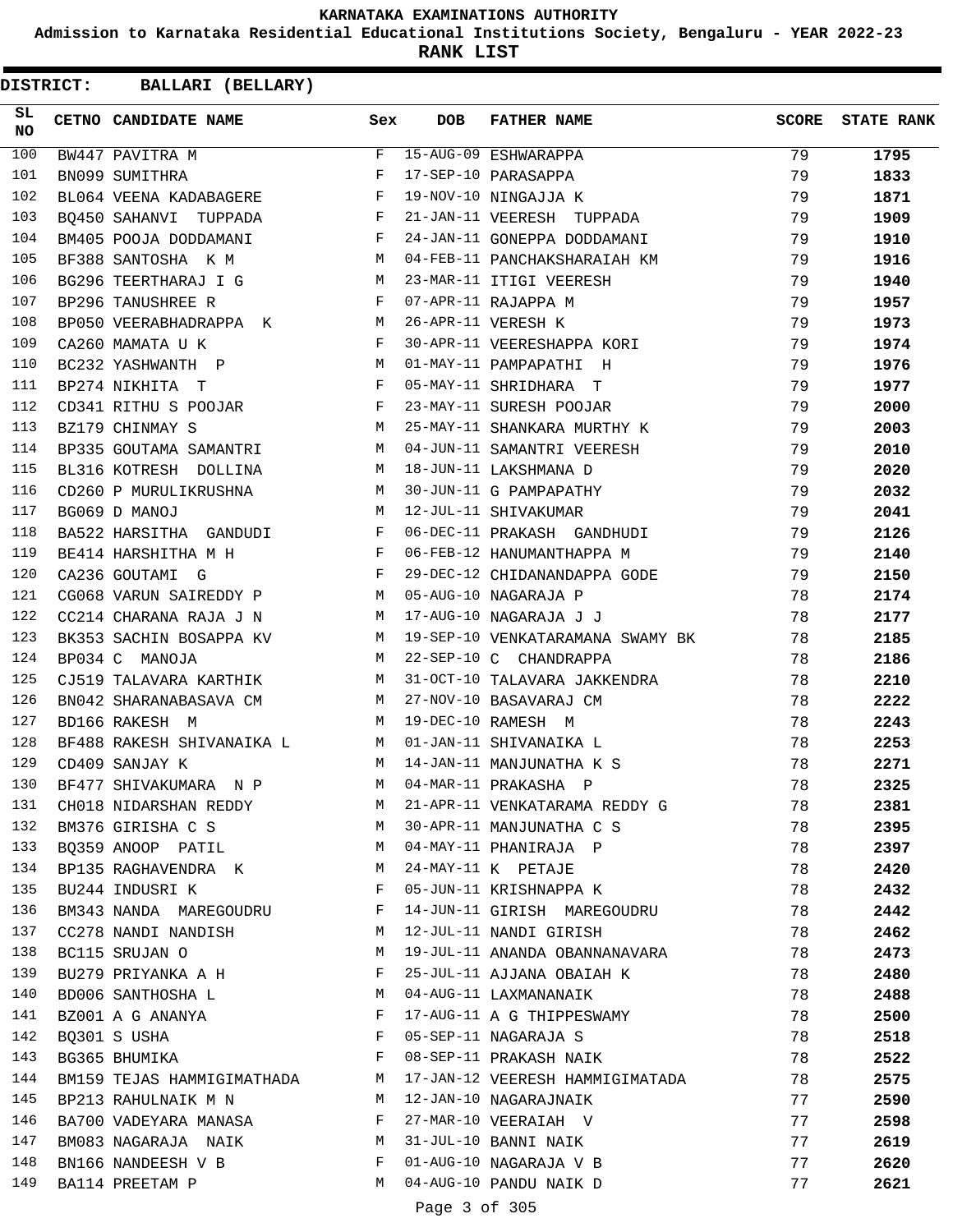# KARNATAKA EXAMINATIONS AUTHORITY

**Admission to Karnataka Residential Educational Institutions Society, Bengaluru - YEAR 2022-23**

**RANK LIST**

**DISTRICT: BALLARI (BELLARY)**

| SL NO | CETNO | CANDIDATE NAME | Sex | DOB | FATHER NAME | SCORE | STATE RANK |
|---|---|---|---|---|---|---|---|
| 100 | BW447 | PAVITRA M | F | 15-AUG-09 | ESHWARAPPA | 79 | **1795** |
| 101 | BN099 | SUMITHRA | F | 17-SEP-10 | PARASAPPA | 79 | **1833** |
| 102 | BL064 | VEENA KADABAGERE | F | 19-NOV-10 | NINGAJJA K | 79 | **1871** |
| 103 | BQ450 | SAHANVI TUPPADA | F | 21-JAN-11 | VEERESH TUPPADA | 79 | **1909** |
| 104 | BM405 | POOJA DODDAMANI | F | 24-JAN-11 | GONEPPA DODDAMANI | 79 | **1910** |
| 105 | BF388 | SANTOSHA K M | M | 04-FEB-11 | PANCHAKSHARAIAH KM | 79 | **1916** |
| 106 | BG296 | TEERTHARAJ I G | M | 23-MAR-11 | ITIGI VEERESH | 79 | **1940** |
| 107 | BP296 | TANUSHREE R | F | 07-APR-11 | RAJAPPA M | 79 | **1957** |
| 108 | BP050 | VEERABHADRAPPA K | M | 26-APR-11 | VERESH K | 79 | **1973** |
| 109 | CA260 | MAMATA U K | F | 30-APR-11 | VEERESHAPPA KORI | 79 | **1974** |
| 110 | BC232 | YASHWANTH P | M | 01-MAY-11 | PAMPAPATHI H | 79 | **1976** |
| 111 | BP274 | NIKHITA T | F | 05-MAY-11 | SHRIDHARA T | 79 | **1977** |
| 112 | CD341 | RITHU S POOJAR | F | 23-MAY-11 | SURESH POOJAR | 79 | **2000** |
| 113 | BZ179 | CHINMAY S | M | 25-MAY-11 | SHANKARA MURTHY K | 79 | **2003** |
| 114 | BP335 | GOUTAMA SAMANTRI | M | 04-JUN-11 | SAMANTRI VEERESH | 79 | **2010** |
| 115 | BL316 | KOTRESH DOLLINA | M | 18-JUN-11 | LAKSHMANA D | 79 | **2020** |
| 116 | CD260 | P MURULIKRUSHNA | M | 30-JUN-11 | G PAMPAPATHY | 79 | **2032** |
| 117 | BG069 | D MANOJ | M | 12-JUL-11 | SHIVAKUMAR | 79 | **2041** |
| 118 | BA522 | HARSITHA GANDUDI | F | 06-DEC-11 | PRAKASH GANDHUDI | 79 | **2126** |
| 119 | BE414 | HARSHITHA M H | F | 06-FEB-12 | HANUMANTHAPPA M | 79 | **2140** |
| 120 | CA236 | GOUTAMI G | F | 29-DEC-12 | CHIDANANDAPPA GODE | 79 | **2150** |
| 121 | CG068 | VARUN SAIREDDY P | M | 05-AUG-10 | NAGARAJA P | 78 | **2174** |
| 122 | CC214 | CHARANA RAJA J N | M | 17-AUG-10 | NAGARAJA J J | 78 | **2177** |
| 123 | BK353 | SACHIN BOSAPPA KV | M | 19-SEP-10 | VENKATARAMANA SWAMY BK | 78 | **2185** |
| 124 | BP034 | C MANOJA | M | 22-SEP-10 | C CHANDRAPPA | 78 | **2186** |
| 125 | CJ519 | TALAVARA KARTHIK | M | 31-OCT-10 | TALAVARA JAKKENDRA | 78 | **2210** |
| 126 | BN042 | SHARANABASAVA CM | M | 27-NOV-10 | BASAVARAJ CM | 78 | **2222** |
| 127 | BD166 | RAKESH M | M | 19-DEC-10 | RAMESH M | 78 | **2243** |
| 128 | BF488 | RAKESH SHIVANAIKA L | M | 01-JAN-11 | SHIVANAIKA L | 78 | **2253** |
| 129 | CD409 | SANJAY K | M | 14-JAN-11 | MANJUNATHA K S | 78 | **2271** |
| 130 | BF477 | SHIVAKUMARA N P | M | 04-MAR-11 | PRAKASHA P | 78 | **2325** |
| 131 | CH018 | NIDARSHAN REDDY | M | 21-APR-11 | VENKATARAMA REDDY G | 78 | **2381** |
| 132 | BM376 | GIRISHA C S | M | 30-APR-11 | MANJUNATHA C S | 78 | **2395** |
| 133 | BQ359 | ANOOP PATIL | M | 04-MAY-11 | PHANIRAJA P | 78 | **2397** |
| 134 | BP135 | RAGHAVENDRA K | M | 24-MAY-11 | K PETAJE | 78 | **2420** |
| 135 | BU244 | INDUSRI K | F | 05-JUN-11 | KRISHNAPPA K | 78 | **2432** |
| 136 | BM343 | NANDA MAREGOUDRU | F | 14-JUN-11 | GIRISH MAREGOUDRU | 78 | **2442** |
| 137 | CC278 | NANDI NANDISH | M | 12-JUL-11 | NANDI GIRISH | 78 | **2462** |
| 138 | BC115 | SRUJAN O | M | 19-JUL-11 | ANANDA OBANNANAVARA | 78 | **2473** |
| 139 | BU279 | PRIYANKA A H | F | 25-JUL-11 | AJJANA OBAIAH K | 78 | **2480** |
| 140 | BD006 | SANTHOSHA L | M | 04-AUG-11 | LAXMANANAIK | 78 | **2488** |
| 141 | BZ001 | A G ANANYA | F | 17-AUG-11 | A G THIPPESWAMY | 78 | **2500** |
| 142 | BQ301 | S USHA | F | 05-SEP-11 | NAGARAJA S | 78 | **2518** |
| 143 | BG365 | BHUMIKA | F | 08-SEP-11 | PRAKASH NAIK | 78 | **2522** |
| 144 | BM159 | TEJAS HAMMIGIMATHADA | M | 17-JAN-12 | VEERESH HAMMIGIMATADA | 78 | **2575** |
| 145 | BP213 | RAHULNAIK M N | M | 12-JAN-10 | NAGARAJNAIK | 77 | **2590** |
| 146 | BA700 | VADEYARA MANASA | F | 27-MAR-10 | VEERAIAH V | 77 | **2598** |
| 147 | BM083 | NAGARAJA NAIK | M | 31-JUL-10 | BANNI NAIK | 77 | **2619** |
| 148 | BN166 | NANDEESH V B | F | 01-AUG-10 | NAGARAJA V B | 77 | **2620** |
| 149 | BA114 | PREETAM P | M | 04-AUG-10 | PANDU NAIK D | 77 | **2621** |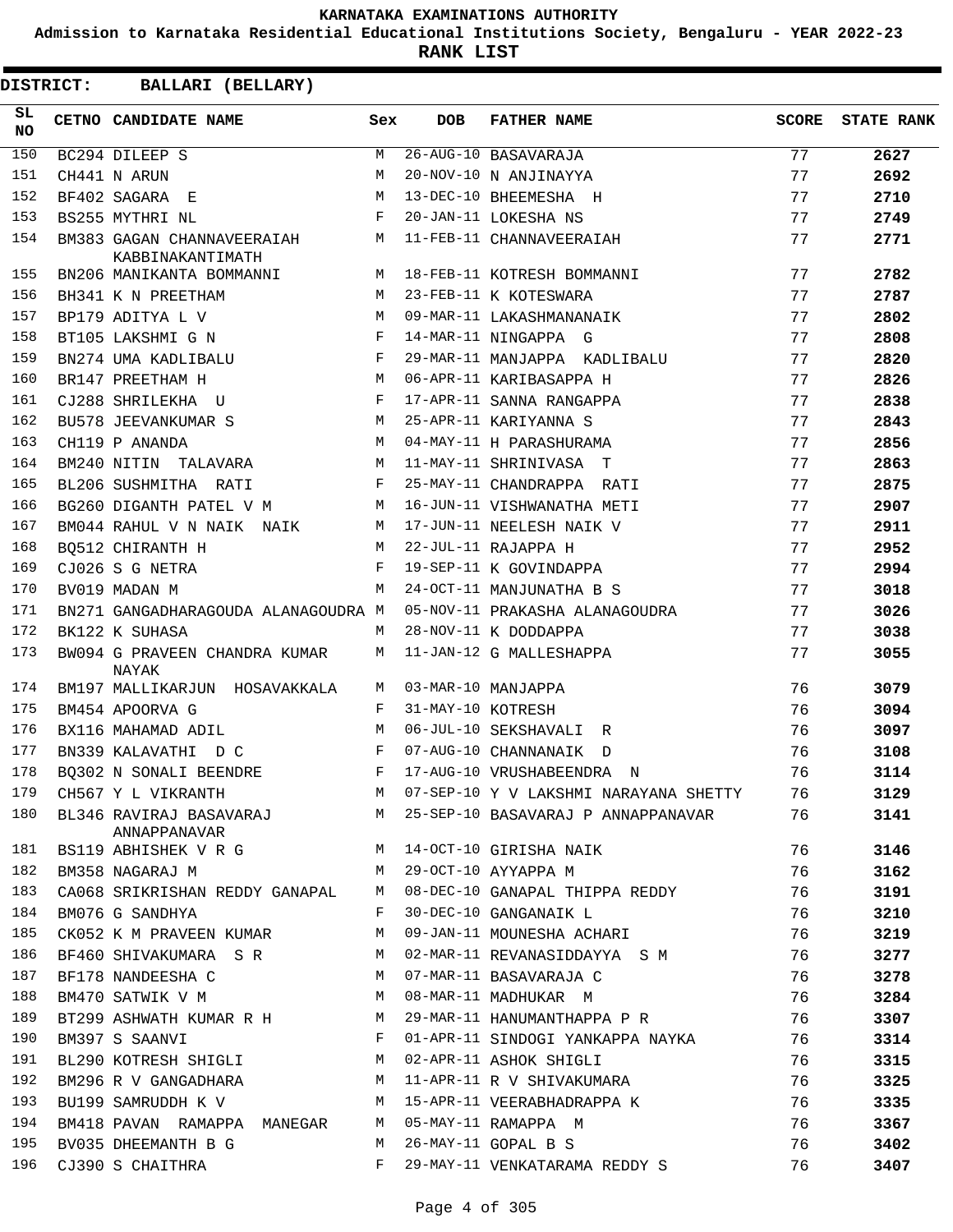**KARNATAKA EXAMINATIONS AUTHORITY**

**Admission to Karnataka Residential Educational Institutions Society, Bengaluru - YEAR 2022-23**

**RANK LIST**

**DISTRICT: BALLARI (BELLARY)**

| SL NO | CETNO | CANDIDATE NAME | Sex | DOB | FATHER NAME | SCORE | STATE RANK |
|---|---|---|---|---|---|---|---|
| 150 | BC294 | DILEEP S | M | 26-AUG-10 | BASAVARAJA | 77 | **2627** |
| 151 | CH441 | N ARUN | M | 20-NOV-10 | N ANJINAYYA | 77 | **2692** |
| 152 | BF402 | SAGARA E | M | 13-DEC-10 | BHEEMESHA H | 77 | **2710** |
| 153 | BS255 | MYTHRI NL | F | 20-JAN-11 | LOKESHA NS | 77 | **2749** |
| 154 | BM383 | GAGAN CHANNAVEERAIAH KABBINAKANTIMATH | M | 11-FEB-11 | CHANNAVEERAIAH | 77 | **2771** |
| 155 | BN206 | MANIKANTA BOMMANNI | M | 18-FEB-11 | KOTRESH BOMMANNI | 77 | **2782** |
| 156 | BH341 | K N PREETHAM | M | 23-FEB-11 | K KOTESWARA | 77 | **2787** |
| 157 | BP179 | ADITYA L V | M | 09-MAR-11 | LAKASHMANANAIK | 77 | **2802** |
| 158 | BT105 | LAKSHMI G N | F | 14-MAR-11 | NINGAPPA G | 77 | **2808** |
| 159 | BN274 | UMA KADLIBALU | F | 29-MAR-11 | MANJAPPA KADLIBALU | 77 | **2820** |
| 160 | BR147 | PREETHAM H | M | 06-APR-11 | KARIBASAPPA H | 77 | **2826** |
| 161 | CJ288 | SHRILEKHA U | F | 17-APR-11 | SANNA RANGAPPA | 77 | **2838** |
| 162 | BU578 | JEEVANKUMAR S | M | 25-APR-11 | KARIYANNA S | 77 | **2843** |
| 163 | CH119 | P ANANDA | M | 04-MAY-11 | H PARASHURAMA | 77 | **2856** |
| 164 | BM240 | NITIN TALAVARA | M | 11-MAY-11 | SHRINIVASA T | 77 | **2863** |
| 165 | BL206 | SUSHMITHA RATI | F | 25-MAY-11 | CHANDRAPPA RATI | 77 | **2875** |
| 166 | BG260 | DIGANTH PATEL V M | M | 16-JUN-11 | VISHWANATHA METI | 77 | **2907** |
| 167 | BM044 | RAHUL V N NAIK NAIK | M | 17-JUN-11 | NEELESH NAIK V | 77 | **2911** |
| 168 | BQ512 | CHIRANTH H | M | 22-JUL-11 | RAJAPPA H | 77 | **2952** |
| 169 | CJ026 | S G NETRA | F | 19-SEP-11 | K GOVINDAPPA | 77 | **2994** |
| 170 | BV019 | MADAN M | M | 24-OCT-11 | MANJUNATHA B S | 77 | **3018** |
| 171 | BN271 | GANGADHARAGOUDA ALANAGOUDRA | M | 05-NOV-11 | PRAKASHA ALANAGOUDRA | 77 | **3026** |
| 172 | BK122 | K SUHASA | M | 28-NOV-11 | K DODDAPPA | 77 | **3038** |
| 173 | BW094 | G PRAVEEN CHANDRA KUMAR NAYAK | M | 11-JAN-12 | G MALLESHAPPA | 77 | **3055** |
| 174 | BM197 | MALLIKARJUN HOSAVAKKALA | M | 03-MAR-10 | MANJAPPA | 76 | **3079** |
| 175 | BM454 | APOORVA G | F | 31-MAY-10 | KOTRESH | 76 | **3094** |
| 176 | BX116 | MAHAMAD ADIL | M | 06-JUL-10 | SEKSHAVALI R | 76 | **3097** |
| 177 | BN339 | KALAVATHI D C | F | 07-AUG-10 | CHANNANAIK D | 76 | **3108** |
| 178 | BQ302 | N SONALI BEENDRE | F | 17-AUG-10 | VRUSHABEENDRA N | 76 | **3114** |
| 179 | CH567 | Y L VIKRANTH | M | 07-SEP-10 | Y V LAKSHMI NARAYANA SHETTY | 76 | **3129** |
| 180 | BL346 | RAVIRAJ BASAVARAJ ANNAPPANAVAR | M | 25-SEP-10 | BASAVARAJ P ANNAPPANAVAR | 76 | **3141** |
| 181 | BS119 | ABHISHEK V R G | M | 14-OCT-10 | GIRISHA NAIK | 76 | **3146** |
| 182 | BM358 | NAGARAJ M | M | 29-OCT-10 | AYYAPPA M | 76 | **3162** |
| 183 | CA068 | SRIKRISHAN REDDY GANAPAL | M | 08-DEC-10 | GANAPAL THIPPA REDDY | 76 | **3191** |
| 184 | BM076 | G SANDHYA | F | 30-DEC-10 | GANGANAIK L | 76 | **3210** |
| 185 | CK052 | K M PRAVEEN KUMAR | M | 09-JAN-11 | MOUNESHA ACHARI | 76 | **3219** |
| 186 | BF460 | SHIVAKUMARA S R | M | 02-MAR-11 | REVANASIDDAYYA S M | 76 | **3277** |
| 187 | BF178 | NANDEESHA C | M | 07-MAR-11 | BASAVARAJA C | 76 | **3278** |
| 188 | BM470 | SATWIK V M | M | 08-MAR-11 | MADHUKAR M | 76 | **3284** |
| 189 | BT299 | ASHWATH KUMAR R H | M | 29-MAR-11 | HANUMANTHAPPA P R | 76 | **3307** |
| 190 | BM397 | S SAANVI | F | 01-APR-11 | SINDOGI YANKAPPA NAYKA | 76 | **3314** |
| 191 | BL290 | KOTRESH SHIGLI | M | 02-APR-11 | ASHOK SHIGLI | 76 | **3315** |
| 192 | BM296 | R V GANGADHARA | M | 11-APR-11 | R V SHIVAKUMARA | 76 | **3325** |
| 193 | BU199 | SAMRUDDH K V | M | 15-APR-11 | VEERABHADRAPPA K | 76 | **3335** |
| 194 | BM418 | PAVAN RAMAPPA MANEGAR | M | 05-MAY-11 | RAMAPPA M | 76 | **3367** |
| 195 | BV035 | DHEEMANTH B G | M | 26-MAY-11 | GOPAL B S | 76 | **3402** |
| 196 | CJ390 | S CHAITHRA | F | 29-MAY-11 | VENKATARAMA REDDY S | 76 | **3407** |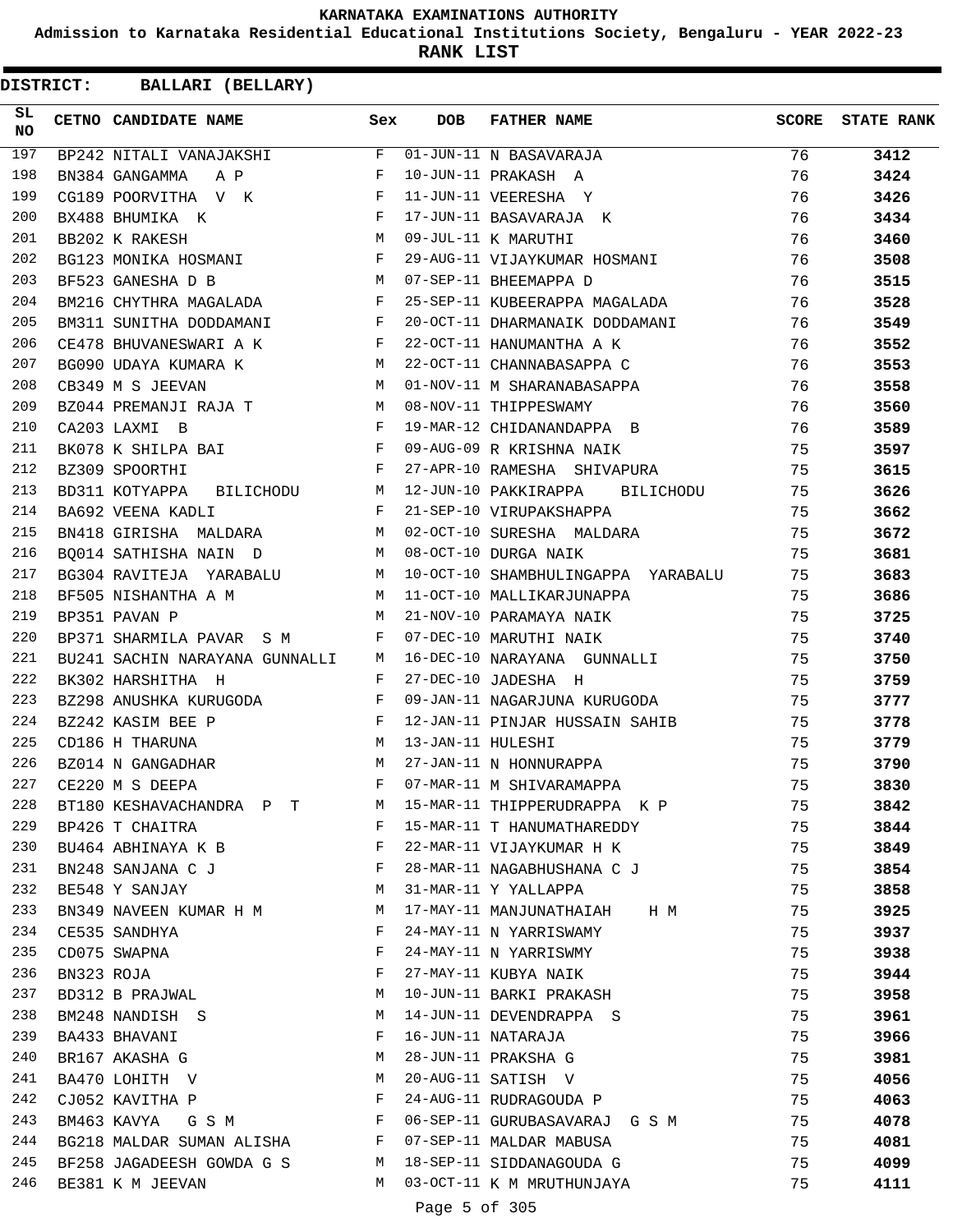KARNATAKA EXAMINATIONS AUTHORITY

Admission to Karnataka Residential Educational Institutions Society, Bengaluru - YEAR 2022-23

**RANK LIST**

**DISTRICT: BALLARI (BELLARY)**

| SL NO | CETNO | CANDIDATE NAME | Sex | DOB | FATHER NAME | SCORE | STATE RANK |
|---|---|---|---|---|---|---|---|
| 197 | BP242 | NITALI VANAJAKSHI | F | 01-JUN-11 | N BASAVARAJA | 76 | **3412** |
| 198 | BN384 | GANGAMMA A P | F | 10-JUN-11 | PRAKASH A | 76 | **3424** |
| 199 | CG189 | POORVITHA V K | F | 11-JUN-11 | VEERESHA Y | 76 | **3426** |
| 200 | BX488 | BHUMIKA K | F | 17-JUN-11 | BASAVARAJA K | 76 | **3434** |
| 201 | BB202 | K RAKESH | M | 09-JUL-11 | K MARUTHI | 76 | **3460** |
| 202 | BG123 | MONIKA HOSMANI | F | 29-AUG-11 | VIJAYKUMAR HOSMANI | 76 | **3508** |
| 203 | BF523 | GANESHA D B | M | 07-SEP-11 | BHEEMAPPA D | 76 | **3515** |
| 204 | BM216 | CHYTHRA MAGALADA | F | 25-SEP-11 | KUBEERAPPA MAGALADA | 76 | **3528** |
| 205 | BM311 | SUNITHA DODDAMANI | F | 20-OCT-11 | DHARMANAIK DODDAMANI | 76 | **3549** |
| 206 | CE478 | BHUVANESWARI A K | F | 22-OCT-11 | HANUMANTHA A K | 76 | **3552** |
| 207 | BG090 | UDAYA KUMARA K | M | 22-OCT-11 | CHANNABASAPPA C | 76 | **3553** |
| 208 | CB349 | M S JEEVAN | M | 01-NOV-11 | M SHARANABASAPPA | 76 | **3558** |
| 209 | BZ044 | PREMANJI RAJA T | M | 08-NOV-11 | THIPPESWAMY | 76 | **3560** |
| 210 | CA203 | LAXMI B | F | 19-MAR-12 | CHIDANANDAPPA B | 76 | **3589** |
| 211 | BK078 | K SHILPA BAI | F | 09-AUG-09 | R KRISHNA NAIK | 75 | **3597** |
| 212 | BZ309 | SPOORTHI | F | 27-APR-10 | RAMESHA SHIVAPURA | 75 | **3615** |
| 213 | BD311 | KOTYAPPA BILICHODU | M | 12-JUN-10 | PAKKIRAPPA BILICHODU | 75 | **3626** |
| 214 | BA692 | VEENA KADLI | F | 21-SEP-10 | VIRUPAKSHAPPA | 75 | **3662** |
| 215 | BN418 | GIRISHA MALDARA | M | 02-OCT-10 | SURESHA MALDARA | 75 | **3672** |
| 216 | BQ014 | SATHISHA NAIN D | M | 08-OCT-10 | DURGA NAIK | 75 | **3681** |
| 217 | BG304 | RAVITEJA YARABALU | M | 10-OCT-10 | SHAMBHULINGAPPA YARABALU | 75 | **3683** |
| 218 | BF505 | NISHANTHA A M | M | 11-OCT-10 | MALLIKARJUNAPPA | 75 | **3686** |
| 219 | BP351 | PAVAN P | M | 21-NOV-10 | PARAMAYA NAIK | 75 | **3725** |
| 220 | BP371 | SHARMILA PAVAR S M | F | 07-DEC-10 | MARUTHI NAIK | 75 | **3740** |
| 221 | BU241 | SACHIN NARAYANA GUNNALLI | M | 16-DEC-10 | NARAYANA GUNNALLI | 75 | **3750** |
| 222 | BK302 | HARSHITHA H | F | 27-DEC-10 | JADESHA H | 75 | **3759** |
| 223 | BZ298 | ANUSHKA KURUGODA | F | 09-JAN-11 | NAGARJUNA KURUGODA | 75 | **3777** |
| 224 | BZ242 | KASIM BEE P | F | 12-JAN-11 | PINJAR HUSSAIN SAHIB | 75 | **3778** |
| 225 | CD186 | H THARUNA | M | 13-JAN-11 | HULESHI | 75 | **3779** |
| 226 | BZ014 | N GANGADHAR | M | 27-JAN-11 | N HONNURAPPA | 75 | **3790** |
| 227 | CE220 | M S DEEPA | F | 07-MAR-11 | M SHIVARAMAPPA | 75 | **3830** |
| 228 | BT180 | KESHAVACHANDRA P T | M | 15-MAR-11 | THIPPERUDRAPPA K P | 75 | **3842** |
| 229 | BP426 | T CHAITRA | F | 15-MAR-11 | T HANUMATHAREDDY | 75 | **3844** |
| 230 | BU464 | ABHINAYA K B | F | 22-MAR-11 | VIJAYKUMAR H K | 75 | **3849** |
| 231 | BN248 | SANJANA C J | F | 28-MAR-11 | NAGABHUSHANA C J | 75 | **3854** |
| 232 | BE548 | Y SANJAY | M | 31-MAR-11 | Y YALLAPPA | 75 | **3858** |
| 233 | BN349 | NAVEEN KUMAR H M | M | 17-MAY-11 | MANJUNATHAIAH H M | 75 | **3925** |
| 234 | CE535 | SANDHYA | F | 24-MAY-11 | N YARRISWAMY | 75 | **3937** |
| 235 | CD075 | SWAPNA | F | 24-MAY-11 | N YARRISWMY | 75 | **3938** |
| 236 | BN323 | ROJA | F | 27-MAY-11 | KUBYA NAIK | 75 | **3944** |
| 237 | BD312 | B PRAJWAL | M | 10-JUN-11 | BARKI PRAKASH | 75 | **3958** |
| 238 | BM248 | NANDISH S | M | 14-JUN-11 | DEVENDRAPPA S | 75 | **3961** |
| 239 | BA433 | BHAVANI | F | 16-JUN-11 | NATARAJA | 75 | **3966** |
| 240 | BR167 | AKASHA G | M | 28-JUN-11 | PRAKSHA G | 75 | **3981** |
| 241 | BA470 | LOHITH V | M | 20-AUG-11 | SATISH V | 75 | **4056** |
| 242 | CJ052 | KAVITHA P | F | 24-AUG-11 | RUDRAGOUDA P | 75 | **4063** |
| 243 | BM463 | KAVYA G S M | F | 06-SEP-11 | GURUBASAVARAJ G S M | 75 | **4078** |
| 244 | BG218 | MALDAR SUMAN ALISHA | F | 07-SEP-11 | MALDAR MABUSA | 75 | **4081** |
| 245 | BF258 | JAGADEESH GOWDA G S | M | 18-SEP-11 | SIDDANAGOUDA G | 75 | **4099** |
| 246 | BE381 | K M JEEVAN | M | 03-OCT-11 | K M MRUTHUNJAYA | 75 | **4111** |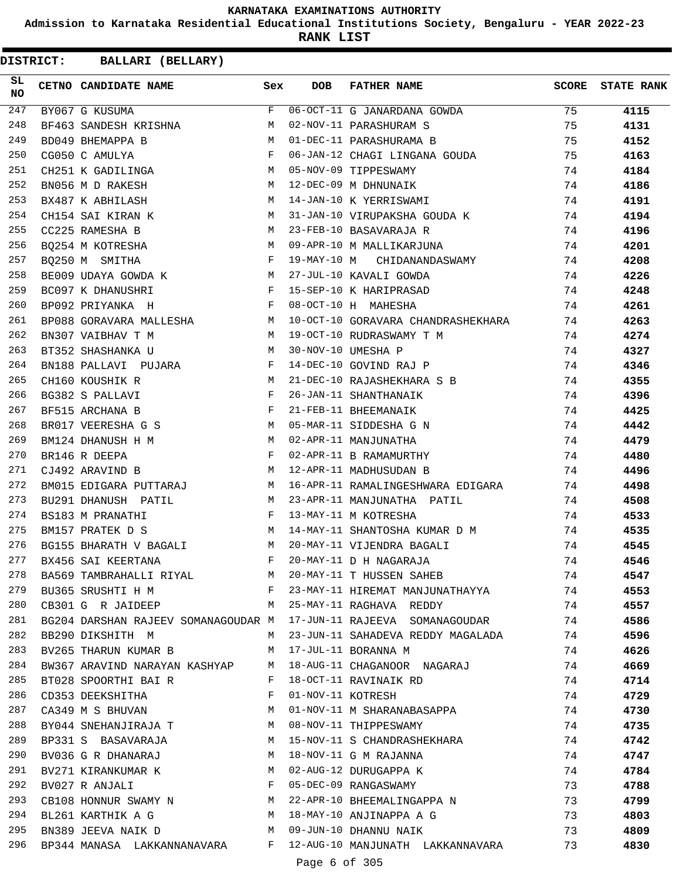KARNATAKA EXAMINATIONS AUTHORITY

Admission to Karnataka Residential Educational Institutions Society, Bengaluru - YEAR 2022-23

**RANK LIST**

**DISTRICT: BALLARI (BELLARY)**

| SL NO | CETNO | CANDIDATE NAME | Sex | DOB | FATHER NAME | SCORE | STATE RANK |
|---|---|---|---|---|---|---|---|
| 247 | BY067 | G KUSUMA | F | 06-OCT-11 | G JANARDANA GOWDA | 75 | **4115** |
| 248 | BF463 | SANDESH KRISHNA | M | 02-NOV-11 | PARASHURAM S | 75 | **4131** |
| 249 | BD049 | BHEMAPPA B | M | 01-DEC-11 | PARASHURAMA B | 75 | **4152** |
| 250 | CG050 | C AMULYA | F | 06-JAN-12 | CHAGI LINGANA GOUDA | 75 | **4163** |
| 251 | CH251 | K GADILINGA | M | 05-NOV-09 | TIPPESWAMY | 74 | **4184** |
| 252 | BN056 | M D RAKESH | M | 12-DEC-09 | M DHNUNAIK | 74 | **4186** |
| 253 | BX487 | K ABHILASH | M | 14-JAN-10 | K YERRISWAMI | 74 | **4191** |
| 254 | CH154 | SAI KIRAN K | M | 31-JAN-10 | VIRUPAKSHA GOUDA K | 74 | **4194** |
| 255 | CC225 | RAMESHA B | M | 23-FEB-10 | BASAVARAJA R | 74 | **4196** |
| 256 | BQ254 | M KOTRESHA | M | 09-APR-10 | M MALLIKARJUNA | 74 | **4201** |
| 257 | BQ250 | M SMITHA | F | 19-MAY-10 | M CHIDANANDASWAMY | 74 | **4208** |
| 258 | BE009 | UDAYA GOWDA K | M | 27-JUL-10 | KAVALI GOWDA | 74 | **4226** |
| 259 | BC097 | K DHANUSHRI | F | 15-SEP-10 | K HARIPRASAD | 74 | **4248** |
| 260 | BP092 | PRIYANKA H | F | 08-OCT-10 | H MAHESHA | 74 | **4261** |
| 261 | BP088 | GORAVARA MALLESHA | M | 10-OCT-10 | GORAVARA CHANDRASHEKHARA | 74 | **4263** |
| 262 | BN307 | VAIBHAV T M | M | 19-OCT-10 | RUDRASWAMY T M | 74 | **4274** |
| 263 | BT352 | SHASHANKA U | M | 30-NOV-10 | UMESHA P | 74 | **4327** |
| 264 | BN188 | PALLAVI PUJARA | F | 14-DEC-10 | GOVIND RAJ P | 74 | **4346** |
| 265 | CH160 | KOUSHIK R | M | 21-DEC-10 | RAJASHEKHARA S B | 74 | **4355** |
| 266 | BG382 | S PALLAVI | F | 26-JAN-11 | SHANTHANAIK | 74 | **4396** |
| 267 | BF515 | ARCHANA B | F | 21-FEB-11 | BHEEMANAIK | 74 | **4425** |
| 268 | BR017 | VEERESHA G S | M | 05-MAR-11 | SIDDESHA G N | 74 | **4442** |
| 269 | BM124 | DHANUSH H M | M | 02-APR-11 | MANJUNATHA | 74 | **4479** |
| 270 | BR146 | R DEEPA | F | 02-APR-11 | B RAMAMURTHY | 74 | **4480** |
| 271 | CJ492 | ARAVIND B | M | 12-APR-11 | MADHUSUDAN B | 74 | **4496** |
| 272 | BM015 | EDIGARA PUTTARAJ | M | 16-APR-11 | RAMALINGESHWARA EDIGARA | 74 | **4498** |
| 273 | BU291 | DHANUSH PATIL | M | 23-APR-11 | MANJUNATHA PATIL | 74 | **4508** |
| 274 | BS183 | M PRANATHI | F | 13-MAY-11 | M KOTRESHA | 74 | **4533** |
| 275 | BM157 | PRATEK D S | M | 14-MAY-11 | SHANTOSHA KUMAR D M | 74 | **4535** |
| 276 | BG155 | BHARATH V BAGALI | M | 20-MAY-11 | VIJENDRA BAGALI | 74 | **4545** |
| 277 | BX456 | SAI KEERTANA | F | 20-MAY-11 | D H NAGARAJA | 74 | **4546** |
| 278 | BA569 | TAMBRAHALLI RIYAL | M | 20-MAY-11 | T HUSSEN SAHEB | 74 | **4547** |
| 279 | BU365 | SRUSHTI H M | F | 23-MAY-11 | HIREMAT MANJUNATHAYYA | 74 | **4553** |
| 280 | CB301 | G R JAIDEEP | M | 25-MAY-11 | RAGHAVA REDDY | 74 | **4557** |
| 281 | BG204 | DARSHAN RAJEEV SOMANAGOUDAR | M | 17-JUN-11 | RAJEEVA SOMANAGOUDAR | 74 | **4586** |
| 282 | BB290 | DIKSHITH M | M | 23-JUN-11 | SAHADEVA REDDY MAGALADA | 74 | **4596** |
| 283 | BV265 | THARUN KUMAR B | M | 17-JUL-11 | BORANNA M | 74 | **4626** |
| 284 | BW367 | ARAVIND NARAYAN KASHYAP | M | 18-AUG-11 | CHAGANOOR NAGARAJ | 74 | **4669** |
| 285 | BT028 | SPOORTHI BAI R | F | 18-OCT-11 | RAVINAIK RD | 74 | **4714** |
| 286 | CD353 | DEEKSHITHA | F | 01-NOV-11 | KOTRESH | 74 | **4729** |
| 287 | CA349 | M S BHUVAN | M | 01-NOV-11 | M SHARANABASAPPA | 74 | **4730** |
| 288 | BY044 | SNEHANJIRAJA T | M | 08-NOV-11 | THIPPESWAMY | 74 | **4735** |
| 289 | BP331 | S BASAVARAJA | M | 15-NOV-11 | S CHANDRASHEKHARA | 74 | **4742** |
| 290 | BV036 | G R DHANARAJ | M | 18-NOV-11 | G M RAJANNA | 74 | **4747** |
| 291 | BV271 | KIRANKUMAR K | M | 02-AUG-12 | DURUGAPPA K | 74 | **4784** |
| 292 | BV027 | R ANJALI | F | 05-DEC-09 | RANGASWAMY | 73 | **4788** |
| 293 | CB108 | HONNUR SWAMY N | M | 22-APR-10 | BHEEMALINGAPPA N | 73 | **4799** |
| 294 | BL261 | KARTHIK A G | M | 18-MAY-10 | ANJINAPPA A G | 73 | **4803** |
| 295 | BN389 | JEEVA NAIK D | M | 09-JUN-10 | DHANNU NAIK | 73 | **4809** |
| 296 | BP344 | MANASA LAKKANNANAVARA | F | 12-AUG-10 | MANJUNATH LAKKANNAVARA | 73 | **4830** |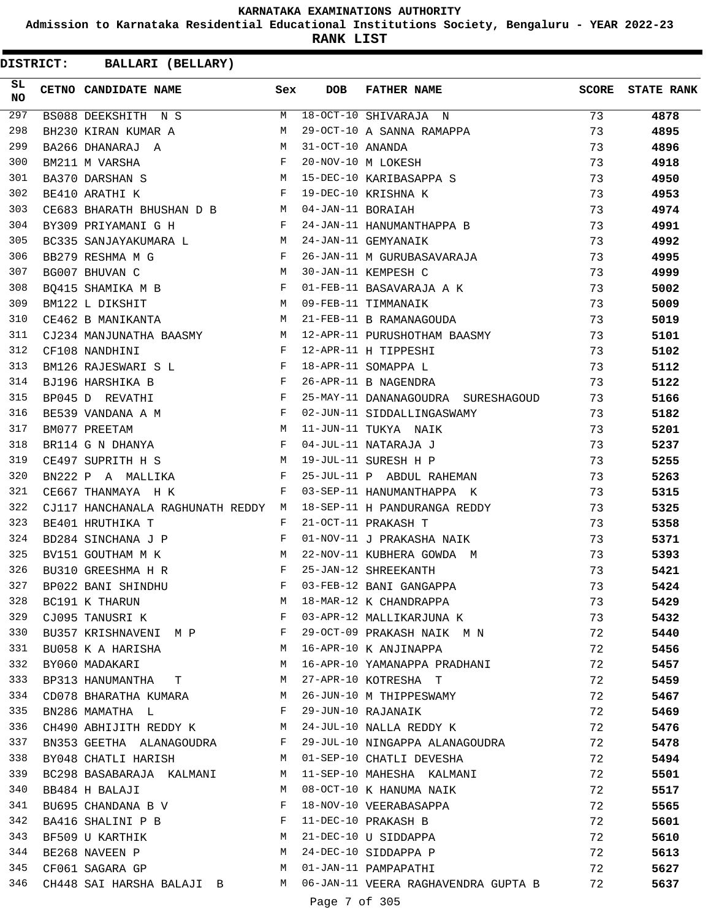**KARNATAKA EXAMINATIONS AUTHORITY**

**Admission to Karnataka Residential Educational Institutions Society, Bengaluru - YEAR 2022-23**

**RANK LIST**

**DISTRICT: BALLARI (BELLARY)**

| SL NO | CETNO | CANDIDATE NAME | Sex | DOB | FATHER NAME | SCORE | STATE RANK |
|---|---|---|---|---|---|---|---|
| 297 | BS088 | DEEKSHITH N S | M | 18-OCT-10 | SHIVARAJA N | 73 | 4878 |
| 298 | BH230 | KIRAN KUMAR A | M | 29-OCT-10 | A SANNA RAMAPPA | 73 | 4895 |
| 299 | BA266 | DHANARAJ A | M | 31-OCT-10 | ANANDA | 73 | 4896 |
| 300 | BM211 | M VARSHA | F | 20-NOV-10 | M LOKESH | 73 | 4918 |
| 301 | BA370 | DARSHAN S | M | 15-DEC-10 | KARIBASAPPA S | 73 | 4950 |
| 302 | BE410 | ARATHI K | F | 19-DEC-10 | KRISHNA K | 73 | 4953 |
| 303 | CE683 | BHARATH BHUSHAN D B | M | 04-JAN-11 | BORAIAH | 73 | 4974 |
| 304 | BY309 | PRIYAMANI G H | F | 24-JAN-11 | HANUMANTHAPPA B | 73 | 4991 |
| 305 | BC335 | SANJAYAKUMARA L | M | 24-JAN-11 | GEMYANAIK | 73 | 4992 |
| 306 | BB279 | RESHMA M G | F | 26-JAN-11 | M GURUBASAVARAJA | 73 | 4995 |
| 307 | BG007 | BHUVAN C | M | 30-JAN-11 | KEMPESH C | 73 | 4999 |
| 308 | BQ415 | SHAMIKA M B | F | 01-FEB-11 | BASAVARAJA A K | 73 | 5002 |
| 309 | BM122 | L DIKSHIT | M | 09-FEB-11 | TIMMANAIK | 73 | 5009 |
| 310 | CE462 | B MANIKANTA | M | 21-FEB-11 | B RAMANAGOUDA | 73 | 5019 |
| 311 | CJ234 | MANJUNATHA BAASMY | M | 12-APR-11 | PURUSHOTHAM BAASMY | 73 | 5101 |
| 312 | CF108 | NANDHINI | F | 12-APR-11 | H TIPPESHI | 73 | 5102 |
| 313 | BM126 | RAJESWARI S L | F | 18-APR-11 | SOMAPPA L | 73 | 5112 |
| 314 | BJ196 | HARSHIKA B | F | 26-APR-11 | B NAGENDRA | 73 | 5122 |
| 315 | BP045 | D REVATHI | F | 25-MAY-11 | DANANAGOUDRA SURESHAGOUD | 73 | 5166 |
| 316 | BE539 | VANDANA A M | F | 02-JUN-11 | SIDDALLINGASWAMY | 73 | 5182 |
| 317 | BM077 | PREETAM | M | 11-JUN-11 | TUKYA NAIK | 73 | 5201 |
| 318 | BR114 | G N DHANYA | F | 04-JUL-11 | NATARAJA J | 73 | 5237 |
| 319 | CE497 | SUPRITH H S | M | 19-JUL-11 | SURESH H P | 73 | 5255 |
| 320 | BN222 | P A MALLIKA | F | 25-JUL-11 | P ABDUL RAHEMAN | 73 | 5263 |
| 321 | CE667 | THANMAYA H K | F | 03-SEP-11 | HANUMANTHAPPA K | 73 | 5315 |
| 322 | CJ117 | HANCHANALA RAGHUNATH REDDY | M | 18-SEP-11 | H PANDURANGA REDDY | 73 | 5325 |
| 323 | BE401 | HRUTHIKA T | F | 21-OCT-11 | PRAKASH T | 73 | 5358 |
| 324 | BD284 | SINCHANA J P | F | 01-NOV-11 | J PRAKASHA NAIK | 73 | 5371 |
| 325 | BV151 | GOUTHAM M K | M | 22-NOV-11 | KUBHERA GOWDA M | 73 | 5393 |
| 326 | BU310 | GREESHMA H R | F | 25-JAN-12 | SHREEKANTH | 73 | 5421 |
| 327 | BP022 | BANI SHINDHU | F | 03-FEB-12 | BANI GANGAPPA | 73 | 5424 |
| 328 | BC191 | K THARUN | M | 18-MAR-12 | K CHANDRAPPA | 73 | 5429 |
| 329 | CJ095 | TANUSRI K | F | 03-APR-12 | MALLIKARJUNA K | 73 | 5432 |
| 330 | BU357 | KRISHNAVENI M P | F | 29-OCT-09 | PRAKASH NAIK M N | 72 | 5440 |
| 331 | BU058 | K A HARISHA | M | 16-APR-10 | K ANJINAPPA | 72 | 5456 |
| 332 | BY060 | MADAKARI | M | 16-APR-10 | YAMANAPPA PRADHANI | 72 | 5457 |
| 333 | BP313 | HANUMANTHA T | M | 27-APR-10 | KOTRESHA T | 72 | 5459 |
| 334 | CD078 | BHARATHA KUMARA | M | 26-JUN-10 | M THIPPESWAMY | 72 | 5467 |
| 335 | BN286 | MAMATHA L | F | 29-JUN-10 | RAJANAIK | 72 | 5469 |
| 336 | CH490 | ABHIJITH REDDY K | M | 24-JUL-10 | NALLA REDDY K | 72 | 5476 |
| 337 | BN353 | GEETHA ALANAGOUDRA | F | 29-JUL-10 | NINGAPPA ALANAGOUDRA | 72 | 5478 |
| 338 | BY048 | CHATLI HARISH | M | 01-SEP-10 | CHATLI DEVESHA | 72 | 5494 |
| 339 | BC298 | BASABARAJA KALMANI | M | 11-SEP-10 | MAHESHA KALMANI | 72 | 5501 |
| 340 | BB484 | H BALAJI | M | 08-OCT-10 | K HANUMA NAIK | 72 | 5517 |
| 341 | BU695 | CHANDANA B V | F | 18-NOV-10 | VEERABASAPPA | 72 | 5565 |
| 342 | BA416 | SHALINI P B | F | 11-DEC-10 | PRAKASH B | 72 | 5601 |
| 343 | BF509 | U KARTHIK | M | 21-DEC-10 | U SIDDAPPA | 72 | 5610 |
| 344 | BE268 | NAVEEN P | M | 24-DEC-10 | SIDDAPPA P | 72 | 5613 |
| 345 | CF061 | SAGARA GP | M | 01-JAN-11 | PAMPAPATHI | 72 | 5627 |
| 346 | CH448 | SAI HARSHA BALAJI B | M | 06-JAN-11 | VEERA RAGHAVENDRA GUPTA B | 72 | 5637 |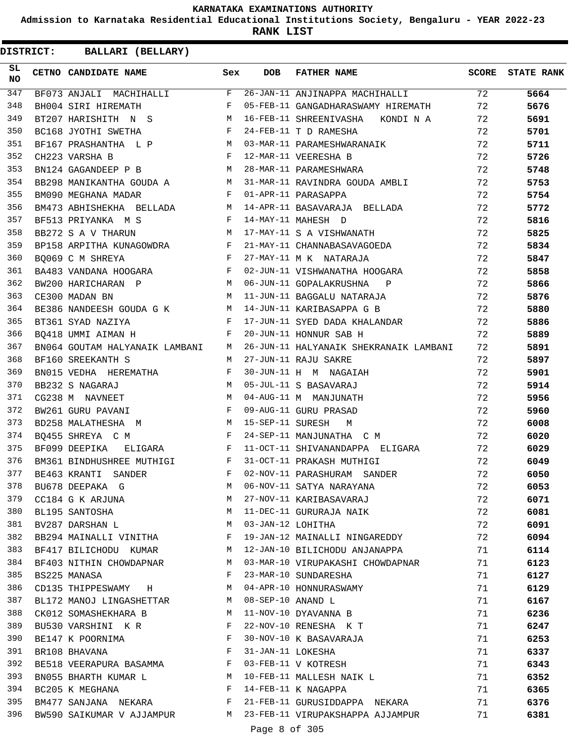KARNATAKA EXAMINATIONS AUTHORITY

Admission to Karnataka Residential Educational Institutions Society, Bengaluru - YEAR 2022-23

**RANK LIST**

**DISTRICT: BALLARI (BELLARY)**

| SL NO | CETNO | CANDIDATE NAME | Sex | DOB | FATHER NAME | SCORE | STATE RANK |
|---|---|---|---|---|---|---|---|
| 347 | BF073 | ANJALI MACHIHALLI | F | 26-JAN-11 | ANJINAPPA MACHIHALLI | 72 | **5664** |
| 348 | BH004 | SIRI HIREMATH | F | 05-FEB-11 | GANGADHARASWAMY HIREMATH | 72 | **5676** |
| 349 | BT207 | HARISHITH N S | M | 16-FEB-11 | SHREENIVASHA KONDI N A | 72 | **5691** |
| 350 | BC168 | JYOTHI SWETHA | F | 24-FEB-11 | T D RAMESHA | 72 | **5701** |
| 351 | BF167 | PRASHANTHA L P | M | 03-MAR-11 | PARAMESHWARANAIK | 72 | **5711** |
| 352 | CH223 | VARSHA B | F | 12-MAR-11 | VEERESHA B | 72 | **5726** |
| 353 | BN124 | GAGANDEEP P B | M | 28-MAR-11 | PARAMESHWARA | 72 | **5748** |
| 354 | BB298 | MANIKANTHA GOUDA A | M | 31-MAR-11 | RAVINDRA GOUDA AMBLI | 72 | **5753** |
| 355 | BM090 | MEGHANA MADAR | F | 01-APR-11 | PARASAPPA | 72 | **5754** |
| 356 | BM473 | ABHISHEKHA BELLADA | M | 14-APR-11 | BASAVARAJA BELLADA | 72 | **5772** |
| 357 | BF513 | PRIYANKA M S | F | 14-MAY-11 | MAHESH D | 72 | **5816** |
| 358 | BB272 | S A V THARUN | M | 17-MAY-11 | S A VISHWANATH | 72 | **5825** |
| 359 | BP158 | ARPITHA KUNAGOWDRA | F | 21-MAY-11 | CHANNABASAVAGOEDA | 72 | **5834** |
| 360 | BQ069 | C M SHREYA | F | 27-MAY-11 | M K NATARAJA | 72 | **5847** |
| 361 | BA483 | VANDANA HOOGARA | F | 02-JUN-11 | VISHWANATHA HOOGARA | 72 | **5858** |
| 362 | BW200 | HARICHARAN P | M | 06-JUN-11 | GOPALAKRUSHNA P | 72 | **5866** |
| 363 | CE300 | MADAN BN | M | 11-JUN-11 | BAGGALU NATARAJA | 72 | **5876** |
| 364 | BE386 | NANDEESH GOUDA G K | M | 14-JUN-11 | KARIBASAPPA G B | 72 | **5880** |
| 365 | BT361 | SYAD NAZIYA | F | 17-JUN-11 | SYED DADA KHALANDAR | 72 | **5886** |
| 366 | BQ418 | UMMI AIMAN H | F | 20-JUN-11 | HONNUR SAB H | 72 | **5889** |
| 367 | BN064 | GOUTAM HALYANAIK LAMBANI | M | 26-JUN-11 | HALYANAIK SHEKRANAIK LAMBANI | 72 | **5891** |
| 368 | BF160 | SREEKANTH S | M | 27-JUN-11 | RAJU SAKRE | 72 | **5897** |
| 369 | BN015 | VEDHA HEREMATHA | F | 30-JUN-11 | H M NAGAIAH | 72 | **5901** |
| 370 | BB232 | S NAGARAJ | M | 05-JUL-11 | S BASAVARAJ | 72 | **5914** |
| 371 | CG238 | M NAVNEET | M | 04-AUG-11 | M MANJUNATH | 72 | **5956** |
| 372 | BW261 | GURU PAVANI | F | 09-AUG-11 | GURU PRASAD | 72 | **5960** |
| 373 | BD258 | MALATHESHA M | M | 15-SEP-11 | SURESH M | 72 | **6008** |
| 374 | BQ455 | SHREYA C M | F | 24-SEP-11 | MANJUNATHA C M | 72 | **6020** |
| 375 | BF099 | DEEPIKA ELIGARA | F | 11-OCT-11 | SHIVANANDAPPA ELIGARA | 72 | **6029** |
| 376 | BM361 | BINDHUSHREE MUTHIGI | F | 31-OCT-11 | PRAKASH MUTHIGI | 72 | **6049** |
| 377 | BE463 | KRANTI SANDER | F | 02-NOV-11 | PARASHURAM SANDER | 72 | **6050** |
| 378 | BU678 | DEEPAKA G | M | 06-NOV-11 | SATYA NARAYANA | 72 | **6053** |
| 379 | CC184 | G K ARJUNA | M | 27-NOV-11 | KARIBASAVARAJ | 72 | **6071** |
| 380 | BL195 | SANTOSHA | M | 11-DEC-11 | GURURAJA NAIK | 72 | **6081** |
| 381 | BV287 | DARSHAN L | M | 03-JAN-12 | LOHITHA | 72 | **6091** |
| 382 | BB294 | MAINALLI VINITHA | F | 19-JAN-12 | MAINALLI NINGAREDDY | 72 | **6094** |
| 383 | BF417 | BILICHODU KUMAR | M | 12-JAN-10 | BILICHODU ANJANAPPA | 71 | **6114** |
| 384 | BF403 | NITHIN CHOWDAPNAR | M | 03-MAR-10 | VIRUPAKASHI CHOWDAPNAR | 71 | **6123** |
| 385 | BS225 | MANASA | F | 23-MAR-10 | SUNDARESHA | 71 | **6127** |
| 386 | CD135 | THIPPESWAMY H | M | 04-APR-10 | HONNURASWAMY | 71 | **6129** |
| 387 | BL172 | MANOJ LINGASHETTAR | M | 08-SEP-10 | ANAND L | 71 | **6167** |
| 388 | CK012 | SOMASHEKHARA B | M | 11-NOV-10 | DYAVANNA B | 71 | **6236** |
| 389 | BU530 | VARSHINI K R | F | 22-NOV-10 | RENESHA K T | 71 | **6247** |
| 390 | BE147 | K POORNIMA | F | 30-NOV-10 | K BASAVARAJA | 71 | **6253** |
| 391 | BR108 | BHAVANA | F | 31-JAN-11 | LOKESHA | 71 | **6337** |
| 392 | BE518 | VEERAPURA BASAMMA | F | 03-FEB-11 | V KOTRESH | 71 | **6343** |
| 393 | BN055 | BHARTH KUMAR L | M | 10-FEB-11 | MALLESH NAIK L | 71 | **6352** |
| 394 | BC205 | K MEGHANA | F | 14-FEB-11 | K NAGAPPA | 71 | **6365** |
| 395 | BM477 | SANJANA NEKARA | F | 21-FEB-11 | GURUSIDDAPPA NEKARA | 71 | **6376** |
| 396 | BW590 | SAIKUMAR V AJJAMPUR | M | 23-FEB-11 | VIRUPAKSHAPPA AJJAMPUR | 71 | **6381** |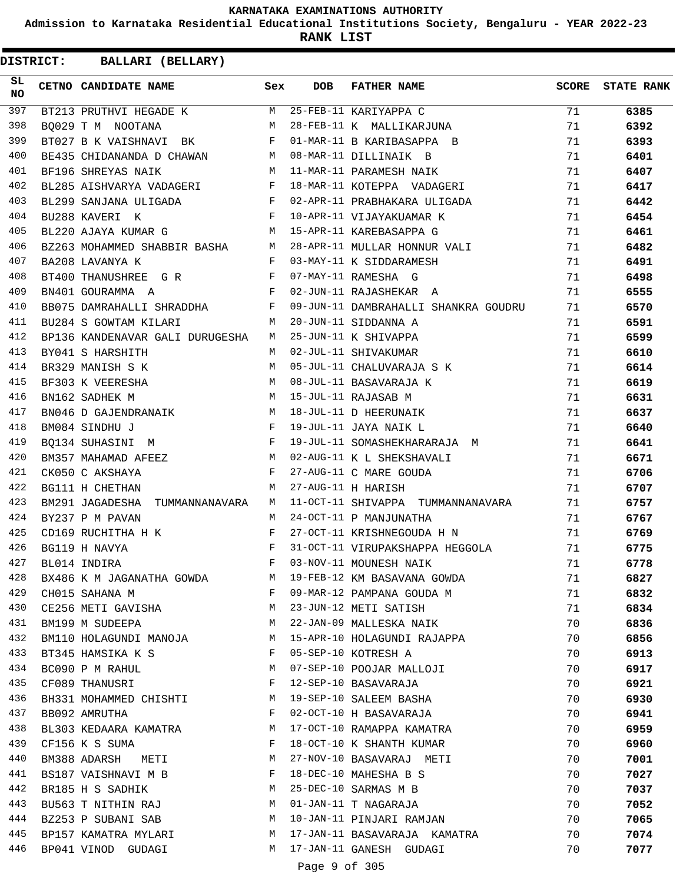KARNATAKA EXAMINATIONS AUTHORITY

Admission to Karnataka Residential Educational Institutions Society, Bengaluru - YEAR 2022-23

**RANK LIST**

**DISTRICT: BALLARI (BELLARY)**

| SL NO | CETNO | CANDIDATE NAME | Sex | DOB | FATHER NAME | SCORE | STATE RANK |
|---|---|---|---|---|---|---|---|
| 397 | BT213 | PRUTHVI HEGADE K | M | 25-FEB-11 | KARIYAPPA C | 71 | 6385 |
| 398 | BQ029 | T M NOOTANA | M | 28-FEB-11 | K MALLIKARJUNA | 71 | 6392 |
| 399 | BT027 | B K VAISHNAVI BK | F | 01-MAR-11 | B KARIBASAPPA B | 71 | 6393 |
| 400 | BE435 | CHIDANANDA D CHAWAN | M | 08-MAR-11 | DILLINAIK B | 71 | 6401 |
| 401 | BF196 | SHREYAS NAIK | M | 11-MAR-11 | PARAMESH NAIK | 71 | 6407 |
| 402 | BL285 | AISHVARYA VADAGERI | F | 18-MAR-11 | KOTEPPA VADAGERI | 71 | 6417 |
| 403 | BL299 | SANJANA ULIGADA | F | 02-APR-11 | PRABHAKARA ULIGADA | 71 | 6442 |
| 404 | BU288 | KAVERI K | F | 10-APR-11 | VIJAYAKUAMAR K | 71 | 6454 |
| 405 | BL220 | AJAYA KUMAR G | M | 15-APR-11 | KAREBASAPPA G | 71 | 6461 |
| 406 | BZ263 | MOHAMMED SHABBIR BASHA | M | 28-APR-11 | MULLAR HONNUR VALI | 71 | 6482 |
| 407 | BA208 | LAVANYA K | F | 03-MAY-11 | K SIDDARAMESH | 71 | 6491 |
| 408 | BT400 | THANUSHREE G R | F | 07-MAY-11 | RAMESHA G | 71 | 6498 |
| 409 | BN401 | GOURAMMA A | F | 02-JUN-11 | RAJASHEKAR A | 71 | 6555 |
| 410 | BB075 | DAMRAHALLI SHRADDHA | F | 09-JUN-11 | DAMBRAHALLI SHANKRA GOUDRU | 71 | 6570 |
| 411 | BU284 | S GOWTAM KILARI | M | 20-JUN-11 | SIDDANNA A | 71 | 6591 |
| 412 | BP136 | KANDENAVAR GALI DURUGESHA | M | 25-JUN-11 | K SHIVAPPA | 71 | 6599 |
| 413 | BY041 | S HARSHITH | M | 02-JUL-11 | SHIVAKUMAR | 71 | 6610 |
| 414 | BR329 | MANISH S K | M | 05-JUL-11 | CHALUVARAJA S K | 71 | 6614 |
| 415 | BF303 | K VEERESHA | M | 08-JUL-11 | BASAVARAJA K | 71 | 6619 |
| 416 | BN162 | SADHEK M | M | 15-JUL-11 | RAJASAB M | 71 | 6631 |
| 417 | BN046 | D GAJENDRANAIK | M | 18-JUL-11 | D HEERUNAIK | 71 | 6637 |
| 418 | BM084 | SINDHU J | F | 19-JUL-11 | JAYA NAIK L | 71 | 6640 |
| 419 | BQ134 | SUHASINI M | F | 19-JUL-11 | SOMASHEKHARARAJA M | 71 | 6641 |
| 420 | BM357 | MAHAMAD AFEEZ | M | 02-AUG-11 | K L SHEKSHAVALI | 71 | 6671 |
| 421 | CK050 | C AKSHAYA | F | 27-AUG-11 | C MARE GOUDA | 71 | 6706 |
| 422 | BG111 | H CHETHAN | M | 27-AUG-11 | H HARISH | 71 | 6707 |
| 423 | BM291 | JAGADESHA TUMMANNANAVARA | M | 11-OCT-11 | SHIVAPPA TUMMANNANAVARA | 71 | 6757 |
| 424 | BY237 | P M PAVAN | M | 24-OCT-11 | P MANJUNATHA | 71 | 6767 |
| 425 | CD169 | RUCHITHA H K | F | 27-OCT-11 | KRISHNEGOUDA H N | 71 | 6769 |
| 426 | BG119 | H NAVYA | F | 31-OCT-11 | VIRUPAKSHAPPA HEGGOLA | 71 | 6775 |
| 427 | BL014 | INDIRA | F | 03-NOV-11 | MOUNESH NAIK | 71 | 6778 |
| 428 | BX486 | K M JAGANATHA GOWDA | M | 19-FEB-12 | KM BASAVANA GOWDA | 71 | 6827 |
| 429 | CH015 | SAHANA M | F | 09-MAR-12 | PAMPANA GOUDA M | 71 | 6832 |
| 430 | CE256 | METI GAVISHA | M | 23-JUN-12 | METI SATISH | 71 | 6834 |
| 431 | BM199 | M SUDEEPA | M | 22-JAN-09 | MALLESKA NAIK | 70 | 6836 |
| 432 | BM110 | HOLAGUNDI MANOJA | M | 15-APR-10 | HOLAGUNDI RAJAPPA | 70 | 6856 |
| 433 | BT345 | HAMSIKA K S | F | 05-SEP-10 | KOTRESH A | 70 | 6913 |
| 434 | BC090 | P M RAHUL | M | 07-SEP-10 | POOJAR MALLOJI | 70 | 6917 |
| 435 | CF089 | THANUSRI | F | 12-SEP-10 | BASAVARAJA | 70 | 6921 |
| 436 | BH331 | MOHAMMED CHISHTI | M | 19-SEP-10 | SALEEM BASHA | 70 | 6930 |
| 437 | BB092 | AMRUTHA | F | 02-OCT-10 | H BASAVARAJA | 70 | 6941 |
| 438 | BL303 | KEDAARA KAMATRA | M | 17-OCT-10 | RAMAPPA KAMATRA | 70 | 6959 |
| 439 | CF156 | K S SUMA | F | 18-OCT-10 | K SHANTH KUMAR | 70 | 6960 |
| 440 | BM388 | ADARSH METI | M | 27-NOV-10 | BASAVARAJ METI | 70 | 7001 |
| 441 | BS187 | VAISHNAVI M B | F | 18-DEC-10 | MAHESHA B S | 70 | 7027 |
| 442 | BR185 | H S SADHIK | M | 25-DEC-10 | SARMAS M B | 70 | 7037 |
| 443 | BU563 | T NITHIN RAJ | M | 01-JAN-11 | T NAGARAJA | 70 | 7052 |
| 444 | BZ253 | P SUBANI SAB | M | 10-JAN-11 | PINJARI RAMJAN | 70 | 7065 |
| 445 | BP157 | KAMATRA MYLARI | M | 17-JAN-11 | BASAVARAJA KAMATRA | 70 | 7074 |
| 446 | BP041 | VINOD GUDAGI | M | 17-JAN-11 | GANESH GUDAGI | 70 | 7077 |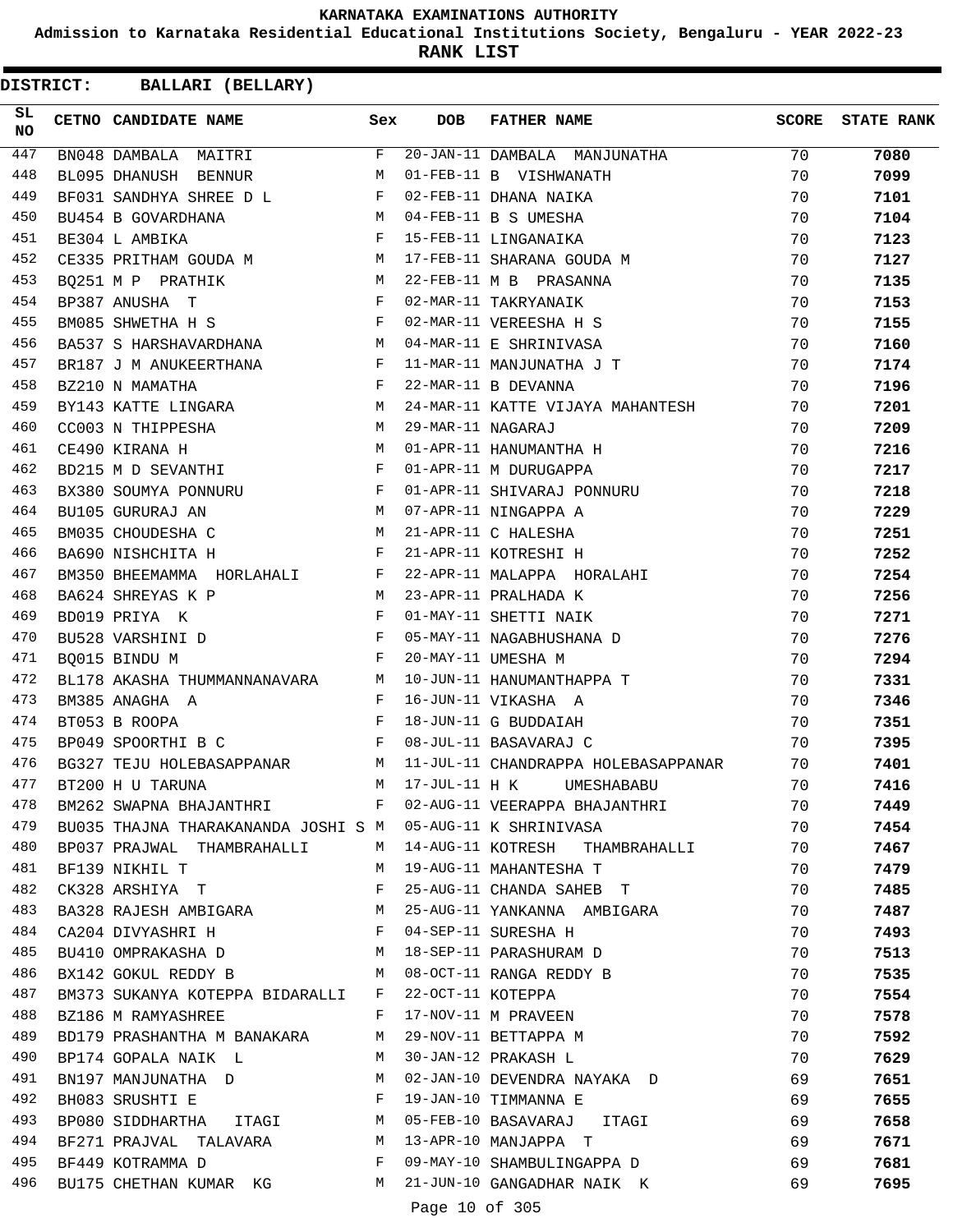# KARNATAKA EXAMINATIONS AUTHORITY

**Admission to Karnataka Residential Educational Institutions Society, Bengaluru - YEAR 2022-23**

**RANK LIST**

**DISTRICT: BALLARI (BELLARY)**

| SL NO | CETNO | CANDIDATE NAME | Sex | DOB | FATHER NAME | SCORE | STATE RANK |
|---|---|---|---|---|---|---|---|
| 447 | BN048 | DAMBALA MAITRI | F | 20-JAN-11 | DAMBALA MANJUNATHA | 70 | **7080** |
| 448 | BL095 | DHANUSH BENNUR | M | 01-FEB-11 | B VISHWANATH | 70 | **7099** |
| 449 | BF031 | SANDHYA SHREE D L | F | 02-FEB-11 | DHANA NAIKA | 70 | **7101** |
| 450 | BU454 | B GOVARDHANA | M | 04-FEB-11 | B S UMESHA | 70 | **7104** |
| 451 | BE304 | L AMBIKA | F | 15-FEB-11 | LINGANAIKA | 70 | **7123** |
| 452 | CE335 | PRITHAM GOUDA M | M | 17-FEB-11 | SHARANA GOUDA M | 70 | **7127** |
| 453 | BQ251 | M P PRATHIK | M | 22-FEB-11 | M B PRASANNA | 70 | **7135** |
| 454 | BP387 | ANUSHA T | F | 02-MAR-11 | TAKRYANAIK | 70 | **7153** |
| 455 | BM085 | SHWETHA H S | F | 02-MAR-11 | VEREESHA H S | 70 | **7155** |
| 456 | BA537 | S HARSHAVARDHANA | M | 04-MAR-11 | E SHRINIVASA | 70 | **7160** |
| 457 | BR187 | J M ANUKEERTHANA | F | 11-MAR-11 | MANJUNATHA J T | 70 | **7174** |
| 458 | BZ210 | N MAMATHA | F | 22-MAR-11 | B DEVANNA | 70 | **7196** |
| 459 | BY143 | KATTE LINGARA | M | 24-MAR-11 | KATTE VIJAYA MAHANTESH | 70 | **7201** |
| 460 | CC003 | N THIPPESHA | M | 29-MAR-11 | NAGARAJ | 70 | **7209** |
| 461 | CE490 | KIRANA H | M | 01-APR-11 | HANUMANTHA H | 70 | **7216** |
| 462 | BD215 | M D SEVANTHI | F | 01-APR-11 | M DURUGAPPA | 70 | **7217** |
| 463 | BX380 | SOUMYA PONNURU | F | 01-APR-11 | SHIVARAJ PONNURU | 70 | **7218** |
| 464 | BU105 | GURURAJ AN | M | 07-APR-11 | NINGAPPA A | 70 | **7229** |
| 465 | BM035 | CHOUDESHA C | M | 21-APR-11 | C HALESHA | 70 | **7251** |
| 466 | BA690 | NISHCHITA H | F | 21-APR-11 | KOTRESHI H | 70 | **7252** |
| 467 | BM350 | BHEEMAMMA HORLAHALI | F | 22-APR-11 | MALAPPA HORALAHI | 70 | **7254** |
| 468 | BA624 | SHREYAS K P | M | 23-APR-11 | PRALHADA K | 70 | **7256** |
| 469 | BD019 | PRIYA K | F | 01-MAY-11 | SHETTI NAIK | 70 | **7271** |
| 470 | BU528 | VARSHINI D | F | 05-MAY-11 | NAGABHUSHANA D | 70 | **7276** |
| 471 | BQ015 | BINDU M | F | 20-MAY-11 | UMESHA M | 70 | **7294** |
| 472 | BL178 | AKASHA THUMMANNANAVARA | M | 10-JUN-11 | HANUMANTHAPPA T | 70 | **7331** |
| 473 | BM385 | ANAGHA A | F | 16-JUN-11 | VIKASHA A | 70 | **7346** |
| 474 | BT053 | B ROOPA | F | 18-JUN-11 | G BUDDAIAH | 70 | **7351** |
| 475 | BP049 | SPOORTHI B C | F | 08-JUL-11 | BASAVARAJ C | 70 | **7395** |
| 476 | BG327 | TEJU HOLEBASAPPANAR | M | 11-JUL-11 | CHANDRAPPA HOLEBASAPPANAR | 70 | **7401** |
| 477 | BT200 | H U TARUNA | M | 17-JUL-11 | H K UMESHABABU | 70 | **7416** |
| 478 | BM262 | SWAPNA BHAJANTHRI | F | 02-AUG-11 | VEERAPPA BHAJANTHRI | 70 | **7449** |
| 479 | BU035 | THAJNA THARAKANANDA JOSHI S | M | 05-AUG-11 | K SHRINIVASA | 70 | **7454** |
| 480 | BP037 | PRAJWAL THAMBRAHALLI | M | 14-AUG-11 | KOTRESH THAMBRAHALLI | 70 | **7467** |
| 481 | BF139 | NIKHIL T | M | 19-AUG-11 | MAHANTESHA T | 70 | **7479** |
| 482 | CK328 | ARSHIYA T | F | 25-AUG-11 | CHANDA SAHEB T | 70 | **7485** |
| 483 | BA328 | RAJESH AMBIGARA | M | 25-AUG-11 | YANKANNA AMBIGARA | 70 | **7487** |
| 484 | CA204 | DIVYASHRI H | F | 04-SEP-11 | SURESHA H | 70 | **7493** |
| 485 | BU410 | OMPRAKASHA D | M | 18-SEP-11 | PARASHURAM D | 70 | **7513** |
| 486 | BX142 | GOKUL REDDY B | M | 08-OCT-11 | RANGA REDDY B | 70 | **7535** |
| 487 | BM373 | SUKANYA KOTEPPA BIDARALLI | F | 22-OCT-11 | KOTEPPA | 70 | **7554** |
| 488 | BZ186 | M RAMYASHREE | F | 17-NOV-11 | M PRAVEEN | 70 | **7578** |
| 489 | BD179 | PRASHANTHA M BANAKARA | M | 29-NOV-11 | BETTAPPA M | 70 | **7592** |
| 490 | BP174 | GOPALA NAIK L | M | 30-JAN-12 | PRAKASH L | 70 | **7629** |
| 491 | BN197 | MANJUNATHA D | M | 02-JAN-10 | DEVENDRA NAYAKA D | 69 | **7651** |
| 492 | BH083 | SRUSHTI E | F | 19-JAN-10 | TIMMANNA E | 69 | **7655** |
| 493 | BP080 | SIDDHARTHA ITAGI | M | 05-FEB-10 | BASAVARAJ ITAGI | 69 | **7658** |
| 494 | BF271 | PRAJVAL TALAVARA | M | 13-APR-10 | MANJAPPA T | 69 | **7671** |
| 495 | BF449 | KOTRAMMA D | F | 09-MAY-10 | SHAMBULINGAPPA D | 69 | **7681** |
| 496 | BU175 | CHETHAN KUMAR KG | M | 21-JUN-10 | GANGADHAR NAIK K | 69 | **7695** |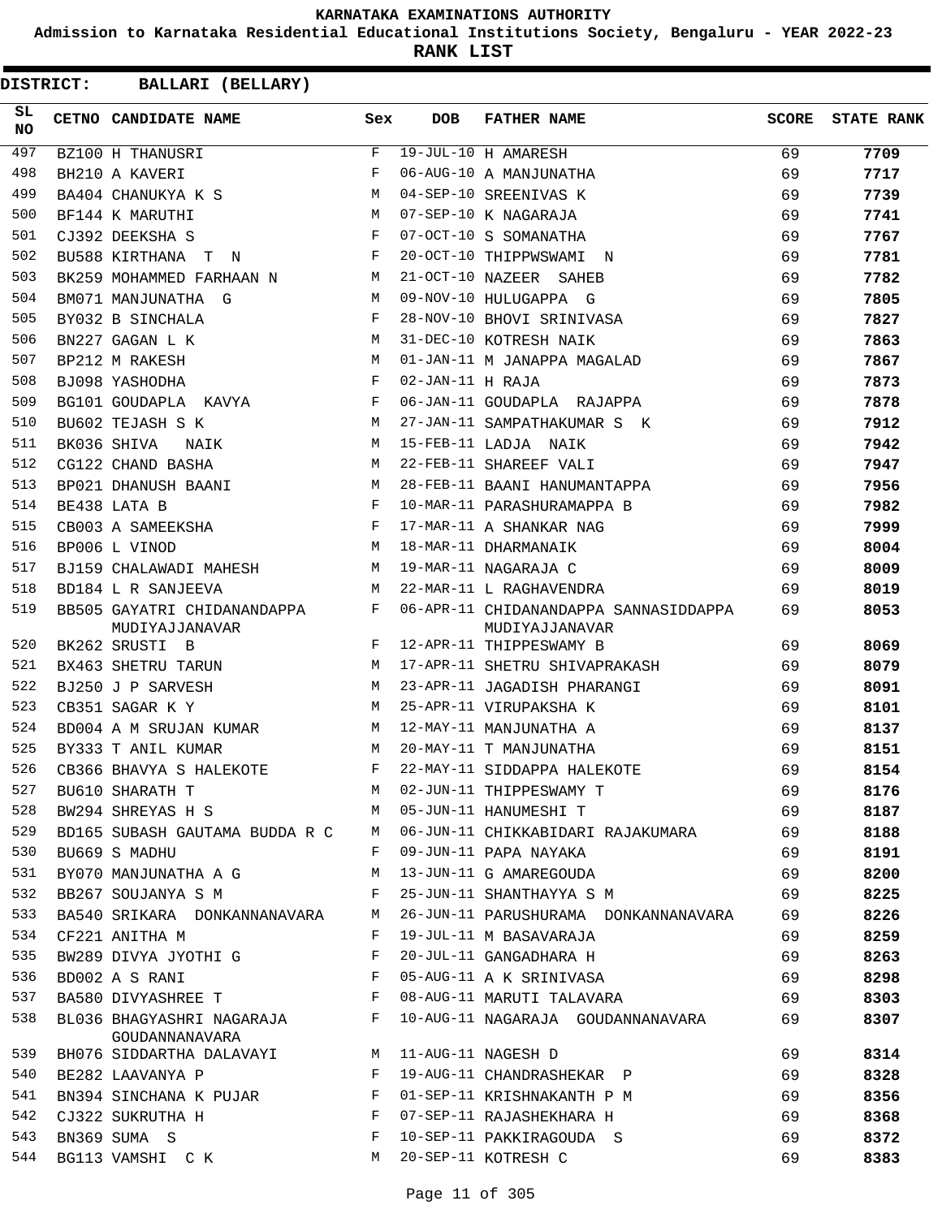# KARNATAKA EXAMINATIONS AUTHORITY

**Admission to Karnataka Residential Educational Institutions Society, Bengaluru - YEAR 2022-23**

**RANK LIST**

**DISTRICT: BALLARI (BELLARY)**

| SL NO | CETNO | CANDIDATE NAME | Sex | DOB | FATHER NAME | SCORE | STATE RANK |
|---|---|---|---|---|---|---|---|
| 497 | BZ100 | H THANUSRI | F | 19-JUL-10 | H AMARESH | 69 | **7709** |
| 498 | BH210 | A KAVERI | F | 06-AUG-10 | A MANJUNATHA | 69 | **7717** |
| 499 | BA404 | CHANUKYA K S | M | 04-SEP-10 | SREENIVAS K | 69 | **7739** |
| 500 | BF144 | K MARUTHI | M | 07-SEP-10 | K NAGARAJA | 69 | **7741** |
| 501 | CJ392 | DEEKSHA S | F | 07-OCT-10 | S SOMANATHA | 69 | **7767** |
| 502 | BU588 | KIRTHANA T N | F | 20-OCT-10 | THIPPWSWAMI N | 69 | **7781** |
| 503 | BK259 | MOHAMMED FARHAAN N | M | 21-OCT-10 | NAZEER SAHEB | 69 | **7782** |
| 504 | BM071 | MANJUNATHA G | M | 09-NOV-10 | HULUGAPPA G | 69 | **7805** |
| 505 | BY032 | B SINCHALA | F | 28-NOV-10 | BHOVI SRINIVASA | 69 | **7827** |
| 506 | BN227 | GAGAN L K | M | 31-DEC-10 | KOTRESH NAIK | 69 | **7863** |
| 507 | BP212 | M RAKESH | M | 01-JAN-11 | M JANAPPA MAGALAD | 69 | **7867** |
| 508 | BJ098 | YASHODHA | F | 02-JAN-11 | H RAJA | 69 | **7873** |
| 509 | BG101 | GOUDAPLA KAVYA | F | 06-JAN-11 | GOUDAPLA RAJAPPA | 69 | **7878** |
| 510 | BU602 | TEJASH S K | M | 27-JAN-11 | SAMPATHAKUMAR S K | 69 | **7912** |
| 511 | BK036 | SHIVA NAIK | M | 15-FEB-11 | LADJA NAIK | 69 | **7942** |
| 512 | CG122 | CHAND BASHA | M | 22-FEB-11 | SHAREEF VALI | 69 | **7947** |
| 513 | BP021 | DHANUSH BAANI | M | 28-FEB-11 | BAANI HANUMANTAPPA | 69 | **7956** |
| 514 | BE438 | LATA B | F | 10-MAR-11 | PARASHURAMAPPA B | 69 | **7982** |
| 515 | CB003 | A SAMEEKSHA | F | 17-MAR-11 | A SHANKAR NAG | 69 | **7999** |
| 516 | BP006 | L VINOD | M | 18-MAR-11 | DHARMANAIK | 69 | **8004** |
| 517 | BJ159 | CHALAWADI MAHESH | M | 19-MAR-11 | NAGARAJA C | 69 | **8009** |
| 518 | BD184 | L R SANJEEVA | M | 22-MAR-11 | L RAGHAVENDRA | 69 | **8019** |
| 519 | BB505 | GAYATRI CHIDANANDAPPA MUDIYAJJANAVAR | F | 06-APR-11 | CHIDANANDAPPA SANNASIDDAPPA MUDIYAJJANAVAR | 69 | **8053** |
| 520 | BK262 | SRUSTI B | F | 12-APR-11 | THIPPESWAMY B | 69 | **8069** |
| 521 | BX463 | SHETRU TARUN | M | 17-APR-11 | SHETRU SHIVAPRAKASH | 69 | **8079** |
| 522 | BJ250 | J P SARVESH | M | 23-APR-11 | JAGADISH PHARANGI | 69 | **8091** |
| 523 | CB351 | SAGAR K Y | M | 25-APR-11 | VIRUPAKSHA K | 69 | **8101** |
| 524 | BD004 | A M SRUJAN KUMAR | M | 12-MAY-11 | MANJUNATHA A | 69 | **8137** |
| 525 | BY333 | T ANIL KUMAR | M | 20-MAY-11 | T MANJUNATHA | 69 | **8151** |
| 526 | CB366 | BHAVYA S HALEKOTE | F | 22-MAY-11 | SIDDAPPA HALEKOTE | 69 | **8154** |
| 527 | BU610 | SHARATH T | M | 02-JUN-11 | THIPPESWAMY T | 69 | **8176** |
| 528 | BW294 | SHREYAS H S | M | 05-JUN-11 | HANUMESHI T | 69 | **8187** |
| 529 | BD165 | SUBASH GAUTAMA BUDDA R C | M | 06-JUN-11 | CHIKKABIDARI RAJAKUMARA | 69 | **8188** |
| 530 | BU669 | S MADHU | F | 09-JUN-11 | PAPA NAYAKA | 69 | **8191** |
| 531 | BY070 | MANJUNATHA A G | M | 13-JUN-11 | G AMAREGOUDA | 69 | **8200** |
| 532 | BB267 | SOUJANYA S M | F | 25-JUN-11 | SHANTHAYYA S M | 69 | **8225** |
| 533 | BA540 | SRIKARA DONKANNANAVARA | M | 26-JUN-11 | PARUSHURAMA DONKANNANAVARA | 69 | **8226** |
| 534 | CF221 | ANITHA M | F | 19-JUL-11 | M BASAVARAJA | 69 | **8259** |
| 535 | BW289 | DIVYA JYOTHI G | F | 20-JUL-11 | GANGADHARA H | 69 | **8263** |
| 536 | BD002 | A S RANI | F | 05-AUG-11 | A K SRINIVASA | 69 | **8298** |
| 537 | BA580 | DIVYASHREE T | F | 08-AUG-11 | MARUTI TALAVARA | 69 | **8303** |
| 538 | BL036 | BHAGYASHRI NAGARAJA GOUDANNANAVARA | F | 10-AUG-11 | NAGARAJA GOUDANNANAVARA | 69 | **8307** |
| 539 | BH076 | SIDDARTHA DALAVAYI | M | 11-AUG-11 | NAGESH D | 69 | **8314** |
| 540 | BE282 | LAAVANYA P | F | 19-AUG-11 | CHANDRASHEKAR P | 69 | **8328** |
| 541 | BN394 | SINCHANA K PUJAR | F | 01-SEP-11 | KRISHNAKANTH P M | 69 | **8356** |
| 542 | CJ322 | SUKRUTHA H | F | 07-SEP-11 | RAJASHEKHARA H | 69 | **8368** |
| 543 | BN369 | SUMA S | F | 10-SEP-11 | PAKKIRAGOUDA S | 69 | **8372** |
| 544 | BG113 | VAMSHI C K | M | 20-SEP-11 | KOTRESH C | 69 | **8383** |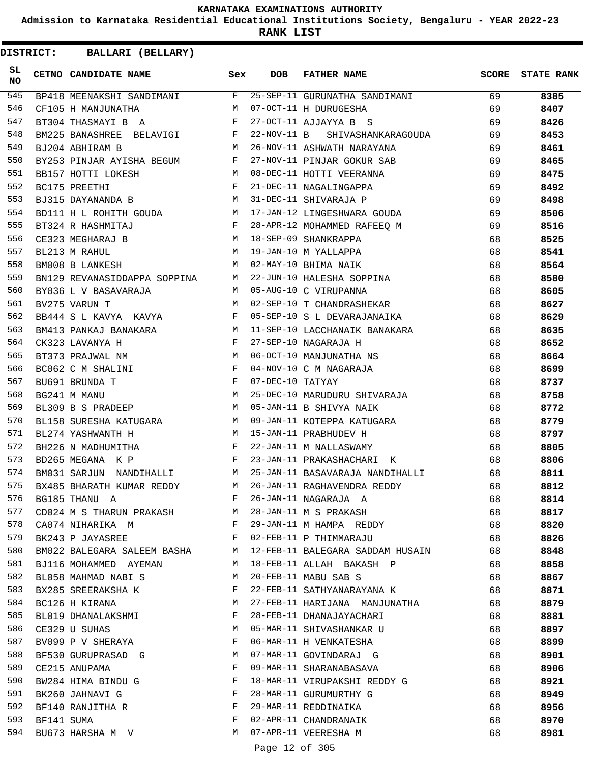KARNATAKA EXAMINATIONS AUTHORITY

Admission to Karnataka Residential Educational Institutions Society, Bengaluru - YEAR 2022-23

**RANK LIST**

**DISTRICT: BALLARI (BELLARY)**

| SL NO | CETNO | CANDIDATE NAME | Sex | DOB | FATHER NAME | SCORE | STATE RANK |
|---|---|---|---|---|---|---|---|
| 545 | BP418 | MEENAKSHI SANDIMANI | F | 25-SEP-11 | GURUNATHA SANDIMANI | 69 | **8385** |
| 546 | CF105 | H MANJUNATHA | M | 07-OCT-11 | H DURUGESHA | 69 | **8407** |
| 547 | BT304 | THASMAYI B A | F | 27-OCT-11 | AJJAYYA B S | 69 | **8426** |
| 548 | BM225 | BANASHREE BELAVIGI | F | 22-NOV-11 | B SHIVASHANKARAGOUDA | 69 | **8453** |
| 549 | BJ204 | ABHIRAM B | M | 26-NOV-11 | ASHWATH NARAYANA | 69 | **8461** |
| 550 | BY253 | PINJAR AYISHA BEGUM | F | 27-NOV-11 | PINJAR GOKUR SAB | 69 | **8465** |
| 551 | BB157 | HOTTI LOKESH | M | 08-DEC-11 | HOTTI VEERANNA | 69 | **8475** |
| 552 | BC175 | PREETHI | F | 21-DEC-11 | NAGALINGAPPA | 69 | **8492** |
| 553 | BJ315 | DAYANANDA B | M | 31-DEC-11 | SHIVARAJA P | 69 | **8498** |
| 554 | BD111 | H L ROHITH GOUDA | M | 17-JAN-12 | LINGESHWARA GOUDA | 69 | **8506** |
| 555 | BT324 | R HASHMITAJ | F | 28-APR-12 | MOHAMMED RAFEEQ M | 69 | **8516** |
| 556 | CE323 | MEGHARAJ B | M | 18-SEP-09 | SHANKRAPPA | 68 | **8525** |
| 557 | BL213 | M RAHUL | M | 19-JAN-10 | M YALLAPPA | 68 | **8541** |
| 558 | BM008 | B LANKESH | M | 02-MAY-10 | BHIMA NAIK | 68 | **8564** |
| 559 | BN129 | REVANASIDDAPPA SOPPINA | M | 22-JUN-10 | HALESHA SOPPINA | 68 | **8580** |
| 560 | BY036 | L V BASAVARAJA | M | 05-AUG-10 | C VIRUPANNA | 68 | **8605** |
| 561 | BV275 | VARUN T | M | 02-SEP-10 | T CHANDRASHEKAR | 68 | **8627** |
| 562 | BB444 | S L KAVYA KAVYA | F | 05-SEP-10 | S L DEVARAJANAIKA | 68 | **8629** |
| 563 | BM413 | PANKAJ BANAKARA | M | 11-SEP-10 | LACCHANAIK BANAKARA | 68 | **8635** |
| 564 | CK323 | LAVANYA H | F | 27-SEP-10 | NAGARAJA H | 68 | **8652** |
| 565 | BT373 | PRAJWAL NM | M | 06-OCT-10 | MANJUNATHA NS | 68 | **8664** |
| 566 | BC062 | C M SHALINI | F | 04-NOV-10 | C M NAGARAJA | 68 | **8699** |
| 567 | BU691 | BRUNDA T | F | 07-DEC-10 | TATYAY | 68 | **8737** |
| 568 | BG241 | M MANU | M | 25-DEC-10 | MARUDURU SHIVARAJA | 68 | **8758** |
| 569 | BL309 | B S PRADEEP | M | 05-JAN-11 | B SHIVYA NAIK | 68 | **8772** |
| 570 | BL158 | SURESHA KATUGARA | M | 09-JAN-11 | KOTEPPA KATUGARA | 68 | **8779** |
| 571 | BL274 | YASHWANTH H | M | 15-JAN-11 | PRABHUDEV H | 68 | **8797** |
| 572 | BH226 | N MADHUMITHA | F | 22-JAN-11 | M NALLASWAMY | 68 | **8805** |
| 573 | BD265 | MEGANA K P | F | 23-JAN-11 | PRAKASHACHARI K | 68 | **8806** |
| 574 | BM031 | SARJUN NANDIHALLI | M | 25-JAN-11 | BASAVARAJA NANDIHALLI | 68 | **8811** |
| 575 | BX485 | BHARATH KUMAR REDDY | M | 26-JAN-11 | RAGHAVENDRA REDDY | 68 | **8812** |
| 576 | BG185 | THANU A | F | 26-JAN-11 | NAGARAJA A | 68 | **8814** |
| 577 | CD024 | M S THARUN PRAKASH | M | 28-JAN-11 | M S PRAKASH | 68 | **8817** |
| 578 | CA074 | NIHARIKA M | F | 29-JAN-11 | M HAMPA REDDY | 68 | **8820** |
| 579 | BK243 | P JAYASREE | F | 02-FEB-11 | P THIMMARAJU | 68 | **8826** |
| 580 | BM022 | BALEGARA SALEEM BASHA | M | 12-FEB-11 | BALEGARA SADDAM HUSAIN | 68 | **8848** |
| 581 | BJ116 | MOHAMMED AYEMAN | M | 18-FEB-11 | ALLAH BAKASH P | 68 | **8858** |
| 582 | BL058 | MAHMAD NABI S | M | 20-FEB-11 | MABU SAB S | 68 | **8867** |
| 583 | BX285 | SREERAKSHA K | F | 22-FEB-11 | SATHYANARAYANA K | 68 | **8871** |
| 584 | BC126 | H KIRANA | M | 27-FEB-11 | HARIJANA MANJUNATHA | 68 | **8879** |
| 585 | BL019 | DHANALAKSHMI | F | 28-FEB-11 | DHANAJAYACHARI | 68 | **8881** |
| 586 | CE329 | U SUHAS | M | 05-MAR-11 | SHIVASHANKAR U | 68 | **8897** |
| 587 | BV099 | P V SHERAYA | F | 06-MAR-11 | H VENKATESHA | 68 | **8899** |
| 588 | BF530 | GURUPRASAD G | M | 07-MAR-11 | GOVINDARAJ G | 68 | **8901** |
| 589 | CE215 | ANUPAMA | F | 09-MAR-11 | SHARANABASAVA | 68 | **8906** |
| 590 | BW284 | HIMA BINDU G | F | 18-MAR-11 | VIRUPAKSHI REDDY G | 68 | **8921** |
| 591 | BK260 | JAHNAVI G | F | 28-MAR-11 | GURUMURTHY G | 68 | **8949** |
| 592 | BF140 | RANJITHA R | F | 29-MAR-11 | REDDINAIKA | 68 | **8956** |
| 593 | BF141 | SUMA | F | 02-APR-11 | CHANDRANAIK | 68 | **8970** |
| 594 | BU673 | HARSHA M V | M | 07-APR-11 | VEERESHA M | 68 | **8981** |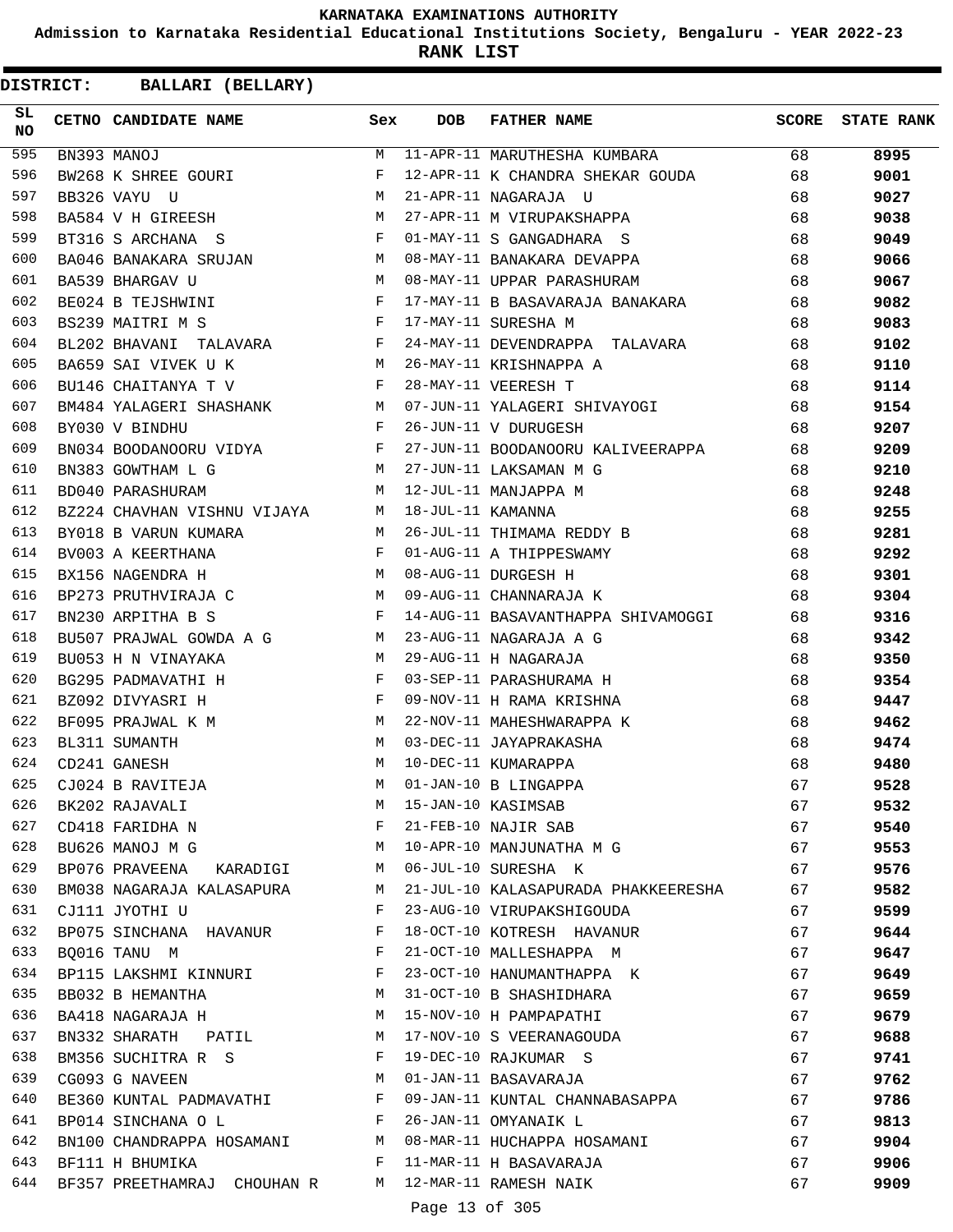KARNATAKA EXAMINATIONS AUTHORITY

Admission to Karnataka Residential Educational Institutions Society, Bengaluru - YEAR 2022-23

**RANK LIST**

**DISTRICT: BALLARI (BELLARY)**

| SL NO | CETNO | CANDIDATE NAME | Sex | DOB | FATHER NAME | SCORE | STATE RANK |
|---|---|---|---|---|---|---|---|
| 595 | BN393 | MANOJ | M | 11-APR-11 | MARUTHESHA KUMBARA | 68 | **8995** |
| 596 | BW268 | K SHREE GOURI | F | 12-APR-11 | K CHANDRA SHEKAR GOUDA | 68 | **9001** |
| 597 | BB326 | VAYU U | M | 21-APR-11 | NAGARAJA U | 68 | **9027** |
| 598 | BA584 | V H GIREESH | M | 27-APR-11 | M VIRUPAKSHAPPA | 68 | **9038** |
| 599 | BT316 | S ARCHANA S | F | 01-MAY-11 | S GANGADHARA S | 68 | **9049** |
| 600 | BA046 | BANAKARA SRUJAN | M | 08-MAY-11 | BANAKARA DEVAPPA | 68 | **9066** |
| 601 | BA539 | BHARGAV U | M | 08-MAY-11 | UPPAR PARASHURAM | 68 | **9067** |
| 602 | BE024 | B TEJSHWINI | F | 17-MAY-11 | B BASAVARAJA BANAKARA | 68 | **9082** |
| 603 | BS239 | MAITRI M S | F | 17-MAY-11 | SURESHA M | 68 | **9083** |
| 604 | BL202 | BHAVANI TALAVARA | F | 24-MAY-11 | DEVENDRAPPA TALAVARA | 68 | **9102** |
| 605 | BA659 | SAI VIVEK U K | M | 26-MAY-11 | KRISHNAPPA A | 68 | **9110** |
| 606 | BU146 | CHAITANYA T V | F | 28-MAY-11 | VEERESH T | 68 | **9114** |
| 607 | BM484 | YALAGERI SHASHANK | M | 07-JUN-11 | YALAGERI SHIVAYOGI | 68 | **9154** |
| 608 | BY030 | V BINDHU | F | 26-JUN-11 | V DURUGESH | 68 | **9207** |
| 609 | BN034 | BOODANOORU VIDYA | F | 27-JUN-11 | BOODANOORU KALIVEERAPPA | 68 | **9209** |
| 610 | BN383 | GOWTHAM L G | M | 27-JUN-11 | LAKSAMAN M G | 68 | **9210** |
| 611 | BD040 | PARASHURAM | M | 12-JUL-11 | MANJAPPA M | 68 | **9248** |
| 612 | BZ224 | CHAVHAN VISHNU VIJAYA | M | 18-JUL-11 | KAMANNA | 68 | **9255** |
| 613 | BY018 | B VARUN KUMARA | M | 26-JUL-11 | THIMAMA REDDY B | 68 | **9281** |
| 614 | BV003 | A KEERTHANA | F | 01-AUG-11 | A THIPPESWAMY | 68 | **9292** |
| 615 | BX156 | NAGENDRA H | M | 08-AUG-11 | DURGESH H | 68 | **9301** |
| 616 | BP273 | PRUTHVIRAJA C | M | 09-AUG-11 | CHANNARAJA K | 68 | **9304** |
| 617 | BN230 | ARPITHA B S | F | 14-AUG-11 | BASAVANTHAPPA SHIVAMOGGI | 68 | **9316** |
| 618 | BU507 | PRAJWAL GOWDA A G | M | 23-AUG-11 | NAGARAJA A G | 68 | **9342** |
| 619 | BU053 | H N VINAYAKA | M | 29-AUG-11 | H NAGARAJA | 68 | **9350** |
| 620 | BG295 | PADMAVATHI H | F | 03-SEP-11 | PARASHURAMA H | 68 | **9354** |
| 621 | BZ092 | DIVYASRI H | F | 09-NOV-11 | H RAMA KRISHNA | 68 | **9447** |
| 622 | BF095 | PRAJWAL K M | M | 22-NOV-11 | MAHESHWARAPPA K | 68 | **9462** |
| 623 | BL311 | SUMANTH | M | 03-DEC-11 | JAYAPRAKASHA | 68 | **9474** |
| 624 | CD241 | GANESH | M | 10-DEC-11 | KUMARAPPA | 68 | **9480** |
| 625 | CJ024 | B RAVITEJA | M | 01-JAN-10 | B LINGAPPA | 67 | **9528** |
| 626 | BK202 | RAJAVALI | M | 15-JAN-10 | KASIMSAB | 67 | **9532** |
| 627 | CD418 | FARIDHA N | F | 21-FEB-10 | NAJIR SAB | 67 | **9540** |
| 628 | BU626 | MANOJ M G | M | 10-APR-10 | MANJUNATHA M G | 67 | **9553** |
| 629 | BP076 | PRAVEENA KARADIGI | M | 06-JUL-10 | SURESHA K | 67 | **9576** |
| 630 | BM038 | NAGARAJA KALASAPURA | M | 21-JUL-10 | KALASAPURADA PHAKKEERESHA | 67 | **9582** |
| 631 | CJ111 | JYOTHI U | F | 23-AUG-10 | VIRUPAKSHIGOUDA | 67 | **9599** |
| 632 | BP075 | SINCHANA HAVANUR | F | 18-OCT-10 | KOTRESH HAVANUR | 67 | **9644** |
| 633 | BQ016 | TANU M | F | 21-OCT-10 | MALLESHAPPA M | 67 | **9647** |
| 634 | BP115 | LAKSHMI KINNURI | F | 23-OCT-10 | HANUMANTHAPPA K | 67 | **9649** |
| 635 | BB032 | B HEMANTHA | M | 31-OCT-10 | B SHASHIDHARA | 67 | **9659** |
| 636 | BA418 | NAGARAJA H | M | 15-NOV-10 | H PAMPAPATHI | 67 | **9679** |
| 637 | BN332 | SHARATH PATIL | M | 17-NOV-10 | S VEERANAGOUDA | 67 | **9688** |
| 638 | BM356 | SUCHITRA R S | F | 19-DEC-10 | RAJKUMAR S | 67 | **9741** |
| 639 | CG093 | G NAVEEN | M | 01-JAN-11 | BASAVARAJA | 67 | **9762** |
| 640 | BE360 | KUNTAL PADMAVATHI | F | 09-JAN-11 | KUNTAL CHANNABASAPPA | 67 | **9786** |
| 641 | BP014 | SINCHANA O L | F | 26-JAN-11 | OMYANAIK L | 67 | **9813** |
| 642 | BN100 | CHANDRAPPA HOSAMANI | M | 08-MAR-11 | HUCHAPPA HOSAMANI | 67 | **9904** |
| 643 | BF111 | H BHUMIKA | F | 11-MAR-11 | H BASAVARAJA | 67 | **9906** |
| 644 | BF357 | PREETHAMRAJ CHOUHAN R | M | 12-MAR-11 | RAMESH NAIK | 67 | **9909** |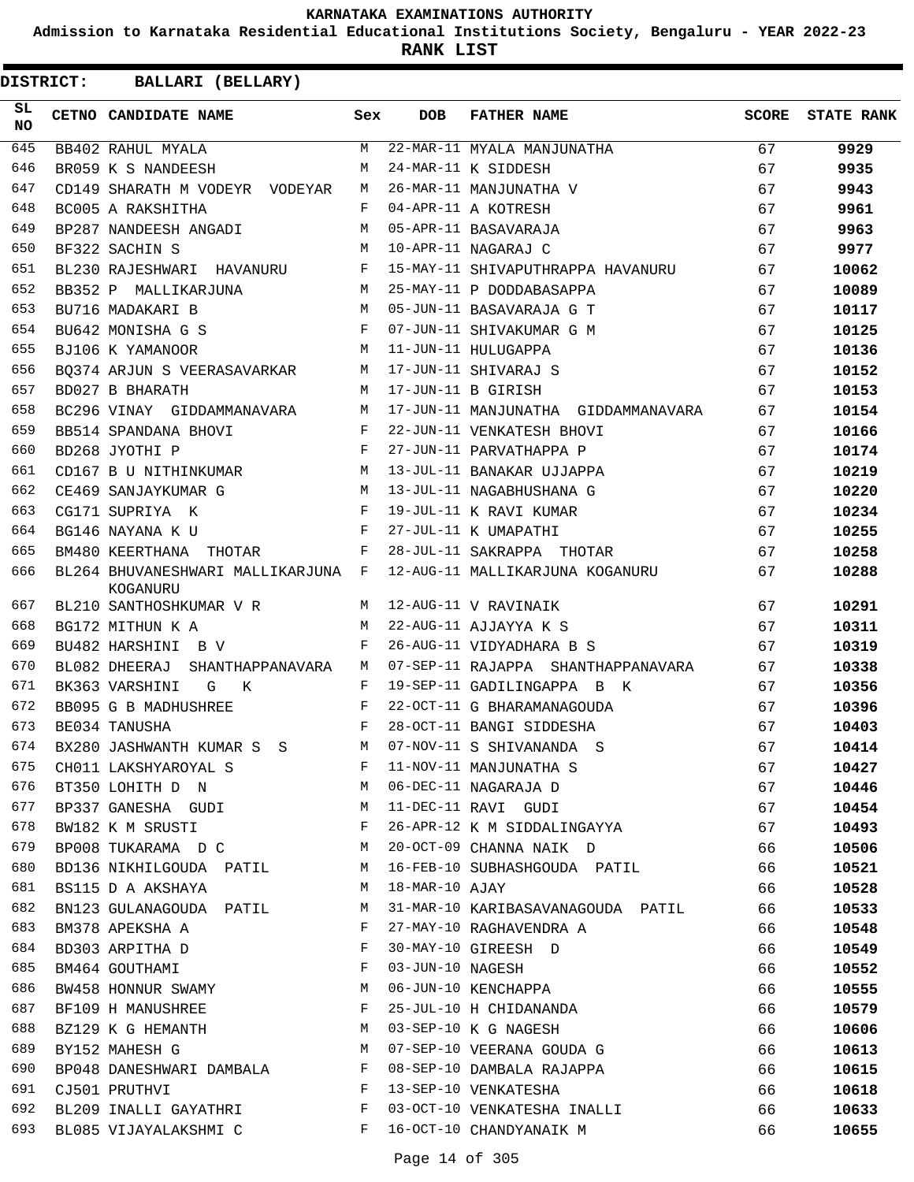# KARNATAKA EXAMINATIONS AUTHORITY

**Admission to Karnataka Residential Educational Institutions Society, Bengaluru - YEAR 2022-23**

**RANK LIST**

**DISTRICT: BALLARI (BELLARY)**

| SL NO | CETNO | CANDIDATE NAME | Sex | DOB | FATHER NAME | SCORE | STATE RANK |
|---|---|---|---|---|---|---|---|
| 645 | BB402 | RAHUL MYALA | M | 22-MAR-11 | MYALA MANJUNATHA | 67 | 9929 |
| 646 | BR059 | K S NANDEESH | M | 24-MAR-11 | K SIDDESH | 67 | 9935 |
| 647 | CD149 | SHARATH M VODEYR VODEYAR | M | 26-MAR-11 | MANJUNATHA V | 67 | 9943 |
| 648 | BC005 | A RAKSHITHA | F | 04-APR-11 | A KOTRESH | 67 | 9961 |
| 649 | BP287 | NANDEESH ANGADI | M | 05-APR-11 | BASAVARAJA | 67 | 9963 |
| 650 | BF322 | SACHIN S | M | 10-APR-11 | NAGARAJ C | 67 | 9977 |
| 651 | BL230 | RAJESHWARI HAVANURU | F | 15-MAY-11 | SHIVAPUTHRAPPA HAVANURU | 67 | 10062 |
| 652 | BB352 | P MALLIKARJUNA | M | 25-MAY-11 | P DODDABASAPPA | 67 | 10089 |
| 653 | BU716 | MADAKARI B | M | 05-JUN-11 | BASAVARAJA G T | 67 | 10117 |
| 654 | BU642 | MONISHA G S | F | 07-JUN-11 | SHIVAKUMAR G M | 67 | 10125 |
| 655 | BJ106 | K YAMANOOR | M | 11-JUN-11 | HULUGAPPA | 67 | 10136 |
| 656 | BQ374 | ARJUN S VEERASAVARKAR | M | 17-JUN-11 | SHIVARAJ S | 67 | 10152 |
| 657 | BD027 | B BHARATH | M | 17-JUN-11 | B GIRISH | 67 | 10153 |
| 658 | BC296 | VINAY GIDDAMMANAVARA | M | 17-JUN-11 | MANJUNATHA GIDDAMMANAVARA | 67 | 10154 |
| 659 | BB514 | SPANDANA BHOVI | F | 22-JUN-11 | VENKATESH BHOVI | 67 | 10166 |
| 660 | BD268 | JYOTHI P | F | 27-JUN-11 | PARVATHAPPA P | 67 | 10174 |
| 661 | CD167 | B U NITHINKUMAR | M | 13-JUL-11 | BANAKAR UJJAPPA | 67 | 10219 |
| 662 | CE469 | SANJAYKUMAR G | M | 13-JUL-11 | NAGABHUSHANA G | 67 | 10220 |
| 663 | CG171 | SUPRIYA K | F | 19-JUL-11 | K RAVI KUMAR | 67 | 10234 |
| 664 | BG146 | NAYANA K U | F | 27-JUL-11 | K UMAPATHI | 67 | 10255 |
| 665 | BM480 | KEERTHANA THOTAR | F | 28-JUL-11 | SAKRAPPA THOTAR | 67 | 10258 |
| 666 | BL264 | BHUVANESHWARI MALLIKARJUNA KOGANURU | F | 12-AUG-11 | MALLIKARJUNA KOGANURU | 67 | 10288 |
| 667 | BL210 | SANTHOSHKUMAR V R | M | 12-AUG-11 | V RAVINAIK | 67 | 10291 |
| 668 | BG172 | MITHUN K A | M | 22-AUG-11 | AJJAYYA K S | 67 | 10311 |
| 669 | BU482 | HARSHINI B V | F | 26-AUG-11 | VIDYADHARA B S | 67 | 10319 |
| 670 | BL082 | DHEERAJ SHANTHAPPANAVARA | M | 07-SEP-11 | RAJAPPA SHANTHAPPANAVARA | 67 | 10338 |
| 671 | BK363 | VARSHINI G K | F | 19-SEP-11 | GADILINGAPPA B K | 67 | 10356 |
| 672 | BB095 | G B MADHUSHREE | F | 22-OCT-11 | G BHARAMANAGOUDA | 67 | 10396 |
| 673 | BE034 | TANUSHA | F | 28-OCT-11 | BANGI SIDDESHA | 67 | 10403 |
| 674 | BX280 | JASHWANTH KUMAR S S | M | 07-NOV-11 | S SHIVANANDA S | 67 | 10414 |
| 675 | CH011 | LAKSHYAROYAL S | F | 11-NOV-11 | MANJUNATHA S | 67 | 10427 |
| 676 | BT350 | LOHITH D N | M | 06-DEC-11 | NAGARAJA D | 67 | 10446 |
| 677 | BP337 | GANESHA GUDI | M | 11-DEC-11 | RAVI GUDI | 67 | 10454 |
| 678 | BW182 | K M SRUSTI | F | 26-APR-12 | K M SIDDALINGAYYA | 67 | 10493 |
| 679 | BP008 | TUKARAMA D C | M | 20-OCT-09 | CHANNA NAIK D | 66 | 10506 |
| 680 | BD136 | NIKHILGOUDA PATIL | M | 16-FEB-10 | SUBHASHGOUDA PATIL | 66 | 10521 |
| 681 | BS115 | D A AKSHAYA | M | 18-MAR-10 | AJAY | 66 | 10528 |
| 682 | BN123 | GULANAGOUDA PATIL | M | 31-MAR-10 | KARIBASAVANAGOUDA PATIL | 66 | 10533 |
| 683 | BM378 | APEKSHA A | F | 27-MAY-10 | RAGHAVENDRA A | 66 | 10548 |
| 684 | BD303 | ARPITHA D | F | 30-MAY-10 | GIREESH D | 66 | 10549 |
| 685 | BM464 | GOUTHAMI | F | 03-JUN-10 | NAGESH | 66 | 10552 |
| 686 | BW458 | HONNUR SWAMY | M | 06-JUN-10 | KENCHAPPA | 66 | 10555 |
| 687 | BF109 | H MANUSHREE | F | 25-JUL-10 | H CHIDANANDA | 66 | 10579 |
| 688 | BZ129 | K G HEMANTH | M | 03-SEP-10 | K G NAGESH | 66 | 10606 |
| 689 | BY152 | MAHESH G | M | 07-SEP-10 | VEERANA GOUDA G | 66 | 10613 |
| 690 | BP048 | DANESHWARI DAMBALA | F | 08-SEP-10 | DAMBALA RAJAPPA | 66 | 10615 |
| 691 | CJ501 | PRUTHVI | F | 13-SEP-10 | VENKATESHA | 66 | 10618 |
| 692 | BL209 | INALLI GAYATHRI | F | 03-OCT-10 | VENKATESHA INALLI | 66 | 10633 |
| 693 | BL085 | VIJAYALAKSHMI C | F | 16-OCT-10 | CHANDYANAIK M | 66 | 10655 |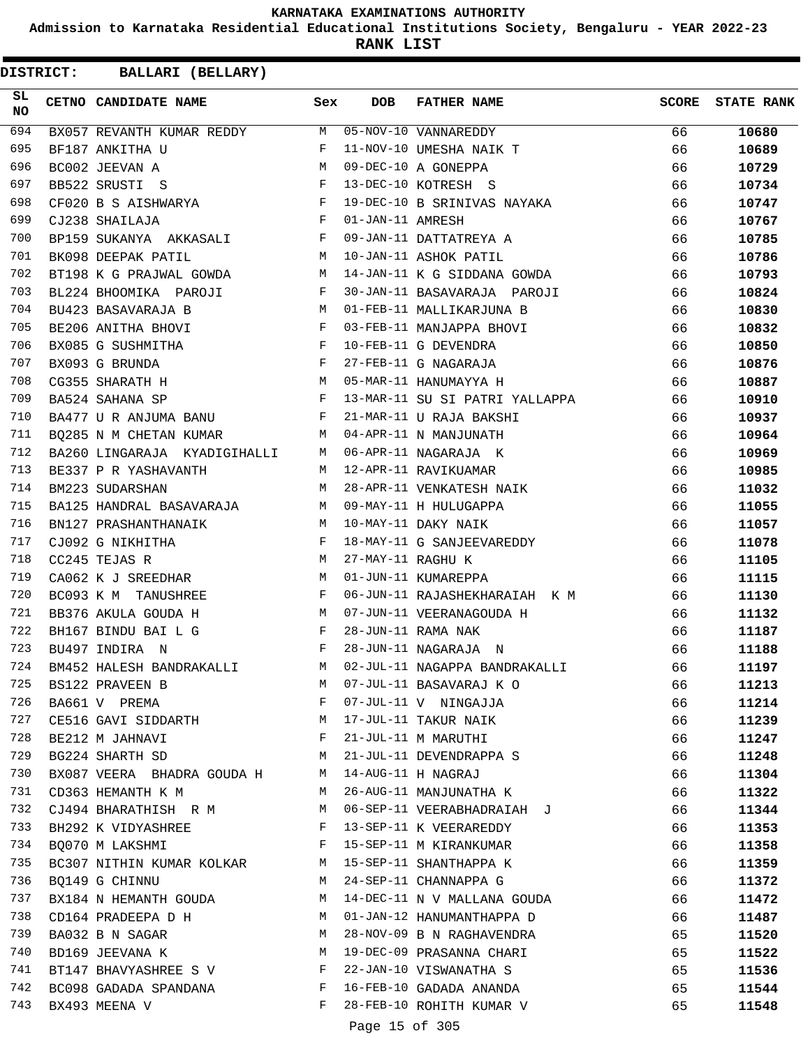# KARNATAKA EXAMINATIONS AUTHORITY

**Admission to Karnataka Residential Educational Institutions Society, Bengaluru - YEAR 2022-23**

**RANK LIST**

**DISTRICT: BALLARI (BELLARY)**

| SL NO | CETNO | CANDIDATE NAME | Sex | DOB | FATHER NAME | SCORE | STATE RANK |
|---|---|---|---|---|---|---|---|
| 694 | BX057 | REVANTH KUMAR REDDY | M | 05-NOV-10 | VANNAREDDY | 66 | 10680 |
| 695 | BF187 | ANKITHA U | F | 11-NOV-10 | UMESHA NAIK T | 66 | 10689 |
| 696 | BC002 | JEEVAN A | M | 09-DEC-10 | A GONEPPA | 66 | 10729 |
| 697 | BB522 | SRUSTI S | F | 13-DEC-10 | KOTRESH S | 66 | 10734 |
| 698 | CF020 | B S AISHWARYA | F | 19-DEC-10 | B SRINIVAS NAYAKA | 66 | 10747 |
| 699 | CJ238 | SHAILAJA | F | 01-JAN-11 | AMRESH | 66 | 10767 |
| 700 | BP159 | SUKANYA AKKASALI | F | 09-JAN-11 | DATTATREYA A | 66 | 10785 |
| 701 | BK098 | DEEPAK PATIL | M | 10-JAN-11 | ASHOK PATIL | 66 | 10786 |
| 702 | BT198 | K G PRAJWAL GOWDA | M | 14-JAN-11 | K G SIDDANA GOWDA | 66 | 10793 |
| 703 | BL224 | BHOOMIKA PAROJI | F | 30-JAN-11 | BASAVARAJA PAROJI | 66 | 10824 |
| 704 | BU423 | BASAVARAJA B | M | 01-FEB-11 | MALLIKARJUNA B | 66 | 10830 |
| 705 | BE206 | ANITHA BHOVI | F | 03-FEB-11 | MANJAPPA BHOVI | 66 | 10832 |
| 706 | BX085 | G SUSHMITHA | F | 10-FEB-11 | G DEVENDRA | 66 | 10850 |
| 707 | BX093 | G BRUNDA | F | 27-FEB-11 | G NAGARAJA | 66 | 10876 |
| 708 | CG355 | SHARATH H | M | 05-MAR-11 | HANUMAYYA H | 66 | 10887 |
| 709 | BA524 | SAHANA SP | F | 13-MAR-11 | SU SI PATRI YALLAPPA | 66 | 10910 |
| 710 | BA477 | U R ANJUMA BANU | F | 21-MAR-11 | U RAJA BAKSHI | 66 | 10937 |
| 711 | BQ285 | N M CHETAN KUMAR | M | 04-APR-11 | N MANJUNATH | 66 | 10964 |
| 712 | BA260 | LINGARAJA KYADIGIHALLI | M | 06-APR-11 | NAGARAJA K | 66 | 10969 |
| 713 | BE337 | P R YASHAVANTH | M | 12-APR-11 | RAVIKUAMAR | 66 | 10985 |
| 714 | BM223 | SUDARSHAN | M | 28-APR-11 | VENKATESH NAIK | 66 | 11032 |
| 715 | BA125 | HANDRAL BASAVARAJA | M | 09-MAY-11 | H HULUGAPPA | 66 | 11055 |
| 716 | BN127 | PRASHANTHANAIK | M | 10-MAY-11 | DAKY NAIK | 66 | 11057 |
| 717 | CJ092 | G NIKHITHA | F | 18-MAY-11 | G SANJEEVAREDDY | 66 | 11078 |
| 718 | CC245 | TEJAS R | M | 27-MAY-11 | RAGHU K | 66 | 11105 |
| 719 | CA062 | K J SREEDHAR | M | 01-JUN-11 | KUMAREPPA | 66 | 11115 |
| 720 | BC093 | K M TANUSHREE | F | 06-JUN-11 | RAJASHEKHARAIAH K M | 66 | 11130 |
| 721 | BB376 | AKULA GOUDA H | M | 07-JUN-11 | VEERANAGOUDA H | 66 | 11132 |
| 722 | BH167 | BINDU BAI L G | F | 28-JUN-11 | RAMA NAK | 66 | 11187 |
| 723 | BU497 | INDIRA N | F | 28-JUN-11 | NAGARAJA N | 66 | 11188 |
| 724 | BM452 | HALESH BANDRAKALLI | M | 02-JUL-11 | NAGAPPA BANDRAKALLI | 66 | 11197 |
| 725 | BS122 | PRAVEEN B | M | 07-JUL-11 | BASAVARAJ K O | 66 | 11213 |
| 726 | BA661 | V PREMA | F | 07-JUL-11 | V NINGAJJA | 66 | 11214 |
| 727 | CE516 | GAVI SIDDARTH | M | 17-JUL-11 | TAKUR NAIK | 66 | 11239 |
| 728 | BE212 | M JAHNAVI | F | 21-JUL-11 | M MARUTHI | 66 | 11247 |
| 729 | BG224 | SHARTH SD | M | 21-JUL-11 | DEVENDRAPPA S | 66 | 11248 |
| 730 | BX087 | VEERA BHADRA GOUDA H | M | 14-AUG-11 | H NAGRAJ | 66 | 11304 |
| 731 | CD363 | HEMANTH K M | M | 26-AUG-11 | MANJUNATHA K | 66 | 11322 |
| 732 | CJ494 | BHARATHISH R M | M | 06-SEP-11 | VEERABHADRAIAH J | 66 | 11344 |
| 733 | BH292 | K VIDYASHREE | F | 13-SEP-11 | K VEERAREDDY | 66 | 11353 |
| 734 | BQ070 | M LAKSHMI | F | 15-SEP-11 | M KIRANKUMAR | 66 | 11358 |
| 735 | BC307 | NITHIN KUMAR KOLKAR | M | 15-SEP-11 | SHANTHAPPA K | 66 | 11359 |
| 736 | BQ149 | G CHINNU | M | 24-SEP-11 | CHANNAPPA G | 66 | 11372 |
| 737 | BX184 | N HEMANTH GOUDA | M | 14-DEC-11 | N V MALLANA GOUDA | 66 | 11472 |
| 738 | CD164 | PRADEEPA D H | M | 01-JAN-12 | HANUMANTHAPPA D | 66 | 11487 |
| 739 | BA032 | B N SAGAR | M | 28-NOV-09 | B N RAGHAVENDRA | 65 | 11520 |
| 740 | BD169 | JEEVANA K | M | 19-DEC-09 | PRASANNA CHARI | 65 | 11522 |
| 741 | BT147 | BHAVYASHREE S V | F | 22-JAN-10 | VISWANATHA S | 65 | 11536 |
| 742 | BC098 | GADADA SPANDANA | F | 16-FEB-10 | GADADA ANANDA | 65 | 11544 |
| 743 | BX493 | MEENA V | F | 28-FEB-10 | ROHITH KUMAR V | 65 | 11548 |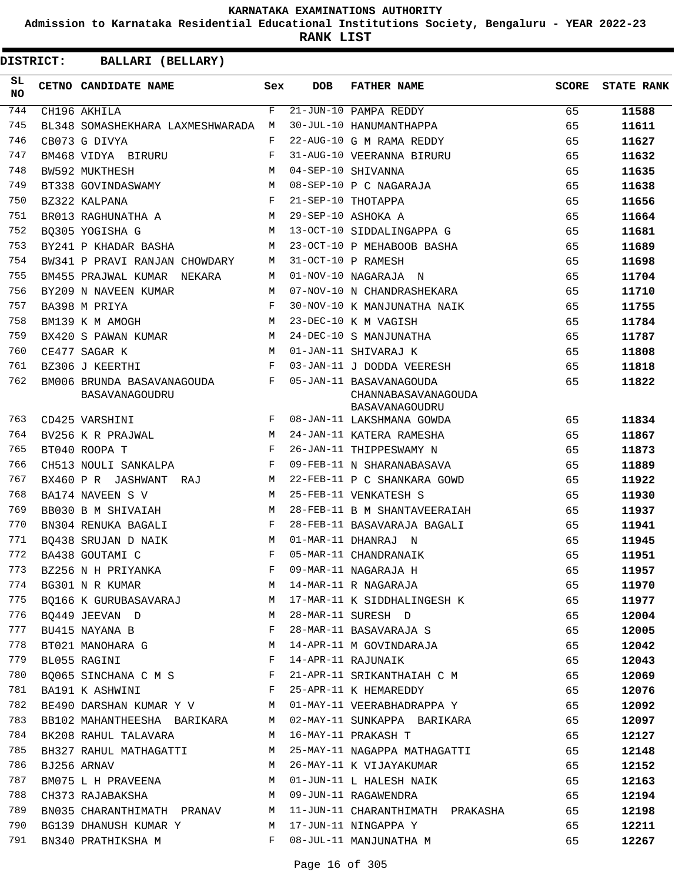KARNATAKA EXAMINATIONS AUTHORITY

Admission to Karnataka Residential Educational Institutions Society, Bengaluru - YEAR 2022-23

**RANK LIST**

**DISTRICT: BALLARI (BELLARY)**

| SL NO | CETNO | CANDIDATE NAME | Sex | DOB | FATHER NAME | SCORE | STATE RANK |
|---|---|---|---|---|---|---|---|
| 744 | CH196 | AKHILA | F | 21-JUN-10 | PAMPA REDDY | 65 | **11588** |
| 745 | BL348 | SOMASHEKHARA LAXMESHWARADA | M | 30-JUL-10 | HANUMANTHAPPA | 65 | **11611** |
| 746 | CB073 | G DIVYA | F | 22-AUG-10 | G M RAMA REDDY | 65 | **11627** |
| 747 | BM468 | VIDYA BIRURU | F | 31-AUG-10 | VEERANNA BIRURU | 65 | **11632** |
| 748 | BW592 | MUKTHESH | M | 04-SEP-10 | SHIVANNA | 65 | **11635** |
| 749 | BT338 | GOVINDASWAMY | M | 08-SEP-10 | P C NAGARAJA | 65 | **11638** |
| 750 | BZ322 | KALPANA | F | 21-SEP-10 | THOTAPPA | 65 | **11656** |
| 751 | BR013 | RAGHUNATHA A | M | 29-SEP-10 | ASHOKA A | 65 | **11664** |
| 752 | BQ305 | YOGISHA G | M | 13-OCT-10 | SIDDALINGAPPA G | 65 | **11681** |
| 753 | BY241 | P KHADAR BASHA | M | 23-OCT-10 | P MEHABOOB BASHA | 65 | **11689** |
| 754 | BW341 | P PRAVI RANJAN CHOWDARY | M | 31-OCT-10 | P RAMESH | 65 | **11698** |
| 755 | BM455 | PRAJWAL KUMAR NEKARA | M | 01-NOV-10 | NAGARAJA N | 65 | **11704** |
| 756 | BY209 | N NAVEEN KUMAR | M | 07-NOV-10 | N CHANDRASHEKARA | 65 | **11710** |
| 757 | BA398 | M PRIYA | F | 30-NOV-10 | K MANJUNATHA NAIK | 65 | **11755** |
| 758 | BM139 | K M AMOGH | M | 23-DEC-10 | K M VAGISH | 65 | **11784** |
| 759 | BX420 | S PAWAN KUMAR | M | 24-DEC-10 | S MANJUNATHA | 65 | **11787** |
| 760 | CE477 | SAGAR K | M | 01-JAN-11 | SHIVARAJ K | 65 | **11808** |
| 761 | BZ306 | J KEERTHI | F | 03-JAN-11 | J DODDA VEERESH | 65 | **11818** |
| 762 | BM006 | BRUNDA BASAVANAGOUDA BASAVANAGOUDRU | F | 05-JAN-11 | BASAVANAGOUDA CHANNABASAVANAGOUDA BASAVANAGOUDRU | 65 | **11822** |
| 763 | CD425 | VARSHINI | F | 08-JAN-11 | LAKSHMANA GOWDA | 65 | **11834** |
| 764 | BV256 | K R PRAJWAL | M | 24-JAN-11 | KATERA RAMESHA | 65 | **11867** |
| 765 | BT040 | ROOPA T | F | 26-JAN-11 | THIPPESWAMY N | 65 | **11873** |
| 766 | CH513 | NOULI SANKALPA | F | 09-FEB-11 | N SHARANABASAVA | 65 | **11889** |
| 767 | BX460 | P R JASHWANT RAJ | M | 22-FEB-11 | P C SHANKARA GOWD | 65 | **11922** |
| 768 | BA174 | NAVEEN S V | M | 25-FEB-11 | VENKATESH S | 65 | **11930** |
| 769 | BB030 | B M SHIVAIAH | M | 28-FEB-11 | B M SHANTAVEERAIAH | 65 | **11937** |
| 770 | BN304 | RENUKA BAGALI | F | 28-FEB-11 | BASAVARAJA BAGALI | 65 | **11941** |
| 771 | BQ438 | SRUJAN D NAIK | M | 01-MAR-11 | DHANRAJ N | 65 | **11945** |
| 772 | BA438 | GOUTAMI C | F | 05-MAR-11 | CHANDRANAIK | 65 | **11951** |
| 773 | BZ256 | N H PRIYANKA | F | 09-MAR-11 | NAGARAJA H | 65 | **11957** |
| 774 | BG301 | N R KUMAR | M | 14-MAR-11 | R NAGARAJA | 65 | **11970** |
| 775 | BQ166 | K GURUBASAVARAJ | M | 17-MAR-11 | K SIDDHALINGESH K | 65 | **11977** |
| 776 | BQ449 | JEEVAN D | M | 28-MAR-11 | SURESH D | 65 | **12004** |
| 777 | BU415 | NAYANA B | F | 28-MAR-11 | BASAVARAJA S | 65 | **12005** |
| 778 | BT021 | MANOHARA G | M | 14-APR-11 | M GOVINDARAJA | 65 | **12042** |
| 779 | BL055 | RAGINI | F | 14-APR-11 | RAJUNAIK | 65 | **12043** |
| 780 | BQ065 | SINCHANA C M S | F | 21-APR-11 | SRIKANTHAIAH C M | 65 | **12069** |
| 781 | BA191 | K ASHWINI | F | 25-APR-11 | K HEMAREDDY | 65 | **12076** |
| 782 | BE490 | DARSHAN KUMAR Y V | M | 01-MAY-11 | VEERABHADRAPPA Y | 65 | **12092** |
| 783 | BB102 | MAHANTHEESHA BARIKARA | M | 02-MAY-11 | SUNKAPPA BARIKARA | 65 | **12097** |
| 784 | BK208 | RAHUL TALAVARA | M | 16-MAY-11 | PRAKASH T | 65 | **12127** |
| 785 | BH327 | RAHUL MATHAGATTI | M | 25-MAY-11 | NAGAPPA MATHAGATTI | 65 | **12148** |
| 786 | BJ256 | ARNAV | M | 26-MAY-11 | K VIJAYAKUMAR | 65 | **12152** |
| 787 | BM075 | L H PRAVEENA | M | 01-JUN-11 | L HALESH NAIK | 65 | **12163** |
| 788 | CH373 | RAJABAKSHA | M | 09-JUN-11 | RAGAWENDRA | 65 | **12194** |
| 789 | BN035 | CHARANTHIMATH PRANAV | M | 11-JUN-11 | CHARANTHIMATH PRAKASHA | 65 | **12198** |
| 790 | BG139 | DHANUSH KUMAR Y | M | 17-JUN-11 | NINGAPPA Y | 65 | **12211** |
| 791 | BN340 | PRATHIKSHA M | F | 08-JUL-11 | MANJUNATHA M | 65 | **12267** |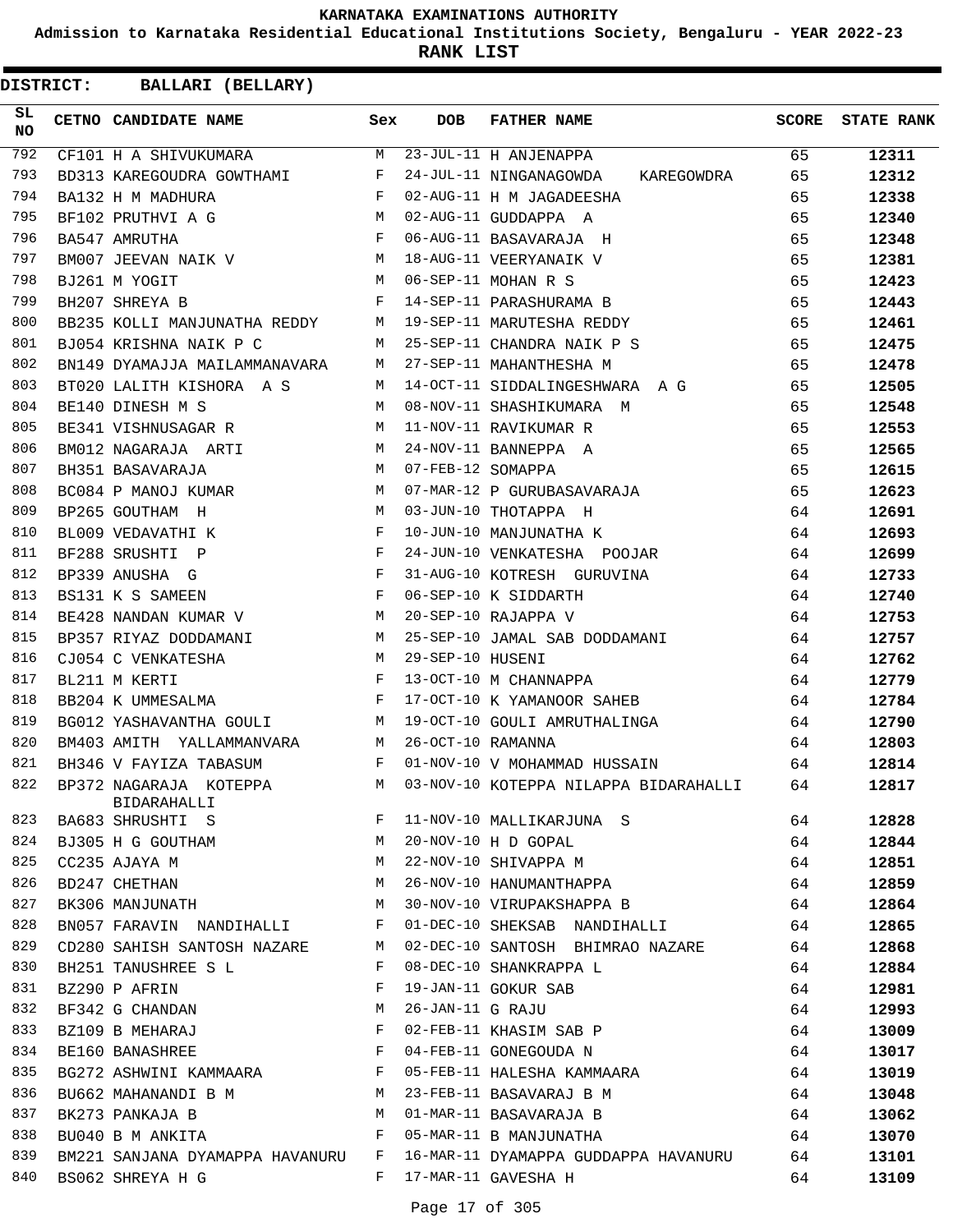**KARNATAKA EXAMINATIONS AUTHORITY**

**Admission to Karnataka Residential Educational Institutions Society, Bengaluru - YEAR 2022-23**

**RANK LIST**

**DISTRICT: BALLARI (BELLARY)**

| SL NO | CETNO | CANDIDATE NAME | Sex | DOB | FATHER NAME | SCORE | STATE RANK |
|---|---|---|---|---|---|---|---|
| 792 | CF101 | H A SHIVUKUMARA | M | 23-JUL-11 | H ANJENAPPA | 65 | 12311 |
| 793 | BD313 | KAREGOUDRA GOWTHAMI | F | 24-JUL-11 | NINGANAGOWDA KAREGOWDRA | 65 | 12312 |
| 794 | BA132 | H M MADHURA | F | 02-AUG-11 | H M JAGADEESHA | 65 | 12338 |
| 795 | BF102 | PRUTHVI A G | M | 02-AUG-11 | GUDDAPPA A | 65 | 12340 |
| 796 | BA547 | AMRUTHA | F | 06-AUG-11 | BASAVARAJA H | 65 | 12348 |
| 797 | BM007 | JEEVAN NAIK V | M | 18-AUG-11 | VEERYANAIK V | 65 | 12381 |
| 798 | BJ261 | M YOGIT | M | 06-SEP-11 | MOHAN R S | 65 | 12423 |
| 799 | BH207 | SHREYA B | F | 14-SEP-11 | PARASHURAMA B | 65 | 12443 |
| 800 | BB235 | KOLLI MANJUNATHA REDDY | M | 19-SEP-11 | MARUTESHA REDDY | 65 | 12461 |
| 801 | BJ054 | KRISHNA NAIK P C | M | 25-SEP-11 | CHANDRA NAIK P S | 65 | 12475 |
| 802 | BN149 | DYAMAJJA MAILAMMANAVARA | M | 27-SEP-11 | MAHANTHESHA M | 65 | 12478 |
| 803 | BT020 | LALITH KISHORA A S | M | 14-OCT-11 | SIDDALINGESHWARA A G | 65 | 12505 |
| 804 | BE140 | DINESH M S | M | 08-NOV-11 | SHASHIKUMARA M | 65 | 12548 |
| 805 | BE341 | VISHNUSAGAR R | M | 11-NOV-11 | RAVIKUMAR R | 65 | 12553 |
| 806 | BM012 | NAGARAJA ARTI | M | 24-NOV-11 | BANNEPPA A | 65 | 12565 |
| 807 | BH351 | BASAVARAJA | M | 07-FEB-12 | SOMAPPA | 65 | 12615 |
| 808 | BC084 | P MANOJ KUMAR | M | 07-MAR-12 | P GURUBASAVARAJA | 65 | 12623 |
| 809 | BP265 | GOUTHAM H | M | 03-JUN-10 | THOTAPPA H | 64 | 12691 |
| 810 | BL009 | VEDAVATHI K | F | 10-JUN-10 | MANJUNATHA K | 64 | 12693 |
| 811 | BF288 | SRUSHTI P | F | 24-JUN-10 | VENKATESHA POOJAR | 64 | 12699 |
| 812 | BP339 | ANUSHA G | F | 31-AUG-10 | KOTRESH GURUVINA | 64 | 12733 |
| 813 | BS131 | K S SAMEEN | F | 06-SEP-10 | K SIDDARTH | 64 | 12740 |
| 814 | BE428 | NANDAN KUMAR V | M | 20-SEP-10 | RAJAPPA V | 64 | 12753 |
| 815 | BP357 | RIYAZ DODDAMANI | M | 25-SEP-10 | JAMAL SAB DODDAMANI | 64 | 12757 |
| 816 | CJ054 | C VENKATESHA | M | 29-SEP-10 | HUSENI | 64 | 12762 |
| 817 | BL211 | M KERTI | F | 13-OCT-10 | M CHANNAPPA | 64 | 12779 |
| 818 | BB204 | K UMMESALMA | F | 17-OCT-10 | K YAMANOOR SAHEB | 64 | 12784 |
| 819 | BG012 | YASHAVANTHA GOULI | M | 19-OCT-10 | GOULI AMRUTHALINGA | 64 | 12790 |
| 820 | BM403 | AMITH YALLAMMANVARA | M | 26-OCT-10 | RAMANNA | 64 | 12803 |
| 821 | BH346 | V FAYIZA TABASUM | F | 01-NOV-10 | V MOHAMMAD HUSSAIN | 64 | 12814 |
| 822 | BP372 | NAGARAJA KOTEPPA BIDARAHALLI | M | 03-NOV-10 | KOTEPPA NILAPPA BIDARAHALLI | 64 | 12817 |
| 823 | BA683 | SHRUSHTI S | F | 11-NOV-10 | MALLIKARJUNA S | 64 | 12828 |
| 824 | BJ305 | H G GOUTHAM | M | 20-NOV-10 | H D GOPAL | 64 | 12844 |
| 825 | CC235 | AJAYA M | M | 22-NOV-10 | SHIVAPPA M | 64 | 12851 |
| 826 | BD247 | CHETHAN | M | 26-NOV-10 | HANUMANTHAPPA | 64 | 12859 |
| 827 | BK306 | MANJUNATH | M | 30-NOV-10 | VIRUPAKSHAPPA B | 64 | 12864 |
| 828 | BN057 | FARAVIN NANDIHALLI | F | 01-DEC-10 | SHEKSAB NANDIHALLI | 64 | 12865 |
| 829 | CD280 | SAHISH SANTOSH NAZARE | M | 02-DEC-10 | SANTOSH BHIMRAO NAZARE | 64 | 12868 |
| 830 | BH251 | TANUSHREE S L | F | 08-DEC-10 | SHANKRAPPA L | 64 | 12884 |
| 831 | BZ290 | P AFRIN | F | 19-JAN-11 | GOKUR SAB | 64 | 12981 |
| 832 | BF342 | G CHANDAN | M | 26-JAN-11 | G RAJU | 64 | 12993 |
| 833 | BZ109 | B MEHARAJ | F | 02-FEB-11 | KHASIM SAB P | 64 | 13009 |
| 834 | BE160 | BANASHREE | F | 04-FEB-11 | GONEGOUDA N | 64 | 13017 |
| 835 | BG272 | ASHWINI KAMMAARA | F | 05-FEB-11 | HALESHA KAMMAARA | 64 | 13019 |
| 836 | BU662 | MAHANANDI B M | M | 23-FEB-11 | BASAVARAJ B M | 64 | 13048 |
| 837 | BK273 | PANKAJA B | M | 01-MAR-11 | BASAVARAJA B | 64 | 13062 |
| 838 | BU040 | B M ANKITA | F | 05-MAR-11 | B MANJUNATHA | 64 | 13070 |
| 839 | BM221 | SANJANA DYAMAPPA HAVANURU | F | 16-MAR-11 | DYAMAPPA GUDDAPPA HAVANURU | 64 | 13101 |
| 840 | BS062 | SHREYA H G | F | 17-MAR-11 | GAVESHA H | 64 | 13109 |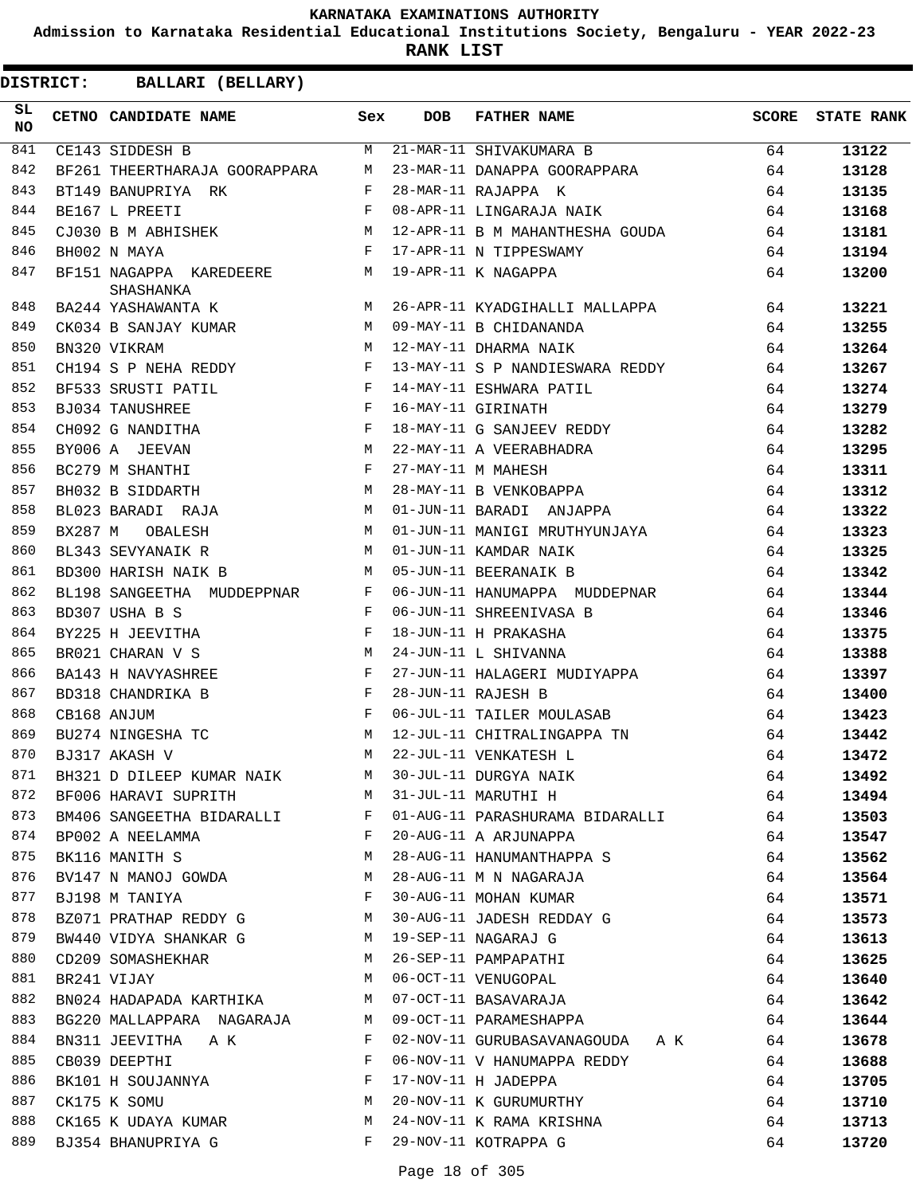KARNATAKA EXAMINATIONS AUTHORITY

Admission to Karnataka Residential Educational Institutions Society, Bengaluru - YEAR 2022-23

**RANK LIST**

**DISTRICT: BALLARI (BELLARY)**

| SL NO | CETNO | CANDIDATE NAME | Sex | DOB | FATHER NAME | SCORE | STATE RANK |
|---|---|---|---|---|---|---|---|
| 841 | CE143 | SIDDESH B | M | 21-MAR-11 | SHIVAKUMARA B | 64 | 13122 |
| 842 | BF261 | THEERTHARAJA GOORAPPARA | M | 23-MAR-11 | DANAPPA GOORAPPARA | 64 | 13128 |
| 843 | BT149 | BANUPRIYA RK | F | 28-MAR-11 | RAJAPPA K | 64 | 13135 |
| 844 | BE167 | L PREETI | F | 08-APR-11 | LINGARAJA NAIK | 64 | 13168 |
| 845 | CJ030 | B M ABHISHEK | M | 12-APR-11 | B M MAHANTHESHA GOUDA | 64 | 13181 |
| 846 | BH002 | N MAYA | F | 17-APR-11 | N TIPPESWAMY | 64 | 13194 |
| 847 | BF151 | NAGAPPA KAREDEERE SHASHANKA | M | 19-APR-11 | K NAGAPPA | 64 | 13200 |
| 848 | BA244 | YASHAWANTA K | M | 26-APR-11 | KYADGIHALLI MALLAPPA | 64 | 13221 |
| 849 | CK034 | B SANJAY KUMAR | M | 09-MAY-11 | B CHIDANANDA | 64 | 13255 |
| 850 | BN320 | VIKRAM | M | 12-MAY-11 | DHARMA NAIK | 64 | 13264 |
| 851 | CH194 | S P NEHA REDDY | F | 13-MAY-11 | S P NANDIESWARA REDDY | 64 | 13267 |
| 852 | BF533 | SRUSTI PATIL | F | 14-MAY-11 | ESHWARA PATIL | 64 | 13274 |
| 853 | BJ034 | TANUSHREE | F | 16-MAY-11 | GIRINATH | 64 | 13279 |
| 854 | CH092 | G NANDITHA | F | 18-MAY-11 | G SANJEEV REDDY | 64 | 13282 |
| 855 | BY006 | A JEEVAN | M | 22-MAY-11 | A VEERABHADRA | 64 | 13295 |
| 856 | BC279 | M SHANTHI | F | 27-MAY-11 | M MAHESH | 64 | 13311 |
| 857 | BH032 | B SIDDARTH | M | 28-MAY-11 | B VENKOBAPPA | 64 | 13312 |
| 858 | BL023 | BARADI RAJA | M | 01-JUN-11 | BARADI ANJAPPA | 64 | 13322 |
| 859 | BX287 | M OBALESH | M | 01-JUN-11 | MANIGI MRUTHYUNJAYA | 64 | 13323 |
| 860 | BL343 | SEVYANAIK R | M | 01-JUN-11 | KAMDAR NAIK | 64 | 13325 |
| 861 | BD300 | HARISH NAIK B | M | 05-JUN-11 | BEERANAIK B | 64 | 13342 |
| 862 | BL198 | SANGEETHA MUDDEPPNAR | F | 06-JUN-11 | HANUMAPPA MUDDEPNAR | 64 | 13344 |
| 863 | BD307 | USHA B S | F | 06-JUN-11 | SHREENIVASA B | 64 | 13346 |
| 864 | BY225 | H JEEVITHA | F | 18-JUN-11 | H PRAKASHA | 64 | 13375 |
| 865 | BR021 | CHARAN V S | M | 24-JUN-11 | L SHIVANNA | 64 | 13388 |
| 866 | BA143 | H NAVYASHREE | F | 27-JUN-11 | HALAGERI MUDIYAPPA | 64 | 13397 |
| 867 | BD318 | CHANDRIKA B | F | 28-JUN-11 | RAJESH B | 64 | 13400 |
| 868 | CB168 | ANJUM | F | 06-JUL-11 | TAILER MOULASAB | 64 | 13423 |
| 869 | BU274 | NINGESHA TC | M | 12-JUL-11 | CHITRALINGAPPA TN | 64 | 13442 |
| 870 | BJ317 | AKASH V | M | 22-JUL-11 | VENKATESH L | 64 | 13472 |
| 871 | BH321 | D DILEEP KUMAR NAIK | M | 30-JUL-11 | DURGYA NAIK | 64 | 13492 |
| 872 | BF006 | HARAVI SUPRITH | M | 31-JUL-11 | MARUTHI H | 64 | 13494 |
| 873 | BM406 | SANGEETHA BIDARALLI | F | 01-AUG-11 | PARASHURAMA BIDARALLI | 64 | 13503 |
| 874 | BP002 | A NEELAMMA | F | 20-AUG-11 | A ARJUNAPPA | 64 | 13547 |
| 875 | BK116 | MANITH S | M | 28-AUG-11 | HANUMANTHAPPA S | 64 | 13562 |
| 876 | BV147 | N MANOJ GOWDA | M | 28-AUG-11 | M N NAGARAJA | 64 | 13564 |
| 877 | BJ198 | M TANIYA | F | 30-AUG-11 | MOHAN KUMAR | 64 | 13571 |
| 878 | BZ071 | PRATHAP REDDY G | M | 30-AUG-11 | JADESH REDDAY G | 64 | 13573 |
| 879 | BW440 | VIDYA SHANKAR G | M | 19-SEP-11 | NAGARAJ G | 64 | 13613 |
| 880 | CD209 | SOMASHEKHAR | M | 26-SEP-11 | PAMPAPATHI | 64 | 13625 |
| 881 | BR241 | VIJAY | M | 06-OCT-11 | VENUGOPAL | 64 | 13640 |
| 882 | BN024 | HADAPADA KARTHIKA | M | 07-OCT-11 | BASAVARAJA | 64 | 13642 |
| 883 | BG220 | MALLAPPARA NAGARAJA | M | 09-OCT-11 | PARAMESHAPPA | 64 | 13644 |
| 884 | BN311 | JEEVITHA A K | F | 02-NOV-11 | GURUBASAVANAGOUDA A K | 64 | 13678 |
| 885 | CB039 | DEEPTHI | F | 06-NOV-11 | V HANUMAPPA REDDY | 64 | 13688 |
| 886 | BK101 | H SOUJANNYA | F | 17-NOV-11 | H JADEPPA | 64 | 13705 |
| 887 | CK175 | K SOMU | M | 20-NOV-11 | K GURUMURTHY | 64 | 13710 |
| 888 | CK165 | K UDAYA KUMAR | M | 24-NOV-11 | K RAMA KRISHNA | 64 | 13713 |
| 889 | BJ354 | BHANUPRIYA G | F | 29-NOV-11 | KOTRAPPA G | 64 | 13720 |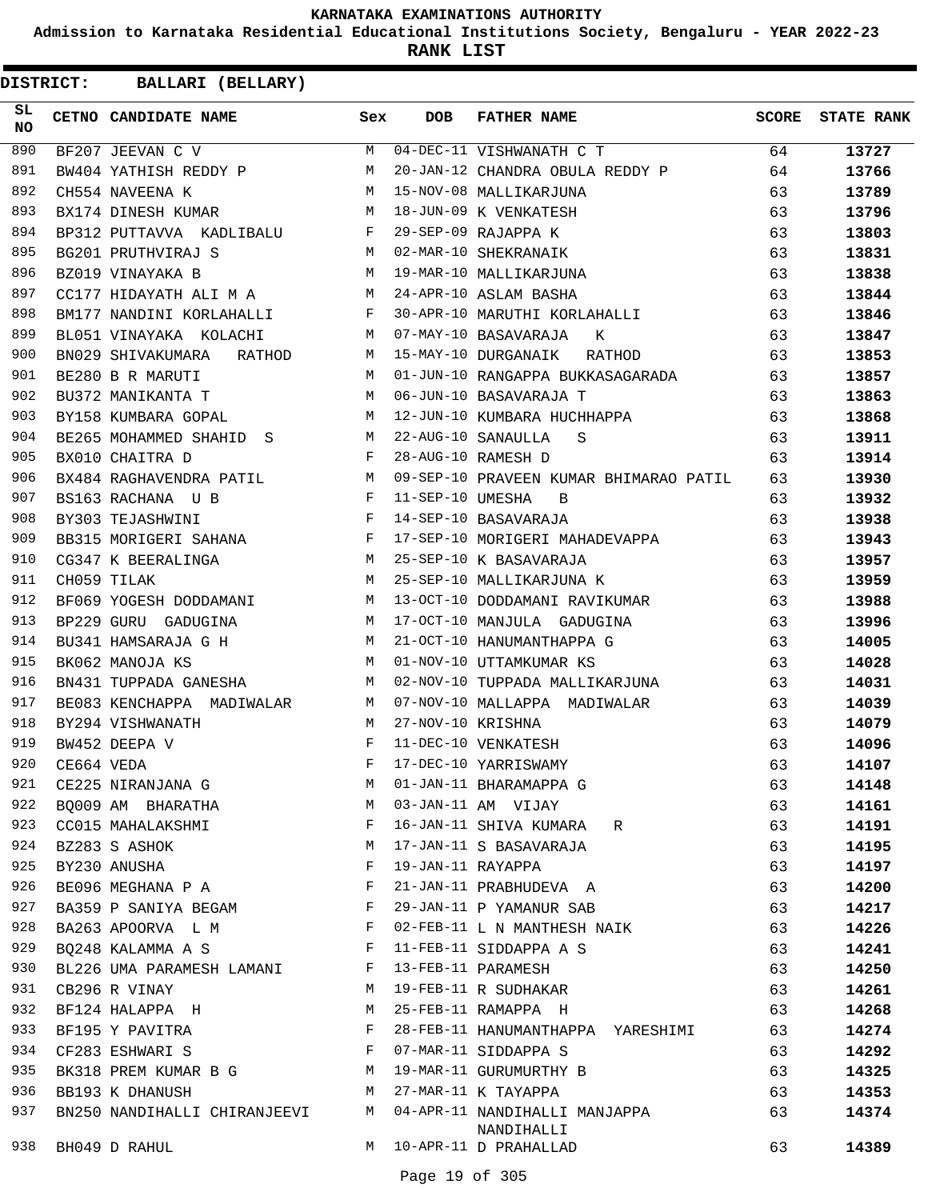# KARNATAKA EXAMINATIONS AUTHORITY

**Admission to Karnataka Residential Educational Institutions Society, Bengaluru - YEAR 2022-23**

**RANK LIST**

**DISTRICT: BALLARI (BELLARY)**

| SL NO | CETNO | CANDIDATE NAME | Sex | DOB | FATHER NAME | SCORE | STATE RANK |
|---|---|---|---|---|---|---|---|
| 890 | BF207 | JEEVAN C V | M | 04-DEC-11 | VISHWANATH C T | 64 | 13727 |
| 891 | BW404 | YATHISH REDDY P | M | 20-JAN-12 | CHANDRA OBULA REDDY P | 64 | 13766 |
| 892 | CH554 | NAVEENA K | M | 15-NOV-08 | MALLIKARJUNA | 63 | 13789 |
| 893 | BX174 | DINESH KUMAR | M | 18-JUN-09 | K VENKATESH | 63 | 13796 |
| 894 | BP312 | PUTTAVVA KADLIBALU | F | 29-SEP-09 | RAJAPPA K | 63 | 13803 |
| 895 | BG201 | PRUTHVIRAJ S | M | 02-MAR-10 | SHEKRANAIK | 63 | 13831 |
| 896 | BZ019 | VINAYAKA B | M | 19-MAR-10 | MALLIKARJUNA | 63 | 13838 |
| 897 | CC177 | HIDAYATH ALI M A | M | 24-APR-10 | ASLAM BASHA | 63 | 13844 |
| 898 | BM177 | NANDINI KORLAHALLI | F | 30-APR-10 | MARUTHI KORLAHALLI | 63 | 13846 |
| 899 | BL051 | VINAYAKA KOLACHI | M | 07-MAY-10 | BASAVARAJA K | 63 | 13847 |
| 900 | BN029 | SHIVAKUMARA RATHOD | M | 15-MAY-10 | DURGANAIK RATHOD | 63 | 13853 |
| 901 | BE280 | B R MARUTI | M | 01-JUN-10 | RANGAPPA BUKKASAGARADA | 63 | 13857 |
| 902 | BU372 | MANIKANTA T | M | 06-JUN-10 | BASAVARAJA T | 63 | 13863 |
| 903 | BY158 | KUMBARA GOPAL | M | 12-JUN-10 | KUMBARA HUCHHAPPA | 63 | 13868 |
| 904 | BE265 | MOHAMMED SHAHID S | M | 22-AUG-10 | SANAULLA S | 63 | 13911 |
| 905 | BX010 | CHAITRA D | F | 28-AUG-10 | RAMESH D | 63 | 13914 |
| 906 | BX484 | RAGHAVENDRA PATIL | M | 09-SEP-10 | PRAVEEN KUMAR BHIMARAO PATIL | 63 | 13930 |
| 907 | BS163 | RACHANA U B | F | 11-SEP-10 | UMESHA B | 63 | 13932 |
| 908 | BY303 | TEJASHWINI | F | 14-SEP-10 | BASAVARAJA | 63 | 13938 |
| 909 | BB315 | MORIGERI SAHANA | F | 17-SEP-10 | MORIGERI MAHADEVAPPA | 63 | 13943 |
| 910 | CG347 | K BEERALINGA | M | 25-SEP-10 | K BASAVARAJA | 63 | 13957 |
| 911 | CH059 | TILAK | M | 25-SEP-10 | MALLIKARJUNA K | 63 | 13959 |
| 912 | BF069 | YOGESH DODDAMANI | M | 13-OCT-10 | DODDAMANI RAVIKUMAR | 63 | 13988 |
| 913 | BP229 | GURU GADUGINA | M | 17-OCT-10 | MANJULA GADUGINA | 63 | 13996 |
| 914 | BU341 | HAMSARAJA G H | M | 21-OCT-10 | HANUMANTHAPPA G | 63 | 14005 |
| 915 | BK062 | MANOJA KS | M | 01-NOV-10 | UTTAMKUMAR KS | 63 | 14028 |
| 916 | BN431 | TUPPADA GANESHA | M | 02-NOV-10 | TUPPADA MALLIKARJUNA | 63 | 14031 |
| 917 | BE083 | KENCHAPPA MADIWALAR | M | 07-NOV-10 | MALLAPPA MADIWALAR | 63 | 14039 |
| 918 | BY294 | VISHWANATH | M | 27-NOV-10 | KRISHNA | 63 | 14079 |
| 919 | BW452 | DEEPA V | F | 11-DEC-10 | VENKATESH | 63 | 14096 |
| 920 | CE664 | VEDA | F | 17-DEC-10 | YARRISWAMY | 63 | 14107 |
| 921 | CE225 | NIRANJANA G | M | 01-JAN-11 | BHARAMAPPA G | 63 | 14148 |
| 922 | BQ009 | AM BHARATHA | M | 03-JAN-11 | AM VIJAY | 63 | 14161 |
| 923 | CC015 | MAHALAKSHMI | F | 16-JAN-11 | SHIVA KUMARA R | 63 | 14191 |
| 924 | BZ283 | S ASHOK | M | 17-JAN-11 | S BASAVARAJA | 63 | 14195 |
| 925 | BY230 | ANUSHA | F | 19-JAN-11 | RAYAPPA | 63 | 14197 |
| 926 | BE096 | MEGHANA P A | F | 21-JAN-11 | PRABHUDEVA A | 63 | 14200 |
| 927 | BA359 | P SANIYA BEGAM | F | 29-JAN-11 | P YAMANUR SAB | 63 | 14217 |
| 928 | BA263 | APOORVA L M | F | 02-FEB-11 | L N MANTHESH NAIK | 63 | 14226 |
| 929 | BQ248 | KALAMMA A S | F | 11-FEB-11 | SIDDAPPA A S | 63 | 14241 |
| 930 | BL226 | UMA PARAMESH LAMANI | F | 13-FEB-11 | PARAMESH | 63 | 14250 |
| 931 | CB296 | R VINAY | M | 19-FEB-11 | R SUDHAKAR | 63 | 14261 |
| 932 | BF124 | HALAPPA H | M | 25-FEB-11 | RAMAPPA H | 63 | 14268 |
| 933 | BF195 | Y PAVITRA | F | 28-FEB-11 | HANUMANTHAPPA YARESHIMI | 63 | 14274 |
| 934 | CF283 | ESHWARI S | F | 07-MAR-11 | SIDDAPPA S | 63 | 14292 |
| 935 | BK318 | PREM KUMAR B G | M | 19-MAR-11 | GURUMURTHY B | 63 | 14325 |
| 936 | BB193 | K DHANUSH | M | 27-MAR-11 | K TAYAPPA | 63 | 14353 |
| 937 | BN250 | NANDIHALLI CHIRANJEEVI | M | 04-APR-11 | NANDIHALLI MANJAPPA NANDIHALLI | 63 | 14374 |
| 938 | BH049 | D RAHUL | M | 10-APR-11 | D PRAHALLAD | 63 | 14389 |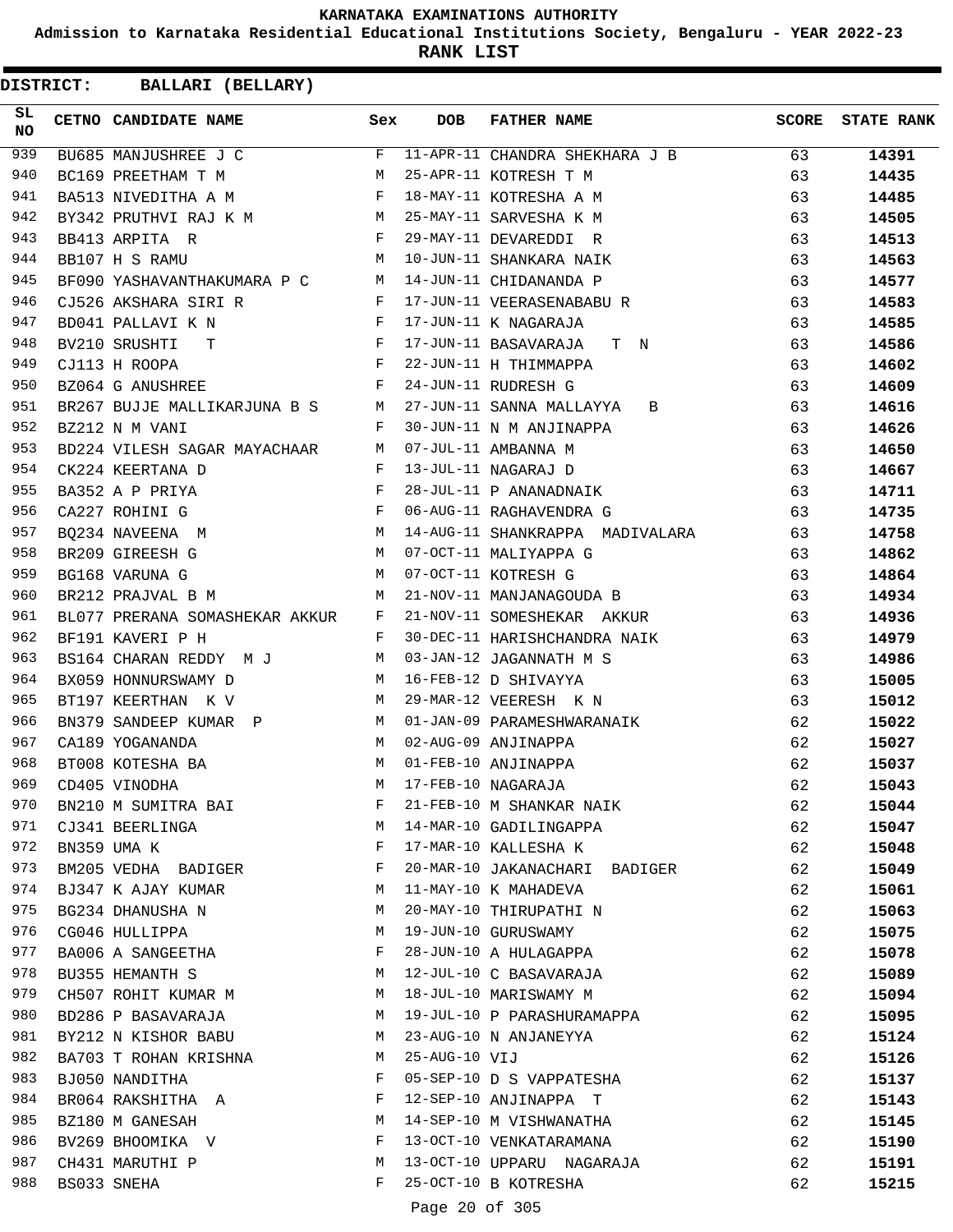**KARNATAKA EXAMINATIONS AUTHORITY**

**Admission to Karnataka Residential Educational Institutions Society, Bengaluru - YEAR 2022-23**

**RANK LIST**

**DISTRICT: BALLARI (BELLARY)**

| SL NO | CETNO | CANDIDATE NAME | Sex | DOB | FATHER NAME | SCORE | STATE RANK |
|---|---|---|---|---|---|---|---|
| 939 | BU685 | MANJUSHREE J C | F | 11-APR-11 | CHANDRA SHEKHARA J B | 63 | 14391 |
| 940 | BC169 | PREETHAM T M | M | 25-APR-11 | KOTRESH T M | 63 | 14435 |
| 941 | BA513 | NIVEDITHA A M | F | 18-MAY-11 | KOTRESHA A M | 63 | 14485 |
| 942 | BY342 | PRUTHVI RAJ K M | M | 25-MAY-11 | SARVESHA K M | 63 | 14505 |
| 943 | BB413 | ARPITA R | F | 29-MAY-11 | DEVAREDDI R | 63 | 14513 |
| 944 | BB107 | H S RAMU | M | 10-JUN-11 | SHANKARA NAIK | 63 | 14563 |
| 945 | BF090 | YASHAVANTHAKUMARA P C | M | 14-JUN-11 | CHIDANANDA P | 63 | 14577 |
| 946 | CJ526 | AKSHARA SIRI R | F | 17-JUN-11 | VEERASENABABU R | 63 | 14583 |
| 947 | BD041 | PALLAVI K N | F | 17-JUN-11 | K NAGARAJA | 63 | 14585 |
| 948 | BV210 | SRUSHTI T | F | 17-JUN-11 | BASAVARAJA T N | 63 | 14586 |
| 949 | CJ113 | H ROOPA | F | 22-JUN-11 | H THIMMAPPA | 63 | 14602 |
| 950 | BZ064 | G ANUSHREE | F | 24-JUN-11 | RUDRESH G | 63 | 14609 |
| 951 | BR267 | BUJJE MALLIKARJUNA B S | M | 27-JUN-11 | SANNA MALLAYYA B | 63 | 14616 |
| 952 | BZ212 | N M VANI | F | 30-JUN-11 | N M ANJINAPPA | 63 | 14626 |
| 953 | BD224 | VILESH SAGAR MAYACHAAR | M | 07-JUL-11 | AMBANNA M | 63 | 14650 |
| 954 | CK224 | KEERTANA D | F | 13-JUL-11 | NAGARAJ D | 63 | 14667 |
| 955 | BA352 | A P PRIYA | F | 28-JUL-11 | P ANANADNAIK | 63 | 14711 |
| 956 | CA227 | ROHINI G | F | 06-AUG-11 | RAGHAVENDRA G | 63 | 14735 |
| 957 | BQ234 | NAVEENA M | M | 14-AUG-11 | SHANKRAPPA MADIVALARA | 63 | 14758 |
| 958 | BR209 | GIREESH G | M | 07-OCT-11 | MALIYAPPA G | 63 | 14862 |
| 959 | BG168 | VARUNA G | M | 07-OCT-11 | KOTRESH G | 63 | 14864 |
| 960 | BR212 | PRAJVAL B M | M | 21-NOV-11 | MANJANAGOUDA B | 63 | 14934 |
| 961 | BL077 | PRERANA SOMASHEKAR AKKUR | F | 21-NOV-11 | SOMESHEKAR AKKUR | 63 | 14936 |
| 962 | BF191 | KAVERI P H | F | 30-DEC-11 | HARISHCHANDRA NAIK | 63 | 14979 |
| 963 | BS164 | CHARAN REDDY M J | M | 03-JAN-12 | JAGANNATH M S | 63 | 14986 |
| 964 | BX059 | HONNURSWAMY D | M | 16-FEB-12 | D SHIVAYYA | 63 | 15005 |
| 965 | BT197 | KEERTHAN K V | M | 29-MAR-12 | VEERESH K N | 63 | 15012 |
| 966 | BN379 | SANDEEP KUMAR P | M | 01-JAN-09 | PARAMESHWARANAIK | 62 | 15022 |
| 967 | CA189 | YOGANANDA | M | 02-AUG-09 | ANJINAPPA | 62 | 15027 |
| 968 | BT008 | KOTESHA BA | M | 01-FEB-10 | ANJINAPPA | 62 | 15037 |
| 969 | CD405 | VINODHA | M | 17-FEB-10 | NAGARAJA | 62 | 15043 |
| 970 | BN210 | M SUMITRA BAI | F | 21-FEB-10 | M SHANKAR NAIK | 62 | 15044 |
| 971 | CJ341 | BEERLINGA | M | 14-MAR-10 | GADILINGAPPA | 62 | 15047 |
| 972 | BN359 | UMA K | F | 17-MAR-10 | KALLESHA K | 62 | 15048 |
| 973 | BM205 | VEDHA BADIGER | F | 20-MAR-10 | JAKANACHARI BADIGER | 62 | 15049 |
| 974 | BJ347 | K AJAY KUMAR | M | 11-MAY-10 | K MAHADEVA | 62 | 15061 |
| 975 | BG234 | DHANUSHA N | M | 20-MAY-10 | THIRUPATHI N | 62 | 15063 |
| 976 | CG046 | HULLIPPA | M | 19-JUN-10 | GURUSWAMY | 62 | 15075 |
| 977 | BA006 | A SANGEETHA | F | 28-JUN-10 | A HULAGAPPA | 62 | 15078 |
| 978 | BU355 | HEMANTH S | M | 12-JUL-10 | C BASAVARAJA | 62 | 15089 |
| 979 | CH507 | ROHIT KUMAR M | M | 18-JUL-10 | MARISWAMY M | 62 | 15094 |
| 980 | BD286 | P BASAVARAJA | M | 19-JUL-10 | P PARASHURAMAPPA | 62 | 15095 |
| 981 | BY212 | N KISHOR BABU | M | 23-AUG-10 | N ANJANEYYA | 62 | 15124 |
| 982 | BA703 | T ROHAN KRISHNA | M | 25-AUG-10 | VIJ | 62 | 15126 |
| 983 | BJ050 | NANDITHA | F | 05-SEP-10 | D S VAPPATESHA | 62 | 15137 |
| 984 | BR064 | RAKSHITHA A | F | 12-SEP-10 | ANJINAPPA T | 62 | 15143 |
| 985 | BZ180 | M GANESAH | M | 14-SEP-10 | M VISHWANATHA | 62 | 15145 |
| 986 | BV269 | BHOOMIKA V | F | 13-OCT-10 | VENKATARAMANA | 62 | 15190 |
| 987 | CH431 | MARUTHI P | M | 13-OCT-10 | UPPARU NAGARAJA | 62 | 15191 |
| 988 | BS033 | SNEHA | F | 25-OCT-10 | B KOTRESHA | 62 | 15215 |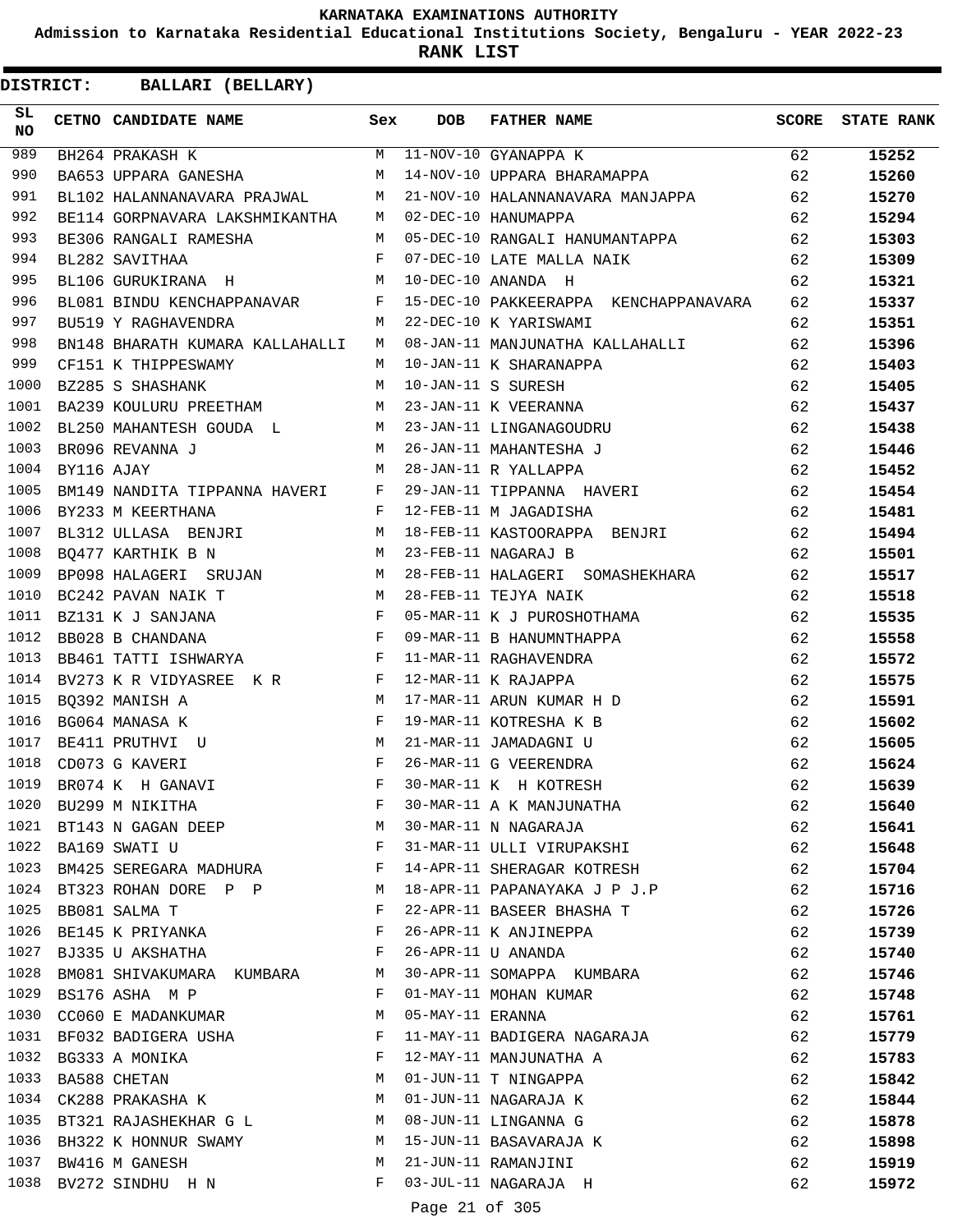KARNATAKA EXAMINATIONS AUTHORITY

Admission to Karnataka Residential Educational Institutions Society, Bengaluru - YEAR 2022-23

RANK LIST

**DISTRICT: BALLARI (BELLARY)**

| SL NO | CETNO | CANDIDATE NAME | Sex | DOB | FATHER NAME | SCORE | STATE RANK |
|---|---|---|---|---|---|---|---|
| 989 | BH264 | PRAKASH K | M | 11-NOV-10 | GYANAPPA K | 62 | 15252 |
| 990 | BA653 | UPPARA GANESHA | M | 14-NOV-10 | UPPARA BHARAMAPPA | 62 | 15260 |
| 991 | BL102 | HALANNANAVARA PRAJWAL | M | 21-NOV-10 | HALANNANAVARA MANJAPPA | 62 | 15270 |
| 992 | BE114 | GORPNAVARA LAKSHMIKANTHA | M | 02-DEC-10 | HANUMAPPA | 62 | 15294 |
| 993 | BE306 | RANGALI RAMESHA | M | 05-DEC-10 | RANGALI HANUMANTAPPA | 62 | 15303 |
| 994 | BL282 | SAVITHAA | F | 07-DEC-10 | LATE MALLA NAIK | 62 | 15309 |
| 995 | BL106 | GURUKIRANA H | M | 10-DEC-10 | ANANDA H | 62 | 15321 |
| 996 | BL081 | BINDU KENCHAPPANAVAR | F | 15-DEC-10 | PAKKEERAPPA KENCHAPPANAVARA | 62 | 15337 |
| 997 | BU519 | Y RAGHAVENDRA | M | 22-DEC-10 | K YARISWAMI | 62 | 15351 |
| 998 | BN148 | BHARATH KUMARA KALLAHALLI | M | 08-JAN-11 | MANJUNATHA KALLAHALLI | 62 | 15396 |
| 999 | CF151 | K THIPPESWAMY | M | 10-JAN-11 | K SHARANAPPA | 62 | 15403 |
| 1000 | BZ285 | S SHASHANK | M | 10-JAN-11 | S SURESH | 62 | 15405 |
| 1001 | BA239 | KOULURU PREETHAM | M | 23-JAN-11 | K VEERANNA | 62 | 15437 |
| 1002 | BL250 | MAHANTESH GOUDA L | M | 23-JAN-11 | LINGANAGOUDRU | 62 | 15438 |
| 1003 | BR096 | REVANNA J | M | 26-JAN-11 | MAHANTESHA J | 62 | 15446 |
| 1004 | BY116 | AJAY | M | 28-JAN-11 | R YALLAPPA | 62 | 15452 |
| 1005 | BM149 | NANDITA TIPPANNA HAVERI | F | 29-JAN-11 | TIPPANNA HAVERI | 62 | 15454 |
| 1006 | BY233 | M KEERTHANA | F | 12-FEB-11 | M JAGADISHA | 62 | 15481 |
| 1007 | BL312 | ULLASA BENJRI | M | 18-FEB-11 | KASTOORAPPA BENJRI | 62 | 15494 |
| 1008 | BQ477 | KARTHIK B N | M | 23-FEB-11 | NAGARAJ B | 62 | 15501 |
| 1009 | BP098 | HALAGERI SRUJAN | M | 28-FEB-11 | HALAGERI SOMASHEKHARA | 62 | 15517 |
| 1010 | BC242 | PAVAN NAIK T | M | 28-FEB-11 | TEJYA NAIK | 62 | 15518 |
| 1011 | BZ131 | K J SANJANA | F | 05-MAR-11 | K J PUROSHOTHAMA | 62 | 15535 |
| 1012 | BB028 | B CHANDANA | F | 09-MAR-11 | B HANUMNTHAPPA | 62 | 15558 |
| 1013 | BB461 | TATTI ISHWARYA | F | 11-MAR-11 | RAGHAVENDRA | 62 | 15572 |
| 1014 | BV273 | K R VIDYASREE K R | F | 12-MAR-11 | K RAJAPPA | 62 | 15575 |
| 1015 | BQ392 | MANISH A | M | 17-MAR-11 | ARUN KUMAR H D | 62 | 15591 |
| 1016 | BG064 | MANASA K | F | 19-MAR-11 | KOTRESHA K B | 62 | 15602 |
| 1017 | BE411 | PRUTHVI U | M | 21-MAR-11 | JAMADAGNI U | 62 | 15605 |
| 1018 | CD073 | G KAVERI | F | 26-MAR-11 | G VEERENDRA | 62 | 15624 |
| 1019 | BR074 | K H GANAVI | F | 30-MAR-11 | K H KOTRESH | 62 | 15639 |
| 1020 | BU299 | M NIKITHA | F | 30-MAR-11 | A K MANJUNATHA | 62 | 15640 |
| 1021 | BT143 | N GAGAN DEEP | M | 30-MAR-11 | N NAGARAJA | 62 | 15641 |
| 1022 | BA169 | SWATI U | F | 31-MAR-11 | ULLI VIRUPAKSHI | 62 | 15648 |
| 1023 | BM425 | SEREGARA MADHURA | F | 14-APR-11 | SHERAGAR KOTRESH | 62 | 15704 |
| 1024 | BT323 | ROHAN DORE P P | M | 18-APR-11 | PAPANAYAKA J P J.P | 62 | 15716 |
| 1025 | BB081 | SALMA T | F | 22-APR-11 | BASEER BHASHA T | 62 | 15726 |
| 1026 | BE145 | K PRIYANKA | F | 26-APR-11 | K ANJINEPPA | 62 | 15739 |
| 1027 | BJ335 | U AKSHATHA | F | 26-APR-11 | U ANANDA | 62 | 15740 |
| 1028 | BM081 | SHIVAKUMARA KUMBARA | M | 30-APR-11 | SOMAPPA KUMBARA | 62 | 15746 |
| 1029 | BS176 | ASHA M P | F | 01-MAY-11 | MOHAN KUMAR | 62 | 15748 |
| 1030 | CC060 | E MADANKUMAR | M | 05-MAY-11 | ERANNA | 62 | 15761 |
| 1031 | BF032 | BADIGERA USHA | F | 11-MAY-11 | BADIGERA NAGARAJA | 62 | 15779 |
| 1032 | BG333 | A MONIKA | F | 12-MAY-11 | MANJUNATHA A | 62 | 15783 |
| 1033 | BA588 | CHETAN | M | 01-JUN-11 | T NINGAPPA | 62 | 15842 |
| 1034 | CK288 | PRAKASHA K | M | 01-JUN-11 | NAGARAJA K | 62 | 15844 |
| 1035 | BT321 | RAJASHEKHAR G L | M | 08-JUN-11 | LINGANNA G | 62 | 15878 |
| 1036 | BH322 | K HONNUR SWAMY | M | 15-JUN-11 | BASAVARAJA K | 62 | 15898 |
| 1037 | BW416 | M GANESH | M | 21-JUN-11 | RAMANJINI | 62 | 15919 |
| 1038 | BV272 | SINDHU H N | F | 03-JUL-11 | NAGARAJA H | 62 | 15972 |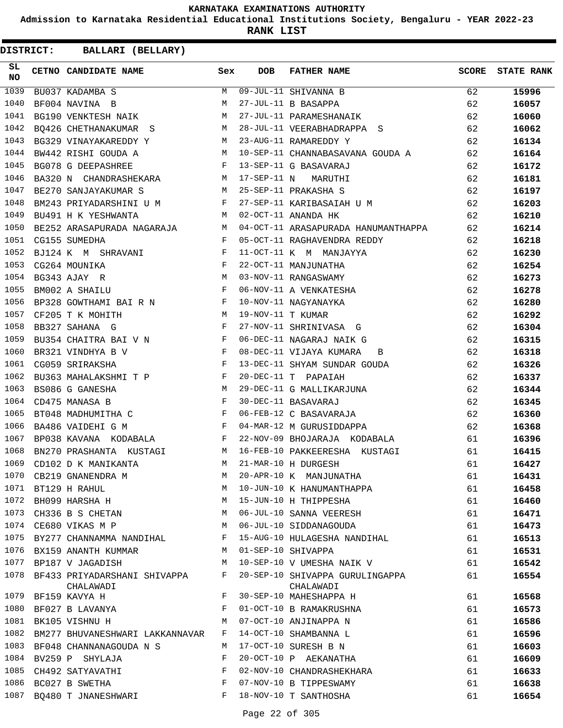KARNATAKA EXAMINATIONS AUTHORITY

Admission to Karnataka Residential Educational Institutions Society, Bengaluru - YEAR 2022-23

**RANK LIST**

**DISTRICT: BALLARI (BELLARY)**

| SL NO | CETNO | CANDIDATE NAME | Sex | DOB | FATHER NAME | SCORE | STATE RANK |
|---|---|---|---|---|---|---|---|
| 1039 | BU037 | KADAMBA S | M | 09-JUL-11 | SHIVANNA B | 62 | 15996 |
| 1040 | BF004 | NAVINA B | M | 27-JUL-11 | B BASAPPA | 62 | 16057 |
| 1041 | BG190 | VENKTESH NAIK | M | 27-JUL-11 | PARAMESHANAIK | 62 | 16060 |
| 1042 | BQ426 | CHETHANAKUMAR S | M | 28-JUL-11 | VEERABHADRAPPA S | 62 | 16062 |
| 1043 | BG329 | VINAYAKAREDDY Y | M | 23-AUG-11 | RAMAREDDY Y | 62 | 16134 |
| 1044 | BW442 | RISHI GOUDA A | M | 10-SEP-11 | CHANNABASAVANA GOUDA A | 62 | 16164 |
| 1045 | BG078 | G DEEPASHREE | F | 13-SEP-11 | G BASAVARAJ | 62 | 16172 |
| 1046 | BA320 | N CHANDRASHEKARA | M | 17-SEP-11 | N MARUTHI | 62 | 16181 |
| 1047 | BE270 | SANJAYAKUMAR S | M | 25-SEP-11 | PRAKASHA S | 62 | 16197 |
| 1048 | BM243 | PRIYADARSHINI U M | F | 27-SEP-11 | KARIBASAIAH U M | 62 | 16203 |
| 1049 | BU491 | H K YESHWANTA | M | 02-OCT-11 | ANANDA HK | 62 | 16210 |
| 1050 | BE252 | ARASAPURADA NAGARAJA | M | 04-OCT-11 | ARASAPURADA HANUMANTHAPPA | 62 | 16214 |
| 1051 | CG155 | SUMEDHA | F | 05-OCT-11 | RAGHAVENDRA REDDY | 62 | 16218 |
| 1052 | BJ124 | K M SHRAVANI | F | 11-OCT-11 | K M MANJAYYA | 62 | 16230 |
| 1053 | CG264 | MOUNIKA | F | 22-OCT-11 | MANJUNATHA | 62 | 16254 |
| 1054 | BG343 | AJAY R | M | 03-NOV-11 | RANGASWAMY | 62 | 16273 |
| 1055 | BM002 | A SHAILU | F | 06-NOV-11 | A VENKATESHA | 62 | 16278 |
| 1056 | BP328 | GOWTHAMI BAI R N | F | 10-NOV-11 | NAGYANAYKA | 62 | 16280 |
| 1057 | CF205 | T K MOHITH | M | 19-NOV-11 | T KUMAR | 62 | 16292 |
| 1058 | BB327 | SAHANA G | F | 27-NOV-11 | SHRINIVASA G | 62 | 16304 |
| 1059 | BU354 | CHAITRA BAI V N | F | 06-DEC-11 | NAGARAJ NAIK G | 62 | 16315 |
| 1060 | BR321 | VINDHYA B V | F | 08-DEC-11 | VIJAYA KUMARA B | 62 | 16318 |
| 1061 | CG059 | SRIRAKSHA | F | 13-DEC-11 | SHYAM SUNDAR GOUDA | 62 | 16326 |
| 1062 | BU363 | MAHALAKSHMI T P | F | 20-DEC-11 | T PAPAIAH | 62 | 16337 |
| 1063 | BS086 | G GANESHA | M | 29-DEC-11 | G MALLIKARJUNA | 62 | 16344 |
| 1064 | CD475 | MANASA B | F | 30-DEC-11 | BASAVARAJ | 62 | 16345 |
| 1065 | BT048 | MADHUMITHA C | F | 06-FEB-12 | C BASAVARAJA | 62 | 16360 |
| 1066 | BA486 | VAIDEHI G M | F | 04-MAR-12 | M GURUSIDDAPPA | 62 | 16368 |
| 1067 | BP038 | KAVANA KODABALA | F | 22-NOV-09 | BHOJARAJA KODABALA | 61 | 16396 |
| 1068 | BN270 | PRASHANTA KUSTAGI | M | 16-FEB-10 | PAKKEERESHA KUSTAGI | 61 | 16415 |
| 1069 | CD102 | D K MANIKANTA | M | 21-MAR-10 | H DURGESH | 61 | 16427 |
| 1070 | CB219 | GNANENDRA M | M | 20-APR-10 | K MANJUNATHA | 61 | 16431 |
| 1071 | BT129 | H RAHUL | M | 10-JUN-10 | K HANUMANTHAPPA | 61 | 16458 |
| 1072 | BH099 | HARSHA H | M | 15-JUN-10 | H THIPPESHA | 61 | 16460 |
| 1073 | CH336 | B S CHETAN | M | 06-JUL-10 | SANNA VEERESH | 61 | 16471 |
| 1074 | CE680 | VIKAS M P | M | 06-JUL-10 | SIDDANAGOUDA | 61 | 16473 |
| 1075 | BY277 | CHANNAMMA NANDIHAL | F | 15-AUG-10 | HULAGESHA NANDIHAL | 61 | 16513 |
| 1076 | BX159 | ANANTH KUMMAR | M | 01-SEP-10 | SHIVAPPA | 61 | 16531 |
| 1077 | BP187 | V JAGADISH | M | 10-SEP-10 | V UMESHA NAIK V | 61 | 16542 |
| 1078 | BF433 | PRIYADARSHANI SHIVAPPA CHALAWADI | F | 20-SEP-10 | SHIVAPPA GURULINGAPPA CHALAWADI | 61 | 16554 |
| 1079 | BF159 | KAVYA H | F | 30-SEP-10 | MAHESHAPPA H | 61 | 16568 |
| 1080 | BF027 | B LAVANYA | F | 01-OCT-10 | B RAMAKRUSHNA | 61 | 16573 |
| 1081 | BK105 | VISHNU H | M | 07-OCT-10 | ANJINAPPA N | 61 | 16586 |
| 1082 | BM277 | BHUVANESHWARI LAKKANNAVAR | F | 14-OCT-10 | SHAMBANNA L | 61 | 16596 |
| 1083 | BF048 | CHANNANAGOUDA N S | M | 17-OCT-10 | SURESH B N | 61 | 16603 |
| 1084 | BV259 | P SHYLAJA | F | 20-OCT-10 | P AEKANATHA | 61 | 16609 |
| 1085 | CH492 | SATYAVATHI | F | 02-NOV-10 | CHANDRASHEKHARA | 61 | 16633 |
| 1086 | BC027 | B SWETHA | F | 07-NOV-10 | B TIPPESWAMY | 61 | 16638 |
| 1087 | BQ480 | T JNANESHWARI | F | 18-NOV-10 | T SANTHOSHA | 61 | 16654 |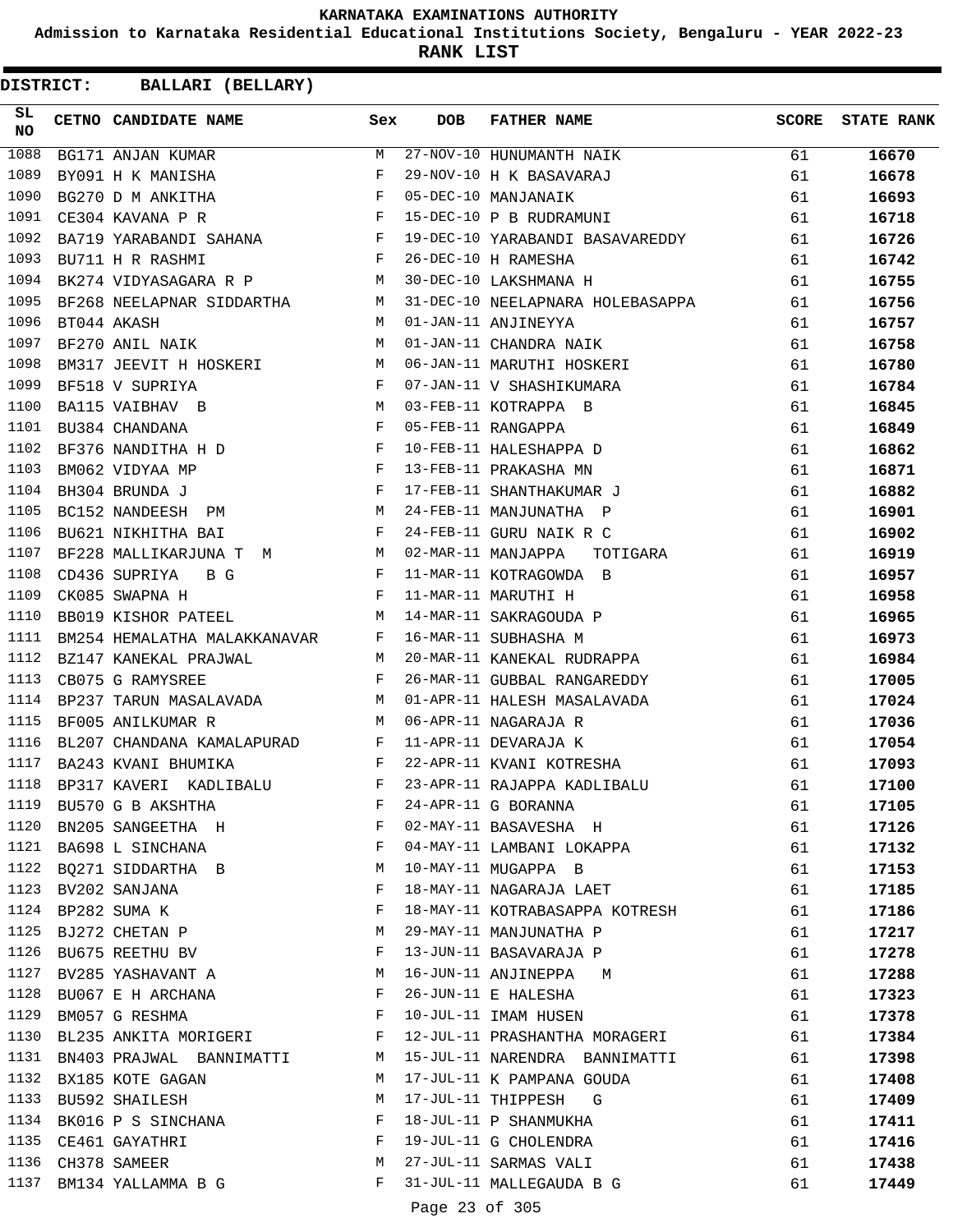# KARNATAKA EXAMINATIONS AUTHORITY

**Admission to Karnataka Residential Educational Institutions Society, Bengaluru - YEAR 2022-23**

**RANK LIST**

**DISTRICT: BALLARI (BELLARY)**

| SL NO | CETNO | CANDIDATE NAME | Sex | DOB | FATHER NAME | SCORE | STATE RANK |
|---|---|---|---|---|---|---|---|
| 1088 | BG171 | ANJAN KUMAR | M | 27-NOV-10 | HUNUMANTH NAIK | 61 | 16670 |
| 1089 | BY091 | H K MANISHA | F | 29-NOV-10 | H K BASAVARAJ | 61 | 16678 |
| 1090 | BG270 | D M ANKITHA | F | 05-DEC-10 | MANJANAIK | 61 | 16693 |
| 1091 | CE304 | KAVANA P R | F | 15-DEC-10 | P B RUDRAMUNI | 61 | 16718 |
| 1092 | BA719 | YARABANDI SAHANA | F | 19-DEC-10 | YARABANDI BASAVAREDDY | 61 | 16726 |
| 1093 | BU711 | H R RASHMI | F | 26-DEC-10 | H RAMESHA | 61 | 16742 |
| 1094 | BK274 | VIDYASAGARA R P | M | 30-DEC-10 | LAKSHMANA H | 61 | 16755 |
| 1095 | BF268 | NEELAPNAR SIDDARTHA | M | 31-DEC-10 | NEELAPNARA HOLEBASAPPA | 61 | 16756 |
| 1096 | BT044 | AKASH | M | 01-JAN-11 | ANJINEYYA | 61 | 16757 |
| 1097 | BF270 | ANIL NAIK | M | 01-JAN-11 | CHANDRA NAIK | 61 | 16758 |
| 1098 | BM317 | JEEVIT H HOSKERI | M | 06-JAN-11 | MARUTHI HOSKERI | 61 | 16780 |
| 1099 | BF518 | V SUPRIYA | F | 07-JAN-11 | V SHASHIKUMARA | 61 | 16784 |
| 1100 | BA115 | VAIBHAV B | M | 03-FEB-11 | KOTRAPPA B | 61 | 16845 |
| 1101 | BU384 | CHANDANA | F | 05-FEB-11 | RANGAPPA | 61 | 16849 |
| 1102 | BF376 | NANDITHA H D | F | 10-FEB-11 | HALESHAPPA D | 61 | 16862 |
| 1103 | BM062 | VIDYAA MP | F | 13-FEB-11 | PRAKASHA MN | 61 | 16871 |
| 1104 | BH304 | BRUNDA J | F | 17-FEB-11 | SHANTHAKUMAR J | 61 | 16882 |
| 1105 | BC152 | NANDEESH PM | M | 24-FEB-11 | MANJUNATHA P | 61 | 16901 |
| 1106 | BU621 | NIKHITHA BAI | F | 24-FEB-11 | GURU NAIK R C | 61 | 16902 |
| 1107 | BF228 | MALLIKARJUNA T M | M | 02-MAR-11 | MANJAPPA TOTIGARA | 61 | 16919 |
| 1108 | CD436 | SUPRIYA B G | F | 11-MAR-11 | KOTRAGOWDA B | 61 | 16957 |
| 1109 | CK085 | SWAPNA H | F | 11-MAR-11 | MARUTHI H | 61 | 16958 |
| 1110 | BB019 | KISHOR PATEEL | M | 14-MAR-11 | SAKRAGOUDA P | 61 | 16965 |
| 1111 | BM254 | HEMALATHA MALAKKANAVAR | F | 16-MAR-11 | SUBHASHA M | 61 | 16973 |
| 1112 | BZ147 | KANEKAL PRAJWAL | M | 20-MAR-11 | KANEKAL RUDRAPPA | 61 | 16984 |
| 1113 | CB075 | G RAMYSREE | F | 26-MAR-11 | GUBBAL RANGAREDDY | 61 | 17005 |
| 1114 | BP237 | TARUN MASALAVADA | M | 01-APR-11 | HALESH MASALAVADA | 61 | 17024 |
| 1115 | BF005 | ANILKUMAR R | M | 06-APR-11 | NAGARAJA R | 61 | 17036 |
| 1116 | BL207 | CHANDANA KAMALAPURAD | F | 11-APR-11 | DEVARAJA K | 61 | 17054 |
| 1117 | BA243 | KVANI BHUMIKA | F | 22-APR-11 | KVANI KOTRESHA | 61 | 17093 |
| 1118 | BP317 | KAVERI KADLIBALU | F | 23-APR-11 | RAJAPPA KADLIBALU | 61 | 17100 |
| 1119 | BU570 | G B AKSHTHA | F | 24-APR-11 | G BORANNA | 61 | 17105 |
| 1120 | BN205 | SANGEETHA H | F | 02-MAY-11 | BASAVESHA H | 61 | 17126 |
| 1121 | BA698 | L SINCHANA | F | 04-MAY-11 | LAMBANI LOKAPPA | 61 | 17132 |
| 1122 | BQ271 | SIDDARTHA B | M | 10-MAY-11 | MUGAPPA B | 61 | 17153 |
| 1123 | BV202 | SANJANA | F | 18-MAY-11 | NAGARAJA LAET | 61 | 17185 |
| 1124 | BP282 | SUMA K | F | 18-MAY-11 | KOTRABASAPPA KOTRESH | 61 | 17186 |
| 1125 | BJ272 | CHETAN P | M | 29-MAY-11 | MANJUNATHA P | 61 | 17217 |
| 1126 | BU675 | REETHU BV | F | 13-JUN-11 | BASAVARAJA P | 61 | 17278 |
| 1127 | BV285 | YASHAVANT A | M | 16-JUN-11 | ANJINEPPA M | 61 | 17288 |
| 1128 | BU067 | E H ARCHANA | F | 26-JUN-11 | E HALESHA | 61 | 17323 |
| 1129 | BM057 | G RESHMA | F | 10-JUL-11 | IMAM HUSEN | 61 | 17378 |
| 1130 | BL235 | ANKITA MORIGERI | F | 12-JUL-11 | PRASHANTHA MORAGERI | 61 | 17384 |
| 1131 | BN403 | PRAJWAL BANNIMATTI | M | 15-JUL-11 | NARENDRA BANNIMATTI | 61 | 17398 |
| 1132 | BX185 | KOTE GAGAN | M | 17-JUL-11 | K PAMPANA GOUDA | 61 | 17408 |
| 1133 | BU592 | SHAILESH | M | 17-JUL-11 | THIPPESH G | 61 | 17409 |
| 1134 | BK016 | P S SINCHANA | F | 18-JUL-11 | P SHANMUKHA | 61 | 17411 |
| 1135 | CE461 | GAYATHRI | F | 19-JUL-11 | G CHOLENDRA | 61 | 17416 |
| 1136 | CH378 | SAMEER | M | 27-JUL-11 | SARMAS VALI | 61 | 17438 |
| 1137 | BM134 | YALLAMMA B G | F | 31-JUL-11 | MALLEGAUDA B G | 61 | 17449 |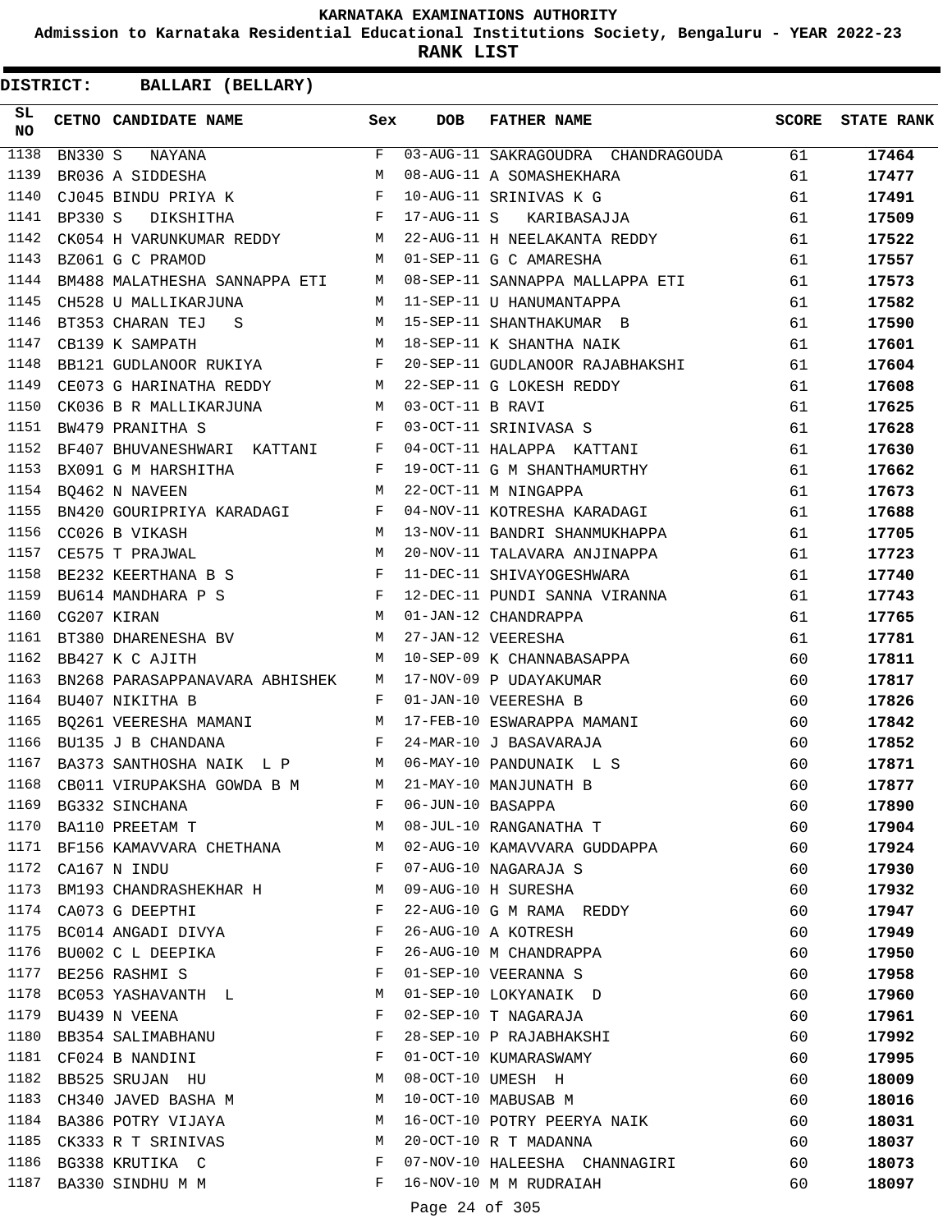# KARNATAKA EXAMINATIONS AUTHORITY

**Admission to Karnataka Residential Educational Institutions Society, Bengaluru - YEAR 2022-23**

**RANK LIST**

**DISTRICT: BALLARI (BELLARY)**

| SL NO | CETNO | CANDIDATE NAME | Sex | DOB | FATHER NAME | SCORE | STATE RANK |
|---|---|---|---|---|---|---|---|
| 1138 | BN330 | S NAYANA | F | 03-AUG-11 | SAKRAGOUDRA CHANDRAGOUDA | 61 | 17464 |
| 1139 | BR036 | A SIDDESHA | M | 08-AUG-11 | A SOMASHEKHARA | 61 | 17477 |
| 1140 | CJ045 | BINDU PRIYA K | F | 10-AUG-11 | SRINIVAS K G | 61 | 17491 |
| 1141 | BP330 | S DIKSHITHA | F | 17-AUG-11 | S KARIBASAJJA | 61 | 17509 |
| 1142 | CK054 | H VARUNKUMAR REDDY | M | 22-AUG-11 | H NEELAKANTA REDDY | 61 | 17522 |
| 1143 | BZ061 | G C PRAMOD | M | 01-SEP-11 | G C AMARESHA | 61 | 17557 |
| 1144 | BM488 | MALATHESHA SANNAPPA ETI | M | 08-SEP-11 | SANNAPPA MALLAPPA ETI | 61 | 17573 |
| 1145 | CH528 | U MALLIKARJUNA | M | 11-SEP-11 | U HANUMANTAPPA | 61 | 17582 |
| 1146 | BT353 | CHARAN TEJ S | M | 15-SEP-11 | SHANTHAKUMAR B | 61 | 17590 |
| 1147 | CB139 | K SAMPATH | M | 18-SEP-11 | K SHANTHA NAIK | 61 | 17601 |
| 1148 | BB121 | GUDLANOOR RUKIYA | F | 20-SEP-11 | GUDLANOOR RAJABHAKSHI | 61 | 17604 |
| 1149 | CE073 | G HARINATHA REDDY | M | 22-SEP-11 | G LOKESH REDDY | 61 | 17608 |
| 1150 | CK036 | B R MALLIKARJUNA | M | 03-OCT-11 | B RAVI | 61 | 17625 |
| 1151 | BW479 | PRANITHA S | F | 03-OCT-11 | SRINIVASA S | 61 | 17628 |
| 1152 | BF407 | BHUVANESHWARI KATTANI | F | 04-OCT-11 | HALAPPA KATTANI | 61 | 17630 |
| 1153 | BX091 | G M HARSHITHA | F | 19-OCT-11 | G M SHANTHAMURTHY | 61 | 17662 |
| 1154 | BQ462 | N NAVEEN | M | 22-OCT-11 | M NINGAPPA | 61 | 17673 |
| 1155 | BN420 | GOURIPRIYA KARADAGI | F | 04-NOV-11 | KOTRESHA KARADAGI | 61 | 17688 |
| 1156 | CC026 | B VIKASH | M | 13-NOV-11 | BANDRI SHANMUKHAPPA | 61 | 17705 |
| 1157 | CE575 | T PRAJWAL | M | 20-NOV-11 | TALAVARA ANJINAPPA | 61 | 17723 |
| 1158 | BE232 | KEERTHANA B S | F | 11-DEC-11 | SHIVAYOGESHWARA | 61 | 17740 |
| 1159 | BU614 | MANDHARA P S | F | 12-DEC-11 | PUNDI SANNA VIRANNA | 61 | 17743 |
| 1160 | CG207 | KIRAN | M | 01-JAN-12 | CHANDRAPPA | 61 | 17765 |
| 1161 | BT380 | DHARENESHA BV | M | 27-JAN-12 | VEERESHA | 61 | 17781 |
| 1162 | BB427 | K C AJITH | M | 10-SEP-09 | K CHANNABASAPPA | 60 | 17811 |
| 1163 | BN268 | PARASAPPANAVARA ABHISHEK | M | 17-NOV-09 | P UDAYAKUMAR | 60 | 17817 |
| 1164 | BU407 | NIKITHA B | F | 01-JAN-10 | VEERESHA B | 60 | 17826 |
| 1165 | BQ261 | VEERESHA MAMANI | M | 17-FEB-10 | ESWARAPPA MAMANI | 60 | 17842 |
| 1166 | BU135 | J B CHANDANA | F | 24-MAR-10 | J BASAVARAJA | 60 | 17852 |
| 1167 | BA373 | SANTHOSHA NAIK L P | M | 06-MAY-10 | PANDUNAIK L S | 60 | 17871 |
| 1168 | CB011 | VIRUPAKSHA GOWDA B M | M | 21-MAY-10 | MANJUNATH B | 60 | 17877 |
| 1169 | BG332 | SINCHANA | F | 06-JUN-10 | BASAPPA | 60 | 17890 |
| 1170 | BA110 | PREETAM T | M | 08-JUL-10 | RANGANATHA T | 60 | 17904 |
| 1171 | BF156 | KAMAVVARA CHETHANA | M | 02-AUG-10 | KAMAVVARA GUDDAPPA | 60 | 17924 |
| 1172 | CA167 | N INDU | F | 07-AUG-10 | NAGARAJA S | 60 | 17930 |
| 1173 | BM193 | CHANDRASHEKHAR H | M | 09-AUG-10 | H SURESHA | 60 | 17932 |
| 1174 | CA073 | G DEEPTHI | F | 22-AUG-10 | G M RAMA REDDY | 60 | 17947 |
| 1175 | BC014 | ANGADI DIVYA | F | 26-AUG-10 | A KOTRESH | 60 | 17949 |
| 1176 | BU002 | C L DEEPIKA | F | 26-AUG-10 | M CHANDRAPPA | 60 | 17950 |
| 1177 | BE256 | RASHMI S | F | 01-SEP-10 | VEERANNA S | 60 | 17958 |
| 1178 | BC053 | YASHAVANTH L | M | 01-SEP-10 | LOKYANAIK D | 60 | 17960 |
| 1179 | BU439 | N VEENA | F | 02-SEP-10 | T NAGARAJA | 60 | 17961 |
| 1180 | BB354 | SALIMABHANU | F | 28-SEP-10 | P RAJABHAKSHI | 60 | 17992 |
| 1181 | CF024 | B NANDINI | F | 01-OCT-10 | KUMARASWAMY | 60 | 17995 |
| 1182 | BB525 | SRUJAN HU | M | 08-OCT-10 | UMESH H | 60 | 18009 |
| 1183 | CH340 | JAVED BASHA M | M | 10-OCT-10 | MABUSAB M | 60 | 18016 |
| 1184 | BA386 | POTRY VIJAYA | M | 16-OCT-10 | POTRY PEERYA NAIK | 60 | 18031 |
| 1185 | CK333 | R T SRINIVAS | M | 20-OCT-10 | R T MADANNA | 60 | 18037 |
| 1186 | BG338 | KRUTIKA C | F | 07-NOV-10 | HALEESHA CHANNAGIRI | 60 | 18073 |
| 1187 | BA330 | SINDHU M M | F | 16-NOV-10 | M M RUDRAIAH | 60 | 18097 |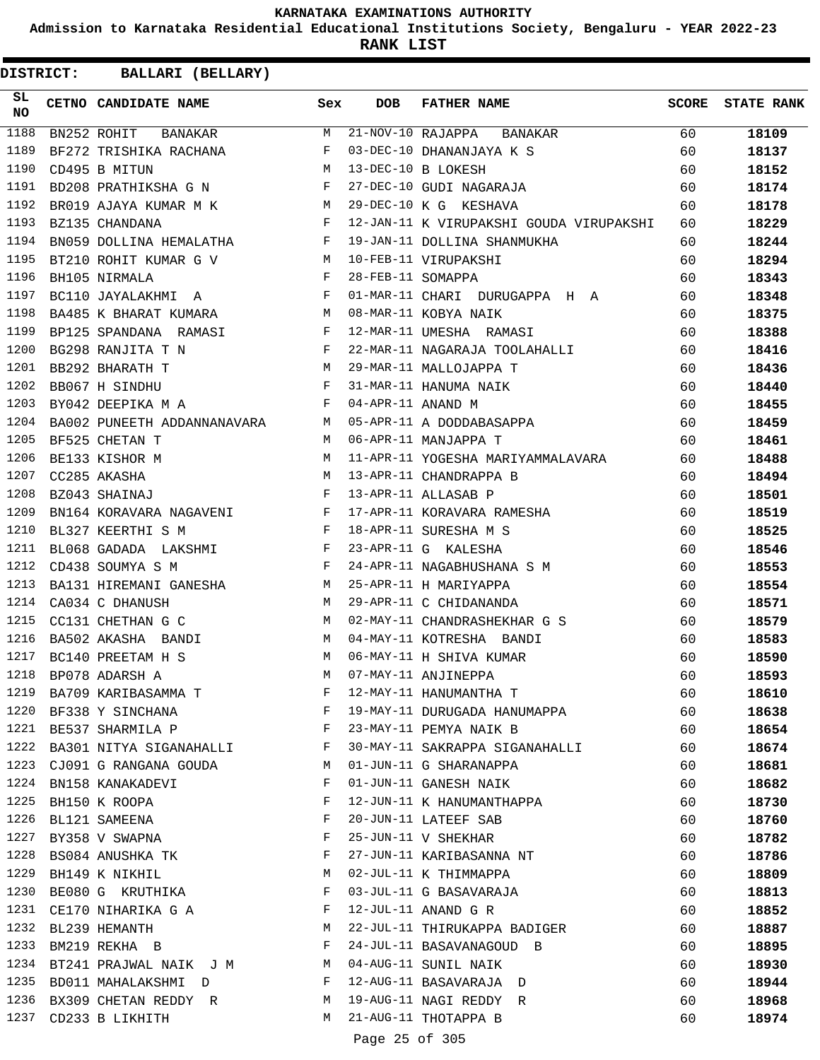KARNATAKA EXAMINATIONS AUTHORITY

Admission to Karnataka Residential Educational Institutions Society, Bengaluru - YEAR 2022-23

RANK LIST

**DISTRICT: BALLARI (BELLARY)**

| SL NO | CETNO | CANDIDATE NAME | Sex | DOB | FATHER NAME | SCORE | STATE RANK |
|---|---|---|---|---|---|---|---|
| 1188 | BN252 | ROHIT BANAKAR | M | 21-NOV-10 | RAJAPPA BANAKAR | 60 | 18109 |
| 1189 | BF272 | TRISHIKA RACHANA | F | 03-DEC-10 | DHANANJAYA K S | 60 | 18137 |
| 1190 | CD495 | B MITUN | M | 13-DEC-10 | B LOKESH | 60 | 18152 |
| 1191 | BD208 | PRATHIKSHA G N | F | 27-DEC-10 | GUDI NAGARAJA | 60 | 18174 |
| 1192 | BR019 | AJAYA KUMAR M K | M | 29-DEC-10 | K G KESHAVA | 60 | 18178 |
| 1193 | BZ135 | CHANDANA | F | 12-JAN-11 | K VIRUPAKSHI GOUDA VIRUPAKSHI | 60 | 18229 |
| 1194 | BN059 | DOLLINA HEMALATHA | F | 19-JAN-11 | DOLLINA SHANMUKHA | 60 | 18244 |
| 1195 | BT210 | ROHIT KUMAR G V | M | 10-FEB-11 | VIRUPAKSHI | 60 | 18294 |
| 1196 | BH105 | NIRMALA | F | 28-FEB-11 | SOMAPPA | 60 | 18343 |
| 1197 | BC110 | JAYALAKHMI A | F | 01-MAR-11 | CHARI DURUGAPPA H A | 60 | 18348 |
| 1198 | BA485 | K BHARAT KUMARA | M | 08-MAR-11 | KOBYA NAIK | 60 | 18375 |
| 1199 | BP125 | SPANDANA RAMASI | F | 12-MAR-11 | UMESHA RAMASI | 60 | 18388 |
| 1200 | BG298 | RANJITA T N | F | 22-MAR-11 | NAGARAJA TOOLAHALLI | 60 | 18416 |
| 1201 | BB292 | BHARATH T | M | 29-MAR-11 | MALLOJAPPA T | 60 | 18436 |
| 1202 | BB067 | H SINDHU | F | 31-MAR-11 | HANUMA NAIK | 60 | 18440 |
| 1203 | BY042 | DEEPIKA M A | F | 04-APR-11 | ANAND M | 60 | 18455 |
| 1204 | BA002 | PUNEETH ADDANNANAVARA | M | 05-APR-11 | A DODDABASAPPA | 60 | 18459 |
| 1205 | BF525 | CHETAN T | M | 06-APR-11 | MANJAPPA T | 60 | 18461 |
| 1206 | BE133 | KISHOR M | M | 11-APR-11 | YOGESHA MARIYAMMALAVARA | 60 | 18488 |
| 1207 | CC285 | AKASHA | M | 13-APR-11 | CHANDRAPPA B | 60 | 18494 |
| 1208 | BZ043 | SHAINAJ | F | 13-APR-11 | ALLASAB P | 60 | 18501 |
| 1209 | BN164 | KORAVARA NAGAVENI | F | 17-APR-11 | KORAVARA RAMESHA | 60 | 18519 |
| 1210 | BL327 | KEERTHI S M | F | 18-APR-11 | SURESHA M S | 60 | 18525 |
| 1211 | BL068 | GADADA LAKSHMI | F | 23-APR-11 | G KALESHA | 60 | 18546 |
| 1212 | CD438 | SOUMYA S M | F | 24-APR-11 | NAGABHUSHANA S M | 60 | 18553 |
| 1213 | BA131 | HIREMANI GANESHA | M | 25-APR-11 | H MARIYAPPA | 60 | 18554 |
| 1214 | CA034 | C DHANUSH | M | 29-APR-11 | C CHIDANANDA | 60 | 18571 |
| 1215 | CC131 | CHETHAN G C | M | 02-MAY-11 | CHANDRASHEKHAR G S | 60 | 18579 |
| 1216 | BA502 | AKASHA BANDI | M | 04-MAY-11 | KOTRESHA BANDI | 60 | 18583 |
| 1217 | BC140 | PREETAM H S | M | 06-MAY-11 | H SHIVA KUMAR | 60 | 18590 |
| 1218 | BP078 | ADARSH A | M | 07-MAY-11 | ANJINEPPA | 60 | 18593 |
| 1219 | BA709 | KARIBASAMMA T | F | 12-MAY-11 | HANUMANTHA T | 60 | 18610 |
| 1220 | BF338 | Y SINCHANA | F | 19-MAY-11 | DURUGADA HANUMAPPA | 60 | 18638 |
| 1221 | BE537 | SHARMILA P | F | 23-MAY-11 | PEMYA NAIK B | 60 | 18654 |
| 1222 | BA301 | NITYA SIGANAHALLI | F | 30-MAY-11 | SAKRAPPA SIGANAHALLI | 60 | 18674 |
| 1223 | CJ091 | G RANGANA GOUDA | M | 01-JUN-11 | G SHARANAPPA | 60 | 18681 |
| 1224 | BN158 | KANAKADEVI | F | 01-JUN-11 | GANESH NAIK | 60 | 18682 |
| 1225 | BH150 | K ROOPA | F | 12-JUN-11 | K HANUMANTHAPPA | 60 | 18730 |
| 1226 | BL121 | SAMEENA | F | 20-JUN-11 | LATEEF SAB | 60 | 18760 |
| 1227 | BY358 | V SWAPNA | F | 25-JUN-11 | V SHEKHAR | 60 | 18782 |
| 1228 | BS084 | ANUSHKA TK | F | 27-JUN-11 | KARIBASANNA NT | 60 | 18786 |
| 1229 | BH149 | K NIKHIL | M | 02-JUL-11 | K THIMMAPPA | 60 | 18809 |
| 1230 | BE080 | G KRUTHIKA | F | 03-JUL-11 | G BASAVARAJA | 60 | 18813 |
| 1231 | CE170 | NIHARIKA G A | F | 12-JUL-11 | ANAND G R | 60 | 18852 |
| 1232 | BL239 | HEMANTH | M | 22-JUL-11 | THIRUKAPPA BADIGER | 60 | 18887 |
| 1233 | BM219 | REKHA B | F | 24-JUL-11 | BASAVANAGOUD B | 60 | 18895 |
| 1234 | BT241 | PRAJWAL NAIK J M | M | 04-AUG-11 | SUNIL NAIK | 60 | 18930 |
| 1235 | BD011 | MAHALAKSHMI D | F | 12-AUG-11 | BASAVARAJA D | 60 | 18944 |
| 1236 | BX309 | CHETAN REDDY R | M | 19-AUG-11 | NAGI REDDY R | 60 | 18968 |
| 1237 | CD233 | B LIKHITH | M | 21-AUG-11 | THOTAPPA B | 60 | 18974 |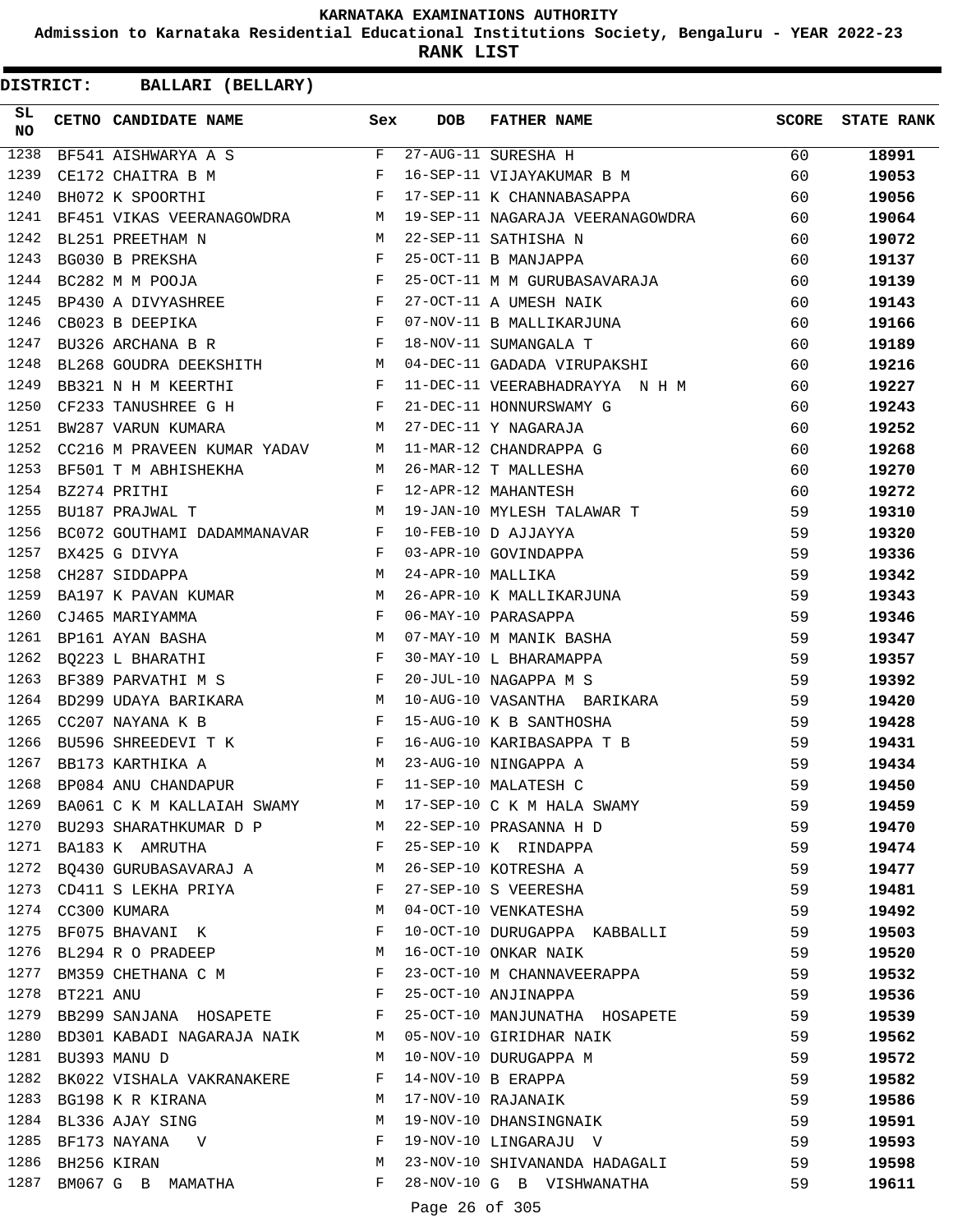KARNATAKA EXAMINATIONS AUTHORITY

Admission to Karnataka Residential Educational Institutions Society, Bengaluru - YEAR 2022-23

**RANK LIST**

**DISTRICT: BALLARI (BELLARY)**

| SL NO | CETNO | CANDIDATE NAME | Sex | DOB | FATHER NAME | SCORE | STATE RANK |
|---|---|---|---|---|---|---|---|
| 1238 | BF541 | AISHWARYA A S | F | 27-AUG-11 | SURESHA H | 60 | 18991 |
| 1239 | CE172 | CHAITRA B M | F | 16-SEP-11 | VIJAYAKUMAR B M | 60 | 19053 |
| 1240 | BH072 | K SPOORTHI | F | 17-SEP-11 | K CHANNABASAPPA | 60 | 19056 |
| 1241 | BF451 | VIKAS VEERANAGOWDRA | M | 19-SEP-11 | NAGARAJA VEERANAGOWDRA | 60 | 19064 |
| 1242 | BL251 | PREETHAM N | M | 22-SEP-11 | SATHISHA N | 60 | 19072 |
| 1243 | BG030 | B PREKSHA | F | 25-OCT-11 | B MANJAPPA | 60 | 19137 |
| 1244 | BC282 | M M POOJA | F | 25-OCT-11 | M M GURUBASAVARAJA | 60 | 19139 |
| 1245 | BP430 | A DIVYASHREE | F | 27-OCT-11 | A UMESH NAIK | 60 | 19143 |
| 1246 | CB023 | B DEEPIKA | F | 07-NOV-11 | B MALLIKARJUNA | 60 | 19166 |
| 1247 | BU326 | ARCHANA B R | F | 18-NOV-11 | SUMANGALA T | 60 | 19189 |
| 1248 | BL268 | GOUDRA DEEKSHITH | M | 04-DEC-11 | GADADA VIRUPAKSHI | 60 | 19216 |
| 1249 | BB321 | N H M KEERTHI | F | 11-DEC-11 | VEERABHADRAYYA N H M | 60 | 19227 |
| 1250 | CF233 | TANUSHREE G H | F | 21-DEC-11 | HONNURSWAMY G | 60 | 19243 |
| 1251 | BW287 | VARUN KUMARA | M | 27-DEC-11 | Y NAGARAJA | 60 | 19252 |
| 1252 | CC216 | M PRAVEEN KUMAR YADAV | M | 11-MAR-12 | CHANDRAPPA G | 60 | 19268 |
| 1253 | BF501 | T M ABHISHEKHA | M | 26-MAR-12 | T MALLESHA | 60 | 19270 |
| 1254 | BZ274 | PRITHI | F | 12-APR-12 | MAHANTESH | 60 | 19272 |
| 1255 | BU187 | PRAJWAL T | M | 19-JAN-10 | MYLESH TALAWAR T | 59 | 19310 |
| 1256 | BC072 | GOUTHAMI DADAMMANAVAR | F | 10-FEB-10 | D AJJAYYA | 59 | 19320 |
| 1257 | BX425 | G DIVYA | F | 03-APR-10 | GOVINDAPPA | 59 | 19336 |
| 1258 | CH287 | SIDDAPPA | M | 24-APR-10 | MALLIKA | 59 | 19342 |
| 1259 | BA197 | K PAVAN KUMAR | M | 26-APR-10 | K MALLIKARJUNA | 59 | 19343 |
| 1260 | CJ465 | MARIYAMMA | F | 06-MAY-10 | PARASAPPA | 59 | 19346 |
| 1261 | BP161 | AYAN BASHA | M | 07-MAY-10 | M MANIK BASHA | 59 | 19347 |
| 1262 | BQ223 | L BHARATHI | F | 30-MAY-10 | L BHARAMAPPA | 59 | 19357 |
| 1263 | BF389 | PARVATHI M S | F | 20-JUL-10 | NAGAPPA M S | 59 | 19392 |
| 1264 | BD299 | UDAYA BARIKARA | M | 10-AUG-10 | VASANTHA BARIKARA | 59 | 19420 |
| 1265 | CC207 | NAYANA K B | F | 15-AUG-10 | K B SANTHOSHA | 59 | 19428 |
| 1266 | BU596 | SHREEDEVI T K | F | 16-AUG-10 | KARIBASAPPA T B | 59 | 19431 |
| 1267 | BB173 | KARTHIKA A | M | 23-AUG-10 | NINGAPPA A | 59 | 19434 |
| 1268 | BP084 | ANU CHANDAPUR | F | 11-SEP-10 | MALATESH C | 59 | 19450 |
| 1269 | BA061 | C K M KALLAIAH SWAMY | M | 17-SEP-10 | C K M HALA SWAMY | 59 | 19459 |
| 1270 | BU293 | SHARATHKUMAR D P | M | 22-SEP-10 | PRASANNA H D | 59 | 19470 |
| 1271 | BA183 | K AMRUTHA | F | 25-SEP-10 | K RINDAPPA | 59 | 19474 |
| 1272 | BQ430 | GURUBASAVARAJ A | M | 26-SEP-10 | KOTRESHA A | 59 | 19477 |
| 1273 | CD411 | S LEKHA PRIYA | F | 27-SEP-10 | S VEERESHA | 59 | 19481 |
| 1274 | CC300 | KUMARA | M | 04-OCT-10 | VENKATESHA | 59 | 19492 |
| 1275 | BF075 | BHAVANI K | F | 10-OCT-10 | DURUGAPPA KABBALLI | 59 | 19503 |
| 1276 | BL294 | R O PRADEEP | M | 16-OCT-10 | ONKAR NAIK | 59 | 19520 |
| 1277 | BM359 | CHETHANA C M | F | 23-OCT-10 | M CHANNAVEERAPPA | 59 | 19532 |
| 1278 | BT221 | ANU | F | 25-OCT-10 | ANJINAPPA | 59 | 19536 |
| 1279 | BB299 | SANJANA HOSAPETE | F | 25-OCT-10 | MANJUNATHA HOSAPETE | 59 | 19539 |
| 1280 | BD301 | KABADI NAGARAJA NAIK | M | 05-NOV-10 | GIRIDHAR NAIK | 59 | 19562 |
| 1281 | BU393 | MANU D | M | 10-NOV-10 | DURUGAPPA M | 59 | 19572 |
| 1282 | BK022 | VISHALA VAKRANAKERE | F | 14-NOV-10 | B ERAPPA | 59 | 19582 |
| 1283 | BG198 | K R KIRANA | M | 17-NOV-10 | RAJANAIK | 59 | 19586 |
| 1284 | BL336 | AJAY SING | M | 19-NOV-10 | DHANSINGNAIK | 59 | 19591 |
| 1285 | BF173 | NAYANA V | F | 19-NOV-10 | LINGARAJU V | 59 | 19593 |
| 1286 | BH256 | KIRAN | M | 23-NOV-10 | SHIVANANDA HADAGALI | 59 | 19598 |
| 1287 | BM067 | G B MAMATHA | F | 28-NOV-10 | G B VISHWANATHA | 59 | 19611 |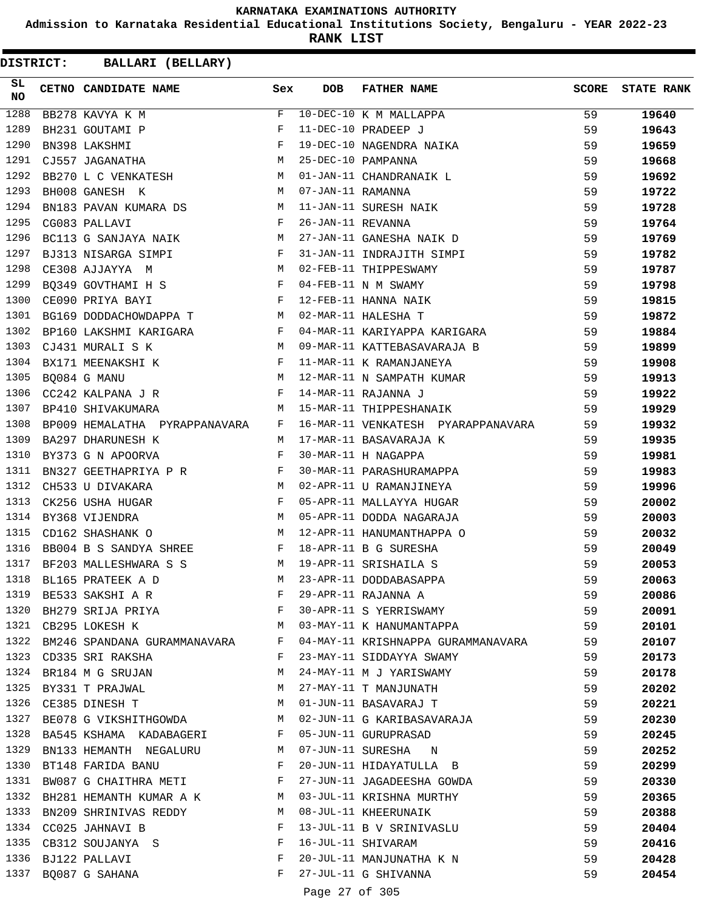**KARNATAKA EXAMINATIONS AUTHORITY**

**Admission to Karnataka Residential Educational Institutions Society, Bengaluru - YEAR 2022-23**

**RANK LIST**

**DISTRICT: BALLARI (BELLARY)**

| SL NO | CETNO | CANDIDATE NAME | Sex | DOB | FATHER NAME | SCORE | STATE RANK |
|---|---|---|---|---|---|---|---|
| 1288 | BB278 | KAVYA K M | F | 10-DEC-10 | K M MALLAPPA | 59 | 19640 |
| 1289 | BH231 | GOUTAMI P | F | 11-DEC-10 | PRADEEP J | 59 | 19643 |
| 1290 | BN398 | LAKSHMI | F | 19-DEC-10 | NAGENDRA NAIKA | 59 | 19659 |
| 1291 | CJ557 | JAGANATHA | M | 25-DEC-10 | PAMPANNA | 59 | 19668 |
| 1292 | BB270 | L C VENKATESH | M | 01-JAN-11 | CHANDRANAIK L | 59 | 19692 |
| 1293 | BH008 | GANESH K | M | 07-JAN-11 | RAMANNA | 59 | 19722 |
| 1294 | BN183 | PAVAN KUMARA DS | M | 11-JAN-11 | SURESH NAIK | 59 | 19728 |
| 1295 | CG083 | PALLAVI | F | 26-JAN-11 | REVANNA | 59 | 19764 |
| 1296 | BC113 | G SANJAYA NAIK | M | 27-JAN-11 | GANESHA NAIK D | 59 | 19769 |
| 1297 | BJ313 | NISARGA SIMPI | F | 31-JAN-11 | INDRAJITH SIMPI | 59 | 19782 |
| 1298 | CE308 | AJJAYYA M | M | 02-FEB-11 | THIPPESWAMY | 59 | 19787 |
| 1299 | BQ349 | GOVTHAMI H S | F | 04-FEB-11 | N M SWAMY | 59 | 19798 |
| 1300 | CE090 | PRIYA BAYI | F | 12-FEB-11 | HANNA NAIK | 59 | 19815 |
| 1301 | BG169 | DODDACHOWDAPPA T | M | 02-MAR-11 | HALESHA T | 59 | 19872 |
| 1302 | BP160 | LAKSHMI KARIGARA | F | 04-MAR-11 | KARIYAPPA KARIGARA | 59 | 19884 |
| 1303 | CJ431 | MURALI S K | M | 09-MAR-11 | KATTEBASAVARAJA B | 59 | 19899 |
| 1304 | BX171 | MEENAKSHI K | F | 11-MAR-11 | K RAMANJANEYA | 59 | 19908 |
| 1305 | BQ084 | G MANU | M | 12-MAR-11 | N SAMPATH KUMAR | 59 | 19913 |
| 1306 | CC242 | KALPANA J R | F | 14-MAR-11 | RAJANNA J | 59 | 19922 |
| 1307 | BP410 | SHIVAKUMARA | M | 15-MAR-11 | THIPPESHANAIK | 59 | 19929 |
| 1308 | BP009 | HEMALATHA PYRAPPANAVARA | F | 16-MAR-11 | VENKATESH PYARAPPANAVARA | 59 | 19932 |
| 1309 | BA297 | DHARUNESH K | M | 17-MAR-11 | BASAVARAJA K | 59 | 19935 |
| 1310 | BY373 | G N APOORVA | F | 30-MAR-11 | H NAGAPPA | 59 | 19981 |
| 1311 | BN327 | GEETHAPRIYA P R | F | 30-MAR-11 | PARASHURAMAPPA | 59 | 19983 |
| 1312 | CH533 | U DIVAKARA | M | 02-APR-11 | U RAMANJINEYA | 59 | 19996 |
| 1313 | CK256 | USHA HUGAR | F | 05-APR-11 | MALLAYYA HUGAR | 59 | 20002 |
| 1314 | BY368 | VIJENDRA | M | 05-APR-11 | DODDA NAGARAJA | 59 | 20003 |
| 1315 | CD162 | SHASHANK O | M | 12-APR-11 | HANUMANTHAPPA O | 59 | 20032 |
| 1316 | BB004 | B S SANDYA SHREE | F | 18-APR-11 | B G SURESHA | 59 | 20049 |
| 1317 | BF203 | MALLESHWARA S S | M | 19-APR-11 | SRISHAILA S | 59 | 20053 |
| 1318 | BL165 | PRATEEK A D | M | 23-APR-11 | DODDABASAPPA | 59 | 20063 |
| 1319 | BE533 | SAKSHI A R | F | 29-APR-11 | RAJANNA A | 59 | 20086 |
| 1320 | BH279 | SRIJA PRIYA | F | 30-APR-11 | S YERRISWAMY | 59 | 20091 |
| 1321 | CB295 | LOKESH K | M | 03-MAY-11 | K HANUMANTAPPA | 59 | 20101 |
| 1322 | BM246 | SPANDANA GURAMMANAVARA | F | 04-MAY-11 | KRISHNAPPA GURAMMANAVARA | 59 | 20107 |
| 1323 | CD335 | SRI RAKSHA | F | 23-MAY-11 | SIDDAYYA SWAMY | 59 | 20173 |
| 1324 | BR184 | M G SRUJAN | M | 24-MAY-11 | M J YARISWAMY | 59 | 20178 |
| 1325 | BY331 | T PRAJWAL | M | 27-MAY-11 | T MANJUNATH | 59 | 20202 |
| 1326 | CE385 | DINESH T | M | 01-JUN-11 | BASAVARAJ T | 59 | 20221 |
| 1327 | BE078 | G VIKSHITHGOWDA | M | 02-JUN-11 | G KARIBASAVARAJA | 59 | 20230 |
| 1328 | BA545 | KSHAMA KADABAGERI | F | 05-JUN-11 | GURUPRASAD | 59 | 20245 |
| 1329 | BN133 | HEMANTH NEGALURU | M | 07-JUN-11 | SURESHA N | 59 | 20252 |
| 1330 | BT148 | FARIDA BANU | F | 20-JUN-11 | HIDAYATULLA B | 59 | 20299 |
| 1331 | BW087 | G CHAITHRA METI | F | 27-JUN-11 | JAGADEESHA GOWDA | 59 | 20330 |
| 1332 | BH281 | HEMANTH KUMAR A K | M | 03-JUL-11 | KRISHNA MURTHY | 59 | 20365 |
| 1333 | BN209 | SHRINIVAS REDDY | M | 08-JUL-11 | KHEERUNAIK | 59 | 20388 |
| 1334 | CC025 | JAHNAVI B | F | 13-JUL-11 | B V SRINIVASLU | 59 | 20404 |
| 1335 | CB312 | SOUJANYA S | F | 16-JUL-11 | SHIVARAM | 59 | 20416 |
| 1336 | BJ122 | PALLAVI | F | 20-JUL-11 | MANJUNATHA K N | 59 | 20428 |
| 1337 | BQ087 | G SAHANA | F | 27-JUL-11 | G SHIVANNA | 59 | 20454 |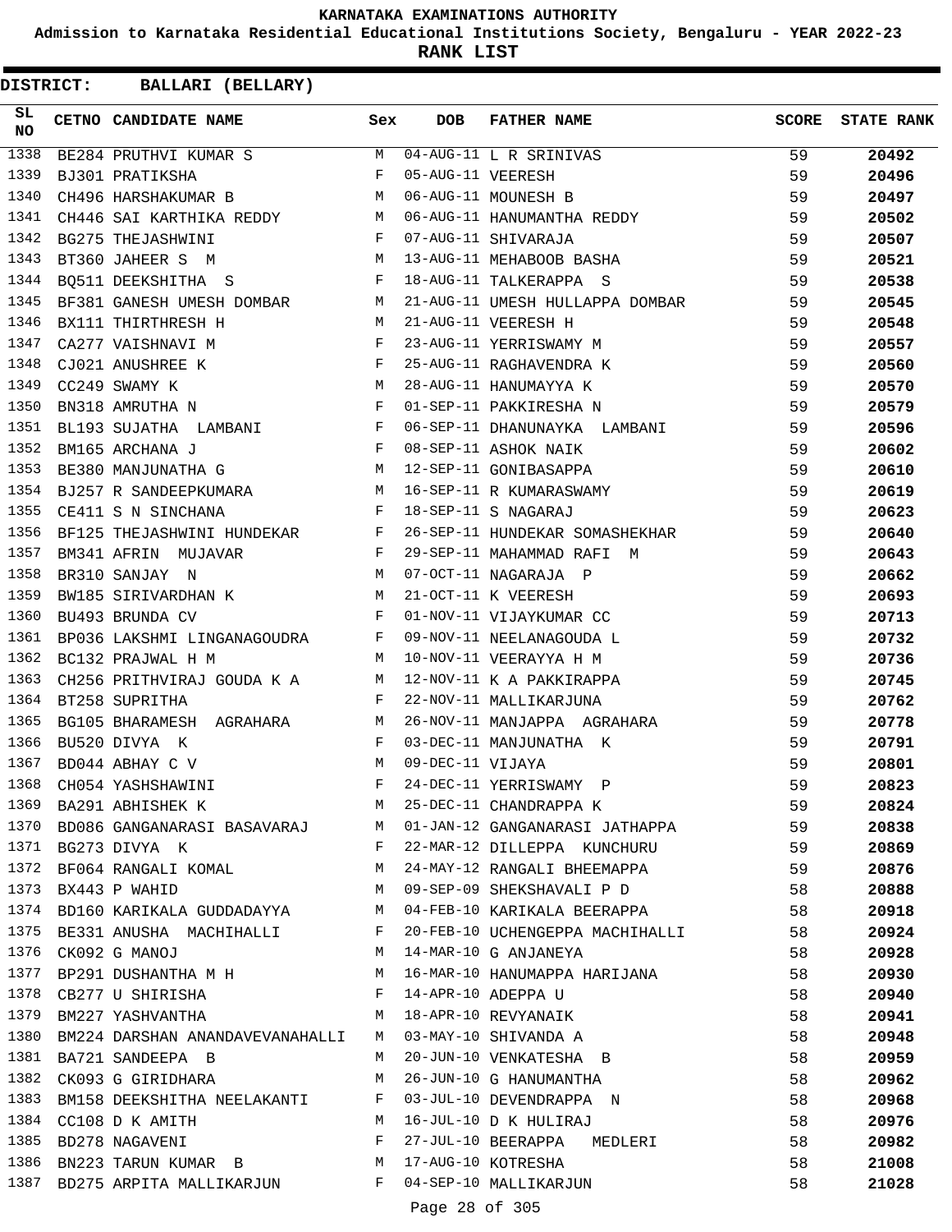KARNATAKA EXAMINATIONS AUTHORITY

Admission to Karnataka Residential Educational Institutions Society, Bengaluru - YEAR 2022-23

**RANK LIST**

**DISTRICT: BALLARI (BELLARY)**

| SL NO | CETNO | CANDIDATE NAME | Sex | DOB | FATHER NAME | SCORE | STATE RANK |
|---|---|---|---|---|---|---|---|
| 1338 | BE284 | PRUTHVI KUMAR S | M | 04-AUG-11 | L R SRINIVAS | 59 | 20492 |
| 1339 | BJ301 | PRATIKSHA | F | 05-AUG-11 | VEERESH | 59 | 20496 |
| 1340 | CH496 | HARSHAKUMAR B | M | 06-AUG-11 | MOUNESH B | 59 | 20497 |
| 1341 | CH446 | SAI KARTHIKA REDDY | M | 06-AUG-11 | HANUMANTHA REDDY | 59 | 20502 |
| 1342 | BG275 | THEJASHWINI | F | 07-AUG-11 | SHIVARAJA | 59 | 20507 |
| 1343 | BT360 | JAHEER S M | M | 13-AUG-11 | MEHABOOB BASHA | 59 | 20521 |
| 1344 | BQ511 | DEEKSHITHA S | F | 18-AUG-11 | TALKERAPPA S | 59 | 20538 |
| 1345 | BF381 | GANESH UMESH DOMBAR | M | 21-AUG-11 | UMESH HULLAPPA DOMBAR | 59 | 20545 |
| 1346 | BX111 | THIRTHRESH H | M | 21-AUG-11 | VEERESH H | 59 | 20548 |
| 1347 | CA277 | VAISHNAVI M | F | 23-AUG-11 | YERRISWAMY M | 59 | 20557 |
| 1348 | CJ021 | ANUSHREE K | F | 25-AUG-11 | RAGHAVENDRA K | 59 | 20560 |
| 1349 | CC249 | SWAMY K | M | 28-AUG-11 | HANUMAYYA K | 59 | 20570 |
| 1350 | BN318 | AMRUTHA N | F | 01-SEP-11 | PAKKIRESHA N | 59 | 20579 |
| 1351 | BL193 | SUJATHA LAMBANI | F | 06-SEP-11 | DHANUNAYKA LAMBANI | 59 | 20596 |
| 1352 | BM165 | ARCHANA J | F | 08-SEP-11 | ASHOK NAIK | 59 | 20602 |
| 1353 | BE380 | MANJUNATHA G | M | 12-SEP-11 | GONIBASAPPA | 59 | 20610 |
| 1354 | BJ257 | R SANDEEPKUMARA | M | 16-SEP-11 | R KUMARASWAMY | 59 | 20619 |
| 1355 | CE411 | S N SINCHANA | F | 18-SEP-11 | S NAGARAJ | 59 | 20623 |
| 1356 | BF125 | THEJASHWINI HUNDEKAR | F | 26-SEP-11 | HUNDEKAR SOMASHEKHAR | 59 | 20640 |
| 1357 | BM341 | AFRIN MUJAVAR | F | 29-SEP-11 | MAHAMMAD RAFI M | 59 | 20643 |
| 1358 | BR310 | SANJAY N | M | 07-OCT-11 | NAGARAJA P | 59 | 20662 |
| 1359 | BW185 | SIRIVARDHAN K | M | 21-OCT-11 | K VEERESH | 59 | 20693 |
| 1360 | BU493 | BRUNDA CV | F | 01-NOV-11 | VIJAYKUMAR CC | 59 | 20713 |
| 1361 | BP036 | LAKSHMI LINGANAGOUDRA | F | 09-NOV-11 | NEELANAGOUDA L | 59 | 20732 |
| 1362 | BC132 | PRAJWAL H M | M | 10-NOV-11 | VEERAYYA H M | 59 | 20736 |
| 1363 | CH256 | PRITHVIRAJ GOUDA K A | M | 12-NOV-11 | K A PAKKIRAPPA | 59 | 20745 |
| 1364 | BT258 | SUPRITHA | F | 22-NOV-11 | MALLIKARJUNA | 59 | 20762 |
| 1365 | BG105 | BHARAMESH AGRAHARA | M | 26-NOV-11 | MANJAPPA AGRAHARA | 59 | 20778 |
| 1366 | BU520 | DIVYA K | F | 03-DEC-11 | MANJUNATHA K | 59 | 20791 |
| 1367 | BD044 | ABHAY C V | M | 09-DEC-11 | VIJAYA | 59 | 20801 |
| 1368 | CH054 | YASHSHAWINI | F | 24-DEC-11 | YERRISWAMY P | 59 | 20823 |
| 1369 | BA291 | ABHISHEK K | M | 25-DEC-11 | CHANDRAPPA K | 59 | 20824 |
| 1370 | BD086 | GANGANARASI BASAVARAJ | M | 01-JAN-12 | GANGANARASI JATHAPPA | 59 | 20838 |
| 1371 | BG273 | DIVYA K | F | 22-MAR-12 | DILLEPPA KUNCHURU | 59 | 20869 |
| 1372 | BF064 | RANGALI KOMAL | M | 24-MAY-12 | RANGALI BHEEMAPPA | 59 | 20876 |
| 1373 | BX443 | P WAHID | M | 09-SEP-09 | SHEKSHAVALI P D | 58 | 20888 |
| 1374 | BD160 | KARIKALA GUDDADAYYA | M | 04-FEB-10 | KARIKALA BEERAPPA | 58 | 20918 |
| 1375 | BE331 | ANUSHA MACHIHALLI | F | 20-FEB-10 | UCHENGEPPA MACHIHALLI | 58 | 20924 |
| 1376 | CK092 | G MANOJ | M | 14-MAR-10 | G ANJANEYA | 58 | 20928 |
| 1377 | BP291 | DUSHANTHA M H | M | 16-MAR-10 | HANUMAPPA HARIJANA | 58 | 20930 |
| 1378 | CB277 | U SHIRISHA | F | 14-APR-10 | ADEPPA U | 58 | 20940 |
| 1379 | BM227 | YASHVANTHA | M | 18-APR-10 | REVYANAIK | 58 | 20941 |
| 1380 | BM224 | DARSHAN ANANDAVEVANAHALLI | M | 03-MAY-10 | SHIVANDA A | 58 | 20948 |
| 1381 | BA721 | SANDEEPA B | M | 20-JUN-10 | VENKATESHA B | 58 | 20959 |
| 1382 | CK093 | G GIRIDHARA | M | 26-JUN-10 | G HANUMANTHA | 58 | 20962 |
| 1383 | BM158 | DEEKSHITHA NEELAKANTI | F | 03-JUL-10 | DEVENDRAPPA N | 58 | 20968 |
| 1384 | CC108 | D K AMITH | M | 16-JUL-10 | D K HULIRAJ | 58 | 20976 |
| 1385 | BD278 | NAGAVENI | F | 27-JUL-10 | BEERAPPA MEDLERI | 58 | 20982 |
| 1386 | BN223 | TARUN KUMAR B | M | 17-AUG-10 | KOTRESHA | 58 | 21008 |
| 1387 | BD275 | ARPITA MALLIKARJUN | F | 04-SEP-10 | MALLIKARJUN | 58 | 21028 |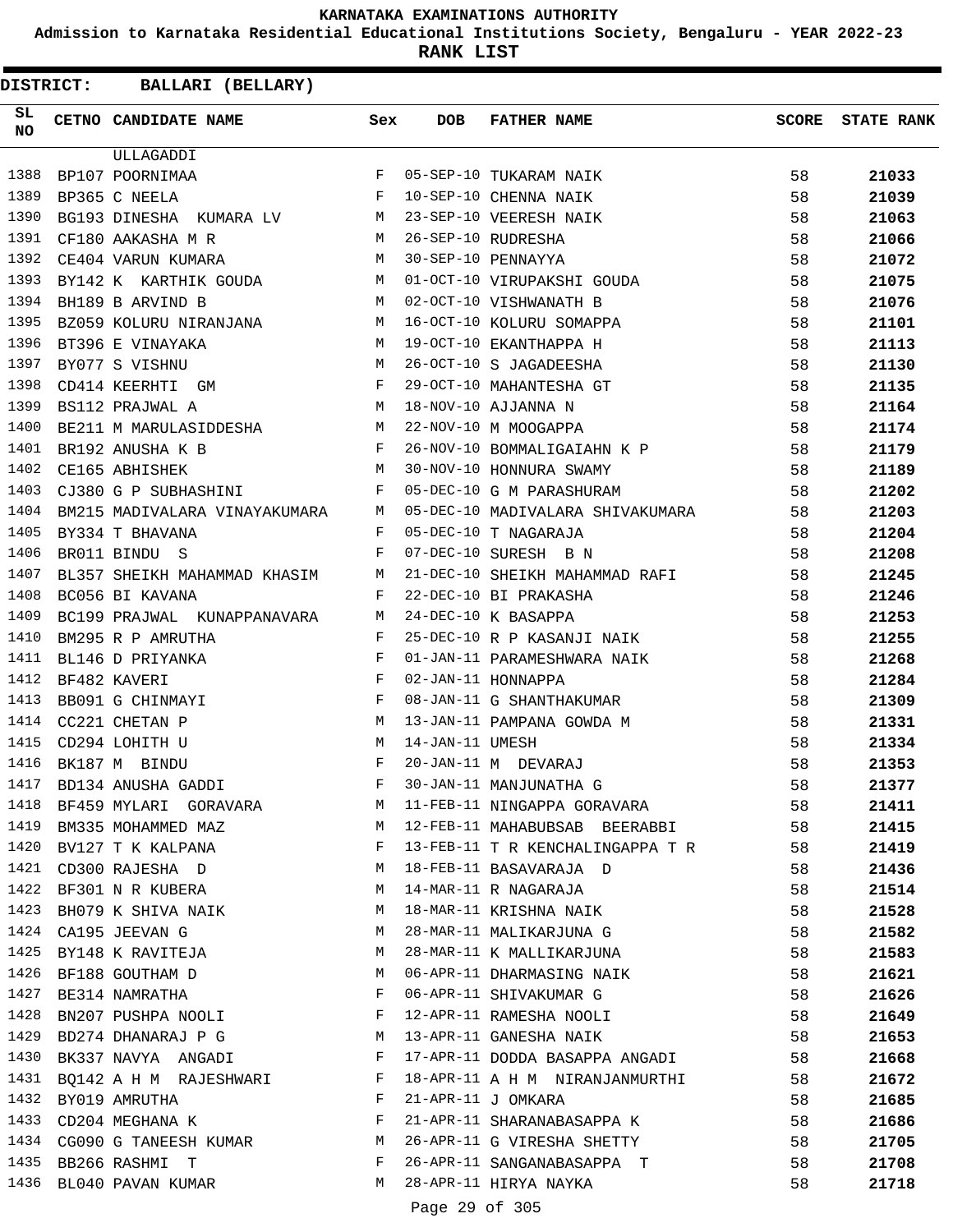**KARNATAKA EXAMINATIONS AUTHORITY**

**Admission to Karnataka Residential Educational Institutions Society, Bengaluru - YEAR 2022-23**

**RANK LIST**

**DISTRICT: BALLARI (BELLARY)**

| SL NO | CETNO | CANDIDATE NAME | Sex | DOB | FATHER NAME | SCORE | STATE RANK |
|---|---|---|---|---|---|---|---|
| | | ULLAGADDI | | | | | |
| 1388 | BP107 | POORNIMAA | F | 05-SEP-10 | TUKARAM NAIK | 58 | 21033 |
| 1389 | BP365 | C NEELA | F | 10-SEP-10 | CHENNA NAIK | 58 | 21039 |
| 1390 | BG193 | DINESHA KUMARA LV | M | 23-SEP-10 | VEERESH NAIK | 58 | 21063 |
| 1391 | CF180 | AAKASHA M R | M | 26-SEP-10 | RUDRESHA | 58 | 21066 |
| 1392 | CE404 | VARUN KUMARA | M | 30-SEP-10 | PENNAYYA | 58 | 21072 |
| 1393 | BY142 | K KARTHIK GOUDA | M | 01-OCT-10 | VIRUPAKSHI GOUDA | 58 | 21075 |
| 1394 | BH189 | B ARVIND B | M | 02-OCT-10 | VISHWANATH B | 58 | 21076 |
| 1395 | BZ059 | KOLURU NIRANJANA | M | 16-OCT-10 | KOLURU SOMAPPA | 58 | 21101 |
| 1396 | BT396 | E VINAYAKA | M | 19-OCT-10 | EKANTHAPPA H | 58 | 21113 |
| 1397 | BY077 | S VISHNU | M | 26-OCT-10 | S JAGADEESHA | 58 | 21130 |
| 1398 | CD414 | KEERHTI GM | F | 29-OCT-10 | MAHANTESHA GT | 58 | 21135 |
| 1399 | BS112 | PRAJWAL A | M | 18-NOV-10 | AJJANNA N | 58 | 21164 |
| 1400 | BE211 | M MARULASIDDESHA | M | 22-NOV-10 | M MOOGAPPA | 58 | 21174 |
| 1401 | BR192 | ANUSHA K B | F | 26-NOV-10 | BOMMALIGAIAHN K P | 58 | 21179 |
| 1402 | CE165 | ABHISHEK | M | 30-NOV-10 | HONNURA SWAMY | 58 | 21189 |
| 1403 | CJ380 | G P SUBHASHINI | F | 05-DEC-10 | G M PARASHURAM | 58 | 21202 |
| 1404 | BM215 | MADIVALARA VINAYAKUMARA | M | 05-DEC-10 | MADIVALARA SHIVAKUMARA | 58 | 21203 |
| 1405 | BY334 | T BHAVANA | F | 05-DEC-10 | T NAGARAJA | 58 | 21204 |
| 1406 | BR011 | BINDU S | F | 07-DEC-10 | SURESH B N | 58 | 21208 |
| 1407 | BL357 | SHEIKH MAHAMMAD KHASIM | M | 21-DEC-10 | SHEIKH MAHAMMAD RAFI | 58 | 21245 |
| 1408 | BC056 | BI KAVANA | F | 22-DEC-10 | BI PRAKASHA | 58 | 21246 |
| 1409 | BC199 | PRAJWAL KUNAPPANAVARA | M | 24-DEC-10 | K BASAPPA | 58 | 21253 |
| 1410 | BM295 | R P AMRUTHA | F | 25-DEC-10 | R P KASANJI NAIK | 58 | 21255 |
| 1411 | BL146 | D PRIYANKA | F | 01-JAN-11 | PARAMESHWARA NAIK | 58 | 21268 |
| 1412 | BF482 | KAVERI | F | 02-JAN-11 | HONNAPPA | 58 | 21284 |
| 1413 | BB091 | G CHINMAYI | F | 08-JAN-11 | G SHANTHAKUMAR | 58 | 21309 |
| 1414 | CC221 | CHETAN P | M | 13-JAN-11 | PAMPANA GOWDA M | 58 | 21331 |
| 1415 | CD294 | LOHITH U | M | 14-JAN-11 | UMESH | 58 | 21334 |
| 1416 | BK187 | M BINDU | F | 20-JAN-11 | M DEVARAJ | 58 | 21353 |
| 1417 | BD134 | ANUSHA GADDI | F | 30-JAN-11 | MANJUNATHA G | 58 | 21377 |
| 1418 | BF459 | MYLARI GORAVARA | M | 11-FEB-11 | NINGAPPA GORAVARA | 58 | 21411 |
| 1419 | BM335 | MOHAMMED MAZ | M | 12-FEB-11 | MAHABUBSAB BEERABBI | 58 | 21415 |
| 1420 | BV127 | T K KALPANA | F | 13-FEB-11 | T R KENCHALINGAPPA T R | 58 | 21419 |
| 1421 | CD300 | RAJESHA D | M | 18-FEB-11 | BASAVARAJA D | 58 | 21436 |
| 1422 | BF301 | N R KUBERA | M | 14-MAR-11 | R NAGARAJA | 58 | 21514 |
| 1423 | BH079 | K SHIVA NAIK | M | 18-MAR-11 | KRISHNA NAIK | 58 | 21528 |
| 1424 | CA195 | JEEVAN G | M | 28-MAR-11 | MALIKARJUNA G | 58 | 21582 |
| 1425 | BY148 | K RAVITEJA | M | 28-MAR-11 | K MALLIKARJUNA | 58 | 21583 |
| 1426 | BF188 | GOUTHAM D | M | 06-APR-11 | DHARMASING NAIK | 58 | 21621 |
| 1427 | BE314 | NAMRATHA | F | 06-APR-11 | SHIVAKUMAR G | 58 | 21626 |
| 1428 | BN207 | PUSHPA NOOLI | F | 12-APR-11 | RAMESHA NOOLI | 58 | 21649 |
| 1429 | BD274 | DHANARAJ P G | M | 13-APR-11 | GANESHA NAIK | 58 | 21653 |
| 1430 | BK337 | NAVYA ANGADI | F | 17-APR-11 | DODDA BASAPPA ANGADI | 58 | 21668 |
| 1431 | BQ142 | A H M RAJESHWARI | F | 18-APR-11 | A H M NIRANJANMURTHI | 58 | 21672 |
| 1432 | BY019 | AMRUTHA | F | 21-APR-11 | J OMKARA | 58 | 21685 |
| 1433 | CD204 | MEGHANA K | F | 21-APR-11 | SHARANABASAPPA K | 58 | 21686 |
| 1434 | CG090 | G TANEESH KUMAR | M | 26-APR-11 | G VIRESHA SHETTY | 58 | 21705 |
| 1435 | BB266 | RASHMI T | F | 26-APR-11 | SANGANABASAPPA T | 58 | 21708 |
| 1436 | BL040 | PAVAN KUMAR | M | 28-APR-11 | HIRYA NAYKA | 58 | 21718 |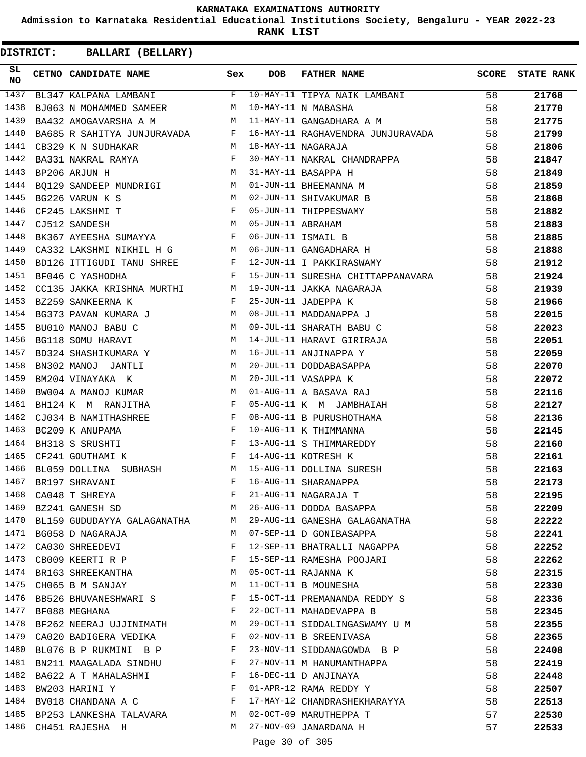KARNATAKA EXAMINATIONS AUTHORITY

Admission to Karnataka Residential Educational Institutions Society, Bengaluru - YEAR 2022-23

**RANK LIST**

**DISTRICT: BALLARI (BELLARY)**

| SL NO | CETNO | CANDIDATE NAME | Sex | DOB | FATHER NAME | SCORE | STATE RANK |
|---|---|---|---|---|---|---|---|
| 1437 | BL347 | KALPANA LAMBANI | F | 10-MAY-11 | TIPYA NAIK LAMBANI | 58 | 21768 |
| 1438 | BJ063 | N MOHAMMED SAMEER | M | 10-MAY-11 | N MABASHA | 58 | 21770 |
| 1439 | BA432 | AMOGAVARSHA A M | M | 11-MAY-11 | GANGADHARA A M | 58 | 21775 |
| 1440 | BA685 | R SAHITYA JUNJURAVADA | F | 16-MAY-11 | RAGHAVENDRA JUNJURAVADA | 58 | 21799 |
| 1441 | CB329 | K N SUDHAKAR | M | 18-MAY-11 | NAGARAJA | 58 | 21806 |
| 1442 | BA331 | NAKRAL RAMYA | F | 30-MAY-11 | NAKRAL CHANDRAPPA | 58 | 21847 |
| 1443 | BP206 | ARJUN H | M | 31-MAY-11 | BASAPPA H | 58 | 21849 |
| 1444 | BQ129 | SANDEEP MUNDRIGI | M | 01-JUN-11 | BHEEMANNA M | 58 | 21859 |
| 1445 | BG226 | VARUN K S | M | 02-JUN-11 | SHIVAKUMAR B | 58 | 21868 |
| 1446 | CF245 | LAKSHMI T | F | 05-JUN-11 | THIPPESWAMY | 58 | 21882 |
| 1447 | CJ512 | SANDESH | M | 05-JUN-11 | ABRAHAM | 58 | 21883 |
| 1448 | BK367 | AYEESHA SUMAYYA | F | 06-JUN-11 | ISMAIL B | 58 | 21885 |
| 1449 | CA332 | LAKSHMI NIKHIL H G | M | 06-JUN-11 | GANGADHARA H | 58 | 21888 |
| 1450 | BD126 | ITTIGUDI TANU SHREE | F | 12-JUN-11 | I PAKKIRASWAMY | 58 | 21912 |
| 1451 | BF046 | C YASHODHA | F | 15-JUN-11 | SURESHA CHITTAPPANAVARA | 58 | 21924 |
| 1452 | CC135 | JAKKA KRISHNA MURTHI | M | 19-JUN-11 | JAKKA NAGARAJA | 58 | 21939 |
| 1453 | BZ259 | SANKEERNA K | F | 25-JUN-11 | JADEPPA K | 58 | 21966 |
| 1454 | BG373 | PAVAN KUMARA J | M | 08-JUL-11 | MADDANAPPA J | 58 | 22015 |
| 1455 | BU010 | MANOJ BABU C | M | 09-JUL-11 | SHARATH BABU C | 58 | 22023 |
| 1456 | BG118 | SOMU HARAVI | M | 14-JUL-11 | HARAVI GIRIRAJA | 58 | 22051 |
| 1457 | BD324 | SHASHIKUMARA Y | M | 16-JUL-11 | ANJINAPPA Y | 58 | 22059 |
| 1458 | BN302 | MANOJ JANTLI | M | 20-JUL-11 | DODDABASAPPA | 58 | 22070 |
| 1459 | BM204 | VINAYAKA K | M | 20-JUL-11 | VASAPPA K | 58 | 22072 |
| 1460 | BW004 | A MANOJ KUMAR | M | 01-AUG-11 | A BASAVA RAJ | 58 | 22116 |
| 1461 | BH124 | K M RANJITHA | F | 05-AUG-11 | K M JAMBHAIAH | 58 | 22127 |
| 1462 | CJ034 | B NAMITHASHREE | F | 08-AUG-11 | B PURUSHOTHAMA | 58 | 22136 |
| 1463 | BC209 | K ANUPAMA | F | 10-AUG-11 | K THIMMANNA | 58 | 22145 |
| 1464 | BH318 | S SRUSHTI | F | 13-AUG-11 | S THIMMAREDDY | 58 | 22160 |
| 1465 | CF241 | GOUTHAMI K | F | 14-AUG-11 | KOTRESH K | 58 | 22161 |
| 1466 | BL059 | DOLLINA SUBHASH | M | 15-AUG-11 | DOLLINA SURESH | 58 | 22163 |
| 1467 | BR197 | SHRAVANI | F | 16-AUG-11 | SHARANAPPA | 58 | 22173 |
| 1468 | CA048 | T SHREYA | F | 21-AUG-11 | NAGARAJA T | 58 | 22195 |
| 1469 | BZ241 | GANESH SD | M | 26-AUG-11 | DODDA BASAPPA | 58 | 22209 |
| 1470 | BL159 | GUDUDAYYA GALAGANATHA | M | 29-AUG-11 | GANESHA GALAGANATHA | 58 | 22222 |
| 1471 | BG058 | D NAGARAJA | M | 07-SEP-11 | D GONIBASAPPA | 58 | 22241 |
| 1472 | CA030 | SHREEDEVI | F | 12-SEP-11 | BHATRALLI NAGAPPA | 58 | 22252 |
| 1473 | CB009 | KEERTI R P | F | 15-SEP-11 | RAMESHA POOJARI | 58 | 22262 |
| 1474 | BR163 | SHREEKANTHA | M | 05-OCT-11 | RAJANNA K | 58 | 22315 |
| 1475 | CH065 | B M SANJAY | M | 11-OCT-11 | B MOUNESHA | 58 | 22330 |
| 1476 | BB526 | BHUVANESHWARI S | F | 15-OCT-11 | PREMANANDA REDDY S | 58 | 22336 |
| 1477 | BF088 | MEGHANA | F | 22-OCT-11 | MAHADEVAPPA B | 58 | 22345 |
| 1478 | BF262 | NEERAJ UJJINIMATH | M | 29-OCT-11 | SIDDALINGASWAMY U M | 58 | 22355 |
| 1479 | CA020 | BADIGERA VEDIKA | F | 02-NOV-11 | B SREENIVASA | 58 | 22365 |
| 1480 | BL076 | B P RUKMINI B P | F | 23-NOV-11 | SIDDANAGOWDA B P | 58 | 22408 |
| 1481 | BN211 | MAAGALADA SINDHU | F | 27-NOV-11 | M HANUMANTHAPPA | 58 | 22419 |
| 1482 | BA622 | A T MAHALASHMI | F | 16-DEC-11 | D ANJINAYA | 58 | 22448 |
| 1483 | BW203 | HARINI Y | F | 01-APR-12 | RAMA REDDY Y | 58 | 22507 |
| 1484 | BV018 | CHANDANA A C | F | 17-MAY-12 | CHANDRASHEKHARAYYA | 58 | 22513 |
| 1485 | BP253 | LANKESHA TALAVARA | M | 02-OCT-09 | MARUTHEPPA T | 57 | 22530 |
| 1486 | CH451 | RAJESHA H | M | 27-NOV-09 | JANARDANA H | 57 | 22533 |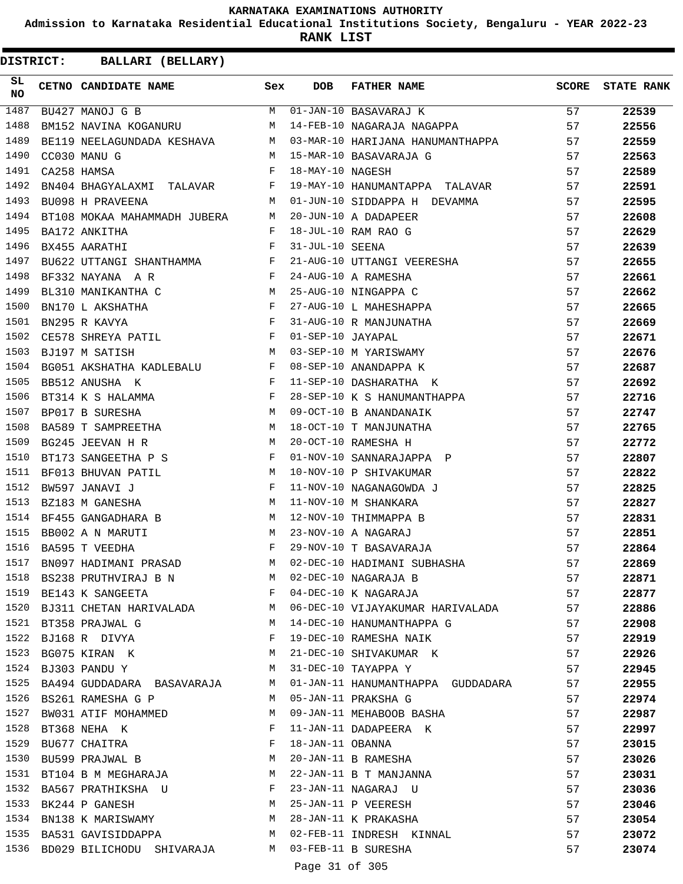# KARNATAKA EXAMINATIONS AUTHORITY

**Admission to Karnataka Residential Educational Institutions Society, Bengaluru - YEAR 2022-23**

**RANK LIST**

**DISTRICT: BALLARI (BELLARY)**

| SL NO | CETNO | CANDIDATE NAME | Sex | DOB | FATHER NAME | SCORE | STATE RANK |
|---|---|---|---|---|---|---|---|
| 1487 | BU427 | MANOJ G B | M | 01-JAN-10 | BASAVARAJ K | 57 | 22539 |
| 1488 | BM152 | NAVINA KOGANURU | M | 14-FEB-10 | NAGARAJA NAGAPPA | 57 | 22556 |
| 1489 | BE119 | NEELAGUNDADA KESHAVA | M | 03-MAR-10 | HARIJANA HANUMANTHAPPA | 57 | 22559 |
| 1490 | CC030 | MANU G | M | 15-MAR-10 | BASAVARAJA G | 57 | 22563 |
| 1491 | CA258 | HAMSA | F | 18-MAY-10 | NAGESH | 57 | 22589 |
| 1492 | BN404 | BHAGYALAXMI TALAVAR | F | 19-MAY-10 | HANUMANTAPPA TALAVAR | 57 | 22591 |
| 1493 | BU098 | H PRAVEENA | M | 01-JUN-10 | SIDDAPPA H DEVAMMA | 57 | 22595 |
| 1494 | BT108 | MOKAA MAHAMMADH JUBERA | M | 20-JUN-10 | A DADAPEER | 57 | 22608 |
| 1495 | BA172 | ANKITHA | F | 18-JUL-10 | RAM RAO G | 57 | 22629 |
| 1496 | BX455 | AARATHI | F | 31-JUL-10 | SEENA | 57 | 22639 |
| 1497 | BU622 | UTTANGI SHANTHAMMA | F | 21-AUG-10 | UTTANGI VEERESHA | 57 | 22655 |
| 1498 | BF332 | NAYANA A R | F | 24-AUG-10 | A RAMESHA | 57 | 22661 |
| 1499 | BL310 | MANIKANTHA C | M | 25-AUG-10 | NINGAPPA C | 57 | 22662 |
| 1500 | BN170 | L AKSHATHA | F | 27-AUG-10 | L MAHESHAPPA | 57 | 22665 |
| 1501 | BN295 | R KAVYA | F | 31-AUG-10 | R MANJUNATHA | 57 | 22669 |
| 1502 | CE578 | SHREYA PATIL | F | 01-SEP-10 | JAYAPAL | 57 | 22671 |
| 1503 | BJ197 | M SATISH | M | 03-SEP-10 | M YARISWAMY | 57 | 22676 |
| 1504 | BG051 | AKSHATHA KADLEBALU | F | 08-SEP-10 | ANANDAPPA K | 57 | 22687 |
| 1505 | BB512 | ANUSHA K | F | 11-SEP-10 | DASHARATHA K | 57 | 22692 |
| 1506 | BT314 | K S HALAMMA | F | 28-SEP-10 | K S HANUMANTHAPPA | 57 | 22716 |
| 1507 | BP017 | B SURESHA | M | 09-OCT-10 | B ANANDANAIK | 57 | 22747 |
| 1508 | BA589 | T SAMPREETHA | M | 18-OCT-10 | T MANJUNATHA | 57 | 22765 |
| 1509 | BG245 | JEEVAN H R | M | 20-OCT-10 | RAMESHA H | 57 | 22772 |
| 1510 | BT173 | SANGEETHA P S | F | 01-NOV-10 | SANNARAJAPPA P | 57 | 22807 |
| 1511 | BF013 | BHUVAN PATIL | M | 10-NOV-10 | P SHIVAKUMAR | 57 | 22822 |
| 1512 | BW597 | JANAVI J | F | 11-NOV-10 | NAGANAGOWDA J | 57 | 22825 |
| 1513 | BZ183 | M GANESHA | M | 11-NOV-10 | M SHANKARA | 57 | 22827 |
| 1514 | BF455 | GANGADHARA B | M | 12-NOV-10 | THIMMAPPA B | 57 | 22831 |
| 1515 | BB002 | A N MARUTI | M | 23-NOV-10 | A NAGARAJ | 57 | 22851 |
| 1516 | BA595 | T VEEDHA | F | 29-NOV-10 | T BASAVARAJA | 57 | 22864 |
| 1517 | BN097 | HADIMANI PRASAD | M | 02-DEC-10 | HADIMANI SUBHASHA | 57 | 22869 |
| 1518 | BS238 | PRUTHVIRAJ B N | M | 02-DEC-10 | NAGARAJA B | 57 | 22871 |
| 1519 | BE143 | K SANGEETA | F | 04-DEC-10 | K NAGARAJA | 57 | 22877 |
| 1520 | BJ311 | CHETAN HARIVALADA | M | 06-DEC-10 | VIJAYAKUMAR HARIVALADA | 57 | 22886 |
| 1521 | BT358 | PRAJWAL G | M | 14-DEC-10 | HANUMANTHAPPA G | 57 | 22908 |
| 1522 | BJ168 | R DIVYA | F | 19-DEC-10 | RAMESHA NAIK | 57 | 22919 |
| 1523 | BG075 | KIRAN K | M | 21-DEC-10 | SHIVAKUMAR K | 57 | 22926 |
| 1524 | BJ303 | PANDU Y | M | 31-DEC-10 | TAYAPPA Y | 57 | 22945 |
| 1525 | BA494 | GUDDADARA BASAVARAJA | M | 01-JAN-11 | HANUMANTHAPPA GUDDADARA | 57 | 22955 |
| 1526 | BS261 | RAMESHA G P | M | 05-JAN-11 | PRAKSHA G | 57 | 22974 |
| 1527 | BW031 | ATIF MOHAMMED | M | 09-JAN-11 | MEHABOOB BASHA | 57 | 22987 |
| 1528 | BT368 | NEHA K | F | 11-JAN-11 | DADAPEERA K | 57 | 22997 |
| 1529 | BU677 | CHAITRA | F | 18-JAN-11 | OBANNA | 57 | 23015 |
| 1530 | BU599 | PRAJWAL B | M | 20-JAN-11 | B RAMESHA | 57 | 23026 |
| 1531 | BT104 | B M MEGHARAJA | M | 22-JAN-11 | B T MANJANNA | 57 | 23031 |
| 1532 | BA567 | PRATHIKSHA U | F | 23-JAN-11 | NAGARAJ U | 57 | 23036 |
| 1533 | BK244 | P GANESH | M | 25-JAN-11 | P VEERESH | 57 | 23046 |
| 1534 | BN138 | K MARISWAMY | M | 28-JAN-11 | K PRAKASHA | 57 | 23054 |
| 1535 | BA531 | GAVISIDDAPPA | M | 02-FEB-11 | INDRESH KINNAL | 57 | 23072 |
| 1536 | BD029 | BILICHODU SHIVARAJA | M | 03-FEB-11 | B SURESHA | 57 | 23074 |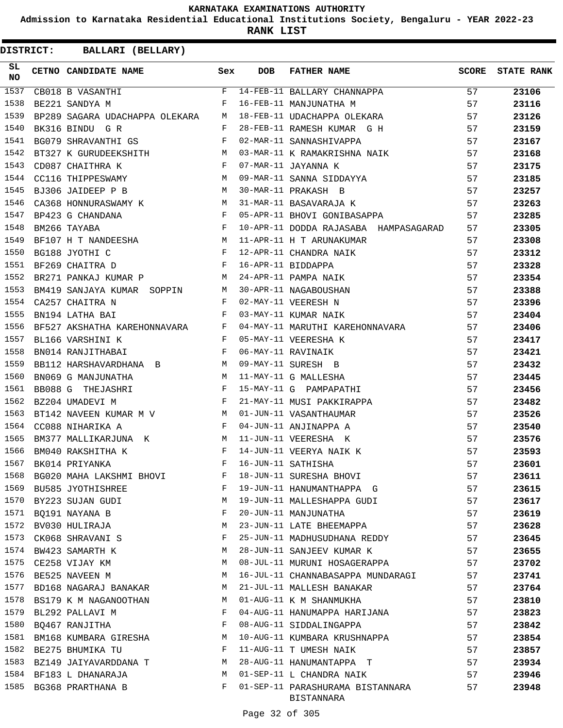**KARNATAKA EXAMINATIONS AUTHORITY**

**Admission to Karnataka Residential Educational Institutions Society, Bengaluru - YEAR 2022-23**

**RANK LIST**

**DISTRICT: BALLARI (BELLARY)**

| SL NO | CETNO | CANDIDATE NAME | Sex | DOB | FATHER NAME | SCORE | STATE RANK |
|---|---|---|---|---|---|---|---|
| 1537 | CB018 | B VASANTHI | F | 14-FEB-11 | BALLARY CHANNAPPA | 57 | 23106 |
| 1538 | BE221 | SANDYA M | F | 16-FEB-11 | MANJUNATHA M | 57 | 23116 |
| 1539 | BP289 | SAGARA UDACHAPPA OLEKARA | M | 18-FEB-11 | UDACHAPPA OLEKARA | 57 | 23126 |
| 1540 | BK316 | BINDU G R | F | 28-FEB-11 | RAMESH KUMAR G H | 57 | 23159 |
| 1541 | BG079 | SHRAVANTHI GS | F | 02-MAR-11 | SANNASHIVAPPA | 57 | 23167 |
| 1542 | BT327 | K GURUDEEKSHITH | M | 03-MAR-11 | K RAMAKRISHNA NAIK | 57 | 23168 |
| 1543 | CD087 | CHAITHRA K | F | 07-MAR-11 | JAYANNA K | 57 | 23175 |
| 1544 | CC116 | THIPPESWAMY | M | 09-MAR-11 | SANNA SIDDAYYA | 57 | 23185 |
| 1545 | BJ306 | JAIDEEP P B | M | 30-MAR-11 | PRAKASH B | 57 | 23257 |
| 1546 | CA368 | HONNURASWAMY K | M | 31-MAR-11 | BASAVARAJA K | 57 | 23263 |
| 1547 | BP423 | G CHANDANA | F | 05-APR-11 | BHOVI GONIBASAPPA | 57 | 23285 |
| 1548 | BM266 | TAYABA | F | 10-APR-11 | DODDA RAJASABA HAMPASAGARAD | 57 | 23305 |
| 1549 | BF107 | H T NANDEESHA | M | 11-APR-11 | H T ARUNAKUMAR | 57 | 23308 |
| 1550 | BG188 | JYOTHI C | F | 12-APR-11 | CHANDRA NAIK | 57 | 23312 |
| 1551 | BF269 | CHAITRA D | F | 16-APR-11 | BIDDAPPA | 57 | 23328 |
| 1552 | BR271 | PANKAJ KUMAR P | M | 24-APR-11 | PAMPA NAIK | 57 | 23354 |
| 1553 | BM419 | SANJAYA KUMAR SOPPIN | M | 30-APR-11 | NAGABOUSHAN | 57 | 23388 |
| 1554 | CA257 | CHAITRA N | F | 02-MAY-11 | VEERESH N | 57 | 23396 |
| 1555 | BN194 | LATHA BAI | F | 03-MAY-11 | KUMAR NAIK | 57 | 23404 |
| 1556 | BF527 | AKSHATHA KAREHONNAVARA | F | 04-MAY-11 | MARUTHI KAREHONNAVARA | 57 | 23406 |
| 1557 | BL166 | VARSHINI K | F | 05-MAY-11 | VEERESHA K | 57 | 23417 |
| 1558 | BN014 | RANJITHABAI | F | 06-MAY-11 | RAVINAIK | 57 | 23421 |
| 1559 | BB112 | HARSHAVARDHANA B | M | 09-MAY-11 | SURESH B | 57 | 23432 |
| 1560 | BN069 | G MANJUNATHA | M | 11-MAY-11 | G MALLESHA | 57 | 23445 |
| 1561 | BB088 | G THEJASHRI | F | 15-MAY-11 | G PAMPAPATHI | 57 | 23456 |
| 1562 | BZ204 | UMADEVI M | F | 21-MAY-11 | MUSI PAKKIRAPPA | 57 | 23482 |
| 1563 | BT142 | NAVEEN KUMAR M V | M | 01-JUN-11 | VASANTHAUMAR | 57 | 23526 |
| 1564 | CC088 | NIHARIKA A | F | 04-JUN-11 | ANJINAPPA A | 57 | 23540 |
| 1565 | BM377 | MALLIKARJUNA K | M | 11-JUN-11 | VEERESHA K | 57 | 23576 |
| 1566 | BM040 | RAKSHITHA K | F | 14-JUN-11 | VEERYA NAIK K | 57 | 23593 |
| 1567 | BK014 | PRIYANKA | F | 16-JUN-11 | SATHISHA | 57 | 23601 |
| 1568 | BG020 | MAHA LAKSHMI BHOVI | F | 18-JUN-11 | SURESHA BHOVI | 57 | 23611 |
| 1569 | BU585 | JYOTHISHREE | F | 19-JUN-11 | HANUMANTHAPPA G | 57 | 23615 |
| 1570 | BY223 | SUJAN GUDI | M | 19-JUN-11 | MALLESHAPPA GUDI | 57 | 23617 |
| 1571 | BQ191 | NAYANA B | F | 20-JUN-11 | MANJUNATHA | 57 | 23619 |
| 1572 | BV030 | HULIRAJA | M | 23-JUN-11 | LATE BHEEMAPPA | 57 | 23628 |
| 1573 | CK068 | SHRAVANI S | F | 25-JUN-11 | MADHUSUDHANA REDDY | 57 | 23645 |
| 1574 | BW423 | SAMARTH K | M | 28-JUN-11 | SANJEEV KUMAR K | 57 | 23655 |
| 1575 | CE258 | VIJAY KM | M | 08-JUL-11 | MURUNI HOSAGERAPPA | 57 | 23702 |
| 1576 | BE525 | NAVEEN M | M | 16-JUL-11 | CHANNABASAPPA MUNDARAGI | 57 | 23741 |
| 1577 | BD168 | NAGARAJ BANAKAR | M | 21-JUL-11 | MALLESH BANAKAR | 57 | 23764 |
| 1578 | BS179 | K M NAGANOOTHAN | M | 01-AUG-11 | K M SHANMUKHA | 57 | 23810 |
| 1579 | BL292 | PALLAVI M | F | 04-AUG-11 | HANUMAPPA HARIJANA | 57 | 23823 |
| 1580 | BQ467 | RANJITHA | F | 08-AUG-11 | SIDDALINGAPPA | 57 | 23842 |
| 1581 | BM168 | KUMBARA GIRESHA | M | 10-AUG-11 | KUMBARA KRUSHNAPPA | 57 | 23854 |
| 1582 | BE275 | BHUMIKA TU | F | 11-AUG-11 | T UMESH NAIK | 57 | 23857 |
| 1583 | BZ149 | JAIYAVARDDANA T | M | 28-AUG-11 | HANUMANTAPPA T | 57 | 23934 |
| 1584 | BF183 | L DHANARAJA | M | 01-SEP-11 | L CHANDRA NAIK | 57 | 23946 |
| 1585 | BG368 | PRARTHANA B | F | 01-SEP-11 | PARASHURAMA BISTANNARA BISTANNARA | 57 | 23948 |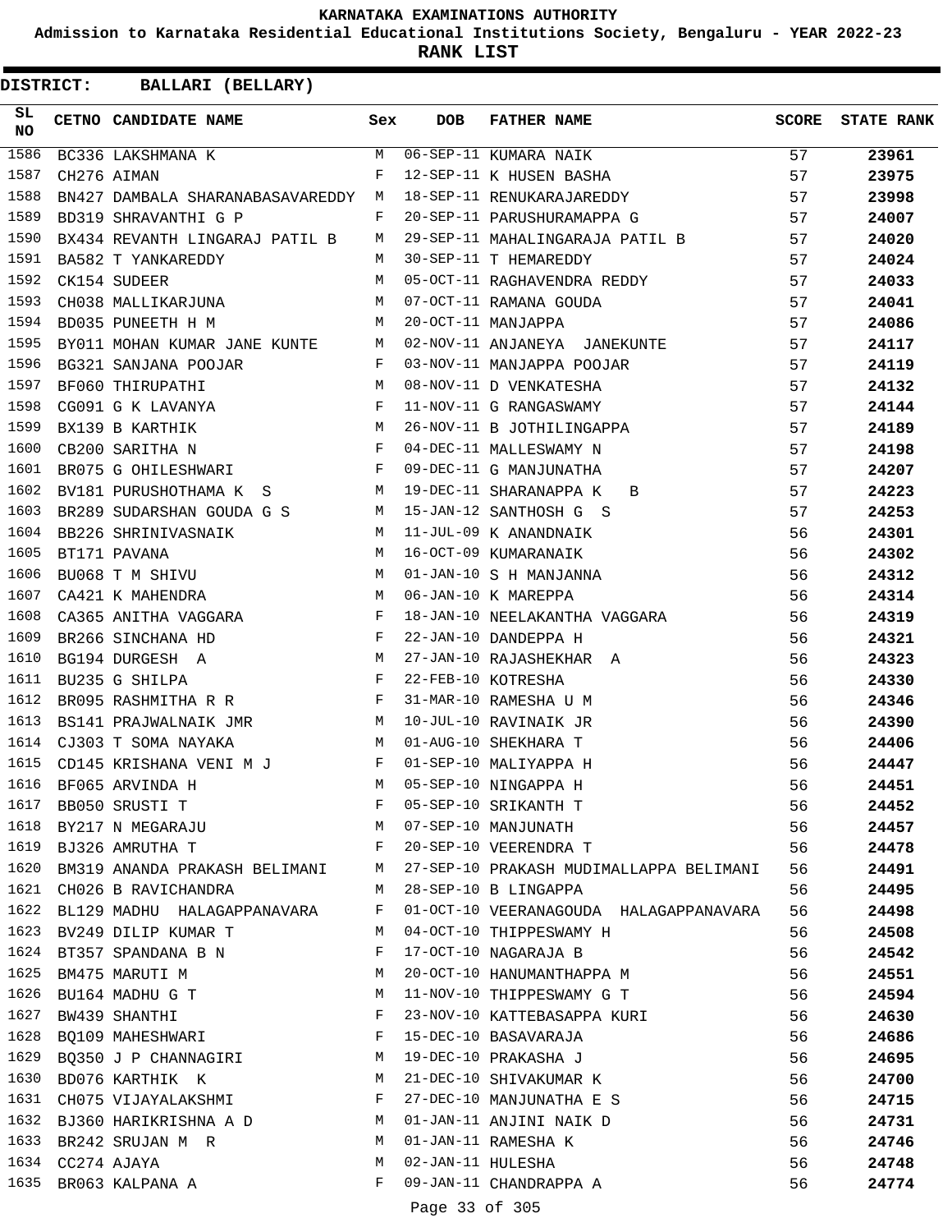# KARNATAKA EXAMINATIONS AUTHORITY

**Admission to Karnataka Residential Educational Institutions Society, Bengaluru - YEAR 2022-23**

**RANK LIST**

**DISTRICT: BALLARI (BELLARY)**

| SL NO | CETNO | CANDIDATE NAME | Sex | DOB | FATHER NAME | SCORE | STATE RANK |
|---|---|---|---|---|---|---|---|
| 1586 | BC336 | LAKSHMANA K | M | 06-SEP-11 | KUMARA NAIK | 57 | 23961 |
| 1587 | CH276 | AIMAN | F | 12-SEP-11 | K HUSEN BASHA | 57 | 23975 |
| 1588 | BN427 | DAMBALA SHARANABASAVAREDDY | M | 18-SEP-11 | RENUKARAJAREDDY | 57 | 23998 |
| 1589 | BD319 | SHRAVANTHI G P | F | 20-SEP-11 | PARUSHURAMAPPA G | 57 | 24007 |
| 1590 | BX434 | REVANTH LINGARAJ PATIL B | M | 29-SEP-11 | MAHALINGARAJA PATIL B | 57 | 24020 |
| 1591 | BA582 | T YANKAREDDY | M | 30-SEP-11 | T HEMAREDDY | 57 | 24024 |
| 1592 | CK154 | SUDEER | M | 05-OCT-11 | RAGHAVENDRA REDDY | 57 | 24033 |
| 1593 | CH038 | MALLIKARJUNA | M | 07-OCT-11 | RAMANA GOUDA | 57 | 24041 |
| 1594 | BD035 | PUNEETH H M | M | 20-OCT-11 | MANJAPPA | 57 | 24086 |
| 1595 | BY011 | MOHAN KUMAR JANE KUNTE | M | 02-NOV-11 | ANJANEYA JANEKUNTE | 57 | 24117 |
| 1596 | BG321 | SANJANA POOJAR | F | 03-NOV-11 | MANJAPPA POOJAR | 57 | 24119 |
| 1597 | BF060 | THIRUPATHI | M | 08-NOV-11 | D VENKATESHA | 57 | 24132 |
| 1598 | CG091 | G K LAVANYA | F | 11-NOV-11 | G RANGASWAMY | 57 | 24144 |
| 1599 | BX139 | B KARTHIK | M | 26-NOV-11 | B JOTHILINGAPPA | 57 | 24189 |
| 1600 | CB200 | SARITHA N | F | 04-DEC-11 | MALLESWAMY N | 57 | 24198 |
| 1601 | BR075 | G OHILESHWARI | F | 09-DEC-11 | G MANJUNATHA | 57 | 24207 |
| 1602 | BV181 | PURUSHOTHAMA K S | M | 19-DEC-11 | SHARANAPPA K B | 57 | 24223 |
| 1603 | BR289 | SUDARSHAN GOUDA G S | M | 15-JAN-12 | SANTHOSH G S | 57 | 24253 |
| 1604 | BB226 | SHRINIVASNAIK | M | 11-JUL-09 | K ANANDNAIK | 56 | 24301 |
| 1605 | BT171 | PAVANA | M | 16-OCT-09 | KUMARANAIK | 56 | 24302 |
| 1606 | BU068 | T M SHIVU | M | 01-JAN-10 | S H MANJANNA | 56 | 24312 |
| 1607 | CA421 | K MAHENDRA | M | 06-JAN-10 | K MAREPPA | 56 | 24314 |
| 1608 | CA365 | ANITHA VAGGARA | F | 18-JAN-10 | NEELAKANTHA VAGGARA | 56 | 24319 |
| 1609 | BR266 | SINCHANA HD | F | 22-JAN-10 | DANDEPPA H | 56 | 24321 |
| 1610 | BG194 | DURGESH A | M | 27-JAN-10 | RAJASHEKHAR A | 56 | 24323 |
| 1611 | BU235 | G SHILPA | F | 22-FEB-10 | KOTRESHA | 56 | 24330 |
| 1612 | BR095 | RASHMITHA R R | F | 31-MAR-10 | RAMESHA U M | 56 | 24346 |
| 1613 | BS141 | PRAJWALNAIK JMR | M | 10-JUL-10 | RAVINAIK JR | 56 | 24390 |
| 1614 | CJ303 | T SOMA NAYAKA | M | 01-AUG-10 | SHEKHARA T | 56 | 24406 |
| 1615 | CD145 | KRISHANA VENI M J | F | 01-SEP-10 | MALIYAPPA H | 56 | 24447 |
| 1616 | BF065 | ARVINDA H | M | 05-SEP-10 | NINGAPPA H | 56 | 24451 |
| 1617 | BB050 | SRUSTI T | F | 05-SEP-10 | SRIKANTH T | 56 | 24452 |
| 1618 | BY217 | N MEGARAJU | M | 07-SEP-10 | MANJUNATH | 56 | 24457 |
| 1619 | BJ326 | AMRUTHA T | F | 20-SEP-10 | VEERENDRA T | 56 | 24478 |
| 1620 | BM319 | ANANDA PRAKASH BELIMANI | M | 27-SEP-10 | PRAKASH MUDIMALLAPPA BELIMANI | 56 | 24491 |
| 1621 | CH026 | B RAVICHANDRA | M | 28-SEP-10 | B LINGAPPA | 56 | 24495 |
| 1622 | BL129 | MADHU HALAGAPPANAVARA | F | 01-OCT-10 | VEERANAGOUDA HALAGAPPANAVARA | 56 | 24498 |
| 1623 | BV249 | DILIP KUMAR T | M | 04-OCT-10 | THIPPESWAMY H | 56 | 24508 |
| 1624 | BT357 | SPANDANA B N | F | 17-OCT-10 | NAGARAJA B | 56 | 24542 |
| 1625 | BM475 | MARUTI M | M | 20-OCT-10 | HANUMANTHAPPA M | 56 | 24551 |
| 1626 | BU164 | MADHU G T | M | 11-NOV-10 | THIPPESWAMY G T | 56 | 24594 |
| 1627 | BW439 | SHANTHI | F | 23-NOV-10 | KATTEBASAPPA KURI | 56 | 24630 |
| 1628 | BQ109 | MAHESHWARI | F | 15-DEC-10 | BASAVARAJA | 56 | 24686 |
| 1629 | BQ350 | J P CHANNAGIRI | M | 19-DEC-10 | PRAKASHA J | 56 | 24695 |
| 1630 | BD076 | KARTHIK K | M | 21-DEC-10 | SHIVAKUMAR K | 56 | 24700 |
| 1631 | CH075 | VIJAYALAKSHMI | F | 27-DEC-10 | MANJUNATHA E S | 56 | 24715 |
| 1632 | BJ360 | HARIKRISHNA A D | M | 01-JAN-11 | ANJINI NAIK D | 56 | 24731 |
| 1633 | BR242 | SRUJAN M R | M | 01-JAN-11 | RAMESHA K | 56 | 24746 |
| 1634 | CC274 | AJAYA | M | 02-JAN-11 | HULESHA | 56 | 24748 |
| 1635 | BR063 | KALPANA A | F | 09-JAN-11 | CHANDRAPPA A | 56 | 24774 |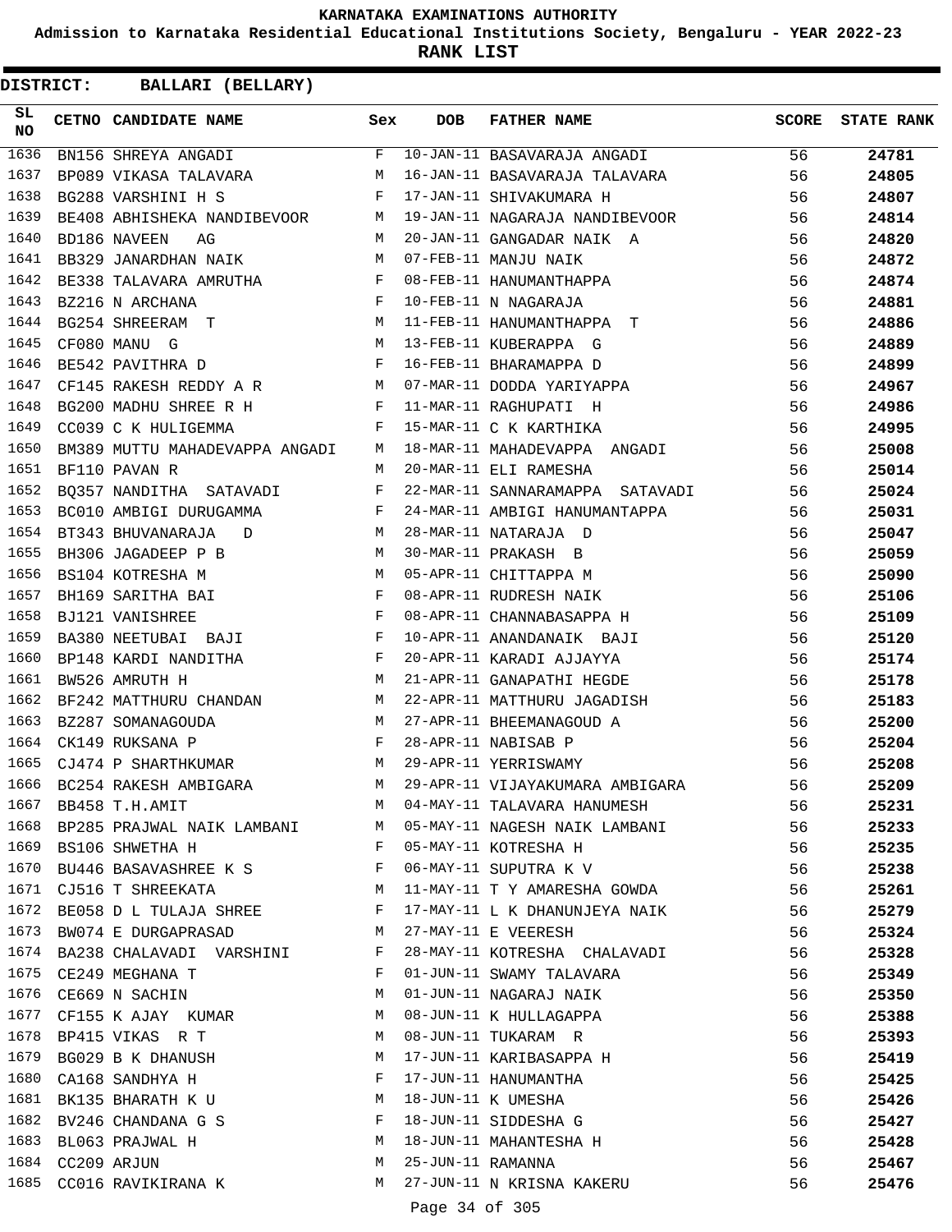KARNATAKA EXAMINATIONS AUTHORITY

Admission to Karnataka Residential Educational Institutions Society, Bengaluru - YEAR 2022-23

**RANK LIST**

**DISTRICT: BALLARI (BELLARY)**

| SL NO | CETNO | CANDIDATE NAME | Sex | DOB | FATHER NAME | SCORE | STATE RANK |
|---|---|---|---|---|---|---|---|
| 1636 | BN156 | SHREYA ANGADI | F | 10-JAN-11 | BASAVARAJA ANGADI | 56 | 24781 |
| 1637 | BP089 | VIKASA TALAVARA | M | 16-JAN-11 | BASAVARAJA TALAVARA | 56 | 24805 |
| 1638 | BG288 | VARSHINI H S | F | 17-JAN-11 | SHIVAKUMARA H | 56 | 24807 |
| 1639 | BE408 | ABHISHEKA NANDIBEVOOR | M | 19-JAN-11 | NAGARAJA NANDIBEVOOR | 56 | 24814 |
| 1640 | BD186 | NAVEEN AG | M | 20-JAN-11 | GANGADAR NAIK A | 56 | 24820 |
| 1641 | BB329 | JANARDHAN NAIK | M | 07-FEB-11 | MANJU NAIK | 56 | 24872 |
| 1642 | BE338 | TALAVARA AMRUTHA | F | 08-FEB-11 | HANUMANTHAPPA | 56 | 24874 |
| 1643 | BZ216 | N ARCHANA | F | 10-FEB-11 | N NAGARAJA | 56 | 24881 |
| 1644 | BG254 | SHREERAM T | M | 11-FEB-11 | HANUMANTHAPPA T | 56 | 24886 |
| 1645 | CF080 | MANU G | M | 13-FEB-11 | KUBERAPPA G | 56 | 24889 |
| 1646 | BE542 | PAVITHRA D | F | 16-FEB-11 | BHARAMAPPA D | 56 | 24899 |
| 1647 | CF145 | RAKESH REDDY A R | M | 07-MAR-11 | DODDA YARIYAPPA | 56 | 24967 |
| 1648 | BG200 | MADHU SHREE R H | F | 11-MAR-11 | RAGHUPATI H | 56 | 24986 |
| 1649 | CC039 | C K HULIGEMMA | F | 15-MAR-11 | C K KARTHIKA | 56 | 24995 |
| 1650 | BM389 | MUTTU MAHADEVAPPA ANGADI | M | 18-MAR-11 | MAHADEVAPPA ANGADI | 56 | 25008 |
| 1651 | BF110 | PAVAN R | M | 20-MAR-11 | ELI RAMESHA | 56 | 25014 |
| 1652 | BQ357 | NANDITHA SATAVADI | F | 22-MAR-11 | SANNARAMAPPA SATAVADI | 56 | 25024 |
| 1653 | BC010 | AMBIGI DURUGAMMA | F | 24-MAR-11 | AMBIGI HANUMANTAPPA | 56 | 25031 |
| 1654 | BT343 | BHUVANARAJA D | M | 28-MAR-11 | NATARAJA D | 56 | 25047 |
| 1655 | BH306 | JAGADEEP P B | M | 30-MAR-11 | PRAKASH B | 56 | 25059 |
| 1656 | BS104 | KOTRESHA M | M | 05-APR-11 | CHITTAPPA M | 56 | 25090 |
| 1657 | BH169 | SARITHA BAI | F | 08-APR-11 | RUDRESH NAIK | 56 | 25106 |
| 1658 | BJ121 | VANISHREE | F | 08-APR-11 | CHANNABASAPPA H | 56 | 25109 |
| 1659 | BA380 | NEETUBAI BAJI | F | 10-APR-11 | ANANDANAIK BAJI | 56 | 25120 |
| 1660 | BP148 | KARDI NANDITHA | F | 20-APR-11 | KARADI AJJAYYA | 56 | 25174 |
| 1661 | BW526 | AMRUTH H | M | 21-APR-11 | GANAPATHI HEGDE | 56 | 25178 |
| 1662 | BF242 | MATTHURU CHANDAN | M | 22-APR-11 | MATTHURU JAGADISH | 56 | 25183 |
| 1663 | BZ287 | SOMANAGOUDA | M | 27-APR-11 | BHEEMANAGOUD A | 56 | 25200 |
| 1664 | CK149 | RUKSANA P | F | 28-APR-11 | NABISAB P | 56 | 25204 |
| 1665 | CJ474 | P SHARTHKUMAR | M | 29-APR-11 | YERRISWAMY | 56 | 25208 |
| 1666 | BC254 | RAKESH AMBIGARA | M | 29-APR-11 | VIJAYAKUMARA AMBIGARA | 56 | 25209 |
| 1667 | BB458 | T.H.AMIT | M | 04-MAY-11 | TALAVARA HANUMESH | 56 | 25231 |
| 1668 | BP285 | PRAJWAL NAIK LAMBANI | M | 05-MAY-11 | NAGESH NAIK LAMBANI | 56 | 25233 |
| 1669 | BS106 | SHWETHA H | F | 05-MAY-11 | KOTRESHA H | 56 | 25235 |
| 1670 | BU446 | BASAVASHREE K S | F | 06-MAY-11 | SUPUTRA K V | 56 | 25238 |
| 1671 | CJ516 | T SHREEKATA | M | 11-MAY-11 | T Y AMARESHA GOWDA | 56 | 25261 |
| 1672 | BE058 | D L TULAJA SHREE | F | 17-MAY-11 | L K DHANUNJEYA NAIK | 56 | 25279 |
| 1673 | BW074 | E DURGAPRASAD | M | 27-MAY-11 | E VEERESH | 56 | 25324 |
| 1674 | BA238 | CHALAVADI VARSHINI | F | 28-MAY-11 | KOTRESHA CHALAVADI | 56 | 25328 |
| 1675 | CE249 | MEGHANA T | F | 01-JUN-11 | SWAMY TALAVARA | 56 | 25349 |
| 1676 | CE669 | N SACHIN | M | 01-JUN-11 | NAGARAJ NAIK | 56 | 25350 |
| 1677 | CF155 | K AJAY KUMAR | M | 08-JUN-11 | K HULLAGAPPA | 56 | 25388 |
| 1678 | BP415 | VIKAS R T | M | 08-JUN-11 | TUKARAM R | 56 | 25393 |
| 1679 | BG029 | B K DHANUSH | M | 17-JUN-11 | KARIBASAPPA H | 56 | 25419 |
| 1680 | CA168 | SANDHYA H | F | 17-JUN-11 | HANUMANTHA | 56 | 25425 |
| 1681 | BK135 | BHARATH K U | M | 18-JUN-11 | K UMESHA | 56 | 25426 |
| 1682 | BV246 | CHANDANA G S | F | 18-JUN-11 | SIDDESHA G | 56 | 25427 |
| 1683 | BL063 | PRAJWAL H | M | 18-JUN-11 | MAHANTESHA H | 56 | 25428 |
| 1684 | CC209 | ARJUN | M | 25-JUN-11 | RAMANNA | 56 | 25467 |
| 1685 | CC016 | RAVIKIRANA K | M | 27-JUN-11 | N KRISNA KAKERU | 56 | 25476 |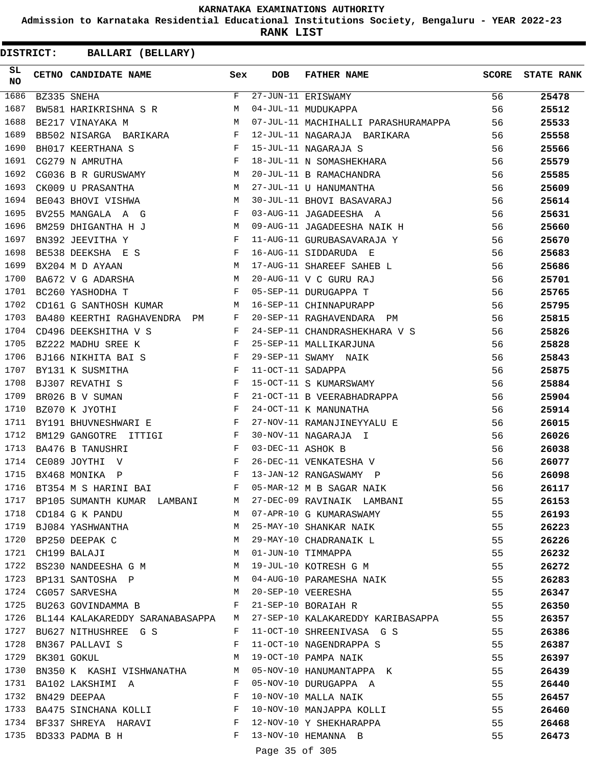# KARNATAKA EXAMINATIONS AUTHORITY

**Admission to Karnataka Residential Educational Institutions Society, Bengaluru - YEAR 2022-23**

**RANK LIST**

**DISTRICT: BALLARI (BELLARY)**

| SL NO | CETNO | CANDIDATE NAME | Sex | DOB | FATHER NAME | SCORE | STATE RANK |
|---|---|---|---|---|---|---|---|
| 1686 | BZ335 | SNEHA | F | 27-JUN-11 | ERISWAMY | 56 | 25478 |
| 1687 | BW581 | HARIKRISHNA S R | M | 04-JUL-11 | MUDUKAPPA | 56 | 25512 |
| 1688 | BE217 | VINAYAKA M | M | 07-JUL-11 | MACHIHALLI PARASHURAMAPPA | 56 | 25533 |
| 1689 | BB502 | NISARGA BARIKARA | F | 12-JUL-11 | NAGARAJA BARIKARA | 56 | 25558 |
| 1690 | BH017 | KEERTHANA S | F | 15-JUL-11 | NAGARAJA S | 56 | 25566 |
| 1691 | CG279 | N AMRUTHA | F | 18-JUL-11 | N SOMASHEKHARA | 56 | 25579 |
| 1692 | CG036 | B R GURUSWAMY | M | 20-JUL-11 | B RAMACHANDRA | 56 | 25585 |
| 1693 | CK009 | U PRASANTHA | M | 27-JUL-11 | U HANUMANTHA | 56 | 25609 |
| 1694 | BE043 | BHOVI VISHWA | M | 30-JUL-11 | BHOVI BASAVARAJ | 56 | 25614 |
| 1695 | BV255 | MANGALA A G | F | 03-AUG-11 | JAGADEESHA A | 56 | 25631 |
| 1696 | BM259 | DHIGANTHA H J | M | 09-AUG-11 | JAGADEESHA NAIK H | 56 | 25660 |
| 1697 | BN392 | JEEVITHA Y | F | 11-AUG-11 | GURUBASAVARAJA Y | 56 | 25670 |
| 1698 | BE538 | DEEKSHA E S | F | 16-AUG-11 | SIDDARUDA E | 56 | 25683 |
| 1699 | BX204 | M D AYAAN | M | 17-AUG-11 | SHAREEF SAHEB L | 56 | 25686 |
| 1700 | BA672 | V G ADARSHA | M | 20-AUG-11 | V C GURU RAJ | 56 | 25701 |
| 1701 | BC260 | YASHODHA T | F | 05-SEP-11 | DURUGAPPA T | 56 | 25765 |
| 1702 | CD161 | G SANTHOSH KUMAR | M | 16-SEP-11 | CHINNAPURAPP | 56 | 25795 |
| 1703 | BA480 | KEERTHI RAGHAVENDRA PM | F | 20-SEP-11 | RAGHAVENDARA PM | 56 | 25815 |
| 1704 | CD496 | DEEKSHITHA V S | F | 24-SEP-11 | CHANDRASHEKHARA V S | 56 | 25826 |
| 1705 | BZ222 | MADHU SREE K | F | 25-SEP-11 | MALLIKARJUNA | 56 | 25828 |
| 1706 | BJ166 | NIKHITA BAI S | F | 29-SEP-11 | SWAMY NAIK | 56 | 25843 |
| 1707 | BY131 | K SUSMITHA | F | 11-OCT-11 | SADAPPA | 56 | 25875 |
| 1708 | BJ307 | REVATHI S | F | 15-OCT-11 | S KUMARSWAMY | 56 | 25884 |
| 1709 | BR026 | B V SUMAN | F | 21-OCT-11 | B VEERABHADRAPPA | 56 | 25904 |
| 1710 | BZ070 | K JYOTHI | F | 24-OCT-11 | K MANUNATHA | 56 | 25914 |
| 1711 | BY191 | BHUVNESHWARI E | F | 27-NOV-11 | RAMANJINEYYALU E | 56 | 26015 |
| 1712 | BM129 | GANGOTRE ITTIGI | F | 30-NOV-11 | NAGARAJA I | 56 | 26026 |
| 1713 | BA476 | B TANUSHRI | F | 03-DEC-11 | ASHOK B | 56 | 26038 |
| 1714 | CE089 | JOYTHI V | F | 26-DEC-11 | VENKATESHA V | 56 | 26077 |
| 1715 | BX468 | MONIKA P | F | 13-JAN-12 | RANGASWAMY P | 56 | 26098 |
| 1716 | BT354 | M S HARINI BAI | F | 05-MAR-12 | M B SAGAR NAIK | 56 | 26117 |
| 1717 | BP105 | SUMANTH KUMAR LAMBANI | M | 27-DEC-09 | RAVINAIK LAMBANI | 55 | 26153 |
| 1718 | CD184 | G K PANDU | M | 07-APR-10 | G KUMARASWAMY | 55 | 26193 |
| 1719 | BJ084 | YASHWANTHA | M | 25-MAY-10 | SHANKAR NAIK | 55 | 26223 |
| 1720 | BP250 | DEEPAK C | M | 29-MAY-10 | CHADRANAIK L | 55 | 26226 |
| 1721 | CH199 | BALAJI | M | 01-JUN-10 | TIMMAPPA | 55 | 26232 |
| 1722 | BS230 | NANDEESHA G M | M | 19-JUL-10 | KOTRESH G M | 55 | 26272 |
| 1723 | BP131 | SANTOSHA P | M | 04-AUG-10 | PARAMESHA NAIK | 55 | 26283 |
| 1724 | CG057 | SARVESHA | M | 20-SEP-10 | VEERESHA | 55 | 26347 |
| 1725 | BU263 | GOVINDAMMA B | F | 21-SEP-10 | BORAIAH R | 55 | 26350 |
| 1726 | BL144 | KALAKAREDDY SARANABASAPPA | M | 27-SEP-10 | KALAKAREDDY KARIBASAPPA | 55 | 26357 |
| 1727 | BU627 | NITHUSHREE G S | F | 11-OCT-10 | SHREENIVASA G S | 55 | 26386 |
| 1728 | BN367 | PALLAVI S | F | 11-OCT-10 | NAGENDRAPPA S | 55 | 26387 |
| 1729 | BK301 | GOKUL | M | 19-OCT-10 | PAMPA NAIK | 55 | 26397 |
| 1730 | BN350 | K KASHI VISHWANATHA | M | 05-NOV-10 | HANUMANTAPPA K | 55 | 26439 |
| 1731 | BA102 | LAKSHIMI A | F | 05-NOV-10 | DURUGAPPA A | 55 | 26440 |
| 1732 | BN429 | DEEPAA | F | 10-NOV-10 | MALLA NAIK | 55 | 26457 |
| 1733 | BA475 | SINCHANA KOLLI | F | 10-NOV-10 | MANJAPPA KOLLI | 55 | 26460 |
| 1734 | BF337 | SHREYA HARAVI | F | 12-NOV-10 | Y SHEKHARAPPA | 55 | 26468 |
| 1735 | BD333 | PADMA B H | F | 13-NOV-10 | HEMANNA B | 55 | 26473 |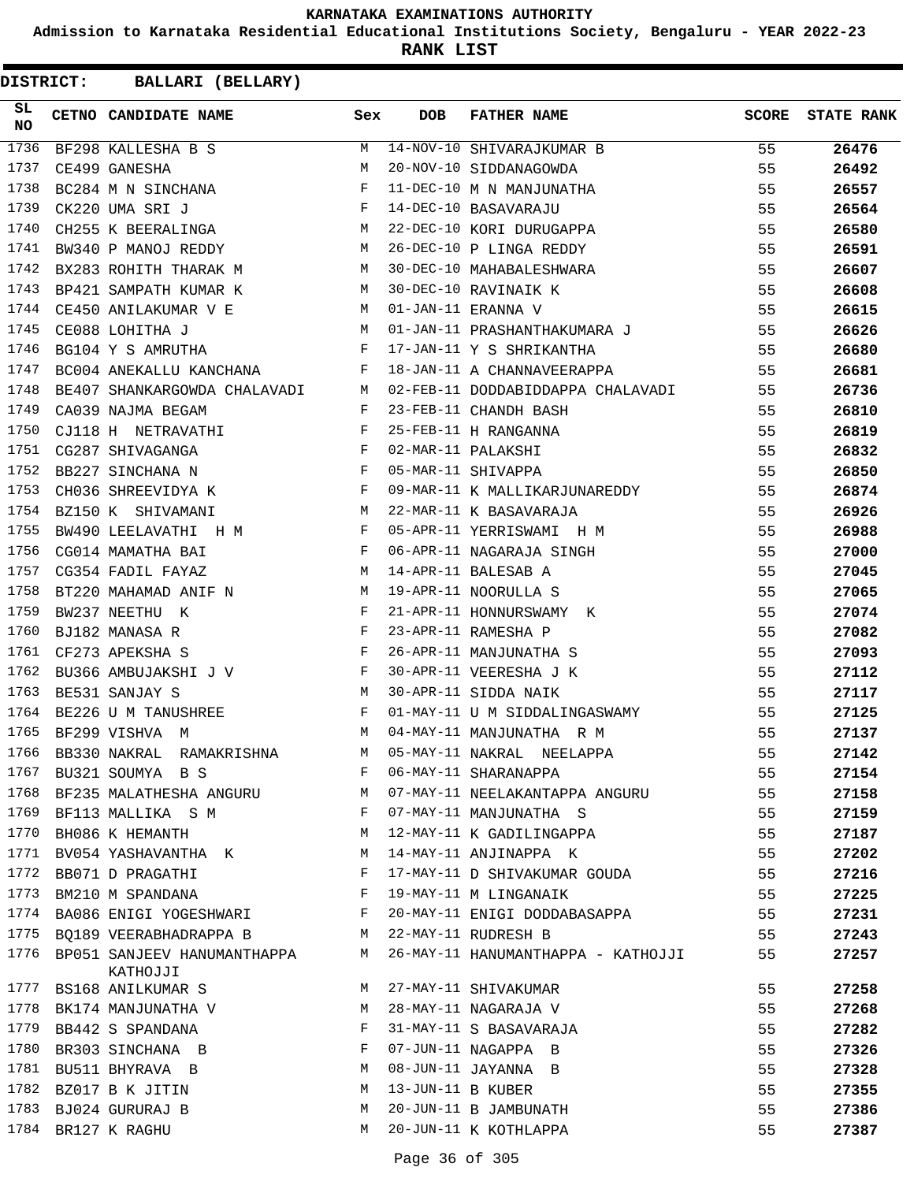**KARNATAKA EXAMINATIONS AUTHORITY**

**Admission to Karnataka Residential Educational Institutions Society, Bengaluru - YEAR 2022-23**

**RANK LIST**

**DISTRICT: BALLARI (BELLARY)**

| SL NO | CETNO | CANDIDATE NAME | Sex | DOB | FATHER NAME | SCORE | STATE RANK |
|---|---|---|---|---|---|---|---|
| 1736 | BF298 | KALLESHA B S | M | 14-NOV-10 | SHIVARAJKUMAR B | 55 | 26476 |
| 1737 | CE499 | GANESHA | M | 20-NOV-10 | SIDDANAGOWDA | 55 | 26492 |
| 1738 | BC284 | M N SINCHANA | F | 11-DEC-10 | M N MANJUNATHA | 55 | 26557 |
| 1739 | CK220 | UMA SRI J | F | 14-DEC-10 | BASAVARAJU | 55 | 26564 |
| 1740 | CH255 | K BEERALINGA | M | 22-DEC-10 | KORI DURUGAPPA | 55 | 26580 |
| 1741 | BW340 | P MANOJ REDDY | M | 26-DEC-10 | P LINGA REDDY | 55 | 26591 |
| 1742 | BX283 | ROHITH THARAK M | M | 30-DEC-10 | MAHABALESHWARA | 55 | 26607 |
| 1743 | BP421 | SAMPATH KUMAR K | M | 30-DEC-10 | RAVINAIK K | 55 | 26608 |
| 1744 | CE450 | ANILAKUMAR V E | M | 01-JAN-11 | ERANNA V | 55 | 26615 |
| 1745 | CE088 | LOHITHA J | M | 01-JAN-11 | PRASHANTHAKUMARA J | 55 | 26626 |
| 1746 | BG104 | Y S AMRUTHA | F | 17-JAN-11 | Y S SHRIKANTHA | 55 | 26680 |
| 1747 | BC004 | ANEKALLU KANCHANA | F | 18-JAN-11 | A CHANNAVEERAPPA | 55 | 26681 |
| 1748 | BE407 | SHANKARGOWDA CHALAVADI | M | 02-FEB-11 | DODDABIDDAPPA CHALAVADI | 55 | 26736 |
| 1749 | CA039 | NAJMA BEGAM | F | 23-FEB-11 | CHANDH BASH | 55 | 26810 |
| 1750 | CJ118 | H NETRAVATHI | F | 25-FEB-11 | H RANGANNA | 55 | 26819 |
| 1751 | CG287 | SHIVAGANGA | F | 02-MAR-11 | PALAKSHI | 55 | 26832 |
| 1752 | BB227 | SINCHANA N | F | 05-MAR-11 | SHIVAPPA | 55 | 26850 |
| 1753 | CH036 | SHREEVIDYA K | F | 09-MAR-11 | K MALLIKARJUNAREDDY | 55 | 26874 |
| 1754 | BZ150 | K SHIVAMANI | M | 22-MAR-11 | K BASAVARAJA | 55 | 26926 |
| 1755 | BW490 | LEELAVATHI H M | F | 05-APR-11 | YERRISWAMI H M | 55 | 26988 |
| 1756 | CG014 | MAMATHA BAI | F | 06-APR-11 | NAGARAJA SINGH | 55 | 27000 |
| 1757 | CG354 | FADIL FAYAZ | M | 14-APR-11 | BALESAB A | 55 | 27045 |
| 1758 | BT220 | MAHAMAD ANIF N | M | 19-APR-11 | NOORULLA S | 55 | 27065 |
| 1759 | BW237 | NEETHU K | F | 21-APR-11 | HONNURSWAMY K | 55 | 27074 |
| 1760 | BJ182 | MANASA R | F | 23-APR-11 | RAMESHA P | 55 | 27082 |
| 1761 | CF273 | APEKSHA S | F | 26-APR-11 | MANJUNATHA S | 55 | 27093 |
| 1762 | BU366 | AMBUJAKSHI J V | F | 30-APR-11 | VEERESHA J K | 55 | 27112 |
| 1763 | BE531 | SANJAY S | M | 30-APR-11 | SIDDA NAIK | 55 | 27117 |
| 1764 | BE226 | U M TANUSHREE | F | 01-MAY-11 | U M SIDDALINGASWAMY | 55 | 27125 |
| 1765 | BF299 | VISHVA M | M | 04-MAY-11 | MANJUNATHA R M | 55 | 27137 |
| 1766 | BB330 | NAKRAL RAMAKRISHNA | M | 05-MAY-11 | NAKRAL NEELAPPA | 55 | 27142 |
| 1767 | BU321 | SOUMYA B S | F | 06-MAY-11 | SHARANAPPA | 55 | 27154 |
| 1768 | BF235 | MALATHESHA ANGURU | M | 07-MAY-11 | NEELAKANTAPPA ANGURU | 55 | 27158 |
| 1769 | BF113 | MALLIKA S M | F | 07-MAY-11 | MANJUNATHA S | 55 | 27159 |
| 1770 | BH086 | K HEMANTH | M | 12-MAY-11 | K GADILINGAPPA | 55 | 27187 |
| 1771 | BV054 | YASHAVANTHA K | M | 14-MAY-11 | ANJINAPPA K | 55 | 27202 |
| 1772 | BB071 | D PRAGATHI | F | 17-MAY-11 | D SHIVAKUMAR GOUDA | 55 | 27216 |
| 1773 | BM210 | M SPANDANA | F | 19-MAY-11 | M LINGANAIK | 55 | 27225 |
| 1774 | BA086 | ENIGI YOGESHWARI | F | 20-MAY-11 | ENIGI DODDABASAPPA | 55 | 27231 |
| 1775 | BQ189 | VEERABHADRAPPA B | M | 22-MAY-11 | RUDRESH B | 55 | 27243 |
| 1776 | BP051 | SANJEEV HANUMANTHAPPA KATHOJJI | M | 26-MAY-11 | HANUMANTHAPPA - KATHOJJI | 55 | 27257 |
| 1777 | BS168 | ANILKUMAR S | M | 27-MAY-11 | SHIVAKUMAR | 55 | 27258 |
| 1778 | BK174 | MANJUNATHA V | M | 28-MAY-11 | NAGARAJA V | 55 | 27268 |
| 1779 | BB442 | S SPANDANA | F | 31-MAY-11 | S BASAVARAJA | 55 | 27282 |
| 1780 | BR303 | SINCHANA B | F | 07-JUN-11 | NAGAPPA B | 55 | 27326 |
| 1781 | BU511 | BHYRAVA B | M | 08-JUN-11 | JAYANNA B | 55 | 27328 |
| 1782 | BZ017 | B K JITIN | M | 13-JUN-11 | B KUBER | 55 | 27355 |
| 1783 | BJ024 | GURURAJ B | M | 20-JUN-11 | B JAMBUNATH | 55 | 27386 |
| 1784 | BR127 | K RAGHU | M | 20-JUN-11 | K KOTHLAPPA | 55 | 27387 |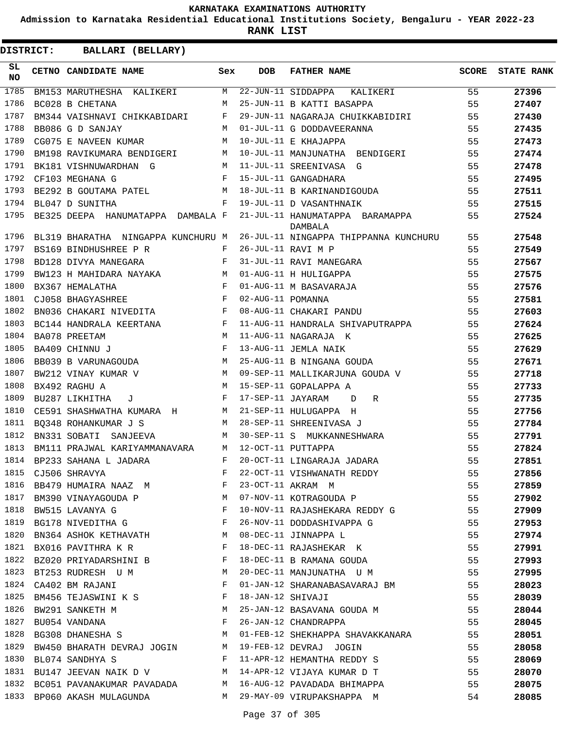# KARNATAKA EXAMINATIONS AUTHORITY

**Admission to Karnataka Residential Educational Institutions Society, Bengaluru - YEAR 2022-23**

**RANK LIST**

**DISTRICT: BALLARI (BELLARY)**

| SL NO | CETNO | CANDIDATE NAME | Sex | DOB | FATHER NAME | SCORE | STATE RANK |
|---|---|---|---|---|---|---|---|
| 1785 | BM153 | MARUTHESHA KALIKERI | M | 22-JUN-11 | SIDDAPPA KALIKERI | 55 | 27396 |
| 1786 | BC028 | B CHETANA | M | 25-JUN-11 | B KATTI BASAPPA | 55 | 27407 |
| 1787 | BM344 | VAISHNAVI CHIKKABIDARI | F | 29-JUN-11 | NAGARAJA CHUIKKABIDIRI | 55 | 27430 |
| 1788 | BB086 | G D SANJAY | M | 01-JUL-11 | G DODDAVEERANNA | 55 | 27435 |
| 1789 | CG075 | E NAVEEN KUMAR | M | 10-JUL-11 | E KHAJAPPA | 55 | 27473 |
| 1790 | BM198 | RAVIKUMARA BENDIGERI | M | 10-JUL-11 | MANJUNATHA BENDIGERI | 55 | 27474 |
| 1791 | BK181 | VISHNUWARDHAN G | M | 11-JUL-11 | SREENIVASA G | 55 | 27478 |
| 1792 | CF103 | MEGHANA G | F | 15-JUL-11 | GANGADHARA | 55 | 27495 |
| 1793 | BE292 | B GOUTAMA PATEL | M | 18-JUL-11 | B KARINANDIGOUDA | 55 | 27511 |
| 1794 | BL047 | D SUNITHA | F | 19-JUL-11 | D VASANTHNAIK | 55 | 27515 |
| 1795 | BE325 | DEEPA HANUMATAPPA DAMBALA | F | 21-JUL-11 | HANUMATAPPA BARAMAPPA DAMBALA | 55 | 27524 |
| 1796 | BL319 | BHARATHA NINGAPPA KUNCHURU | M | 26-JUL-11 | NINGAPPA THIPPANNA KUNCHURU | 55 | 27548 |
| 1797 | BS169 | BINDHUSHREE P R | F | 26-JUL-11 | RAVI M P | 55 | 27549 |
| 1798 | BD128 | DIVYA MANEGARA | F | 31-JUL-11 | RAVI MANEGARA | 55 | 27567 |
| 1799 | BW123 | H MAHIDARA NAYAKA | M | 01-AUG-11 | H HULIGAPPA | 55 | 27575 |
| 1800 | BX367 | HEMALATHA | F | 01-AUG-11 | M BASAVARAJA | 55 | 27576 |
| 1801 | CJ058 | BHAGYASHREE | F | 02-AUG-11 | POMANNA | 55 | 27581 |
| 1802 | BN036 | CHAKARI NIVEDITA | F | 08-AUG-11 | CHAKARI PANDU | 55 | 27603 |
| 1803 | BC144 | HANDRALA KEERTANA | F | 11-AUG-11 | HANDRALA SHIVAPUTRAPPA | 55 | 27624 |
| 1804 | BA078 | PREETAM | M | 11-AUG-11 | NAGARAJA K | 55 | 27625 |
| 1805 | BA409 | CHINNU J | F | 13-AUG-11 | JEMLA NAIK | 55 | 27629 |
| 1806 | BB039 | B VARUNAGOUDA | M | 25-AUG-11 | B NINGANA GOUDA | 55 | 27671 |
| 1807 | BW212 | VINAY KUMAR V | M | 09-SEP-11 | MALLIKARJUNA GOUDA V | 55 | 27718 |
| 1808 | BX492 | RAGHU A | M | 15-SEP-11 | GOPALAPPA A | 55 | 27733 |
| 1809 | BU287 | LIKHITHA J | F | 17-SEP-11 | JAYARAM D R | 55 | 27735 |
| 1810 | CE591 | SHASHWATHA KUMARA H | M | 21-SEP-11 | HULUGAPPA H | 55 | 27756 |
| 1811 | BQ348 | ROHANKUMAR J S | M | 28-SEP-11 | SHREENIVASA J | 55 | 27784 |
| 1812 | BN331 | SOBATI SANJEEVA | M | 30-SEP-11 | S MUKKANNESHWARA | 55 | 27791 |
| 1813 | BM111 | PRAJWAL KARIYAMMANAVARA | M | 12-OCT-11 | PUTTAPPA | 55 | 27824 |
| 1814 | BP233 | SAHANA L JADARA | F | 20-OCT-11 | LINGARAJA JADARA | 55 | 27851 |
| 1815 | CJ506 | SHRAVYA | F | 22-OCT-11 | VISHWANATH REDDY | 55 | 27856 |
| 1816 | BB479 | HUMAIRA NAAZ M | F | 23-OCT-11 | AKRAM M | 55 | 27859 |
| 1817 | BM390 | VINAYAGOUDA P | M | 07-NOV-11 | KOTRAGOUDA P | 55 | 27902 |
| 1818 | BW515 | LAVANYA G | F | 10-NOV-11 | RAJASHEKARA REDDY G | 55 | 27909 |
| 1819 | BG178 | NIVEDITHA G | F | 26-NOV-11 | DODDASHIVAPPA G | 55 | 27953 |
| 1820 | BN364 | ASHOK KETHAVATH | M | 08-DEC-11 | JINNAPPA L | 55 | 27974 |
| 1821 | BX016 | PAVITHRA K R | F | 18-DEC-11 | RAJASHEKAR K | 55 | 27991 |
| 1822 | BZ020 | PRIYADARSHINI B | F | 18-DEC-11 | B RAMANA GOUDA | 55 | 27993 |
| 1823 | BT253 | RUDRESH U M | M | 20-DEC-11 | MANJUNATHA U M | 55 | 27995 |
| 1824 | CA402 | BM RAJANI | F | 01-JAN-12 | SHARANABASAVARAJ BM | 55 | 28023 |
| 1825 | BM456 | TEJASWINI K S | F | 18-JAN-12 | SHIVAJI | 55 | 28039 |
| 1826 | BW291 | SANKETH M | M | 25-JAN-12 | BASAVANA GOUDA M | 55 | 28044 |
| 1827 | BU054 | VANDANA | F | 26-JAN-12 | CHANDRAPPA | 55 | 28045 |
| 1828 | BG308 | DHANESHA S | M | 01-FEB-12 | SHEKHAPPA SHAVAKKANARA | 55 | 28051 |
| 1829 | BW450 | BHARATH DEVRAJ JOGIN | M | 19-FEB-12 | DEVRAJ JOGIN | 55 | 28058 |
| 1830 | BL074 | SANDHYA S | F | 11-APR-12 | HEMANTHA REDDY S | 55 | 28069 |
| 1831 | BU147 | JEEVAN NAIK D V | M | 14-APR-12 | VIJAYA KUMAR D T | 55 | 28070 |
| 1832 | BC051 | PAVANAKUMAR PAVADADA | M | 16-AUG-12 | PAVADADA BHIMAPPA | 55 | 28075 |
| 1833 | BP060 | AKASH MULAGUNDA | M | 29-MAY-09 | VIRUPAKSHAPPA M | 54 | 28085 |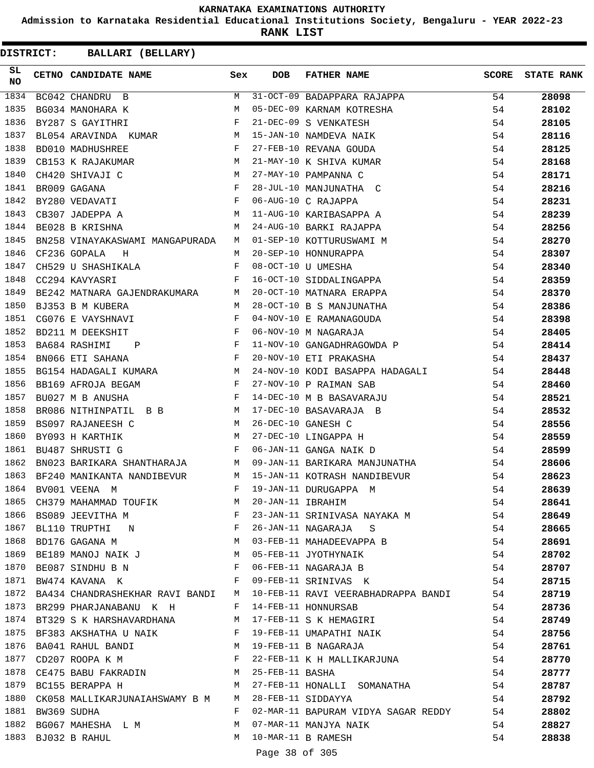# KARNATAKA EXAMINATIONS AUTHORITY

**Admission to Karnataka Residential Educational Institutions Society, Bengaluru - YEAR 2022-23**

**RANK LIST**

**DISTRICT: BALLARI (BELLARY)**

| SL NO | CETNO | CANDIDATE NAME | Sex | DOB | FATHER NAME | SCORE | STATE RANK |
|---|---|---|---|---|---|---|---|
| 1834 | BC042 | CHANDRU B | M | 31-OCT-09 | BADAPPARA RAJAPPA | 54 | 28098 |
| 1835 | BG034 | MANOHARA K | M | 05-DEC-09 | KARNAM KOTRESHA | 54 | 28102 |
| 1836 | BY287 | S GAYITHRI | F | 21-DEC-09 | S VENKATESH | 54 | 28105 |
| 1837 | BL054 | ARAVINDA KUMAR | M | 15-JAN-10 | NAMDEVA NAIK | 54 | 28116 |
| 1838 | BD010 | MADHUSHREE | F | 27-FEB-10 | REVANA GOUDA | 54 | 28125 |
| 1839 | CB153 | K RAJAKUMAR | M | 21-MAY-10 | K SHIVA KUMAR | 54 | 28168 |
| 1840 | CH420 | SHIVAJI C | M | 27-MAY-10 | PAMPANNA C | 54 | 28171 |
| 1841 | BR009 | GAGANA | F | 28-JUL-10 | MANJUNATHA C | 54 | 28216 |
| 1842 | BY280 | VEDAVATI | F | 06-AUG-10 | C RAJAPPA | 54 | 28231 |
| 1843 | CB307 | JADEPPA A | M | 11-AUG-10 | KARIBASAPPA A | 54 | 28239 |
| 1844 | BE028 | B KRISHNA | M | 24-AUG-10 | BARKI RAJAPPA | 54 | 28256 |
| 1845 | BN258 | VINAYAKASWAMI MANGAPURADA | M | 01-SEP-10 | KOTTURUSWAMI M | 54 | 28270 |
| 1846 | CF236 | GOPALA H | M | 20-SEP-10 | HONNURAPPA | 54 | 28307 |
| 1847 | CH529 | U SHASHIKALA | F | 08-OCT-10 | U UMESHA | 54 | 28340 |
| 1848 | CC294 | KAVYASRI | F | 16-OCT-10 | SIDDALINGAPPA | 54 | 28359 |
| 1849 | BE242 | MATNARA GAJENDRAKUMARA | M | 20-OCT-10 | MATNARA ERAPPA | 54 | 28370 |
| 1850 | BJ353 | B M KUBERA | M | 28-OCT-10 | B S MANJUNATHA | 54 | 28386 |
| 1851 | CG076 | E VAYSHNAVI | F | 04-NOV-10 | E RAMANAGOUDA | 54 | 28398 |
| 1852 | BD211 | M DEEKSHIT | F | 06-NOV-10 | M NAGARAJA | 54 | 28405 |
| 1853 | BA684 | RASHIMI P | F | 11-NOV-10 | GANGADHRAGOWDA P | 54 | 28414 |
| 1854 | BN066 | ETI SAHANA | F | 20-NOV-10 | ETI PRAKASHA | 54 | 28437 |
| 1855 | BG154 | HADAGALI KUMARA | M | 24-NOV-10 | KODI BASAPPA HADAGALI | 54 | 28448 |
| 1856 | BB169 | AFROJA BEGAM | F | 27-NOV-10 | P RAIMAN SAB | 54 | 28460 |
| 1857 | BU027 | M B ANUSHA | F | 14-DEC-10 | M B BASAVARAJU | 54 | 28521 |
| 1858 | BR086 | NITHINPATIL B B | M | 17-DEC-10 | BASAVARAJA B | 54 | 28532 |
| 1859 | BS097 | RAJANEESH C | M | 26-DEC-10 | GANESH C | 54 | 28556 |
| 1860 | BY093 | H KARTHIK | M | 27-DEC-10 | LINGAPPA H | 54 | 28559 |
| 1861 | BU487 | SHRUSTI G | F | 06-JAN-11 | GANGA NAIK D | 54 | 28599 |
| 1862 | BN023 | BARIKARA SHANTHARAJA | M | 09-JAN-11 | BARIKARA MANJUNATHA | 54 | 28606 |
| 1863 | BF240 | MANIKANTA NANDIBEVUR | M | 15-JAN-11 | KOTRASH NANDIBEVUR | 54 | 28623 |
| 1864 | BV001 | VEENA M | F | 19-JAN-11 | DURUGAPPA M | 54 | 28639 |
| 1865 | CH379 | MAHAMMAD TOUFIK | M | 20-JAN-11 | IBRAHIM | 54 | 28641 |
| 1866 | BS089 | JEEVITHA M | F | 23-JAN-11 | SRINIVASA NAYAKA M | 54 | 28649 |
| 1867 | BL110 | TRUPTHI N | F | 26-JAN-11 | NAGARAJA S | 54 | 28665 |
| 1868 | BD176 | GAGANA M | M | 03-FEB-11 | MAHADEEVAPPA B | 54 | 28691 |
| 1869 | BE189 | MANOJ NAIK J | M | 05-FEB-11 | JYOTHYNAIK | 54 | 28702 |
| 1870 | BE087 | SINDHU B N | F | 06-FEB-11 | NAGARAJA B | 54 | 28707 |
| 1871 | BW474 | KAVANA K | F | 09-FEB-11 | SRINIVAS K | 54 | 28715 |
| 1872 | BA434 | CHANDRASHEKHAR RAVI BANDI | M | 10-FEB-11 | RAVI VEERABHADRAPPA BANDI | 54 | 28719 |
| 1873 | BR299 | PHARJANABANU K H | F | 14-FEB-11 | HONNURSAB | 54 | 28736 |
| 1874 | BT329 | S K HARSHAVARDHANA | M | 17-FEB-11 | S K HEMAGIRI | 54 | 28749 |
| 1875 | BF383 | AKSHATHA U NAIK | F | 19-FEB-11 | UMAPATHI NAIK | 54 | 28756 |
| 1876 | BA041 | RAHUL BANDI | M | 19-FEB-11 | B NAGARAJA | 54 | 28761 |
| 1877 | CD207 | ROOPA K M | F | 22-FEB-11 | K H MALLIKARJUNA | 54 | 28770 |
| 1878 | CE475 | BABU FAKRADIN | M | 25-FEB-11 | BASHA | 54 | 28777 |
| 1879 | BC155 | BERAPPA H | M | 27-FEB-11 | HONALLI SOMANATHA | 54 | 28787 |
| 1880 | CK058 | MALLIKARJUNAIAHSWAMY B M | M | 28-FEB-11 | SIDDAYYA | 54 | 28792 |
| 1881 | BW369 | SUDHA | F | 02-MAR-11 | BAPURAM VIDYA SAGAR REDDY | 54 | 28802 |
| 1882 | BG067 | MAHESHA L M | M | 07-MAR-11 | MANJYA NAIK | 54 | 28827 |
| 1883 | BJ032 | B RAHUL | M | 10-MAR-11 | B RAMESH | 54 | 28838 |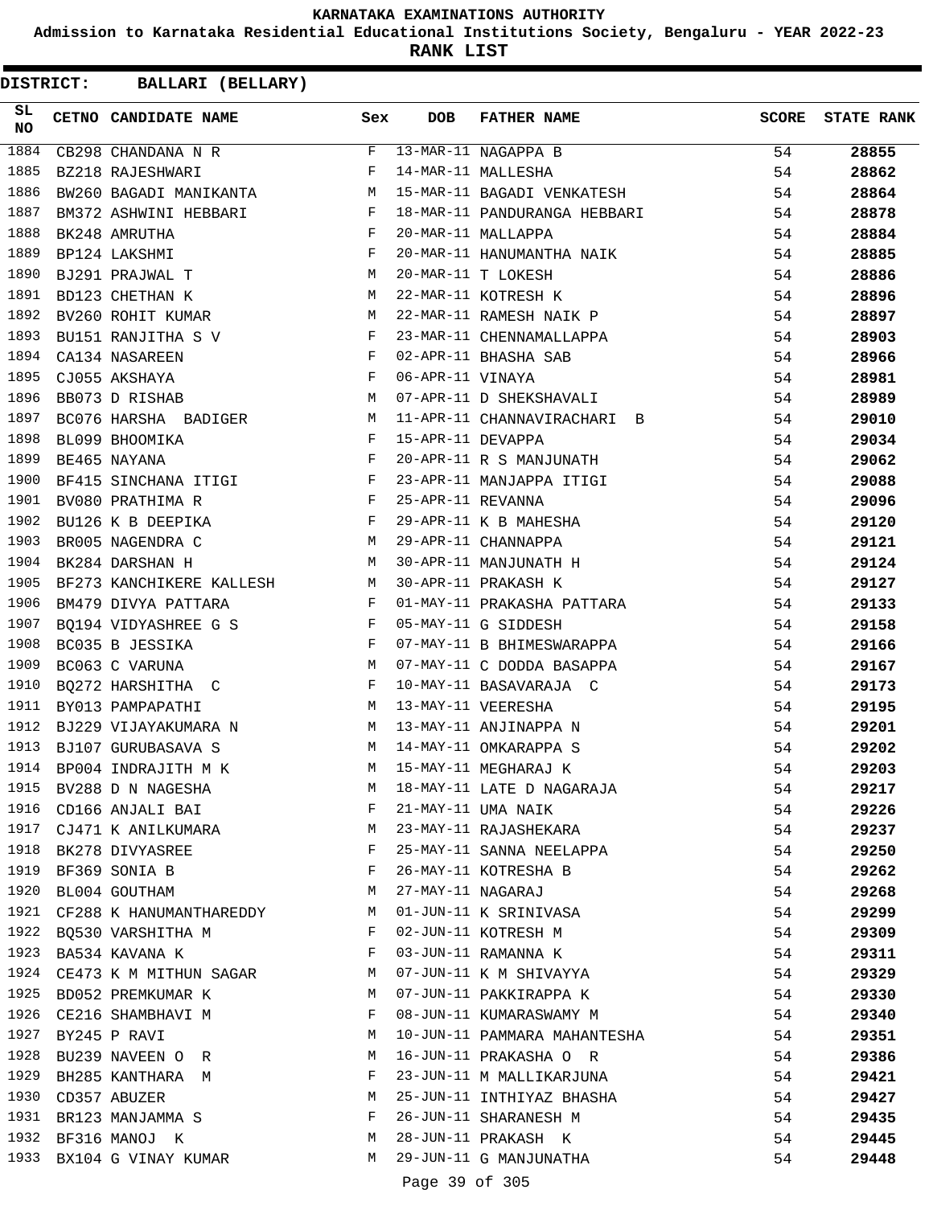KARNATAKA EXAMINATIONS AUTHORITY

Admission to Karnataka Residential Educational Institutions Society, Bengaluru - YEAR 2022-23

**RANK LIST**

**DISTRICT: BALLARI (BELLARY)**

| SL NO | CETNO | CANDIDATE NAME | Sex | DOB | FATHER NAME | SCORE | STATE RANK |
|---|---|---|---|---|---|---|---|
| 1884 | CB298 | CHANDANA N R | F | 13-MAR-11 | NAGAPPA B | 54 | 28855 |
| 1885 | BZ218 | RAJESHWARI | F | 14-MAR-11 | MALLESHA | 54 | 28862 |
| 1886 | BW260 | BAGADI MANIKANTA | M | 15-MAR-11 | BAGADI VENKATESH | 54 | 28864 |
| 1887 | BM372 | ASHWINI HEBBARI | F | 18-MAR-11 | PANDURANGA HEBBARI | 54 | 28878 |
| 1888 | BK248 | AMRUTHA | F | 20-MAR-11 | MALLAPPA | 54 | 28884 |
| 1889 | BP124 | LAKSHMI | F | 20-MAR-11 | HANUMANTHA NAIK | 54 | 28885 |
| 1890 | BJ291 | PRAJWAL T | M | 20-MAR-11 | T LOKESH | 54 | 28886 |
| 1891 | BD123 | CHETHAN K | M | 22-MAR-11 | KOTRESH K | 54 | 28896 |
| 1892 | BV260 | ROHIT KUMAR | M | 22-MAR-11 | RAMESH NAIK P | 54 | 28897 |
| 1893 | BU151 | RANJITHA S V | F | 23-MAR-11 | CHENNAMALLAPPA | 54 | 28903 |
| 1894 | CA134 | NASAREEN | F | 02-APR-11 | BHASHA SAB | 54 | 28966 |
| 1895 | CJ055 | AKSHAYA | F | 06-APR-11 | VINAYA | 54 | 28981 |
| 1896 | BB073 | D RISHAB | M | 07-APR-11 | D SHEKSHAVALI | 54 | 28989 |
| 1897 | BC076 | HARSHA BADIGER | M | 11-APR-11 | CHANNAVIRACHARI B | 54 | 29010 |
| 1898 | BL099 | BHOOMIKA | F | 15-APR-11 | DEVAPPA | 54 | 29034 |
| 1899 | BE465 | NAYANA | F | 20-APR-11 | R S MANJUNATH | 54 | 29062 |
| 1900 | BF415 | SINCHANA ITIGI | F | 23-APR-11 | MANJAPPA ITIGI | 54 | 29088 |
| 1901 | BV080 | PRATHIMA R | F | 25-APR-11 | REVANNA | 54 | 29096 |
| 1902 | BU126 | K B DEEPIKA | F | 29-APR-11 | K B MAHESHA | 54 | 29120 |
| 1903 | BR005 | NAGENDRA C | M | 29-APR-11 | CHANNAPPA | 54 | 29121 |
| 1904 | BK284 | DARSHAN H | M | 30-APR-11 | MANJUNATH H | 54 | 29124 |
| 1905 | BF273 | KANCHIKERE KALLESH | M | 30-APR-11 | PRAKASH K | 54 | 29127 |
| 1906 | BM479 | DIVYA PATTARA | F | 01-MAY-11 | PRAKASHA PATTARA | 54 | 29133 |
| 1907 | BQ194 | VIDYASHREE G S | F | 05-MAY-11 | G SIDDESH | 54 | 29158 |
| 1908 | BC035 | B JESSIKA | F | 07-MAY-11 | B BHIMESWARAPPA | 54 | 29166 |
| 1909 | BC063 | C VARUNA | M | 07-MAY-11 | C DODDA BASAPPA | 54 | 29167 |
| 1910 | BQ272 | HARSHITHA C | F | 10-MAY-11 | BASAVARAJA C | 54 | 29173 |
| 1911 | BY013 | PAMPAPATHI | M | 13-MAY-11 | VEERESHA | 54 | 29195 |
| 1912 | BJ229 | VIJAYAKUMARA N | M | 13-MAY-11 | ANJINAPPA N | 54 | 29201 |
| 1913 | BJ107 | GURUBASAVA S | M | 14-MAY-11 | OMKARAPPA S | 54 | 29202 |
| 1914 | BP004 | INDRAJITH M K | M | 15-MAY-11 | MEGHARAJ K | 54 | 29203 |
| 1915 | BV288 | D N NAGESHA | M | 18-MAY-11 | LATE D NAGARAJA | 54 | 29217 |
| 1916 | CD166 | ANJALI BAI | F | 21-MAY-11 | UMA NAIK | 54 | 29226 |
| 1917 | CJ471 | K ANILKUMARA | M | 23-MAY-11 | RAJASHEKARA | 54 | 29237 |
| 1918 | BK278 | DIVYASREE | F | 25-MAY-11 | SANNA NEELAPPA | 54 | 29250 |
| 1919 | BF369 | SONIA B | F | 26-MAY-11 | KOTRESHA B | 54 | 29262 |
| 1920 | BL004 | GOUTHAM | M | 27-MAY-11 | NAGARAJ | 54 | 29268 |
| 1921 | CF288 | K HANUMANTHAREDDY | M | 01-JUN-11 | K SRINIVASA | 54 | 29299 |
| 1922 | BQ530 | VARSHITHA M | F | 02-JUN-11 | KOTRESH M | 54 | 29309 |
| 1923 | BA534 | KAVANA K | F | 03-JUN-11 | RAMANNA K | 54 | 29311 |
| 1924 | CE473 | K M MITHUN SAGAR | M | 07-JUN-11 | K M SHIVAYYA | 54 | 29329 |
| 1925 | BD052 | PREMKUMAR K | M | 07-JUN-11 | PAKKIRAPPA K | 54 | 29330 |
| 1926 | CE216 | SHAMBHAVI M | F | 08-JUN-11 | KUMARASWAMY M | 54 | 29340 |
| 1927 | BY245 | P RAVI | M | 10-JUN-11 | PAMMARA MAHANTESHA | 54 | 29351 |
| 1928 | BU239 | NAVEEN O R | M | 16-JUN-11 | PRAKASHA O R | 54 | 29386 |
| 1929 | BH285 | KANTHARA M | F | 23-JUN-11 | M MALLIKARJUNA | 54 | 29421 |
| 1930 | CD357 | ABUZER | M | 25-JUN-11 | INTHIYAZ BHASHA | 54 | 29427 |
| 1931 | BR123 | MANJAMMA S | F | 26-JUN-11 | SHARANESH M | 54 | 29435 |
| 1932 | BF316 | MANOJ K | M | 28-JUN-11 | PRAKASH K | 54 | 29445 |
| 1933 | BX104 | G VINAY KUMAR | M | 29-JUN-11 | G MANJUNATHA | 54 | 29448 |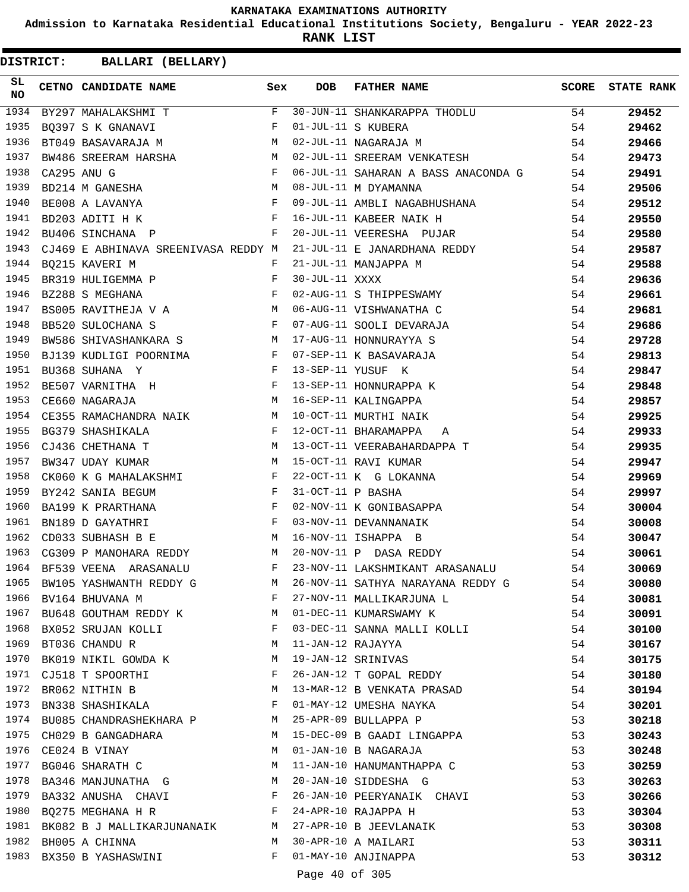# KARNATAKA EXAMINATIONS AUTHORITY

**Admission to Karnataka Residential Educational Institutions Society, Bengaluru - YEAR 2022-23**

**RANK LIST**

**DISTRICT: BALLARI (BELLARY)**

| SL NO | CETNO | CANDIDATE NAME | Sex | DOB | FATHER NAME | SCORE | STATE RANK |
|---|---|---|---|---|---|---|---|
| 1934 | BY297 | MAHALAKSHMI T | F | 30-JUN-11 | SHANKARAPPA THODLU | 54 | 29452 |
| 1935 | BQ397 | S K GNANAVI | F | 01-JUL-11 | S KUBERA | 54 | 29462 |
| 1936 | BT049 | BASAVARAJA M | M | 02-JUL-11 | NAGARAJA M | 54 | 29466 |
| 1937 | BW486 | SREERAM HARSHA | M | 02-JUL-11 | SREERAM VENKATESH | 54 | 29473 |
| 1938 | CA295 | ANU G | F | 06-JUL-11 | SAHARAN A BASS ANACONDA G | 54 | 29491 |
| 1939 | BD214 | M GANESHA | M | 08-JUL-11 | M DYAMANNA | 54 | 29506 |
| 1940 | BE008 | A LAVANYA | F | 09-JUL-11 | AMBLI NAGABHUSHANA | 54 | 29512 |
| 1941 | BD203 | ADITI H K | F | 16-JUL-11 | KABEER NAIK H | 54 | 29550 |
| 1942 | BU406 | SINCHANA P | F | 20-JUL-11 | VEERESHA PUJAR | 54 | 29580 |
| 1943 | CJ469 | E ABHINAVA SREENIVASA REDDY | M | 21-JUL-11 | E JANARDHANA REDDY | 54 | 29587 |
| 1944 | BQ215 | KAVERI M | F | 21-JUL-11 | MANJAPPA M | 54 | 29588 |
| 1945 | BR319 | HULIGEMMA P | F | 30-JUL-11 | XXXX | 54 | 29636 |
| 1946 | BZ288 | S MEGHANA | F | 02-AUG-11 | S THIPPESWAMY | 54 | 29661 |
| 1947 | BS005 | RAVITHEJA V A | M | 06-AUG-11 | VISHWANATHA C | 54 | 29681 |
| 1948 | BB520 | SULOCHANA S | F | 07-AUG-11 | SOOLI DEVARAJA | 54 | 29686 |
| 1949 | BW586 | SHIVASHANKARA S | M | 17-AUG-11 | HONNURAYYA S | 54 | 29728 |
| 1950 | BJ139 | KUDLIGI POORNIMA | F | 07-SEP-11 | K BASAVARAJA | 54 | 29813 |
| 1951 | BU368 | SUHANA Y | F | 13-SEP-11 | YUSUF K | 54 | 29847 |
| 1952 | BE507 | VARNITHA H | F | 13-SEP-11 | HONNURAPPA K | 54 | 29848 |
| 1953 | CE660 | NAGARAJA | M | 16-SEP-11 | KALINGAPPA | 54 | 29857 |
| 1954 | CE355 | RAMACHANDRA NAIK | M | 10-OCT-11 | MURTHI NAIK | 54 | 29925 |
| 1955 | BG379 | SHASHIKALA | F | 12-OCT-11 | BHARAMAPPA A | 54 | 29933 |
| 1956 | CJ436 | CHETHANA T | M | 13-OCT-11 | VEERABAHARDAPPA T | 54 | 29935 |
| 1957 | BW347 | UDAY KUMAR | M | 15-OCT-11 | RAVI KUMAR | 54 | 29947 |
| 1958 | CK060 | K G MAHALAKSHMI | F | 22-OCT-11 | K G LOKANNA | 54 | 29969 |
| 1959 | BY242 | SANIA BEGUM | F | 31-OCT-11 | P BASHA | 54 | 29997 |
| 1960 | BA199 | K PRARTHANA | F | 02-NOV-11 | K GONIBASAPPA | 54 | 30004 |
| 1961 | BN189 | D GAYATHRI | F | 03-NOV-11 | DEVANNANAIK | 54 | 30008 |
| 1962 | CD033 | SUBHASH B E | M | 16-NOV-11 | ISHAPPA B | 54 | 30047 |
| 1963 | CG309 | P MANOHARA REDDY | M | 20-NOV-11 | P DASA REDDY | 54 | 30061 |
| 1964 | BF539 | VEENA ARASANALU | F | 23-NOV-11 | LAKSHMIKANT ARASANALU | 54 | 30069 |
| 1965 | BW105 | YASHWANTH REDDY G | M | 26-NOV-11 | SATHYA NARAYANA REDDY G | 54 | 30080 |
| 1966 | BV164 | BHUVANA M | F | 27-NOV-11 | MALLIKARJUNA L | 54 | 30081 |
| 1967 | BU648 | GOUTHAM REDDY K | M | 01-DEC-11 | KUMARSWAMY K | 54 | 30091 |
| 1968 | BX052 | SRUJAN KOLLI | F | 03-DEC-11 | SANNA MALLI KOLLI | 54 | 30100 |
| 1969 | BT036 | CHANDU R | M | 11-JAN-12 | RAJAYYA | 54 | 30167 |
| 1970 | BK019 | NIKIL GOWDA K | M | 19-JAN-12 | SRINIVAS | 54 | 30175 |
| 1971 | CJ518 | T SPOORTHI | F | 26-JAN-12 | T GOPAL REDDY | 54 | 30180 |
| 1972 | BR062 | NITHIN B | M | 13-MAR-12 | B VENKATA PRASAD | 54 | 30194 |
| 1973 | BN338 | SHASHIKALA | F | 01-MAY-12 | UMESHA NAYKA | 54 | 30201 |
| 1974 | BU085 | CHANDRASHEKHARA P | M | 25-APR-09 | BULLAPPA P | 53 | 30218 |
| 1975 | CH029 | B GANGADHARA | M | 15-DEC-09 | B GAADI LINGAPPA | 53 | 30243 |
| 1976 | CE024 | B VINAY | M | 01-JAN-10 | B NAGARAJA | 53 | 30248 |
| 1977 | BG046 | SHARATH C | M | 11-JAN-10 | HANUMANTHAPPA C | 53 | 30259 |
| 1978 | BA346 | MANJUNATHA G | M | 20-JAN-10 | SIDDESHA G | 53 | 30263 |
| 1979 | BA332 | ANUSHA CHAVI | F | 26-JAN-10 | PEERYANAIK CHAVI | 53 | 30266 |
| 1980 | BQ275 | MEGHANA H R | F | 24-APR-10 | RAJAPPA H | 53 | 30304 |
| 1981 | BK082 | B J MALLIKARJUNANAIK | M | 27-APR-10 | B JEEVLANAIK | 53 | 30308 |
| 1982 | BH005 | A CHINNA | M | 30-APR-10 | A MAILARI | 53 | 30311 |
| 1983 | BX350 | B YASHASWINI | F | 01-MAY-10 | ANJINAPPA | 53 | 30312 |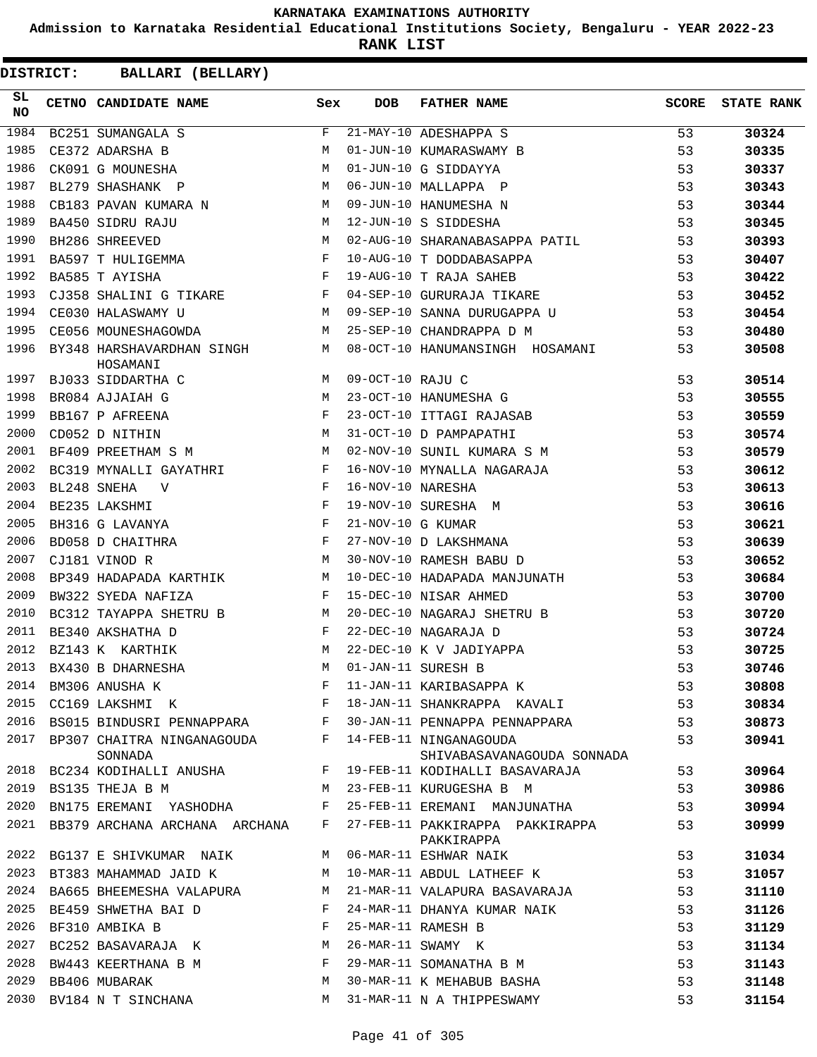# KARNATAKA EXAMINATIONS AUTHORITY

**Admission to Karnataka Residential Educational Institutions Society, Bengaluru - YEAR 2022-23**

**RANK LIST**

**DISTRICT: BALLARI (BELLARY)**

| SL NO | CETNO | CANDIDATE NAME | Sex | DOB | FATHER NAME | SCORE | STATE RANK |
|---|---|---|---|---|---|---|---|
| 1984 | BC251 | SUMANGALA S | F | 21-MAY-10 | ADESHAPPA S | 53 | 30324 |
| 1985 | CE372 | ADARSHA B | M | 01-JUN-10 | KUMARASWAMY B | 53 | 30335 |
| 1986 | CK091 | G MOUNESHA | M | 01-JUN-10 | G SIDDAYYA | 53 | 30337 |
| 1987 | BL279 | SHASHANK P | M | 06-JUN-10 | MALLAPPA P | 53 | 30343 |
| 1988 | CB183 | PAVAN KUMARA N | M | 09-JUN-10 | HANUMESHA N | 53 | 30344 |
| 1989 | BA450 | SIDRU RAJU | M | 12-JUN-10 | S SIDDESHA | 53 | 30345 |
| 1990 | BH286 | SHREEVED | M | 02-AUG-10 | SHARANABASAPPA PATIL | 53 | 30393 |
| 1991 | BA597 | T HULIGEMMA | F | 10-AUG-10 | T DODDABASAPPA | 53 | 30407 |
| 1992 | BA585 | T AYISHA | F | 19-AUG-10 | T RAJA SAHEB | 53 | 30422 |
| 1993 | CJ358 | SHALINI G TIKARE | F | 04-SEP-10 | GURURAJA TIKARE | 53 | 30452 |
| 1994 | CE030 | HALASWAMY U | M | 09-SEP-10 | SANNA DURUGAPPA U | 53 | 30454 |
| 1995 | CE056 | MOUNESHAGOWDA | M | 25-SEP-10 | CHANDRAPPA D M | 53 | 30480 |
| 1996 | BY348 | HARSHAVARDHAN SINGH HOSAMANI | M | 08-OCT-10 | HANUMANSINGH HOSAMANI | 53 | 30508 |
| 1997 | BJ033 | SIDDARTHA C | M | 09-OCT-10 | RAJU C | 53 | 30514 |
| 1998 | BR084 | AJJAIAH G | M | 23-OCT-10 | HANUMESHA G | 53 | 30555 |
| 1999 | BB167 | P AFREENA | F | 23-OCT-10 | ITTAGI RAJASAB | 53 | 30559 |
| 2000 | CD052 | D NITHIN | M | 31-OCT-10 | D PAMPAPATHI | 53 | 30574 |
| 2001 | BF409 | PREETHAM S M | M | 02-NOV-10 | SUNIL KUMARA S M | 53 | 30579 |
| 2002 | BC319 | MYNALLI GAYATHRI | F | 16-NOV-10 | MYNALLA NAGARAJA | 53 | 30612 |
| 2003 | BL248 | SNEHA V | F | 16-NOV-10 | NARESHA | 53 | 30613 |
| 2004 | BE235 | LAKSHMI | F | 19-NOV-10 | SURESHA M | 53 | 30616 |
| 2005 | BH316 | G LAVANYA | F | 21-NOV-10 | G KUMAR | 53 | 30621 |
| 2006 | BD058 | D CHAITHRA | F | 27-NOV-10 | D LAKSHMANA | 53 | 30639 |
| 2007 | CJ181 | VINOD R | M | 30-NOV-10 | RAMESH BABU D | 53 | 30652 |
| 2008 | BP349 | HADAPADA KARTHIK | M | 10-DEC-10 | HADAPADA MANJUNATH | 53 | 30684 |
| 2009 | BW322 | SYEDA NAFIZA | F | 15-DEC-10 | NISAR AHMED | 53 | 30700 |
| 2010 | BC312 | TAYAPPA SHETRU B | M | 20-DEC-10 | NAGARAJ SHETRU B | 53 | 30720 |
| 2011 | BE340 | AKSHATHA D | F | 22-DEC-10 | NAGARAJA D | 53 | 30724 |
| 2012 | BZ143 | K KARTHIK | M | 22-DEC-10 | K V JADIYAPPA | 53 | 30725 |
| 2013 | BX430 | B DHARNESHA | M | 01-JAN-11 | SURESH B | 53 | 30746 |
| 2014 | BM306 | ANUSHA K | F | 11-JAN-11 | KARIBASAPPA K | 53 | 30808 |
| 2015 | CC169 | LAKSHMI K | F | 18-JAN-11 | SHANKRAPPA KAVALI | 53 | 30834 |
| 2016 | BS015 | BINDUSRI PENNAPPARA | F | 30-JAN-11 | PENNAPPA PENNAPPARA | 53 | 30873 |
| 2017 | BP307 | CHAITRA NINGANAGOUDA SONNADA | F | 14-FEB-11 | NINGANAGOUDA SHIVABASAVANAGOUDA SONNADA | 53 | 30941 |
| 2018 | BC234 | KODIHALLI ANUSHA | F | 19-FEB-11 | KODIHALLI BASAVARAJA | 53 | 30964 |
| 2019 | BS135 | THEJA B M | M | 23-FEB-11 | KURUGESHA B M | 53 | 30986 |
| 2020 | BN175 | EREMANI YASHODHA | F | 25-FEB-11 | EREMANI MANJUNATHA | 53 | 30994 |
| 2021 | BB379 | ARCHANA ARCHANA ARCHANA | F | 27-FEB-11 | PAKKIRAPPA PAKKIRAPPA PAKKIRAPPA | 53 | 30999 |
| 2022 | BG137 | E SHIVKUMAR NAIK | M | 06-MAR-11 | ESHWAR NAIK | 53 | 31034 |
| 2023 | BT383 | MAHAMMAD JAID K | M | 10-MAR-11 | ABDUL LATHEEF K | 53 | 31057 |
| 2024 | BA665 | BHEEMESHA VALAPURA | M | 21-MAR-11 | VALAPURA BASAVARAJA | 53 | 31110 |
| 2025 | BE459 | SHWETHA BAI D | F | 24-MAR-11 | DHANYA KUMAR NAIK | 53 | 31126 |
| 2026 | BF310 | AMBIKA B | F | 25-MAR-11 | RAMESH B | 53 | 31129 |
| 2027 | BC252 | BASAVARAJA K | M | 26-MAR-11 | SWAMY K | 53 | 31134 |
| 2028 | BW443 | KEERTHANA B M | F | 29-MAR-11 | SOMANATHA B M | 53 | 31143 |
| 2029 | BB406 | MUBARAK | M | 30-MAR-11 | K MEHABUB BASHA | 53 | 31148 |
| 2030 | BV184 | N T SINCHANA | M | 31-MAR-11 | N A THIPPESWAMY | 53 | 31154 |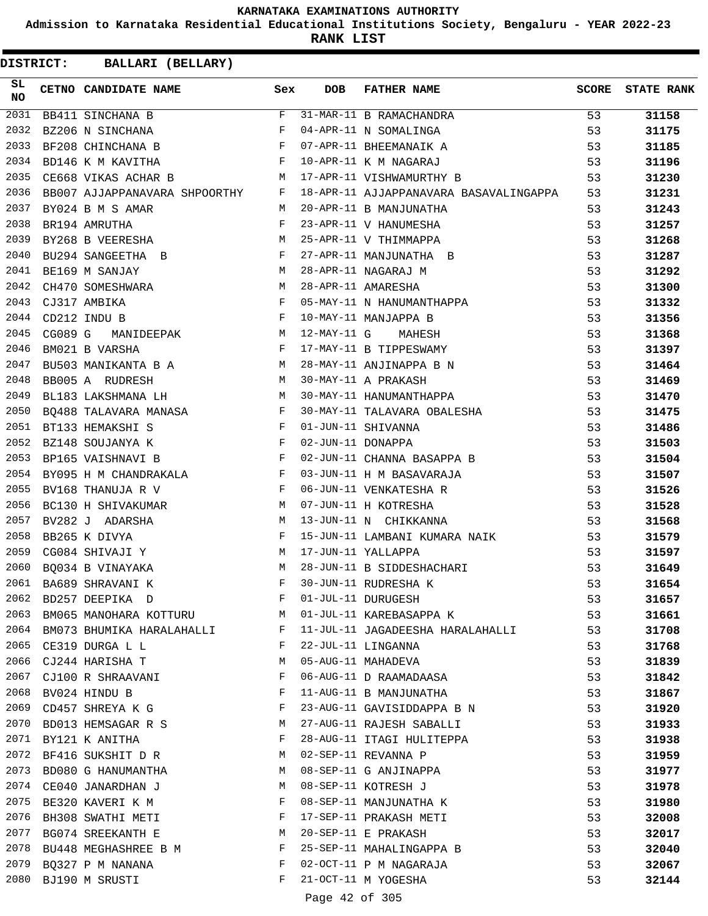# KARNATAKA EXAMINATIONS AUTHORITY

**Admission to Karnataka Residential Educational Institutions Society, Bengaluru - YEAR 2022-23**

**RANK LIST**

**DISTRICT: BALLARI (BELLARY)**

| SL NO | CETNO | CANDIDATE NAME | Sex | DOB | FATHER NAME | SCORE | STATE RANK |
|---|---|---|---|---|---|---|---|
| 2031 | BB411 | SINCHANA B | F | 31-MAR-11 | B RAMACHANDRA | 53 | 31158 |
| 2032 | BZ206 | N SINCHANA | F | 04-APR-11 | N SOMALINGA | 53 | 31175 |
| 2033 | BF208 | CHINCHANA B | F | 07-APR-11 | BHEEMANAIK A | 53 | 31185 |
| 2034 | BD146 | K M KAVITHA | F | 10-APR-11 | K M NAGARAJ | 53 | 31196 |
| 2035 | CE668 | VIKAS ACHAR B | M | 17-APR-11 | VISHWAMURTHY B | 53 | 31230 |
| 2036 | BB007 | AJJAPPANAVARA SHPOORTHY | F | 18-APR-11 | AJJAPPANAVARA BASAVALINGAPPA | 53 | 31231 |
| 2037 | BY024 | B M S AMAR | M | 20-APR-11 | B MANJUNATHA | 53 | 31243 |
| 2038 | BR194 | AMRUTHA | F | 23-APR-11 | V HANUMESHA | 53 | 31257 |
| 2039 | BY268 | B VEERESHA | M | 25-APR-11 | V THIMMAPPA | 53 | 31268 |
| 2040 | BU294 | SANGEETHA B | F | 27-APR-11 | MANJUNATHA B | 53 | 31287 |
| 2041 | BE169 | M SANJAY | M | 28-APR-11 | NAGARAJ M | 53 | 31292 |
| 2042 | CH470 | SOMESHWARA | M | 28-APR-11 | AMARESHA | 53 | 31300 |
| 2043 | CJ317 | AMBIKA | F | 05-MAY-11 | N HANUMANTHAPPA | 53 | 31332 |
| 2044 | CD212 | INDU B | F | 10-MAY-11 | MANJAPPA B | 53 | 31356 |
| 2045 | CG089 | G MANIDEEPAK | M | 12-MAY-11 | G MAHESH | 53 | 31368 |
| 2046 | BM021 | B VARSHA | F | 17-MAY-11 | B TIPPESWAMY | 53 | 31397 |
| 2047 | BU503 | MANIKANTA B A | M | 28-MAY-11 | ANJINAPPA B N | 53 | 31464 |
| 2048 | BB005 | A RUDRESH | M | 30-MAY-11 | A PRAKASH | 53 | 31469 |
| 2049 | BL183 | LAKSHMANA LH | M | 30-MAY-11 | HANUMANTHAPPA | 53 | 31470 |
| 2050 | BQ488 | TALAVARA MANASA | F | 30-MAY-11 | TALAVARA OBALESHA | 53 | 31475 |
| 2051 | BT133 | HEMAKSHI S | F | 01-JUN-11 | SHIVANNA | 53 | 31486 |
| 2052 | BZ148 | SOUJANYA K | F | 02-JUN-11 | DONAPPA | 53 | 31503 |
| 2053 | BP165 | VAISHNAVI B | F | 02-JUN-11 | CHANNA BASAPPA B | 53 | 31504 |
| 2054 | BY095 | H M CHANDRAKALA | F | 03-JUN-11 | H M BASAVARAJA | 53 | 31507 |
| 2055 | BV168 | THANUJA R V | F | 06-JUN-11 | VENKATESHA R | 53 | 31526 |
| 2056 | BC130 | H SHIVAKUMAR | M | 07-JUN-11 | H KOTRESHA | 53 | 31528 |
| 2057 | BV282 | J ADARSHA | M | 13-JUN-11 | N CHIKKANNA | 53 | 31568 |
| 2058 | BB265 | K DIVYA | F | 15-JUN-11 | LAMBANI KUMARA NAIK | 53 | 31579 |
| 2059 | CG084 | SHIVAJI Y | M | 17-JUN-11 | YALLAPPA | 53 | 31597 |
| 2060 | BQ034 | B VINAYAKA | M | 28-JUN-11 | B SIDDESHACHARI | 53 | 31649 |
| 2061 | BA689 | SHRAVANI K | F | 30-JUN-11 | RUDRESHA K | 53 | 31654 |
| 2062 | BD257 | DEEPIKA D | F | 01-JUL-11 | DURUGESH | 53 | 31657 |
| 2063 | BM065 | MANOHARA KOTTURU | M | 01-JUL-11 | KAREBASAPPA K | 53 | 31661 |
| 2064 | BM073 | BHUMIKA HARALAHALLI | F | 11-JUL-11 | JAGADEESHA HARALAHALLI | 53 | 31708 |
| 2065 | CE319 | DURGA L L | F | 22-JUL-11 | LINGANNA | 53 | 31768 |
| 2066 | CJ244 | HARISHA T | M | 05-AUG-11 | MAHADEVA | 53 | 31839 |
| 2067 | CJ100 | R SHRAAVANI | F | 06-AUG-11 | D RAAMADAASA | 53 | 31842 |
| 2068 | BV024 | HINDU B | F | 11-AUG-11 | B MANJUNATHA | 53 | 31867 |
| 2069 | CD457 | SHREYA K G | F | 23-AUG-11 | GAVISIDDAPPA B N | 53 | 31920 |
| 2070 | BD013 | HEMSAGAR R S | M | 27-AUG-11 | RAJESH SABALLI | 53 | 31933 |
| 2071 | BY121 | K ANITHA | F | 28-AUG-11 | ITAGI HULITEPPA | 53 | 31938 |
| 2072 | BF416 | SUKSHIT D R | M | 02-SEP-11 | REVANNA P | 53 | 31959 |
| 2073 | BD080 | G HANUMANTHA | M | 08-SEP-11 | G ANJINAPPA | 53 | 31977 |
| 2074 | CE040 | JANARDHAN J | M | 08-SEP-11 | KOTRESH J | 53 | 31978 |
| 2075 | BE320 | KAVERI K M | F | 08-SEP-11 | MANJUNATHA K | 53 | 31980 |
| 2076 | BH308 | SWATHI METI | F | 17-SEP-11 | PRAKASH METI | 53 | 32008 |
| 2077 | BG074 | SREEKANTH E | M | 20-SEP-11 | E PRAKASH | 53 | 32017 |
| 2078 | BU448 | MEGHASHREE B M | F | 25-SEP-11 | MAHALINGAPPA B | 53 | 32040 |
| 2079 | BQ327 | P M NANANA | F | 02-OCT-11 | P M NAGARAJA | 53 | 32067 |
| 2080 | BJ190 | M SRUSTI | F | 21-OCT-11 | M YOGESHA | 53 | 32144 |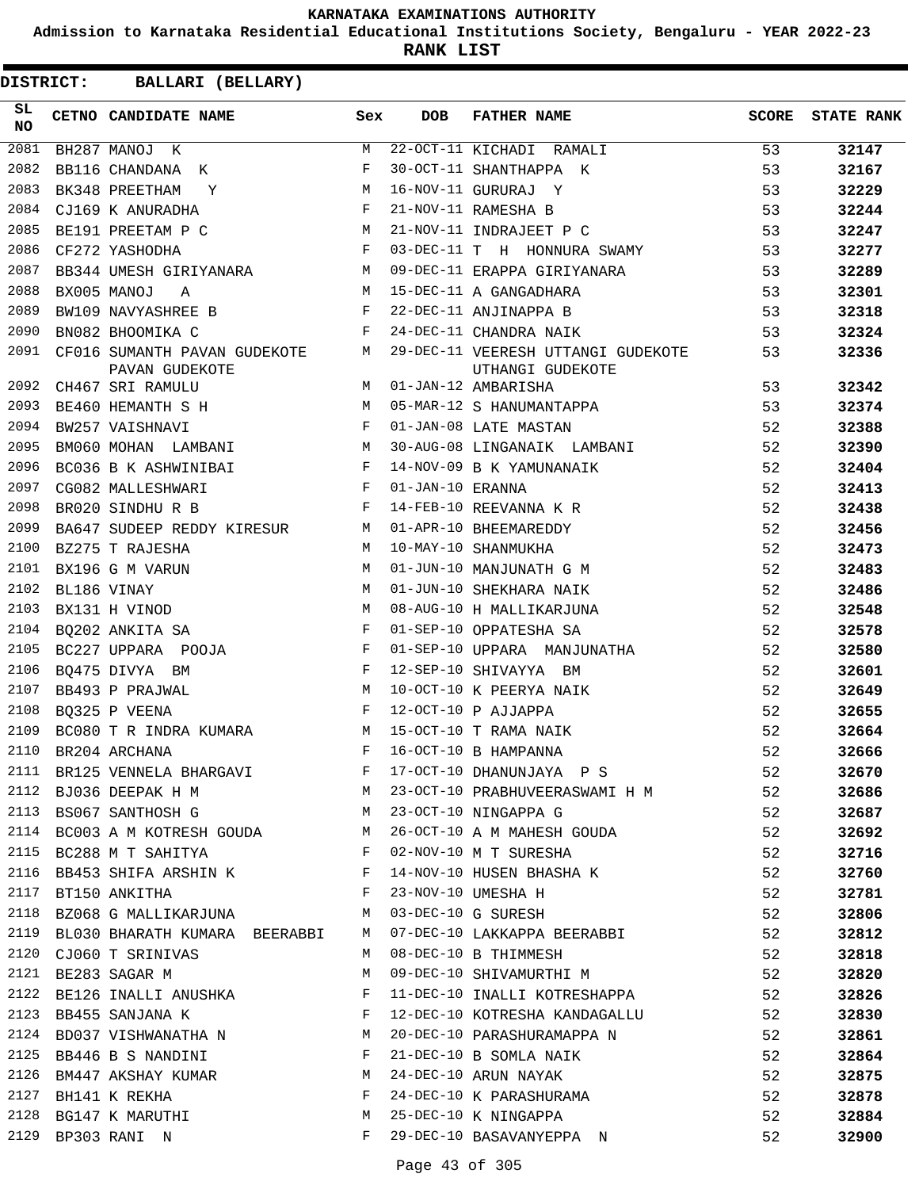# KARNATAKA EXAMINATIONS AUTHORITY

**Admission to Karnataka Residential Educational Institutions Society, Bengaluru - YEAR 2022-23**

**RANK LIST**

**DISTRICT: BALLARI (BELLARY)**

| SL NO | CETNO | CANDIDATE NAME | Sex | DOB | FATHER NAME | SCORE | STATE RANK |
|---|---|---|---|---|---|---|---|
| 2081 | BH287 | MANOJ K | M | 22-OCT-11 | KICHADI RAMALI | 53 | 32147 |
| 2082 | BB116 | CHANDANA K | F | 30-OCT-11 | SHANTHAPPA K | 53 | 32167 |
| 2083 | BK348 | PREETHAM Y | M | 16-NOV-11 | GURURAJ Y | 53 | 32229 |
| 2084 | CJ169 | K ANURADHA | F | 21-NOV-11 | RAMESHA B | 53 | 32244 |
| 2085 | BE191 | PREETAM P C | M | 21-NOV-11 | INDRAJEET P C | 53 | 32247 |
| 2086 | CF272 | YASHODHA | F | 03-DEC-11 | T H HONNURA SWAMY | 53 | 32277 |
| 2087 | BB344 | UMESH GIRIYANARA | M | 09-DEC-11 | ERAPPA GIRIYANARA | 53 | 32289 |
| 2088 | BX005 | MANOJ A | M | 15-DEC-11 | A GANGADHARA | 53 | 32301 |
| 2089 | BW109 | NAVYASHREE B | F | 22-DEC-11 | ANJINAPPA B | 53 | 32318 |
| 2090 | BN082 | BHOOMIKA C | F | 24-DEC-11 | CHANDRA NAIK | 53 | 32324 |
| 2091 | CF016 | SUMANTH PAVAN GUDEKOTE PAVAN GUDEKOTE | M | 29-DEC-11 | VEERESH UTTANGI GUDEKOTE UTHANGI GUDEKOTE | 53 | 32336 |
| 2092 | CH467 | SRI RAMULU | M | 01-JAN-12 | AMBARISHA | 53 | 32342 |
| 2093 | BE460 | HEMANTH S H | M | 05-MAR-12 | S HANUMANTAPPA | 53 | 32374 |
| 2094 | BW257 | VAISHNAVI | F | 01-JAN-08 | LATE MASTAN | 52 | 32388 |
| 2095 | BM060 | MOHAN LAMBANI | M | 30-AUG-08 | LINGANAIK LAMBANI | 52 | 32390 |
| 2096 | BC036 | B K ASHWINIBAI | F | 14-NOV-09 | B K YAMUNANAIK | 52 | 32404 |
| 2097 | CG082 | MALLESHWARI | F | 01-JAN-10 | ERANNA | 52 | 32413 |
| 2098 | BR020 | SINDHU R B | F | 14-FEB-10 | REEVANNA K R | 52 | 32438 |
| 2099 | BA647 | SUDEEP REDDY KIRESUR | M | 01-APR-10 | BHEEMAREDDY | 52 | 32456 |
| 2100 | BZ275 | T RAJESHA | M | 10-MAY-10 | SHANMUKHA | 52 | 32473 |
| 2101 | BX196 | G M VARUN | M | 01-JUN-10 | MANJUNATH G M | 52 | 32483 |
| 2102 | BL186 | VINAY | M | 01-JUN-10 | SHEKHARA NAIK | 52 | 32486 |
| 2103 | BX131 | H VINOD | M | 08-AUG-10 | H MALLIKARJUNA | 52 | 32548 |
| 2104 | BQ202 | ANKITA SA | F | 01-SEP-10 | OPPATESHA SA | 52 | 32578 |
| 2105 | BC227 | UPPARA POOJA | F | 01-SEP-10 | UPPARA MANJUNATHA | 52 | 32580 |
| 2106 | BQ475 | DIVYA BM | F | 12-SEP-10 | SHIVAYYA BM | 52 | 32601 |
| 2107 | BB493 | P PRAJWAL | M | 10-OCT-10 | K PEERYA NAIK | 52 | 32649 |
| 2108 | BQ325 | P VEENA | F | 12-OCT-10 | P AJJAPPA | 52 | 32655 |
| 2109 | BC080 | T R INDRA KUMARA | M | 15-OCT-10 | T RAMA NAIK | 52 | 32664 |
| 2110 | BR204 | ARCHANA | F | 16-OCT-10 | B HAMPANNA | 52 | 32666 |
| 2111 | BR125 | VENNELA BHARGAVI | F | 17-OCT-10 | DHANUNJAYA P S | 52 | 32670 |
| 2112 | BJ036 | DEEPAK H M | M | 23-OCT-10 | PRABHUVEERASWAMI H M | 52 | 32686 |
| 2113 | BS067 | SANTHOSH G | M | 23-OCT-10 | NINGAPPA G | 52 | 32687 |
| 2114 | BC003 | A M KOTRESH GOUDA | M | 26-OCT-10 | A M MAHESH GOUDA | 52 | 32692 |
| 2115 | BC288 | M T SAHITYA | F | 02-NOV-10 | M T SURESHA | 52 | 32716 |
| 2116 | BB453 | SHIFA ARSHIN K | F | 14-NOV-10 | HUSEN BHASHA K | 52 | 32760 |
| 2117 | BT150 | ANKITHA | F | 23-NOV-10 | UMESHA H | 52 | 32781 |
| 2118 | BZ068 | G MALLIKARJUNA | M | 03-DEC-10 | G SURESH | 52 | 32806 |
| 2119 | BL030 | BHARATH KUMARA BEERABBI | M | 07-DEC-10 | LAKKAPPA BEERABBI | 52 | 32812 |
| 2120 | CJ060 | T SRINIVAS | M | 08-DEC-10 | B THIMMESH | 52 | 32818 |
| 2121 | BE283 | SAGAR M | M | 09-DEC-10 | SHIVAMURTHI M | 52 | 32820 |
| 2122 | BE126 | INALLI ANUSHKA | F | 11-DEC-10 | INALLI KOTRESHAPPA | 52 | 32826 |
| 2123 | BB455 | SANJANA K | F | 12-DEC-10 | KOTRESHA KANDAGALLU | 52 | 32830 |
| 2124 | BD037 | VISHWANATHA N | M | 20-DEC-10 | PARASHURAMAPPA N | 52 | 32861 |
| 2125 | BB446 | B S NANDINI | F | 21-DEC-10 | B SOMLA NAIK | 52 | 32864 |
| 2126 | BM447 | AKSHAY KUMAR | M | 24-DEC-10 | ARUN NAYAK | 52 | 32875 |
| 2127 | BH141 | K REKHA | F | 24-DEC-10 | K PARASHURAMA | 52 | 32878 |
| 2128 | BG147 | K MARUTHI | M | 25-DEC-10 | K NINGAPPA | 52 | 32884 |
| 2129 | BP303 | RANI N | F | 29-DEC-10 | BASAVANYEPPA N | 52 | 32900 |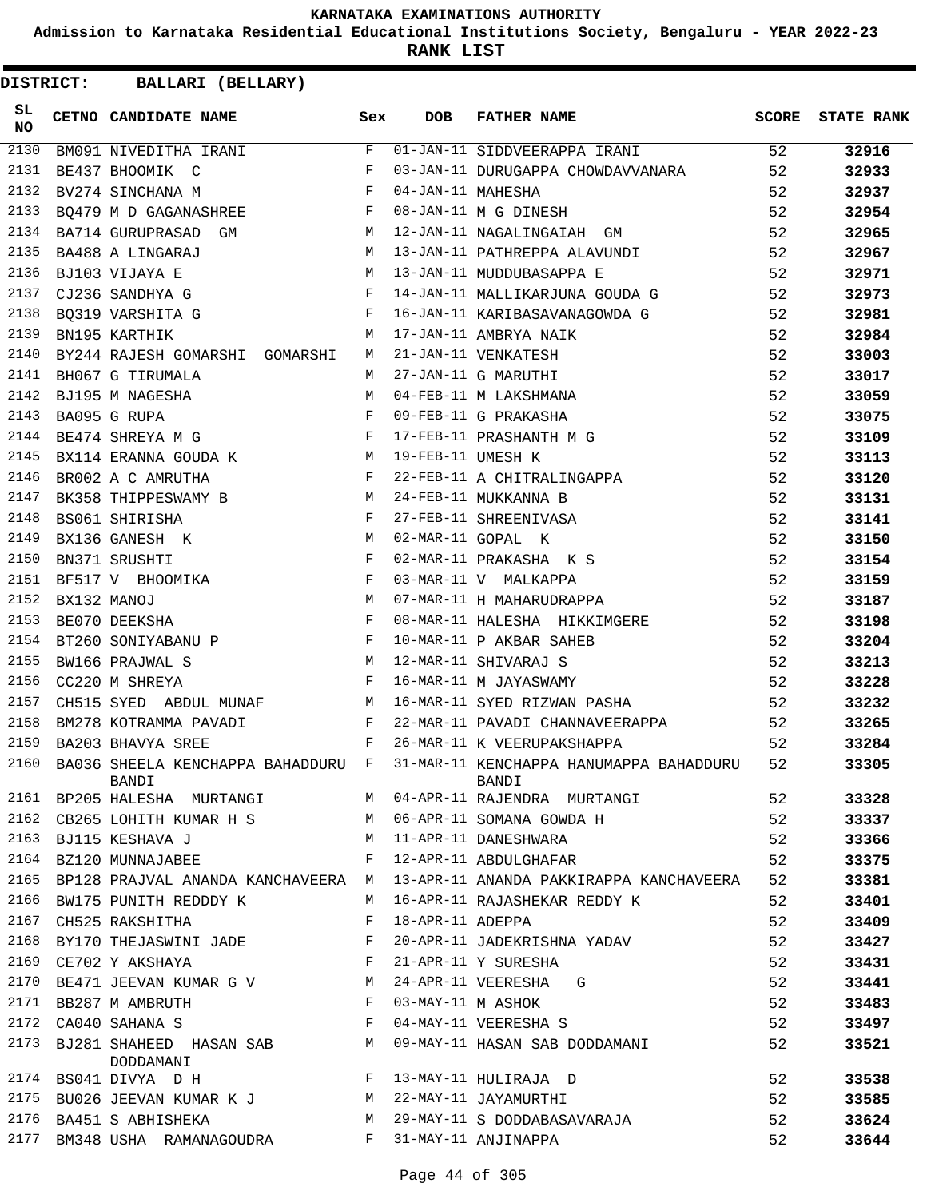KARNATAKA EXAMINATIONS AUTHORITY

Admission to Karnataka Residential Educational Institutions Society, Bengaluru - YEAR 2022-23

**RANK LIST**

**DISTRICT: BALLARI (BELLARY)**

| SL NO | CETNO | CANDIDATE NAME | Sex | DOB | FATHER NAME | SCORE | STATE RANK |
|---|---|---|---|---|---|---|---|
| 2130 | BM091 | NIVEDITHA IRANI | F | 01-JAN-11 | SIDDVEERAPPA IRANI | 52 | 32916 |
| 2131 | BE437 | BHOOMIK C | F | 03-JAN-11 | DURUGAPPA CHOWDAVVANARA | 52 | 32933 |
| 2132 | BV274 | SINCHANA M | F | 04-JAN-11 | MAHESHA | 52 | 32937 |
| 2133 | BQ479 | M D GAGANASHREE | F | 08-JAN-11 | M G DINESH | 52 | 32954 |
| 2134 | BA714 | GURUPRASAD GM | M | 12-JAN-11 | NAGALINGAIAH GM | 52 | 32965 |
| 2135 | BA488 | A LINGARAJ | M | 13-JAN-11 | PATHREPPA ALAVUNDI | 52 | 32967 |
| 2136 | BJ103 | VIJAYA E | M | 13-JAN-11 | MUDDUBASAPPA E | 52 | 32971 |
| 2137 | CJ236 | SANDHYA G | F | 14-JAN-11 | MALLIKARJUNA GOUDA G | 52 | 32973 |
| 2138 | BQ319 | VARSHITA G | F | 16-JAN-11 | KARIBASAVANAGOWDA G | 52 | 32981 |
| 2139 | BN195 | KARTHIK | M | 17-JAN-11 | AMBRYA NAIK | 52 | 32984 |
| 2140 | BY244 | RAJESH GOMARSHI GOMARSHI | M | 21-JAN-11 | VENKATESH | 52 | 33003 |
| 2141 | BH067 | G TIRUMALA | M | 27-JAN-11 | G MARUTHI | 52 | 33017 |
| 2142 | BJ195 | M NAGESHA | M | 04-FEB-11 | M LAKSHMANA | 52 | 33059 |
| 2143 | BA095 | G RUPA | F | 09-FEB-11 | G PRAKASHA | 52 | 33075 |
| 2144 | BE474 | SHREYA M G | F | 17-FEB-11 | PRASHANTH M G | 52 | 33109 |
| 2145 | BX114 | ERANNA GOUDA K | M | 19-FEB-11 | UMESH K | 52 | 33113 |
| 2146 | BR002 | A C AMRUTHA | F | 22-FEB-11 | A CHITRALINGAPPA | 52 | 33120 |
| 2147 | BK358 | THIPPESWAMY B | M | 24-FEB-11 | MUKKANNA B | 52 | 33131 |
| 2148 | BS061 | SHIRISHA | F | 27-FEB-11 | SHREENIVASA | 52 | 33141 |
| 2149 | BX136 | GANESH K | M | 02-MAR-11 | GOPAL K | 52 | 33150 |
| 2150 | BN371 | SRUSHTI | F | 02-MAR-11 | PRAKASHA K S | 52 | 33154 |
| 2151 | BF517 | V BHOOMIKA | F | 03-MAR-11 | V MALKAPPA | 52 | 33159 |
| 2152 | BX132 | MANOJ | M | 07-MAR-11 | H MAHARUDRAPPA | 52 | 33187 |
| 2153 | BE070 | DEEKSHA | F | 08-MAR-11 | HALESHA HIKKIMGERE | 52 | 33198 |
| 2154 | BT260 | SONIYABANU P | F | 10-MAR-11 | P AKBAR SAHEB | 52 | 33204 |
| 2155 | BW166 | PRAJWAL S | M | 12-MAR-11 | SHIVARAJ S | 52 | 33213 |
| 2156 | CC220 | M SHREYA | F | 16-MAR-11 | M JAYASWAMY | 52 | 33228 |
| 2157 | CH515 | SYED ABDUL MUNAF | M | 16-MAR-11 | SYED RIZWAN PASHA | 52 | 33232 |
| 2158 | BM278 | KOTRAMMA PAVADI | F | 22-MAR-11 | PAVADI CHANNAVEERAPPA | 52 | 33265 |
| 2159 | BA203 | BHAVYA SREE | F | 26-MAR-11 | K VEERUPAKSHAPPA | 52 | 33284 |
| 2160 | BA036 | SHEELA KENCHAPPA BAHADDURU BANDI | F | 31-MAR-11 | KENCHAPPA HANUMAPPA BAHADDURU BANDI | 52 | 33305 |
| 2161 | BP205 | HALESHA MURTANGI | M | 04-APR-11 | RAJENDRA MURTANGI | 52 | 33328 |
| 2162 | CB265 | LOHITH KUMAR H S | M | 06-APR-11 | SOMANA GOWDA H | 52 | 33337 |
| 2163 | BJ115 | KESHAVA J | M | 11-APR-11 | DANESHWARA | 52 | 33366 |
| 2164 | BZ120 | MUNNAJABEE | F | 12-APR-11 | ABDULGHAFAR | 52 | 33375 |
| 2165 | BP128 | PRAJVAL ANANDA KANCHAVEERA | M | 13-APR-11 | ANANDA PAKKIRAPPA KANCHAVEERA | 52 | 33381 |
| 2166 | BW175 | PUNITH REDDDY K | M | 16-APR-11 | RAJASHEKAR REDDY K | 52 | 33401 |
| 2167 | CH525 | RAKSHITHA | F | 18-APR-11 | ADEPPA | 52 | 33409 |
| 2168 | BY170 | THEJASWINI JADE | F | 20-APR-11 | JADEKRISHNA YADAV | 52 | 33427 |
| 2169 | CE702 | Y AKSHAYA | F | 21-APR-11 | Y SURESHA | 52 | 33431 |
| 2170 | BE471 | JEEVAN KUMAR G V | M | 24-APR-11 | VEERESHA G | 52 | 33441 |
| 2171 | BB287 | M AMBRUTH | F | 03-MAY-11 | M ASHOK | 52 | 33483 |
| 2172 | CA040 | SAHANA S | F | 04-MAY-11 | VEERESHA S | 52 | 33497 |
| 2173 | BJ281 | SHAHEED HASAN SAB DODDAMANI | M | 09-MAY-11 | HASAN SAB DODDAMANI | 52 | 33521 |
| 2174 | BS041 | DIVYA D H | F | 13-MAY-11 | HULIRAJA D | 52 | 33538 |
| 2175 | BU026 | JEEVAN KUMAR K J | M | 22-MAY-11 | JAYAMURTHI | 52 | 33585 |
| 2176 | BA451 | S ABHISHEKA | M | 29-MAY-11 | S DODDABASAVARAJA | 52 | 33624 |
| 2177 | BM348 | USHA RAMANAGOUDRA | F | 31-MAY-11 | ANJINAPPA | 52 | 33644 |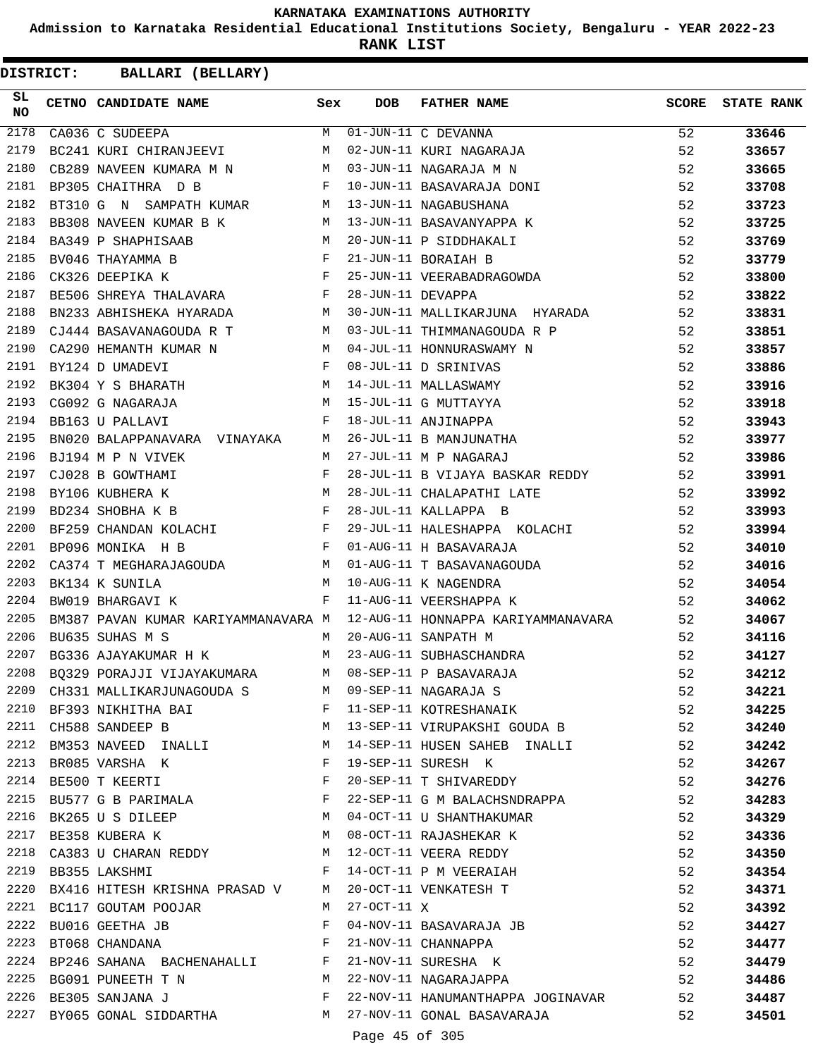KARNATAKA EXAMINATIONS AUTHORITY

Admission to Karnataka Residential Educational Institutions Society, Bengaluru - YEAR 2022-23

**RANK LIST**

**DISTRICT: BALLARI (BELLARY)**

| SL NO | CETNO | CANDIDATE NAME | Sex | DOB | FATHER NAME | SCORE | STATE RANK |
|---|---|---|---|---|---|---|---|
| 2178 | CA036 | C SUDEEPA | M | 01-JUN-11 | C DEVANNA | 52 | 33646 |
| 2179 | BC241 | KURI CHIRANJEEVI | M | 02-JUN-11 | KURI NAGARAJA | 52 | 33657 |
| 2180 | CB289 | NAVEEN KUMARA M N | M | 03-JUN-11 | NAGARAJA M N | 52 | 33665 |
| 2181 | BP305 | CHAITHRA D B | F | 10-JUN-11 | BASAVARAJA DONI | 52 | 33708 |
| 2182 | BT310 | G N SAMPATH KUMAR | M | 13-JUN-11 | NAGABUSHANA | 52 | 33723 |
| 2183 | BB308 | NAVEEN KUMAR B K | M | 13-JUN-11 | BASAVANYAPPA K | 52 | 33725 |
| 2184 | BA349 | P SHAPHISAAB | M | 20-JUN-11 | P SIDDHAKALI | 52 | 33769 |
| 2185 | BV046 | THAYAMMA B | F | 21-JUN-11 | BORAIAH B | 52 | 33779 |
| 2186 | CK326 | DEEPIKA K | F | 25-JUN-11 | VEERABADRAGOWDA | 52 | 33800 |
| 2187 | BE506 | SHREYA THALAVARA | F | 28-JUN-11 | DEVAPPA | 52 | 33822 |
| 2188 | BN233 | ABHISHEKA HYARADA | M | 30-JUN-11 | MALLIKARJUNA HYARADA | 52 | 33831 |
| 2189 | CJ444 | BASAVANAGOUDA R T | M | 03-JUL-11 | THIMMANAGOUDA R P | 52 | 33851 |
| 2190 | CA290 | HEMANTH KUMAR N | M | 04-JUL-11 | HONNURASWAMY N | 52 | 33857 |
| 2191 | BY124 | D UMADEVI | F | 08-JUL-11 | D SRINIVAS | 52 | 33886 |
| 2192 | BK304 | Y S BHARATH | M | 14-JUL-11 | MALLASWAMY | 52 | 33916 |
| 2193 | CG092 | G NAGARAJA | M | 15-JUL-11 | G MUTTAYYA | 52 | 33918 |
| 2194 | BB163 | U PALLAVI | F | 18-JUL-11 | ANJINAPPA | 52 | 33943 |
| 2195 | BN020 | BALAPPANAVARA VINAYAKA | M | 26-JUL-11 | B MANJUNATHA | 52 | 33977 |
| 2196 | BJ194 | M P N VIVEK | M | 27-JUL-11 | M P NAGARAJ | 52 | 33986 |
| 2197 | CJ028 | B GOWTHAMI | F | 28-JUL-11 | B VIJAYA BASKAR REDDY | 52 | 33991 |
| 2198 | BY106 | KUBHERA K | M | 28-JUL-11 | CHALAPATHI LATE | 52 | 33992 |
| 2199 | BD234 | SHOBHA K B | F | 28-JUL-11 | KALLAPPA B | 52 | 33993 |
| 2200 | BF259 | CHANDAN KOLACHI | F | 29-JUL-11 | HALESHAPPA KOLACHI | 52 | 33994 |
| 2201 | BP096 | MONIKA H B | F | 01-AUG-11 | H BASAVARAJA | 52 | 34010 |
| 2202 | CA374 | T MEGHARAJAGOUDA | M | 01-AUG-11 | T BASAVANAGOUDA | 52 | 34016 |
| 2203 | BK134 | K SUNILA | M | 10-AUG-11 | K NAGENDRA | 52 | 34054 |
| 2204 | BW019 | BHARGAVI K | F | 11-AUG-11 | VEERSHAPPA K | 52 | 34062 |
| 2205 | BM387 | PAVAN KUMAR KARIYAMMANAVARA | M | 12-AUG-11 | HONNAPPA KARIYAMMANAVARA | 52 | 34067 |
| 2206 | BU635 | SUHAS M S | M | 20-AUG-11 | SANPATH M | 52 | 34116 |
| 2207 | BG336 | AJAYAKUMAR H K | M | 23-AUG-11 | SUBHASCHANDRA | 52 | 34127 |
| 2208 | BQ329 | PORAJJI VIJAYAKUMARA | M | 08-SEP-11 | P BASAVARAJA | 52 | 34212 |
| 2209 | CH331 | MALLIKARJUNAGOUDA S | M | 09-SEP-11 | NAGARAJA S | 52 | 34221 |
| 2210 | BF393 | NIKHITHA BAI | F | 11-SEP-11 | KOTRESHANAIK | 52 | 34225 |
| 2211 | CH588 | SANDEEP B | M | 13-SEP-11 | VIRUPAKSHI GOUDA B | 52 | 34240 |
| 2212 | BM353 | NAVEED INALLI | M | 14-SEP-11 | HUSEN SAHEB INALLI | 52 | 34242 |
| 2213 | BR085 | VARSHA K | F | 19-SEP-11 | SURESH K | 52 | 34267 |
| 2214 | BE500 | T KEERTI | F | 20-SEP-11 | T SHIVAREDDY | 52 | 34276 |
| 2215 | BU577 | G B PARIMALA | F | 22-SEP-11 | G M BALACHSNDRAPPA | 52 | 34283 |
| 2216 | BK265 | U S DILEEP | M | 04-OCT-11 | U SHANTHAKUMAR | 52 | 34329 |
| 2217 | BE358 | KUBERA K | M | 08-OCT-11 | RAJASHEKAR K | 52 | 34336 |
| 2218 | CA383 | U CHARAN REDDY | M | 12-OCT-11 | VEERA REDDY | 52 | 34350 |
| 2219 | BB355 | LAKSHMI | F | 14-OCT-11 | P M VEERAIAH | 52 | 34354 |
| 2220 | BX416 | HITESH KRISHNA PRASAD V | M | 20-OCT-11 | VENKATESH T | 52 | 34371 |
| 2221 | BC117 | GOUTAM POOJAR | M | 27-OCT-11 | X | 52 | 34392 |
| 2222 | BU016 | GEETHA JB | F | 04-NOV-11 | BASAVARAJA JB | 52 | 34427 |
| 2223 | BT068 | CHANDANA | F | 21-NOV-11 | CHANNAPPA | 52 | 34477 |
| 2224 | BP246 | SAHANA BACHENAHALLI | F | 21-NOV-11 | SURESHA K | 52 | 34479 |
| 2225 | BG091 | PUNEETH T N | M | 22-NOV-11 | NAGARAJAPPA | 52 | 34486 |
| 2226 | BE305 | SANJANA J | F | 22-NOV-11 | HANUMANTHAPPA JOGINAVAR | 52 | 34487 |
| 2227 | BY065 | GONAL SIDDARTHA | M | 27-NOV-11 | GONAL BASAVARAJA | 52 | 34501 |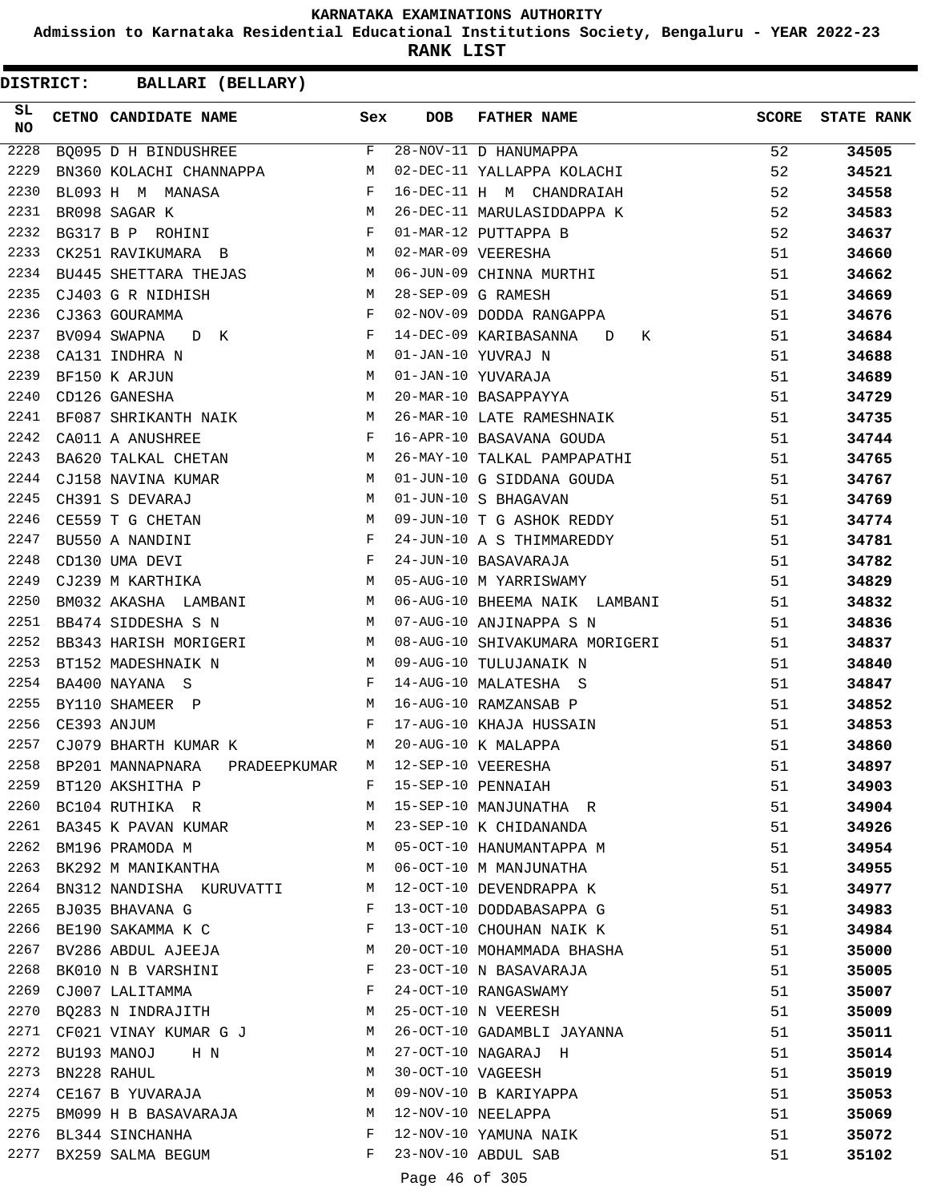# KARNATAKA EXAMINATIONS AUTHORITY

**Admission to Karnataka Residential Educational Institutions Society, Bengaluru - YEAR 2022-23**

**RANK LIST**

**DISTRICT: BALLARI (BELLARY)**

| SL NO | CETNO | CANDIDATE NAME | Sex | DOB | FATHER NAME | SCORE | STATE RANK |
|---|---|---|---|---|---|---|---|
| 2228 | BQ095 | D H BINDUSHREE | F | 28-NOV-11 | D HANUMAPPA | 52 | 34505 |
| 2229 | BN360 | KOLACHI CHANNAPPA | M | 02-DEC-11 | YALLAPPA KOLACHI | 52 | 34521 |
| 2230 | BL093 | H M MANASA | F | 16-DEC-11 | H M CHANDRAIAH | 52 | 34558 |
| 2231 | BR098 | SAGAR K | M | 26-DEC-11 | MARULASIDDAPPA K | 52 | 34583 |
| 2232 | BG317 | B P ROHINI | F | 01-MAR-12 | PUTTAPPA B | 52 | 34637 |
| 2233 | CK251 | RAVIKUMARA B | M | 02-MAR-09 | VEERESHA | 51 | 34660 |
| 2234 | BU445 | SHETTARA THEJAS | M | 06-JUN-09 | CHINNA MURTHI | 51 | 34662 |
| 2235 | CJ403 | G R NIDHISH | M | 28-SEP-09 | G RAMESH | 51 | 34669 |
| 2236 | CJ363 | GOURAMMA | F | 02-NOV-09 | DODDA RANGAPPA | 51 | 34676 |
| 2237 | BV094 | SWAPNA D K | F | 14-DEC-09 | KARIBASANNA D K | 51 | 34684 |
| 2238 | CA131 | INDHRA N | M | 01-JAN-10 | YUVRAJ N | 51 | 34688 |
| 2239 | BF150 | K ARJUN | M | 01-JAN-10 | YUVARAJA | 51 | 34689 |
| 2240 | CD126 | GANESHA | M | 20-MAR-10 | BASAPPAYYA | 51 | 34729 |
| 2241 | BF087 | SHRIKANTH NAIK | M | 26-MAR-10 | LATE RAMESHNAIK | 51 | 34735 |
| 2242 | CA011 | A ANUSHREE | F | 16-APR-10 | BASAVANA GOUDA | 51 | 34744 |
| 2243 | BA620 | TALKAL CHETAN | M | 26-MAY-10 | TALKAL PAMPAPATHI | 51 | 34765 |
| 2244 | CJ158 | NAVINA KUMAR | M | 01-JUN-10 | G SIDDANA GOUDA | 51 | 34767 |
| 2245 | CH391 | S DEVARAJ | M | 01-JUN-10 | S BHAGAVAN | 51 | 34769 |
| 2246 | CE559 | T G CHETAN | M | 09-JUN-10 | T G ASHOK REDDY | 51 | 34774 |
| 2247 | BU550 | A NANDINI | F | 24-JUN-10 | A S THIMMAREDDY | 51 | 34781 |
| 2248 | CD130 | UMA DEVI | F | 24-JUN-10 | BASAVARAJA | 51 | 34782 |
| 2249 | CJ239 | M KARTHIKA | M | 05-AUG-10 | M YARRISWAMY | 51 | 34829 |
| 2250 | BM032 | AKASHA LAMBANI | M | 06-AUG-10 | BHEEMA NAIK LAMBANI | 51 | 34832 |
| 2251 | BB474 | SIDDESHA S N | M | 07-AUG-10 | ANJINAPPA S N | 51 | 34836 |
| 2252 | BB343 | HARISH MORIGERI | M | 08-AUG-10 | SHIVAKUMARA MORIGERI | 51 | 34837 |
| 2253 | BT152 | MADESHNAIK N | M | 09-AUG-10 | TULUJANAIK N | 51 | 34840 |
| 2254 | BA400 | NAYANA S | F | 14-AUG-10 | MALATESHA S | 51 | 34847 |
| 2255 | BY110 | SHAMEER P | M | 16-AUG-10 | RAMZANSAB P | 51 | 34852 |
| 2256 | CE393 | ANJUM | F | 17-AUG-10 | KHAJA HUSSAIN | 51 | 34853 |
| 2257 | CJ079 | BHARTH KUMAR K | M | 20-AUG-10 | K MALAPPA | 51 | 34860 |
| 2258 | BP201 | MANNAPNARA PRADEEPKUMAR | M | 12-SEP-10 | VEERESHA | 51 | 34897 |
| 2259 | BT120 | AKSHITHA P | F | 15-SEP-10 | PENNAIAH | 51 | 34903 |
| 2260 | BC104 | RUTHIKA R | M | 15-SEP-10 | MANJUNATHA R | 51 | 34904 |
| 2261 | BA345 | K PAVAN KUMAR | M | 23-SEP-10 | K CHIDANANDA | 51 | 34926 |
| 2262 | BM196 | PRAMODA M | M | 05-OCT-10 | HANUMANTAPPA M | 51 | 34954 |
| 2263 | BK292 | M MANIKANTHA | M | 06-OCT-10 | M MANJUNATHA | 51 | 34955 |
| 2264 | BN312 | NANDISHA KURUVATTI | M | 12-OCT-10 | DEVENDRAPPA K | 51 | 34977 |
| 2265 | BJ035 | BHAVANA G | F | 13-OCT-10 | DODDABASAPPA G | 51 | 34983 |
| 2266 | BE190 | SAKAMMA K C | F | 13-OCT-10 | CHOUHAN NAIK K | 51 | 34984 |
| 2267 | BV286 | ABDUL AJEEJA | M | 20-OCT-10 | MOHAMMADA BHASHA | 51 | 35000 |
| 2268 | BK010 | N B VARSHINI | F | 23-OCT-10 | N BASAVARAJA | 51 | 35005 |
| 2269 | CJ007 | LALITAMMA | F | 24-OCT-10 | RANGASWAMY | 51 | 35007 |
| 2270 | BQ283 | N INDRAJITH | M | 25-OCT-10 | N VEERESH | 51 | 35009 |
| 2271 | CF021 | VINAY KUMAR G J | M | 26-OCT-10 | GADAMBLI JAYANNA | 51 | 35011 |
| 2272 | BU193 | MANOJ H N | M | 27-OCT-10 | NAGARAJ H | 51 | 35014 |
| 2273 | BN228 | RAHUL | M | 30-OCT-10 | VAGEESH | 51 | 35019 |
| 2274 | CE167 | B YUVARAJA | M | 09-NOV-10 | B KARIYAPPA | 51 | 35053 |
| 2275 | BM099 | H B BASAVARAJA | M | 12-NOV-10 | NEELAPPA | 51 | 35069 |
| 2276 | BL344 | SINCHANHA | F | 12-NOV-10 | YAMUNA NAIK | 51 | 35072 |
| 2277 | BX259 | SALMA BEGUM | F | 23-NOV-10 | ABDUL SAB | 51 | 35102 |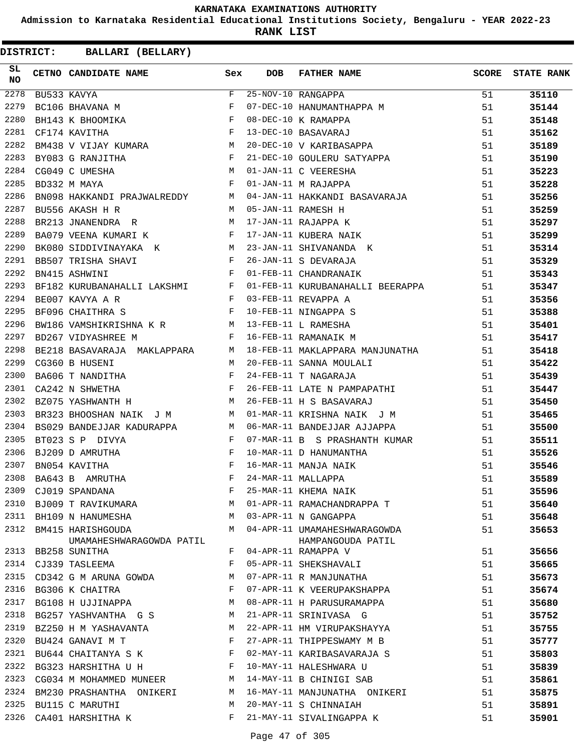# KARNATAKA EXAMINATIONS AUTHORITY

**Admission to Karnataka Residential Educational Institutions Society, Bengaluru - YEAR 2022-23**

**RANK LIST**

**DISTRICT: BALLARI (BELLARY)**

| SL NO | CETNO | CANDIDATE NAME | Sex | DOB | FATHER NAME | SCORE | STATE RANK |
|---|---|---|---|---|---|---|---|
| 2278 | BU533 | KAVYA | F | 25-NOV-10 | RANGAPPA | 51 | 35110 |
| 2279 | BC106 | BHAVANA M | F | 07-DEC-10 | HANUMANTHAPPA M | 51 | 35144 |
| 2280 | BH143 | K BHOOMIKA | F | 08-DEC-10 | K RAMAPPA | 51 | 35148 |
| 2281 | CF174 | KAVITHA | F | 13-DEC-10 | BASAVARAJ | 51 | 35162 |
| 2282 | BM438 | V VIJAY KUMARA | M | 20-DEC-10 | V KARIBASAPPA | 51 | 35189 |
| 2283 | BY083 | G RANJITHA | F | 21-DEC-10 | GOULERU SATYAPPA | 51 | 35190 |
| 2284 | CG049 | C UMESHA | M | 01-JAN-11 | C VEERESHA | 51 | 35223 |
| 2285 | BD332 | M MAYA | F | 01-JAN-11 | M RAJAPPA | 51 | 35228 |
| 2286 | BN098 | HAKKANDI PRAJWALREDDY | M | 04-JAN-11 | HAKKANDI BASAVARAJA | 51 | 35256 |
| 2287 | BU556 | AKASH H R | M | 05-JAN-11 | RAMESH H | 51 | 35259 |
| 2288 | BR213 | JNANENDRA R | M | 17-JAN-11 | RAJAPPA K | 51 | 35297 |
| 2289 | BA079 | VEENA KUMARI K | F | 17-JAN-11 | KUBERA NAIK | 51 | 35299 |
| 2290 | BK080 | SIDDIVINAYAKA K | M | 23-JAN-11 | SHIVANANDA K | 51 | 35314 |
| 2291 | BB507 | TRISHA SHAVI | F | 26-JAN-11 | S DEVARAJA | 51 | 35329 |
| 2292 | BN415 | ASHWINI | F | 01-FEB-11 | CHANDRANAIK | 51 | 35343 |
| 2293 | BF182 | KURUBANAHALLI LAKSHMI | F | 01-FEB-11 | KURUBANAHALLI BEERAPPA | 51 | 35347 |
| 2294 | BE007 | KAVYA A R | F | 03-FEB-11 | REVAPPA A | 51 | 35356 |
| 2295 | BF096 | CHAITHRA S | F | 10-FEB-11 | NINGAPPA S | 51 | 35388 |
| 2296 | BW186 | VAMSHIKRISHNA K R | M | 13-FEB-11 | L RAMESHA | 51 | 35401 |
| 2297 | BD267 | VIDYASHREE M | F | 16-FEB-11 | RAMANAIK M | 51 | 35417 |
| 2298 | BE218 | BASAVARAJA MAKLAPPARA | M | 18-FEB-11 | MAKLAPPARA MANJUNATHA | 51 | 35418 |
| 2299 | CG360 | B HUSENI | M | 20-FEB-11 | SANNA MOULALI | 51 | 35422 |
| 2300 | BA606 | T NANDITHA | F | 24-FEB-11 | T NAGARAJA | 51 | 35439 |
| 2301 | CA242 | N SHWETHA | F | 26-FEB-11 | LATE N PAMPAPATHI | 51 | 35447 |
| 2302 | BZ075 | YASHWANTH H | M | 26-FEB-11 | H S BASAVARAJ | 51 | 35450 |
| 2303 | BR323 | BHOOSHAN NAIK J M | M | 01-MAR-11 | KRISHNA NAIK J M | 51 | 35465 |
| 2304 | BS029 | BANDEJJAR KADURAPPA | M | 06-MAR-11 | BANDEJJAR AJJAPPA | 51 | 35500 |
| 2305 | BT023 | S P DIVYA | F | 07-MAR-11 | B S PRASHANTH KUMAR | 51 | 35511 |
| 2306 | BJ209 | D AMRUTHA | F | 10-MAR-11 | D HANUMANTHA | 51 | 35526 |
| 2307 | BN054 | KAVITHA | F | 16-MAR-11 | MANJA NAIK | 51 | 35546 |
| 2308 | BA643 | B AMRUTHA | F | 24-MAR-11 | MALLAPPA | 51 | 35589 |
| 2309 | CJ019 | SPANDANA | F | 25-MAR-11 | KHEMA NAIK | 51 | 35596 |
| 2310 | BJ009 | T RAVIKUMARA | M | 01-APR-11 | RAMACHANDRAPPA T | 51 | 35640 |
| 2311 | BH109 | N HANUMESHA | M | 03-APR-11 | N GANGAPPA | 51 | 35648 |
| 2312 | BM415 | HARISHGOUDA UMAMAHESHWARAGOWDA PATIL | M | 04-APR-11 | UMAMAHESHWARAGOWDA HAMPANGOUDA PATIL | 51 | 35653 |
| 2313 | BB258 | SUNITHA | F | 04-APR-11 | RAMAPPA V | 51 | 35656 |
| 2314 | CJ339 | TASLEEMA | F | 05-APR-11 | SHEKSHAVALI | 51 | 35665 |
| 2315 | CD342 | G M ARUNA GOWDA | M | 07-APR-11 | R MANJUNATHA | 51 | 35673 |
| 2316 | BG306 | K CHAITRA | F | 07-APR-11 | K VEERUPAKSHAPPA | 51 | 35674 |
| 2317 | BG108 | H UJJINAPPA | M | 08-APR-11 | H PARUSURAMAPPA | 51 | 35680 |
| 2318 | BG257 | YASHVANTHA G S | M | 21-APR-11 | SRINIVASA G | 51 | 35752 |
| 2319 | BZ250 | H M YASHAVANTA | M | 22-APR-11 | HM VIRUPAKSHAYYA | 51 | 35755 |
| 2320 | BU424 | GANAVI M T | F | 27-APR-11 | THIPPESWAMY M B | 51 | 35777 |
| 2321 | BU644 | CHAITANYA S K | F | 02-MAY-11 | KARIBASAVARAJA S | 51 | 35803 |
| 2322 | BG323 | HARSHITHA U H | F | 10-MAY-11 | HALESHWARA U | 51 | 35839 |
| 2323 | CG034 | M MOHAMMED MUNEER | M | 14-MAY-11 | B CHINIGI SAB | 51 | 35861 |
| 2324 | BM230 | PRASHANTHA ONIKERI | M | 16-MAY-11 | MANJUNATHA ONIKERI | 51 | 35875 |
| 2325 | BU115 | C MARUTHI | M | 20-MAY-11 | S CHINNAIAH | 51 | 35891 |
| 2326 | CA401 | HARSHITHA K | F | 21-MAY-11 | SIVALINGAPPA K | 51 | 35901 |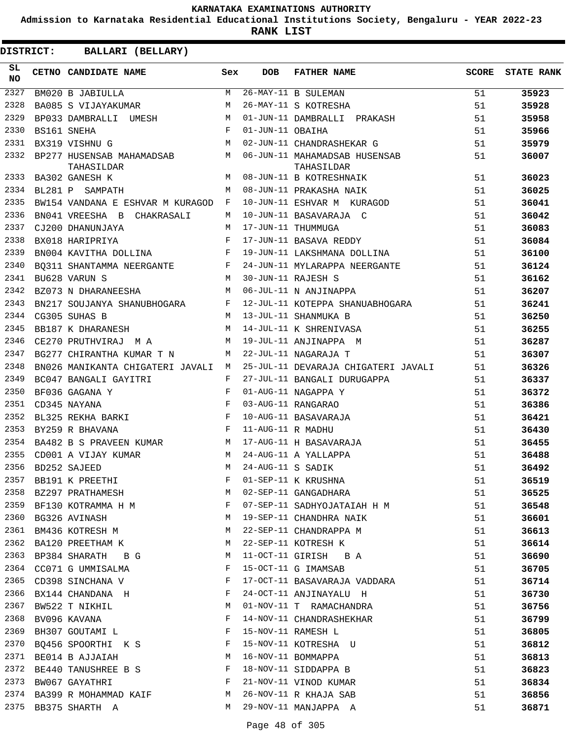**KARNATAKA EXAMINATIONS AUTHORITY**

**Admission to Karnataka Residential Educational Institutions Society, Bengaluru - YEAR 2022-23**

**RANK LIST**

**DISTRICT: BALLARI (BELLARY)**

| SL NO | CETNO | CANDIDATE NAME | Sex | DOB | FATHER NAME | SCORE | STATE RANK |
|---|---|---|---|---|---|---|---|
| 2327 | BM020 | B JABIULLA | M | 26-MAY-11 | B SULEMAN | 51 | 35923 |
| 2328 | BA085 | S VIJAYAKUMAR | M | 26-MAY-11 | S KOTRESHA | 51 | 35928 |
| 2329 | BP033 | DAMBRALLI UMESH | M | 01-JUN-11 | DAMBRALLI PRAKASH | 51 | 35958 |
| 2330 | BS161 | SNEHA | F | 01-JUN-11 | OBAIHA | 51 | 35966 |
| 2331 | BX319 | VISHNU G | M | 02-JUN-11 | CHANDRASHEKAR G | 51 | 35979 |
| 2332 | BP277 | HUSENSAB MAHAMADSAB TAHASILDAR | M | 06-JUN-11 | MAHAMADSAB HUSENSAB TAHASILDAR | 51 | 36007 |
| 2333 | BA302 | GANESH K | M | 08-JUN-11 | B KOTRESHNAIK | 51 | 36023 |
| 2334 | BL281 | P SAMPATH | M | 08-JUN-11 | PRAKASHA NAIK | 51 | 36025 |
| 2335 | BW154 | VANDANA E ESHVAR M KURAGOD | F | 10-JUN-11 | ESHVAR M KURAGOD | 51 | 36041 |
| 2336 | BN041 | VREESHA B CHAKRASALI | M | 10-JUN-11 | BASAVARAJA C | 51 | 36042 |
| 2337 | CJ200 | DHANUNJAYA | M | 17-JUN-11 | THUMMUGA | 51 | 36083 |
| 2338 | BX018 | HARIPRIYA | F | 17-JUN-11 | BASAVA REDDY | 51 | 36084 |
| 2339 | BN004 | KAVITHA DOLLINA | F | 19-JUN-11 | LAKSHMANA DOLLINA | 51 | 36100 |
| 2340 | BQ311 | SHANTAMMA NEERGANTE | F | 24-JUN-11 | MYLARAPPA NEERGANTE | 51 | 36124 |
| 2341 | BU628 | VARUN S | M | 30-JUN-11 | RAJESH S | 51 | 36162 |
| 2342 | BZ073 | N DHARANEESHA | M | 06-JUL-11 | N ANJINAPPA | 51 | 36207 |
| 2343 | BN217 | SOUJANYA SHANUBHOGARA | F | 12-JUL-11 | KOTEPPA SHANUABHOGARA | 51 | 36241 |
| 2344 | CG305 | SUHAS B | M | 13-JUL-11 | SHANMUKA B | 51 | 36250 |
| 2345 | BB187 | K DHARANESH | M | 14-JUL-11 | K SHRENIVASA | 51 | 36255 |
| 2346 | CE270 | PRUTHVIRAJ M A | M | 19-JUL-11 | ANJINAPPA M | 51 | 36287 |
| 2347 | BG277 | CHIRANTHA KUMAR T N | M | 22-JUL-11 | NAGARAJA T | 51 | 36307 |
| 2348 | BN026 | MANIKANTA CHIGATERI JAVALI | M | 25-JUL-11 | DEVARAJA CHIGATERI JAVALI | 51 | 36326 |
| 2349 | BC047 | BANGALI GAYITRI | F | 27-JUL-11 | BANGALI DURUGAPPA | 51 | 36337 |
| 2350 | BF036 | GAGANA Y | F | 01-AUG-11 | NAGAPPA Y | 51 | 36372 |
| 2351 | CD345 | NAYANA | F | 03-AUG-11 | RANGARAO | 51 | 36386 |
| 2352 | BL325 | REKHA BARKI | F | 10-AUG-11 | BASAVARAJA | 51 | 36421 |
| 2353 | BY259 | R BHAVANA | F | 11-AUG-11 | R MADHU | 51 | 36430 |
| 2354 | BA482 | B S PRAVEEN KUMAR | M | 17-AUG-11 | H BASAVARAJA | 51 | 36455 |
| 2355 | CD001 | A VIJAY KUMAR | M | 24-AUG-11 | A YALLAPPA | 51 | 36488 |
| 2356 | BD252 | SAJEED | M | 24-AUG-11 | S SADIK | 51 | 36492 |
| 2357 | BB191 | K PREETHI | F | 01-SEP-11 | K KRUSHNA | 51 | 36519 |
| 2358 | BZ297 | PRATHAMESH | M | 02-SEP-11 | GANGADHARA | 51 | 36525 |
| 2359 | BF130 | KOTRAMMA H M | F | 07-SEP-11 | SADHYOJATAIAH H M | 51 | 36548 |
| 2360 | BG326 | AVINASH | M | 19-SEP-11 | CHANDHRA NAIK | 51 | 36601 |
| 2361 | BM436 | KOTRESH M | M | 22-SEP-11 | CHANDRAPPA M | 51 | 36613 |
| 2362 | BA120 | PREETHAM K | M | 22-SEP-11 | KOTRESH K | 51 | 36614 |
| 2363 | BP384 | SHARATH B G | M | 11-OCT-11 | GIRISH B A | 51 | 36690 |
| 2364 | CC071 | G UMMISALMA | F | 15-OCT-11 | G IMAMSAB | 51 | 36705 |
| 2365 | CD398 | SINCHANA V | F | 17-OCT-11 | BASAVARAJA VADDARA | 51 | 36714 |
| 2366 | BX144 | CHANDANA H | F | 24-OCT-11 | ANJINAYALU H | 51 | 36730 |
| 2367 | BW522 | T NIKHIL | M | 01-NOV-11 | T RAMACHANDRA | 51 | 36756 |
| 2368 | BV096 | KAVANA | F | 14-NOV-11 | CHANDRASHEKHAR | 51 | 36799 |
| 2369 | BH307 | GOUTAMI L | F | 15-NOV-11 | RAMESH L | 51 | 36805 |
| 2370 | BQ456 | SPOORTHI K S | F | 15-NOV-11 | KOTRESHA U | 51 | 36812 |
| 2371 | BE014 | B AJJAIAH | M | 16-NOV-11 | BOMMAPPA | 51 | 36813 |
| 2372 | BE440 | TANUSHREE B S | F | 18-NOV-11 | SIDDAPPA B | 51 | 36823 |
| 2373 | BW067 | GAYATHRI | F | 21-NOV-11 | VINOD KUMAR | 51 | 36834 |
| 2374 | BA399 | R MOHAMMAD KAIF | M | 26-NOV-11 | R KHAJA SAB | 51 | 36856 |
| 2375 | BB375 | SHARTH A | M | 29-NOV-11 | MANJAPPA A | 51 | 36871 |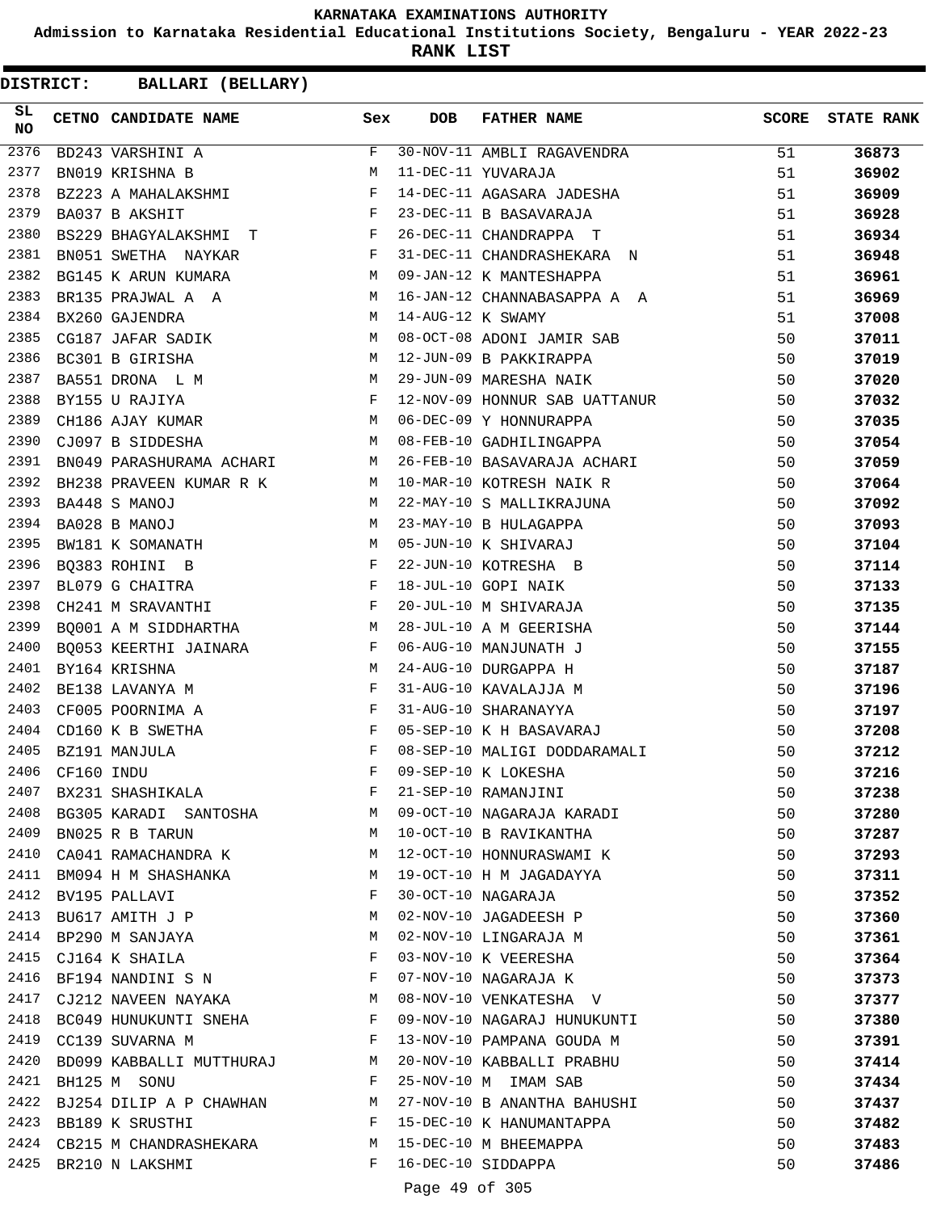KARNATAKA EXAMINATIONS AUTHORITY

Admission to Karnataka Residential Educational Institutions Society, Bengaluru - YEAR 2022-23

**RANK LIST**

**DISTRICT: BALLARI (BELLARY)**

| SL NO | CETNO | CANDIDATE NAME | Sex | DOB | FATHER NAME | SCORE | STATE RANK |
|---|---|---|---|---|---|---|---|
| 2376 | BD243 | VARSHINI A | F | 30-NOV-11 | AMBLI RAGAVENDRA | 51 | 36873 |
| 2377 | BN019 | KRISHNA B | M | 11-DEC-11 | YUVARAJA | 51 | 36902 |
| 2378 | BZ223 | A MAHALAKSHMI | F | 14-DEC-11 | AGASARA JADESHA | 51 | 36909 |
| 2379 | BA037 | B AKSHIT | F | 23-DEC-11 | B BASAVARAJA | 51 | 36928 |
| 2380 | BS229 | BHAGYALAKSHMI T | F | 26-DEC-11 | CHANDRAPPA T | 51 | 36934 |
| 2381 | BN051 | SWETHA NAYKAR | F | 31-DEC-11 | CHANDRASHEKARA N | 51 | 36948 |
| 2382 | BG145 | K ARUN KUMARA | M | 09-JAN-12 | K MANTESHAPPA | 51 | 36961 |
| 2383 | BR135 | PRAJWAL A A | M | 16-JAN-12 | CHANNABASAPPA A A | 51 | 36969 |
| 2384 | BX260 | GAJENDRA | M | 14-AUG-12 | K SWAMY | 51 | 37008 |
| 2385 | CG187 | JAFAR SADIK | M | 08-OCT-08 | ADONI JAMIR SAB | 50 | 37011 |
| 2386 | BC301 | B GIRISHA | M | 12-JUN-09 | B PAKKIRAPPA | 50 | 37019 |
| 2387 | BA551 | DRONA L M | M | 29-JUN-09 | MARESHA NAIK | 50 | 37020 |
| 2388 | BY155 | U RAJIYA | F | 12-NOV-09 | HONNUR SAB UATTANUR | 50 | 37032 |
| 2389 | CH186 | AJAY KUMAR | M | 06-DEC-09 | Y HONNURAPPA | 50 | 37035 |
| 2390 | CJ097 | B SIDDESHA | M | 08-FEB-10 | GADHILINGAPPA | 50 | 37054 |
| 2391 | BN049 | PARASHURAMA ACHARI | M | 26-FEB-10 | BASAVARAJA ACHARI | 50 | 37059 |
| 2392 | BH238 | PRAVEEN KUMAR R K | M | 10-MAR-10 | KOTRESH NAIK R | 50 | 37064 |
| 2393 | BA448 | S MANOJ | M | 22-MAY-10 | S MALLIKRAJUNA | 50 | 37092 |
| 2394 | BA028 | B MANOJ | M | 23-MAY-10 | B HULAGAPPA | 50 | 37093 |
| 2395 | BW181 | K SOMANATH | M | 05-JUN-10 | K SHIVARAJ | 50 | 37104 |
| 2396 | BQ383 | ROHINI B | F | 22-JUN-10 | KOTRESHA B | 50 | 37114 |
| 2397 | BL079 | G CHAITRA | F | 18-JUL-10 | GOPI NAIK | 50 | 37133 |
| 2398 | CH241 | M SRAVANTHI | F | 20-JUL-10 | M SHIVARAJA | 50 | 37135 |
| 2399 | BQ001 | A M SIDDHARTHA | M | 28-JUL-10 | A M GEERISHA | 50 | 37144 |
| 2400 | BQ053 | KEERTHI JAINARA | F | 06-AUG-10 | MANJUNATH J | 50 | 37155 |
| 2401 | BY164 | KRISHNA | M | 24-AUG-10 | DURGAPPA H | 50 | 37187 |
| 2402 | BE138 | LAVANYA M | F | 31-AUG-10 | KAVALAJJA M | 50 | 37196 |
| 2403 | CF005 | POORNIMA A | F | 31-AUG-10 | SHARANAYYA | 50 | 37197 |
| 2404 | CD160 | K B SWETHA | F | 05-SEP-10 | K H BASAVARAJ | 50 | 37208 |
| 2405 | BZ191 | MANJULA | F | 08-SEP-10 | MALIGI DODDARAMALI | 50 | 37212 |
| 2406 | CF160 | INDU | F | 09-SEP-10 | K LOKESHA | 50 | 37216 |
| 2407 | BX231 | SHASHIKALA | F | 21-SEP-10 | RAMANJINI | 50 | 37238 |
| 2408 | BG305 | KARADI SANTOSHA | M | 09-OCT-10 | NAGARAJA KARADI | 50 | 37280 |
| 2409 | BN025 | R B TARUN | M | 10-OCT-10 | B RAVIKANTHA | 50 | 37287 |
| 2410 | CA041 | RAMACHANDRA K | M | 12-OCT-10 | HONNURASWAMI K | 50 | 37293 |
| 2411 | BM094 | H M SHASHANKA | M | 19-OCT-10 | H M JAGADAYYA | 50 | 37311 |
| 2412 | BV195 | PALLAVI | F | 30-OCT-10 | NAGARAJA | 50 | 37352 |
| 2413 | BU617 | AMITH J P | M | 02-NOV-10 | JAGADEESH P | 50 | 37360 |
| 2414 | BP290 | M SANJAYA | M | 02-NOV-10 | LINGARAJA M | 50 | 37361 |
| 2415 | CJ164 | K SHAILA | F | 03-NOV-10 | K VEERESHA | 50 | 37364 |
| 2416 | BF194 | NANDINI S N | F | 07-NOV-10 | NAGARAJA K | 50 | 37373 |
| 2417 | CJ212 | NAVEEN NAYAKA | M | 08-NOV-10 | VENKATESHA V | 50 | 37377 |
| 2418 | BC049 | HUNUKUNTI SNEHA | F | 09-NOV-10 | NAGARAJ HUNUKUNTI | 50 | 37380 |
| 2419 | CC139 | SUVARNA M | F | 13-NOV-10 | PAMPANA GOUDA M | 50 | 37391 |
| 2420 | BD099 | KABBALLI MUTTHURAJ | M | 20-NOV-10 | KABBALLI PRABHU | 50 | 37414 |
| 2421 | BH125 | M SONU | F | 25-NOV-10 | M IMAM SAB | 50 | 37434 |
| 2422 | BJ254 | DILIP A P CHAWHAN | M | 27-NOV-10 | B ANANTHA BAHUSHI | 50 | 37437 |
| 2423 | BB189 | K SRUSTHI | F | 15-DEC-10 | K HANUMANTAPPA | 50 | 37482 |
| 2424 | CB215 | M CHANDRASHEKARA | M | 15-DEC-10 | M BHEEMAPPA | 50 | 37483 |
| 2425 | BR210 | N LAKSHMI | F | 16-DEC-10 | SIDDAPPA | 50 | 37486 |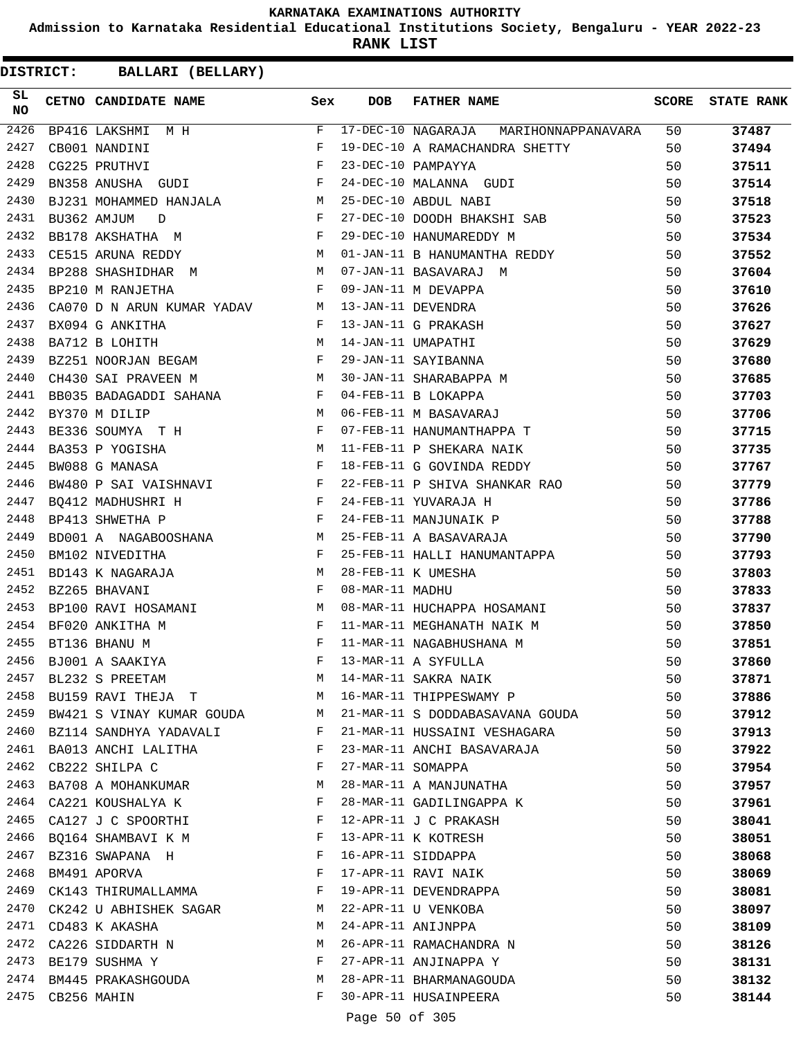# KARNATAKA EXAMINATIONS AUTHORITY

**Admission to Karnataka Residential Educational Institutions Society, Bengaluru - YEAR 2022-23**

**RANK LIST**

**DISTRICT: BALLARI (BELLARY)**

| SL NO | CETNO | CANDIDATE NAME | Sex | DOB | FATHER NAME | SCORE | STATE RANK |
|---|---|---|---|---|---|---|---|
| 2426 | BP416 | LAKSHMI M H | F | 17-DEC-10 | NAGARAJA MARIHONNAPPANAVARA | 50 | 37487 |
| 2427 | CB001 | NANDINI | F | 19-DEC-10 | A RAMACHANDRA SHETTY | 50 | 37494 |
| 2428 | CG225 | PRUTHVI | F | 23-DEC-10 | PAMPAYYA | 50 | 37511 |
| 2429 | BN358 | ANUSHA GUDI | F | 24-DEC-10 | MALANNA GUDI | 50 | 37514 |
| 2430 | BJ231 | MOHAMMED HANJALA | M | 25-DEC-10 | ABDUL NABI | 50 | 37518 |
| 2431 | BU362 | AMJUM D | F | 27-DEC-10 | DOODH BHAKSHI SAB | 50 | 37523 |
| 2432 | BB178 | AKSHATHA M | F | 29-DEC-10 | HANUMAREDDY M | 50 | 37534 |
| 2433 | CE515 | ARUNA REDDY | M | 01-JAN-11 | B HANUMANTHA REDDY | 50 | 37552 |
| 2434 | BP288 | SHASHIDHAR M | M | 07-JAN-11 | BASAVARAJ M | 50 | 37604 |
| 2435 | BP210 | M RANJETHA | F | 09-JAN-11 | M DEVAPPA | 50 | 37610 |
| 2436 | CA070 | D N ARUN KUMAR YADAV | M | 13-JAN-11 | DEVENDRA | 50 | 37626 |
| 2437 | BX094 | G ANKITHA | F | 13-JAN-11 | G PRAKASH | 50 | 37627 |
| 2438 | BA712 | B LOHITH | M | 14-JAN-11 | UMAPATHI | 50 | 37629 |
| 2439 | BZ251 | NOORJAN BEGAM | F | 29-JAN-11 | SAYIBANNA | 50 | 37680 |
| 2440 | CH430 | SAI PRAVEEN M | M | 30-JAN-11 | SHARABAPPA M | 50 | 37685 |
| 2441 | BB035 | BADAGADDI SAHANA | F | 04-FEB-11 | B LOKAPPA | 50 | 37703 |
| 2442 | BY370 | M DILIP | M | 06-FEB-11 | M BASAVARAJ | 50 | 37706 |
| 2443 | BE336 | SOUMYA T H | F | 07-FEB-11 | HANUMANTHAPPA T | 50 | 37715 |
| 2444 | BA353 | P YOGISHA | M | 11-FEB-11 | P SHEKARA NAIK | 50 | 37735 |
| 2445 | BW088 | G MANASA | F | 18-FEB-11 | G GOVINDA REDDY | 50 | 37767 |
| 2446 | BW480 | P SAI VAISHNAVI | F | 22-FEB-11 | P SHIVA SHANKAR RAO | 50 | 37779 |
| 2447 | BQ412 | MADHUSHRI H | F | 24-FEB-11 | YUVARAJA H | 50 | 37786 |
| 2448 | BP413 | SHWETHA P | F | 24-FEB-11 | MANJUNAIK P | 50 | 37788 |
| 2449 | BD001 | A NAGABOOSHANA | M | 25-FEB-11 | A BASAVARAJA | 50 | 37790 |
| 2450 | BM102 | NIVEDITHA | F | 25-FEB-11 | HALLI HANUMANTAPPA | 50 | 37793 |
| 2451 | BD143 | K NAGARAJA | M | 28-FEB-11 | K UMESHA | 50 | 37803 |
| 2452 | BZ265 | BHAVANI | F | 08-MAR-11 | MADHU | 50 | 37833 |
| 2453 | BP100 | RAVI HOSAMANI | M | 08-MAR-11 | HUCHAPPA HOSAMANI | 50 | 37837 |
| 2454 | BF020 | ANKITHA M | F | 11-MAR-11 | MEGHANATH NAIK M | 50 | 37850 |
| 2455 | BT136 | BHANU M | F | 11-MAR-11 | NAGABHUSHANA M | 50 | 37851 |
| 2456 | BJ001 | A SAAKIYA | F | 13-MAR-11 | A SYFULLA | 50 | 37860 |
| 2457 | BL232 | S PREETAM | M | 14-MAR-11 | SAKRA NAIK | 50 | 37871 |
| 2458 | BU159 | RAVI THEJA T | M | 16-MAR-11 | THIPPESWAMY P | 50 | 37886 |
| 2459 | BW421 | S VINAY KUMAR GOUDA | M | 21-MAR-11 | S DODDABASAVANA GOUDA | 50 | 37912 |
| 2460 | BZ114 | SANDHYA YADAVALI | F | 21-MAR-11 | HUSSAINI VESHAGARA | 50 | 37913 |
| 2461 | BA013 | ANCHI LALITHA | F | 23-MAR-11 | ANCHI BASAVARAJA | 50 | 37922 |
| 2462 | CB222 | SHILPA C | F | 27-MAR-11 | SOMAPPA | 50 | 37954 |
| 2463 | BA708 | A MOHANKUMAR | M | 28-MAR-11 | A MANJUNATHA | 50 | 37957 |
| 2464 | CA221 | KOUSHALYA K | F | 28-MAR-11 | GADILINGAPPA K | 50 | 37961 |
| 2465 | CA127 | J C SPOORTHI | F | 12-APR-11 | J C PRAKASH | 50 | 38041 |
| 2466 | BQ164 | SHAMBAVI K M | F | 13-APR-11 | K KOTRESH | 50 | 38051 |
| 2467 | BZ316 | SWAPANA H | F | 16-APR-11 | SIDDAPPA | 50 | 38068 |
| 2468 | BM491 | APORVA | F | 17-APR-11 | RAVI NAIK | 50 | 38069 |
| 2469 | CK143 | THIRUMALLAMMA | F | 19-APR-11 | DEVENDRAPPA | 50 | 38081 |
| 2470 | CK242 | U ABHISHEK SAGAR | M | 22-APR-11 | U VENKOBA | 50 | 38097 |
| 2471 | CD483 | K AKASHA | M | 24-APR-11 | ANIJNPPA | 50 | 38109 |
| 2472 | CA226 | SIDDARTH N | M | 26-APR-11 | RAMACHANDRA N | 50 | 38126 |
| 2473 | BE179 | SUSHMA Y | F | 27-APR-11 | ANJINAPPA Y | 50 | 38131 |
| 2474 | BM445 | PRAKASHGOUDA | M | 28-APR-11 | BHARMANAGOUDA | 50 | 38132 |
| 2475 | CB256 | MAHIN | F | 30-APR-11 | HUSAINPEERA | 50 | 38144 |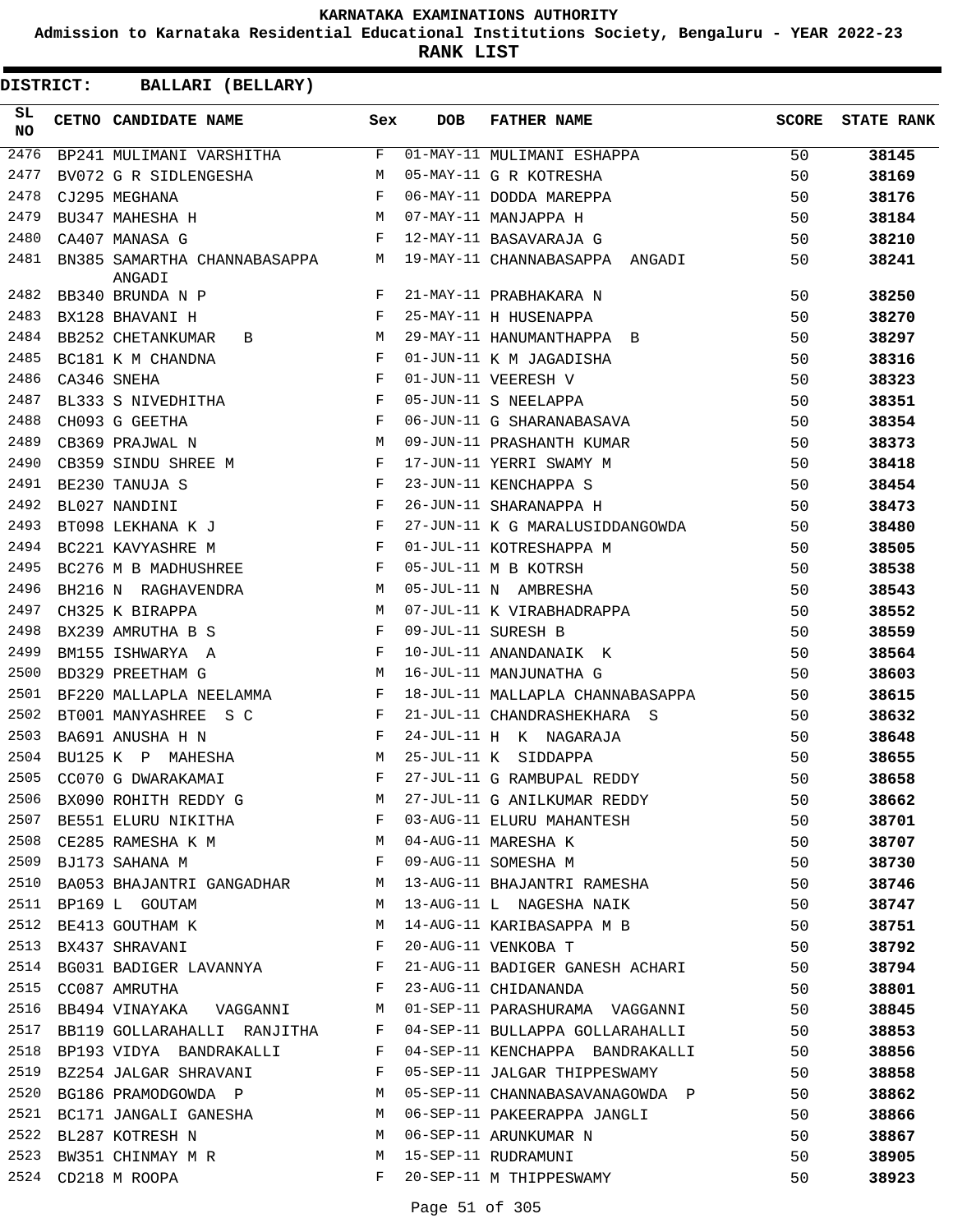KARNATAKA EXAMINATIONS AUTHORITY

Admission to Karnataka Residential Educational Institutions Society, Bengaluru - YEAR 2022-23

**RANK LIST**

**DISTRICT: BALLARI (BELLARY)**

| SL NO | CETNO | CANDIDATE NAME | Sex | DOB | FATHER NAME | SCORE | STATE RANK |
|---|---|---|---|---|---|---|---|
| 2476 | BP241 | MULIMANI VARSHITHA | F | 01-MAY-11 | MULIMANI ESHAPPA | 50 | 38145 |
| 2477 | BV072 | G R SIDLENGESHA | M | 05-MAY-11 | G R KOTRESHA | 50 | 38169 |
| 2478 | CJ295 | MEGHANA | F | 06-MAY-11 | DODDA MAREPPA | 50 | 38176 |
| 2479 | BU347 | MAHESHA H | M | 07-MAY-11 | MANJAPPA H | 50 | 38184 |
| 2480 | CA407 | MANASA G | F | 12-MAY-11 | BASAVARAJA G | 50 | 38210 |
| 2481 | BN385 | SAMARTHA CHANNABASAPPA ANGADI | M | 19-MAY-11 | CHANNABASAPPA ANGADI | 50 | 38241 |
| 2482 | BB340 | BRUNDA N P | F | 21-MAY-11 | PRABHAKARA N | 50 | 38250 |
| 2483 | BX128 | BHAVANI H | F | 25-MAY-11 | H HUSENAPPA | 50 | 38270 |
| 2484 | BB252 | CHETANKUMAR B | M | 29-MAY-11 | HANUMANTHAPPA B | 50 | 38297 |
| 2485 | BC181 | K M CHANDNA | F | 01-JUN-11 | K M JAGADISHA | 50 | 38316 |
| 2486 | CA346 | SNEHA | F | 01-JUN-11 | VEERESH V | 50 | 38323 |
| 2487 | BL333 | S NIVEDHITHA | F | 05-JUN-11 | S NEELAPPA | 50 | 38351 |
| 2488 | CH093 | G GEETHA | F | 06-JUN-11 | G SHARANABASAVA | 50 | 38354 |
| 2489 | CB369 | PRAJWAL N | M | 09-JUN-11 | PRASHANTH KUMAR | 50 | 38373 |
| 2490 | CB359 | SINDU SHREE M | F | 17-JUN-11 | YERRI SWAMY M | 50 | 38418 |
| 2491 | BE230 | TANUJA S | F | 23-JUN-11 | KENCHAPPA S | 50 | 38454 |
| 2492 | BL027 | NANDINI | F | 26-JUN-11 | SHARANAPPA H | 50 | 38473 |
| 2493 | BT098 | LEKHANA K J | F | 27-JUN-11 | K G MARALUSIDDANGOWDA | 50 | 38480 |
| 2494 | BC221 | KAVYASHRE M | F | 01-JUL-11 | KOTRESHAPPA M | 50 | 38505 |
| 2495 | BC276 | M B MADHUSHREE | F | 05-JUL-11 | M B KOTRSH | 50 | 38538 |
| 2496 | BH216 | N RAGHAVENDRA | M | 05-JUL-11 | N AMBRESHA | 50 | 38543 |
| 2497 | CH325 | K BIRAPPA | M | 07-JUL-11 | K VIRABHADRAPPA | 50 | 38552 |
| 2498 | BX239 | AMRUTHA B S | F | 09-JUL-11 | SURESH B | 50 | 38559 |
| 2499 | BM155 | ISHWARYA A | F | 10-JUL-11 | ANANDANAIK K | 50 | 38564 |
| 2500 | BD329 | PREETHAM G | M | 16-JUL-11 | MANJUNATHA G | 50 | 38603 |
| 2501 | BF220 | MALLAPLA NEELAMMA | F | 18-JUL-11 | MALLAPLA CHANNABASAPPA | 50 | 38615 |
| 2502 | BT001 | MANYASHREE S C | F | 21-JUL-11 | CHANDRASHEKHARA S | 50 | 38632 |
| 2503 | BA691 | ANUSHA H N | F | 24-JUL-11 | H K NAGARAJA | 50 | 38648 |
| 2504 | BU125 | K P MAHESHA | M | 25-JUL-11 | K SIDDAPPA | 50 | 38655 |
| 2505 | CC070 | G DWARAKAMAI | F | 27-JUL-11 | G RAMBUPAL REDDY | 50 | 38658 |
| 2506 | BX090 | ROHITH REDDY G | M | 27-JUL-11 | G ANILKUMAR REDDY | 50 | 38662 |
| 2507 | BE551 | ELURU NIKITHA | F | 03-AUG-11 | ELURU MAHANTESH | 50 | 38701 |
| 2508 | CE285 | RAMESHA K M | M | 04-AUG-11 | MARESHA K | 50 | 38707 |
| 2509 | BJ173 | SAHANA M | F | 09-AUG-11 | SOMESHA M | 50 | 38730 |
| 2510 | BA053 | BHAJANTRI GANGADHAR | M | 13-AUG-11 | BHAJANTRI RAMESHA | 50 | 38746 |
| 2511 | BP169 | L GOUTAM | M | 13-AUG-11 | L NAGESHA NAIK | 50 | 38747 |
| 2512 | BE413 | GOUTHAM K | M | 14-AUG-11 | KARIBASAPPA M B | 50 | 38751 |
| 2513 | BX437 | SHRAVANI | F | 20-AUG-11 | VENKOBA T | 50 | 38792 |
| 2514 | BG031 | BADIGER LAVANNYA | F | 21-AUG-11 | BADIGER GANESH ACHARI | 50 | 38794 |
| 2515 | CC087 | AMRUTHA | F | 23-AUG-11 | CHIDANANDA | 50 | 38801 |
| 2516 | BB494 | VINAYAKA VAGGANNI | M | 01-SEP-11 | PARASHURAMA VAGGANNI | 50 | 38845 |
| 2517 | BB119 | GOLLARAHALLI RANJITHA | F | 04-SEP-11 | BULLAPPA GOLLARAHALLI | 50 | 38853 |
| 2518 | BP193 | VIDYA BANDRAKALLI | F | 04-SEP-11 | KENCHAPPA BANDRAKALLI | 50 | 38856 |
| 2519 | BZ254 | JALGAR SHRAVANI | F | 05-SEP-11 | JALGAR THIPPESWAMY | 50 | 38858 |
| 2520 | BG186 | PRAMODGOWDA P | M | 05-SEP-11 | CHANNABASAVANAGOWDA P | 50 | 38862 |
| 2521 | BC171 | JANGALI GANESHA | M | 06-SEP-11 | PAKEERAPPA JANGLI | 50 | 38866 |
| 2522 | BL287 | KOTRESH N | M | 06-SEP-11 | ARUNKUMAR N | 50 | 38867 |
| 2523 | BW351 | CHINMAY M R | M | 15-SEP-11 | RUDRAMUNI | 50 | 38905 |
| 2524 | CD218 | M ROOPA | F | 20-SEP-11 | M THIPPESWAMY | 50 | 38923 |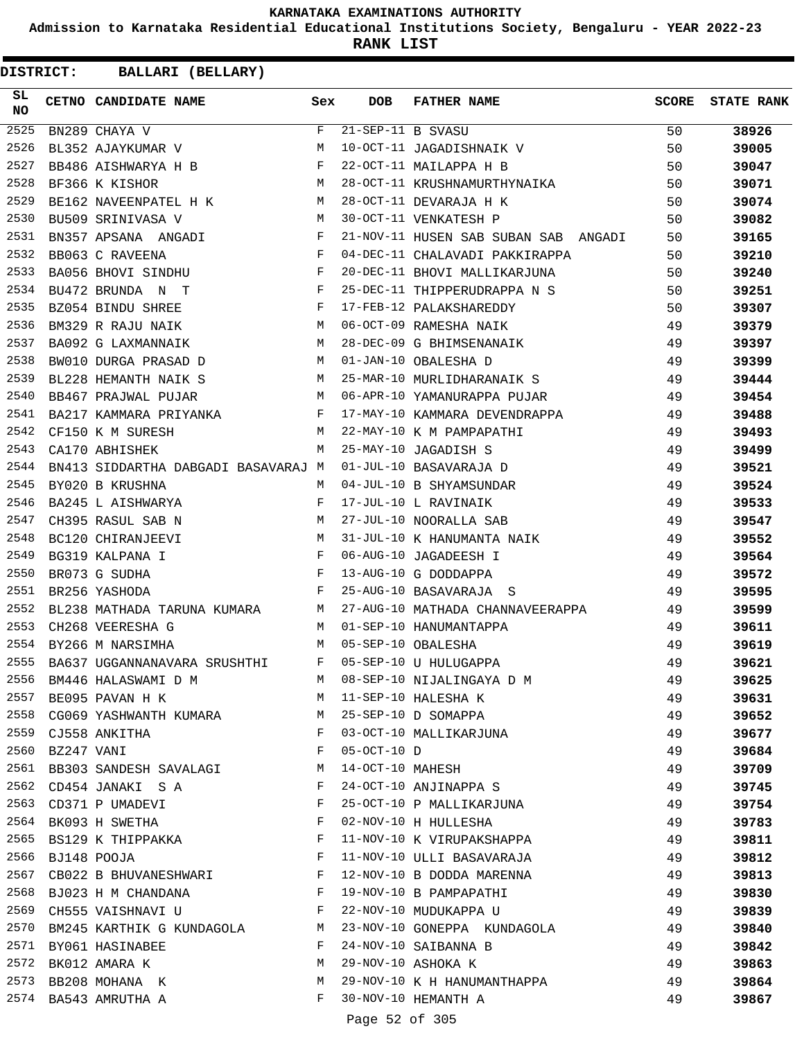# KARNATAKA EXAMINATIONS AUTHORITY

**Admission to Karnataka Residential Educational Institutions Society, Bengaluru - YEAR 2022-23**

**RANK LIST**

**DISTRICT: BALLARI (BELLARY)**

| SL NO | CETNO | CANDIDATE NAME | Sex | DOB | FATHER NAME | SCORE | STATE RANK |
|---|---|---|---|---|---|---|---|
| 2525 | BN289 | CHAYA V | F | 21-SEP-11 | B SVASU | 50 | 38926 |
| 2526 | BL352 | AJAYKUMAR V | M | 10-OCT-11 | JAGADISHNAIK V | 50 | 39005 |
| 2527 | BB486 | AISHWARYA H B | F | 22-OCT-11 | MAILAPPA H B | 50 | 39047 |
| 2528 | BF366 | K KISHOR | M | 28-OCT-11 | KRUSHNAMURTHYNAIKA | 50 | 39071 |
| 2529 | BE162 | NAVEENPATEL H K | M | 28-OCT-11 | DEVARAJA H K | 50 | 39074 |
| 2530 | BU509 | SRINIVASA V | M | 30-OCT-11 | VENKATESH P | 50 | 39082 |
| 2531 | BN357 | APSANA ANGADI | F | 21-NOV-11 | HUSEN SAB SUBAN SAB ANGADI | 50 | 39165 |
| 2532 | BB063 | C RAVEENA | F | 04-DEC-11 | CHALAVADI PAKKIRAPPA | 50 | 39210 |
| 2533 | BA056 | BHOVI SINDHU | F | 20-DEC-11 | BHOVI MALLIKARJUNA | 50 | 39240 |
| 2534 | BU472 | BRUNDA N T | F | 25-DEC-11 | THIPPERUDRAPPA N S | 50 | 39251 |
| 2535 | BZ054 | BINDU SHREE | F | 17-FEB-12 | PALAKSHAREDDY | 50 | 39307 |
| 2536 | BM329 | R RAJU NAIK | M | 06-OCT-09 | RAMESHA NAIK | 49 | 39379 |
| 2537 | BA092 | G LAXMANNAIK | M | 28-DEC-09 | G BHIMSENANAIK | 49 | 39397 |
| 2538 | BW010 | DURGA PRASAD D | M | 01-JAN-10 | OBALESHA D | 49 | 39399 |
| 2539 | BL228 | HEMANTH NAIK S | M | 25-MAR-10 | MURLIDHARANAIK S | 49 | 39444 |
| 2540 | BB467 | PRAJWAL PUJAR | M | 06-APR-10 | YAMANURAPPA PUJAR | 49 | 39454 |
| 2541 | BA217 | KAMMARA PRIYANKA | F | 17-MAY-10 | KAMMARA DEVENDRAPPA | 49 | 39488 |
| 2542 | CF150 | K M SURESH | M | 22-MAY-10 | K M PAMPAPATHI | 49 | 39493 |
| 2543 | CA170 | ABHISHEK | M | 25-MAY-10 | JAGADISH S | 49 | 39499 |
| 2544 | BN413 | SIDDARTHA DABGADI BASAVARAJ | M | 01-JUL-10 | BASAVARAJA D | 49 | 39521 |
| 2545 | BY020 | B KRUSHNA | M | 04-JUL-10 | B SHYAMSUNDAR | 49 | 39524 |
| 2546 | BA245 | L AISHWARYA | F | 17-JUL-10 | L RAVINAIK | 49 | 39533 |
| 2547 | CH395 | RASUL SAB N | M | 27-JUL-10 | NOORALLA SAB | 49 | 39547 |
| 2548 | BC120 | CHIRANJEEVI | M | 31-JUL-10 | K HANUMANTA NAIK | 49 | 39552 |
| 2549 | BG319 | KALPANA I | F | 06-AUG-10 | JAGADEESH I | 49 | 39564 |
| 2550 | BR073 | G SUDHA | F | 13-AUG-10 | G DODDAPPA | 49 | 39572 |
| 2551 | BR256 | YASHODA | F | 25-AUG-10 | BASAVARAJA S | 49 | 39595 |
| 2552 | BL238 | MATHADA TARUNA KUMARA | M | 27-AUG-10 | MATHADA CHANNAVEERAPPA | 49 | 39599 |
| 2553 | CH268 | VEERESHA G | M | 01-SEP-10 | HANUMANTAPPA | 49 | 39611 |
| 2554 | BY266 | M NARSIMHA | M | 05-SEP-10 | OBALESHA | 49 | 39619 |
| 2555 | BA637 | UGGANNANAVARA SRUSHTHI | F | 05-SEP-10 | U HULUGAPPA | 49 | 39621 |
| 2556 | BM446 | HALASWAMI D M | M | 08-SEP-10 | NIJALINGAYA D M | 49 | 39625 |
| 2557 | BE095 | PAVAN H K | M | 11-SEP-10 | HALESHA K | 49 | 39631 |
| 2558 | CG069 | YASHWANTH KUMARA | M | 25-SEP-10 | D SOMAPPA | 49 | 39652 |
| 2559 | CJ558 | ANKITHA | F | 03-OCT-10 | MALLIKARJUNA | 49 | 39677 |
| 2560 | BZ247 | VANI | F | 05-OCT-10 | D | 49 | 39684 |
| 2561 | BB303 | SANDESH SAVALAGI | M | 14-OCT-10 | MAHESH | 49 | 39709 |
| 2562 | CD454 | JANAKI S A | F | 24-OCT-10 | ANJINAPPA S | 49 | 39745 |
| 2563 | CD371 | P UMADEVI | F | 25-OCT-10 | P MALLIKARJUNA | 49 | 39754 |
| 2564 | BK093 | H SWETHA | F | 02-NOV-10 | H HULLESHA | 49 | 39783 |
| 2565 | BS129 | K THIPPAKKA | F | 11-NOV-10 | K VIRUPAKSHAPPA | 49 | 39811 |
| 2566 | BJ148 | POOJA | F | 11-NOV-10 | ULLI BASAVARAJA | 49 | 39812 |
| 2567 | CB022 | B BHUVANESHWARI | F | 12-NOV-10 | B DODDA MARENNA | 49 | 39813 |
| 2568 | BJ023 | H M CHANDANA | F | 19-NOV-10 | B PAMPAPATHI | 49 | 39830 |
| 2569 | CH555 | VAISHNAVI U | F | 22-NOV-10 | MUDUKAPPA U | 49 | 39839 |
| 2570 | BM245 | KARTHIK G KUNDAGOLA | M | 23-NOV-10 | GONEPPA KUNDAGOLA | 49 | 39840 |
| 2571 | BY061 | HASINABEE | F | 24-NOV-10 | SAIBANNA B | 49 | 39842 |
| 2572 | BK012 | AMARA K | M | 29-NOV-10 | ASHOKA K | 49 | 39863 |
| 2573 | BB208 | MOHANA K | M | 29-NOV-10 | K H HANUMANTHAPPA | 49 | 39864 |
| 2574 | BA543 | AMRUTHA A | F | 30-NOV-10 | HEMANTH A | 49 | 39867 |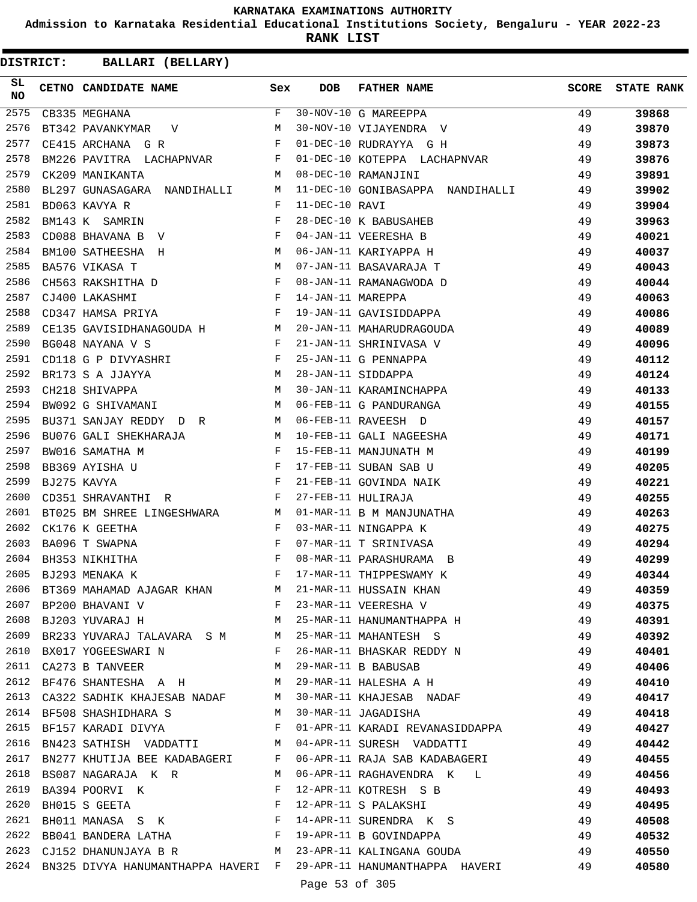KARNATAKA EXAMINATIONS AUTHORITY

Admission to Karnataka Residential Educational Institutions Society, Bengaluru - YEAR 2022-23

**RANK LIST**

**DISTRICT: BALLARI (BELLARY)**

| SL NO | CETNO | CANDIDATE NAME | Sex | DOB | FATHER NAME | SCORE | STATE RANK |
|---|---|---|---|---|---|---|---|
| 2575 | CB335 | MEGHANA | F | 30-NOV-10 | G MAREEPPA | 49 | **39868** |
| 2576 | BT342 | PAVANKYMAR V | M | 30-NOV-10 | VIJAYENDRA V | 49 | **39870** |
| 2577 | CE415 | ARCHANA G R | F | 01-DEC-10 | RUDRAYYA G H | 49 | **39873** |
| 2578 | BM226 | PAVITRA LACHAPNVAR | F | 01-DEC-10 | KOTEPPA LACHAPNVAR | 49 | **39876** |
| 2579 | CK209 | MANIKANTA | M | 08-DEC-10 | RAMANJINI | 49 | **39891** |
| 2580 | BL297 | GUNASAGARA NANDIHALLI | M | 11-DEC-10 | GONIBASAPPA NANDIHALLI | 49 | **39902** |
| 2581 | BD063 | KAVYA R | F | 11-DEC-10 | RAVI | 49 | **39904** |
| 2582 | BM143 | K SAMRIN | F | 28-DEC-10 | K BABUSAHEB | 49 | **39963** |
| 2583 | CD088 | BHAVANA B V | F | 04-JAN-11 | VEERESHA B | 49 | **40021** |
| 2584 | BM100 | SATHEESHA H | M | 06-JAN-11 | KARIYAPPA H | 49 | **40037** |
| 2585 | BA576 | VIKASA T | M | 07-JAN-11 | BASAVARAJA T | 49 | **40043** |
| 2586 | CH563 | RAKSHITHA D | F | 08-JAN-11 | RAMANAGWODA D | 49 | **40044** |
| 2587 | CJ400 | LAKASHMI | F | 14-JAN-11 | MAREPPA | 49 | **40063** |
| 2588 | CD347 | HAMSA PRIYA | F | 19-JAN-11 | GAVISIDDAPPA | 49 | **40086** |
| 2589 | CE135 | GAVISIDHANAGOUDA H | M | 20-JAN-11 | MAHARUDRAGOUDA | 49 | **40089** |
| 2590 | BG048 | NAYANA V S | F | 21-JAN-11 | SHRINIVASA V | 49 | **40096** |
| 2591 | CD118 | G P DIVYASHRI | F | 25-JAN-11 | G PENNAPPA | 49 | **40112** |
| 2592 | BR173 | S A JJAYYA | M | 28-JAN-11 | SIDDAPPA | 49 | **40124** |
| 2593 | CH218 | SHIVAPPA | M | 30-JAN-11 | KARAMINCHAPPA | 49 | **40133** |
| 2594 | BW092 | G SHIVAMANI | M | 06-FEB-11 | G PANDURANGA | 49 | **40155** |
| 2595 | BU371 | SANJAY REDDY D R | M | 06-FEB-11 | RAVEESH D | 49 | **40157** |
| 2596 | BU076 | GALI SHEKHARAJA | M | 10-FEB-11 | GALI NAGEESHA | 49 | **40171** |
| 2597 | BW016 | SAMATHA M | F | 15-FEB-11 | MANJUNATH M | 49 | **40199** |
| 2598 | BB369 | AYISHA U | F | 17-FEB-11 | SUBAN SAB U | 49 | **40205** |
| 2599 | BJ275 | KAVYA | F | 21-FEB-11 | GOVINDA NAIK | 49 | **40221** |
| 2600 | CD351 | SHRAVANTHI R | F | 27-FEB-11 | HULIRAJA | 49 | **40255** |
| 2601 | BT025 | BM SHREE LINGESHWARA | M | 01-MAR-11 | B M MANJUNATHA | 49 | **40263** |
| 2602 | CK176 | K GEETHA | F | 03-MAR-11 | NINGAPPA K | 49 | **40275** |
| 2603 | BA096 | T SWAPNA | F | 07-MAR-11 | T SRINIVASA | 49 | **40294** |
| 2604 | BH353 | NIKHITHA | F | 08-MAR-11 | PARASHURAMA B | 49 | **40299** |
| 2605 | BJ293 | MENAKA K | F | 17-MAR-11 | THIPPESWAMY K | 49 | **40344** |
| 2606 | BT369 | MAHAMAD AJAGAR KHAN | M | 21-MAR-11 | HUSSAIN KHAN | 49 | **40359** |
| 2607 | BP200 | BHAVANI V | F | 23-MAR-11 | VEERESHA V | 49 | **40375** |
| 2608 | BJ203 | YUVARAJ H | M | 25-MAR-11 | HANUMANTHAPPA H | 49 | **40391** |
| 2609 | BR233 | YUVARAJ TALAVARA S M | M | 25-MAR-11 | MAHANTESH S | 49 | **40392** |
| 2610 | BX017 | YOGEESWARI N | F | 26-MAR-11 | BHASKAR REDDY N | 49 | **40401** |
| 2611 | CA273 | B TANVEER | M | 29-MAR-11 | B BABUSAB | 49 | **40406** |
| 2612 | BF476 | SHANTESHA A H | M | 29-MAR-11 | HALESHA A H | 49 | **40410** |
| 2613 | CA322 | SADHIK KHAJESAB NADAF | M | 30-MAR-11 | KHAJESAB NADAF | 49 | **40417** |
| 2614 | BF508 | SHASHIDHARA S | M | 30-MAR-11 | JAGADISHA | 49 | **40418** |
| 2615 | BF157 | KARADI DIVYA | F | 01-APR-11 | KARADI REVANASIDDAPPA | 49 | **40427** |
| 2616 | BN423 | SATHISH VADDATTI | M | 04-APR-11 | SURESH VADDATTI | 49 | **40442** |
| 2617 | BN277 | KHUTIJA BEE KADABAGERI | F | 06-APR-11 | RAJA SAB KADABAGERI | 49 | **40455** |
| 2618 | BS087 | NAGARAJA K R | M | 06-APR-11 | RAGHAVENDRA K L | 49 | **40456** |
| 2619 | BA394 | POORVI K | F | 12-APR-11 | KOTRESH S B | 49 | **40493** |
| 2620 | BH015 | S GEETA | F | 12-APR-11 | S PALAKSHI | 49 | **40495** |
| 2621 | BH011 | MANASA S K | F | 14-APR-11 | SURENDRA K S | 49 | **40508** |
| 2622 | BB041 | BANDERA LATHA | F | 19-APR-11 | B GOVINDAPPA | 49 | **40532** |
| 2623 | CJ152 | DHANUNJAYA B R | M | 23-APR-11 | KALINGANA GOUDA | 49 | **40550** |
| 2624 | BN325 | DIVYA HANUMANTHAPPA HAVERI | F | 29-APR-11 | HANUMANTHAPPA HAVERI | 49 | **40580** |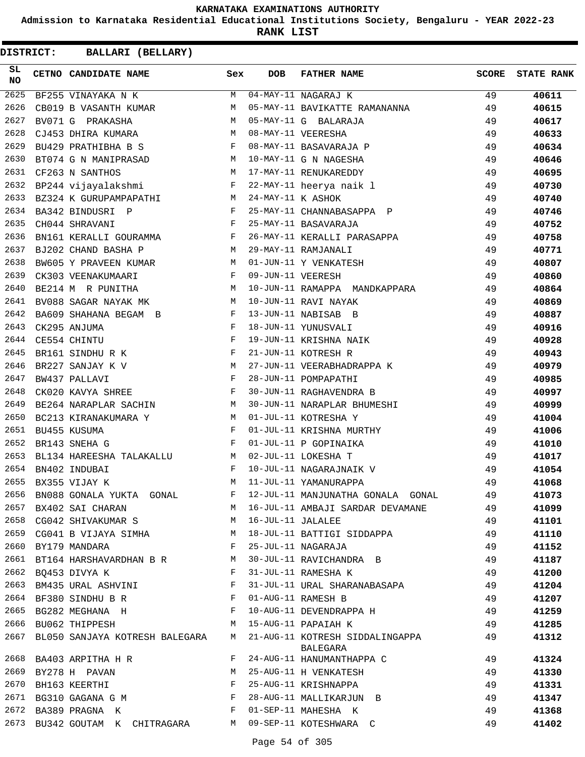# KARNATAKA EXAMINATIONS AUTHORITY

**Admission to Karnataka Residential Educational Institutions Society, Bengaluru - YEAR 2022-23**

**RANK LIST**

**DISTRICT: BALLARI (BELLARY)**

| SL NO | CETNO | CANDIDATE NAME | Sex | DOB | FATHER NAME | SCORE | STATE RANK |
|---|---|---|---|---|---|---|---|
| 2625 | BF255 | VINAYAKA N K | M | 04-MAY-11 | NAGARAJ K | 49 | **40611** |
| 2626 | CB019 | B VASANTH KUMAR | M | 05-MAY-11 | BAVIKATTE RAMANANNA | 49 | **40615** |
| 2627 | BV071 | G PRAKASHA | M | 05-MAY-11 | G BALARAJA | 49 | **40617** |
| 2628 | CJ453 | DHIRA KUMARA | M | 08-MAY-11 | VEERESHA | 49 | **40633** |
| 2629 | BU429 | PRATHIBHA B S | F | 08-MAY-11 | BASAVARAJA P | 49 | **40634** |
| 2630 | BT074 | G N MANIPRASAD | M | 10-MAY-11 | G N NAGESHA | 49 | **40646** |
| 2631 | CF263 | N SANTHOS | M | 17-MAY-11 | RENUKAREDDY | 49 | **40695** |
| 2632 | BP244 | vijayalakshmi | F | 22-MAY-11 | heerya naik l | 49 | **40730** |
| 2633 | BZ324 | K GURUPAMPAPATHI | M | 24-MAY-11 | K ASHOK | 49 | **40740** |
| 2634 | BA342 | BINDUSRI P | F | 25-MAY-11 | CHANNABASAPPA P | 49 | **40746** |
| 2635 | CH044 | SHRAVANI | F | 25-MAY-11 | BASAVARAJA | 49 | **40752** |
| 2636 | BN161 | KERALLI GOURAMMA | F | 26-MAY-11 | KERALLI PARASAPPA | 49 | **40758** |
| 2637 | BJ202 | CHAND BASHA P | M | 29-MAY-11 | RAMJANALI | 49 | **40771** |
| 2638 | BW605 | Y PRAVEEN KUMAR | M | 01-JUN-11 | Y VENKATESH | 49 | **40807** |
| 2639 | CK303 | VEENAKUMAARI | F | 09-JUN-11 | VEERESH | 49 | **40860** |
| 2640 | BE214 | M R PUNITHA | M | 10-JUN-11 | RAMAPPA MANDKAPPARA | 49 | **40864** |
| 2641 | BV088 | SAGAR NAYAK MK | M | 10-JUN-11 | RAVI NAYAK | 49 | **40869** |
| 2642 | BA609 | SHAHANA BEGAM B | F | 13-JUN-11 | NABISAB B | 49 | **40887** |
| 2643 | CK295 | ANJUMA | F | 18-JUN-11 | YUNUSVALI | 49 | **40916** |
| 2644 | CE554 | CHINTU | F | 19-JUN-11 | KRISHNA NAIK | 49 | **40928** |
| 2645 | BR161 | SINDHU R K | F | 21-JUN-11 | KOTRESH R | 49 | **40943** |
| 2646 | BR227 | SANJAY K V | M | 27-JUN-11 | VEERABHADRAPPA K | 49 | **40979** |
| 2647 | BW437 | PALLAVI | F | 28-JUN-11 | POMPAPATHI | 49 | **40985** |
| 2648 | CK020 | KAVYA SHREE | F | 30-JUN-11 | RAGHAVENDRA B | 49 | **40997** |
| 2649 | BE264 | NARAPLAR SACHIN | M | 30-JUN-11 | NARAPLAR BHUMESHI | 49 | **40999** |
| 2650 | BC213 | KIRANAKUMARA Y | M | 01-JUL-11 | KOTRESHA Y | 49 | **41004** |
| 2651 | BU455 | KUSUMA | F | 01-JUL-11 | KRISHNA MURTHY | 49 | **41006** |
| 2652 | BR143 | SNEHA G | F | 01-JUL-11 | P GOPINAIKA | 49 | **41010** |
| 2653 | BL134 | HAREESHA TALAKALLU | M | 02-JUL-11 | LOKESHA T | 49 | **41017** |
| 2654 | BN402 | INDUBAI | F | 10-JUL-11 | NAGARAJNAIK V | 49 | **41054** |
| 2655 | BX355 | VIJAY K | M | 11-JUL-11 | YAMANURAPPA | 49 | **41068** |
| 2656 | BN088 | GONALA YUKTA GONAL | F | 12-JUL-11 | MANJUNATHA GONALA GONAL | 49 | **41073** |
| 2657 | BX402 | SAI CHARAN | M | 16-JUL-11 | AMBAJI SARDAR DEVAMANE | 49 | **41099** |
| 2658 | CG042 | SHIVAKUMAR S | M | 16-JUL-11 | JALALEE | 49 | **41101** |
| 2659 | CG041 | B VIJAYA SIMHA | M | 18-JUL-11 | BATTIGI SIDDAPPA | 49 | **41110** |
| 2660 | BY179 | MANDARA | F | 25-JUL-11 | NAGARAJA | 49 | **41152** |
| 2661 | BT164 | HARSHAVARDHAN B R | M | 30-JUL-11 | RAVICHANDRA B | 49 | **41187** |
| 2662 | BQ453 | DIVYA K | F | 31-JUL-11 | RAMESHA K | 49 | **41200** |
| 2663 | BM435 | URAL ASHVINI | F | 31-JUL-11 | URAL SHARANABASAPA | 49 | **41204** |
| 2664 | BF380 | SINDHU B R | F | 01-AUG-11 | RAMESH B | 49 | **41207** |
| 2665 | BG282 | MEGHANA H | F | 10-AUG-11 | DEVENDRAPPA H | 49 | **41259** |
| 2666 | BU062 | THIPPESH | M | 15-AUG-11 | PAPAIAH K | 49 | **41285** |
| 2667 | BL050 | SANJAYA KOTRESH BALEGARA | M | 21-AUG-11 | KOTRESH SIDDALINGAPPA BALEGARA | 49 | **41312** |
| 2668 | BA403 | ARPITHA H R | F | 24-AUG-11 | HANUMANTHAPPA C | 49 | **41324** |
| 2669 | BY278 | H PAVAN | M | 25-AUG-11 | H VENKATESH | 49 | **41330** |
| 2670 | BH163 | KEERTHI | F | 25-AUG-11 | KRISHNAPPA | 49 | **41331** |
| 2671 | BG310 | GAGANA G M | F | 28-AUG-11 | MALLIKARJUN B | 49 | **41347** |
| 2672 | BA389 | PRAGNA K | F | 01-SEP-11 | MAHESHA K | 49 | **41368** |
| 2673 | BU342 | GOUTAM K CHITRAGARA | M | 09-SEP-11 | KOTESHWARA C | 49 | **41402** |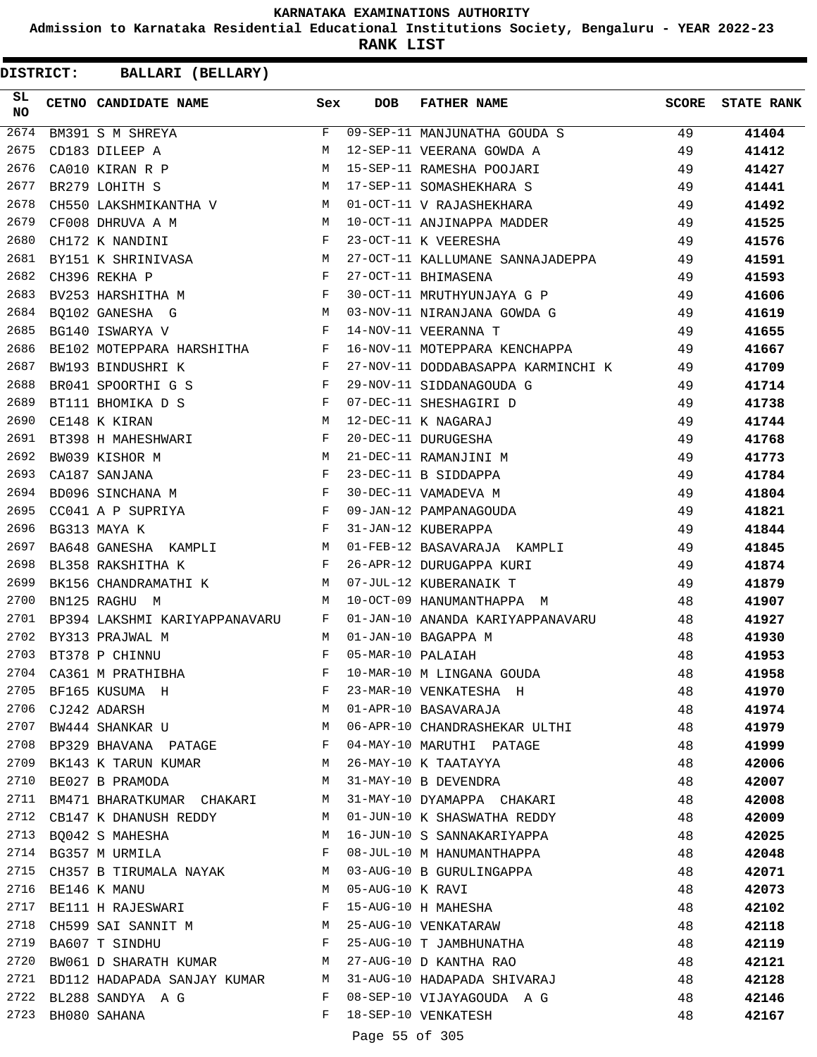# KARNATAKA EXAMINATIONS AUTHORITY

**Admission to Karnataka Residential Educational Institutions Society, Bengaluru - YEAR 2022-23**

**RANK LIST**

**DISTRICT: BALLARI (BELLARY)**

| SL NO | CETNO | CANDIDATE NAME | Sex | DOB | FATHER NAME | SCORE | STATE RANK |
|---|---|---|---|---|---|---|---|
| 2674 | BM391 | S M SHREYA | F | 09-SEP-11 | MANJUNATHA GOUDA S | 49 | 41404 |
| 2675 | CD183 | DILEEP A | M | 12-SEP-11 | VEERANA GOWDA A | 49 | 41412 |
| 2676 | CA010 | KIRAN R P | M | 15-SEP-11 | RAMESHA POOJARI | 49 | 41427 |
| 2677 | BR279 | LOHITH S | M | 17-SEP-11 | SOMASHEKHARA S | 49 | 41441 |
| 2678 | CH550 | LAKSHMIKANTHA V | M | 01-OCT-11 | V RAJASHEKHARA | 49 | 41492 |
| 2679 | CF008 | DHRUVA A M | M | 10-OCT-11 | ANJINAPPA MADDER | 49 | 41525 |
| 2680 | CH172 | K NANDINI | F | 23-OCT-11 | K VEERESHA | 49 | 41576 |
| 2681 | BY151 | K SHRINIVASA | M | 27-OCT-11 | KALLUMANE SANNAJADEPPA | 49 | 41591 |
| 2682 | CH396 | REKHA P | F | 27-OCT-11 | BHIMASENA | 49 | 41593 |
| 2683 | BV253 | HARSHITHA M | F | 30-OCT-11 | MRUTHYUNJAYA G P | 49 | 41606 |
| 2684 | BQ102 | GANESHA G | M | 03-NOV-11 | NIRANJANA GOWDA G | 49 | 41619 |
| 2685 | BG140 | ISWARYA V | F | 14-NOV-11 | VEERANNA T | 49 | 41655 |
| 2686 | BE102 | MOTEPPARA HARSHITHA | F | 16-NOV-11 | MOTEPPARA KENCHAPPA | 49 | 41667 |
| 2687 | BW193 | BINDUSHRI K | F | 27-NOV-11 | DODDABASAPPA KARMINCHI K | 49 | 41709 |
| 2688 | BR041 | SPOORTHI G S | F | 29-NOV-11 | SIDDANAGOUDA G | 49 | 41714 |
| 2689 | BT111 | BHOMIKA D S | F | 07-DEC-11 | SHESHAGIRI D | 49 | 41738 |
| 2690 | CE148 | K KIRAN | M | 12-DEC-11 | K NAGARAJ | 49 | 41744 |
| 2691 | BT398 | H MAHESHWARI | F | 20-DEC-11 | DURUGESHA | 49 | 41768 |
| 2692 | BW039 | KISHOR M | M | 21-DEC-11 | RAMANJINI M | 49 | 41773 |
| 2693 | CA187 | SANJANA | F | 23-DEC-11 | B SIDDAPPA | 49 | 41784 |
| 2694 | BD096 | SINCHANA M | F | 30-DEC-11 | VAMADEVA M | 49 | 41804 |
| 2695 | CC041 | A P SUPRIYA | F | 09-JAN-12 | PAMPANAGOUDA | 49 | 41821 |
| 2696 | BG313 | MAYA K | F | 31-JAN-12 | KUBERAPPA | 49 | 41844 |
| 2697 | BA648 | GANESHA KAMPLI | M | 01-FEB-12 | BASAVARAJA KAMPLI | 49 | 41845 |
| 2698 | BL358 | RAKSHITHA K | F | 26-APR-12 | DURUGAPPA KURI | 49 | 41874 |
| 2699 | BK156 | CHANDRAMATHI K | M | 07-JUL-12 | KUBERANAIK T | 49 | 41879 |
| 2700 | BN125 | RAGHU M | M | 10-OCT-09 | HANUMANTHAPPA M | 48 | 41907 |
| 2701 | BP394 | LAKSHMI KARIYAPPANAVARU | F | 01-JAN-10 | ANANDA KARIYAPPANAVARU | 48 | 41927 |
| 2702 | BY313 | PRAJWAL M | M | 01-JAN-10 | BAGAPPA M | 48 | 41930 |
| 2703 | BT378 | P CHINNU | F | 05-MAR-10 | PALAIAH | 48 | 41953 |
| 2704 | CA361 | M PRATHIBHA | F | 10-MAR-10 | M LINGANA GOUDA | 48 | 41958 |
| 2705 | BF165 | KUSUMA H | F | 23-MAR-10 | VENKATESHA H | 48 | 41970 |
| 2706 | CJ242 | ADARSH | M | 01-APR-10 | BASAVARAJA | 48 | 41974 |
| 2707 | BW444 | SHANKAR U | M | 06-APR-10 | CHANDRASHEKAR ULTHI | 48 | 41979 |
| 2708 | BP329 | BHAVANA PATAGE | F | 04-MAY-10 | MARUTHI PATAGE | 48 | 41999 |
| 2709 | BK143 | K TARUN KUMAR | M | 26-MAY-10 | K TAATAYYA | 48 | 42006 |
| 2710 | BE027 | B PRAMODA | M | 31-MAY-10 | B DEVENDRA | 48 | 42007 |
| 2711 | BM471 | BHARATKUMAR CHAKARI | M | 31-MAY-10 | DYAMAPPA CHAKARI | 48 | 42008 |
| 2712 | CB147 | K DHANUSH REDDY | M | 01-JUN-10 | K SHASWATHA REDDY | 48 | 42009 |
| 2713 | BQ042 | S MAHESHA | M | 16-JUN-10 | S SANNAKARIYAPPA | 48 | 42025 |
| 2714 | BG357 | M URMILA | F | 08-JUL-10 | M HANUMANTHAPPA | 48 | 42048 |
| 2715 | CH357 | B TIRUMALA NAYAK | M | 03-AUG-10 | B GURULINGAPPA | 48 | 42071 |
| 2716 | BE146 | K MANU | M | 05-AUG-10 | K RAVI | 48 | 42073 |
| 2717 | BE111 | H RAJESWARI | F | 15-AUG-10 | H MAHESHA | 48 | 42102 |
| 2718 | CH599 | SAI SANNIT M | M | 25-AUG-10 | VENKATARAW | 48 | 42118 |
| 2719 | BA607 | T SINDHU | F | 25-AUG-10 | T JAMBHUNATHA | 48 | 42119 |
| 2720 | BW061 | D SHARATH KUMAR | M | 27-AUG-10 | D KANTHA RAO | 48 | 42121 |
| 2721 | BD112 | HADAPADA SANJAY KUMAR | M | 31-AUG-10 | HADAPADA SHIVARAJ | 48 | 42128 |
| 2722 | BL288 | SANDYA A G | F | 08-SEP-10 | VIJAYAGOUDA A G | 48 | 42146 |
| 2723 | BH080 | SAHANA | F | 18-SEP-10 | VENKATESH | 48 | 42167 |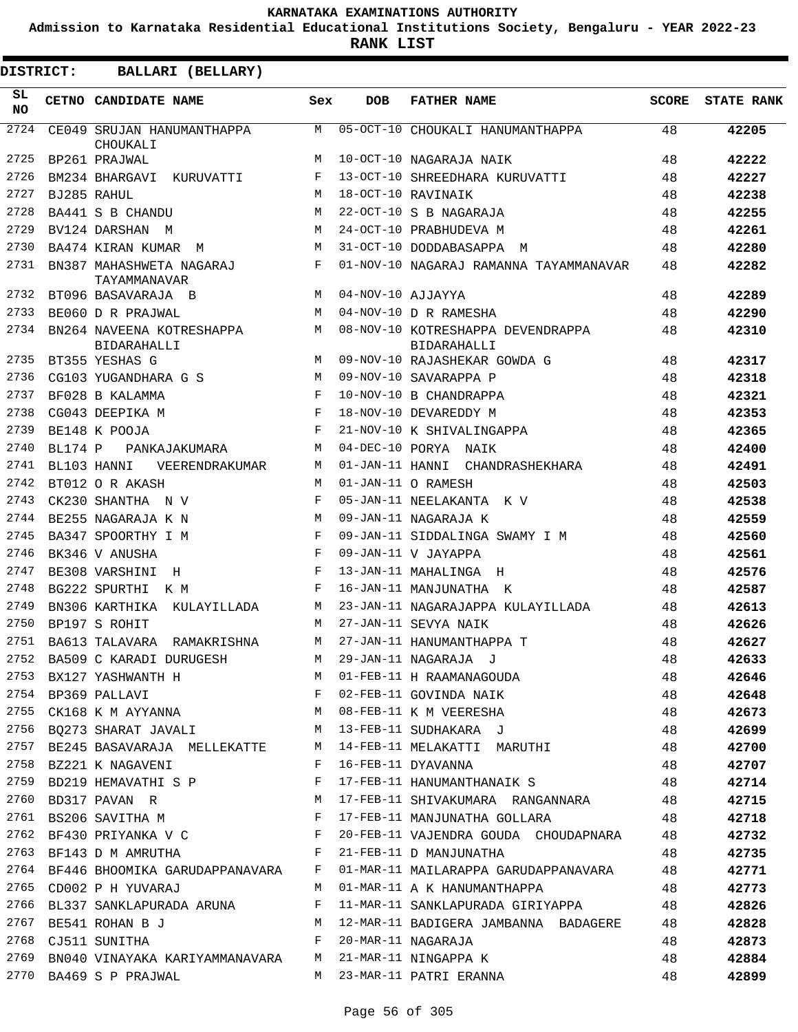# KARNATAKA EXAMINATIONS AUTHORITY

**Admission to Karnataka Residential Educational Institutions Society, Bengaluru - YEAR 2022-23**

**RANK LIST**

**DISTRICT: BALLARI (BELLARY)**

| SL NO | CETNO | CANDIDATE NAME | Sex | DOB | FATHER NAME | SCORE | STATE RANK |
|---|---|---|---|---|---|---|---|
| 2724 | CE049 | SRUJAN HANUMANTHAPPA CHOUKALI | M | 05-OCT-10 | CHOUKALI HANUMANTHAPPA | 48 | 42205 |
| 2725 | BP261 | PRAJWAL | M | 10-OCT-10 | NAGARAJA NAIK | 48 | 42222 |
| 2726 | BM234 | BHARGAVI KURUVATTI | F | 13-OCT-10 | SHREEDHARA KURUVATTI | 48 | 42227 |
| 2727 | BJ285 | RAHUL | M | 18-OCT-10 | RAVINAIK | 48 | 42238 |
| 2728 | BA441 | S B CHANDU | M | 22-OCT-10 | S B NAGARAJA | 48 | 42255 |
| 2729 | BV124 | DARSHAN M | M | 24-OCT-10 | PRABHUDEVA M | 48 | 42261 |
| 2730 | BA474 | KIRAN KUMAR M | M | 31-OCT-10 | DODDABASAPPA M | 48 | 42280 |
| 2731 | BN387 | MAHASHWETA NAGARAJ TAYAMMANAVAR | F | 01-NOV-10 | NAGARAJ RAMANNA TAYAMMANAVAR | 48 | 42282 |
| 2732 | BT096 | BASAVARAJA B | M | 04-NOV-10 | AJJAYYA | 48 | 42289 |
| 2733 | BE060 | D R PRAJWAL | M | 04-NOV-10 | D R RAMESHA | 48 | 42290 |
| 2734 | BN264 | NAVEENA KOTRESHAPPA BIDARAHALLI | M | 08-NOV-10 | KOTRESHAPPA DEVENDRAPPA BIDARAHALLI | 48 | 42310 |
| 2735 | BT355 | YESHAS G | M | 09-NOV-10 | RAJASHEKAR GOWDA G | 48 | 42317 |
| 2736 | CG103 | YUGANDHARA G S | M | 09-NOV-10 | SAVARAPPA P | 48 | 42318 |
| 2737 | BF028 | B KALAMMA | F | 10-NOV-10 | B CHANDRAPPA | 48 | 42321 |
| 2738 | CG043 | DEEPIKA M | F | 18-NOV-10 | DEVAREDDY M | 48 | 42353 |
| 2739 | BE148 | K POOJA | F | 21-NOV-10 | K SHIVALINGAPPA | 48 | 42365 |
| 2740 | BL174 | P PANKAJAKUMARA | M | 04-DEC-10 | PORYA NAIK | 48 | 42400 |
| 2741 | BL103 | HANNI VEERENDRAKUMAR | M | 01-JAN-11 | HANNI CHANDRASHEKHARA | 48 | 42491 |
| 2742 | BT012 | O R AKASH | M | 01-JAN-11 | O RAMESH | 48 | 42503 |
| 2743 | CK230 | SHANTHA N V | F | 05-JAN-11 | NEELAKANTA K V | 48 | 42538 |
| 2744 | BE255 | NAGARAJA K N | M | 09-JAN-11 | NAGARAJA K | 48 | 42559 |
| 2745 | BA347 | SPOORTHY I M | F | 09-JAN-11 | SIDDALINGA SWAMY I M | 48 | 42560 |
| 2746 | BK346 | V ANUSHA | F | 09-JAN-11 | V JAYAPPA | 48 | 42561 |
| 2747 | BE308 | VARSHINI H | F | 13-JAN-11 | MAHALINGA H | 48 | 42576 |
| 2748 | BG222 | SPURTHI K M | F | 16-JAN-11 | MANJUNATHA K | 48 | 42587 |
| 2749 | BN306 | KARTHIKA KULAYILLADA | M | 23-JAN-11 | NAGARAJAPPA KULAYILLADA | 48 | 42613 |
| 2750 | BP197 | S ROHIT | M | 27-JAN-11 | SEVYA NAIK | 48 | 42626 |
| 2751 | BA613 | TALAVARA RAMAKRISHNA | M | 27-JAN-11 | HANUMANTHAPPA T | 48 | 42627 |
| 2752 | BA509 | C KARADI DURUGESH | M | 29-JAN-11 | NAGARAJA J | 48 | 42633 |
| 2753 | BX127 | YASHWANTH H | M | 01-FEB-11 | H RAAMANAGOUDA | 48 | 42646 |
| 2754 | BP369 | PALLAVI | F | 02-FEB-11 | GOVINDA NAIK | 48 | 42648 |
| 2755 | CK168 | K M AYYANNA | M | 08-FEB-11 | K M VEERESHA | 48 | 42673 |
| 2756 | BQ273 | SHARAT JAVALI | M | 13-FEB-11 | SUDHAKARA J | 48 | 42699 |
| 2757 | BE245 | BASAVARAJA MELLEKATTE | M | 14-FEB-11 | MELAKATTI MARUTHI | 48 | 42700 |
| 2758 | BZ221 | K NAGAVENI | F | 16-FEB-11 | DYAVANNA | 48 | 42707 |
| 2759 | BD219 | HEMAVATHI S P | F | 17-FEB-11 | HANUMANTHANAIK S | 48 | 42714 |
| 2760 | BD317 | PAVAN R | M | 17-FEB-11 | SHIVAKUMARA RANGANNARA | 48 | 42715 |
| 2761 | BS206 | SAVITHA M | F | 17-FEB-11 | MANJUNATHA GOLLARA | 48 | 42718 |
| 2762 | BF430 | PRIYANKA V C | F | 20-FEB-11 | VAJENDRA GOUDA CHOUDAPNARA | 48 | 42732 |
| 2763 | BF143 | D M AMRUTHA | F | 21-FEB-11 | D MANJUNATHA | 48 | 42735 |
| 2764 | BF446 | BHOOMIKA GARUDAPPANAVARA | F | 01-MAR-11 | MAILARAPPA GARUDAPPANAVARA | 48 | 42771 |
| 2765 | CD002 | P H YUVARAJ | M | 01-MAR-11 | A K HANUMANTHAPPA | 48 | 42773 |
| 2766 | BL337 | SANKLAPURADA ARUNA | F | 11-MAR-11 | SANKLAPURADA GIRIYAPPA | 48 | 42826 |
| 2767 | BE541 | ROHAN B J | M | 12-MAR-11 | BADIGERA JAMBANNA BADAGERE | 48 | 42828 |
| 2768 | CJ511 | SUNITHA | F | 20-MAR-11 | NAGARAJA | 48 | 42873 |
| 2769 | BN040 | VINAYAKA KARIYAMMANAVARA | M | 21-MAR-11 | NINGAPPA K | 48 | 42884 |
| 2770 | BA469 | S P PRAJWAL | M | 23-MAR-11 | PATRI ERANNA | 48 | 42899 |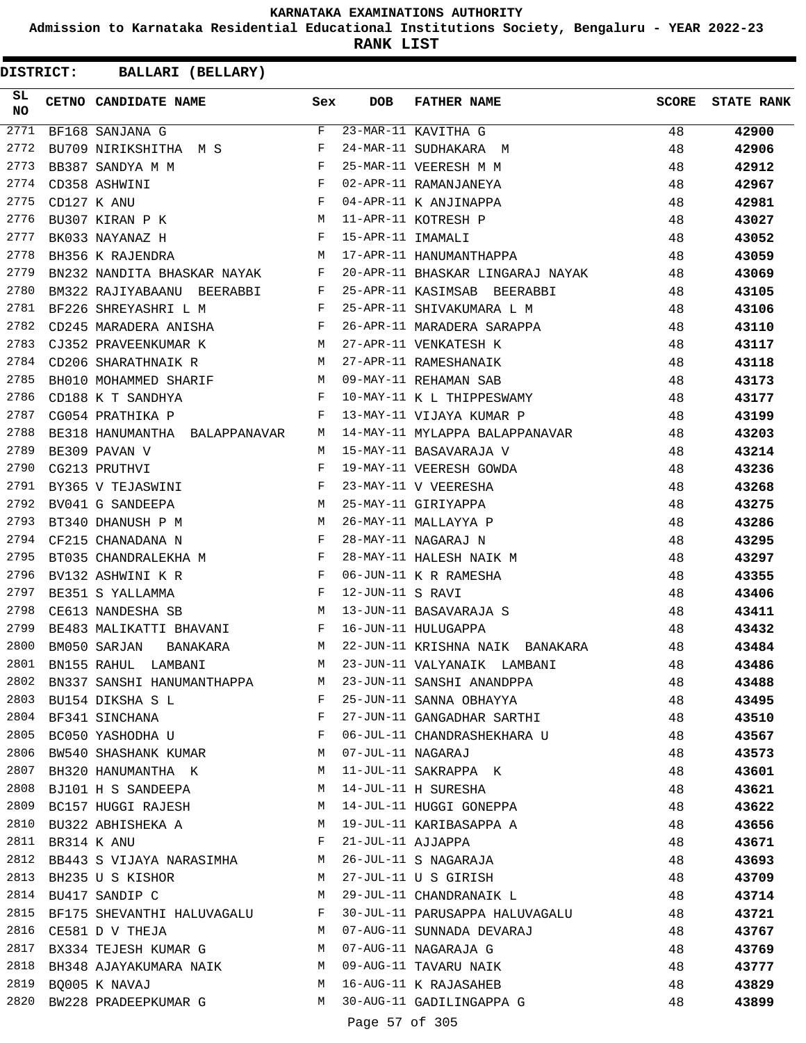KARNATAKA EXAMINATIONS AUTHORITY

Admission to Karnataka Residential Educational Institutions Society, Bengaluru - YEAR 2022-23

**RANK LIST**

**DISTRICT: BALLARI (BELLARY)**

| SL NO | CETNO | CANDIDATE NAME | Sex | DOB | FATHER NAME | SCORE | STATE RANK |
|---|---|---|---|---|---|---|---|
| 2771 | BF168 | SANJANA G | F | 23-MAR-11 | KAVITHA G | 48 | **42900** |
| 2772 | BU709 | NIRIKSHITHA M S | F | 24-MAR-11 | SUDHAKARA M | 48 | **42906** |
| 2773 | BB387 | SANDYA M M | F | 25-MAR-11 | VEERESH M M | 48 | **42912** |
| 2774 | CD358 | ASHWINI | F | 02-APR-11 | RAMANJANEYA | 48 | **42967** |
| 2775 | CD127 | K ANU | F | 04-APR-11 | K ANJINAPPA | 48 | **42981** |
| 2776 | BU307 | KIRAN P K | M | 11-APR-11 | KOTRESH P | 48 | **43027** |
| 2777 | BK033 | NAYANAZ H | F | 15-APR-11 | IMAMALI | 48 | **43052** |
| 2778 | BH356 | K RAJENDRA | M | 17-APR-11 | HANUMANTHAPPA | 48 | **43059** |
| 2779 | BN232 | NANDITA BHASKAR NAYAK | F | 20-APR-11 | BHASKAR LINGARAJ NAYAK | 48 | **43069** |
| 2780 | BM322 | RAJIYABAANU BEERABBI | F | 25-APR-11 | KASIMSAB BEERABBI | 48 | **43105** |
| 2781 | BF226 | SHREYASHRI L M | F | 25-APR-11 | SHIVAKUMARA L M | 48 | **43106** |
| 2782 | CD245 | MARADERA ANISHA | F | 26-APR-11 | MARADERA SARAPPA | 48 | **43110** |
| 2783 | CJ352 | PRAVEENKUMAR K | M | 27-APR-11 | VENKATESH K | 48 | **43117** |
| 2784 | CD206 | SHARATHNAIK R | M | 27-APR-11 | RAMESHANAIK | 48 | **43118** |
| 2785 | BH010 | MOHAMMED SHARIF | M | 09-MAY-11 | REHAMAN SAB | 48 | **43173** |
| 2786 | CD188 | K T SANDHYA | F | 10-MAY-11 | K L THIPPESWAMY | 48 | **43177** |
| 2787 | CG054 | PRATHIKA P | F | 13-MAY-11 | VIJAYA KUMAR P | 48 | **43199** |
| 2788 | BE318 | HANUMANTHA BALAPPANAVAR | M | 14-MAY-11 | MYLAPPA BALAPPANAVAR | 48 | **43203** |
| 2789 | BE309 | PAVAN V | M | 15-MAY-11 | BASAVARAJA V | 48 | **43214** |
| 2790 | CG213 | PRUTHVI | F | 19-MAY-11 | VEERESH GOWDA | 48 | **43236** |
| 2791 | BY365 | V TEJASWINI | F | 23-MAY-11 | V VEERESHA | 48 | **43268** |
| 2792 | BV041 | G SANDEEPA | M | 25-MAY-11 | GIRIYAPPA | 48 | **43275** |
| 2793 | BT340 | DHANUSH P M | M | 26-MAY-11 | MALLAYYA P | 48 | **43286** |
| 2794 | CF215 | CHANADANA N | F | 28-MAY-11 | NAGARAJ N | 48 | **43295** |
| 2795 | BT035 | CHANDRALEKHA M | F | 28-MAY-11 | HALESH NAIK M | 48 | **43297** |
| 2796 | BV132 | ASHWINI K R | F | 06-JUN-11 | K R RAMESHA | 48 | **43355** |
| 2797 | BE351 | S YALLAMMA | F | 12-JUN-11 | S RAVI | 48 | **43406** |
| 2798 | CE613 | NANDESHA SB | M | 13-JUN-11 | BASAVARAJA S | 48 | **43411** |
| 2799 | BE483 | MALIKATTI BHAVANI | F | 16-JUN-11 | HULUGAPPA | 48 | **43432** |
| 2800 | BM050 | SARJAN BANAKARA | M | 22-JUN-11 | KRISHNA NAIK BANAKARA | 48 | **43484** |
| 2801 | BN155 | RAHUL LAMBANI | M | 23-JUN-11 | VALYANAIK LAMBANI | 48 | **43486** |
| 2802 | BN337 | SANSHI HANUMANTHAPPA | M | 23-JUN-11 | SANSHI ANANDPPA | 48 | **43488** |
| 2803 | BU154 | DIKSHA S L | F | 25-JUN-11 | SANNA OBHAYYA | 48 | **43495** |
| 2804 | BF341 | SINCHANA | F | 27-JUN-11 | GANGADHAR SARTHI | 48 | **43510** |
| 2805 | BC050 | YASHODHA U | F | 06-JUL-11 | CHANDRASHEKHARA U | 48 | **43567** |
| 2806 | BW540 | SHASHANK KUMAR | M | 07-JUL-11 | NAGARAJ | 48 | **43573** |
| 2807 | BH320 | HANUMANTHA K | M | 11-JUL-11 | SAKRAPPA K | 48 | **43601** |
| 2808 | BJ101 | H S SANDEEPA | M | 14-JUL-11 | H SURESHA | 48 | **43621** |
| 2809 | BC157 | HUGGI RAJESH | M | 14-JUL-11 | HUGGI GONEPPA | 48 | **43622** |
| 2810 | BU322 | ABHISHEKA A | M | 19-JUL-11 | KARIBASAPPA A | 48 | **43656** |
| 2811 | BR314 | K ANU | F | 21-JUL-11 | AJJAPPA | 48 | **43671** |
| 2812 | BB443 | S VIJAYA NARASIMHA | M | 26-JUL-11 | S NAGARAJA | 48 | **43693** |
| 2813 | BH235 | U S KISHOR | M | 27-JUL-11 | U S GIRISH | 48 | **43709** |
| 2814 | BU417 | SANDIP C | M | 29-JUL-11 | CHANDRANAIK L | 48 | **43714** |
| 2815 | BF175 | SHEVANTHI HALUVAGALU | F | 30-JUL-11 | PARUSAPPA HALUVAGALU | 48 | **43721** |
| 2816 | CE581 | D V THEJA | M | 07-AUG-11 | SUNNADA DEVARAJ | 48 | **43767** |
| 2817 | BX334 | TEJESH KUMAR G | M | 07-AUG-11 | NAGARAJA G | 48 | **43769** |
| 2818 | BH348 | AJAYAKUMARA NAIK | M | 09-AUG-11 | TAVARU NAIK | 48 | **43777** |
| 2819 | BQ005 | K NAVAJ | M | 16-AUG-11 | K RAJASAHEB | 48 | **43829** |
| 2820 | BW228 | PRADEEPKUMAR G | M | 30-AUG-11 | GADILINGAPPA G | 48 | **43899** |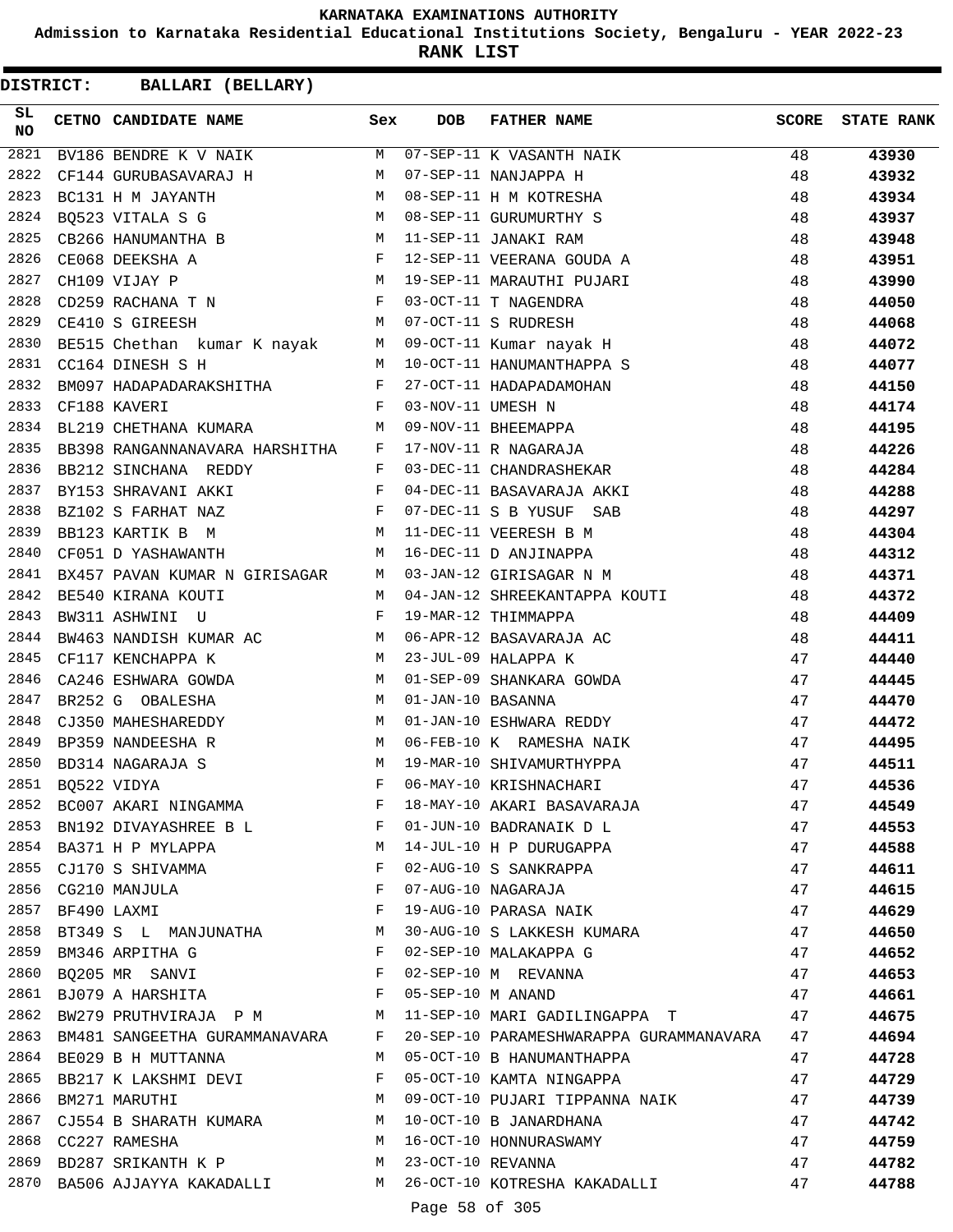# KARNATAKA EXAMINATIONS AUTHORITY

**Admission to Karnataka Residential Educational Institutions Society, Bengaluru - YEAR 2022-23**

**RANK LIST**

**DISTRICT: BALLARI (BELLARY)**

| SL NO | CETNO | CANDIDATE NAME | Sex | DOB | FATHER NAME | SCORE | STATE RANK |
|---|---|---|---|---|---|---|---|
| 2821 | BV186 | BENDRE K V NAIK | M | 07-SEP-11 | K VASANTH NAIK | 48 | 43930 |
| 2822 | CF144 | GURUBASAVARAJ H | M | 07-SEP-11 | NANJAPPA H | 48 | 43932 |
| 2823 | BC131 | H M JAYANTH | M | 08-SEP-11 | H M KOTRESHA | 48 | 43934 |
| 2824 | BQ523 | VITALA S G | M | 08-SEP-11 | GURUMURTHY S | 48 | 43937 |
| 2825 | CB266 | HANUMANTHA B | M | 11-SEP-11 | JANAKI RAM | 48 | 43948 |
| 2826 | CE068 | DEEKSHA A | F | 12-SEP-11 | VEERANA GOUDA A | 48 | 43951 |
| 2827 | CH109 | VIJAY P | M | 19-SEP-11 | MARAUTHI PUJARI | 48 | 43990 |
| 2828 | CD259 | RACHANA T N | F | 03-OCT-11 | T NAGENDRA | 48 | 44050 |
| 2829 | CE410 | S GIREESH | M | 07-OCT-11 | S RUDRESH | 48 | 44068 |
| 2830 | BE515 | Chethan kumar K nayak | M | 09-OCT-11 | Kumar nayak H | 48 | 44072 |
| 2831 | CC164 | DINESH S H | M | 10-OCT-11 | HANUMANTHAPPA S | 48 | 44077 |
| 2832 | BM097 | HADAPADARAKSHITHA | F | 27-OCT-11 | HADAPADAMOHAN | 48 | 44150 |
| 2833 | CF188 | KAVERI | F | 03-NOV-11 | UMESH N | 48 | 44174 |
| 2834 | BL219 | CHETHANA KUMARA | M | 09-NOV-11 | BHEEMAPPA | 48 | 44195 |
| 2835 | BB398 | RANGANNANAVARA HARSHITHA | F | 17-NOV-11 | R NAGARAJA | 48 | 44226 |
| 2836 | BB212 | SINCHANA REDDY | F | 03-DEC-11 | CHANDRASHEKAR | 48 | 44284 |
| 2837 | BY153 | SHRAVANI AKKI | F | 04-DEC-11 | BASAVARAJA AKKI | 48 | 44288 |
| 2838 | BZ102 | S FARHAT NAZ | F | 07-DEC-11 | S B YUSUF SAB | 48 | 44297 |
| 2839 | BB123 | KARTIK B M | M | 11-DEC-11 | VEERESH B M | 48 | 44304 |
| 2840 | CF051 | D YASHAWANTH | M | 16-DEC-11 | D ANJINAPPA | 48 | 44312 |
| 2841 | BX457 | PAVAN KUMAR N GIRISAGAR | M | 03-JAN-12 | GIRISAGAR N M | 48 | 44371 |
| 2842 | BE540 | KIRANA KOUTI | M | 04-JAN-12 | SHREEKANTAPPA KOUTI | 48 | 44372 |
| 2843 | BW311 | ASHWINI U | F | 19-MAR-12 | THIMMAPPA | 48 | 44409 |
| 2844 | BW463 | NANDISH KUMAR AC | M | 06-APR-12 | BASAVARAJA AC | 48 | 44411 |
| 2845 | CF117 | KENCHAPPA K | M | 23-JUL-09 | HALAPPA K | 47 | 44440 |
| 2846 | CA246 | ESHWARA GOWDA | M | 01-SEP-09 | SHANKARA GOWDA | 47 | 44445 |
| 2847 | BR252 | G OBALESHA | M | 01-JAN-10 | BASANNA | 47 | 44470 |
| 2848 | CJ350 | MAHESHAREDDY | M | 01-JAN-10 | ESHWARA REDDY | 47 | 44472 |
| 2849 | BP359 | NANDEESHA R | M | 06-FEB-10 | K RAMESHA NAIK | 47 | 44495 |
| 2850 | BD314 | NAGARAJA S | M | 19-MAR-10 | SHIVAMURTHYPPA | 47 | 44511 |
| 2851 | BQ522 | VIDYA | F | 06-MAY-10 | KRISHNACHARI | 47 | 44536 |
| 2852 | BC007 | AKARI NINGAMMA | F | 18-MAY-10 | AKARI BASAVARAJA | 47 | 44549 |
| 2853 | BN192 | DIVAYASHREE B L | F | 01-JUN-10 | BADRANAIK D L | 47 | 44553 |
| 2854 | BA371 | H P MYLAPPA | M | 14-JUL-10 | H P DURUGAPPA | 47 | 44588 |
| 2855 | CJ170 | S SHIVAMMA | F | 02-AUG-10 | S SANKRAPPA | 47 | 44611 |
| 2856 | CG210 | MANJULA | F | 07-AUG-10 | NAGARAJA | 47 | 44615 |
| 2857 | BF490 | LAXMI | F | 19-AUG-10 | PARASA NAIK | 47 | 44629 |
| 2858 | BT349 | S L MANJUNATHA | M | 30-AUG-10 | S LAKKESH KUMARA | 47 | 44650 |
| 2859 | BM346 | ARPITHA G | F | 02-SEP-10 | MALAKAPPA G | 47 | 44652 |
| 2860 | BQ205 | MR SANVI | F | 02-SEP-10 | M REVANNA | 47 | 44653 |
| 2861 | BJ079 | A HARSHITA | F | 05-SEP-10 | M ANAND | 47 | 44661 |
| 2862 | BW279 | PRUTHVIRAJA P M | M | 11-SEP-10 | MARI GADILINGAPPA T | 47 | 44675 |
| 2863 | BM481 | SANGEETHA GURAMMANAVARA | F | 20-SEP-10 | PARAMESHWARAPPA GURAMMANAVARA | 47 | 44694 |
| 2864 | BE029 | B H MUTTANNA | M | 05-OCT-10 | B HANUMANTHAPPA | 47 | 44728 |
| 2865 | BB217 | K LAKSHMI DEVI | F | 05-OCT-10 | KAMTA NINGAPPA | 47 | 44729 |
| 2866 | BM271 | MARUTHI | M | 09-OCT-10 | PUJARI TIPPANNA NAIK | 47 | 44739 |
| 2867 | CJ554 | B SHARATH KUMARA | M | 10-OCT-10 | B JANARDHANA | 47 | 44742 |
| 2868 | CC227 | RAMESHA | M | 16-OCT-10 | HONNURASWAMY | 47 | 44759 |
| 2869 | BD287 | SRIKANTH K P | M | 23-OCT-10 | REVANNA | 47 | 44782 |
| 2870 | BA506 | AJJAYYA KAKADALLI | M | 26-OCT-10 | KOTRESHA KAKADALLI | 47 | 44788 |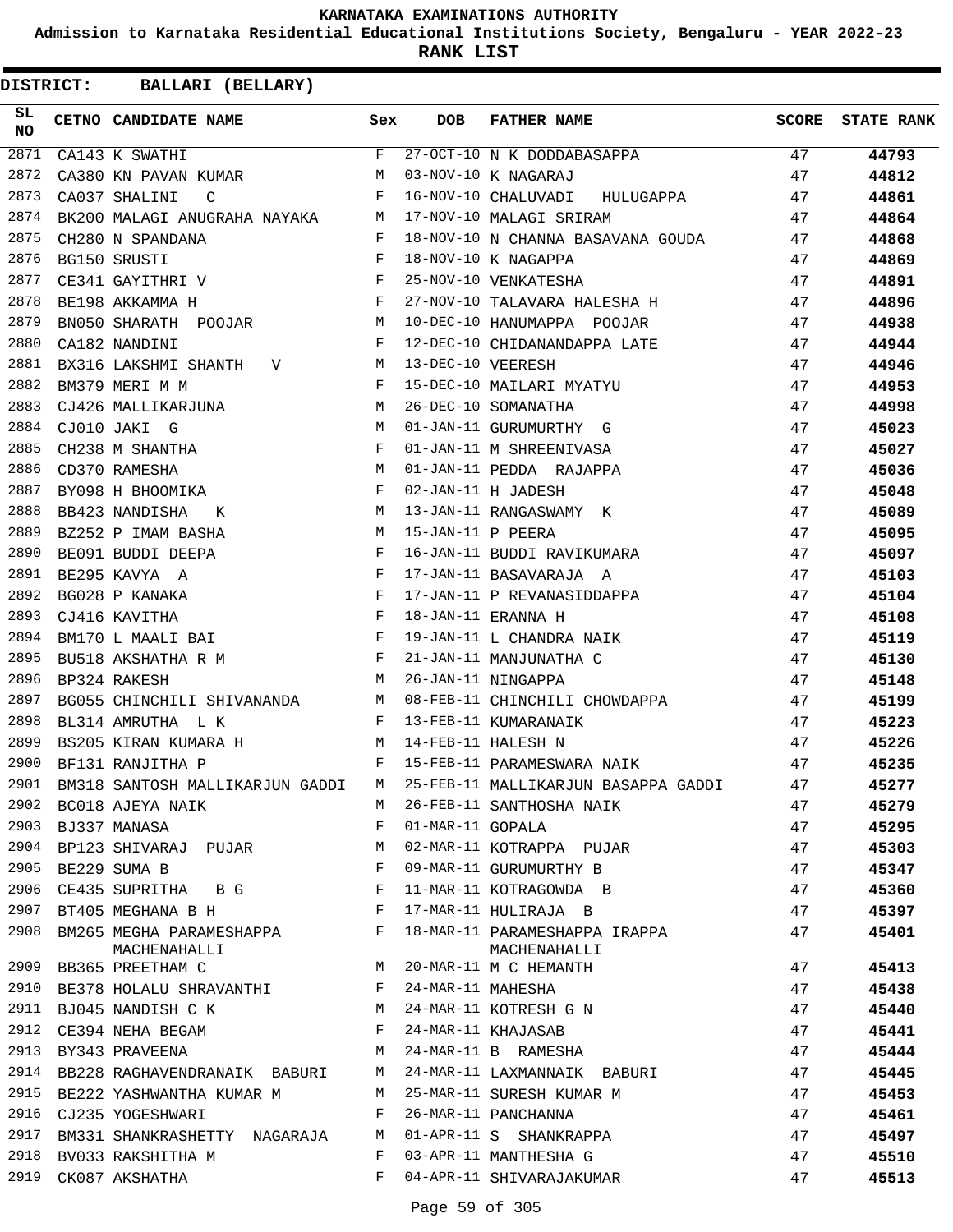**KARNATAKA EXAMINATIONS AUTHORITY**

**Admission to Karnataka Residential Educational Institutions Society, Bengaluru - YEAR 2022-23**

**RANK LIST**

**DISTRICT: BALLARI (BELLARY)**

| SL NO | CETNO | CANDIDATE NAME | Sex | DOB | FATHER NAME | SCORE | STATE RANK |
|---|---|---|---|---|---|---|---|
| 2871 | CA143 | K SWATHI | F | 27-OCT-10 | N K DODDABASAPPA | 47 | 44793 |
| 2872 | CA380 | KN PAVAN KUMAR | M | 03-NOV-10 | K NAGARAJ | 47 | 44812 |
| 2873 | CA037 | SHALINI C | F | 16-NOV-10 | CHALUVADI HULUGAPPA | 47 | 44861 |
| 2874 | BK200 | MALAGI ANUGRAHA NAYAKA | M | 17-NOV-10 | MALAGI SRIRAM | 47 | 44864 |
| 2875 | CH280 | N SPANDANA | F | 18-NOV-10 | N CHANNA BASAVANA GOUDA | 47 | 44868 |
| 2876 | BG150 | SRUSTI | F | 18-NOV-10 | K NAGAPPA | 47 | 44869 |
| 2877 | CE341 | GAYITHRI V | F | 25-NOV-10 | VENKATESHA | 47 | 44891 |
| 2878 | BE198 | AKKAMMA H | F | 27-NOV-10 | TALAVARA HALESHA H | 47 | 44896 |
| 2879 | BN050 | SHARATH POOJAR | M | 10-DEC-10 | HANUMAPPA POOJAR | 47 | 44938 |
| 2880 | CA182 | NANDINI | F | 12-DEC-10 | CHIDANANDAPPA LATE | 47 | 44944 |
| 2881 | BX316 | LAKSHMI SHANTH V | M | 13-DEC-10 | VEERESH | 47 | 44946 |
| 2882 | BM379 | MERI M M | F | 15-DEC-10 | MAILARI MYATYU | 47 | 44953 |
| 2883 | CJ426 | MALLIKARJUNA | M | 26-DEC-10 | SOMANATHA | 47 | 44998 |
| 2884 | CJ010 | JAKI G | M | 01-JAN-11 | GURUMURTHY G | 47 | 45023 |
| 2885 | CH238 | M SHANTHA | F | 01-JAN-11 | M SHREENIVASA | 47 | 45027 |
| 2886 | CD370 | RAMESHA | M | 01-JAN-11 | PEDDA RAJAPPA | 47 | 45036 |
| 2887 | BY098 | H BHOOMIKA | F | 02-JAN-11 | H JADESH | 47 | 45048 |
| 2888 | BB423 | NANDISHA K | M | 13-JAN-11 | RANGASWAMY K | 47 | 45089 |
| 2889 | BZ252 | P IMAM BASHA | M | 15-JAN-11 | P PEERA | 47 | 45095 |
| 2890 | BE091 | BUDDI DEEPA | F | 16-JAN-11 | BUDDI RAVIKUMARA | 47 | 45097 |
| 2891 | BE295 | KAVYA A | F | 17-JAN-11 | BASAVARAJA A | 47 | 45103 |
| 2892 | BG028 | P KANAKA | F | 17-JAN-11 | P REVANASIDDAPPA | 47 | 45104 |
| 2893 | CJ416 | KAVITHA | F | 18-JAN-11 | ERANNA H | 47 | 45108 |
| 2894 | BM170 | L MAALI BAI | F | 19-JAN-11 | L CHANDRA NAIK | 47 | 45119 |
| 2895 | BU518 | AKSHATHA R M | F | 21-JAN-11 | MANJUNATHA C | 47 | 45130 |
| 2896 | BP324 | RAKESH | M | 26-JAN-11 | NINGAPPA | 47 | 45148 |
| 2897 | BG055 | CHINCHILI SHIVANANDA | M | 08-FEB-11 | CHINCHILI CHOWDAPPA | 47 | 45199 |
| 2898 | BL314 | AMRUTHA L K | F | 13-FEB-11 | KUMARANAIK | 47 | 45223 |
| 2899 | BS205 | KIRAN KUMARA H | M | 14-FEB-11 | HALESH N | 47 | 45226 |
| 2900 | BF131 | RANJITHA P | F | 15-FEB-11 | PARAMESWARA NAIK | 47 | 45235 |
| 2901 | BM318 | SANTOSH MALLIKARJUN GADDI | M | 25-FEB-11 | MALLIKARJUN BASAPPA GADDI | 47 | 45277 |
| 2902 | BC018 | AJEYA NAIK | M | 26-FEB-11 | SANTHOSHA NAIK | 47 | 45279 |
| 2903 | BJ337 | MANASA | F | 01-MAR-11 | GOPALA | 47 | 45295 |
| 2904 | BP123 | SHIVARAJ PUJAR | M | 02-MAR-11 | KOTRAPPA PUJAR | 47 | 45303 |
| 2905 | BE229 | SUMA B | F | 09-MAR-11 | GURUMURTHY B | 47 | 45347 |
| 2906 | CE435 | SUPRITHA B G | F | 11-MAR-11 | KOTRAGOWDA B | 47 | 45360 |
| 2907 | BT405 | MEGHANA B H | F | 17-MAR-11 | HULIRAJA B | 47 | 45397 |
| 2908 | BM265 | MEGHA PARAMESHAPPA MACHENAHALLI | F | 18-MAR-11 | PARAMESHAPPA IRAPPA MACHENAHALLI | 47 | 45401 |
| 2909 | BB365 | PREETHAM C | M | 20-MAR-11 | M C HEMANTH | 47 | 45413 |
| 2910 | BE378 | HOLALU SHRAVANTHI | F | 24-MAR-11 | MAHESHA | 47 | 45438 |
| 2911 | BJ045 | NANDISH C K | M | 24-MAR-11 | KOTRESH G N | 47 | 45440 |
| 2912 | CE394 | NEHA BEGAM | F | 24-MAR-11 | KHAJASAB | 47 | 45441 |
| 2913 | BY343 | PRAVEENA | M | 24-MAR-11 | B RAMESHA | 47 | 45444 |
| 2914 | BB228 | RAGHAVENDRANAIK BABURI | M | 24-MAR-11 | LAXMANNAIK BABURI | 47 | 45445 |
| 2915 | BE222 | YASHWANTHA KUMAR M | M | 25-MAR-11 | SURESH KUMAR M | 47 | 45453 |
| 2916 | CJ235 | YOGESHWARI | F | 26-MAR-11 | PANCHANNA | 47 | 45461 |
| 2917 | BM331 | SHANKRASHETTY NAGARAJA | M | 01-APR-11 | S SHANKRAPPA | 47 | 45497 |
| 2918 | BV033 | RAKSHITHA M | F | 03-APR-11 | MANTHESHA G | 47 | 45510 |
| 2919 | CK087 | AKSHATHA | F | 04-APR-11 | SHIVARAJAKUMAR | 47 | 45513 |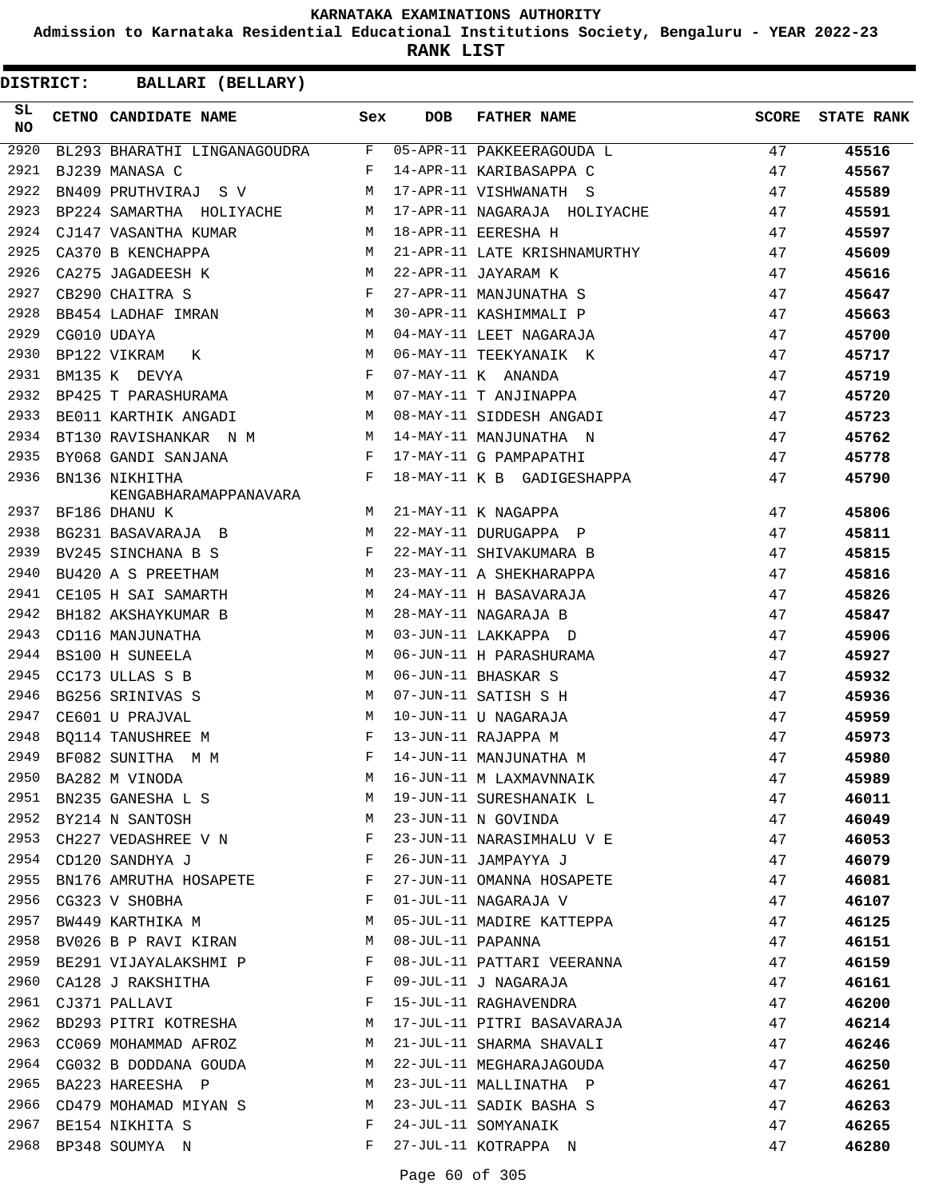# KARNATAKA EXAMINATIONS AUTHORITY

**Admission to Karnataka Residential Educational Institutions Society, Bengaluru - YEAR 2022-23**

**RANK LIST**

**DISTRICT: BALLARI (BELLARY)**

| SL NO | CETNO | CANDIDATE NAME | Sex | DOB | FATHER NAME | SCORE | STATE RANK |
|---|---|---|---|---|---|---|---|
| 2920 | BL293 | BHARATHI LINGANAGOUDRA | F | 05-APR-11 | PAKKEERAGOUDA L | 47 | 45516 |
| 2921 | BJ239 | MANASA C | F | 14-APR-11 | KARIBASAPPA C | 47 | 45567 |
| 2922 | BN409 | PRUTHVIRAJ S V | M | 17-APR-11 | VISHWANATH S | 47 | 45589 |
| 2923 | BP224 | SAMARTHA HOLIYACHE | M | 17-APR-11 | NAGARAJA HOLIYACHE | 47 | 45591 |
| 2924 | CJ147 | VASANTHA KUMAR | M | 18-APR-11 | EERESHA H | 47 | 45597 |
| 2925 | CA370 | B KENCHAPPA | M | 21-APR-11 | LATE KRISHNAMURTHY | 47 | 45609 |
| 2926 | CA275 | JAGADEESH K | M | 22-APR-11 | JAYARAM K | 47 | 45616 |
| 2927 | CB290 | CHAITRA S | F | 27-APR-11 | MANJUNATHA S | 47 | 45647 |
| 2928 | BB454 | LADHAF IMRAN | M | 30-APR-11 | KASHIMMALI P | 47 | 45663 |
| 2929 | CG010 | UDAYA | M | 04-MAY-11 | LEET NAGARAJA | 47 | 45700 |
| 2930 | BP122 | VIKRAM K | M | 06-MAY-11 | TEEKYANAIK K | 47 | 45717 |
| 2931 | BM135 | K DEVYA | F | 07-MAY-11 | K ANANDA | 47 | 45719 |
| 2932 | BP425 | T PARASHURAMA | M | 07-MAY-11 | T ANJINAPPA | 47 | 45720 |
| 2933 | BE011 | KARTHIK ANGADI | M | 08-MAY-11 | SIDDESH ANGADI | 47 | 45723 |
| 2934 | BT130 | RAVISHANKAR N M | M | 14-MAY-11 | MANJUNATHA N | 47 | 45762 |
| 2935 | BY068 | GANDI SANJANA | F | 17-MAY-11 | G PAMPAPATHI | 47 | 45778 |
| 2936 | BN136 | NIKHITHA KENGABHARAMAPPANAVARA | F | 18-MAY-11 | K B GADIGESHAPPA | 47 | 45790 |
| 2937 | BF186 | DHANU K | M | 21-MAY-11 | K NAGAPPA | 47 | 45806 |
| 2938 | BG231 | BASAVARAJA B | M | 22-MAY-11 | DURUGAPPA P | 47 | 45811 |
| 2939 | BV245 | SINCHANA B S | F | 22-MAY-11 | SHIVAKUMARA B | 47 | 45815 |
| 2940 | BU420 | A S PREETHAM | M | 23-MAY-11 | A SHEKHARAPPA | 47 | 45816 |
| 2941 | CE105 | H SAI SAMARTH | M | 24-MAY-11 | H BASAVARAJA | 47 | 45826 |
| 2942 | BH182 | AKSHAYKUMAR B | M | 28-MAY-11 | NAGARAJA B | 47 | 45847 |
| 2943 | CD116 | MANJUNATHA | M | 03-JUN-11 | LAKKAPPA D | 47 | 45906 |
| 2944 | BS100 | H SUNEELA | M | 06-JUN-11 | H PARASHURAMA | 47 | 45927 |
| 2945 | CC173 | ULLAS S B | M | 06-JUN-11 | BHASKAR S | 47 | 45932 |
| 2946 | BG256 | SRINIVAS S | M | 07-JUN-11 | SATISH S H | 47 | 45936 |
| 2947 | CE601 | U PRAJVAL | M | 10-JUN-11 | U NAGARAJA | 47 | 45959 |
| 2948 | BQ114 | TANUSHREE M | F | 13-JUN-11 | RAJAPPA M | 47 | 45973 |
| 2949 | BF082 | SUNITHA M M | F | 14-JUN-11 | MANJUNATHA M | 47 | 45980 |
| 2950 | BA282 | M VINODA | M | 16-JUN-11 | M LAXMAVNNAIK | 47 | 45989 |
| 2951 | BN235 | GANESHA L S | M | 19-JUN-11 | SURESHANAIK L | 47 | 46011 |
| 2952 | BY214 | N SANTOSH | M | 23-JUN-11 | N GOVINDA | 47 | 46049 |
| 2953 | CH227 | VEDASHREE V N | F | 23-JUN-11 | NARASIMHALU V E | 47 | 46053 |
| 2954 | CD120 | SANDHYA J | F | 26-JUN-11 | JAMPAYYA J | 47 | 46079 |
| 2955 | BN176 | AMRUTHA HOSAPETE | F | 27-JUN-11 | OMANNA HOSAPETE | 47 | 46081 |
| 2956 | CG323 | V SHOBHA | F | 01-JUL-11 | NAGARAJA V | 47 | 46107 |
| 2957 | BW449 | KARTHIKA M | M | 05-JUL-11 | MADIRE KATTEPPA | 47 | 46125 |
| 2958 | BV026 | B P RAVI KIRAN | M | 08-JUL-11 | PAPANNA | 47 | 46151 |
| 2959 | BE291 | VIJAYALAKSHMI P | F | 08-JUL-11 | PATTARI VEERANNA | 47 | 46159 |
| 2960 | CA128 | J RAKSHITHA | F | 09-JUL-11 | J NAGARAJA | 47 | 46161 |
| 2961 | CJ371 | PALLAVI | F | 15-JUL-11 | RAGHAVENDRA | 47 | 46200 |
| 2962 | BD293 | PITRI KOTRESHA | M | 17-JUL-11 | PITRI BASAVARAJA | 47 | 46214 |
| 2963 | CC069 | MOHAMMAD AFROZ | M | 21-JUL-11 | SHARMA SHAVALI | 47 | 46246 |
| 2964 | CG032 | B DODDANA GOUDA | M | 22-JUL-11 | MEGHARAJAGOUDA | 47 | 46250 |
| 2965 | BA223 | HAREESHA P | M | 23-JUL-11 | MALLINATHA P | 47 | 46261 |
| 2966 | CD479 | MOHAMAD MIYAN S | M | 23-JUL-11 | SADIK BASHA S | 47 | 46263 |
| 2967 | BE154 | NIKHITA S | F | 24-JUL-11 | SOMYANAIK | 47 | 46265 |
| 2968 | BP348 | SOUMYA N | F | 27-JUL-11 | KOTRAPPA N | 47 | 46280 |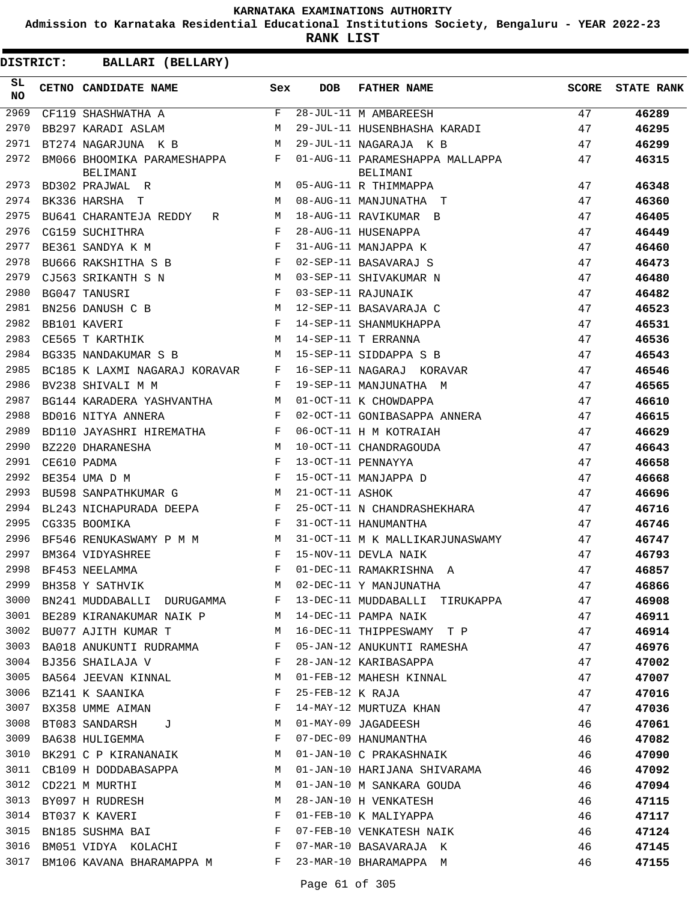KARNATAKA EXAMINATIONS AUTHORITY

Admission to Karnataka Residential Educational Institutions Society, Bengaluru - YEAR 2022-23

**RANK LIST**

**DISTRICT: BALLARI (BELLARY)**

| SL NO | CETNO | CANDIDATE NAME | Sex | DOB | FATHER NAME | SCORE | STATE RANK |
|---|---|---|---|---|---|---|---|
| 2969 | CF119 | SHASHWATHA A | F | 28-JUL-11 | M AMBAREESH | 47 | **46289** |
| 2970 | BB297 | KARADI ASLAM | M | 29-JUL-11 | HUSENBHASHA KARADI | 47 | **46295** |
| 2971 | BT274 | NAGARJUNA K B | M | 29-JUL-11 | NAGARAJA K B | 47 | **46299** |
| 2972 | BM066 | BHOOMIKA PARAMESHAPPA BELIMANI | F | 01-AUG-11 | PARAMESHAPPA MALLAPPA BELIMANI | 47 | **46315** |
| 2973 | BD302 | PRAJWAL R | M | 05-AUG-11 | R THIMMAPPA | 47 | **46348** |
| 2974 | BK336 | HARSHA T | M | 08-AUG-11 | MANJUNATHA T | 47 | **46360** |
| 2975 | BU641 | CHARANTEJA REDDY R | M | 18-AUG-11 | RAVIKUMAR B | 47 | **46405** |
| 2976 | CG159 | SUCHITHRA | F | 28-AUG-11 | HUSENAPPA | 47 | **46449** |
| 2977 | BE361 | SANDYA K M | F | 31-AUG-11 | MANJAPPA K | 47 | **46460** |
| 2978 | BU666 | RAKSHITHA S B | F | 02-SEP-11 | BASAVARAJ S | 47 | **46473** |
| 2979 | CJ563 | SRIKANTH S N | M | 03-SEP-11 | SHIVAKUMAR N | 47 | **46480** |
| 2980 | BG047 | TANUSRI | F | 03-SEP-11 | RAJUNAIK | 47 | **46482** |
| 2981 | BN256 | DANUSH C B | M | 12-SEP-11 | BASAVARAJA C | 47 | **46523** |
| 2982 | BB101 | KAVERI | F | 14-SEP-11 | SHANMUKHAPPA | 47 | **46531** |
| 2983 | CE565 | T KARTHIK | M | 14-SEP-11 | T ERRANNA | 47 | **46536** |
| 2984 | BG335 | NANDAKUMAR S B | M | 15-SEP-11 | SIDDAPPA S B | 47 | **46543** |
| 2985 | BC185 | K LAXMI NAGARAJ KORAVAR | F | 16-SEP-11 | NAGARAJ KORAVAR | 47 | **46546** |
| 2986 | BV238 | SHIVALI M M | F | 19-SEP-11 | MANJUNATHA M | 47 | **46565** |
| 2987 | BG144 | KARADERA YASHVANTHA | M | 01-OCT-11 | K CHOWDAPPA | 47 | **46610** |
| 2988 | BD016 | NITYA ANNERA | F | 02-OCT-11 | GONIBASAPPA ANNERA | 47 | **46615** |
| 2989 | BD110 | JAYASHRI HIREMATHA | F | 06-OCT-11 | H M KOTRAIAH | 47 | **46629** |
| 2990 | BZ220 | DHARANESHA | M | 10-OCT-11 | CHANDRAGOUDA | 47 | **46643** |
| 2991 | CE610 | PADMA | F | 13-OCT-11 | PENNAYYA | 47 | **46658** |
| 2992 | BE354 | UMA D M | F | 15-OCT-11 | MANJAPPA D | 47 | **46668** |
| 2993 | BU598 | SANPATHKUMAR G | M | 21-OCT-11 | ASHOK | 47 | **46696** |
| 2994 | BL243 | NICHAPURADA DEEPA | F | 25-OCT-11 | N CHANDRASHEKHARA | 47 | **46716** |
| 2995 | CG335 | BOOMIKA | F | 31-OCT-11 | HANUMANTHA | 47 | **46746** |
| 2996 | BF546 | RENUKASWAMY P M M | M | 31-OCT-11 | M K MALLIKARJUNASWAMY | 47 | **46747** |
| 2997 | BM364 | VIDYASHREE | F | 15-NOV-11 | DEVLA NAIK | 47 | **46793** |
| 2998 | BF453 | NEELAMMA | F | 01-DEC-11 | RAMAKRISHNA A | 47 | **46857** |
| 2999 | BH358 | Y SATHVIK | M | 02-DEC-11 | Y MANJUNATHA | 47 | **46866** |
| 3000 | BN241 | MUDDABALLI DURUGAMMA | F | 13-DEC-11 | MUDDABALLI TIRUKAPPA | 47 | **46908** |
| 3001 | BE289 | KIRANAKUMAR NAIK P | M | 14-DEC-11 | PAMPA NAIK | 47 | **46911** |
| 3002 | BU077 | AJITH KUMAR T | M | 16-DEC-11 | THIPPESWAMY T P | 47 | **46914** |
| 3003 | BA018 | ANUKUNTI RUDRAMMA | F | 05-JAN-12 | ANUKUNTI RAMESHA | 47 | **46976** |
| 3004 | BJ356 | SHAILAJA V | F | 28-JAN-12 | KARIBASAPPA | 47 | **47002** |
| 3005 | BA564 | JEEVAN KINNAL | M | 01-FEB-12 | MAHESH KINNAL | 47 | **47007** |
| 3006 | BZ141 | K SAANIKA | F | 25-FEB-12 | K RAJA | 47 | **47016** |
| 3007 | BX358 | UMME AIMAN | F | 14-MAY-12 | MURTUZA KHAN | 47 | **47036** |
| 3008 | BT083 | SANDARSH J | M | 01-MAY-09 | JAGADEESH | 46 | **47061** |
| 3009 | BA638 | HULIGEMMA | F | 07-DEC-09 | HANUMANTHA | 46 | **47082** |
| 3010 | BK291 | C P KIRANANAIK | M | 01-JAN-10 | C PRAKASHNAIK | 46 | **47090** |
| 3011 | CB109 | H DODDABASAPPA | M | 01-JAN-10 | HARIJANA SHIVARAMA | 46 | **47092** |
| 3012 | CD221 | M MURTHI | M | 01-JAN-10 | M SANKARA GOUDA | 46 | **47094** |
| 3013 | BY097 | H RUDRESH | M | 28-JAN-10 | H VENKATESH | 46 | **47115** |
| 3014 | BT037 | K KAVERI | F | 01-FEB-10 | K MALIYAPPA | 46 | **47117** |
| 3015 | BN185 | SUSHMA BAI | F | 07-FEB-10 | VENKATESH NAIK | 46 | **47124** |
| 3016 | BM051 | VIDYA KOLACHI | F | 07-MAR-10 | BASAVARAJA K | 46 | **47145** |
| 3017 | BM106 | KAVANA BHARAMAPPA M | F | 23-MAR-10 | BHARAMAPPA M | 46 | **47155** |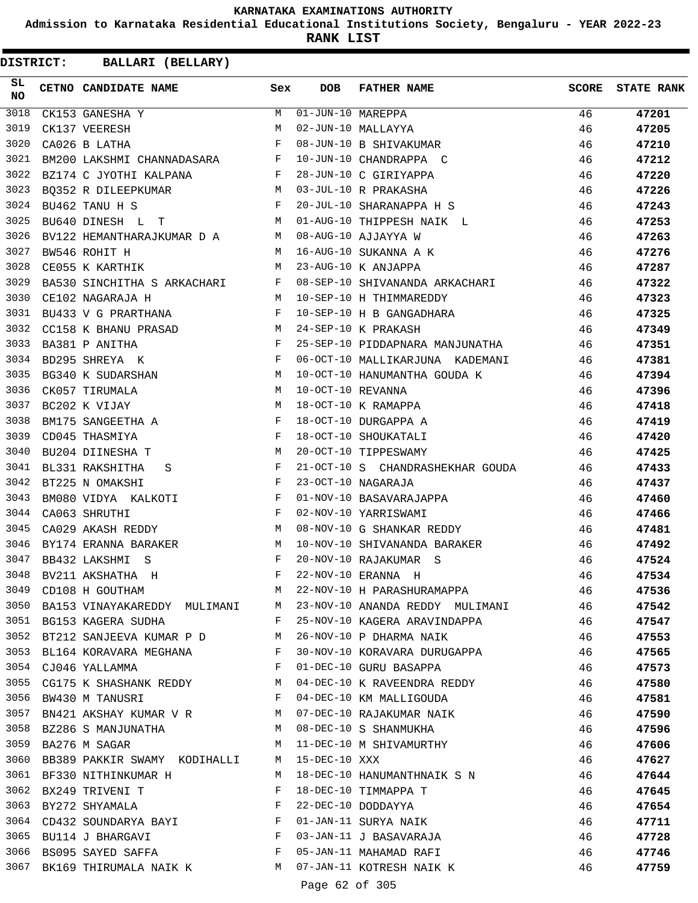# KARNATAKA EXAMINATIONS AUTHORITY

**Admission to Karnataka Residential Educational Institutions Society, Bengaluru - YEAR 2022-23**

**RANK LIST**

**DISTRICT: BALLARI (BELLARY)**

| SL NO | CETNO | CANDIDATE NAME | Sex | DOB | FATHER NAME | SCORE | STATE RANK |
|---|---|---|---|---|---|---|---|
| 3018 | CK153 | GANESHA Y | M | 01-JUN-10 | MAREPPA | 46 | 47201 |
| 3019 | CK137 | VEERESH | M | 02-JUN-10 | MALLAYYA | 46 | 47205 |
| 3020 | CA026 | B LATHA | F | 08-JUN-10 | B SHIVAKUMAR | 46 | 47210 |
| 3021 | BM200 | LAKSHMI CHANNADASARA | F | 10-JUN-10 | CHANDRAPPA C | 46 | 47212 |
| 3022 | BZ174 | C JYOTHI KALPANA | F | 28-JUN-10 | C GIRIYAPPA | 46 | 47220 |
| 3023 | BQ352 | R DILEEPKUMAR | M | 03-JUL-10 | R PRAKASHA | 46 | 47226 |
| 3024 | BU462 | TANU H S | F | 20-JUL-10 | SHARANAPPA H S | 46 | 47243 |
| 3025 | BU640 | DINESH L T | M | 01-AUG-10 | THIPPESH NAIK L | 46 | 47253 |
| 3026 | BV122 | HEMANTHARAJKUMAR D A | M | 08-AUG-10 | AJJAYYA W | 46 | 47263 |
| 3027 | BW546 | ROHIT H | M | 16-AUG-10 | SUKANNA A K | 46 | 47276 |
| 3028 | CE055 | K KARTHIK | M | 23-AUG-10 | K ANJAPPA | 46 | 47287 |
| 3029 | BA530 | SINCHITHA S ARKACHARI | F | 08-SEP-10 | SHIVANANDA ARKACHARI | 46 | 47322 |
| 3030 | CE102 | NAGARAJA H | M | 10-SEP-10 | H THIMMAREDDY | 46 | 47323 |
| 3031 | BU433 | V G PRARTHANA | F | 10-SEP-10 | H B GANGADHARA | 46 | 47325 |
| 3032 | CC158 | K BHANU PRASAD | M | 24-SEP-10 | K PRAKASH | 46 | 47349 |
| 3033 | BA381 | P ANITHA | F | 25-SEP-10 | PIDDAPNARA MANJUNATHA | 46 | 47351 |
| 3034 | BD295 | SHREYA K | F | 06-OCT-10 | MALLIKARJUNA KADEMANI | 46 | 47381 |
| 3035 | BG340 | K SUDARSHAN | M | 10-OCT-10 | HANUMANTHA GOUDA K | 46 | 47394 |
| 3036 | CK057 | TIRUMALA | M | 10-OCT-10 | REVANNA | 46 | 47396 |
| 3037 | BC202 | K VIJAY | M | 18-OCT-10 | K RAMAPPA | 46 | 47418 |
| 3038 | BM175 | SANGEETHA A | F | 18-OCT-10 | DURGAPPA A | 46 | 47419 |
| 3039 | CD045 | THASMIYA | F | 18-OCT-10 | SHOUKATALI | 46 | 47420 |
| 3040 | BU204 | DIINESHA T | M | 20-OCT-10 | TIPPESWAMY | 46 | 47425 |
| 3041 | BL331 | RAKSHITHA S | F | 21-OCT-10 | S CHANDRASHEKHAR GOUDA | 46 | 47433 |
| 3042 | BT225 | N OMAKSHI | F | 23-OCT-10 | NAGARAJA | 46 | 47437 |
| 3043 | BM080 | VIDYA KALKOTI | F | 01-NOV-10 | BASAVARAJAPPA | 46 | 47460 |
| 3044 | CA063 | SHRUTHI | F | 02-NOV-10 | YARRISWAMI | 46 | 47466 |
| 3045 | CA029 | AKASH REDDY | M | 08-NOV-10 | G SHANKAR REDDY | 46 | 47481 |
| 3046 | BY174 | ERANNA BARAKER | M | 10-NOV-10 | SHIVANANDA BARAKER | 46 | 47492 |
| 3047 | BB432 | LAKSHMI S | F | 20-NOV-10 | RAJAKUMAR S | 46 | 47524 |
| 3048 | BV211 | AKSHATHA H | F | 22-NOV-10 | ERANNA H | 46 | 47534 |
| 3049 | CD108 | H GOUTHAM | M | 22-NOV-10 | H PARASHURAMAPPA | 46 | 47536 |
| 3050 | BA153 | VINAYAKAREDDY MULIMANI | M | 23-NOV-10 | ANANDA REDDY MULIMANI | 46 | 47542 |
| 3051 | BG153 | KAGERA SUDHA | F | 25-NOV-10 | KAGERA ARAVINDAPPA | 46 | 47547 |
| 3052 | BT212 | SANJEEVA KUMAR P D | M | 26-NOV-10 | P DHARMA NAIK | 46 | 47553 |
| 3053 | BL164 | KORAVARA MEGHANA | F | 30-NOV-10 | KORAVARA DURUGAPPA | 46 | 47565 |
| 3054 | CJ046 | YALLAMMA | F | 01-DEC-10 | GURU BASAPPA | 46 | 47573 |
| 3055 | CG175 | K SHASHANK REDDY | M | 04-DEC-10 | K RAVEENDRA REDDY | 46 | 47580 |
| 3056 | BW430 | M TANUSRI | F | 04-DEC-10 | KM MALLIGOUDA | 46 | 47581 |
| 3057 | BN421 | AKSHAY KUMAR V R | M | 07-DEC-10 | RAJAKUMAR NAIK | 46 | 47590 |
| 3058 | BZ286 | S MANJUNATHA | M | 08-DEC-10 | S SHANMUKHA | 46 | 47596 |
| 3059 | BA276 | M SAGAR | M | 11-DEC-10 | M SHIVAMURTHY | 46 | 47606 |
| 3060 | BB389 | PAKKIR SWAMY KODIHALLI | M | 15-DEC-10 | XXX | 46 | 47627 |
| 3061 | BF330 | NITHINKUMAR H | M | 18-DEC-10 | HANUMANTHNAIK S N | 46 | 47644 |
| 3062 | BX249 | TRIVENI T | F | 18-DEC-10 | TIMMAPPA T | 46 | 47645 |
| 3063 | BY272 | SHYAMALA | F | 22-DEC-10 | DODDAYYA | 46 | 47654 |
| 3064 | CD432 | SOUNDARYA BAYI | F | 01-JAN-11 | SURYA NAIK | 46 | 47711 |
| 3065 | BU114 | J BHARGAVI | F | 03-JAN-11 | J BASAVARAJA | 46 | 47728 |
| 3066 | BS095 | SAYED SAFFA | F | 05-JAN-11 | MAHAMAD RAFI | 46 | 47746 |
| 3067 | BK169 | THIRUMALA NAIK K | M | 07-JAN-11 | KOTRESH NAIK K | 46 | 47759 |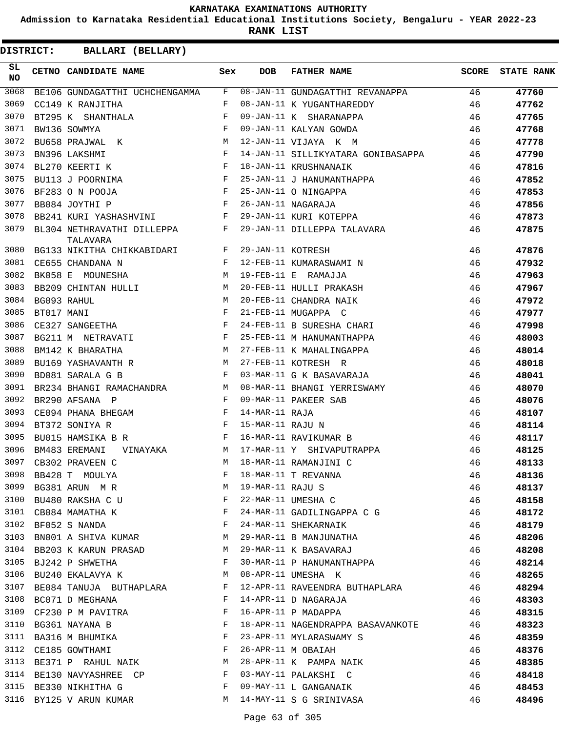# KARNATAKA EXAMINATIONS AUTHORITY

**Admission to Karnataka Residential Educational Institutions Society, Bengaluru - YEAR 2022-23**

**RANK LIST**

**DISTRICT: BALLARI (BELLARY)**

| SL NO | CETNO | CANDIDATE NAME | Sex | DOB | FATHER NAME | SCORE | STATE RANK |
|---|---|---|---|---|---|---|---|
| 3068 | BE106 | GUNDAGATTHI UCHCHENGAMMA | F | 08-JAN-11 | GUNDAGATTHI REVANAPPA | 46 | **47760** |
| 3069 | CC149 | K RANJITHA | F | 08-JAN-11 | K YUGANTHAREDDY | 46 | **47762** |
| 3070 | BT295 | K SHANTHALA | F | 09-JAN-11 | K SHARANAPPA | 46 | **47765** |
| 3071 | BW136 | SOWMYA | F | 09-JAN-11 | KALYAN GOWDA | 46 | **47768** |
| 3072 | BU658 | PRAJWAL K | M | 12-JAN-11 | VIJAYA K M | 46 | **47778** |
| 3073 | BN396 | LAKSHMI | F | 14-JAN-11 | SILLIKYATARA GONIBASAPPA | 46 | **47790** |
| 3074 | BL270 | KEERTI K | F | 18-JAN-11 | KRUSHNANAIK | 46 | **47816** |
| 3075 | BU113 | J POORNIMA | F | 25-JAN-11 | J HANUMANTHAPPA | 46 | **47852** |
| 3076 | BF283 | O N POOJA | F | 25-JAN-11 | O NINGAPPA | 46 | **47853** |
| 3077 | BB084 | JOYTHI P | F | 26-JAN-11 | NAGARAJA | 46 | **47856** |
| 3078 | BB241 | KURI YASHASHVINI | F | 29-JAN-11 | KURI KOTEPPA | 46 | **47873** |
| 3079 | BL304 | NETHRAVATHI DILLEPPA TALAVARA | F | 29-JAN-11 | DILLEPPA TALAVARA | 46 | **47875** |
| 3080 | BG133 | NIKITHA CHIKKABIDARI | F | 29-JAN-11 | KOTRESH | 46 | **47876** |
| 3081 | CE655 | CHANDANA N | F | 12-FEB-11 | KUMARASWAMI N | 46 | **47932** |
| 3082 | BK058 | E MOUNESHA | M | 19-FEB-11 | E RAMAJJA | 46 | **47963** |
| 3083 | BB209 | CHINTAN HULLI | M | 20-FEB-11 | HULLI PRAKASH | 46 | **47967** |
| 3084 | BG093 | RAHUL | M | 20-FEB-11 | CHANDRA NAIK | 46 | **47972** |
| 3085 | BT017 | MANI | F | 21-FEB-11 | MUGAPPA C | 46 | **47977** |
| 3086 | CE327 | SANGEETHA | F | 24-FEB-11 | B SURESHA CHARI | 46 | **47998** |
| 3087 | BG211 | M NETRAVATI | F | 25-FEB-11 | M HANUMANTHAPPA | 46 | **48003** |
| 3088 | BM142 | K BHARATHA | M | 27-FEB-11 | K MAHALINGAPPA | 46 | **48014** |
| 3089 | BU169 | YASHAVANTH R | M | 27-FEB-11 | KOTRESH R | 46 | **48018** |
| 3090 | BD081 | SARALA G B | F | 03-MAR-11 | G K BASAVARAJA | 46 | **48041** |
| 3091 | BR234 | BHANGI RAMACHANDRA | M | 08-MAR-11 | BHANGI YERRISWAMY | 46 | **48070** |
| 3092 | BR290 | AFSANA P | F | 09-MAR-11 | PAKEER SAB | 46 | **48076** |
| 3093 | CE094 | PHANA BHEGAM | F | 14-MAR-11 | RAJA | 46 | **48107** |
| 3094 | BT372 | SONIYA R | F | 15-MAR-11 | RAJU N | 46 | **48114** |
| 3095 | BU015 | HAMSIKA B R | F | 16-MAR-11 | RAVIKUMAR B | 46 | **48117** |
| 3096 | BM483 | EREMANI VINAYAKA | M | 17-MAR-11 | Y SHIVAPUTRAPPA | 46 | **48125** |
| 3097 | CB302 | PRAVEEN C | M | 18-MAR-11 | RAMANJINI C | 46 | **48133** |
| 3098 | BB428 | T MOULYA | F | 18-MAR-11 | T REVANNA | 46 | **48136** |
| 3099 | BG381 | ARUN M R | M | 19-MAR-11 | RAJU S | 46 | **48137** |
| 3100 | BU480 | RAKSHA C U | F | 22-MAR-11 | UMESHA C | 46 | **48158** |
| 3101 | CB084 | MAMATHA K | F | 24-MAR-11 | GADILINGAPPA C G | 46 | **48172** |
| 3102 | BF052 | S NANDA | F | 24-MAR-11 | SHEKARNAIK | 46 | **48179** |
| 3103 | BN001 | A SHIVA KUMAR | M | 29-MAR-11 | B MANJUNATHA | 46 | **48206** |
| 3104 | BB203 | K KARUN PRASAD | M | 29-MAR-11 | K BASAVARAJ | 46 | **48208** |
| 3105 | BJ242 | P SHWETHA | F | 30-MAR-11 | P HANUMANTHAPPA | 46 | **48214** |
| 3106 | BU240 | EKALAVYA K | M | 08-APR-11 | UMESHA K | 46 | **48265** |
| 3107 | BE084 | TANUJA BUTHAPLARA | F | 12-APR-11 | RAVEENDRA BUTHAPLARA | 46 | **48294** |
| 3108 | BC071 | D MEGHANA | F | 14-APR-11 | D NAGARAJA | 46 | **48303** |
| 3109 | CF230 | P M PAVITRA | F | 16-APR-11 | P MADAPPA | 46 | **48315** |
| 3110 | BG361 | NAYANA B | F | 18-APR-11 | NAGENDRAPPA BASAVANKOTE | 46 | **48323** |
| 3111 | BA316 | M BHUMIKA | F | 23-APR-11 | MYLARASWAMY S | 46 | **48359** |
| 3112 | CE185 | GOWTHAMI | F | 26-APR-11 | M OBAIAH | 46 | **48376** |
| 3113 | BE371 | P RAHUL NAIK | M | 28-APR-11 | K PAMPA NAIK | 46 | **48385** |
| 3114 | BE130 | NAVYASHREE CP | F | 03-MAY-11 | PALAKSHI C | 46 | **48418** |
| 3115 | BE330 | NIKHITHA G | F | 09-MAY-11 | L GANGANAIK | 46 | **48453** |
| 3116 | BY125 | V ARUN KUMAR | M | 14-MAY-11 | S G SRINIVASA | 46 | **48496** |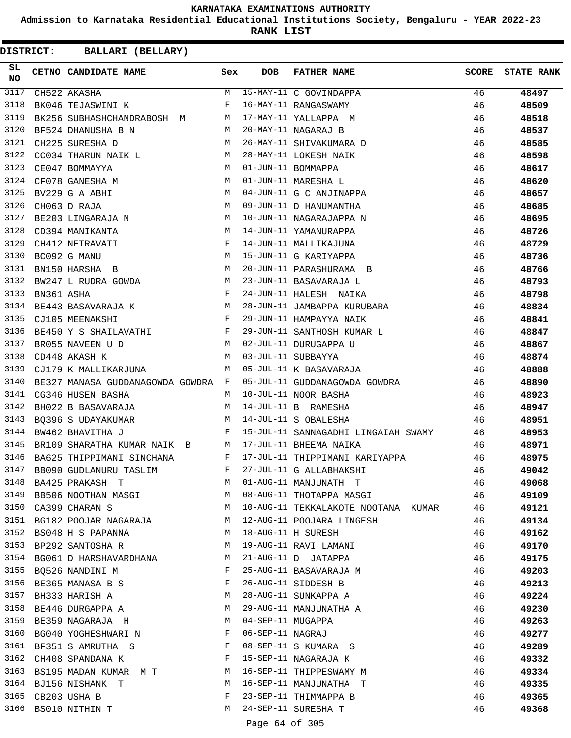KARNATAKA EXAMINATIONS AUTHORITY

Admission to Karnataka Residential Educational Institutions Society, Bengaluru - YEAR 2022-23

**RANK LIST**

**DISTRICT: BALLARI (BELLARY)**

| SL NO | CETNO | CANDIDATE NAME | Sex | DOB | FATHER NAME | SCORE | STATE RANK |
|---|---|---|---|---|---|---|---|
| 3117 | CH522 | AKASHA | M | 15-MAY-11 | C GOVINDAPPA | 46 | **48497** |
| 3118 | BK046 | TEJASWINI K | F | 16-MAY-11 | RANGASWAMY | 46 | **48509** |
| 3119 | BK256 | SUBHASHCHANDRABOSH M | M | 17-MAY-11 | YALLAPPA M | 46 | **48518** |
| 3120 | BF524 | DHANUSHA B N | M | 20-MAY-11 | NAGARAJ B | 46 | **48537** |
| 3121 | CH225 | SURESHA D | M | 26-MAY-11 | SHIVAKUMARA D | 46 | **48585** |
| 3122 | CC034 | THARUN NAIK L | M | 28-MAY-11 | LOKESH NAIK | 46 | **48598** |
| 3123 | CE047 | BOMMAYYA | M | 01-JUN-11 | BOMMAPPA | 46 | **48617** |
| 3124 | CF078 | GANESHA M | M | 01-JUN-11 | MARESHA L | 46 | **48620** |
| 3125 | BV229 | G A ABHI | M | 04-JUN-11 | G C ANJINAPPA | 46 | **48657** |
| 3126 | CH063 | D RAJA | M | 09-JUN-11 | D HANUMANTHA | 46 | **48685** |
| 3127 | BE203 | LINGARAJA N | M | 10-JUN-11 | NAGARAJAPPA N | 46 | **48695** |
| 3128 | CD394 | MANIKANTA | M | 14-JUN-11 | YAMANURAPPA | 46 | **48726** |
| 3129 | CH412 | NETRAVATI | F | 14-JUN-11 | MALLIKAJUNA | 46 | **48729** |
| 3130 | BC092 | G MANU | M | 15-JUN-11 | G KARIYAPPA | 46 | **48736** |
| 3131 | BN150 | HARSHA B | M | 20-JUN-11 | PARASHURAMA B | 46 | **48766** |
| 3132 | BW247 | L RUDRA GOWDA | M | 23-JUN-11 | BASAVARAJA L | 46 | **48793** |
| 3133 | BN361 | ASHA | F | 24-JUN-11 | HALESH NAIKA | 46 | **48798** |
| 3134 | BE443 | BASAVARAJA K | M | 28-JUN-11 | JAMBAPPA KURUBARA | 46 | **48834** |
| 3135 | CJ105 | MEENAKSHI | F | 29-JUN-11 | HAMPAYYA NAIK | 46 | **48841** |
| 3136 | BE450 | Y S SHAILAVATHI | F | 29-JUN-11 | SANTHOSH KUMAR L | 46 | **48847** |
| 3137 | BR055 | NAVEEN U D | M | 02-JUL-11 | DURUGAPPA U | 46 | **48867** |
| 3138 | CD448 | AKASH K | M | 03-JUL-11 | SUBBAYYA | 46 | **48874** |
| 3139 | CJ179 | K MALLIKARJUNA | M | 05-JUL-11 | K BASAVARAJA | 46 | **48888** |
| 3140 | BE327 | MANASA GUDDANAGOWDA GOWDRA | F | 05-JUL-11 | GUDDANAGOWDA GOWDRA | 46 | **48890** |
| 3141 | CG346 | HUSEN BASHA | M | 10-JUL-11 | NOOR BASHA | 46 | **48923** |
| 3142 | BH022 | B BASAVARAJA | M | 14-JUL-11 | B RAMESHA | 46 | **48947** |
| 3143 | BQ396 | S UDAYAKUMAR | M | 14-JUL-11 | S OBALESHA | 46 | **48951** |
| 3144 | BW462 | BHAVITHA J | F | 15-JUL-11 | SANNAGADHI LINGAIAH SWAMY | 46 | **48953** |
| 3145 | BR109 | SHARATHA KUMAR NAIK B | M | 17-JUL-11 | BHEEMA NAIKA | 46 | **48971** |
| 3146 | BA625 | THIPPIMANI SINCHANA | F | 17-JUL-11 | THIPPIMANI KARIYAPPA | 46 | **48975** |
| 3147 | BB090 | GUDLANURU TASLIM | F | 27-JUL-11 | G ALLABHAKSHI | 46 | **49042** |
| 3148 | BA425 | PRAKASH T | M | 01-AUG-11 | MANJUNATH T | 46 | **49068** |
| 3149 | BB506 | NOOTHAN MASGI | M | 08-AUG-11 | THOTAPPA MASGI | 46 | **49109** |
| 3150 | CA399 | CHARAN S | M | 10-AUG-11 | TEKKALAKOTE NOOTANA KUMAR | 46 | **49121** |
| 3151 | BG182 | POOJAR NAGARAJA | M | 12-AUG-11 | POOJARA LINGESH | 46 | **49134** |
| 3152 | BS048 | H S PAPANNA | M | 18-AUG-11 | H SURESH | 46 | **49162** |
| 3153 | BP292 | SANTOSHA R | M | 19-AUG-11 | RAVI LAMANI | 46 | **49170** |
| 3154 | BG061 | D HARSHAVARDHANA | M | 21-AUG-11 | D JATAPPA | 46 | **49175** |
| 3155 | BQ526 | NANDINI M | F | 25-AUG-11 | BASAVARAJA M | 46 | **49203** |
| 3156 | BE365 | MANASA B S | F | 26-AUG-11 | SIDDESH B | 46 | **49213** |
| 3157 | BH333 | HARISH A | M | 28-AUG-11 | SUNKAPPA A | 46 | **49224** |
| 3158 | BE446 | DURGAPPA A | M | 29-AUG-11 | MANJUNATHA A | 46 | **49230** |
| 3159 | BE359 | NAGARAJA H | M | 04-SEP-11 | MUGAPPA | 46 | **49263** |
| 3160 | BG040 | YOGHESHWARI N | F | 06-SEP-11 | NAGRAJ | 46 | **49277** |
| 3161 | BF351 | S AMRUTHA S | F | 08-SEP-11 | S KUMARA S | 46 | **49289** |
| 3162 | CH408 | SPANDANA K | F | 15-SEP-11 | NAGARAJA K | 46 | **49332** |
| 3163 | BS195 | MADAN KUMAR M T | M | 16-SEP-11 | THIPPESWAMY M | 46 | **49334** |
| 3164 | BJ156 | NISHANK T | M | 16-SEP-11 | MANJUNATHA T | 46 | **49335** |
| 3165 | CB203 | USHA B | F | 23-SEP-11 | THIMMAPPA B | 46 | **49365** |
| 3166 | BS010 | NITHIN T | M | 24-SEP-11 | SURESHA T | 46 | **49368** |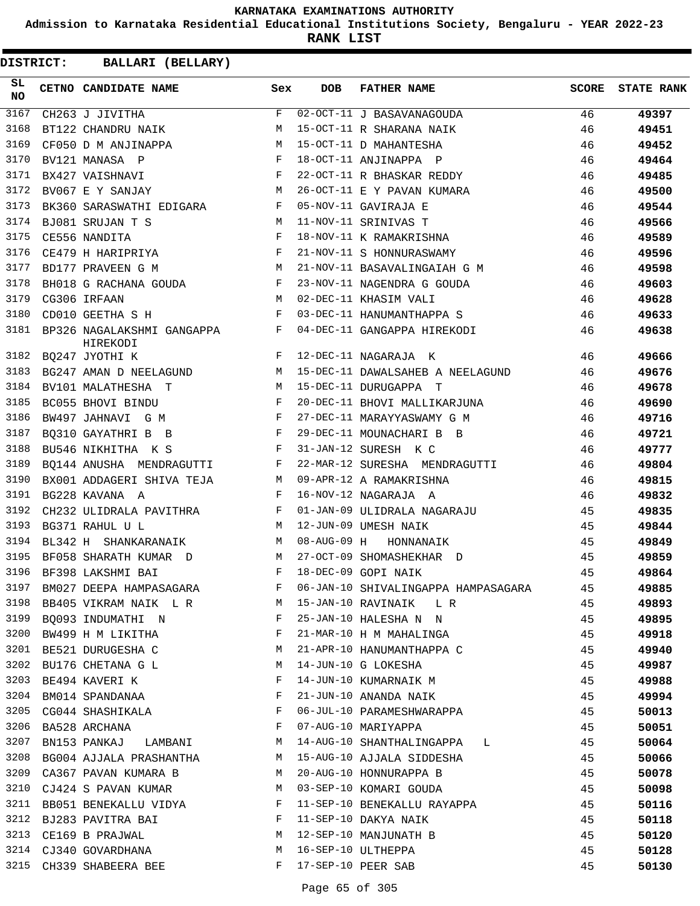KARNATAKA EXAMINATIONS AUTHORITY

Admission to Karnataka Residential Educational Institutions Society, Bengaluru - YEAR 2022-23

**RANK LIST**

**DISTRICT: BALLARI (BELLARY)**

| SL NO | CETNO | CANDIDATE NAME | Sex | DOB | FATHER NAME | SCORE | STATE RANK |
|---|---|---|---|---|---|---|---|
| 3167 | CH263 | J JIVITHA | F | 02-OCT-11 | J BASAVANAGOUDA | 46 | **49397** |
| 3168 | BT122 | CHANDRU NAIK | M | 15-OCT-11 | R SHARANA NAIK | 46 | **49451** |
| 3169 | CF050 | D M ANJINAPPA | M | 15-OCT-11 | D MAHANTESHA | 46 | **49452** |
| 3170 | BV121 | MANASA P | F | 18-OCT-11 | ANJINAPPA P | 46 | **49464** |
| 3171 | BX427 | VAISHNAVI | F | 22-OCT-11 | R BHASKAR REDDY | 46 | **49485** |
| 3172 | BV067 | E Y SANJAY | M | 26-OCT-11 | E Y PAVAN KUMARA | 46 | **49500** |
| 3173 | BK360 | SARASWATHI EDIGARA | F | 05-NOV-11 | GAVIRAJA E | 46 | **49544** |
| 3174 | BJ081 | SRUJAN T S | M | 11-NOV-11 | SRINIVAS T | 46 | **49566** |
| 3175 | CE556 | NANDITA | F | 18-NOV-11 | K RAMAKRISHNA | 46 | **49589** |
| 3176 | CE479 | H HARIPRIYA | F | 21-NOV-11 | S HONNURASWAMY | 46 | **49596** |
| 3177 | BD177 | PRAVEEN G M | M | 21-NOV-11 | BASAVALINGAIAH G M | 46 | **49598** |
| 3178 | BH018 | G RACHANA GOUDA | F | 23-NOV-11 | NAGENDRA G GOUDA | 46 | **49603** |
| 3179 | CG306 | IRFAAN | M | 02-DEC-11 | KHASIM VALI | 46 | **49628** |
| 3180 | CD010 | GEETHA S H | F | 03-DEC-11 | HANUMANTHAPPA S | 46 | **49633** |
| 3181 | BP326 | NAGALAKSHMI GANGAPPA HIREKODI | F | 04-DEC-11 | GANGAPPA HIREKODI | 46 | **49638** |
| 3182 | BQ247 | JYOTHI K | F | 12-DEC-11 | NAGARAJA K | 46 | **49666** |
| 3183 | BG247 | AMAN D NEELAGUND | M | 15-DEC-11 | DAWALSAHEB A NEELAGUND | 46 | **49676** |
| 3184 | BV101 | MALATHESHA T | M | 15-DEC-11 | DURUGAPPA T | 46 | **49678** |
| 3185 | BC055 | BHOVI BINDU | F | 20-DEC-11 | BHOVI MALLIKARJUNA | 46 | **49690** |
| 3186 | BW497 | JAHNAVI G M | F | 27-DEC-11 | MARAYYASWAMY G M | 46 | **49716** |
| 3187 | BQ310 | GAYATHRI B B | F | 29-DEC-11 | MOUNACHARI B B | 46 | **49721** |
| 3188 | BU546 | NIKHITHA K S | F | 31-JAN-12 | SURESH K C | 46 | **49777** |
| 3189 | BQ144 | ANUSHA MENDRAGUTTI | F | 22-MAR-12 | SURESHA MENDRAGUTTI | 46 | **49804** |
| 3190 | BX001 | ADDAGERI SHIVA TEJA | M | 09-APR-12 | A RAMAKRISHNA | 46 | **49815** |
| 3191 | BG228 | KAVANA A | F | 16-NOV-12 | NAGARAJA A | 46 | **49832** |
| 3192 | CH232 | ULIDRALA PAVITHRA | F | 01-JAN-09 | ULIDRALA NAGARAJU | 45 | **49835** |
| 3193 | BG371 | RAHUL U L | M | 12-JUN-09 | UMESH NAIK | 45 | **49844** |
| 3194 | BL342 | H SHANKARANAIK | M | 08-AUG-09 | H HONNANAIK | 45 | **49849** |
| 3195 | BF058 | SHARATH KUMAR D | M | 27-OCT-09 | SHOMASHEKHAR D | 45 | **49859** |
| 3196 | BF398 | LAKSHMI BAI | F | 18-DEC-09 | GOPI NAIK | 45 | **49864** |
| 3197 | BM027 | DEEPA HAMPASAGARA | F | 06-JAN-10 | SHIVALINGAPPA HAMPASAGARA | 45 | **49885** |
| 3198 | BB405 | VIKRAM NAIK L R | M | 15-JAN-10 | RAVINAIK L R | 45 | **49893** |
| 3199 | BQ093 | INDUMATHI N | F | 25-JAN-10 | HALESHA N N | 45 | **49895** |
| 3200 | BW499 | H M LIKITHA | F | 21-MAR-10 | H M MAHALINGA | 45 | **49918** |
| 3201 | BE521 | DURUGESHA C | M | 21-APR-10 | HANUMANTHAPPA C | 45 | **49940** |
| 3202 | BU176 | CHETANA G L | M | 14-JUN-10 | G LOKESHA | 45 | **49987** |
| 3203 | BE494 | KAVERI K | F | 14-JUN-10 | KUMARNAIK M | 45 | **49988** |
| 3204 | BM014 | SPANDANAA | F | 21-JUN-10 | ANANDA NAIK | 45 | **49994** |
| 3205 | CG044 | SHASHIKALA | F | 06-JUL-10 | PARAMESHWARAPPA | 45 | **50013** |
| 3206 | BA528 | ARCHANA | F | 07-AUG-10 | MARIYAPPA | 45 | **50051** |
| 3207 | BN153 | PANKAJ LAMBANI | M | 14-AUG-10 | SHANTHALINGAPPA L | 45 | **50064** |
| 3208 | BG004 | AJJALA PRASHANTHA | M | 15-AUG-10 | AJJALA SIDDESHA | 45 | **50066** |
| 3209 | CA367 | PAVAN KUMARA B | M | 20-AUG-10 | HONNURAPPA B | 45 | **50078** |
| 3210 | CJ424 | S PAVAN KUMAR | M | 03-SEP-10 | KOMARI GOUDA | 45 | **50098** |
| 3211 | BB051 | BENEKALLU VIDYA | F | 11-SEP-10 | BENEKALLU RAYAPPA | 45 | **50116** |
| 3212 | BJ283 | PAVITRA BAI | F | 11-SEP-10 | DAKYA NAIK | 45 | **50118** |
| 3213 | CE169 | B PRAJWAL | M | 12-SEP-10 | MANJUNATH B | 45 | **50120** |
| 3214 | CJ340 | GOVARDHANA | M | 16-SEP-10 | ULTHEPPA | 45 | **50128** |
| 3215 | CH339 | SHABEERA BEE | F | 17-SEP-10 | PEER SAB | 45 | **50130** |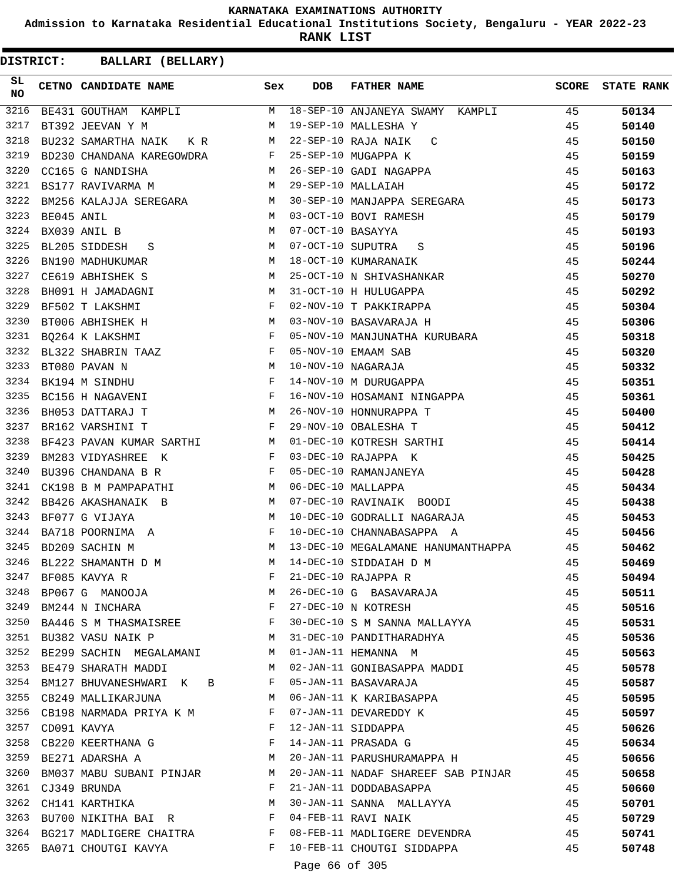# KARNATAKA EXAMINATIONS AUTHORITY

**Admission to Karnataka Residential Educational Institutions Society, Bengaluru - YEAR 2022-23**

**RANK LIST**

**DISTRICT: BALLARI (BELLARY)**

| SL NO | CETNO | CANDIDATE NAME | Sex | DOB | FATHER NAME | SCORE | STATE RANK |
|---|---|---|---|---|---|---|---|
| 3216 | BE431 | GOUTHAM KAMPLI | M | 18-SEP-10 | ANJANEYA SWAMY KAMPLI | 45 | **50134** |
| 3217 | BT392 | JEEVAN Y M | M | 19-SEP-10 | MALLESHA Y | 45 | **50140** |
| 3218 | BU232 | SAMARTHA NAIK K R | M | 22-SEP-10 | RAJA NAIK C | 45 | **50150** |
| 3219 | BD230 | CHANDANA KAREGOWDRA | F | 25-SEP-10 | MUGAPPA K | 45 | **50159** |
| 3220 | CC165 | G NANDISHA | M | 26-SEP-10 | GADI NAGAPPA | 45 | **50163** |
| 3221 | BS177 | RAVIVARMA M | M | 29-SEP-10 | MALLAIAH | 45 | **50172** |
| 3222 | BM256 | KALAJJA SEREGARA | M | 30-SEP-10 | MANJAPPA SEREGARA | 45 | **50173** |
| 3223 | BE045 | ANIL | M | 03-OCT-10 | BOVI RAMESH | 45 | **50179** |
| 3224 | BX039 | ANIL B | M | 07-OCT-10 | BASAYYA | 45 | **50193** |
| 3225 | BL205 | SIDDESH S | M | 07-OCT-10 | SUPUTRA S | 45 | **50196** |
| 3226 | BN190 | MADHUKUMAR | M | 18-OCT-10 | KUMARANAIK | 45 | **50244** |
| 3227 | CE619 | ABHISHEK S | M | 25-OCT-10 | N SHIVASHANKAR | 45 | **50270** |
| 3228 | BH091 | H JAMADAGNI | M | 31-OCT-10 | H HULUGAPPA | 45 | **50292** |
| 3229 | BF502 | T LAKSHMI | F | 02-NOV-10 | T PAKKIRAPPA | 45 | **50304** |
| 3230 | BT006 | ABHISHEK H | M | 03-NOV-10 | BASAVARAJA H | 45 | **50306** |
| 3231 | BQ264 | K LAKSHMI | F | 05-NOV-10 | MANJUNATHA KURUBARA | 45 | **50318** |
| 3232 | BL322 | SHABRIN TAAZ | F | 05-NOV-10 | EMAAM SAB | 45 | **50320** |
| 3233 | BT080 | PAVAN N | M | 10-NOV-10 | NAGARAJA | 45 | **50332** |
| 3234 | BK194 | M SINDHU | F | 14-NOV-10 | M DURUGAPPA | 45 | **50351** |
| 3235 | BC156 | H NAGAVENI | F | 16-NOV-10 | HOSAMANI NINGAPPA | 45 | **50361** |
| 3236 | BH053 | DATTARAJ T | M | 26-NOV-10 | HONNURAPPA T | 45 | **50400** |
| 3237 | BR162 | VARSHINI T | F | 29-NOV-10 | OBALESHA T | 45 | **50412** |
| 3238 | BF423 | PAVAN KUMAR SARTHI | M | 01-DEC-10 | KOTRESH SARTHI | 45 | **50414** |
| 3239 | BM283 | VIDYASHREE K | F | 03-DEC-10 | RAJAPPA K | 45 | **50425** |
| 3240 | BU396 | CHANDANA B R | F | 05-DEC-10 | RAMANJANEYA | 45 | **50428** |
| 3241 | CK198 | B M PAMPAPATHI | M | 06-DEC-10 | MALLAPPA | 45 | **50434** |
| 3242 | BB426 | AKASHANAIK B | M | 07-DEC-10 | RAVINAIK BOODI | 45 | **50438** |
| 3243 | BF077 | G VIJAYA | M | 10-DEC-10 | GODRALLI NAGARAJA | 45 | **50453** |
| 3244 | BA718 | POORNIMA A | F | 10-DEC-10 | CHANNABASAPPA A | 45 | **50456** |
| 3245 | BD209 | SACHIN M | M | 13-DEC-10 | MEGALAMANE HANUMANTHAPPA | 45 | **50462** |
| 3246 | BL222 | SHAMANTH D M | M | 14-DEC-10 | SIDDAIAH D M | 45 | **50469** |
| 3247 | BF085 | KAVYA R | F | 21-DEC-10 | RAJAPPA R | 45 | **50494** |
| 3248 | BP067 | G MANOOJA | M | 26-DEC-10 | G BASAVARAJA | 45 | **50511** |
| 3249 | BM244 | N INCHARA | F | 27-DEC-10 | N KOTRESH | 45 | **50516** |
| 3250 | BA446 | S M THASMAISREE | F | 30-DEC-10 | S M SANNA MALLAYYA | 45 | **50531** |
| 3251 | BU382 | VASU NAIK P | M | 31-DEC-10 | PANDITHARADHYA | 45 | **50536** |
| 3252 | BE299 | SACHIN MEGALAMANI | M | 01-JAN-11 | HEMANNA M | 45 | **50563** |
| 3253 | BE479 | SHARATH MADDI | M | 02-JAN-11 | GONIBASAPPA MADDI | 45 | **50578** |
| 3254 | BM127 | BHUVANESHWARI K B | F | 05-JAN-11 | BASAVARAJA | 45 | **50587** |
| 3255 | CB249 | MALLIKARJUNA | M | 06-JAN-11 | K KARIBASAPPA | 45 | **50595** |
| 3256 | CB198 | NARMADA PRIYA K M | F | 07-JAN-11 | DEVAREDDY K | 45 | **50597** |
| 3257 | CD091 | KAVYA | F | 12-JAN-11 | SIDDAPPA | 45 | **50626** |
| 3258 | CB220 | KEERTHANA G | F | 14-JAN-11 | PRASADA G | 45 | **50634** |
| 3259 | BE271 | ADARSHA A | M | 20-JAN-11 | PARUSHURAMAPPA H | 45 | **50656** |
| 3260 | BM037 | MABU SUBANI PINJAR | M | 20-JAN-11 | NADAF SHAREEF SAB PINJAR | 45 | **50658** |
| 3261 | CJ349 | BRUNDA | F | 21-JAN-11 | DODDABASAPPA | 45 | **50660** |
| 3262 | CH141 | KARTHIKA | M | 30-JAN-11 | SANNA MALLAYYA | 45 | **50701** |
| 3263 | BU700 | NIKITHA BAI R | F | 04-FEB-11 | RAVI NAIK | 45 | **50729** |
| 3264 | BG217 | MADLIGERE CHAITRA | F | 08-FEB-11 | MADLIGERE DEVENDRA | 45 | **50741** |
| 3265 | BA071 | CHOUTGI KAVYA | F | 10-FEB-11 | CHOUTGI SIDDAPPA | 45 | **50748** |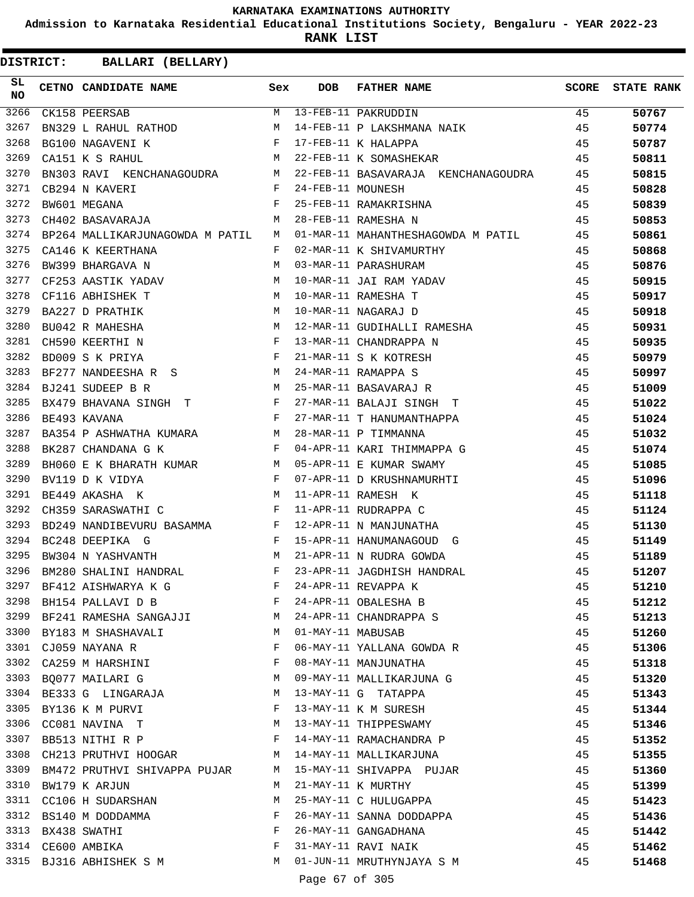KARNATAKA EXAMINATIONS AUTHORITY

Admission to Karnataka Residential Educational Institutions Society, Bengaluru - YEAR 2022-23

**RANK LIST**

**DISTRICT: BALLARI (BELLARY)**

| SL NO | CETNO | CANDIDATE NAME | Sex | DOB | FATHER NAME | SCORE | STATE RANK |
|---|---|---|---|---|---|---|---|
| 3266 | CK158 | PEERSAB | M | 13-FEB-11 | PAKRUDDIN | 45 | 50767 |
| 3267 | BN329 | L RAHUL RATHOD | M | 14-FEB-11 | P LAKSHMANA NAIK | 45 | 50774 |
| 3268 | BG100 | NAGAVENI K | F | 17-FEB-11 | K HALAPPA | 45 | 50787 |
| 3269 | CA151 | K S RAHUL | M | 22-FEB-11 | K SOMASHEKAR | 45 | 50811 |
| 3270 | BN303 | RAVI KENCHANAGOUDRA | M | 22-FEB-11 | BASAVARAJA KENCHANAGOUDRA | 45 | 50815 |
| 3271 | CB294 | N KAVERI | F | 24-FEB-11 | MOUNESH | 45 | 50828 |
| 3272 | BW601 | MEGANA | F | 25-FEB-11 | RAMAKRISHNA | 45 | 50839 |
| 3273 | CH402 | BASAVARAJA | M | 28-FEB-11 | RAMESHA N | 45 | 50853 |
| 3274 | BP264 | MALLIKARJUNAGOWDA M PATIL | M | 01-MAR-11 | MAHANTHESHAGOWDA M PATIL | 45 | 50861 |
| 3275 | CA146 | K KEERTHANA | F | 02-MAR-11 | K SHIVAMURTHY | 45 | 50868 |
| 3276 | BW399 | BHARGAVA N | M | 03-MAR-11 | PARASHURAM | 45 | 50876 |
| 3277 | CF253 | AASTIK YADAV | M | 10-MAR-11 | JAI RAM YADAV | 45 | 50915 |
| 3278 | CF116 | ABHISHEK T | M | 10-MAR-11 | RAMESHA T | 45 | 50917 |
| 3279 | BA227 | D PRATHIK | M | 10-MAR-11 | NAGARAJ D | 45 | 50918 |
| 3280 | BU042 | R MAHESHA | M | 12-MAR-11 | GUDIHALLI RAMESHA | 45 | 50931 |
| 3281 | CH590 | KEERTHI N | F | 13-MAR-11 | CHANDRAPPA N | 45 | 50935 |
| 3282 | BD009 | S K PRIYA | F | 21-MAR-11 | S K KOTRESH | 45 | 50979 |
| 3283 | BF277 | NANDEESHA R S | M | 24-MAR-11 | RAMAPPA S | 45 | 50997 |
| 3284 | BJ241 | SUDEEP B R | M | 25-MAR-11 | BASAVARAJ R | 45 | 51009 |
| 3285 | BX479 | BHAVANA SINGH T | F | 27-MAR-11 | BALAJI SINGH T | 45 | 51022 |
| 3286 | BE493 | KAVANA | F | 27-MAR-11 | T HANUMANTHAPPA | 45 | 51024 |
| 3287 | BA354 | P ASHWATHA KUMARA | M | 28-MAR-11 | P TIMMANNA | 45 | 51032 |
| 3288 | BK287 | CHANDANA G K | F | 04-APR-11 | KARI THIMMAPPA G | 45 | 51074 |
| 3289 | BH060 | E K BHARATH KUMAR | M | 05-APR-11 | E KUMAR SWAMY | 45 | 51085 |
| 3290 | BV119 | D K VIDYA | F | 07-APR-11 | D KRUSHNAMURHTI | 45 | 51096 |
| 3291 | BE449 | AKASHA K | M | 11-APR-11 | RAMESH K | 45 | 51118 |
| 3292 | CH359 | SARASWATHI C | F | 11-APR-11 | RUDRAPPA C | 45 | 51124 |
| 3293 | BD249 | NANDIBEVURU BASAMMA | F | 12-APR-11 | N MANJUNATHA | 45 | 51130 |
| 3294 | BC248 | DEEPIKA G | F | 15-APR-11 | HANUMANAGOUD G | 45 | 51149 |
| 3295 | BW304 | N YASHVANTH | M | 21-APR-11 | N RUDRA GOWDA | 45 | 51189 |
| 3296 | BM280 | SHALINI HANDRAL | F | 23-APR-11 | JAGDHISH HANDRAL | 45 | 51207 |
| 3297 | BF412 | AISHWARYA K G | F | 24-APR-11 | REVAPPA K | 45 | 51210 |
| 3298 | BH154 | PALLAVI D B | F | 24-APR-11 | OBALESHA B | 45 | 51212 |
| 3299 | BF241 | RAMESHA SANGAJJI | M | 24-APR-11 | CHANDRAPPA S | 45 | 51213 |
| 3300 | BY183 | M SHASHAVALI | M | 01-MAY-11 | MABUSAB | 45 | 51260 |
| 3301 | CJ059 | NAYANA R | F | 06-MAY-11 | YALLANA GOWDA R | 45 | 51306 |
| 3302 | CA259 | M HARSHINI | F | 08-MAY-11 | MANJUNATHA | 45 | 51318 |
| 3303 | BQ077 | MAILARI G | M | 09-MAY-11 | MALLIKARJUNA G | 45 | 51320 |
| 3304 | BE333 | G LINGARAJA | M | 13-MAY-11 | G TATAPPA | 45 | 51343 |
| 3305 | BY136 | K M PURVI | F | 13-MAY-11 | K M SURESH | 45 | 51344 |
| 3306 | CC081 | NAVINA T | M | 13-MAY-11 | THIPPESWAMY | 45 | 51346 |
| 3307 | BB513 | NITHI R P | F | 14-MAY-11 | RAMACHANDRA P | 45 | 51352 |
| 3308 | CH213 | PRUTHVI HOOGAR | M | 14-MAY-11 | MALLIKARJUNA | 45 | 51355 |
| 3309 | BM472 | PRUTHVI SHIVAPPA PUJAR | M | 15-MAY-11 | SHIVAPPA PUJAR | 45 | 51360 |
| 3310 | BW179 | K ARJUN | M | 21-MAY-11 | K MURTHY | 45 | 51399 |
| 3311 | CC106 | H SUDARSHAN | M | 25-MAY-11 | C HULUGAPPA | 45 | 51423 |
| 3312 | BS140 | M DODDAMMA | F | 26-MAY-11 | SANNA DODDAPPA | 45 | 51436 |
| 3313 | BX438 | SWATHI | F | 26-MAY-11 | GANGADHANA | 45 | 51442 |
| 3314 | CE600 | AMBIKA | F | 31-MAY-11 | RAVI NAIK | 45 | 51462 |
| 3315 | BJ316 | ABHISHEK S M | M | 01-JUN-11 | MRUTHYNJAYA S M | 45 | 51468 |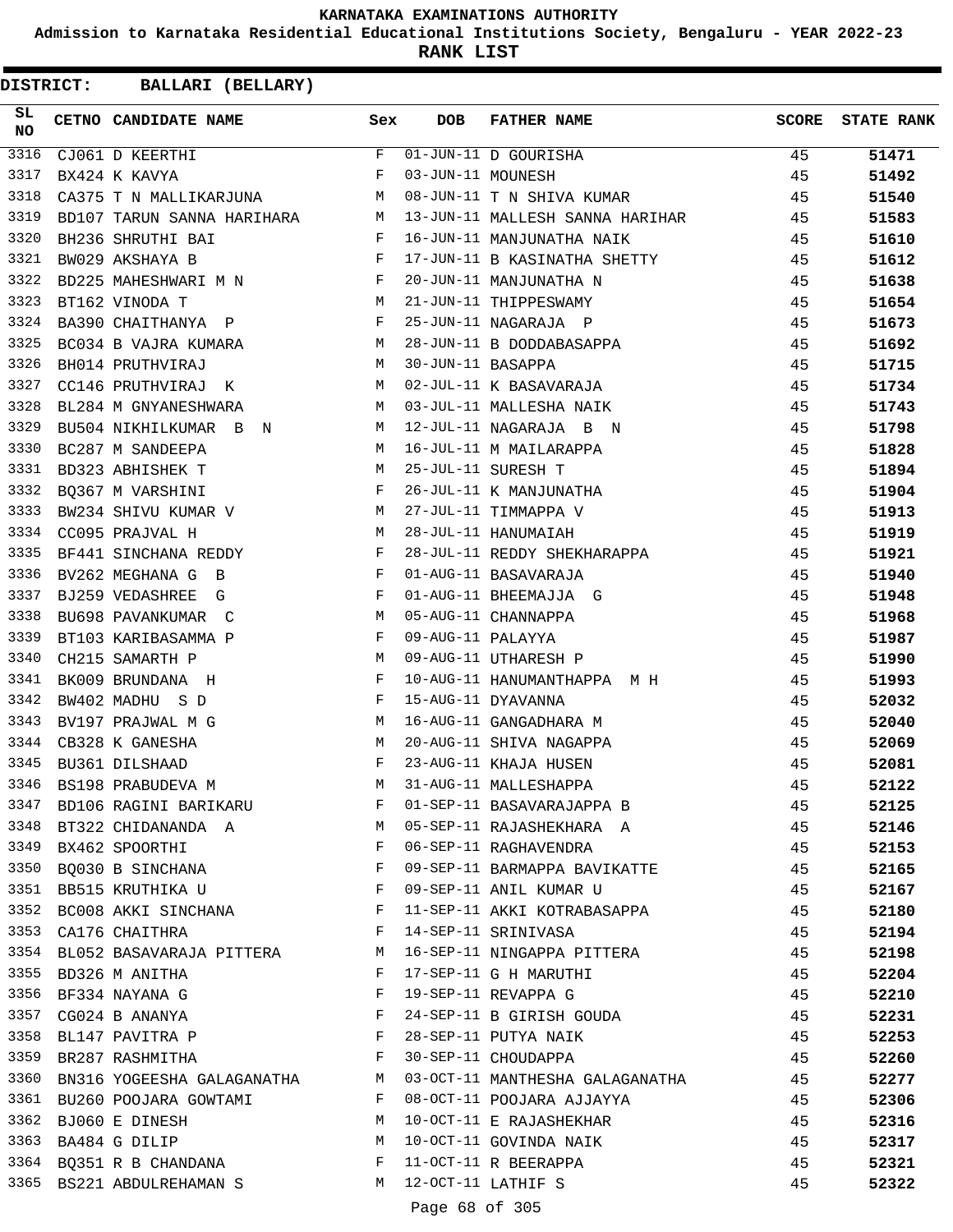# KARNATAKA EXAMINATIONS AUTHORITY

**Admission to Karnataka Residential Educational Institutions Society, Bengaluru - YEAR 2022-23**

**RANK LIST**

**DISTRICT: BALLARI (BELLARY)**

| SL NO | CETNO | CANDIDATE NAME | Sex | DOB | FATHER NAME | SCORE | STATE RANK |
|---|---|---|---|---|---|---|---|
| 3316 | CJ061 | D KEERTHI | F | 01-JUN-11 | D GOURISHA | 45 | 51471 |
| 3317 | BX424 | K KAVYA | F | 03-JUN-11 | MOUNESH | 45 | 51492 |
| 3318 | CA375 | T N MALLIKARJUNA | M | 08-JUN-11 | T N SHIVA KUMAR | 45 | 51540 |
| 3319 | BD107 | TARUN SANNA HARIHARA | M | 13-JUN-11 | MALLESH SANNA HARIHAR | 45 | 51583 |
| 3320 | BH236 | SHRUTHI BAI | F | 16-JUN-11 | MANJUNATHA NAIK | 45 | 51610 |
| 3321 | BW029 | AKSHAYA B | F | 17-JUN-11 | B KASINATHA SHETTY | 45 | 51612 |
| 3322 | BD225 | MAHESHWARI M N | F | 20-JUN-11 | MANJUNATHA N | 45 | 51638 |
| 3323 | BT162 | VINODA T | M | 21-JUN-11 | THIPPESWAMY | 45 | 51654 |
| 3324 | BA390 | CHAITHANYA P | F | 25-JUN-11 | NAGARAJA P | 45 | 51673 |
| 3325 | BC034 | B VAJRA KUMARA | M | 28-JUN-11 | B DODDABASAPPA | 45 | 51692 |
| 3326 | BH014 | PRUTHVIRAJ | M | 30-JUN-11 | BASAPPA | 45 | 51715 |
| 3327 | CC146 | PRUTHVIRAJ K | M | 02-JUL-11 | K BASAVARAJA | 45 | 51734 |
| 3328 | BL284 | M GNYANESHWARA | M | 03-JUL-11 | MALLESHA NAIK | 45 | 51743 |
| 3329 | BU504 | NIKHILKUMAR B N | M | 12-JUL-11 | NAGARAJA B N | 45 | 51798 |
| 3330 | BC287 | M SANDEEPA | M | 16-JUL-11 | M MAILARAPPA | 45 | 51828 |
| 3331 | BD323 | ABHISHEK T | M | 25-JUL-11 | SURESH T | 45 | 51894 |
| 3332 | BQ367 | M VARSHINI | F | 26-JUL-11 | K MANJUNATHA | 45 | 51904 |
| 3333 | BW234 | SHIVU KUMAR V | M | 27-JUL-11 | TIMMAPPA V | 45 | 51913 |
| 3334 | CC095 | PRAJVAL H | M | 28-JUL-11 | HANUMAIAH | 45 | 51919 |
| 3335 | BF441 | SINCHANA REDDY | F | 28-JUL-11 | REDDY SHEKHARAPPA | 45 | 51921 |
| 3336 | BV262 | MEGHANA G B | F | 01-AUG-11 | BASAVARAJA | 45 | 51940 |
| 3337 | BJ259 | VEDASHREE G | F | 01-AUG-11 | BHEEMAJJA G | 45 | 51948 |
| 3338 | BU698 | PAVANKUMAR C | M | 05-AUG-11 | CHANNAPPA | 45 | 51968 |
| 3339 | BT103 | KARIBASAMMA P | F | 09-AUG-11 | PALAYYA | 45 | 51987 |
| 3340 | CH215 | SAMARTH P | M | 09-AUG-11 | UTHARESH P | 45 | 51990 |
| 3341 | BK009 | BRUNDANA H | F | 10-AUG-11 | HANUMANTHAPPA M H | 45 | 51993 |
| 3342 | BW402 | MADHU S D | F | 15-AUG-11 | DYAVANNA | 45 | 52032 |
| 3343 | BV197 | PRAJWAL M G | M | 16-AUG-11 | GANGADHARA M | 45 | 52040 |
| 3344 | CB328 | K GANESHA | M | 20-AUG-11 | SHIVA NAGAPPA | 45 | 52069 |
| 3345 | BU361 | DILSHAAD | F | 23-AUG-11 | KHAJA HUSEN | 45 | 52081 |
| 3346 | BS198 | PRABUDEVA M | M | 31-AUG-11 | MALLESHAPPA | 45 | 52122 |
| 3347 | BD106 | RAGINI BARIKARU | F | 01-SEP-11 | BASAVARAJAPPA B | 45 | 52125 |
| 3348 | BT322 | CHIDANANDA A | M | 05-SEP-11 | RAJASHEKHARA A | 45 | 52146 |
| 3349 | BX462 | SPOORTHI | F | 06-SEP-11 | RAGHAVENDRA | 45 | 52153 |
| 3350 | BQ030 | B SINCHANA | F | 09-SEP-11 | BARMAPPA BAVIKATTE | 45 | 52165 |
| 3351 | BB515 | KRUTHIKA U | F | 09-SEP-11 | ANIL KUMAR U | 45 | 52167 |
| 3352 | BC008 | AKKI SINCHANA | F | 11-SEP-11 | AKKI KOTRABASAPPA | 45 | 52180 |
| 3353 | CA176 | CHAITHRA | F | 14-SEP-11 | SRINIVASA | 45 | 52194 |
| 3354 | BL052 | BASAVARAJA PITTERA | M | 16-SEP-11 | NINGAPPA PITTERA | 45 | 52198 |
| 3355 | BD326 | M ANITHA | F | 17-SEP-11 | G H MARUTHI | 45 | 52204 |
| 3356 | BF334 | NAYANA G | F | 19-SEP-11 | REVAPPA G | 45 | 52210 |
| 3357 | CG024 | B ANANYA | F | 24-SEP-11 | B GIRISH GOUDA | 45 | 52231 |
| 3358 | BL147 | PAVITRA P | F | 28-SEP-11 | PUTYA NAIK | 45 | 52253 |
| 3359 | BR287 | RASHMITHA | F | 30-SEP-11 | CHOUDAPPA | 45 | 52260 |
| 3360 | BN316 | YOGEESHA GALAGANATHA | M | 03-OCT-11 | MANTHESHA GALAGANATHA | 45 | 52277 |
| 3361 | BU260 | POOJARA GOWTAMI | F | 08-OCT-11 | POOJARA AJJAYYA | 45 | 52306 |
| 3362 | BJ060 | E DINESH | M | 10-OCT-11 | E RAJASHEKHAR | 45 | 52316 |
| 3363 | BA484 | G DILIP | M | 10-OCT-11 | GOVINDA NAIK | 45 | 52317 |
| 3364 | BQ351 | R B CHANDANA | F | 11-OCT-11 | R BEERAPPA | 45 | 52321 |
| 3365 | BS221 | ABDULREHAMAN S | M | 12-OCT-11 | LATHIF S | 45 | 52322 |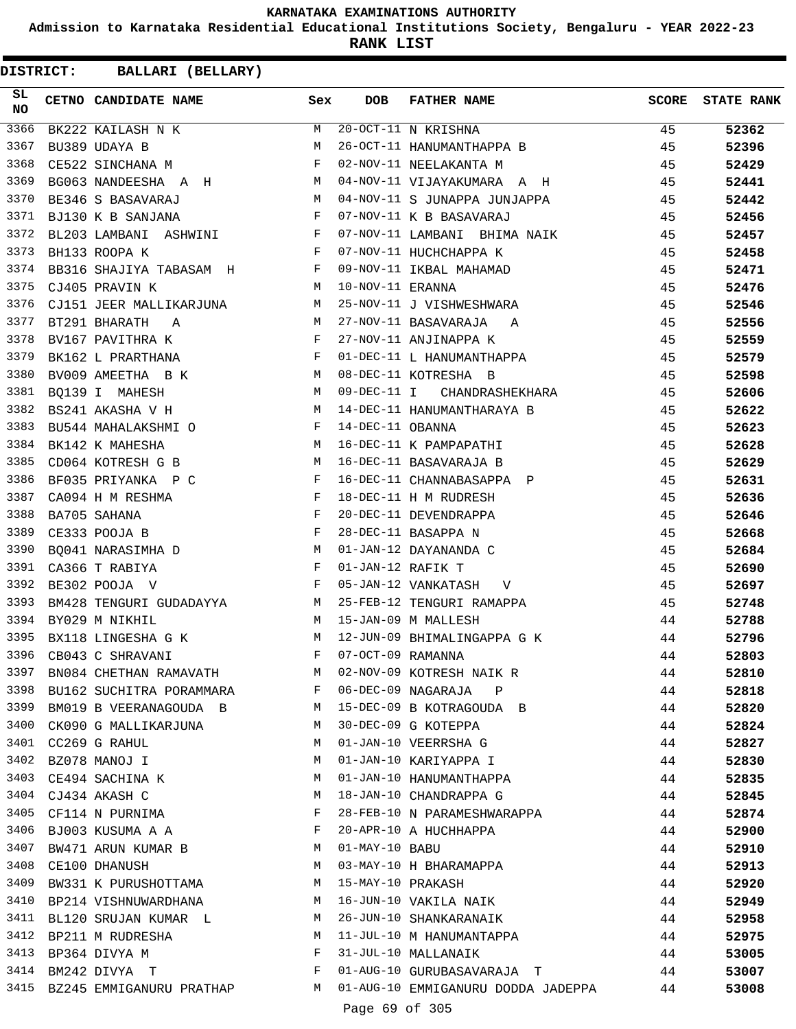# KARNATAKA EXAMINATIONS AUTHORITY

**Admission to Karnataka Residential Educational Institutions Society, Bengaluru - YEAR 2022-23**

**RANK LIST**

**DISTRICT: BALLARI (BELLARY)**

| SL NO | CETNO | CANDIDATE NAME | Sex | DOB | FATHER NAME | SCORE | STATE RANK |
|---|---|---|---|---|---|---|---|
| 3366 | BK222 | KAILASH N K | M | 20-OCT-11 | N KRISHNA | 45 | 52362 |
| 3367 | BU389 | UDAYA B | M | 26-OCT-11 | HANUMANTHAPPA B | 45 | 52396 |
| 3368 | CE522 | SINCHANA M | F | 02-NOV-11 | NEELAKANTA M | 45 | 52429 |
| 3369 | BG063 | NANDEESHA A H | M | 04-NOV-11 | VIJAYAKUMARA A H | 45 | 52441 |
| 3370 | BE346 | S BASAVARAJ | M | 04-NOV-11 | S JUNAPPA JUNJAPPA | 45 | 52442 |
| 3371 | BJ130 | K B SANJANA | F | 07-NOV-11 | K B BASAVARAJ | 45 | 52456 |
| 3372 | BL203 | LAMBANI ASHWINI | F | 07-NOV-11 | LAMBANI BHIMA NAIK | 45 | 52457 |
| 3373 | BH133 | ROOPA K | F | 07-NOV-11 | HUCHCHAPPA K | 45 | 52458 |
| 3374 | BB316 | SHAJIYA TABASAM H | F | 09-NOV-11 | IKBAL MAHAMAD | 45 | 52471 |
| 3375 | CJ405 | PRAVIN K | M | 10-NOV-11 | ERANNA | 45 | 52476 |
| 3376 | CJ151 | JEER MALLIKARJUNA | M | 25-NOV-11 | J VISHWESHWARA | 45 | 52546 |
| 3377 | BT291 | BHARATH A | M | 27-NOV-11 | BASAVARAJA A | 45 | 52556 |
| 3378 | BV167 | PAVITHRA K | F | 27-NOV-11 | ANJINAPPA K | 45 | 52559 |
| 3379 | BK162 | L PRARTHANA | F | 01-DEC-11 | L HANUMANTHAPPA | 45 | 52579 |
| 3380 | BV009 | AMEETHA B K | M | 08-DEC-11 | KOTRESHA B | 45 | 52598 |
| 3381 | BQ139 | I MAHESH | M | 09-DEC-11 | I CHANDRASHEKHARA | 45 | 52606 |
| 3382 | BS241 | AKASHA V H | M | 14-DEC-11 | HANUMANTHARAYA B | 45 | 52622 |
| 3383 | BU544 | MAHALAKSHMI O | F | 14-DEC-11 | OBANNA | 45 | 52623 |
| 3384 | BK142 | K MAHESHA | M | 16-DEC-11 | K PAMPAPATHI | 45 | 52628 |
| 3385 | CD064 | KOTRESH G B | M | 16-DEC-11 | BASAVARAJA B | 45 | 52629 |
| 3386 | BF035 | PRIYANKA P C | F | 16-DEC-11 | CHANNABASAPPA P | 45 | 52631 |
| 3387 | CA094 | H M RESHMA | F | 18-DEC-11 | H M RUDRESH | 45 | 52636 |
| 3388 | BA705 | SAHANA | F | 20-DEC-11 | DEVENDRAPPA | 45 | 52646 |
| 3389 | CE333 | POOJA B | F | 28-DEC-11 | BASAPPA N | 45 | 52668 |
| 3390 | BQ041 | NARASIMHA D | M | 01-JAN-12 | DAYANANDA C | 45 | 52684 |
| 3391 | CA366 | T RABIYA | F | 01-JAN-12 | RAFIK T | 45 | 52690 |
| 3392 | BE302 | POOJA V | F | 05-JAN-12 | VANKATASH V | 45 | 52697 |
| 3393 | BM428 | TENGURI GUDADAYYA | M | 25-FEB-12 | TENGURI RAMAPPA | 45 | 52748 |
| 3394 | BY029 | M NIKHIL | M | 15-JAN-09 | M MALLESH | 44 | 52788 |
| 3395 | BX118 | LINGESHA G K | M | 12-JUN-09 | BHIMALINGAPPA G K | 44 | 52796 |
| 3396 | CB043 | C SHRAVANI | F | 07-OCT-09 | RAMANNA | 44 | 52803 |
| 3397 | BN084 | CHETHAN RAMAVATH | M | 02-NOV-09 | KOTRESH NAIK R | 44 | 52810 |
| 3398 | BU162 | SUCHITRA PORAMMARA | F | 06-DEC-09 | NAGARAJA P | 44 | 52818 |
| 3399 | BM019 | B VEERANAGOUDA B | M | 15-DEC-09 | B KOTRAGOUDA B | 44 | 52820 |
| 3400 | CK090 | G MALLIKARJUNA | M | 30-DEC-09 | G KOTEPPA | 44 | 52824 |
| 3401 | CC269 | G RAHUL | M | 01-JAN-10 | VEERRSHA G | 44 | 52827 |
| 3402 | BZ078 | MANOJ I | M | 01-JAN-10 | KARIYAPPA I | 44 | 52830 |
| 3403 | CE494 | SACHINA K | M | 01-JAN-10 | HANUMANTHAPPA | 44 | 52835 |
| 3404 | CJ434 | AKASH C | M | 18-JAN-10 | CHANDRAPPA G | 44 | 52845 |
| 3405 | CF114 | N PURNIMA | F | 28-FEB-10 | N PARAMESHWARAPPA | 44 | 52874 |
| 3406 | BJ003 | KUSUMA A A | F | 20-APR-10 | A HUCHHAPPA | 44 | 52900 |
| 3407 | BW471 | ARUN KUMAR B | M | 01-MAY-10 | BABU | 44 | 52910 |
| 3408 | CE100 | DHANUSH | M | 03-MAY-10 | H BHARAMAPPA | 44 | 52913 |
| 3409 | BW331 | K PURUSHOTTAMA | M | 15-MAY-10 | PRAKASH | 44 | 52920 |
| 3410 | BP214 | VISHNUWARDHANA | M | 16-JUN-10 | VAKILA NAIK | 44 | 52949 |
| 3411 | BL120 | SRUJAN KUMAR L | M | 26-JUN-10 | SHANKARANAIK | 44 | 52958 |
| 3412 | BP211 | M RUDRESHA | M | 11-JUL-10 | M HANUMANTAPPA | 44 | 52975 |
| 3413 | BP364 | DIVYA M | F | 31-JUL-10 | MALLANAIK | 44 | 53005 |
| 3414 | BM242 | DIVYA T | F | 01-AUG-10 | GURUBASAVARAJA T | 44 | 53007 |
| 3415 | BZ245 | EMMIGANURU PRATHAP | M | 01-AUG-10 | EMMIGANURU DODDA JADEPPA | 44 | 53008 |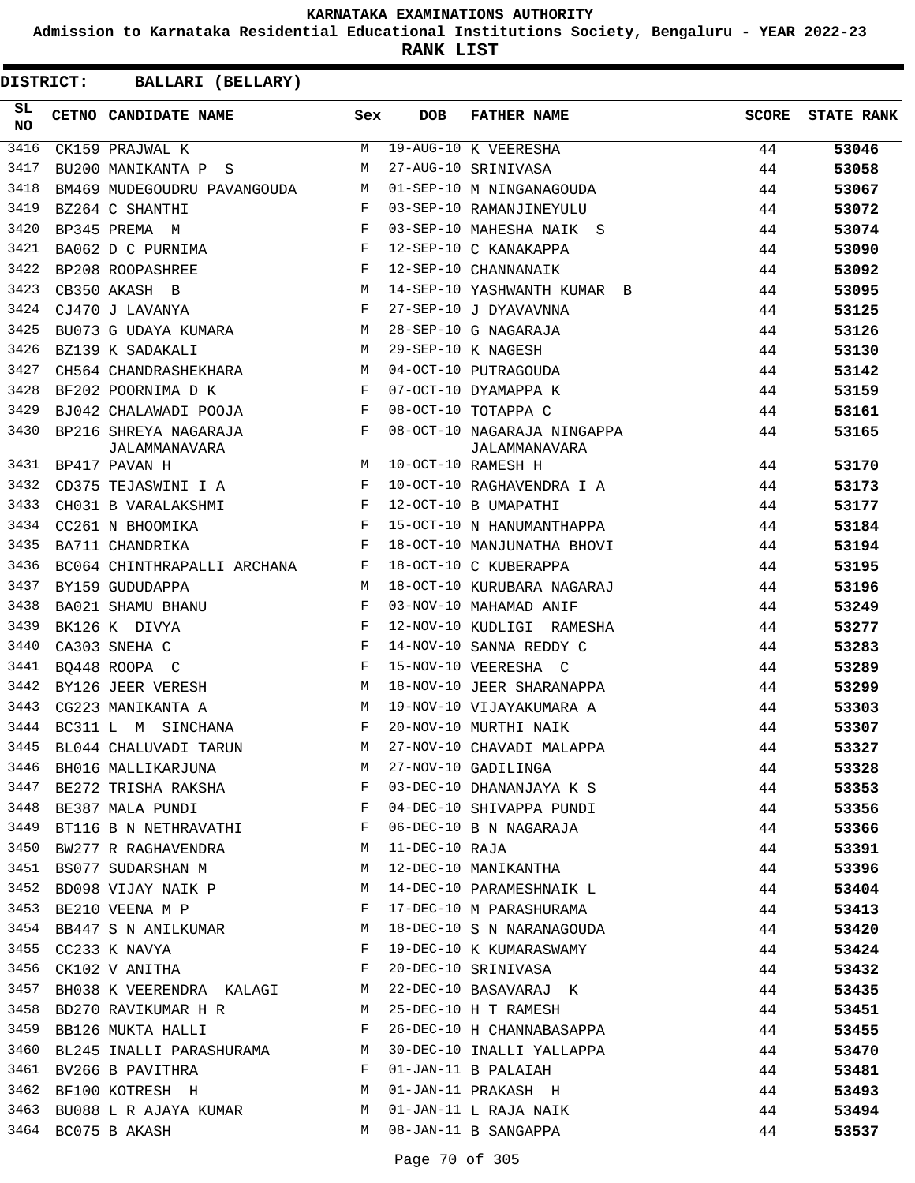# KARNATAKA EXAMINATIONS AUTHORITY

**Admission to Karnataka Residential Educational Institutions Society, Bengaluru - YEAR 2022-23**

**RANK LIST**

**DISTRICT: BALLARI (BELLARY)**

| SL NO | CETNO | CANDIDATE NAME | Sex | DOB | FATHER NAME | SCORE | STATE RANK |
|---|---|---|---|---|---|---|---|
| 3416 | CK159 | PRAJWAL K | M | 19-AUG-10 | K VEERESHA | 44 | 53046 |
| 3417 | BU200 | MANIKANTA P S | M | 27-AUG-10 | SRINIVASA | 44 | 53058 |
| 3418 | BM469 | MUDEGOUDRU PAVANGOUDA | M | 01-SEP-10 | M NINGANAGOUDA | 44 | 53067 |
| 3419 | BZ264 | C SHANTHI | F | 03-SEP-10 | RAMANJINEYULU | 44 | 53072 |
| 3420 | BP345 | PREMA M | F | 03-SEP-10 | MAHESHA NAIK S | 44 | 53074 |
| 3421 | BA062 | D C PURNIMA | F | 12-SEP-10 | C KANAKAPPA | 44 | 53090 |
| 3422 | BP208 | ROOPASHREE | F | 12-SEP-10 | CHANNANAIK | 44 | 53092 |
| 3423 | CB350 | AKASH B | M | 14-SEP-10 | YASHWANTH KUMAR B | 44 | 53095 |
| 3424 | CJ470 | J LAVANYA | F | 27-SEP-10 | J DYAVAVNNA | 44 | 53125 |
| 3425 | BU073 | G UDAYA KUMARA | M | 28-SEP-10 | G NAGARAJA | 44 | 53126 |
| 3426 | BZ139 | K SADAKALI | M | 29-SEP-10 | K NAGESH | 44 | 53130 |
| 3427 | CH564 | CHANDRASHEKHARA | M | 04-OCT-10 | PUTRAGOUDA | 44 | 53142 |
| 3428 | BF202 | POORNIMA D K | F | 07-OCT-10 | DYAMAPPA K | 44 | 53159 |
| 3429 | BJ042 | CHALAWADI POOJA | F | 08-OCT-10 | TOTAPPA C | 44 | 53161 |
| 3430 | BP216 | SHREYA NAGARAJA JALAMMANAVARA | F | 08-OCT-10 | NAGARAJA NINGAPPA JALAMMANAVARA | 44 | 53165 |
| 3431 | BP417 | PAVAN H | M | 10-OCT-10 | RAMESH H | 44 | 53170 |
| 3432 | CD375 | TEJASWINI I A | F | 10-OCT-10 | RAGHAVENDRA I A | 44 | 53173 |
| 3433 | CH031 | B VARALAKSHMI | F | 12-OCT-10 | B UMAPATHI | 44 | 53177 |
| 3434 | CC261 | N BHOOMIKA | F | 15-OCT-10 | N HANUMANTHAPPA | 44 | 53184 |
| 3435 | BA711 | CHANDRIKA | F | 18-OCT-10 | MANJUNATHA BHOVI | 44 | 53194 |
| 3436 | BC064 | CHINTHRAPALLI ARCHANA | F | 18-OCT-10 | C KUBERAPPA | 44 | 53195 |
| 3437 | BY159 | GUDUDAPPA | M | 18-OCT-10 | KURUBARA NAGARAJ | 44 | 53196 |
| 3438 | BA021 | SHAMU BHANU | F | 03-NOV-10 | MAHAMAD ANIF | 44 | 53249 |
| 3439 | BK126 | K DIVYA | F | 12-NOV-10 | KUDLIGI RAMESHA | 44 | 53277 |
| 3440 | CA303 | SNEHA C | F | 14-NOV-10 | SANNA REDDY C | 44 | 53283 |
| 3441 | BQ448 | ROOPA C | F | 15-NOV-10 | VEERESHA C | 44 | 53289 |
| 3442 | BY126 | JEER VERESH | M | 18-NOV-10 | JEER SHARANAPPA | 44 | 53299 |
| 3443 | CG223 | MANIKANTA A | M | 19-NOV-10 | VIJAYAKUMARA A | 44 | 53303 |
| 3444 | BC311 | L M SINCHANA | F | 20-NOV-10 | MURTHI NAIK | 44 | 53307 |
| 3445 | BL044 | CHALUVADI TARUN | M | 27-NOV-10 | CHAVADI MALAPPA | 44 | 53327 |
| 3446 | BH016 | MALLIKARJUNA | M | 27-NOV-10 | GADILINGA | 44 | 53328 |
| 3447 | BE272 | TRISHA RAKSHA | F | 03-DEC-10 | DHANANJAYA K S | 44 | 53353 |
| 3448 | BE387 | MALA PUNDI | F | 04-DEC-10 | SHIVAPPA PUNDI | 44 | 53356 |
| 3449 | BT116 | B N NETHRAVATHI | F | 06-DEC-10 | B N NAGARAJA | 44 | 53366 |
| 3450 | BW277 | R RAGHAVENDRA | M | 11-DEC-10 | RAJA | 44 | 53391 |
| 3451 | BS077 | SUDARSHAN M | M | 12-DEC-10 | MANIKANTHA | 44 | 53396 |
| 3452 | BD098 | VIJAY NAIK P | M | 14-DEC-10 | PARAMESHNAIK L | 44 | 53404 |
| 3453 | BE210 | VEENA M P | F | 17-DEC-10 | M PARASHURAMA | 44 | 53413 |
| 3454 | BB447 | S N ANILKUMAR | M | 18-DEC-10 | S N NARANAGOUDA | 44 | 53420 |
| 3455 | CC233 | K NAVYA | F | 19-DEC-10 | K KUMARASWAMY | 44 | 53424 |
| 3456 | CK102 | V ANITHA | F | 20-DEC-10 | SRINIVASA | 44 | 53432 |
| 3457 | BH038 | K VEERENDRA KALAGI | M | 22-DEC-10 | BASAVARAJ K | 44 | 53435 |
| 3458 | BD270 | RAVIKUMAR H R | M | 25-DEC-10 | H T RAMESH | 44 | 53451 |
| 3459 | BB126 | MUKTA HALLI | F | 26-DEC-10 | H CHANNABASAPPA | 44 | 53455 |
| 3460 | BL245 | INALLI PARASHURAMA | M | 30-DEC-10 | INALLI YALLAPPA | 44 | 53470 |
| 3461 | BV266 | B PAVITHRA | F | 01-JAN-11 | B PALAIAH | 44 | 53481 |
| 3462 | BF100 | KOTRESH H | M | 01-JAN-11 | PRAKASH H | 44 | 53493 |
| 3463 | BU088 | L R AJAYA KUMAR | M | 01-JAN-11 | L RAJA NAIK | 44 | 53494 |
| 3464 | BC075 | B AKASH | M | 08-JAN-11 | B SANGAPPA | 44 | 53537 |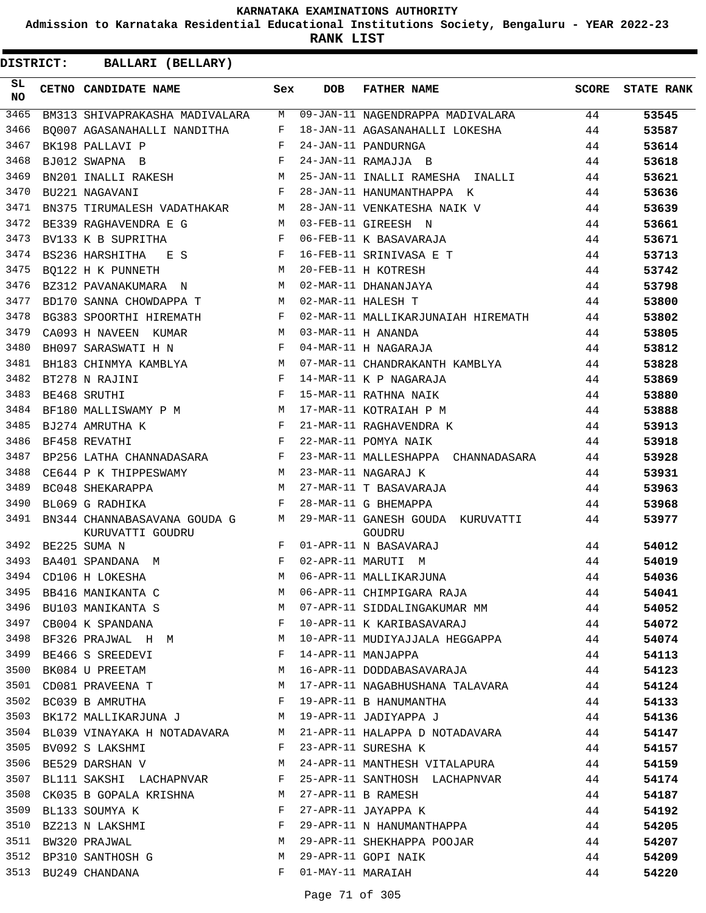**KARNATAKA EXAMINATIONS AUTHORITY**

**Admission to Karnataka Residential Educational Institutions Society, Bengaluru - YEAR 2022-23**

**RANK LIST**

**DISTRICT: BALLARI (BELLARY)**

| SL NO | CETNO | CANDIDATE NAME | Sex | DOB | FATHER NAME | SCORE | STATE RANK |
|---|---|---|---|---|---|---|---|
| 3465 | BM313 | SHIVAPRAKASHA MADIVALARA | M | 09-JAN-11 | NAGENDRAPPA MADIVALARA | 44 | 53545 |
| 3466 | BQ007 | AGASANAHALLI NANDITHA | F | 18-JAN-11 | AGASANAHALLI LOKESHA | 44 | 53587 |
| 3467 | BK198 | PALLAVI P | F | 24-JAN-11 | PANDURNGA | 44 | 53614 |
| 3468 | BJ012 | SWAPNA B | F | 24-JAN-11 | RAMAJJA B | 44 | 53618 |
| 3469 | BN201 | INALLI RAKESH | M | 25-JAN-11 | INALLI RAMESHA INALLI | 44 | 53621 |
| 3470 | BU221 | NAGAVANI | F | 28-JAN-11 | HANUMANTHAPPA K | 44 | 53636 |
| 3471 | BN375 | TIRUMALESH VADATHAKAR | M | 28-JAN-11 | VENKATESHA NAIK V | 44 | 53639 |
| 3472 | BE339 | RAGHAVENDRA E G | M | 03-FEB-11 | GIREESH N | 44 | 53661 |
| 3473 | BV133 | K B SUPRITHA | F | 06-FEB-11 | K BASAVARAJA | 44 | 53671 |
| 3474 | BS236 | HARSHITHA E S | F | 16-FEB-11 | SRINIVASA E T | 44 | 53713 |
| 3475 | BQ122 | H K PUNNETH | M | 20-FEB-11 | H KOTRESH | 44 | 53742 |
| 3476 | BZ312 | PAVANAKUMARA N | M | 02-MAR-11 | DHANANJAYA | 44 | 53798 |
| 3477 | BD170 | SANNA CHOWDAPPA T | M | 02-MAR-11 | HALESH T | 44 | 53800 |
| 3478 | BG383 | SPOORTHI HIREMATH | F | 02-MAR-11 | MALLIKARJUNAIAH HIREMATH | 44 | 53802 |
| 3479 | CA093 | H NAVEEN KUMAR | M | 03-MAR-11 | H ANANDA | 44 | 53805 |
| 3480 | BH097 | SARASWATI H N | F | 04-MAR-11 | H NAGARAJA | 44 | 53812 |
| 3481 | BH183 | CHINMYA KAMBLYA | M | 07-MAR-11 | CHANDRAKANTH KAMBLYA | 44 | 53828 |
| 3482 | BT278 | N RAJINI | F | 14-MAR-11 | K P NAGARAJA | 44 | 53869 |
| 3483 | BE468 | SRUTHI | F | 15-MAR-11 | RATHNA NAIK | 44 | 53880 |
| 3484 | BF180 | MALLISWAMY P M | M | 17-MAR-11 | KOTRAIAH P M | 44 | 53888 |
| 3485 | BJ274 | AMRUTHA K | F | 21-MAR-11 | RAGHAVENDRA K | 44 | 53913 |
| 3486 | BF458 | REVATHI | F | 22-MAR-11 | POMYA NAIK | 44 | 53918 |
| 3487 | BP256 | LATHA CHANNADASARA | F | 23-MAR-11 | MALLESHAPPA CHANNADASARA | 44 | 53928 |
| 3488 | CE644 | P K THIPPESWAMY | M | 23-MAR-11 | NAGARAJ K | 44 | 53931 |
| 3489 | BC048 | SHEKARAPPA | M | 27-MAR-11 | T BASAVARAJA | 44 | 53963 |
| 3490 | BL069 | G RADHIKA | F | 28-MAR-11 | G BHEMAPPA | 44 | 53968 |
| 3491 | BN344 | CHANNABASAVANA GOUDA G KURUVATTI GOUDRU | M | 29-MAR-11 | GANESH GOUDA KURUVATTI GOUDRU | 44 | 53977 |
| 3492 | BE225 | SUMA N | F | 01-APR-11 | N BASAVARAJ | 44 | 54012 |
| 3493 | BA401 | SPANDANA M | F | 02-APR-11 | MARUTI M | 44 | 54019 |
| 3494 | CD106 | H LOKESHA | M | 06-APR-11 | MALLIKARJUNA | 44 | 54036 |
| 3495 | BB416 | MANIKANTA C | M | 06-APR-11 | CHIMPIGARA RAJA | 44 | 54041 |
| 3496 | BU103 | MANIKANTA S | M | 07-APR-11 | SIDDALINGAKUMAR MM | 44 | 54052 |
| 3497 | CB004 | K SPANDANA | F | 10-APR-11 | K KARIBASAVARAJ | 44 | 54072 |
| 3498 | BF326 | PRAJWAL H M | M | 10-APR-11 | MUDIYAJJALA HEGGAPPA | 44 | 54074 |
| 3499 | BE466 | S SREEDEVI | F | 14-APR-11 | MANJAPPA | 44 | 54113 |
| 3500 | BK084 | U PREETAM | M | 16-APR-11 | DODDABASAVARAJA | 44 | 54123 |
| 3501 | CD081 | PRAVEENA T | M | 17-APR-11 | NAGABHUSHANA TALAVARA | 44 | 54124 |
| 3502 | BC039 | B AMRUTHA | F | 19-APR-11 | B HANUMANTHA | 44 | 54133 |
| 3503 | BK172 | MALLIKARJUNA J | M | 19-APR-11 | JADIYAPPA J | 44 | 54136 |
| 3504 | BL039 | VINAYAKA H NOTADAVARA | M | 21-APR-11 | HALAPPA D NOTADAVARA | 44 | 54147 |
| 3505 | BV092 | S LAKSHMI | F | 23-APR-11 | SURESHA K | 44 | 54157 |
| 3506 | BE529 | DARSHAN V | M | 24-APR-11 | MANTHESH VITALAPURA | 44 | 54159 |
| 3507 | BL111 | SAKSHI LACHAPNVAR | F | 25-APR-11 | SANTHOSH LACHAPNVAR | 44 | 54174 |
| 3508 | CK035 | B GOPALA KRISHNA | M | 27-APR-11 | B RAMESH | 44 | 54187 |
| 3509 | BL133 | SOUMYA K | F | 27-APR-11 | JAYAPPA K | 44 | 54192 |
| 3510 | BZ213 | N LAKSHMI | F | 29-APR-11 | N HANUMANTHAPPA | 44 | 54205 |
| 3511 | BW320 | PRAJWAL | M | 29-APR-11 | SHEKHAPPA POOJAR | 44 | 54207 |
| 3512 | BP310 | SANTHOSH G | M | 29-APR-11 | GOPI NAIK | 44 | 54209 |
| 3513 | BU249 | CHANDANA | F | 01-MAY-11 | MARAIAH | 44 | 54220 |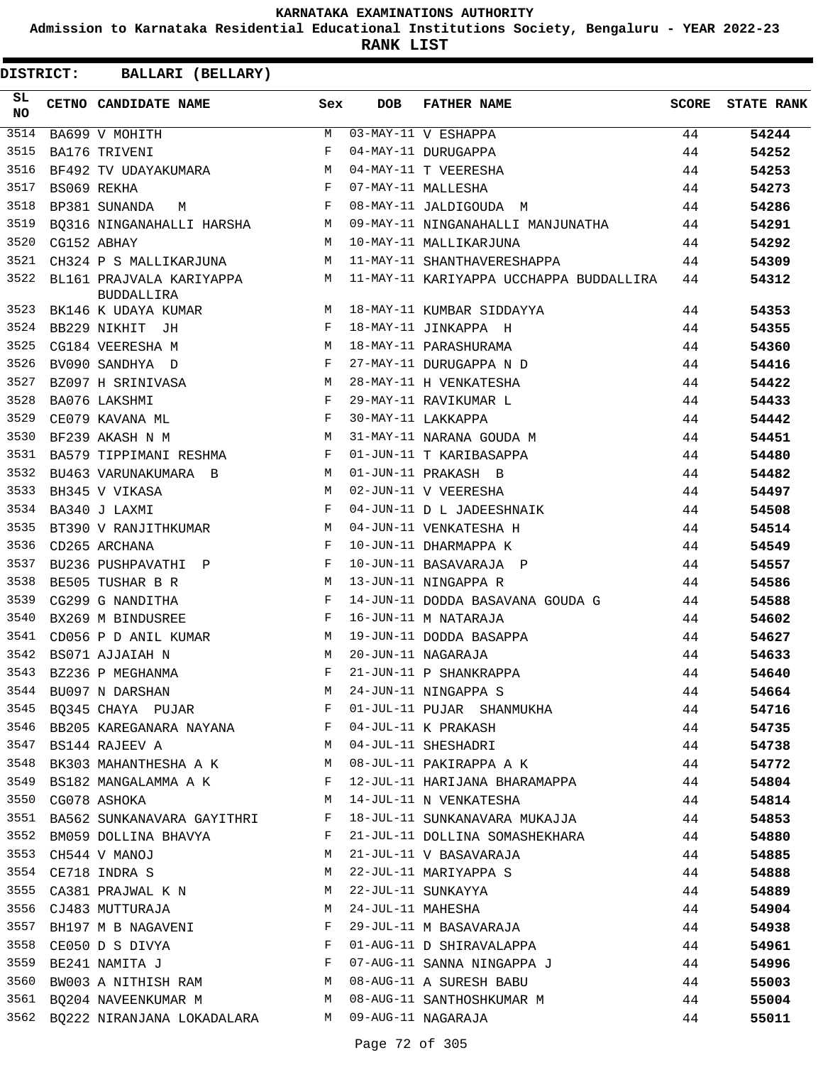# KARNATAKA EXAMINATIONS AUTHORITY

## Admission to Karnataka Residential Educational Institutions Society, Bengaluru - YEAR 2022-23

## RANK LIST

**DISTRICT: BALLARI (BELLARY)**

| SL NO | CETNO | CANDIDATE NAME | Sex | DOB | FATHER NAME | SCORE | STATE RANK |
|---|---|---|---|---|---|---|---|
| 3514 | BA699 | V MOHITH | M | 03-MAY-11 | V ESHAPPA | 44 | 54244 |
| 3515 | BA176 | TRIVENI | F | 04-MAY-11 | DURUGAPPA | 44 | 54252 |
| 3516 | BF492 | TV UDAYAKUMARA | M | 04-MAY-11 | T VEERESHA | 44 | 54253 |
| 3517 | BS069 | REKHA | F | 07-MAY-11 | MALLESHA | 44 | 54273 |
| 3518 | BP381 | SUNANDA M | F | 08-MAY-11 | JALDIGOUDA M | 44 | 54286 |
| 3519 | BQ316 | NINGANAHALLI HARSHA | M | 09-MAY-11 | NINGANAHALLI MANJUNATHA | 44 | 54291 |
| 3520 | CG152 | ABHAY | M | 10-MAY-11 | MALLIKARJUNA | 44 | 54292 |
| 3521 | CH324 | P S MALLIKARJUNA | M | 11-MAY-11 | SHANTHAVERESHAPPA | 44 | 54309 |
| 3522 | BL161 | PRAJVALA KARIYAPPA BUDDALLIRA | M | 11-MAY-11 | KARIYAPPA UCCHAPPA BUDDALLIRA | 44 | 54312 |
| 3523 | BK146 | K UDAYA KUMAR | M | 18-MAY-11 | KUMBAR SIDDAYYA | 44 | 54353 |
| 3524 | BB229 | NIKHIT JH | F | 18-MAY-11 | JINKAPPA H | 44 | 54355 |
| 3525 | CG184 | VEERESHA M | M | 18-MAY-11 | PARASHURAMA | 44 | 54360 |
| 3526 | BV090 | SANDHYA D | F | 27-MAY-11 | DURUGAPPA N D | 44 | 54416 |
| 3527 | BZ097 | H SRINIVASA | M | 28-MAY-11 | H VENKATESHA | 44 | 54422 |
| 3528 | BA076 | LAKSHMI | F | 29-MAY-11 | RAVIKUMAR L | 44 | 54433 |
| 3529 | CE079 | KAVANA ML | F | 30-MAY-11 | LAKKAPPA | 44 | 54442 |
| 3530 | BF239 | AKASH N M | M | 31-MAY-11 | NARANA GOUDA M | 44 | 54451 |
| 3531 | BA579 | TIPPIMANI RESHMA | F | 01-JUN-11 | T KARIBASAPPA | 44 | 54480 |
| 3532 | BU463 | VARUNAKUMARA B | M | 01-JUN-11 | PRAKASH B | 44 | 54482 |
| 3533 | BH345 | V VIKASA | M | 02-JUN-11 | V VEERESHA | 44 | 54497 |
| 3534 | BA340 | J LAXMI | F | 04-JUN-11 | D L JADEESHNAIK | 44 | 54508 |
| 3535 | BT390 | V RANJITHKUMAR | M | 04-JUN-11 | VENKATESHA H | 44 | 54514 |
| 3536 | CD265 | ARCHANA | F | 10-JUN-11 | DHARMAPPA K | 44 | 54549 |
| 3537 | BU236 | PUSHPAVATHI P | F | 10-JUN-11 | BASAVARAJA P | 44 | 54557 |
| 3538 | BE505 | TUSHAR B R | M | 13-JUN-11 | NINGAPPA R | 44 | 54586 |
| 3539 | CG299 | G NANDITHA | F | 14-JUN-11 | DODDA BASAVANA GOUDA G | 44 | 54588 |
| 3540 | BX269 | M BINDUSREE | F | 16-JUN-11 | M NATARAJA | 44 | 54602 |
| 3541 | CD056 | P D ANIL KUMAR | M | 19-JUN-11 | DODDA BASAPPA | 44 | 54627 |
| 3542 | BS071 | AJJAIAH N | M | 20-JUN-11 | NAGARAJA | 44 | 54633 |
| 3543 | BZ236 | P MEGHANMA | F | 21-JUN-11 | P SHANKRAPPA | 44 | 54640 |
| 3544 | BU097 | N DARSHAN | M | 24-JUN-11 | NINGAPPA S | 44 | 54664 |
| 3545 | BQ345 | CHAYA PUJAR | F | 01-JUL-11 | PUJAR SHANMUKHA | 44 | 54716 |
| 3546 | BB205 | KAREGANARA NAYANA | F | 04-JUL-11 | K PRAKASH | 44 | 54735 |
| 3547 | BS144 | RAJEEV A | M | 04-JUL-11 | SHESHADRI | 44 | 54738 |
| 3548 | BK303 | MAHANTHESHA A K | M | 08-JUL-11 | PAKIRAPPA A K | 44 | 54772 |
| 3549 | BS182 | MANGALAMMA A K | F | 12-JUL-11 | HARIJANA BHARAMAPPA | 44 | 54804 |
| 3550 | CG078 | ASHOKA | M | 14-JUL-11 | N VENKATESHA | 44 | 54814 |
| 3551 | BA562 | SUNKANAVARA GAYITHRI | F | 18-JUL-11 | SUNKANAVARA MUKAJJA | 44 | 54853 |
| 3552 | BM059 | DOLLINA BHAVYA | F | 21-JUL-11 | DOLLINA SOMASHEKHARA | 44 | 54880 |
| 3553 | CH544 | V MANOJ | M | 21-JUL-11 | V BASAVARAJA | 44 | 54885 |
| 3554 | CE718 | INDRA S | M | 22-JUL-11 | MARIYAPPA S | 44 | 54888 |
| 3555 | CA381 | PRAJWAL K N | M | 22-JUL-11 | SUNKAYYA | 44 | 54889 |
| 3556 | CJ483 | MUTTURAJA | M | 24-JUL-11 | MAHESHA | 44 | 54904 |
| 3557 | BH197 | M B NAGAVENI | F | 29-JUL-11 | M BASAVARAJA | 44 | 54938 |
| 3558 | CE050 | D S DIVYA | F | 01-AUG-11 | D SHIRAVALAPPA | 44 | 54961 |
| 3559 | BE241 | NAMITA J | F | 07-AUG-11 | SANNA NINGAPPA J | 44 | 54996 |
| 3560 | BW003 | A NITHISH RAM | M | 08-AUG-11 | A SURESH BABU | 44 | 55003 |
| 3561 | BQ204 | NAVEENKUMAR M | M | 08-AUG-11 | SANTHOSHKUMAR M | 44 | 55004 |
| 3562 | BQ222 | NIRANJANA LOKADALARA | M | 09-AUG-11 | NAGARAJA | 44 | 55011 |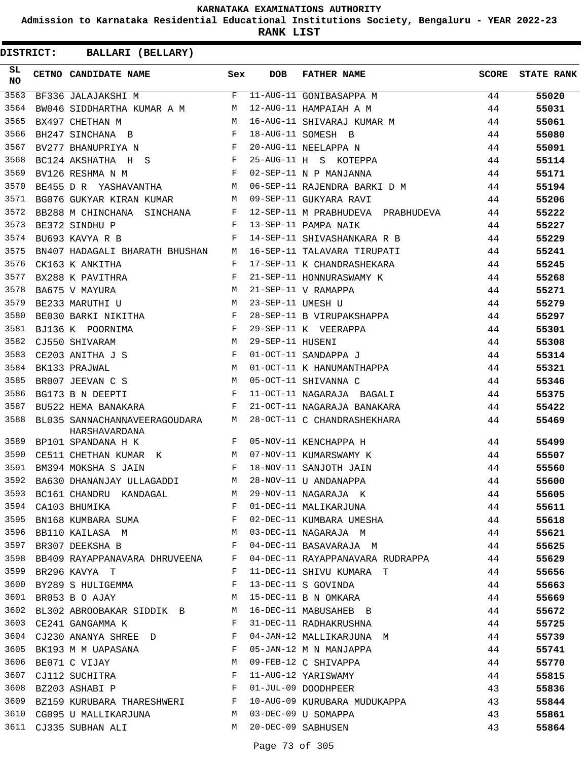# KARNATAKA EXAMINATIONS AUTHORITY

**Admission to Karnataka Residential Educational Institutions Society, Bengaluru - YEAR 2022-23**

**RANK LIST**

**DISTRICT: BALLARI (BELLARY)**

| SL NO | CETNO | CANDIDATE NAME | Sex | DOB | FATHER NAME | SCORE | STATE RANK |
|---|---|---|---|---|---|---|---|
| 3563 | BF336 | JALAJAKSHI M | F | 11-AUG-11 | GONIBASAPPA M | 44 | 55020 |
| 3564 | BW046 | SIDDHARTHA KUMAR A M | M | 12-AUG-11 | HAMPAIAH A M | 44 | 55031 |
| 3565 | BX497 | CHETHAN M | M | 16-AUG-11 | SHIVARAJ KUMAR M | 44 | 55061 |
| 3566 | BH247 | SINCHANA B | F | 18-AUG-11 | SOMESH B | 44 | 55080 |
| 3567 | BV277 | BHANUPRIYA N | F | 20-AUG-11 | NEELAPPA N | 44 | 55091 |
| 3568 | BC124 | AKSHATHA H S | F | 25-AUG-11 | H S KOTEPPA | 44 | 55114 |
| 3569 | BV126 | RESHMA N M | F | 02-SEP-11 | N P MANJANNA | 44 | 55171 |
| 3570 | BE455 | D R YASHAVANTHA | M | 06-SEP-11 | RAJENDRA BARKI D M | 44 | 55194 |
| 3571 | BG076 | GUKYAR KIRAN KUMAR | M | 09-SEP-11 | GUKYARA RAVI | 44 | 55206 |
| 3572 | BB288 | M CHINCHANA SINCHANA | F | 12-SEP-11 | M PRABHUDEVA PRABHUDEVA | 44 | 55222 |
| 3573 | BE372 | SINDHU P | F | 13-SEP-11 | PAMPA NAIK | 44 | 55227 |
| 3574 | BU693 | KAVYA R B | F | 14-SEP-11 | SHIVASHANKARA R B | 44 | 55229 |
| 3575 | BN407 | HADAGALI BHARATH BHUSHAN | M | 16-SEP-11 | TALAVARA TIRUPATI | 44 | 55241 |
| 3576 | CK163 | K ANKITHA | F | 17-SEP-11 | K CHANDRASHEKARA | 44 | 55245 |
| 3577 | BX288 | K PAVITHRA | F | 21-SEP-11 | HONNURASWAMY K | 44 | 55268 |
| 3578 | BA675 | V MAYURA | M | 21-SEP-11 | V RAMAPPA | 44 | 55271 |
| 3579 | BE233 | MARUTHI U | M | 23-SEP-11 | UMESH U | 44 | 55279 |
| 3580 | BE030 | BARKI NIKITHA | F | 28-SEP-11 | B VIRUPAKSHAPPA | 44 | 55297 |
| 3581 | BJ136 | K POORNIMA | F | 29-SEP-11 | K VEERAPPA | 44 | 55301 |
| 3582 | CJ550 | SHIVARAM | M | 29-SEP-11 | HUSENI | 44 | 55308 |
| 3583 | CE203 | ANITHA J S | F | 01-OCT-11 | SANDAPPA J | 44 | 55314 |
| 3584 | BK133 | PRAJWAL | M | 01-OCT-11 | K HANUMANTHAPPA | 44 | 55321 |
| 3585 | BR007 | JEEVAN C S | M | 05-OCT-11 | SHIVANNA C | 44 | 55346 |
| 3586 | BG173 | B N DEEPTI | F | 11-OCT-11 | NAGARAJA BAGALI | 44 | 55375 |
| 3587 | BU522 | HEMA BANAKARA | F | 21-OCT-11 | NAGARAJA BANAKARA | 44 | 55422 |
| 3588 | BL035 | SANNACHANNAVEERAGOUDARA HARSHAVARDANA | M | 28-OCT-11 | C CHANDRASHEKHARA | 44 | 55469 |
| 3589 | BP101 | SPANDANA H K | F | 05-NOV-11 | KENCHAPPA H | 44 | 55499 |
| 3590 | CE511 | CHETHAN KUMAR K | M | 07-NOV-11 | KUMARSWAMY K | 44 | 55507 |
| 3591 | BM394 | MOKSHA S JAIN | F | 18-NOV-11 | SANJOTH JAIN | 44 | 55560 |
| 3592 | BA630 | DHANANJAY ULLAGADDI | M | 28-NOV-11 | U ANDANAPPA | 44 | 55600 |
| 3593 | BC161 | CHANDRU KANDAGAL | M | 29-NOV-11 | NAGARAJA K | 44 | 55605 |
| 3594 | CA103 | BHUMIKA | F | 01-DEC-11 | MALIKARJUNA | 44 | 55611 |
| 3595 | BN168 | KUMBARA SUMA | F | 02-DEC-11 | KUMBARA UMESHA | 44 | 55618 |
| 3596 | BB110 | KAILASA M | M | 03-DEC-11 | NAGARAJA M | 44 | 55621 |
| 3597 | BR307 | DEEKSHA B | F | 04-DEC-11 | BASAVARAJA M | 44 | 55625 |
| 3598 | BB409 | RAYAPPANAVARA DHRUVEENA | F | 04-DEC-11 | RAYAPPANAVARA RUDRAPPA | 44 | 55629 |
| 3599 | BR296 | KAVYA T | F | 11-DEC-11 | SHIVU KUMARA T | 44 | 55656 |
| 3600 | BY289 | S HULIGEMMA | F | 13-DEC-11 | S GOVINDA | 44 | 55663 |
| 3601 | BR053 | B O AJAY | M | 15-DEC-11 | B N OMKARA | 44 | 55669 |
| 3602 | BL302 | ABROOBAKAR SIDDIK B | M | 16-DEC-11 | MABUSAHEB B | 44 | 55672 |
| 3603 | CE241 | GANGAMMA K | F | 31-DEC-11 | RADHAKRUSHNA | 44 | 55725 |
| 3604 | CJ230 | ANANYA SHREE D | F | 04-JAN-12 | MALLIKARJUNA M | 44 | 55739 |
| 3605 | BK193 | M M UAPASANA | F | 05-JAN-12 | M N MANJAPPA | 44 | 55741 |
| 3606 | BE071 | C VIJAY | M | 09-FEB-12 | C SHIVAPPA | 44 | 55770 |
| 3607 | CJ112 | SUCHITRA | F | 11-AUG-12 | YARISWAMY | 44 | 55815 |
| 3608 | BZ203 | ASHABI P | F | 01-JUL-09 | DOODHPEER | 43 | 55836 |
| 3609 | BZ159 | KURUBARA THARESHWERI | F | 10-AUG-09 | KURUBARA MUDUKAPPA | 43 | 55844 |
| 3610 | CG095 | U MALLIKARJUNA | M | 03-DEC-09 | U SOMAPPA | 43 | 55861 |
| 3611 | CJ335 | SUBHAN ALI | M | 20-DEC-09 | SABHUSEN | 43 | 55864 |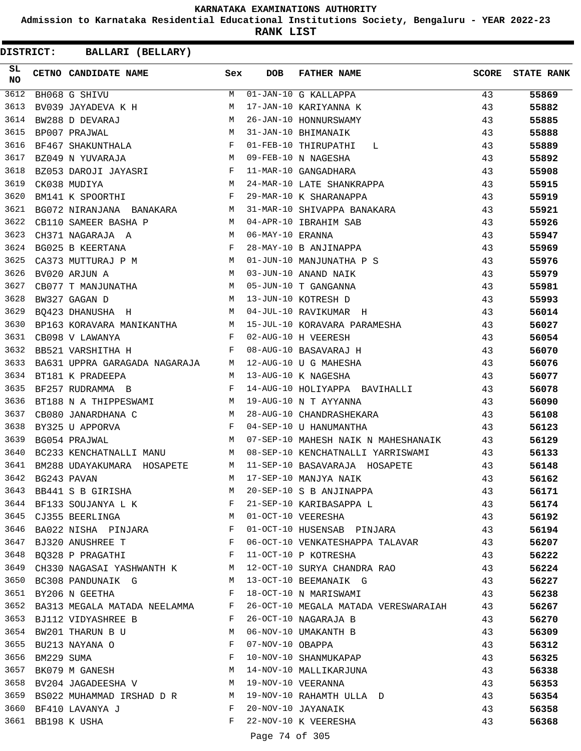KARNATAKA EXAMINATIONS AUTHORITY

Admission to Karnataka Residential Educational Institutions Society, Bengaluru - YEAR 2022-23

**RANK LIST**

**DISTRICT: BALLARI (BELLARY)**

| SL NO | CETNO | CANDIDATE NAME | Sex | DOB | FATHER NAME | SCORE | STATE RANK |
|---|---|---|---|---|---|---|---|
| 3612 | BH068 | G SHIVU | M | 01-JAN-10 | G KALLAPPA | 43 | **55869** |
| 3613 | BV039 | JAYADEVA K H | M | 17-JAN-10 | KARIYANNA K | 43 | **55882** |
| 3614 | BW288 | D DEVARAJ | M | 26-JAN-10 | HONNURSWAMY | 43 | **55885** |
| 3615 | BP007 | PRAJWAL | M | 31-JAN-10 | BHIMANAIK | 43 | **55888** |
| 3616 | BF467 | SHAKUNTHALA | F | 01-FEB-10 | THIRUPATHI L | 43 | **55889** |
| 3617 | BZ049 | N YUVARAJA | M | 09-FEB-10 | N NAGESHA | 43 | **55892** |
| 3618 | BZ053 | DAROJI JAYASRI | F | 11-MAR-10 | GANGADHARA | 43 | **55908** |
| 3619 | CK038 | MUDIYA | M | 24-MAR-10 | LATE SHANKRAPPA | 43 | **55915** |
| 3620 | BM141 | K SPOORTHI | F | 29-MAR-10 | K SHARANAPPA | 43 | **55919** |
| 3621 | BG072 | NIRANJANA BANAKARA | M | 31-MAR-10 | SHIVAPPA BANAKARA | 43 | **55921** |
| 3622 | CB110 | SAMEER BASHA P | M | 04-APR-10 | IBRAHIM SAB | 43 | **55926** |
| 3623 | CH371 | NAGARAJA A | M | 06-MAY-10 | ERANNA | 43 | **55947** |
| 3624 | BG025 | B KEERTANA | F | 28-MAY-10 | B ANJINAPPA | 43 | **55969** |
| 3625 | CA373 | MUTTURAJ P M | M | 01-JUN-10 | MANJUNATHA P S | 43 | **55976** |
| 3626 | BV020 | ARJUN A | M | 03-JUN-10 | ANAND NAIK | 43 | **55979** |
| 3627 | CB077 | T MANJUNATHA | M | 05-JUN-10 | T GANGANNA | 43 | **55981** |
| 3628 | BW327 | GAGAN D | M | 13-JUN-10 | KOTRESH D | 43 | **55993** |
| 3629 | BQ423 | DHANUSHA H | M | 04-JUL-10 | RAVIKUMAR H | 43 | **56014** |
| 3630 | BP163 | KORAVARA MANIKANTHA | M | 15-JUL-10 | KORAVARA PARAMESHA | 43 | **56027** |
| 3631 | CB098 | V LAWANYA | F | 02-AUG-10 | H VEERESH | 43 | **56054** |
| 3632 | BB521 | VARSHITHA H | F | 08-AUG-10 | BASAVARAJ H | 43 | **56070** |
| 3633 | BA631 | UPPRA GARAGADA NAGARAJA | M | 12-AUG-10 | U G MAHESHA | 43 | **56076** |
| 3634 | BT181 | K PRADEEPA | M | 13-AUG-10 | K NAGESHA | 43 | **56077** |
| 3635 | BF257 | RUDRAMMA B | F | 14-AUG-10 | HOLIYAPPA BAVIHALLI | 43 | **56078** |
| 3636 | BT188 | N A THIPPESWAMI | M | 19-AUG-10 | N T AYYANNA | 43 | **56090** |
| 3637 | CB080 | JANARDHANA C | M | 28-AUG-10 | CHANDRASHEKARA | 43 | **56108** |
| 3638 | BY325 | U APPORVA | F | 04-SEP-10 | U HANUMANTHA | 43 | **56123** |
| 3639 | BG054 | PRAJWAL | M | 07-SEP-10 | MAHESH NAIK N MAHESHANAIK | 43 | **56129** |
| 3640 | BC233 | KENCHATNALLI MANU | M | 08-SEP-10 | KENCHATNALLI YARRISWAMI | 43 | **56133** |
| 3641 | BM288 | UDAYAKUMARA HOSAPETE | M | 11-SEP-10 | BASAVARAJA HOSAPETE | 43 | **56148** |
| 3642 | BG243 | PAVAN | M | 17-SEP-10 | MANJYA NAIK | 43 | **56162** |
| 3643 | BB441 | S B GIRISHA | M | 20-SEP-10 | S B ANJINAPPA | 43 | **56171** |
| 3644 | BF133 | SOUJANYA L K | F | 21-SEP-10 | KARIBASAPPA L | 43 | **56174** |
| 3645 | CJ355 | BEERLINGA | M | 01-OCT-10 | VEERESHA | 43 | **56192** |
| 3646 | BA022 | NISHA PINJARA | F | 01-OCT-10 | HUSENSAB PINJARA | 43 | **56194** |
| 3647 | BJ320 | ANUSHREE T | F | 06-OCT-10 | VENKATESHAPPA TALAVAR | 43 | **56207** |
| 3648 | BQ328 | P PRAGATHI | F | 11-OCT-10 | P KOTRESHA | 43 | **56222** |
| 3649 | CH330 | NAGASAI YASHWANTH K | M | 12-OCT-10 | SURYA CHANDRA RAO | 43 | **56224** |
| 3650 | BC308 | PANDUNAIK G | M | 13-OCT-10 | BEEMANAIK G | 43 | **56227** |
| 3651 | BY206 | N GEETHA | F | 18-OCT-10 | N MARISWAMI | 43 | **56238** |
| 3652 | BA313 | MEGALA MATADA NEELAMMA | F | 26-OCT-10 | MEGALA MATADA VERESWARAIAH | 43 | **56267** |
| 3653 | BJ112 | VIDYASHREE B | F | 26-OCT-10 | NAGARAJA B | 43 | **56270** |
| 3654 | BW201 | THARUN B U | M | 06-NOV-10 | UMAKANTH B | 43 | **56309** |
| 3655 | BU213 | NAYANA O | F | 07-NOV-10 | OBAPPA | 43 | **56312** |
| 3656 | BM229 | SUMA | F | 10-NOV-10 | SHANMUKAPAP | 43 | **56325** |
| 3657 | BK079 | M GANESH | M | 14-NOV-10 | MALLIKARJUNA | 43 | **56338** |
| 3658 | BV204 | JAGADEESHA V | M | 19-NOV-10 | VEERANNA | 43 | **56353** |
| 3659 | BS022 | MUHAMMAD IRSHAD D R | M | 19-NOV-10 | RAHAMTH ULLA D | 43 | **56354** |
| 3660 | BF410 | LAVANYA J | F | 20-NOV-10 | JAYANAIK | 43 | **56358** |
| 3661 | BB198 | K USHA | F | 22-NOV-10 | K VEERESHA | 43 | **56368** |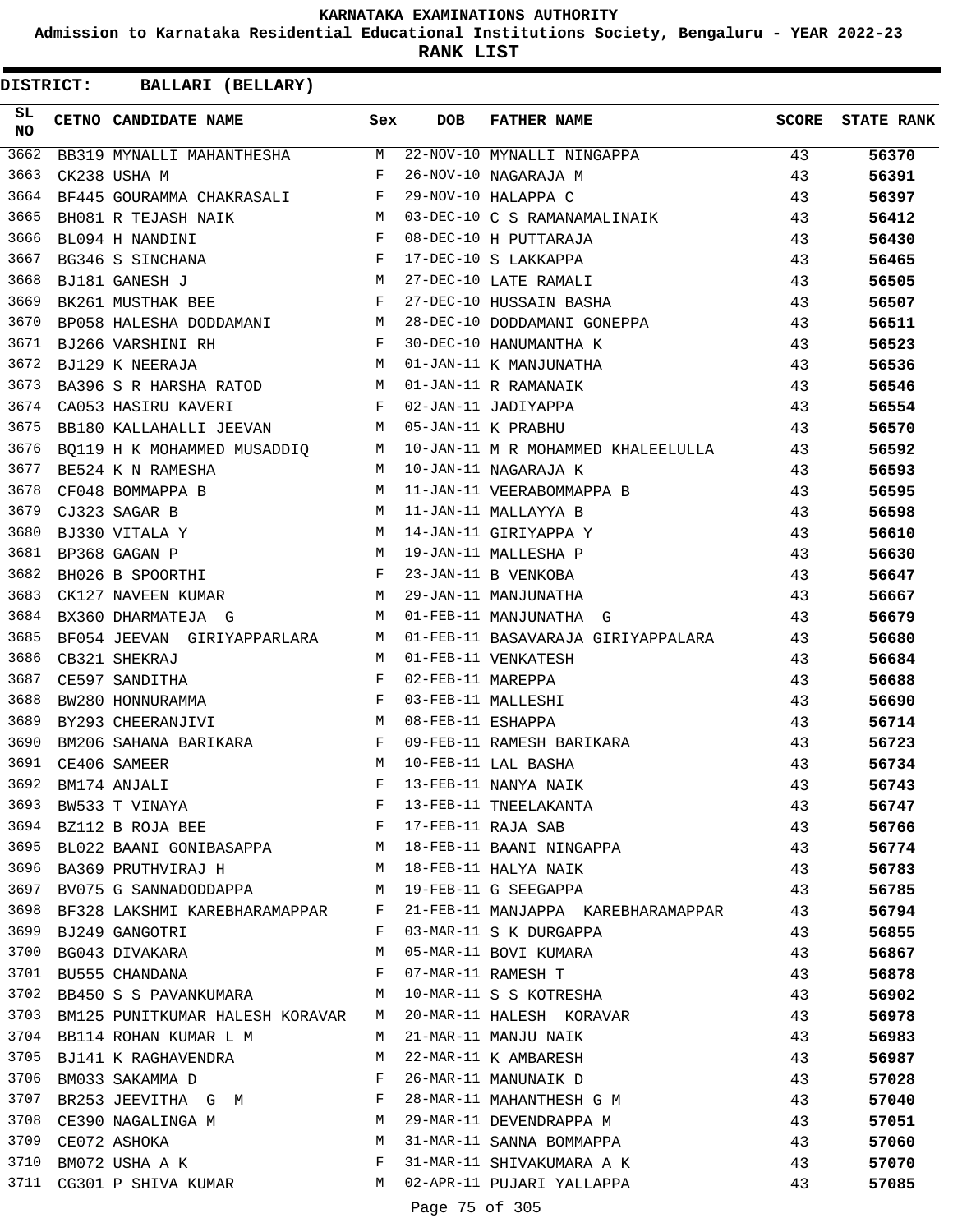KARNATAKA EXAMINATIONS AUTHORITY

Admission to Karnataka Residential Educational Institutions Society, Bengaluru - YEAR 2022-23

**RANK LIST**

**DISTRICT: BALLARI (BELLARY)**

| SL NO | CETNO | CANDIDATE NAME | Sex | DOB | FATHER NAME | SCORE | STATE RANK |
|---|---|---|---|---|---|---|---|
| 3662 | BB319 | MYNALLI MAHANTHESHA | M | 22-NOV-10 | MYNALLI NINGAPPA | 43 | 56370 |
| 3663 | CK238 | USHA M | F | 26-NOV-10 | NAGARAJA M | 43 | 56391 |
| 3664 | BF445 | GOURAMMA CHAKRASALI | F | 29-NOV-10 | HALAPPA C | 43 | 56397 |
| 3665 | BH081 | R TEJASH NAIK | M | 03-DEC-10 | C S RAMANAMALINAIK | 43 | 56412 |
| 3666 | BL094 | H NANDINI | F | 08-DEC-10 | H PUTTARAJA | 43 | 56430 |
| 3667 | BG346 | S SINCHANA | F | 17-DEC-10 | S LAKKAPPA | 43 | 56465 |
| 3668 | BJ181 | GANESH J | M | 27-DEC-10 | LATE RAMALI | 43 | 56505 |
| 3669 | BK261 | MUSTHAK BEE | F | 27-DEC-10 | HUSSAIN BASHA | 43 | 56507 |
| 3670 | BP058 | HALESHA DODDAMANI | M | 28-DEC-10 | DODDAMANI GONEPPA | 43 | 56511 |
| 3671 | BJ266 | VARSHINI RH | F | 30-DEC-10 | HANUMANTHA K | 43 | 56523 |
| 3672 | BJ129 | K NEERAJA | M | 01-JAN-11 | K MANJUNATHA | 43 | 56536 |
| 3673 | BA396 | S R HARSHA RATOD | M | 01-JAN-11 | R RAMANAIK | 43 | 56546 |
| 3674 | CA053 | HASIRU KAVERI | F | 02-JAN-11 | JADIYAPPA | 43 | 56554 |
| 3675 | BB180 | KALLAHALLI JEEVAN | M | 05-JAN-11 | K PRABHU | 43 | 56570 |
| 3676 | BQ119 | H K MOHAMMED MUSADDIQ | M | 10-JAN-11 | M R MOHAMMED KHALEELULLA | 43 | 56592 |
| 3677 | BE524 | K N RAMESHA | M | 10-JAN-11 | NAGARAJA K | 43 | 56593 |
| 3678 | CF048 | BOMMAPPA B | M | 11-JAN-11 | VEERABOMMAPPA B | 43 | 56595 |
| 3679 | CJ323 | SAGAR B | M | 11-JAN-11 | MALLAYYA B | 43 | 56598 |
| 3680 | BJ330 | VITALA Y | M | 14-JAN-11 | GIRIYAPPA Y | 43 | 56610 |
| 3681 | BP368 | GAGAN P | M | 19-JAN-11 | MALLESHA P | 43 | 56630 |
| 3682 | BH026 | B SPOORTHI | F | 23-JAN-11 | B VENKOBA | 43 | 56647 |
| 3683 | CK127 | NAVEEN KUMAR | M | 29-JAN-11 | MANJUNATHA | 43 | 56667 |
| 3684 | BX360 | DHARMATEJA G | M | 01-FEB-11 | MANJUNATHA G | 43 | 56679 |
| 3685 | BF054 | JEEVAN GIRIYAPPARLARA | M | 01-FEB-11 | BASAVARAJA GIRIYAPPALARA | 43 | 56680 |
| 3686 | CB321 | SHEKRAJ | M | 01-FEB-11 | VENKATESH | 43 | 56684 |
| 3687 | CE597 | SANDITHA | F | 02-FEB-11 | MAREPPA | 43 | 56688 |
| 3688 | BW280 | HONNURAMMA | F | 03-FEB-11 | MALLESHI | 43 | 56690 |
| 3689 | BY293 | CHEERANJIVI | M | 08-FEB-11 | ESHAPPA | 43 | 56714 |
| 3690 | BM206 | SAHANA BARIKARA | F | 09-FEB-11 | RAMESH BARIKARA | 43 | 56723 |
| 3691 | CE406 | SAMEER | M | 10-FEB-11 | LAL BASHA | 43 | 56734 |
| 3692 | BM174 | ANJALI | F | 13-FEB-11 | NANYA NAIK | 43 | 56743 |
| 3693 | BW533 | T VINAYA | F | 13-FEB-11 | TNEELAKANTA | 43 | 56747 |
| 3694 | BZ112 | B ROJA BEE | F | 17-FEB-11 | RAJA SAB | 43 | 56766 |
| 3695 | BL022 | BAANI GONIBASAPPA | M | 18-FEB-11 | BAANI NINGAPPA | 43 | 56774 |
| 3696 | BA369 | PRUTHVIRAJ H | M | 18-FEB-11 | HALYA NAIK | 43 | 56783 |
| 3697 | BV075 | G SANNADODDAPPA | M | 19-FEB-11 | G SEEGAPPA | 43 | 56785 |
| 3698 | BF328 | LAKSHMI KAREBHARAMAPPAR | F | 21-FEB-11 | MANJAPPA KAREBHARAMAPPAR | 43 | 56794 |
| 3699 | BJ249 | GANGOTRI | F | 03-MAR-11 | S K DURGAPPA | 43 | 56855 |
| 3700 | BG043 | DIVAKARA | M | 05-MAR-11 | BOVI KUMARA | 43 | 56867 |
| 3701 | BU555 | CHANDANA | F | 07-MAR-11 | RAMESH T | 43 | 56878 |
| 3702 | BB450 | S S PAVANKUMARA | M | 10-MAR-11 | S S KOTRESHA | 43 | 56902 |
| 3703 | BM125 | PUNITKUMAR HALESH KORAVAR | M | 20-MAR-11 | HALESH KORAVAR | 43 | 56978 |
| 3704 | BB114 | ROHAN KUMAR L M | M | 21-MAR-11 | MANJU NAIK | 43 | 56983 |
| 3705 | BJ141 | K RAGHAVENDRA | M | 22-MAR-11 | K AMBARESH | 43 | 56987 |
| 3706 | BM033 | SAKAMMA D | F | 26-MAR-11 | MANUNAIK D | 43 | 57028 |
| 3707 | BR253 | JEEVITHA G M | F | 28-MAR-11 | MAHANTHESH G M | 43 | 57040 |
| 3708 | CE390 | NAGALINGA M | M | 29-MAR-11 | DEVENDRAPPA M | 43 | 57051 |
| 3709 | CE072 | ASHOKA | M | 31-MAR-11 | SANNA BOMMAPPA | 43 | 57060 |
| 3710 | BM072 | USHA A K | F | 31-MAR-11 | SHIVAKUMARA A K | 43 | 57070 |
| 3711 | CG301 | P SHIVA KUMAR | M | 02-APR-11 | PUJARI YALLAPPA | 43 | 57085 |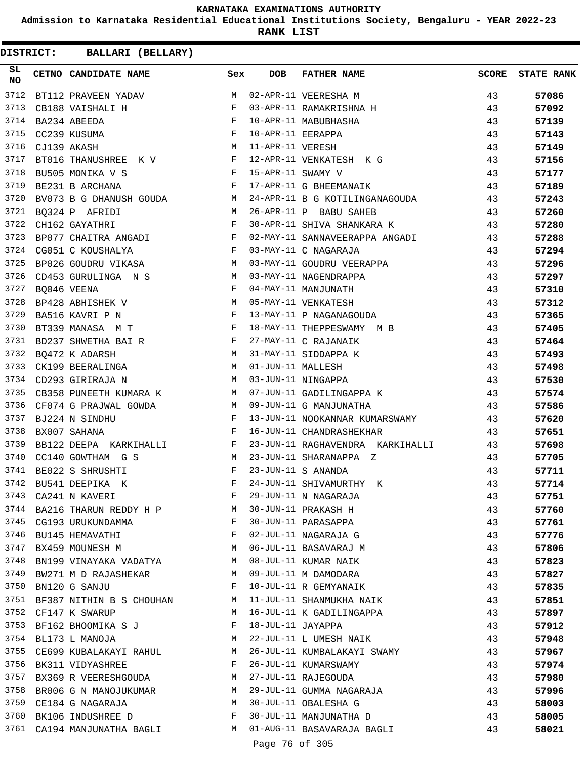# KARNATAKA EXAMINATIONS AUTHORITY

## Admission to Karnataka Residential Educational Institutions Society, Bengaluru - YEAR 2022-23

## RANK LIST

**DISTRICT: BALLARI (BELLARY)**

| SL NO | CETNO | CANDIDATE NAME | Sex | DOB | FATHER NAME | SCORE | STATE RANK |
|---|---|---|---|---|---|---|---|
| 3712 | BT112 | PRAVEEN YADAV | M | 02-APR-11 | VEERESHA M | 43 | 57086 |
| 3713 | CB188 | VAISHALI H | F | 03-APR-11 | RAMAKRISHNA H | 43 | 57092 |
| 3714 | BA234 | ABEEDA | F | 10-APR-11 | MABUBHASHA | 43 | 57139 |
| 3715 | CC239 | KUSUMA | F | 10-APR-11 | EERAPPA | 43 | 57143 |
| 3716 | CJ139 | AKASH | M | 11-APR-11 | VERESH | 43 | 57149 |
| 3717 | BT016 | THANUSHREE K V | F | 12-APR-11 | VENKATESH K G | 43 | 57156 |
| 3718 | BU505 | MONIKA V S | F | 15-APR-11 | SWAMY V | 43 | 57177 |
| 3719 | BE231 | B ARCHANA | F | 17-APR-11 | G BHEEMANAIK | 43 | 57189 |
| 3720 | BV073 | B G DHANUSH GOUDA | M | 24-APR-11 | B G KOTILINGANAGOUDA | 43 | 57243 |
| 3721 | BQ324 | P AFRIDI | M | 26-APR-11 | P BABU SAHEB | 43 | 57260 |
| 3722 | CH162 | GAYATHRI | F | 30-APR-11 | SHIVA SHANKARA K | 43 | 57280 |
| 3723 | BP077 | CHAITRA ANGADI | F | 02-MAY-11 | SANNAVEERAPPA ANGADI | 43 | 57288 |
| 3724 | CG051 | C KOUSHALYA | F | 03-MAY-11 | C NAGARAJA | 43 | 57294 |
| 3725 | BP026 | GOUDRU VIKASA | M | 03-MAY-11 | GOUDRU VEERAPPA | 43 | 57296 |
| 3726 | CD453 | GURULINGA N S | M | 03-MAY-11 | NAGENDRAPPA | 43 | 57297 |
| 3727 | BQ046 | VEENA | F | 04-MAY-11 | MANJUNATH | 43 | 57310 |
| 3728 | BP428 | ABHISHEK V | M | 05-MAY-11 | VENKATESH | 43 | 57312 |
| 3729 | BA516 | KAVRI P N | F | 13-MAY-11 | P NAGANAGOUDA | 43 | 57365 |
| 3730 | BT339 | MANASA M T | F | 18-MAY-11 | THEPPESWAMY M B | 43 | 57405 |
| 3731 | BD237 | SHWETHA BAI R | F | 27-MAY-11 | C RAJANAIK | 43 | 57464 |
| 3732 | BQ472 | K ADARSH | M | 31-MAY-11 | SIDDAPPA K | 43 | 57493 |
| 3733 | CK199 | BEERALINGA | M | 01-JUN-11 | MALLESH | 43 | 57498 |
| 3734 | CD293 | GIRIRAJA N | M | 03-JUN-11 | NINGAPPA | 43 | 57530 |
| 3735 | CB358 | PUNEETH KUMARA K | M | 07-JUN-11 | GADILINGAPPA K | 43 | 57574 |
| 3736 | CF074 | G PRAJWAL GOWDA | M | 09-JUN-11 | G MANJUNATHA | 43 | 57586 |
| 3737 | BJ224 | N SINDHU | F | 13-JUN-11 | NOOKANNAR KUMARSWAMY | 43 | 57620 |
| 3738 | BX007 | SAHANA | F | 16-JUN-11 | CHANDRASHEKHAR | 43 | 57651 |
| 3739 | BB122 | DEEPA KARKIHALLI | F | 23-JUN-11 | RAGHAVENDRA KARKIHALLI | 43 | 57698 |
| 3740 | CC140 | GOWTHAM G S | M | 23-JUN-11 | SHARANAPPA Z | 43 | 57705 |
| 3741 | BE022 | S SHRUSHTI | F | 23-JUN-11 | S ANANDA | 43 | 57711 |
| 3742 | BU541 | DEEPIKA K | F | 24-JUN-11 | SHIVAMURTHY K | 43 | 57714 |
| 3743 | CA241 | N KAVERI | F | 29-JUN-11 | N NAGARAJA | 43 | 57751 |
| 3744 | BA216 | THARUN REDDY H P | M | 30-JUN-11 | PRAKASH H | 43 | 57760 |
| 3745 | CG193 | URUKUNDAMMA | F | 30-JUN-11 | PARASAPPA | 43 | 57761 |
| 3746 | BU145 | HEMAVATHI | F | 02-JUL-11 | NAGARAJA G | 43 | 57776 |
| 3747 | BX459 | MOUNESH M | M | 06-JUL-11 | BASAVARAJ M | 43 | 57806 |
| 3748 | BN199 | VINAYAKA VADATYA | M | 08-JUL-11 | KUMAR NAIK | 43 | 57823 |
| 3749 | BW271 | M D RAJASHEKAR | M | 09-JUL-11 | M DAMODARA | 43 | 57827 |
| 3750 | BN120 | G SANJU | F | 10-JUL-11 | R GEMYANAIK | 43 | 57835 |
| 3751 | BF387 | NITHIN B S CHOUHAN | M | 11-JUL-11 | SHANMUKHA NAIK | 43 | 57851 |
| 3752 | CF147 | K SWARUP | M | 16-JUL-11 | K GADILINGAPPA | 43 | 57897 |
| 3753 | BF162 | BHOOMIKA S J | F | 18-JUL-11 | JAYAPPA | 43 | 57912 |
| 3754 | BL173 | L MANOJA | M | 22-JUL-11 | L UMESH NAIK | 43 | 57948 |
| 3755 | CE699 | KUBALAKAYI RAHUL | M | 26-JUL-11 | KUMBALAKAYI SWAMY | 43 | 57967 |
| 3756 | BK311 | VIDYASHREE | F | 26-JUL-11 | KUMARSWAMY | 43 | 57974 |
| 3757 | BX369 | R VEERESHGOUDA | M | 27-JUL-11 | RAJEGOUDA | 43 | 57980 |
| 3758 | BR006 | G N MANOJUKUMAR | M | 29-JUL-11 | GUMMA NAGARAJA | 43 | 57996 |
| 3759 | CE184 | G NAGARAJA | M | 30-JUL-11 | OBALESHA G | 43 | 58003 |
| 3760 | BK106 | INDUSHREE D | F | 30-JUL-11 | MANJUNATHA D | 43 | 58005 |
| 3761 | CA194 | MANJUNATHA BAGLI | M | 01-AUG-11 | BASAVARAJA BAGLI | 43 | 58021 |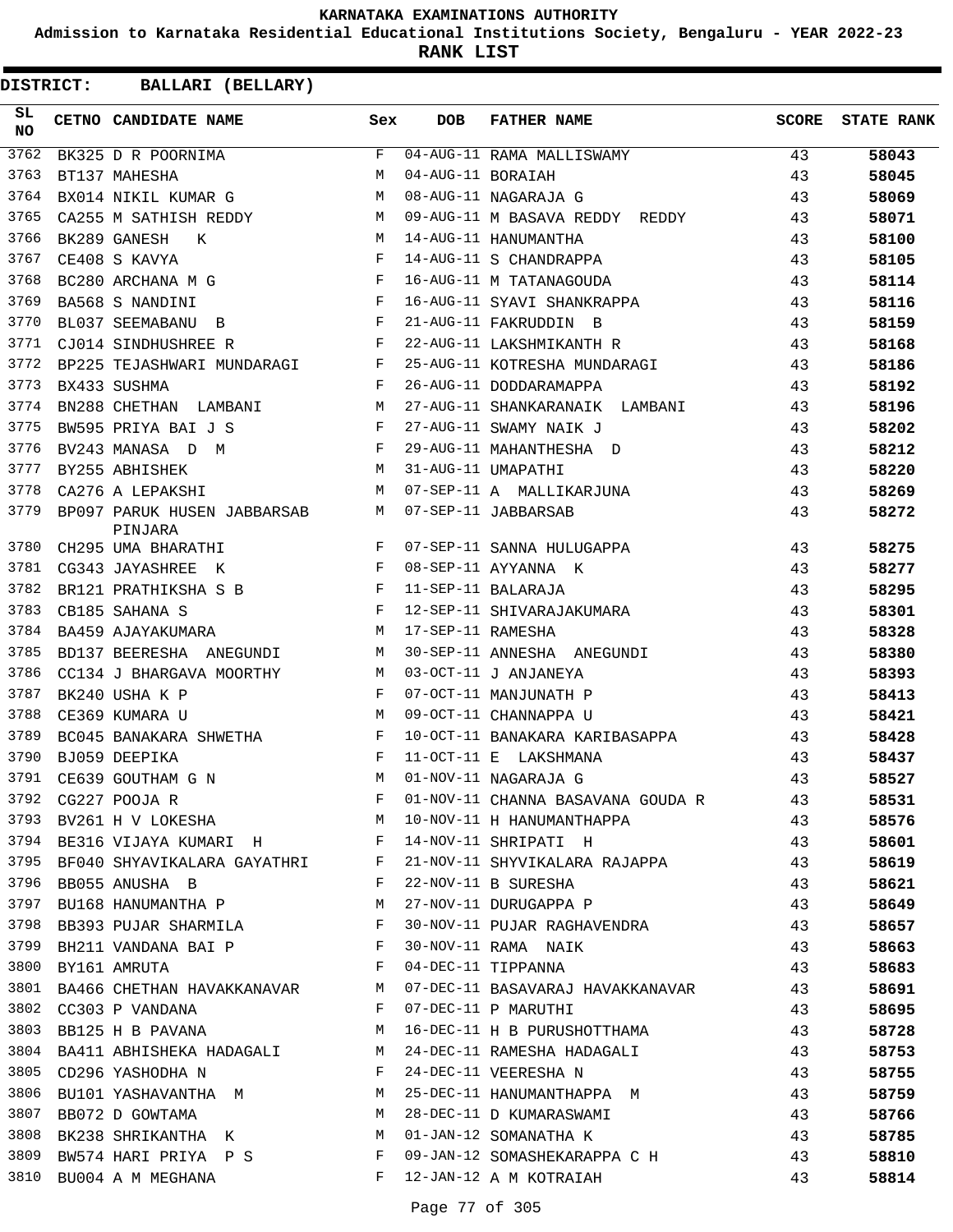# KARNATAKA EXAMINATIONS AUTHORITY

**Admission to Karnataka Residential Educational Institutions Society, Bengaluru - YEAR 2022-23**

**RANK LIST**

**DISTRICT: BALLARI (BELLARY)**

| SL NO | CETNO | CANDIDATE NAME | Sex | DOB | FATHER NAME | SCORE | STATE RANK |
|---|---|---|---|---|---|---|---|
| 3762 | BK325 | D R POORNIMA | F | 04-AUG-11 | RAMA MALLISWAMY | 43 | 58043 |
| 3763 | BT137 | MAHESHA | M | 04-AUG-11 | BORAIAH | 43 | 58045 |
| 3764 | BX014 | NIKIL KUMAR G | M | 08-AUG-11 | NAGARAJA G | 43 | 58069 |
| 3765 | CA255 | M SATHISH REDDY | M | 09-AUG-11 | M BASAVA REDDY REDDY | 43 | 58071 |
| 3766 | BK289 | GANESH K | M | 14-AUG-11 | HANUMANTHA | 43 | 58100 |
| 3767 | CE408 | S KAVYA | F | 14-AUG-11 | S CHANDRAPPA | 43 | 58105 |
| 3768 | BC280 | ARCHANA M G | F | 16-AUG-11 | M TATANAGOUDA | 43 | 58114 |
| 3769 | BA568 | S NANDINI | F | 16-AUG-11 | SYAVI SHANKRAPPA | 43 | 58116 |
| 3770 | BL037 | SEEMABANU B | F | 21-AUG-11 | FAKRUDDIN B | 43 | 58159 |
| 3771 | CJ014 | SINDHUSHREE R | F | 22-AUG-11 | LAKSHMIKANTH R | 43 | 58168 |
| 3772 | BP225 | TEJASHWARI MUNDARAGI | F | 25-AUG-11 | KOTRESHA MUNDARAGI | 43 | 58186 |
| 3773 | BX433 | SUSHMA | F | 26-AUG-11 | DODDARAMAPPA | 43 | 58192 |
| 3774 | BN288 | CHETHAN LAMBANI | M | 27-AUG-11 | SHANKARANAIK LAMBANI | 43 | 58196 |
| 3775 | BW595 | PRIYA BAI J S | F | 27-AUG-11 | SWAMY NAIK J | 43 | 58202 |
| 3776 | BV243 | MANASA D M | F | 29-AUG-11 | MAHANTHESHA D | 43 | 58212 |
| 3777 | BY255 | ABHISHEK | M | 31-AUG-11 | UMAPATHI | 43 | 58220 |
| 3778 | CA276 | A LEPAKSHI | M | 07-SEP-11 | A MALLIKARJUNA | 43 | 58269 |
| 3779 | BP097 | PARUK HUSEN JABBARSAB PINJARA | M | 07-SEP-11 | JABBARSAB | 43 | 58272 |
| 3780 | CH295 | UMA BHARATHI | F | 07-SEP-11 | SANNA HULUGAPPA | 43 | 58275 |
| 3781 | CG343 | JAYASHREE K | F | 08-SEP-11 | AYYANNA K | 43 | 58277 |
| 3782 | BR121 | PRATHIKSHA S B | F | 11-SEP-11 | BALARAJA | 43 | 58295 |
| 3783 | CB185 | SAHANA S | F | 12-SEP-11 | SHIVARAJAKUMARA | 43 | 58301 |
| 3784 | BA459 | AJAYAKUMARA | M | 17-SEP-11 | RAMESHA | 43 | 58328 |
| 3785 | BD137 | BEERESHA ANEGUNDI | M | 30-SEP-11 | ANNESHA ANEGUNDI | 43 | 58380 |
| 3786 | CC134 | J BHARGAVA MOORTHY | M | 03-OCT-11 | J ANJANEYA | 43 | 58393 |
| 3787 | BK240 | USHA K P | F | 07-OCT-11 | MANJUNATH P | 43 | 58413 |
| 3788 | CE369 | KUMARA U | M | 09-OCT-11 | CHANNAPPA U | 43 | 58421 |
| 3789 | BC045 | BANAKARA SHWETHA | F | 10-OCT-11 | BANAKARA KARIBASAPPA | 43 | 58428 |
| 3790 | BJ059 | DEEPIKA | F | 11-OCT-11 | E LAKSHMANA | 43 | 58437 |
| 3791 | CE639 | GOUTHAM G N | M | 01-NOV-11 | NAGARAJA G | 43 | 58527 |
| 3792 | CG227 | POOJA R | F | 01-NOV-11 | CHANNA BASAVANA GOUDA R | 43 | 58531 |
| 3793 | BV261 | H V LOKESHA | M | 10-NOV-11 | H HANUMANTHAPPA | 43 | 58576 |
| 3794 | BE316 | VIJAYA KUMARI H | F | 14-NOV-11 | SHRIPATI H | 43 | 58601 |
| 3795 | BF040 | SHYAVIKALARA GAYATHRI | F | 21-NOV-11 | SHYVIKALARA RAJAPPA | 43 | 58619 |
| 3796 | BB055 | ANUSHA B | F | 22-NOV-11 | B SURESHA | 43 | 58621 |
| 3797 | BU168 | HANUMANTHA P | M | 27-NOV-11 | DURUGAPPA P | 43 | 58649 |
| 3798 | BB393 | PUJAR SHARMILA | F | 30-NOV-11 | PUJAR RAGHAVENDRA | 43 | 58657 |
| 3799 | BH211 | VANDANA BAI P | F | 30-NOV-11 | RAMA NAIK | 43 | 58663 |
| 3800 | BY161 | AMRUTA | F | 04-DEC-11 | TIPPANNA | 43 | 58683 |
| 3801 | BA466 | CHETHAN HAVAKKANAVAR | M | 07-DEC-11 | BASAVARAJ HAVAKKANAVAR | 43 | 58691 |
| 3802 | CC303 | P VANDANA | F | 07-DEC-11 | P MARUTHI | 43 | 58695 |
| 3803 | BB125 | H B PAVANA | M | 16-DEC-11 | H B PURUSHOTTHAMA | 43 | 58728 |
| 3804 | BA411 | ABHISHEKA HADAGALI | M | 24-DEC-11 | RAMESHA HADAGALI | 43 | 58753 |
| 3805 | CD296 | YASHODHA N | F | 24-DEC-11 | VEERESHA N | 43 | 58755 |
| 3806 | BU101 | YASHAVANTHA M | M | 25-DEC-11 | HANUMANTHAPPA M | 43 | 58759 |
| 3807 | BB072 | D GOWTAMA | M | 28-DEC-11 | D KUMARASWAMI | 43 | 58766 |
| 3808 | BK238 | SHRIKANTHA K | M | 01-JAN-12 | SOMANATHA K | 43 | 58785 |
| 3809 | BW574 | HARI PRIYA P S | F | 09-JAN-12 | SOMASHEKARAPPA C H | 43 | 58810 |
| 3810 | BU004 | A M MEGHANA | F | 12-JAN-12 | A M KOTRAIAH | 43 | 58814 |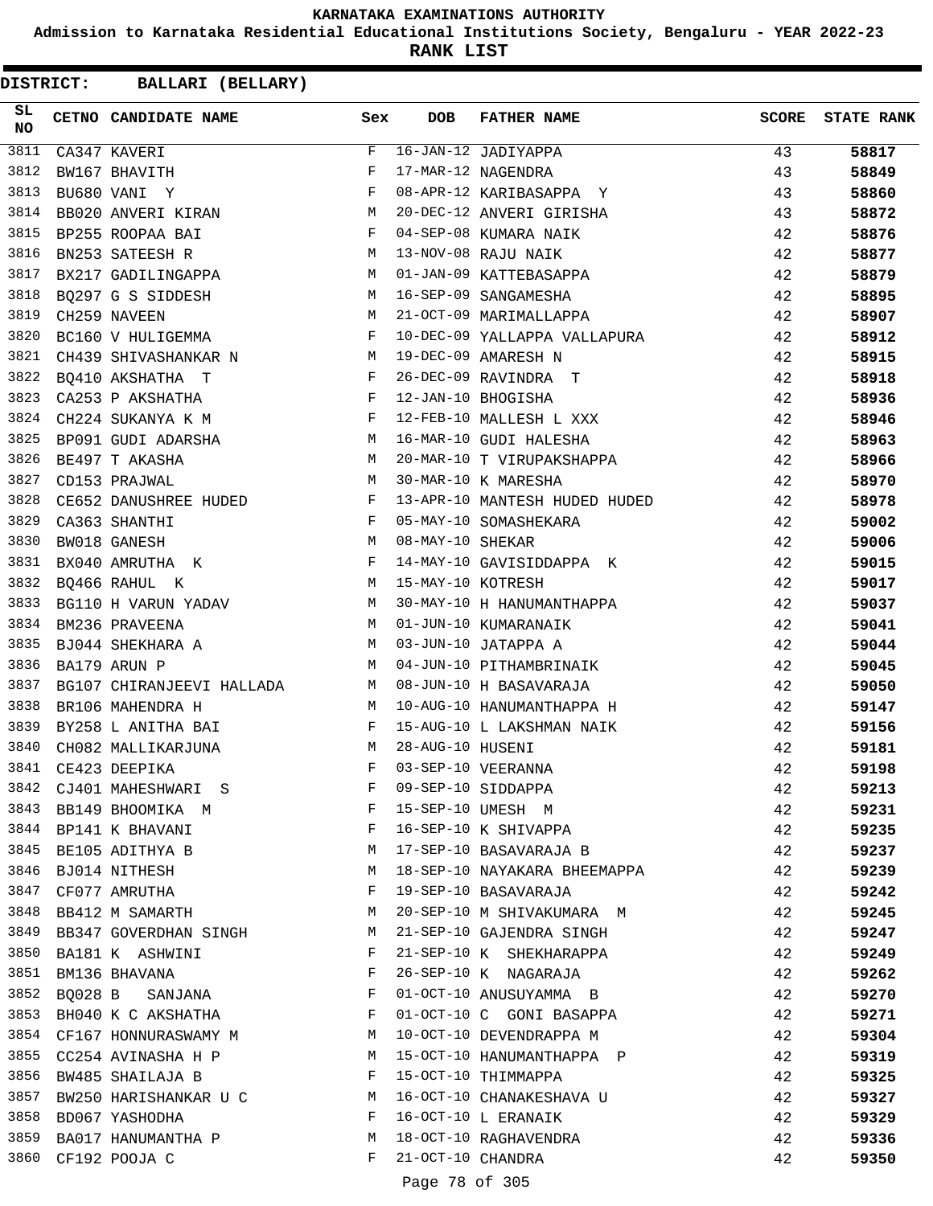**KARNATAKA EXAMINATIONS AUTHORITY**

**Admission to Karnataka Residential Educational Institutions Society, Bengaluru - YEAR 2022-23**

**RANK LIST**

**DISTRICT: BALLARI (BELLARY)**

| SL NO | CETNO | CANDIDATE NAME | Sex | DOB | FATHER NAME | SCORE | STATE RANK |
|---|---|---|---|---|---|---|---|
| 3811 | CA347 | KAVERI | F | 16-JAN-12 | JADIYAPPA | 43 | 58817 |
| 3812 | BW167 | BHAVITH | F | 17-MAR-12 | NAGENDRA | 43 | 58849 |
| 3813 | BU680 | VANI Y | F | 08-APR-12 | KARIBASAPPA Y | 43 | 58860 |
| 3814 | BB020 | ANVERI KIRAN | M | 20-DEC-12 | ANVERI GIRISHA | 43 | 58872 |
| 3815 | BP255 | ROOPAA BAI | F | 04-SEP-08 | KUMARA NAIK | 42 | 58876 |
| 3816 | BN253 | SATEESH R | M | 13-NOV-08 | RAJU NAIK | 42 | 58877 |
| 3817 | BX217 | GADILINGAPPA | M | 01-JAN-09 | KATTEBASAPPA | 42 | 58879 |
| 3818 | BQ297 | G S SIDDESH | M | 16-SEP-09 | SANGAMESHA | 42 | 58895 |
| 3819 | CH259 | NAVEEN | M | 21-OCT-09 | MARIMALLAPPA | 42 | 58907 |
| 3820 | BC160 | V HULIGEMMA | F | 10-DEC-09 | YALLAPPA VALLAPURA | 42 | 58912 |
| 3821 | CH439 | SHIVASHANKAR N | M | 19-DEC-09 | AMARESH N | 42 | 58915 |
| 3822 | BQ410 | AKSHATHA T | F | 26-DEC-09 | RAVINDRA T | 42 | 58918 |
| 3823 | CA253 | P AKSHATHA | F | 12-JAN-10 | BHOGISHA | 42 | 58936 |
| 3824 | CH224 | SUKANYA K M | F | 12-FEB-10 | MALLESH L XXX | 42 | 58946 |
| 3825 | BP091 | GUDI ADARSHA | M | 16-MAR-10 | GUDI HALESHA | 42 | 58963 |
| 3826 | BE497 | T AKASHA | M | 20-MAR-10 | T VIRUPAKSHAPPA | 42 | 58966 |
| 3827 | CD153 | PRAJWAL | M | 30-MAR-10 | K MARESHA | 42 | 58970 |
| 3828 | CE652 | DANUSHREE HUDED | F | 13-APR-10 | MANTESH HUDED HUDED | 42 | 58978 |
| 3829 | CA363 | SHANTHI | F | 05-MAY-10 | SOMASHEKARA | 42 | 59002 |
| 3830 | BW018 | GANESH | M | 08-MAY-10 | SHEKAR | 42 | 59006 |
| 3831 | BX040 | AMRUTHA K | F | 14-MAY-10 | GAVISIDDAPPA K | 42 | 59015 |
| 3832 | BQ466 | RAHUL K | M | 15-MAY-10 | KOTRESH | 42 | 59017 |
| 3833 | BG110 | H VARUN YADAV | M | 30-MAY-10 | H HANUMANTHAPPA | 42 | 59037 |
| 3834 | BM236 | PRAVEENA | M | 01-JUN-10 | KUMARANAIK | 42 | 59041 |
| 3835 | BJ044 | SHEKHARA A | M | 03-JUN-10 | JATAPPA A | 42 | 59044 |
| 3836 | BA179 | ARUN P | M | 04-JUN-10 | PITHAMBRINAIK | 42 | 59045 |
| 3837 | BG107 | CHIRANJEEVI HALLADA | M | 08-JUN-10 | H BASAVARAJA | 42 | 59050 |
| 3838 | BR106 | MAHENDRA H | M | 10-AUG-10 | HANUMANTHAPPA H | 42 | 59147 |
| 3839 | BY258 | L ANITHA BAI | F | 15-AUG-10 | L LAKSHMAN NAIK | 42 | 59156 |
| 3840 | CH082 | MALLIKARJUNA | M | 28-AUG-10 | HUSENI | 42 | 59181 |
| 3841 | CE423 | DEEPIKA | F | 03-SEP-10 | VEERANNA | 42 | 59198 |
| 3842 | CJ401 | MAHESHWARI S | F | 09-SEP-10 | SIDDAPPA | 42 | 59213 |
| 3843 | BB149 | BHOOMIKA M | F | 15-SEP-10 | UMESH M | 42 | 59231 |
| 3844 | BP141 | K BHAVANI | F | 16-SEP-10 | K SHIVAPPA | 42 | 59235 |
| 3845 | BE105 | ADITHYA B | M | 17-SEP-10 | BASAVARAJA B | 42 | 59237 |
| 3846 | BJ014 | NITHESH | M | 18-SEP-10 | NAYAKARA BHEEMAPPA | 42 | 59239 |
| 3847 | CF077 | AMRUTHA | F | 19-SEP-10 | BASAVARAJA | 42 | 59242 |
| 3848 | BB412 | M SAMARTH | M | 20-SEP-10 | M SHIVAKUMARA M | 42 | 59245 |
| 3849 | BB347 | GOVERDHAN SINGH | M | 21-SEP-10 | GAJENDRA SINGH | 42 | 59247 |
| 3850 | BA181 | K ASHWINI | F | 21-SEP-10 | K SHEKHARAPPA | 42 | 59249 |
| 3851 | BM136 | BHAVANA | F | 26-SEP-10 | K NAGARAJA | 42 | 59262 |
| 3852 | BQ028 | B SANJANA | F | 01-OCT-10 | ANUSUYAMMA B | 42 | 59270 |
| 3853 | BH040 | K C AKSHATHA | F | 01-OCT-10 | C GONI BASAPPA | 42 | 59271 |
| 3854 | CF167 | HONNURASWAMY M | M | 10-OCT-10 | DEVENDRAPPA M | 42 | 59304 |
| 3855 | CC254 | AVINASHA H P | M | 15-OCT-10 | HANUMANTHAPPA P | 42 | 59319 |
| 3856 | BW485 | SHAILAJA B | F | 15-OCT-10 | THIMMAPPA | 42 | 59325 |
| 3857 | BW250 | HARISHANKAR U C | M | 16-OCT-10 | CHANAKESHAVA U | 42 | 59327 |
| 3858 | BD067 | YASHODHA | F | 16-OCT-10 | L ERANAIK | 42 | 59329 |
| 3859 | BA017 | HANUMANTHA P | M | 18-OCT-10 | RAGHAVENDRA | 42 | 59336 |
| 3860 | CF192 | POOJA C | F | 21-OCT-10 | CHANDRA | 42 | 59350 |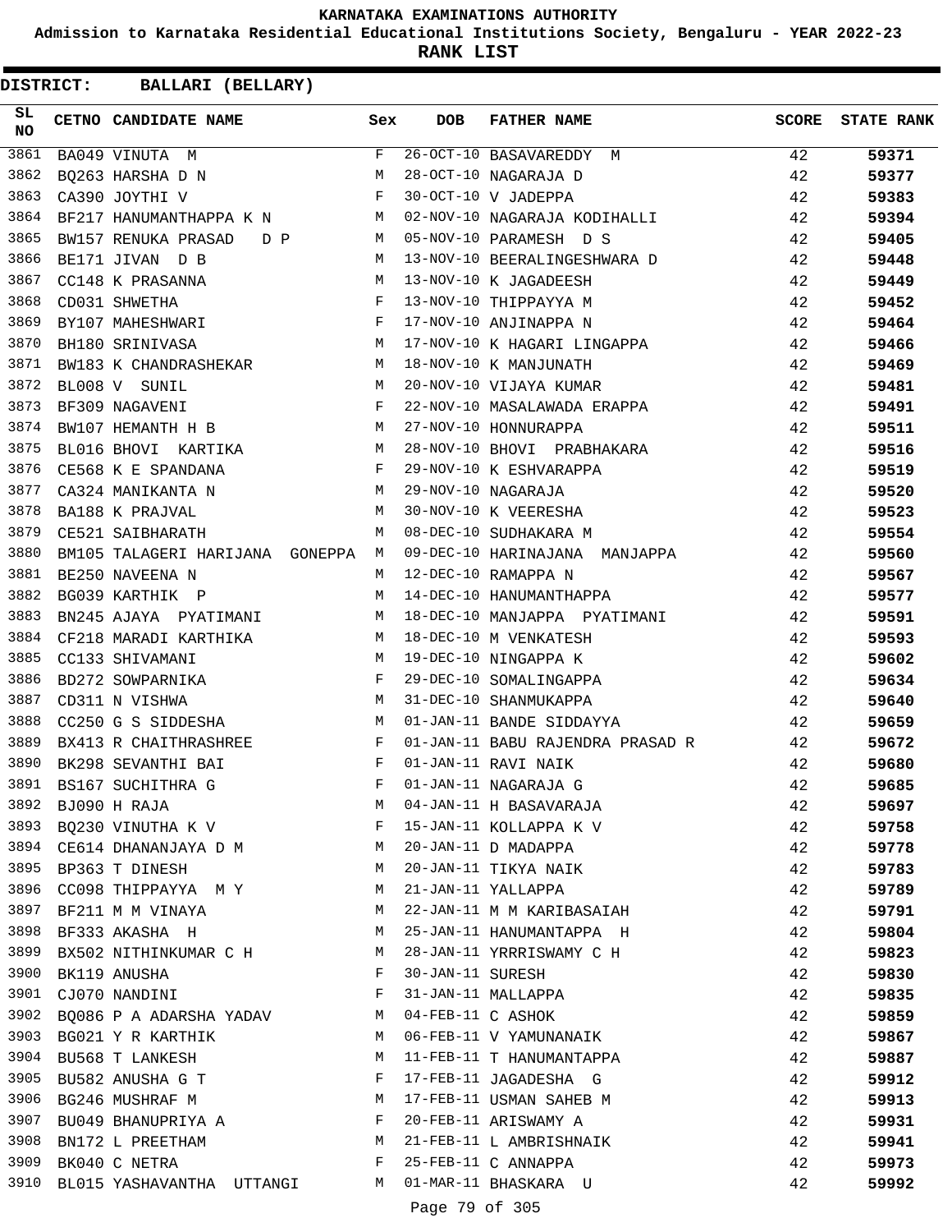**KARNATAKA EXAMINATIONS AUTHORITY**

**Admission to Karnataka Residential Educational Institutions Society, Bengaluru - YEAR 2022-23**

**RANK LIST**

**DISTRICT: BALLARI (BELLARY)**

| SL NO | CETNO | CANDIDATE NAME | Sex | DOB | FATHER NAME | SCORE | STATE RANK |
|---|---|---|---|---|---|---|---|
| 3861 | BA049 | VINUTA M | F | 26-OCT-10 | BASAVAREDDY M | 42 | 59371 |
| 3862 | BQ263 | HARSHA D N | M | 28-OCT-10 | NAGARAJA D | 42 | 59377 |
| 3863 | CA390 | JOYTHI V | F | 30-OCT-10 | V JADEPPA | 42 | 59383 |
| 3864 | BF217 | HANUMANTHAPPA K N | M | 02-NOV-10 | NAGARAJA KODIHALLI | 42 | 59394 |
| 3865 | BW157 | RENUKA PRASAD D P | M | 05-NOV-10 | PARAMESH D S | 42 | 59405 |
| 3866 | BE171 | JIVAN D B | M | 13-NOV-10 | BEERALINGESHWARA D | 42 | 59448 |
| 3867 | CC148 | K PRASANNA | M | 13-NOV-10 | K JAGADEESH | 42 | 59449 |
| 3868 | CD031 | SHWETHA | F | 13-NOV-10 | THIPPAYYA M | 42 | 59452 |
| 3869 | BY107 | MAHESHWARI | F | 17-NOV-10 | ANJINAPPA N | 42 | 59464 |
| 3870 | BH180 | SRINIVASA | M | 17-NOV-10 | K HAGARI LINGAPPA | 42 | 59466 |
| 3871 | BW183 | K CHANDRASHEKAR | M | 18-NOV-10 | K MANJUNATH | 42 | 59469 |
| 3872 | BL008 | V SUNIL | M | 20-NOV-10 | VIJAYA KUMAR | 42 | 59481 |
| 3873 | BF309 | NAGAVENI | F | 22-NOV-10 | MASALAWADA ERAPPA | 42 | 59491 |
| 3874 | BW107 | HEMANTH H B | M | 27-NOV-10 | HONNURAPPA | 42 | 59511 |
| 3875 | BL016 | BHOVI KARTIKA | M | 28-NOV-10 | BHOVI PRABHAKARA | 42 | 59516 |
| 3876 | CE568 | K E SPANDANA | F | 29-NOV-10 | K ESHVARAPPA | 42 | 59519 |
| 3877 | CA324 | MANIKANTA N | M | 29-NOV-10 | NAGARAJA | 42 | 59520 |
| 3878 | BA188 | K PRAJVAL | M | 30-NOV-10 | K VEERESHA | 42 | 59523 |
| 3879 | CE521 | SAIBHARATH | M | 08-DEC-10 | SUDHAKARA M | 42 | 59554 |
| 3880 | BM105 | TALAGERI HARIJANA GONEPPA | M | 09-DEC-10 | HARINAJANA MANJAPPA | 42 | 59560 |
| 3881 | BE250 | NAVEENA N | M | 12-DEC-10 | RAMAPPA N | 42 | 59567 |
| 3882 | BG039 | KARTHIK P | M | 14-DEC-10 | HANUMANTHAPPA | 42 | 59577 |
| 3883 | BN245 | AJAYA PYATIMANI | M | 18-DEC-10 | MANJAPPA PYATIMANI | 42 | 59591 |
| 3884 | CF218 | MARADI KARTHIKA | M | 18-DEC-10 | M VENKATESH | 42 | 59593 |
| 3885 | CC133 | SHIVAMANI | M | 19-DEC-10 | NINGAPPA K | 42 | 59602 |
| 3886 | BD272 | SOWPARNIKA | F | 29-DEC-10 | SOMALINGAPPA | 42 | 59634 |
| 3887 | CD311 | N VISHWA | M | 31-DEC-10 | SHANMUKAPPA | 42 | 59640 |
| 3888 | CC250 | G S SIDDESHA | M | 01-JAN-11 | BANDE SIDDAYYA | 42 | 59659 |
| 3889 | BX413 | R CHAITHRASHREE | F | 01-JAN-11 | BABU RAJENDRA PRASAD R | 42 | 59672 |
| 3890 | BK298 | SEVANTHI BAI | F | 01-JAN-11 | RAVI NAIK | 42 | 59680 |
| 3891 | BS167 | SUCHITHRA G | F | 01-JAN-11 | NAGARAJA G | 42 | 59685 |
| 3892 | BJ090 | H RAJA | M | 04-JAN-11 | H BASAVARAJA | 42 | 59697 |
| 3893 | BQ230 | VINUTHA K V | F | 15-JAN-11 | KOLLAPPA K V | 42 | 59758 |
| 3894 | CE614 | DHANANJAYA D M | M | 20-JAN-11 | D MADAPPA | 42 | 59778 |
| 3895 | BP363 | T DINESH | M | 20-JAN-11 | TIKYA NAIK | 42 | 59783 |
| 3896 | CC098 | THIPPAYYA M Y | M | 21-JAN-11 | YALLAPPA | 42 | 59789 |
| 3897 | BF211 | M M VINAYA | M | 22-JAN-11 | M M KARIBASAIAH | 42 | 59791 |
| 3898 | BF333 | AKASHA H | M | 25-JAN-11 | HANUMANTAPPA H | 42 | 59804 |
| 3899 | BX502 | NITHINKUMAR C H | M | 28-JAN-11 | YRRRISWAMY C H | 42 | 59823 |
| 3900 | BK119 | ANUSHA | F | 30-JAN-11 | SURESH | 42 | 59830 |
| 3901 | CJ070 | NANDINI | F | 31-JAN-11 | MALLAPPA | 42 | 59835 |
| 3902 | BQ086 | P A ADARSHA YADAV | M | 04-FEB-11 | C ASHOK | 42 | 59859 |
| 3903 | BG021 | Y R KARTHIK | M | 06-FEB-11 | V YAMUNANAIK | 42 | 59867 |
| 3904 | BU568 | T LANKESH | M | 11-FEB-11 | T HANUMANTAPPA | 42 | 59887 |
| 3905 | BU582 | ANUSHA G T | F | 17-FEB-11 | JAGADESHA G | 42 | 59912 |
| 3906 | BG246 | MUSHRAF M | M | 17-FEB-11 | USMAN SAHEB M | 42 | 59913 |
| 3907 | BU049 | BHANUPRIYA A | F | 20-FEB-11 | ARISWAMY A | 42 | 59931 |
| 3908 | BN172 | L PREETHAM | M | 21-FEB-11 | L AMBRISHNAIK | 42 | 59941 |
| 3909 | BK040 | C NETRA | F | 25-FEB-11 | C ANNAPPA | 42 | 59973 |
| 3910 | BL015 | YASHAVANTHA UTTANGI | M | 01-MAR-11 | BHASKARA U | 42 | 59992 |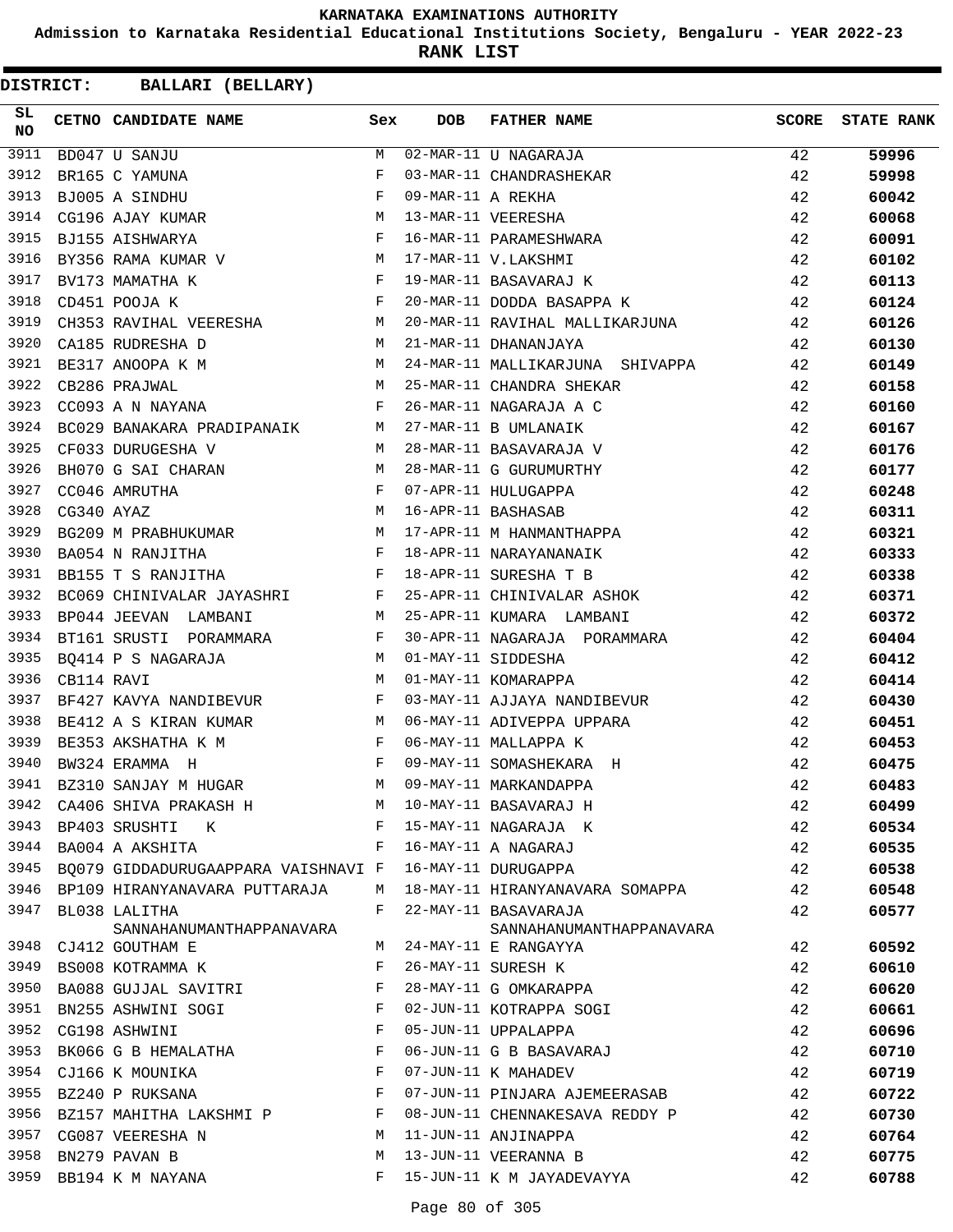# KARNATAKA EXAMINATIONS AUTHORITY

**Admission to Karnataka Residential Educational Institutions Society, Bengaluru - YEAR 2022-23**

**RANK LIST**

**DISTRICT: BALLARI (BELLARY)**

| SL NO | CETNO | CANDIDATE NAME | Sex | DOB | FATHER NAME | SCORE | STATE RANK |
|---|---|---|---|---|---|---|---|
| 3911 | BD047 | U SANJU | M | 02-MAR-11 | U NAGARAJA | 42 | **59996** |
| 3912 | BR165 | C YAMUNA | F | 03-MAR-11 | CHANDRASHEKAR | 42 | **59998** |
| 3913 | BJ005 | A SINDHU | F | 09-MAR-11 | A REKHA | 42 | **60042** |
| 3914 | CG196 | AJAY KUMAR | M | 13-MAR-11 | VEERESHA | 42 | **60068** |
| 3915 | BJ155 | AISHWARYA | F | 16-MAR-11 | PARAMESHWARA | 42 | **60091** |
| 3916 | BY356 | RAMA KUMAR V | M | 17-MAR-11 | V.LAKSHMI | 42 | **60102** |
| 3917 | BV173 | MAMATHA K | F | 19-MAR-11 | BASAVARAJ K | 42 | **60113** |
| 3918 | CD451 | POOJA K | F | 20-MAR-11 | DODDA BASAPPA K | 42 | **60124** |
| 3919 | CH353 | RAVIHAL VEERESHA | M | 20-MAR-11 | RAVIHAL MALLIKARJUNA | 42 | **60126** |
| 3920 | CA185 | RUDRESHA D | M | 21-MAR-11 | DHANANJAYA | 42 | **60130** |
| 3921 | BE317 | ANOOPA K M | M | 24-MAR-11 | MALLIKARJUNA SHIVAPPA | 42 | **60149** |
| 3922 | CB286 | PRAJWAL | M | 25-MAR-11 | CHANDRA SHEKAR | 42 | **60158** |
| 3923 | CC093 | A N NAYANA | F | 26-MAR-11 | NAGARAJA A C | 42 | **60160** |
| 3924 | BC029 | BANAKARA PRADIPANAIK | M | 27-MAR-11 | B UMLANAIK | 42 | **60167** |
| 3925 | CF033 | DURUGESHA V | M | 28-MAR-11 | BASAVARAJA V | 42 | **60176** |
| 3926 | BH070 | G SAI CHARAN | M | 28-MAR-11 | G GURUMURTHY | 42 | **60177** |
| 3927 | CC046 | AMRUTHA | F | 07-APR-11 | HULUGAPPA | 42 | **60248** |
| 3928 | CG340 | AYAZ | M | 16-APR-11 | BASHASAB | 42 | **60311** |
| 3929 | BG209 | M PRABHUKUMAR | M | 17-APR-11 | M HANMANTHAPPA | 42 | **60321** |
| 3930 | BA054 | N RANJITHA | F | 18-APR-11 | NARAYANANAIK | 42 | **60333** |
| 3931 | BB155 | T S RANJITHA | F | 18-APR-11 | SURESHA T B | 42 | **60338** |
| 3932 | BC069 | CHINIVALAR JAYASHRI | F | 25-APR-11 | CHINIVALAR ASHOK | 42 | **60371** |
| 3933 | BP044 | JEEVAN LAMBANI | M | 25-APR-11 | KUMARA LAMBANI | 42 | **60372** |
| 3934 | BT161 | SRUSTI PORAMMARA | F | 30-APR-11 | NAGARAJA PORAMMARA | 42 | **60404** |
| 3935 | BQ414 | P S NAGARAJA | M | 01-MAY-11 | SIDDESHA | 42 | **60412** |
| 3936 | CB114 | RAVI | M | 01-MAY-11 | KOMARAPPA | 42 | **60414** |
| 3937 | BF427 | KAVYA NANDIBEVUR | F | 03-MAY-11 | AJJAYA NANDIBEVUR | 42 | **60430** |
| 3938 | BE412 | A S KIRAN KUMAR | M | 06-MAY-11 | ADIVEPPA UPPARA | 42 | **60451** |
| 3939 | BE353 | AKSHATHA K M | F | 06-MAY-11 | MALLAPPA K | 42 | **60453** |
| 3940 | BW324 | ERAMMA H | F | 09-MAY-11 | SOMASHEKARA H | 42 | **60475** |
| 3941 | BZ310 | SANJAY M HUGAR | M | 09-MAY-11 | MARKANDAPPA | 42 | **60483** |
| 3942 | CA406 | SHIVA PRAKASH H | M | 10-MAY-11 | BASAVARAJ H | 42 | **60499** |
| 3943 | BP403 | SRUSHTI K | F | 15-MAY-11 | NAGARAJA K | 42 | **60534** |
| 3944 | BA004 | A AKSHITA | F | 16-MAY-11 | A NAGARAJ | 42 | **60535** |
| 3945 | BQ079 | GIDDADURUGAAPPARA VAISHNAVI | F | 16-MAY-11 | DURUGAPPA | 42 | **60538** |
| 3946 | BP109 | HIRANYANAVARA PUTTARAJA | M | 18-MAY-11 | HIRANYANAVARA SOMAPPA | 42 | **60548** |
| 3947 | BL038 | LALITHA SANNAHANUMANTHAPPANAVARA | F | 22-MAY-11 | BASAVARAJA SANNAHANUMANTHAPPANAVARA | 42 | **60577** |
| 3948 | CJ412 | GOUTHAM E | M | 24-MAY-11 | E RANGAYYA | 42 | **60592** |
| 3949 | BS008 | KOTRAMMA K | F | 26-MAY-11 | SURESH K | 42 | **60610** |
| 3950 | BA088 | GUJJAL SAVITRI | F | 28-MAY-11 | G OMKARAPPA | 42 | **60620** |
| 3951 | BN255 | ASHWINI SOGI | F | 02-JUN-11 | KOTRAPPA SOGI | 42 | **60661** |
| 3952 | CG198 | ASHWINI | F | 05-JUN-11 | UPPALAPPA | 42 | **60696** |
| 3953 | BK066 | G B HEMALATHA | F | 06-JUN-11 | G B BASAVARAJ | 42 | **60710** |
| 3954 | CJ166 | K MOUNIKA | F | 07-JUN-11 | K MAHADEV | 42 | **60719** |
| 3955 | BZ240 | P RUKSANA | F | 07-JUN-11 | PINJARA AJEMEERASAB | 42 | **60722** |
| 3956 | BZ157 | MAHITHA LAKSHMI P | F | 08-JUN-11 | CHENNAKESAVA REDDY P | 42 | **60730** |
| 3957 | CG087 | VEERESHA N | M | 11-JUN-11 | ANJINAPPA | 42 | **60764** |
| 3958 | BN279 | PAVAN B | M | 13-JUN-11 | VEERANNA B | 42 | **60775** |
| 3959 | BB194 | K M NAYANA | F | 15-JUN-11 | K M JAYADEVAYYA | 42 | **60788** |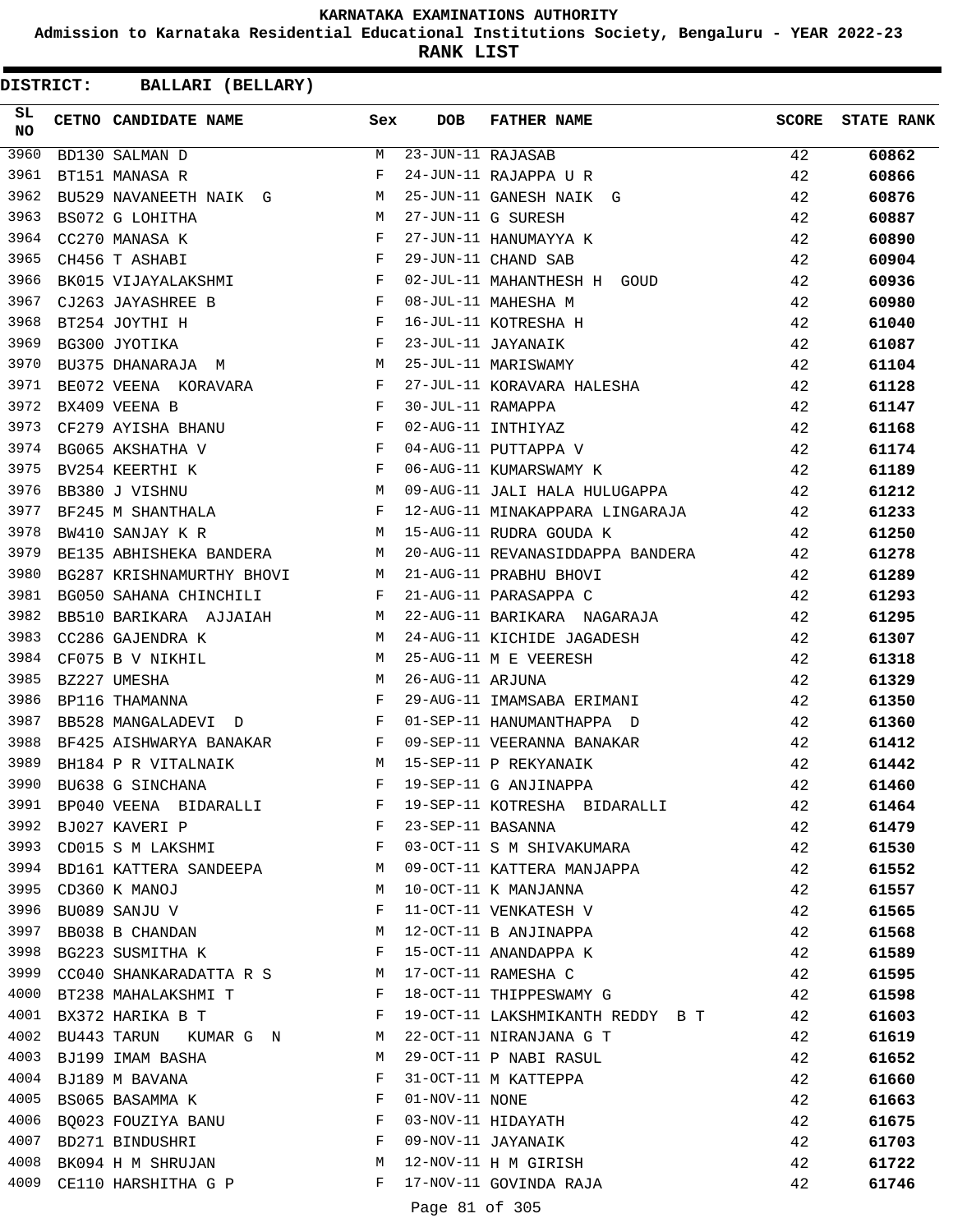# KARNATAKA EXAMINATIONS AUTHORITY

**Admission to Karnataka Residential Educational Institutions Society, Bengaluru - YEAR 2022-23**

**RANK LIST**

**DISTRICT: BALLARI (BELLARY)**

| SL NO | CETNO | CANDIDATE NAME | Sex | DOB | FATHER NAME | SCORE | STATE RANK |
|---|---|---|---|---|---|---|---|
| 3960 | BD130 | SALMAN D | M | 23-JUN-11 | RAJASAB | 42 | 60862 |
| 3961 | BT151 | MANASA R | F | 24-JUN-11 | RAJAPPA U R | 42 | 60866 |
| 3962 | BU529 | NAVANEETH NAIK G | M | 25-JUN-11 | GANESH NAIK G | 42 | 60876 |
| 3963 | BS072 | G LOHITHA | M | 27-JUN-11 | G SURESH | 42 | 60887 |
| 3964 | CC270 | MANASA K | F | 27-JUN-11 | HANUMAYYA K | 42 | 60890 |
| 3965 | CH456 | T ASHABI | F | 29-JUN-11 | CHAND SAB | 42 | 60904 |
| 3966 | BK015 | VIJAYALAKSHMI | F | 02-JUL-11 | MAHANTHESH H GOUD | 42 | 60936 |
| 3967 | CJ263 | JAYASHREE B | F | 08-JUL-11 | MAHESHA M | 42 | 60980 |
| 3968 | BT254 | JOYTHI H | F | 16-JUL-11 | KOTRESHA H | 42 | 61040 |
| 3969 | BG300 | JYOTIKA | F | 23-JUL-11 | JAYANAIK | 42 | 61087 |
| 3970 | BU375 | DHANARAJA M | M | 25-JUL-11 | MARISWAMY | 42 | 61104 |
| 3971 | BE072 | VEENA KORAVARA | F | 27-JUL-11 | KORAVARA HALESHA | 42 | 61128 |
| 3972 | BX409 | VEENA B | F | 30-JUL-11 | RAMAPPA | 42 | 61147 |
| 3973 | CF279 | AYISHA BHANU | F | 02-AUG-11 | INTHIYAZ | 42 | 61168 |
| 3974 | BG065 | AKSHATHA V | F | 04-AUG-11 | PUTTAPPA V | 42 | 61174 |
| 3975 | BV254 | KEERTHI K | F | 06-AUG-11 | KUMARSWAMY K | 42 | 61189 |
| 3976 | BB380 | J VISHNU | M | 09-AUG-11 | JALI HALA HULUGAPPA | 42 | 61212 |
| 3977 | BF245 | M SHANTHALA | F | 12-AUG-11 | MINAKAPPARA LINGARAJA | 42 | 61233 |
| 3978 | BW410 | SANJAY K R | M | 15-AUG-11 | RUDRA GOUDA K | 42 | 61250 |
| 3979 | BE135 | ABHISHEKA BANDERA | M | 20-AUG-11 | REVANASIDDAPPA BANDERA | 42 | 61278 |
| 3980 | BG287 | KRISHNAMURTHY BHOVI | M | 21-AUG-11 | PRABHU BHOVI | 42 | 61289 |
| 3981 | BG050 | SAHANA CHINCHILI | F | 21-AUG-11 | PARASAPPA C | 42 | 61293 |
| 3982 | BB510 | BARIKARA AJJAIAH | M | 22-AUG-11 | BARIKARA NAGARAJA | 42 | 61295 |
| 3983 | CC286 | GAJENDRA K | M | 24-AUG-11 | KICHIDE JAGADESH | 42 | 61307 |
| 3984 | CF075 | B V NIKHIL | M | 25-AUG-11 | M E VEERESH | 42 | 61318 |
| 3985 | BZ227 | UMESHA | M | 26-AUG-11 | ARJUNA | 42 | 61329 |
| 3986 | BP116 | THAMANNA | F | 29-AUG-11 | IMAMSABA ERIMANI | 42 | 61350 |
| 3987 | BB528 | MANGALADEVI D | F | 01-SEP-11 | HANUMANTHAPPA D | 42 | 61360 |
| 3988 | BF425 | AISHWARYA BANAKAR | F | 09-SEP-11 | VEERANNA BANAKAR | 42 | 61412 |
| 3989 | BH184 | P R VITALNAIK | M | 15-SEP-11 | P REKYANAIK | 42 | 61442 |
| 3990 | BU638 | G SINCHANA | F | 19-SEP-11 | G ANJINAPPA | 42 | 61460 |
| 3991 | BP040 | VEENA BIDARALLI | F | 19-SEP-11 | KOTRESHA BIDARALLI | 42 | 61464 |
| 3992 | BJ027 | KAVERI P | F | 23-SEP-11 | BASANNA | 42 | 61479 |
| 3993 | CD015 | S M LAKSHMI | F | 03-OCT-11 | S M SHIVAKUMARA | 42 | 61530 |
| 3994 | BD161 | KATTERA SANDEEPA | M | 09-OCT-11 | KATTERA MANJAPPA | 42 | 61552 |
| 3995 | CD360 | K MANOJ | M | 10-OCT-11 | K MANJANNA | 42 | 61557 |
| 3996 | BU089 | SANJU V | F | 11-OCT-11 | VENKATESH V | 42 | 61565 |
| 3997 | BB038 | B CHANDAN | M | 12-OCT-11 | B ANJINAPPA | 42 | 61568 |
| 3998 | BG223 | SUSMITHA K | F | 15-OCT-11 | ANANDAPPA K | 42 | 61589 |
| 3999 | CC040 | SHANKARADATTA R S | M | 17-OCT-11 | RAMESHA C | 42 | 61595 |
| 4000 | BT238 | MAHALAKSHMI T | F | 18-OCT-11 | THIPPESWAMY G | 42 | 61598 |
| 4001 | BX372 | HARIKA B T | F | 19-OCT-11 | LAKSHMIKANTH REDDY B T | 42 | 61603 |
| 4002 | BU443 | TARUN KUMAR G N | M | 22-OCT-11 | NIRANJANA G T | 42 | 61619 |
| 4003 | BJ199 | IMAM BASHA | M | 29-OCT-11 | P NABI RASUL | 42 | 61652 |
| 4004 | BJ189 | M BAVANA | F | 31-OCT-11 | M KATTEPPA | 42 | 61660 |
| 4005 | BS065 | BASAMMA K | F | 01-NOV-11 | NONE | 42 | 61663 |
| 4006 | BQ023 | FOUZIYA BANU | F | 03-NOV-11 | HIDAYATH | 42 | 61675 |
| 4007 | BD271 | BINDUSHRI | F | 09-NOV-11 | JAYANAIK | 42 | 61703 |
| 4008 | BK094 | H M SHRUJAN | M | 12-NOV-11 | H M GIRISH | 42 | 61722 |
| 4009 | CE110 | HARSHITHA G P | F | 17-NOV-11 | GOVINDA RAJA | 42 | 61746 |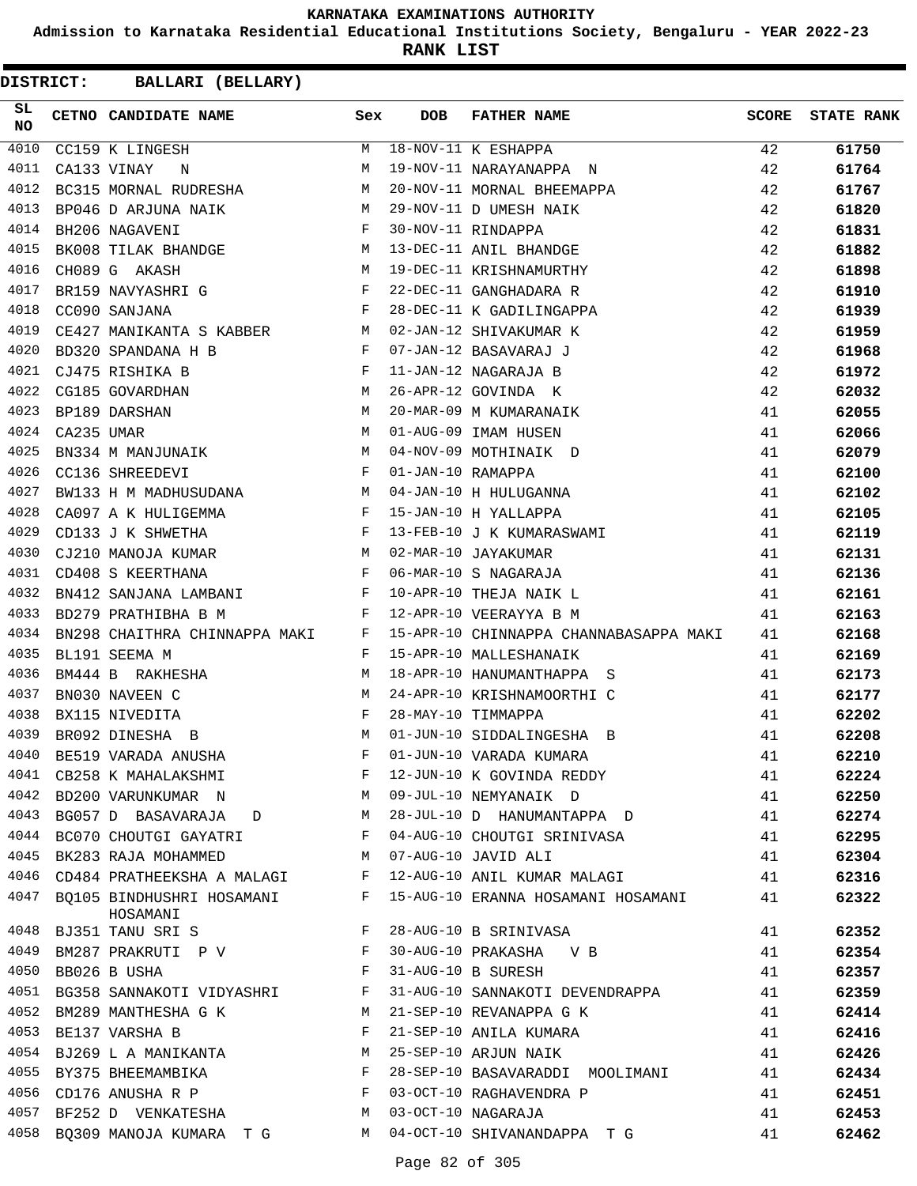# KARNATAKA EXAMINATIONS AUTHORITY

**Admission to Karnataka Residential Educational Institutions Society, Bengaluru - YEAR 2022-23**

**RANK LIST**

**DISTRICT: BALLARI (BELLARY)**

| SL NO | CETNO | CANDIDATE NAME | Sex | DOB | FATHER NAME | SCORE | STATE RANK |
|---|---|---|---|---|---|---|---|
| 4010 | CC159 | K LINGESH | M | 18-NOV-11 | K ESHAPPA | 42 | 61750 |
| 4011 | CA133 | VINAY N | M | 19-NOV-11 | NARAYANAPPA N | 42 | 61764 |
| 4012 | BC315 | MORNAL RUDRESHA | M | 20-NOV-11 | MORNAL BHEEMAPPA | 42 | 61767 |
| 4013 | BP046 | D ARJUNA NAIK | M | 29-NOV-11 | D UMESH NAIK | 42 | 61820 |
| 4014 | BH206 | NAGAVENI | F | 30-NOV-11 | RINDAPPA | 42 | 61831 |
| 4015 | BK008 | TILAK BHANDGE | M | 13-DEC-11 | ANIL BHANDGE | 42 | 61882 |
| 4016 | CH089 | G AKASH | M | 19-DEC-11 | KRISHNAMURTHY | 42 | 61898 |
| 4017 | BR159 | NAVYASHRI G | F | 22-DEC-11 | GANGHADARA R | 42 | 61910 |
| 4018 | CC090 | SANJANA | F | 28-DEC-11 | K GADILINGAPPA | 42 | 61939 |
| 4019 | CE427 | MANIKANTA S KABBER | M | 02-JAN-12 | SHIVAKUMAR K | 42 | 61959 |
| 4020 | BD320 | SPANDANA H B | F | 07-JAN-12 | BASAVARAJ J | 42 | 61968 |
| 4021 | CJ475 | RISHIKA B | F | 11-JAN-12 | NAGARAJA B | 42 | 61972 |
| 4022 | CG185 | GOVARDHAN | M | 26-APR-12 | GOVINDA K | 42 | 62032 |
| 4023 | BP189 | DARSHAN | M | 20-MAR-09 | M KUMARANAIK | 41 | 62055 |
| 4024 | CA235 | UMAR | M | 01-AUG-09 | IMAM HUSEN | 41 | 62066 |
| 4025 | BN334 | M MANJUNAIK | M | 04-NOV-09 | MOTHINAIK D | 41 | 62079 |
| 4026 | CC136 | SHREEDEVI | F | 01-JAN-10 | RAMAPPA | 41 | 62100 |
| 4027 | BW133 | H M MADHUSUDANA | M | 04-JAN-10 | H HULUGANNA | 41 | 62102 |
| 4028 | CA097 | A K HULIGEMMA | F | 15-JAN-10 | H YALLAPPA | 41 | 62105 |
| 4029 | CD133 | J K SHWETHA | F | 13-FEB-10 | J K KUMARASWAMI | 41 | 62119 |
| 4030 | CJ210 | MANOJA KUMAR | M | 02-MAR-10 | JAYAKUMAR | 41 | 62131 |
| 4031 | CD408 | S KEERTHANA | F | 06-MAR-10 | S NAGARAJA | 41 | 62136 |
| 4032 | BN412 | SANJANA LAMBANI | F | 10-APR-10 | THEJA NAIK L | 41 | 62161 |
| 4033 | BD279 | PRATHIBHA B M | F | 12-APR-10 | VEERAYYA B M | 41 | 62163 |
| 4034 | BN298 | CHAITHRA CHINNAPPA MAKI | F | 15-APR-10 | CHINNAPPA CHANNABASAPPA MAKI | 41 | 62168 |
| 4035 | BL191 | SEEMA M | F | 15-APR-10 | MALLESHANAIK | 41 | 62169 |
| 4036 | BM444 | B RAKHESHA | M | 18-APR-10 | HANUMANTHAPPA S | 41 | 62173 |
| 4037 | BN030 | NAVEEN C | M | 24-APR-10 | KRISHNAMOORTHI C | 41 | 62177 |
| 4038 | BX115 | NIVEDITA | F | 28-MAY-10 | TIMMAPPA | 41 | 62202 |
| 4039 | BR092 | DINESHA B | M | 01-JUN-10 | SIDDALINGESHA B | 41 | 62208 |
| 4040 | BE519 | VARADA ANUSHA | F | 01-JUN-10 | VARADA KUMARA | 41 | 62210 |
| 4041 | CB258 | K MAHALAKSHMI | F | 12-JUN-10 | K GOVINDA REDDY | 41 | 62224 |
| 4042 | BD200 | VARUNKUMAR N | M | 09-JUL-10 | NEMYANAIK D | 41 | 62250 |
| 4043 | BG057 | D BASAVARAJA D | M | 28-JUL-10 | D HANUMANTAPPA D | 41 | 62274 |
| 4044 | BC070 | CHOUTGI GAYATRI | F | 04-AUG-10 | CHOUTGI SRINIVASA | 41 | 62295 |
| 4045 | BK283 | RAJA MOHAMMED | M | 07-AUG-10 | JAVID ALI | 41 | 62304 |
| 4046 | CD484 | PRATHEEKSHA A MALAGI | F | 12-AUG-10 | ANIL KUMAR MALAGI | 41 | 62316 |
| 4047 | BQ105 | BINDHUSHRI HOSAMANI HOSAMANI | F | 15-AUG-10 | ERANNA HOSAMANI HOSAMANI | 41 | 62322 |
| 4048 | BJ351 | TANU SRI S | F | 28-AUG-10 | B SRINIVASA | 41 | 62352 |
| 4049 | BM287 | PRAKRUTI P V | F | 30-AUG-10 | PRAKASHA V B | 41 | 62354 |
| 4050 | BB026 | B USHA | F | 31-AUG-10 | B SURESH | 41 | 62357 |
| 4051 | BG358 | SANNAKOTI VIDYASHRI | F | 31-AUG-10 | SANNAKOTI DEVENDRAPPA | 41 | 62359 |
| 4052 | BM289 | MANTHESHA G K | M | 21-SEP-10 | REVANAPPA G K | 41 | 62414 |
| 4053 | BE137 | VARSHA B | F | 21-SEP-10 | ANILA KUMARA | 41 | 62416 |
| 4054 | BJ269 | L A MANIKANTA | M | 25-SEP-10 | ARJUN NAIK | 41 | 62426 |
| 4055 | BY375 | BHEEMAMBIKA | F | 28-SEP-10 | BASAVARADDI MOOLIMANI | 41 | 62434 |
| 4056 | CD176 | ANUSHA R P | F | 03-OCT-10 | RAGHAVENDRA P | 41 | 62451 |
| 4057 | BF252 | D VENKATESHA | M | 03-OCT-10 | NAGARAJA | 41 | 62453 |
| 4058 | BQ309 | MANOJA KUMARA T G | M | 04-OCT-10 | SHIVANANDAPPA T G | 41 | 62462 |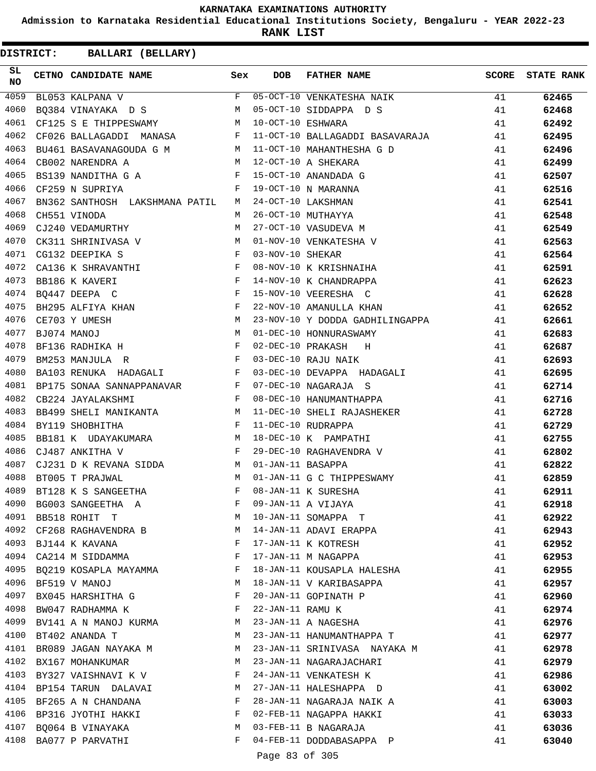KARNATAKA EXAMINATIONS AUTHORITY

Admission to Karnataka Residential Educational Institutions Society, Bengaluru - YEAR 2022-23

**RANK LIST**

**DISTRICT: BALLARI (BELLARY)**

| SL NO | CETNO | CANDIDATE NAME | Sex | DOB | FATHER NAME | SCORE | STATE RANK |
|---|---|---|---|---|---|---|---|
| 4059 | BL053 | KALPANA V | F | 05-OCT-10 | VENKATESHA NAIK | 41 | 62465 |
| 4060 | BQ384 | VINAYAKA D S | M | 05-OCT-10 | SIDDAPPA D S | 41 | 62468 |
| 4061 | CF125 | S E THIPPESWAMY | M | 10-OCT-10 | ESHWARA | 41 | 62492 |
| 4062 | CF026 | BALLAGADDI MANASA | F | 11-OCT-10 | BALLAGADDI BASAVARAJA | 41 | 62495 |
| 4063 | BU461 | BASAVANAGOUDA G M | M | 11-OCT-10 | MAHANTHESHA G D | 41 | 62496 |
| 4064 | CB002 | NARENDRA A | M | 12-OCT-10 | A SHEKARA | 41 | 62499 |
| 4065 | BS139 | NANDITHA G A | F | 15-OCT-10 | ANANDADA G | 41 | 62507 |
| 4066 | CF259 | N SUPRIYA | F | 19-OCT-10 | N MARANNA | 41 | 62516 |
| 4067 | BN362 | SANTHOSH LAKSHMANA PATIL | M | 24-OCT-10 | LAKSHMAN | 41 | 62541 |
| 4068 | CH551 | VINODA | M | 26-OCT-10 | MUTHAYYA | 41 | 62548 |
| 4069 | CJ240 | VEDAMURTHY | M | 27-OCT-10 | VASUDEVA M | 41 | 62549 |
| 4070 | CK311 | SHRINIVASA V | M | 01-NOV-10 | VENKATESHA V | 41 | 62563 |
| 4071 | CG132 | DEEPIKA S | F | 03-NOV-10 | SHEKAR | 41 | 62564 |
| 4072 | CA136 | K SHRAVANTHI | F | 08-NOV-10 | K KRISHNAIHA | 41 | 62591 |
| 4073 | BB186 | K KAVERI | F | 14-NOV-10 | K CHANDRAPPA | 41 | 62623 |
| 4074 | BQ447 | DEEPA C | F | 15-NOV-10 | VEERESHA C | 41 | 62628 |
| 4075 | BH295 | ALFIYA KHAN | F | 22-NOV-10 | AMANULLA KHAN | 41 | 62652 |
| 4076 | CE703 | Y UMESH | M | 23-NOV-10 | Y DODDA GADHILINGAPPA | 41 | 62661 |
| 4077 | BJ074 | MANOJ | M | 01-DEC-10 | HONNURASWAMY | 41 | 62683 |
| 4078 | BF136 | RADHIKA H | F | 02-DEC-10 | PRAKASH H | 41 | 62687 |
| 4079 | BM253 | MANJULA R | F | 03-DEC-10 | RAJU NAIK | 41 | 62693 |
| 4080 | BA103 | RENUKA HADAGALI | F | 03-DEC-10 | DEVAPPA HADAGALI | 41 | 62695 |
| 4081 | BP175 | SONAA SANNAPPANAVAR | F | 07-DEC-10 | NAGARAJA S | 41 | 62714 |
| 4082 | CB224 | JAYALAKSHMI | F | 08-DEC-10 | HANUMANTHAPPA | 41 | 62716 |
| 4083 | BB499 | SHELI MANIKANTA | M | 11-DEC-10 | SHELI RAJASHEKER | 41 | 62728 |
| 4084 | BY119 | SHOBHITHA | F | 11-DEC-10 | RUDRAPPA | 41 | 62729 |
| 4085 | BB181 | K UDAYAKUMARA | M | 18-DEC-10 | K PAMPATHI | 41 | 62755 |
| 4086 | CJ487 | ANKITHA V | F | 29-DEC-10 | RAGHAVENDRA V | 41 | 62802 |
| 4087 | CJ231 | D K REVANA SIDDA | M | 01-JAN-11 | BASAPPA | 41 | 62822 |
| 4088 | BT005 | T PRAJWAL | M | 01-JAN-11 | G C THIPPESWAMY | 41 | 62859 |
| 4089 | BT128 | K S SANGEETHA | F | 08-JAN-11 | K SURESHA | 41 | 62911 |
| 4090 | BG003 | SANGEETHA A | F | 09-JAN-11 | A VIJAYA | 41 | 62918 |
| 4091 | BB518 | ROHIT T | M | 10-JAN-11 | SOMAPPA T | 41 | 62922 |
| 4092 | CF268 | RAGHAVENDRA B | M | 14-JAN-11 | ADAVI ERAPPA | 41 | 62943 |
| 4093 | BJ144 | K KAVANA | F | 17-JAN-11 | K KOTRESH | 41 | 62952 |
| 4094 | CA214 | M SIDDAMMA | F | 17-JAN-11 | M NAGAPPA | 41 | 62953 |
| 4095 | BQ219 | KOSAPLA MAYAMMA | F | 18-JAN-11 | KOUSAPLA HALESHA | 41 | 62955 |
| 4096 | BF519 | V MANOJ | M | 18-JAN-11 | V KARIBASAPPA | 41 | 62957 |
| 4097 | BX045 | HARSHITHA G | F | 20-JAN-11 | GOPINATH P | 41 | 62960 |
| 4098 | BW047 | RADHAMMA K | F | 22-JAN-11 | RAMU K | 41 | 62974 |
| 4099 | BV141 | A N MANOJ KURMA | M | 23-JAN-11 | A NAGESHA | 41 | 62976 |
| 4100 | BT402 | ANANDA T | M | 23-JAN-11 | HANUMANTHAPPA T | 41 | 62977 |
| 4101 | BR089 | JAGAN NAYAKA M | M | 23-JAN-11 | SRINIVASA NAYAKA M | 41 | 62978 |
| 4102 | BX167 | MOHANKUMAR | M | 23-JAN-11 | NAGARAJACHARI | 41 | 62979 |
| 4103 | BY327 | VAISHNAVI K V | F | 24-JAN-11 | VENKATESH K | 41 | 62986 |
| 4104 | BP154 | TARUN DALAVAI | M | 27-JAN-11 | HALESHAPPA D | 41 | 63002 |
| 4105 | BF265 | A N CHANDANA | F | 28-JAN-11 | NAGARAJA NAIK A | 41 | 63003 |
| 4106 | BP316 | JYOTHI HAKKI | F | 02-FEB-11 | NAGAPPA HAKKI | 41 | 63033 |
| 4107 | BQ064 | B VINAYAKA | M | 03-FEB-11 | B NAGARAJA | 41 | 63036 |
| 4108 | BA077 | P PARVATHI | F | 04-FEB-11 | DODDABASAPPA P | 41 | 63040 |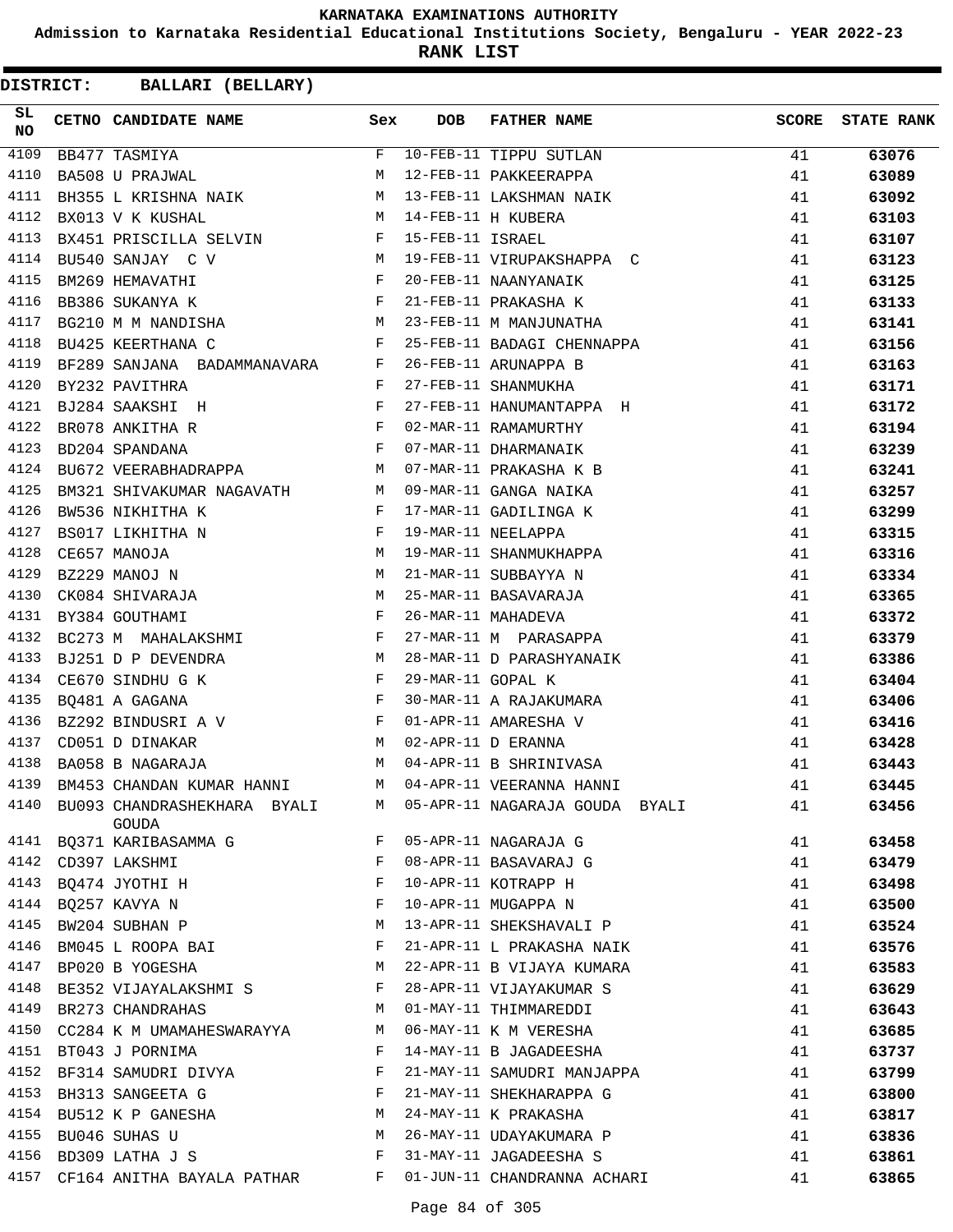# KARNATAKA EXAMINATIONS AUTHORITY

**Admission to Karnataka Residential Educational Institutions Society, Bengaluru - YEAR 2022-23**

**RANK LIST**

**DISTRICT: BALLARI (BELLARY)**

| SL NO | CETNO | CANDIDATE NAME | Sex | DOB | FATHER NAME | SCORE | STATE RANK |
|---|---|---|---|---|---|---|---|
| 4109 | BB477 | TASMIYA | F | 10-FEB-11 | TIPPU SUTLAN | 41 | 63076 |
| 4110 | BA508 | U PRAJWAL | M | 12-FEB-11 | PAKKEERAPPA | 41 | 63089 |
| 4111 | BH355 | L KRISHNA NAIK | M | 13-FEB-11 | LAKSHMAN NAIK | 41 | 63092 |
| 4112 | BX013 | V K KUSHAL | M | 14-FEB-11 | H KUBERA | 41 | 63103 |
| 4113 | BX451 | PRISCILLA SELVIN | F | 15-FEB-11 | ISRAEL | 41 | 63107 |
| 4114 | BU540 | SANJAY C V | M | 19-FEB-11 | VIRUPAKSHAPPA C | 41 | 63123 |
| 4115 | BM269 | HEMAVATHI | F | 20-FEB-11 | NAANYANAIK | 41 | 63125 |
| 4116 | BB386 | SUKANYA K | F | 21-FEB-11 | PRAKASHA K | 41 | 63133 |
| 4117 | BG210 | M M NANDISHA | M | 23-FEB-11 | M MANJUNATHA | 41 | 63141 |
| 4118 | BU425 | KEERTHANA C | F | 25-FEB-11 | BADAGI CHENNAPPA | 41 | 63156 |
| 4119 | BF289 | SANJANA BADAMMANAVARA | F | 26-FEB-11 | ARUNAPPA B | 41 | 63163 |
| 4120 | BY232 | PAVITHRA | F | 27-FEB-11 | SHANMUKHA | 41 | 63171 |
| 4121 | BJ284 | SAAKSHI H | F | 27-FEB-11 | HANUMANTAPPA H | 41 | 63172 |
| 4122 | BR078 | ANKITHA R | F | 02-MAR-11 | RAMAMURTHY | 41 | 63194 |
| 4123 | BD204 | SPANDANA | F | 07-MAR-11 | DHARMANAIK | 41 | 63239 |
| 4124 | BU672 | VEERABHADRAPPA | M | 07-MAR-11 | PRAKASHA K B | 41 | 63241 |
| 4125 | BM321 | SHIVAKUMAR NAGAVATH | M | 09-MAR-11 | GANGA NAIKA | 41 | 63257 |
| 4126 | BW536 | NIKHITHA K | F | 17-MAR-11 | GADILINGA K | 41 | 63299 |
| 4127 | BS017 | LIKHITHA N | F | 19-MAR-11 | NEELAPPA | 41 | 63315 |
| 4128 | CE657 | MANOJA | M | 19-MAR-11 | SHANMUKHAPPA | 41 | 63316 |
| 4129 | BZ229 | MANOJ N | M | 21-MAR-11 | SUBBAYYA N | 41 | 63334 |
| 4130 | CK084 | SHIVARAJA | M | 25-MAR-11 | BASAVARAJA | 41 | 63365 |
| 4131 | BY384 | GOUTHAMI | F | 26-MAR-11 | MAHADEVA | 41 | 63372 |
| 4132 | BC273 | M MAHALAKSHMI | F | 27-MAR-11 | M PARASAPPA | 41 | 63379 |
| 4133 | BJ251 | D P DEVENDRA | M | 28-MAR-11 | D PARASHYANAIK | 41 | 63386 |
| 4134 | CE670 | SINDHU G K | F | 29-MAR-11 | GOPAL K | 41 | 63404 |
| 4135 | BQ481 | A GAGANA | F | 30-MAR-11 | A RAJAKUMARA | 41 | 63406 |
| 4136 | BZ292 | BINDUSRI A V | F | 01-APR-11 | AMARESHA V | 41 | 63416 |
| 4137 | CD051 | D DINAKAR | M | 02-APR-11 | D ERANNA | 41 | 63428 |
| 4138 | BA058 | B NAGARAJA | M | 04-APR-11 | B SHRINIVASA | 41 | 63443 |
| 4139 | BM453 | CHANDAN KUMAR HANNI | M | 04-APR-11 | VEERANNA HANNI | 41 | 63445 |
| 4140 | BU093 | CHANDRASHEKHARA BYALI GOUDA | M | 05-APR-11 | NAGARAJA GOUDA BYALI | 41 | 63456 |
| 4141 | BQ371 | KARIBASAMMA G | F | 05-APR-11 | NAGARAJA G | 41 | 63458 |
| 4142 | CD397 | LAKSHMI | F | 08-APR-11 | BASAVARAJ G | 41 | 63479 |
| 4143 | BQ474 | JYOTHI H | F | 10-APR-11 | KOTRAPP H | 41 | 63498 |
| 4144 | BQ257 | KAVYA N | F | 10-APR-11 | MUGAPPA N | 41 | 63500 |
| 4145 | BW204 | SUBHAN P | M | 13-APR-11 | SHEKSHAVALI P | 41 | 63524 |
| 4146 | BM045 | L ROOPA BAI | F | 21-APR-11 | L PRAKASHA NAIK | 41 | 63576 |
| 4147 | BP020 | B YOGESHA | M | 22-APR-11 | B VIJAYA KUMARA | 41 | 63583 |
| 4148 | BE352 | VIJAYALAKSHMI S | F | 28-APR-11 | VIJAYAKUMAR S | 41 | 63629 |
| 4149 | BR273 | CHANDRAHAS | M | 01-MAY-11 | THIMMAREDDI | 41 | 63643 |
| 4150 | CC284 | K M UMAMAHESWARAYYA | M | 06-MAY-11 | K M VERESHA | 41 | 63685 |
| 4151 | BT043 | J PORNIMA | F | 14-MAY-11 | B JAGADEESHA | 41 | 63737 |
| 4152 | BF314 | SAMUDRI DIVYA | F | 21-MAY-11 | SAMUDRI MANJAPPA | 41 | 63799 |
| 4153 | BH313 | SANGEETA G | F | 21-MAY-11 | SHEKHARAPPA G | 41 | 63800 |
| 4154 | BU512 | K P GANESHA | M | 24-MAY-11 | K PRAKASHA | 41 | 63817 |
| 4155 | BU046 | SUHAS U | M | 26-MAY-11 | UDAYAKUMARA P | 41 | 63836 |
| 4156 | BD309 | LATHA J S | F | 31-MAY-11 | JAGADEESHA S | 41 | 63861 |
| 4157 | CF164 | ANITHA BAYALA PATHAR | F | 01-JUN-11 | CHANDRANNA ACHARI | 41 | 63865 |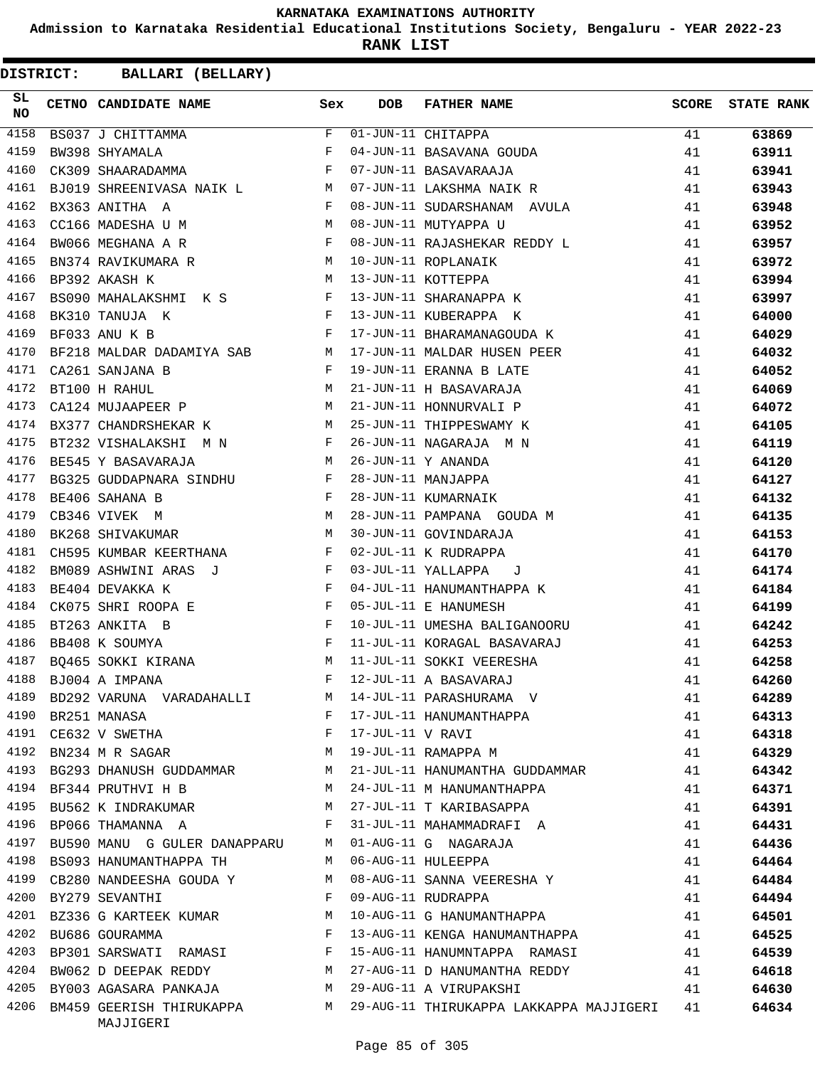KARNATAKA EXAMINATIONS AUTHORITY

Admission to Karnataka Residential Educational Institutions Society, Bengaluru - YEAR 2022-23

**RANK LIST**

**DISTRICT: BALLARI (BELLARY)**

| SL NO | CETNO | CANDIDATE NAME | Sex | DOB | FATHER NAME | SCORE | STATE RANK |
|---|---|---|---|---|---|---|---|
| 4158 | BS037 | J CHITTAMMA | F | 01-JUN-11 | CHITAPPA | 41 | 63869 |
| 4159 | BW398 | SHYAMALA | F | 04-JUN-11 | BASAVANA GOUDA | 41 | 63911 |
| 4160 | CK309 | SHAARADAMMA | F | 07-JUN-11 | BASAVARAAJA | 41 | 63941 |
| 4161 | BJ019 | SHREENIVASA NAIK L | M | 07-JUN-11 | LAKSHMA NAIK R | 41 | 63943 |
| 4162 | BX363 | ANITHA A | F | 08-JUN-11 | SUDARSHANAM AVULA | 41 | 63948 |
| 4163 | CC166 | MADESHA U M | M | 08-JUN-11 | MUTYAPPA U | 41 | 63952 |
| 4164 | BW066 | MEGHANA A R | F | 08-JUN-11 | RAJASHEKAR REDDY L | 41 | 63957 |
| 4165 | BN374 | RAVIKUMARA R | M | 10-JUN-11 | ROPLANAIK | 41 | 63972 |
| 4166 | BP392 | AKASH K | M | 13-JUN-11 | KOTTEPPA | 41 | 63994 |
| 4167 | BS090 | MAHALAKSHMI K S | F | 13-JUN-11 | SHARANAPPA K | 41 | 63997 |
| 4168 | BK310 | TANUJA K | F | 13-JUN-11 | KUBERAPPA K | 41 | 64000 |
| 4169 | BF033 | ANU K B | F | 17-JUN-11 | BHARAMANAGOUDA K | 41 | 64029 |
| 4170 | BF218 | MALDAR DADAMIYA SAB | M | 17-JUN-11 | MALDAR HUSEN PEER | 41 | 64032 |
| 4171 | CA261 | SANJANA B | F | 19-JUN-11 | ERANNA B LATE | 41 | 64052 |
| 4172 | BT100 | H RAHUL | M | 21-JUN-11 | H BASAVARAJA | 41 | 64069 |
| 4173 | CA124 | MUJAAPEER P | M | 21-JUN-11 | HONNURVALI P | 41 | 64072 |
| 4174 | BX377 | CHANDRSHEKAR K | M | 25-JUN-11 | THIPPESWAMY K | 41 | 64105 |
| 4175 | BT232 | VISHALAKSHI M N | F | 26-JUN-11 | NAGARAJA M N | 41 | 64119 |
| 4176 | BE545 | Y BASAVARAJA | M | 26-JUN-11 | Y ANANDA | 41 | 64120 |
| 4177 | BG325 | GUDDAPNARA SINDHU | F | 28-JUN-11 | MANJAPPA | 41 | 64127 |
| 4178 | BE406 | SAHANA B | F | 28-JUN-11 | KUMARNAIK | 41 | 64132 |
| 4179 | CB346 | VIVEK M | M | 28-JUN-11 | PAMPANA GOUDA M | 41 | 64135 |
| 4180 | BK268 | SHIVAKUMAR | M | 30-JUN-11 | GOVINDARAJA | 41 | 64153 |
| 4181 | CH595 | KUMBAR KEERTHANA | F | 02-JUL-11 | K RUDRAPPA | 41 | 64170 |
| 4182 | BM089 | ASHWINI ARAS J | F | 03-JUL-11 | YALLAPPA J | 41 | 64174 |
| 4183 | BE404 | DEVAKKA K | F | 04-JUL-11 | HANUMANTHAPPA K | 41 | 64184 |
| 4184 | CK075 | SHRI ROOPA E | F | 05-JUL-11 | E HANUMESH | 41 | 64199 |
| 4185 | BT263 | ANKITA B | F | 10-JUL-11 | UMESHA BALIGANOORU | 41 | 64242 |
| 4186 | BB408 | K SOUMYA | F | 11-JUL-11 | KORAGAL BASAVARAJ | 41 | 64253 |
| 4187 | BQ465 | SOKKI KIRANA | M | 11-JUL-11 | SOKKI VEERESHA | 41 | 64258 |
| 4188 | BJ004 | A IMPANA | F | 12-JUL-11 | A BASAVARAJ | 41 | 64260 |
| 4189 | BD292 | VARUNA VARADAHALLI | M | 14-JUL-11 | PARASHURAMA V | 41 | 64289 |
| 4190 | BR251 | MANASA | F | 17-JUL-11 | HANUMANTHAPPA | 41 | 64313 |
| 4191 | CE632 | V SWETHA | F | 17-JUL-11 | V RAVI | 41 | 64318 |
| 4192 | BN234 | M R SAGAR | M | 19-JUL-11 | RAMAPPA M | 41 | 64329 |
| 4193 | BG293 | DHANUSH GUDDAMMAR | M | 21-JUL-11 | HANUMANTHA GUDDAMMAR | 41 | 64342 |
| 4194 | BF344 | PRUTHVI H B | M | 24-JUL-11 | M HANUMANTHAPPA | 41 | 64371 |
| 4195 | BU562 | K INDRAKUMAR | M | 27-JUL-11 | T KARIBASAPPA | 41 | 64391 |
| 4196 | BP066 | THAMANNA A | F | 31-JUL-11 | MAHAMMADRAFI A | 41 | 64431 |
| 4197 | BU590 | MANU G GULER DANAPPARU | M | 01-AUG-11 | G NAGARAJA | 41 | 64436 |
| 4198 | BS093 | HANUMANTHAPPA TH | M | 06-AUG-11 | HULEEPPA | 41 | 64464 |
| 4199 | CB280 | NANDEESHA GOUDA Y | M | 08-AUG-11 | SANNA VEERESHA Y | 41 | 64484 |
| 4200 | BY279 | SEVANTHI | F | 09-AUG-11 | RUDRAPPA | 41 | 64494 |
| 4201 | BZ336 | G KARTEEK KUMAR | M | 10-AUG-11 | G HANUMANTHAPPA | 41 | 64501 |
| 4202 | BU686 | GOURAMMA | F | 13-AUG-11 | KENGA HANUMANTHAPPA | 41 | 64525 |
| 4203 | BP301 | SARSWATI RAMASI | F | 15-AUG-11 | HANUMNTAPPA RAMASI | 41 | 64539 |
| 4204 | BW062 | D DEEPAK REDDY | M | 27-AUG-11 | D HANUMANTHA REDDY | 41 | 64618 |
| 4205 | BY003 | AGASARA PANKAJA | M | 29-AUG-11 | A VIRUPAKSHI | 41 | 64630 |
| 4206 | BM459 | GEERISH THIRUKAPPA MAJJIGERI | M | 29-AUG-11 | THIRUKAPPA LAKKAPPA MAJJIGERI | 41 | 64634 |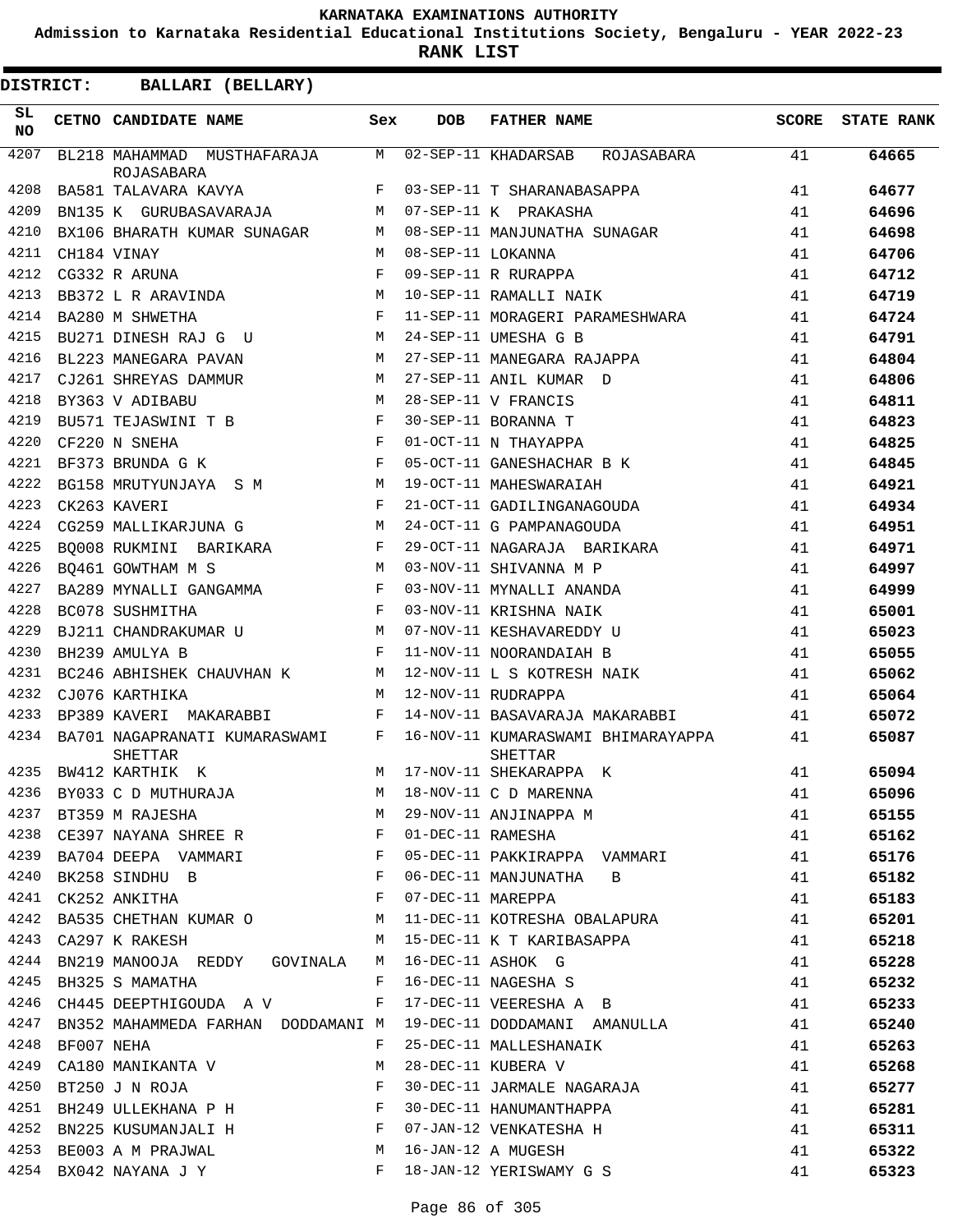# KARNATAKA EXAMINATIONS AUTHORITY

**Admission to Karnataka Residential Educational Institutions Society, Bengaluru - YEAR 2022-23**

**RANK LIST**

**DISTRICT: BALLARI (BELLARY)**

| SL NO | CETNO | CANDIDATE NAME | Sex | DOB | FATHER NAME | SCORE | STATE RANK |
|---|---|---|---|---|---|---|---|
| 4207 | BL218 | MAHAMMAD MUSTHAFARAJA ROJASABARA | M | 02-SEP-11 | KHADARSAB ROJASABARA | 41 | 64665 |
| 4208 | BA581 | TALAVARA KAVYA | F | 03-SEP-11 | T SHARANABASAPPA | 41 | 64677 |
| 4209 | BN135 | K GURUBASAVARAJA | M | 07-SEP-11 | K PRAKASHA | 41 | 64696 |
| 4210 | BX106 | BHARATH KUMAR SUNAGAR | M | 08-SEP-11 | MANJUNATHA SUNAGAR | 41 | 64698 |
| 4211 | CH184 | VINAY | M | 08-SEP-11 | LOKANNA | 41 | 64706 |
| 4212 | CG332 | R ARUNA | F | 09-SEP-11 | R RURAPPA | 41 | 64712 |
| 4213 | BB372 | L R ARAVINDA | M | 10-SEP-11 | RAMALLI NAIK | 41 | 64719 |
| 4214 | BA280 | M SHWETHA | F | 11-SEP-11 | MORAGERI PARAMESHWARA | 41 | 64724 |
| 4215 | BU271 | DINESH RAJ G U | M | 24-SEP-11 | UMESHA G B | 41 | 64791 |
| 4216 | BL223 | MANEGARA PAVAN | M | 27-SEP-11 | MANEGARA RAJAPPA | 41 | 64804 |
| 4217 | CJ261 | SHREYAS DAMMUR | M | 27-SEP-11 | ANIL KUMAR D | 41 | 64806 |
| 4218 | BY363 | V ADIBABU | M | 28-SEP-11 | V FRANCIS | 41 | 64811 |
| 4219 | BU571 | TEJASWINI T B | F | 30-SEP-11 | BORANNA T | 41 | 64823 |
| 4220 | CF220 | N SNEHA | F | 01-OCT-11 | N THAYAPPA | 41 | 64825 |
| 4221 | BF373 | BRUNDA G K | F | 05-OCT-11 | GANESHACHAR B K | 41 | 64845 |
| 4222 | BG158 | MRUTYUNJAYA S M | M | 19-OCT-11 | MAHESWARAIAH | 41 | 64921 |
| 4223 | CK263 | KAVERI | F | 21-OCT-11 | GADILINGANAGOUDA | 41 | 64934 |
| 4224 | CG259 | MALLIKARJUNA G | M | 24-OCT-11 | G PAMPANAGOUDA | 41 | 64951 |
| 4225 | BQ008 | RUKMINI BARIKARA | F | 29-OCT-11 | NAGARAJA BARIKARA | 41 | 64971 |
| 4226 | BQ461 | GOWTHAM M S | M | 03-NOV-11 | SHIVANNA M P | 41 | 64997 |
| 4227 | BA289 | MYNALLI GANGAMMA | F | 03-NOV-11 | MYNALLI ANANDA | 41 | 64999 |
| 4228 | BC078 | SUSHMITHA | F | 03-NOV-11 | KRISHNA NAIK | 41 | 65001 |
| 4229 | BJ211 | CHANDRAKUMAR U | M | 07-NOV-11 | KESHAVAREDDY U | 41 | 65023 |
| 4230 | BH239 | AMULYA B | F | 11-NOV-11 | NOORANDAIAH B | 41 | 65055 |
| 4231 | BC246 | ABHISHEK CHAUVHAN K | M | 12-NOV-11 | L S KOTRESH NAIK | 41 | 65062 |
| 4232 | CJ076 | KARTHIKA | M | 12-NOV-11 | RUDRAPPA | 41 | 65064 |
| 4233 | BP389 | KAVERI MAKARABBI | F | 14-NOV-11 | BASAVARAJA MAKARABBI | 41 | 65072 |
| 4234 | BA701 | NAGAPRANATI KUMARASWAMI SHETTAR | F | 16-NOV-11 | KUMARASWAMI BHIMARAYAPPA SHETTAR | 41 | 65087 |
| 4235 | BW412 | KARTHIK K | M | 17-NOV-11 | SHEKARAPPA K | 41 | 65094 |
| 4236 | BY033 | C D MUTHURAJA | M | 18-NOV-11 | C D MARENNA | 41 | 65096 |
| 4237 | BT359 | M RAJESHA | M | 29-NOV-11 | ANJINAPPA M | 41 | 65155 |
| 4238 | CE397 | NAYANA SHREE R | F | 01-DEC-11 | RAMESHA | 41 | 65162 |
| 4239 | BA704 | DEEPA VAMMARI | F | 05-DEC-11 | PAKKIRAPPA VAMMARI | 41 | 65176 |
| 4240 | BK258 | SINDHU B | F | 06-DEC-11 | MANJUNATHA B | 41 | 65182 |
| 4241 | CK252 | ANKITHA | F | 07-DEC-11 | MAREPPA | 41 | 65183 |
| 4242 | BA535 | CHETHAN KUMAR O | M | 11-DEC-11 | KOTRESHA OBALAPURA | 41 | 65201 |
| 4243 | CA297 | K RAKESH | M | 15-DEC-11 | K T KARIBASAPPA | 41 | 65218 |
| 4244 | BN219 | MANOOJA REDDY GOVINALA | M | 16-DEC-11 | ASHOK G | 41 | 65228 |
| 4245 | BH325 | S MAMATHA | F | 16-DEC-11 | NAGESHA S | 41 | 65232 |
| 4246 | CH445 | DEEPTHIGOUDA A V | F | 17-DEC-11 | VEERESHA A B | 41 | 65233 |
| 4247 | BN352 | MAHAMMEDA FARHAN DODDAMANI | M | 19-DEC-11 | DODDAMANI AMANULLA | 41 | 65240 |
| 4248 | BF007 | NEHA | F | 25-DEC-11 | MALLESHANAIK | 41 | 65263 |
| 4249 | CA180 | MANIKANTA V | M | 28-DEC-11 | KUBERA V | 41 | 65268 |
| 4250 | BT250 | J N ROJA | F | 30-DEC-11 | JARMALE NAGARAJA | 41 | 65277 |
| 4251 | BH249 | ULLEKHANA P H | F | 30-DEC-11 | HANUMANTHAPPA | 41 | 65281 |
| 4252 | BN225 | KUSUMANJALI H | F | 07-JAN-12 | VENKATESHA H | 41 | 65311 |
| 4253 | BE003 | A M PRAJWAL | M | 16-JAN-12 | A MUGESH | 41 | 65322 |
| 4254 | BX042 | NAYANA J Y | F | 18-JAN-12 | YERISWAMY G S | 41 | 65323 |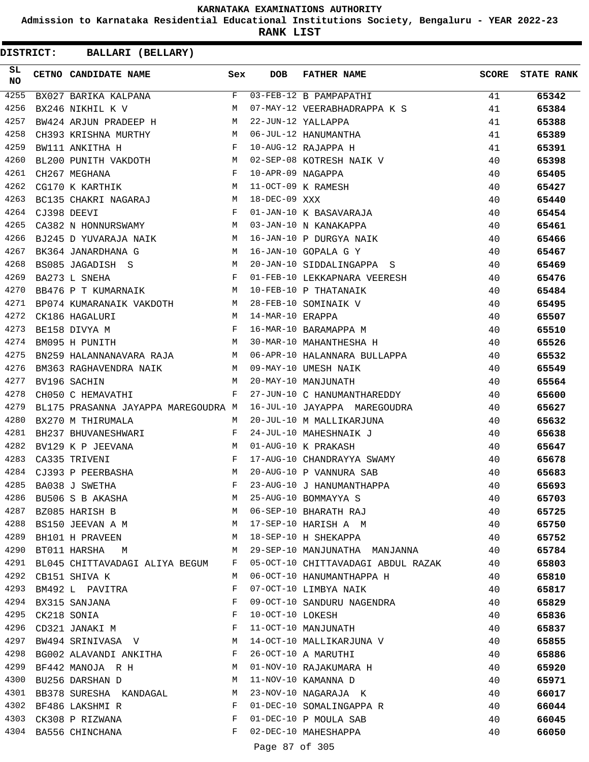# KARNATAKA EXAMINATIONS AUTHORITY

**Admission to Karnataka Residential Educational Institutions Society, Bengaluru - YEAR 2022-23**

**RANK LIST**

**DISTRICT: BALLARI (BELLARY)**

| SL NO | CETNO | CANDIDATE NAME | Sex | DOB | FATHER NAME | SCORE | STATE RANK |
|---|---|---|---|---|---|---|---|
| 4255 | BX027 | BARIKA KALPANA | F | 03-FEB-12 | B PAMPAPATHI | 41 | 65342 |
| 4256 | BX246 | NIKHIL K V | M | 07-MAY-12 | VEERABHADRAPPA K S | 41 | 65384 |
| 4257 | BW424 | ARJUN PRADEEP H | M | 22-JUN-12 | YALLAPPA | 41 | 65388 |
| 4258 | CH393 | KRISHNA MURTHY | M | 06-JUL-12 | HANUMANTHA | 41 | 65389 |
| 4259 | BW111 | ANKITHA H | F | 10-AUG-12 | RAJAPPA H | 41 | 65391 |
| 4260 | BL200 | PUNITH VAKDOTH | M | 02-SEP-08 | KOTRESH NAIK V | 40 | 65398 |
| 4261 | CH267 | MEGHANA | F | 10-APR-09 | NAGAPPA | 40 | 65405 |
| 4262 | CG170 | K KARTHIK | M | 11-OCT-09 | K RAMESH | 40 | 65427 |
| 4263 | BC135 | CHAKRI NAGARAJ | M | 18-DEC-09 | XXX | 40 | 65440 |
| 4264 | CJ398 | DEEVI | F | 01-JAN-10 | K BASAVARAJA | 40 | 65454 |
| 4265 | CA382 | N HONNURSWAMY | M | 03-JAN-10 | N KANAKAPPA | 40 | 65461 |
| 4266 | BJ245 | D YUVARAJA NAIK | M | 16-JAN-10 | P DURGYA NAIK | 40 | 65466 |
| 4267 | BK364 | JANARDHANA G | M | 16-JAN-10 | GOPALA G Y | 40 | 65467 |
| 4268 | BS085 | JAGADISH S | M | 20-JAN-10 | SIDDALINGAPPA S | 40 | 65469 |
| 4269 | BA273 | L SNEHA | F | 01-FEB-10 | LEKKAPNARA VEERESH | 40 | 65476 |
| 4270 | BB476 | P T KUMARNAIK | M | 10-FEB-10 | P THATANAIK | 40 | 65484 |
| 4271 | BP074 | KUMARANAIK VAKDOTH | M | 28-FEB-10 | SOMINAIK V | 40 | 65495 |
| 4272 | CK186 | HAGALURI | M | 14-MAR-10 | ERAPPA | 40 | 65507 |
| 4273 | BE158 | DIVYA M | F | 16-MAR-10 | BARAMAPPA M | 40 | 65510 |
| 4274 | BM095 | H PUNITH | M | 30-MAR-10 | MAHANTHESHA H | 40 | 65526 |
| 4275 | BN259 | HALANNANAVARA RAJA | M | 06-APR-10 | HALANNARA BULLAPPA | 40 | 65532 |
| 4276 | BM363 | RAGHAVENDRA NAIK | M | 09-MAY-10 | UMESH NAIK | 40 | 65549 |
| 4277 | BV196 | SACHIN | M | 20-MAY-10 | MANJUNATH | 40 | 65564 |
| 4278 | CH050 | C HEMAVATHI | F | 27-JUN-10 | C HANUMANTHAREDDY | 40 | 65600 |
| 4279 | BL175 | PRASANNA JAYAPPA MAREGOUDRA | M | 16-JUL-10 | JAYAPPA MAREGOUDRA | 40 | 65627 |
| 4280 | BX270 | M THIRUMALA | M | 20-JUL-10 | M MALLIKARJUNA | 40 | 65632 |
| 4281 | BH237 | BHUVANESHWARI | F | 24-JUL-10 | MAHESHNAIK J | 40 | 65638 |
| 4282 | BV129 | K P JEEVANA | M | 01-AUG-10 | K PRAKASH | 40 | 65647 |
| 4283 | CA335 | TRIVENI | F | 17-AUG-10 | CHANDRAYYA SWAMY | 40 | 65678 |
| 4284 | CJ393 | P PEERBASHA | M | 20-AUG-10 | P VANNURA SAB | 40 | 65683 |
| 4285 | BA038 | J SWETHA | F | 23-AUG-10 | J HANUMANTHAPPA | 40 | 65693 |
| 4286 | BU506 | S B AKASHA | M | 25-AUG-10 | BOMMAYYA S | 40 | 65703 |
| 4287 | BZ085 | HARISH B | M | 06-SEP-10 | BHARATH RAJ | 40 | 65725 |
| 4288 | BS150 | JEEVAN A M | M | 17-SEP-10 | HARISH A M | 40 | 65750 |
| 4289 | BH101 | H PRAVEEN | M | 18-SEP-10 | H SHEKAPPA | 40 | 65752 |
| 4290 | BT011 | HARSHA M | M | 29-SEP-10 | MANJUNATHA MANJANNA | 40 | 65784 |
| 4291 | BL045 | CHITTAVADAGI ALIYA BEGUM | F | 05-OCT-10 | CHITTAVADAGI ABDUL RAZAK | 40 | 65803 |
| 4292 | CB151 | SHIVA K | M | 06-OCT-10 | HANUMANTHAPPA H | 40 | 65810 |
| 4293 | BM492 | L PAVITRA | F | 07-OCT-10 | LIMBYA NAIK | 40 | 65817 |
| 4294 | BX315 | SANJANA | F | 09-OCT-10 | SANDURU NAGENDRA | 40 | 65829 |
| 4295 | CK218 | SONIA | F | 10-OCT-10 | LOKESH | 40 | 65836 |
| 4296 | CD321 | JANAKI M | F | 11-OCT-10 | MANJUNATH | 40 | 65837 |
| 4297 | BW494 | SRINIVASA V | M | 14-OCT-10 | MALLIKARJUNA V | 40 | 65855 |
| 4298 | BG002 | ALAVANDI ANKITHA | F | 26-OCT-10 | A MARUTHI | 40 | 65886 |
| 4299 | BF442 | MANOJA R H | M | 01-NOV-10 | RAJAKUMARA H | 40 | 65920 |
| 4300 | BU256 | DARSHAN D | M | 11-NOV-10 | KAMANNA D | 40 | 65971 |
| 4301 | BB378 | SURESHA KANDAGAL | M | 23-NOV-10 | NAGARAJA K | 40 | 66017 |
| 4302 | BF486 | LAKSHMI R | F | 01-DEC-10 | SOMALINGAPPA R | 40 | 66044 |
| 4303 | CK308 | P RIZWANA | F | 01-DEC-10 | P MOULA SAB | 40 | 66045 |
| 4304 | BA556 | CHINCHANA | F | 02-DEC-10 | MAHESHAPPA | 40 | 66050 |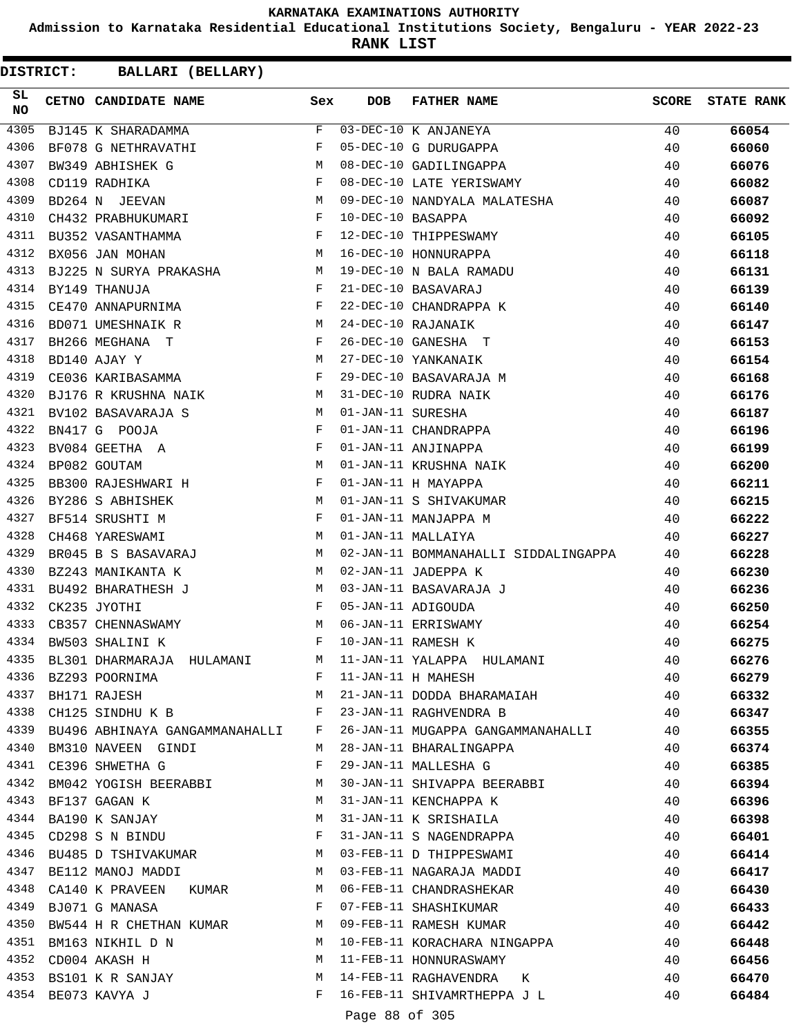# KARNATAKA EXAMINATIONS AUTHORITY

**Admission to Karnataka Residential Educational Institutions Society, Bengaluru - YEAR 2022-23**

**RANK LIST**

**DISTRICT: BALLARI (BELLARY)**

| SL NO | CETNO | CANDIDATE NAME | Sex | DOB | FATHER NAME | SCORE | STATE RANK |
|---|---|---|---|---|---|---|---|
| 4305 | BJ145 | K SHARADAMMA | F | 03-DEC-10 | K ANJANEYA | 40 | **66054** |
| 4306 | BF078 | G NETHRAVATHI | F | 05-DEC-10 | G DURUGAPPA | 40 | **66060** |
| 4307 | BW349 | ABHISHEK G | M | 08-DEC-10 | GADILINGAPPA | 40 | **66076** |
| 4308 | CD119 | RADHIKA | F | 08-DEC-10 | LATE YERISWAMY | 40 | **66082** |
| 4309 | BD264 | N JEEVAN | M | 09-DEC-10 | NANDYALA MALATESHA | 40 | **66087** |
| 4310 | CH432 | PRABHUKUMARI | F | 10-DEC-10 | BASAPPA | 40 | **66092** |
| 4311 | BU352 | VASANTHAMMA | F | 12-DEC-10 | THIPPESWAMY | 40 | **66105** |
| 4312 | BX056 | JAN MOHAN | M | 16-DEC-10 | HONNURAPPA | 40 | **66118** |
| 4313 | BJ225 | N SURYA PRAKASHA | M | 19-DEC-10 | N BALA RAMADU | 40 | **66131** |
| 4314 | BY149 | THANUJA | F | 21-DEC-10 | BASAVARAJ | 40 | **66139** |
| 4315 | CE470 | ANNAPURNIMA | F | 22-DEC-10 | CHANDRAPPA K | 40 | **66140** |
| 4316 | BD071 | UMESHNAIK R | M | 24-DEC-10 | RAJANAIK | 40 | **66147** |
| 4317 | BH266 | MEGHANA T | F | 26-DEC-10 | GANESHA T | 40 | **66153** |
| 4318 | BD140 | AJAY Y | M | 27-DEC-10 | YANKANAIK | 40 | **66154** |
| 4319 | CE036 | KARIBASAMMA | F | 29-DEC-10 | BASAVARAJA M | 40 | **66168** |
| 4320 | BJ176 | R KRUSHNA NAIK | M | 31-DEC-10 | RUDRA NAIK | 40 | **66176** |
| 4321 | BV102 | BASAVARAJA S | M | 01-JAN-11 | SURESHA | 40 | **66187** |
| 4322 | BN417 | G POOJA | F | 01-JAN-11 | CHANDRAPPA | 40 | **66196** |
| 4323 | BV084 | GEETHA A | F | 01-JAN-11 | ANJINAPPA | 40 | **66199** |
| 4324 | BP082 | GOUTAM | M | 01-JAN-11 | KRUSHNA NAIK | 40 | **66200** |
| 4325 | BB300 | RAJESHWARI H | F | 01-JAN-11 | H MAYAPPA | 40 | **66211** |
| 4326 | BY286 | S ABHISHEK | M | 01-JAN-11 | S SHIVAKUMAR | 40 | **66215** |
| 4327 | BF514 | SRUSHTI M | F | 01-JAN-11 | MANJAPPA M | 40 | **66222** |
| 4328 | CH468 | YARESWAMI | M | 01-JAN-11 | MALLAIYA | 40 | **66227** |
| 4329 | BR045 | B S BASAVARAJ | M | 02-JAN-11 | BOMMANAHALLI SIDDALINGAPPA | 40 | **66228** |
| 4330 | BZ243 | MANIKANTA K | M | 02-JAN-11 | JADEPPA K | 40 | **66230** |
| 4331 | BU492 | BHARATHESH J | M | 03-JAN-11 | BASAVARAJA J | 40 | **66236** |
| 4332 | CK235 | JYOTHI | F | 05-JAN-11 | ADIGOUDA | 40 | **66250** |
| 4333 | CB357 | CHENNASWAMY | M | 06-JAN-11 | ERRISWAMY | 40 | **66254** |
| 4334 | BW503 | SHALINI K | F | 10-JAN-11 | RAMESH K | 40 | **66275** |
| 4335 | BL301 | DHARMARAJA HULAMANI | M | 11-JAN-11 | YALAPPA HULAMANI | 40 | **66276** |
| 4336 | BZ293 | POORNIMA | F | 11-JAN-11 | H MAHESH | 40 | **66279** |
| 4337 | BH171 | RAJESH | M | 21-JAN-11 | DODDA BHARAMAIAH | 40 | **66332** |
| 4338 | CH125 | SINDHU K B | F | 23-JAN-11 | RAGHVENDRA B | 40 | **66347** |
| 4339 | BU496 | ABHINAYA GANGAMMANAHALLI | F | 26-JAN-11 | MUGAPPA GANGAMMANAHALLI | 40 | **66355** |
| 4340 | BM310 | NAVEEN GINDI | M | 28-JAN-11 | BHARALINGAPPA | 40 | **66374** |
| 4341 | CE396 | SHWETHA G | F | 29-JAN-11 | MALLESHA G | 40 | **66385** |
| 4342 | BM042 | YOGISH BEERABBI | M | 30-JAN-11 | SHIVAPPA BEERABBI | 40 | **66394** |
| 4343 | BF137 | GAGAN K | M | 31-JAN-11 | KENCHAPPA K | 40 | **66396** |
| 4344 | BA190 | K SANJAY | M | 31-JAN-11 | K SRISHAILA | 40 | **66398** |
| 4345 | CD298 | S N BINDU | F | 31-JAN-11 | S NAGENDRAPPA | 40 | **66401** |
| 4346 | BU485 | D TSHIVAKUMAR | M | 03-FEB-11 | D THIPPESWAMI | 40 | **66414** |
| 4347 | BE112 | MANOJ MADDI | M | 03-FEB-11 | NAGARAJA MADDI | 40 | **66417** |
| 4348 | CA140 | K PRAVEEN KUMAR | M | 06-FEB-11 | CHANDRASHEKAR | 40 | **66430** |
| 4349 | BJ071 | G MANASA | F | 07-FEB-11 | SHASHIKUMAR | 40 | **66433** |
| 4350 | BW544 | H R CHETHAN KUMAR | M | 09-FEB-11 | RAMESH KUMAR | 40 | **66442** |
| 4351 | BM163 | NIKHIL D N | M | 10-FEB-11 | KORACHARA NINGAPPA | 40 | **66448** |
| 4352 | CD004 | AKASH H | M | 11-FEB-11 | HONNURASWAMY | 40 | **66456** |
| 4353 | BS101 | K R SANJAY | M | 14-FEB-11 | RAGHAVENDRA K | 40 | **66470** |
| 4354 | BE073 | KAVYA J | F | 16-FEB-11 | SHIVAMRTHEPPA J L | 40 | **66484** |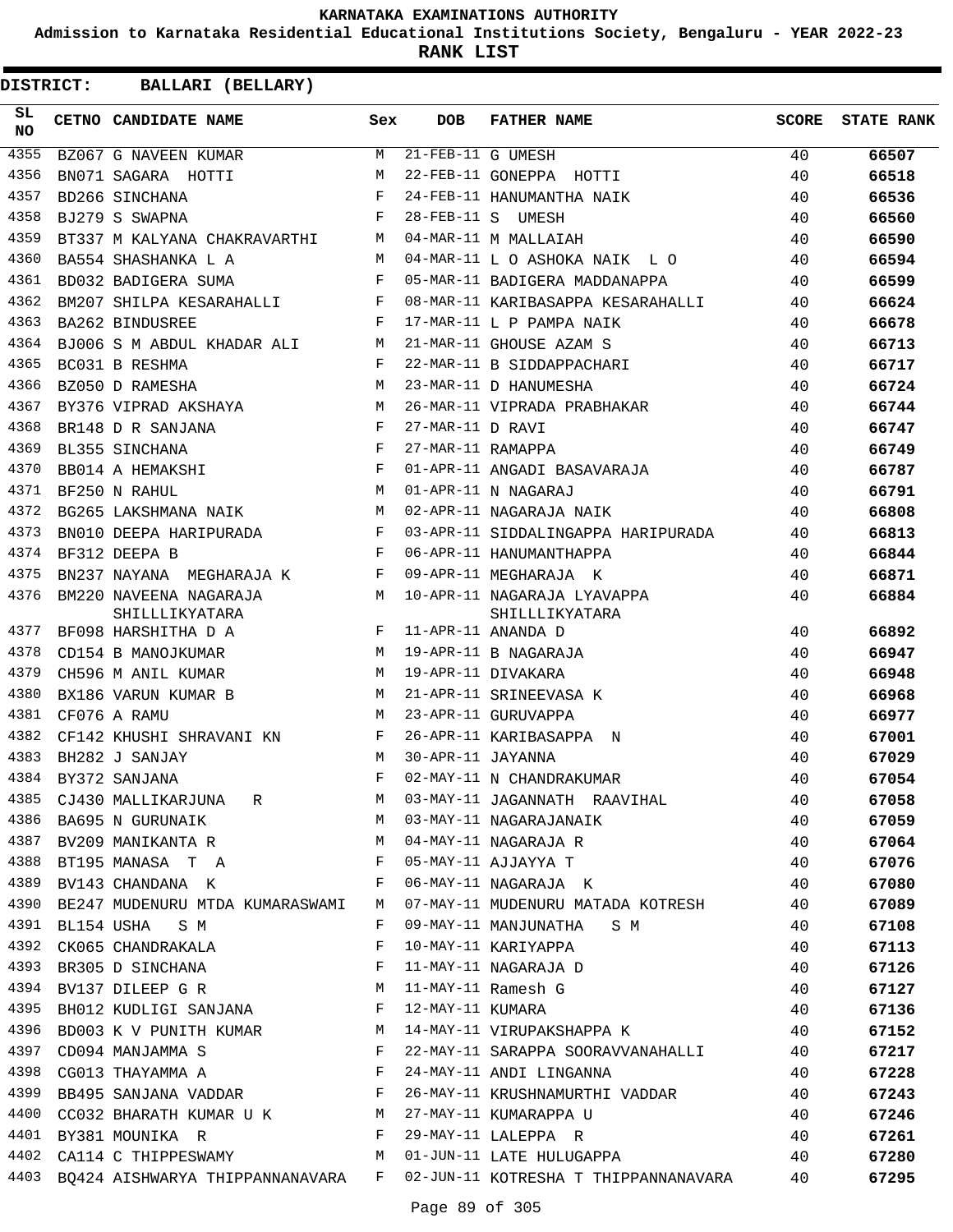# KARNATAKA EXAMINATIONS AUTHORITY

**Admission to Karnataka Residential Educational Institutions Society, Bengaluru - YEAR 2022-23**

**RANK LIST**

**DISTRICT: BALLARI (BELLARY)**

| SL NO | CETNO | CANDIDATE NAME | Sex | DOB | FATHER NAME | SCORE | STATE RANK |
|---|---|---|---|---|---|---|---|
| 4355 | BZ067 | G NAVEEN KUMAR | M | 21-FEB-11 | G UMESH | 40 | 66507 |
| 4356 | BN071 | SAGARA HOTTI | M | 22-FEB-11 | GONEPPA HOTTI | 40 | 66518 |
| 4357 | BD266 | SINCHANA | F | 24-FEB-11 | HANUMANTHA NAIK | 40 | 66536 |
| 4358 | BJ279 | S SWAPNA | F | 28-FEB-11 | S UMESH | 40 | 66560 |
| 4359 | BT337 | M KALYANA CHAKRAVARTHI | M | 04-MAR-11 | M MALLAIAH | 40 | 66590 |
| 4360 | BA554 | SHASHANKA L A | M | 04-MAR-11 | L O ASHOKA NAIK L O | 40 | 66594 |
| 4361 | BD032 | BADIGERA SUMA | F | 05-MAR-11 | BADIGERA MADDANAPPA | 40 | 66599 |
| 4362 | BM207 | SHILPA KESARAHALLI | F | 08-MAR-11 | KARIBASAPPA KESARAHALLI | 40 | 66624 |
| 4363 | BA262 | BINDUSREE | F | 17-MAR-11 | L P PAMPA NAIK | 40 | 66678 |
| 4364 | BJ006 | S M ABDUL KHADAR ALI | M | 21-MAR-11 | GHOUSE AZAM S | 40 | 66713 |
| 4365 | BC031 | B RESHMA | F | 22-MAR-11 | B SIDDAPPACHARI | 40 | 66717 |
| 4366 | BZ050 | D RAMESHA | M | 23-MAR-11 | D HANUMESHA | 40 | 66724 |
| 4367 | BY376 | VIPRAD AKSHAYA | M | 26-MAR-11 | VIPRADA PRABHAKAR | 40 | 66744 |
| 4368 | BR148 | D R SANJANA | F | 27-MAR-11 | D RAVI | 40 | 66747 |
| 4369 | BL355 | SINCHANA | F | 27-MAR-11 | RAMAPPA | 40 | 66749 |
| 4370 | BB014 | A HEMAKSHI | F | 01-APR-11 | ANGADI BASAVARAJA | 40 | 66787 |
| 4371 | BF250 | N RAHUL | M | 01-APR-11 | N NAGARAJ | 40 | 66791 |
| 4372 | BG265 | LAKSHMANA NAIK | M | 02-APR-11 | NAGARAJA NAIK | 40 | 66808 |
| 4373 | BN010 | DEEPA HARIPURADA | F | 03-APR-11 | SIDDALINGAPPA HARIPURADA | 40 | 66813 |
| 4374 | BF312 | DEEPA B | F | 06-APR-11 | HANUMANTHAPPA | 40 | 66844 |
| 4375 | BN237 | NAYANA MEGHARAJA K | F | 09-APR-11 | MEGHARAJA K | 40 | 66871 |
| 4376 | BM220 | NAVEENA NAGARAJA SHILLLIKYATARA | M | 10-APR-11 | NAGARAJA LYAVAPPA SHILLLIKYATARA | 40 | 66884 |
| 4377 | BF098 | HARSHITHA D A | F | 11-APR-11 | ANANDA D | 40 | 66892 |
| 4378 | CD154 | B MANOJKUMAR | M | 19-APR-11 | B NAGARAJA | 40 | 66947 |
| 4379 | CH596 | M ANIL KUMAR | M | 19-APR-11 | DIVAKARA | 40 | 66948 |
| 4380 | BX186 | VARUN KUMAR B | M | 21-APR-11 | SRINEEVASA K | 40 | 66968 |
| 4381 | CF076 | A RAMU | M | 23-APR-11 | GURUVAPPA | 40 | 66977 |
| 4382 | CF142 | KHUSHI SHRAVANI KN | F | 26-APR-11 | KARIBASAPPA N | 40 | 67001 |
| 4383 | BH282 | J SANJAY | M | 30-APR-11 | JAYANNA | 40 | 67029 |
| 4384 | BY372 | SANJANA | F | 02-MAY-11 | N CHANDRAKUMAR | 40 | 67054 |
| 4385 | CJ430 | MALLIKARJUNA R | M | 03-MAY-11 | JAGANNATH RAAVIHAL | 40 | 67058 |
| 4386 | BA695 | N GURUNAIK | M | 03-MAY-11 | NAGARAJANAIK | 40 | 67059 |
| 4387 | BV209 | MANIKANTA R | M | 04-MAY-11 | NAGARAJA R | 40 | 67064 |
| 4388 | BT195 | MANASA T A | F | 05-MAY-11 | AJJAYYA T | 40 | 67076 |
| 4389 | BV143 | CHANDANA K | F | 06-MAY-11 | NAGARAJA K | 40 | 67080 |
| 4390 | BE247 | MUDENURU MTDA KUMARASWAMI | M | 07-MAY-11 | MUDENURU MATADA KOTRESH | 40 | 67089 |
| 4391 | BL154 | USHA S M | F | 09-MAY-11 | MANJUNATHA S M | 40 | 67108 |
| 4392 | CK065 | CHANDRAKALA | F | 10-MAY-11 | KARIYAPPA | 40 | 67113 |
| 4393 | BR305 | D SINCHANA | F | 11-MAY-11 | NAGARAJA D | 40 | 67126 |
| 4394 | BV137 | DILEEP G R | M | 11-MAY-11 | Ramesh G | 40 | 67127 |
| 4395 | BH012 | KUDLIGI SANJANA | F | 12-MAY-11 | KUMARA | 40 | 67136 |
| 4396 | BD003 | K V PUNITH KUMAR | M | 14-MAY-11 | VIRUPAKSHAPPA K | 40 | 67152 |
| 4397 | CD094 | MANJAMMA S | F | 22-MAY-11 | SARAPPA SOORAVVANAHALLI | 40 | 67217 |
| 4398 | CG013 | THAYAMMA A | F | 24-MAY-11 | ANDI LINGANNA | 40 | 67228 |
| 4399 | BB495 | SANJANA VADDAR | F | 26-MAY-11 | KRUSHNAMURTHI VADDAR | 40 | 67243 |
| 4400 | CC032 | BHARATH KUMAR U K | M | 27-MAY-11 | KUMARAPPA U | 40 | 67246 |
| 4401 | BY381 | MOUNIKA R | F | 29-MAY-11 | LALEPPA R | 40 | 67261 |
| 4402 | CA114 | C THIPPESWAMY | M | 01-JUN-11 | LATE HULUGAPPA | 40 | 67280 |
| 4403 | BQ424 | AISHWARYA THIPPANNANAVARA | F | 02-JUN-11 | KOTRESHA T THIPPANNANAVARA | 40 | 67295 |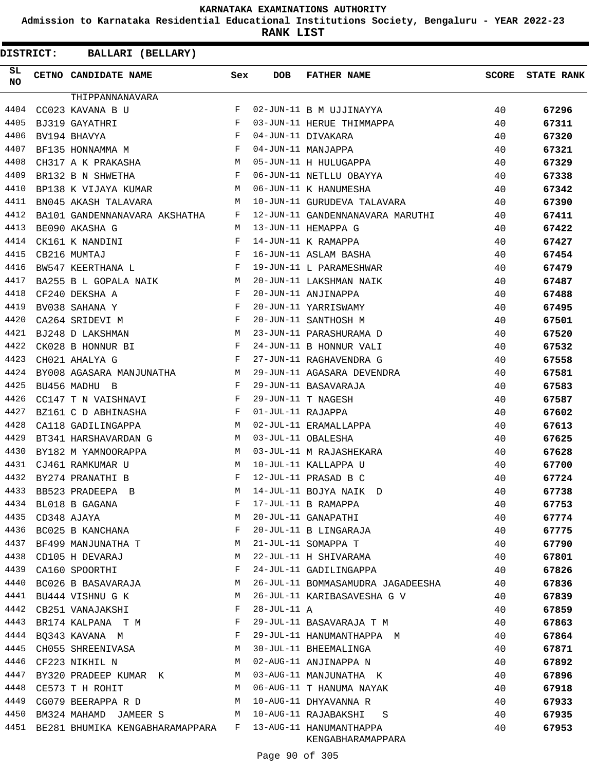KARNATAKA EXAMINATIONS AUTHORITY

Admission to Karnataka Residential Educational Institutions Society, Bengaluru - YEAR 2022-23

RANK LIST

**DISTRICT: BALLARI (BELLARY)**

| SL NO | CETNO | CANDIDATE NAME | Sex | DOB | FATHER NAME | SCORE | STATE RANK |
|---|---|---|---|---|---|---|---|
| | | THIPPANNANAVARA | | | | | |
| 4404 | CC023 | KAVANA B U | F | 02-JUN-11 | B M UJJINAYYA | 40 | 67296 |
| 4405 | BJ319 | GAYATHRI | F | 03-JUN-11 | HERUE THIMMAPPA | 40 | 67311 |
| 4406 | BV194 | BHAVYA | F | 04-JUN-11 | DIVAKARA | 40 | 67320 |
| 4407 | BF135 | HONNAMMA M | F | 04-JUN-11 | MANJAPPA | 40 | 67321 |
| 4408 | CH317 | A K PRAKASHA | M | 05-JUN-11 | H HULUGAPPA | 40 | 67329 |
| 4409 | BR132 | B N SHWETHA | F | 06-JUN-11 | NETLLU OBAYYA | 40 | 67338 |
| 4410 | BP138 | K VIJAYA KUMAR | M | 06-JUN-11 | K HANUMESHA | 40 | 67342 |
| 4411 | BN045 | AKASH TALAVARA | M | 10-JUN-11 | GURUDEVA TALAVARA | 40 | 67390 |
| 4412 | BA101 | GANDENNANAVARA AKSHATHA | F | 12-JUN-11 | GANDENNANAVARA MARUTHI | 40 | 67411 |
| 4413 | BE090 | AKASHA G | M | 13-JUN-11 | HEMAPPA G | 40 | 67422 |
| 4414 | CK161 | K NANDINI | F | 14-JUN-11 | K RAMAPPA | 40 | 67427 |
| 4415 | CB216 | MUMTAJ | F | 16-JUN-11 | ASLAM BASHA | 40 | 67454 |
| 4416 | BW547 | KEERTHANA L | F | 19-JUN-11 | L PARAMESHWAR | 40 | 67479 |
| 4417 | BA255 | B L GOPALA NAIK | M | 20-JUN-11 | LAKSHMAN NAIK | 40 | 67487 |
| 4418 | CF240 | DEKSHA A | F | 20-JUN-11 | ANJINAPPA | 40 | 67488 |
| 4419 | BV038 | SAHANA Y | F | 20-JUN-11 | YARRISWAMY | 40 | 67495 |
| 4420 | CA264 | SRIDEVI M | F | 20-JUN-11 | SANTHOSH M | 40 | 67501 |
| 4421 | BJ248 | D LAKSHMAN | M | 23-JUN-11 | PARASHURAMA D | 40 | 67520 |
| 4422 | CK028 | B HONNUR BI | F | 24-JUN-11 | B HONNUR VALI | 40 | 67532 |
| 4423 | CH021 | AHALYA G | F | 27-JUN-11 | RAGHAVENDRA G | 40 | 67558 |
| 4424 | BY008 | AGASARA MANJUNATHA | M | 29-JUN-11 | AGASARA DEVENDRA | 40 | 67581 |
| 4425 | BU456 | MADHU B | F | 29-JUN-11 | BASAVARAJA | 40 | 67583 |
| 4426 | CC147 | T N VAISHNAVI | F | 29-JUN-11 | T NAGESH | 40 | 67587 |
| 4427 | BZ161 | C D ABHINASHA | F | 01-JUL-11 | RAJAPPA | 40 | 67602 |
| 4428 | CA118 | GADILINGAPPA | M | 02-JUL-11 | ERAMALLAPPA | 40 | 67613 |
| 4429 | BT341 | HARSHAVARDAN G | M | 03-JUL-11 | OBALESHA | 40 | 67625 |
| 4430 | BY182 | M YAMNOORAPPA | M | 03-JUL-11 | M RAJASHEKARA | 40 | 67628 |
| 4431 | CJ461 | RAMKUMAR U | M | 10-JUL-11 | KALLAPPA U | 40 | 67700 |
| 4432 | BY274 | PRANATHI B | F | 12-JUL-11 | PRASAD B C | 40 | 67724 |
| 4433 | BB523 | PRADEEPA B | M | 14-JUL-11 | BOJYA NAIK D | 40 | 67738 |
| 4434 | BL018 | B GAGANA | F | 17-JUL-11 | B RAMAPPA | 40 | 67753 |
| 4435 | CD348 | AJAYA | M | 20-JUL-11 | GANAPATHI | 40 | 67774 |
| 4436 | BC025 | B KANCHANA | F | 20-JUL-11 | B LINGARAJA | 40 | 67775 |
| 4437 | BF499 | MANJUNATHA T | M | 21-JUL-11 | SOMAPPA T | 40 | 67790 |
| 4438 | CD105 | H DEVARAJ | M | 22-JUL-11 | H SHIVARAMA | 40 | 67801 |
| 4439 | CA160 | SPOORTHI | F | 24-JUL-11 | GADILINGAPPA | 40 | 67826 |
| 4440 | BC026 | B BASAVARAJA | M | 26-JUL-11 | BOMMASAMUDRA JAGADEESHA | 40 | 67836 |
| 4441 | BU444 | VISHNU G K | M | 26-JUL-11 | KARIBASAVESHA G V | 40 | 67839 |
| 4442 | CB251 | VANAJAKSHI | F | 28-JUL-11 | A | 40 | 67859 |
| 4443 | BR174 | KALPANA T M | F | 29-JUL-11 | BASAVARAJA T M | 40 | 67863 |
| 4444 | BQ343 | KAVANA M | F | 29-JUL-11 | HANUMANTHAPPA M | 40 | 67864 |
| 4445 | CH055 | SHREENIVASA | M | 30-JUL-11 | BHEEMALINGA | 40 | 67871 |
| 4446 | CF223 | NIKHIL N | M | 02-AUG-11 | ANJINAPPA N | 40 | 67892 |
| 4447 | BY320 | PRADEEP KUMAR K | M | 03-AUG-11 | MANJUNATHA K | 40 | 67896 |
| 4448 | CE573 | T H ROHIT | M | 06-AUG-11 | T HANUMA NAYAK | 40 | 67918 |
| 4449 | CG079 | BEERAPPA R D | M | 10-AUG-11 | DHYAVANNA R | 40 | 67933 |
| 4450 | BM324 | MAHAMD JAMEER S | M | 10-AUG-11 | RAJABAKSHI S | 40 | 67935 |
| 4451 | BE281 | BHUMIKA KENGABHARAMAPPARA | F | 13-AUG-11 | HANUMANTHAPPA KENGABHARAMAPPARA | 40 | 67953 |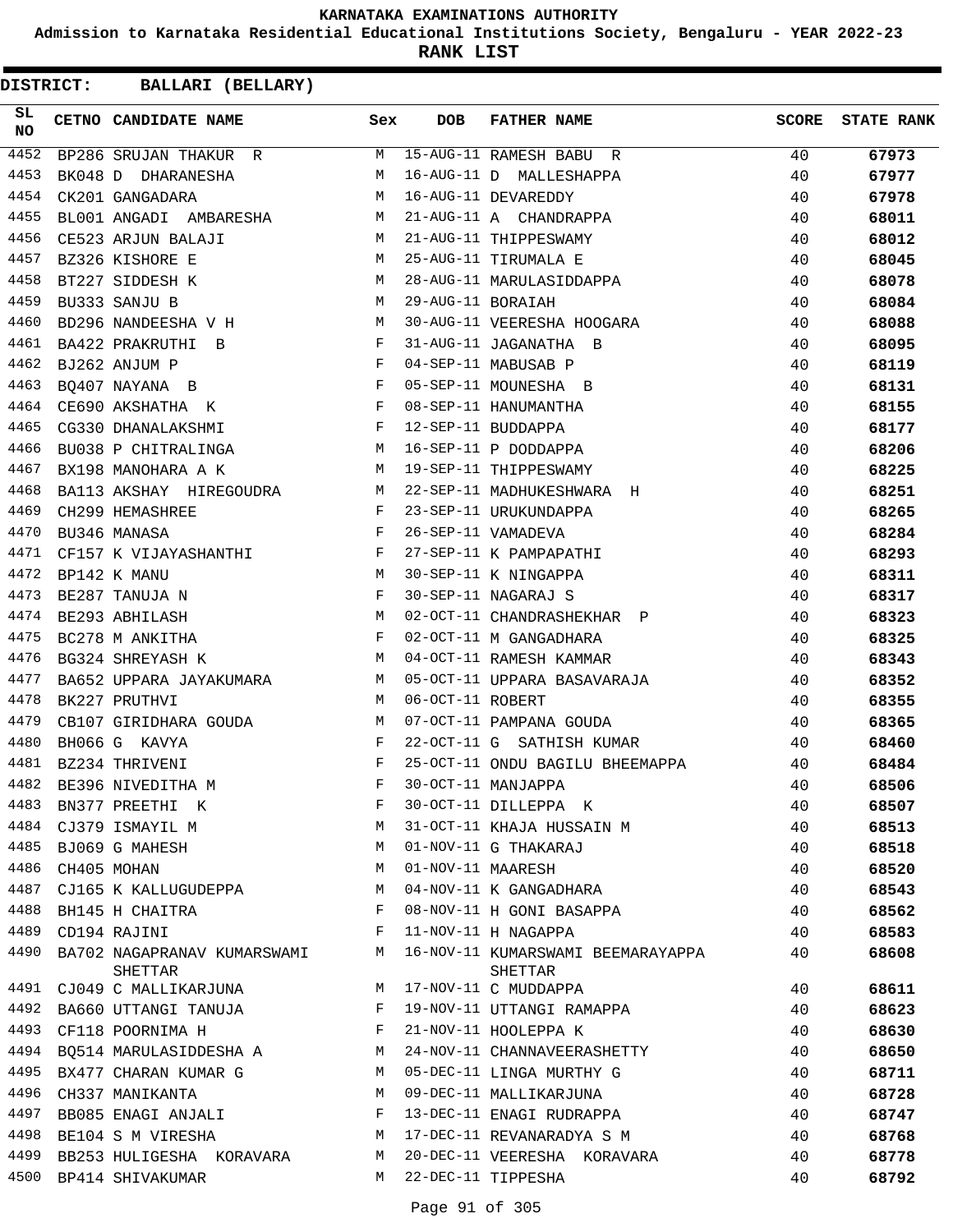# KARNATAKA EXAMINATIONS AUTHORITY

**Admission to Karnataka Residential Educational Institutions Society, Bengaluru - YEAR 2022-23**

**RANK LIST**

**DISTRICT: BALLARI (BELLARY)**

| SL NO | CETNO | CANDIDATE NAME | Sex | DOB | FATHER NAME | SCORE | STATE RANK |
|---|---|---|---|---|---|---|---|
| 4452 | BP286 | SRUJAN THAKUR R | M | 15-AUG-11 | RAMESH BABU R | 40 | 67973 |
| 4453 | BK048 | D DHARANESHA | M | 16-AUG-11 | D MALLESHAPPA | 40 | 67977 |
| 4454 | CK201 | GANGADARA | M | 16-AUG-11 | DEVAREDDY | 40 | 67978 |
| 4455 | BL001 | ANGADI AMBARESHA | M | 21-AUG-11 | A CHANDRAPPA | 40 | 68011 |
| 4456 | CE523 | ARJUN BALAJI | M | 21-AUG-11 | THIPPESWAMY | 40 | 68012 |
| 4457 | BZ326 | KISHORE E | M | 25-AUG-11 | TIRUMALA E | 40 | 68045 |
| 4458 | BT227 | SIDDESH K | M | 28-AUG-11 | MARULASIDDAPPA | 40 | 68078 |
| 4459 | BU333 | SANJU B | M | 29-AUG-11 | BORAIAH | 40 | 68084 |
| 4460 | BD296 | NANDEESHA V H | M | 30-AUG-11 | VEERESHA HOOGARA | 40 | 68088 |
| 4461 | BA422 | PRAKRUTHI B | F | 31-AUG-11 | JAGANATHA B | 40 | 68095 |
| 4462 | BJ262 | ANJUM P | F | 04-SEP-11 | MABUSAB P | 40 | 68119 |
| 4463 | BQ407 | NAYANA B | F | 05-SEP-11 | MOUNESHA B | 40 | 68131 |
| 4464 | CE690 | AKSHATHA K | F | 08-SEP-11 | HANUMANTHA | 40 | 68155 |
| 4465 | CG330 | DHANALAKSHMI | F | 12-SEP-11 | BUDDAPPA | 40 | 68177 |
| 4466 | BU038 | P CHITRALINGA | M | 16-SEP-11 | P DODDAPPA | 40 | 68206 |
| 4467 | BX198 | MANOHARA A K | M | 19-SEP-11 | THIPPESWAMY | 40 | 68225 |
| 4468 | BA113 | AKSHAY HIREGOUDRA | M | 22-SEP-11 | MADHUKESHWARA H | 40 | 68251 |
| 4469 | CH299 | HEMASHREE | F | 23-SEP-11 | URUKUNDAPPA | 40 | 68265 |
| 4470 | BU346 | MANASA | F | 26-SEP-11 | VAMADEVA | 40 | 68284 |
| 4471 | CF157 | K VIJAYASHANTHI | F | 27-SEP-11 | K PAMPAPATHI | 40 | 68293 |
| 4472 | BP142 | K MANU | M | 30-SEP-11 | K NINGAPPA | 40 | 68311 |
| 4473 | BE287 | TANUJA N | F | 30-SEP-11 | NAGARAJ S | 40 | 68317 |
| 4474 | BE293 | ABHILASH | M | 02-OCT-11 | CHANDRASHEKHAR P | 40 | 68323 |
| 4475 | BC278 | M ANKITHA | F | 02-OCT-11 | M GANGADHARA | 40 | 68325 |
| 4476 | BG324 | SHREYASH K | M | 04-OCT-11 | RAMESH KAMMAR | 40 | 68343 |
| 4477 | BA652 | UPPARA JAYAKUMARA | M | 05-OCT-11 | UPPARA BASAVARAJA | 40 | 68352 |
| 4478 | BK227 | PRUTHVI | M | 06-OCT-11 | ROBERT | 40 | 68355 |
| 4479 | CB107 | GIRIDHARA GOUDA | M | 07-OCT-11 | PAMPANA GOUDA | 40 | 68365 |
| 4480 | BH066 | G KAVYA | F | 22-OCT-11 | G SATHISH KUMAR | 40 | 68460 |
| 4481 | BZ234 | THRIVENI | F | 25-OCT-11 | ONDU BAGILU BHEEMAPPA | 40 | 68484 |
| 4482 | BE396 | NIVEDITHA M | F | 30-OCT-11 | MANJAPPA | 40 | 68506 |
| 4483 | BN377 | PREETHI K | F | 30-OCT-11 | DILLEPPA K | 40 | 68507 |
| 4484 | CJ379 | ISMAYIL M | M | 31-OCT-11 | KHAJA HUSSAIN M | 40 | 68513 |
| 4485 | BJ069 | G MAHESH | M | 01-NOV-11 | G THAKARAJ | 40 | 68518 |
| 4486 | CH405 | MOHAN | M | 01-NOV-11 | MAARESH | 40 | 68520 |
| 4487 | CJ165 | K KALLUGUDEPPA | M | 04-NOV-11 | K GANGADHARA | 40 | 68543 |
| 4488 | BH145 | H CHAITRA | F | 08-NOV-11 | H GONI BASAPPA | 40 | 68562 |
| 4489 | CD194 | RAJINI | F | 11-NOV-11 | H NAGAPPA | 40 | 68583 |
| 4490 | BA702 | NAGAPRANAV KUMARSWAMI SHETTAR | M | 16-NOV-11 | KUMARSWAMI BEEMARAYAPPA SHETTAR | 40 | 68608 |
| 4491 | CJ049 | C MALLIKARJUNA | M | 17-NOV-11 | C MUDDAPPA | 40 | 68611 |
| 4492 | BA660 | UTTANGI TANUJA | F | 19-NOV-11 | UTTANGI RAMAPPA | 40 | 68623 |
| 4493 | CF118 | POORNIMA H | F | 21-NOV-11 | HOOLEPPA K | 40 | 68630 |
| 4494 | BQ514 | MARULASIDDESHA A | M | 24-NOV-11 | CHANNAVEERASHETTY | 40 | 68650 |
| 4495 | BX477 | CHARAN KUMAR G | M | 05-DEC-11 | LINGA MURTHY G | 40 | 68711 |
| 4496 | CH337 | MANIKANTA | M | 09-DEC-11 | MALLIKARJUNA | 40 | 68728 |
| 4497 | BB085 | ENAGI ANJALI | F | 13-DEC-11 | ENAGI RUDRAPPA | 40 | 68747 |
| 4498 | BE104 | S M VIRESHA | M | 17-DEC-11 | REVANARADYA S M | 40 | 68768 |
| 4499 | BB253 | HULIGESHA KORAVARA | M | 20-DEC-11 | VEERESHA KORAVARA | 40 | 68778 |
| 4500 | BP414 | SHIVAKUMAR | M | 22-DEC-11 | TIPPESHA | 40 | 68792 |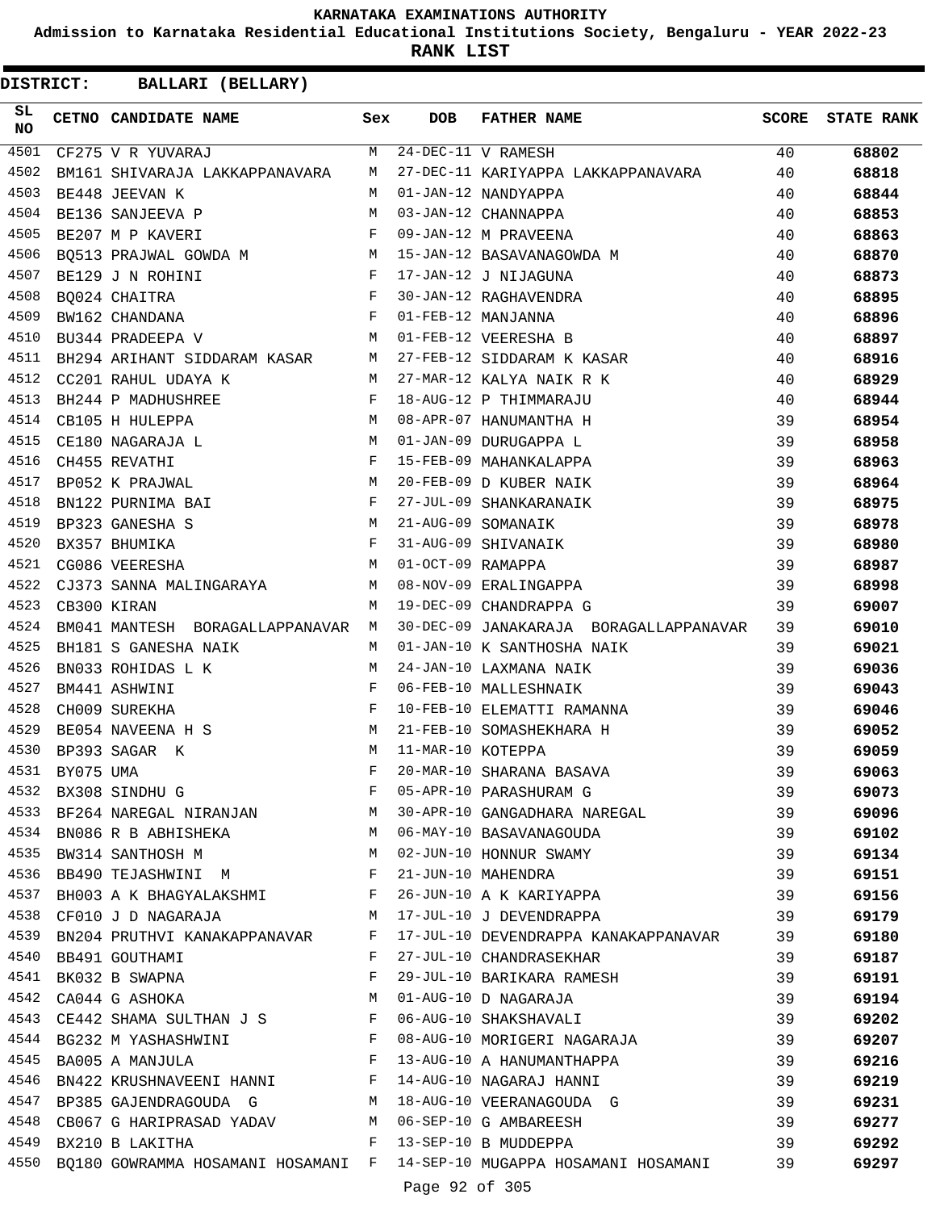KARNATAKA EXAMINATIONS AUTHORITY

Admission to Karnataka Residential Educational Institutions Society, Bengaluru - YEAR 2022-23

**RANK LIST**

**DISTRICT: BALLARI (BELLARY)**

| SL NO | CETNO | CANDIDATE NAME | Sex | DOB | FATHER NAME | SCORE | STATE RANK |
|---|---|---|---|---|---|---|---|
| 4501 | CF275 | V R YUVARAJ | M | 24-DEC-11 | V RAMESH | 40 | 68802 |
| 4502 | BM161 | SHIVARAJA LAKKAPPANAVARA | M | 27-DEC-11 | KARIYAPPA LAKKAPPANAVARA | 40 | 68818 |
| 4503 | BE448 | JEEVAN K | M | 01-JAN-12 | NANDYAPPA | 40 | 68844 |
| 4504 | BE136 | SANJEEVA P | M | 03-JAN-12 | CHANNAPPA | 40 | 68853 |
| 4505 | BE207 | M P KAVERI | F | 09-JAN-12 | M PRAVEENA | 40 | 68863 |
| 4506 | BQ513 | PRAJWAL GOWDA M | M | 15-JAN-12 | BASAVANAGOWDA M | 40 | 68870 |
| 4507 | BE129 | J N ROHINI | F | 17-JAN-12 | J NIJAGUNA | 40 | 68873 |
| 4508 | BQ024 | CHAITRA | F | 30-JAN-12 | RAGHAVENDRA | 40 | 68895 |
| 4509 | BW162 | CHANDANA | F | 01-FEB-12 | MANJANNA | 40 | 68896 |
| 4510 | BU344 | PRADEEPA V | M | 01-FEB-12 | VEERESHA B | 40 | 68897 |
| 4511 | BH294 | ARIHANT SIDDARAM KASAR | M | 27-FEB-12 | SIDDARAM K KASAR | 40 | 68916 |
| 4512 | CC201 | RAHUL UDAYA K | M | 27-MAR-12 | KALYA NAIK R K | 40 | 68929 |
| 4513 | BH244 | P MADHUSHREE | F | 18-AUG-12 | P THIMMARAJU | 40 | 68944 |
| 4514 | CB105 | H HULEPPA | M | 08-APR-07 | HANUMANTHA H | 39 | 68954 |
| 4515 | CE180 | NAGARAJA L | M | 01-JAN-09 | DURUGAPPA L | 39 | 68958 |
| 4516 | CH455 | REVATHI | F | 15-FEB-09 | MAHANKALAPPA | 39 | 68963 |
| 4517 | BP052 | K PRAJWAL | M | 20-FEB-09 | D KUBER NAIK | 39 | 68964 |
| 4518 | BN122 | PURNIMA BAI | F | 27-JUL-09 | SHANKARANAIK | 39 | 68975 |
| 4519 | BP323 | GANESHA S | M | 21-AUG-09 | SOMANAIK | 39 | 68978 |
| 4520 | BX357 | BHUMIKA | F | 31-AUG-09 | SHIVANAIK | 39 | 68980 |
| 4521 | CG086 | VEERESHA | M | 01-OCT-09 | RAMAPPA | 39 | 68987 |
| 4522 | CJ373 | SANNA MALINGARAYA | M | 08-NOV-09 | ERALINGAPPA | 39 | 68998 |
| 4523 | CB300 | KIRAN | M | 19-DEC-09 | CHANDRAPPA G | 39 | 69007 |
| 4524 | BM041 | MANTESH BORAGALLAPPANAVAR | M | 30-DEC-09 | JANAKARAJA BORAGALLAPPANAVAR | 39 | 69010 |
| 4525 | BH181 | S GANESHA NAIK | M | 01-JAN-10 | K SANTHOSHA NAIK | 39 | 69021 |
| 4526 | BN033 | ROHIDAS L K | M | 24-JAN-10 | LAXMANA NAIK | 39 | 69036 |
| 4527 | BM441 | ASHWINI | F | 06-FEB-10 | MALLESHNAIK | 39 | 69043 |
| 4528 | CH009 | SUREKHA | F | 10-FEB-10 | ELEMATTI RAMANNA | 39 | 69046 |
| 4529 | BE054 | NAVEENA H S | M | 21-FEB-10 | SOMASHEKHARA H | 39 | 69052 |
| 4530 | BP393 | SAGAR K | M | 11-MAR-10 | KOTEPPA | 39 | 69059 |
| 4531 | BY075 | UMA | F | 20-MAR-10 | SHARANA BASAVA | 39 | 69063 |
| 4532 | BX308 | SINDHU G | F | 05-APR-10 | PARASHURAM G | 39 | 69073 |
| 4533 | BF264 | NAREGAL NIRANJAN | M | 30-APR-10 | GANGADHARA NAREGAL | 39 | 69096 |
| 4534 | BN086 | R B ABHISHEKA | M | 06-MAY-10 | BASAVANAGOUDA | 39 | 69102 |
| 4535 | BW314 | SANTHOSH M | M | 02-JUN-10 | HONNUR SWAMY | 39 | 69134 |
| 4536 | BB490 | TEJASHWINI M | F | 21-JUN-10 | MAHENDRA | 39 | 69151 |
| 4537 | BH003 | A K BHAGYALAKSHMI | F | 26-JUN-10 | A K KARIYAPPA | 39 | 69156 |
| 4538 | CF010 | J D NAGARAJA | M | 17-JUL-10 | J DEVENDRAPPA | 39 | 69179 |
| 4539 | BN204 | PRUTHVI KANAKAPPANAVAR | F | 17-JUL-10 | DEVENDRAPPA KANAKAPPANAVAR | 39 | 69180 |
| 4540 | BB491 | GOUTHAMI | F | 27-JUL-10 | CHANDRASEKHAR | 39 | 69187 |
| 4541 | BK032 | B SWAPNA | F | 29-JUL-10 | BARIKARA RAMESH | 39 | 69191 |
| 4542 | CA044 | G ASHOKA | M | 01-AUG-10 | D NAGARAJA | 39 | 69194 |
| 4543 | CE442 | SHAMA SULTHAN J S | F | 06-AUG-10 | SHAKSHAVALI | 39 | 69202 |
| 4544 | BG232 | M YASHASHWINI | F | 08-AUG-10 | MORIGERI NAGARAJA | 39 | 69207 |
| 4545 | BA005 | A MANJULA | F | 13-AUG-10 | A HANUMANTHAPPA | 39 | 69216 |
| 4546 | BN422 | KRUSHNAVEENI HANNI | F | 14-AUG-10 | NAGARAJ HANNI | 39 | 69219 |
| 4547 | BP385 | GAJENDRAGOUDA G | M | 18-AUG-10 | VEERANAGOUDA G | 39 | 69231 |
| 4548 | CB067 | G HARIPRASAD YADAV | M | 06-SEP-10 | G AMBAREESH | 39 | 69277 |
| 4549 | BX210 | B LAKITHA | F | 13-SEP-10 | B MUDDEPPA | 39 | 69292 |
| 4550 | BQ180 | GOWRAMMA HOSAMANI HOSAMANI | F | 14-SEP-10 | MUGAPPA HOSAMANI HOSAMANI | 39 | 69297 |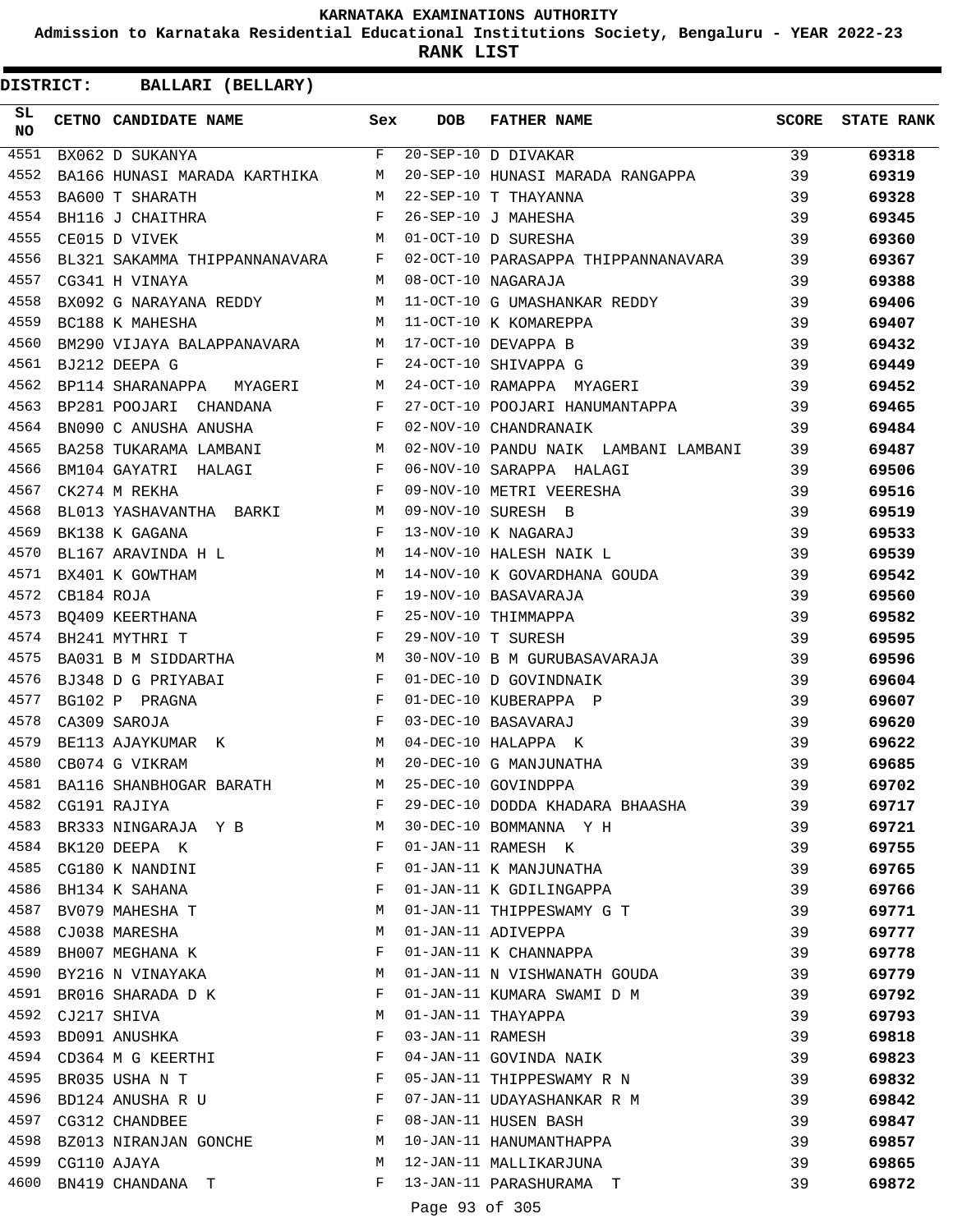# KARNATAKA EXAMINATIONS AUTHORITY

**Admission to Karnataka Residential Educational Institutions Society, Bengaluru - YEAR 2022-23**

**RANK LIST**

**DISTRICT: BALLARI (BELLARY)**

| SL NO | CETNO | CANDIDATE NAME | Sex | DOB | FATHER NAME | SCORE | STATE RANK |
|---|---|---|---|---|---|---|---|
| 4551 | BX062 | D SUKANYA | F | 20-SEP-10 | D DIVAKAR | 39 | 69318 |
| 4552 | BA166 | HUNASI MARADA KARTHIKA | M | 20-SEP-10 | HUNASI MARADA RANGAPPA | 39 | 69319 |
| 4553 | BA600 | T SHARATH | M | 22-SEP-10 | T THAYANNA | 39 | 69328 |
| 4554 | BH116 | J CHAITHRA | F | 26-SEP-10 | J MAHESHA | 39 | 69345 |
| 4555 | CE015 | D VIVEK | M | 01-OCT-10 | D SURESHA | 39 | 69360 |
| 4556 | BL321 | SAKAMMA THIPPANNANAVARA | F | 02-OCT-10 | PARASAPPA THIPPANNANAVARA | 39 | 69367 |
| 4557 | CG341 | H VINAYA | M | 08-OCT-10 | NAGARAJA | 39 | 69388 |
| 4558 | BX092 | G NARAYANA REDDY | M | 11-OCT-10 | G UMASHANKAR REDDY | 39 | 69406 |
| 4559 | BC188 | K MAHESHA | M | 11-OCT-10 | K KOMAREPPA | 39 | 69407 |
| 4560 | BM290 | VIJAYA BALAPPANAVARA | M | 17-OCT-10 | DEVAPPA B | 39 | 69432 |
| 4561 | BJ212 | DEEPA G | F | 24-OCT-10 | SHIVAPPA G | 39 | 69449 |
| 4562 | BP114 | SHARANAPPA MYAGERI | M | 24-OCT-10 | RAMAPPA MYAGERI | 39 | 69452 |
| 4563 | BP281 | POOJARI CHANDANA | F | 27-OCT-10 | POOJARI HANUMANTAPPA | 39 | 69465 |
| 4564 | BN090 | C ANUSHA ANUSHA | F | 02-NOV-10 | CHANDRANAIK | 39 | 69484 |
| 4565 | BA258 | TUKARAMA LAMBANI | M | 02-NOV-10 | PANDU NAIK LAMBANI LAMBANI | 39 | 69487 |
| 4566 | BM104 | GAYATRI HALAGI | F | 06-NOV-10 | SARAPPA HALAGI | 39 | 69506 |
| 4567 | CK274 | M REKHA | F | 09-NOV-10 | METRI VEERESHA | 39 | 69516 |
| 4568 | BL013 | YASHAVANTHA BARKI | M | 09-NOV-10 | SURESH B | 39 | 69519 |
| 4569 | BK138 | K GAGANA | F | 13-NOV-10 | K NAGARAJ | 39 | 69533 |
| 4570 | BL167 | ARAVINDA H L | M | 14-NOV-10 | HALESH NAIK L | 39 | 69539 |
| 4571 | BX401 | K GOWTHAM | M | 14-NOV-10 | K GOVARDHANA GOUDA | 39 | 69542 |
| 4572 | CB184 | ROJA | F | 19-NOV-10 | BASAVARAJA | 39 | 69560 |
| 4573 | BQ409 | KEERTHANA | F | 25-NOV-10 | THIMMAPPA | 39 | 69582 |
| 4574 | BH241 | MYTHRI T | F | 29-NOV-10 | T SURESH | 39 | 69595 |
| 4575 | BA031 | B M SIDDARTHA | M | 30-NOV-10 | B M GURUBASAVARAJA | 39 | 69596 |
| 4576 | BJ348 | D G PRIYABAI | F | 01-DEC-10 | D GOVINDNAIK | 39 | 69604 |
| 4577 | BG102 | P PRAGNA | F | 01-DEC-10 | KUBERAPPA P | 39 | 69607 |
| 4578 | CA309 | SAROJA | F | 03-DEC-10 | BASAVARAJ | 39 | 69620 |
| 4579 | BE113 | AJAYKUMAR K | M | 04-DEC-10 | HALAPPA K | 39 | 69622 |
| 4580 | CB074 | G VIKRAM | M | 20-DEC-10 | G MANJUNATHA | 39 | 69685 |
| 4581 | BA116 | SHANBHOGAR BARATH | M | 25-DEC-10 | GOVINDPPA | 39 | 69702 |
| 4582 | CG191 | RAJIYA | F | 29-DEC-10 | DODDA KHADARA BHAASHA | 39 | 69717 |
| 4583 | BR333 | NINGARAJA Y B | M | 30-DEC-10 | BOMMANNA Y H | 39 | 69721 |
| 4584 | BK120 | DEEPA K | F | 01-JAN-11 | RAMESH K | 39 | 69755 |
| 4585 | CG180 | K NANDINI | F | 01-JAN-11 | K MANJUNATHA | 39 | 69765 |
| 4586 | BH134 | K SAHANA | F | 01-JAN-11 | K GDILINGAPPA | 39 | 69766 |
| 4587 | BV079 | MAHESHA T | M | 01-JAN-11 | THIPPESWAMY G T | 39 | 69771 |
| 4588 | CJ038 | MARESHA | M | 01-JAN-11 | ADIVEPPA | 39 | 69777 |
| 4589 | BH007 | MEGHANA K | F | 01-JAN-11 | K CHANNAPPA | 39 | 69778 |
| 4590 | BY216 | N VINAYAKA | M | 01-JAN-11 | N VISHWANATH GOUDA | 39 | 69779 |
| 4591 | BR016 | SHARADA D K | F | 01-JAN-11 | KUMARA SWAMI D M | 39 | 69792 |
| 4592 | CJ217 | SHIVA | M | 01-JAN-11 | THAYAPPA | 39 | 69793 |
| 4593 | BD091 | ANUSHKA | F | 03-JAN-11 | RAMESH | 39 | 69818 |
| 4594 | CD364 | M G KEERTHI | F | 04-JAN-11 | GOVINDA NAIK | 39 | 69823 |
| 4595 | BR035 | USHA N T | F | 05-JAN-11 | THIPPESWAMY R N | 39 | 69832 |
| 4596 | BD124 | ANUSHA R U | F | 07-JAN-11 | UDAYASHANKAR R M | 39 | 69842 |
| 4597 | CG312 | CHANDBEE | F | 08-JAN-11 | HUSEN BASH | 39 | 69847 |
| 4598 | BZ013 | NIRANJAN GONCHE | M | 10-JAN-11 | HANUMANTHAPPA | 39 | 69857 |
| 4599 | CG110 | AJAYA | M | 12-JAN-11 | MALLIKARJUNA | 39 | 69865 |
| 4600 | BN419 | CHANDANA T | F | 13-JAN-11 | PARASHURAMA T | 39 | 69872 |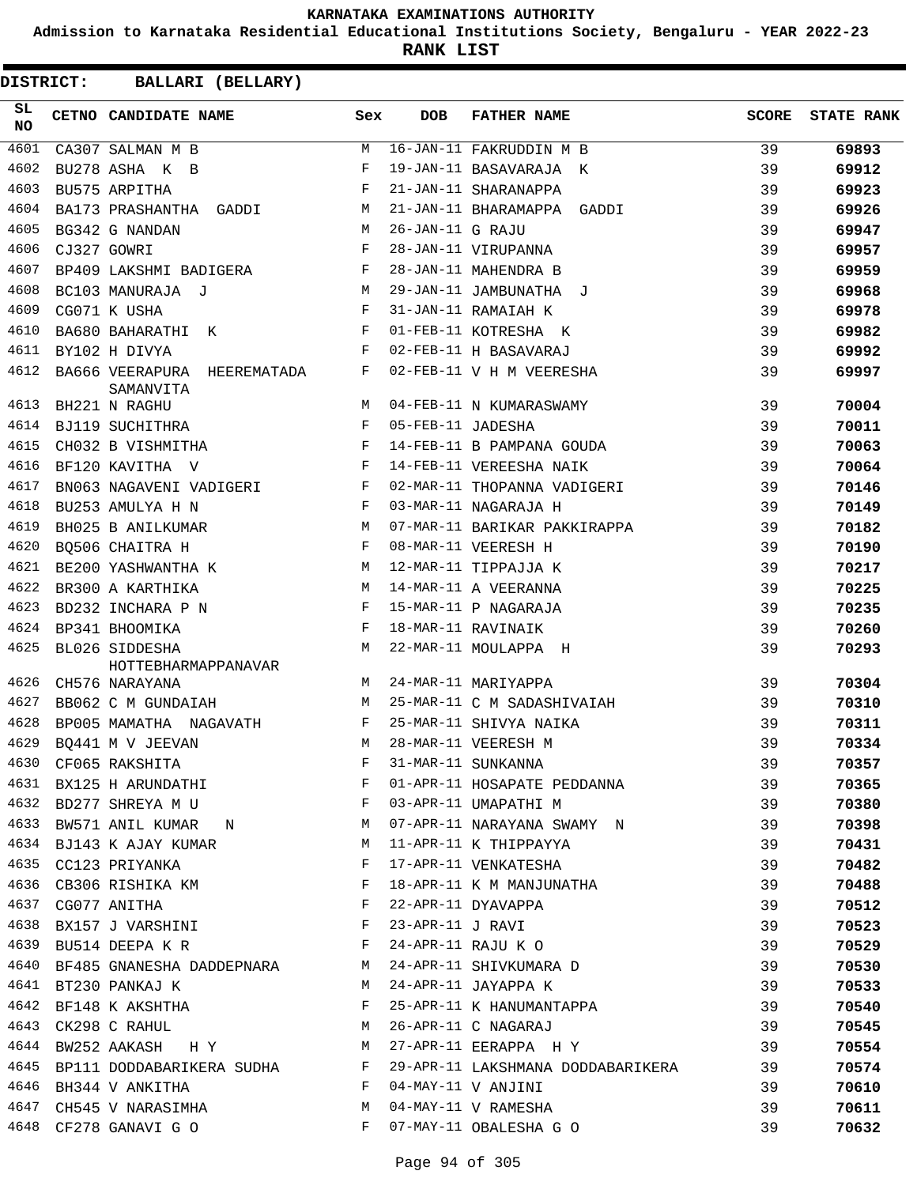KARNATAKA EXAMINATIONS AUTHORITY

Admission to Karnataka Residential Educational Institutions Society, Bengaluru - YEAR 2022-23

**RANK LIST**

**DISTRICT: BALLARI (BELLARY)**

| SL NO | CETNO | CANDIDATE NAME | Sex | DOB | FATHER NAME | SCORE | STATE RANK |
|---|---|---|---|---|---|---|---|
| 4601 | CA307 | SALMAN M B | M | 16-JAN-11 | FAKRUDDIN M B | 39 | 69893 |
| 4602 | BU278 | ASHA K B | F | 19-JAN-11 | BASAVARAJA K | 39 | 69912 |
| 4603 | BU575 | ARPITHA | F | 21-JAN-11 | SHARANAPPA | 39 | 69923 |
| 4604 | BA173 | PRASHANTHA GADDI | M | 21-JAN-11 | BHARAMAPPA GADDI | 39 | 69926 |
| 4605 | BG342 | G NANDAN | M | 26-JAN-11 | G RAJU | 39 | 69947 |
| 4606 | CJ327 | GOWRI | F | 28-JAN-11 | VIRUPANNA | 39 | 69957 |
| 4607 | BP409 | LAKSHMI BADIGERA | F | 28-JAN-11 | MAHENDRA B | 39 | 69959 |
| 4608 | BC103 | MANURAJA J | M | 29-JAN-11 | JAMBUNATHA J | 39 | 69968 |
| 4609 | CG071 | K USHA | F | 31-JAN-11 | RAMAIAH K | 39 | 69978 |
| 4610 | BA680 | BAHARATHI K | F | 01-FEB-11 | KOTRESHA K | 39 | 69982 |
| 4611 | BY102 | H DIVYA | F | 02-FEB-11 | H BASAVARAJ | 39 | 69992 |
| 4612 | BA666 | VEERAPURA HEEREMATADA SAMANVITA | F | 02-FEB-11 | V H M VEERESHA | 39 | 69997 |
| 4613 | BH221 | N RAGHU | M | 04-FEB-11 | N KUMARASWAMY | 39 | 70004 |
| 4614 | BJ119 | SUCHITHRA | F | 05-FEB-11 | JADESHA | 39 | 70011 |
| 4615 | CH032 | B VISHMITHA | F | 14-FEB-11 | B PAMPANA GOUDA | 39 | 70063 |
| 4616 | BF120 | KAVITHA V | F | 14-FEB-11 | VEREESHA NAIK | 39 | 70064 |
| 4617 | BN063 | NAGAVENI VADIGERI | F | 02-MAR-11 | THOPANNA VADIGERI | 39 | 70146 |
| 4618 | BU253 | AMULYA H N | F | 03-MAR-11 | NAGARAJA H | 39 | 70149 |
| 4619 | BH025 | B ANILKUMAR | M | 07-MAR-11 | BARIKAR PAKKIRAPPA | 39 | 70182 |
| 4620 | BQ506 | CHAITRA H | F | 08-MAR-11 | VEERESH H | 39 | 70190 |
| 4621 | BE200 | YASHWANTHA K | M | 12-MAR-11 | TIPPAJJA K | 39 | 70217 |
| 4622 | BR300 | A KARTHIKA | M | 14-MAR-11 | A VEERANNA | 39 | 70225 |
| 4623 | BD232 | INCHARA P N | F | 15-MAR-11 | P NAGARAJA | 39 | 70235 |
| 4624 | BP341 | BHOOMIKA | F | 18-MAR-11 | RAVINAIK | 39 | 70260 |
| 4625 | BL026 | SIDDESHA HOTTEBHARMAPPANAVAR | M | 22-MAR-11 | MOULAPPA H | 39 | 70293 |
| 4626 | CH576 | NARAYANA | M | 24-MAR-11 | MARIYAPPA | 39 | 70304 |
| 4627 | BB062 | C M GUNDAIAH | M | 25-MAR-11 | C M SADASHIVAIAH | 39 | 70310 |
| 4628 | BP005 | MAMATHA NAGAVATH | F | 25-MAR-11 | SHIVYA NAIKA | 39 | 70311 |
| 4629 | BQ441 | M V JEEVAN | M | 28-MAR-11 | VEERESH M | 39 | 70334 |
| 4630 | CF065 | RAKSHITA | F | 31-MAR-11 | SUNKANNA | 39 | 70357 |
| 4631 | BX125 | H ARUNDATHI | F | 01-APR-11 | HOSAPATE PEDDANNA | 39 | 70365 |
| 4632 | BD277 | SHREYA M U | F | 03-APR-11 | UMAPATHI M | 39 | 70380 |
| 4633 | BW571 | ANIL KUMAR N | M | 07-APR-11 | NARAYANA SWAMY N | 39 | 70398 |
| 4634 | BJ143 | K AJAY KUMAR | M | 11-APR-11 | K THIPPAYYA | 39 | 70431 |
| 4635 | CC123 | PRIYANKA | F | 17-APR-11 | VENKATESHA | 39 | 70482 |
| 4636 | CB306 | RISHIKA KM | F | 18-APR-11 | K M MANJUNATHA | 39 | 70488 |
| 4637 | CG077 | ANITHA | F | 22-APR-11 | DYAVAPPA | 39 | 70512 |
| 4638 | BX157 | J VARSHINI | F | 23-APR-11 | J RAVI | 39 | 70523 |
| 4639 | BU514 | DEEPA K R | F | 24-APR-11 | RAJU K O | 39 | 70529 |
| 4640 | BF485 | GNANESHA DADDEPNARA | M | 24-APR-11 | SHIVKUMARA D | 39 | 70530 |
| 4641 | BT230 | PANKAJ K | M | 24-APR-11 | JAYAPPA K | 39 | 70533 |
| 4642 | BF148 | K AKSHTHA | F | 25-APR-11 | K HANUMANTAPPA | 39 | 70540 |
| 4643 | CK298 | C RAHUL | M | 26-APR-11 | C NAGARAJ | 39 | 70545 |
| 4644 | BW252 | AAKASH H Y | M | 27-APR-11 | EERAPPA H Y | 39 | 70554 |
| 4645 | BP111 | DODDABARIKERA SUDHA | F | 29-APR-11 | LAKSHMANA DODDABARIKERA | 39 | 70574 |
| 4646 | BH344 | V ANKITHA | F | 04-MAY-11 | V ANJINI | 39 | 70610 |
| 4647 | CH545 | V NARASIMHA | M | 04-MAY-11 | V RAMESHA | 39 | 70611 |
| 4648 | CF278 | GANAVI G O | F | 07-MAY-11 | OBALESHA G O | 39 | 70632 |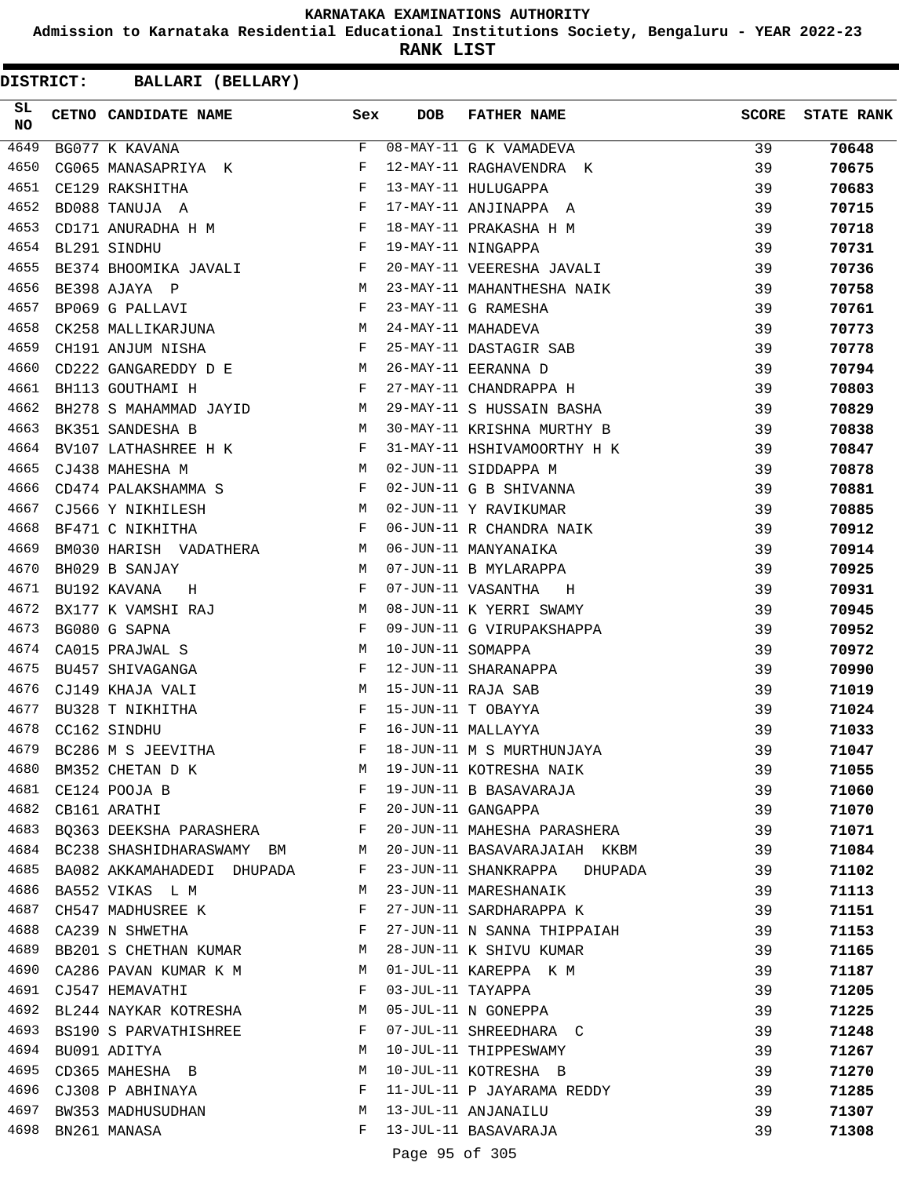# KARNATAKA EXAMINATIONS AUTHORITY

**Admission to Karnataka Residential Educational Institutions Society, Bengaluru - YEAR 2022-23**

**RANK LIST**

**DISTRICT: BALLARI (BELLARY)**

| SL NO | CETNO | CANDIDATE NAME | Sex | DOB | FATHER NAME | SCORE | STATE RANK |
|---|---|---|---|---|---|---|---|
| 4649 | BG077 | K KAVANA | F | 08-MAY-11 | G K VAMADEVA | 39 | **70648** |
| 4650 | CG065 | MANASAPRIYA K | F | 12-MAY-11 | RAGHAVENDRA K | 39 | **70675** |
| 4651 | CE129 | RAKSHITHA | F | 13-MAY-11 | HULUGAPPA | 39 | **70683** |
| 4652 | BD088 | TANUJA A | F | 17-MAY-11 | ANJINAPPA A | 39 | **70715** |
| 4653 | CD171 | ANURADHA H M | F | 18-MAY-11 | PRAKASHA H M | 39 | **70718** |
| 4654 | BL291 | SINDHU | F | 19-MAY-11 | NINGAPPA | 39 | **70731** |
| 4655 | BE374 | BHOOMIKA JAVALI | F | 20-MAY-11 | VEERESHA JAVALI | 39 | **70736** |
| 4656 | BE398 | AJAYA P | M | 23-MAY-11 | MAHANTHESHA NAIK | 39 | **70758** |
| 4657 | BP069 | G PALLAVI | F | 23-MAY-11 | G RAMESHA | 39 | **70761** |
| 4658 | CK258 | MALLIKARJUNA | M | 24-MAY-11 | MAHADEVA | 39 | **70773** |
| 4659 | CH191 | ANJUM NISHA | F | 25-MAY-11 | DASTAGIR SAB | 39 | **70778** |
| 4660 | CD222 | GANGAREDDY D E | M | 26-MAY-11 | EERANNA D | 39 | **70794** |
| 4661 | BH113 | GOUTHAMI H | F | 27-MAY-11 | CHANDRAPPA H | 39 | **70803** |
| 4662 | BH278 | S MAHAMMAD JAYID | M | 29-MAY-11 | S HUSSAIN BASHA | 39 | **70829** |
| 4663 | BK351 | SANDESHA B | M | 30-MAY-11 | KRISHNA MURTHY B | 39 | **70838** |
| 4664 | BV107 | LATHASHREE H K | F | 31-MAY-11 | HSHIVAMOORTHY H K | 39 | **70847** |
| 4665 | CJ438 | MAHESHA M | M | 02-JUN-11 | SIDDAPPA M | 39 | **70878** |
| 4666 | CD474 | PALAKSHAMMA S | F | 02-JUN-11 | G B SHIVANNA | 39 | **70881** |
| 4667 | CJ566 | Y NIKHILESH | M | 02-JUN-11 | Y RAVIKUMAR | 39 | **70885** |
| 4668 | BF471 | C NIKHITHA | F | 06-JUN-11 | R CHANDRA NAIK | 39 | **70912** |
| 4669 | BM030 | HARISH VADATHERA | M | 06-JUN-11 | MANYANAIKA | 39 | **70914** |
| 4670 | BH029 | B SANJAY | M | 07-JUN-11 | B MYLARAPPA | 39 | **70925** |
| 4671 | BU192 | KAVANA H | F | 07-JUN-11 | VASANTHA H | 39 | **70931** |
| 4672 | BX177 | K VAMSHI RAJ | M | 08-JUN-11 | K YERRI SWAMY | 39 | **70945** |
| 4673 | BG080 | G SAPNA | F | 09-JUN-11 | G VIRUPAKSHAPPA | 39 | **70952** |
| 4674 | CA015 | PRAJWAL S | M | 10-JUN-11 | SOMAPPA | 39 | **70972** |
| 4675 | BU457 | SHIVAGANGA | F | 12-JUN-11 | SHARANAPPA | 39 | **70990** |
| 4676 | CJ149 | KHAJA VALI | M | 15-JUN-11 | RAJA SAB | 39 | **71019** |
| 4677 | BU328 | T NIKHITHA | F | 15-JUN-11 | T OBAYYA | 39 | **71024** |
| 4678 | CC162 | SINDHU | F | 16-JUN-11 | MALLAYYA | 39 | **71033** |
| 4679 | BC286 | M S JEEVITHA | F | 18-JUN-11 | M S MURTHUNJAYA | 39 | **71047** |
| 4680 | BM352 | CHETAN D K | M | 19-JUN-11 | KOTRESHA NAIK | 39 | **71055** |
| 4681 | CE124 | POOJA B | F | 19-JUN-11 | B BASAVARAJA | 39 | **71060** |
| 4682 | CB161 | ARATHI | F | 20-JUN-11 | GANGAPPA | 39 | **71070** |
| 4683 | BQ363 | DEEKSHA PARASHERA | F | 20-JUN-11 | MAHESHA PARASHERA | 39 | **71071** |
| 4684 | BC238 | SHASHIDHARASWAMY BM | M | 20-JUN-11 | BASAVARAJAIAH KKBM | 39 | **71084** |
| 4685 | BA082 | AKKAMAHADEDI DHUPADA | F | 23-JUN-11 | SHANKRAPPA DHUPADA | 39 | **71102** |
| 4686 | BA552 | VIKAS L M | M | 23-JUN-11 | MARESHANAIK | 39 | **71113** |
| 4687 | CH547 | MADHUSREE K | F | 27-JUN-11 | SARDHARAPPA K | 39 | **71151** |
| 4688 | CA239 | N SHWETHA | F | 27-JUN-11 | N SANNA THIPPAIAH | 39 | **71153** |
| 4689 | BB201 | S CHETHAN KUMAR | M | 28-JUN-11 | K SHIVU KUMAR | 39 | **71165** |
| 4690 | CA286 | PAVAN KUMAR K M | M | 01-JUL-11 | KAREPPA K M | 39 | **71187** |
| 4691 | CJ547 | HEMAVATHI | F | 03-JUL-11 | TAYAPPA | 39 | **71205** |
| 4692 | BL244 | NAYKAR KOTRESHA | M | 05-JUL-11 | N GONEPPA | 39 | **71225** |
| 4693 | BS190 | S PARVATHISHREE | F | 07-JUL-11 | SHREEDHARA C | 39 | **71248** |
| 4694 | BU091 | ADITYA | M | 10-JUL-11 | THIPPESWAMY | 39 | **71267** |
| 4695 | CD365 | MAHESHA B | M | 10-JUL-11 | KOTRESHA B | 39 | **71270** |
| 4696 | CJ308 | P ABHINAYA | F | 11-JUL-11 | P JAYARAMA REDDY | 39 | **71285** |
| 4697 | BW353 | MADHUSUDHAN | M | 13-JUL-11 | ANJANAILU | 39 | **71307** |
| 4698 | BN261 | MANASA | F | 13-JUL-11 | BASAVARAJA | 39 | **71308** |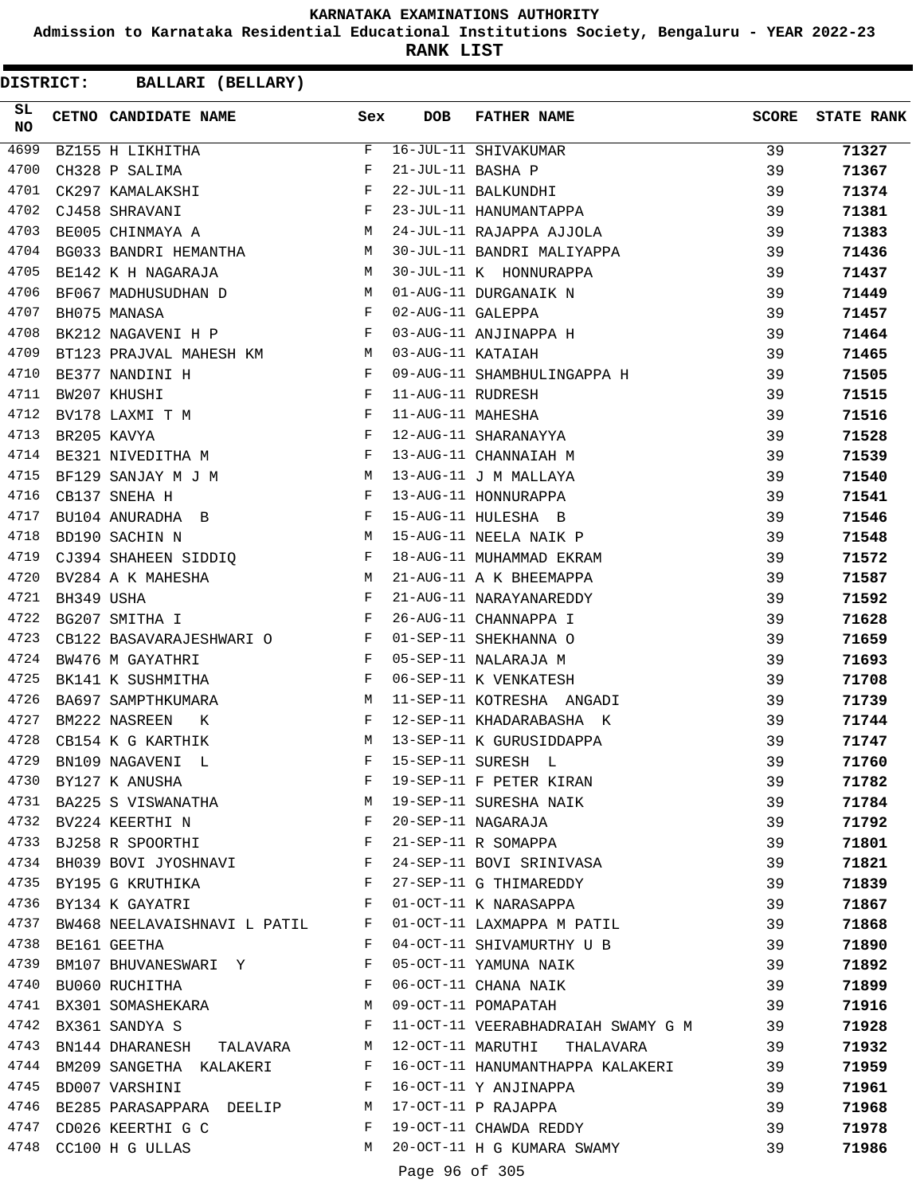KARNATAKA EXAMINATIONS AUTHORITY

Admission to Karnataka Residential Educational Institutions Society, Bengaluru - YEAR 2022-23

**RANK LIST**

**DISTRICT: BALLARI (BELLARY)**

| SL NO | CETNO | CANDIDATE NAME | Sex | DOB | FATHER NAME | SCORE | STATE RANK |
|---|---|---|---|---|---|---|---|
| 4699 | BZ155 | H LIKHITHA | F | 16-JUL-11 | SHIVAKUMAR | 39 | 71327 |
| 4700 | CH328 | P SALIMA | F | 21-JUL-11 | BASHA P | 39 | 71367 |
| 4701 | CK297 | KAMALAKSHI | F | 22-JUL-11 | BALKUNDHI | 39 | 71374 |
| 4702 | CJ458 | SHRAVANI | F | 23-JUL-11 | HANUMANTAPPA | 39 | 71381 |
| 4703 | BE005 | CHINMAYA A | M | 24-JUL-11 | RAJAPPA AJJOLA | 39 | 71383 |
| 4704 | BG033 | BANDRI HEMANTHA | M | 30-JUL-11 | BANDRI MALIYAPPA | 39 | 71436 |
| 4705 | BE142 | K H NAGARAJA | M | 30-JUL-11 | K HONNURAPPA | 39 | 71437 |
| 4706 | BF067 | MADHUSUDHAN D | M | 01-AUG-11 | DURGANAIK N | 39 | 71449 |
| 4707 | BH075 | MANASA | F | 02-AUG-11 | GALEPPA | 39 | 71457 |
| 4708 | BK212 | NAGAVENI H P | F | 03-AUG-11 | ANJINAPPA H | 39 | 71464 |
| 4709 | BT123 | PRAJVAL MAHESH KM | M | 03-AUG-11 | KATAIAH | 39 | 71465 |
| 4710 | BE377 | NANDINI H | F | 09-AUG-11 | SHAMBHULINGAPPA H | 39 | 71505 |
| 4711 | BW207 | KHUSHI | F | 11-AUG-11 | RUDRESH | 39 | 71515 |
| 4712 | BV178 | LAXMI T M | F | 11-AUG-11 | MAHESHA | 39 | 71516 |
| 4713 | BR205 | KAVYA | F | 12-AUG-11 | SHARANAYYA | 39 | 71528 |
| 4714 | BE321 | NIVEDITHA M | F | 13-AUG-11 | CHANNAIAH M | 39 | 71539 |
| 4715 | BF129 | SANJAY M J M | M | 13-AUG-11 | J M MALLAYA | 39 | 71540 |
| 4716 | CB137 | SNEHA H | F | 13-AUG-11 | HONNURAPPA | 39 | 71541 |
| 4717 | BU104 | ANURADHA B | F | 15-AUG-11 | HULESHA B | 39 | 71546 |
| 4718 | BD190 | SACHIN N | M | 15-AUG-11 | NEELA NAIK P | 39 | 71548 |
| 4719 | CJ394 | SHAHEEN SIDDIQ | F | 18-AUG-11 | MUHAMMAD EKRAM | 39 | 71572 |
| 4720 | BV284 | A K MAHESHA | M | 21-AUG-11 | A K BHEEMAPPA | 39 | 71587 |
| 4721 | BH349 | USHA | F | 21-AUG-11 | NARAYANAREDDY | 39 | 71592 |
| 4722 | BG207 | SMITHA I | F | 26-AUG-11 | CHANNAPPA I | 39 | 71628 |
| 4723 | CB122 | BASAVARAJESHWARI O | F | 01-SEP-11 | SHEKHANNA O | 39 | 71659 |
| 4724 | BW476 | M GAYATHRI | F | 05-SEP-11 | NALARAJA M | 39 | 71693 |
| 4725 | BK141 | K SUSHMITHA | F | 06-SEP-11 | K VENKATESH | 39 | 71708 |
| 4726 | BA697 | SAMPTHKUMARA | M | 11-SEP-11 | KOTRESHA ANGADI | 39 | 71739 |
| 4727 | BM222 | NASREEN K | F | 12-SEP-11 | KHADARABASHA K | 39 | 71744 |
| 4728 | CB154 | K G KARTHIK | M | 13-SEP-11 | K GURUSIDDAPPA | 39 | 71747 |
| 4729 | BN109 | NAGAVENI L | F | 15-SEP-11 | SURESH L | 39 | 71760 |
| 4730 | BY127 | K ANUSHA | F | 19-SEP-11 | F PETER KIRAN | 39 | 71782 |
| 4731 | BA225 | S VISWANATHA | M | 19-SEP-11 | SURESHA NAIK | 39 | 71784 |
| 4732 | BV224 | KEERTHI N | F | 20-SEP-11 | NAGARAJA | 39 | 71792 |
| 4733 | BJ258 | R SPOORTHI | F | 21-SEP-11 | R SOMAPPA | 39 | 71801 |
| 4734 | BH039 | BOVI JYOSHNAVI | F | 24-SEP-11 | BOVI SRINIVASA | 39 | 71821 |
| 4735 | BY195 | G KRUTHIKA | F | 27-SEP-11 | G THIMAREDDY | 39 | 71839 |
| 4736 | BY134 | K GAYATRI | F | 01-OCT-11 | K NARASAPPA | 39 | 71867 |
| 4737 | BW468 | NEELAVAISHNAVI L PATIL | F | 01-OCT-11 | LAXMAPPA M PATIL | 39 | 71868 |
| 4738 | BE161 | GEETHA | F | 04-OCT-11 | SHIVAMURTHY U B | 39 | 71890 |
| 4739 | BM107 | BHUVANESWARI Y | F | 05-OCT-11 | YAMUNA NAIK | 39 | 71892 |
| 4740 | BU060 | RUCHITHA | F | 06-OCT-11 | CHANA NAIK | 39 | 71899 |
| 4741 | BX301 | SOMASHEKARA | M | 09-OCT-11 | POMAPATAH | 39 | 71916 |
| 4742 | BX361 | SANDYA S | F | 11-OCT-11 | VEERABHADRAIAH SWAMY G M | 39 | 71928 |
| 4743 | BN144 | DHARANESH TALAVARA | M | 12-OCT-11 | MARUTHI THALAVARA | 39 | 71932 |
| 4744 | BM209 | SANGETHA KALAKERI | F | 16-OCT-11 | HANUMANTHAPPA KALAKERI | 39 | 71959 |
| 4745 | BD007 | VARSHINI | F | 16-OCT-11 | Y ANJINAPPA | 39 | 71961 |
| 4746 | BE285 | PARASAPPARA DEELIP | M | 17-OCT-11 | P RAJAPPA | 39 | 71968 |
| 4747 | CD026 | KEERTHI G C | F | 19-OCT-11 | CHAWDA REDDY | 39 | 71978 |
| 4748 | CC100 | H G ULLAS | M | 20-OCT-11 | H G KUMARA SWAMY | 39 | 71986 |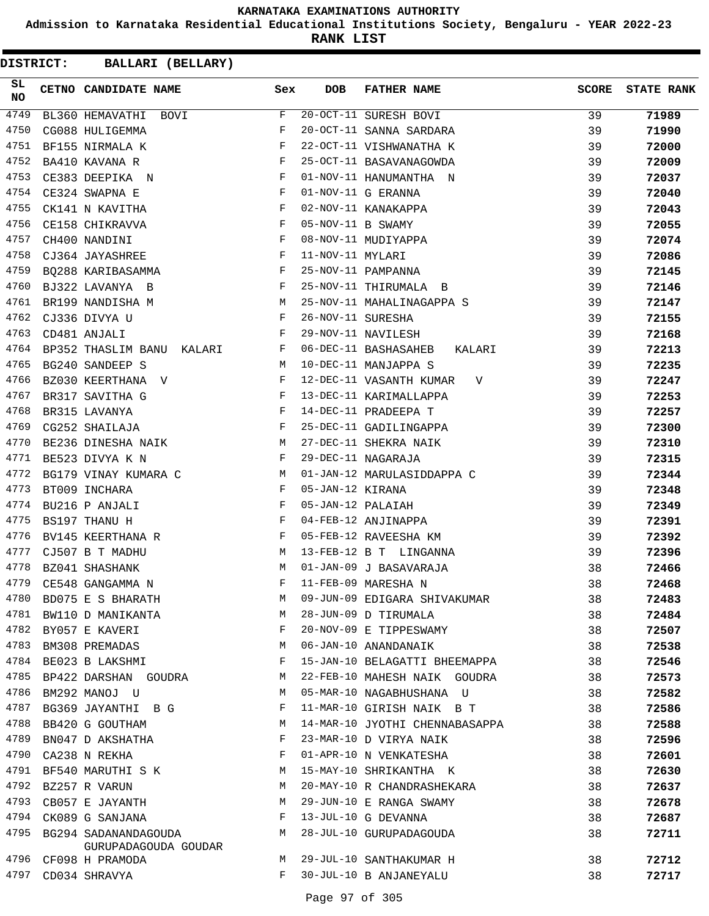KARNATAKA EXAMINATIONS AUTHORITY

Admission to Karnataka Residential Educational Institutions Society, Bengaluru - YEAR 2022-23

**RANK LIST**

**DISTRICT: BALLARI (BELLARY)**

| SL NO | CETNO | CANDIDATE NAME | Sex | DOB | FATHER NAME | SCORE | STATE RANK |
|---|---|---|---|---|---|---|---|
| 4749 | BL360 | HEMAVATHI BOVI | F | 20-OCT-11 | SURESH BOVI | 39 | **71989** |
| 4750 | CG088 | HULIGEMMA | F | 20-OCT-11 | SANNA SARDARA | 39 | **71990** |
| 4751 | BF155 | NIRMALA K | F | 22-OCT-11 | VISHWANATHA K | 39 | **72000** |
| 4752 | BA410 | KAVANA R | F | 25-OCT-11 | BASAVANAGOWDA | 39 | **72009** |
| 4753 | CE383 | DEEPIKA N | F | 01-NOV-11 | HANUMANTHA N | 39 | **72037** |
| 4754 | CE324 | SWAPNA E | F | 01-NOV-11 | G ERANNA | 39 | **72040** |
| 4755 | CK141 | N KAVITHA | F | 02-NOV-11 | KANAKAPPA | 39 | **72043** |
| 4756 | CE158 | CHIKRAVVA | F | 05-NOV-11 | B SWAMY | 39 | **72055** |
| 4757 | CH400 | NANDINI | F | 08-NOV-11 | MUDIYAPPA | 39 | **72074** |
| 4758 | CJ364 | JAYASHREE | F | 11-NOV-11 | MYLARI | 39 | **72086** |
| 4759 | BQ288 | KARIBASAMMA | F | 25-NOV-11 | PAMPANNA | 39 | **72145** |
| 4760 | BJ322 | LAVANYA B | F | 25-NOV-11 | THIRUMALA B | 39 | **72146** |
| 4761 | BR199 | NANDISHA M | M | 25-NOV-11 | MAHALINAGAPPA S | 39 | **72147** |
| 4762 | CJ336 | DIVYA U | F | 26-NOV-11 | SURESHA | 39 | **72155** |
| 4763 | CD481 | ANJALI | F | 29-NOV-11 | NAVILESH | 39 | **72168** |
| 4764 | BP352 | THASLIM BANU KALARI | F | 06-DEC-11 | BASHASAHEB KALARI | 39 | **72213** |
| 4765 | BG240 | SANDEEP S | M | 10-DEC-11 | MANJAPPA S | 39 | **72235** |
| 4766 | BZ030 | KEERTHANA V | F | 12-DEC-11 | VASANTH KUMAR V | 39 | **72247** |
| 4767 | BR317 | SAVITHA G | F | 13-DEC-11 | KARIMALLAPPA | 39 | **72253** |
| 4768 | BR315 | LAVANYA | F | 14-DEC-11 | PRADEEPA T | 39 | **72257** |
| 4769 | CG252 | SHAILAJA | F | 25-DEC-11 | GADILINGAPPA | 39 | **72300** |
| 4770 | BE236 | DINESHA NAIK | M | 27-DEC-11 | SHEKRA NAIK | 39 | **72310** |
| 4771 | BE523 | DIVYA K N | F | 29-DEC-11 | NAGARAJA | 39 | **72315** |
| 4772 | BG179 | VINAY KUMARA C | M | 01-JAN-12 | MARULASIDDAPPA C | 39 | **72344** |
| 4773 | BT009 | INCHARA | F | 05-JAN-12 | KIRANA | 39 | **72348** |
| 4774 | BU216 | P ANJALI | F | 05-JAN-12 | PALAIAH | 39 | **72349** |
| 4775 | BS197 | THANU H | F | 04-FEB-12 | ANJINAPPA | 39 | **72391** |
| 4776 | BV145 | KEERTHANA R | F | 05-FEB-12 | RAVEESHA KM | 39 | **72392** |
| 4777 | CJ507 | B T MADHU | M | 13-FEB-12 | B T LINGANNA | 39 | **72396** |
| 4778 | BZ041 | SHASHANK | M | 01-JAN-09 | J BASAVARAJA | 38 | **72466** |
| 4779 | CE548 | GANGAMMA N | F | 11-FEB-09 | MARESHA N | 38 | **72468** |
| 4780 | BD075 | E S BHARATH | M | 09-JUN-09 | EDIGARA SHIVAKUMAR | 38 | **72483** |
| 4781 | BW110 | D MANIKANTA | M | 28-JUN-09 | D TIRUMALA | 38 | **72484** |
| 4782 | BY057 | E KAVERI | F | 20-NOV-09 | E TIPPESWAMY | 38 | **72507** |
| 4783 | BM308 | PREMADAS | M | 06-JAN-10 | ANANDANAIK | 38 | **72538** |
| 4784 | BE023 | B LAKSHMI | F | 15-JAN-10 | BELAGATTI BHEEMAPPA | 38 | **72546** |
| 4785 | BP422 | DARSHAN GOUDRA | M | 22-FEB-10 | MAHESH NAIK GOUDRA | 38 | **72573** |
| 4786 | BM292 | MANOJ U | M | 05-MAR-10 | NAGABHUSHANA U | 38 | **72582** |
| 4787 | BG369 | JAYANTHI B G | F | 11-MAR-10 | GIRISH NAIK B T | 38 | **72586** |
| 4788 | BB420 | G GOUTHAM | M | 14-MAR-10 | JYOTHI CHENNABASAPPA | 38 | **72588** |
| 4789 | BN047 | D AKSHATHA | F | 23-MAR-10 | D VIRYA NAIK | 38 | **72596** |
| 4790 | CA238 | N REKHA | F | 01-APR-10 | N VENKATESHA | 38 | **72601** |
| 4791 | BF540 | MARUTHI S K | M | 15-MAY-10 | SHRIKANTHA K | 38 | **72630** |
| 4792 | BZ257 | R VARUN | M | 20-MAY-10 | R CHANDRASHEKARA | 38 | **72637** |
| 4793 | CB057 | E JAYANTH | M | 29-JUN-10 | E RANGA SWAMY | 38 | **72678** |
| 4794 | CK089 | G SANJANA | F | 13-JUL-10 | G DEVANNA | 38 | **72687** |
| 4795 | BG294 | SADANANDAGOUDA GURUPADAGOUDA GOUDAR | M | 28-JUL-10 | GURUPADAGOUDA | 38 | **72711** |
| 4796 | CF098 | H PRAMODA | M | 29-JUL-10 | SANTHAKUMAR H | 38 | **72712** |
| 4797 | CD034 | SHRAVYA | F | 30-JUL-10 | B ANJANEYALU | 38 | **72717** |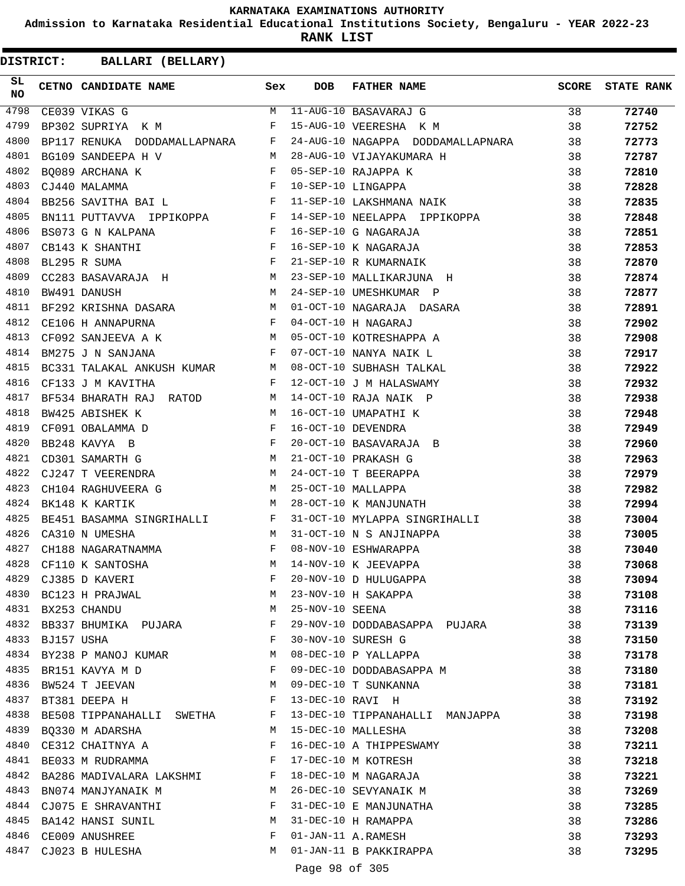# KARNATAKA EXAMINATIONS AUTHORITY

**Admission to Karnataka Residential Educational Institutions Society, Bengaluru - YEAR 2022-23**

**RANK LIST**

**DISTRICT: BALLARI (BELLARY)**

| SL NO | CETNO | CANDIDATE NAME | Sex | DOB | FATHER NAME | SCORE | STATE RANK |
|---|---|---|---|---|---|---|---|
| 4798 | CE039 | VIKAS G | M | 11-AUG-10 | BASAVARAJ G | 38 | 72740 |
| 4799 | BP302 | SUPRIYA K M | F | 15-AUG-10 | VEERESHA K M | 38 | 72752 |
| 4800 | BP117 | RENUKA DODDAMALLAPNARA | F | 24-AUG-10 | NAGAPPA DODDAMALLAPNARA | 38 | 72773 |
| 4801 | BG109 | SANDEEPA H V | M | 28-AUG-10 | VIJAYAKUMARA H | 38 | 72787 |
| 4802 | BQ089 | ARCHANA K | F | 05-SEP-10 | RAJAPPA K | 38 | 72810 |
| 4803 | CJ440 | MALAMMA | F | 10-SEP-10 | LINGAPPA | 38 | 72828 |
| 4804 | BB256 | SAVITHA BAI L | F | 11-SEP-10 | LAKSHMANA NAIK | 38 | 72835 |
| 4805 | BN111 | PUTTAVVA IPPIKOPPA | F | 14-SEP-10 | NEELAPPA IPPIKOPPA | 38 | 72848 |
| 4806 | BS073 | G N KALPANA | F | 16-SEP-10 | G NAGARAJA | 38 | 72851 |
| 4807 | CB143 | K SHANTHI | F | 16-SEP-10 | K NAGARAJA | 38 | 72853 |
| 4808 | BL295 | R SUMA | F | 21-SEP-10 | R KUMARNAIK | 38 | 72870 |
| 4809 | CC283 | BASAVARAJA H | M | 23-SEP-10 | MALLIKARJUNA H | 38 | 72874 |
| 4810 | BW491 | DANUSH | M | 24-SEP-10 | UMESHKUMAR P | 38 | 72877 |
| 4811 | BF292 | KRISHNA DASARA | M | 01-OCT-10 | NAGARAJA DASARA | 38 | 72891 |
| 4812 | CE106 | H ANNAPURNA | F | 04-OCT-10 | H NAGARAJ | 38 | 72902 |
| 4813 | CF092 | SANJEEVA A K | M | 05-OCT-10 | KOTRESHAPPA A | 38 | 72908 |
| 4814 | BM275 | J N SANJANA | F | 07-OCT-10 | NANYA NAIK L | 38 | 72917 |
| 4815 | BC331 | TALAKAL ANKUSH KUMAR | M | 08-OCT-10 | SUBHASH TALKAL | 38 | 72922 |
| 4816 | CF133 | J M KAVITHA | F | 12-OCT-10 | J M HALASWAMY | 38 | 72932 |
| 4817 | BF534 | BHARATH RAJ RATOD | M | 14-OCT-10 | RAJA NAIK P | 38 | 72938 |
| 4818 | BW425 | ABISHEK K | M | 16-OCT-10 | UMAPATHI K | 38 | 72948 |
| 4819 | CF091 | OBALAMMA D | F | 16-OCT-10 | DEVENDRA | 38 | 72949 |
| 4820 | BB248 | KAVYA B | F | 20-OCT-10 | BASAVARAJA B | 38 | 72960 |
| 4821 | CD301 | SAMARTH G | M | 21-OCT-10 | PRAKASH G | 38 | 72963 |
| 4822 | CJ247 | T VEERENDRA | M | 24-OCT-10 | T BEERAPPA | 38 | 72979 |
| 4823 | CH104 | RAGHUVEERA G | M | 25-OCT-10 | MALLAPPA | 38 | 72982 |
| 4824 | BK148 | K KARTIK | M | 28-OCT-10 | K MANJUNATH | 38 | 72994 |
| 4825 | BE451 | BASAMMA SINGRIHALLI | F | 31-OCT-10 | MYLAPPA SINGRIHALLI | 38 | 73004 |
| 4826 | CA310 | N UMESHA | M | 31-OCT-10 | N S ANJINAPPA | 38 | 73005 |
| 4827 | CH188 | NAGARATNAMMA | F | 08-NOV-10 | ESHWARAPPA | 38 | 73040 |
| 4828 | CF110 | K SANTOSHA | M | 14-NOV-10 | K JEEVAPPA | 38 | 73068 |
| 4829 | CJ385 | D KAVERI | F | 20-NOV-10 | D HULUGAPPA | 38 | 73094 |
| 4830 | BC123 | H PRAJWAL | M | 23-NOV-10 | H SAKAPPA | 38 | 73108 |
| 4831 | BX253 | CHANDU | M | 25-NOV-10 | SEENA | 38 | 73116 |
| 4832 | BB337 | BHUMIKA PUJARA | F | 29-NOV-10 | DODDABASAPPA PUJARA | 38 | 73139 |
| 4833 | BJ157 | USHA | F | 30-NOV-10 | SURESH G | 38 | 73150 |
| 4834 | BY238 | P MANOJ KUMAR | M | 08-DEC-10 | P YALLAPPA | 38 | 73178 |
| 4835 | BR151 | KAVYA M D | F | 09-DEC-10 | DODDABASAPPA M | 38 | 73180 |
| 4836 | BW524 | T JEEVAN | M | 09-DEC-10 | T SUNKANNA | 38 | 73181 |
| 4837 | BT381 | DEEPA H | F | 13-DEC-10 | RAVI H | 38 | 73192 |
| 4838 | BE508 | TIPPANAHALLI SWETHA | F | 13-DEC-10 | TIPPANAHALLI MANJAPPA | 38 | 73198 |
| 4839 | BQ330 | M ADARSHA | M | 15-DEC-10 | MALLESHA | 38 | 73208 |
| 4840 | CE312 | CHAITNYA A | F | 16-DEC-10 | A THIPPESWAMY | 38 | 73211 |
| 4841 | BE033 | M RUDRAMMA | F | 17-DEC-10 | M KOTRESH | 38 | 73218 |
| 4842 | BA286 | MADIVALARA LAKSHMI | F | 18-DEC-10 | M NAGARAJA | 38 | 73221 |
| 4843 | BN074 | MANJYANAIK M | M | 26-DEC-10 | SEVYANAIK M | 38 | 73269 |
| 4844 | CJ075 | E SHRAVANTHI | F | 31-DEC-10 | E MANJUNATHA | 38 | 73285 |
| 4845 | BA142 | HANSI SUNIL | M | 31-DEC-10 | H RAMAPPA | 38 | 73286 |
| 4846 | CE009 | ANUSHREE | F | 01-JAN-11 | A.RAMESH | 38 | 73293 |
| 4847 | CJ023 | B HULESHA | M | 01-JAN-11 | B PAKKIRAPPA | 38 | 73295 |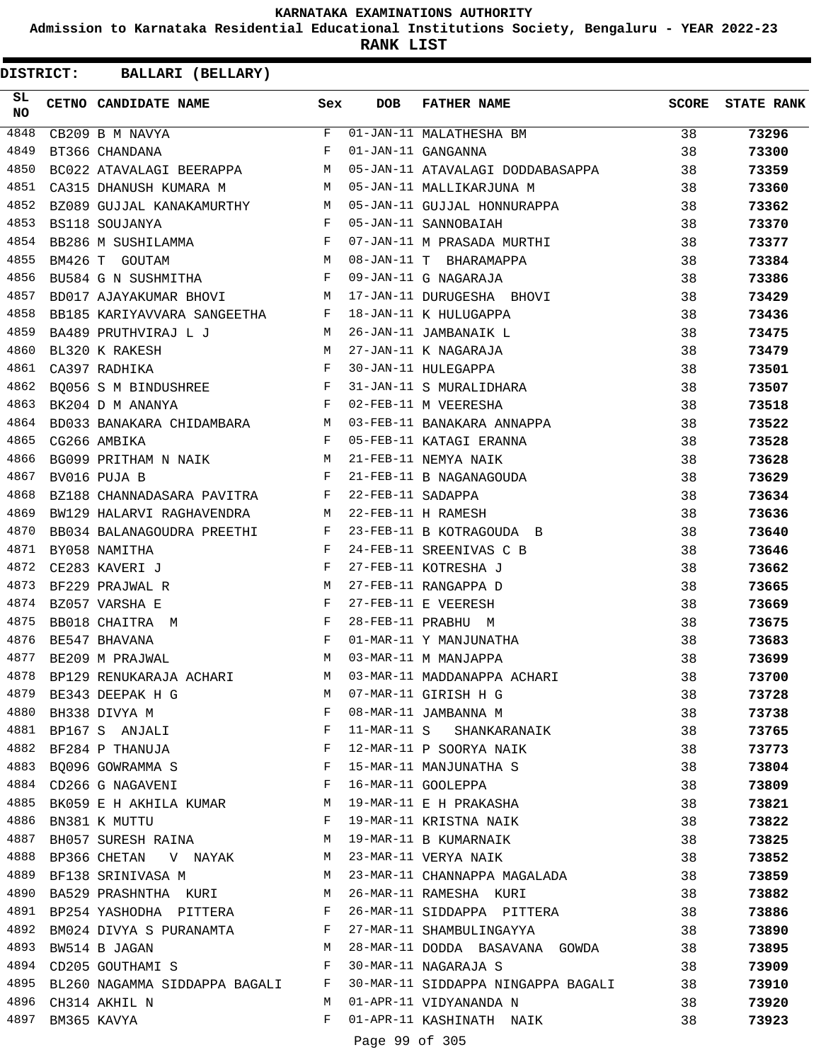# KARNATAKA EXAMINATIONS AUTHORITY

**Admission to Karnataka Residential Educational Institutions Society, Bengaluru - YEAR 2022-23**

**RANK LIST**

**DISTRICT: BALLARI (BELLARY)**

| SL NO | CETNO | CANDIDATE NAME | Sex | DOB | FATHER NAME | SCORE | STATE RANK |
|---|---|---|---|---|---|---|---|
| 4848 | CB209 | B M NAVYA | F | 01-JAN-11 | MALATHESHA BM | 38 | 73296 |
| 4849 | BT366 | CHANDANA | F | 01-JAN-11 | GANGANNA | 38 | 73300 |
| 4850 | BC022 | ATAVALAGI BEERAPPA | M | 05-JAN-11 | ATAVALAGI DODDABASAPPA | 38 | 73359 |
| 4851 | CA315 | DHANUSH KUMARA M | M | 05-JAN-11 | MALLIKARJUNA M | 38 | 73360 |
| 4852 | BZ089 | GUJJAL KANAKAMURTHY | M | 05-JAN-11 | GUJJAL HONNURAPPA | 38 | 73362 |
| 4853 | BS118 | SOUJANYA | F | 05-JAN-11 | SANNOBAIAH | 38 | 73370 |
| 4854 | BB286 | M SUSHILAMMA | F | 07-JAN-11 | M PRASADA MURTHI | 38 | 73377 |
| 4855 | BM426 | T GOUTAM | M | 08-JAN-11 | T BHARAMAPPA | 38 | 73384 |
| 4856 | BU584 | G N SUSHMITHA | F | 09-JAN-11 | G NAGARAJA | 38 | 73386 |
| 4857 | BD017 | AJAYAKUMAR BHOVI | M | 17-JAN-11 | DURUGESHA BHOVI | 38 | 73429 |
| 4858 | BB185 | KARIYAVVARA SANGEETHA | F | 18-JAN-11 | K HULUGAPPA | 38 | 73436 |
| 4859 | BA489 | PRUTHVIRAJ L J | M | 26-JAN-11 | JAMBANAIK L | 38 | 73475 |
| 4860 | BL320 | K RAKESH | M | 27-JAN-11 | K NAGARAJA | 38 | 73479 |
| 4861 | CA397 | RADHIKA | F | 30-JAN-11 | HULEGAPPA | 38 | 73501 |
| 4862 | BQ056 | S M BINDUSHREE | F | 31-JAN-11 | S MURALIDHARA | 38 | 73507 |
| 4863 | BK204 | D M ANANYA | F | 02-FEB-11 | M VEERESHA | 38 | 73518 |
| 4864 | BD033 | BANAKARA CHIDAMBARA | M | 03-FEB-11 | BANAKARA ANNAPPA | 38 | 73522 |
| 4865 | CG266 | AMBIKA | F | 05-FEB-11 | KATAGI ERANNA | 38 | 73528 |
| 4866 | BG099 | PRITHAM N NAIK | M | 21-FEB-11 | NEMYA NAIK | 38 | 73628 |
| 4867 | BV016 | PUJA B | F | 21-FEB-11 | B NAGANAGOUDA | 38 | 73629 |
| 4868 | BZ188 | CHANNADASARA PAVITRA | F | 22-FEB-11 | SADAPPA | 38 | 73634 |
| 4869 | BW129 | HALARVI RAGHAVENDRA | M | 22-FEB-11 | H RAMESH | 38 | 73636 |
| 4870 | BB034 | BALANAGOUDRA PREETHI | F | 23-FEB-11 | B KOTRAGOUDA B | 38 | 73640 |
| 4871 | BY058 | NAMITHA | F | 24-FEB-11 | SREENIVAS C B | 38 | 73646 |
| 4872 | CE283 | KAVERI J | F | 27-FEB-11 | KOTRESHA J | 38 | 73662 |
| 4873 | BF229 | PRAJWAL R | M | 27-FEB-11 | RANGAPPA D | 38 | 73665 |
| 4874 | BZ057 | VARSHA E | F | 27-FEB-11 | E VEERESH | 38 | 73669 |
| 4875 | BB018 | CHAITRA M | F | 28-FEB-11 | PRABHU M | 38 | 73675 |
| 4876 | BE547 | BHAVANA | F | 01-MAR-11 | Y MANJUNATHA | 38 | 73683 |
| 4877 | BE209 | M PRAJWAL | M | 03-MAR-11 | M MANJAPPA | 38 | 73699 |
| 4878 | BP129 | RENUKARAJA ACHARI | M | 03-MAR-11 | MADDANAPPA ACHARI | 38 | 73700 |
| 4879 | BE343 | DEEPAK H G | M | 07-MAR-11 | GIRISH H G | 38 | 73728 |
| 4880 | BH338 | DIVYA M | F | 08-MAR-11 | JAMBANNA M | 38 | 73738 |
| 4881 | BP167 | S ANJALI | F | 11-MAR-11 | S SHANKARANAIK | 38 | 73765 |
| 4882 | BF284 | P THANUJA | F | 12-MAR-11 | P SOORYA NAIK | 38 | 73773 |
| 4883 | BQ096 | GOWRAMMA S | F | 15-MAR-11 | MANJUNATHA S | 38 | 73804 |
| 4884 | CD266 | G NAGAVENI | F | 16-MAR-11 | GOOLEPPA | 38 | 73809 |
| 4885 | BK059 | E H AKHILA KUMAR | M | 19-MAR-11 | E H PRAKASHA | 38 | 73821 |
| 4886 | BN381 | K MUTTU | F | 19-MAR-11 | KRISTNA NAIK | 38 | 73822 |
| 4887 | BH057 | SURESH RAINA | M | 19-MAR-11 | B KUMARNAIK | 38 | 73825 |
| 4888 | BP366 | CHETAN V NAYAK | M | 23-MAR-11 | VERYA NAIK | 38 | 73852 |
| 4889 | BF138 | SRINIVASA M | M | 23-MAR-11 | CHANNAPPA MAGALADA | 38 | 73859 |
| 4890 | BA529 | PRASHNTHA KURI | M | 26-MAR-11 | RAMESHA KURI | 38 | 73882 |
| 4891 | BP254 | YASHODHA PITTERA | F | 26-MAR-11 | SIDDAPPA PITTERA | 38 | 73886 |
| 4892 | BM024 | DIVYA S PURANAMTA | F | 27-MAR-11 | SHAMBULINGAYYA | 38 | 73890 |
| 4893 | BW514 | B JAGAN | M | 28-MAR-11 | DODDA BASAVANA GOWDA | 38 | 73895 |
| 4894 | CD205 | GOUTHAMI S | F | 30-MAR-11 | NAGARAJA S | 38 | 73909 |
| 4895 | BL260 | NAGAMMA SIDDAPPA BAGALI | F | 30-MAR-11 | SIDDAPPA NINGAPPA BAGALI | 38 | 73910 |
| 4896 | CH314 | AKHIL N | M | 01-APR-11 | VIDYANANDA N | 38 | 73920 |
| 4897 | BM365 | KAVYA | F | 01-APR-11 | KASHINATH NAIK | 38 | 73923 |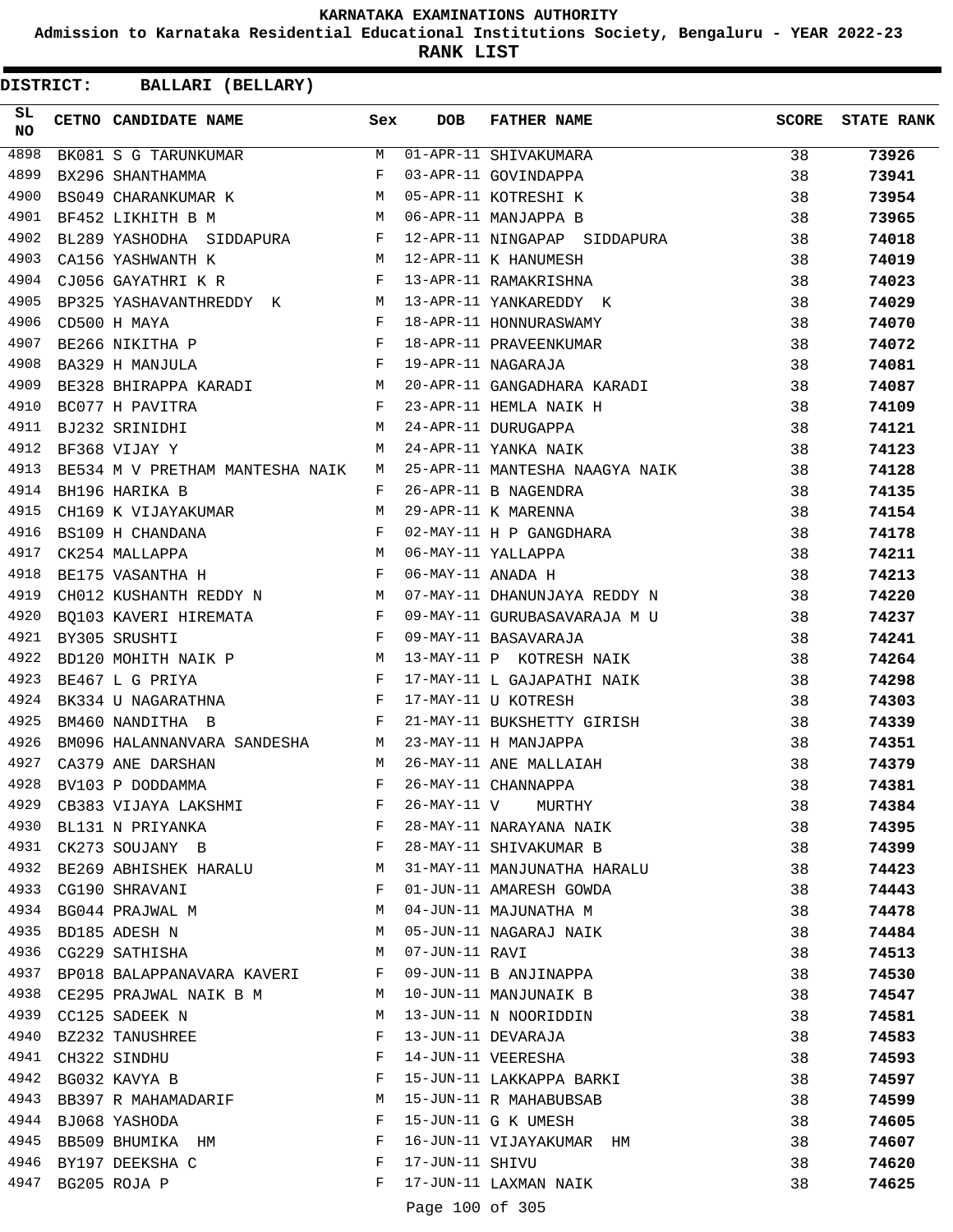KARNATAKA EXAMINATIONS AUTHORITY

Admission to Karnataka Residential Educational Institutions Society, Bengaluru - YEAR 2022-23

**RANK LIST**

**DISTRICT: BALLARI (BELLARY)**

| SL NO | CETNO | CANDIDATE NAME | Sex | DOB | FATHER NAME | SCORE | STATE RANK |
|---|---|---|---|---|---|---|---|
| 4898 | BK081 | S G TARUNKUMAR | M | 01-APR-11 | SHIVAKUMARA | 38 | 73926 |
| 4899 | BX296 | SHANTHAMMA | F | 03-APR-11 | GOVINDAPPA | 38 | 73941 |
| 4900 | BS049 | CHARANKUMAR K | M | 05-APR-11 | KOTRESHI K | 38 | 73954 |
| 4901 | BF452 | LIKHITH B M | M | 06-APR-11 | MANJAPPA B | 38 | 73965 |
| 4902 | BL289 | YASHODHA SIDDAPURA | F | 12-APR-11 | NINGAPAP SIDDAPURA | 38 | 74018 |
| 4903 | CA156 | YASHWANTH K | M | 12-APR-11 | K HANUMESH | 38 | 74019 |
| 4904 | CJ056 | GAYATHRI K R | F | 13-APR-11 | RAMAKRISHNA | 38 | 74023 |
| 4905 | BP325 | YASHAVANTHREDDY K | M | 13-APR-11 | YANKAREDDY K | 38 | 74029 |
| 4906 | CD500 | H MAYA | F | 18-APR-11 | HONNURASWAMY | 38 | 74070 |
| 4907 | BE266 | NIKITHA P | F | 18-APR-11 | PRAVEENKUMAR | 38 | 74072 |
| 4908 | BA329 | H MANJULA | F | 19-APR-11 | NAGARAJA | 38 | 74081 |
| 4909 | BE328 | BHIRAPPA KARADI | M | 20-APR-11 | GANGADHARA KARADI | 38 | 74087 |
| 4910 | BC077 | H PAVITRA | F | 23-APR-11 | HEMLA NAIK H | 38 | 74109 |
| 4911 | BJ232 | SRINIDHI | M | 24-APR-11 | DURUGAPPA | 38 | 74121 |
| 4912 | BF368 | VIJAY Y | M | 24-APR-11 | YANKA NAIK | 38 | 74123 |
| 4913 | BE534 | M V PRETHAM MANTESHA NAIK | M | 25-APR-11 | MANTESHA NAAGYA NAIK | 38 | 74128 |
| 4914 | BH196 | HARIKA B | F | 26-APR-11 | B NAGENDRA | 38 | 74135 |
| 4915 | CH169 | K VIJAYAKUMAR | M | 29-APR-11 | K MARENNA | 38 | 74154 |
| 4916 | BS109 | H CHANDANA | F | 02-MAY-11 | H P GANGDHARA | 38 | 74178 |
| 4917 | CK254 | MALLAPPA | M | 06-MAY-11 | YALLAPPA | 38 | 74211 |
| 4918 | BE175 | VASANTHA H | F | 06-MAY-11 | ANADA H | 38 | 74213 |
| 4919 | CH012 | KUSHANTH REDDY N | M | 07-MAY-11 | DHANUNJAYA REDDY N | 38 | 74220 |
| 4920 | BQ103 | KAVERI HIREMATA | F | 09-MAY-11 | GURUBASAVARAJA M U | 38 | 74237 |
| 4921 | BY305 | SRUSHTI | F | 09-MAY-11 | BASAVARAJA | 38 | 74241 |
| 4922 | BD120 | MOHITH NAIK P | M | 13-MAY-11 | P KOTRESH NAIK | 38 | 74264 |
| 4923 | BE467 | L G PRIYA | F | 17-MAY-11 | L GAJAPATHI NAIK | 38 | 74298 |
| 4924 | BK334 | U NAGARATHNA | F | 17-MAY-11 | U KOTRESH | 38 | 74303 |
| 4925 | BM460 | NANDITHA B | F | 21-MAY-11 | BUKSHETTY GIRISH | 38 | 74339 |
| 4926 | BM096 | HALANNANVARA SANDESHA | M | 23-MAY-11 | H MANJAPPA | 38 | 74351 |
| 4927 | CA379 | ANE DARSHAN | M | 26-MAY-11 | ANE MALLAIAH | 38 | 74379 |
| 4928 | BV103 | P DODDAMMA | F | 26-MAY-11 | CHANNAPPA | 38 | 74381 |
| 4929 | CB383 | VIJAYA LAKSHMI | F | 26-MAY-11 | V MURTHY | 38 | 74384 |
| 4930 | BL131 | N PRIYANKA | F | 28-MAY-11 | NARAYANA NAIK | 38 | 74395 |
| 4931 | CK273 | SOUJANY B | F | 28-MAY-11 | SHIVAKUMAR B | 38 | 74399 |
| 4932 | BE269 | ABHISHEK HARALU | M | 31-MAY-11 | MANJUNATHA HARALU | 38 | 74423 |
| 4933 | CG190 | SHRAVANI | F | 01-JUN-11 | AMARESH GOWDA | 38 | 74443 |
| 4934 | BG044 | PRAJWAL M | M | 04-JUN-11 | MAJUNATHA M | 38 | 74478 |
| 4935 | BD185 | ADESH N | M | 05-JUN-11 | NAGARAJ NAIK | 38 | 74484 |
| 4936 | CG229 | SATHISHA | M | 07-JUN-11 | RAVI | 38 | 74513 |
| 4937 | BP018 | BALAPPANAVARA KAVERI | F | 09-JUN-11 | B ANJINAPPA | 38 | 74530 |
| 4938 | CE295 | PRAJWAL NAIK B M | M | 10-JUN-11 | MANJUNAIK B | 38 | 74547 |
| 4939 | CC125 | SADEEK N | M | 13-JUN-11 | N NOORIDDIN | 38 | 74581 |
| 4940 | BZ232 | TANUSHREE | F | 13-JUN-11 | DEVARAJA | 38 | 74583 |
| 4941 | CH322 | SINDHU | F | 14-JUN-11 | VEERESHA | 38 | 74593 |
| 4942 | BG032 | KAVYA B | F | 15-JUN-11 | LAKKAPPA BARKI | 38 | 74597 |
| 4943 | BB397 | R MAHAMADARIF | M | 15-JUN-11 | R MAHABUBSAB | 38 | 74599 |
| 4944 | BJ068 | YASHODA | F | 15-JUN-11 | G K UMESH | 38 | 74605 |
| 4945 | BB509 | BHUMIKA HM | F | 16-JUN-11 | VIJAYAKUMAR HM | 38 | 74607 |
| 4946 | BY197 | DEEKSHA C | F | 17-JUN-11 | SHIVU | 38 | 74620 |
| 4947 | BG205 | ROJA P | F | 17-JUN-11 | LAXMAN NAIK | 38 | 74625 |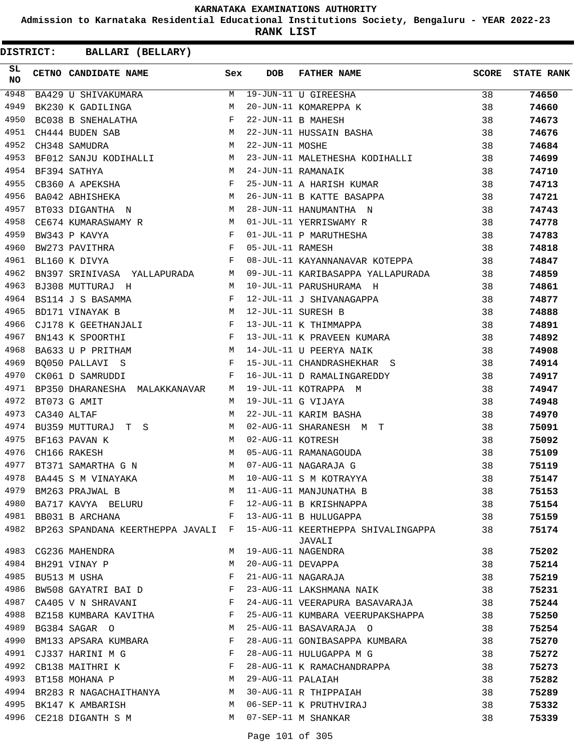KARNATAKA EXAMINATIONS AUTHORITY

Admission to Karnataka Residential Educational Institutions Society, Bengaluru - YEAR 2022-23

**RANK LIST**

**DISTRICT: BALLARI (BELLARY)**

| SL NO | CETNO | CANDIDATE NAME | Sex | DOB | FATHER NAME | SCORE | STATE RANK |
|---|---|---|---|---|---|---|---|
| 4948 | BA429 | U SHIVAKUMARA | M | 19-JUN-11 | U GIREESHA | 38 | 74650 |
| 4949 | BK230 | K GADILINGA | M | 20-JUN-11 | KOMAREPPA K | 38 | 74660 |
| 4950 | BC038 | B SNEHALATHA | F | 22-JUN-11 | B MAHESH | 38 | 74673 |
| 4951 | CH444 | BUDEN SAB | M | 22-JUN-11 | HUSSAIN BASHA | 38 | 74676 |
| 4952 | CH348 | SAMUDRA | M | 22-JUN-11 | MOSHE | 38 | 74684 |
| 4953 | BF012 | SANJU KODIHALLI | M | 23-JUN-11 | MALETHESHA KODIHALLI | 38 | 74699 |
| 4954 | BF394 | SATHYA | M | 24-JUN-11 | RAMANAIK | 38 | 74710 |
| 4955 | CB360 | A APEKSHA | F | 25-JUN-11 | A HARISH KUMAR | 38 | 74713 |
| 4956 | BA042 | ABHISHEKA | M | 26-JUN-11 | B KATTE BASAPPA | 38 | 74721 |
| 4957 | BT033 | DIGANTHA N | M | 28-JUN-11 | HANUMANTHA N | 38 | 74743 |
| 4958 | CE674 | KUMARASWAMY R | M | 01-JUL-11 | YERRISWAMY R | 38 | 74778 |
| 4959 | BW343 | P KAVYA | F | 01-JUL-11 | P MARUTHESHA | 38 | 74783 |
| 4960 | BW273 | PAVITHRA | F | 05-JUL-11 | RAMESH | 38 | 74818 |
| 4961 | BL160 | K DIVYA | F | 08-JUL-11 | KAYANNANAVAR KOTEPPA | 38 | 74847 |
| 4962 | BN397 | SRINIVASA YALLAPURADA | M | 09-JUL-11 | KARIBASAPPA YALLAPURADA | 38 | 74859 |
| 4963 | BJ308 | MUTTURAJ H | M | 10-JUL-11 | PARUSHURAMA H | 38 | 74861 |
| 4964 | BS114 | J S BASAMMA | F | 12-JUL-11 | J SHIVANAGAPPA | 38 | 74877 |
| 4965 | BD171 | VINAYAK B | M | 12-JUL-11 | SURESH B | 38 | 74888 |
| 4966 | CJ178 | K GEETHANJALI | F | 13-JUL-11 | K THIMMAPPA | 38 | 74891 |
| 4967 | BN143 | K SPOORTHI | F | 13-JUL-11 | K PRAVEEN KUMARA | 38 | 74892 |
| 4968 | BA633 | U P PRITHAM | M | 14-JUL-11 | U PEERYA NAIK | 38 | 74908 |
| 4969 | BQ050 | PALLAVI S | F | 15-JUL-11 | CHANDRASHEKHAR S | 38 | 74914 |
| 4970 | CK061 | D SAMRUDDI | F | 16-JUL-11 | D RAMALINGAREDDY | 38 | 74917 |
| 4971 | BP350 | DHARANESHA MALAKKANAVAR | M | 19-JUL-11 | KOTRAPPA M | 38 | 74947 |
| 4972 | BT073 | G AMIT | M | 19-JUL-11 | G VIJAYA | 38 | 74948 |
| 4973 | CA340 | ALTAF | M | 22-JUL-11 | KARIM BASHA | 38 | 74970 |
| 4974 | BU359 | MUTTURAJ T S | M | 02-AUG-11 | SHARANESH M T | 38 | 75091 |
| 4975 | BF163 | PAVAN K | M | 02-AUG-11 | KOTRESH | 38 | 75092 |
| 4976 | CH166 | RAKESH | M | 05-AUG-11 | RAMANAGOUDA | 38 | 75109 |
| 4977 | BT371 | SAMARTHA G N | M | 07-AUG-11 | NAGARAJA G | 38 | 75119 |
| 4978 | BA445 | S M VINAYAKA | M | 10-AUG-11 | S M KOTRAYYA | 38 | 75147 |
| 4979 | BM263 | PRAJWAL B | M | 11-AUG-11 | MANJUNATHA B | 38 | 75153 |
| 4980 | BA717 | KAVYA BELURU | F | 12-AUG-11 | B KRISHNAPPA | 38 | 75154 |
| 4981 | BB031 | B ARCHANA | F | 13-AUG-11 | B HULUGAPPA | 38 | 75159 |
| 4982 | BP263 | SPANDANA KEERTHEPPA JAVALI | F | 15-AUG-11 | KEERTHEPPA SHIVALINGAPPA JAVALI | 38 | 75174 |
| 4983 | CG236 | MAHENDRA | M | 19-AUG-11 | NAGENDRA | 38 | 75202 |
| 4984 | BH291 | VINAY P | M | 20-AUG-11 | DEVAPPA | 38 | 75214 |
| 4985 | BU513 | M USHA | F | 21-AUG-11 | NAGARAJA | 38 | 75219 |
| 4986 | BW508 | GAYATRI BAI D | F | 23-AUG-11 | LAKSHMANA NAIK | 38 | 75231 |
| 4987 | CA405 | V N SHRAVANI | F | 24-AUG-11 | VEERAPURA BASAVARAJA | 38 | 75244 |
| 4988 | BZ158 | KUMBARA KAVITHA | F | 25-AUG-11 | KUMBARA VEERUPAKSHAPPA | 38 | 75250 |
| 4989 | BG384 | SAGAR O | M | 25-AUG-11 | BASAVARAJA O | 38 | 75254 |
| 4990 | BM133 | APSARA KUMBARA | F | 28-AUG-11 | GONIBASAPPA KUMBARA | 38 | 75270 |
| 4991 | CJ337 | HARINI M G | F | 28-AUG-11 | HULUGAPPA M G | 38 | 75272 |
| 4992 | CB138 | MAITHRI K | F | 28-AUG-11 | K RAMACHANDRAPPA | 38 | 75273 |
| 4993 | BT158 | MOHANA P | M | 29-AUG-11 | PALAIAH | 38 | 75282 |
| 4994 | BR283 | R NAGACHAITHANYA | M | 30-AUG-11 | R THIPPAIAH | 38 | 75289 |
| 4995 | BK147 | K AMBARISH | M | 06-SEP-11 | K PRUTHVIRAJ | 38 | 75332 |
| 4996 | CE218 | DIGANTH S M | M | 07-SEP-11 | M SHANKAR | 38 | 75339 |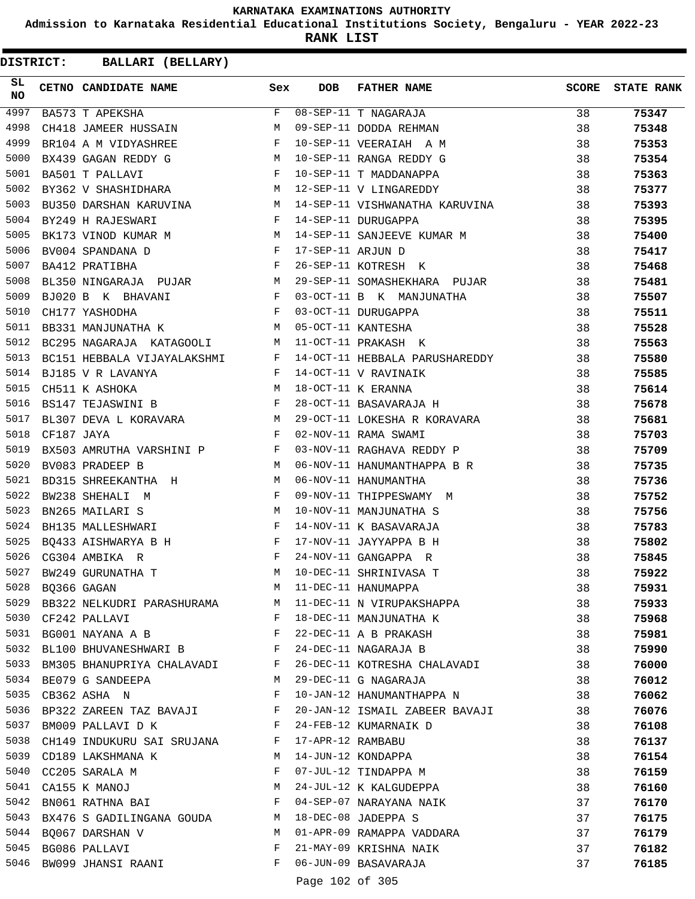# KARNATAKA EXAMINATIONS AUTHORITY

**Admission to Karnataka Residential Educational Institutions Society, Bengaluru - YEAR 2022-23**

**RANK LIST**

**DISTRICT: BALLARI (BELLARY)**

| SL NO | CETNO | CANDIDATE NAME | Sex | DOB | FATHER NAME | SCORE | STATE RANK |
|---|---|---|---|---|---|---|---|
| 4997 | BA573 | T APEKSHA | F | 08-SEP-11 | T NAGARAJA | 38 | 75347 |
| 4998 | CH418 | JAMEER HUSSAIN | M | 09-SEP-11 | DODDA REHMAN | 38 | 75348 |
| 4999 | BR104 | A M VIDYASHREE | F | 10-SEP-11 | VEERAIAH A M | 38 | 75353 |
| 5000 | BX439 | GAGAN REDDY G | M | 10-SEP-11 | RANGA REDDY G | 38 | 75354 |
| 5001 | BA501 | T PALLAVI | F | 10-SEP-11 | T MADDANAPPA | 38 | 75363 |
| 5002 | BY362 | V SHASHIDHARA | M | 12-SEP-11 | V LINGAREDDY | 38 | 75377 |
| 5003 | BU350 | DARSHAN KARUVINA | M | 14-SEP-11 | VISHWANATHA KARUVINA | 38 | 75393 |
| 5004 | BY249 | H RAJESWARI | F | 14-SEP-11 | DURUGAPPA | 38 | 75395 |
| 5005 | BK173 | VINOD KUMAR M | M | 14-SEP-11 | SANJEEVE KUMAR M | 38 | 75400 |
| 5006 | BV004 | SPANDANA D | F | 17-SEP-11 | ARJUN D | 38 | 75417 |
| 5007 | BA412 | PRATIBHA | F | 26-SEP-11 | KOTRESH K | 38 | 75468 |
| 5008 | BL350 | NINGARAJA PUJAR | M | 29-SEP-11 | SOMASHEKHARA PUJAR | 38 | 75481 |
| 5009 | BJ020 | B K BHAVANI | F | 03-OCT-11 | B K MANJUNATHA | 38 | 75507 |
| 5010 | CH177 | YASHODHA | F | 03-OCT-11 | DURUGAPPA | 38 | 75511 |
| 5011 | BB331 | MANJUNATHA K | M | 05-OCT-11 | KANTESHA | 38 | 75528 |
| 5012 | BC295 | NAGARAJA KATAGOOLI | M | 11-OCT-11 | PRAKASH K | 38 | 75563 |
| 5013 | BC151 | HEBBALA VIJAYALAKSHMI | F | 14-OCT-11 | HEBBALA PARUSHAREDDY | 38 | 75580 |
| 5014 | BJ185 | V R LAVANYA | F | 14-OCT-11 | V RAVINAIK | 38 | 75585 |
| 5015 | CH511 | K ASHOKA | M | 18-OCT-11 | K ERANNA | 38 | 75614 |
| 5016 | BS147 | TEJASWINI B | F | 28-OCT-11 | BASAVARAJA H | 38 | 75678 |
| 5017 | BL307 | DEVA L KORAVARA | M | 29-OCT-11 | LOKESHA R KORAVARA | 38 | 75681 |
| 5018 | CF187 | JAYA | F | 02-NOV-11 | RAMA SWAMI | 38 | 75703 |
| 5019 | BX503 | AMRUTHA VARSHINI P | F | 03-NOV-11 | RAGHAVA REDDY P | 38 | 75709 |
| 5020 | BV083 | PRADEEP B | M | 06-NOV-11 | HANUMANTHAPPA B R | 38 | 75735 |
| 5021 | BD315 | SHREEKANTHA H | M | 06-NOV-11 | HANUMANTHA | 38 | 75736 |
| 5022 | BW238 | SHEHALI M | F | 09-NOV-11 | THIPPESWAMY M | 38 | 75752 |
| 5023 | BN265 | MAILARI S | M | 10-NOV-11 | MANJUNATHA S | 38 | 75756 |
| 5024 | BH135 | MALLESHWARI | F | 14-NOV-11 | K BASAVARAJA | 38 | 75783 |
| 5025 | BQ433 | AISHWARYA B H | F | 17-NOV-11 | JAYYAPPA B H | 38 | 75802 |
| 5026 | CG304 | AMBIKA R | F | 24-NOV-11 | GANGAPPA R | 38 | 75845 |
| 5027 | BW249 | GURUNATHA T | M | 10-DEC-11 | SHRINIVASA T | 38 | 75922 |
| 5028 | BQ366 | GAGAN | M | 11-DEC-11 | HANUMAPPA | 38 | 75931 |
| 5029 | BB322 | NELKUDRI PARASHURAMA | M | 11-DEC-11 | N VIRUPAKSHAPPA | 38 | 75933 |
| 5030 | CF242 | PALLAVI | F | 18-DEC-11 | MANJUNATHA K | 38 | 75968 |
| 5031 | BG001 | NAYANA A B | F | 22-DEC-11 | A B PRAKASH | 38 | 75981 |
| 5032 | BL100 | BHUVANESHWARI B | F | 24-DEC-11 | NAGARAJA B | 38 | 75990 |
| 5033 | BM305 | BHANUPRIYA CHALAVADI | F | 26-DEC-11 | KOTRESHA CHALAVADI | 38 | 76000 |
| 5034 | BE079 | G SANDEEPA | M | 29-DEC-11 | G NAGARAJA | 38 | 76012 |
| 5035 | CB362 | ASHA N | F | 10-JAN-12 | HANUMANTHAPPA N | 38 | 76062 |
| 5036 | BP322 | ZAREEN TAZ BAVAJI | F | 20-JAN-12 | ISMAIL ZABEER BAVAJI | 38 | 76076 |
| 5037 | BM009 | PALLAVI D K | F | 24-FEB-12 | KUMARNAIK D | 38 | 76108 |
| 5038 | CH149 | INDUKURU SAI SRUJANA | F | 17-APR-12 | RAMBABU | 38 | 76137 |
| 5039 | CD189 | LAKSHMANA K | M | 14-JUN-12 | KONDAPPA | 38 | 76154 |
| 5040 | CC205 | SARALA M | F | 07-JUL-12 | TINDAPPA M | 38 | 76159 |
| 5041 | CA155 | K MANOJ | M | 24-JUL-12 | K KALGUDEPPA | 38 | 76160 |
| 5042 | BN061 | RATHNA BAI | F | 04-SEP-07 | NARAYANA NAIK | 37 | 76170 |
| 5043 | BX476 | S GADILINGANA GOUDA | M | 18-DEC-08 | JADEPPA S | 37 | 76175 |
| 5044 | BQ067 | DARSHAN V | M | 01-APR-09 | RAMAPPA VADDARA | 37 | 76179 |
| 5045 | BG086 | PALLAVI | F | 21-MAY-09 | KRISHNA NAIK | 37 | 76182 |
| 5046 | BW099 | JHANSI RAANI | F | 06-JUN-09 | BASAVARAJA | 37 | 76185 |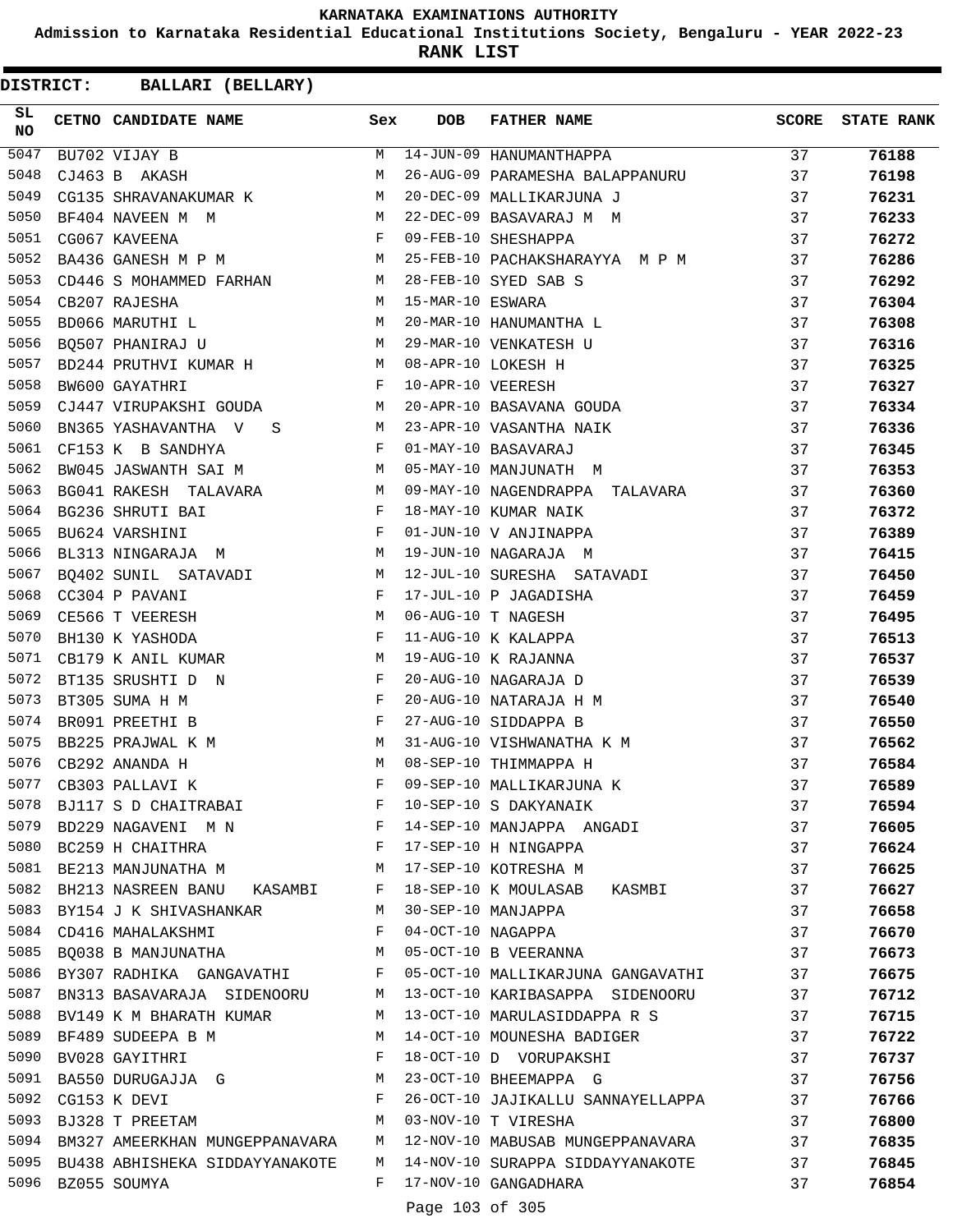**KARNATAKA EXAMINATIONS AUTHORITY**

**Admission to Karnataka Residential Educational Institutions Society, Bengaluru - YEAR 2022-23**

**RANK LIST**

**DISTRICT: BALLARI (BELLARY)**

| SL NO | CETNO | CANDIDATE NAME | Sex | DOB | FATHER NAME | SCORE | STATE RANK |
|---|---|---|---|---|---|---|---|
| 5047 | BU702 | VIJAY B | M | 14-JUN-09 | HANUMANTHAPPA | 37 | 76188 |
| 5048 | CJ463 | B AKASH | M | 26-AUG-09 | PARAMESHA BALAPPANURU | 37 | 76198 |
| 5049 | CG135 | SHRAVANAKUMAR K | M | 20-DEC-09 | MALLIKARJUNA J | 37 | 76231 |
| 5050 | BF404 | NAVEEN M M | M | 22-DEC-09 | BASAVARAJ M M | 37 | 76233 |
| 5051 | CG067 | KAVEENA | F | 09-FEB-10 | SHESHAPPA | 37 | 76272 |
| 5052 | BA436 | GANESH M P M | M | 25-FEB-10 | PACHAKSHARAYYA M P M | 37 | 76286 |
| 5053 | CD446 | S MOHAMMED FARHAN | M | 28-FEB-10 | SYED SAB S | 37 | 76292 |
| 5054 | CB207 | RAJESHA | M | 15-MAR-10 | ESWARA | 37 | 76304 |
| 5055 | BD066 | MARUTHI L | M | 20-MAR-10 | HANUMANTHA L | 37 | 76308 |
| 5056 | BQ507 | PHANIRAJ U | M | 29-MAR-10 | VENKATESH U | 37 | 76316 |
| 5057 | BD244 | PRUTHVI KUMAR H | M | 08-APR-10 | LOKESH H | 37 | 76325 |
| 5058 | BW600 | GAYATHRI | F | 10-APR-10 | VEERESH | 37 | 76327 |
| 5059 | CJ447 | VIRUPAKSHI GOUDA | M | 20-APR-10 | BASAVANA GOUDA | 37 | 76334 |
| 5060 | BN365 | YASHAVANTHA V S | M | 23-APR-10 | VASANTHA NAIK | 37 | 76336 |
| 5061 | CF153 | K B SANDHYA | F | 01-MAY-10 | BASAVARAJ | 37 | 76345 |
| 5062 | BW045 | JASWANTH SAI M | M | 05-MAY-10 | MANJUNATH M | 37 | 76353 |
| 5063 | BG041 | RAKESH TALAVARA | M | 09-MAY-10 | NAGENDRAPPA TALAVARA | 37 | 76360 |
| 5064 | BG236 | SHRUTI BAI | F | 18-MAY-10 | KUMAR NAIK | 37 | 76372 |
| 5065 | BU624 | VARSHINI | F | 01-JUN-10 | V ANJINAPPA | 37 | 76389 |
| 5066 | BL313 | NINGARAJA M | M | 19-JUN-10 | NAGARAJA M | 37 | 76415 |
| 5067 | BQ402 | SUNIL SATAVADI | M | 12-JUL-10 | SURESHA SATAVADI | 37 | 76450 |
| 5068 | CC304 | P PAVANI | F | 17-JUL-10 | P JAGADISHA | 37 | 76459 |
| 5069 | CE566 | T VEERESH | M | 06-AUG-10 | T NAGESH | 37 | 76495 |
| 5070 | BH130 | K YASHODA | F | 11-AUG-10 | K KALAPPA | 37 | 76513 |
| 5071 | CB179 | K ANIL KUMAR | M | 19-AUG-10 | K RAJANNA | 37 | 76537 |
| 5072 | BT135 | SRUSHTI D N | F | 20-AUG-10 | NAGARAJA D | 37 | 76539 |
| 5073 | BT305 | SUMA H M | F | 20-AUG-10 | NATARAJA H M | 37 | 76540 |
| 5074 | BR091 | PREETHI B | F | 27-AUG-10 | SIDDAPPA B | 37 | 76550 |
| 5075 | BB225 | PRAJWAL K M | M | 31-AUG-10 | VISHWANATHA K M | 37 | 76562 |
| 5076 | CB292 | ANANDA H | M | 08-SEP-10 | THIMMAPPA H | 37 | 76584 |
| 5077 | CB303 | PALLAVI K | F | 09-SEP-10 | MALLIKARJUNA K | 37 | 76589 |
| 5078 | BJ117 | S D CHAITRABAI | F | 10-SEP-10 | S DAKYANAIK | 37 | 76594 |
| 5079 | BD229 | NAGAVENI M N | F | 14-SEP-10 | MANJAPPA ANGADI | 37 | 76605 |
| 5080 | BC259 | H CHAITHRA | F | 17-SEP-10 | H NINGAPPA | 37 | 76624 |
| 5081 | BE213 | MANJUNATHA M | M | 17-SEP-10 | KOTRESHA M | 37 | 76625 |
| 5082 | BH213 | NASREEN BANU KASAMBI | F | 18-SEP-10 | K MOULASAB KASMBI | 37 | 76627 |
| 5083 | BY154 | J K SHIVASHANKAR | M | 30-SEP-10 | MANJAPPA | 37 | 76658 |
| 5084 | CD416 | MAHALAKSHMI | F | 04-OCT-10 | NAGAPPA | 37 | 76670 |
| 5085 | BQ038 | B MANJUNATHA | M | 05-OCT-10 | B VEERANNA | 37 | 76673 |
| 5086 | BY307 | RADHIKA GANGAVATHI | F | 05-OCT-10 | MALLIKARJUNA GANGAVATHI | 37 | 76675 |
| 5087 | BN313 | BASAVARAJA SIDENOORU | M | 13-OCT-10 | KARIBASAPPA SIDENOORU | 37 | 76712 |
| 5088 | BV149 | K M BHARATH KUMAR | M | 13-OCT-10 | MARULASIDDAPPA R S | 37 | 76715 |
| 5089 | BF489 | SUDEEPA B M | M | 14-OCT-10 | MOUNESHA BADIGER | 37 | 76722 |
| 5090 | BV028 | GAYITHRI | F | 18-OCT-10 | D VORUPAKSHI | 37 | 76737 |
| 5091 | BA550 | DURUGAJJA G | M | 23-OCT-10 | BHEEMAPPA G | 37 | 76756 |
| 5092 | CG153 | K DEVI | F | 26-OCT-10 | JAJIKALLU SANNAYELLAPPA | 37 | 76766 |
| 5093 | BJ328 | T PREETAM | M | 03-NOV-10 | T VIRESHA | 37 | 76800 |
| 5094 | BM327 | AMEERKHAN MUNGEPPANAVARA | M | 12-NOV-10 | MABUSAB MUNGEPPANAVARA | 37 | 76835 |
| 5095 | BU438 | ABHISHEKA SIDDAYYANAKOTE | M | 14-NOV-10 | SURAPPA SIDDAYYANAKOTE | 37 | 76845 |
| 5096 | BZ055 | SOUMYA | F | 17-NOV-10 | GANGADHARA | 37 | 76854 |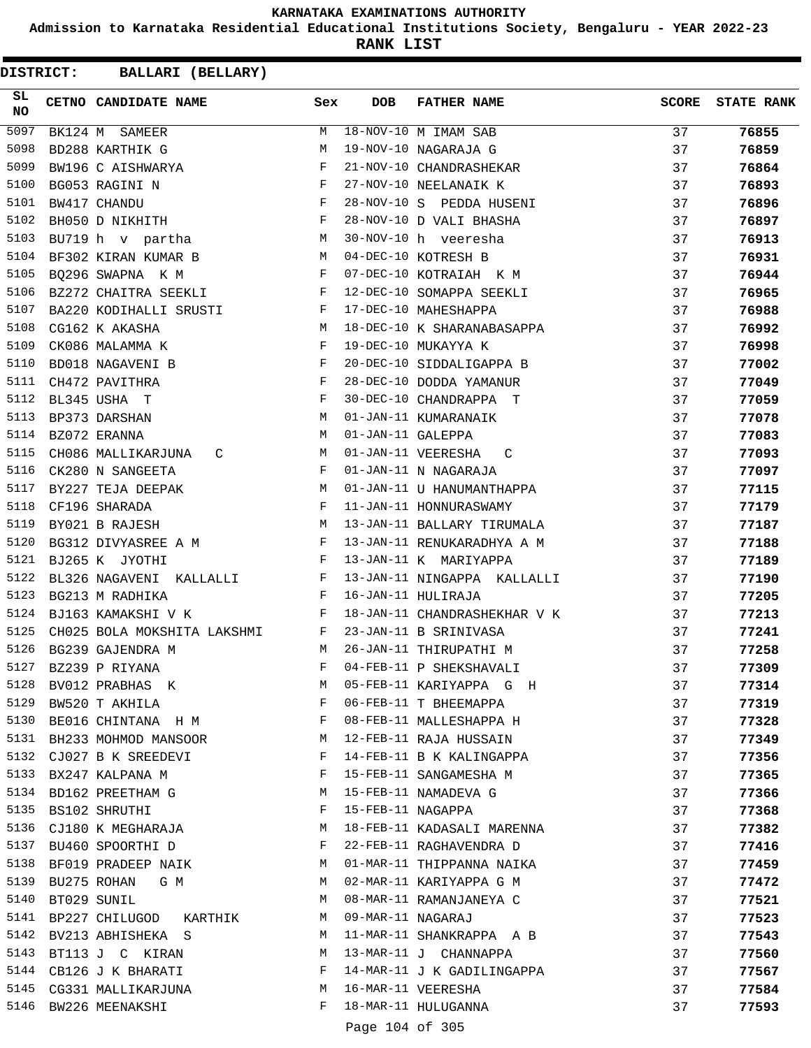**KARNATAKA EXAMINATIONS AUTHORITY**

**Admission to Karnataka Residential Educational Institutions Society, Bengaluru - YEAR 2022-23**

**RANK LIST**

**DISTRICT: BALLARI (BELLARY)**

| SL NO | CETNO | CANDIDATE NAME | Sex | DOB | FATHER NAME | SCORE | STATE RANK |
|---|---|---|---|---|---|---|---|
| 5097 | BK124 | M SAMEER | M | 18-NOV-10 | M IMAM SAB | 37 | 76855 |
| 5098 | BD288 | KARTHIK G | M | 19-NOV-10 | NAGARAJA G | 37 | 76859 |
| 5099 | BW196 | C AISHWARYA | F | 21-NOV-10 | CHANDRASHEKAR | 37 | 76864 |
| 5100 | BG053 | RAGINI N | F | 27-NOV-10 | NEELANAIK K | 37 | 76893 |
| 5101 | BW417 | CHANDU | F | 28-NOV-10 | S PEDDA HUSENI | 37 | 76896 |
| 5102 | BH050 | D NIKHITH | F | 28-NOV-10 | D VALI BHASHA | 37 | 76897 |
| 5103 | BU719 | h v partha | M | 30-NOV-10 | h veeresha | 37 | 76913 |
| 5104 | BF302 | KIRAN KUMAR B | M | 04-DEC-10 | KOTRESH B | 37 | 76931 |
| 5105 | BQ296 | SWAPNA K M | F | 07-DEC-10 | KOTRAIAH K M | 37 | 76944 |
| 5106 | BZ272 | CHAITRA SEEKLI | F | 12-DEC-10 | SOMAPPA SEEKLI | 37 | 76965 |
| 5107 | BA220 | KODIHALLI SRUSTI | F | 17-DEC-10 | MAHESHAPPA | 37 | 76988 |
| 5108 | CG162 | K AKASHA | M | 18-DEC-10 | K SHARANABASAPPA | 37 | 76992 |
| 5109 | CK086 | MALAMMA K | F | 19-DEC-10 | MUKAYYA K | 37 | 76998 |
| 5110 | BD018 | NAGAVENI B | F | 20-DEC-10 | SIDDALIGAPPA B | 37 | 77002 |
| 5111 | CH472 | PAVITHRA | F | 28-DEC-10 | DODDA YAMANUR | 37 | 77049 |
| 5112 | BL345 | USHA T | F | 30-DEC-10 | CHANDRAPPA T | 37 | 77059 |
| 5113 | BP373 | DARSHAN | M | 01-JAN-11 | KUMARANAIK | 37 | 77078 |
| 5114 | BZ072 | ERANNA | M | 01-JAN-11 | GALEPPA | 37 | 77083 |
| 5115 | CH086 | MALLIKARJUNA C | M | 01-JAN-11 | VEERESHA C | 37 | 77093 |
| 5116 | CK280 | N SANGEETA | F | 01-JAN-11 | N NAGARAJA | 37 | 77097 |
| 5117 | BY227 | TEJA DEEPAK | M | 01-JAN-11 | U HANUMANTHAPPA | 37 | 77115 |
| 5118 | CF196 | SHARADA | F | 11-JAN-11 | HONNURASWAMY | 37 | 77179 |
| 5119 | BY021 | B RAJESH | M | 13-JAN-11 | BALLARY TIRUMALA | 37 | 77187 |
| 5120 | BG312 | DIVYASREE A M | F | 13-JAN-11 | RENUKARADHYA A M | 37 | 77188 |
| 5121 | BJ265 | K JYOTHI | F | 13-JAN-11 | K MARIYAPPA | 37 | 77189 |
| 5122 | BL326 | NAGAVENI KALLALLI | F | 13-JAN-11 | NINGAPPA KALLALLI | 37 | 77190 |
| 5123 | BG213 | M RADHIKA | F | 16-JAN-11 | HULIRAJA | 37 | 77205 |
| 5124 | BJ163 | KAMAKSHI V K | F | 18-JAN-11 | CHANDRASHEKHAR V K | 37 | 77213 |
| 5125 | CH025 | BOLA MOKSHITA LAKSHMI | F | 23-JAN-11 | B SRINIVASA | 37 | 77241 |
| 5126 | BG239 | GAJENDRA M | M | 26-JAN-11 | THIRUPATHI M | 37 | 77258 |
| 5127 | BZ239 | P RIYANA | F | 04-FEB-11 | P SHEKSHAVALI | 37 | 77309 |
| 5128 | BV012 | PRABHAS K | M | 05-FEB-11 | KARIYAPPA G H | 37 | 77314 |
| 5129 | BW520 | T AKHILA | F | 06-FEB-11 | T BHEEMAPPA | 37 | 77319 |
| 5130 | BE016 | CHINTANA H M | F | 08-FEB-11 | MALLESHAPPA H | 37 | 77328 |
| 5131 | BH233 | MOHMOD MANSOOR | M | 12-FEB-11 | RAJA HUSSAIN | 37 | 77349 |
| 5132 | CJ027 | B K SREEDEVI | F | 14-FEB-11 | B K KALINGAPPA | 37 | 77356 |
| 5133 | BX247 | KALPANA M | F | 15-FEB-11 | SANGAMESHA M | 37 | 77365 |
| 5134 | BD162 | PREETHAM G | M | 15-FEB-11 | NAMADEVA G | 37 | 77366 |
| 5135 | BS102 | SHRUTHI | F | 15-FEB-11 | NAGAPPA | 37 | 77368 |
| 5136 | CJ180 | K MEGHARAJA | M | 18-FEB-11 | KADASALI MARENNA | 37 | 77382 |
| 5137 | BU460 | SPOORTHI D | F | 22-FEB-11 | RAGHAVENDRA D | 37 | 77416 |
| 5138 | BF019 | PRADEEP NAIK | M | 01-MAR-11 | THIPPANNA NAIKA | 37 | 77459 |
| 5139 | BU275 | ROHAN G M | M | 02-MAR-11 | KARIYAPPA G M | 37 | 77472 |
| 5140 | BT029 | SUNIL | M | 08-MAR-11 | RAMANJANEYA C | 37 | 77521 |
| 5141 | BP227 | CHILUGOD KARTHIK | M | 09-MAR-11 | NAGARAJ | 37 | 77523 |
| 5142 | BV213 | ABHISHEKA S | M | 11-MAR-11 | SHANKRAPPA A B | 37 | 77543 |
| 5143 | BT113 | J C KIRAN | M | 13-MAR-11 | J CHANNAPPA | 37 | 77560 |
| 5144 | CB126 | J K BHARATI | F | 14-MAR-11 | J K GADILINGAPPA | 37 | 77567 |
| 5145 | CG331 | MALLIKARJUNA | M | 16-MAR-11 | VEERESHA | 37 | 77584 |
| 5146 | BW226 | MEENAKSHI | F | 18-MAR-11 | HULUGANNA | 37 | 77593 |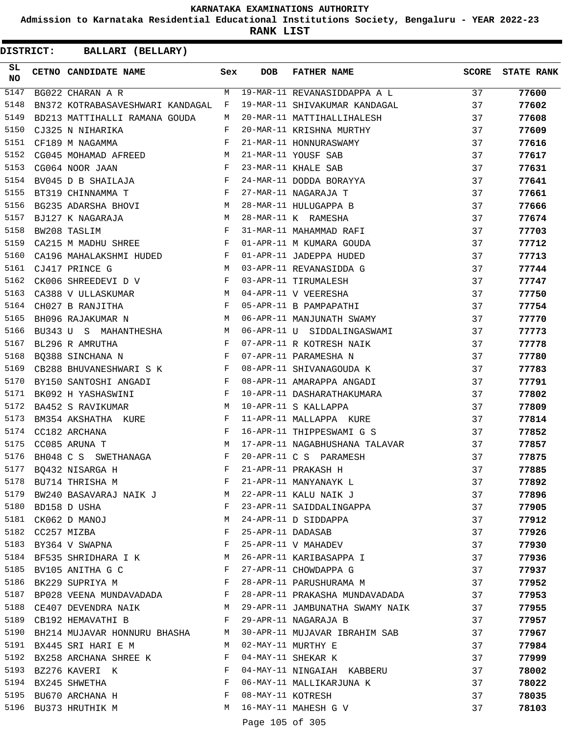KARNATAKA EXAMINATIONS AUTHORITY

Admission to Karnataka Residential Educational Institutions Society, Bengaluru - YEAR 2022-23

**RANK LIST**

**DISTRICT: BALLARI (BELLARY)**

| SL NO | CETNO | CANDIDATE NAME | Sex | DOB | FATHER NAME | SCORE | STATE RANK |
|---|---|---|---|---|---|---|---|
| 5147 | BG022 | CHARAN A R | M | 19-MAR-11 | REVANASIDDAPPA A L | 37 | **77600** |
| 5148 | BN372 | KOTRABASAVESHWARI KANDAGAL | F | 19-MAR-11 | SHIVAKUMAR KANDAGAL | 37 | **77602** |
| 5149 | BD213 | MATTIHALLI RAMANA GOUDA | M | 20-MAR-11 | MATTIHALLIHALESH | 37 | **77608** |
| 5150 | CJ325 | N NIHARIKA | F | 20-MAR-11 | KRISHNA MURTHY | 37 | **77609** |
| 5151 | CF189 | M NAGAMMA | F | 21-MAR-11 | HONNURASWAMY | 37 | **77616** |
| 5152 | CG045 | MOHAMAD AFREED | M | 21-MAR-11 | YOUSF SAB | 37 | **77617** |
| 5153 | CG064 | NOOR JAAN | F | 23-MAR-11 | KHALE SAB | 37 | **77631** |
| 5154 | BV045 | D B SHAILAJA | F | 24-MAR-11 | DODDA BORAYYA | 37 | **77641** |
| 5155 | BT319 | CHINNAMMA T | F | 27-MAR-11 | NAGARAJA T | 37 | **77661** |
| 5156 | BG235 | ADARSHA BHOVI | M | 28-MAR-11 | HULUGAPPA B | 37 | **77666** |
| 5157 | BJ127 | K NAGARAJA | M | 28-MAR-11 | K RAMESHA | 37 | **77674** |
| 5158 | BW208 | TASLIM | F | 31-MAR-11 | MAHAMMAD RAFI | 37 | **77703** |
| 5159 | CA215 | M MADHU SHREE | F | 01-APR-11 | M KUMARA GOUDA | 37 | **77712** |
| 5160 | CA196 | MAHALAKSHMI HUDED | F | 01-APR-11 | JADEPPA HUDED | 37 | **77713** |
| 5161 | CJ417 | PRINCE G | M | 03-APR-11 | REVANASIDDA G | 37 | **77744** |
| 5162 | CK006 | SHREEDEVI D V | F | 03-APR-11 | TIRUMALESH | 37 | **77747** |
| 5163 | CA388 | V ULLASKUMAR | M | 04-APR-11 | V VEERESHA | 37 | **77750** |
| 5164 | CH027 | B RANJITHA | F | 05-APR-11 | B PAMPAPATHI | 37 | **77754** |
| 5165 | BH096 | RAJAKUMAR N | M | 06-APR-11 | MANJUNATH SWAMY | 37 | **77770** |
| 5166 | BU343 | U S MAHANTHESHA | M | 06-APR-11 | U SIDDALINGASWAMI | 37 | **77773** |
| 5167 | BL296 | R AMRUTHA | F | 07-APR-11 | R KOTRESH NAIK | 37 | **77778** |
| 5168 | BQ388 | SINCHANA N | F | 07-APR-11 | PARAMESHA N | 37 | **77780** |
| 5169 | CB288 | BHUVANESHWARI S K | F | 08-APR-11 | SHIVANAGOUDA K | 37 | **77783** |
| 5170 | BY150 | SANTOSHI ANGADI | F | 08-APR-11 | AMARAPPA ANGADI | 37 | **77791** |
| 5171 | BK092 | H YASHASWINI | F | 10-APR-11 | DASHARATHAKUMARA | 37 | **77802** |
| 5172 | BA452 | S RAVIKUMAR | M | 10-APR-11 | S KALLAPPA | 37 | **77809** |
| 5173 | BM354 | AKSHATHA KURE | F | 11-APR-11 | MALLAPPA KURE | 37 | **77814** |
| 5174 | CC182 | ARCHANA | F | 16-APR-11 | THIPPESWAMI G S | 37 | **77852** |
| 5175 | CC085 | ARUNA T | M | 17-APR-11 | NAGABHUSHANA TALAVAR | 37 | **77857** |
| 5176 | BH048 | C S SWETHANAGA | F | 20-APR-11 | C S PARAMESH | 37 | **77875** |
| 5177 | BQ432 | NISARGA H | F | 21-APR-11 | PRAKASH H | 37 | **77885** |
| 5178 | BU714 | THRISHA M | F | 21-APR-11 | MANYANAYK L | 37 | **77892** |
| 5179 | BW240 | BASAVARAJ NAIK J | M | 22-APR-11 | KALU NAIK J | 37 | **77896** |
| 5180 | BD158 | D USHA | F | 23-APR-11 | SAIDDALINGAPPA | 37 | **77905** |
| 5181 | CK062 | D MANOJ | M | 24-APR-11 | D SIDDAPPA | 37 | **77912** |
| 5182 | CC257 | MIZBA | F | 25-APR-11 | DADASAB | 37 | **77926** |
| 5183 | BY364 | V SWAPNA | F | 25-APR-11 | V MAHADEV | 37 | **77930** |
| 5184 | BF535 | SHRIDHARA I K | M | 26-APR-11 | KARIBASAPPA I | 37 | **77936** |
| 5185 | BV105 | ANITHA G C | F | 27-APR-11 | CHOWDAPPA G | 37 | **77937** |
| 5186 | BK229 | SUPRIYA M | F | 28-APR-11 | PARUSHURAMA M | 37 | **77952** |
| 5187 | BP028 | VEENA MUNDAVADADA | F | 28-APR-11 | PRAKASHA MUNDAVADADA | 37 | **77953** |
| 5188 | CE407 | DEVENDRA NAIK | M | 29-APR-11 | JAMBUNATHA SWAMY NAIK | 37 | **77955** |
| 5189 | CB192 | HEMAVATHI B | F | 29-APR-11 | NAGARAJA B | 37 | **77957** |
| 5190 | BH214 | MUJAVAR HONNURU BHASHA | M | 30-APR-11 | MUJAVAR IBRAHIM SAB | 37 | **77967** |
| 5191 | BX445 | SRI HARI E M | M | 02-MAY-11 | MURTHY E | 37 | **77984** |
| 5192 | BX258 | ARCHANA SHREE K | F | 04-MAY-11 | SHEKAR K | 37 | **77999** |
| 5193 | BZ276 | KAVERI K | F | 04-MAY-11 | NINGAIAH KABBERU | 37 | **78002** |
| 5194 | BX245 | SHWETHA | F | 06-MAY-11 | MALLIKARJUNA K | 37 | **78022** |
| 5195 | BU670 | ARCHANA H | F | 08-MAY-11 | KOTRESH | 37 | **78035** |
| 5196 | BU373 | HRUTHIK M | M | 16-MAY-11 | MAHESH G V | 37 | **78103** |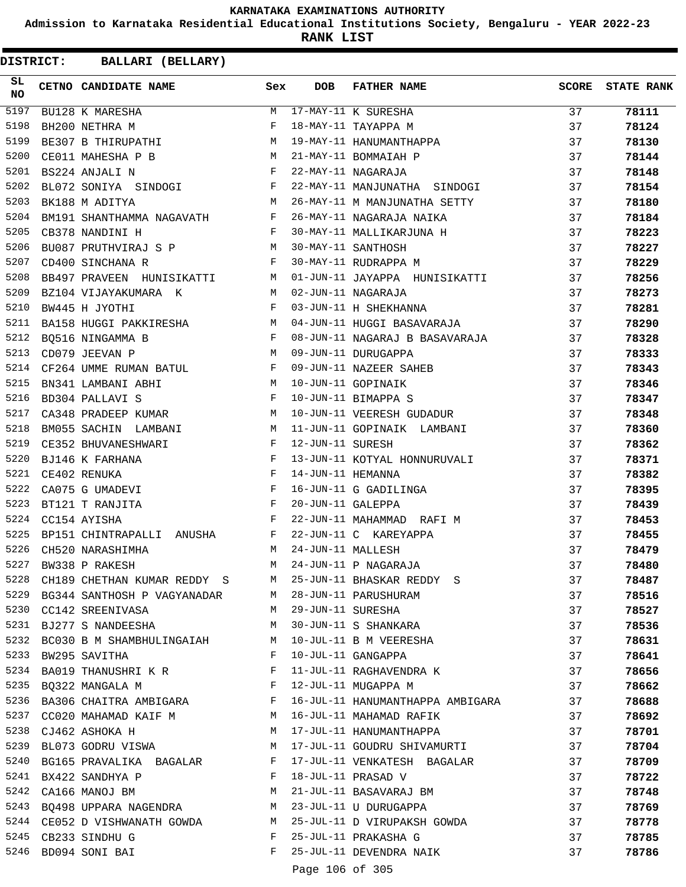KARNATAKA EXAMINATIONS AUTHORITY

Admission to Karnataka Residential Educational Institutions Society, Bengaluru - YEAR 2022-23

**RANK LIST**

**DISTRICT: BALLARI (BELLARY)**

| SL NO | CETNO | CANDIDATE NAME | Sex | DOB | FATHER NAME | SCORE | STATE RANK |
|---|---|---|---|---|---|---|---|
| 5197 | BU128 | K MARESHA | M | 17-MAY-11 | K SURESHA | 37 | **78111** |
| 5198 | BH200 | NETHRA M | F | 18-MAY-11 | TAYAPPA M | 37 | **78124** |
| 5199 | BE307 | B THIRUPATHI | M | 19-MAY-11 | HANUMANTHAPPA | 37 | **78130** |
| 5200 | CE011 | MAHESHA P B | M | 21-MAY-11 | BOMMAIAH P | 37 | **78144** |
| 5201 | BS224 | ANJALI N | F | 22-MAY-11 | NAGARAJA | 37 | **78148** |
| 5202 | BL072 | SONIYA SINDOGI | F | 22-MAY-11 | MANJUNATHA SINDOGI | 37 | **78154** |
| 5203 | BK188 | M ADITYA | M | 26-MAY-11 | M MANJUNATHA SETTY | 37 | **78180** |
| 5204 | BM191 | SHANTHAMMA NAGAVATH | F | 26-MAY-11 | NAGARAJA NAIKA | 37 | **78184** |
| 5205 | CB378 | NANDINI H | F | 30-MAY-11 | MALLIKARJUNA H | 37 | **78223** |
| 5206 | BU087 | PRUTHVIRAJ S P | M | 30-MAY-11 | SANTHOSH | 37 | **78227** |
| 5207 | CD400 | SINCHANA R | F | 30-MAY-11 | RUDRAPPA M | 37 | **78229** |
| 5208 | BB497 | PRAVEEN HUNISIKATTI | M | 01-JUN-11 | JAYAPPA HUNISIKATTI | 37 | **78256** |
| 5209 | BZ104 | VIJAYAKUMARA K | M | 02-JUN-11 | NAGARAJA | 37 | **78273** |
| 5210 | BW445 | H JYOTHI | F | 03-JUN-11 | H SHEKHANNA | 37 | **78281** |
| 5211 | BA158 | HUGGI PAKKIRESHA | M | 04-JUN-11 | HUGGI BASAVARAJA | 37 | **78290** |
| 5212 | BQ516 | NINGAMMA B | F | 08-JUN-11 | NAGARAJ B BASAVARAJA | 37 | **78328** |
| 5213 | CD079 | JEEVAN P | M | 09-JUN-11 | DURUGAPPA | 37 | **78333** |
| 5214 | CF264 | UMME RUMAN BATUL | F | 09-JUN-11 | NAZEER SAHEB | 37 | **78343** |
| 5215 | BN341 | LAMBANI ABHI | M | 10-JUN-11 | GOPINAIK | 37 | **78346** |
| 5216 | BD304 | PALLAVI S | F | 10-JUN-11 | BIMAPPA S | 37 | **78347** |
| 5217 | CA348 | PRADEEP KUMAR | M | 10-JUN-11 | VEERESH GUDADUR | 37 | **78348** |
| 5218 | BM055 | SACHIN LAMBANI | M | 11-JUN-11 | GOPINAIK LAMBANI | 37 | **78360** |
| 5219 | CE352 | BHUVANESHWARI | F | 12-JUN-11 | SURESH | 37 | **78362** |
| 5220 | BJ146 | K FARHANA | F | 13-JUN-11 | KOTYAL HONNURUVALI | 37 | **78371** |
| 5221 | CE402 | RENUKA | F | 14-JUN-11 | HEMANNA | 37 | **78382** |
| 5222 | CA075 | G UMADEVI | F | 16-JUN-11 | G GADILINGA | 37 | **78395** |
| 5223 | BT121 | T RANJITA | F | 20-JUN-11 | GALEPPA | 37 | **78439** |
| 5224 | CC154 | AYISHA | F | 22-JUN-11 | MAHAMMAD RAFI M | 37 | **78453** |
| 5225 | BP151 | CHINTRAPALLI ANUSHA | F | 22-JUN-11 | C KAREYAPPA | 37 | **78455** |
| 5226 | CH520 | NARASHIMHA | M | 24-JUN-11 | MALLESH | 37 | **78479** |
| 5227 | BW338 | P RAKESH | M | 24-JUN-11 | P NAGARAJA | 37 | **78480** |
| 5228 | CH189 | CHETHAN KUMAR REDDY S | M | 25-JUN-11 | BHASKAR REDDY S | 37 | **78487** |
| 5229 | BG344 | SANTHOSH P VAGYANADAR | M | 28-JUN-11 | PARUSHURAM | 37 | **78516** |
| 5230 | CC142 | SREENIVASA | M | 29-JUN-11 | SURESHA | 37 | **78527** |
| 5231 | BJ277 | S NANDEESHA | M | 30-JUN-11 | S SHANKARA | 37 | **78536** |
| 5232 | BC030 | B M SHAMBHULINGAIAH | M | 10-JUL-11 | B M VEERESHA | 37 | **78631** |
| 5233 | BW295 | SAVITHA | F | 10-JUL-11 | GANGAPPA | 37 | **78641** |
| 5234 | BA019 | THANUSHRI K R | F | 11-JUL-11 | RAGHAVENDRA K | 37 | **78656** |
| 5235 | BQ322 | MANGALA M | F | 12-JUL-11 | MUGAPPA M | 37 | **78662** |
| 5236 | BA306 | CHAITRA AMBIGARA | F | 16-JUL-11 | HANUMANTHAPPA AMBIGARA | 37 | **78688** |
| 5237 | CC020 | MAHAMAD KAIF M | M | 16-JUL-11 | MAHAMAD RAFIK | 37 | **78692** |
| 5238 | CJ462 | ASHOKA H | M | 17-JUL-11 | HANUMANTHAPPA | 37 | **78701** |
| 5239 | BL073 | GODRU VISWA | M | 17-JUL-11 | GOUDRU SHIVAMURTI | 37 | **78704** |
| 5240 | BG165 | PRAVALIKA BAGALAR | F | 17-JUL-11 | VENKATESH BAGALAR | 37 | **78709** |
| 5241 | BX422 | SANDHYA P | F | 18-JUL-11 | PRASAD V | 37 | **78722** |
| 5242 | CA166 | MANOJ BM | M | 21-JUL-11 | BASAVARAJ BM | 37 | **78748** |
| 5243 | BQ498 | UPPARA NAGENDRA | M | 23-JUL-11 | U DURUGAPPA | 37 | **78769** |
| 5244 | CE052 | D VISHWANATH GOWDA | M | 25-JUL-11 | D VIRUPAKSH GOWDA | 37 | **78778** |
| 5245 | CB233 | SINDHU G | F | 25-JUL-11 | PRAKASHA G | 37 | **78785** |
| 5246 | BD094 | SONI BAI | F | 25-JUL-11 | DEVENDRA NAIK | 37 | **78786** |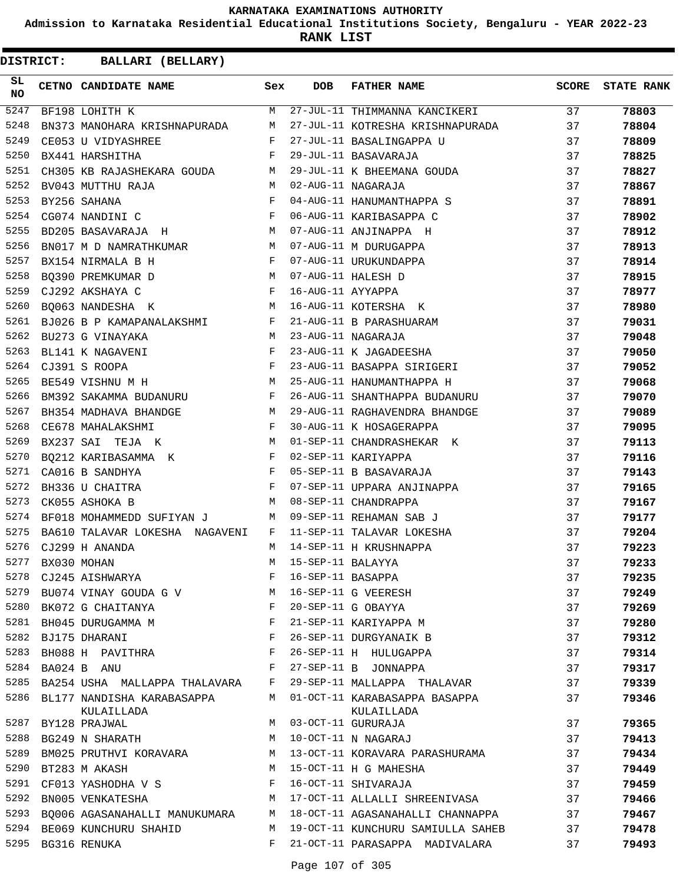KARNATAKA EXAMINATIONS AUTHORITY

Admission to Karnataka Residential Educational Institutions Society, Bengaluru - YEAR 2022-23

**RANK LIST**

**DISTRICT: BALLARI (BELLARY)**

| SL NO | CETNO | CANDIDATE NAME | Sex | DOB | FATHER NAME | SCORE | STATE RANK |
|---|---|---|---|---|---|---|---|
| 5247 | BF198 | LOHITH K | M | 27-JUL-11 | THIMMANNA KANCIKERI | 37 | **78803** |
| 5248 | BN373 | MANOHARA KRISHNAPURADA | M | 27-JUL-11 | KOTRESHA KRISHNAPURADA | 37 | **78804** |
| 5249 | CE053 | U VIDYASHREE | F | 27-JUL-11 | BASALINGAPPA U | 37 | **78809** |
| 5250 | BX441 | HARSHITHA | F | 29-JUL-11 | BASAVARAJA | 37 | **78825** |
| 5251 | CH305 | KB RAJASHEKARA GOUDA | M | 29-JUL-11 | K BHEEMANA GOUDA | 37 | **78827** |
| 5252 | BV043 | MUTTHU RAJA | M | 02-AUG-11 | NAGARAJA | 37 | **78867** |
| 5253 | BY256 | SAHANA | F | 04-AUG-11 | HANUMANTHAPPA S | 37 | **78891** |
| 5254 | CG074 | NANDINI C | F | 06-AUG-11 | KARIBASAPPA C | 37 | **78902** |
| 5255 | BD205 | BASAVARAJA H | M | 07-AUG-11 | ANJINAPPA H | 37 | **78912** |
| 5256 | BN017 | M D NAMRATHKUMAR | M | 07-AUG-11 | M DURUGAPPA | 37 | **78913** |
| 5257 | BX154 | NIRMALA B H | F | 07-AUG-11 | URUKUNDAPPA | 37 | **78914** |
| 5258 | BQ390 | PREMKUMAR D | M | 07-AUG-11 | HALESH D | 37 | **78915** |
| 5259 | CJ292 | AKSHAYA C | F | 16-AUG-11 | AYYAPPA | 37 | **78977** |
| 5260 | BQ063 | NANDESHA K | M | 16-AUG-11 | KOTERSHA K | 37 | **78980** |
| 5261 | BJ026 | B P KAMAPANALAKSHMI | F | 21-AUG-11 | B PARASHUARAM | 37 | **79031** |
| 5262 | BU273 | G VINAYAKA | M | 23-AUG-11 | NAGARAJA | 37 | **79048** |
| 5263 | BL141 | K NAGAVENI | F | 23-AUG-11 | K JAGADEESHA | 37 | **79050** |
| 5264 | CJ391 | S ROOPA | F | 23-AUG-11 | BASAPPA SIRIGERI | 37 | **79052** |
| 5265 | BE549 | VISHNU M H | M | 25-AUG-11 | HANUMANTHAPPA H | 37 | **79068** |
| 5266 | BM392 | SAKAMMA BUDANURU | F | 26-AUG-11 | SHANTHAPPA BUDANURU | 37 | **79070** |
| 5267 | BH354 | MADHAVA BHANDGE | M | 29-AUG-11 | RAGHAVENDRA BHANDGE | 37 | **79089** |
| 5268 | CE678 | MAHALAKSHMI | F | 30-AUG-11 | K HOSAGERAPPA | 37 | **79095** |
| 5269 | BX237 | SAI TEJA K | M | 01-SEP-11 | CHANDRASHEKAR K | 37 | **79113** |
| 5270 | BQ212 | KARIBASAMMA K | F | 02-SEP-11 | KARIYAPPA | 37 | **79116** |
| 5271 | CA016 | B SANDHYA | F | 05-SEP-11 | B BASAVARAJA | 37 | **79143** |
| 5272 | BH336 | U CHAITRA | F | 07-SEP-11 | UPPARA ANJINAPPA | 37 | **79165** |
| 5273 | CK055 | ASHOKA B | M | 08-SEP-11 | CHANDRAPPA | 37 | **79167** |
| 5274 | BF018 | MOHAMMEDD SUFIYAN J | M | 09-SEP-11 | REHAMAN SAB J | 37 | **79177** |
| 5275 | BA610 | TALAVAR LOKESHA NAGAVENI | F | 11-SEP-11 | TALAVAR LOKESHA | 37 | **79204** |
| 5276 | CJ299 | H ANANDA | M | 14-SEP-11 | H KRUSHNAPPA | 37 | **79223** |
| 5277 | BX030 | MOHAN | M | 15-SEP-11 | BALAYYA | 37 | **79233** |
| 5278 | CJ245 | AISHWARYA | F | 16-SEP-11 | BASAPPA | 37 | **79235** |
| 5279 | BU074 | VINAY GOUDA G V | M | 16-SEP-11 | G VEERESH | 37 | **79249** |
| 5280 | BK072 | G CHAITANYA | F | 20-SEP-11 | G OBAYYA | 37 | **79269** |
| 5281 | BH045 | DURUGAMMA M | F | 21-SEP-11 | KARIYAPPA M | 37 | **79280** |
| 5282 | BJ175 | DHARANI | F | 26-SEP-11 | DURGYANAIK B | 37 | **79312** |
| 5283 | BH088 | H PAVITHRA | F | 26-SEP-11 | H HULUGAPPA | 37 | **79314** |
| 5284 | BA024 | B ANU | F | 27-SEP-11 | B JONNAPPA | 37 | **79317** |
| 5285 | BA254 | USHA MALLAPPA THALAVARA | F | 29-SEP-11 | MALLAPPA THALAVAR | 37 | **79339** |
| 5286 | BL177 | NANDISHA KARABASAPPA KULAILLADA | M | 01-OCT-11 | KARABASAPPA BASAPPA KULAILLADA | 37 | **79346** |
| 5287 | BY128 | PRAJWAL | M | 03-OCT-11 | GURURAJA | 37 | **79365** |
| 5288 | BG249 | N SHARATH | M | 10-OCT-11 | N NAGARAJ | 37 | **79413** |
| 5289 | BM025 | PRUTHVI KORAVARA | M | 13-OCT-11 | KORAVARA PARASHURAMA | 37 | **79434** |
| 5290 | BT283 | M AKASH | M | 15-OCT-11 | H G MAHESHA | 37 | **79449** |
| 5291 | CF013 | YASHODHA V S | F | 16-OCT-11 | SHIVARAJA | 37 | **79459** |
| 5292 | BN005 | VENKATESHA | M | 17-OCT-11 | ALLALLI SHREENIVASA | 37 | **79466** |
| 5293 | BQ006 | AGASANAHALLI MANUKUMARA | M | 18-OCT-11 | AGASANAHALLI CHANNAPPA | 37 | **79467** |
| 5294 | BE069 | KUNCHURU SHAHID | M | 19-OCT-11 | KUNCHURU SAMIULLA SAHEB | 37 | **79478** |
| 5295 | BG316 | RENUKA | F | 21-OCT-11 | PARASAPPA MADIVALARA | 37 | **79493** |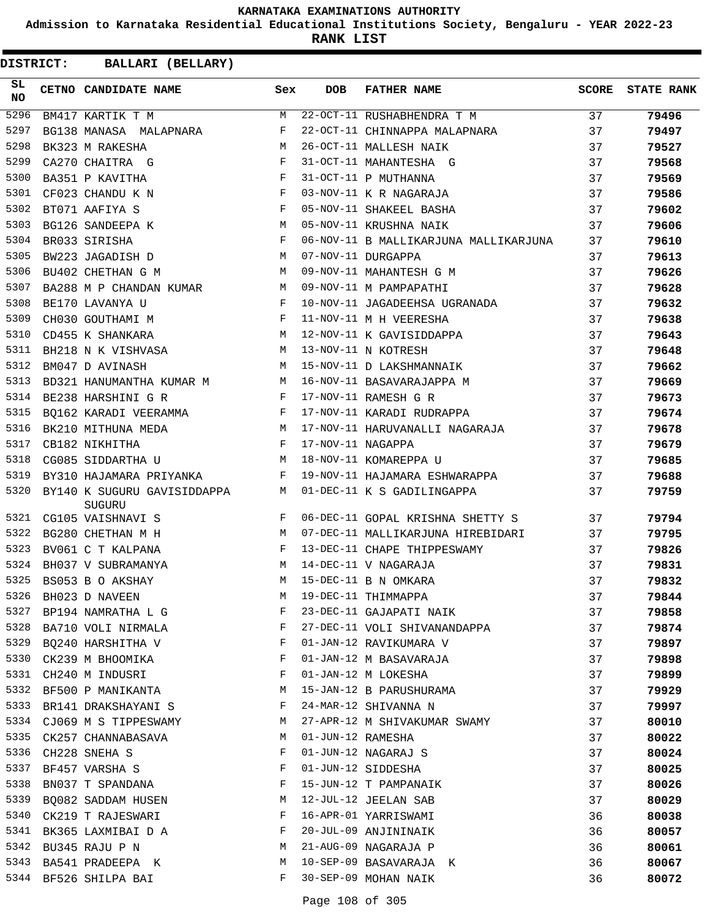# KARNATAKA EXAMINATIONS AUTHORITY

**Admission to Karnataka Residential Educational Institutions Society, Bengaluru - YEAR 2022-23**

**RANK LIST**

**DISTRICT: BALLARI (BELLARY)**

| SL NO | CETNO | CANDIDATE NAME | Sex | DOB | FATHER NAME | SCORE | STATE RANK |
|---|---|---|---|---|---|---|---|
| 5296 | BM417 | KARTIK T M | M | 22-OCT-11 | RUSHABHENDRA T M | 37 | **79496** |
| 5297 | BG138 | MANASA MALAPNARA | F | 22-OCT-11 | CHINNAPPA MALAPNARA | 37 | **79497** |
| 5298 | BK323 | M RAKESHA | M | 26-OCT-11 | MALLESH NAIK | 37 | **79527** |
| 5299 | CA270 | CHAITRA G | F | 31-OCT-11 | MAHANTESHA G | 37 | **79568** |
| 5300 | BA351 | P KAVITHA | F | 31-OCT-11 | P MUTHANNA | 37 | **79569** |
| 5301 | CF023 | CHANDU K N | F | 03-NOV-11 | K R NAGARAJA | 37 | **79586** |
| 5302 | BT071 | AAFIYA S | F | 05-NOV-11 | SHAKEEL BASHA | 37 | **79602** |
| 5303 | BG126 | SANDEEPA K | M | 05-NOV-11 | KRUSHNA NAIK | 37 | **79606** |
| 5304 | BR033 | SIRISHA | F | 06-NOV-11 | B MALLIKARJUNA MALLIKARJUNA | 37 | **79610** |
| 5305 | BW223 | JAGADISH D | M | 07-NOV-11 | DURGAPPA | 37 | **79613** |
| 5306 | BU402 | CHETHAN G M | M | 09-NOV-11 | MAHANTESH G M | 37 | **79626** |
| 5307 | BA288 | M P CHANDAN KUMAR | M | 09-NOV-11 | M PAMPAPATHI | 37 | **79628** |
| 5308 | BE170 | LAVANYA U | F | 10-NOV-11 | JAGADEEHSA UGRANADA | 37 | **79632** |
| 5309 | CH030 | GOUTHAMI M | F | 11-NOV-11 | M H VEERESHA | 37 | **79638** |
| 5310 | CD455 | K SHANKARA | M | 12-NOV-11 | K GAVISIDDAPPA | 37 | **79643** |
| 5311 | BH218 | N K VISHVASA | M | 13-NOV-11 | N KOTRESH | 37 | **79648** |
| 5312 | BM047 | D AVINASH | M | 15-NOV-11 | D LAKSHMANNAIK | 37 | **79662** |
| 5313 | BD321 | HANUMANTHA KUMAR M | M | 16-NOV-11 | BASAVARAJAPPA M | 37 | **79669** |
| 5314 | BE238 | HARSHINI G R | F | 17-NOV-11 | RAMESH G R | 37 | **79673** |
| 5315 | BQ162 | KARADI VEERAMMA | F | 17-NOV-11 | KARADI RUDRAPPA | 37 | **79674** |
| 5316 | BK210 | MITHUNA MEDA | M | 17-NOV-11 | HARUVANALLI NAGARAJA | 37 | **79678** |
| 5317 | CB182 | NIKHITHA | F | 17-NOV-11 | NAGAPPA | 37 | **79679** |
| 5318 | CG085 | SIDDARTHA U | M | 18-NOV-11 | KOMAREPPA U | 37 | **79685** |
| 5319 | BY310 | HAJAMARA PRIYANKA | F | 19-NOV-11 | HAJAMARA ESHWARAPPA | 37 | **79688** |
| 5320 | BY140 | K SUGURU GAVISIDDAPPA SUGURU | M | 01-DEC-11 | K S GADILINGAPPA | 37 | **79759** |
| 5321 | CG105 | VAISHNAVI S | F | 06-DEC-11 | GOPAL KRISHNA SHETTY S | 37 | **79794** |
| 5322 | BG280 | CHETHAN M H | M | 07-DEC-11 | MALLIKARJUNA HIREBIDARI | 37 | **79795** |
| 5323 | BV061 | C T KALPANA | F | 13-DEC-11 | CHAPE THIPPESWAMY | 37 | **79826** |
| 5324 | BH037 | V SUBRAMANYA | M | 14-DEC-11 | V NAGARAJA | 37 | **79831** |
| 5325 | BS053 | B O AKSHAY | M | 15-DEC-11 | B N OMKARA | 37 | **79832** |
| 5326 | BH023 | D NAVEEN | M | 19-DEC-11 | THIMMAPPA | 37 | **79844** |
| 5327 | BP194 | NAMRATHA L G | F | 23-DEC-11 | GAJAPATI NAIK | 37 | **79858** |
| 5328 | BA710 | VOLI NIRMALA | F | 27-DEC-11 | VOLI SHIVANANDAPPA | 37 | **79874** |
| 5329 | BQ240 | HARSHITHA V | F | 01-JAN-12 | RAVIKUMARA V | 37 | **79897** |
| 5330 | CK239 | M BHOOMIKA | F | 01-JAN-12 | M BASAVARAJA | 37 | **79898** |
| 5331 | CH240 | M INDUSRI | F | 01-JAN-12 | M LOKESHA | 37 | **79899** |
| 5332 | BF500 | P MANIKANTA | M | 15-JAN-12 | B PARUSHURAMA | 37 | **79929** |
| 5333 | BR141 | DRAKSHAYANI S | F | 24-MAR-12 | SHIVANNA N | 37 | **79997** |
| 5334 | CJ069 | M S TIPPESWAMY | M | 27-APR-12 | M SHIVAKUMAR SWAMY | 37 | **80010** |
| 5335 | CK257 | CHANNABASAVA | M | 01-JUN-12 | RAMESHA | 37 | **80022** |
| 5336 | CH228 | SNEHA S | F | 01-JUN-12 | NAGARAJ S | 37 | **80024** |
| 5337 | BF457 | VARSHA S | F | 01-JUN-12 | SIDDESHA | 37 | **80025** |
| 5338 | BN037 | T SPANDANA | F | 15-JUN-12 | T PAMPANAIK | 37 | **80026** |
| 5339 | BQ082 | SADDAM HUSEN | M | 12-JUL-12 | JEELAN SAB | 37 | **80029** |
| 5340 | CK219 | T RAJESWARI | F | 16-APR-01 | YARRISWAMI | 36 | **80038** |
| 5341 | BK365 | LAXMIBAI D A | F | 20-JUL-09 | ANJININAIK | 36 | **80057** |
| 5342 | BU345 | RAJU P N | M | 21-AUG-09 | NAGARAJA P | 36 | **80061** |
| 5343 | BA541 | PRADEEPA K | M | 10-SEP-09 | BASAVARAJA K | 36 | **80067** |
| 5344 | BF526 | SHILPA BAI | F | 30-SEP-09 | MOHAN NAIK | 36 | **80072** |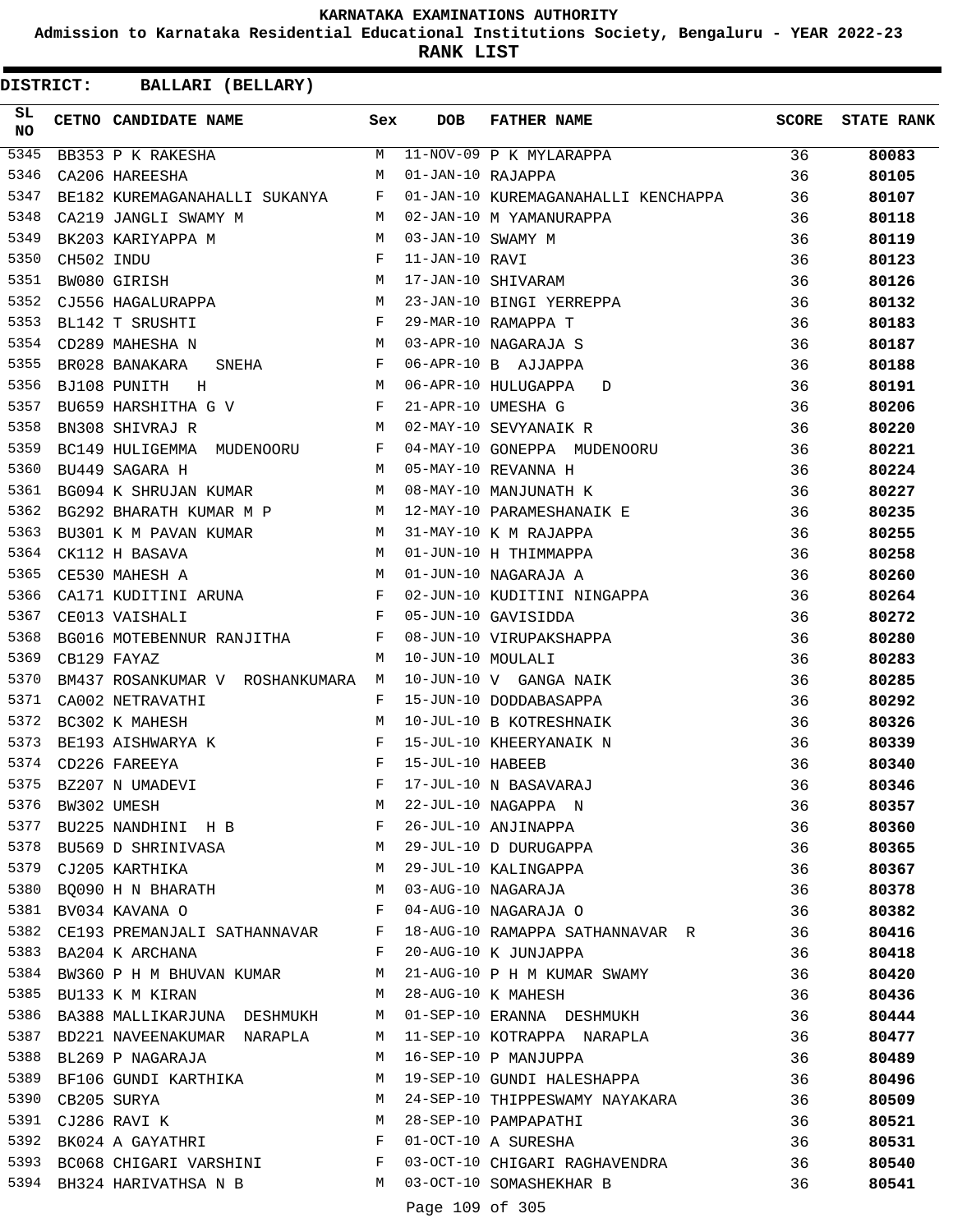KARNATAKA EXAMINATIONS AUTHORITY

Admission to Karnataka Residential Educational Institutions Society, Bengaluru - YEAR 2022-23

**RANK LIST**

**DISTRICT: BALLARI (BELLARY)**

| SL NO | CETNO | CANDIDATE NAME | Sex | DOB | FATHER NAME | SCORE | STATE RANK |
|---|---|---|---|---|---|---|---|
| 5345 | BB353 | P K RAKESHA | M | 11-NOV-09 | P K MYLARAPPA | 36 | 80083 |
| 5346 | CA206 | HAREESHA | M | 01-JAN-10 | RAJAPPA | 36 | 80105 |
| 5347 | BE182 | KUREMAGANAHALLI SUKANYA | F | 01-JAN-10 | KUREMAGANAHALLI KENCHAPPA | 36 | 80107 |
| 5348 | CA219 | JANGLI SWAMY M | M | 02-JAN-10 | M YAMANURAPPA | 36 | 80118 |
| 5349 | BK203 | KARIYAPPA M | M | 03-JAN-10 | SWAMY M | 36 | 80119 |
| 5350 | CH502 | INDU | F | 11-JAN-10 | RAVI | 36 | 80123 |
| 5351 | BW080 | GIRISH | M | 17-JAN-10 | SHIVARAM | 36 | 80126 |
| 5352 | CJ556 | HAGALURAPPA | M | 23-JAN-10 | BINGI YERREPPA | 36 | 80132 |
| 5353 | BL142 | T SRUSHTI | F | 29-MAR-10 | RAMAPPA T | 36 | 80183 |
| 5354 | CD289 | MAHESHA N | M | 03-APR-10 | NAGARAJA S | 36 | 80187 |
| 5355 | BR028 | BANAKARA SNEHA | F | 06-APR-10 | B AJJAPPA | 36 | 80188 |
| 5356 | BJ108 | PUNITH H | M | 06-APR-10 | HULUGAPPA D | 36 | 80191 |
| 5357 | BU659 | HARSHITHA G V | F | 21-APR-10 | UMESHA G | 36 | 80206 |
| 5358 | BN308 | SHIVRAJ R | M | 02-MAY-10 | SEVYANAIK R | 36 | 80220 |
| 5359 | BC149 | HULIGEMMA MUDENOORU | F | 04-MAY-10 | GONEPPA MUDENOORU | 36 | 80221 |
| 5360 | BU449 | SAGARA H | M | 05-MAY-10 | REVANNA H | 36 | 80224 |
| 5361 | BG094 | K SHRUJAN KUMAR | M | 08-MAY-10 | MANJUNATH K | 36 | 80227 |
| 5362 | BG292 | BHARATH KUMAR M P | M | 12-MAY-10 | PARAMESHANAIK E | 36 | 80235 |
| 5363 | BU301 | K M PAVAN KUMAR | M | 31-MAY-10 | K M RAJAPPA | 36 | 80255 |
| 5364 | CK112 | H BASAVA | M | 01-JUN-10 | H THIMMAPPA | 36 | 80258 |
| 5365 | CE530 | MAHESH A | M | 01-JUN-10 | NAGARAJA A | 36 | 80260 |
| 5366 | CA171 | KUDITINI ARUNA | F | 02-JUN-10 | KUDITINI NINGAPPA | 36 | 80264 |
| 5367 | CE013 | VAISHALI | F | 05-JUN-10 | GAVISIDDA | 36 | 80272 |
| 5368 | BG016 | MOTEBENNUR RANJITHA | F | 08-JUN-10 | VIRUPAKSHAPPA | 36 | 80280 |
| 5369 | CB129 | FAYAZ | M | 10-JUN-10 | MOULALI | 36 | 80283 |
| 5370 | BM437 | ROSANKUMAR V ROSHANKUMARA | M | 10-JUN-10 | V GANGA NAIK | 36 | 80285 |
| 5371 | CA002 | NETRAVATHI | F | 15-JUN-10 | DODDABASAPPA | 36 | 80292 |
| 5372 | BC302 | K MAHESH | M | 10-JUL-10 | B KOTRESHNAIK | 36 | 80326 |
| 5373 | BE193 | AISHWARYA K | F | 15-JUL-10 | KHEERYANAIK N | 36 | 80339 |
| 5374 | CD226 | FAREEYA | F | 15-JUL-10 | HABEEB | 36 | 80340 |
| 5375 | BZ207 | N UMADEVI | F | 17-JUL-10 | N BASAVARAJ | 36 | 80346 |
| 5376 | BW302 | UMESH | M | 22-JUL-10 | NAGAPPA N | 36 | 80357 |
| 5377 | BU225 | NANDHINI H B | F | 26-JUL-10 | ANJINAPPA | 36 | 80360 |
| 5378 | BU569 | D SHRINIVASA | M | 29-JUL-10 | D DURUGAPPA | 36 | 80365 |
| 5379 | CJ205 | KARTHIKA | M | 29-JUL-10 | KALINGAPPA | 36 | 80367 |
| 5380 | BQ090 | H N BHARATH | M | 03-AUG-10 | NAGARAJA | 36 | 80378 |
| 5381 | BV034 | KAVANA O | F | 04-AUG-10 | NAGARAJA O | 36 | 80382 |
| 5382 | CE193 | PREMANJALI SATHANNAVAR | F | 18-AUG-10 | RAMAPPA SATHANNAVAR R | 36 | 80416 |
| 5383 | BA204 | K ARCHANA | F | 20-AUG-10 | K JUNJAPPA | 36 | 80418 |
| 5384 | BW360 | P H M BHUVAN KUMAR | M | 21-AUG-10 | P H M KUMAR SWAMY | 36 | 80420 |
| 5385 | BU133 | K M KIRAN | M | 28-AUG-10 | K MAHESH | 36 | 80436 |
| 5386 | BA388 | MALLIKARJUNA DESHMUKH | M | 01-SEP-10 | ERANNA DESHMUKH | 36 | 80444 |
| 5387 | BD221 | NAVEENAKUMAR NARAPLA | M | 11-SEP-10 | KOTRAPPA NARAPLA | 36 | 80477 |
| 5388 | BL269 | P NAGARAJA | M | 16-SEP-10 | P MANJUPPA | 36 | 80489 |
| 5389 | BF106 | GUNDI KARTHIKA | M | 19-SEP-10 | GUNDI HALESHAPPA | 36 | 80496 |
| 5390 | CB205 | SURYA | M | 24-SEP-10 | THIPPESWAMY NAYAKARA | 36 | 80509 |
| 5391 | CJ286 | RAVI K | M | 28-SEP-10 | PAMPAPATHI | 36 | 80521 |
| 5392 | BK024 | A GAYATHRI | F | 01-OCT-10 | A SURESHA | 36 | 80531 |
| 5393 | BC068 | CHIGARI VARSHINI | F | 03-OCT-10 | CHIGARI RAGHAVENDRA | 36 | 80540 |
| 5394 | BH324 | HARIVATHSA N B | M | 03-OCT-10 | SOMASHEKHAR B | 36 | 80541 |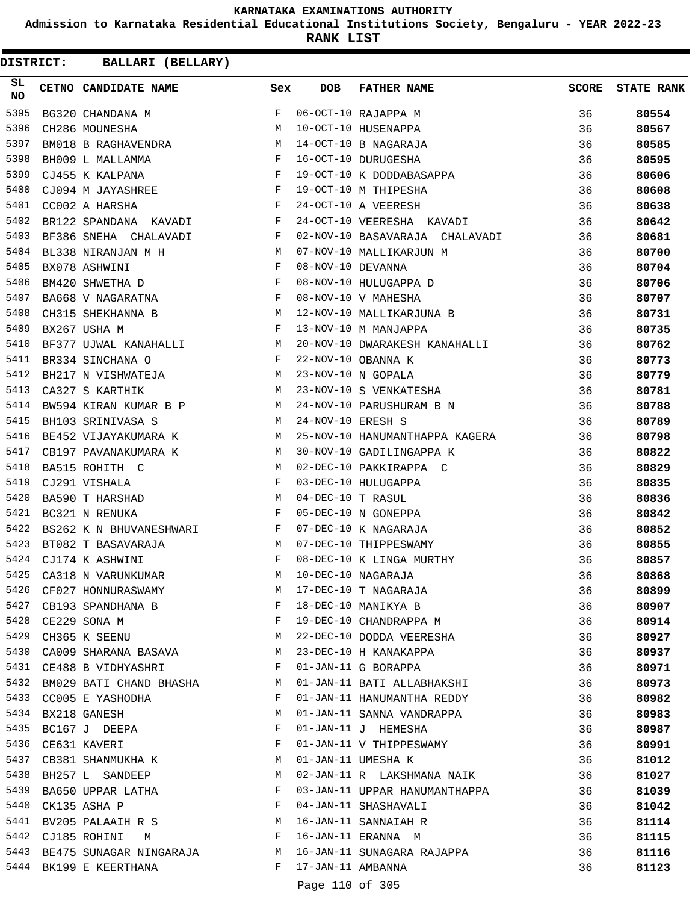KARNATAKA EXAMINATIONS AUTHORITY

Admission to Karnataka Residential Educational Institutions Society, Bengaluru - YEAR 2022-23

**RANK LIST**

**DISTRICT: BALLARI (BELLARY)**

| SL NO | CETNO | CANDIDATE NAME | Sex | DOB | FATHER NAME | SCORE | STATE RANK |
|---|---|---|---|---|---|---|---|
| 5395 | BG320 | CHANDANA M | F | 06-OCT-10 | RAJAPPA M | 36 | **80554** |
| 5396 | CH286 | MOUNESHA | M | 10-OCT-10 | HUSENAPPA | 36 | **80567** |
| 5397 | BM018 | B RAGHAVENDRA | M | 14-OCT-10 | B NAGARAJA | 36 | **80585** |
| 5398 | BH009 | L MALLAMMA | F | 16-OCT-10 | DURUGESHA | 36 | **80595** |
| 5399 | CJ455 | K KALPANA | F | 19-OCT-10 | K DODDABASAPPA | 36 | **80606** |
| 5400 | CJ094 | M JAYASHREE | F | 19-OCT-10 | M THIPESHA | 36 | **80608** |
| 5401 | CC002 | A HARSHA | F | 24-OCT-10 | A VEERESH | 36 | **80638** |
| 5402 | BR122 | SPANDANA KAVADI | F | 24-OCT-10 | VEERESHA KAVADI | 36 | **80642** |
| 5403 | BF386 | SNEHA CHALAVADI | F | 02-NOV-10 | BASAVARAJA CHALAVADI | 36 | **80681** |
| 5404 | BL338 | NIRANJAN M H | M | 07-NOV-10 | MALLIKARJUN M | 36 | **80700** |
| 5405 | BX078 | ASHWINI | F | 08-NOV-10 | DEVANNA | 36 | **80704** |
| 5406 | BM420 | SHWETHA D | F | 08-NOV-10 | HULUGAPPA D | 36 | **80706** |
| 5407 | BA668 | V NAGARATNA | F | 08-NOV-10 | V MAHESHA | 36 | **80707** |
| 5408 | CH315 | SHEKHANNA B | M | 12-NOV-10 | MALLIKARJUNA B | 36 | **80731** |
| 5409 | BX267 | USHA M | F | 13-NOV-10 | M MANJAPPA | 36 | **80735** |
| 5410 | BF377 | UJWAL KANAHALLI | M | 20-NOV-10 | DWARAKESH KANAHALLI | 36 | **80762** |
| 5411 | BR334 | SINCHANA O | F | 22-NOV-10 | OBANNA K | 36 | **80773** |
| 5412 | BH217 | N VISHWATEJA | M | 23-NOV-10 | N GOPALA | 36 | **80779** |
| 5413 | CA327 | S KARTHIK | M | 23-NOV-10 | S VENKATESHA | 36 | **80781** |
| 5414 | BW594 | KIRAN KUMAR B P | M | 24-NOV-10 | PARUSHURAM B N | 36 | **80788** |
| 5415 | BH103 | SRINIVASA S | M | 24-NOV-10 | ERESH S | 36 | **80789** |
| 5416 | BE452 | VIJAYAKUMARA K | M | 25-NOV-10 | HANUMANTHAPPA KAGERA | 36 | **80798** |
| 5417 | CB197 | PAVANAKUMARA K | M | 30-NOV-10 | GADILINGAPPA K | 36 | **80822** |
| 5418 | BA515 | ROHITH C | M | 02-DEC-10 | PAKKIRAPPA C | 36 | **80829** |
| 5419 | CJ291 | VISHALA | F | 03-DEC-10 | HULUGAPPA | 36 | **80835** |
| 5420 | BA590 | T HARSHAD | M | 04-DEC-10 | T RASUL | 36 | **80836** |
| 5421 | BC321 | N RENUKA | F | 05-DEC-10 | N GONEPPA | 36 | **80842** |
| 5422 | BS262 | K N BHUVANESHWARI | F | 07-DEC-10 | K NAGARAJA | 36 | **80852** |
| 5423 | BT082 | T BASAVARAJA | M | 07-DEC-10 | THIPPESWAMY | 36 | **80855** |
| 5424 | CJ174 | K ASHWINI | F | 08-DEC-10 | K LINGA MURTHY | 36 | **80857** |
| 5425 | CA318 | N VARUNKUMAR | M | 10-DEC-10 | NAGARAJA | 36 | **80868** |
| 5426 | CF027 | HONNURASWAMY | M | 17-DEC-10 | T NAGARAJA | 36 | **80899** |
| 5427 | CB193 | SPANDHANA B | F | 18-DEC-10 | MANIKYA B | 36 | **80907** |
| 5428 | CE229 | SONA M | F | 19-DEC-10 | CHANDRAPPA M | 36 | **80914** |
| 5429 | CH365 | K SEENU | M | 22-DEC-10 | DODDA VEERESHA | 36 | **80927** |
| 5430 | CA009 | SHARANA BASAVA | M | 23-DEC-10 | H KANAKAPPA | 36 | **80937** |
| 5431 | CE488 | B VIDHYASHRI | F | 01-JAN-11 | G BORAPPA | 36 | **80971** |
| 5432 | BM029 | BATI CHAND BHASHA | M | 01-JAN-11 | BATI ALLABHAKSHI | 36 | **80973** |
| 5433 | CC005 | E YASHODHA | F | 01-JAN-11 | HANUMANTHA REDDY | 36 | **80982** |
| 5434 | BX218 | GANESH | M | 01-JAN-11 | SANNA VANDRAPPA | 36 | **80983** |
| 5435 | BC167 | J DEEPA | F | 01-JAN-11 | J HEMESHA | 36 | **80987** |
| 5436 | CE631 | KAVERI | F | 01-JAN-11 | V THIPPESWAMY | 36 | **80991** |
| 5437 | CB381 | SHANMUKHA K | M | 01-JAN-11 | UMESHA K | 36 | **81012** |
| 5438 | BH257 | L SANDEEP | M | 02-JAN-11 | R LAKSHMANA NAIK | 36 | **81027** |
| 5439 | BA650 | UPPAR LATHA | F | 03-JAN-11 | UPPAR HANUMANTHAPPA | 36 | **81039** |
| 5440 | CK135 | ASHA P | F | 04-JAN-11 | SHASHAVALI | 36 | **81042** |
| 5441 | BV205 | PALAAIH R S | M | 16-JAN-11 | SANNAIAH R | 36 | **81114** |
| 5442 | CJ185 | ROHINI M | F | 16-JAN-11 | ERANNA M | 36 | **81115** |
| 5443 | BE475 | SUNAGAR NINGARAJA | M | 16-JAN-11 | SUNAGARA RAJAPPA | 36 | **81116** |
| 5444 | BK199 | E KEERTHANA | F | 17-JAN-11 | AMBANNA | 36 | **81123** |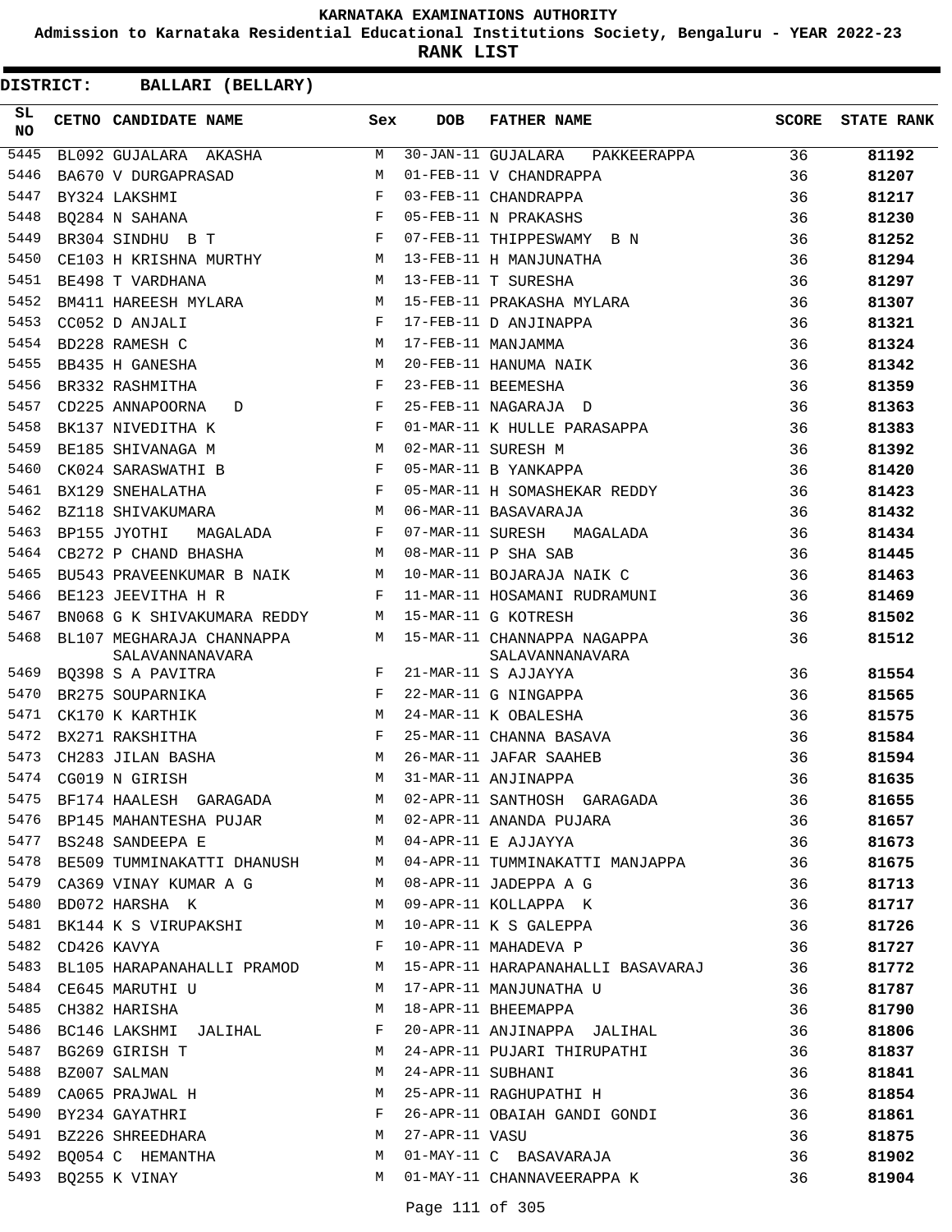# KARNATAKA EXAMINATIONS AUTHORITY

**Admission to Karnataka Residential Educational Institutions Society, Bengaluru - YEAR 2022-23**

**RANK LIST**

**DISTRICT: BALLARI (BELLARY)**

| SL NO | CETNO | CANDIDATE NAME | Sex | DOB | FATHER NAME | SCORE | STATE RANK |
|---|---|---|---|---|---|---|---|
| 5445 | BL092 | GUJALARA AKASHA | M | 30-JAN-11 | GUJALARA PAKKEERAPPA | 36 | 81192 |
| 5446 | BA670 | V DURGAPRASAD | M | 01-FEB-11 | V CHANDRAPPA | 36 | 81207 |
| 5447 | BY324 | LAKSHMI | F | 03-FEB-11 | CHANDRAPPA | 36 | 81217 |
| 5448 | BQ284 | N SAHANA | F | 05-FEB-11 | N PRAKASHS | 36 | 81230 |
| 5449 | BR304 | SINDHU B T | F | 07-FEB-11 | THIPPESWAMY B N | 36 | 81252 |
| 5450 | CE103 | H KRISHNA MURTHY | M | 13-FEB-11 | H MANJUNATHA | 36 | 81294 |
| 5451 | BE498 | T VARDHANA | M | 13-FEB-11 | T SURESHA | 36 | 81297 |
| 5452 | BM411 | HAREESH MYLARA | M | 15-FEB-11 | PRAKASHA MYLARA | 36 | 81307 |
| 5453 | CC052 | D ANJALI | F | 17-FEB-11 | D ANJINAPPA | 36 | 81321 |
| 5454 | BD228 | RAMESH C | M | 17-FEB-11 | MANJAMMA | 36 | 81324 |
| 5455 | BB435 | H GANESHA | M | 20-FEB-11 | HANUMA NAIK | 36 | 81342 |
| 5456 | BR332 | RASHMITHA | F | 23-FEB-11 | BEEMESHA | 36 | 81359 |
| 5457 | CD225 | ANNAPOORNA D | F | 25-FEB-11 | NAGARAJA D | 36 | 81363 |
| 5458 | BK137 | NIVEDITHA K | F | 01-MAR-11 | K HULLE PARASAPPA | 36 | 81383 |
| 5459 | BE185 | SHIVANAGA M | M | 02-MAR-11 | SURESH M | 36 | 81392 |
| 5460 | CK024 | SARASWATHI B | F | 05-MAR-11 | B YANKAPPA | 36 | 81420 |
| 5461 | BX129 | SNEHALATHA | F | 05-MAR-11 | H SOMASHEKAR REDDY | 36 | 81423 |
| 5462 | BZ118 | SHIVAKUMARA | M | 06-MAR-11 | BASAVARAJA | 36 | 81432 |
| 5463 | BP155 | JYOTHI MAGALADA | F | 07-MAR-11 | SURESH MAGALADA | 36 | 81434 |
| 5464 | CB272 | P CHAND BHASHA | M | 08-MAR-11 | P SHA SAB | 36 | 81445 |
| 5465 | BU543 | PRAVEENKUMAR B NAIK | M | 10-MAR-11 | BOJARAJA NAIK C | 36 | 81463 |
| 5466 | BE123 | JEEVITHA H R | F | 11-MAR-11 | HOSAMANI RUDRAMUNI | 36 | 81469 |
| 5467 | BN068 | G K SHIVAKUMARA REDDY | M | 15-MAR-11 | G KOTRESH | 36 | 81502 |
| 5468 | BL107 | MEGHARAJA CHANNAPPA SALAVANNANAVARA | M | 15-MAR-11 | CHANNAPPA NAGAPPA SALAVANNANAVARA | 36 | 81512 |
| 5469 | BQ398 | S A PAVITRA | F | 21-MAR-11 | S AJJAYYA | 36 | 81554 |
| 5470 | BR275 | SOUPARNIKA | F | 22-MAR-11 | G NINGAPPA | 36 | 81565 |
| 5471 | CK170 | K KARTHIK | M | 24-MAR-11 | K OBALESHA | 36 | 81575 |
| 5472 | BX271 | RAKSHITHA | F | 25-MAR-11 | CHANNA BASAVA | 36 | 81584 |
| 5473 | CH283 | JILAN BASHA | M | 26-MAR-11 | JAFAR SAAHEB | 36 | 81594 |
| 5474 | CG019 | N GIRISH | M | 31-MAR-11 | ANJINAPPA | 36 | 81635 |
| 5475 | BF174 | HAALESH GARAGADA | M | 02-APR-11 | SANTHOSH GARAGADA | 36 | 81655 |
| 5476 | BP145 | MAHANTESHA PUJAR | M | 02-APR-11 | ANANDA PUJARA | 36 | 81657 |
| 5477 | BS248 | SANDEEPA E | M | 04-APR-11 | E AJJAYYA | 36 | 81673 |
| 5478 | BE509 | TUMMINAKATTI DHANUSH | M | 04-APR-11 | TUMMINAKATTI MANJAPPA | 36 | 81675 |
| 5479 | CA369 | VINAY KUMAR A G | M | 08-APR-11 | JADEPPA A G | 36 | 81713 |
| 5480 | BD072 | HARSHA K | M | 09-APR-11 | KOLLAPPA K | 36 | 81717 |
| 5481 | BK144 | K S VIRUPAKSHI | M | 10-APR-11 | K S GALEPPA | 36 | 81726 |
| 5482 | CD426 | KAVYA | F | 10-APR-11 | MAHADEVA P | 36 | 81727 |
| 5483 | BL105 | HARAPANAHALLI PRAMOD | M | 15-APR-11 | HARAPANAHALLI BASAVARAJ | 36 | 81772 |
| 5484 | CE645 | MARUTHI U | M | 17-APR-11 | MANJUNATHA U | 36 | 81787 |
| 5485 | CH382 | HARISHA | M | 18-APR-11 | BHEEMAPPA | 36 | 81790 |
| 5486 | BC146 | LAKSHMI JALIHAL | F | 20-APR-11 | ANJINAPPA JALIHAL | 36 | 81806 |
| 5487 | BG269 | GIRISH T | M | 24-APR-11 | PUJARI THIRUPATHI | 36 | 81837 |
| 5488 | BZ007 | SALMAN | M | 24-APR-11 | SUBHANI | 36 | 81841 |
| 5489 | CA065 | PRAJWAL H | M | 25-APR-11 | RAGHUPATHI H | 36 | 81854 |
| 5490 | BY234 | GAYATHRI | F | 26-APR-11 | OBAIAH GANDI GONDI | 36 | 81861 |
| 5491 | BZ226 | SHREEDHARA | M | 27-APR-11 | VASU | 36 | 81875 |
| 5492 | BQ054 | C HEMANTHA | M | 01-MAY-11 | C BASAVARAJA | 36 | 81902 |
| 5493 | BQ255 | K VINAY | M | 01-MAY-11 | CHANNAVEERAPPA K | 36 | 81904 |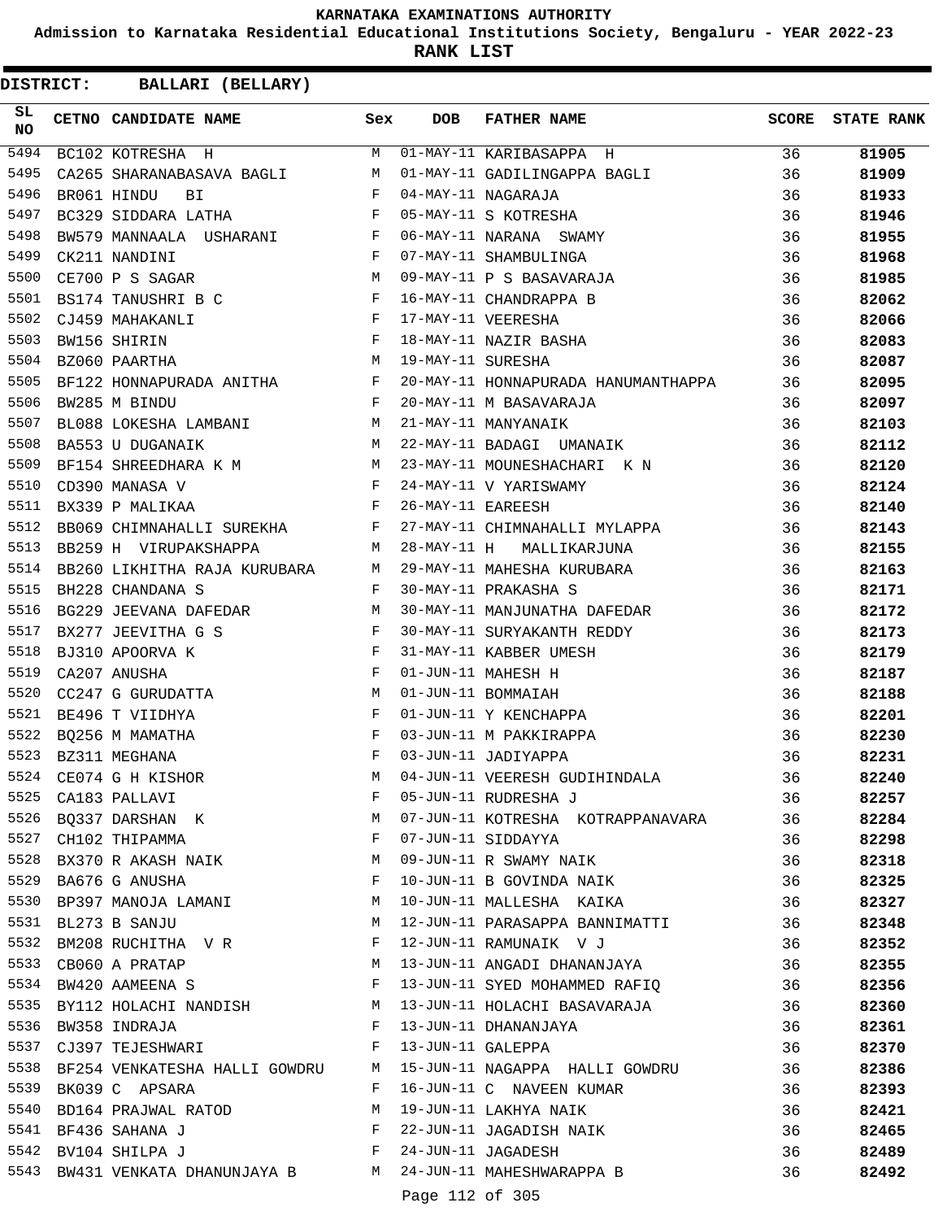# KARNATAKA EXAMINATIONS AUTHORITY

**Admission to Karnataka Residential Educational Institutions Society, Bengaluru - YEAR 2022-23**

**RANK LIST**

**DISTRICT: BALLARI (BELLARY)**

| SL NO | CETNO | CANDIDATE NAME | Sex | DOB | FATHER NAME | SCORE | STATE RANK |
|---|---|---|---|---|---|---|---|
| 5494 | BC102 | KOTRESHA H | M | 01-MAY-11 | KARIBASAPPA H | 36 | 81905 |
| 5495 | CA265 | SHARANABASAVA BAGLI | M | 01-MAY-11 | GADILINGAPPA BAGLI | 36 | 81909 |
| 5496 | BR061 | HINDU BI | F | 04-MAY-11 | NAGARAJA | 36 | 81933 |
| 5497 | BC329 | SIDDARA LATHA | F | 05-MAY-11 | S KOTRESHA | 36 | 81946 |
| 5498 | BW579 | MANNAALA USHARANI | F | 06-MAY-11 | NARANA SWAMY | 36 | 81955 |
| 5499 | CK211 | NANDINI | F | 07-MAY-11 | SHAMBULINGA | 36 | 81968 |
| 5500 | CE700 | P S SAGAR | M | 09-MAY-11 | P S BASAVARAJA | 36 | 81985 |
| 5501 | BS174 | TANUSHRI B C | F | 16-MAY-11 | CHANDRAPPA B | 36 | 82062 |
| 5502 | CJ459 | MAHAKANLI | F | 17-MAY-11 | VEERESHA | 36 | 82066 |
| 5503 | BW156 | SHIRIN | F | 18-MAY-11 | NAZIR BASHA | 36 | 82083 |
| 5504 | BZ060 | PAARTHA | M | 19-MAY-11 | SURESHA | 36 | 82087 |
| 5505 | BF122 | HONNAPURADA ANITHA | F | 20-MAY-11 | HONNAPURADA HANUMANTHAPPA | 36 | 82095 |
| 5506 | BW285 | M BINDU | F | 20-MAY-11 | M BASAVARAJA | 36 | 82097 |
| 5507 | BL088 | LOKESHA LAMBANI | M | 21-MAY-11 | MANYANAIK | 36 | 82103 |
| 5508 | BA553 | U DUGANAIK | M | 22-MAY-11 | BADAGI UMANAIK | 36 | 82112 |
| 5509 | BF154 | SHREEDHARA K M | M | 23-MAY-11 | MOUNESHACHARI K N | 36 | 82120 |
| 5510 | CD390 | MANASA V | F | 24-MAY-11 | V YARISWAMY | 36 | 82124 |
| 5511 | BX339 | P MALIKAA | F | 26-MAY-11 | EAREESH | 36 | 82140 |
| 5512 | BB069 | CHIMNAHALLI SUREKHA | F | 27-MAY-11 | CHIMNAHALLI MYLAPPA | 36 | 82143 |
| 5513 | BB259 | H VIRUPAKSHAPPA | M | 28-MAY-11 | H MALLIKARJUNA | 36 | 82155 |
| 5514 | BB260 | LIKHITHA RAJA KURUBARA | M | 29-MAY-11 | MAHESHA KURUBARA | 36 | 82163 |
| 5515 | BH228 | CHANDANA S | F | 30-MAY-11 | PRAKASHA S | 36 | 82171 |
| 5516 | BG229 | JEEVANA DAFEDAR | M | 30-MAY-11 | MANJUNATHA DAFEDAR | 36 | 82172 |
| 5517 | BX277 | JEEVITHA G S | F | 30-MAY-11 | SURYAKANTH REDDY | 36 | 82173 |
| 5518 | BJ310 | APOORVA K | F | 31-MAY-11 | KABBER UMESH | 36 | 82179 |
| 5519 | CA207 | ANUSHA | F | 01-JUN-11 | MAHESH H | 36 | 82187 |
| 5520 | CC247 | G GURUDATTA | M | 01-JUN-11 | BOMMAIAH | 36 | 82188 |
| 5521 | BE496 | T VIIDHYA | F | 01-JUN-11 | Y KENCHAPPA | 36 | 82201 |
| 5522 | BQ256 | M MAMATHA | F | 03-JUN-11 | M PAKKIRAPPA | 36 | 82230 |
| 5523 | BZ311 | MEGHANA | F | 03-JUN-11 | JADIYAPPA | 36 | 82231 |
| 5524 | CE074 | G H KISHOR | M | 04-JUN-11 | VEERESH GUDIHINDALA | 36 | 82240 |
| 5525 | CA183 | PALLAVI | F | 05-JUN-11 | RUDRESHA J | 36 | 82257 |
| 5526 | BQ337 | DARSHAN K | M | 07-JUN-11 | KOTRESHA KOTRAPPANAVARA | 36 | 82284 |
| 5527 | CH102 | THIPAMMA | F | 07-JUN-11 | SIDDAYYA | 36 | 82298 |
| 5528 | BX370 | R AKASH NAIK | M | 09-JUN-11 | R SWAMY NAIK | 36 | 82318 |
| 5529 | BA676 | G ANUSHA | F | 10-JUN-11 | B GOVINDA NAIK | 36 | 82325 |
| 5530 | BP397 | MANOJA LAMANI | M | 10-JUN-11 | MALLESHA KAIKA | 36 | 82327 |
| 5531 | BL273 | B SANJU | M | 12-JUN-11 | PARASAPPA BANNIMATTI | 36 | 82348 |
| 5532 | BM208 | RUCHITHA V R | F | 12-JUN-11 | RAMUNAIK V J | 36 | 82352 |
| 5533 | CB060 | A PRATAP | M | 13-JUN-11 | ANGADI DHANANJAYA | 36 | 82355 |
| 5534 | BW420 | AAMEENA S | F | 13-JUN-11 | SYED MOHAMMED RAFIQ | 36 | 82356 |
| 5535 | BY112 | HOLACHI NANDISH | M | 13-JUN-11 | HOLACHI BASAVARAJA | 36 | 82360 |
| 5536 | BW358 | INDRAJA | F | 13-JUN-11 | DHANANJAYA | 36 | 82361 |
| 5537 | CJ397 | TEJESHWARI | F | 13-JUN-11 | GALEPPA | 36 | 82370 |
| 5538 | BF254 | VENKATESHA HALLI GOWDRU | M | 15-JUN-11 | NAGAPPA HALLI GOWDRU | 36 | 82386 |
| 5539 | BK039 | C APSARA | F | 16-JUN-11 | C NAVEEN KUMAR | 36 | 82393 |
| 5540 | BD164 | PRAJWAL RATOD | M | 19-JUN-11 | LAKHYA NAIK | 36 | 82421 |
| 5541 | BF436 | SAHANA J | F | 22-JUN-11 | JAGADISH NAIK | 36 | 82465 |
| 5542 | BV104 | SHILPA J | F | 24-JUN-11 | JAGADESH | 36 | 82489 |
| 5543 | BW431 | VENKATA DHANUNJAYA B | M | 24-JUN-11 | MAHESHWARAPPA B | 36 | 82492 |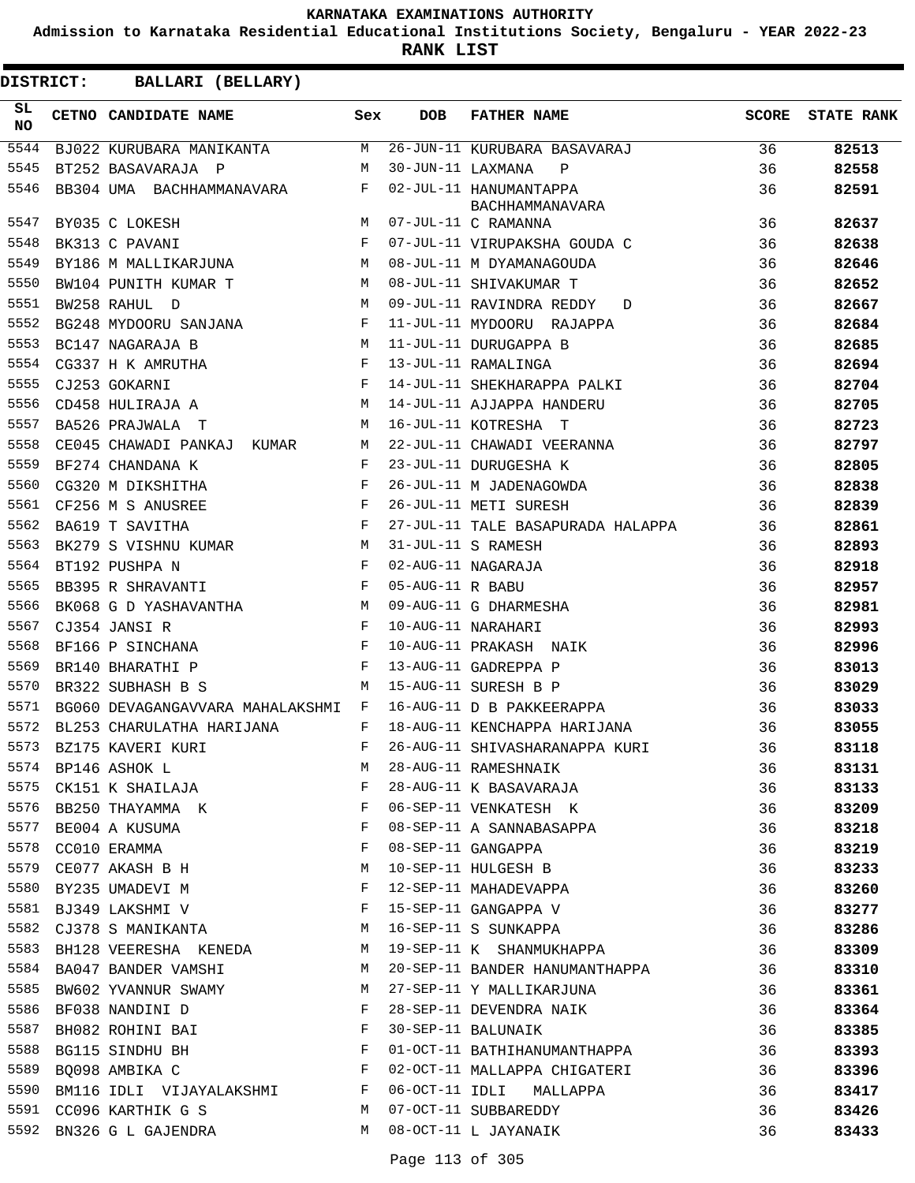# KARNATAKA EXAMINATIONS AUTHORITY

**Admission to Karnataka Residential Educational Institutions Society, Bengaluru - YEAR 2022-23**

**RANK LIST**

**DISTRICT: BALLARI (BELLARY)**

| SL NO | CETNO | CANDIDATE NAME | Sex | DOB | FATHER NAME | SCORE | STATE RANK |
|---|---|---|---|---|---|---|---|
| 5544 | BJ022 | KURUBARA MANIKANTA | M | 26-JUN-11 | KURUBARA BASAVARAJ | 36 | **82513** |
| 5545 | BT252 | BASAVARAJA P | M | 30-JUN-11 | LAXMANA P | 36 | **82558** |
| 5546 | BB304 | UMA BACHHAMMANAVARA | F | 02-JUL-11 | HANUMANTAPPA BACHHAMMANAVARA | 36 | **82591** |
| 5547 | BY035 | C LOKESH | M | 07-JUL-11 | C RAMANNA | 36 | **82637** |
| 5548 | BK313 | C PAVANI | F | 07-JUL-11 | VIRUPAKSHA GOUDA C | 36 | **82638** |
| 5549 | BY186 | M MALLIKARJUNA | M | 08-JUL-11 | M DYAMANAGOUDA | 36 | **82646** |
| 5550 | BW104 | PUNITH KUMAR T | M | 08-JUL-11 | SHIVAKUMAR T | 36 | **82652** |
| 5551 | BW258 | RAHUL D | M | 09-JUL-11 | RAVINDRA REDDY D | 36 | **82667** |
| 5552 | BG248 | MYDOORU SANJANA | F | 11-JUL-11 | MYDOORU RAJAPPA | 36 | **82684** |
| 5553 | BC147 | NAGARAJA B | M | 11-JUL-11 | DURUGAPPA B | 36 | **82685** |
| 5554 | CG337 | H K AMRUTHA | F | 13-JUL-11 | RAMALINGA | 36 | **82694** |
| 5555 | CJ253 | GOKARNI | F | 14-JUL-11 | SHEKHARAPPA PALKI | 36 | **82704** |
| 5556 | CD458 | HULIRAJA A | M | 14-JUL-11 | AJJAPPA HANDERU | 36 | **82705** |
| 5557 | BA526 | PRAJWALA T | M | 16-JUL-11 | KOTRESHA T | 36 | **82723** |
| 5558 | CE045 | CHAWADI PANKAJ KUMAR | M | 22-JUL-11 | CHAWADI VEERANNA | 36 | **82797** |
| 5559 | BF274 | CHANDANA K | F | 23-JUL-11 | DURUGESHA K | 36 | **82805** |
| 5560 | CG320 | M DIKSHITHA | F | 26-JUL-11 | M JADENAGOWDA | 36 | **82838** |
| 5561 | CF256 | M S ANUSREE | F | 26-JUL-11 | METI SURESH | 36 | **82839** |
| 5562 | BA619 | T SAVITHA | F | 27-JUL-11 | TALE BASAPURADA HALAPPA | 36 | **82861** |
| 5563 | BK279 | S VISHNU KUMAR | M | 31-JUL-11 | S RAMESH | 36 | **82893** |
| 5564 | BT192 | PUSHPA N | F | 02-AUG-11 | NAGARAJA | 36 | **82918** |
| 5565 | BB395 | R SHRAVANTI | F | 05-AUG-11 | R BABU | 36 | **82957** |
| 5566 | BK068 | G D YASHAVANTHA | M | 09-AUG-11 | G DHARMESHA | 36 | **82981** |
| 5567 | CJ354 | JANSI R | F | 10-AUG-11 | NARAHARI | 36 | **82993** |
| 5568 | BF166 | P SINCHANA | F | 10-AUG-11 | PRAKASH NAIK | 36 | **82996** |
| 5569 | BR140 | BHARATHI P | F | 13-AUG-11 | GADREPPA P | 36 | **83013** |
| 5570 | BR322 | SUBHASH B S | M | 15-AUG-11 | SURESH B P | 36 | **83029** |
| 5571 | BG060 | DEVAGANGAVVARA MAHALAKSHMI | F | 16-AUG-11 | D B PAKKEERAPPA | 36 | **83033** |
| 5572 | BL253 | CHARULATHA HARIJANA | F | 18-AUG-11 | KENCHAPPA HARIJANA | 36 | **83055** |
| 5573 | BZ175 | KAVERI KURI | F | 26-AUG-11 | SHIVASHARANAPPA KURI | 36 | **83118** |
| 5574 | BP146 | ASHOK L | M | 28-AUG-11 | RAMESHNAIK | 36 | **83131** |
| 5575 | CK151 | K SHAILAJA | F | 28-AUG-11 | K BASAVARAJA | 36 | **83133** |
| 5576 | BB250 | THAYAMMA K | F | 06-SEP-11 | VENKATESH K | 36 | **83209** |
| 5577 | BE004 | A KUSUMA | F | 08-SEP-11 | A SANNABASAPPA | 36 | **83218** |
| 5578 | CC010 | ERAMMA | F | 08-SEP-11 | GANGAPPA | 36 | **83219** |
| 5579 | CE077 | AKASH B H | M | 10-SEP-11 | HULGESH B | 36 | **83233** |
| 5580 | BY235 | UMADEVI M | F | 12-SEP-11 | MAHADEVAPPA | 36 | **83260** |
| 5581 | BJ349 | LAKSHMI V | F | 15-SEP-11 | GANGAPPA V | 36 | **83277** |
| 5582 | CJ378 | S MANIKANTA | M | 16-SEP-11 | S SUNKAPPA | 36 | **83286** |
| 5583 | BH128 | VEERESHA KENEDA | M | 19-SEP-11 | K SHANMUKHAPPA | 36 | **83309** |
| 5584 | BA047 | BANDER VAMSHI | M | 20-SEP-11 | BANDER HANUMANTHAPPA | 36 | **83310** |
| 5585 | BW602 | YVANNUR SWAMY | M | 27-SEP-11 | Y MALLIKARJUNA | 36 | **83361** |
| 5586 | BF038 | NANDINI D | F | 28-SEP-11 | DEVENDRA NAIK | 36 | **83364** |
| 5587 | BH082 | ROHINI BAI | F | 30-SEP-11 | BALUNAIK | 36 | **83385** |
| 5588 | BG115 | SINDHU BH | F | 01-OCT-11 | BATHIHANUMANTHAPPA | 36 | **83393** |
| 5589 | BQ098 | AMBIKA C | F | 02-OCT-11 | MALLAPPA CHIGATERI | 36 | **83396** |
| 5590 | BM116 | IDLI VIJAYALAKSHMI | F | 06-OCT-11 | IDLI MALLAPPA | 36 | **83417** |
| 5591 | CC096 | KARTHIK G S | M | 07-OCT-11 | SUBBAREDDY | 36 | **83426** |
| 5592 | BN326 | G L GAJENDRA | M | 08-OCT-11 | L JAYANAIK | 36 | **83433** |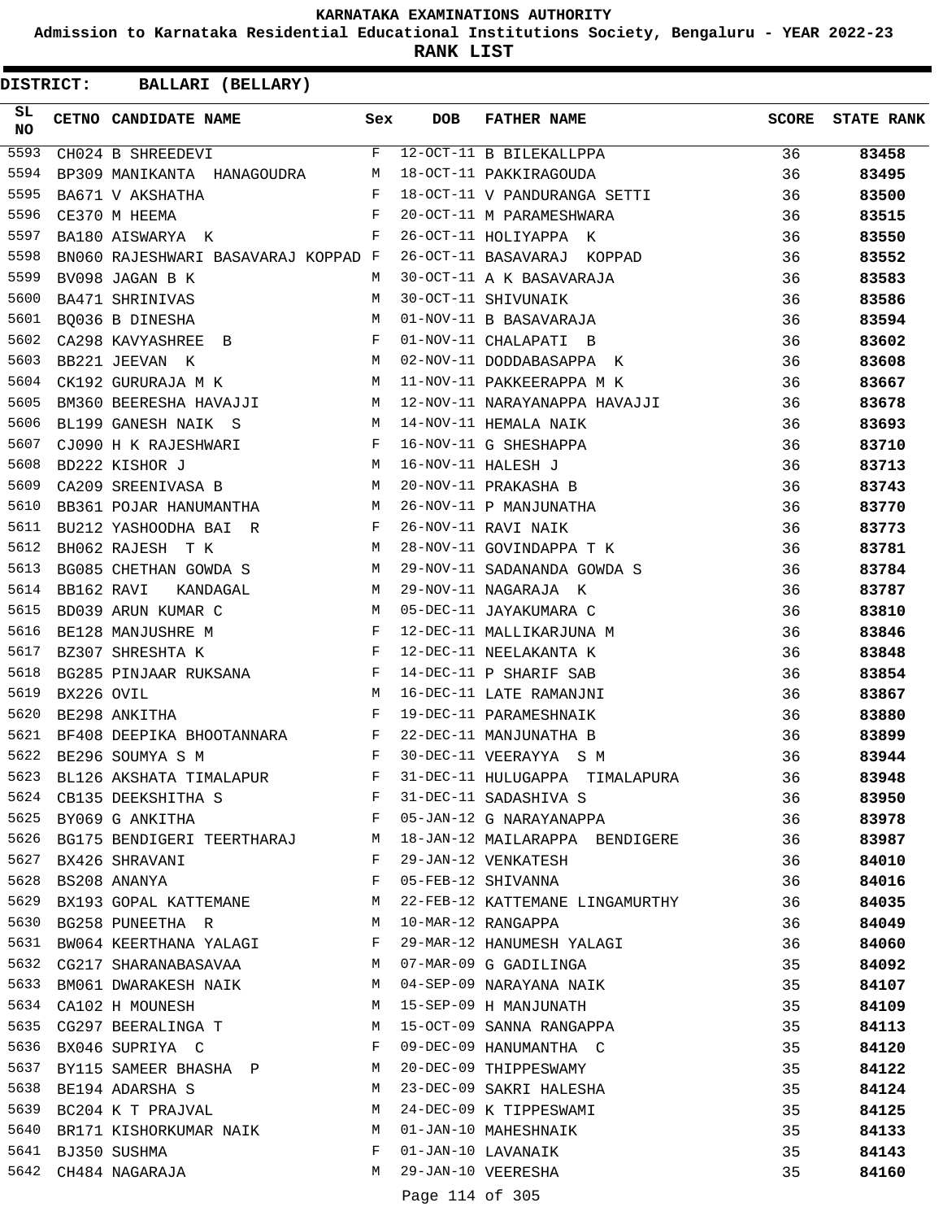KARNATAKA EXAMINATIONS AUTHORITY

Admission to Karnataka Residential Educational Institutions Society, Bengaluru - YEAR 2022-23

**RANK LIST**

**DISTRICT: BALLARI (BELLARY)**

| SL NO | CETNO | CANDIDATE NAME | Sex | DOB | FATHER NAME | SCORE | STATE RANK |
|---|---|---|---|---|---|---|---|
| 5593 | CH024 | B SHREEDEVI | F | 12-OCT-11 | B BILEKALLPPA | 36 | 83458 |
| 5594 | BP309 | MANIKANTA HANAGOUDRA | M | 18-OCT-11 | PAKKIRAGOUDA | 36 | 83495 |
| 5595 | BA671 | V AKSHATHA | F | 18-OCT-11 | V PANDURANGA SETTI | 36 | 83500 |
| 5596 | CE370 | M HEEMA | F | 20-OCT-11 | M PARAMESHWARA | 36 | 83515 |
| 5597 | BA180 | AISWARYA K | F | 26-OCT-11 | HOLIYAPPA K | 36 | 83550 |
| 5598 | BN060 | RAJESHWARI BASAVARAJ KOPPAD | F | 26-OCT-11 | BASAVARAJ KOPPAD | 36 | 83552 |
| 5599 | BV098 | JAGAN B K | M | 30-OCT-11 | A K BASAVARAJA | 36 | 83583 |
| 5600 | BA471 | SHRINIVAS | M | 30-OCT-11 | SHIVUNAIK | 36 | 83586 |
| 5601 | BQ036 | B DINESHA | M | 01-NOV-11 | B BASAVARAJA | 36 | 83594 |
| 5602 | CA298 | KAVYASHREE B | F | 01-NOV-11 | CHALAPATI B | 36 | 83602 |
| 5603 | BB221 | JEEVAN K | M | 02-NOV-11 | DODDABASAPPA K | 36 | 83608 |
| 5604 | CK192 | GURURAJA M K | M | 11-NOV-11 | PAKKEERAPPA M K | 36 | 83667 |
| 5605 | BM360 | BEERESHA HAVAJJI | M | 12-NOV-11 | NARAYANAPPA HAVAJJI | 36 | 83678 |
| 5606 | BL199 | GANESH NAIK S | M | 14-NOV-11 | HEMALA NAIK | 36 | 83693 |
| 5607 | CJ090 | H K RAJESHWARI | F | 16-NOV-11 | G SHESHAPPA | 36 | 83710 |
| 5608 | BD222 | KISHOR J | M | 16-NOV-11 | HALESH J | 36 | 83713 |
| 5609 | CA209 | SREENIVASA B | M | 20-NOV-11 | PRAKASHA B | 36 | 83743 |
| 5610 | BB361 | POJAR HANUMANTHA | M | 26-NOV-11 | P MANJUNATHA | 36 | 83770 |
| 5611 | BU212 | YASHOODHA BAI R | F | 26-NOV-11 | RAVI NAIK | 36 | 83773 |
| 5612 | BH062 | RAJESH T K | M | 28-NOV-11 | GOVINDAPPA T K | 36 | 83781 |
| 5613 | BG085 | CHETHAN GOWDA S | M | 29-NOV-11 | SADANANDA GOWDA S | 36 | 83784 |
| 5614 | BB162 | RAVI KANDAGAL | M | 29-NOV-11 | NAGARAJA K | 36 | 83787 |
| 5615 | BD039 | ARUN KUMAR C | M | 05-DEC-11 | JAYAKUMARA C | 36 | 83810 |
| 5616 | BE128 | MANJUSHRE M | F | 12-DEC-11 | MALLIKARJUNA M | 36 | 83846 |
| 5617 | BZ307 | SHRESHTA K | F | 12-DEC-11 | NEELAKANTA K | 36 | 83848 |
| 5618 | BG285 | PINJAAR RUKSANA | F | 14-DEC-11 | P SHARIF SAB | 36 | 83854 |
| 5619 | BX226 | OVIL | M | 16-DEC-11 | LATE RAMANJNI | 36 | 83867 |
| 5620 | BE298 | ANKITHA | F | 19-DEC-11 | PARAMESHNAIK | 36 | 83880 |
| 5621 | BF408 | DEEPIKA BHOOTANNARA | F | 22-DEC-11 | MANJUNATHA B | 36 | 83899 |
| 5622 | BE296 | SOUMYA S M | F | 30-DEC-11 | VEERAYYA S M | 36 | 83944 |
| 5623 | BL126 | AKSHATA TIMALAPUR | F | 31-DEC-11 | HULUGAPPA TIMALAPURA | 36 | 83948 |
| 5624 | CB135 | DEEKSHITHA S | F | 31-DEC-11 | SADASHIVA S | 36 | 83950 |
| 5625 | BY069 | G ANKITHA | F | 05-JAN-12 | G NARAYANAPPA | 36 | 83978 |
| 5626 | BG175 | BENDIGERI TEERTHARAJ | M | 18-JAN-12 | MAILARAPPA BENDIGERE | 36 | 83987 |
| 5627 | BX426 | SHRAVANI | F | 29-JAN-12 | VENKATESH | 36 | 84010 |
| 5628 | BS208 | ANANYA | F | 05-FEB-12 | SHIVANNA | 36 | 84016 |
| 5629 | BX193 | GOPAL KATTEMANE | M | 22-FEB-12 | KATTEMANE LINGAMURTHY | 36 | 84035 |
| 5630 | BG258 | PUNEETHA R | M | 10-MAR-12 | RANGAPPA | 36 | 84049 |
| 5631 | BW064 | KEERTHANA YALAGI | F | 29-MAR-12 | HANUMESH YALAGI | 36 | 84060 |
| 5632 | CG217 | SHARANABASAVAA | M | 07-MAR-09 | G GADILINGA | 35 | 84092 |
| 5633 | BM061 | DWARAKESH NAIK | M | 04-SEP-09 | NARAYANA NAIK | 35 | 84107 |
| 5634 | CA102 | H MOUNESH | M | 15-SEP-09 | H MANJUNATH | 35 | 84109 |
| 5635 | CG297 | BEERALINGA T | M | 15-OCT-09 | SANNA RANGAPPA | 35 | 84113 |
| 5636 | BX046 | SUPRIYA C | F | 09-DEC-09 | HANUMANTHA C | 35 | 84120 |
| 5637 | BY115 | SAMEER BHASHA P | M | 20-DEC-09 | THIPPESWAMY | 35 | 84122 |
| 5638 | BE194 | ADARSHA S | M | 23-DEC-09 | SAKRI HALESHA | 35 | 84124 |
| 5639 | BC204 | K T PRAJVAL | M | 24-DEC-09 | K TIPPESWAMI | 35 | 84125 |
| 5640 | BR171 | KISHORKUMAR NAIK | M | 01-JAN-10 | MAHESHNAIK | 35 | 84133 |
| 5641 | BJ350 | SUSHMA | F | 01-JAN-10 | LAVANAIK | 35 | 84143 |
| 5642 | CH484 | NAGARAJA | M | 29-JAN-10 | VEERESHA | 35 | 84160 |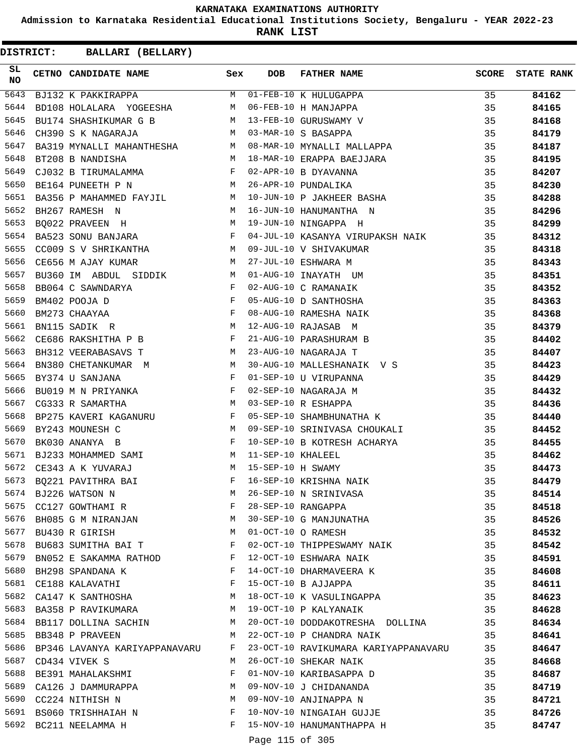# KARNATAKA EXAMINATIONS AUTHORITY

**Admission to Karnataka Residential Educational Institutions Society, Bengaluru - YEAR 2022-23**

**RANK LIST**

**DISTRICT: BALLARI (BELLARY)**

| SL NO | CETNO | CANDIDATE NAME | Sex | DOB | FATHER NAME | SCORE | STATE RANK |
|---|---|---|---|---|---|---|---|
| 5643 | BJ132 | K PAKKIRAPPA | M | 01-FEB-10 | K HULUGAPPA | 35 | 84162 |
| 5644 | BD108 | HOLALARA YOGEESHA | M | 06-FEB-10 | H MANJAPPA | 35 | 84165 |
| 5645 | BU174 | SHASHIKUMAR G B | M | 13-FEB-10 | GURUSWAMY V | 35 | 84168 |
| 5646 | CH390 | S K NAGARAJA | M | 03-MAR-10 | S BASAPPA | 35 | 84179 |
| 5647 | BA319 | MYNALLI MAHANTHESHA | M | 08-MAR-10 | MYNALLI MALLAPPA | 35 | 84187 |
| 5648 | BT208 | B NANDISHA | M | 18-MAR-10 | ERAPPA BAEJJARA | 35 | 84195 |
| 5649 | CJ032 | B TIRUMALAMMA | F | 02-APR-10 | B DYAVANNA | 35 | 84207 |
| 5650 | BE164 | PUNEETH P N | M | 26-APR-10 | PUNDALIKA | 35 | 84230 |
| 5651 | BA356 | P MAHAMMED FAYJIL | M | 10-JUN-10 | P JAKHEER BASHA | 35 | 84288 |
| 5652 | BH267 | RAMESH N | M | 16-JUN-10 | HANUMANTHA N | 35 | 84296 |
| 5653 | BQ022 | PRAVEEN H | M | 19-JUN-10 | NINGAPPA H | 35 | 84299 |
| 5654 | BA523 | SONU BANJARA | F | 04-JUL-10 | KASANYA VIRUPAKSH NAIK | 35 | 84312 |
| 5655 | CC009 | S V SHRIKANTHA | M | 09-JUL-10 | V SHIVAKUMAR | 35 | 84318 |
| 5656 | CE656 | M AJAY KUMAR | M | 27-JUL-10 | ESHWARA M | 35 | 84343 |
| 5657 | BU360 | IM ABDUL SIDDIK | M | 01-AUG-10 | INAYATH UM | 35 | 84351 |
| 5658 | BB064 | C SAWNDARYA | F | 02-AUG-10 | C RAMANAIK | 35 | 84352 |
| 5659 | BM402 | POOJA D | F | 05-AUG-10 | D SANTHOSHA | 35 | 84363 |
| 5660 | BM273 | CHAAYAA | F | 08-AUG-10 | RAMESHA NAIK | 35 | 84368 |
| 5661 | BN115 | SADIK R | M | 12-AUG-10 | RAJASAB M | 35 | 84379 |
| 5662 | CE686 | RAKSHITHA P B | F | 21-AUG-10 | PARASHURAM B | 35 | 84402 |
| 5663 | BH312 | VEERABASAVS T | M | 23-AUG-10 | NAGARAJA T | 35 | 84407 |
| 5664 | BN380 | CHETANKUMAR M | M | 30-AUG-10 | MALLESHANAIK V S | 35 | 84423 |
| 5665 | BY374 | U SANJANA | F | 01-SEP-10 | U VIRUPANNA | 35 | 84429 |
| 5666 | BU019 | M N PRIYANKA | F | 02-SEP-10 | NAGARAJA M | 35 | 84432 |
| 5667 | CG333 | R SAMARTHA | M | 03-SEP-10 | R ESHAPPA | 35 | 84436 |
| 5668 | BP275 | KAVERI KAGANURU | F | 05-SEP-10 | SHAMBHUNATHA K | 35 | 84440 |
| 5669 | BY243 | MOUNESH C | M | 09-SEP-10 | SRINIVASA CHOUKALI | 35 | 84452 |
| 5670 | BK030 | ANANYA B | F | 10-SEP-10 | B KOTRESH ACHARYA | 35 | 84455 |
| 5671 | BJ233 | MOHAMMED SAMI | M | 11-SEP-10 | KHALEEL | 35 | 84462 |
| 5672 | CE343 | A K YUVARAJ | M | 15-SEP-10 | H SWAMY | 35 | 84473 |
| 5673 | BQ221 | PAVITHRA BAI | F | 16-SEP-10 | KRISHNA NAIK | 35 | 84479 |
| 5674 | BJ226 | WATSON N | M | 26-SEP-10 | N SRINIVASA | 35 | 84514 |
| 5675 | CC127 | GOWTHAMI R | F | 28-SEP-10 | RANGAPPA | 35 | 84518 |
| 5676 | BH085 | G M NIRANJAN | M | 30-SEP-10 | G MANJUNATHA | 35 | 84526 |
| 5677 | BU430 | R GIRISH | M | 01-OCT-10 | O RAMESH | 35 | 84532 |
| 5678 | BU683 | SUMITHA BAI T | F | 02-OCT-10 | THIPPESWAMY NAIK | 35 | 84542 |
| 5679 | BN052 | E SAKAMMA RATHOD | F | 12-OCT-10 | ESHWARA NAIK | 35 | 84591 |
| 5680 | BH298 | SPANDANA K | F | 14-OCT-10 | DHARMAVEERA K | 35 | 84608 |
| 5681 | CE188 | KALAVATHI | F | 15-OCT-10 | B AJJAPPA | 35 | 84611 |
| 5682 | CA147 | K SANTHOSHA | M | 18-OCT-10 | K VASULINGAPPA | 35 | 84623 |
| 5683 | BA358 | P RAVIKUMARA | M | 19-OCT-10 | P KALYANAIK | 35 | 84628 |
| 5684 | BB117 | DOLLINA SACHIN | M | 20-OCT-10 | DODDAKOTRESHA DOLLINA | 35 | 84634 |
| 5685 | BB348 | P PRAVEEN | M | 22-OCT-10 | P CHANDRA NAIK | 35 | 84641 |
| 5686 | BP346 | LAVANYA KARIYAPPANAVARU | F | 23-OCT-10 | RAVIKUMARA KARIYAPPANAVARU | 35 | 84647 |
| 5687 | CD434 | VIVEK S | M | 26-OCT-10 | SHEKAR NAIK | 35 | 84668 |
| 5688 | BE391 | MAHALAKSHMI | F | 01-NOV-10 | KARIBASAPPA D | 35 | 84687 |
| 5689 | CA126 | J DAMMURAPPA | M | 09-NOV-10 | J CHIDANANDA | 35 | 84719 |
| 5690 | CC224 | NITHISH N | M | 09-NOV-10 | ANJINAPPA N | 35 | 84721 |
| 5691 | BS060 | TRISHHAIAH N | F | 10-NOV-10 | NINGAIAH GUJJE | 35 | 84726 |
| 5692 | BC211 | NEELAMMA H | F | 15-NOV-10 | HANUMANTHAPPA H | 35 | 84747 |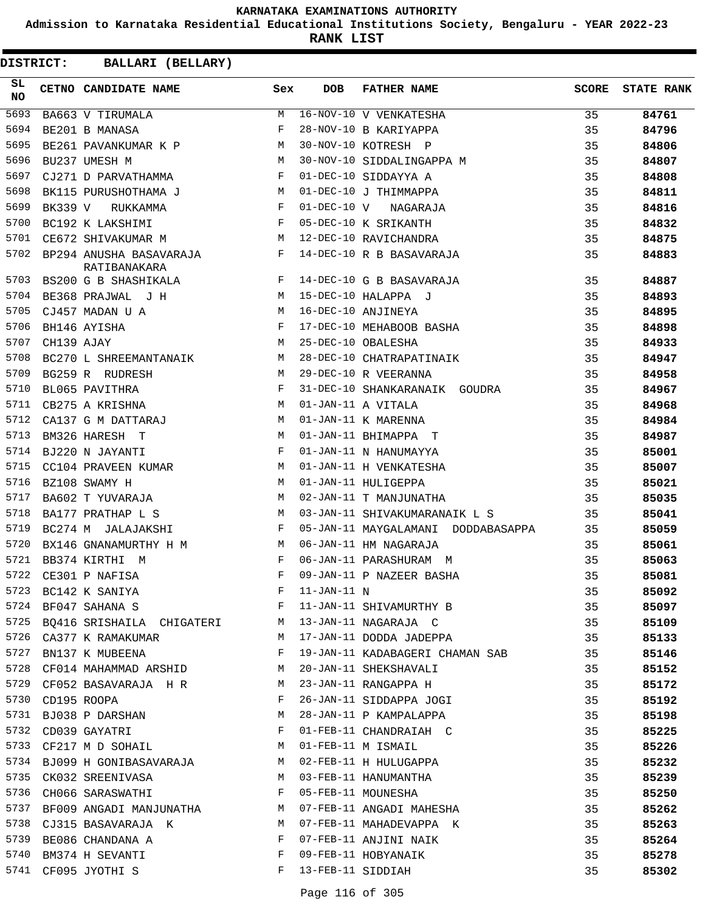# KARNATAKA EXAMINATIONS AUTHORITY

**Admission to Karnataka Residential Educational Institutions Society, Bengaluru - YEAR 2022-23**

**RANK LIST**

**DISTRICT: BALLARI (BELLARY)**

| SL NO | CETNO | CANDIDATE NAME | Sex | DOB | FATHER NAME | SCORE | STATE RANK |
|---|---|---|---|---|---|---|---|
| 5693 | BA663 | V TIRUMALA | M | 16-NOV-10 | V VENKATESHA | 35 | 84761 |
| 5694 | BE201 | B MANASA | F | 28-NOV-10 | B KARIYAPPA | 35 | 84796 |
| 5695 | BE261 | PAVANKUMAR K P | M | 30-NOV-10 | KOTRESH P | 35 | 84806 |
| 5696 | BU237 | UMESH M | M | 30-NOV-10 | SIDDALINGAPPA M | 35 | 84807 |
| 5697 | CJ271 | D PARVATHAMMA | F | 01-DEC-10 | SIDDAYYA A | 35 | 84808 |
| 5698 | BK115 | PURUSHOTHAMA J | M | 01-DEC-10 | J THIMMAPPA | 35 | 84811 |
| 5699 | BK339 | V RUKKAMMA | F | 01-DEC-10 | V NAGARAJA | 35 | 84816 |
| 5700 | BC192 | K LAKSHIMI | F | 05-DEC-10 | K SRIKANTH | 35 | 84832 |
| 5701 | CE672 | SHIVAKUMAR M | M | 12-DEC-10 | RAVICHANDRA | 35 | 84875 |
| 5702 | BP294 | ANUSHA BASAVARAJA RATIBANAKARA | F | 14-DEC-10 | R B BASAVARAJA | 35 | 84883 |
| 5703 | BS200 | G B SHASHIKALA | F | 14-DEC-10 | G B BASAVARAJA | 35 | 84887 |
| 5704 | BE368 | PRAJWAL J H | M | 15-DEC-10 | HALAPPA J | 35 | 84893 |
| 5705 | CJ457 | MADAN U A | M | 16-DEC-10 | ANJINEYA | 35 | 84895 |
| 5706 | BH146 | AYISHA | F | 17-DEC-10 | MEHABOOB BASHA | 35 | 84898 |
| 5707 | CH139 | AJAY | M | 25-DEC-10 | OBALESHA | 35 | 84933 |
| 5708 | BC270 | L SHREEMANTANAIK | M | 28-DEC-10 | CHATRAPATINAIK | 35 | 84947 |
| 5709 | BG259 | R RUDRESH | M | 29-DEC-10 | R VEERANNA | 35 | 84958 |
| 5710 | BL065 | PAVITHRA | F | 31-DEC-10 | SHANKARANAIK GOUDRA | 35 | 84967 |
| 5711 | CB275 | A KRISHNA | M | 01-JAN-11 | A VITALA | 35 | 84968 |
| 5712 | CA137 | G M DATTARAJ | M | 01-JAN-11 | K MARENNA | 35 | 84984 |
| 5713 | BM326 | HARESH T | M | 01-JAN-11 | BHIMAPPA T | 35 | 84987 |
| 5714 | BJ220 | N JAYANTI | F | 01-JAN-11 | N HANUMAYYA | 35 | 85001 |
| 5715 | CC104 | PRAVEEN KUMAR | M | 01-JAN-11 | H VENKATESHA | 35 | 85007 |
| 5716 | BZ108 | SWAMY H | M | 01-JAN-11 | HULIGEPPA | 35 | 85021 |
| 5717 | BA602 | T YUVARAJA | M | 02-JAN-11 | T MANJUNATHA | 35 | 85035 |
| 5718 | BA177 | PRATHAP L S | M | 03-JAN-11 | SHIVAKUMARANAIK L S | 35 | 85041 |
| 5719 | BC274 | M JALAJAKSHI | F | 05-JAN-11 | MAYGALAMANI DODDABASAPPA | 35 | 85059 |
| 5720 | BX146 | GNANAMURTHY H M | M | 06-JAN-11 | HM NAGARAJA | 35 | 85061 |
| 5721 | BB374 | KIRTHI M | F | 06-JAN-11 | PARASHURAM M | 35 | 85063 |
| 5722 | CE301 | P NAFISA | F | 09-JAN-11 | P NAZEER BASHA | 35 | 85081 |
| 5723 | BC142 | K SANIYA | F | 11-JAN-11 | N | 35 | 85092 |
| 5724 | BF047 | SAHANA S | F | 11-JAN-11 | SHIVAMURTHY B | 35 | 85097 |
| 5725 | BQ416 | SRISHAILA CHIGATERI | M | 13-JAN-11 | NAGARAJA C | 35 | 85109 |
| 5726 | CA377 | K RAMAKUMAR | M | 17-JAN-11 | DODDA JADEPPA | 35 | 85133 |
| 5727 | BN137 | K MUBEENA | F | 19-JAN-11 | KADABAGERI CHAMAN SAB | 35 | 85146 |
| 5728 | CF014 | MAHAMMAD ARSHID | M | 20-JAN-11 | SHEKSHAVALI | 35 | 85152 |
| 5729 | CF052 | BASAVARAJA H R | M | 23-JAN-11 | RANGAPPA H | 35 | 85172 |
| 5730 | CD195 | ROOPA | F | 26-JAN-11 | SIDDAPPA JOGI | 35 | 85192 |
| 5731 | BJ038 | P DARSHAN | M | 28-JAN-11 | P KAMPALAPPA | 35 | 85198 |
| 5732 | CD039 | GAYATRI | F | 01-FEB-11 | CHANDRAIAH C | 35 | 85225 |
| 5733 | CF217 | M D SOHAIL | M | 01-FEB-11 | M ISMAIL | 35 | 85226 |
| 5734 | BJ099 | H GONIBASAVARAJA | M | 02-FEB-11 | H HULUGAPPA | 35 | 85232 |
| 5735 | CK032 | SREENIVASA | M | 03-FEB-11 | HANUMANTHA | 35 | 85239 |
| 5736 | CH066 | SARASWATHI | F | 05-FEB-11 | MOUNESHA | 35 | 85250 |
| 5737 | BF009 | ANGADI MANJUNATHA | M | 07-FEB-11 | ANGADI MAHESHA | 35 | 85262 |
| 5738 | CJ315 | BASAVARAJA K | M | 07-FEB-11 | MAHADEVAPPA K | 35 | 85263 |
| 5739 | BE086 | CHANDANA A | F | 07-FEB-11 | ANJINI NAIK | 35 | 85264 |
| 5740 | BM374 | H SEVANTI | F | 09-FEB-11 | HOBYANAIK | 35 | 85278 |
| 5741 | CF095 | JYOTHI S | F | 13-FEB-11 | SIDDIAH | 35 | 85302 |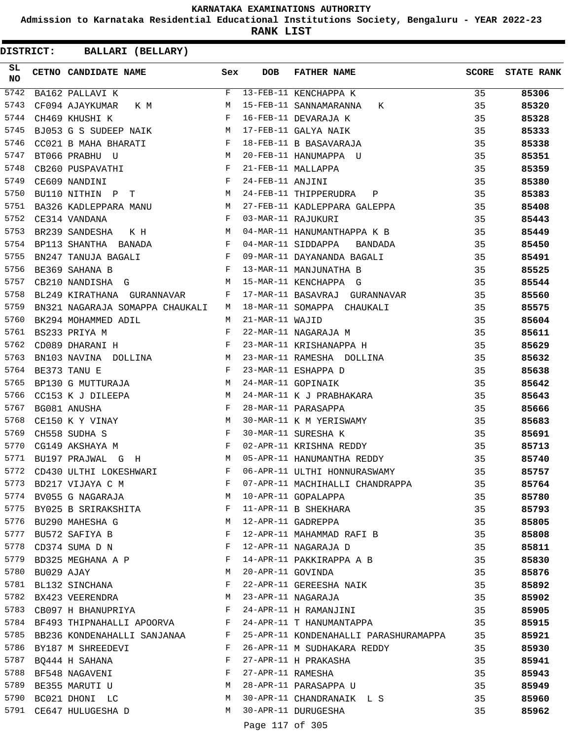KARNATAKA EXAMINATIONS AUTHORITY

Admission to Karnataka Residential Educational Institutions Society, Bengaluru - YEAR 2022-23

**RANK LIST**

**DISTRICT: BALLARI (BELLARY)**

| SL NO | CETNO | CANDIDATE NAME | Sex | DOB | FATHER NAME | SCORE | STATE RANK |
|---|---|---|---|---|---|---|---|
| 5742 | BA162 | PALLAVI K | F | 13-FEB-11 | KENCHAPPA K | 35 | 85306 |
| 5743 | CF094 | AJAYKUMAR K M | M | 15-FEB-11 | SANNAMARANNA K | 35 | 85320 |
| 5744 | CH469 | KHUSHI K | F | 16-FEB-11 | DEVARAJA K | 35 | 85328 |
| 5745 | BJ053 | G S SUDEEP NAIK | M | 17-FEB-11 | GALYA NAIK | 35 | 85333 |
| 5746 | CC021 | B MAHA BHARATI | F | 18-FEB-11 | B BASAVARAJA | 35 | 85338 |
| 5747 | BT066 | PRABHU U | M | 20-FEB-11 | HANUMAPPA U | 35 | 85351 |
| 5748 | CB260 | PUSPAVATHI | F | 21-FEB-11 | MALLAPPA | 35 | 85359 |
| 5749 | CE609 | NANDINI | F | 24-FEB-11 | ANJINI | 35 | 85380 |
| 5750 | BU110 | NITHIN P T | M | 24-FEB-11 | THIPPERUDRA P | 35 | 85383 |
| 5751 | BA326 | KADLEPPARA MANU | M | 27-FEB-11 | KADLEPPARA GALEPPA | 35 | 85408 |
| 5752 | CE314 | VANDANA | F | 03-MAR-11 | RAJUKURI | 35 | 85443 |
| 5753 | BR239 | SANDESHA K H | M | 04-MAR-11 | HANUMANTHAPPA K B | 35 | 85449 |
| 5754 | BP113 | SHANTHA BANADA | F | 04-MAR-11 | SIDDAPPA BANDADA | 35 | 85450 |
| 5755 | BN247 | TANUJA BAGALI | F | 09-MAR-11 | DAYANANDA BAGALI | 35 | 85491 |
| 5756 | BE369 | SAHANA B | F | 13-MAR-11 | MANJUNATHA B | 35 | 85525 |
| 5757 | CB210 | NANDISHA G | M | 15-MAR-11 | KENCHAPPA G | 35 | 85544 |
| 5758 | BL249 | KIRATHANA GURANNAVAR | F | 17-MAR-11 | BASAVRAJ GURANNAVAR | 35 | 85560 |
| 5759 | BN321 | NAGARAJA SOMAPPA CHAUKALI | M | 18-MAR-11 | SOMAPPA CHAUKALI | 35 | 85575 |
| 5760 | BK294 | MOHAMMED ADIL | M | 21-MAR-11 | WAJID | 35 | 85604 |
| 5761 | BS233 | PRIYA M | F | 22-MAR-11 | NAGARAJA M | 35 | 85611 |
| 5762 | CD089 | DHARANI H | F | 23-MAR-11 | KRISHANAPPA H | 35 | 85629 |
| 5763 | BN103 | NAVINA DOLLINA | M | 23-MAR-11 | RAMESHA DOLLINA | 35 | 85632 |
| 5764 | BE373 | TANU E | F | 23-MAR-11 | ESHAPPA D | 35 | 85638 |
| 5765 | BP130 | G MUTTURAJA | M | 24-MAR-11 | GOPINAIK | 35 | 85642 |
| 5766 | CC153 | K J DILEEPA | M | 24-MAR-11 | K J PRABHAKARA | 35 | 85643 |
| 5767 | BG081 | ANUSHA | F | 28-MAR-11 | PARASAPPA | 35 | 85666 |
| 5768 | CE150 | K Y VINAY | M | 30-MAR-11 | K M YERISWAMY | 35 | 85683 |
| 5769 | CH558 | SUDHA S | F | 30-MAR-11 | SURESHA K | 35 | 85691 |
| 5770 | CG149 | AKSHAYA M | F | 02-APR-11 | KRISHNA REDDY | 35 | 85713 |
| 5771 | BU197 | PRAJWAL G H | M | 05-APR-11 | HANUMANTHA REDDY | 35 | 85740 |
| 5772 | CD430 | ULTHI LOKESHWARI | F | 06-APR-11 | ULTHI HONNURASWAMY | 35 | 85757 |
| 5773 | BD217 | VIJAYA C M | F | 07-APR-11 | MACHIHALLI CHANDRAPPA | 35 | 85764 |
| 5774 | BV055 | G NAGARAJA | M | 10-APR-11 | GOPALAPPA | 35 | 85780 |
| 5775 | BY025 | B SRIRAKSHITA | F | 11-APR-11 | B SHEKHARA | 35 | 85793 |
| 5776 | BU290 | MAHESHA G | M | 12-APR-11 | GADREPPA | 35 | 85805 |
| 5777 | BU572 | SAFIYA B | F | 12-APR-11 | MAHAMMAD RAFI B | 35 | 85808 |
| 5778 | CD374 | SUMA D N | F | 12-APR-11 | NAGARAJA D | 35 | 85811 |
| 5779 | BD325 | MEGHANA A P | F | 14-APR-11 | PAKKIRAPPA A B | 35 | 85830 |
| 5780 | BU029 | AJAY | M | 20-APR-11 | GOVINDA | 35 | 85876 |
| 5781 | BL132 | SINCHANA | F | 22-APR-11 | GEREESHA NAIK | 35 | 85892 |
| 5782 | BX423 | VEERENDRA | M | 23-APR-11 | NAGARAJA | 35 | 85902 |
| 5783 | CB097 | H BHANUPRIYA | F | 24-APR-11 | H RAMANJINI | 35 | 85905 |
| 5784 | BF493 | THIPNAHALLI APOORVA | F | 24-APR-11 | T HANUMANTAPPA | 35 | 85915 |
| 5785 | BB236 | KONDENAHALLI SANJANAA | F | 25-APR-11 | KONDENAHALLI PARASHURAMAPPA | 35 | 85921 |
| 5786 | BY187 | M SHREEDEVI | F | 26-APR-11 | M SUDHAKARA REDDY | 35 | 85930 |
| 5787 | BQ444 | H SAHANA | F | 27-APR-11 | H PRAKASHA | 35 | 85941 |
| 5788 | BF548 | NAGAVENI | F | 27-APR-11 | RAMESHA | 35 | 85943 |
| 5789 | BE355 | MARUTI U | M | 28-APR-11 | PARASAPPA U | 35 | 85949 |
| 5790 | BC021 | DHONI LC | M | 30-APR-11 | CHANDRANAIK L S | 35 | 85960 |
| 5791 | CE647 | HULUGESHA D | M | 30-APR-11 | DURUGESHA | 35 | 85962 |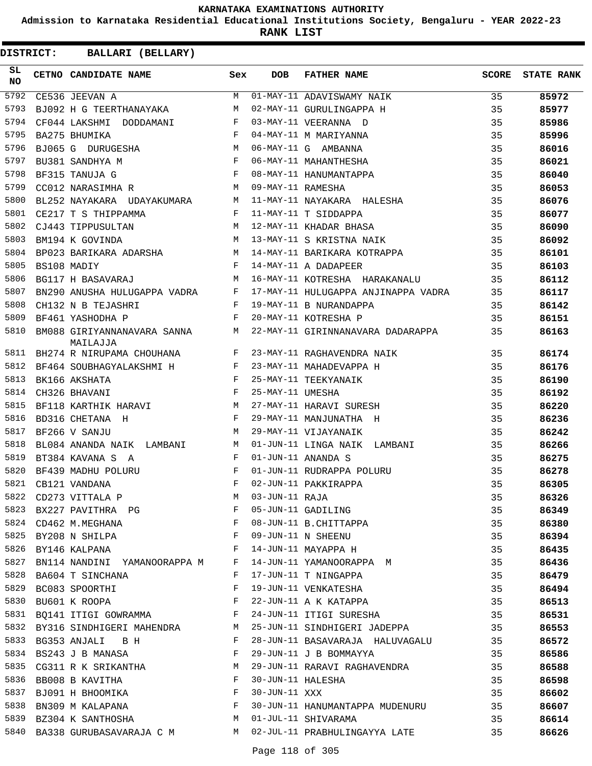KARNATAKA EXAMINATIONS AUTHORITY

Admission to Karnataka Residential Educational Institutions Society, Bengaluru - YEAR 2022-23

**RANK LIST**

**DISTRICT: BALLARI (BELLARY)**

| SL NO | CETNO | CANDIDATE NAME | Sex | DOB | FATHER NAME | SCORE | STATE RANK |
|---|---|---|---|---|---|---|---|
| 5792 | CE536 | JEEVAN A | M | 01-MAY-11 | ADAVISWAMY NAIK | 35 | 85972 |
| 5793 | BJ092 | H G TEERTHANAYAKA | M | 02-MAY-11 | GURULINGAPPA H | 35 | 85977 |
| 5794 | CF044 | LAKSHMI DODDAMANI | F | 03-MAY-11 | VEERANNA D | 35 | 85986 |
| 5795 | BA275 | BHUMIKA | F | 04-MAY-11 | M MARIYANNA | 35 | 85996 |
| 5796 | BJ065 | G DURUGESHA | M | 06-MAY-11 | G AMBANNA | 35 | 86016 |
| 5797 | BU381 | SANDHYA M | F | 06-MAY-11 | MAHANTHESHA | 35 | 86021 |
| 5798 | BF315 | TANUJA G | F | 08-MAY-11 | HANUMANTAPPA | 35 | 86040 |
| 5799 | CC012 | NARASIMHA R | M | 09-MAY-11 | RAMESHA | 35 | 86053 |
| 5800 | BL252 | NAYAKARA UDAYAKUMARA | M | 11-MAY-11 | NAYAKARA HALESHA | 35 | 86076 |
| 5801 | CE217 | T S THIPPAMMA | F | 11-MAY-11 | T SIDDAPPA | 35 | 86077 |
| 5802 | CJ443 | TIPPUSULTAN | M | 12-MAY-11 | KHADAR BHASA | 35 | 86090 |
| 5803 | BM194 | K GOVINDA | M | 13-MAY-11 | S KRISTNA NAIK | 35 | 86092 |
| 5804 | BP023 | BARIKARA ADARSHA | M | 14-MAY-11 | BARIKARA KOTRAPPA | 35 | 86101 |
| 5805 | BS108 | MADIY | F | 14-MAY-11 | A DADAPEER | 35 | 86103 |
| 5806 | BG117 | H BASAVARAJ | M | 16-MAY-11 | KOTRESHA HARAKANALU | 35 | 86112 |
| 5807 | BN290 | ANUSHA HULUGAPPA VADRA | F | 17-MAY-11 | HULUGAPPA ANJINAPPA VADRA | 35 | 86117 |
| 5808 | CH132 | N B TEJASHRI | F | 19-MAY-11 | B NURANDAPPA | 35 | 86142 |
| 5809 | BF461 | YASHODHA P | F | 20-MAY-11 | KOTRESHA P | 35 | 86151 |
| 5810 | BM088 | GIRIYANNANAVARA SANNA MAILAJJA | M | 22-MAY-11 | GIRINNANAVARA DADARAPPA | 35 | 86163 |
| 5811 | BH274 | R NIRUPAMA CHOUHANA | F | 23-MAY-11 | RAGHAVENDRA NAIK | 35 | 86174 |
| 5812 | BF464 | SOUBHAGYALAKSHMI H | F | 23-MAY-11 | MAHADEVAPPA H | 35 | 86176 |
| 5813 | BK166 | AKSHATA | F | 25-MAY-11 | TEEKYANAIK | 35 | 86190 |
| 5814 | CH326 | BHAVANI | F | 25-MAY-11 | UMESHA | 35 | 86192 |
| 5815 | BF118 | KARTHIK HARAVI | M | 27-MAY-11 | HARAVI SURESH | 35 | 86220 |
| 5816 | BD316 | CHETANA H | F | 29-MAY-11 | MANJUNATHA H | 35 | 86236 |
| 5817 | BF266 | V SANJU | M | 29-MAY-11 | VIJAYANAIK | 35 | 86242 |
| 5818 | BL084 | ANANDA NAIK LAMBANI | M | 01-JUN-11 | LINGA NAIK LAMBANI | 35 | 86266 |
| 5819 | BT384 | KAVANA S A | F | 01-JUN-11 | ANANDA S | 35 | 86275 |
| 5820 | BF439 | MADHU POLURU | F | 01-JUN-11 | RUDRAPPA POLURU | 35 | 86278 |
| 5821 | CB121 | VANDANA | F | 02-JUN-11 | PAKKIRAPPA | 35 | 86305 |
| 5822 | CD273 | VITTALA P | M | 03-JUN-11 | RAJA | 35 | 86326 |
| 5823 | BX227 | PAVITHRA PG | F | 05-JUN-11 | GADILING | 35 | 86349 |
| 5824 | CD462 | M.MEGHANA | F | 08-JUN-11 | B.CHITTAPPA | 35 | 86380 |
| 5825 | BY208 | N SHILPA | F | 09-JUN-11 | N SHEENU | 35 | 86394 |
| 5826 | BY146 | KALPANA | F | 14-JUN-11 | MAYAPPA H | 35 | 86435 |
| 5827 | BN114 | NANDINI YAMANOORAPPA M | F | 14-JUN-11 | YAMANOORAPPA M | 35 | 86436 |
| 5828 | BA604 | T SINCHANA | F | 17-JUN-11 | T NINGAPPA | 35 | 86479 |
| 5829 | BC083 | SPOORTHI | F | 19-JUN-11 | VENKATESHA | 35 | 86494 |
| 5830 | BU601 | K ROOPA | F | 22-JUN-11 | A K KATAPPA | 35 | 86513 |
| 5831 | BQ141 | ITIGI GOWRAMMA | F | 24-JUN-11 | ITIGI SURESHA | 35 | 86531 |
| 5832 | BY316 | SINDHIGERI MAHENDRA | M | 25-JUN-11 | SINDHIGERI JADEPPA | 35 | 86553 |
| 5833 | BG353 | ANJALI B H | F | 28-JUN-11 | BASAVARAJA HALUVAGALU | 35 | 86572 |
| 5834 | BS243 | J B MANASA | F | 29-JUN-11 | J B BOMMAYYA | 35 | 86586 |
| 5835 | CG311 | R K SRIKANTHA | M | 29-JUN-11 | RARAVI RAGHAVENDRA | 35 | 86588 |
| 5836 | BB008 | B KAVITHA | F | 30-JUN-11 | HALESHA | 35 | 86598 |
| 5837 | BJ091 | H BHOOMIKA | F | 30-JUN-11 | XXX | 35 | 86602 |
| 5838 | BN309 | M KALAPANA | F | 30-JUN-11 | HANUMANTAPPA MUDENURU | 35 | 86607 |
| 5839 | BZ304 | K SANTHOSHA | M | 01-JUL-11 | SHIVARAMA | 35 | 86614 |
| 5840 | BA338 | GURUBASAVARAJA C M | M | 02-JUL-11 | PRABHULINGAYYA LATE | 35 | 86626 |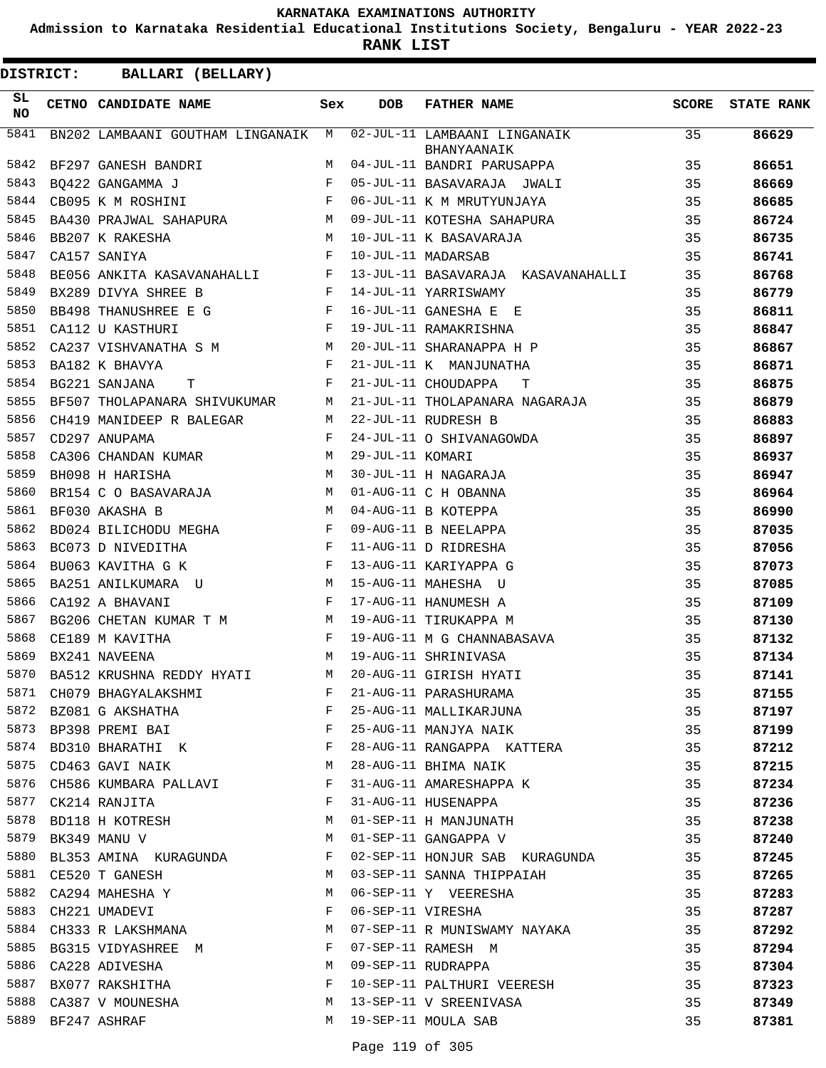KARNATAKA EXAMINATIONS AUTHORITY

Admission to Karnataka Residential Educational Institutions Society, Bengaluru - YEAR 2022-23

**RANK LIST**

**DISTRICT: BALLARI (BELLARY)**

| SL NO | CETNO | CANDIDATE NAME | Sex | DOB | FATHER NAME | SCORE | STATE RANK |
|---|---|---|---|---|---|---|---|
| 5841 | BN202 | LAMBAANI GOUTHAM LINGANAIK | M | 02-JUL-11 | LAMBAANI LINGANAIK BHANYAANAIK | 35 | **86629** |
| 5842 | BF297 | GANESH BANDRI | M | 04-JUL-11 | BANDRI PARUSAPPA | 35 | **86651** |
| 5843 | BQ422 | GANGAMMA J | F | 05-JUL-11 | BASAVARAJA JWALI | 35 | **86669** |
| 5844 | CB095 | K M ROSHINI | F | 06-JUL-11 | K M MRUTYUNJAYA | 35 | **86685** |
| 5845 | BA430 | PRAJWAL SAHAPURA | M | 09-JUL-11 | KOTESHA SAHAPURA | 35 | **86724** |
| 5846 | BB207 | K RAKESHA | M | 10-JUL-11 | K BASAVARAJA | 35 | **86735** |
| 5847 | CA157 | SANIYA | F | 10-JUL-11 | MADARSAB | 35 | **86741** |
| 5848 | BE056 | ANKITA KASAVANAHALLI | F | 13-JUL-11 | BASAVARAJA KASAVANAHALLI | 35 | **86768** |
| 5849 | BX289 | DIVYA SHREE B | F | 14-JUL-11 | YARRISWAMY | 35 | **86779** |
| 5850 | BB498 | THANUSHREE E G | F | 16-JUL-11 | GANESHA E E | 35 | **86811** |
| 5851 | CA112 | U KASTHURI | F | 19-JUL-11 | RAMAKRISHNA | 35 | **86847** |
| 5852 | CA237 | VISHVANATHA S M | M | 20-JUL-11 | SHARANAPPA H P | 35 | **86867** |
| 5853 | BA182 | K BHAVYA | F | 21-JUL-11 | K MANJUNATHA | 35 | **86871** |
| 5854 | BG221 | SANJANA T | F | 21-JUL-11 | CHOUDAPPA T | 35 | **86875** |
| 5855 | BF507 | THOLAPANARA SHIVUKUMAR | M | 21-JUL-11 | THOLAPANARA NAGARAJA | 35 | **86879** |
| 5856 | CH419 | MANIDEEP R BALEGAR | M | 22-JUL-11 | RUDRESH B | 35 | **86883** |
| 5857 | CD297 | ANUPAMA | F | 24-JUL-11 | O SHIVANAGOWDA | 35 | **86897** |
| 5858 | CA306 | CHANDAN KUMAR | M | 29-JUL-11 | KOMARI | 35 | **86937** |
| 5859 | BH098 | H HARISHA | M | 30-JUL-11 | H NAGARAJA | 35 | **86947** |
| 5860 | BR154 | C O BASAVARAJA | M | 01-AUG-11 | C H OBANNA | 35 | **86964** |
| 5861 | BF030 | AKASHA B | M | 04-AUG-11 | B KOTEPPA | 35 | **86990** |
| 5862 | BD024 | BILICHODU MEGHA | F | 09-AUG-11 | B NEELAPPA | 35 | **87035** |
| 5863 | BC073 | D NIVEDITHA | F | 11-AUG-11 | D RIDRESHA | 35 | **87056** |
| 5864 | BU063 | KAVITHA G K | F | 13-AUG-11 | KARIYAPPA G | 35 | **87073** |
| 5865 | BA251 | ANILKUMARA U | M | 15-AUG-11 | MAHESHA U | 35 | **87085** |
| 5866 | CA192 | A BHAVANI | F | 17-AUG-11 | HANUMESH A | 35 | **87109** |
| 5867 | BG206 | CHETAN KUMAR T M | M | 19-AUG-11 | TIRUKAPPA M | 35 | **87130** |
| 5868 | CE189 | M KAVITHA | F | 19-AUG-11 | M G CHANNABASAVA | 35 | **87132** |
| 5869 | BX241 | NAVEENA | M | 19-AUG-11 | SHRINIVASA | 35 | **87134** |
| 5870 | BA512 | KRUSHNA REDDY HYATI | M | 20-AUG-11 | GIRISH HYATI | 35 | **87141** |
| 5871 | CH079 | BHAGYALAKSHMI | F | 21-AUG-11 | PARASHURAMA | 35 | **87155** |
| 5872 | BZ081 | G AKSHATHA | F | 25-AUG-11 | MALLIKARJUNA | 35 | **87197** |
| 5873 | BP398 | PREMI BAI | F | 25-AUG-11 | MANJYA NAIK | 35 | **87199** |
| 5874 | BD310 | BHARATHI K | F | 28-AUG-11 | RANGAPPA KATTERA | 35 | **87212** |
| 5875 | CD463 | GAVI NAIK | M | 28-AUG-11 | BHIMA NAIK | 35 | **87215** |
| 5876 | CH586 | KUMBARA PALLAVI | F | 31-AUG-11 | AMARESHAPPA K | 35 | **87234** |
| 5877 | CK214 | RANJITA | F | 31-AUG-11 | HUSENAPPA | 35 | **87236** |
| 5878 | BD118 | H KOTRESH | M | 01-SEP-11 | H MANJUNATH | 35 | **87238** |
| 5879 | BK349 | MANU V | M | 01-SEP-11 | GANGAPPA V | 35 | **87240** |
| 5880 | BL353 | AMINA KURAGUNDA | F | 02-SEP-11 | HONJUR SAB KURAGUNDA | 35 | **87245** |
| 5881 | CE520 | T GANESH | M | 03-SEP-11 | SANNA THIPPAIAH | 35 | **87265** |
| 5882 | CA294 | MAHESHA Y | M | 06-SEP-11 | Y VEERESHA | 35 | **87283** |
| 5883 | CH221 | UMADEVI | F | 06-SEP-11 | VIRESHA | 35 | **87287** |
| 5884 | CH333 | R LAKSHMANA | M | 07-SEP-11 | R MUNISWAMY NAYAKA | 35 | **87292** |
| 5885 | BG315 | VIDYASHREE M | F | 07-SEP-11 | RAMESH M | 35 | **87294** |
| 5886 | CA228 | ADIVESHA | M | 09-SEP-11 | RUDRAPPA | 35 | **87304** |
| 5887 | BX077 | RAKSHITHA | F | 10-SEP-11 | PALTHURI VEERESH | 35 | **87323** |
| 5888 | CA387 | V MOUNESHA | M | 13-SEP-11 | V SREENIVASA | 35 | **87349** |
| 5889 | BF247 | ASHRAF | M | 19-SEP-11 | MOULA SAB | 35 | **87381** |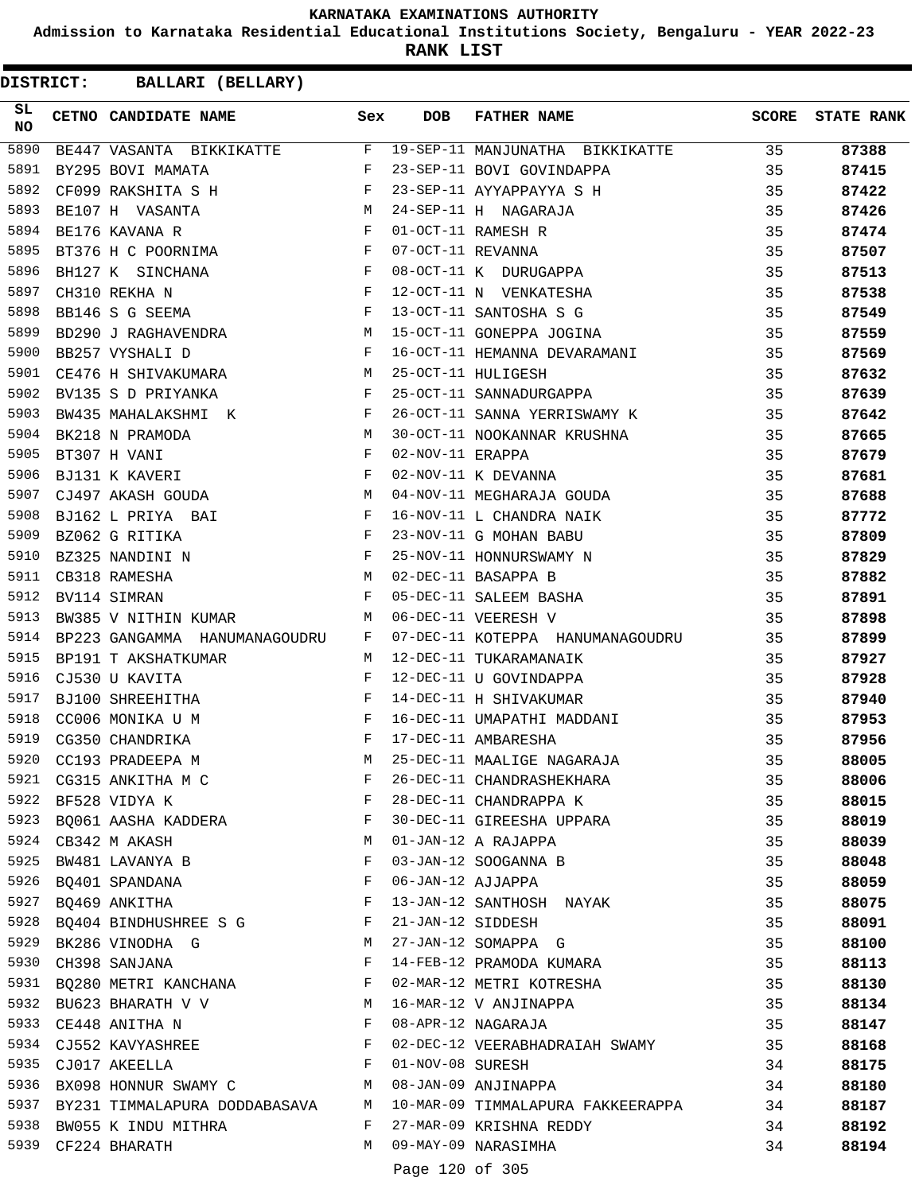# KARNATAKA EXAMINATIONS AUTHORITY

**Admission to Karnataka Residential Educational Institutions Society, Bengaluru - YEAR 2022-23**

**RANK LIST**

**DISTRICT: BALLARI (BELLARY)**

| SL NO | CETNO | CANDIDATE NAME | Sex | DOB | FATHER NAME | SCORE | STATE RANK |
|---|---|---|---|---|---|---|---|
| 5890 | BE447 | VASANTA BIKKIKATTE | F | 19-SEP-11 | MANJUNATHA BIKKIKATTE | 35 | 87388 |
| 5891 | BY295 | BOVI MAMATA | F | 23-SEP-11 | BOVI GOVINDAPPA | 35 | 87415 |
| 5892 | CF099 | RAKSHITA S H | F | 23-SEP-11 | AYYAPPAYYA S H | 35 | 87422 |
| 5893 | BE107 | H VASANTA | M | 24-SEP-11 | H NAGARAJA | 35 | 87426 |
| 5894 | BE176 | KAVANA R | F | 01-OCT-11 | RAMESH R | 35 | 87474 |
| 5895 | BT376 | H C POORNIMA | F | 07-OCT-11 | REVANNA | 35 | 87507 |
| 5896 | BH127 | K SINCHANA | F | 08-OCT-11 | K DURUGAPPA | 35 | 87513 |
| 5897 | CH310 | REKHA N | F | 12-OCT-11 | N VENKATESHA | 35 | 87538 |
| 5898 | BB146 | S G SEEMA | F | 13-OCT-11 | SANTOSHA S G | 35 | 87549 |
| 5899 | BD290 | J RAGHAVENDRA | M | 15-OCT-11 | GONEPPA JOGINA | 35 | 87559 |
| 5900 | BB257 | VYSHALI D | F | 16-OCT-11 | HEMANNA DEVARAMANI | 35 | 87569 |
| 5901 | CE476 | H SHIVAKUMARA | M | 25-OCT-11 | HULIGESH | 35 | 87632 |
| 5902 | BV135 | S D PRIYANKA | F | 25-OCT-11 | SANNADURGAPPA | 35 | 87639 |
| 5903 | BW435 | MAHALAKSHMI K | F | 26-OCT-11 | SANNA YERRISWAMY K | 35 | 87642 |
| 5904 | BK218 | N PRAMODA | M | 30-OCT-11 | NOOKANNAR KRUSHNA | 35 | 87665 |
| 5905 | BT307 | H VANI | F | 02-NOV-11 | ERAPPA | 35 | 87679 |
| 5906 | BJ131 | K KAVERI | F | 02-NOV-11 | K DEVANNA | 35 | 87681 |
| 5907 | CJ497 | AKASH GOUDA | M | 04-NOV-11 | MEGHARAJA GOUDA | 35 | 87688 |
| 5908 | BJ162 | L PRIYA BAI | F | 16-NOV-11 | L CHANDRA NAIK | 35 | 87772 |
| 5909 | BZ062 | G RITIKA | F | 23-NOV-11 | G MOHAN BABU | 35 | 87809 |
| 5910 | BZ325 | NANDINI N | F | 25-NOV-11 | HONNURSWAMY N | 35 | 87829 |
| 5911 | CB318 | RAMESHA | M | 02-DEC-11 | BASAPPA B | 35 | 87882 |
| 5912 | BV114 | SIMRAN | F | 05-DEC-11 | SALEEM BASHA | 35 | 87891 |
| 5913 | BW385 | V NITHIN KUMAR | M | 06-DEC-11 | VEERESH V | 35 | 87898 |
| 5914 | BP223 | GANGAMMA HANUMANAGOUDRU | F | 07-DEC-11 | KOTEPPA HANUMANAGOUDRU | 35 | 87899 |
| 5915 | BP191 | T AKSHATKUMAR | M | 12-DEC-11 | TUKARAMANAIK | 35 | 87927 |
| 5916 | CJ530 | U KAVITA | F | 12-DEC-11 | U GOVINDAPPA | 35 | 87928 |
| 5917 | BJ100 | SHREEHITHA | F | 14-DEC-11 | H SHIVAKUMAR | 35 | 87940 |
| 5918 | CC006 | MONIKA U M | F | 16-DEC-11 | UMAPATHI MADDANI | 35 | 87953 |
| 5919 | CG350 | CHANDRIKA | F | 17-DEC-11 | AMBARESHA | 35 | 87956 |
| 5920 | CC193 | PRADEEPA M | M | 25-DEC-11 | MAALIGE NAGARAJA | 35 | 88005 |
| 5921 | CG315 | ANKITHA M C | F | 26-DEC-11 | CHANDRASHEKHARA | 35 | 88006 |
| 5922 | BF528 | VIDYA K | F | 28-DEC-11 | CHANDRAPPA K | 35 | 88015 |
| 5923 | BQ061 | AASHA KADDERA | F | 30-DEC-11 | GIREESHA UPPARA | 35 | 88019 |
| 5924 | CB342 | M AKASH | M | 01-JAN-12 | A RAJAPPA | 35 | 88039 |
| 5925 | BW481 | LAVANYA B | F | 03-JAN-12 | SOOGANNA B | 35 | 88048 |
| 5926 | BQ401 | SPANDANA | F | 06-JAN-12 | AJJAPPA | 35 | 88059 |
| 5927 | BQ469 | ANKITHA | F | 13-JAN-12 | SANTHOSH NAYAK | 35 | 88075 |
| 5928 | BQ404 | BINDHUSHREE S G | F | 21-JAN-12 | SIDDESH | 35 | 88091 |
| 5929 | BK286 | VINODHA G | M | 27-JAN-12 | SOMAPPA G | 35 | 88100 |
| 5930 | CH398 | SANJANA | F | 14-FEB-12 | PRAMODA KUMARA | 35 | 88113 |
| 5931 | BQ280 | METRI KANCHANA | F | 02-MAR-12 | METRI KOTRESHA | 35 | 88130 |
| 5932 | BU623 | BHARATH V V | M | 16-MAR-12 | V ANJINAPPA | 35 | 88134 |
| 5933 | CE448 | ANITHA N | F | 08-APR-12 | NAGARAJA | 35 | 88147 |
| 5934 | CJ552 | KAVYASHREE | F | 02-DEC-12 | VEERABHADRAIAH SWAMY | 35 | 88168 |
| 5935 | CJ017 | AKEELLA | F | 01-NOV-08 | SURESH | 34 | 88175 |
| 5936 | BX098 | HONNUR SWAMY C | M | 08-JAN-09 | ANJINAPPA | 34 | 88180 |
| 5937 | BY231 | TIMMALAPURA DODDABASAVA | M | 10-MAR-09 | TIMMALAPURA FAKKEERAPPA | 34 | 88187 |
| 5938 | BW055 | K INDU MITHRA | F | 27-MAR-09 | KRISHNA REDDY | 34 | 88192 |
| 5939 | CF224 | BHARATH | M | 09-MAY-09 | NARASIMHA | 34 | 88194 |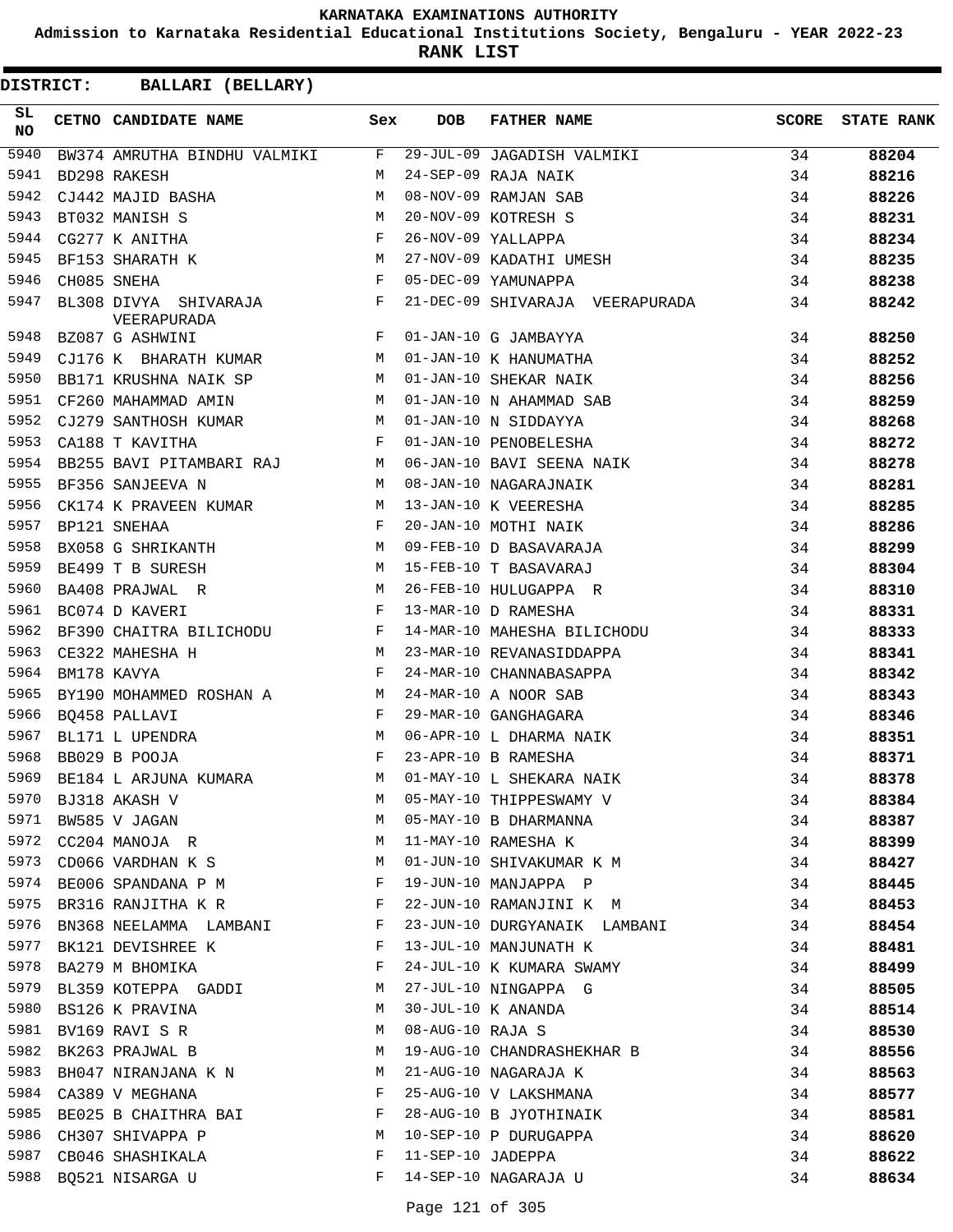# KARNATAKA EXAMINATIONS AUTHORITY

**Admission to Karnataka Residential Educational Institutions Society, Bengaluru - YEAR 2022-23**

**RANK LIST**

**DISTRICT: BALLARI (BELLARY)**

| SL NO | CETNO | CANDIDATE NAME | Sex | DOB | FATHER NAME | SCORE | STATE RANK |
|---|---|---|---|---|---|---|---|
| 5940 | BW374 | AMRUTHA BINDHU VALMIKI | F | 29-JUL-09 | JAGADISH VALMIKI | 34 | **88204** |
| 5941 | BD298 | RAKESH | M | 24-SEP-09 | RAJA NAIK | 34 | **88216** |
| 5942 | CJ442 | MAJID BASHA | M | 08-NOV-09 | RAMJAN SAB | 34 | **88226** |
| 5943 | BT032 | MANISH S | M | 20-NOV-09 | KOTRESH S | 34 | **88231** |
| 5944 | CG277 | K ANITHA | F | 26-NOV-09 | YALLAPPA | 34 | **88234** |
| 5945 | BF153 | SHARATH K | M | 27-NOV-09 | KADATHI UMESH | 34 | **88235** |
| 5946 | CH085 | SNEHA | F | 05-DEC-09 | YAMUNAPPA | 34 | **88238** |
| 5947 | BL308 | DIVYA SHIVARAJA VEERAPURADA | F | 21-DEC-09 | SHIVARAJA VEERAPURADA | 34 | **88242** |
| 5948 | BZ087 | G ASHWINI | F | 01-JAN-10 | G JAMBAYYA | 34 | **88250** |
| 5949 | CJ176 | K BHARATH KUMAR | M | 01-JAN-10 | K HANUMATHA | 34 | **88252** |
| 5950 | BB171 | KRUSHNA NAIK SP | M | 01-JAN-10 | SHEKAR NAIK | 34 | **88256** |
| 5951 | CF260 | MAHAMMAD AMIN | M | 01-JAN-10 | N AHAMMAD SAB | 34 | **88259** |
| 5952 | CJ279 | SANTHOSH KUMAR | M | 01-JAN-10 | N SIDDAYYA | 34 | **88268** |
| 5953 | CA188 | T KAVITHA | F | 01-JAN-10 | PENOBELESHA | 34 | **88272** |
| 5954 | BB255 | BAVI PITAMBARI RAJ | M | 06-JAN-10 | BAVI SEENA NAIK | 34 | **88278** |
| 5955 | BF356 | SANJEEVA N | M | 08-JAN-10 | NAGARAJNAIK | 34 | **88281** |
| 5956 | CK174 | K PRAVEEN KUMAR | M | 13-JAN-10 | K VEERESHA | 34 | **88285** |
| 5957 | BP121 | SNEHAA | F | 20-JAN-10 | MOTHI NAIK | 34 | **88286** |
| 5958 | BX058 | G SHRIKANTH | M | 09-FEB-10 | D BASAVARAJA | 34 | **88299** |
| 5959 | BE499 | T B SURESH | M | 15-FEB-10 | T BASAVARAJ | 34 | **88304** |
| 5960 | BA408 | PRAJWAL R | M | 26-FEB-10 | HULUGAPPA R | 34 | **88310** |
| 5961 | BC074 | D KAVERI | F | 13-MAR-10 | D RAMESHA | 34 | **88331** |
| 5962 | BF390 | CHAITRA BILICHODU | F | 14-MAR-10 | MAHESHA BILICHODU | 34 | **88333** |
| 5963 | CE322 | MAHESHA H | M | 23-MAR-10 | REVANASIDDAPPA | 34 | **88341** |
| 5964 | BM178 | KAVYA | F | 24-MAR-10 | CHANNABASAPPA | 34 | **88342** |
| 5965 | BY190 | MOHAMMED ROSHAN A | M | 24-MAR-10 | A NOOR SAB | 34 | **88343** |
| 5966 | BQ458 | PALLAVI | F | 29-MAR-10 | GANGHAGARA | 34 | **88346** |
| 5967 | BL171 | L UPENDRA | M | 06-APR-10 | L DHARMA NAIK | 34 | **88351** |
| 5968 | BB029 | B POOJA | F | 23-APR-10 | B RAMESHA | 34 | **88371** |
| 5969 | BE184 | L ARJUNA KUMARA | M | 01-MAY-10 | L SHEKARA NAIK | 34 | **88378** |
| 5970 | BJ318 | AKASH V | M | 05-MAY-10 | THIPPESWAMY V | 34 | **88384** |
| 5971 | BW585 | V JAGAN | M | 05-MAY-10 | B DHARMANNA | 34 | **88387** |
| 5972 | CC204 | MANOJA R | M | 11-MAY-10 | RAMESHA K | 34 | **88399** |
| 5973 | CD066 | VARDHAN K S | M | 01-JUN-10 | SHIVAKUMAR K M | 34 | **88427** |
| 5974 | BE006 | SPANDANA P M | F | 19-JUN-10 | MANJAPPA P | 34 | **88445** |
| 5975 | BR316 | RANJITHA K R | F | 22-JUN-10 | RAMANJINI K M | 34 | **88453** |
| 5976 | BN368 | NEELAMMA LAMBANI | F | 23-JUN-10 | DURGYANAIK LAMBANI | 34 | **88454** |
| 5977 | BK121 | DEVISHREE K | F | 13-JUL-10 | MANJUNATH K | 34 | **88481** |
| 5978 | BA279 | M BHOMIKA | F | 24-JUL-10 | K KUMARA SWAMY | 34 | **88499** |
| 5979 | BL359 | KOTEPPA GADDI | M | 27-JUL-10 | NINGAPPA G | 34 | **88505** |
| 5980 | BS126 | K PRAVINA | M | 30-JUL-10 | K ANANDA | 34 | **88514** |
| 5981 | BV169 | RAVI S R | M | 08-AUG-10 | RAJA S | 34 | **88530** |
| 5982 | BK263 | PRAJWAL B | M | 19-AUG-10 | CHANDRASHEKHAR B | 34 | **88556** |
| 5983 | BH047 | NIRANJANA K N | M | 21-AUG-10 | NAGARAJA K | 34 | **88563** |
| 5984 | CA389 | V MEGHANA | F | 25-AUG-10 | V LAKSHMANA | 34 | **88577** |
| 5985 | BE025 | B CHAITHRA BAI | F | 28-AUG-10 | B JYOTHINAIK | 34 | **88581** |
| 5986 | CH307 | SHIVAPPA P | M | 10-SEP-10 | P DURUGAPPA | 34 | **88620** |
| 5987 | CB046 | SHASHIKALA | F | 11-SEP-10 | JADEPPA | 34 | **88622** |
| 5988 | BQ521 | NISARGA U | F | 14-SEP-10 | NAGARAJA U | 34 | **88634** |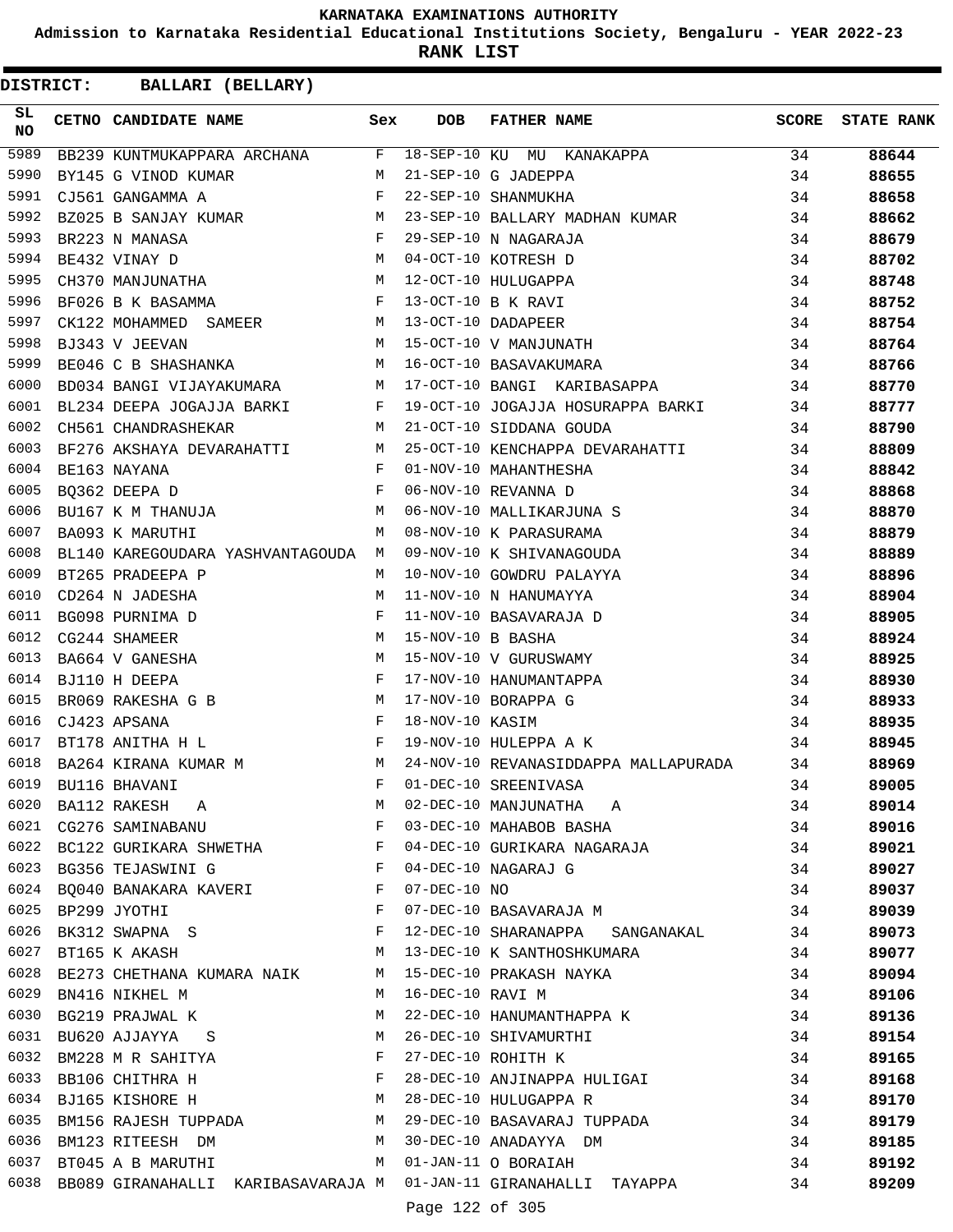# KARNATAKA EXAMINATIONS AUTHORITY

**Admission to Karnataka Residential Educational Institutions Society, Bengaluru - YEAR 2022-23**

**RANK LIST**

**DISTRICT: BALLARI (BELLARY)**

| SL NO | CETNO | CANDIDATE NAME | Sex | DOB | FATHER NAME | SCORE | STATE RANK |
|---|---|---|---|---|---|---|---|
| 5989 | BB239 | KUNTMUKAPPARA ARCHANA | F | 18-SEP-10 | KU MU KANAKAPPA | 34 | **88644** |
| 5990 | BY145 | G VINOD KUMAR | M | 21-SEP-10 | G JADEPPA | 34 | **88655** |
| 5991 | CJ561 | GANGAMMA A | F | 22-SEP-10 | SHANMUKHA | 34 | **88658** |
| 5992 | BZ025 | B SANJAY KUMAR | M | 23-SEP-10 | BALLARY MADHAN KUMAR | 34 | **88662** |
| 5993 | BR223 | N MANASA | F | 29-SEP-10 | N NAGARAJA | 34 | **88679** |
| 5994 | BE432 | VINAY D | M | 04-OCT-10 | KOTRESH D | 34 | **88702** |
| 5995 | CH370 | MANJUNATHA | M | 12-OCT-10 | HULUGAPPA | 34 | **88748** |
| 5996 | BF026 | B K BASAMMA | F | 13-OCT-10 | B K RAVI | 34 | **88752** |
| 5997 | CK122 | MOHAMMED SAMEER | M | 13-OCT-10 | DADAPEER | 34 | **88754** |
| 5998 | BJ343 | V JEEVAN | M | 15-OCT-10 | V MANJUNATH | 34 | **88764** |
| 5999 | BE046 | C B SHASHANKA | M | 16-OCT-10 | BASAVAKUMARA | 34 | **88766** |
| 6000 | BD034 | BANGI VIJAYAKUMARA | M | 17-OCT-10 | BANGI KARIBASAPPA | 34 | **88770** |
| 6001 | BL234 | DEEPA JOGAJJA BARKI | F | 19-OCT-10 | JOGAJJA HOSURAPPA BARKI | 34 | **88777** |
| 6002 | CH561 | CHANDRASHEKAR | M | 21-OCT-10 | SIDDANA GOUDA | 34 | **88790** |
| 6003 | BF276 | AKSHAYA DEVARAHATTI | M | 25-OCT-10 | KENCHAPPA DEVARAHATTI | 34 | **88809** |
| 6004 | BE163 | NAYANA | F | 01-NOV-10 | MAHANTHESHA | 34 | **88842** |
| 6005 | BQ362 | DEEPA D | F | 06-NOV-10 | REVANNA D | 34 | **88868** |
| 6006 | BU167 | K M THANUJA | M | 06-NOV-10 | MALLIKARJUNA S | 34 | **88870** |
| 6007 | BA093 | K MARUTHI | M | 08-NOV-10 | K PARASURAMA | 34 | **88879** |
| 6008 | BL140 | KAREGOUDARA YASHVANTAGOUDA | M | 09-NOV-10 | K SHIVANAGOUDA | 34 | **88889** |
| 6009 | BT265 | PRADEEPA P | M | 10-NOV-10 | GOWDRU PALAYYA | 34 | **88896** |
| 6010 | CD264 | N JADESHA | M | 11-NOV-10 | N HANUMAYYA | 34 | **88904** |
| 6011 | BG098 | PURNIMA D | F | 11-NOV-10 | BASAVARAJA D | 34 | **88905** |
| 6012 | CG244 | SHAMEER | M | 15-NOV-10 | B BASHA | 34 | **88924** |
| 6013 | BA664 | V GANESHA | M | 15-NOV-10 | V GURUSWAMY | 34 | **88925** |
| 6014 | BJ110 | H DEEPA | F | 17-NOV-10 | HANUMANTAPPA | 34 | **88930** |
| 6015 | BR069 | RAKESHA G B | M | 17-NOV-10 | BORAPPA G | 34 | **88933** |
| 6016 | CJ423 | APSANA | F | 18-NOV-10 | KASIM | 34 | **88935** |
| 6017 | BT178 | ANITHA H L | F | 19-NOV-10 | HULEPPA A K | 34 | **88945** |
| 6018 | BA264 | KIRANA KUMAR M | M | 24-NOV-10 | REVANASIDDAPPA MALLAPURADA | 34 | **88969** |
| 6019 | BU116 | BHAVANI | F | 01-DEC-10 | SREENIVASA | 34 | **89005** |
| 6020 | BA112 | RAKESH A | M | 02-DEC-10 | MANJUNATHA A | 34 | **89014** |
| 6021 | CG276 | SAMINABANU | F | 03-DEC-10 | MAHABOB BASHA | 34 | **89016** |
| 6022 | BC122 | GURIKARA SHWETHA | F | 04-DEC-10 | GURIKARA NAGARAJA | 34 | **89021** |
| 6023 | BG356 | TEJASWINI G | F | 04-DEC-10 | NAGARAJ G | 34 | **89027** |
| 6024 | BQ040 | BANAKARA KAVERI | F | 07-DEC-10 | NO | 34 | **89037** |
| 6025 | BP299 | JYOTHI | F | 07-DEC-10 | BASAVARAJA M | 34 | **89039** |
| 6026 | BK312 | SWAPNA S | F | 12-DEC-10 | SHARANAPPA SANGANAKAL | 34 | **89073** |
| 6027 | BT165 | K AKASH | M | 13-DEC-10 | K SANTHOSHKUMARA | 34 | **89077** |
| 6028 | BE273 | CHETHANA KUMARA NAIK | M | 15-DEC-10 | PRAKASH NAYKA | 34 | **89094** |
| 6029 | BN416 | NIKHEL M | M | 16-DEC-10 | RAVI M | 34 | **89106** |
| 6030 | BG219 | PRAJWAL K | M | 22-DEC-10 | HANUMANTHAPPA K | 34 | **89136** |
| 6031 | BU620 | AJJAYYA S | M | 26-DEC-10 | SHIVAMURTHI | 34 | **89154** |
| 6032 | BM228 | M R SAHITYA | F | 27-DEC-10 | ROHITH K | 34 | **89165** |
| 6033 | BB106 | CHITHRA H | F | 28-DEC-10 | ANJINAPPA HULIGAI | 34 | **89168** |
| 6034 | BJ165 | KISHORE H | M | 28-DEC-10 | HULUGAPPA R | 34 | **89170** |
| 6035 | BM156 | RAJESH TUPPADA | M | 29-DEC-10 | BASAVARAJ TUPPADA | 34 | **89179** |
| 6036 | BM123 | RITEESH DM | M | 30-DEC-10 | ANADAYYA DM | 34 | **89185** |
| 6037 | BT045 | A B MARUTHI | M | 01-JAN-11 | O BORAIAH | 34 | **89192** |
| 6038 | BB089 | GIRANAHALLI KARIBASAVARAJA | M | 01-JAN-11 | GIRANAHALLI TAYAPPA | 34 | **89209** |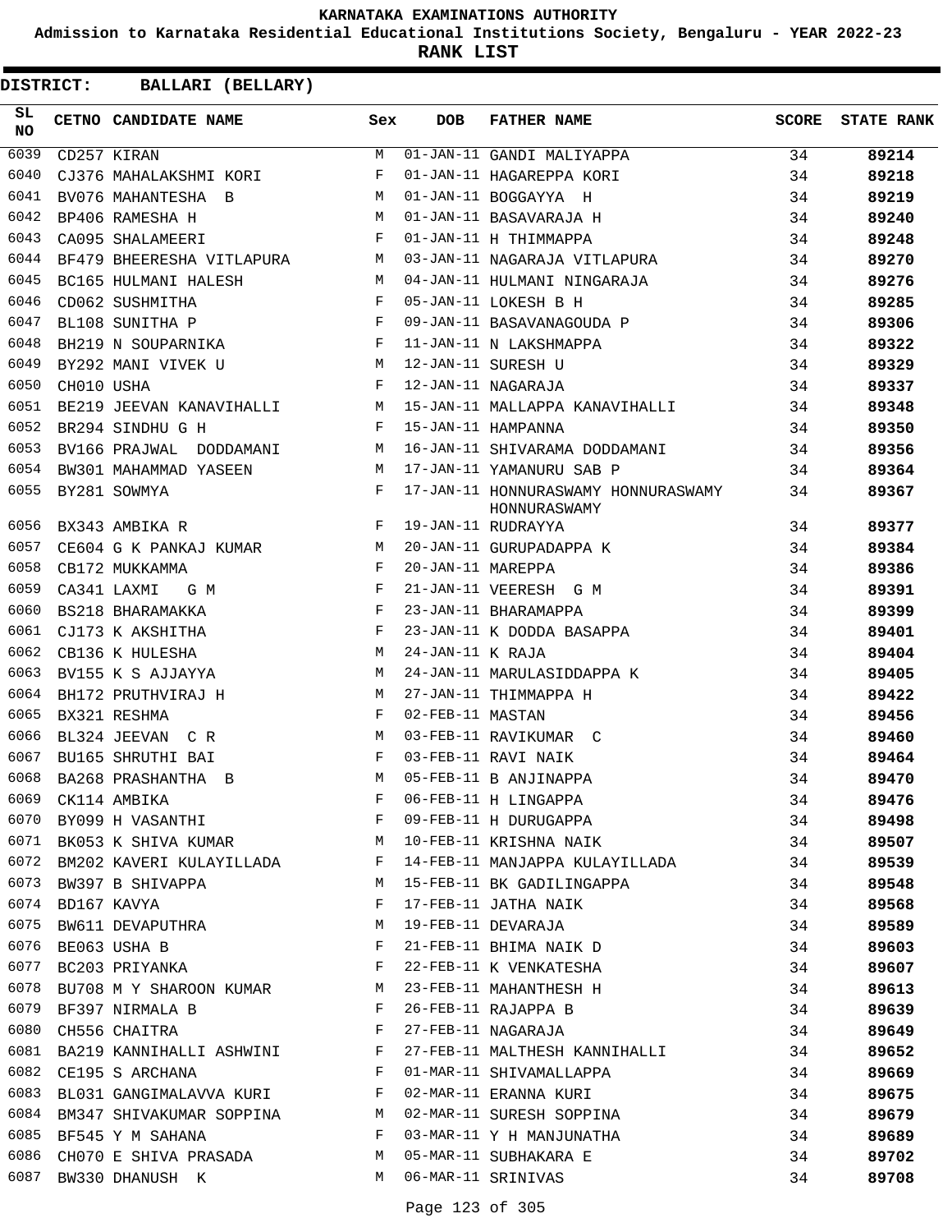KARNATAKA EXAMINATIONS AUTHORITY

Admission to Karnataka Residential Educational Institutions Society, Bengaluru - YEAR 2022-23

RANK LIST

DISTRICT: BALLARI (BELLARY)

| SL NO | CETNO | CANDIDATE NAME | Sex | DOB | FATHER NAME | SCORE | STATE RANK |
|---|---|---|---|---|---|---|---|
| 6039 | CD257 | KIRAN | M | 01-JAN-11 | GANDI MALIYAPPA | 34 | 89214 |
| 6040 | CJ376 | MAHALAKSHMI KORI | F | 01-JAN-11 | HAGAREPPA KORI | 34 | 89218 |
| 6041 | BV076 | MAHANTESHA B | M | 01-JAN-11 | BOGGAYYA H | 34 | 89219 |
| 6042 | BP406 | RAMESHA H | M | 01-JAN-11 | BASAVARAJA H | 34 | 89240 |
| 6043 | CA095 | SHALAMEERI | F | 01-JAN-11 | H THIMMAPPA | 34 | 89248 |
| 6044 | BF479 | BHEERESHA VITLAPURA | M | 03-JAN-11 | NAGARAJA VITLAPURA | 34 | 89270 |
| 6045 | BC165 | HULMANI HALESH | M | 04-JAN-11 | HULMANI NINGARAJA | 34 | 89276 |
| 6046 | CD062 | SUSHMITHA | F | 05-JAN-11 | LOKESH B H | 34 | 89285 |
| 6047 | BL108 | SUNITHA P | F | 09-JAN-11 | BASAVANAGOUDA P | 34 | 89306 |
| 6048 | BH219 | N SOUPARNIKA | F | 11-JAN-11 | N LAKSHMAPPA | 34 | 89322 |
| 6049 | BY292 | MANI VIVEK U | M | 12-JAN-11 | SURESH U | 34 | 89329 |
| 6050 | CH010 | USHA | F | 12-JAN-11 | NAGARAJA | 34 | 89337 |
| 6051 | BE219 | JEEVAN KANAVIHALLI | M | 15-JAN-11 | MALLAPPA KANAVIHALLI | 34 | 89348 |
| 6052 | BR294 | SINDHU G H | F | 15-JAN-11 | HAMPANNA | 34 | 89350 |
| 6053 | BV166 | PRAJWAL DODDAMANI | M | 16-JAN-11 | SHIVARAMA DODDAMANI | 34 | 89356 |
| 6054 | BW301 | MAHAMMAD YASEEN | M | 17-JAN-11 | YAMANURU SAB P | 34 | 89364 |
| 6055 | BY281 | SOWMYA | F | 17-JAN-11 | HONNURASWAMY HONNURASWAMY HONNURASWAMY | 34 | 89367 |
| 6056 | BX343 | AMBIKA R | F | 19-JAN-11 | RUDRAYYA | 34 | 89377 |
| 6057 | CE604 | G K PANKAJ KUMAR | M | 20-JAN-11 | GURUPADAPPA K | 34 | 89384 |
| 6058 | CB172 | MUKKAMMA | F | 20-JAN-11 | MAREPPA | 34 | 89386 |
| 6059 | CA341 | LAXMI G M | F | 21-JAN-11 | VEERESH G M | 34 | 89391 |
| 6060 | BS218 | BHARAMAKKA | F | 23-JAN-11 | BHARAMAPPA | 34 | 89399 |
| 6061 | CJ173 | K AKSHITHA | F | 23-JAN-11 | K DODDA BASAPPA | 34 | 89401 |
| 6062 | CB136 | K HULESHA | M | 24-JAN-11 | K RAJA | 34 | 89404 |
| 6063 | BV155 | K S AJJAYYA | M | 24-JAN-11 | MARULASIDDAPPA K | 34 | 89405 |
| 6064 | BH172 | PRUTHVIRAJ H | M | 27-JAN-11 | THIMMAPPA H | 34 | 89422 |
| 6065 | BX321 | RESHMA | F | 02-FEB-11 | MASTAN | 34 | 89456 |
| 6066 | BL324 | JEEVAN C R | M | 03-FEB-11 | RAVIKUMAR C | 34 | 89460 |
| 6067 | BU165 | SHRUTHI BAI | F | 03-FEB-11 | RAVI NAIK | 34 | 89464 |
| 6068 | BA268 | PRASHANTHA B | M | 05-FEB-11 | B ANJINAPPA | 34 | 89470 |
| 6069 | CK114 | AMBIKA | F | 06-FEB-11 | H LINGAPPA | 34 | 89476 |
| 6070 | BY099 | H VASANTHI | F | 09-FEB-11 | H DURUGAPPA | 34 | 89498 |
| 6071 | BK053 | K SHIVA KUMAR | M | 10-FEB-11 | KRISHNA NAIK | 34 | 89507 |
| 6072 | BM202 | KAVERI KULAYILLADA | F | 14-FEB-11 | MANJAPPA KULAYILLADA | 34 | 89539 |
| 6073 | BW397 | B SHIVAPPA | M | 15-FEB-11 | BK GADILINGAPPA | 34 | 89548 |
| 6074 | BD167 | KAVYA | F | 17-FEB-11 | JATHA NAIK | 34 | 89568 |
| 6075 | BW611 | DEVAPUTHRA | M | 19-FEB-11 | DEVARAJA | 34 | 89589 |
| 6076 | BE063 | USHA B | F | 21-FEB-11 | BHIMA NAIK D | 34 | 89603 |
| 6077 | BC203 | PRIYANKA | F | 22-FEB-11 | K VENKATESHA | 34 | 89607 |
| 6078 | BU708 | M Y SHAROON KUMAR | M | 23-FEB-11 | MAHANTHESH H | 34 | 89613 |
| 6079 | BF397 | NIRMALA B | F | 26-FEB-11 | RAJAPPA B | 34 | 89639 |
| 6080 | CH556 | CHAITRA | F | 27-FEB-11 | NAGARAJA | 34 | 89649 |
| 6081 | BA219 | KANNIHALLI ASHWINI | F | 27-FEB-11 | MALTHESH KANNIHALLI | 34 | 89652 |
| 6082 | CE195 | S ARCHANA | F | 01-MAR-11 | SHIVAMALLAPPA | 34 | 89669 |
| 6083 | BL031 | GANGIMALAVVA KURI | F | 02-MAR-11 | ERANNA KURI | 34 | 89675 |
| 6084 | BM347 | SHIVAKUMAR SOPPINA | M | 02-MAR-11 | SURESH SOPPINA | 34 | 89679 |
| 6085 | BF545 | Y M SAHANA | F | 03-MAR-11 | Y H MANJUNATHA | 34 | 89689 |
| 6086 | CH070 | E SHIVA PRASADA | M | 05-MAR-11 | SUBHAKARA E | 34 | 89702 |
| 6087 | BW330 | DHANUSH K | M | 06-MAR-11 | SRINIVAS | 34 | 89708 |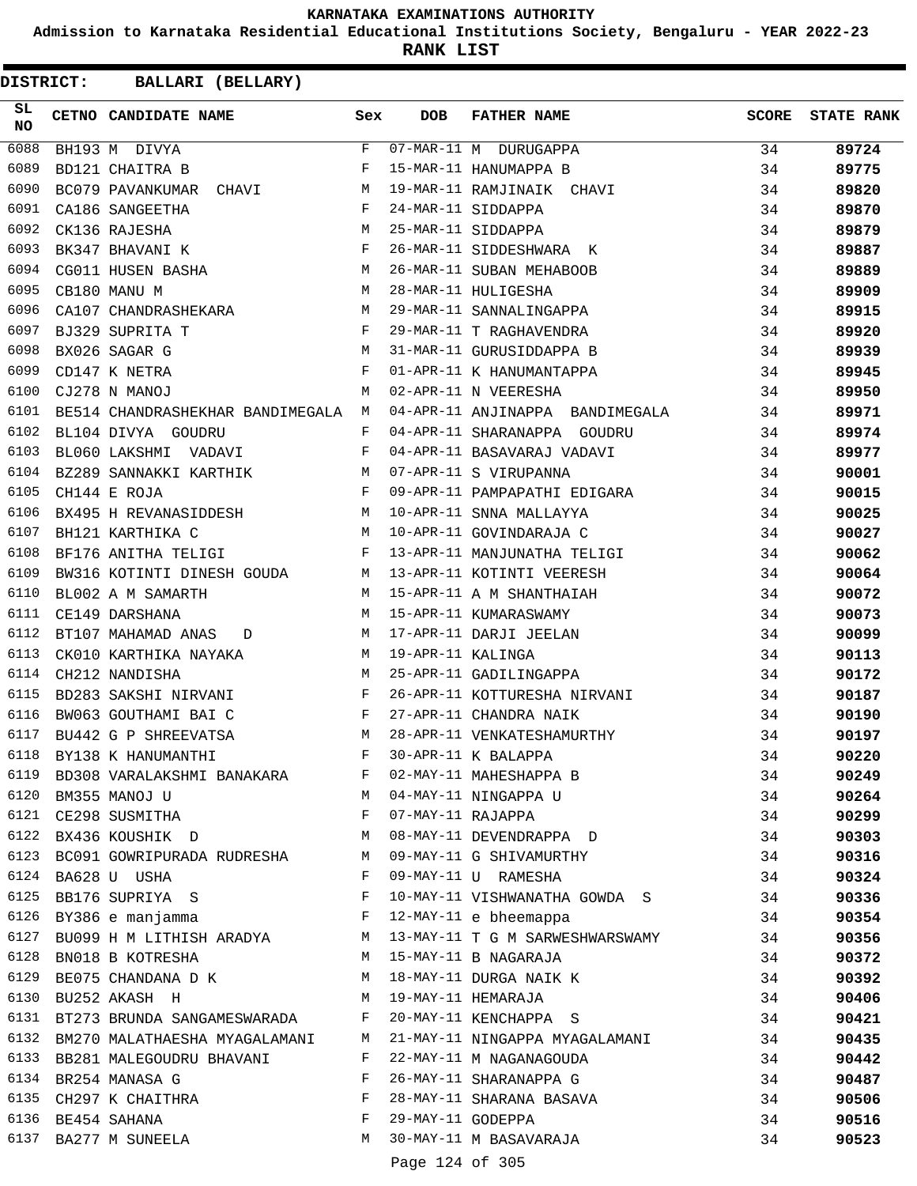# KARNATAKA EXAMINATIONS AUTHORITY

**Admission to Karnataka Residential Educational Institutions Society, Bengaluru - YEAR 2022-23**

**RANK LIST**

**DISTRICT: BALLARI (BELLARY)**

| SL NO | CETNO | CANDIDATE NAME | Sex | DOB | FATHER NAME | SCORE | STATE RANK |
|---|---|---|---|---|---|---|---|
| 6088 | BH193 | M DIVYA | F | 07-MAR-11 | M DURUGAPPA | 34 | 89724 |
| 6089 | BD121 | CHAITRA B | F | 15-MAR-11 | HANUMAPPA B | 34 | 89775 |
| 6090 | BC079 | PAVANKUMAR CHAVI | M | 19-MAR-11 | RAMJINAIK CHAVI | 34 | 89820 |
| 6091 | CA186 | SANGEETHA | F | 24-MAR-11 | SIDDAPPA | 34 | 89870 |
| 6092 | CK136 | RAJESHA | M | 25-MAR-11 | SIDDAPPA | 34 | 89879 |
| 6093 | BK347 | BHAVANI K | F | 26-MAR-11 | SIDDESHWARA K | 34 | 89887 |
| 6094 | CG011 | HUSEN BASHA | M | 26-MAR-11 | SUBAN MEHABOOB | 34 | 89889 |
| 6095 | CB180 | MANU M | M | 28-MAR-11 | HULIGESHA | 34 | 89909 |
| 6096 | CA107 | CHANDRASHEKARA | M | 29-MAR-11 | SANNALINGAPPA | 34 | 89915 |
| 6097 | BJ329 | SUPRITA T | F | 29-MAR-11 | T RAGHAVENDRA | 34 | 89920 |
| 6098 | BX026 | SAGAR G | M | 31-MAR-11 | GURUSIDDAPPA B | 34 | 89939 |
| 6099 | CD147 | K NETRA | F | 01-APR-11 | K HANUMANTAPPA | 34 | 89945 |
| 6100 | CJ278 | N MANOJ | M | 02-APR-11 | N VEERESHA | 34 | 89950 |
| 6101 | BE514 | CHANDRASHEKHAR BANDIMEGALA | M | 04-APR-11 | ANJINAPPA BANDIMEGALA | 34 | 89971 |
| 6102 | BL104 | DIVYA GOUDRU | F | 04-APR-11 | SHARANAPPA GOUDRU | 34 | 89974 |
| 6103 | BL060 | LAKSHMI VADAVI | F | 04-APR-11 | BASAVARAJ VADAVI | 34 | 89977 |
| 6104 | BZ289 | SANNAKKI KARTHIK | M | 07-APR-11 | S VIRUPANNA | 34 | 90001 |
| 6105 | CH144 | E ROJA | F | 09-APR-11 | PAMPAPATHI EDIGARA | 34 | 90015 |
| 6106 | BX495 | H REVANASIDDESH | M | 10-APR-11 | SNNA MALLAYYA | 34 | 90025 |
| 6107 | BH121 | KARTHIKA C | M | 10-APR-11 | GOVINDARAJA C | 34 | 90027 |
| 6108 | BF176 | ANITHA TELIGI | F | 13-APR-11 | MANJUNATHA TELIGI | 34 | 90062 |
| 6109 | BW316 | KOTINTI DINESH GOUDA | M | 13-APR-11 | KOTINTI VEERESH | 34 | 90064 |
| 6110 | BL002 | A M SAMARTH | M | 15-APR-11 | A M SHANTHAIAH | 34 | 90072 |
| 6111 | CE149 | DARSHANA | M | 15-APR-11 | KUMARASWAMY | 34 | 90073 |
| 6112 | BT107 | MAHAMAD ANAS D | M | 17-APR-11 | DARJI JEELAN | 34 | 90099 |
| 6113 | CK010 | KARTHIKA NAYAKA | M | 19-APR-11 | KALINGA | 34 | 90113 |
| 6114 | CH212 | NANDISHA | M | 25-APR-11 | GADILINGAPPA | 34 | 90172 |
| 6115 | BD283 | SAKSHI NIRVANI | F | 26-APR-11 | KOTTURESHA NIRVANI | 34 | 90187 |
| 6116 | BW063 | GOUTHAMI BAI C | F | 27-APR-11 | CHANDRA NAIK | 34 | 90190 |
| 6117 | BU442 | G P SHREEVATSA | M | 28-APR-11 | VENKATESHAMURTHY | 34 | 90197 |
| 6118 | BY138 | K HANUMANTHI | F | 30-APR-11 | K BALAPPA | 34 | 90220 |
| 6119 | BD308 | VARALAKSHMI BANAKARA | F | 02-MAY-11 | MAHESHAPPA B | 34 | 90249 |
| 6120 | BM355 | MANOJ U | M | 04-MAY-11 | NINGAPPA U | 34 | 90264 |
| 6121 | CE298 | SUSMITHA | F | 07-MAY-11 | RAJAPPA | 34 | 90299 |
| 6122 | BX436 | KOUSHIK D | M | 08-MAY-11 | DEVENDRAPPA D | 34 | 90303 |
| 6123 | BC091 | GOWRIPURADA RUDRESHA | M | 09-MAY-11 | G SHIVAMURTHY | 34 | 90316 |
| 6124 | BA628 | U USHA | F | 09-MAY-11 | U RAMESHA | 34 | 90324 |
| 6125 | BB176 | SUPRIYA S | F | 10-MAY-11 | VISHWANATHA GOWDA S | 34 | 90336 |
| 6126 | BY386 | e manjamma | F | 12-MAY-11 | e bheemappa | 34 | 90354 |
| 6127 | BU099 | H M LITHISH ARADYA | M | 13-MAY-11 | T G M SARWESHWARSWAMY | 34 | 90356 |
| 6128 | BN018 | B KOTRESHA | M | 15-MAY-11 | B NAGARAJA | 34 | 90372 |
| 6129 | BE075 | CHANDANA D K | M | 18-MAY-11 | DURGA NAIK K | 34 | 90392 |
| 6130 | BU252 | AKASH H | M | 19-MAY-11 | HEMARAJA | 34 | 90406 |
| 6131 | BT273 | BRUNDA SANGAMESWARADA | F | 20-MAY-11 | KENCHAPPA S | 34 | 90421 |
| 6132 | BM270 | MALATHAESHA MYAGALAMANI | M | 21-MAY-11 | NINGAPPA MYAGALAMANI | 34 | 90435 |
| 6133 | BB281 | MALEGOUDRU BHAVANI | F | 22-MAY-11 | M NAGANAGOUDA | 34 | 90442 |
| 6134 | BR254 | MANASA G | F | 26-MAY-11 | SHARANAPPA G | 34 | 90487 |
| 6135 | CH297 | K CHAITHRA | F | 28-MAY-11 | SHARANA BASAVA | 34 | 90506 |
| 6136 | BE454 | SAHANA | F | 29-MAY-11 | GODEPPA | 34 | 90516 |
| 6137 | BA277 | M SUNEELA | M | 30-MAY-11 | M BASAVARAJA | 34 | 90523 |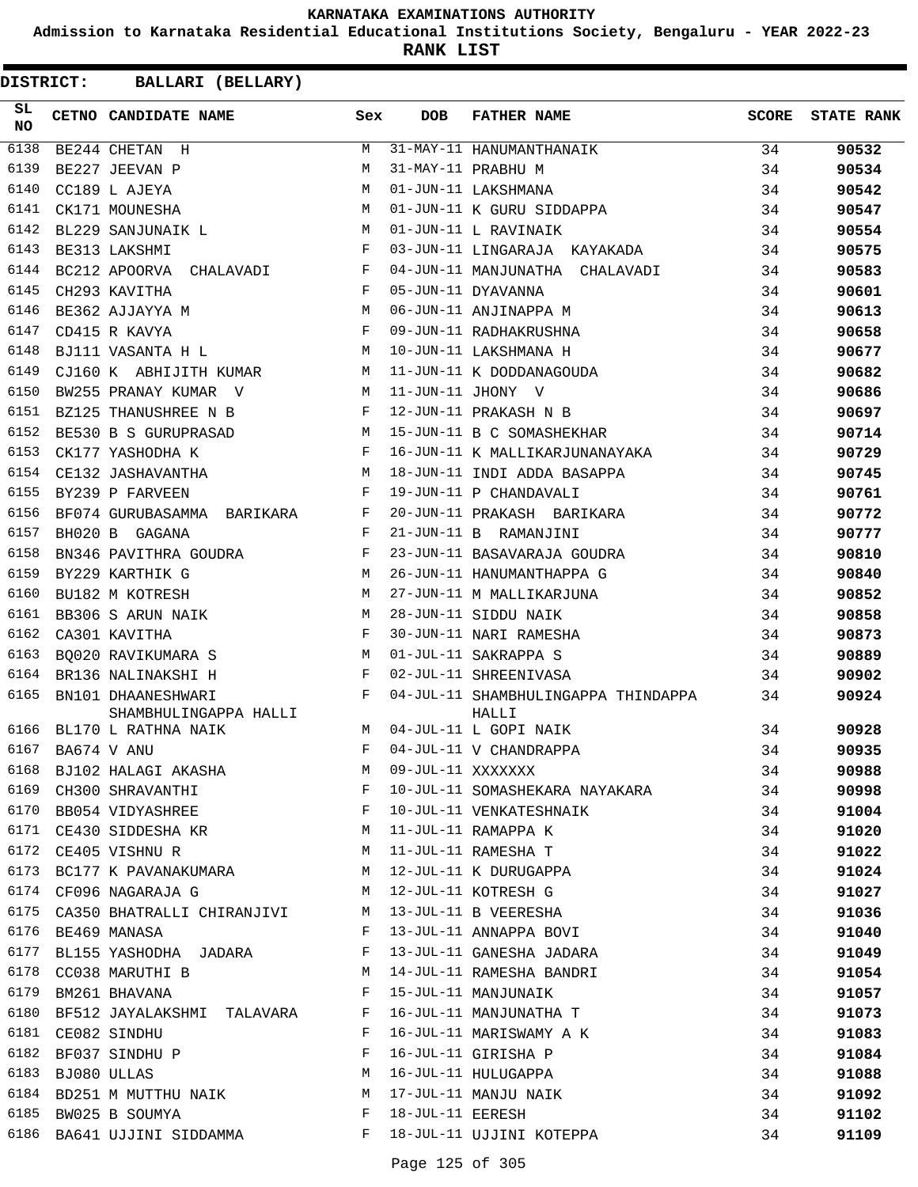KARNATAKA EXAMINATIONS AUTHORITY

Admission to Karnataka Residential Educational Institutions Society, Bengaluru - YEAR 2022-23

**RANK LIST**

**DISTRICT: BALLARI (BELLARY)**

| SL NO | CETNO | CANDIDATE NAME | Sex | DOB | FATHER NAME | SCORE | STATE RANK |
|---|---|---|---|---|---|---|---|
| 6138 | BE244 | CHETAN H | M | 31-MAY-11 | HANUMANTHANAIK | 34 | 90532 |
| 6139 | BE227 | JEEVAN P | M | 31-MAY-11 | PRABHU M | 34 | 90534 |
| 6140 | CC189 | L AJEYA | M | 01-JUN-11 | LAKSHMANA | 34 | 90542 |
| 6141 | CK171 | MOUNESHA | M | 01-JUN-11 | K GURU SIDDAPPA | 34 | 90547 |
| 6142 | BL229 | SANJUNAIK L | M | 01-JUN-11 | L RAVINAIK | 34 | 90554 |
| 6143 | BE313 | LAKSHMI | F | 03-JUN-11 | LINGARAJA KAYAKADA | 34 | 90575 |
| 6144 | BC212 | APOORVA CHALAVADI | F | 04-JUN-11 | MANJUNATHA CHALAVADI | 34 | 90583 |
| 6145 | CH293 | KAVITHA | F | 05-JUN-11 | DYAVANNA | 34 | 90601 |
| 6146 | BE362 | AJJAYYA M | M | 06-JUN-11 | ANJINAPPA M | 34 | 90613 |
| 6147 | CD415 | R KAVYA | F | 09-JUN-11 | RADHAKRUSHNA | 34 | 90658 |
| 6148 | BJ111 | VASANTA H L | M | 10-JUN-11 | LAKSHMANA H | 34 | 90677 |
| 6149 | CJ160 | K ABHIJITH KUMAR | M | 11-JUN-11 | K DODDANAGOUDA | 34 | 90682 |
| 6150 | BW255 | PRANAY KUMAR V | M | 11-JUN-11 | JHONY V | 34 | 90686 |
| 6151 | BZ125 | THANUSHREE N B | F | 12-JUN-11 | PRAKASH N B | 34 | 90697 |
| 6152 | BE530 | B S GURUPRASAD | M | 15-JUN-11 | B C SOMASHEKHAR | 34 | 90714 |
| 6153 | CK177 | YASHODHA K | F | 16-JUN-11 | K MALLIKARJUNANAYAKA | 34 | 90729 |
| 6154 | CE132 | JASHAVANTHA | M | 18-JUN-11 | INDI ADDA BASAPPA | 34 | 90745 |
| 6155 | BY239 | P FARVEEN | F | 19-JUN-11 | P CHANDAVALI | 34 | 90761 |
| 6156 | BF074 | GURUBASAMMA BARIKARA | F | 20-JUN-11 | PRAKASH BARIKARA | 34 | 90772 |
| 6157 | BH020 | B GAGANA | F | 21-JUN-11 | B RAMANJINI | 34 | 90777 |
| 6158 | BN346 | PAVITHRA GOUDRA | F | 23-JUN-11 | BASAVARAJA GOUDRA | 34 | 90810 |
| 6159 | BY229 | KARTHIK G | M | 26-JUN-11 | HANUMANTHAPPA G | 34 | 90840 |
| 6160 | BU182 | M KOTRESH | M | 27-JUN-11 | M MALLIKARJUNA | 34 | 90852 |
| 6161 | BB306 | S ARUN NAIK | M | 28-JUN-11 | SIDDU NAIK | 34 | 90858 |
| 6162 | CA301 | KAVITHA | F | 30-JUN-11 | NARI RAMESHA | 34 | 90873 |
| 6163 | BQ020 | RAVIKUMARA S | M | 01-JUL-11 | SAKRAPPA S | 34 | 90889 |
| 6164 | BR136 | NALINAKSHI H | F | 02-JUL-11 | SHREENIVASA | 34 | 90902 |
| 6165 | BN101 | DHAANESHWARI SHAMBHULINGAPPA HALLI | F | 04-JUL-11 | SHAMBHULINGAPPA THINDAPPA HALLI | 34 | 90924 |
| 6166 | BL170 | L RATHNA NAIK | M | 04-JUL-11 | L GOPI NAIK | 34 | 90928 |
| 6167 | BA674 | V ANU | F | 04-JUL-11 | V CHANDRAPPA | 34 | 90935 |
| 6168 | BJ102 | HALAGI AKASHA | M | 09-JUL-11 | XXXXXXX | 34 | 90988 |
| 6169 | CH300 | SHRAVANTHI | F | 10-JUL-11 | SOMASHEKARA NAYAKARA | 34 | 90998 |
| 6170 | BB054 | VIDYASHREE | F | 10-JUL-11 | VENKATESHNAIK | 34 | 91004 |
| 6171 | CE430 | SIDDESHA KR | M | 11-JUL-11 | RAMAPPA K | 34 | 91020 |
| 6172 | CE405 | VISHNU R | M | 11-JUL-11 | RAMESHA T | 34 | 91022 |
| 6173 | BC177 | K PAVANAKUMARA | M | 12-JUL-11 | K DURUGAPPA | 34 | 91024 |
| 6174 | CF096 | NAGARAJA G | M | 12-JUL-11 | KOTRESH G | 34 | 91027 |
| 6175 | CA350 | BHATRALLI CHIRANJIVI | M | 13-JUL-11 | B VEERESHA | 34 | 91036 |
| 6176 | BE469 | MANASA | F | 13-JUL-11 | ANNAPPA BOVI | 34 | 91040 |
| 6177 | BL155 | YASHODHA JADARA | F | 13-JUL-11 | GANESHA JADARA | 34 | 91049 |
| 6178 | CC038 | MARUTHI B | M | 14-JUL-11 | RAMESHA BANDRI | 34 | 91054 |
| 6179 | BM261 | BHAVANA | F | 15-JUL-11 | MANJUNAIK | 34 | 91057 |
| 6180 | BF512 | JAYALAKSHMI TALAVARA | F | 16-JUL-11 | MANJUNATHA T | 34 | 91073 |
| 6181 | CE082 | SINDHU | F | 16-JUL-11 | MARISWAMY A K | 34 | 91083 |
| 6182 | BF037 | SINDHU P | F | 16-JUL-11 | GIRISHA P | 34 | 91084 |
| 6183 | BJ080 | ULLAS | M | 16-JUL-11 | HULUGAPPA | 34 | 91088 |
| 6184 | BD251 | M MUTTHU NAIK | M | 17-JUL-11 | MANJU NAIK | 34 | 91092 |
| 6185 | BW025 | B SOUMYA | F | 18-JUL-11 | EERESH | 34 | 91102 |
| 6186 | BA641 | UJJINI SIDDAMMA | F | 18-JUL-11 | UJJINI KOTEPPA | 34 | 91109 |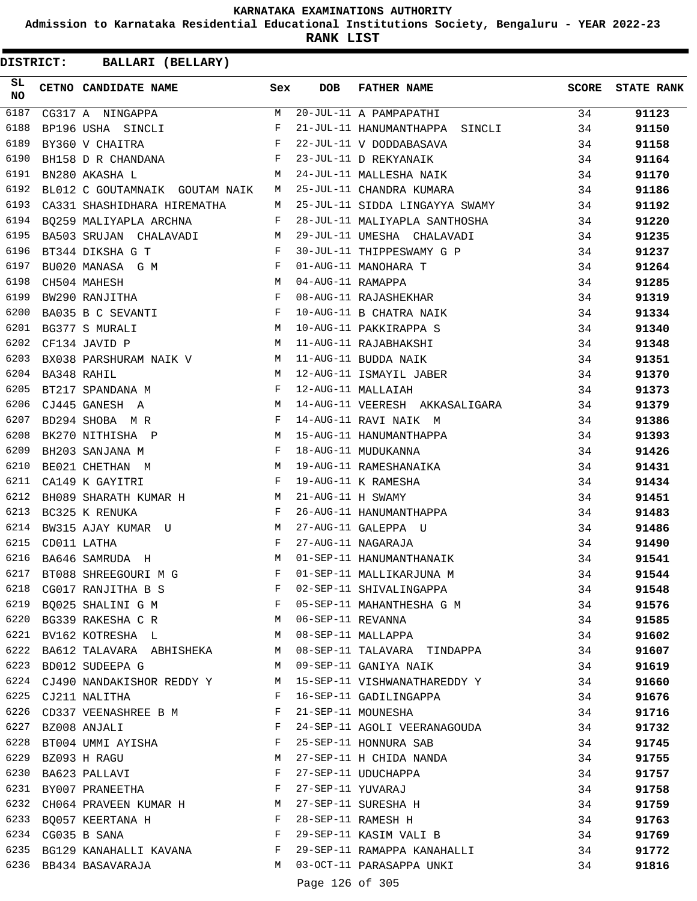# KARNATAKA EXAMINATIONS AUTHORITY

**Admission to Karnataka Residential Educational Institutions Society, Bengaluru - YEAR 2022-23**

**RANK LIST**

**DISTRICT: BALLARI (BELLARY)**

| SL NO | CETNO | CANDIDATE NAME | Sex | DOB | FATHER NAME | SCORE | STATE RANK |
|---|---|---|---|---|---|---|---|
| 6187 | CG317 | A NINGAPPA | M | 20-JUL-11 | A PAMPAPATHI | 34 | 91123 |
| 6188 | BP196 | USHA SINCLI | F | 21-JUL-11 | HANUMANTHAPPA SINCLI | 34 | 91150 |
| 6189 | BY360 | V CHAITRA | F | 22-JUL-11 | V DODDABASAVA | 34 | 91158 |
| 6190 | BH158 | D R CHANDANA | F | 23-JUL-11 | D REKYANAIK | 34 | 91164 |
| 6191 | BN280 | AKASHA L | M | 24-JUL-11 | MALLESHA NAIK | 34 | 91170 |
| 6192 | BL012 | C GOUTAMNAIK GOUTAM NAIK | M | 25-JUL-11 | CHANDRA KUMARA | 34 | 91186 |
| 6193 | CA331 | SHASHIDHARA HIREMATHA | M | 25-JUL-11 | SIDDA LINGAYYA SWAMY | 34 | 91192 |
| 6194 | BQ259 | MALIYAPLA ARCHNA | F | 28-JUL-11 | MALIYAPLA SANTHOSHA | 34 | 91220 |
| 6195 | BA503 | SRUJAN CHALAVADI | M | 29-JUL-11 | UMESHA CHALAVADI | 34 | 91235 |
| 6196 | BT344 | DIKSHA G T | F | 30-JUL-11 | THIPPESWAMY G P | 34 | 91237 |
| 6197 | BU020 | MANASA G M | F | 01-AUG-11 | MANOHARA T | 34 | 91264 |
| 6198 | CH504 | MAHESH | M | 04-AUG-11 | RAMAPPA | 34 | 91285 |
| 6199 | BW290 | RANJITHA | F | 08-AUG-11 | RAJASHEKHAR | 34 | 91319 |
| 6200 | BA035 | B C SEVANTI | F | 10-AUG-11 | B CHATRA NAIK | 34 | 91334 |
| 6201 | BG377 | S MURALI | M | 10-AUG-11 | PAKKIRAPPA S | 34 | 91340 |
| 6202 | CF134 | JAVID P | M | 11-AUG-11 | RAJABHAKSHI | 34 | 91348 |
| 6203 | BX038 | PARSHURAM NAIK V | M | 11-AUG-11 | BUDDA NAIK | 34 | 91351 |
| 6204 | BA348 | RAHIL | M | 12-AUG-11 | ISMAYIL JABER | 34 | 91370 |
| 6205 | BT217 | SPANDANA M | F | 12-AUG-11 | MALLAIAH | 34 | 91373 |
| 6206 | CJ445 | GANESH A | M | 14-AUG-11 | VEERESH AKKASALIGARA | 34 | 91379 |
| 6207 | BD294 | SHOBA M R | F | 14-AUG-11 | RAVI NAIK M | 34 | 91386 |
| 6208 | BK270 | NITHISHA P | M | 15-AUG-11 | HANUMANTHAPPA | 34 | 91393 |
| 6209 | BH203 | SANJANA M | F | 18-AUG-11 | MUDUKANNA | 34 | 91426 |
| 6210 | BE021 | CHETHAN M | M | 19-AUG-11 | RAMESHANAIKA | 34 | 91431 |
| 6211 | CA149 | K GAYITRI | F | 19-AUG-11 | K RAMESHA | 34 | 91434 |
| 6212 | BH089 | SHARATH KUMAR H | M | 21-AUG-11 | H SWAMY | 34 | 91451 |
| 6213 | BC325 | K RENUKA | F | 26-AUG-11 | HANUMANTHAPPA | 34 | 91483 |
| 6214 | BW315 | AJAY KUMAR U | M | 27-AUG-11 | GALEPPA U | 34 | 91486 |
| 6215 | CD011 | LATHA | F | 27-AUG-11 | NAGARAJA | 34 | 91490 |
| 6216 | BA646 | SAMRUDA H | M | 01-SEP-11 | HANUMANTHANAIK | 34 | 91541 |
| 6217 | BT088 | SHREEGOURI M G | F | 01-SEP-11 | MALLIKARJUNA M | 34 | 91544 |
| 6218 | CG017 | RANJITHA B S | F | 02-SEP-11 | SHIVALINGAPPA | 34 | 91548 |
| 6219 | BQ025 | SHALINI G M | F | 05-SEP-11 | MAHANTHESHA G M | 34 | 91576 |
| 6220 | BG339 | RAKESHA C R | M | 06-SEP-11 | REVANNA | 34 | 91585 |
| 6221 | BV162 | KOTRESHA L | M | 08-SEP-11 | MALLAPPA | 34 | 91602 |
| 6222 | BA612 | TALAVARA ABHISHEKA | M | 08-SEP-11 | TALAVARA TINDAPPA | 34 | 91607 |
| 6223 | BD012 | SUDEEPA G | M | 09-SEP-11 | GANIYA NAIK | 34 | 91619 |
| 6224 | CJ490 | NANDAKISHOR REDDY Y | M | 15-SEP-11 | VISHWANATHAREDDY Y | 34 | 91660 |
| 6225 | CJ211 | NALITHA | F | 16-SEP-11 | GADILINGAPPA | 34 | 91676 |
| 6226 | CD337 | VEENASHREE B M | F | 21-SEP-11 | MOUNESHA | 34 | 91716 |
| 6227 | BZ008 | ANJALI | F | 24-SEP-11 | AGOLI VEERANAGOUDA | 34 | 91732 |
| 6228 | BT004 | UMMI AYISHA | F | 25-SEP-11 | HONNURA SAB | 34 | 91745 |
| 6229 | BZ093 | H RAGU | M | 27-SEP-11 | H CHIDA NANDA | 34 | 91755 |
| 6230 | BA623 | PALLAVI | F | 27-SEP-11 | UDUCHAPPA | 34 | 91757 |
| 6231 | BY007 | PRANEETHA | F | 27-SEP-11 | YUVARAJ | 34 | 91758 |
| 6232 | CH064 | PRAVEEN KUMAR H | M | 27-SEP-11 | SURESHA H | 34 | 91759 |
| 6233 | BQ057 | KEERTANA H | F | 28-SEP-11 | RAMESH H | 34 | 91763 |
| 6234 | CG035 | B SANA | F | 29-SEP-11 | KASIM VALI B | 34 | 91769 |
| 6235 | BG129 | KANAHALLI KAVANA | F | 29-SEP-11 | RAMAPPA KANAHALLI | 34 | 91772 |
| 6236 | BB434 | BASAVARAJA | M | 03-OCT-11 | PARASAPPA UNKI | 34 | 91816 |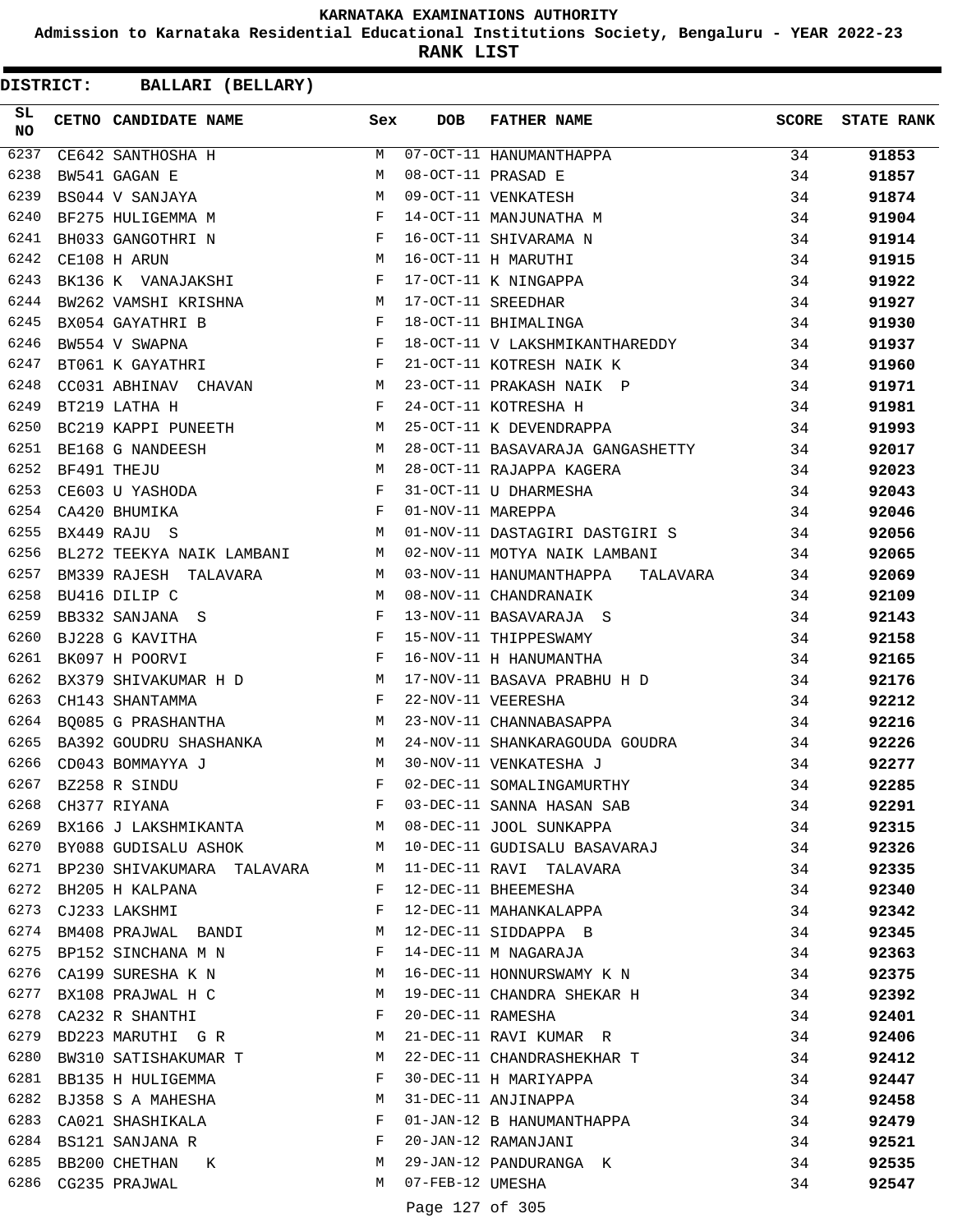KARNATAKA EXAMINATIONS AUTHORITY

Admission to Karnataka Residential Educational Institutions Society, Bengaluru - YEAR 2022-23

**RANK LIST**

**DISTRICT: BALLARI (BELLARY)**

| SL NO | CETNO | CANDIDATE NAME | Sex | DOB | FATHER NAME | SCORE | STATE RANK |
|---|---|---|---|---|---|---|---|
| 6237 | CE642 | SANTHOSHA H | M | 07-OCT-11 | HANUMANTHAPPA | 34 | 91853 |
| 6238 | BW541 | GAGAN E | M | 08-OCT-11 | PRASAD E | 34 | 91857 |
| 6239 | BS044 | V SANJAYA | M | 09-OCT-11 | VENKATESH | 34 | 91874 |
| 6240 | BF275 | HULIGEMMA M | F | 14-OCT-11 | MANJUNATHA M | 34 | 91904 |
| 6241 | BH033 | GANGOTHRI N | F | 16-OCT-11 | SHIVARAMA N | 34 | 91914 |
| 6242 | CE108 | H ARUN | M | 16-OCT-11 | H MARUTHI | 34 | 91915 |
| 6243 | BK136 | K VANAJAKSHI | F | 17-OCT-11 | K NINGAPPA | 34 | 91922 |
| 6244 | BW262 | VAMSHI KRISHNA | M | 17-OCT-11 | SREEDHAR | 34 | 91927 |
| 6245 | BX054 | GAYATHRI B | F | 18-OCT-11 | BHIMALINGA | 34 | 91930 |
| 6246 | BW554 | V SWAPNA | F | 18-OCT-11 | V LAKSHMIKANTHAREDDY | 34 | 91937 |
| 6247 | BT061 | K GAYATHRI | F | 21-OCT-11 | KOTRESH NAIK K | 34 | 91960 |
| 6248 | CC031 | ABHINAV CHAVAN | M | 23-OCT-11 | PRAKASH NAIK P | 34 | 91971 |
| 6249 | BT219 | LATHA H | F | 24-OCT-11 | KOTRESHA H | 34 | 91981 |
| 6250 | BC219 | KAPPI PUNEETH | M | 25-OCT-11 | K DEVENDRAPPA | 34 | 91993 |
| 6251 | BE168 | G NANDEESH | M | 28-OCT-11 | BASAVARAJA GANGASHETTY | 34 | 92017 |
| 6252 | BF491 | THEJU | M | 28-OCT-11 | RAJAPPA KAGERA | 34 | 92023 |
| 6253 | CE603 | U YASHODA | F | 31-OCT-11 | U DHARMESHA | 34 | 92043 |
| 6254 | CA420 | BHUMIKA | F | 01-NOV-11 | MAREPPA | 34 | 92046 |
| 6255 | BX449 | RAJU S | M | 01-NOV-11 | DASTAGIRI DASTGIRI S | 34 | 92056 |
| 6256 | BL272 | TEEKYA NAIK LAMBANI | M | 02-NOV-11 | MOTYA NAIK LAMBANI | 34 | 92065 |
| 6257 | BM339 | RAJESH TALAVARA | M | 03-NOV-11 | HANUMANTHAPPA TALAVARA | 34 | 92069 |
| 6258 | BU416 | DILIP C | M | 08-NOV-11 | CHANDRANAIK | 34 | 92109 |
| 6259 | BB332 | SANJANA S | F | 13-NOV-11 | BASAVARAJA S | 34 | 92143 |
| 6260 | BJ228 | G KAVITHA | F | 15-NOV-11 | THIPPESWAMY | 34 | 92158 |
| 6261 | BK097 | H POORVI | F | 16-NOV-11 | H HANUMANTHA | 34 | 92165 |
| 6262 | BX379 | SHIVAKUMAR H D | M | 17-NOV-11 | BASAVA PRABHU H D | 34 | 92176 |
| 6263 | CH143 | SHANTAMMA | F | 22-NOV-11 | VEERESHA | 34 | 92212 |
| 6264 | BQ085 | G PRASHANTHA | M | 23-NOV-11 | CHANNABASAPPA | 34 | 92216 |
| 6265 | BA392 | GOUDRU SHASHANKA | M | 24-NOV-11 | SHANKARAGOUDA GOUDRA | 34 | 92226 |
| 6266 | CD043 | BOMMAYYA J | M | 30-NOV-11 | VENKATESHA J | 34 | 92277 |
| 6267 | BZ258 | R SINDU | F | 02-DEC-11 | SOMALINGAMURTHY | 34 | 92285 |
| 6268 | CH377 | RIYANA | F | 03-DEC-11 | SANNA HASAN SAB | 34 | 92291 |
| 6269 | BX166 | J LAKSHMIKANTA | M | 08-DEC-11 | JOOL SUNKAPPA | 34 | 92315 |
| 6270 | BY088 | GUDISALU ASHOK | M | 10-DEC-11 | GUDISALU BASAVARAJ | 34 | 92326 |
| 6271 | BP230 | SHIVAKUMARA TALAVARA | M | 11-DEC-11 | RAVI TALAVARA | 34 | 92335 |
| 6272 | BH205 | H KALPANA | F | 12-DEC-11 | BHEEMESHA | 34 | 92340 |
| 6273 | CJ233 | LAKSHMI | F | 12-DEC-11 | MAHANKALAPPA | 34 | 92342 |
| 6274 | BM408 | PRAJWAL BANDI | M | 12-DEC-11 | SIDDAPPA B | 34 | 92345 |
| 6275 | BP152 | SINCHANA M N | F | 14-DEC-11 | M NAGARAJA | 34 | 92363 |
| 6276 | CA199 | SURESHA K N | M | 16-DEC-11 | HONNURSWAMY K N | 34 | 92375 |
| 6277 | BX108 | PRAJWAL H C | M | 19-DEC-11 | CHANDRA SHEKAR H | 34 | 92392 |
| 6278 | CA232 | R SHANTHI | F | 20-DEC-11 | RAMESHA | 34 | 92401 |
| 6279 | BD223 | MARUTHI G R | M | 21-DEC-11 | RAVI KUMAR R | 34 | 92406 |
| 6280 | BW310 | SATISHAKUMAR T | M | 22-DEC-11 | CHANDRASHEKHAR T | 34 | 92412 |
| 6281 | BB135 | H HULIGEMMA | F | 30-DEC-11 | H MARIYAPPA | 34 | 92447 |
| 6282 | BJ358 | S A MAHESHA | M | 31-DEC-11 | ANJINAPPA | 34 | 92458 |
| 6283 | CA021 | SHASHIKALA | F | 01-JAN-12 | B HANUMANTHAPPA | 34 | 92479 |
| 6284 | BS121 | SANJANA R | F | 20-JAN-12 | RAMANJANI | 34 | 92521 |
| 6285 | BB200 | CHETHAN K | M | 29-JAN-12 | PANDURANGA K | 34 | 92535 |
| 6286 | CG235 | PRAJWAL | M | 07-FEB-12 | UMESHA | 34 | 92547 |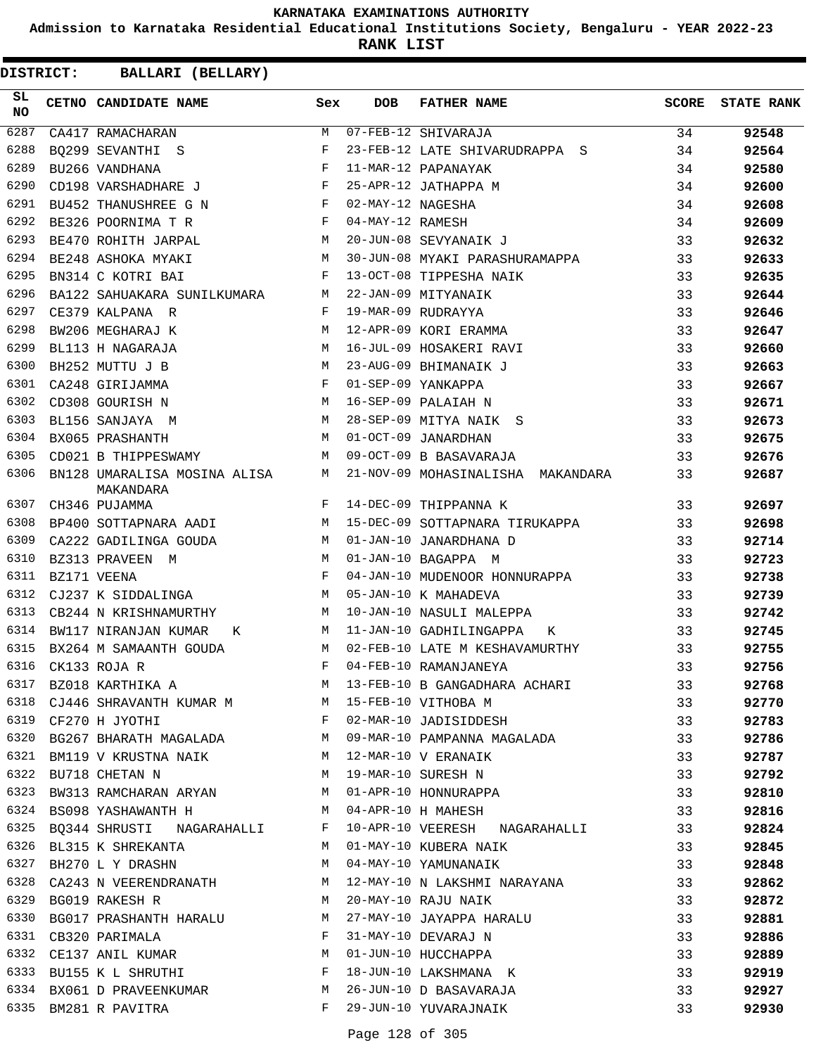# KARNATAKA EXAMINATIONS AUTHORITY

**Admission to Karnataka Residential Educational Institutions Society, Bengaluru - YEAR 2022-23**

**RANK LIST**

**DISTRICT: BALLARI (BELLARY)**

| SL NO | CETNO | CANDIDATE NAME | Sex | DOB | FATHER NAME | SCORE | STATE RANK |
|---|---|---|---|---|---|---|---|
| 6287 | CA417 | RAMACHARAN | M | 07-FEB-12 | SHIVARAJA | 34 | 92548 |
| 6288 | BQ299 | SEVANTHI S | F | 23-FEB-12 | LATE SHIVARUDRAPPA S | 34 | 92564 |
| 6289 | BU266 | VANDHANA | F | 11-MAR-12 | PAPANAYAK | 34 | 92580 |
| 6290 | CD198 | VARSHADHARE J | F | 25-APR-12 | JATHAPPA M | 34 | 92600 |
| 6291 | BU452 | THANUSHREE G N | F | 02-MAY-12 | NAGESHA | 34 | 92608 |
| 6292 | BE326 | POORNIMA T R | F | 04-MAY-12 | RAMESH | 34 | 92609 |
| 6293 | BE470 | ROHITH JARPAL | M | 20-JUN-08 | SEVYANAIK J | 33 | 92632 |
| 6294 | BE248 | ASHOKA MYAKI | M | 30-JUN-08 | MYAKI PARASHURAMAPPA | 33 | 92633 |
| 6295 | BN314 | C KOTRI BAI | F | 13-OCT-08 | TIPPESHA NAIK | 33 | 92635 |
| 6296 | BA122 | SAHUAKARA SUNILKUMARA | M | 22-JAN-09 | MITYANAIK | 33 | 92644 |
| 6297 | CE379 | KALPANA R | F | 19-MAR-09 | RUDRAYYA | 33 | 92646 |
| 6298 | BW206 | MEGHARAJ K | M | 12-APR-09 | KORI ERAMMA | 33 | 92647 |
| 6299 | BL113 | H NAGARAJA | M | 16-JUL-09 | HOSAKERI RAVI | 33 | 92660 |
| 6300 | BH252 | MUTTU J B | M | 23-AUG-09 | BHIMANAIK J | 33 | 92663 |
| 6301 | CA248 | GIRIJAMMA | F | 01-SEP-09 | YANKAPPA | 33 | 92667 |
| 6302 | CD308 | GOURISH N | M | 16-SEP-09 | PALAIAH N | 33 | 92671 |
| 6303 | BL156 | SANJAYA M | M | 28-SEP-09 | MITYA NAIK S | 33 | 92673 |
| 6304 | BX065 | PRASHANTH | M | 01-OCT-09 | JANARDHAN | 33 | 92675 |
| 6305 | CD021 | B THIPPESWAMY | M | 09-OCT-09 | B BASAVARAJA | 33 | 92676 |
| 6306 | BN128 | UMARALISA MOSINA ALISA MAKANDARA | M | 21-NOV-09 | MOHASINALISHA MAKANDARA | 33 | 92687 |
| 6307 | CH346 | PUJAMMA | F | 14-DEC-09 | THIPPANNA K | 33 | 92697 |
| 6308 | BP400 | SOTTAPNARA AADI | M | 15-DEC-09 | SOTTAPNARA TIRUKAPPA | 33 | 92698 |
| 6309 | CA222 | GADILINGA GOUDA | M | 01-JAN-10 | JANARDHANA D | 33 | 92714 |
| 6310 | BZ313 | PRAVEEN M | M | 01-JAN-10 | BAGAPPA M | 33 | 92723 |
| 6311 | BZ171 | VEENA | F | 04-JAN-10 | MUDENOOR HONNURAPPA | 33 | 92738 |
| 6312 | CJ237 | K SIDDALINGA | M | 05-JAN-10 | K MAHADEVA | 33 | 92739 |
| 6313 | CB244 | N KRISHNAMURTHY | M | 10-JAN-10 | NASULI MALEPPA | 33 | 92742 |
| 6314 | BW117 | NIRANJAN KUMAR K | M | 11-JAN-10 | GADHILINGAPPA K | 33 | 92745 |
| 6315 | BX264 | M SAMAANTH GOUDA | M | 02-FEB-10 | LATE M KESHAVAMURTHY | 33 | 92755 |
| 6316 | CK133 | ROJA R | F | 04-FEB-10 | RAMANJANEYA | 33 | 92756 |
| 6317 | BZ018 | KARTHIKA A | M | 13-FEB-10 | B GANGADHARA ACHARI | 33 | 92768 |
| 6318 | CJ446 | SHRAVANTH KUMAR M | M | 15-FEB-10 | VITHOBA M | 33 | 92770 |
| 6319 | CF270 | H JYOTHI | F | 02-MAR-10 | JADISIDDESH | 33 | 92783 |
| 6320 | BG267 | BHARATH MAGALADA | M | 09-MAR-10 | PAMPANNA MAGALADA | 33 | 92786 |
| 6321 | BM119 | V KRUSTNA NAIK | M | 12-MAR-10 | V ERANAIK | 33 | 92787 |
| 6322 | BU718 | CHETAN N | M | 19-MAR-10 | SURESH N | 33 | 92792 |
| 6323 | BW313 | RAMCHARAN ARYAN | M | 01-APR-10 | HONNURAPPA | 33 | 92810 |
| 6324 | BS098 | YASHAWANTH H | M | 04-APR-10 | H MAHESH | 33 | 92816 |
| 6325 | BQ344 | SHRUSTI NAGARAHALLI | F | 10-APR-10 | VEERESH NAGARAHALLI | 33 | 92824 |
| 6326 | BL315 | K SHREKANTA | M | 01-MAY-10 | KUBERA NAIK | 33 | 92845 |
| 6327 | BH270 | L Y DRASHN | M | 04-MAY-10 | YAMUNANAIK | 33 | 92848 |
| 6328 | CA243 | N VEERENDRANATH | M | 12-MAY-10 | N LAKSHMI NARAYANA | 33 | 92862 |
| 6329 | BG019 | RAKESH R | M | 20-MAY-10 | RAJU NAIK | 33 | 92872 |
| 6330 | BG017 | PRASHANTH HARALU | M | 27-MAY-10 | JAYAPPA HARALU | 33 | 92881 |
| 6331 | CB320 | PARIMALA | F | 31-MAY-10 | DEVARAJ N | 33 | 92886 |
| 6332 | CE137 | ANIL KUMAR | M | 01-JUN-10 | HUCCHAPPA | 33 | 92889 |
| 6333 | BU155 | K L SHRUTHI | F | 18-JUN-10 | LAKSHMANA K | 33 | 92919 |
| 6334 | BX061 | D PRAVEENKUMAR | M | 26-JUN-10 | D BASAVARAJA | 33 | 92927 |
| 6335 | BM281 | R PAVITRA | F | 29-JUN-10 | YUVARAJNAIK | 33 | 92930 |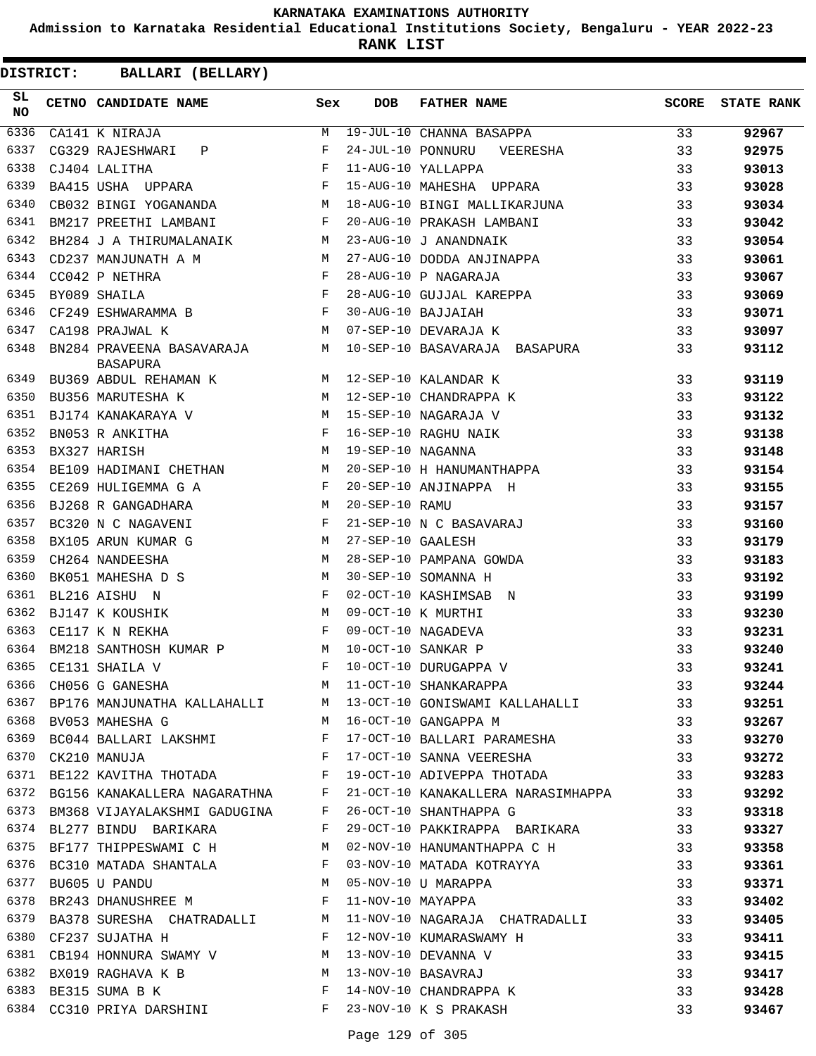KARNATAKA EXAMINATIONS AUTHORITY

Admission to Karnataka Residential Educational Institutions Society, Bengaluru - YEAR 2022-23

**RANK LIST**

**DISTRICT: BALLARI (BELLARY)**

| SL NO | CETNO | CANDIDATE NAME | Sex | DOB | FATHER NAME | SCORE | STATE RANK |
|---|---|---|---|---|---|---|---|
| 6336 | CA141 | K NIRAJA | M | 19-JUL-10 | CHANNA BASAPPA | 33 | 92967 |
| 6337 | CG329 | RAJESHWARI P | F | 24-JUL-10 | PONNURU VEERESHA | 33 | 92975 |
| 6338 | CJ404 | LALITHA | F | 11-AUG-10 | YALLAPPA | 33 | 93013 |
| 6339 | BA415 | USHA UPPARA | F | 15-AUG-10 | MAHESHA UPPARA | 33 | 93028 |
| 6340 | CB032 | BINGI YOGANANDA | M | 18-AUG-10 | BINGI MALLIKARJUNA | 33 | 93034 |
| 6341 | BM217 | PREETHI LAMBANI | F | 20-AUG-10 | PRAKASH LAMBANI | 33 | 93042 |
| 6342 | BH284 | J A THIRUMALANAIK | M | 23-AUG-10 | J ANANDNAIK | 33 | 93054 |
| 6343 | CD237 | MANJUNATH A M | M | 27-AUG-10 | DODDA ANJINAPPA | 33 | 93061 |
| 6344 | CC042 | P NETHRA | F | 28-AUG-10 | P NAGARAJA | 33 | 93067 |
| 6345 | BY089 | SHAILA | F | 28-AUG-10 | GUJJAL KAREPPA | 33 | 93069 |
| 6346 | CF249 | ESHWARAMMA B | F | 30-AUG-10 | BAJJAIAH | 33 | 93071 |
| 6347 | CA198 | PRAJWAL K | M | 07-SEP-10 | DEVARAJA K | 33 | 93097 |
| 6348 | BN284 | PRAVEENA BASAVARAJA BASAPURA | M | 10-SEP-10 | BASAVARAJA BASAPURA | 33 | 93112 |
| 6349 | BU369 | ABDUL REHAMAN K | M | 12-SEP-10 | KALANDAR K | 33 | 93119 |
| 6350 | BU356 | MARUTESHA K | M | 12-SEP-10 | CHANDRAPPA K | 33 | 93122 |
| 6351 | BJ174 | KANAKARAYA V | M | 15-SEP-10 | NAGARAJA V | 33 | 93132 |
| 6352 | BN053 | R ANKITHA | F | 16-SEP-10 | RAGHU NAIK | 33 | 93138 |
| 6353 | BX327 | HARISH | M | 19-SEP-10 | NAGANNA | 33 | 93148 |
| 6354 | BE109 | HADIMANI CHETHAN | M | 20-SEP-10 | H HANUMANTHAPPA | 33 | 93154 |
| 6355 | CE269 | HULIGEMMA G A | F | 20-SEP-10 | ANJINAPPA H | 33 | 93155 |
| 6356 | BJ268 | R GANGADHARA | M | 20-SEP-10 | RAMU | 33 | 93157 |
| 6357 | BC320 | N C NAGAVENI | F | 21-SEP-10 | N C BASAVARAJ | 33 | 93160 |
| 6358 | BX105 | ARUN KUMAR G | M | 27-SEP-10 | GAALESH | 33 | 93179 |
| 6359 | CH264 | NANDEESHA | M | 28-SEP-10 | PAMPANA GOWDA | 33 | 93183 |
| 6360 | BK051 | MAHESHA D S | M | 30-SEP-10 | SOMANNA H | 33 | 93192 |
| 6361 | BL216 | AISHU N | F | 02-OCT-10 | KASHIMSAB N | 33 | 93199 |
| 6362 | BJ147 | K KOUSHIK | M | 09-OCT-10 | K MURTHI | 33 | 93230 |
| 6363 | CE117 | K N REKHA | F | 09-OCT-10 | NAGADEVA | 33 | 93231 |
| 6364 | BM218 | SANTHOSH KUMAR P | M | 10-OCT-10 | SANKAR P | 33 | 93240 |
| 6365 | CE131 | SHAILA V | F | 10-OCT-10 | DURUGAPPA V | 33 | 93241 |
| 6366 | CH056 | G GANESHA | M | 11-OCT-10 | SHANKARAPPA | 33 | 93244 |
| 6367 | BP176 | MANJUNATHA KALLAHALLI | M | 13-OCT-10 | GONISWAMI KALLAHALLI | 33 | 93251 |
| 6368 | BV053 | MAHESHA G | M | 16-OCT-10 | GANGAPPA M | 33 | 93267 |
| 6369 | BC044 | BALLARI LAKSHMI | F | 17-OCT-10 | BALLARI PARAMESHA | 33 | 93270 |
| 6370 | CK210 | MANUJA | F | 17-OCT-10 | SANNA VEERESHA | 33 | 93272 |
| 6371 | BE122 | KAVITHA THOTADA | F | 19-OCT-10 | ADIVEPPA THOTADA | 33 | 93283 |
| 6372 | BG156 | KANAKALLERA NAGARATHNA | F | 21-OCT-10 | KANAKALLERA NARASIMHAPPA | 33 | 93292 |
| 6373 | BM368 | VIJAYALAKSHMI GADUGINA | F | 26-OCT-10 | SHANTHAPPA G | 33 | 93318 |
| 6374 | BL277 | BINDU BARIKARA | F | 29-OCT-10 | PAKKIRAPPA BARIKARA | 33 | 93327 |
| 6375 | BF177 | THIPPESWAMI C H | M | 02-NOV-10 | HANUMANTHAPPA C H | 33 | 93358 |
| 6376 | BC310 | MATADA SHANTALA | F | 03-NOV-10 | MATADA KOTRAYYA | 33 | 93361 |
| 6377 | BU605 | U PANDU | M | 05-NOV-10 | U MARAPPA | 33 | 93371 |
| 6378 | BR243 | DHANUSHREE M | F | 11-NOV-10 | MAYAPPA | 33 | 93402 |
| 6379 | BA378 | SURESHA CHATRADALLI | M | 11-NOV-10 | NAGARAJA CHATRADALLI | 33 | 93405 |
| 6380 | CF237 | SUJATHA H | F | 12-NOV-10 | KUMARASWAMY H | 33 | 93411 |
| 6381 | CB194 | HONNURA SWAMY V | M | 13-NOV-10 | DEVANNA V | 33 | 93415 |
| 6382 | BX019 | RAGHAVA K B | M | 13-NOV-10 | BASAVRAJ | 33 | 93417 |
| 6383 | BE315 | SUMA B K | F | 14-NOV-10 | CHANDRAPPA K | 33 | 93428 |
| 6384 | CC310 | PRIYA DARSHINI | F | 23-NOV-10 | K S PRAKASH | 33 | 93467 |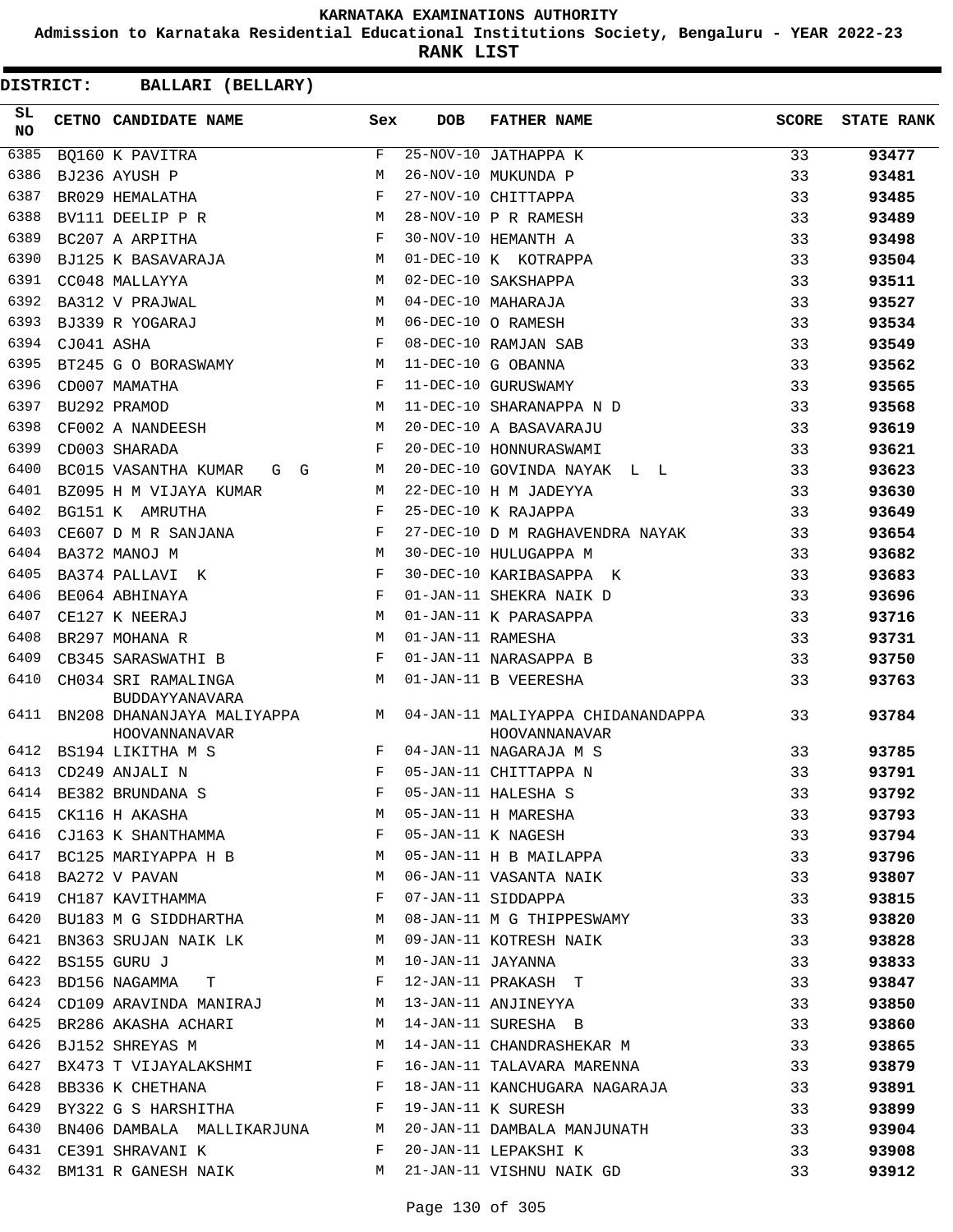KARNATAKA EXAMINATIONS AUTHORITY

Admission to Karnataka Residential Educational Institutions Society, Bengaluru - YEAR 2022-23

**RANK LIST**

**DISTRICT: BALLARI (BELLARY)**

| SL NO | CETNO | CANDIDATE NAME | Sex | DOB | FATHER NAME | SCORE | STATE RANK |
|---|---|---|---|---|---|---|---|
| 6385 | BQ160 | K PAVITRA | F | 25-NOV-10 | JATHAPPA K | 33 | 93477 |
| 6386 | BJ236 | AYUSH P | M | 26-NOV-10 | MUKUNDA P | 33 | 93481 |
| 6387 | BR029 | HEMALATHA | F | 27-NOV-10 | CHITTAPPA | 33 | 93485 |
| 6388 | BV111 | DEELIP P R | M | 28-NOV-10 | P R RAMESH | 33 | 93489 |
| 6389 | BC207 | A ARPITHA | F | 30-NOV-10 | HEMANTH A | 33 | 93498 |
| 6390 | BJ125 | K BASAVARAJA | M | 01-DEC-10 | K KOTRAPPA | 33 | 93504 |
| 6391 | CC048 | MALLAYYA | M | 02-DEC-10 | SAKSHAPPA | 33 | 93511 |
| 6392 | BA312 | V PRAJWAL | M | 04-DEC-10 | MAHARAJA | 33 | 93527 |
| 6393 | BJ339 | R YOGARAJ | M | 06-DEC-10 | O RAMESH | 33 | 93534 |
| 6394 | CJ041 | ASHA | F | 08-DEC-10 | RAMJAN SAB | 33 | 93549 |
| 6395 | BT245 | G O BORASWAMY | M | 11-DEC-10 | G OBANNA | 33 | 93562 |
| 6396 | CD007 | MAMATHA | F | 11-DEC-10 | GURUSWAMY | 33 | 93565 |
| 6397 | BU292 | PRAMOD | M | 11-DEC-10 | SHARANAPPA N D | 33 | 93568 |
| 6398 | CF002 | A NANDEESH | M | 20-DEC-10 | A BASAVARAJU | 33 | 93619 |
| 6399 | CD003 | SHARADA | F | 20-DEC-10 | HONNURASWAMI | 33 | 93621 |
| 6400 | BC015 | VASANTHA KUMAR G G | M | 20-DEC-10 | GOVINDA NAYAK L L | 33 | 93623 |
| 6401 | BZ095 | H M VIJAYA KUMAR | M | 22-DEC-10 | H M JADEYYA | 33 | 93630 |
| 6402 | BG151 | K AMRUTHA | F | 25-DEC-10 | K RAJAPPA | 33 | 93649 |
| 6403 | CE607 | D M R SANJANA | F | 27-DEC-10 | D M RAGHAVENDRA NAYAK | 33 | 93654 |
| 6404 | BA372 | MANOJ M | M | 30-DEC-10 | HULUGAPPA M | 33 | 93682 |
| 6405 | BA374 | PALLAVI K | F | 30-DEC-10 | KARIBASAPPA K | 33 | 93683 |
| 6406 | BE064 | ABHINAYA | F | 01-JAN-11 | SHEKRA NAIK D | 33 | 93696 |
| 6407 | CE127 | K NEERAJ | M | 01-JAN-11 | K PARASAPPA | 33 | 93716 |
| 6408 | BR297 | MOHANA R | M | 01-JAN-11 | RAMESHA | 33 | 93731 |
| 6409 | CB345 | SARASWATHI B | F | 01-JAN-11 | NARASAPPA B | 33 | 93750 |
| 6410 | CH034 | SRI RAMALINGA BUDDAYYANAVARA | M | 01-JAN-11 | B VEERESHA | 33 | 93763 |
| 6411 | BN208 | DHANANJAYA MALIYAPPA HOOVANNANAVAR | M | 04-JAN-11 | MALIYAPPA CHIDANANDAPPA HOOVANNANAVAR | 33 | 93784 |
| 6412 | BS194 | LIKITHA M S | F | 04-JAN-11 | NAGARAJA M S | 33 | 93785 |
| 6413 | CD249 | ANJALI N | F | 05-JAN-11 | CHITTAPPA N | 33 | 93791 |
| 6414 | BE382 | BRUNDANA S | F | 05-JAN-11 | HALESHA S | 33 | 93792 |
| 6415 | CK116 | H AKASHA | M | 05-JAN-11 | H MARESHA | 33 | 93793 |
| 6416 | CJ163 | K SHANTHAMMA | F | 05-JAN-11 | K NAGESH | 33 | 93794 |
| 6417 | BC125 | MARIYAPPA H B | M | 05-JAN-11 | H B MAILAPPA | 33 | 93796 |
| 6418 | BA272 | V PAVAN | M | 06-JAN-11 | VASANTA NAIK | 33 | 93807 |
| 6419 | CH187 | KAVITHAMMA | F | 07-JAN-11 | SIDDAPPA | 33 | 93815 |
| 6420 | BU183 | M G SIDDHARTHA | M | 08-JAN-11 | M G THIPPESWAMY | 33 | 93820 |
| 6421 | BN363 | SRUJAN NAIK LK | M | 09-JAN-11 | KOTRESH NAIK | 33 | 93828 |
| 6422 | BS155 | GURU J | M | 10-JAN-11 | JAYANNA | 33 | 93833 |
| 6423 | BD156 | NAGAMMA T | F | 12-JAN-11 | PRAKASH T | 33 | 93847 |
| 6424 | CD109 | ARAVINDA MANIRAJ | M | 13-JAN-11 | ANJINEYYA | 33 | 93850 |
| 6425 | BR286 | AKASHA ACHARI | M | 14-JAN-11 | SURESHA B | 33 | 93860 |
| 6426 | BJ152 | SHREYAS M | M | 14-JAN-11 | CHANDRASHEKAR M | 33 | 93865 |
| 6427 | BX473 | T VIJAYALAKSHMI | F | 16-JAN-11 | TALAVARA MARENNA | 33 | 93879 |
| 6428 | BB336 | K CHETHANA | F | 18-JAN-11 | KANCHUGARA NAGARAJA | 33 | 93891 |
| 6429 | BY322 | G S HARSHITHA | F | 19-JAN-11 | K SURESH | 33 | 93899 |
| 6430 | BN406 | DAMBALA MALLIKARJUNA | M | 20-JAN-11 | DAMBALA MANJUNATH | 33 | 93904 |
| 6431 | CE391 | SHRAVANI K | F | 20-JAN-11 | LEPAKSHI K | 33 | 93908 |
| 6432 | BM131 | R GANESH NAIK | M | 21-JAN-11 | VISHNU NAIK GD | 33 | 93912 |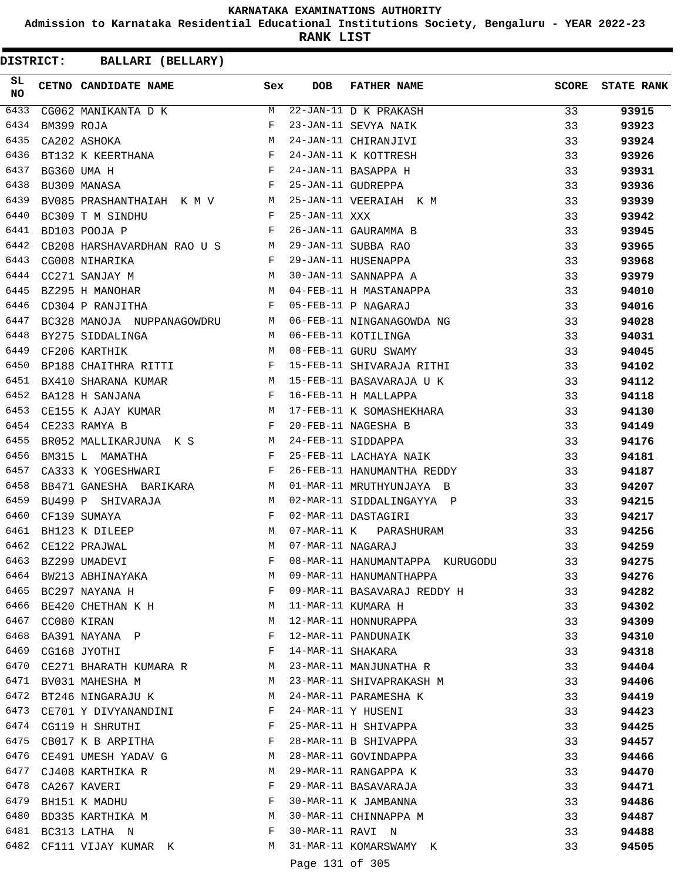# KARNATAKA EXAMINATIONS AUTHORITY

**Admission to Karnataka Residential Educational Institutions Society, Bengaluru - YEAR 2022-23**

**RANK LIST**

**DISTRICT: BALLARI (BELLARY)**

| SL NO | CETNO | CANDIDATE NAME | Sex | DOB | FATHER NAME | SCORE | STATE RANK |
|---|---|---|---|---|---|---|---|
| 6433 | CG062 | MANIKANTA D K | M | 22-JAN-11 | D K PRAKASH | 33 | 93915 |
| 6434 | BM399 | ROJA | F | 23-JAN-11 | SEVYA NAIK | 33 | 93923 |
| 6435 | CA202 | ASHOKA | M | 24-JAN-11 | CHIRANJIVI | 33 | 93924 |
| 6436 | BT132 | K KEERTHANA | F | 24-JAN-11 | K KOTTRESH | 33 | 93926 |
| 6437 | BG360 | UMA H | F | 24-JAN-11 | BASAPPA H | 33 | 93931 |
| 6438 | BU309 | MANASA | F | 25-JAN-11 | GUDREPPA | 33 | 93936 |
| 6439 | BV085 | PRASHANTHAIAH K M V | M | 25-JAN-11 | VEERAIAH K M | 33 | 93939 |
| 6440 | BC309 | T M SINDHU | F | 25-JAN-11 | XXX | 33 | 93942 |
| 6441 | BD103 | POOJA P | F | 26-JAN-11 | GAURAMMA B | 33 | 93945 |
| 6442 | CB208 | HARSHAVARDHAN RAO U S | M | 29-JAN-11 | SUBBA RAO | 33 | 93965 |
| 6443 | CG008 | NIHARIKA | F | 29-JAN-11 | HUSENAPPA | 33 | 93968 |
| 6444 | CC271 | SANJAY M | M | 30-JAN-11 | SANNAPPA A | 33 | 93979 |
| 6445 | BZ295 | H MANOHAR | M | 04-FEB-11 | H MASTANAPPA | 33 | 94010 |
| 6446 | CD304 | P RANJITHA | F | 05-FEB-11 | P NAGARAJ | 33 | 94016 |
| 6447 | BC328 | MANOJA NUPPANAGOWDRU | M | 06-FEB-11 | NINGANAGOWDA NG | 33 | 94028 |
| 6448 | BY275 | SIDDALINGA | M | 06-FEB-11 | KOTILINGA | 33 | 94031 |
| 6449 | CF206 | KARTHIK | M | 08-FEB-11 | GURU SWAMY | 33 | 94045 |
| 6450 | BP188 | CHAITHRA RITTI | F | 15-FEB-11 | SHIVARAJA RITHI | 33 | 94102 |
| 6451 | BX410 | SHARANA KUMAR | M | 15-FEB-11 | BASAVARAJA U K | 33 | 94112 |
| 6452 | BA128 | H SANJANA | F | 16-FEB-11 | H MALLAPPA | 33 | 94118 |
| 6453 | CE155 | K AJAY KUMAR | M | 17-FEB-11 | K SOMASHEKHARA | 33 | 94130 |
| 6454 | CE233 | RAMYA B | F | 20-FEB-11 | NAGESHA B | 33 | 94149 |
| 6455 | BR052 | MALLIKARJUNA K S | M | 24-FEB-11 | SIDDAPPA | 33 | 94176 |
| 6456 | BM315 | L MAMATHA | F | 25-FEB-11 | LACHAYA NAIK | 33 | 94181 |
| 6457 | CA333 | K YOGESHWARI | F | 26-FEB-11 | HANUMANTHA REDDY | 33 | 94187 |
| 6458 | BB471 | GANESHA BARIKARA | M | 01-MAR-11 | MRUTHYUNJAYA B | 33 | 94207 |
| 6459 | BU499 | P SHIVARAJA | M | 02-MAR-11 | SIDDALINGAYYA P | 33 | 94215 |
| 6460 | CF139 | SUMAYA | F | 02-MAR-11 | DASTAGIRI | 33 | 94217 |
| 6461 | BH123 | K DILEEP | M | 07-MAR-11 | K PARASHURAM | 33 | 94256 |
| 6462 | CE122 | PRAJWAL | M | 07-MAR-11 | NAGARAJ | 33 | 94259 |
| 6463 | BZ299 | UMADEVI | F | 08-MAR-11 | HANUMANTAPPA KURUGODU | 33 | 94275 |
| 6464 | BW213 | ABHINAYAKA | M | 09-MAR-11 | HANUMANTHAPPA | 33 | 94276 |
| 6465 | BC297 | NAYANA H | F | 09-MAR-11 | BASAVARAJ REDDY H | 33 | 94282 |
| 6466 | BE420 | CHETHAN K H | M | 11-MAR-11 | KUMARA H | 33 | 94302 |
| 6467 | CC080 | KIRAN | M | 12-MAR-11 | HONNURAPPA | 33 | 94309 |
| 6468 | BA391 | NAYANA P | F | 12-MAR-11 | PANDUNAIK | 33 | 94310 |
| 6469 | CG168 | JYOTHI | F | 14-MAR-11 | SHAKARA | 33 | 94318 |
| 6470 | CE271 | BHARATH KUMARA R | M | 23-MAR-11 | MANJUNATHA R | 33 | 94404 |
| 6471 | BV031 | MAHESHA M | M | 23-MAR-11 | SHIVAPRAKASH M | 33 | 94406 |
| 6472 | BT246 | NINGARAJU K | M | 24-MAR-11 | PARAMESHA K | 33 | 94419 |
| 6473 | CE701 | Y DIVYANANDINI | F | 24-MAR-11 | Y HUSENI | 33 | 94423 |
| 6474 | CG119 | H SHRUTHI | F | 25-MAR-11 | H SHIVAPPA | 33 | 94425 |
| 6475 | CB017 | K B ARPITHA | F | 28-MAR-11 | B SHIVAPPA | 33 | 94457 |
| 6476 | CE491 | UMESH YADAV G | M | 28-MAR-11 | GOVINDAPPA | 33 | 94466 |
| 6477 | CJ408 | KARTHIKA R | M | 29-MAR-11 | RANGAPPA K | 33 | 94470 |
| 6478 | CA267 | KAVERI | F | 29-MAR-11 | BASAVARAJA | 33 | 94471 |
| 6479 | BH151 | K MADHU | F | 30-MAR-11 | K JAMBANNA | 33 | 94486 |
| 6480 | BD335 | KARTHIKA M | M | 30-MAR-11 | CHINNAPPA M | 33 | 94487 |
| 6481 | BC313 | LATHA N | F | 30-MAR-11 | RAVI N | 33 | 94488 |
| 6482 | CF111 | VIJAY KUMAR K | M | 31-MAR-11 | KOMARSWAMY K | 33 | 94505 |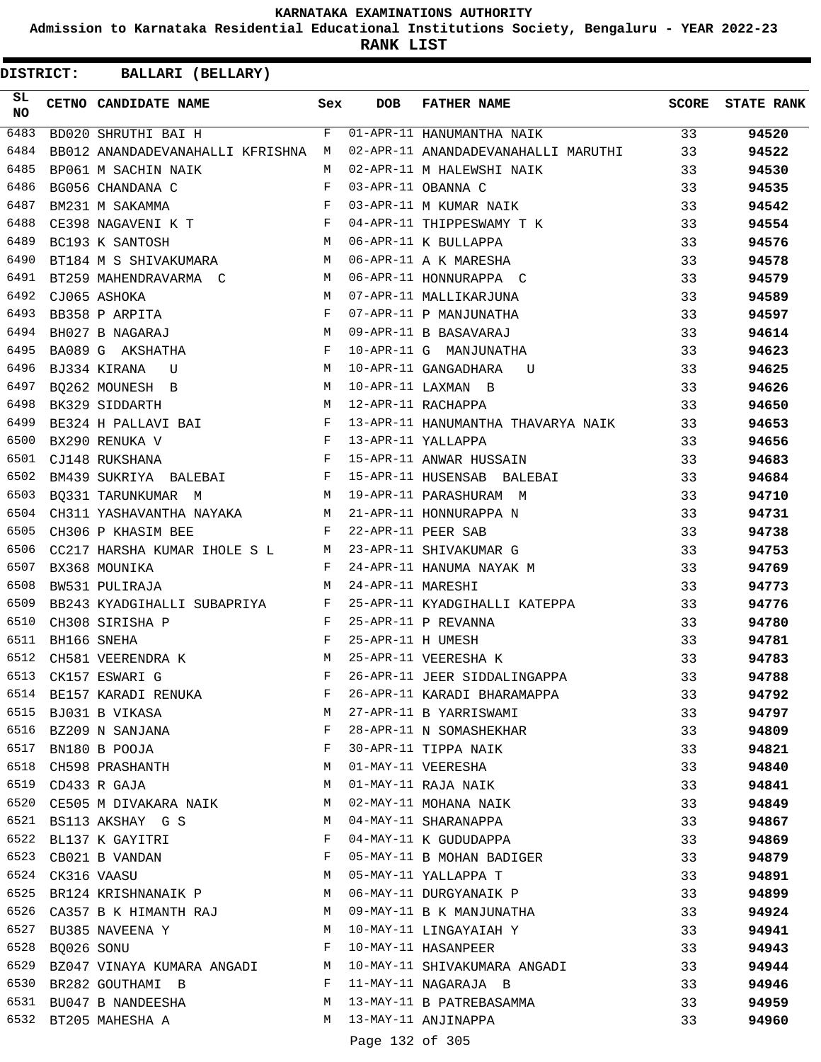# KARNATAKA EXAMINATIONS AUTHORITY

**Admission to Karnataka Residential Educational Institutions Society, Bengaluru - YEAR 2022-23**

**RANK LIST**

**DISTRICT: BALLARI (BELLARY)**

| SL NO | CETNO | CANDIDATE NAME | Sex | DOB | FATHER NAME | SCORE | STATE RANK |
|---|---|---|---|---|---|---|---|
| 6483 | BD020 | SHRUTHI BAI H | F | 01-APR-11 | HANUMANTHA NAIK | 33 | 94520 |
| 6484 | BB012 | ANANDADEVANAHALLI KFRISHNA | M | 02-APR-11 | ANANDADEVANAHALLI MARUTHI | 33 | 94522 |
| 6485 | BP061 | M SACHIN NAIK | M | 02-APR-11 | M HALEWSHI NAIK | 33 | 94530 |
| 6486 | BG056 | CHANDANA C | F | 03-APR-11 | OBANNA C | 33 | 94535 |
| 6487 | BM231 | M SAKAMMA | F | 03-APR-11 | M KUMAR NAIK | 33 | 94542 |
| 6488 | CE398 | NAGAVENI K T | F | 04-APR-11 | THIPPESWAMY T K | 33 | 94554 |
| 6489 | BC193 | K SANTOSH | M | 06-APR-11 | K BULLAPPA | 33 | 94576 |
| 6490 | BT184 | M S SHIVAKUMARA | M | 06-APR-11 | A K MARESHA | 33 | 94578 |
| 6491 | BT259 | MAHENDRAVARMA C | M | 06-APR-11 | HONNURAPPA C | 33 | 94579 |
| 6492 | CJ065 | ASHOKA | M | 07-APR-11 | MALLIKARJUNA | 33 | 94589 |
| 6493 | BB358 | P ARPITA | F | 07-APR-11 | P MANJUNATHA | 33 | 94597 |
| 6494 | BH027 | B NAGARAJ | M | 09-APR-11 | B BASAVARAJ | 33 | 94614 |
| 6495 | BA089 | G AKSHATHA | F | 10-APR-11 | G MANJUNATHA | 33 | 94623 |
| 6496 | BJ334 | KIRANA U | M | 10-APR-11 | GANGADHARA U | 33 | 94625 |
| 6497 | BQ262 | MOUNESH B | M | 10-APR-11 | LAXMAN B | 33 | 94626 |
| 6498 | BK329 | SIDDARTH | M | 12-APR-11 | RACHAPPA | 33 | 94650 |
| 6499 | BE324 | H PALLAVI BAI | F | 13-APR-11 | HANUMANTHA THAVARYA NAIK | 33 | 94653 |
| 6500 | BX290 | RENUKA V | F | 13-APR-11 | YALLAPPA | 33 | 94656 |
| 6501 | CJ148 | RUKSHANA | F | 15-APR-11 | ANWAR HUSSAIN | 33 | 94683 |
| 6502 | BM439 | SUKRIYA BALEBAI | F | 15-APR-11 | HUSENSAB BALEBAI | 33 | 94684 |
| 6503 | BQ331 | TARUNKUMAR M | M | 19-APR-11 | PARASHURAM M | 33 | 94710 |
| 6504 | CH311 | YASHAVANTHA NAYAKA | M | 21-APR-11 | HONNURAPPA N | 33 | 94731 |
| 6505 | CH306 | P KHASIM BEE | F | 22-APR-11 | PEER SAB | 33 | 94738 |
| 6506 | CC217 | HARSHA KUMAR IHOLE S L | M | 23-APR-11 | SHIVAKUMAR G | 33 | 94753 |
| 6507 | BX368 | MOUNIKA | F | 24-APR-11 | HANUMA NAYAK M | 33 | 94769 |
| 6508 | BW531 | PULIRAJA | M | 24-APR-11 | MARESHI | 33 | 94773 |
| 6509 | BB243 | KYADGIHALLI SUBAPRIYA | F | 25-APR-11 | KYADGIHALLI KATEPPA | 33 | 94776 |
| 6510 | CH308 | SIRISHA P | F | 25-APR-11 | P REVANNA | 33 | 94780 |
| 6511 | BH166 | SNEHA | F | 25-APR-11 | H UMESH | 33 | 94781 |
| 6512 | CH581 | VEERENDRA K | M | 25-APR-11 | VEERESHA K | 33 | 94783 |
| 6513 | CK157 | ESWARI G | F | 26-APR-11 | JEER SIDDALINGAPPA | 33 | 94788 |
| 6514 | BE157 | KARADI RENUKA | F | 26-APR-11 | KARADI BHARAMAPPA | 33 | 94792 |
| 6515 | BJ031 | B VIKASA | M | 27-APR-11 | B YARRISWAMI | 33 | 94797 |
| 6516 | BZ209 | N SANJANA | F | 28-APR-11 | N SOMASHEKHAR | 33 | 94809 |
| 6517 | BN180 | B POOJA | F | 30-APR-11 | TIPPA NAIK | 33 | 94821 |
| 6518 | CH598 | PRASHANTH | M | 01-MAY-11 | VEERESHA | 33 | 94840 |
| 6519 | CD433 | R GAJA | M | 01-MAY-11 | RAJA NAIK | 33 | 94841 |
| 6520 | CE505 | M DIVAKARA NAIK | M | 02-MAY-11 | MOHANA NAIK | 33 | 94849 |
| 6521 | BS113 | AKSHAY G S | M | 04-MAY-11 | SHARANAPPA | 33 | 94867 |
| 6522 | BL137 | K GAYITRI | F | 04-MAY-11 | K GUDUDAPPA | 33 | 94869 |
| 6523 | CB021 | B VANDAN | F | 05-MAY-11 | B MOHAN BADIGER | 33 | 94879 |
| 6524 | CK316 | VAASU | M | 05-MAY-11 | YALLAPPA T | 33 | 94891 |
| 6525 | BR124 | KRISHNANAIK P | M | 06-MAY-11 | DURGYANAIK P | 33 | 94899 |
| 6526 | CA357 | B K HIMANTH RAJ | M | 09-MAY-11 | B K MANJUNATHA | 33 | 94924 |
| 6527 | BU385 | NAVEENA Y | M | 10-MAY-11 | LINGAYAIAH Y | 33 | 94941 |
| 6528 | BQ026 | SONU | F | 10-MAY-11 | HASANPEER | 33 | 94943 |
| 6529 | BZ047 | VINAYA KUMARA ANGADI | M | 10-MAY-11 | SHIVAKUMARA ANGADI | 33 | 94944 |
| 6530 | BR282 | GOUTHAMI B | F | 11-MAY-11 | NAGARAJA B | 33 | 94946 |
| 6531 | BU047 | B NANDEESHA | M | 13-MAY-11 | B PATREBASAMMA | 33 | 94959 |
| 6532 | BT205 | MAHESHA A | M | 13-MAY-11 | ANJINAPPA | 33 | 94960 |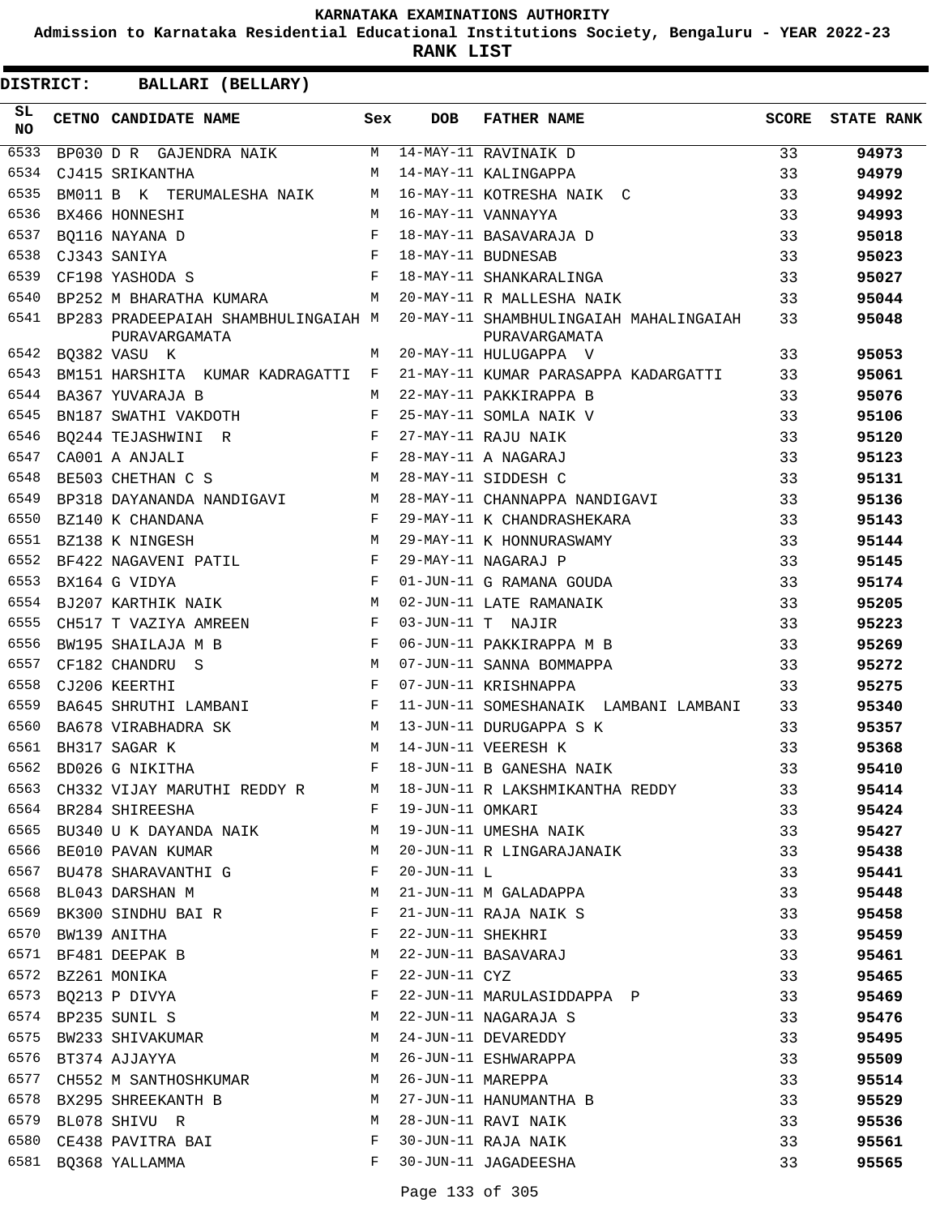# KARNATAKA EXAMINATIONS AUTHORITY

**Admission to Karnataka Residential Educational Institutions Society, Bengaluru - YEAR 2022-23**

**RANK LIST**

**DISTRICT: BALLARI (BELLARY)**

| SL NO | CETNO | CANDIDATE NAME | Sex | DOB | FATHER NAME | SCORE | STATE RANK |
|---|---|---|---|---|---|---|---|
| 6533 | BP030 | D R GAJENDRA NAIK | M | 14-MAY-11 | RAVINAIK D | 33 | 94973 |
| 6534 | CJ415 | SRIKANTHA | M | 14-MAY-11 | KALINGAPPA | 33 | 94979 |
| 6535 | BM011 | B K TERUMALESHA NAIK | M | 16-MAY-11 | KOTRESHA NAIK C | 33 | 94992 |
| 6536 | BX466 | HONNESHI | M | 16-MAY-11 | VANNAYYA | 33 | 94993 |
| 6537 | BQ116 | NAYANA D | F | 18-MAY-11 | BASAVARAJA D | 33 | 95018 |
| 6538 | CJ343 | SANIYA | F | 18-MAY-11 | BUDNESAB | 33 | 95023 |
| 6539 | CF198 | YASHODA S | F | 18-MAY-11 | SHANKARALINGA | 33 | 95027 |
| 6540 | BP252 | M BHARATHA KUMARA | M | 20-MAY-11 | R MALLESHA NAIK | 33 | 95044 |
| 6541 | BP283 | PRADEEPAIAH SHAMBHULINGAIAH PURAVARGAMATA | M | 20-MAY-11 | SHAMBHULINGAIAH MAHALINGAIAH PURAVARGAMATA | 33 | 95048 |
| 6542 | BQ382 | VASU K | M | 20-MAY-11 | HULUGAPPA V | 33 | 95053 |
| 6543 | BM151 | HARSHITA KUMAR KADRAGATTI | F | 21-MAY-11 | KUMAR PARASAPPA KADARGATTI | 33 | 95061 |
| 6544 | BA367 | YUVARAJA B | M | 22-MAY-11 | PAKKIRAPPA B | 33 | 95076 |
| 6545 | BN187 | SWATHI VAKDOTH | F | 25-MAY-11 | SOMLA NAIK V | 33 | 95106 |
| 6546 | BQ244 | TEJASHWINI R | F | 27-MAY-11 | RAJU NAIK | 33 | 95120 |
| 6547 | CA001 | A ANJALI | F | 28-MAY-11 | A NAGARAJ | 33 | 95123 |
| 6548 | BE503 | CHETHAN C S | M | 28-MAY-11 | SIDDESH C | 33 | 95131 |
| 6549 | BP318 | DAYANANDA NANDIGAVI | M | 28-MAY-11 | CHANNAPPA NANDIGAVI | 33 | 95136 |
| 6550 | BZ140 | K CHANDANA | F | 29-MAY-11 | K CHANDRASHEKARA | 33 | 95143 |
| 6551 | BZ138 | K NINGESH | M | 29-MAY-11 | K HONNURASWAMY | 33 | 95144 |
| 6552 | BF422 | NAGAVENI PATIL | F | 29-MAY-11 | NAGARAJ P | 33 | 95145 |
| 6553 | BX164 | G VIDYA | F | 01-JUN-11 | G RAMANA GOUDA | 33 | 95174 |
| 6554 | BJ207 | KARTHIK NAIK | M | 02-JUN-11 | LATE RAMANAIK | 33 | 95205 |
| 6555 | CH517 | T VAZIYA AMREEN | F | 03-JUN-11 | T NAJIR | 33 | 95223 |
| 6556 | BW195 | SHAILAJA M B | F | 06-JUN-11 | PAKKIRAPPA M B | 33 | 95269 |
| 6557 | CF182 | CHANDRU S | M | 07-JUN-11 | SANNA BOMMAPPA | 33 | 95272 |
| 6558 | CJ206 | KEERTHI | F | 07-JUN-11 | KRISHNAPPA | 33 | 95275 |
| 6559 | BA645 | SHRUTHI LAMBANI | F | 11-JUN-11 | SOMESHANAIK LAMBANI LAMBANI | 33 | 95340 |
| 6560 | BA678 | VIRABHADRA SK | M | 13-JUN-11 | DURUGAPPA S K | 33 | 95357 |
| 6561 | BH317 | SAGAR K | M | 14-JUN-11 | VEERESH K | 33 | 95368 |
| 6562 | BD026 | G NIKITHA | F | 18-JUN-11 | B GANESHA NAIK | 33 | 95410 |
| 6563 | CH332 | VIJAY MARUTHI REDDY R | M | 18-JUN-11 | R LAKSHMIKANTHA REDDY | 33 | 95414 |
| 6564 | BR284 | SHIREESHA | F | 19-JUN-11 | OMKARI | 33 | 95424 |
| 6565 | BU340 | U K DAYANDA NAIK | M | 19-JUN-11 | UMESHA NAIK | 33 | 95427 |
| 6566 | BE010 | PAVAN KUMAR | M | 20-JUN-11 | R LINGARAJANAIK | 33 | 95438 |
| 6567 | BU478 | SHARAVANTHI G | F | 20-JUN-11 | L | 33 | 95441 |
| 6568 | BL043 | DARSHAN M | M | 21-JUN-11 | M GALADAPPA | 33 | 95448 |
| 6569 | BK300 | SINDHU BAI R | F | 21-JUN-11 | RAJA NAIK S | 33 | 95458 |
| 6570 | BW139 | ANITHA | F | 22-JUN-11 | SHEKHRI | 33 | 95459 |
| 6571 | BF481 | DEEPAK B | M | 22-JUN-11 | BASAVARAJ | 33 | 95461 |
| 6572 | BZ261 | MONIKA | F | 22-JUN-11 | CYZ | 33 | 95465 |
| 6573 | BQ213 | P DIVYA | F | 22-JUN-11 | MARULASIDDAPPA P | 33 | 95469 |
| 6574 | BP235 | SUNIL S | M | 22-JUN-11 | NAGARAJA S | 33 | 95476 |
| 6575 | BW233 | SHIVAKUMAR | M | 24-JUN-11 | DEVAREDDY | 33 | 95495 |
| 6576 | BT374 | AJJAYYA | M | 26-JUN-11 | ESHWARAPPA | 33 | 95509 |
| 6577 | CH552 | M SANTHOSHKUMAR | M | 26-JUN-11 | MAREPPA | 33 | 95514 |
| 6578 | BX295 | SHREEKANTH B | M | 27-JUN-11 | HANUMANTHA B | 33 | 95529 |
| 6579 | BL078 | SHIVU R | M | 28-JUN-11 | RAVI NAIK | 33 | 95536 |
| 6580 | CE438 | PAVITRA BAI | F | 30-JUN-11 | RAJA NAIK | 33 | 95561 |
| 6581 | BQ368 | YALLAMMA | F | 30-JUN-11 | JAGADEESHA | 33 | 95565 |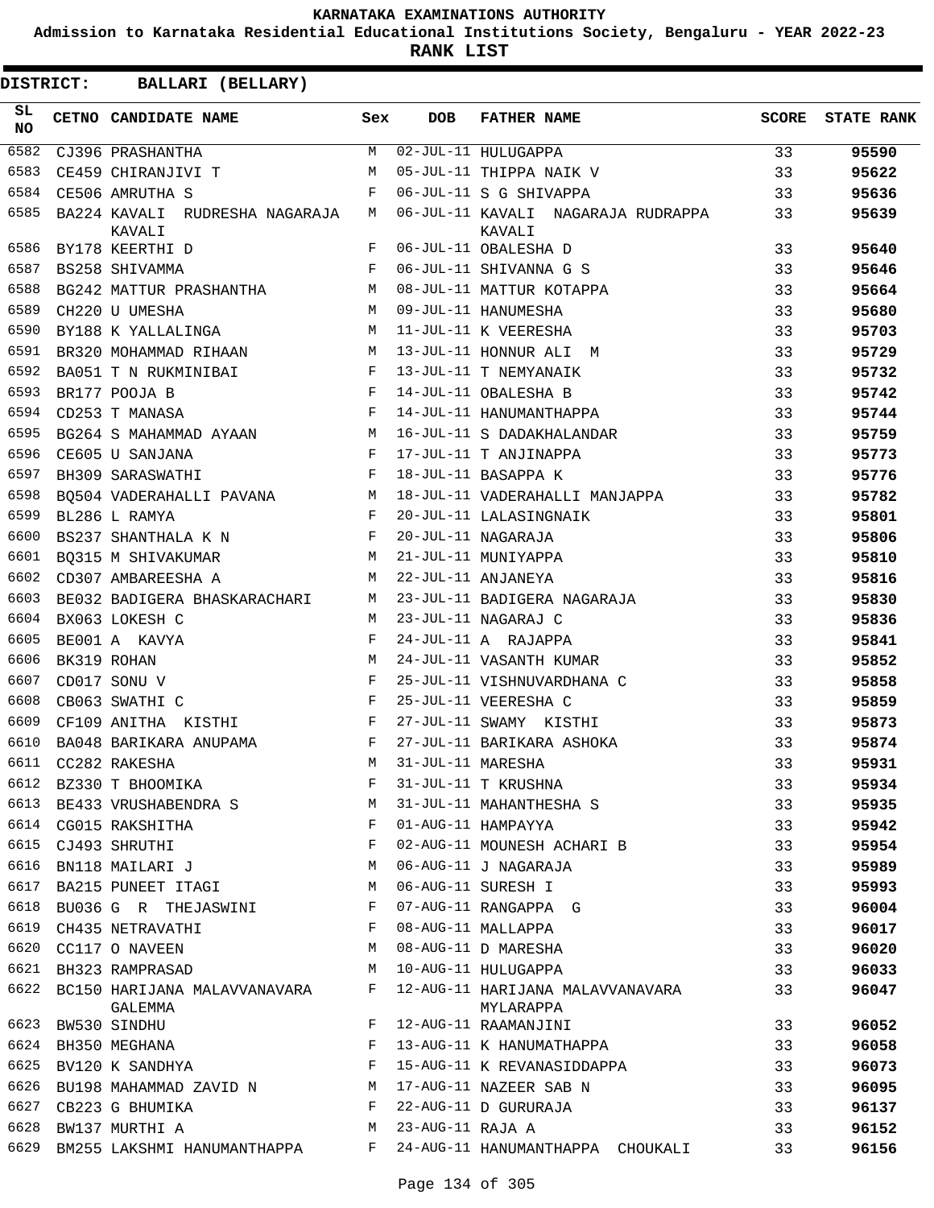# KARNATAKA EXAMINATIONS AUTHORITY

**Admission to Karnataka Residential Educational Institutions Society, Bengaluru - YEAR 2022-23**

**RANK LIST**

**DISTRICT: BALLARI (BELLARY)**

| SL NO | CETNO | CANDIDATE NAME | Sex | DOB | FATHER NAME | SCORE | STATE RANK |
|---|---|---|---|---|---|---|---|
| 6582 | CJ396 | PRASHANTHA | M | 02-JUL-11 | HULUGAPPA | 33 | 95590 |
| 6583 | CE459 | CHIRANJIVI T | M | 05-JUL-11 | THIPPA NAIK V | 33 | 95622 |
| 6584 | CE506 | AMRUTHA S | F | 06-JUL-11 | S G SHIVAPPA | 33 | 95636 |
| 6585 | BA224 | KAVALI RUDRESHA NAGARAJA KAVALI | M | 06-JUL-11 | KAVALI NAGARAJA RUDRAPPA KAVALI | 33 | 95639 |
| 6586 | BY178 | KEERTHI D | F | 06-JUL-11 | OBALESHA D | 33 | 95640 |
| 6587 | BS258 | SHIVAMMA | F | 06-JUL-11 | SHIVANNA G S | 33 | 95646 |
| 6588 | BG242 | MATTUR PRASHANTHA | M | 08-JUL-11 | MATTUR KOTAPPA | 33 | 95664 |
| 6589 | CH220 | U UMESHA | M | 09-JUL-11 | HANUMESHA | 33 | 95680 |
| 6590 | BY188 | K YALLALINGA | M | 11-JUL-11 | K VEERESHA | 33 | 95703 |
| 6591 | BR320 | MOHAMMAD RIHAAN | M | 13-JUL-11 | HONNUR ALI M | 33 | 95729 |
| 6592 | BA051 | T N RUKMINIBAI | F | 13-JUL-11 | T NEMYANAIK | 33 | 95732 |
| 6593 | BR177 | POOJA B | F | 14-JUL-11 | OBALESHA B | 33 | 95742 |
| 6594 | CD253 | T MANASA | F | 14-JUL-11 | HANUMANTHAPPA | 33 | 95744 |
| 6595 | BG264 | S MAHAMMAD AYAAN | M | 16-JUL-11 | S DADAKHALANDAR | 33 | 95759 |
| 6596 | CE605 | U SANJANA | F | 17-JUL-11 | T ANJINAPPA | 33 | 95773 |
| 6597 | BH309 | SARASWATHI | F | 18-JUL-11 | BASAPPA K | 33 | 95776 |
| 6598 | BQ504 | VADERAHALLI PAVANA | M | 18-JUL-11 | VADERAHALLI MANJAPPA | 33 | 95782 |
| 6599 | BL286 | L RAMYA | F | 20-JUL-11 | LALASINGNAIK | 33 | 95801 |
| 6600 | BS237 | SHANTHALA K N | F | 20-JUL-11 | NAGARAJA | 33 | 95806 |
| 6601 | BQ315 | M SHIVAKUMAR | M | 21-JUL-11 | MUNIYAPPA | 33 | 95810 |
| 6602 | CD307 | AMBAREESHA A | M | 22-JUL-11 | ANJANEYA | 33 | 95816 |
| 6603 | BE032 | BADIGERA BHASKARACHARI | M | 23-JUL-11 | BADIGERA NAGARAJA | 33 | 95830 |
| 6604 | BX063 | LOKESH C | M | 23-JUL-11 | NAGARAJ C | 33 | 95836 |
| 6605 | BE001 | A KAVYA | F | 24-JUL-11 | A RAJAPPA | 33 | 95841 |
| 6606 | BK319 | ROHAN | M | 24-JUL-11 | VASANTH KUMAR | 33 | 95852 |
| 6607 | CD017 | SONU V | F | 25-JUL-11 | VISHNUVARDHANA C | 33 | 95858 |
| 6608 | CB063 | SWATHI C | F | 25-JUL-11 | VEERESHA C | 33 | 95859 |
| 6609 | CF109 | ANITHA KISTHI | F | 27-JUL-11 | SWAMY KISTHI | 33 | 95873 |
| 6610 | BA048 | BARIKARA ANUPAMA | F | 27-JUL-11 | BARIKARA ASHOKA | 33 | 95874 |
| 6611 | CC282 | RAKESHA | M | 31-JUL-11 | MARESHA | 33 | 95931 |
| 6612 | BZ330 | T BHOOMIKA | F | 31-JUL-11 | T KRUSHNA | 33 | 95934 |
| 6613 | BE433 | VRUSHABENDRA S | M | 31-JUL-11 | MAHANTHESHA S | 33 | 95935 |
| 6614 | CG015 | RAKSHITHA | F | 01-AUG-11 | HAMPAYYA | 33 | 95942 |
| 6615 | CJ493 | SHRUTHI | F | 02-AUG-11 | MOUNESH ACHARI B | 33 | 95954 |
| 6616 | BN118 | MAILARI J | M | 06-AUG-11 | J NAGARAJA | 33 | 95989 |
| 6617 | BA215 | PUNEET ITAGI | M | 06-AUG-11 | SURESH I | 33 | 95993 |
| 6618 | BU036 | G R THEJASWINI | F | 07-AUG-11 | RANGAPPA G | 33 | 96004 |
| 6619 | CH435 | NETRAVATHI | F | 08-AUG-11 | MALLAPPA | 33 | 96017 |
| 6620 | CC117 | O NAVEEN | M | 08-AUG-11 | D MARESHA | 33 | 96020 |
| 6621 | BH323 | RAMPRASAD | M | 10-AUG-11 | HULUGAPPA | 33 | 96033 |
| 6622 | BC150 | HARIJANA MALAVVANAVARA GALEMMA | F | 12-AUG-11 | HARIJANA MALAVVANAVARA MYLARAPPA | 33 | 96047 |
| 6623 | BW530 | SINDHU | F | 12-AUG-11 | RAAMANJINI | 33 | 96052 |
| 6624 | BH350 | MEGHANA | F | 13-AUG-11 | K HANUMATHAPPA | 33 | 96058 |
| 6625 | BV120 | K SANDHYA | F | 15-AUG-11 | K REVANASIDDAPPA | 33 | 96073 |
| 6626 | BU198 | MAHAMMAD ZAVID N | M | 17-AUG-11 | NAZEER SAB N | 33 | 96095 |
| 6627 | CB223 | G BHUMIKA | F | 22-AUG-11 | D GURURAJA | 33 | 96137 |
| 6628 | BW137 | MURTHI A | M | 23-AUG-11 | RAJA A | 33 | 96152 |
| 6629 | BM255 | LAKSHMI HANUMANTHAPPA | F | 24-AUG-11 | HANUMANTHAPPA CHOUKALI | 33 | 96156 |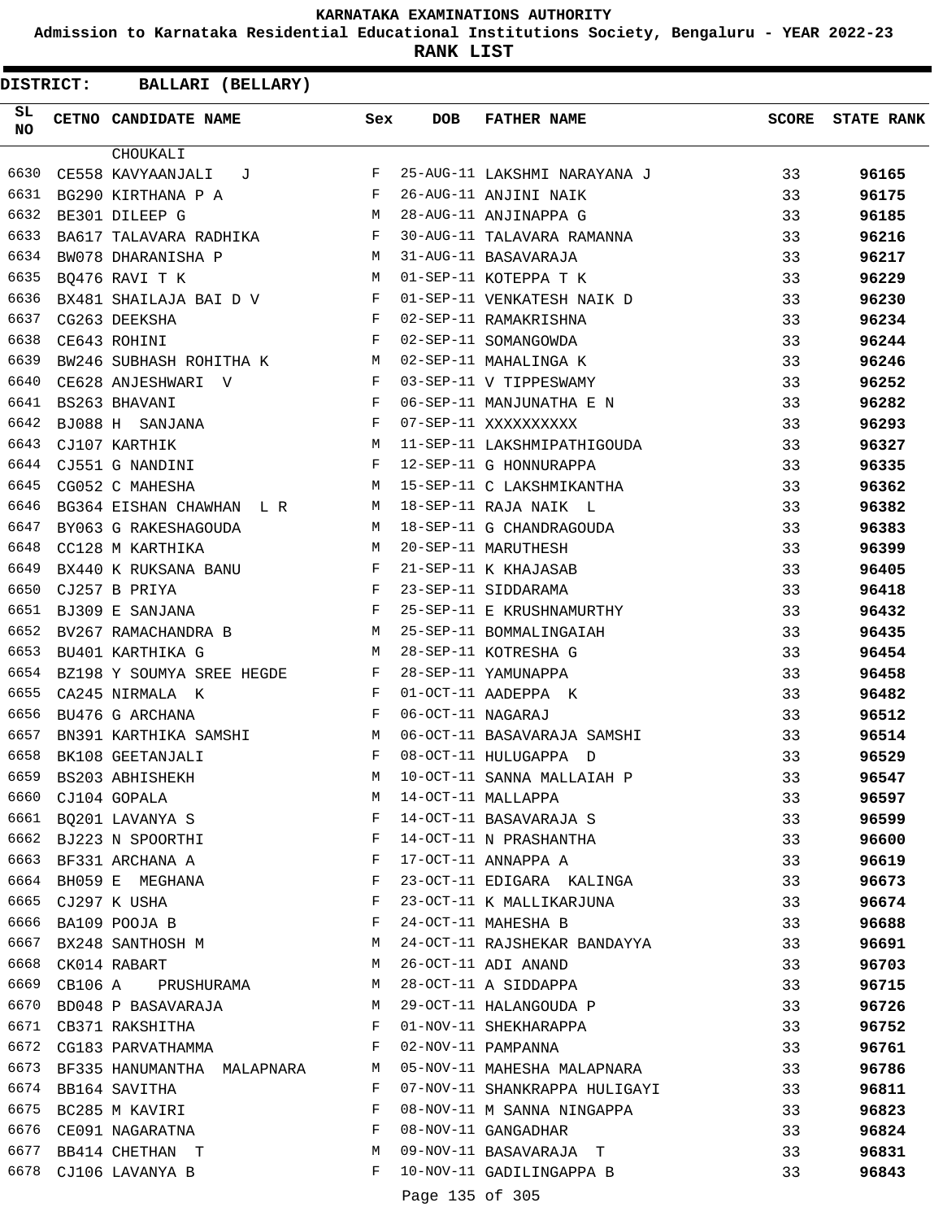KARNATAKA EXAMINATIONS AUTHORITY

Admission to Karnataka Residential Educational Institutions Society, Bengaluru - YEAR 2022-23

**RANK LIST**

**DISTRICT: BALLARI (BELLARY)**

| SL NO | CETNO | CANDIDATE NAME | Sex | DOB | FATHER NAME | SCORE | STATE RANK |
|---|---|---|---|---|---|---|---|
| | | CHOUKALI | | | | | |
| 6630 | CE558 | KAVYAANJALI J | F | 25-AUG-11 | LAKSHMI NARAYANA J | 33 | 96165 |
| 6631 | BG290 | KIRTHANA P A | F | 26-AUG-11 | ANJINI NAIK | 33 | 96175 |
| 6632 | BE301 | DILEEP G | M | 28-AUG-11 | ANJINAPPA G | 33 | 96185 |
| 6633 | BA617 | TALAVARA RADHIKA | F | 30-AUG-11 | TALAVARA RAMANNA | 33 | 96216 |
| 6634 | BW078 | DHARANISHA P | M | 31-AUG-11 | BASAVARAJA | 33 | 96217 |
| 6635 | BQ476 | RAVI T K | M | 01-SEP-11 | KOTEPPA T K | 33 | 96229 |
| 6636 | BX481 | SHAILAJA BAI D V | F | 01-SEP-11 | VENKATESH NAIK D | 33 | 96230 |
| 6637 | CG263 | DEEKSHA | F | 02-SEP-11 | RAMAKRISHNA | 33 | 96234 |
| 6638 | CE643 | ROHINI | F | 02-SEP-11 | SOMANGOWDA | 33 | 96244 |
| 6639 | BW246 | SUBHASH ROHITHA K | M | 02-SEP-11 | MAHALINGA K | 33 | 96246 |
| 6640 | CE628 | ANJESHWARI V | F | 03-SEP-11 | V TIPPESWAMY | 33 | 96252 |
| 6641 | BS263 | BHAVANI | F | 06-SEP-11 | MANJUNATHA E N | 33 | 96282 |
| 6642 | BJ088 | H SANJANA | F | 07-SEP-11 | XXXXXXXXXX | 33 | 96293 |
| 6643 | CJ107 | KARTHIK | M | 11-SEP-11 | LAKSHMIPATHIGOUDA | 33 | 96327 |
| 6644 | CJ551 | G NANDINI | F | 12-SEP-11 | G HONNURAPPA | 33 | 96335 |
| 6645 | CG052 | C MAHESHA | M | 15-SEP-11 | C LAKSHMIKANTHA | 33 | 96362 |
| 6646 | BG364 | EISHAN CHAWHAN L R | M | 18-SEP-11 | RAJA NAIK L | 33 | 96382 |
| 6647 | BY063 | G RAKESHAGOUDA | M | 18-SEP-11 | G CHANDRAGOUDA | 33 | 96383 |
| 6648 | CC128 | M KARTHIKA | M | 20-SEP-11 | MARUTHESH | 33 | 96399 |
| 6649 | BX440 | K RUKSANA BANU | F | 21-SEP-11 | K KHAJASAB | 33 | 96405 |
| 6650 | CJ257 | B PRIYA | F | 23-SEP-11 | SIDDARAMA | 33 | 96418 |
| 6651 | BJ309 | E SANJANA | F | 25-SEP-11 | E KRUSHNAMURTHY | 33 | 96432 |
| 6652 | BV267 | RAMACHANDRA B | M | 25-SEP-11 | BOMMALINGAIAH | 33 | 96435 |
| 6653 | BU401 | KARTHIKA G | M | 28-SEP-11 | KOTRESHA G | 33 | 96454 |
| 6654 | BZ198 | Y SOUMYA SREE HEGDE | F | 28-SEP-11 | YAMUNAPPA | 33 | 96458 |
| 6655 | CA245 | NIRMALA K | F | 01-OCT-11 | AADEPPA K | 33 | 96482 |
| 6656 | BU476 | G ARCHANA | F | 06-OCT-11 | NAGARAJ | 33 | 96512 |
| 6657 | BN391 | KARTHIKA SAMSHI | M | 06-OCT-11 | BASAVARAJA SAMSHI | 33 | 96514 |
| 6658 | BK108 | GEETANJALI | F | 08-OCT-11 | HULUGAPPA D | 33 | 96529 |
| 6659 | BS203 | ABHISHEKH | M | 10-OCT-11 | SANNA MALLAIAH P | 33 | 96547 |
| 6660 | CJ104 | GOPALA | M | 14-OCT-11 | MALLAPPA | 33 | 96597 |
| 6661 | BQ201 | LAVANYA S | F | 14-OCT-11 | BASAVARAJA S | 33 | 96599 |
| 6662 | BJ223 | N SPOORTHI | F | 14-OCT-11 | N PRASHANTHA | 33 | 96600 |
| 6663 | BF331 | ARCHANA A | F | 17-OCT-11 | ANNAPPA A | 33 | 96619 |
| 6664 | BH059 | E MEGHANA | F | 23-OCT-11 | EDIGARA KALINGA | 33 | 96673 |
| 6665 | CJ297 | K USHA | F | 23-OCT-11 | K MALLIKARJUNA | 33 | 96674 |
| 6666 | BA109 | POOJA B | F | 24-OCT-11 | MAHESHA B | 33 | 96688 |
| 6667 | BX248 | SANTHOSH M | M | 24-OCT-11 | RAJSHEKAR BANDAYYA | 33 | 96691 |
| 6668 | CK014 | RABART | M | 26-OCT-11 | ADI ANAND | 33 | 96703 |
| 6669 | CB106 | A PRUSHURAMA | M | 28-OCT-11 | A SIDDAPPA | 33 | 96715 |
| 6670 | BD048 | P BASAVARAJA | M | 29-OCT-11 | HALANGOUDA P | 33 | 96726 |
| 6671 | CB371 | RAKSHITHA | F | 01-NOV-11 | SHEKHARAPPA | 33 | 96752 |
| 6672 | CG183 | PARVATHAMMA | F | 02-NOV-11 | PAMPANNA | 33 | 96761 |
| 6673 | BF335 | HANUMANTHA MALAPNARA | M | 05-NOV-11 | MAHESHA MALAPNARA | 33 | 96786 |
| 6674 | BB164 | SAVITHA | F | 07-NOV-11 | SHANKRAPPA HULIGAYI | 33 | 96811 |
| 6675 | BC285 | M KAVIRI | F | 08-NOV-11 | M SANNA NINGAPPA | 33 | 96823 |
| 6676 | CE091 | NAGARATNA | F | 08-NOV-11 | GANGADHAR | 33 | 96824 |
| 6677 | BB414 | CHETHAN T | M | 09-NOV-11 | BASAVARAJA T | 33 | 96831 |
| 6678 | CJ106 | LAVANYA B | F | 10-NOV-11 | GADILINGAPPA B | 33 | 96843 |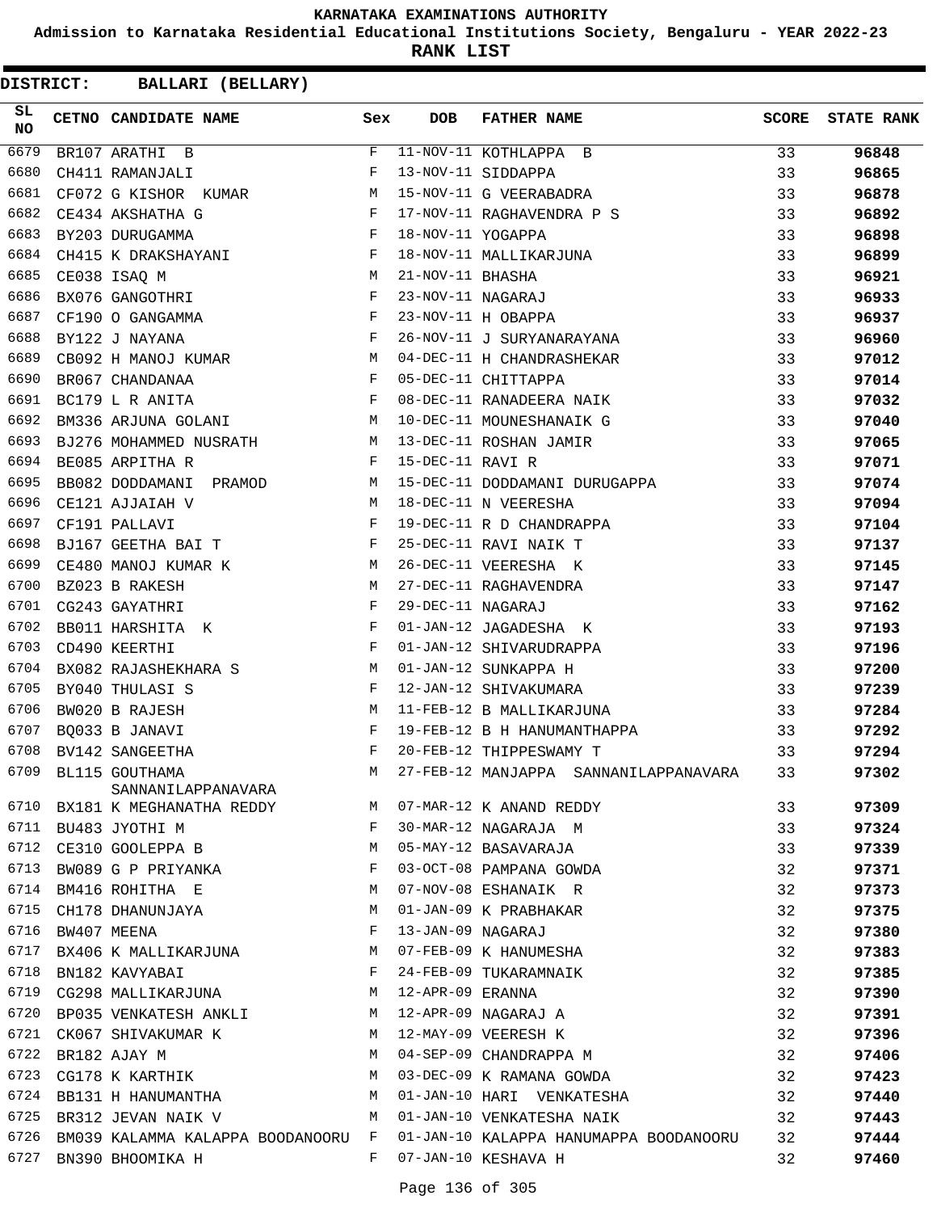# KARNATAKA EXAMINATIONS AUTHORITY

**Admission to Karnataka Residential Educational Institutions Society, Bengaluru - YEAR 2022-23**

**RANK LIST**

**DISTRICT: BALLARI (BELLARY)**

| SL NO | CETNO | CANDIDATE NAME | Sex | DOB | FATHER NAME | SCORE | STATE RANK |
|---|---|---|---|---|---|---|---|
| 6679 | BR107 | ARATHI B | F | 11-NOV-11 | KOTHLAPPA B | 33 | 96848 |
| 6680 | CH411 | RAMANJALI | F | 13-NOV-11 | SIDDAPPA | 33 | 96865 |
| 6681 | CF072 | G KISHOR KUMAR | M | 15-NOV-11 | G VEERABADRA | 33 | 96878 |
| 6682 | CE434 | AKSHATHA G | F | 17-NOV-11 | RAGHAVENDRA P S | 33 | 96892 |
| 6683 | BY203 | DURUGAMMA | F | 18-NOV-11 | YOGAPPA | 33 | 96898 |
| 6684 | CH415 | K DRAKSHAYANI | F | 18-NOV-11 | MALLIKARJUNA | 33 | 96899 |
| 6685 | CE038 | ISAQ M | M | 21-NOV-11 | BHASHA | 33 | 96921 |
| 6686 | BX076 | GANGOTHRI | F | 23-NOV-11 | NAGARAJ | 33 | 96933 |
| 6687 | CF190 | O GANGAMMA | F | 23-NOV-11 | H OBAPPA | 33 | 96937 |
| 6688 | BY122 | J NAYANA | F | 26-NOV-11 | J SURYANARAYANA | 33 | 96960 |
| 6689 | CB092 | H MANOJ KUMAR | M | 04-DEC-11 | H CHANDRASHEKAR | 33 | 97012 |
| 6690 | BR067 | CHANDANAA | F | 05-DEC-11 | CHITTAPPA | 33 | 97014 |
| 6691 | BC179 | L R ANITA | F | 08-DEC-11 | RANADEERA NAIK | 33 | 97032 |
| 6692 | BM336 | ARJUNA GOLANI | M | 10-DEC-11 | MOUNESHANAIK G | 33 | 97040 |
| 6693 | BJ276 | MOHAMMED NUSRATH | M | 13-DEC-11 | ROSHAN JAMIR | 33 | 97065 |
| 6694 | BE085 | ARPITHA R | F | 15-DEC-11 | RAVI R | 33 | 97071 |
| 6695 | BB082 | DODDAMANI PRAMOD | M | 15-DEC-11 | DODDAMANI DURUGAPPA | 33 | 97074 |
| 6696 | CE121 | AJJAIAH V | M | 18-DEC-11 | N VEERESHA | 33 | 97094 |
| 6697 | CF191 | PALLAVI | F | 19-DEC-11 | R D CHANDRAPPA | 33 | 97104 |
| 6698 | BJ167 | GEETHA BAI T | F | 25-DEC-11 | RAVI NAIK T | 33 | 97137 |
| 6699 | CE480 | MANOJ KUMAR K | M | 26-DEC-11 | VEERESHA K | 33 | 97145 |
| 6700 | BZ023 | B RAKESH | M | 27-DEC-11 | RAGHAVENDRA | 33 | 97147 |
| 6701 | CG243 | GAYATHRI | F | 29-DEC-11 | NAGARAJ | 33 | 97162 |
| 6702 | BB011 | HARSHITA K | F | 01-JAN-12 | JAGADESHA K | 33 | 97193 |
| 6703 | CD490 | KEERTHI | F | 01-JAN-12 | SHIVARUDRAPPA | 33 | 97196 |
| 6704 | BX082 | RAJASHEKHARA S | M | 01-JAN-12 | SUNKAPPA H | 33 | 97200 |
| 6705 | BY040 | THULASI S | F | 12-JAN-12 | SHIVAKUMARA | 33 | 97239 |
| 6706 | BW020 | B RAJESH | M | 11-FEB-12 | B MALLIKARJUNA | 33 | 97284 |
| 6707 | BQ033 | B JANAVI | F | 19-FEB-12 | B H HANUMANTHAPPA | 33 | 97292 |
| 6708 | BV142 | SANGEETHA | F | 20-FEB-12 | THIPPESWAMY T | 33 | 97294 |
| 6709 | BL115 | GOUTHAMA SANNANILAPPANAVARA | M | 27-FEB-12 | MANJAPPA SANNANILAPPANAVARA | 33 | 97302 |
| 6710 | BX181 | K MEGHANATHA REDDY | M | 07-MAR-12 | K ANAND REDDY | 33 | 97309 |
| 6711 | BU483 | JYOTHI M | F | 30-MAR-12 | NAGARAJA M | 33 | 97324 |
| 6712 | CE310 | GOOLEPPA B | M | 05-MAY-12 | BASAVARAJA | 33 | 97339 |
| 6713 | BW089 | G P PRIYANKA | F | 03-OCT-08 | PAMPANA GOWDA | 32 | 97371 |
| 6714 | BM416 | ROHITHA E | M | 07-NOV-08 | ESHANAIK R | 32 | 97373 |
| 6715 | CH178 | DHANUNJAYA | M | 01-JAN-09 | K PRABHAKAR | 32 | 97375 |
| 6716 | BW407 | MEENA | F | 13-JAN-09 | NAGARAJ | 32 | 97380 |
| 6717 | BX406 | K MALLIKARJUNA | M | 07-FEB-09 | K HANUMESHA | 32 | 97383 |
| 6718 | BN182 | KAVYABAI | F | 24-FEB-09 | TUKARAMNAIK | 32 | 97385 |
| 6719 | CG298 | MALLIKARJUNA | M | 12-APR-09 | ERANNA | 32 | 97390 |
| 6720 | BP035 | VENKATESH ANKLI | M | 12-APR-09 | NAGARAJ A | 32 | 97391 |
| 6721 | CK067 | SHIVAKUMAR K | M | 12-MAY-09 | VEERESH K | 32 | 97396 |
| 6722 | BR182 | AJAY M | M | 04-SEP-09 | CHANDRAPPA M | 32 | 97406 |
| 6723 | CG178 | K KARTHIK | M | 03-DEC-09 | K RAMANA GOWDA | 32 | 97423 |
| 6724 | BB131 | H HANUMANTHA | M | 01-JAN-10 | HARI VENKATESHA | 32 | 97440 |
| 6725 | BR312 | JEVAN NAIK V | M | 01-JAN-10 | VENKATESHA NAIK | 32 | 97443 |
| 6726 | BM039 | KALAMMA KALAPPA BOODANOORU | F | 01-JAN-10 | KALAPPA HANUMAPPA BOODANOORU | 32 | 97444 |
| 6727 | BN390 | BHOOMIKA H | F | 07-JAN-10 | KESHAVA H | 32 | 97460 |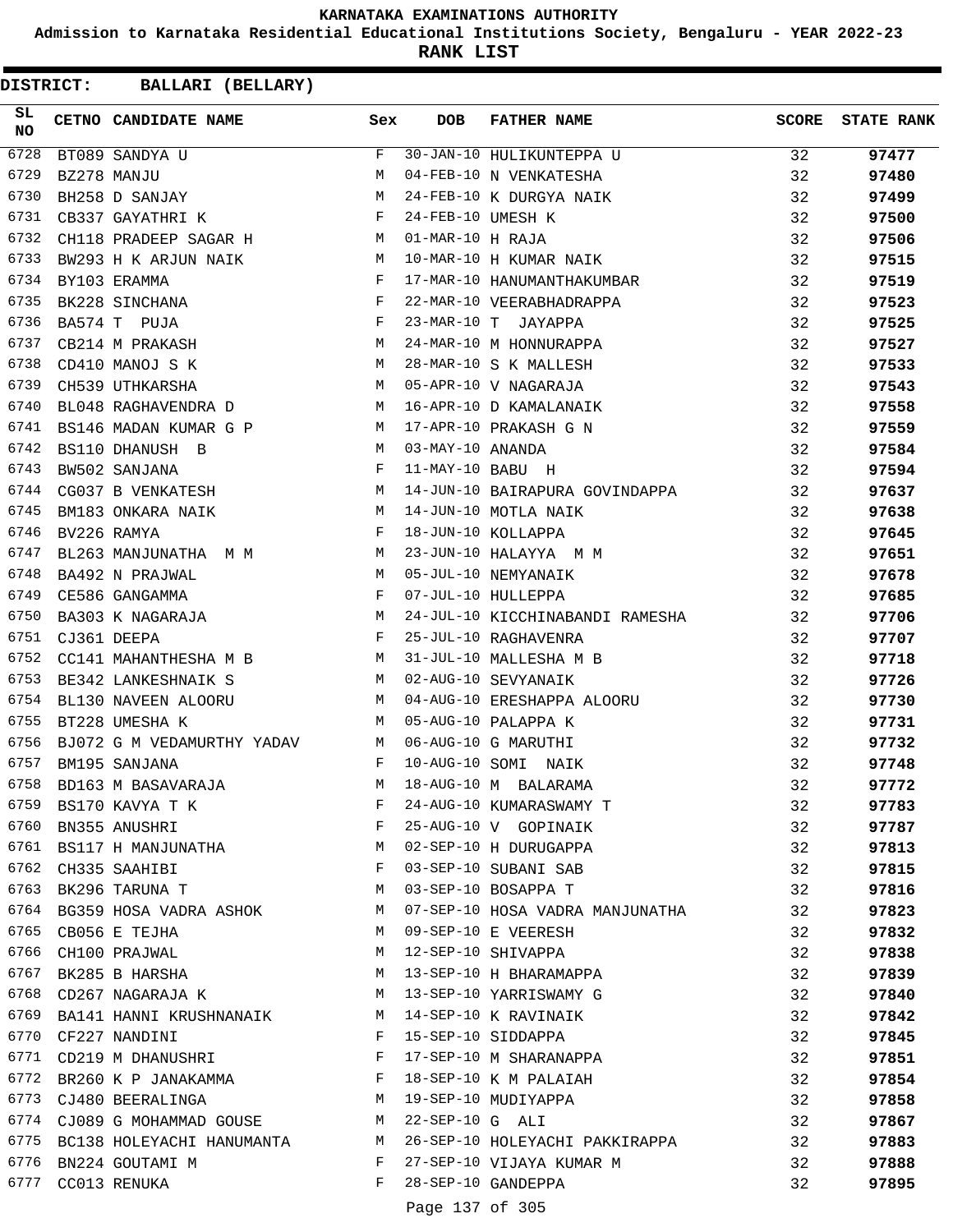**KARNATAKA EXAMINATIONS AUTHORITY**

**Admission to Karnataka Residential Educational Institutions Society, Bengaluru - YEAR 2022-23**

**RANK LIST**

**DISTRICT: BALLARI (BELLARY)**

| SL NO | CETNO | CANDIDATE NAME | Sex | DOB | FATHER NAME | SCORE | STATE RANK |
|---|---|---|---|---|---|---|---|
| 6728 | BT089 | SANDYA U | F | 30-JAN-10 | HULIKUNTEPPA U | 32 | 97477 |
| 6729 | BZ278 | MANJU | M | 04-FEB-10 | N VENKATESHA | 32 | 97480 |
| 6730 | BH258 | D SANJAY | M | 24-FEB-10 | K DURGYA NAIK | 32 | 97499 |
| 6731 | CB337 | GAYATHRI K | F | 24-FEB-10 | UMESH K | 32 | 97500 |
| 6732 | CH118 | PRADEEP SAGAR H | M | 01-MAR-10 | H RAJA | 32 | 97506 |
| 6733 | BW293 | H K ARJUN NAIK | M | 10-MAR-10 | H KUMAR NAIK | 32 | 97515 |
| 6734 | BY103 | ERAMMA | F | 17-MAR-10 | HANUMANTHAKUMBAR | 32 | 97519 |
| 6735 | BK228 | SINCHANA | F | 22-MAR-10 | VEERABHADRAPPA | 32 | 97523 |
| 6736 | BA574 | T PUJA | F | 23-MAR-10 | T JAYAPPA | 32 | 97525 |
| 6737 | CB214 | M PRAKASH | M | 24-MAR-10 | M HONNURAPPA | 32 | 97527 |
| 6738 | CD410 | MANOJ S K | M | 28-MAR-10 | S K MALLESH | 32 | 97533 |
| 6739 | CH539 | UTHKARSHA | M | 05-APR-10 | V NAGARAJA | 32 | 97543 |
| 6740 | BL048 | RAGHAVENDRA D | M | 16-APR-10 | D KAMALANAIK | 32 | 97558 |
| 6741 | BS146 | MADAN KUMAR G P | M | 17-APR-10 | PRAKASH G N | 32 | 97559 |
| 6742 | BS110 | DHANUSH B | M | 03-MAY-10 | ANANDA | 32 | 97584 |
| 6743 | BW502 | SANJANA | F | 11-MAY-10 | BABU H | 32 | 97594 |
| 6744 | CG037 | B VENKATESH | M | 14-JUN-10 | BAIRAPURA GOVINDAPPA | 32 | 97637 |
| 6745 | BM183 | ONKARA NAIK | M | 14-JUN-10 | MOTLA NAIK | 32 | 97638 |
| 6746 | BV226 | RAMYA | F | 18-JUN-10 | KOLLAPPA | 32 | 97645 |
| 6747 | BL263 | MANJUNATHA M M | M | 23-JUN-10 | HALAYYA M M | 32 | 97651 |
| 6748 | BA492 | N PRAJWAL | M | 05-JUL-10 | NEMYANAIK | 32 | 97678 |
| 6749 | CE586 | GANGAMMA | F | 07-JUL-10 | HULLEPPA | 32 | 97685 |
| 6750 | BA303 | K NAGARAJA | M | 24-JUL-10 | KICCHINABANDI RAMESHA | 32 | 97706 |
| 6751 | CJ361 | DEEPA | F | 25-JUL-10 | RAGHAVENRA | 32 | 97707 |
| 6752 | CC141 | MAHANTHESHA M B | M | 31-JUL-10 | MALLESHA M B | 32 | 97718 |
| 6753 | BE342 | LANKESHNAIK S | M | 02-AUG-10 | SEVYANAIK | 32 | 97726 |
| 6754 | BL130 | NAVEEN ALOORU | M | 04-AUG-10 | ERESHAPPA ALOORU | 32 | 97730 |
| 6755 | BT228 | UMESHA K | M | 05-AUG-10 | PALAPPA K | 32 | 97731 |
| 6756 | BJ072 | G M VEDAMURTHY YADAV | M | 06-AUG-10 | G MARUTHI | 32 | 97732 |
| 6757 | BM195 | SANJANA | F | 10-AUG-10 | SOMI NAIK | 32 | 97748 |
| 6758 | BD163 | M BASAVARAJA | M | 18-AUG-10 | M BALARAMA | 32 | 97772 |
| 6759 | BS170 | KAVYA T K | F | 24-AUG-10 | KUMARASWAMY T | 32 | 97783 |
| 6760 | BN355 | ANUSHRI | F | 25-AUG-10 | V GOPINAIK | 32 | 97787 |
| 6761 | BS117 | H MANJUNATHA | M | 02-SEP-10 | H DURUGAPPA | 32 | 97813 |
| 6762 | CH335 | SAAHIBI | F | 03-SEP-10 | SUBANI SAB | 32 | 97815 |
| 6763 | BK296 | TARUNA T | M | 03-SEP-10 | BOSAPPA T | 32 | 97816 |
| 6764 | BG359 | HOSA VADRA ASHOK | M | 07-SEP-10 | HOSA VADRA MANJUNATHA | 32 | 97823 |
| 6765 | CB056 | E TEJHA | M | 09-SEP-10 | E VEERESH | 32 | 97832 |
| 6766 | CH100 | PRAJWAL | M | 12-SEP-10 | SHIVAPPA | 32 | 97838 |
| 6767 | BK285 | B HARSHA | M | 13-SEP-10 | H BHARAMAPPA | 32 | 97839 |
| 6768 | CD267 | NAGARAJA K | M | 13-SEP-10 | YARRISWAMY G | 32 | 97840 |
| 6769 | BA141 | HANNI KRUSHNANAIK | M | 14-SEP-10 | K RAVINAIK | 32 | 97842 |
| 6770 | CF227 | NANDINI | F | 15-SEP-10 | SIDDAPPA | 32 | 97845 |
| 6771 | CD219 | M DHANUSHRI | F | 17-SEP-10 | M SHARANAPPA | 32 | 97851 |
| 6772 | BR260 | K P JANAKAMMA | F | 18-SEP-10 | K M PALAIAH | 32 | 97854 |
| 6773 | CJ480 | BEERALINGA | M | 19-SEP-10 | MUDIYAPPA | 32 | 97858 |
| 6774 | CJ089 | G MOHAMMAD GOUSE | M | 22-SEP-10 | G ALI | 32 | 97867 |
| 6775 | BC138 | HOLEYACHI HANUMANTA | M | 26-SEP-10 | HOLEYACHI PAKKIRAPPA | 32 | 97883 |
| 6776 | BN224 | GOUTAMI M | F | 27-SEP-10 | VIJAYA KUMAR M | 32 | 97888 |
| 6777 | CC013 | RENUKA | F | 28-SEP-10 | GANDEPPA | 32 | 97895 |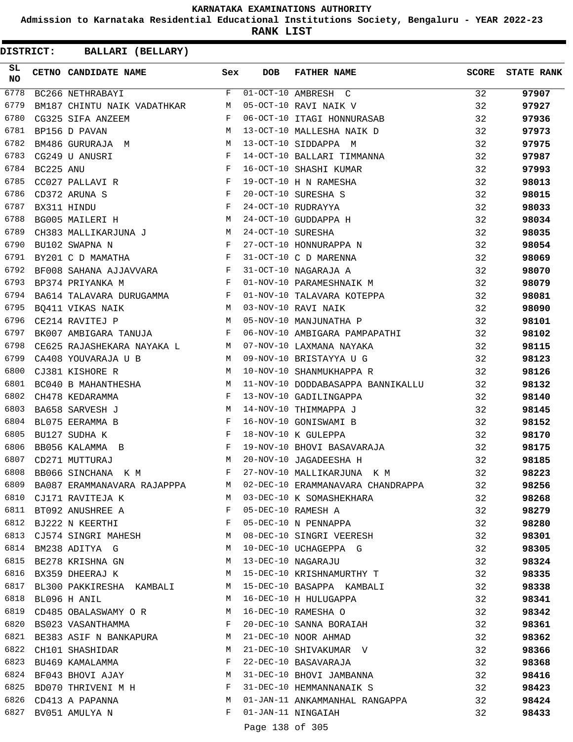KARNATAKA EXAMINATIONS AUTHORITY

Admission to Karnataka Residential Educational Institutions Society, Bengaluru - YEAR 2022-23

**RANK LIST**

**DISTRICT: BALLARI (BELLARY)**

| SL NO | CETNO | CANDIDATE NAME | Sex | DOB | FATHER NAME | SCORE | STATE RANK |
|---|---|---|---|---|---|---|---|
| 6778 | BC266 | NETHRABAYI | F | 01-OCT-10 | AMBRESH C | 32 | 97907 |
| 6779 | BM187 | CHINTU NAIK VADATHKAR | M | 05-OCT-10 | RAVI NAIK V | 32 | 97927 |
| 6780 | CG325 | SIFA ANZEEM | F | 06-OCT-10 | ITAGI HONNURASAB | 32 | 97936 |
| 6781 | BP156 | D PAVAN | M | 13-OCT-10 | MALLESHA NAIK D | 32 | 97973 |
| 6782 | BM486 | GURURAJA M | M | 13-OCT-10 | SIDDAPPA M | 32 | 97975 |
| 6783 | CG249 | U ANUSRI | F | 14-OCT-10 | BALLARI TIMMANNA | 32 | 97987 |
| 6784 | BC225 | ANU | F | 16-OCT-10 | SHASHI KUMAR | 32 | 97993 |
| 6785 | CC027 | PALLAVI R | F | 19-OCT-10 | H N RAMESHA | 32 | 98013 |
| 6786 | CD372 | ARUNA S | F | 20-OCT-10 | SURESHA S | 32 | 98015 |
| 6787 | BX311 | HINDU | F | 24-OCT-10 | RUDRAYYA | 32 | 98033 |
| 6788 | BG005 | MAILERI H | M | 24-OCT-10 | GUDDAPPA H | 32 | 98034 |
| 6789 | CH383 | MALLIKARJUNA J | M | 24-OCT-10 | SURESHA | 32 | 98035 |
| 6790 | BU102 | SWAPNA N | F | 27-OCT-10 | HONNURAPPA N | 32 | 98054 |
| 6791 | BY201 | C D MAMATHA | F | 31-OCT-10 | C D MARENNA | 32 | 98069 |
| 6792 | BF008 | SAHANA AJJAVVARA | F | 31-OCT-10 | NAGARAJA A | 32 | 98070 |
| 6793 | BP374 | PRIYANKA M | F | 01-NOV-10 | PARAMESHNAIK M | 32 | 98079 |
| 6794 | BA614 | TALAVARA DURUGAMMA | F | 01-NOV-10 | TALAVARA KOTEPPA | 32 | 98081 |
| 6795 | BQ411 | VIKAS NAIK | M | 03-NOV-10 | RAVI NAIK | 32 | 98090 |
| 6796 | CE214 | RAVITEJ P | M | 05-NOV-10 | MANJUNATHA P | 32 | 98101 |
| 6797 | BK007 | AMBIGARA TANUJA | F | 06-NOV-10 | AMBIGARA PAMPAPATHI | 32 | 98102 |
| 6798 | CE625 | RAJASHEKARA NAYAKA L | M | 07-NOV-10 | LAXMANA NAYAKA | 32 | 98115 |
| 6799 | CA408 | YOUVARAJA U B | M | 09-NOV-10 | BRISTAYYA U G | 32 | 98123 |
| 6800 | CJ381 | KISHORE R | M | 10-NOV-10 | SHANMUKHAPPA R | 32 | 98126 |
| 6801 | BC040 | B MAHANTHESHA | M | 11-NOV-10 | DODDABASAPPA BANNIKALLU | 32 | 98132 |
| 6802 | CH478 | KEDARAMMA | F | 13-NOV-10 | GADILINGAPPA | 32 | 98140 |
| 6803 | BA658 | SARVESH J | M | 14-NOV-10 | THIMMAPPA J | 32 | 98145 |
| 6804 | BL075 | EERAMMA B | F | 16-NOV-10 | GONISWAMI B | 32 | 98152 |
| 6805 | BU127 | SUDHA K | F | 18-NOV-10 | K GULEPPA | 32 | 98170 |
| 6806 | BB056 | KALAMMA B | F | 19-NOV-10 | BHOVI BASAVARAJA | 32 | 98175 |
| 6807 | CD271 | MUTTURAJ | M | 20-NOV-10 | JAGADEESHA H | 32 | 98185 |
| 6808 | BB066 | SINCHANA K M | F | 27-NOV-10 | MALLIKARJUNA K M | 32 | 98223 |
| 6809 | BA087 | ERAMMANAVARA RAJAPPPA | M | 02-DEC-10 | ERAMMANAVARA CHANDRAPPA | 32 | 98256 |
| 6810 | CJ171 | RAVITEJA K | M | 03-DEC-10 | K SOMASHEKHARA | 32 | 98268 |
| 6811 | BT092 | ANUSHREE A | F | 05-DEC-10 | RAMESH A | 32 | 98279 |
| 6812 | BJ222 | N KEERTHI | F | 05-DEC-10 | N PENNAPPA | 32 | 98280 |
| 6813 | CJ574 | SINGRI MAHESH | M | 08-DEC-10 | SINGRI VEERESH | 32 | 98301 |
| 6814 | BM238 | ADITYA G | M | 10-DEC-10 | UCHAGEPPA G | 32 | 98305 |
| 6815 | BE278 | KRISHNA GN | M | 13-DEC-10 | NAGARAJU | 32 | 98324 |
| 6816 | BX359 | DHEERAJ K | M | 15-DEC-10 | KRISHNAMURTHY T | 32 | 98335 |
| 6817 | BL300 | PAKKIRESHA KAMBALI | M | 15-DEC-10 | BASAPPA KAMBALI | 32 | 98338 |
| 6818 | BL096 | H ANIL | M | 16-DEC-10 | H HULUGAPPA | 32 | 98341 |
| 6819 | CD485 | OBALASWAMY O R | M | 16-DEC-10 | RAMESHA O | 32 | 98342 |
| 6820 | BS023 | VASANTHAMMA | F | 20-DEC-10 | SANNA BORAIAH | 32 | 98361 |
| 6821 | BE383 | ASIF N BANKAPURA | M | 21-DEC-10 | NOOR AHMAD | 32 | 98362 |
| 6822 | CH101 | SHASHIDAR | M | 21-DEC-10 | SHIVAKUMAR V | 32 | 98366 |
| 6823 | BU469 | KAMALAMMA | F | 22-DEC-10 | BASAVARAJA | 32 | 98368 |
| 6824 | BF043 | BHOVI AJAY | M | 31-DEC-10 | BHOVI JAMBANNA | 32 | 98416 |
| 6825 | BD070 | THRIVENI M H | F | 31-DEC-10 | HEMMANNANAIK S | 32 | 98423 |
| 6826 | CD413 | A PAPANNA | M | 01-JAN-11 | ANKAMMANHAL RANGAPPA | 32 | 98424 |
| 6827 | BV051 | AMULYA N | F | 01-JAN-11 | NINGAIAH | 32 | 98433 |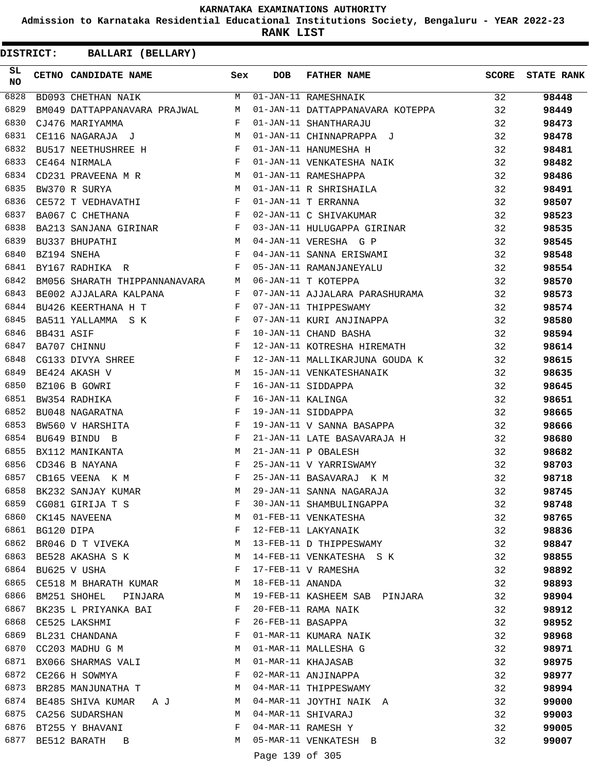KARNATAKA EXAMINATIONS AUTHORITY

Admission to Karnataka Residential Educational Institutions Society, Bengaluru - YEAR 2022-23

**RANK LIST**

**DISTRICT: BALLARI (BELLARY)**

| SL NO | CETNO | CANDIDATE NAME | Sex | DOB | FATHER NAME | SCORE | STATE RANK |
|---|---|---|---|---|---|---|---|
| 6828 | BD093 | CHETHAN NAIK | M | 01-JAN-11 | RAMESHNAIK | 32 | **98448** |
| 6829 | BM049 | DATTAPPANAVARA PRAJWAL | M | 01-JAN-11 | DATTAPPANAVARA KOTEPPA | 32 | **98449** |
| 6830 | CJ476 | MARIYAMMA | F | 01-JAN-11 | SHANTHARAJU | 32 | **98473** |
| 6831 | CE116 | NAGARAJA J | M | 01-JAN-11 | CHINNAPRAPPA J | 32 | **98478** |
| 6832 | BU517 | NEETHUSHREE H | F | 01-JAN-11 | HANUMESHA H | 32 | **98481** |
| 6833 | CE464 | NIRMALA | F | 01-JAN-11 | VENKATESHA NAIK | 32 | **98482** |
| 6834 | CD231 | PRAVEENA M R | M | 01-JAN-11 | RAMESHAPPA | 32 | **98486** |
| 6835 | BW370 | R SURYA | M | 01-JAN-11 | R SHRISHAILA | 32 | **98491** |
| 6836 | CE572 | T VEDHAVATHI | F | 01-JAN-11 | T ERRANNA | 32 | **98507** |
| 6837 | BA067 | C CHETHANA | F | 02-JAN-11 | C SHIVAKUMAR | 32 | **98523** |
| 6838 | BA213 | SANJANA GIRINAR | F | 03-JAN-11 | HULUGAPPA GIRINAR | 32 | **98535** |
| 6839 | BU337 | BHUPATHI | M | 04-JAN-11 | VERESHA G P | 32 | **98545** |
| 6840 | BZ194 | SNEHA | F | 04-JAN-11 | SANNA ERISWAMI | 32 | **98548** |
| 6841 | BY167 | RADHIKA R | F | 05-JAN-11 | RAMANJANEYALU | 32 | **98554** |
| 6842 | BM056 | SHARATH THIPPANNANAVARA | M | 06-JAN-11 | T KOTEPPA | 32 | **98570** |
| 6843 | BE002 | AJJALARA KALPANA | F | 07-JAN-11 | AJJALARA PARASHURAMA | 32 | **98573** |
| 6844 | BU426 | KEERTHANA H T | F | 07-JAN-11 | THIPPESWAMY | 32 | **98574** |
| 6845 | BA511 | YALLAMMA S K | F | 07-JAN-11 | KURI ANJINAPPA | 32 | **98580** |
| 6846 | BB431 | ASIF | F | 10-JAN-11 | CHAND BASHA | 32 | **98594** |
| 6847 | BA707 | CHINNU | F | 12-JAN-11 | KOTRESHA HIREMATH | 32 | **98614** |
| 6848 | CG133 | DIVYA SHREE | F | 12-JAN-11 | MALLIKARJUNA GOUDA K | 32 | **98615** |
| 6849 | BE424 | AKASH V | M | 15-JAN-11 | VENKATESHANAIK | 32 | **98635** |
| 6850 | BZ106 | B GOWRI | F | 16-JAN-11 | SIDDAPPA | 32 | **98645** |
| 6851 | BW354 | RADHIKA | F | 16-JAN-11 | KALINGA | 32 | **98651** |
| 6852 | BU048 | NAGARATNA | F | 19-JAN-11 | SIDDAPPA | 32 | **98665** |
| 6853 | BW560 | V HARSHITA | F | 19-JAN-11 | V SANNA BASAPPA | 32 | **98666** |
| 6854 | BU649 | BINDU B | F | 21-JAN-11 | LATE BASAVARAJA H | 32 | **98680** |
| 6855 | BX112 | MANIKANTA | M | 21-JAN-11 | P OBALESH | 32 | **98682** |
| 6856 | CD346 | B NAYANA | F | 25-JAN-11 | V YARRISWAMY | 32 | **98703** |
| 6857 | CB165 | VEENA K M | F | 25-JAN-11 | BASAVARAJ K M | 32 | **98718** |
| 6858 | BK232 | SANJAY KUMAR | M | 29-JAN-11 | SANNA NAGARAJA | 32 | **98745** |
| 6859 | CG081 | GIRIJA T S | F | 30-JAN-11 | SHAMBULINGAPPA | 32 | **98748** |
| 6860 | CK145 | NAVEENA | M | 01-FEB-11 | VENKATESHA | 32 | **98765** |
| 6861 | BG120 | DIPA | F | 12-FEB-11 | LAKYANAIK | 32 | **98836** |
| 6862 | BR046 | D T VIVEKA | M | 13-FEB-11 | D THIPPESWAMY | 32 | **98847** |
| 6863 | BE528 | AKASHA S K | M | 14-FEB-11 | VENKATESHA S K | 32 | **98855** |
| 6864 | BU625 | V USHA | F | 17-FEB-11 | V RAMESHA | 32 | **98892** |
| 6865 | CE518 | M BHARATH KUMAR | M | 18-FEB-11 | ANANDA | 32 | **98893** |
| 6866 | BM251 | SHOHEL PINJARA | M | 19-FEB-11 | KASHEEM SAB PINJARA | 32 | **98904** |
| 6867 | BK235 | L PRIYANKA BAI | F | 20-FEB-11 | RAMA NAIK | 32 | **98912** |
| 6868 | CE525 | LAKSHMI | F | 26-FEB-11 | BASAPPA | 32 | **98952** |
| 6869 | BL231 | CHANDANA | F | 01-MAR-11 | KUMARA NAIK | 32 | **98968** |
| 6870 | CC203 | MADHU G M | M | 01-MAR-11 | MALLESHA G | 32 | **98971** |
| 6871 | BX066 | SHARMAS VALI | M | 01-MAR-11 | KHAJASAB | 32 | **98975** |
| 6872 | CE266 | H SOWMYA | F | 02-MAR-11 | ANJINAPPA | 32 | **98977** |
| 6873 | BR285 | MANJUNATHA T | M | 04-MAR-11 | THIPPESWAMY | 32 | **98994** |
| 6874 | BE485 | SHIVA KUMAR A J | M | 04-MAR-11 | JOYTHI NAIK A | 32 | **99000** |
| 6875 | CA256 | SUDARSHAN | M | 04-MAR-11 | SHIVARAJ | 32 | **99003** |
| 6876 | BT255 | Y BHAVANI | F | 04-MAR-11 | RAMESH Y | 32 | **99005** |
| 6877 | BE512 | BARATH B | M | 05-MAR-11 | VENKATESH B | 32 | **99007** |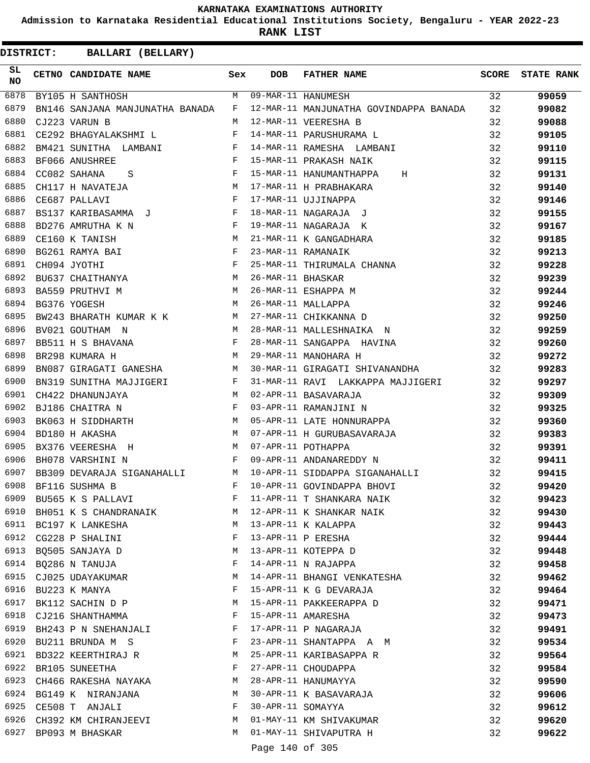# KARNATAKA EXAMINATIONS AUTHORITY

**Admission to Karnataka Residential Educational Institutions Society, Bengaluru - YEAR 2022-23**

**RANK LIST**

**DISTRICT: BALLARI (BELLARY)**

| SL NO | CETNO | CANDIDATE NAME | Sex | DOB | FATHER NAME | SCORE | STATE RANK |
|---|---|---|---|---|---|---|---|
| 6878 | BY105 | H SANTHOSH | M | 09-MAR-11 | HANUMESH | 32 | 99059 |
| 6879 | BN146 | SANJANA MANJUNATHA BANADA | F | 12-MAR-11 | MANJUNATHA GOVINDAPPA BANADA | 32 | 99082 |
| 6880 | CJ223 | VARUN B | M | 12-MAR-11 | VEERESHA B | 32 | 99088 |
| 6881 | CE292 | BHAGYALAKSHMI L | F | 14-MAR-11 | PARUSHURAMA L | 32 | 99105 |
| 6882 | BM421 | SUNITHA LAMBANI | F | 14-MAR-11 | RAMESHA LAMBANI | 32 | 99110 |
| 6883 | BF066 | ANUSHREE | F | 15-MAR-11 | PRAKASH NAIK | 32 | 99115 |
| 6884 | CC082 | SAHANA S | F | 15-MAR-11 | HANUMANTHAPPA H | 32 | 99131 |
| 6885 | CH117 | H NAVATEJA | M | 17-MAR-11 | H PRABHAKARA | 32 | 99140 |
| 6886 | CE687 | PALLAVI | F | 17-MAR-11 | UJJINAPPA | 32 | 99146 |
| 6887 | BS137 | KARIBASAMMA J | F | 18-MAR-11 | NAGARAJA J | 32 | 99155 |
| 6888 | BD276 | AMRUTHA K N | F | 19-MAR-11 | NAGARAJA K | 32 | 99167 |
| 6889 | CE160 | K TANISH | M | 21-MAR-11 | K GANGADHARA | 32 | 99185 |
| 6890 | BG261 | RAMYA BAI | F | 23-MAR-11 | RAMANAIK | 32 | 99213 |
| 6891 | CH094 | JYOTHI | F | 25-MAR-11 | THIRUMALA CHANNA | 32 | 99228 |
| 6892 | BU637 | CHAITHANYA | M | 26-MAR-11 | BHASKAR | 32 | 99239 |
| 6893 | BA559 | PRUTHVI M | M | 26-MAR-11 | ESHAPPA M | 32 | 99244 |
| 6894 | BG376 | YOGESH | M | 26-MAR-11 | MALLAPPA | 32 | 99246 |
| 6895 | BW243 | BHARATH KUMAR K K | M | 27-MAR-11 | CHIKKANNA D | 32 | 99250 |
| 6896 | BV021 | GOUTHAM N | M | 28-MAR-11 | MALLESHNAIKA N | 32 | 99259 |
| 6897 | BB511 | H S BHAVANA | F | 28-MAR-11 | SANGAPPA HAVINA | 32 | 99260 |
| 6898 | BR298 | KUMARA H | M | 29-MAR-11 | MANOHARA H | 32 | 99272 |
| 6899 | BN087 | GIRAGATI GANESHA | M | 30-MAR-11 | GIRAGATI SHIVANANDHA | 32 | 99283 |
| 6900 | BN319 | SUNITHA MAJJIGERI | F | 31-MAR-11 | RAVI LAKKAPPA MAJJIGERI | 32 | 99297 |
| 6901 | CH422 | DHANUNJAYA | M | 02-APR-11 | BASAVARAJA | 32 | 99309 |
| 6902 | BJ186 | CHAITRA N | F | 03-APR-11 | RAMANJINI N | 32 | 99325 |
| 6903 | BK063 | H SIDDHARTH | M | 05-APR-11 | LATE HONNURAPPA | 32 | 99360 |
| 6904 | BD180 | H AKASHA | M | 07-APR-11 | H GURUBASAVARAJA | 32 | 99383 |
| 6905 | BX376 | VEERESHA H | M | 07-APR-11 | POTHAPPA | 32 | 99391 |
| 6906 | BH078 | VARSHINI N | F | 09-APR-11 | ANDANAREDDY N | 32 | 99411 |
| 6907 | BB309 | DEVARAJA SIGANAHALLI | M | 10-APR-11 | SIDDAPPA SIGANAHALLI | 32 | 99415 |
| 6908 | BF116 | SUSHMA B | F | 10-APR-11 | GOVINDAPPA BHOVI | 32 | 99420 |
| 6909 | BU565 | K S PALLAVI | F | 11-APR-11 | T SHANKARA NAIK | 32 | 99423 |
| 6910 | BH051 | K S CHANDRANAIK | M | 12-APR-11 | K SHANKAR NAIK | 32 | 99430 |
| 6911 | BC197 | K LANKESHA | M | 13-APR-11 | K KALAPPA | 32 | 99443 |
| 6912 | CG228 | P SHALINI | F | 13-APR-11 | P ERESHA | 32 | 99444 |
| 6913 | BQ505 | SANJAYA D | M | 13-APR-11 | KOTEPPA D | 32 | 99448 |
| 6914 | BQ286 | N TANUJA | F | 14-APR-11 | N RAJAPPA | 32 | 99458 |
| 6915 | CJ025 | UDAYAKUMAR | M | 14-APR-11 | BHANGI VENKATESHA | 32 | 99462 |
| 6916 | BU223 | K MANYA | F | 15-APR-11 | K G DEVARAJA | 32 | 99464 |
| 6917 | BK112 | SACHIN D P | M | 15-APR-11 | PAKKEERAPPA D | 32 | 99471 |
| 6918 | CJ216 | SHANTHAMMA | F | 15-APR-11 | AMARESHA | 32 | 99473 |
| 6919 | BH243 | P N SNEHANJALI | F | 17-APR-11 | P NAGARAJA | 32 | 99491 |
| 6920 | BU211 | BRUNDA M S | F | 23-APR-11 | SHANTAPPA A M | 32 | 99534 |
| 6921 | BD322 | KEERTHIRAJ R | M | 25-APR-11 | KARIBASAPPA R | 32 | 99564 |
| 6922 | BR105 | SUNEETHA | F | 27-APR-11 | CHOUDAPPA | 32 | 99584 |
| 6923 | CH466 | RAKESHA NAYAKA | M | 28-APR-11 | HANUMAYYA | 32 | 99590 |
| 6924 | BG149 | K NIRANJANA | M | 30-APR-11 | K BASAVARAJA | 32 | 99606 |
| 6925 | CE508 | T ANJALI | F | 30-APR-11 | SOMAYYA | 32 | 99612 |
| 6926 | CH392 | KM CHIRANJEEVI | M | 01-MAY-11 | KM SHIVAKUMAR | 32 | 99620 |
| 6927 | BP093 | M BHASKAR | M | 01-MAY-11 | SHIVAPUTRA H | 32 | 99622 |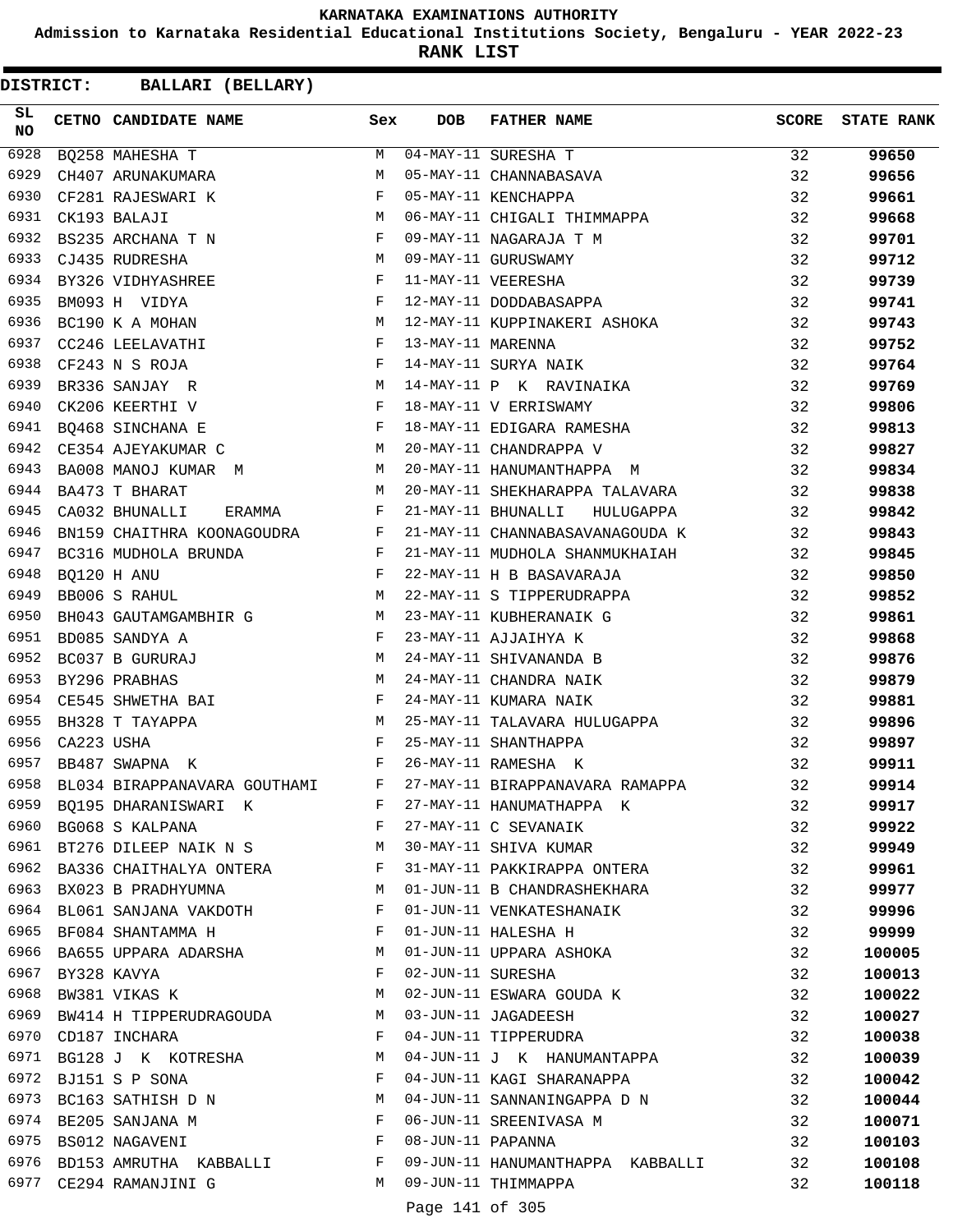KARNATAKA EXAMINATIONS AUTHORITY

Admission to Karnataka Residential Educational Institutions Society, Bengaluru - YEAR 2022-23

**RANK LIST**

**DISTRICT: BALLARI (BELLARY)**

| SL NO | CETNO | CANDIDATE NAME | Sex | DOB | FATHER NAME | SCORE | STATE RANK |
|---|---|---|---|---|---|---|---|
| 6928 | BQ258 | MAHESHA T | M | 04-MAY-11 | SURESHA T | 32 | 99650 |
| 6929 | CH407 | ARUNAKUMARA | M | 05-MAY-11 | CHANNABASAVA | 32 | 99656 |
| 6930 | CF281 | RAJESWARI K | F | 05-MAY-11 | KENCHAPPA | 32 | 99661 |
| 6931 | CK193 | BALAJI | M | 06-MAY-11 | CHIGALI THIMMAPPA | 32 | 99668 |
| 6932 | BS235 | ARCHANA T N | F | 09-MAY-11 | NAGARAJA T M | 32 | 99701 |
| 6933 | CJ435 | RUDRESHA | M | 09-MAY-11 | GURUSWAMY | 32 | 99712 |
| 6934 | BY326 | VIDHYASHREE | F | 11-MAY-11 | VEERESHA | 32 | 99739 |
| 6935 | BM093 | H VIDYA | F | 12-MAY-11 | DODDABASAPPA | 32 | 99741 |
| 6936 | BC190 | K A MOHAN | M | 12-MAY-11 | KUPPINAKERI ASHOKA | 32 | 99743 |
| 6937 | CC246 | LEELAVATHI | F | 13-MAY-11 | MARENNA | 32 | 99752 |
| 6938 | CF243 | N S ROJA | F | 14-MAY-11 | SURYA NAIK | 32 | 99764 |
| 6939 | BR336 | SANJAY R | M | 14-MAY-11 | P K RAVINAIKA | 32 | 99769 |
| 6940 | CK206 | KEERTHI V | F | 18-MAY-11 | V ERRISWAMY | 32 | 99806 |
| 6941 | BQ468 | SINCHANA E | F | 18-MAY-11 | EDIGARA RAMESHA | 32 | 99813 |
| 6942 | CE354 | AJEYAKUMAR C | M | 20-MAY-11 | CHANDRAPPA V | 32 | 99827 |
| 6943 | BA008 | MANOJ KUMAR M | M | 20-MAY-11 | HANUMANTHAPPA M | 32 | 99834 |
| 6944 | BA473 | T BHARAT | M | 20-MAY-11 | SHEKHARAPPA TALAVARA | 32 | 99838 |
| 6945 | CA032 | BHUNALLI ERAMMA | F | 21-MAY-11 | BHUNALLI HULUGAPPA | 32 | 99842 |
| 6946 | BN159 | CHAITHRA KOONAGOUDRA | F | 21-MAY-11 | CHANNABASAVANAGOUDA K | 32 | 99843 |
| 6947 | BC316 | MUDHOLA BRUNDA | F | 21-MAY-11 | MUDHOLA SHANMUKHAIAH | 32 | 99845 |
| 6948 | BQ120 | H ANU | F | 22-MAY-11 | H B BASAVARAJA | 32 | 99850 |
| 6949 | BB006 | S RAHUL | M | 22-MAY-11 | S TIPPERUDRAPPA | 32 | 99852 |
| 6950 | BH043 | GAUTAMGAMBHIR G | M | 23-MAY-11 | KUBHERANAIK G | 32 | 99861 |
| 6951 | BD085 | SANDYA A | F | 23-MAY-11 | AJJAIHYA K | 32 | 99868 |
| 6952 | BC037 | B GURURAJ | M | 24-MAY-11 | SHIVANANDA B | 32 | 99876 |
| 6953 | BY296 | PRABHAS | M | 24-MAY-11 | CHANDRA NAIK | 32 | 99879 |
| 6954 | CE545 | SHWETHA BAI | F | 24-MAY-11 | KUMARA NAIK | 32 | 99881 |
| 6955 | BH328 | T TAYAPPA | M | 25-MAY-11 | TALAVARA HULUGAPPA | 32 | 99896 |
| 6956 | CA223 | USHA | F | 25-MAY-11 | SHANTHAPPA | 32 | 99897 |
| 6957 | BB487 | SWAPNA K | F | 26-MAY-11 | RAMESHA K | 32 | 99911 |
| 6958 | BL034 | BIRAPPANAVARA GOUTHAMI | F | 27-MAY-11 | BIRAPPANAVARA RAMAPPA | 32 | 99914 |
| 6959 | BQ195 | DHARANISWARI K | F | 27-MAY-11 | HANUMATHAPPA K | 32 | 99917 |
| 6960 | BG068 | S KALPANA | F | 27-MAY-11 | C SEVANAIK | 32 | 99922 |
| 6961 | BT276 | DILEEP NAIK N S | M | 30-MAY-11 | SHIVA KUMAR | 32 | 99949 |
| 6962 | BA336 | CHAITHALYA ONTERA | F | 31-MAY-11 | PAKKIRAPPA ONTERA | 32 | 99961 |
| 6963 | BX023 | B PRADHYUMNA | M | 01-JUN-11 | B CHANDRASHEKHARA | 32 | 99977 |
| 6964 | BL061 | SANJANA VAKDOTH | F | 01-JUN-11 | VENKATESHANAIK | 32 | 99996 |
| 6965 | BF084 | SHANTAMMA H | F | 01-JUN-11 | HALESHA H | 32 | 99999 |
| 6966 | BA655 | UPPARA ADARSHA | M | 01-JUN-11 | UPPARA ASHOKA | 32 | 100005 |
| 6967 | BY328 | KAVYA | F | 02-JUN-11 | SURESHA | 32 | 100013 |
| 6968 | BW381 | VIKAS K | M | 02-JUN-11 | ESWARA GOUDA K | 32 | 100022 |
| 6969 | BW414 | H TIPPERUDRAGOUDA | M | 03-JUN-11 | JAGADEESH | 32 | 100027 |
| 6970 | CD187 | INCHARA | F | 04-JUN-11 | TIPPERUDRA | 32 | 100038 |
| 6971 | BG128 | J K KOTRESHA | M | 04-JUN-11 | J K HANUMANTAPPA | 32 | 100039 |
| 6972 | BJ151 | S P SONA | F | 04-JUN-11 | KAGI SHARANAPPA | 32 | 100042 |
| 6973 | BC163 | SATHISH D N | M | 04-JUN-11 | SANNANINGAPPA D N | 32 | 100044 |
| 6974 | BE205 | SANJANA M | F | 06-JUN-11 | SREENIVASA M | 32 | 100071 |
| 6975 | BS012 | NAGAVENI | F | 08-JUN-11 | PAPANNA | 32 | 100103 |
| 6976 | BD153 | AMRUTHA KABBALLI | F | 09-JUN-11 | HANUMANTHAPPA KABBALLI | 32 | 100108 |
| 6977 | CE294 | RAMANJINI G | M | 09-JUN-11 | THIMMAPPA | 32 | 100118 |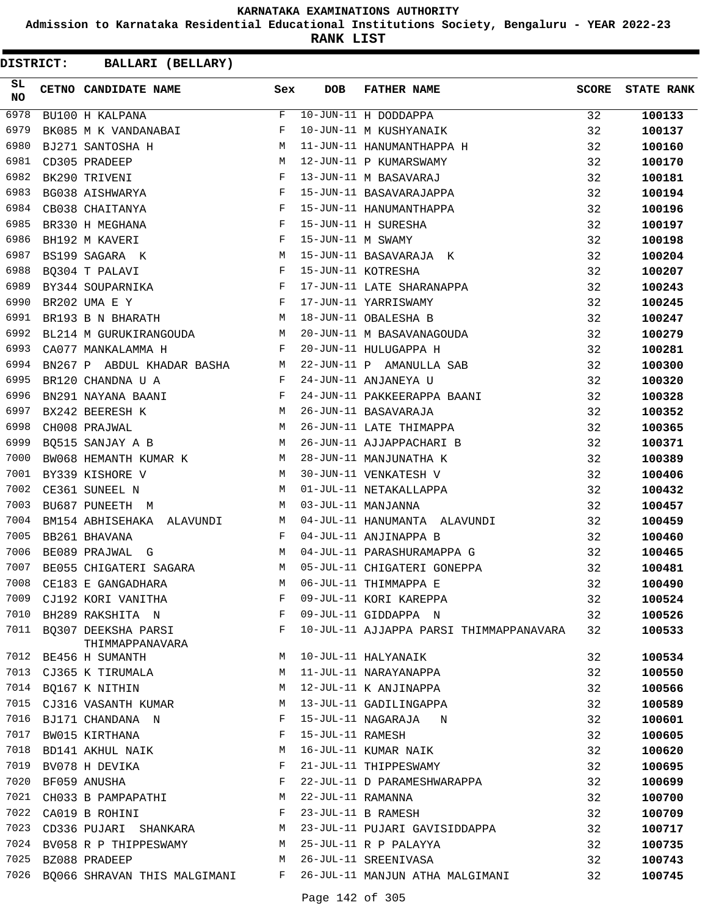KARNATAKA EXAMINATIONS AUTHORITY

Admission to Karnataka Residential Educational Institutions Society, Bengaluru - YEAR 2022-23

RANK LIST

**DISTRICT: BALLARI (BELLARY)**

| SL NO | CETNO | CANDIDATE NAME | Sex | DOB | FATHER NAME | SCORE | STATE RANK |
|---|---|---|---|---|---|---|---|
| 6978 | BU100 | H KALPANA | F | 10-JUN-11 | H DODDAPPA | 32 | 100133 |
| 6979 | BK085 | M K VANDANABAI | F | 10-JUN-11 | M KUSHYANAIK | 32 | 100137 |
| 6980 | BJ271 | SANTOSHA H | M | 11-JUN-11 | HANUMANTHAPPA H | 32 | 100160 |
| 6981 | CD305 | PRADEEP | M | 12-JUN-11 | P KUMARSWAMY | 32 | 100170 |
| 6982 | BK290 | TRIVENI | F | 13-JUN-11 | M BASAVARAJ | 32 | 100181 |
| 6983 | BG038 | AISHWARYA | F | 15-JUN-11 | BASAVARAJAPPA | 32 | 100194 |
| 6984 | CB038 | CHAITANYA | F | 15-JUN-11 | HANUMANTHAPPA | 32 | 100196 |
| 6985 | BR330 | H MEGHANA | F | 15-JUN-11 | H SURESHA | 32 | 100197 |
| 6986 | BH192 | M KAVERI | F | 15-JUN-11 | M SWAMY | 32 | 100198 |
| 6987 | BS199 | SAGARA K | M | 15-JUN-11 | BASAVARAJA K | 32 | 100204 |
| 6988 | BQ304 | T PALAVI | F | 15-JUN-11 | KOTRESHA | 32 | 100207 |
| 6989 | BY344 | SOUPARNIKA | F | 17-JUN-11 | LATE SHARANAPPA | 32 | 100243 |
| 6990 | BR202 | UMA E Y | F | 17-JUN-11 | YARRISWAMY | 32 | 100245 |
| 6991 | BR193 | B N BHARATH | M | 18-JUN-11 | OBALESHA B | 32 | 100247 |
| 6992 | BL214 | M GURUKIRANGOUDA | M | 20-JUN-11 | M BASAVANAGOUDA | 32 | 100279 |
| 6993 | CA077 | MANKALAMMA H | F | 20-JUN-11 | HULUGAPPA H | 32 | 100281 |
| 6994 | BN267 | P ABDUL KHADAR BASHA | M | 22-JUN-11 | P AMANULLA SAB | 32 | 100300 |
| 6995 | BR120 | CHANDNA U A | F | 24-JUN-11 | ANJANEYA U | 32 | 100320 |
| 6996 | BN291 | NAYANA BAANI | F | 24-JUN-11 | PAKKEERAPPA BAANI | 32 | 100328 |
| 6997 | BX242 | BEERESH K | M | 26-JUN-11 | BASAVARAJA | 32 | 100352 |
| 6998 | CH008 | PRAJWAL | M | 26-JUN-11 | LATE THIMAPPA | 32 | 100365 |
| 6999 | BQ515 | SANJAY A B | M | 26-JUN-11 | AJJAPPACHARI B | 32 | 100371 |
| 7000 | BW068 | HEMANTH KUMAR K | M | 28-JUN-11 | MANJUNATHA K | 32 | 100389 |
| 7001 | BY339 | KISHORE V | M | 30-JUN-11 | VENKATESH V | 32 | 100406 |
| 7002 | CE361 | SUNEEL N | M | 01-JUL-11 | NETAKALLAPPA | 32 | 100432 |
| 7003 | BU687 | PUNEETH M | M | 03-JUL-11 | MANJANNA | 32 | 100457 |
| 7004 | BM154 | ABHISEHAKA ALAVUNDI | M | 04-JUL-11 | HANUMANTA ALAVUNDI | 32 | 100459 |
| 7005 | BB261 | BHAVANA | F | 04-JUL-11 | ANJINAPPA B | 32 | 100460 |
| 7006 | BE089 | PRAJWAL G | M | 04-JUL-11 | PARASHURAMAPPA G | 32 | 100465 |
| 7007 | BE055 | CHIGATERI SAGARA | M | 05-JUL-11 | CHIGATERI GONEPPA | 32 | 100481 |
| 7008 | CE183 | E GANGADHARA | M | 06-JUL-11 | THIMMAPPA E | 32 | 100490 |
| 7009 | CJ192 | KORI VANITHA | F | 09-JUL-11 | KORI KAREPPA | 32 | 100524 |
| 7010 | BH289 | RAKSHITA N | F | 09-JUL-11 | GIDDAPPA N | 32 | 100526 |
| 7011 | BQ307 | DEEKSHA PARSI THIMMAPPANAVARA | F | 10-JUL-11 | AJJAPPA PARSI THIMMAPPANAVARA | 32 | 100533 |
| 7012 | BE456 | H SUMANTH | M | 10-JUL-11 | HALYANAIK | 32 | 100534 |
| 7013 | CJ365 | K TIRUMALA | M | 11-JUL-11 | NARAYANAPPA | 32 | 100550 |
| 7014 | BQ167 | K NITHIN | M | 12-JUL-11 | K ANJINAPPA | 32 | 100566 |
| 7015 | CJ316 | VASANTH KUMAR | M | 13-JUL-11 | GADILINGAPPA | 32 | 100589 |
| 7016 | BJ171 | CHANDANA N | F | 15-JUL-11 | NAGARAJA N | 32 | 100601 |
| 7017 | BW015 | KIRTHANA | F | 15-JUL-11 | RAMESH | 32 | 100605 |
| 7018 | BD141 | AKHUL NAIK | M | 16-JUL-11 | KUMAR NAIK | 32 | 100620 |
| 7019 | BV078 | H DEVIKA | F | 21-JUL-11 | THIPPESWAMY | 32 | 100695 |
| 7020 | BF059 | ANUSHA | F | 22-JUL-11 | D PARAMESHWARAPPA | 32 | 100699 |
| 7021 | CH033 | B PAMPAPATHI | M | 22-JUL-11 | RAMANNA | 32 | 100700 |
| 7022 | CA019 | B ROHINI | F | 23-JUL-11 | B RAMESH | 32 | 100709 |
| 7023 | CD336 | PUJARI SHANKARA | M | 23-JUL-11 | PUJARI GAVISIDDAPPA | 32 | 100717 |
| 7024 | BV058 | R P THIPPESWAMY | M | 25-JUL-11 | R P PALAYYA | 32 | 100735 |
| 7025 | BZ088 | PRADEEP | M | 26-JUL-11 | SREENIVASA | 32 | 100743 |
| 7026 | BQ066 | SHRAVAN THIS MALGIMANI | F | 26-JUL-11 | MANJUN ATHA MALGIMANI | 32 | 100745 |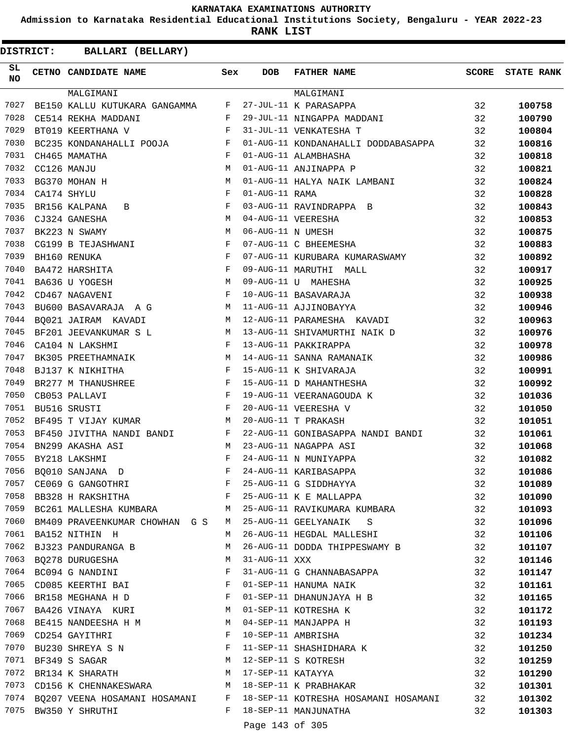KARNATAKA EXAMINATIONS AUTHORITY

Admission to Karnataka Residential Educational Institutions Society, Bengaluru - YEAR 2022-23

**RANK LIST**

**DISTRICT: BALLARI (BELLARY)**

| SL NO | CETNO | CANDIDATE NAME | Sex | DOB | FATHER NAME | SCORE | STATE RANK |
|---|---|---|---|---|---|---|---|
| | | MALGIMANI | | | MALGIMANI | | |
| 7027 | BE150 | KALLU KUTUKARA GANGAMMA | F | 27-JUL-11 | K PARASAPPA | 32 | **100758** |
| 7028 | CE514 | REKHA MADDANI | F | 29-JUL-11 | NINGAPPA MADDANI | 32 | **100790** |
| 7029 | BT019 | KEERTHANA V | F | 31-JUL-11 | VENKATESHA T | 32 | **100804** |
| 7030 | BC235 | KONDANAHALLI POOJA | F | 01-AUG-11 | KONDANAHALLI DODDABASAPPA | 32 | **100816** |
| 7031 | CH465 | MAMATHA | F | 01-AUG-11 | ALAMBHASHA | 32 | **100818** |
| 7032 | CC126 | MANJU | M | 01-AUG-11 | ANJINAPPA P | 32 | **100821** |
| 7033 | BG370 | MOHAN H | M | 01-AUG-11 | HALYA NAIK LAMBANI | 32 | **100824** |
| 7034 | CA174 | SHYLU | F | 01-AUG-11 | RAMA | 32 | **100828** |
| 7035 | BR156 | KALPANA B | F | 03-AUG-11 | RAVINDRAPPA B | 32 | **100843** |
| 7036 | CJ324 | GANESHA | M | 04-AUG-11 | VEERESHA | 32 | **100853** |
| 7037 | BK223 | N SWAMY | M | 06-AUG-11 | N UMESH | 32 | **100875** |
| 7038 | CG199 | B TEJASHWANI | F | 07-AUG-11 | C BHEEMESHA | 32 | **100883** |
| 7039 | BH160 | RENUKA | F | 07-AUG-11 | KURUBARA KUMARASWAMY | 32 | **100892** |
| 7040 | BA472 | HARSHITA | F | 09-AUG-11 | MARUTHI MALL | 32 | **100917** |
| 7041 | BA636 | U YOGESH | M | 09-AUG-11 | U MAHESHA | 32 | **100925** |
| 7042 | CD467 | NAGAVENI | F | 10-AUG-11 | BASAVARAJA | 32 | **100938** |
| 7043 | BU600 | BASAVARAJA A G | M | 11-AUG-11 | AJJINOBAYYA | 32 | **100946** |
| 7044 | BQ021 | JAIRAM KAVADI | M | 12-AUG-11 | PARAMESHA KAVADI | 32 | **100963** |
| 7045 | BF201 | JEEVANKUMAR S L | M | 13-AUG-11 | SHIVAMURTHI NAIK D | 32 | **100976** |
| 7046 | CA104 | N LAKSHMI | F | 13-AUG-11 | PAKKIRAPPA | 32 | **100978** |
| 7047 | BK305 | PREETHAMNAIK | M | 14-AUG-11 | SANNA RAMANAIK | 32 | **100986** |
| 7048 | BJ137 | K NIKHITHA | F | 15-AUG-11 | K SHIVARAJA | 32 | **100991** |
| 7049 | BR277 | M THANUSHREE | F | 15-AUG-11 | D MAHANTHESHA | 32 | **100992** |
| 7050 | CB053 | PALLAVI | F | 19-AUG-11 | VEERANAGOUDA K | 32 | **101036** |
| 7051 | BU516 | SRUSTI | F | 20-AUG-11 | VEERESHA V | 32 | **101050** |
| 7052 | BF495 | T VIJAY KUMAR | M | 20-AUG-11 | T PRAKASH | 32 | **101051** |
| 7053 | BF450 | JIVITHA NANDI BANDI | F | 22-AUG-11 | GONIBASAPPA NANDI BANDI | 32 | **101061** |
| 7054 | BN299 | AKASHA ASI | M | 23-AUG-11 | NAGAPPA ASI | 32 | **101068** |
| 7055 | BY218 | LAKSHMI | F | 24-AUG-11 | N MUNIYAPPA | 32 | **101082** |
| 7056 | BQ010 | SANJANA D | F | 24-AUG-11 | KARIBASAPPA | 32 | **101086** |
| 7057 | CE069 | G GANGOTHRI | F | 25-AUG-11 | G SIDDHAYYA | 32 | **101089** |
| 7058 | BB328 | H RAKSHITHA | F | 25-AUG-11 | K E MALLAPPA | 32 | **101090** |
| 7059 | BC261 | MALLESHA KUMBARA | M | 25-AUG-11 | RAVIKUMARA KUMBARA | 32 | **101093** |
| 7060 | BM409 | PRAVEENKUMAR CHOWHAN G S | M | 25-AUG-11 | GEELYANAIK S | 32 | **101096** |
| 7061 | BA152 | NITHIN H | M | 26-AUG-11 | HEGDAL MALLESHI | 32 | **101106** |
| 7062 | BJ323 | PANDURANGA B | M | 26-AUG-11 | DODDA THIPPESWAMY B | 32 | **101107** |
| 7063 | BQ278 | DURUGESHA | M | 31-AUG-11 | XXX | 32 | **101146** |
| 7064 | BC094 | G NANDINI | F | 31-AUG-11 | G CHANNABASAPPA | 32 | **101147** |
| 7065 | CD085 | KEERTHI BAI | F | 01-SEP-11 | HANUMA NAIK | 32 | **101161** |
| 7066 | BR158 | MEGHANA H D | F | 01-SEP-11 | DHANUNJAYA H B | 32 | **101165** |
| 7067 | BA426 | VINAYA KURI | M | 01-SEP-11 | KOTRESHA K | 32 | **101172** |
| 7068 | BE415 | NANDEESHA H M | M | 04-SEP-11 | MANJAPPA H | 32 | **101193** |
| 7069 | CD254 | GAYITHRI | F | 10-SEP-11 | AMBRISHA | 32 | **101234** |
| 7070 | BU230 | SHREYA S N | F | 11-SEP-11 | SHASHIDHARA K | 32 | **101250** |
| 7071 | BF349 | S SAGAR | M | 12-SEP-11 | S KOTRESH | 32 | **101259** |
| 7072 | BR134 | K SHARATH | M | 17-SEP-11 | KATAYYA | 32 | **101290** |
| 7073 | CD156 | K CHENNAKESWARA | M | 18-SEP-11 | K PRABHAKAR | 32 | **101301** |
| 7074 | BQ207 | VEENA HOSAMANI HOSAMANI | F | 18-SEP-11 | KOTRESHA HOSAMANI HOSAMANI | 32 | **101302** |
| 7075 | BW350 | Y SHRUTHI | F | 18-SEP-11 | MANJUNATHA | 32 | **101303** |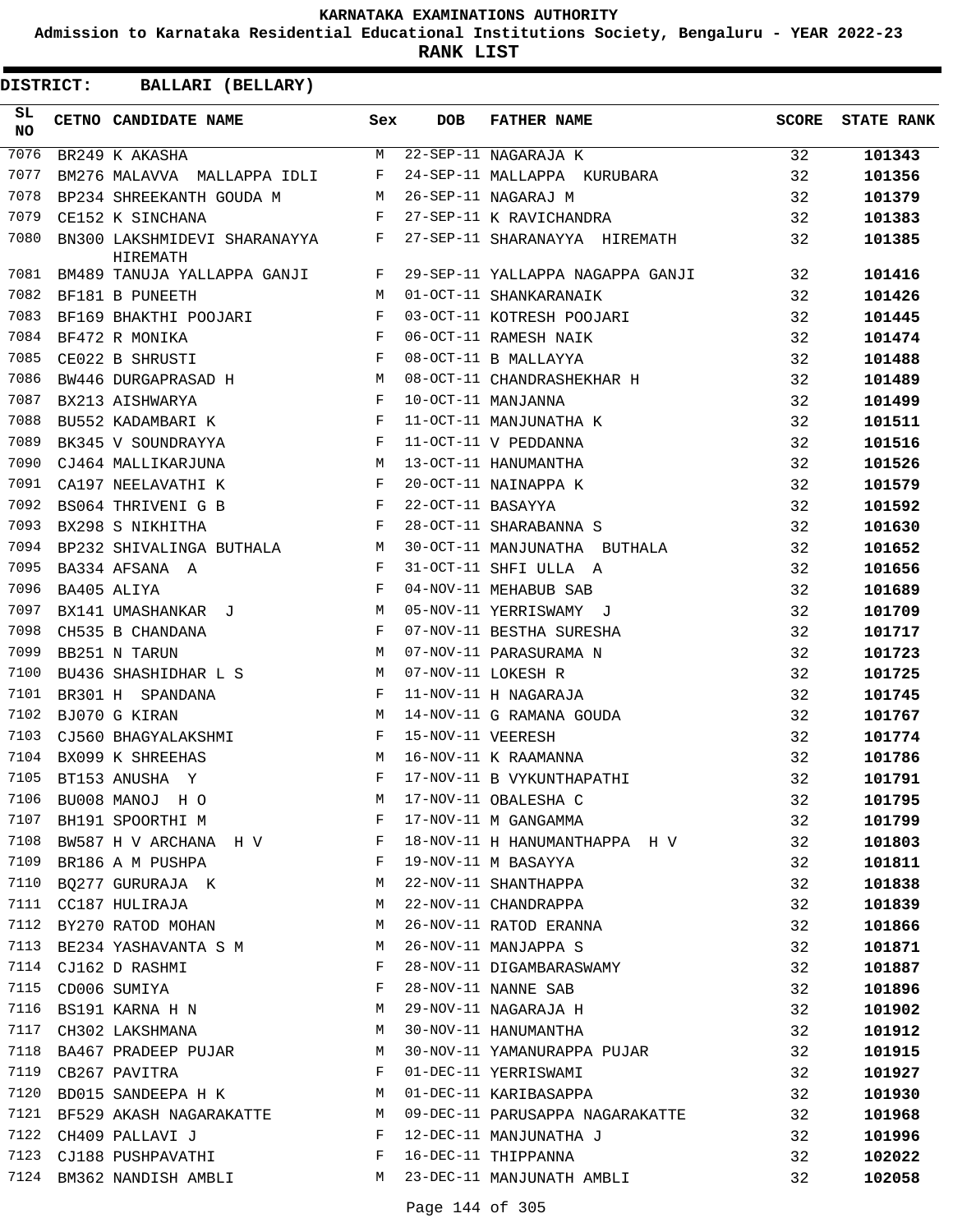KARNATAKA EXAMINATIONS AUTHORITY

Admission to Karnataka Residential Educational Institutions Society, Bengaluru - YEAR 2022-23

**RANK LIST**

**DISTRICT: BALLARI (BELLARY)**

| SL NO | CETNO | CANDIDATE NAME | Sex | DOB | FATHER NAME | SCORE | STATE RANK |
|---|---|---|---|---|---|---|---|
| 7076 | BR249 | K AKASHA | M | 22-SEP-11 | NAGARAJA K | 32 | 101343 |
| 7077 | BM276 | MALAVVA MALLAPPA IDLI | F | 24-SEP-11 | MALLAPPA KURUBARA | 32 | 101356 |
| 7078 | BP234 | SHREEKANTH GOUDA M | M | 26-SEP-11 | NAGARAJ M | 32 | 101379 |
| 7079 | CE152 | K SINCHANA | F | 27-SEP-11 | K RAVICHANDRA | 32 | 101383 |
| 7080 | BN300 | LAKSHMIDEVI SHARANAYYA HIREMATH | F | 27-SEP-11 | SHARANAYYA HIREMATH | 32 | 101385 |
| 7081 | BM489 | TANUJA YALLAPPA GANJI | F | 29-SEP-11 | YALLAPPA NAGAPPA GANJI | 32 | 101416 |
| 7082 | BF181 | B PUNEETH | M | 01-OCT-11 | SHANKARANAIK | 32 | 101426 |
| 7083 | BF169 | BHAKTHI POOJARI | F | 03-OCT-11 | KOTRESH POOJARI | 32 | 101445 |
| 7084 | BF472 | R MONIKA | F | 06-OCT-11 | RAMESH NAIK | 32 | 101474 |
| 7085 | CE022 | B SHRUSTI | F | 08-OCT-11 | B MALLAYYA | 32 | 101488 |
| 7086 | BW446 | DURGAPRASAD H | M | 08-OCT-11 | CHANDRASHEKHAR H | 32 | 101489 |
| 7087 | BX213 | AISHWARYA | F | 10-OCT-11 | MANJANNA | 32 | 101499 |
| 7088 | BU552 | KADAMBARI K | F | 11-OCT-11 | MANJUNATHA K | 32 | 101511 |
| 7089 | BK345 | V SOUNDRAYYA | F | 11-OCT-11 | V PEDDANNA | 32 | 101516 |
| 7090 | CJ464 | MALLIKARJUNA | M | 13-OCT-11 | HANUMANTHA | 32 | 101526 |
| 7091 | CA197 | NEELAVATHI K | F | 20-OCT-11 | NAINAPPA K | 32 | 101579 |
| 7092 | BS064 | THRIVENI G B | F | 22-OCT-11 | BASAYYA | 32 | 101592 |
| 7093 | BX298 | S NIKHITHA | F | 28-OCT-11 | SHARABANNA S | 32 | 101630 |
| 7094 | BP232 | SHIVALINGA BUTHALA | M | 30-OCT-11 | MANJUNATHA BUTHALA | 32 | 101652 |
| 7095 | BA334 | AFSANA A | F | 31-OCT-11 | SHFI ULLA A | 32 | 101656 |
| 7096 | BA405 | ALIYA | F | 04-NOV-11 | MEHABUB SAB | 32 | 101689 |
| 7097 | BX141 | UMASHANKAR J | M | 05-NOV-11 | YERRISWAMY J | 32 | 101709 |
| 7098 | CH535 | B CHANDANA | F | 07-NOV-11 | BESTHA SURESHA | 32 | 101717 |
| 7099 | BB251 | N TARUN | M | 07-NOV-11 | PARASURAMA N | 32 | 101723 |
| 7100 | BU436 | SHASHIDHAR L S | M | 07-NOV-11 | LOKESH R | 32 | 101725 |
| 7101 | BR301 | H SPANDANA | F | 11-NOV-11 | H NAGARAJA | 32 | 101745 |
| 7102 | BJ070 | G KIRAN | M | 14-NOV-11 | G RAMANA GOUDA | 32 | 101767 |
| 7103 | CJ560 | BHAGYALAKSHMI | F | 15-NOV-11 | VEERESH | 32 | 101774 |
| 7104 | BX099 | K SHREEHAS | M | 16-NOV-11 | K RAAMANNA | 32 | 101786 |
| 7105 | BT153 | ANUSHA Y | F | 17-NOV-11 | B VYKUNTHAPATHI | 32 | 101791 |
| 7106 | BU008 | MANOJ H O | M | 17-NOV-11 | OBALESHA C | 32 | 101795 |
| 7107 | BH191 | SPOORTHI M | F | 17-NOV-11 | M GANGAMMA | 32 | 101799 |
| 7108 | BW587 | H V ARCHANA H V | F | 18-NOV-11 | H HANUMANTHAPPA H V | 32 | 101803 |
| 7109 | BR186 | A M PUSHPA | F | 19-NOV-11 | M BASAYYA | 32 | 101811 |
| 7110 | BQ277 | GURURAJA K | M | 22-NOV-11 | SHANTHAPPA | 32 | 101838 |
| 7111 | CC187 | HULIRAJA | M | 22-NOV-11 | CHANDRAPPA | 32 | 101839 |
| 7112 | BY270 | RATOD MOHAN | M | 26-NOV-11 | RATOD ERANNA | 32 | 101866 |
| 7113 | BE234 | YASHAVANTA S M | M | 26-NOV-11 | MANJAPPA S | 32 | 101871 |
| 7114 | CJ162 | D RASHMI | F | 28-NOV-11 | DIGAMBARASWAMY | 32 | 101887 |
| 7115 | CD006 | SUMIYA | F | 28-NOV-11 | NANNE SAB | 32 | 101896 |
| 7116 | BS191 | KARNA H N | M | 29-NOV-11 | NAGARAJA H | 32 | 101902 |
| 7117 | CH302 | LAKSHMANA | M | 30-NOV-11 | HANUMANTHA | 32 | 101912 |
| 7118 | BA467 | PRADEEP PUJAR | M | 30-NOV-11 | YAMANURAPPA PUJAR | 32 | 101915 |
| 7119 | CB267 | PAVITRA | F | 01-DEC-11 | YERRISWAMI | 32 | 101927 |
| 7120 | BD015 | SANDEEPA H K | M | 01-DEC-11 | KARIBASAPPA | 32 | 101930 |
| 7121 | BF529 | AKASH NAGARAKATTE | M | 09-DEC-11 | PARUSAPPA NAGARAKATTE | 32 | 101968 |
| 7122 | CH409 | PALLAVI J | F | 12-DEC-11 | MANJUNATHA J | 32 | 101996 |
| 7123 | CJ188 | PUSHPAVATHI | F | 16-DEC-11 | THIPPANNA | 32 | 102022 |
| 7124 | BM362 | NANDISH AMBLI | M | 23-DEC-11 | MANJUNATH AMBLI | 32 | 102058 |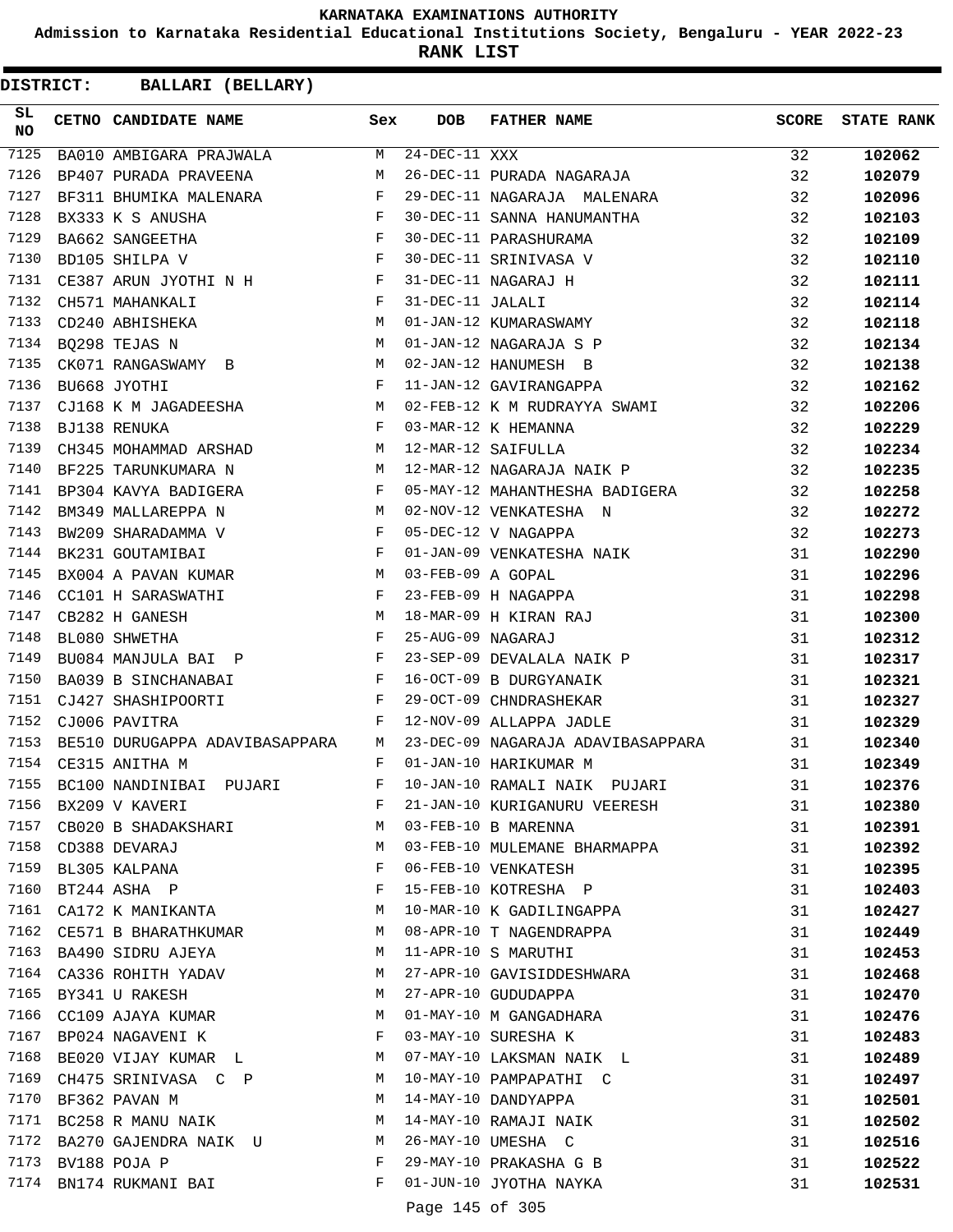# KARNATAKA EXAMINATIONS AUTHORITY

**Admission to Karnataka Residential Educational Institutions Society, Bengaluru - YEAR 2022-23**

**RANK LIST**

**DISTRICT: BALLARI (BELLARY)**

| SL NO | CETNO | CANDIDATE NAME | Sex | DOB | FATHER NAME | SCORE | STATE RANK |
|---|---|---|---|---|---|---|---|
| 7125 | BA010 | AMBIGARA PRAJWALA | M | 24-DEC-11 | XXX | 32 | **102062** |
| 7126 | BP407 | PURADA PRAVEENA | M | 26-DEC-11 | PURADA NAGARAJA | 32 | **102079** |
| 7127 | BF311 | BHUMIKA MALENARA | F | 29-DEC-11 | NAGARAJA MALENARA | 32 | **102096** |
| 7128 | BX333 | K S ANUSHA | F | 30-DEC-11 | SANNA HANUMANTHA | 32 | **102103** |
| 7129 | BA662 | SANGEETHA | F | 30-DEC-11 | PARASHURAMA | 32 | **102109** |
| 7130 | BD105 | SHILPA V | F | 30-DEC-11 | SRINIVASA V | 32 | **102110** |
| 7131 | CE387 | ARUN JYOTHI N H | F | 31-DEC-11 | NAGARAJ H | 32 | **102111** |
| 7132 | CH571 | MAHANKALI | F | 31-DEC-11 | JALALI | 32 | **102114** |
| 7133 | CD240 | ABHISHEKA | M | 01-JAN-12 | KUMARASWAMY | 32 | **102118** |
| 7134 | BQ298 | TEJAS N | M | 01-JAN-12 | NAGARAJA S P | 32 | **102134** |
| 7135 | CK071 | RANGASWAMY B | M | 02-JAN-12 | HANUMESH B | 32 | **102138** |
| 7136 | BU668 | JYOTHI | F | 11-JAN-12 | GAVIRANGAPPA | 32 | **102162** |
| 7137 | CJ168 | K M JAGADEESHA | M | 02-FEB-12 | K M RUDRAYYA SWAMI | 32 | **102206** |
| 7138 | BJ138 | RENUKA | F | 03-MAR-12 | K HEMANNA | 32 | **102229** |
| 7139 | CH345 | MOHAMMAD ARSHAD | M | 12-MAR-12 | SAIFULLA | 32 | **102234** |
| 7140 | BF225 | TARUNKUMARA N | M | 12-MAR-12 | NAGARAJA NAIK P | 32 | **102235** |
| 7141 | BP304 | KAVYA BADIGERA | F | 05-MAY-12 | MAHANTHESHA BADIGERA | 32 | **102258** |
| 7142 | BM349 | MALLAREPPA N | M | 02-NOV-12 | VENKATESHA N | 32 | **102272** |
| 7143 | BW209 | SHARADAMMA V | F | 05-DEC-12 | V NAGAPPA | 32 | **102273** |
| 7144 | BK231 | GOUTAMIBAI | F | 01-JAN-09 | VENKATESHA NAIK | 31 | **102290** |
| 7145 | BX004 | A PAVAN KUMAR | M | 03-FEB-09 | A GOPAL | 31 | **102296** |
| 7146 | CC101 | H SARASWATHI | F | 23-FEB-09 | H NAGAPPA | 31 | **102298** |
| 7147 | CB282 | H GANESH | M | 18-MAR-09 | H KIRAN RAJ | 31 | **102300** |
| 7148 | BL080 | SHWETHA | F | 25-AUG-09 | NAGARAJ | 31 | **102312** |
| 7149 | BU084 | MANJULA BAI P | F | 23-SEP-09 | DEVALALA NAIK P | 31 | **102317** |
| 7150 | BA039 | B SINCHANABAI | F | 16-OCT-09 | B DURGYANAIK | 31 | **102321** |
| 7151 | CJ427 | SHASHIPOORTI | F | 29-OCT-09 | CHNDRASHEKAR | 31 | **102327** |
| 7152 | CJ006 | PAVITRA | F | 12-NOV-09 | ALLAPPA JADLE | 31 | **102329** |
| 7153 | BE510 | DURUGAPPA ADAVIBASAPPARA | M | 23-DEC-09 | NAGARAJA ADAVIBASAPPARA | 31 | **102340** |
| 7154 | CE315 | ANITHA M | F | 01-JAN-10 | HARIKUMAR M | 31 | **102349** |
| 7155 | BC100 | NANDINIBAI PUJARI | F | 10-JAN-10 | RAMALI NAIK PUJARI | 31 | **102376** |
| 7156 | BX209 | V KAVERI | F | 21-JAN-10 | KURIGANURU VEERESH | 31 | **102380** |
| 7157 | CB020 | B SHADAKSHARI | M | 03-FEB-10 | B MARENNA | 31 | **102391** |
| 7158 | CD388 | DEVARAJ | M | 03-FEB-10 | MULEMANE BHARMAPPA | 31 | **102392** |
| 7159 | BL305 | KALPANA | F | 06-FEB-10 | VENKATESH | 31 | **102395** |
| 7160 | BT244 | ASHA P | F | 15-FEB-10 | KOTRESHA P | 31 | **102403** |
| 7161 | CA172 | K MANIKANTA | M | 10-MAR-10 | K GADILINGAPPA | 31 | **102427** |
| 7162 | CE571 | B BHARATHKUMAR | M | 08-APR-10 | T NAGENDRAPPA | 31 | **102449** |
| 7163 | BA490 | SIDRU AJEYA | M | 11-APR-10 | S MARUTHI | 31 | **102453** |
| 7164 | CA336 | ROHITH YADAV | M | 27-APR-10 | GAVISIDDESHWARA | 31 | **102468** |
| 7165 | BY341 | U RAKESH | M | 27-APR-10 | GUDUDAPPA | 31 | **102470** |
| 7166 | CC109 | AJAYA KUMAR | M | 01-MAY-10 | M GANGADHARA | 31 | **102476** |
| 7167 | BP024 | NAGAVENI K | F | 03-MAY-10 | SURESHA K | 31 | **102483** |
| 7168 | BE020 | VIJAY KUMAR L | M | 07-MAY-10 | LAKSMAN NAIK L | 31 | **102489** |
| 7169 | CH475 | SRINIVASA C P | M | 10-MAY-10 | PAMPAPATHI C | 31 | **102497** |
| 7170 | BF362 | PAVAN M | M | 14-MAY-10 | DANDYAPPA | 31 | **102501** |
| 7171 | BC258 | R MANU NAIK | M | 14-MAY-10 | RAMAJI NAIK | 31 | **102502** |
| 7172 | BA270 | GAJENDRA NAIK U | M | 26-MAY-10 | UMESHA C | 31 | **102516** |
| 7173 | BV188 | POJA P | F | 29-MAY-10 | PRAKASHA G B | 31 | **102522** |
| 7174 | BN174 | RUKMANI BAI | F | 01-JUN-10 | JYOTHA NAYKA | 31 | **102531** |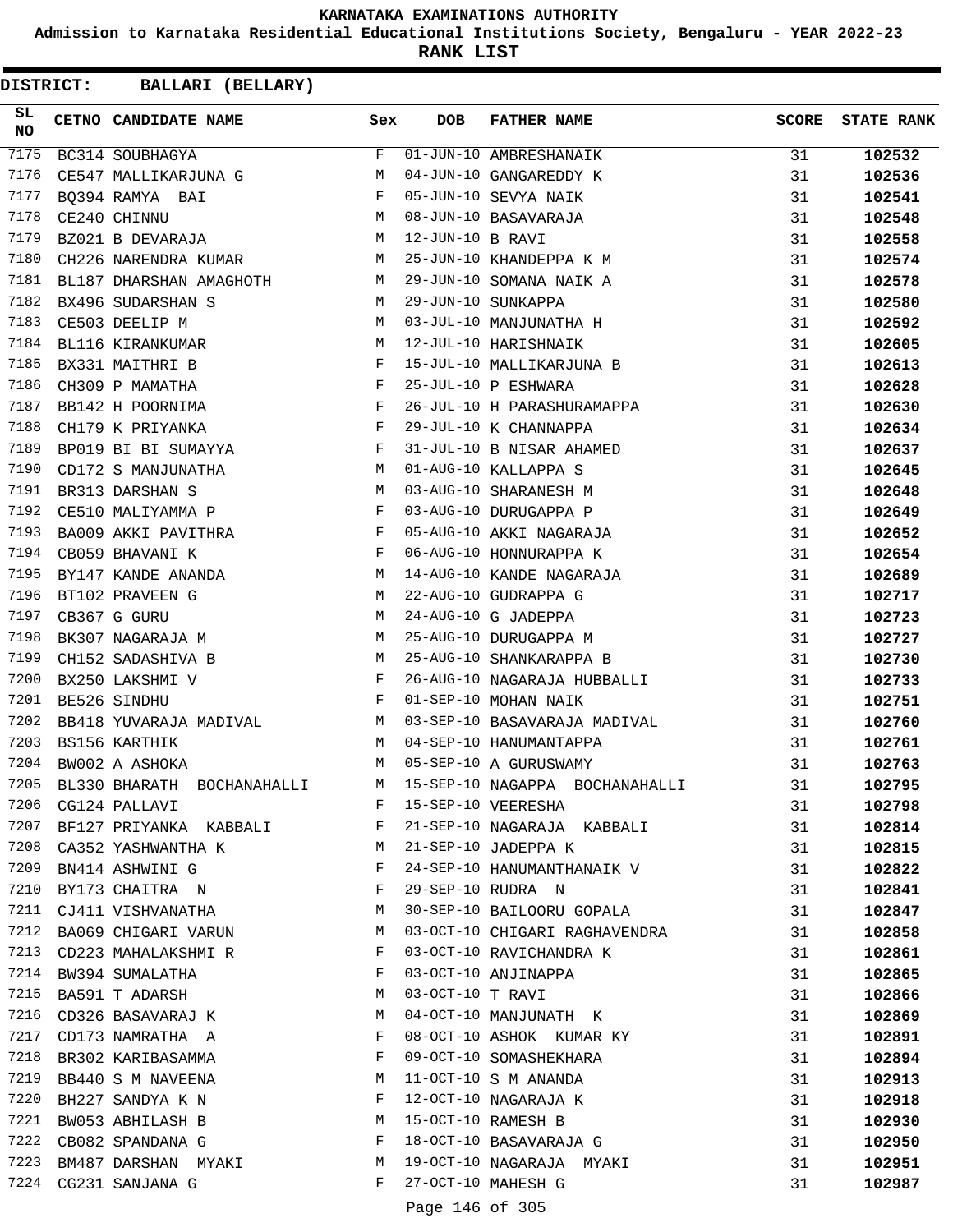# KARNATAKA EXAMINATIONS AUTHORITY

**Admission to Karnataka Residential Educational Institutions Society, Bengaluru - YEAR 2022-23**

**RANK LIST**

**DISTRICT: BALLARI (BELLARY)**

| SL NO | CETNO | CANDIDATE NAME | Sex | DOB | FATHER NAME | SCORE | STATE RANK |
|---|---|---|---|---|---|---|---|
| 7175 | BC314 | SOUBHAGYA | F | 01-JUN-10 | AMBRESHANAIK | 31 | **102532** |
| 7176 | CE547 | MALLIKARJUNA G | M | 04-JUN-10 | GANGAREDDY K | 31 | **102536** |
| 7177 | BQ394 | RAMYA BAI | F | 05-JUN-10 | SEVYA NAIK | 31 | **102541** |
| 7178 | CE240 | CHINNU | M | 08-JUN-10 | BASAVARAJA | 31 | **102548** |
| 7179 | BZ021 | B DEVARAJA | M | 12-JUN-10 | B RAVI | 31 | **102558** |
| 7180 | CH226 | NARENDRA KUMAR | M | 25-JUN-10 | KHANDEPPA K M | 31 | **102574** |
| 7181 | BL187 | DHARSHAN AMAGHOTH | M | 29-JUN-10 | SOMANA NAIK A | 31 | **102578** |
| 7182 | BX496 | SUDARSHAN S | M | 29-JUN-10 | SUNKAPPA | 31 | **102580** |
| 7183 | CE503 | DEELIP M | M | 03-JUL-10 | MANJUNATHA H | 31 | **102592** |
| 7184 | BL116 | KIRANKUMAR | M | 12-JUL-10 | HARISHNAIK | 31 | **102605** |
| 7185 | BX331 | MAITHRI B | F | 15-JUL-10 | MALLIKARJUNA B | 31 | **102613** |
| 7186 | CH309 | P MAMATHA | F | 25-JUL-10 | P ESHWARA | 31 | **102628** |
| 7187 | BB142 | H POORNIMA | F | 26-JUL-10 | H PARASHURAMAPPA | 31 | **102630** |
| 7188 | CH179 | K PRIYANKA | F | 29-JUL-10 | K CHANNAPPA | 31 | **102634** |
| 7189 | BP019 | BI BI SUMAYYA | F | 31-JUL-10 | B NISAR AHAMED | 31 | **102637** |
| 7190 | CD172 | S MANJUNATHA | M | 01-AUG-10 | KALLAPPA S | 31 | **102645** |
| 7191 | BR313 | DARSHAN S | M | 03-AUG-10 | SHARANESH M | 31 | **102648** |
| 7192 | CE510 | MALIYAMMA P | F | 03-AUG-10 | DURUGAPPA P | 31 | **102649** |
| 7193 | BA009 | AKKI PAVITHRA | F | 05-AUG-10 | AKKI NAGARAJA | 31 | **102652** |
| 7194 | CB059 | BHAVANI K | F | 06-AUG-10 | HONNURAPPA K | 31 | **102654** |
| 7195 | BY147 | KANDE ANANDA | M | 14-AUG-10 | KANDE NAGARAJA | 31 | **102689** |
| 7196 | BT102 | PRAVEEN G | M | 22-AUG-10 | GUDRAPPA G | 31 | **102717** |
| 7197 | CB367 | G GURU | M | 24-AUG-10 | G JADEPPA | 31 | **102723** |
| 7198 | BK307 | NAGARAJA M | M | 25-AUG-10 | DURUGAPPA M | 31 | **102727** |
| 7199 | CH152 | SADASHIVA B | M | 25-AUG-10 | SHANKARAPPA B | 31 | **102730** |
| 7200 | BX250 | LAKSHMI V | F | 26-AUG-10 | NAGARAJA HUBBALLI | 31 | **102733** |
| 7201 | BE526 | SINDHU | F | 01-SEP-10 | MOHAN NAIK | 31 | **102751** |
| 7202 | BB418 | YUVARAJA MADIVAL | M | 03-SEP-10 | BASAVARAJA MADIVAL | 31 | **102760** |
| 7203 | BS156 | KARTHIK | M | 04-SEP-10 | HANUMANTAPPA | 31 | **102761** |
| 7204 | BW002 | A ASHOKA | M | 05-SEP-10 | A GURUSWAMY | 31 | **102763** |
| 7205 | BL330 | BHARATH BOCHANAHALLI | M | 15-SEP-10 | NAGAPPA BOCHANAHALLI | 31 | **102795** |
| 7206 | CG124 | PALLAVI | F | 15-SEP-10 | VEERESHA | 31 | **102798** |
| 7207 | BF127 | PRIYANKA KABBALI | F | 21-SEP-10 | NAGARAJA KABBALI | 31 | **102814** |
| 7208 | CA352 | YASHWANTHA K | M | 21-SEP-10 | JADEPPA K | 31 | **102815** |
| 7209 | BN414 | ASHWINI G | F | 24-SEP-10 | HANUMANTHANAIK V | 31 | **102822** |
| 7210 | BY173 | CHAITRA N | F | 29-SEP-10 | RUDRA N | 31 | **102841** |
| 7211 | CJ411 | VISHVANATHA | M | 30-SEP-10 | BAILOORU GOPALA | 31 | **102847** |
| 7212 | BA069 | CHIGARI VARUN | M | 03-OCT-10 | CHIGARI RAGHAVENDRA | 31 | **102858** |
| 7213 | CD223 | MAHALAKSHMI R | F | 03-OCT-10 | RAVICHANDRA K | 31 | **102861** |
| 7214 | BW394 | SUMALATHA | F | 03-OCT-10 | ANJINAPPA | 31 | **102865** |
| 7215 | BA591 | T ADARSH | M | 03-OCT-10 | T RAVI | 31 | **102866** |
| 7216 | CD326 | BASAVARAJ K | M | 04-OCT-10 | MANJUNATH K | 31 | **102869** |
| 7217 | CD173 | NAMRATHA A | F | 08-OCT-10 | ASHOK KUMAR KY | 31 | **102891** |
| 7218 | BR302 | KARIBASAMMA | F | 09-OCT-10 | SOMASHEKHARA | 31 | **102894** |
| 7219 | BB440 | S M NAVEENA | M | 11-OCT-10 | S M ANANDA | 31 | **102913** |
| 7220 | BH227 | SANDYA K N | F | 12-OCT-10 | NAGARAJA K | 31 | **102918** |
| 7221 | BW053 | ABHILASH B | M | 15-OCT-10 | RAMESH B | 31 | **102930** |
| 7222 | CB082 | SPANDANA G | F | 18-OCT-10 | BASAVARAJA G | 31 | **102950** |
| 7223 | BM487 | DARSHAN MYAKI | M | 19-OCT-10 | NAGARAJA MYAKI | 31 | **102951** |
| 7224 | CG231 | SANJANA G | F | 27-OCT-10 | MAHESH G | 31 | **102987** |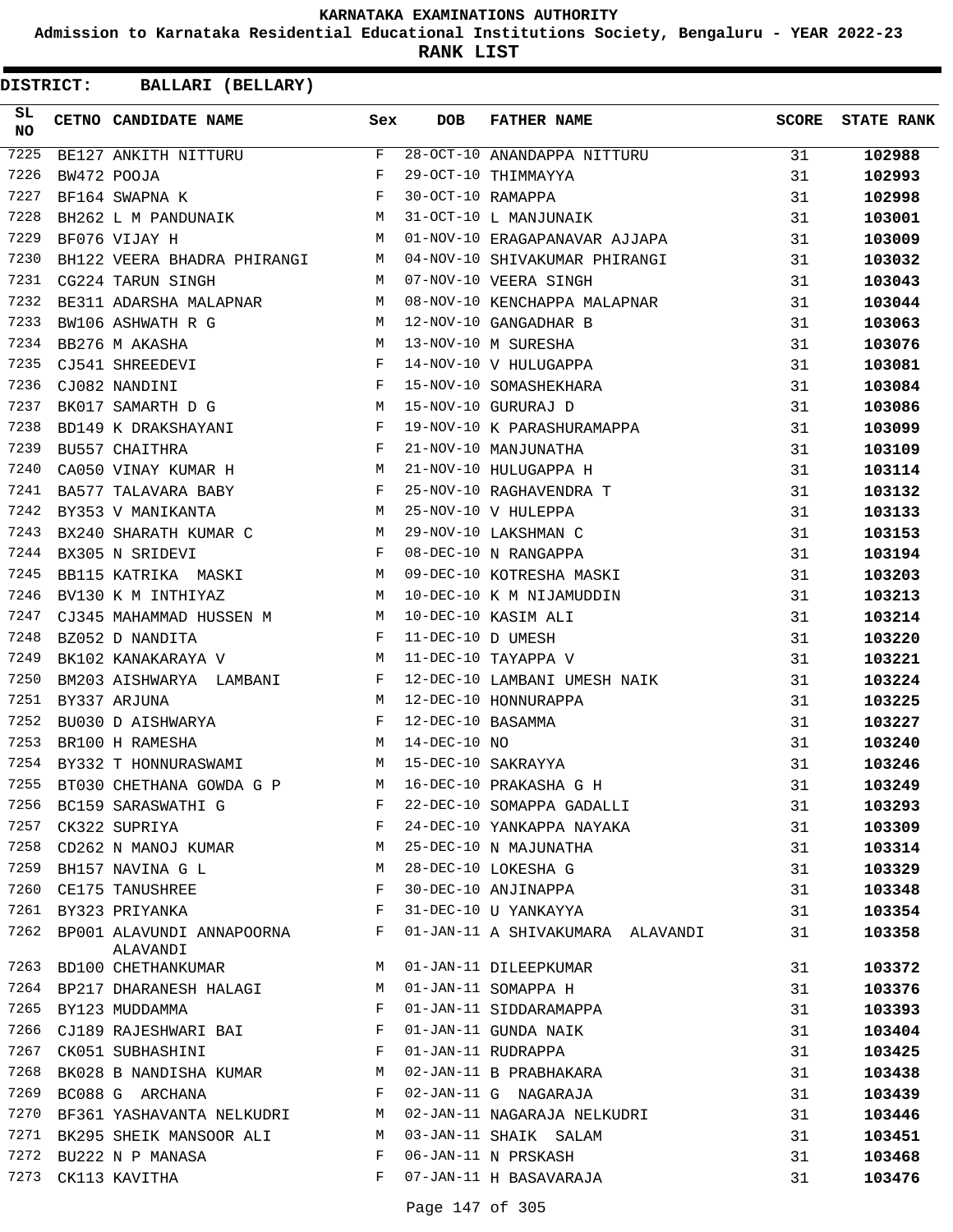# KARNATAKA EXAMINATIONS AUTHORITY

**Admission to Karnataka Residential Educational Institutions Society, Bengaluru - YEAR 2022-23**

**RANK LIST**

**DISTRICT: BALLARI (BELLARY)**

| SL NO | CETNO | CANDIDATE NAME | Sex | DOB | FATHER NAME | SCORE | STATE RANK |
|---|---|---|---|---|---|---|---|
| 7225 | BE127 | ANKITH NITTURU | F | 28-OCT-10 | ANANDAPPA NITTURU | 31 | **102988** |
| 7226 | BW472 | POOJA | F | 29-OCT-10 | THIMMAYYA | 31 | **102993** |
| 7227 | BF164 | SWAPNA K | F | 30-OCT-10 | RAMAPPA | 31 | **102998** |
| 7228 | BH262 | L M PANDUNAIK | M | 31-OCT-10 | L MANJUNAIK | 31 | **103001** |
| 7229 | BF076 | VIJAY H | M | 01-NOV-10 | ERAGAPANAVAR AJJAPA | 31 | **103009** |
| 7230 | BH122 | VEERA BHADRA PHIRANGI | M | 04-NOV-10 | SHIVAKUMAR PHIRANGI | 31 | **103032** |
| 7231 | CG224 | TARUN SINGH | M | 07-NOV-10 | VEERA SINGH | 31 | **103043** |
| 7232 | BE311 | ADARSHA MALAPNAR | M | 08-NOV-10 | KENCHAPPA MALAPNAR | 31 | **103044** |
| 7233 | BW106 | ASHWATH R G | M | 12-NOV-10 | GANGADHAR B | 31 | **103063** |
| 7234 | BB276 | M AKASHA | M | 13-NOV-10 | M SURESHA | 31 | **103076** |
| 7235 | CJ541 | SHREEDEVI | F | 14-NOV-10 | V HULUGAPPA | 31 | **103081** |
| 7236 | CJ082 | NANDINI | F | 15-NOV-10 | SOMASHEKHARA | 31 | **103084** |
| 7237 | BK017 | SAMARTH D G | M | 15-NOV-10 | GURURAJ D | 31 | **103086** |
| 7238 | BD149 | K DRAKSHAYANI | F | 19-NOV-10 | K PARASHURAMAPPA | 31 | **103099** |
| 7239 | BU557 | CHAITHRA | F | 21-NOV-10 | MANJUNATHA | 31 | **103109** |
| 7240 | CA050 | VINAY KUMAR H | M | 21-NOV-10 | HULUGAPPA H | 31 | **103114** |
| 7241 | BA577 | TALAVARA BABY | F | 25-NOV-10 | RAGHAVENDRA T | 31 | **103132** |
| 7242 | BY353 | V MANIKANTA | M | 25-NOV-10 | V HULEPPA | 31 | **103133** |
| 7243 | BX240 | SHARATH KUMAR C | M | 29-NOV-10 | LAKSHMAN C | 31 | **103153** |
| 7244 | BX305 | N SRIDEVI | F | 08-DEC-10 | N RANGAPPA | 31 | **103194** |
| 7245 | BB115 | KATRIKA MASKI | M | 09-DEC-10 | KOTRESHA MASKI | 31 | **103203** |
| 7246 | BV130 | K M INTHIYAZ | M | 10-DEC-10 | K M NIJAMUDDIN | 31 | **103213** |
| 7247 | CJ345 | MAHAMMAD HUSSEN M | M | 10-DEC-10 | KASIM ALI | 31 | **103214** |
| 7248 | BZ052 | D NANDITA | F | 11-DEC-10 | D UMESH | 31 | **103220** |
| 7249 | BK102 | KANAKARAYA V | M | 11-DEC-10 | TAYAPPA V | 31 | **103221** |
| 7250 | BM203 | AISHWARYA LAMBANI | F | 12-DEC-10 | LAMBANI UMESH NAIK | 31 | **103224** |
| 7251 | BY337 | ARJUNA | M | 12-DEC-10 | HONNURAPPA | 31 | **103225** |
| 7252 | BU030 | D AISHWARYA | F | 12-DEC-10 | BASAMMA | 31 | **103227** |
| 7253 | BR100 | H RAMESHA | M | 14-DEC-10 | NO | 31 | **103240** |
| 7254 | BY332 | T HONNURASWAMI | M | 15-DEC-10 | SAKRAYYA | 31 | **103246** |
| 7255 | BT030 | CHETHANA GOWDA G P | M | 16-DEC-10 | PRAKASHA G H | 31 | **103249** |
| 7256 | BC159 | SARASWATHI G | F | 22-DEC-10 | SOMAPPA GADALLI | 31 | **103293** |
| 7257 | CK322 | SUPRIYA | F | 24-DEC-10 | YANKAPPA NAYAKA | 31 | **103309** |
| 7258 | CD262 | N MANOJ KUMAR | M | 25-DEC-10 | N MAJUNATHA | 31 | **103314** |
| 7259 | BH157 | NAVINA G L | M | 28-DEC-10 | LOKESHA G | 31 | **103329** |
| 7260 | CE175 | TANUSHREE | F | 30-DEC-10 | ANJINAPPA | 31 | **103348** |
| 7261 | BY323 | PRIYANKA | F | 31-DEC-10 | U YANKAYYA | 31 | **103354** |
| 7262 | BP001 | ALAVUNDI ANNAPOORNA ALAVANDI | F | 01-JAN-11 | A SHIVAKUMARA ALAVANDI | 31 | **103358** |
| 7263 | BD100 | CHETHANKUMAR | M | 01-JAN-11 | DILEEPKUMAR | 31 | **103372** |
| 7264 | BP217 | DHARANESH HALAGI | M | 01-JAN-11 | SOMAPPA H | 31 | **103376** |
| 7265 | BY123 | MUDDAMMA | F | 01-JAN-11 | SIDDARAMAPPA | 31 | **103393** |
| 7266 | CJ189 | RAJESHWARI BAI | F | 01-JAN-11 | GUNDA NAIK | 31 | **103404** |
| 7267 | CK051 | SUBHASHINI | F | 01-JAN-11 | RUDRAPPA | 31 | **103425** |
| 7268 | BK028 | B NANDISHA KUMAR | M | 02-JAN-11 | B PRABHAKARA | 31 | **103438** |
| 7269 | BC088 | G ARCHANA | F | 02-JAN-11 | G NAGARAJA | 31 | **103439** |
| 7270 | BF361 | YASHAVANTA NELKUDRI | M | 02-JAN-11 | NAGARAJA NELKUDRI | 31 | **103446** |
| 7271 | BK295 | SHEIK MANSOOR ALI | M | 03-JAN-11 | SHAIK SALAM | 31 | **103451** |
| 7272 | BU222 | N P MANASA | F | 06-JAN-11 | N PRSKASH | 31 | **103468** |
| 7273 | CK113 | KAVITHA | F | 07-JAN-11 | H BASAVARAJA | 31 | **103476** |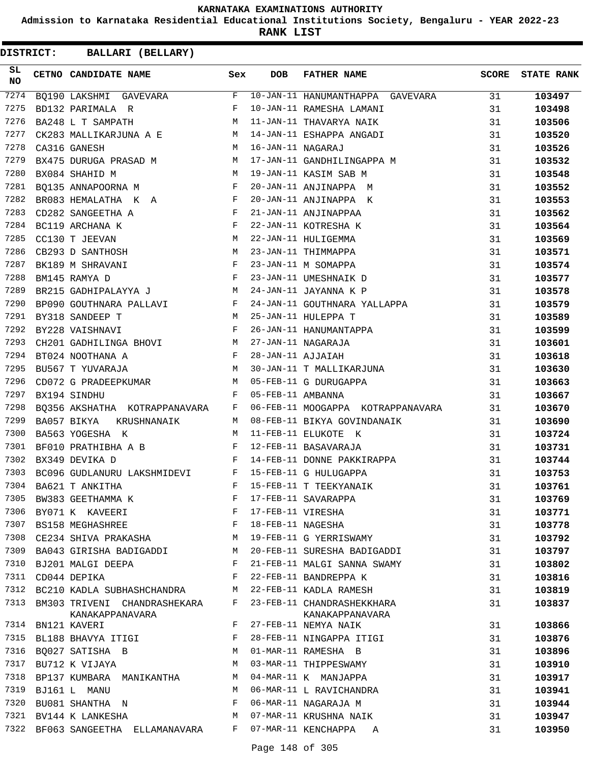# KARNATAKA EXAMINATIONS AUTHORITY

**Admission to Karnataka Residential Educational Institutions Society, Bengaluru - YEAR 2022-23**

**RANK LIST**

**DISTRICT: BALLARI (BELLARY)**

| SL NO | CETNO | CANDIDATE NAME | Sex | DOB | FATHER NAME | SCORE | STATE RANK |
|---|---|---|---|---|---|---|---|
| 7274 | BQ190 | LAKSHMI GAVEVARA | F | 10-JAN-11 | HANUMANTHAPPA GAVEVARA | 31 | **103497** |
| 7275 | BD132 | PARIMALA R | F | 10-JAN-11 | RAMESHA LAMANI | 31 | **103498** |
| 7276 | BA248 | L T SAMPATH | M | 11-JAN-11 | THAVARYA NAIK | 31 | **103506** |
| 7277 | CK283 | MALLIKARJUNA A E | M | 14-JAN-11 | ESHAPPA ANGADI | 31 | **103520** |
| 7278 | CA316 | GANESH | M | 16-JAN-11 | NAGARAJ | 31 | **103526** |
| 7279 | BX475 | DURUGA PRASAD M | M | 17-JAN-11 | GANDHILINGAPPA M | 31 | **103532** |
| 7280 | BX084 | SHAHID M | M | 19-JAN-11 | KASIM SAB M | 31 | **103548** |
| 7281 | BQ135 | ANNAPOORNA M | F | 20-JAN-11 | ANJINAPPA M | 31 | **103552** |
| 7282 | BR083 | HEMALATHA K A | F | 20-JAN-11 | ANJINAPPA K | 31 | **103553** |
| 7283 | CD282 | SANGEETHA A | F | 21-JAN-11 | ANJINAPPAA | 31 | **103562** |
| 7284 | BC119 | ARCHANA K | F | 22-JAN-11 | KOTRESHA K | 31 | **103564** |
| 7285 | CC130 | T JEEVAN | M | 22-JAN-11 | HULIGEMMA | 31 | **103569** |
| 7286 | CB293 | D SANTHOSH | M | 23-JAN-11 | THIMMAPPA | 31 | **103571** |
| 7287 | BK189 | M SHRAVANI | F | 23-JAN-11 | M SOMAPPA | 31 | **103574** |
| 7288 | BM145 | RAMYA D | F | 23-JAN-11 | UMESHNAIK D | 31 | **103577** |
| 7289 | BR215 | GADHIPALAYYA J | M | 24-JAN-11 | JAYANNA K P | 31 | **103578** |
| 7290 | BP090 | GOUTHNARA PALLAVI | F | 24-JAN-11 | GOUTHNARA YALLAPPA | 31 | **103579** |
| 7291 | BY318 | SANDEEP T | M | 25-JAN-11 | HULEPPA T | 31 | **103589** |
| 7292 | BY228 | VAISHNAVI | F | 26-JAN-11 | HANUMANTAPPA | 31 | **103599** |
| 7293 | CH201 | GADHILINGA BHOVI | M | 27-JAN-11 | NAGARAJA | 31 | **103601** |
| 7294 | BT024 | NOOTHANA A | F | 28-JAN-11 | AJJAIAH | 31 | **103618** |
| 7295 | BU567 | T YUVARAJA | M | 30-JAN-11 | T MALLIKARJUNA | 31 | **103630** |
| 7296 | CD072 | G PRADEEPKUMAR | M | 05-FEB-11 | G DURUGAPPA | 31 | **103663** |
| 7297 | BX194 | SINDHU | F | 05-FEB-11 | AMBANNA | 31 | **103667** |
| 7298 | BQ356 | AKSHATHA KOTRAPPANAVARA | F | 06-FEB-11 | MOOGAPPA KOTRAPPANAVARA | 31 | **103670** |
| 7299 | BA057 | BIKYA KRUSHNANAIK | M | 08-FEB-11 | BIKYA GOVINDANAIK | 31 | **103690** |
| 7300 | BA563 | YOGESHA K | M | 11-FEB-11 | ELUKOTE K | 31 | **103724** |
| 7301 | BF010 | PRATHIBHA A B | F | 12-FEB-11 | BASAVARAJA | 31 | **103731** |
| 7302 | BX349 | DEVIKA D | F | 14-FEB-11 | DONNE PAKKIRAPPA | 31 | **103744** |
| 7303 | BC096 | GUDLANURU LAKSHMIDEVI | F | 15-FEB-11 | G HULUGAPPA | 31 | **103753** |
| 7304 | BA621 | T ANKITHA | F | 15-FEB-11 | T TEEKYANAIK | 31 | **103761** |
| 7305 | BW383 | GEETHAMMA K | F | 17-FEB-11 | SAVARAPPA | 31 | **103769** |
| 7306 | BY071 | K KAVEERI | F | 17-FEB-11 | VIRESHA | 31 | **103771** |
| 7307 | BS158 | MEGHASHREE | F | 18-FEB-11 | NAGESHA | 31 | **103778** |
| 7308 | CE234 | SHIVA PRAKASHA | M | 19-FEB-11 | G YERRISWAMY | 31 | **103792** |
| 7309 | BA043 | GIRISHA BADIGADDI | M | 20-FEB-11 | SURESHA BADIGADDI | 31 | **103797** |
| 7310 | BJ201 | MALGI DEEPA | F | 21-FEB-11 | MALGI SANNA SWAMY | 31 | **103802** |
| 7311 | CD044 | DEPIKA | F | 22-FEB-11 | BANDREPPA K | 31 | **103816** |
| 7312 | BC210 | KADLA SUBHASHCHANDRA | M | 22-FEB-11 | KADLA RAMESH | 31 | **103819** |
| 7313 | BM303 | TRIVENI CHANDRASHEKARA KANAKAPPANAVARA | F | 23-FEB-11 | CHANDRASHEKKHARA KANAKAPPANAVARA | 31 | **103837** |
| 7314 | BN121 | KAVERI | F | 27-FEB-11 | NEMYA NAIK | 31 | **103866** |
| 7315 | BL188 | BHAVYA ITIGI | F | 28-FEB-11 | NINGAPPA ITIGI | 31 | **103876** |
| 7316 | BQ027 | SATISHA B | M | 01-MAR-11 | RAMESHA B | 31 | **103896** |
| 7317 | BU712 | K VIJAYA | M | 03-MAR-11 | THIPPESWAMY | 31 | **103910** |
| 7318 | BP137 | KUMBARA MANIKANTHA | M | 04-MAR-11 | K MANJAPPA | 31 | **103917** |
| 7319 | BJ161 | L MANU | M | 06-MAR-11 | L RAVICHANDRA | 31 | **103941** |
| 7320 | BU081 | SHANTHA N | F | 06-MAR-11 | NAGARAJA M | 31 | **103944** |
| 7321 | BV144 | K LANKESHA | M | 07-MAR-11 | KRUSHNA NAIK | 31 | **103947** |
| 7322 | BF063 | SANGEETHA ELLAMANAVARA | F | 07-MAR-11 | KENCHAPPA A | 31 | **103950** |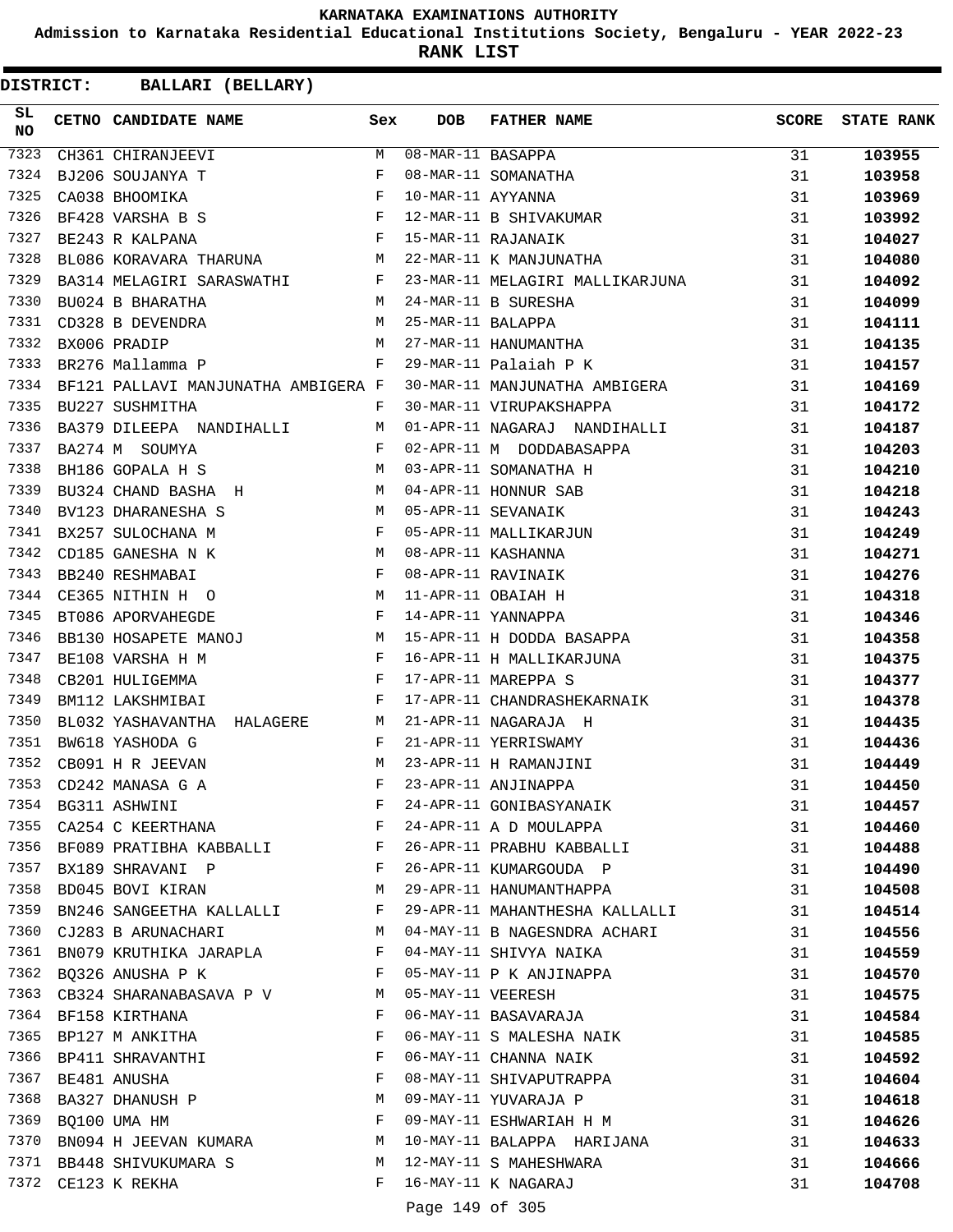# KARNATAKA EXAMINATIONS AUTHORITY

**Admission to Karnataka Residential Educational Institutions Society, Bengaluru - YEAR 2022-23**

**RANK LIST**

**DISTRICT: BALLARI (BELLARY)**

| SL NO | CETNO | CANDIDATE NAME | Sex | DOB | FATHER NAME | SCORE | STATE RANK |
|---|---|---|---|---|---|---|---|
| 7323 | CH361 | CHIRANJEEVI | M | 08-MAR-11 | BASAPPA | 31 | **103955** |
| 7324 | BJ206 | SOUJANYA T | F | 08-MAR-11 | SOMANATHA | 31 | **103958** |
| 7325 | CA038 | BHOOMIKA | F | 10-MAR-11 | AYYANNA | 31 | **103969** |
| 7326 | BF428 | VARSHA B S | F | 12-MAR-11 | B SHIVAKUMAR | 31 | **103992** |
| 7327 | BE243 | R KALPANA | F | 15-MAR-11 | RAJANAIK | 31 | **104027** |
| 7328 | BL086 | KORAVARA THARUNA | M | 22-MAR-11 | K MANJUNATHA | 31 | **104080** |
| 7329 | BA314 | MELAGIRI SARASWATHI | F | 23-MAR-11 | MELAGIRI MALLIKARJUNA | 31 | **104092** |
| 7330 | BU024 | B BHARATHA | M | 24-MAR-11 | B SURESHA | 31 | **104099** |
| 7331 | CD328 | B DEVENDRA | M | 25-MAR-11 | BALAPPA | 31 | **104111** |
| 7332 | BX006 | PRADIP | M | 27-MAR-11 | HANUMANTHA | 31 | **104135** |
| 7333 | BR276 | Mallamma P | F | 29-MAR-11 | Palaiah P K | 31 | **104157** |
| 7334 | BF121 | PALLAVI MANJUNATHA AMBIGERA | F | 30-MAR-11 | MANJUNATHA AMBIGERA | 31 | **104169** |
| 7335 | BU227 | SUSHMITHA | F | 30-MAR-11 | VIRUPAKSHAPPA | 31 | **104172** |
| 7336 | BA379 | DILEEPA NANDIHALLI | M | 01-APR-11 | NAGARAJ NANDIHALLI | 31 | **104187** |
| 7337 | BA274 | M SOUMYA | F | 02-APR-11 | M DODDABASAPPA | 31 | **104203** |
| 7338 | BH186 | GOPALA H S | M | 03-APR-11 | SOMANATHA H | 31 | **104210** |
| 7339 | BU324 | CHAND BASHA H | M | 04-APR-11 | HONNUR SAB | 31 | **104218** |
| 7340 | BV123 | DHARANESHA S | M | 05-APR-11 | SEVANAIK | 31 | **104243** |
| 7341 | BX257 | SULOCHANA M | F | 05-APR-11 | MALLIKARJUN | 31 | **104249** |
| 7342 | CD185 | GANESHA N K | M | 08-APR-11 | KASHANNA | 31 | **104271** |
| 7343 | BB240 | RESHMABAI | F | 08-APR-11 | RAVINAIK | 31 | **104276** |
| 7344 | CE365 | NITHIN H O | M | 11-APR-11 | OBAIAH H | 31 | **104318** |
| 7345 | BT086 | APORVAHEGDE | F | 14-APR-11 | YANNAPPA | 31 | **104346** |
| 7346 | BB130 | HOSAPETE MANOJ | M | 15-APR-11 | H DODDA BASAPPA | 31 | **104358** |
| 7347 | BE108 | VARSHA H M | F | 16-APR-11 | H MALLIKARJUNA | 31 | **104375** |
| 7348 | CB201 | HULIGEMMA | F | 17-APR-11 | MAREPPA S | 31 | **104377** |
| 7349 | BM112 | LAKSHMIBAI | F | 17-APR-11 | CHANDRASHEKARNAIK | 31 | **104378** |
| 7350 | BL032 | YASHAVANTHA HALAGERE | M | 21-APR-11 | NAGARAJA H | 31 | **104435** |
| 7351 | BW618 | YASHODA G | F | 21-APR-11 | YERRISWAMY | 31 | **104436** |
| 7352 | CB091 | H R JEEVAN | M | 23-APR-11 | H RAMANJINI | 31 | **104449** |
| 7353 | CD242 | MANASA G A | F | 23-APR-11 | ANJINAPPA | 31 | **104450** |
| 7354 | BG311 | ASHWINI | F | 24-APR-11 | GONIBASYANAIK | 31 | **104457** |
| 7355 | CA254 | C KEERTHANA | F | 24-APR-11 | A D MOULAPPA | 31 | **104460** |
| 7356 | BF089 | PRATIBHA KABBALLI | F | 26-APR-11 | PRABHU KABBALLI | 31 | **104488** |
| 7357 | BX189 | SHRAVANI P | F | 26-APR-11 | KUMARGOUDA P | 31 | **104490** |
| 7358 | BD045 | BOVI KIRAN | M | 29-APR-11 | HANUMANTHAPPA | 31 | **104508** |
| 7359 | BN246 | SANGEETHA KALLALLI | F | 29-APR-11 | MAHANTHESHA KALLALLI | 31 | **104514** |
| 7360 | CJ283 | B ARUNACHARI | M | 04-MAY-11 | B NAGESNDRA ACHARI | 31 | **104556** |
| 7361 | BN079 | KRUTHIKA JARAPLA | F | 04-MAY-11 | SHIVYA NAIKA | 31 | **104559** |
| 7362 | BQ326 | ANUSHA P K | F | 05-MAY-11 | P K ANJINAPPA | 31 | **104570** |
| 7363 | CB324 | SHARANABASAVA P V | M | 05-MAY-11 | VEERESH | 31 | **104575** |
| 7364 | BF158 | KIRTHANA | F | 06-MAY-11 | BASAVARAJA | 31 | **104584** |
| 7365 | BP127 | M ANKITHA | F | 06-MAY-11 | S MALESHA NAIK | 31 | **104585** |
| 7366 | BP411 | SHRAVANTHI | F | 06-MAY-11 | CHANNA NAIK | 31 | **104592** |
| 7367 | BE481 | ANUSHA | F | 08-MAY-11 | SHIVAPUTRAPPA | 31 | **104604** |
| 7368 | BA327 | DHANUSH P | M | 09-MAY-11 | YUVARAJA P | 31 | **104618** |
| 7369 | BQ100 | UMA HM | F | 09-MAY-11 | ESHWARIAH H M | 31 | **104626** |
| 7370 | BN094 | H JEEVAN KUMARA | M | 10-MAY-11 | BALAPPA HARIJANA | 31 | **104633** |
| 7371 | BB448 | SHIVUKUMARA S | M | 12-MAY-11 | S MAHESHWARA | 31 | **104666** |
| 7372 | CE123 | K REKHA | F | 16-MAY-11 | K NAGARAJ | 31 | **104708** |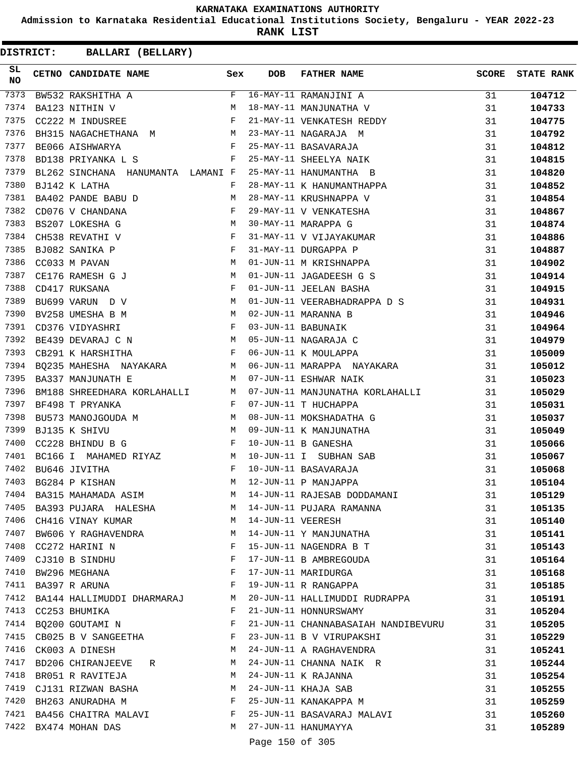# KARNATAKA EXAMINATIONS AUTHORITY

**Admission to Karnataka Residential Educational Institutions Society, Bengaluru - YEAR 2022-23**

**RANK LIST**

**DISTRICT: BALLARI (BELLARY)**

| SL NO | CETNO | CANDIDATE NAME | Sex | DOB | FATHER NAME | SCORE | STATE RANK |
|---|---|---|---|---|---|---|---|
| 7373 | BW532 | RAKSHITHA A | F | 16-MAY-11 | RAMANJINI A | 31 | 104712 |
| 7374 | BA123 | NITHIN V | M | 18-MAY-11 | MANJUNATHA V | 31 | 104733 |
| 7375 | CC222 | M INDUSREE | F | 21-MAY-11 | VENKATESH REDDY | 31 | 104775 |
| 7376 | BH315 | NAGACHETHANA M | M | 23-MAY-11 | NAGARAJA M | 31 | 104792 |
| 7377 | BE066 | AISHWARYA | F | 25-MAY-11 | BASAVARAJA | 31 | 104812 |
| 7378 | BD138 | PRIYANKA L S | F | 25-MAY-11 | SHEELYA NAIK | 31 | 104815 |
| 7379 | BL262 | SINCHANA HANUMANTA LAMANI | F | 25-MAY-11 | HANUMANTHA B | 31 | 104820 |
| 7380 | BJ142 | K LATHA | F | 28-MAY-11 | K HANUMANTHAPPA | 31 | 104852 |
| 7381 | BA402 | PANDE BABU D | M | 28-MAY-11 | KRUSHNAPPA V | 31 | 104854 |
| 7382 | CD076 | V CHANDANA | F | 29-MAY-11 | V VENKATESHA | 31 | 104867 |
| 7383 | BS207 | LOKESHA G | M | 30-MAY-11 | MARAPPA G | 31 | 104874 |
| 7384 | CH538 | REVATHI V | F | 31-MAY-11 | V VIJAYAKUMAR | 31 | 104886 |
| 7385 | BJ082 | SANIKA P | F | 31-MAY-11 | DURGAPPA P | 31 | 104887 |
| 7386 | CC033 | M PAVAN | M | 01-JUN-11 | M KRISHNAPPA | 31 | 104902 |
| 7387 | CE176 | RAMESH G J | M | 01-JUN-11 | JAGADEESH G S | 31 | 104914 |
| 7388 | CD417 | RUKSANA | F | 01-JUN-11 | JEELAN BASHA | 31 | 104915 |
| 7389 | BU699 | VARUN D V | M | 01-JUN-11 | VEERABHADRAPPA D S | 31 | 104931 |
| 7390 | BV258 | UMESHA B M | M | 02-JUN-11 | MARANNA B | 31 | 104946 |
| 7391 | CD376 | VIDYASHRI | F | 03-JUN-11 | BABUNAIK | 31 | 104964 |
| 7392 | BE439 | DEVARAJ C N | M | 05-JUN-11 | NAGARAJA C | 31 | 104979 |
| 7393 | CB291 | K HARSHITHA | F | 06-JUN-11 | K MOULAPPA | 31 | 105009 |
| 7394 | BQ235 | MAHESHA NAYAKARA | M | 06-JUN-11 | MARAPPA NAYAKARA | 31 | 105012 |
| 7395 | BA337 | MANJUNATH E | M | 07-JUN-11 | ESHWAR NAIK | 31 | 105023 |
| 7396 | BM188 | SHREEDHARA KORLAHALLI | M | 07-JUN-11 | MANJUNATHA KORLAHALLI | 31 | 105029 |
| 7397 | BF498 | T PRYANKA | F | 07-JUN-11 | T HUCHAPPA | 31 | 105031 |
| 7398 | BU573 | MANOJGOUDA M | M | 08-JUN-11 | MOKSHADATHA G | 31 | 105037 |
| 7399 | BJ135 | K SHIVU | M | 09-JUN-11 | K MANJUNATHA | 31 | 105049 |
| 7400 | CC228 | BHINDU B G | F | 10-JUN-11 | B GANESHA | 31 | 105066 |
| 7401 | BC166 | I MAHAMED RIYAZ | M | 10-JUN-11 | I SUBHAN SAB | 31 | 105067 |
| 7402 | BU646 | JIVITHA | F | 10-JUN-11 | BASAVARAJA | 31 | 105068 |
| 7403 | BG284 | P KISHAN | M | 12-JUN-11 | P MANJAPPA | 31 | 105104 |
| 7404 | BA315 | MAHAMADA ASIM | M | 14-JUN-11 | RAJESAB DODDAMANI | 31 | 105129 |
| 7405 | BA393 | PUJARA HALESHA | M | 14-JUN-11 | PUJARA RAMANNA | 31 | 105135 |
| 7406 | CH416 | VINAY KUMAR | M | 14-JUN-11 | VEERESH | 31 | 105140 |
| 7407 | BW606 | Y RAGHAVENDRA | M | 14-JUN-11 | Y MANJUNATHA | 31 | 105141 |
| 7408 | CC272 | HARINI N | F | 15-JUN-11 | NAGENDRA B T | 31 | 105143 |
| 7409 | CJ310 | B SINDHU | F | 17-JUN-11 | B AMBREGOUDA | 31 | 105164 |
| 7410 | BW296 | MEGHANA | F | 17-JUN-11 | MARIDURGA | 31 | 105168 |
| 7411 | BA397 | R ARUNA | F | 19-JUN-11 | R RANGAPPA | 31 | 105185 |
| 7412 | BA144 | HALLIMUDDI DHARMARAJ | M | 20-JUN-11 | HALLIMUDDI RUDRAPPA | 31 | 105191 |
| 7413 | CC253 | BHUMIKA | F | 21-JUN-11 | HONNURSWAMY | 31 | 105204 |
| 7414 | BQ200 | GOUTAMI N | F | 21-JUN-11 | CHANNABASAIAH NANDIBEVURU | 31 | 105205 |
| 7415 | CB025 | B V SANGEETHA | F | 23-JUN-11 | B V VIRUPAKSHI | 31 | 105229 |
| 7416 | CK003 | A DINESH | M | 24-JUN-11 | A RAGHAVENDRA | 31 | 105241 |
| 7417 | BD206 | CHIRANJEEVE R | M | 24-JUN-11 | CHANNA NAIK R | 31 | 105244 |
| 7418 | BR051 | R RAVITEJA | M | 24-JUN-11 | K RAJANNA | 31 | 105254 |
| 7419 | CJ131 | RIZWAN BASHA | M | 24-JUN-11 | KHAJA SAB | 31 | 105255 |
| 7420 | BH263 | ANURADHA M | F | 25-JUN-11 | KANAKAPPA M | 31 | 105259 |
| 7421 | BA456 | CHAITRA MALAVI | F | 25-JUN-11 | BASAVARAJ MALAVI | 31 | 105260 |
| 7422 | BX474 | MOHAN DAS | M | 27-JUN-11 | HANUMAYYA | 31 | 105289 |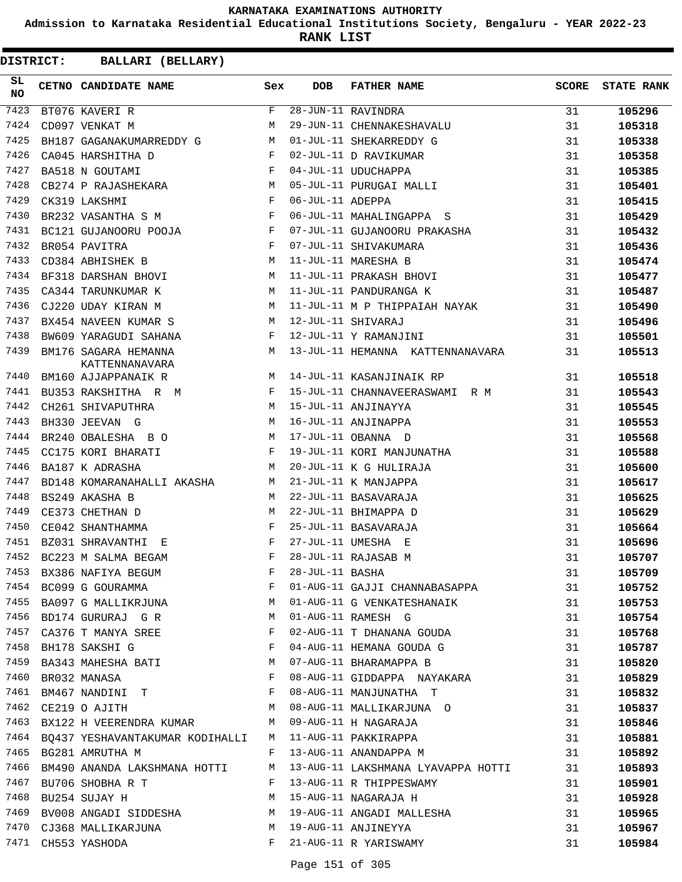# KARNATAKA EXAMINATIONS AUTHORITY

**Admission to Karnataka Residential Educational Institutions Society, Bengaluru - YEAR 2022-23**

**RANK LIST**

**DISTRICT: BALLARI (BELLARY)**

| SL NO | CETNO | CANDIDATE NAME | Sex | DOB | FATHER NAME | SCORE | STATE RANK |
|---|---|---|---|---|---|---|---|
| 7423 | BT076 | KAVERI R | F | 28-JUN-11 | RAVINDRA | 31 | 105296 |
| 7424 | CD097 | VENKAT M | M | 29-JUN-11 | CHENNAKESHAVALU | 31 | 105318 |
| 7425 | BH187 | GAGANAKUMARREDDY G | M | 01-JUL-11 | SHEKARREDDY G | 31 | 105338 |
| 7426 | CA045 | HARSHITHA D | F | 02-JUL-11 | D RAVIKUMAR | 31 | 105358 |
| 7427 | BA518 | N GOUTAMI | F | 04-JUL-11 | UDUCHAPPA | 31 | 105385 |
| 7428 | CB274 | P RAJASHEKARA | M | 05-JUL-11 | PURUGAI MALLI | 31 | 105401 |
| 7429 | CK319 | LAKSHMI | F | 06-JUL-11 | ADEPPA | 31 | 105415 |
| 7430 | BR232 | VASANTHA S M | F | 06-JUL-11 | MAHALINGAPPA S | 31 | 105429 |
| 7431 | BC121 | GUJANOORU POOJA | F | 07-JUL-11 | GUJANOORU PRAKASHA | 31 | 105432 |
| 7432 | BR054 | PAVITRA | F | 07-JUL-11 | SHIVAKUMARA | 31 | 105436 |
| 7433 | CD384 | ABHISHEK B | M | 11-JUL-11 | MARESHA B | 31 | 105474 |
| 7434 | BF318 | DARSHAN BHOVI | M | 11-JUL-11 | PRAKASH BHOVI | 31 | 105477 |
| 7435 | CA344 | TARUNKUMAR K | M | 11-JUL-11 | PANDURANGA K | 31 | 105487 |
| 7436 | CJ220 | UDAY KIRAN M | M | 11-JUL-11 | M P THIPPAIAH NAYAK | 31 | 105490 |
| 7437 | BX454 | NAVEEN KUMAR S | M | 12-JUL-11 | SHIVARAJ | 31 | 105496 |
| 7438 | BW609 | YARAGUDI SAHANA | F | 12-JUL-11 | Y RAMANJINI | 31 | 105501 |
| 7439 | BM176 | SAGARA HEMANNA KATTENNANAVARA | M | 13-JUL-11 | HEMANNA KATTENNANAVARA | 31 | 105513 |
| 7440 | BM160 | AJJAPPANAIK R | M | 14-JUL-11 | KASANJINAIK RP | 31 | 105518 |
| 7441 | BU353 | RAKSHITHA R M | F | 15-JUL-11 | CHANNAVEERASWAMI R M | 31 | 105543 |
| 7442 | CH261 | SHIVAPUTHRA | M | 15-JUL-11 | ANJINAYYA | 31 | 105545 |
| 7443 | BH330 | JEEVAN G | M | 16-JUL-11 | ANJINAPPA | 31 | 105553 |
| 7444 | BR240 | OBALESHA B O | M | 17-JUL-11 | OBANNA D | 31 | 105568 |
| 7445 | CC175 | KORI BHARATI | F | 19-JUL-11 | KORI MANJUNATHA | 31 | 105588 |
| 7446 | BA187 | K ADRASHA | M | 20-JUL-11 | K G HULIRAJA | 31 | 105600 |
| 7447 | BD148 | KOMARANAHALLI AKASHA | M | 21-JUL-11 | K MANJAPPA | 31 | 105617 |
| 7448 | BS249 | AKASHA B | M | 22-JUL-11 | BASAVARAJA | 31 | 105625 |
| 7449 | CE373 | CHETHAN D | M | 22-JUL-11 | BHIMAPPA D | 31 | 105629 |
| 7450 | CE042 | SHANTHAMMA | F | 25-JUL-11 | BASAVARAJA | 31 | 105664 |
| 7451 | BZ031 | SHRAVANTHI E | F | 27-JUL-11 | UMESHA E | 31 | 105696 |
| 7452 | BC223 | M SALMA BEGAM | F | 28-JUL-11 | RAJASAB M | 31 | 105707 |
| 7453 | BX386 | NAFIYA BEGUM | F | 28-JUL-11 | BASHA | 31 | 105709 |
| 7454 | BC099 | G GOURAMMA | F | 01-AUG-11 | GAJJI CHANNABASAPPA | 31 | 105752 |
| 7455 | BA097 | G MALLIKRJUNA | M | 01-AUG-11 | G VENKATESHANAIK | 31 | 105753 |
| 7456 | BD174 | GURURAJ G R | M | 01-AUG-11 | RAMESH G | 31 | 105754 |
| 7457 | CA376 | T MANYA SREE | F | 02-AUG-11 | T DHANANA GOUDA | 31 | 105768 |
| 7458 | BH178 | SAKSHI G | F | 04-AUG-11 | HEMANA GOUDA G | 31 | 105787 |
| 7459 | BA343 | MAHESHA BATI | M | 07-AUG-11 | BHARAMAPPA B | 31 | 105820 |
| 7460 | BR032 | MANASA | F | 08-AUG-11 | GIDDAPPA NAYAKARA | 31 | 105829 |
| 7461 | BM467 | NANDINI T | F | 08-AUG-11 | MANJUNATHA T | 31 | 105832 |
| 7462 | CE219 | O AJITH | M | 08-AUG-11 | MALLIKARJUNA O | 31 | 105837 |
| 7463 | BX122 | H VEERENDRA KUMAR | M | 09-AUG-11 | H NAGARAJA | 31 | 105846 |
| 7464 | BQ437 | YESHAVANTAKUMAR KODIHALLI | M | 11-AUG-11 | PAKKIRAPPA | 31 | 105881 |
| 7465 | BG281 | AMRUTHA M | F | 13-AUG-11 | ANANDAPPA M | 31 | 105892 |
| 7466 | BM490 | ANANDA LAKSHMANA HOTTI | M | 13-AUG-11 | LAKSHMANA LYAVAPPA HOTTI | 31 | 105893 |
| 7467 | BU706 | SHOBHA R T | F | 13-AUG-11 | R THIPPESWAMY | 31 | 105901 |
| 7468 | BU254 | SUJAY H | M | 15-AUG-11 | NAGARAJA H | 31 | 105928 |
| 7469 | BV008 | ANGADI SIDDESHA | M | 19-AUG-11 | ANGADI MALLESHA | 31 | 105965 |
| 7470 | CJ368 | MALLIKARJUNA | M | 19-AUG-11 | ANJINEYYA | 31 | 105967 |
| 7471 | CH553 | YASHODA | F | 21-AUG-11 | R YARISWAMY | 31 | 105984 |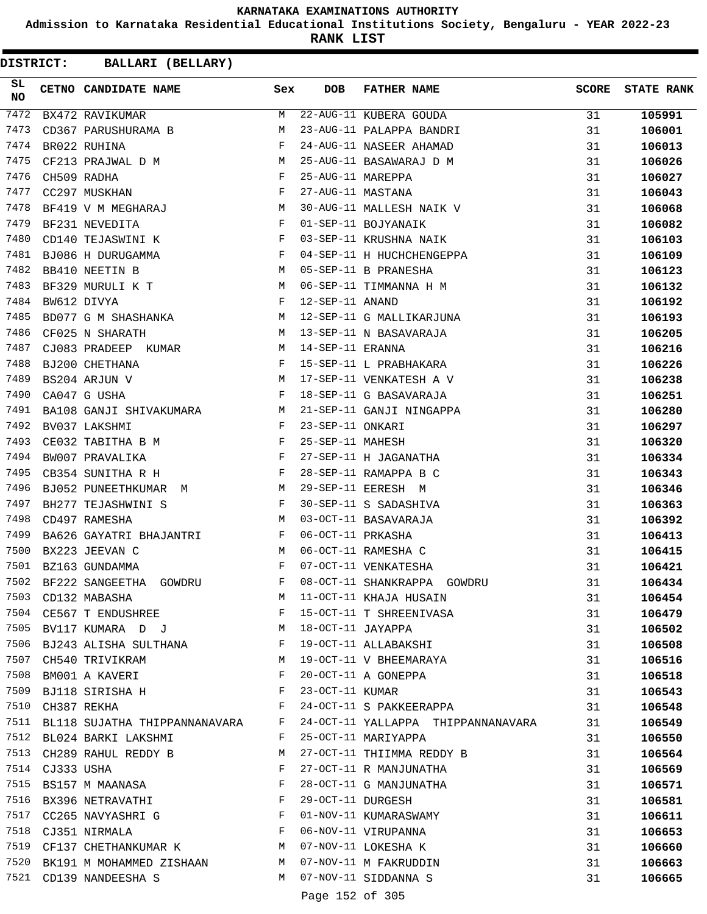# KARNATAKA EXAMINATIONS AUTHORITY

**Admission to Karnataka Residential Educational Institutions Society, Bengaluru - YEAR 2022-23**

**RANK LIST**

**DISTRICT: BALLARI (BELLARY)**

| SL NO | CETNO | CANDIDATE NAME | Sex | DOB | FATHER NAME | SCORE | STATE RANK |
|---|---|---|---|---|---|---|---|
| 7472 | BX472 | RAVIKUMAR | M | 22-AUG-11 | KUBERA GOUDA | 31 | 105991 |
| 7473 | CD367 | PARUSHURAMA B | M | 23-AUG-11 | PALAPPA BANDRI | 31 | 106001 |
| 7474 | BR022 | RUHINA | F | 24-AUG-11 | NASEER AHAMAD | 31 | 106013 |
| 7475 | CF213 | PRAJWAL D M | M | 25-AUG-11 | BASAWARAJ D M | 31 | 106026 |
| 7476 | CH509 | RADHA | F | 25-AUG-11 | MAREPPA | 31 | 106027 |
| 7477 | CC297 | MUSKHAN | F | 27-AUG-11 | MASTANA | 31 | 106043 |
| 7478 | BF419 | V M MEGHARAJ | M | 30-AUG-11 | MALLESH NAIK V | 31 | 106068 |
| 7479 | BF231 | NEVEDITA | F | 01-SEP-11 | BOJYANAIK | 31 | 106082 |
| 7480 | CD140 | TEJASWINI K | F | 03-SEP-11 | KRUSHNA NAIK | 31 | 106103 |
| 7481 | BJ086 | H DURUGAMMA | F | 04-SEP-11 | H HUCHCHENGEPPA | 31 | 106109 |
| 7482 | BB410 | NEETIN B | M | 05-SEP-11 | B PRANESHA | 31 | 106123 |
| 7483 | BF329 | MURULI K T | M | 06-SEP-11 | TIMMANNA H M | 31 | 106132 |
| 7484 | BW612 | DIVYA | F | 12-SEP-11 | ANAND | 31 | 106192 |
| 7485 | BD077 | G M SHASHANKA | M | 12-SEP-11 | G MALLIKARJUNA | 31 | 106193 |
| 7486 | CF025 | N SHARATH | M | 13-SEP-11 | N BASAVARAJA | 31 | 106205 |
| 7487 | CJ083 | PRADEEP KUMAR | M | 14-SEP-11 | ERANNA | 31 | 106216 |
| 7488 | BJ200 | CHETHANA | F | 15-SEP-11 | L PRABHAKARA | 31 | 106226 |
| 7489 | BS204 | ARJUN V | M | 17-SEP-11 | VENKATESH A V | 31 | 106238 |
| 7490 | CA047 | G USHA | F | 18-SEP-11 | G BASAVARAJA | 31 | 106251 |
| 7491 | BA108 | GANJI SHIVAKUMARA | M | 21-SEP-11 | GANJI NINGAPPA | 31 | 106280 |
| 7492 | BV037 | LAKSHMI | F | 23-SEP-11 | ONKARI | 31 | 106297 |
| 7493 | CE032 | TABITHA B M | F | 25-SEP-11 | MAHESH | 31 | 106320 |
| 7494 | BW007 | PRAVALIKA | F | 27-SEP-11 | H JAGANATHA | 31 | 106334 |
| 7495 | CB354 | SUNITHA R H | F | 28-SEP-11 | RAMAPPA B C | 31 | 106343 |
| 7496 | BJ052 | PUNEETHKUMAR M | M | 29-SEP-11 | EERESH M | 31 | 106346 |
| 7497 | BH277 | TEJASHWINI S | F | 30-SEP-11 | S SADASHIVA | 31 | 106363 |
| 7498 | CD497 | RAMESHA | M | 03-OCT-11 | BASAVARAJA | 31 | 106392 |
| 7499 | BA626 | GAYATRI BHAJANTRI | F | 06-OCT-11 | PRKASHA | 31 | 106413 |
| 7500 | BX223 | JEEVAN C | M | 06-OCT-11 | RAMESHA C | 31 | 106415 |
| 7501 | BZ163 | GUNDAMMA | F | 07-OCT-11 | VENKATESHA | 31 | 106421 |
| 7502 | BF222 | SANGEETHA GOWDRU | F | 08-OCT-11 | SHANKRAPPA GOWDRU | 31 | 106434 |
| 7503 | CD132 | MABASHA | M | 11-OCT-11 | KHAJA HUSAIN | 31 | 106454 |
| 7504 | CE567 | T ENDUSHREE | F | 15-OCT-11 | T SHREENIVASA | 31 | 106479 |
| 7505 | BV117 | KUMARA D J | M | 18-OCT-11 | JAYAPPA | 31 | 106502 |
| 7506 | BJ243 | ALISHA SULTHANA | F | 19-OCT-11 | ALLABAKSHI | 31 | 106508 |
| 7507 | CH540 | TRIVIKRAM | M | 19-OCT-11 | V BHEEMARAYA | 31 | 106516 |
| 7508 | BM001 | A KAVERI | F | 20-OCT-11 | A GONEPPA | 31 | 106518 |
| 7509 | BJ118 | SIRISHA H | F | 23-OCT-11 | KUMAR | 31 | 106543 |
| 7510 | CH387 | REKHA | F | 24-OCT-11 | S PAKKEERAPPA | 31 | 106548 |
| 7511 | BL118 | SUJATHA THIPPANNANAVARA | F | 24-OCT-11 | YALLAPPA THIPPANNANAVARA | 31 | 106549 |
| 7512 | BL024 | BARKI LAKSHMI | F | 25-OCT-11 | MARIYAPPA | 31 | 106550 |
| 7513 | CH289 | RAHUL REDDY B | M | 27-OCT-11 | THIIMMA REDDY B | 31 | 106564 |
| 7514 | CJ333 | USHA | F | 27-OCT-11 | R MANJUNATHA | 31 | 106569 |
| 7515 | BS157 | M MAANASA | F | 28-OCT-11 | G MANJUNATHA | 31 | 106571 |
| 7516 | BX396 | NETRAVATHI | F | 29-OCT-11 | DURGESH | 31 | 106581 |
| 7517 | CC265 | NAVYASHRI G | F | 01-NOV-11 | KUMARASWAMY | 31 | 106611 |
| 7518 | CJ351 | NIRMALA | F | 06-NOV-11 | VIRUPANNA | 31 | 106653 |
| 7519 | CF137 | CHETHANKUMAR K | M | 07-NOV-11 | LOKESHA K | 31 | 106660 |
| 7520 | BK191 | M MOHAMMED ZISHAAN | M | 07-NOV-11 | M FAKRUDDIN | 31 | 106663 |
| 7521 | CD139 | NANDEESHA S | M | 07-NOV-11 | SIDDANNA S | 31 | 106665 |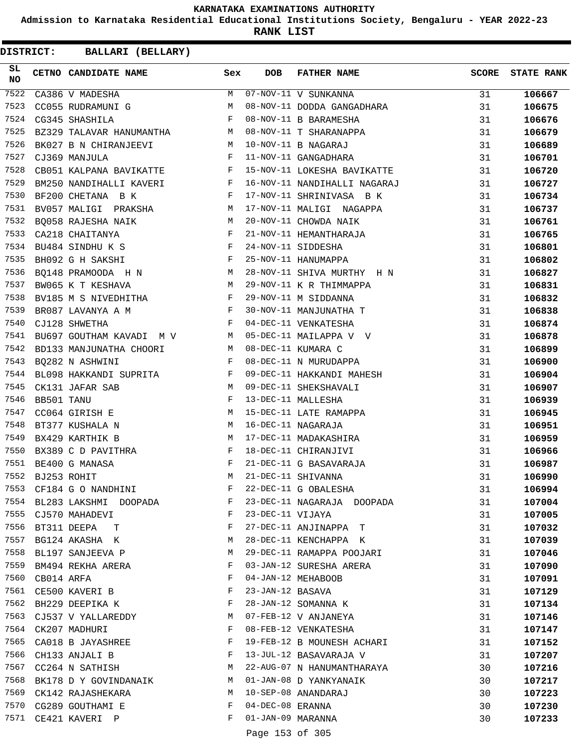# KARNATAKA EXAMINATIONS AUTHORITY

**Admission to Karnataka Residential Educational Institutions Society, Bengaluru - YEAR 2022-23**

**RANK LIST**

**DISTRICT: BALLARI (BELLARY)**

| SL NO | CETNO | CANDIDATE NAME | Sex | DOB | FATHER NAME | SCORE | STATE RANK |
|---|---|---|---|---|---|---|---|
| 7522 | CA386 | V MADESHA | M | 07-NOV-11 | V SUNKANNA | 31 | 106667 |
| 7523 | CC055 | RUDRAMUNI G | M | 08-NOV-11 | DODDA GANGADHARA | 31 | 106675 |
| 7524 | CG345 | SHASHILA | F | 08-NOV-11 | B BARAMESHA | 31 | 106676 |
| 7525 | BZ329 | TALAVAR HANUMANTHA | M | 08-NOV-11 | T SHARANAPPA | 31 | 106679 |
| 7526 | BK027 | B N CHIRANJEEVI | M | 10-NOV-11 | B NAGARAJ | 31 | 106689 |
| 7527 | CJ369 | MANJULA | F | 11-NOV-11 | GANGADHARA | 31 | 106701 |
| 7528 | CB051 | KALPANA BAVIKATTE | F | 15-NOV-11 | LOKESHA BAVIKATTE | 31 | 106720 |
| 7529 | BM250 | NANDIHALLI KAVERI | F | 16-NOV-11 | NANDIHALLI NAGARAJ | 31 | 106727 |
| 7530 | BF200 | CHETANA B K | F | 17-NOV-11 | SHRINIVASA B K | 31 | 106734 |
| 7531 | BV057 | MALIGI PRAKSHA | M | 17-NOV-11 | MALIGI NAGAPPA | 31 | 106737 |
| 7532 | BQ058 | RAJESHA NAIK | M | 20-NOV-11 | CHOWDA NAIK | 31 | 106761 |
| 7533 | CA218 | CHAITANYA | F | 21-NOV-11 | HEMANTHARAJA | 31 | 106765 |
| 7534 | BU484 | SINDHU K S | F | 24-NOV-11 | SIDDESHA | 31 | 106801 |
| 7535 | BH092 | G H SAKSHI | F | 25-NOV-11 | HANUMAPPA | 31 | 106802 |
| 7536 | BQ148 | PRAMOODA H N | M | 28-NOV-11 | SHIVA MURTHY H N | 31 | 106827 |
| 7537 | BW065 | K T KESHAVA | M | 29-NOV-11 | K R THIMMAPPA | 31 | 106831 |
| 7538 | BV185 | M S NIVEDHITHA | F | 29-NOV-11 | M SIDDANNA | 31 | 106832 |
| 7539 | BR087 | LAVANYA A M | F | 30-NOV-11 | MANJUNATHA T | 31 | 106838 |
| 7540 | CJ128 | SHWETHA | F | 04-DEC-11 | VENKATESHA | 31 | 106874 |
| 7541 | BU697 | GOUTHAM KAVADI M V | M | 05-DEC-11 | MAILAPPA V V | 31 | 106878 |
| 7542 | BD133 | MANJUNATHA CHOORI | M | 08-DEC-11 | KUMARA C | 31 | 106899 |
| 7543 | BQ282 | N ASHWINI | F | 08-DEC-11 | N MURUDAPPA | 31 | 106900 |
| 7544 | BL098 | HAKKANDI SUPRITA | F | 09-DEC-11 | HAKKANDI MAHESH | 31 | 106904 |
| 7545 | CK131 | JAFAR SAB | M | 09-DEC-11 | SHEKSHAVALI | 31 | 106907 |
| 7546 | BB501 | TANU | F | 13-DEC-11 | MALLESHA | 31 | 106939 |
| 7547 | CC064 | GIRISH E | M | 15-DEC-11 | LATE RAMAPPA | 31 | 106945 |
| 7548 | BT377 | KUSHALA N | M | 16-DEC-11 | NAGARAJA | 31 | 106951 |
| 7549 | BX429 | KARTHIK B | M | 17-DEC-11 | MADAKASHIRA | 31 | 106959 |
| 7550 | BX389 | C D PAVITHRA | F | 18-DEC-11 | CHIRANJIVI | 31 | 106966 |
| 7551 | BE400 | G MANASA | F | 21-DEC-11 | G BASAVARAJA | 31 | 106987 |
| 7552 | BJ253 | ROHIT | M | 21-DEC-11 | SHIVANNA | 31 | 106990 |
| 7553 | CF184 | G O NANDHINI | F | 22-DEC-11 | G OBALESHA | 31 | 106994 |
| 7554 | BL283 | LAKSHMI DOOPADA | F | 23-DEC-11 | NAGARAJA DOOPADA | 31 | 107004 |
| 7555 | CJ570 | MAHADEVI | F | 23-DEC-11 | VIJAYA | 31 | 107005 |
| 7556 | BT311 | DEEPA T | F | 27-DEC-11 | ANJINAPPA T | 31 | 107032 |
| 7557 | BG124 | AKASHA K | M | 28-DEC-11 | KENCHAPPA K | 31 | 107039 |
| 7558 | BL197 | SANJEEVA P | M | 29-DEC-11 | RAMAPPA POOJARI | 31 | 107046 |
| 7559 | BM494 | REKHA ARERA | F | 03-JAN-12 | SURESHA ARERA | 31 | 107090 |
| 7560 | CB014 | ARFA | F | 04-JAN-12 | MEHABOOB | 31 | 107091 |
| 7561 | CE500 | KAVERI B | F | 23-JAN-12 | BASAVA | 31 | 107129 |
| 7562 | BH229 | DEEPIKA K | F | 28-JAN-12 | SOMANNA K | 31 | 107134 |
| 7563 | CJ537 | V YALLAREDDY | M | 07-FEB-12 | V ANJANEYA | 31 | 107146 |
| 7564 | CK207 | MADHURI | F | 08-FEB-12 | VENKATESHA | 31 | 107147 |
| 7565 | CA018 | B JAYASHREE | F | 19-FEB-12 | B MOUNESH ACHARI | 31 | 107152 |
| 7566 | CH133 | ANJALI B | F | 13-JUL-12 | BASAVARAJA V | 31 | 107207 |
| 7567 | CC264 | N SATHISH | M | 22-AUG-07 | N HANUMANTHARAYA | 30 | 107216 |
| 7568 | BK178 | D Y GOVINDANAIK | M | 01-JAN-08 | D YANKYANAIK | 30 | 107217 |
| 7569 | CK142 | RAJASHEKARA | M | 10-SEP-08 | ANANDARAJ | 30 | 107223 |
| 7570 | CG289 | GOUTHAMI E | F | 04-DEC-08 | ERANNA | 30 | 107230 |
| 7571 | CE421 | KAVERI P | F | 01-JAN-09 | MARANNA | 30 | 107233 |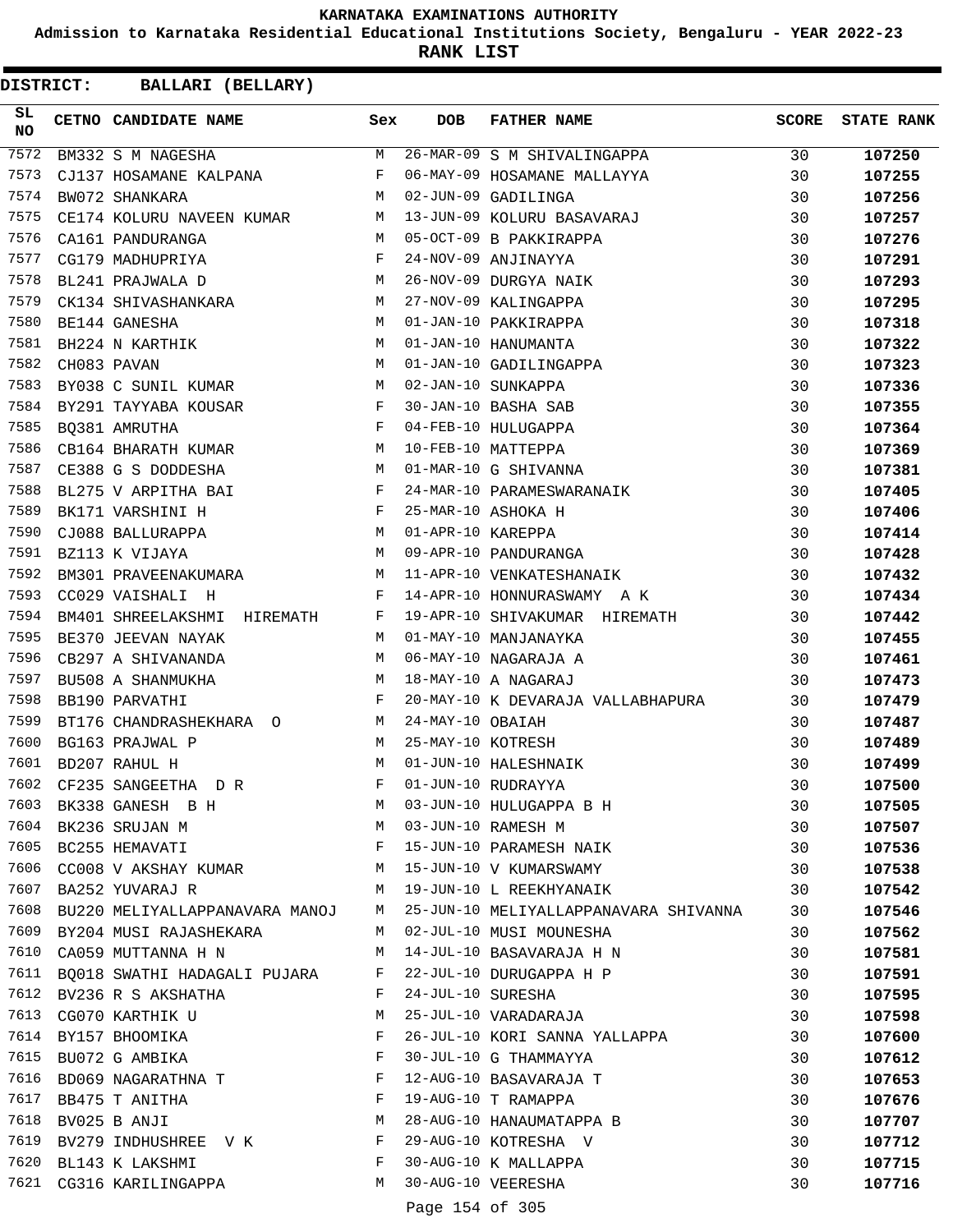# KARNATAKA EXAMINATIONS AUTHORITY

**Admission to Karnataka Residential Educational Institutions Society, Bengaluru - YEAR 2022-23**

**RANK LIST**

**DISTRICT: BALLARI (BELLARY)**

| SL NO | CETNO | CANDIDATE NAME | Sex | DOB | FATHER NAME | SCORE | STATE RANK |
|---|---|---|---|---|---|---|---|
| 7572 | BM332 | S M NAGESHA | M | 26-MAR-09 | S M SHIVALINGAPPA | 30 | 107250 |
| 7573 | CJ137 | HOSAMANE KALPANA | F | 06-MAY-09 | HOSAMANE MALLAYYA | 30 | 107255 |
| 7574 | BW072 | SHANKARA | M | 02-JUN-09 | GADILINGA | 30 | 107256 |
| 7575 | CE174 | KOLURU NAVEEN KUMAR | M | 13-JUN-09 | KOLURU BASAVARAJ | 30 | 107257 |
| 7576 | CA161 | PANDURANGA | M | 05-OCT-09 | B PAKKIRAPPA | 30 | 107276 |
| 7577 | CG179 | MADHUPRIYA | F | 24-NOV-09 | ANJINAYYA | 30 | 107291 |
| 7578 | BL241 | PRAJWALA D | M | 26-NOV-09 | DURGYA NAIK | 30 | 107293 |
| 7579 | CK134 | SHIVASHANKARA | M | 27-NOV-09 | KALINGAPPA | 30 | 107295 |
| 7580 | BE144 | GANESHA | M | 01-JAN-10 | PAKKIRAPPA | 30 | 107318 |
| 7581 | BH224 | N KARTHIK | M | 01-JAN-10 | HANUMANTA | 30 | 107322 |
| 7582 | CH083 | PAVAN | M | 01-JAN-10 | GADILINGAPPA | 30 | 107323 |
| 7583 | BY038 | C SUNIL KUMAR | M | 02-JAN-10 | SUNKAPPA | 30 | 107336 |
| 7584 | BY291 | TAYYABA KOUSAR | F | 30-JAN-10 | BASHA SAB | 30 | 107355 |
| 7585 | BQ381 | AMRUTHA | F | 04-FEB-10 | HULUGAPPA | 30 | 107364 |
| 7586 | CB164 | BHARATH KUMAR | M | 10-FEB-10 | MATTEPPA | 30 | 107369 |
| 7587 | CE388 | G S DODDESHA | M | 01-MAR-10 | G SHIVANNA | 30 | 107381 |
| 7588 | BL275 | V ARPITHA BAI | F | 24-MAR-10 | PARAMESWARANAIK | 30 | 107405 |
| 7589 | BK171 | VARSHINI H | F | 25-MAR-10 | ASHOKA H | 30 | 107406 |
| 7590 | CJ088 | BALLURAPPA | M | 01-APR-10 | KAREPPA | 30 | 107414 |
| 7591 | BZ113 | K VIJAYA | M | 09-APR-10 | PANDURANGA | 30 | 107428 |
| 7592 | BM301 | PRAVEENAKUMARA | M | 11-APR-10 | VENKATESHANAIK | 30 | 107432 |
| 7593 | CC029 | VAISHALI H | F | 14-APR-10 | HONNURASWAMY A K | 30 | 107434 |
| 7594 | BM401 | SHREELAKSHMI HIREMATH | F | 19-APR-10 | SHIVAKUMAR HIREMATH | 30 | 107442 |
| 7595 | BE370 | JEEVAN NAYAK | M | 01-MAY-10 | MANJANAYKA | 30 | 107455 |
| 7596 | CB297 | A SHIVANANDA | M | 06-MAY-10 | NAGARAJA A | 30 | 107461 |
| 7597 | BU508 | A SHANMUKHA | M | 18-MAY-10 | A NAGARAJ | 30 | 107473 |
| 7598 | BB190 | PARVATHI | F | 20-MAY-10 | K DEVARAJA VALLABHAPURA | 30 | 107479 |
| 7599 | BT176 | CHANDRASHEKHARA O | M | 24-MAY-10 | OBAIAH | 30 | 107487 |
| 7600 | BG163 | PRAJWAL P | M | 25-MAY-10 | KOTRESH | 30 | 107489 |
| 7601 | BD207 | RAHUL H | M | 01-JUN-10 | HALESHNAIK | 30 | 107499 |
| 7602 | CF235 | SANGEETHA D R | F | 01-JUN-10 | RUDRAYYA | 30 | 107500 |
| 7603 | BK338 | GANESH B H | M | 03-JUN-10 | HULUGAPPA B H | 30 | 107505 |
| 7604 | BK236 | SRUJAN M | M | 03-JUN-10 | RAMESH M | 30 | 107507 |
| 7605 | BC255 | HEMAVATI | F | 15-JUN-10 | PARAMESH NAIK | 30 | 107536 |
| 7606 | CC008 | V AKSHAY KUMAR | M | 15-JUN-10 | V KUMARSWAMY | 30 | 107538 |
| 7607 | BA252 | YUVARAJ R | M | 19-JUN-10 | L REEKHYANAIK | 30 | 107542 |
| 7608 | BU220 | MELIYALLAPPANAVARA MANOJ | M | 25-JUN-10 | MELIYALLAPPANAVARA SHIVANNA | 30 | 107546 |
| 7609 | BY204 | MUSI RAJASHEKARA | M | 02-JUL-10 | MUSI MOUNESHA | 30 | 107562 |
| 7610 | CA059 | MUTTANNA H N | M | 14-JUL-10 | BASAVARAJA H N | 30 | 107581 |
| 7611 | BQ018 | SWATHI HADAGALI PUJARA | F | 22-JUL-10 | DURUGAPPA H P | 30 | 107591 |
| 7612 | BV236 | R S AKSHATHA | F | 24-JUL-10 | SURESHA | 30 | 107595 |
| 7613 | CG070 | KARTHIK U | M | 25-JUL-10 | VARADARAJA | 30 | 107598 |
| 7614 | BY157 | BHOOMIKA | F | 26-JUL-10 | KORI SANNA YALLAPPA | 30 | 107600 |
| 7615 | BU072 | G AMBIKA | F | 30-JUL-10 | G THAMMAYYA | 30 | 107612 |
| 7616 | BD069 | NAGARATHNA T | F | 12-AUG-10 | BASAVARAJA T | 30 | 107653 |
| 7617 | BB475 | T ANITHA | F | 19-AUG-10 | T RAMAPPA | 30 | 107676 |
| 7618 | BV025 | B ANJI | M | 28-AUG-10 | HANAUMATAPPA B | 30 | 107707 |
| 7619 | BV279 | INDHUSHREE V K | F | 29-AUG-10 | KOTRESHA V | 30 | 107712 |
| 7620 | BL143 | K LAKSHMI | F | 30-AUG-10 | K MALLAPPA | 30 | 107715 |
| 7621 | CG316 | KARILINGAPPA | M | 30-AUG-10 | VEERESHA | 30 | 107716 |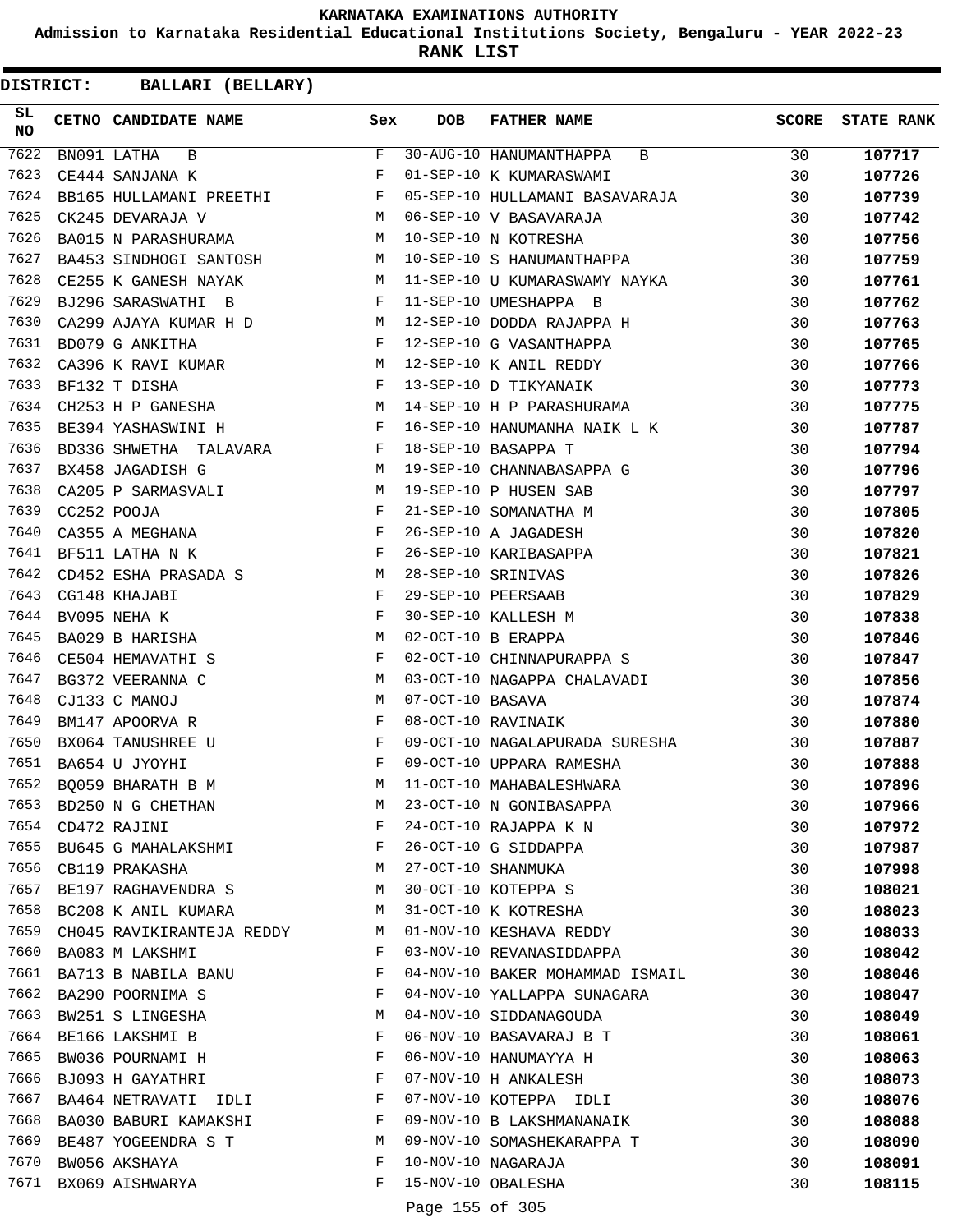KARNATAKA EXAMINATIONS AUTHORITY

Admission to Karnataka Residential Educational Institutions Society, Bengaluru - YEAR 2022-23

**RANK LIST**

**DISTRICT: BALLARI (BELLARY)**

| SL NO | CETNO | CANDIDATE NAME | Sex | DOB | FATHER NAME | SCORE | STATE RANK |
|---|---|---|---|---|---|---|---|
| 7622 | BN091 | LATHA B | F | 30-AUG-10 | HANUMANTHAPPA B | 30 | 107717 |
| 7623 | CE444 | SANJANA K | F | 01-SEP-10 | K KUMARASWAMI | 30 | 107726 |
| 7624 | BB165 | HULLAMANI PREETHI | F | 05-SEP-10 | HULLAMANI BASAVARAJA | 30 | 107739 |
| 7625 | CK245 | DEVARAJA V | M | 06-SEP-10 | V BASAVARAJA | 30 | 107742 |
| 7626 | BA015 | N PARASHURAMA | M | 10-SEP-10 | N KOTRESHA | 30 | 107756 |
| 7627 | BA453 | SINDHOGI SANTOSH | M | 10-SEP-10 | S HANUMANTHAPPA | 30 | 107759 |
| 7628 | CE255 | K GANESH NAYAK | M | 11-SEP-10 | U KUMARASWAMY NAYKA | 30 | 107761 |
| 7629 | BJ296 | SARASWATHI B | F | 11-SEP-10 | UMESHAPPA B | 30 | 107762 |
| 7630 | CA299 | AJAYA KUMAR H D | M | 12-SEP-10 | DODDA RAJAPPA H | 30 | 107763 |
| 7631 | BD079 | G ANKITHA | F | 12-SEP-10 | G VASANTHAPPA | 30 | 107765 |
| 7632 | CA396 | K RAVI KUMAR | M | 12-SEP-10 | K ANIL REDDY | 30 | 107766 |
| 7633 | BF132 | T DISHA | F | 13-SEP-10 | D TIKYANAIK | 30 | 107773 |
| 7634 | CH253 | H P GANESHA | M | 14-SEP-10 | H P PARASHURAMA | 30 | 107775 |
| 7635 | BE394 | YASHASWINI H | F | 16-SEP-10 | HANUMANHA NAIK L K | 30 | 107787 |
| 7636 | BD336 | SHWETHA TALAVARA | F | 18-SEP-10 | BASAPPA T | 30 | 107794 |
| 7637 | BX458 | JAGADISH G | M | 19-SEP-10 | CHANNABASAPPA G | 30 | 107796 |
| 7638 | CA205 | P SARMASVALI | M | 19-SEP-10 | P HUSEN SAB | 30 | 107797 |
| 7639 | CC252 | POOJA | F | 21-SEP-10 | SOMANATHA M | 30 | 107805 |
| 7640 | CA355 | A MEGHANA | F | 26-SEP-10 | A JAGADESH | 30 | 107820 |
| 7641 | BF511 | LATHA N K | F | 26-SEP-10 | KARIBASAPPA | 30 | 107821 |
| 7642 | CD452 | ESHA PRASADA S | M | 28-SEP-10 | SRINIVAS | 30 | 107826 |
| 7643 | CG148 | KHAJABI | F | 29-SEP-10 | PEERSAAB | 30 | 107829 |
| 7644 | BV095 | NEHA K | F | 30-SEP-10 | KALLESH M | 30 | 107838 |
| 7645 | BA029 | B HARISHA | M | 02-OCT-10 | B ERAPPA | 30 | 107846 |
| 7646 | CE504 | HEMAVATHI S | F | 02-OCT-10 | CHINNAPURAPPA S | 30 | 107847 |
| 7647 | BG372 | VEERANNA C | M | 03-OCT-10 | NAGAPPA CHALAVADI | 30 | 107856 |
| 7648 | CJ133 | C MANOJ | M | 07-OCT-10 | BASAVA | 30 | 107874 |
| 7649 | BM147 | APOORVA R | F | 08-OCT-10 | RAVINAIK | 30 | 107880 |
| 7650 | BX064 | TANUSHREE U | F | 09-OCT-10 | NAGALAPURADA SURESHA | 30 | 107887 |
| 7651 | BA654 | U JYOYHI | F | 09-OCT-10 | UPPARA RAMESHA | 30 | 107888 |
| 7652 | BQ059 | BHARATH B M | M | 11-OCT-10 | MAHABALESHWARA | 30 | 107896 |
| 7653 | BD250 | N G CHETHAN | M | 23-OCT-10 | N GONIBASAPPA | 30 | 107966 |
| 7654 | CD472 | RAJINI | F | 24-OCT-10 | RAJAPPA K N | 30 | 107972 |
| 7655 | BU645 | G MAHALAKSHMI | F | 26-OCT-10 | G SIDDAPPA | 30 | 107987 |
| 7656 | CB119 | PRAKASHA | M | 27-OCT-10 | SHANMUKA | 30 | 107998 |
| 7657 | BE197 | RAGHAVENDRA S | M | 30-OCT-10 | KOTEPPA S | 30 | 108021 |
| 7658 | BC208 | K ANIL KUMARA | M | 31-OCT-10 | K KOTRESHA | 30 | 108023 |
| 7659 | CH045 | RAVIKIRANTEJA REDDY | M | 01-NOV-10 | KESHAVA REDDY | 30 | 108033 |
| 7660 | BA083 | M LAKSHMI | F | 03-NOV-10 | REVANASIDDAPPA | 30 | 108042 |
| 7661 | BA713 | B NABILA BANU | F | 04-NOV-10 | BAKER MOHAMMAD ISMAIL | 30 | 108046 |
| 7662 | BA290 | POORNIMA S | F | 04-NOV-10 | YALLAPPA SUNAGARA | 30 | 108047 |
| 7663 | BW251 | S LINGESHA | M | 04-NOV-10 | SIDDANAGOUDA | 30 | 108049 |
| 7664 | BE166 | LAKSHMI B | F | 06-NOV-10 | BASAVARAJ B T | 30 | 108061 |
| 7665 | BW036 | POURNAMI H | F | 06-NOV-10 | HANUMAYYA H | 30 | 108063 |
| 7666 | BJ093 | H GAYATHRI | F | 07-NOV-10 | H ANKALESH | 30 | 108073 |
| 7667 | BA464 | NETRAVATI IDLI | F | 07-NOV-10 | KOTEPPA IDLI | 30 | 108076 |
| 7668 | BA030 | BABURI KAMAKSHI | F | 09-NOV-10 | B LAKSHMANANAIK | 30 | 108088 |
| 7669 | BE487 | YOGEENDRA S T | M | 09-NOV-10 | SOMASHEKARAPPA T | 30 | 108090 |
| 7670 | BW056 | AKSHAYA | F | 10-NOV-10 | NAGARAJA | 30 | 108091 |
| 7671 | BX069 | AISHWARYA | F | 15-NOV-10 | OBALESHA | 30 | 108115 |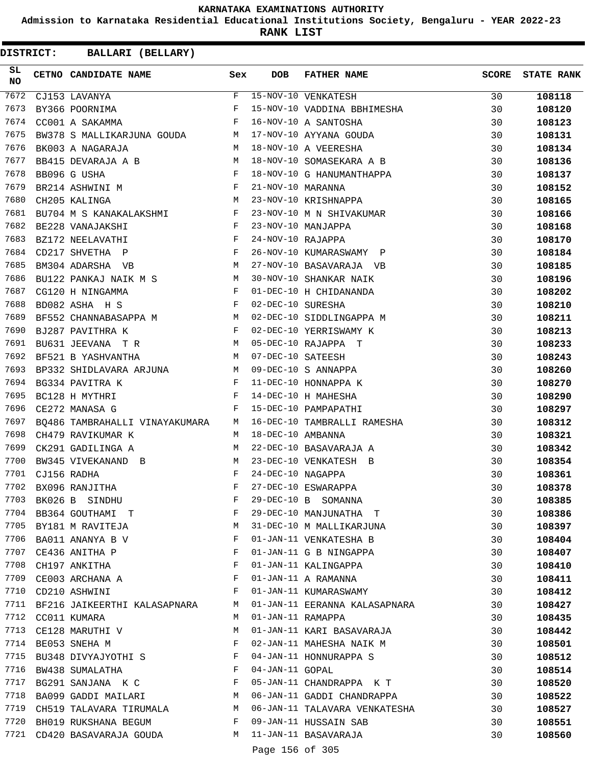**KARNATAKA EXAMINATIONS AUTHORITY**

**Admission to Karnataka Residential Educational Institutions Society, Bengaluru - YEAR 2022-23**

**RANK LIST**

**DISTRICT: BALLARI (BELLARY)**

| SL NO | CETNO | CANDIDATE NAME | Sex | DOB | FATHER NAME | SCORE | STATE RANK |
|---|---|---|---|---|---|---|---|
| 7672 | CJ153 | LAVANYA | F | 15-NOV-10 | VENKATESH | 30 | 108118 |
| 7673 | BY366 | POORNIMA | F | 15-NOV-10 | VADDINA BBHIMESHA | 30 | 108120 |
| 7674 | CC001 | A SAKAMMA | F | 16-NOV-10 | A SANTOSHA | 30 | 108123 |
| 7675 | BW378 | S MALLIKARJUNA GOUDA | M | 17-NOV-10 | AYYANA GOUDA | 30 | 108131 |
| 7676 | BK003 | A NAGARAJA | M | 18-NOV-10 | A VEERESHA | 30 | 108134 |
| 7677 | BB415 | DEVARAJA A B | M | 18-NOV-10 | SOMASEKARA A B | 30 | 108136 |
| 7678 | BB096 | G USHA | F | 18-NOV-10 | G HANUMANTHAPPA | 30 | 108137 |
| 7679 | BR214 | ASHWINI M | F | 21-NOV-10 | MARANNA | 30 | 108152 |
| 7680 | CH205 | KALINGA | M | 23-NOV-10 | KRISHNAPPA | 30 | 108165 |
| 7681 | BU704 | M S KANAKALAKSHMI | F | 23-NOV-10 | M N SHIVAKUMAR | 30 | 108166 |
| 7682 | BE228 | VANAJAKSHI | F | 23-NOV-10 | MANJAPPA | 30 | 108168 |
| 7683 | BZ172 | NEELAVATHI | F | 24-NOV-10 | RAJAPPA | 30 | 108170 |
| 7684 | CD217 | SHVETHA P | F | 26-NOV-10 | KUMARASWAMY P | 30 | 108184 |
| 7685 | BM304 | ADARSHA VB | M | 27-NOV-10 | BASAVARAJA VB | 30 | 108185 |
| 7686 | BU122 | PANKAJ NAIK M S | M | 30-NOV-10 | SHANKAR NAIK | 30 | 108196 |
| 7687 | CG120 | H NINGAMMA | F | 01-DEC-10 | H CHIDANANDA | 30 | 108202 |
| 7688 | BD082 | ASHA H S | F | 02-DEC-10 | SURESHA | 30 | 108210 |
| 7689 | BF552 | CHANNABASAPPA M | M | 02-DEC-10 | SIDDLINGAPPA M | 30 | 108211 |
| 7690 | BJ287 | PAVITHRA K | F | 02-DEC-10 | YERRISWAMY K | 30 | 108213 |
| 7691 | BU631 | JEEVANA T R | M | 05-DEC-10 | RAJAPPA T | 30 | 108233 |
| 7692 | BF521 | B YASHVANTHA | M | 07-DEC-10 | SATEESH | 30 | 108243 |
| 7693 | BP332 | SHIDLAVARA ARJUNA | M | 09-DEC-10 | S ANNAPPA | 30 | 108260 |
| 7694 | BG334 | PAVITRA K | F | 11-DEC-10 | HONNAPPA K | 30 | 108270 |
| 7695 | BC128 | H MYTHRI | F | 14-DEC-10 | H MAHESHA | 30 | 108290 |
| 7696 | CE272 | MANASA G | F | 15-DEC-10 | PAMPAPATHI | 30 | 108297 |
| 7697 | BQ486 | TAMBRAHALLI VINAYAKUMARA | M | 16-DEC-10 | TAMBRALLI RAMESHA | 30 | 108312 |
| 7698 | CH479 | RAVIKUMAR K | M | 18-DEC-10 | AMBANNA | 30 | 108321 |
| 7699 | CK291 | GADILINGA A | M | 22-DEC-10 | BASAVARAJA A | 30 | 108342 |
| 7700 | BW345 | VIVEKANAND B | M | 23-DEC-10 | VENKATESH B | 30 | 108354 |
| 7701 | CJ156 | RADHA | F | 24-DEC-10 | NAGAPPA | 30 | 108361 |
| 7702 | BX096 | RANJITHA | F | 27-DEC-10 | ESWARAPPA | 30 | 108378 |
| 7703 | BK026 | B SINDHU | F | 29-DEC-10 | B SOMANNA | 30 | 108385 |
| 7704 | BB364 | GOUTHAMI T | F | 29-DEC-10 | MANJUNATHA T | 30 | 108386 |
| 7705 | BY181 | M RAVITEJA | M | 31-DEC-10 | M MALLIKARJUNA | 30 | 108397 |
| 7706 | BA011 | ANANYA B V | F | 01-JAN-11 | VENKATESHA B | 30 | 108404 |
| 7707 | CE436 | ANITHA P | F | 01-JAN-11 | G B NINGAPPA | 30 | 108407 |
| 7708 | CH197 | ANKITHA | F | 01-JAN-11 | KALINGAPPA | 30 | 108410 |
| 7709 | CE003 | ARCHANA A | F | 01-JAN-11 | A RAMANNA | 30 | 108411 |
| 7710 | CD210 | ASHWINI | F | 01-JAN-11 | KUMARASWAMY | 30 | 108412 |
| 7711 | BF216 | JAIKEERTHI KALASAPNARA | M | 01-JAN-11 | EERANNA KALASAPNARA | 30 | 108427 |
| 7712 | CC011 | KUMARA | M | 01-JAN-11 | RAMAPPA | 30 | 108435 |
| 7713 | CE128 | MARUTHI V | M | 01-JAN-11 | KARI BASAVARAJA | 30 | 108442 |
| 7714 | BE053 | SNEHA M | F | 02-JAN-11 | MAHESHA NAIK M | 30 | 108501 |
| 7715 | BU348 | DIVYAJYOTHI S | F | 04-JAN-11 | HONNURAPPA S | 30 | 108512 |
| 7716 | BW438 | SUMALATHA | F | 04-JAN-11 | GOPAL | 30 | 108514 |
| 7717 | BG291 | SANJANA K C | F | 05-JAN-11 | CHANDRAPPA K T | 30 | 108520 |
| 7718 | BA099 | GADDI MAILARI | M | 06-JAN-11 | GADDI CHANDRAPPA | 30 | 108522 |
| 7719 | CH519 | TALAVARA TIRUMALA | M | 06-JAN-11 | TALAVARA VENKATESHA | 30 | 108527 |
| 7720 | BH019 | RUKSHANA BEGUM | F | 09-JAN-11 | HUSSAIN SAB | 30 | 108551 |
| 7721 | CD420 | BASAVARAJA GOUDA | M | 11-JAN-11 | BASAVARAJA | 30 | 108560 |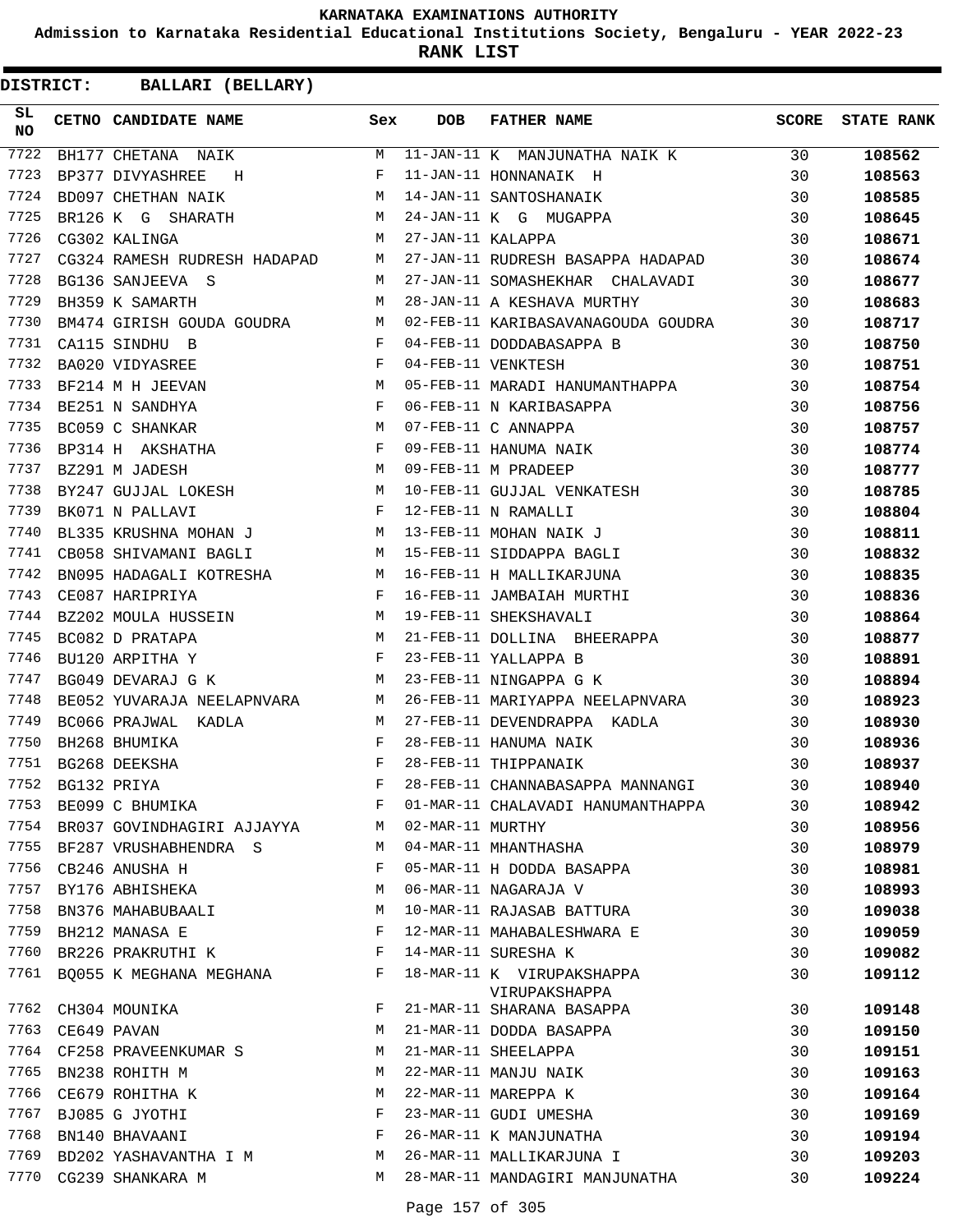# KARNATAKA EXAMINATIONS AUTHORITY

**Admission to Karnataka Residential Educational Institutions Society, Bengaluru - YEAR 2022-23**

**RANK LIST**

**DISTRICT: BALLARI (BELLARY)**

| SL NO | CETNO | CANDIDATE NAME | Sex | DOB | FATHER NAME | SCORE | STATE RANK |
|---|---|---|---|---|---|---|---|
| 7722 | BH177 | CHETANA NAIK | M | 11-JAN-11 | K MANJUNATHA NAIK K | 30 | **108562** |
| 7723 | BP377 | DIVYASHREE H | F | 11-JAN-11 | HONNANAIK H | 30 | **108563** |
| 7724 | BD097 | CHETHAN NAIK | M | 14-JAN-11 | SANTOSHANAIK | 30 | **108585** |
| 7725 | BR126 | K G SHARATH | M | 24-JAN-11 | K G MUGAPPA | 30 | **108645** |
| 7726 | CG302 | KALINGA | M | 27-JAN-11 | KALAPPA | 30 | **108671** |
| 7727 | CG324 | RAMESH RUDRESH HADAPAD | M | 27-JAN-11 | RUDRESH BASAPPA HADAPAD | 30 | **108674** |
| 7728 | BG136 | SANJEEVA S | M | 27-JAN-11 | SOMASHEKHAR CHALAVADI | 30 | **108677** |
| 7729 | BH359 | K SAMARTH | M | 28-JAN-11 | A KESHAVA MURTHY | 30 | **108683** |
| 7730 | BM474 | GIRISH GOUDA GOUDRA | M | 02-FEB-11 | KARIBASAVANAGOUDA GOUDRA | 30 | **108717** |
| 7731 | CA115 | SINDHU B | F | 04-FEB-11 | DODDABASAPPA B | 30 | **108750** |
| 7732 | BA020 | VIDYASREE | F | 04-FEB-11 | VENKTESH | 30 | **108751** |
| 7733 | BF214 | M H JEEVAN | M | 05-FEB-11 | MARADI HANUMANTHAPPA | 30 | **108754** |
| 7734 | BE251 | N SANDHYA | F | 06-FEB-11 | N KARIBASAPPA | 30 | **108756** |
| 7735 | BC059 | C SHANKAR | M | 07-FEB-11 | C ANNAPPA | 30 | **108757** |
| 7736 | BP314 | H AKSHATHA | F | 09-FEB-11 | HANUMA NAIK | 30 | **108774** |
| 7737 | BZ291 | M JADESH | M | 09-FEB-11 | M PRADEEP | 30 | **108777** |
| 7738 | BY247 | GUJJAL LOKESH | M | 10-FEB-11 | GUJJAL VENKATESH | 30 | **108785** |
| 7739 | BK071 | N PALLAVI | F | 12-FEB-11 | N RAMALLI | 30 | **108804** |
| 7740 | BL335 | KRUSHNA MOHAN J | M | 13-FEB-11 | MOHAN NAIK J | 30 | **108811** |
| 7741 | CB058 | SHIVAMANI BAGLI | M | 15-FEB-11 | SIDDAPPA BAGLI | 30 | **108832** |
| 7742 | BN095 | HADAGALI KOTRESHA | M | 16-FEB-11 | H MALLIKARJUNA | 30 | **108835** |
| 7743 | CE087 | HARIPRIYA | F | 16-FEB-11 | JAMBAIAH MURTHI | 30 | **108836** |
| 7744 | BZ202 | MOULA HUSSEIN | M | 19-FEB-11 | SHEKSHAVALI | 30 | **108864** |
| 7745 | BC082 | D PRATAPA | M | 21-FEB-11 | DOLLINA BHEERAPPA | 30 | **108877** |
| 7746 | BU120 | ARPITHA Y | F | 23-FEB-11 | YALLAPPA B | 30 | **108891** |
| 7747 | BG049 | DEVARAJ G K | M | 23-FEB-11 | NINGAPPA G K | 30 | **108894** |
| 7748 | BE052 | YUVARAJA NEELAPNVARA | M | 26-FEB-11 | MARIYAPPA NEELAPNVARA | 30 | **108923** |
| 7749 | BC066 | PRAJWAL KADLA | M | 27-FEB-11 | DEVENDRAPPA KADLA | 30 | **108930** |
| 7750 | BH268 | BHUMIKA | F | 28-FEB-11 | HANUMA NAIK | 30 | **108936** |
| 7751 | BG268 | DEEKSHA | F | 28-FEB-11 | THIPPANAIK | 30 | **108937** |
| 7752 | BG132 | PRIYA | F | 28-FEB-11 | CHANNABASAPPA MANNANGI | 30 | **108940** |
| 7753 | BE099 | C BHUMIKA | F | 01-MAR-11 | CHALAVADI HANUMANTHAPPA | 30 | **108942** |
| 7754 | BR037 | GOVINDHAGIRI AJJAYYA | M | 02-MAR-11 | MURTHY | 30 | **108956** |
| 7755 | BF287 | VRUSHABHENDRA S | M | 04-MAR-11 | MHANTHASHA | 30 | **108979** |
| 7756 | CB246 | ANUSHA H | F | 05-MAR-11 | H DODDA BASAPPA | 30 | **108981** |
| 7757 | BY176 | ABHISHEKA | M | 06-MAR-11 | NAGARAJA V | 30 | **108993** |
| 7758 | BN376 | MAHABUBAALI | M | 10-MAR-11 | RAJASAB BATTURA | 30 | **109038** |
| 7759 | BH212 | MANASA E | F | 12-MAR-11 | MAHABALESHWARA E | 30 | **109059** |
| 7760 | BR226 | PRAKRUTHI K | F | 14-MAR-11 | SURESHA K | 30 | **109082** |
| 7761 | BQ055 | K MEGHANA MEGHANA | F | 18-MAR-11 | K VIRUPAKSHAPPA VIRUPAKSHAPPA | 30 | **109112** |
| 7762 | CH304 | MOUNIKA | F | 21-MAR-11 | SHARANA BASAPPA | 30 | **109148** |
| 7763 | CE649 | PAVAN | M | 21-MAR-11 | DODDA BASAPPA | 30 | **109150** |
| 7764 | CF258 | PRAVEENKUMAR S | M | 21-MAR-11 | SHEELAPPA | 30 | **109151** |
| 7765 | BN238 | ROHITH M | M | 22-MAR-11 | MANJU NAIK | 30 | **109163** |
| 7766 | CE679 | ROHITHA K | M | 22-MAR-11 | MAREPPA K | 30 | **109164** |
| 7767 | BJ085 | G JYOTHI | F | 23-MAR-11 | GUDI UMESHA | 30 | **109169** |
| 7768 | BN140 | BHAVAANI | F | 26-MAR-11 | K MANJUNATHA | 30 | **109194** |
| 7769 | BD202 | YASHAVANTHA I M | M | 26-MAR-11 | MALLIKARJUNA I | 30 | **109203** |
| 7770 | CG239 | SHANKARA M | M | 28-MAR-11 | MANDAGIRI MANJUNATHA | 30 | **109224** |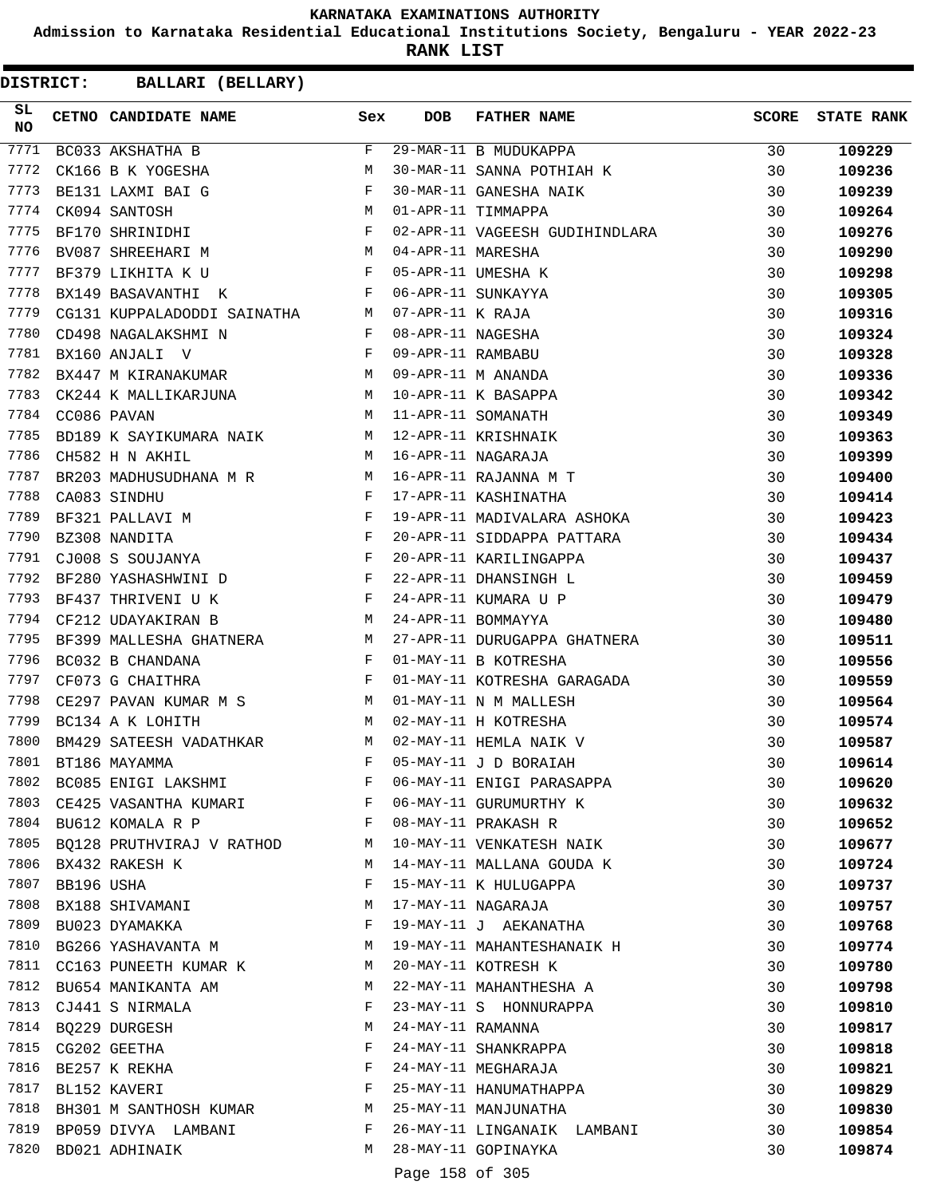# KARNATAKA EXAMINATIONS AUTHORITY

**Admission to Karnataka Residential Educational Institutions Society, Bengaluru - YEAR 2022-23**

**RANK LIST**

**DISTRICT: BALLARI (BELLARY)**

| SL NO | CETNO | CANDIDATE NAME | Sex | DOB | FATHER NAME | SCORE | STATE RANK |
|---|---|---|---|---|---|---|---|
| 7771 | BC033 | AKSHATHA B | F | 29-MAR-11 | B MUDUKAPPA | 30 | 109229 |
| 7772 | CK166 | B K YOGESHA | M | 30-MAR-11 | SANNA POTHIAH K | 30 | 109236 |
| 7773 | BE131 | LAXMI BAI G | F | 30-MAR-11 | GANESHA NAIK | 30 | 109239 |
| 7774 | CK094 | SANTOSH | M | 01-APR-11 | TIMMAPPA | 30 | 109264 |
| 7775 | BF170 | SHRINIDHI | F | 02-APR-11 | VAGEESH GUDIHINDLARA | 30 | 109276 |
| 7776 | BV087 | SHREEHARI M | M | 04-APR-11 | MARESHA | 30 | 109290 |
| 7777 | BF379 | LIKHITA K U | F | 05-APR-11 | UMESHA K | 30 | 109298 |
| 7778 | BX149 | BASAVANTHI K | F | 06-APR-11 | SUNKAYYA | 30 | 109305 |
| 7779 | CG131 | KUPPALADODDI SAINATHA | M | 07-APR-11 | K RAJA | 30 | 109316 |
| 7780 | CD498 | NAGALAKSHMI N | F | 08-APR-11 | NAGESHA | 30 | 109324 |
| 7781 | BX160 | ANJALI V | F | 09-APR-11 | RAMBABU | 30 | 109328 |
| 7782 | BX447 | M KIRANAKUMAR | M | 09-APR-11 | M ANANDA | 30 | 109336 |
| 7783 | CK244 | K MALLIKARJUNA | M | 10-APR-11 | K BASAPPA | 30 | 109342 |
| 7784 | CC086 | PAVAN | M | 11-APR-11 | SOMANATH | 30 | 109349 |
| 7785 | BD189 | K SAYIKUMARA NAIK | M | 12-APR-11 | KRISHNAIK | 30 | 109363 |
| 7786 | CH582 | H N AKHIL | M | 16-APR-11 | NAGARAJA | 30 | 109399 |
| 7787 | BR203 | MADHUSUDHANA M R | M | 16-APR-11 | RAJANNA M T | 30 | 109400 |
| 7788 | CA083 | SINDHU | F | 17-APR-11 | KASHINATHA | 30 | 109414 |
| 7789 | BF321 | PALLAVI M | F | 19-APR-11 | MADIVALARA ASHOKA | 30 | 109423 |
| 7790 | BZ308 | NANDITA | F | 20-APR-11 | SIDDAPPA PATTARA | 30 | 109434 |
| 7791 | CJ008 | S SOUJANYA | F | 20-APR-11 | KARILINGAPPA | 30 | 109437 |
| 7792 | BF280 | YASHASHWINI D | F | 22-APR-11 | DHANSINGH L | 30 | 109459 |
| 7793 | BF437 | THRIVENI U K | F | 24-APR-11 | KUMARA U P | 30 | 109479 |
| 7794 | CF212 | UDAYAKIRAN B | M | 24-APR-11 | BOMMAYYA | 30 | 109480 |
| 7795 | BF399 | MALLESHA GHATNERA | M | 27-APR-11 | DURUGAPPA GHATNERA | 30 | 109511 |
| 7796 | BC032 | B CHANDANA | F | 01-MAY-11 | B KOTRESHA | 30 | 109556 |
| 7797 | CF073 | G CHAITHRA | F | 01-MAY-11 | KOTRESHA GARAGADA | 30 | 109559 |
| 7798 | CE297 | PAVAN KUMAR M S | M | 01-MAY-11 | N M MALLESH | 30 | 109564 |
| 7799 | BC134 | A K LOHITH | M | 02-MAY-11 | H KOTRESHA | 30 | 109574 |
| 7800 | BM429 | SATEESH VADATHKAR | M | 02-MAY-11 | HEMLA NAIK V | 30 | 109587 |
| 7801 | BT186 | MAYAMMA | F | 05-MAY-11 | J D BORAIAH | 30 | 109614 |
| 7802 | BC085 | ENIGI LAKSHMI | F | 06-MAY-11 | ENIGI PARASAPPA | 30 | 109620 |
| 7803 | CE425 | VASANTHA KUMARI | F | 06-MAY-11 | GURUMURTHY K | 30 | 109632 |
| 7804 | BU612 | KOMALA R P | F | 08-MAY-11 | PRAKASH R | 30 | 109652 |
| 7805 | BQ128 | PRUTHVIRAJ V RATHOD | M | 10-MAY-11 | VENKATESH NAIK | 30 | 109677 |
| 7806 | BX432 | RAKESH K | M | 14-MAY-11 | MALLANA GOUDA K | 30 | 109724 |
| 7807 | BB196 | USHA | F | 15-MAY-11 | K HULUGAPPA | 30 | 109737 |
| 7808 | BX188 | SHIVAMANI | M | 17-MAY-11 | NAGARAJA | 30 | 109757 |
| 7809 | BU023 | DYAMAKKA | F | 19-MAY-11 | J AEKANATHA | 30 | 109768 |
| 7810 | BG266 | YASHAVANTA M | M | 19-MAY-11 | MAHANTESHANAIK H | 30 | 109774 |
| 7811 | CC163 | PUNEETH KUMAR K | M | 20-MAY-11 | KOTRESH K | 30 | 109780 |
| 7812 | BU654 | MANIKANTA AM | M | 22-MAY-11 | MAHANTHESHA A | 30 | 109798 |
| 7813 | CJ441 | S NIRMALA | F | 23-MAY-11 | S HONNURAPPA | 30 | 109810 |
| 7814 | BQ229 | DURGESH | M | 24-MAY-11 | RAMANNA | 30 | 109817 |
| 7815 | CG202 | GEETHA | F | 24-MAY-11 | SHANKRAPPA | 30 | 109818 |
| 7816 | BE257 | K REKHA | F | 24-MAY-11 | MEGHARAJA | 30 | 109821 |
| 7817 | BL152 | KAVERI | F | 25-MAY-11 | HANUMATHAPPA | 30 | 109829 |
| 7818 | BH301 | M SANTHOSH KUMAR | M | 25-MAY-11 | MANJUNATHA | 30 | 109830 |
| 7819 | BP059 | DIVYA LAMBANI | F | 26-MAY-11 | LINGANAIK LAMBANI | 30 | 109854 |
| 7820 | BD021 | ADHINAIK | M | 28-MAY-11 | GOPINAYKA | 30 | 109874 |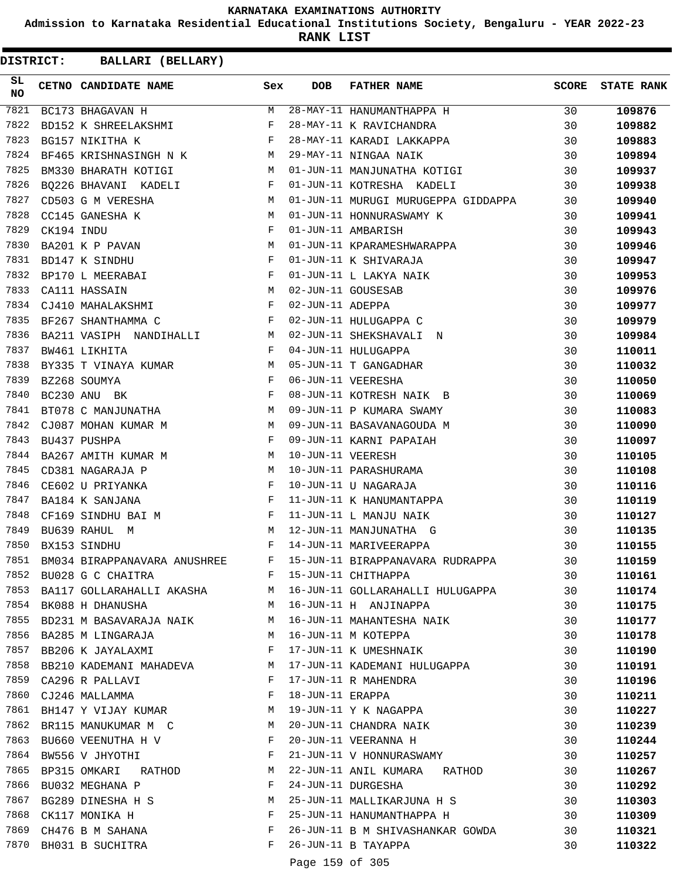# KARNATAKA EXAMINATIONS AUTHORITY

**Admission to Karnataka Residential Educational Institutions Society, Bengaluru - YEAR 2022-23**

**RANK LIST**

**DISTRICT: BALLARI (BELLARY)**

| SL NO | CETNO | CANDIDATE NAME | Sex | DOB | FATHER NAME | SCORE | STATE RANK |
|---|---|---|---|---|---|---|---|
| 7821 | BC173 | BHAGAVAN H | M | 28-MAY-11 | HANUMANTHAPPA H | 30 | **109876** |
| 7822 | BD152 | K SHREELAKSHMI | F | 28-MAY-11 | K RAVICHANDRA | 30 | **109882** |
| 7823 | BG157 | NIKITHA K | F | 28-MAY-11 | KARADI LAKKAPPA | 30 | **109883** |
| 7824 | BF465 | KRISHNASINGH N K | M | 29-MAY-11 | NINGAA NAIK | 30 | **109894** |
| 7825 | BM330 | BHARATH KOTIGI | M | 01-JUN-11 | MANJUNATHA KOTIGI | 30 | **109937** |
| 7826 | BQ226 | BHAVANI KADELI | F | 01-JUN-11 | KOTRESHA KADELI | 30 | **109938** |
| 7827 | CD503 | G M VERESHA | M | 01-JUN-11 | MURUGI MURUGEPPA GIDDAPPA | 30 | **109940** |
| 7828 | CC145 | GANESHA K | M | 01-JUN-11 | HONNURASWAMY K | 30 | **109941** |
| 7829 | CK194 | INDU | F | 01-JUN-11 | AMBARISH | 30 | **109943** |
| 7830 | BA201 | K P PAVAN | M | 01-JUN-11 | KPARAMESHWARAPPA | 30 | **109946** |
| 7831 | BD147 | K SINDHU | F | 01-JUN-11 | K SHIVARAJA | 30 | **109947** |
| 7832 | BP170 | L MEERABAI | F | 01-JUN-11 | L LAKYA NAIK | 30 | **109953** |
| 7833 | CA111 | HASSAIN | M | 02-JUN-11 | GOUSESAB | 30 | **109976** |
| 7834 | CJ410 | MAHALAKSHMI | F | 02-JUN-11 | ADEPPA | 30 | **109977** |
| 7835 | BF267 | SHANTHAMMA C | F | 02-JUN-11 | HULUGAPPA C | 30 | **109979** |
| 7836 | BA211 | VASIPH NANDIHALLI | M | 02-JUN-11 | SHEKSHAVALI N | 30 | **109984** |
| 7837 | BW461 | LIKHITA | F | 04-JUN-11 | HULUGAPPA | 30 | **110011** |
| 7838 | BY335 | T VINAYA KUMAR | M | 05-JUN-11 | T GANGADHAR | 30 | **110032** |
| 7839 | BZ268 | SOUMYA | F | 06-JUN-11 | VEERESHA | 30 | **110050** |
| 7840 | BC230 | ANU BK | F | 08-JUN-11 | KOTRESH NAIK B | 30 | **110069** |
| 7841 | BT078 | C MANJUNATHA | M | 09-JUN-11 | P KUMARA SWAMY | 30 | **110083** |
| 7842 | CJ087 | MOHAN KUMAR M | M | 09-JUN-11 | BASAVANAGOUDA M | 30 | **110090** |
| 7843 | BU437 | PUSHPA | F | 09-JUN-11 | KARNI PAPAIAH | 30 | **110097** |
| 7844 | BA267 | AMITH KUMAR M | M | 10-JUN-11 | VEERESH | 30 | **110105** |
| 7845 | CD381 | NAGARAJA P | M | 10-JUN-11 | PARASHURAMA | 30 | **110108** |
| 7846 | CE602 | U PRIYANKA | F | 10-JUN-11 | U NAGARAJA | 30 | **110116** |
| 7847 | BA184 | K SANJANA | F | 11-JUN-11 | K HANUMANTAPPA | 30 | **110119** |
| 7848 | CF169 | SINDHU BAI M | F | 11-JUN-11 | L MANJU NAIK | 30 | **110127** |
| 7849 | BU639 | RAHUL M | M | 12-JUN-11 | MANJUNATHA G | 30 | **110135** |
| 7850 | BX153 | SINDHU | F | 14-JUN-11 | MARIVEERAPPA | 30 | **110155** |
| 7851 | BM034 | BIRAPPANAVARA ANUSHREE | F | 15-JUN-11 | BIRAPPANAVARA RUDRAPPA | 30 | **110159** |
| 7852 | BU028 | G C CHAITRA | F | 15-JUN-11 | CHITHAPPA | 30 | **110161** |
| 7853 | BA117 | GOLLARAHALLI AKASHA | M | 16-JUN-11 | GOLLARAHALLI HULUGAPPA | 30 | **110174** |
| 7854 | BK088 | H DHANUSHA | M | 16-JUN-11 | H ANJINAPPA | 30 | **110175** |
| 7855 | BD231 | M BASAVARAJA NAIK | M | 16-JUN-11 | MAHANTESHA NAIK | 30 | **110177** |
| 7856 | BA285 | M LINGARAJA | M | 16-JUN-11 | M KOTEPPA | 30 | **110178** |
| 7857 | BB206 | K JAYALAXMI | F | 17-JUN-11 | K UMESHNAIK | 30 | **110190** |
| 7858 | BB210 | KADEMANI MAHADEVA | M | 17-JUN-11 | KADEMANI HULUGAPPA | 30 | **110191** |
| 7859 | CA296 | R PALLAVI | F | 17-JUN-11 | R MAHENDRA | 30 | **110196** |
| 7860 | CJ246 | MALLAMMA | F | 18-JUN-11 | ERAPPA | 30 | **110211** |
| 7861 | BH147 | Y VIJAY KUMAR | M | 19-JUN-11 | Y K NAGAPPA | 30 | **110227** |
| 7862 | BR115 | MANUKUMAR M C | M | 20-JUN-11 | CHANDRA NAIK | 30 | **110239** |
| 7863 | BU660 | VEENUTHA H V | F | 20-JUN-11 | VEERANNA H | 30 | **110244** |
| 7864 | BW556 | V JHYOTHI | F | 21-JUN-11 | V HONNURASWAMY | 30 | **110257** |
| 7865 | BP315 | OMKARI RATHOD | M | 22-JUN-11 | ANIL KUMARA RATHOD | 30 | **110267** |
| 7866 | BU032 | MEGHANA P | F | 24-JUN-11 | DURGESHA | 30 | **110292** |
| 7867 | BG289 | DINESHA H S | M | 25-JUN-11 | MALLIKARJUNA H S | 30 | **110303** |
| 7868 | CK117 | MONIKA H | F | 25-JUN-11 | HANUMANTHAPPA H | 30 | **110309** |
| 7869 | CH476 | B M SAHANA | F | 26-JUN-11 | B M SHIVASHANKAR GOWDA | 30 | **110321** |
| 7870 | BH031 | B SUCHITRA | F | 26-JUN-11 | B TAYAPPA | 30 | **110322** |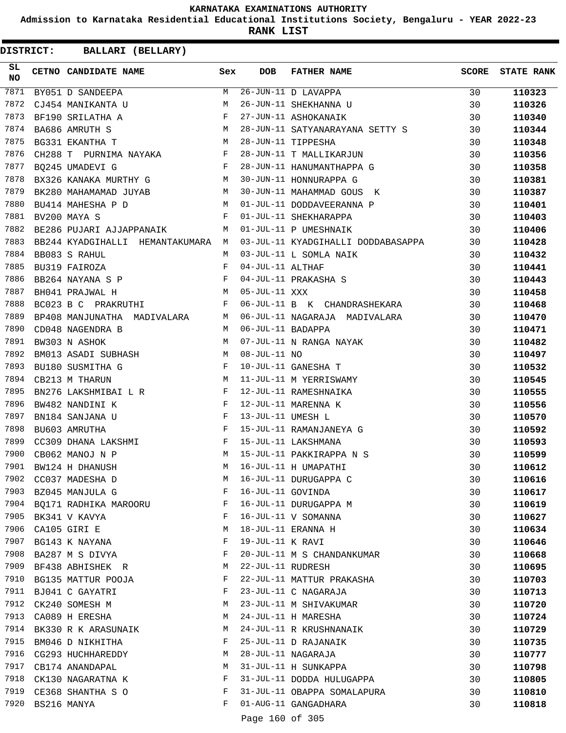# KARNATAKA EXAMINATIONS AUTHORITY

**Admission to Karnataka Residential Educational Institutions Society, Bengaluru - YEAR 2022-23**

**RANK LIST**

**DISTRICT: BALLARI (BELLARY)**

| SL NO | CETNO | CANDIDATE NAME | Sex | DOB | FATHER NAME | SCORE | STATE RANK |
|---|---|---|---|---|---|---|---|
| 7871 | BY051 | D SANDEEPA | M | 26-JUN-11 | D LAVAPPA | 30 | 110323 |
| 7872 | CJ454 | MANIKANTA U | M | 26-JUN-11 | SHEKHANNA U | 30 | 110326 |
| 7873 | BF190 | SRILATHA A | F | 27-JUN-11 | ASHOKANAIK | 30 | 110340 |
| 7874 | BA686 | AMRUTH S | M | 28-JUN-11 | SATYANARAYANA SETTY S | 30 | 110344 |
| 7875 | BG331 | EKANTHA T | M | 28-JUN-11 | TIPPESHA | 30 | 110348 |
| 7876 | CH288 | T PURNIMA NAYAKA | F | 28-JUN-11 | T MALLIKARJUN | 30 | 110356 |
| 7877 | BQ245 | UMADEVI G | F | 28-JUN-11 | HANUMANTHAPPA G | 30 | 110358 |
| 7878 | BX326 | KANAKA MURTHY G | M | 30-JUN-11 | HONNURAPPA G | 30 | 110381 |
| 7879 | BK280 | MAHAMAMAD JUYAB | M | 30-JUN-11 | MAHAMMAD GOUS K | 30 | 110387 |
| 7880 | BU414 | MAHESHA P D | M | 01-JUL-11 | DODDAVEERANNA P | 30 | 110401 |
| 7881 | BV200 | MAYA S | F | 01-JUL-11 | SHEKHARAPPA | 30 | 110403 |
| 7882 | BE286 | PUJARI AJJAPPANAIK | M | 01-JUL-11 | P UMESHNAIK | 30 | 110406 |
| 7883 | BB244 | KYADGIHALLI HEMANTAKUMARA | M | 03-JUL-11 | KYADGIHALLI DODDABASAPPA | 30 | 110428 |
| 7884 | BB083 | S RAHUL | M | 03-JUL-11 | L SOMLA NAIK | 30 | 110432 |
| 7885 | BU319 | FAIROZA | F | 04-JUL-11 | ALTHAF | 30 | 110441 |
| 7886 | BB264 | NAYANA S P | F | 04-JUL-11 | PRAKASHA S | 30 | 110443 |
| 7887 | BH041 | PRAJWAL H | M | 05-JUL-11 | XXX | 30 | 110458 |
| 7888 | BC023 | B C PRAKRUTHI | F | 06-JUL-11 | B K CHANDRASHEKARA | 30 | 110468 |
| 7889 | BP408 | MANJUNATHA MADIVALARA | M | 06-JUL-11 | NAGARAJA MADIVALARA | 30 | 110470 |
| 7890 | CD048 | NAGENDRA B | M | 06-JUL-11 | BADAPPA | 30 | 110471 |
| 7891 | BW303 | N ASHOK | M | 07-JUL-11 | N RANGA NAYAK | 30 | 110482 |
| 7892 | BM013 | ASADI SUBHASH | M | 08-JUL-11 | NO | 30 | 110497 |
| 7893 | BU180 | SUSMITHA G | F | 10-JUL-11 | GANESHA T | 30 | 110532 |
| 7894 | CB213 | M THARUN | M | 11-JUL-11 | M YERRISWAMY | 30 | 110545 |
| 7895 | BN276 | LAKSHMIBAI L R | F | 12-JUL-11 | RAMESHNAIKA | 30 | 110555 |
| 7896 | BW482 | NANDINI K | F | 12-JUL-11 | MARENNA K | 30 | 110556 |
| 7897 | BN184 | SANJANA U | F | 13-JUL-11 | UMESH L | 30 | 110570 |
| 7898 | BU603 | AMRUTHA | F | 15-JUL-11 | RAMANJANEYA G | 30 | 110592 |
| 7899 | CC309 | DHANA LAKSHMI | F | 15-JUL-11 | LAKSHMANA | 30 | 110593 |
| 7900 | CB062 | MANOJ N P | M | 15-JUL-11 | PAKKIRAPPA N S | 30 | 110599 |
| 7901 | BW124 | H DHANUSH | M | 16-JUL-11 | H UMAPATHI | 30 | 110612 |
| 7902 | CC037 | MADESHA D | M | 16-JUL-11 | DURUGAPPA C | 30 | 110616 |
| 7903 | BZ045 | MANJULA G | F | 16-JUL-11 | GOVINDA | 30 | 110617 |
| 7904 | BQ171 | RADHIKA MAROORU | F | 16-JUL-11 | DURUGAPPA M | 30 | 110619 |
| 7905 | BK341 | V KAVYA | F | 16-JUL-11 | V SOMANNA | 30 | 110627 |
| 7906 | CA105 | GIRI E | M | 18-JUL-11 | ERANNA H | 30 | 110634 |
| 7907 | BG143 | K NAYANA | F | 19-JUL-11 | K RAVI | 30 | 110646 |
| 7908 | BA287 | M S DIVYA | F | 20-JUL-11 | M S CHANDANKUMAR | 30 | 110668 |
| 7909 | BF438 | ABHISHEK R | M | 22-JUL-11 | RUDRESH | 30 | 110695 |
| 7910 | BG135 | MATTUR POOJA | F | 22-JUL-11 | MATTUR PRAKASHA | 30 | 110703 |
| 7911 | BJ041 | C GAYATRI | F | 23-JUL-11 | C NAGARAJA | 30 | 110713 |
| 7912 | CK240 | SOMESH M | M | 23-JUL-11 | M SHIVAKUMAR | 30 | 110720 |
| 7913 | CA089 | H ERESHA | M | 24-JUL-11 | H MARESHA | 30 | 110724 |
| 7914 | BK330 | R K ARASUNAIK | M | 24-JUL-11 | R KRUSHNANAIK | 30 | 110729 |
| 7915 | BM046 | D NIKHITHA | F | 25-JUL-11 | D RAJANAIK | 30 | 110735 |
| 7916 | CG293 | HUCHHAREDDY | M | 28-JUL-11 | NAGARAJA | 30 | 110777 |
| 7917 | CB174 | ANANDAPAL | M | 31-JUL-11 | H SUNKAPPA | 30 | 110798 |
| 7918 | CK130 | NAGARATNA K | F | 31-JUL-11 | DODDA HULUGAPPA | 30 | 110805 |
| 7919 | CE368 | SHANTHA S O | F | 31-JUL-11 | OBAPPA SOMALAPURA | 30 | 110810 |
| 7920 | BS216 | MANYA | F | 01-AUG-11 | GANGADHARA | 30 | 110818 |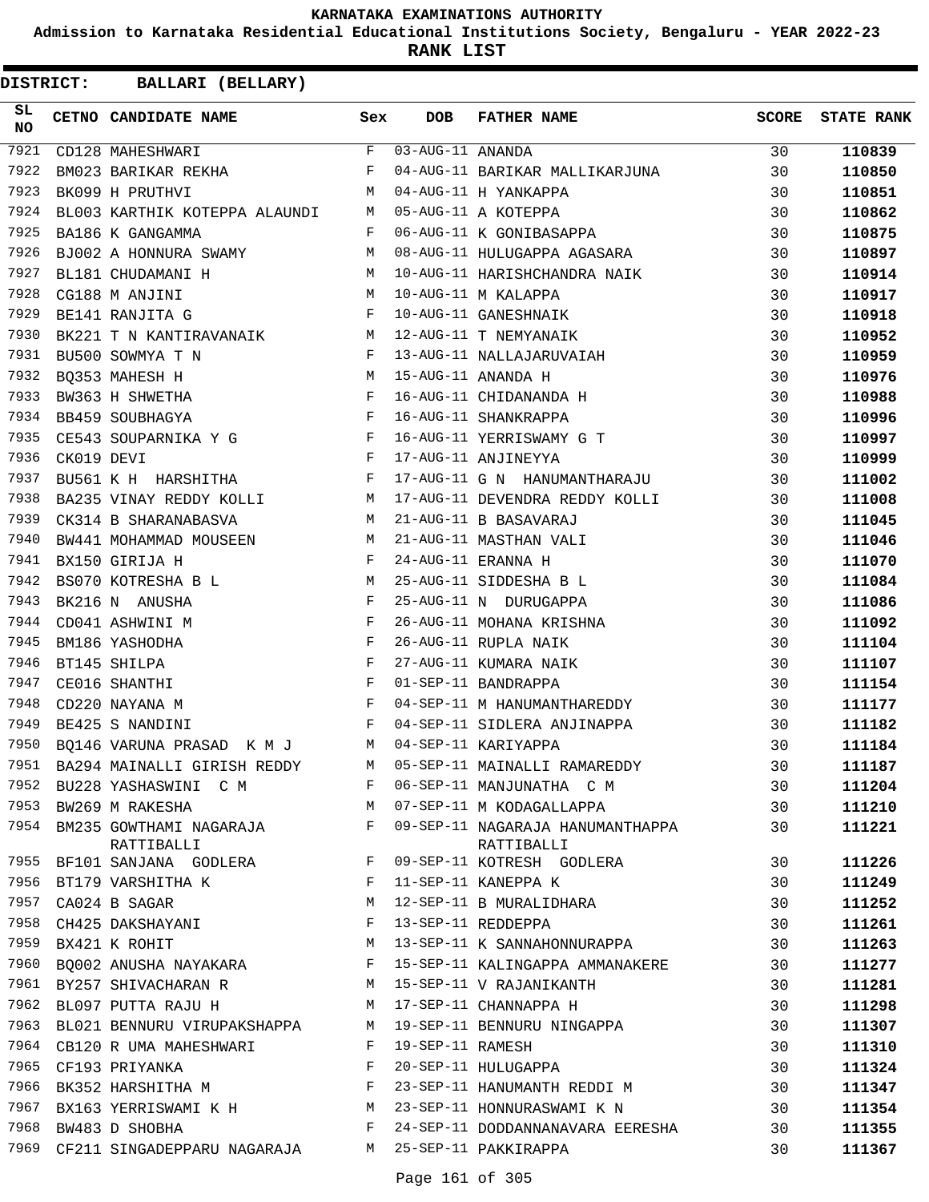# KARNATAKA EXAMINATIONS AUTHORITY

**Admission to Karnataka Residential Educational Institutions Society, Bengaluru - YEAR 2022-23**

**RANK LIST**

**DISTRICT: BALLARI (BELLARY)**

| SL NO | CETNO | CANDIDATE NAME | Sex | DOB | FATHER NAME | SCORE | STATE RANK |
|---|---|---|---|---|---|---|---|
| 7921 | CD128 | MAHESHWARI | F | 03-AUG-11 | ANANDA | 30 | **110839** |
| 7922 | BM023 | BARIKAR REKHA | F | 04-AUG-11 | BARIKAR MALLIKARJUNA | 30 | **110850** |
| 7923 | BK099 | H PRUTHVI | M | 04-AUG-11 | H YANKAPPA | 30 | **110851** |
| 7924 | BL003 | KARTHIK KOTEPPA ALAUNDI | M | 05-AUG-11 | A KOTEPPA | 30 | **110862** |
| 7925 | BA186 | K GANGAMMA | F | 06-AUG-11 | K GONIBASAPPA | 30 | **110875** |
| 7926 | BJ002 | A HONNURA SWAMY | M | 08-AUG-11 | HULUGAPPA AGASARA | 30 | **110897** |
| 7927 | BL181 | CHUDAMANI H | M | 10-AUG-11 | HARISHCHANDRA NAIK | 30 | **110914** |
| 7928 | CG188 | M ANJINI | M | 10-AUG-11 | M KALAPPA | 30 | **110917** |
| 7929 | BE141 | RANJITA G | F | 10-AUG-11 | GANESHNAIK | 30 | **110918** |
| 7930 | BK221 | T N KANTIRAVANAIK | M | 12-AUG-11 | T NEMYANAIK | 30 | **110952** |
| 7931 | BU500 | SOWMYA T N | F | 13-AUG-11 | NALLAJARUVAIAH | 30 | **110959** |
| 7932 | BQ353 | MAHESH H | M | 15-AUG-11 | ANANDA H | 30 | **110976** |
| 7933 | BW363 | H SHWETHA | F | 16-AUG-11 | CHIDANANDA H | 30 | **110988** |
| 7934 | BB459 | SOUBHAGYA | F | 16-AUG-11 | SHANKRAPPA | 30 | **110996** |
| 7935 | CE543 | SOUPARNIKA Y G | F | 16-AUG-11 | YERRISWAMY G T | 30 | **110997** |
| 7936 | CK019 | DEVI | F | 17-AUG-11 | ANJINEYYA | 30 | **110999** |
| 7937 | BU561 | K H HARSHITHA | F | 17-AUG-11 | G N HANUMANTHARAJU | 30 | **111002** |
| 7938 | BA235 | VINAY REDDY KOLLI | M | 17-AUG-11 | DEVENDRA REDDY KOLLI | 30 | **111008** |
| 7939 | CK314 | B SHARANABASVA | M | 21-AUG-11 | B BASAVARAJ | 30 | **111045** |
| 7940 | BW441 | MOHAMMAD MOUSEEN | M | 21-AUG-11 | MASTHAN VALI | 30 | **111046** |
| 7941 | BX150 | GIRIJA H | F | 24-AUG-11 | ERANNA H | 30 | **111070** |
| 7942 | BS070 | KOTRESHA B L | M | 25-AUG-11 | SIDDESHA B L | 30 | **111084** |
| 7943 | BK216 | N ANUSHA | F | 25-AUG-11 | N DURUGAPPA | 30 | **111086** |
| 7944 | CD041 | ASHWINI M | F | 26-AUG-11 | MOHANA KRISHNA | 30 | **111092** |
| 7945 | BM186 | YASHODHA | F | 26-AUG-11 | RUPLA NAIK | 30 | **111104** |
| 7946 | BT145 | SHILPA | F | 27-AUG-11 | KUMARA NAIK | 30 | **111107** |
| 7947 | CE016 | SHANTHI | F | 01-SEP-11 | BANDRAPPA | 30 | **111154** |
| 7948 | CD220 | NAYANA M | F | 04-SEP-11 | M HANUMANTHAREDDY | 30 | **111177** |
| 7949 | BE425 | S NANDINI | F | 04-SEP-11 | SIDLERA ANJINAPPA | 30 | **111182** |
| 7950 | BQ146 | VARUNA PRASAD K M J | M | 04-SEP-11 | KARIYAPPA | 30 | **111184** |
| 7951 | BA294 | MAINALLI GIRISH REDDY | M | 05-SEP-11 | MAINALLI RAMAREDDY | 30 | **111187** |
| 7952 | BU228 | YASHASWINI C M | F | 06-SEP-11 | MANJUNATHA C M | 30 | **111204** |
| 7953 | BW269 | M RAKESHA | M | 07-SEP-11 | M KODAGALLAPPA | 30 | **111210** |
| 7954 | BM235 | GOWTHAMI NAGARAJA RATTIBALLI | F | 09-SEP-11 | NAGARAJA HANUMANTHAPPA RATTIBALLI | 30 | **111221** |
| 7955 | BF101 | SANJANA GODLERA | F | 09-SEP-11 | KOTRESH GODLERA | 30 | **111226** |
| 7956 | BT179 | VARSHITHA K | F | 11-SEP-11 | KANEPPA K | 30 | **111249** |
| 7957 | CA024 | B SAGAR | M | 12-SEP-11 | B MURALIDHARA | 30 | **111252** |
| 7958 | CH425 | DAKSHAYANI | F | 13-SEP-11 | REDDEPPA | 30 | **111261** |
| 7959 | BX421 | K ROHIT | M | 13-SEP-11 | K SANNAHONNURAPPA | 30 | **111263** |
| 7960 | BQ002 | ANUSHA NAYAKARA | F | 15-SEP-11 | KALINGAPPA AMMANAKERE | 30 | **111277** |
| 7961 | BY257 | SHIVACHARAN R | M | 15-SEP-11 | V RAJANIKANTH | 30 | **111281** |
| 7962 | BL097 | PUTTA RAJU H | M | 17-SEP-11 | CHANNAPPA H | 30 | **111298** |
| 7963 | BL021 | BENNURU VIRUPAKSHAPPA | M | 19-SEP-11 | BENNURU NINGAPPA | 30 | **111307** |
| 7964 | CB120 | R UMA MAHESHWARI | F | 19-SEP-11 | RAMESH | 30 | **111310** |
| 7965 | CF193 | PRIYANKA | F | 20-SEP-11 | HULUGAPPA | 30 | **111324** |
| 7966 | BK352 | HARSHITHA M | F | 23-SEP-11 | HANUMANTH REDDI M | 30 | **111347** |
| 7967 | BX163 | YERRISWAMI K H | M | 23-SEP-11 | HONNURASWAMI K N | 30 | **111354** |
| 7968 | BW483 | D SHOBHA | F | 24-SEP-11 | DODDANNANAVARA EERESHA | 30 | **111355** |
| 7969 | CF211 | SINGADEPPARU NAGARAJA | M | 25-SEP-11 | PAKKIRAPPA | 30 | **111367** |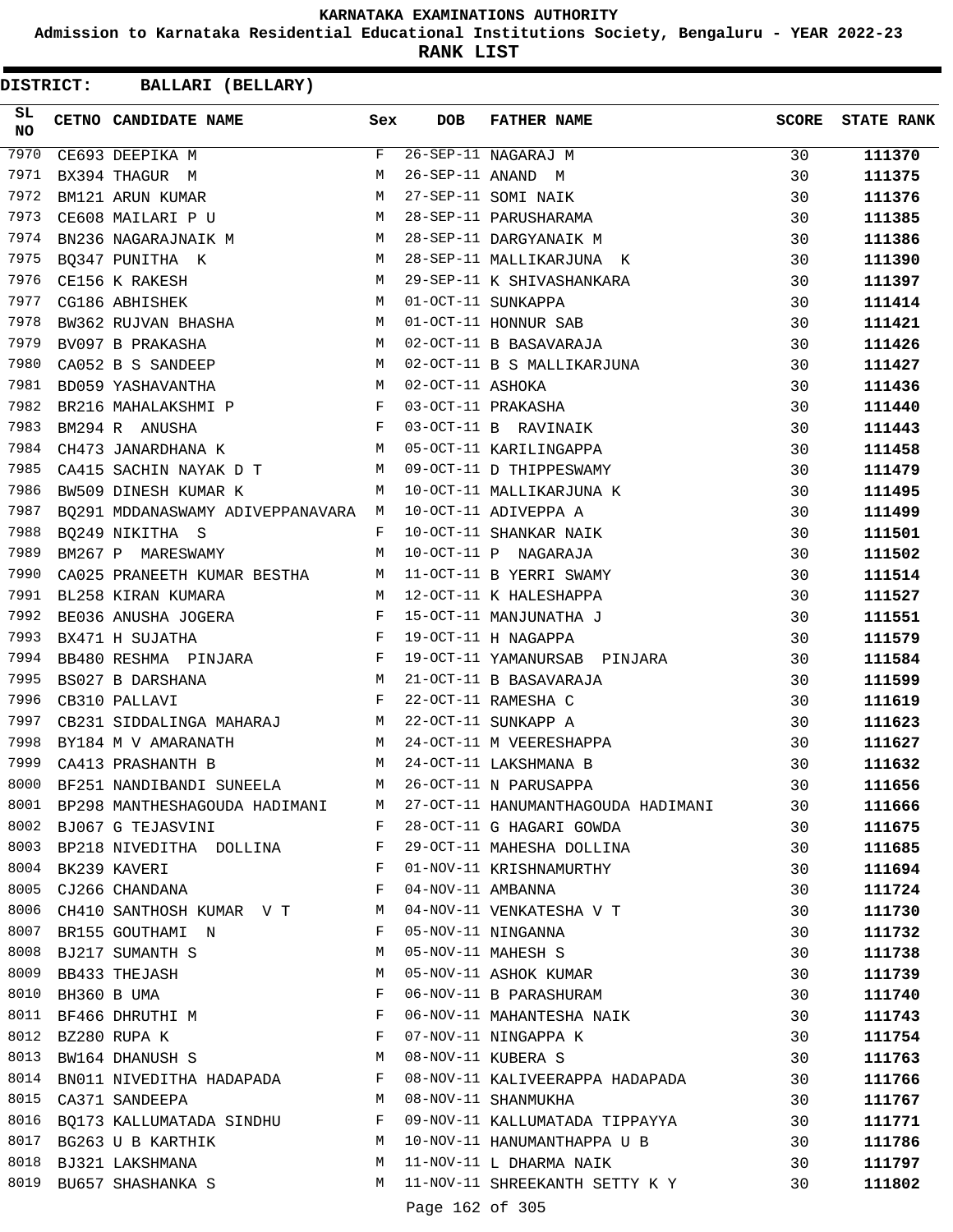# KARNATAKA EXAMINATIONS AUTHORITY

**Admission to Karnataka Residential Educational Institutions Society, Bengaluru - YEAR 2022-23**

**RANK LIST**

**DISTRICT: BALLARI (BELLARY)**

| SL NO | CETNO | CANDIDATE NAME | Sex | DOB | FATHER NAME | SCORE | STATE RANK |
|---|---|---|---|---|---|---|---|
| 7970 | CE693 | DEEPIKA M | F | 26-SEP-11 | NAGARAJ M | 30 | 111370 |
| 7971 | BX394 | THAGUR M | M | 26-SEP-11 | ANAND M | 30 | 111375 |
| 7972 | BM121 | ARUN KUMAR | M | 27-SEP-11 | SOMI NAIK | 30 | 111376 |
| 7973 | CE608 | MAILARI P U | M | 28-SEP-11 | PARUSHARAMA | 30 | 111385 |
| 7974 | BN236 | NAGARAJNAIK M | M | 28-SEP-11 | DARGYANAIK M | 30 | 111386 |
| 7975 | BQ347 | PUNITHA K | M | 28-SEP-11 | MALLIKARJUNA K | 30 | 111390 |
| 7976 | CE156 | K RAKESH | M | 29-SEP-11 | K SHIVASHANKARA | 30 | 111397 |
| 7977 | CG186 | ABHISHEK | M | 01-OCT-11 | SUNKAPPA | 30 | 111414 |
| 7978 | BW362 | RUJVAN BHASHA | M | 01-OCT-11 | HONNUR SAB | 30 | 111421 |
| 7979 | BV097 | B PRAKASHA | M | 02-OCT-11 | B BASAVARAJA | 30 | 111426 |
| 7980 | CA052 | B S SANDEEP | M | 02-OCT-11 | B S MALLIKARJUNA | 30 | 111427 |
| 7981 | BD059 | YASHAVANTHA | M | 02-OCT-11 | ASHOKA | 30 | 111436 |
| 7982 | BR216 | MAHALAKSHMI P | F | 03-OCT-11 | PRAKASHA | 30 | 111440 |
| 7983 | BM294 | R ANUSHA | F | 03-OCT-11 | B RAVINAIK | 30 | 111443 |
| 7984 | CH473 | JANARDHANA K | M | 05-OCT-11 | KARILINGAPPA | 30 | 111458 |
| 7985 | CA415 | SACHIN NAYAK D T | M | 09-OCT-11 | D THIPPESWAMY | 30 | 111479 |
| 7986 | BW509 | DINESH KUMAR K | M | 10-OCT-11 | MALLIKARJUNA K | 30 | 111495 |
| 7987 | BQ291 | MDDANASWAMY ADIVEPPANAVARA | M | 10-OCT-11 | ADIVEPPA A | 30 | 111499 |
| 7988 | BQ249 | NIKITHA S | F | 10-OCT-11 | SHANKAR NAIK | 30 | 111501 |
| 7989 | BM267 | P MARESWAMY | M | 10-OCT-11 | P NAGARAJA | 30 | 111502 |
| 7990 | CA025 | PRANEETH KUMAR BESTHA | M | 11-OCT-11 | B YERRI SWAMY | 30 | 111514 |
| 7991 | BL258 | KIRAN KUMARA | M | 12-OCT-11 | K HALESHAPPA | 30 | 111527 |
| 7992 | BE036 | ANUSHA JOGERA | F | 15-OCT-11 | MANJUNATHA J | 30 | 111551 |
| 7993 | BX471 | H SUJATHA | F | 19-OCT-11 | H NAGAPPA | 30 | 111579 |
| 7994 | BB480 | RESHMA PINJARA | F | 19-OCT-11 | YAMANURSAB PINJARA | 30 | 111584 |
| 7995 | BS027 | B DARSHANA | M | 21-OCT-11 | B BASAVARAJA | 30 | 111599 |
| 7996 | CB310 | PALLAVI | F | 22-OCT-11 | RAMESHA C | 30 | 111619 |
| 7997 | CB231 | SIDDALINGA MAHARAJ | M | 22-OCT-11 | SUNKAPP A | 30 | 111623 |
| 7998 | BY184 | M V AMARANATH | M | 24-OCT-11 | M VEERESHAPPA | 30 | 111627 |
| 7999 | CA413 | PRASHANTH B | M | 24-OCT-11 | LAKSHMANA B | 30 | 111632 |
| 8000 | BF251 | NANDIBANDI SUNEELA | M | 26-OCT-11 | N PARUSAPPA | 30 | 111656 |
| 8001 | BP298 | MANTHESHAGOUDA HADIMANI | M | 27-OCT-11 | HANUMANTHAGOUDA HADIMANI | 30 | 111666 |
| 8002 | BJ067 | G TEJASVINI | F | 28-OCT-11 | G HAGARI GOWDA | 30 | 111675 |
| 8003 | BP218 | NIVEDITHA DOLLINA | F | 29-OCT-11 | MAHESHA DOLLINA | 30 | 111685 |
| 8004 | BK239 | KAVERI | F | 01-NOV-11 | KRISHNAMURTHY | 30 | 111694 |
| 8005 | CJ266 | CHANDANA | F | 04-NOV-11 | AMBANNA | 30 | 111724 |
| 8006 | CH410 | SANTHOSH KUMAR V T | M | 04-NOV-11 | VENKATESHA V T | 30 | 111730 |
| 8007 | BR155 | GOUTHAMI N | F | 05-NOV-11 | NINGANNA | 30 | 111732 |
| 8008 | BJ217 | SUMANTH S | M | 05-NOV-11 | MAHESH S | 30 | 111738 |
| 8009 | BB433 | THEJASH | M | 05-NOV-11 | ASHOK KUMAR | 30 | 111739 |
| 8010 | BH360 | B UMA | F | 06-NOV-11 | B PARASHURAM | 30 | 111740 |
| 8011 | BF466 | DHRUTHI M | F | 06-NOV-11 | MAHANTESHA NAIK | 30 | 111743 |
| 8012 | BZ280 | RUPA K | F | 07-NOV-11 | NINGAPPA K | 30 | 111754 |
| 8013 | BW164 | DHANUSH S | M | 08-NOV-11 | KUBERA S | 30 | 111763 |
| 8014 | BN011 | NIVEDITHA HADAPADA | F | 08-NOV-11 | KALIVEERAPPA HADAPADA | 30 | 111766 |
| 8015 | CA371 | SANDEEPA | M | 08-NOV-11 | SHANMUKHA | 30 | 111767 |
| 8016 | BQ173 | KALLUMATADA SINDHU | F | 09-NOV-11 | KALLUMATADA TIPPAYYA | 30 | 111771 |
| 8017 | BG263 | U B KARTHIK | M | 10-NOV-11 | HANUMANTHAPPA U B | 30 | 111786 |
| 8018 | BJ321 | LAKSHMANA | M | 11-NOV-11 | L DHARMA NAIK | 30 | 111797 |
| 8019 | BU657 | SHASHANKA S | M | 11-NOV-11 | SHREEKANTH SETTY K Y | 30 | 111802 |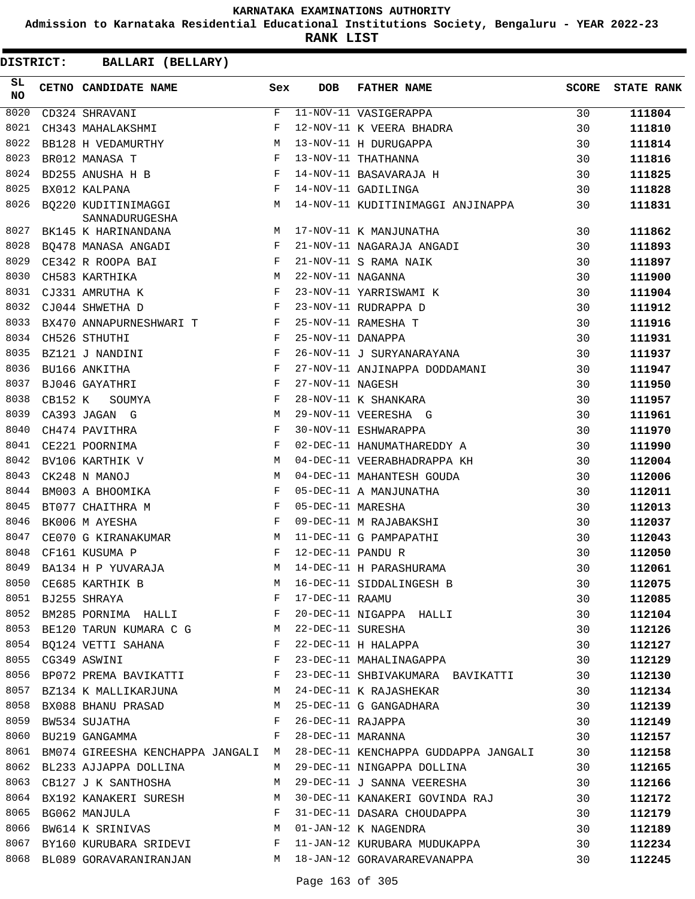# KARNATAKA EXAMINATIONS AUTHORITY

## Admission to Karnataka Residential Educational Institutions Society, Bengaluru - YEAR 2022-23

## RANK LIST

**DISTRICT: BALLARI (BELLARY)**

| SL NO | CETNO | CANDIDATE NAME | Sex | DOB | FATHER NAME | SCORE | STATE RANK |
|---|---|---|---|---|---|---|---|
| 8020 | CD324 | SHRAVANI | F | 11-NOV-11 | VASIGERAPPA | 30 | **111804** |
| 8021 | CH343 | MAHALAKSHMI | F | 12-NOV-11 | K VEERA BHADRA | 30 | **111810** |
| 8022 | BB128 | H VEDAMURTHY | M | 13-NOV-11 | H DURUGAPPA | 30 | **111814** |
| 8023 | BR012 | MANASA T | F | 13-NOV-11 | THATHANNA | 30 | **111816** |
| 8024 | BD255 | ANUSHA H B | F | 14-NOV-11 | BASAVARAJA H | 30 | **111825** |
| 8025 | BX012 | KALPANA | F | 14-NOV-11 | GADILINGA | 30 | **111828** |
| 8026 | BQ220 | KUDITINIMAGGI SANNADURUGESHA | M | 14-NOV-11 | KUDITINIMAGGI ANJINAPPA | 30 | **111831** |
| 8027 | BK145 | K HARINANDANA | M | 17-NOV-11 | K MANJUNATHA | 30 | **111862** |
| 8028 | BQ478 | MANASA ANGADI | F | 21-NOV-11 | NAGARAJA ANGADI | 30 | **111893** |
| 8029 | CE342 | R ROOPA BAI | F | 21-NOV-11 | S RAMA NAIK | 30 | **111897** |
| 8030 | CH583 | KARTHIKA | M | 22-NOV-11 | NAGANNA | 30 | **111900** |
| 8031 | CJ331 | AMRUTHA K | F | 23-NOV-11 | YARRISWAMI K | 30 | **111904** |
| 8032 | CJ044 | SHWETHA D | F | 23-NOV-11 | RUDRAPPA D | 30 | **111912** |
| 8033 | BX470 | ANNAPURNESHWARI T | F | 25-NOV-11 | RAMESHA T | 30 | **111916** |
| 8034 | CH526 | STHUTHI | F | 25-NOV-11 | DANAPPA | 30 | **111931** |
| 8035 | BZ121 | J NANDINI | F | 26-NOV-11 | J SURYANARAYANA | 30 | **111937** |
| 8036 | BU166 | ANKITHA | F | 27-NOV-11 | ANJINAPPA DODDAMANI | 30 | **111947** |
| 8037 | BJ046 | GAYATHRI | F | 27-NOV-11 | NAGESH | 30 | **111950** |
| 8038 | CB152 | K SOUMYA | F | 28-NOV-11 | K SHANKARA | 30 | **111957** |
| 8039 | CA393 | JAGAN G | M | 29-NOV-11 | VEERESHA G | 30 | **111961** |
| 8040 | CH474 | PAVITHRA | F | 30-NOV-11 | ESHWARAPPA | 30 | **111970** |
| 8041 | CE221 | POORNIMA | F | 02-DEC-11 | HANUMATHAREDDY A | 30 | **111990** |
| 8042 | BV106 | KARTHIK V | M | 04-DEC-11 | VEERABHADRAPPA KH | 30 | **112004** |
| 8043 | CK248 | N MANOJ | M | 04-DEC-11 | MAHANTESH GOUDA | 30 | **112006** |
| 8044 | BM003 | A BHOOMIKA | F | 05-DEC-11 | A MANJUNATHA | 30 | **112011** |
| 8045 | BT077 | CHAITHRA M | F | 05-DEC-11 | MARESHA | 30 | **112013** |
| 8046 | BK006 | M AYESHA | F | 09-DEC-11 | M RAJABAKSHI | 30 | **112037** |
| 8047 | CE070 | G KIRANAKUMAR | M | 11-DEC-11 | G PAMPAPATHI | 30 | **112043** |
| 8048 | CF161 | KUSUMA P | F | 12-DEC-11 | PANDU R | 30 | **112050** |
| 8049 | BA134 | H P YUVARAJA | M | 14-DEC-11 | H PARASHURAMA | 30 | **112061** |
| 8050 | CE685 | KARTHIK B | M | 16-DEC-11 | SIDDALINGESH B | 30 | **112075** |
| 8051 | BJ255 | SHRAYA | F | 17-DEC-11 | RAAMU | 30 | **112085** |
| 8052 | BM285 | PORNIMA HALLI | F | 20-DEC-11 | NIGAPPA HALLI | 30 | **112104** |
| 8053 | BE120 | TARUN KUMARA C G | M | 22-DEC-11 | SURESHA | 30 | **112126** |
| 8054 | BQ124 | VETTI SAHANA | F | 22-DEC-11 | H HALAPPA | 30 | **112127** |
| 8055 | CG349 | ASWINI | F | 23-DEC-11 | MAHALINAGAPPA | 30 | **112129** |
| 8056 | BP072 | PREMA BAVIKATTI | F | 23-DEC-11 | SHBIVAKUMARA BAVIKATTI | 30 | **112130** |
| 8057 | BZ134 | K MALLIKARJUNA | M | 24-DEC-11 | K RAJASHEKAR | 30 | **112134** |
| 8058 | BX088 | BHANU PRASAD | M | 25-DEC-11 | G GANGADHARA | 30 | **112139** |
| 8059 | BW534 | SUJATHA | F | 26-DEC-11 | RAJAPPA | 30 | **112149** |
| 8060 | BU219 | GANGAMMA | F | 28-DEC-11 | MARANNA | 30 | **112157** |
| 8061 | BM074 | GIREESHA KENCHAPPA JANGALI | M | 28-DEC-11 | KENCHAPPA GUDDAPPA JANGALI | 30 | **112158** |
| 8062 | BL233 | AJJAPPA DOLLINA | M | 29-DEC-11 | NINGAPPA DOLLINA | 30 | **112165** |
| 8063 | CB127 | J K SANTHOSHA | M | 29-DEC-11 | J SANNA VEERESHA | 30 | **112166** |
| 8064 | BX192 | KANAKERI SURESH | M | 30-DEC-11 | KANAKERI GOVINDA RAJ | 30 | **112172** |
| 8065 | BG062 | MANJULA | F | 31-DEC-11 | DASARA CHOUDAPPA | 30 | **112179** |
| 8066 | BW614 | K SRINIVAS | M | 01-JAN-12 | K NAGENDRA | 30 | **112189** |
| 8067 | BY160 | KURUBARA SRIDEVI | F | 11-JAN-12 | KURUBARA MUDUKAPPA | 30 | **112234** |
| 8068 | BL089 | GORAVARANIRANJAN | M | 18-JAN-12 | GORAVARAREVANAPPA | 30 | **112245** |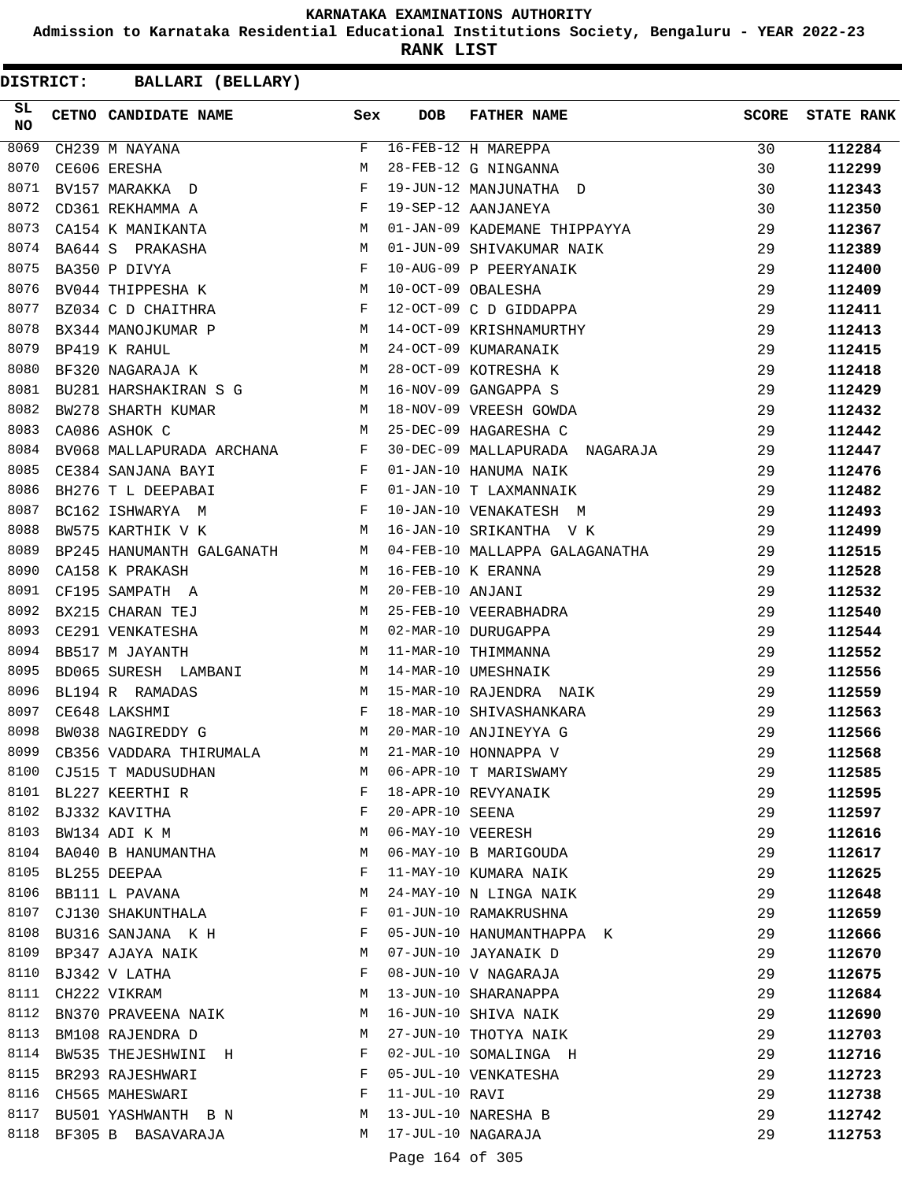KARNATAKA EXAMINATIONS AUTHORITY

Admission to Karnataka Residential Educational Institutions Society, Bengaluru - YEAR 2022-23

**RANK LIST**

**DISTRICT: BALLARI (BELLARY)**

| SL NO | CETNO | CANDIDATE NAME | Sex | DOB | FATHER NAME | SCORE | STATE RANK |
|---|---|---|---|---|---|---|---|
| 8069 | CH239 | M NAYANA | F | 16-FEB-12 | H MAREPPA | 30 | **112284** |
| 8070 | CE606 | ERESHA | M | 28-FEB-12 | G NINGANNA | 30 | **112299** |
| 8071 | BV157 | MARAKKA D | F | 19-JUN-12 | MANJUNATHA D | 30 | **112343** |
| 8072 | CD361 | REKHAMMA A | F | 19-SEP-12 | AANJANEYA | 30 | **112350** |
| 8073 | CA154 | K MANIKANTA | M | 01-JAN-09 | KADEMANE THIPPAYYA | 29 | **112367** |
| 8074 | BA644 | S PRAKASHA | M | 01-JUN-09 | SHIVAKUMAR NAIK | 29 | **112389** |
| 8075 | BA350 | P DIVYA | F | 10-AUG-09 | P PEERYANAIK | 29 | **112400** |
| 8076 | BV044 | THIPPESHA K | M | 10-OCT-09 | OBALESHA | 29 | **112409** |
| 8077 | BZ034 | C D CHAITHRA | F | 12-OCT-09 | C D GIDDAPPA | 29 | **112411** |
| 8078 | BX344 | MANOJKUMAR P | M | 14-OCT-09 | KRISHNAMURTHY | 29 | **112413** |
| 8079 | BP419 | K RAHUL | M | 24-OCT-09 | KUMARANAIK | 29 | **112415** |
| 8080 | BF320 | NAGARAJA K | M | 28-OCT-09 | KOTRESHA K | 29 | **112418** |
| 8081 | BU281 | HARSHAKIRAN S G | M | 16-NOV-09 | GANGAPPA S | 29 | **112429** |
| 8082 | BW278 | SHARTH KUMAR | M | 18-NOV-09 | VREESH GOWDA | 29 | **112432** |
| 8083 | CA086 | ASHOK C | M | 25-DEC-09 | HAGARESHA C | 29 | **112442** |
| 8084 | BV068 | MALLAPURADA ARCHANA | F | 30-DEC-09 | MALLAPURADA NAGARAJA | 29 | **112447** |
| 8085 | CE384 | SANJANA BAYI | F | 01-JAN-10 | HANUMA NAIK | 29 | **112476** |
| 8086 | BH276 | T L DEEPABAI | F | 01-JAN-10 | T LAXMANNAIK | 29 | **112482** |
| 8087 | BC162 | ISHWARYA M | F | 10-JAN-10 | VENAKATESH M | 29 | **112493** |
| 8088 | BW575 | KARTHIK V K | M | 16-JAN-10 | SRIKANTHA V K | 29 | **112499** |
| 8089 | BP245 | HANUMANTH GALGANATH | M | 04-FEB-10 | MALLAPPA GALAGANATHA | 29 | **112515** |
| 8090 | CA158 | K PRAKASH | M | 16-FEB-10 | K ERANNA | 29 | **112528** |
| 8091 | CF195 | SAMPATH A | M | 20-FEB-10 | ANJANI | 29 | **112532** |
| 8092 | BX215 | CHARAN TEJ | M | 25-FEB-10 | VEERABHADRA | 29 | **112540** |
| 8093 | CE291 | VENKATESHA | M | 02-MAR-10 | DURUGAPPA | 29 | **112544** |
| 8094 | BB517 | M JAYANTH | M | 11-MAR-10 | THIMMANNA | 29 | **112552** |
| 8095 | BD065 | SURESH LAMBANI | M | 14-MAR-10 | UMESHNAIK | 29 | **112556** |
| 8096 | BL194 | R RAMADAS | M | 15-MAR-10 | RAJENDRA NAIK | 29 | **112559** |
| 8097 | CE648 | LAKSHMI | F | 18-MAR-10 | SHIVASHANKARA | 29 | **112563** |
| 8098 | BW038 | NAGIREDDY G | M | 20-MAR-10 | ANJINEYYA G | 29 | **112566** |
| 8099 | CB356 | VADDARA THIRUMALA | M | 21-MAR-10 | HONNAPPA V | 29 | **112568** |
| 8100 | CJ515 | T MADUSUDHAN | M | 06-APR-10 | T MARISWAMY | 29 | **112585** |
| 8101 | BL227 | KEERTHI R | F | 18-APR-10 | REVYANAIK | 29 | **112595** |
| 8102 | BJ332 | KAVITHA | F | 20-APR-10 | SEENA | 29 | **112597** |
| 8103 | BW134 | ADI K M | M | 06-MAY-10 | VEERESH | 29 | **112616** |
| 8104 | BA040 | B HANUMANTHA | M | 06-MAY-10 | B MARIGOUDA | 29 | **112617** |
| 8105 | BL255 | DEEPAA | F | 11-MAY-10 | KUMARA NAIK | 29 | **112625** |
| 8106 | BB111 | L PAVANA | M | 24-MAY-10 | N LINGA NAIK | 29 | **112648** |
| 8107 | CJ130 | SHAKUNTHALA | F | 01-JUN-10 | RAMAKRUSHNA | 29 | **112659** |
| 8108 | BU316 | SANJANA K H | F | 05-JUN-10 | HANUMANTHAPPA K | 29 | **112666** |
| 8109 | BP347 | AJAYA NAIK | M | 07-JUN-10 | JAYANAIK D | 29 | **112670** |
| 8110 | BJ342 | V LATHA | F | 08-JUN-10 | V NAGARAJA | 29 | **112675** |
| 8111 | CH222 | VIKRAM | M | 13-JUN-10 | SHARANAPPA | 29 | **112684** |
| 8112 | BN370 | PRAVEENA NAIK | M | 16-JUN-10 | SHIVA NAIK | 29 | **112690** |
| 8113 | BM108 | RAJENDRA D | M | 27-JUN-10 | THOTYA NAIK | 29 | **112703** |
| 8114 | BW535 | THEJESHWINI H | F | 02-JUL-10 | SOMALINGA H | 29 | **112716** |
| 8115 | BR293 | RAJESHWARI | F | 05-JUL-10 | VENKATESHA | 29 | **112723** |
| 8116 | CH565 | MAHESWARI | F | 11-JUL-10 | RAVI | 29 | **112738** |
| 8117 | BU501 | YASHWANTH B N | M | 13-JUL-10 | NARESHA B | 29 | **112742** |
| 8118 | BF305 | B BASAVARAJA | M | 17-JUL-10 | NAGARAJA | 29 | **112753** |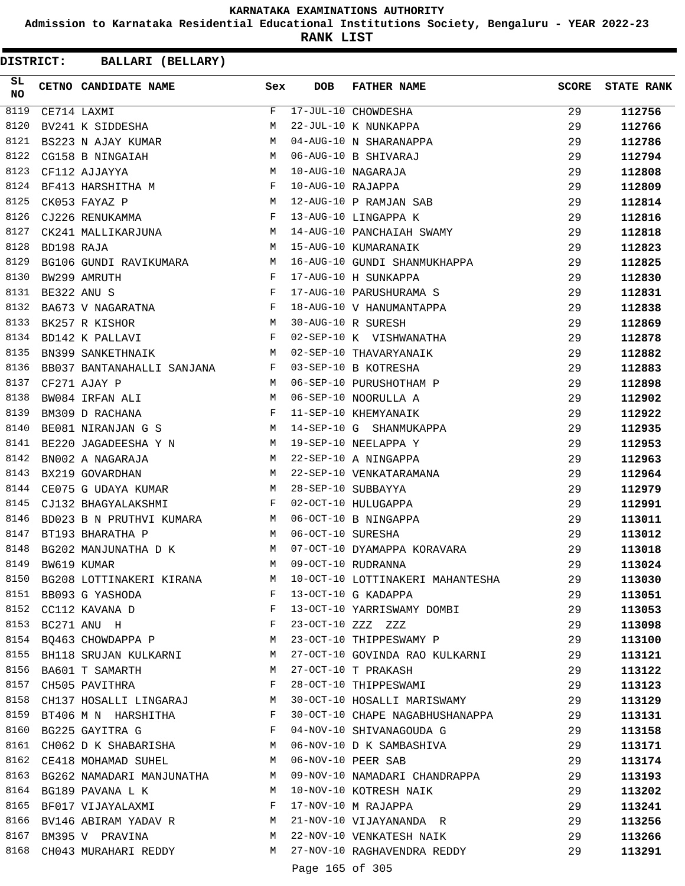**KARNATAKA EXAMINATIONS AUTHORITY**

**Admission to Karnataka Residential Educational Institutions Society, Bengaluru - YEAR 2022-23**

**RANK LIST**

**DISTRICT: BALLARI (BELLARY)**

| SL NO | CETNO | CANDIDATE NAME | Sex | DOB | FATHER NAME | SCORE | STATE RANK |
|---|---|---|---|---|---|---|---|
| 8119 | CE714 | LAXMI | F | 17-JUL-10 | CHOWDESHA | 29 | 112756 |
| 8120 | BV241 | K SIDDESHA | M | 22-JUL-10 | K NUNKAPPA | 29 | 112766 |
| 8121 | BS223 | N AJAY KUMAR | M | 04-AUG-10 | N SHARANAPPA | 29 | 112786 |
| 8122 | CG158 | B NINGAIAH | M | 06-AUG-10 | B SHIVARAJ | 29 | 112794 |
| 8123 | CF112 | AJJAYYA | M | 10-AUG-10 | NAGARAJA | 29 | 112808 |
| 8124 | BF413 | HARSHITHA M | F | 10-AUG-10 | RAJAPPA | 29 | 112809 |
| 8125 | CK053 | FAYAZ P | M | 12-AUG-10 | P RAMJAN SAB | 29 | 112814 |
| 8126 | CJ226 | RENUKAMMA | F | 13-AUG-10 | LINGAPPA K | 29 | 112816 |
| 8127 | CK241 | MALLIKARJUNA | M | 14-AUG-10 | PANCHAIAH SWAMY | 29 | 112818 |
| 8128 | BD198 | RAJA | M | 15-AUG-10 | KUMARANAIK | 29 | 112823 |
| 8129 | BG106 | GUNDI RAVIKUMARA | M | 16-AUG-10 | GUNDI SHANMUKHAPPA | 29 | 112825 |
| 8130 | BW299 | AMRUTH | F | 17-AUG-10 | H SUNKAPPA | 29 | 112830 |
| 8131 | BE322 | ANU S | F | 17-AUG-10 | PARUSHURAMA S | 29 | 112831 |
| 8132 | BA673 | V NAGARATNA | F | 18-AUG-10 | V HANUMANTAPPA | 29 | 112838 |
| 8133 | BK257 | R KISHOR | M | 30-AUG-10 | R SURESH | 29 | 112869 |
| 8134 | BD142 | K PALLAVI | F | 02-SEP-10 | K VISHWANATHA | 29 | 112878 |
| 8135 | BN399 | SANKETHNAIK | M | 02-SEP-10 | THAVARYANAIK | 29 | 112882 |
| 8136 | BB037 | BANTANAHALLI SANJANA | F | 03-SEP-10 | B KOTRESHA | 29 | 112883 |
| 8137 | CF271 | AJAY P | M | 06-SEP-10 | PURUSHOTHAM P | 29 | 112898 |
| 8138 | BW084 | IRFAN ALI | M | 06-SEP-10 | NOORULLA A | 29 | 112902 |
| 8139 | BM309 | D RACHANA | F | 11-SEP-10 | KHEMYANAIK | 29 | 112922 |
| 8140 | BE081 | NIRANJAN G S | M | 14-SEP-10 | G SHANMUKAPPA | 29 | 112935 |
| 8141 | BE220 | JAGADEESHA Y N | M | 19-SEP-10 | NEELAPPA Y | 29 | 112953 |
| 8142 | BN002 | A NAGARAJA | M | 22-SEP-10 | A NINGAPPA | 29 | 112963 |
| 8143 | BX219 | GOVARDHAN | M | 22-SEP-10 | VENKATARAMANA | 29 | 112964 |
| 8144 | CE075 | G UDAYA KUMAR | M | 28-SEP-10 | SUBBAYYA | 29 | 112979 |
| 8145 | CJ132 | BHAGYALAKSHMI | F | 02-OCT-10 | HULUGAPPA | 29 | 112991 |
| 8146 | BD023 | B N PRUTHVI KUMARA | M | 06-OCT-10 | B NINGAPPA | 29 | 113011 |
| 8147 | BT193 | BHARATHA P | M | 06-OCT-10 | SURESHA | 29 | 113012 |
| 8148 | BG202 | MANJUNATHA D K | M | 07-OCT-10 | DYAMAPPA KORAVARA | 29 | 113018 |
| 8149 | BW619 | KUMAR | M | 09-OCT-10 | RUDRANNA | 29 | 113024 |
| 8150 | BG208 | LOTTINAKERI KIRANA | M | 10-OCT-10 | LOTTINAKERI MAHANTESHA | 29 | 113030 |
| 8151 | BB093 | G YASHODA | F | 13-OCT-10 | G KADAPPA | 29 | 113051 |
| 8152 | CC112 | KAVANA D | F | 13-OCT-10 | YARRISWAMY DOMBI | 29 | 113053 |
| 8153 | BC271 | ANU H | F | 23-OCT-10 | ZZZ ZZZ | 29 | 113098 |
| 8154 | BQ463 | CHOWDAPPA P | M | 23-OCT-10 | THIPPESWAMY P | 29 | 113100 |
| 8155 | BH118 | SRUJAN KULKARNI | M | 27-OCT-10 | GOVINDA RAO KULKARNI | 29 | 113121 |
| 8156 | BA601 | T SAMARTH | M | 27-OCT-10 | T PRAKASH | 29 | 113122 |
| 8157 | CH505 | PAVITHRA | F | 28-OCT-10 | THIPPESWAMI | 29 | 113123 |
| 8158 | CH137 | HOSALLI LINGARAJ | M | 30-OCT-10 | HOSALLI MARISWAMY | 29 | 113129 |
| 8159 | BT406 | M N HARSHITHA | F | 30-OCT-10 | CHAPE NAGABHUSHANAPPA | 29 | 113131 |
| 8160 | BG225 | GAYITRA G | F | 04-NOV-10 | SHIVANAGOUDA G | 29 | 113158 |
| 8161 | CH062 | D K SHABARISHA | M | 06-NOV-10 | D K SAMBASHIVA | 29 | 113171 |
| 8162 | CE418 | MOHAMAD SUHEL | M | 06-NOV-10 | PEER SAB | 29 | 113174 |
| 8163 | BG262 | NAMADARI MANJUNATHA | M | 09-NOV-10 | NAMADARI CHANDRAPPA | 29 | 113193 |
| 8164 | BG189 | PAVANA L K | M | 10-NOV-10 | KOTRESH NAIK | 29 | 113202 |
| 8165 | BF017 | VIJAYALAXMI | F | 17-NOV-10 | M RAJAPPA | 29 | 113241 |
| 8166 | BV146 | ABIRAM YADAV R | M | 21-NOV-10 | VIJAYANANDA R | 29 | 113256 |
| 8167 | BM395 | V PRAVINA | M | 22-NOV-10 | VENKATESH NAIK | 29 | 113266 |
| 8168 | CH043 | MURAHARI REDDY | M | 27-NOV-10 | RAGHAVENDRA REDDY | 29 | 113291 |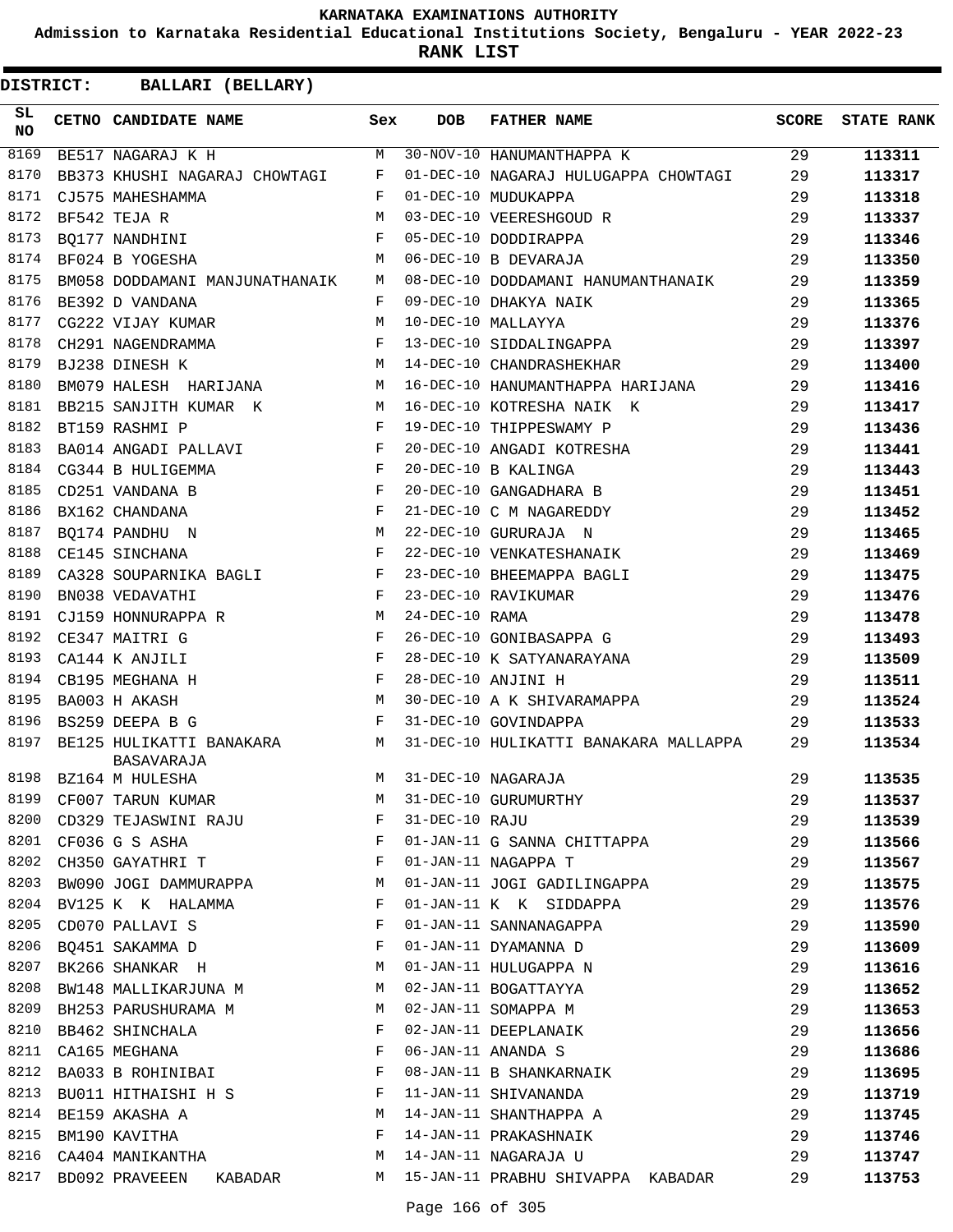KARNATAKA EXAMINATIONS AUTHORITY

Admission to Karnataka Residential Educational Institutions Society, Bengaluru - YEAR 2022-23

**RANK LIST**

**DISTRICT: BALLARI (BELLARY)**

| SL NO | CETNO | CANDIDATE NAME | Sex | DOB | FATHER NAME | SCORE | STATE RANK |
|---|---|---|---|---|---|---|---|
| 8169 | BE517 | NAGARAJ K H | M | 30-NOV-10 | HANUMANTHAPPA K | 29 | 113311 |
| 8170 | BB373 | KHUSHI NAGARAJ CHOWTAGI | F | 01-DEC-10 | NAGARAJ HULUGAPPA CHOWTAGI | 29 | 113317 |
| 8171 | CJ575 | MAHESHAMMA | F | 01-DEC-10 | MUDUKAPPA | 29 | 113318 |
| 8172 | BF542 | TEJA R | M | 03-DEC-10 | VEERESHGOUD R | 29 | 113337 |
| 8173 | BQ177 | NANDHINI | F | 05-DEC-10 | DODDIRAPPA | 29 | 113346 |
| 8174 | BF024 | B YOGESHA | M | 06-DEC-10 | B DEVARAJA | 29 | 113350 |
| 8175 | BM058 | DODDAMANI MANJUNATHANAIK | M | 08-DEC-10 | DODDAMANI HANUMANTHANAIK | 29 | 113359 |
| 8176 | BE392 | D VANDANA | F | 09-DEC-10 | DHAKYA NAIK | 29 | 113365 |
| 8177 | CG222 | VIJAY KUMAR | M | 10-DEC-10 | MALLAYYA | 29 | 113376 |
| 8178 | CH291 | NAGENDRAMMA | F | 13-DEC-10 | SIDDALINGAPPA | 29 | 113397 |
| 8179 | BJ238 | DINESH K | M | 14-DEC-10 | CHANDRASHEKHAR | 29 | 113400 |
| 8180 | BM079 | HALESH HARIJANA | M | 16-DEC-10 | HANUMANTHAPPA HARIJANA | 29 | 113416 |
| 8181 | BB215 | SANJITH KUMAR K | M | 16-DEC-10 | KOTRESHA NAIK K | 29 | 113417 |
| 8182 | BT159 | RASHMI P | F | 19-DEC-10 | THIPPESWAMY P | 29 | 113436 |
| 8183 | BA014 | ANGADI PALLAVI | F | 20-DEC-10 | ANGADI KOTRESHA | 29 | 113441 |
| 8184 | CG344 | B HULIGEMMA | F | 20-DEC-10 | B KALINGA | 29 | 113443 |
| 8185 | CD251 | VANDANA B | F | 20-DEC-10 | GANGADHARA B | 29 | 113451 |
| 8186 | BX162 | CHANDANA | F | 21-DEC-10 | C M NAGAREDDY | 29 | 113452 |
| 8187 | BQ174 | PANDHU N | M | 22-DEC-10 | GURURAJA N | 29 | 113465 |
| 8188 | CE145 | SINCHANA | F | 22-DEC-10 | VENKATESHANAIK | 29 | 113469 |
| 8189 | CA328 | SOUPARNIKA BAGLI | F | 23-DEC-10 | BHEEMAPPA BAGLI | 29 | 113475 |
| 8190 | BN038 | VEDAVATHI | F | 23-DEC-10 | RAVIKUMAR | 29 | 113476 |
| 8191 | CJ159 | HONNURAPPA R | M | 24-DEC-10 | RAMA | 29 | 113478 |
| 8192 | CE347 | MAITRI G | F | 26-DEC-10 | GONIBASAPPA G | 29 | 113493 |
| 8193 | CA144 | K ANJILI | F | 28-DEC-10 | K SATYANARAYANA | 29 | 113509 |
| 8194 | CB195 | MEGHANA H | F | 28-DEC-10 | ANJINI H | 29 | 113511 |
| 8195 | BA003 | H AKASH | M | 30-DEC-10 | A K SHIVARAMAPPA | 29 | 113524 |
| 8196 | BS259 | DEEPA B G | F | 31-DEC-10 | GOVINDAPPA | 29 | 113533 |
| 8197 | BE125 | HULIKATTI BANAKARA BASAVARAJA | M | 31-DEC-10 | HULIKATTI BANAKARA MALLAPPA | 29 | 113534 |
| 8198 | BZ164 | M HULESHA | M | 31-DEC-10 | NAGARAJA | 29 | 113535 |
| 8199 | CF007 | TARUN KUMAR | M | 31-DEC-10 | GURUMURTHY | 29 | 113537 |
| 8200 | CD329 | TEJASWINI RAJU | F | 31-DEC-10 | RAJU | 29 | 113539 |
| 8201 | CF036 | G S ASHA | F | 01-JAN-11 | G SANNA CHITTAPPA | 29 | 113566 |
| 8202 | CH350 | GAYATHRI T | F | 01-JAN-11 | NAGAPPA T | 29 | 113567 |
| 8203 | BW090 | JOGI DAMMURAPPA | M | 01-JAN-11 | JOGI GADILINGAPPA | 29 | 113575 |
| 8204 | BV125 | K K HALAMMA | F | 01-JAN-11 | K K SIDDAPPA | 29 | 113576 |
| 8205 | CD070 | PALLAVI S | F | 01-JAN-11 | SANNANAGAPPA | 29 | 113590 |
| 8206 | BQ451 | SAKAMMA D | F | 01-JAN-11 | DYAMANNA D | 29 | 113609 |
| 8207 | BK266 | SHANKAR H | M | 01-JAN-11 | HULUGAPPA N | 29 | 113616 |
| 8208 | BW148 | MALLIKARJUNA M | M | 02-JAN-11 | BOGATTAYYA | 29 | 113652 |
| 8209 | BH253 | PARUSHURAMA M | M | 02-JAN-11 | SOMAPPA M | 29 | 113653 |
| 8210 | BB462 | SHINCHALA | F | 02-JAN-11 | DEEPLANAIK | 29 | 113656 |
| 8211 | CA165 | MEGHANA | F | 06-JAN-11 | ANANDA S | 29 | 113686 |
| 8212 | BA033 | B ROHINIBAI | F | 08-JAN-11 | B SHANKARNAIK | 29 | 113695 |
| 8213 | BU011 | HITHAISHI H S | F | 11-JAN-11 | SHIVANANDA | 29 | 113719 |
| 8214 | BE159 | AKASHA A | M | 14-JAN-11 | SHANTHAPPA A | 29 | 113745 |
| 8215 | BM190 | KAVITHA | F | 14-JAN-11 | PRAKASHNAIK | 29 | 113746 |
| 8216 | CA404 | MANIKANTHA | M | 14-JAN-11 | NAGARAJA U | 29 | 113747 |
| 8217 | BD092 | PRAVEEEN KABADAR | M | 15-JAN-11 | PRABHU SHIVAPPA KABADAR | 29 | 113753 |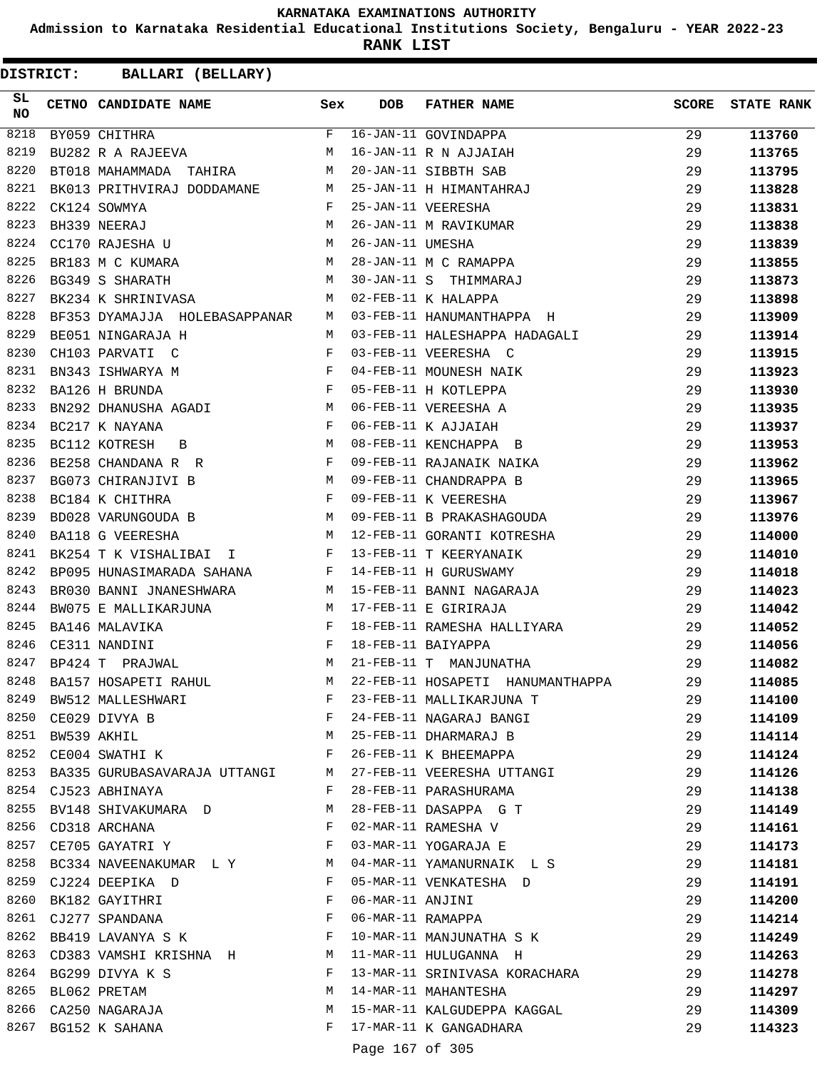KARNATAKA EXAMINATIONS AUTHORITY

Admission to Karnataka Residential Educational Institutions Society, Bengaluru - YEAR 2022-23

**RANK LIST**

**DISTRICT: BALLARI (BELLARY)**

| SL NO | CETNO | CANDIDATE NAME | Sex | DOB | FATHER NAME | SCORE | STATE RANK |
|---|---|---|---|---|---|---|---|
| 8218 | BY059 | CHITHRA | F | 16-JAN-11 | GOVINDAPPA | 29 | 113760 |
| 8219 | BU282 | R A RAJEEVA | M | 16-JAN-11 | R N AJJAIAH | 29 | 113765 |
| 8220 | BT018 | MAHAMMADA TAHIRA | M | 20-JAN-11 | SIBBTH SAB | 29 | 113795 |
| 8221 | BK013 | PRITHVIRAJ DODDAMANE | M | 25-JAN-11 | H HIMANTAHRAJ | 29 | 113828 |
| 8222 | CK124 | SOWMYA | F | 25-JAN-11 | VEERESHA | 29 | 113831 |
| 8223 | BH339 | NEERAJ | M | 26-JAN-11 | M RAVIKUMAR | 29 | 113838 |
| 8224 | CC170 | RAJESHA U | M | 26-JAN-11 | UMESHA | 29 | 113839 |
| 8225 | BR183 | M C KUMARA | M | 28-JAN-11 | M C RAMAPPA | 29 | 113855 |
| 8226 | BG349 | S SHARATH | M | 30-JAN-11 | S THIMMARAJ | 29 | 113873 |
| 8227 | BK234 | K SHRINIVASA | M | 02-FEB-11 | K HALAPPA | 29 | 113898 |
| 8228 | BF353 | DYAMAJJA HOLEBASAPPANAR | M | 03-FEB-11 | HANUMANTHAPPA H | 29 | 113909 |
| 8229 | BE051 | NINGARAJA H | M | 03-FEB-11 | HALESHAPPA HADAGALI | 29 | 113914 |
| 8230 | CH103 | PARVATI C | F | 03-FEB-11 | VEERESHA C | 29 | 113915 |
| 8231 | BN343 | ISHWARYA M | F | 04-FEB-11 | MOUNESH NAIK | 29 | 113923 |
| 8232 | BA126 | H BRUNDA | F | 05-FEB-11 | H KOTLEPPA | 29 | 113930 |
| 8233 | BN292 | DHANUSHA AGADI | M | 06-FEB-11 | VEREESHA A | 29 | 113935 |
| 8234 | BC217 | K NAYANA | F | 06-FEB-11 | K AJJAIAH | 29 | 113937 |
| 8235 | BC112 | KOTRESH B | M | 08-FEB-11 | KENCHAPPA B | 29 | 113953 |
| 8236 | BE258 | CHANDANA R R | F | 09-FEB-11 | RAJANAIK NAIKA | 29 | 113962 |
| 8237 | BG073 | CHIRANJIVI B | M | 09-FEB-11 | CHANDRAPPA B | 29 | 113965 |
| 8238 | BC184 | K CHITHRA | F | 09-FEB-11 | K VEERESHA | 29 | 113967 |
| 8239 | BD028 | VARUNGOUDA B | M | 09-FEB-11 | B PRAKASHAGOUDA | 29 | 113976 |
| 8240 | BA118 | G VEERESHA | M | 12-FEB-11 | GORANTI KOTRESHA | 29 | 114000 |
| 8241 | BK254 | T K VISHALIBAI I | F | 13-FEB-11 | T KEERYANAIK | 29 | 114010 |
| 8242 | BP095 | HUNASIMARADA SAHANA | F | 14-FEB-11 | H GURUSWAMY | 29 | 114018 |
| 8243 | BR030 | BANNI JNANESHWARA | M | 15-FEB-11 | BANNI NAGARAJA | 29 | 114023 |
| 8244 | BW075 | E MALLIKARJUNA | M | 17-FEB-11 | E GIRIRAJA | 29 | 114042 |
| 8245 | BA146 | MALAVIKA | F | 18-FEB-11 | RAMESHA HALLIYARA | 29 | 114052 |
| 8246 | CE311 | NANDINI | F | 18-FEB-11 | BAIYAPPA | 29 | 114056 |
| 8247 | BP424 | T PRAJWAL | M | 21-FEB-11 | T MANJUNATHA | 29 | 114082 |
| 8248 | BA157 | HOSAPETI RAHUL | M | 22-FEB-11 | HOSAPETI HANUMANTHAPPA | 29 | 114085 |
| 8249 | BW512 | MALLESHWARI | F | 23-FEB-11 | MALLIKARJUNA T | 29 | 114100 |
| 8250 | CE029 | DIVYA B | F | 24-FEB-11 | NAGARAJ BANGI | 29 | 114109 |
| 8251 | BW539 | AKHIL | M | 25-FEB-11 | DHARMARAJ B | 29 | 114114 |
| 8252 | CE004 | SWATHI K | F | 26-FEB-11 | K BHEEMAPPA | 29 | 114124 |
| 8253 | BA335 | GURUBASAVARAJA UTTANGI | M | 27-FEB-11 | VEERESHA UTTANGI | 29 | 114126 |
| 8254 | CJ523 | ABHINAYA | F | 28-FEB-11 | PARASHURAMA | 29 | 114138 |
| 8255 | BV148 | SHIVAKUMARA D | M | 28-FEB-11 | DASAPPA G T | 29 | 114149 |
| 8256 | CD318 | ARCHANA | F | 02-MAR-11 | RAMESHA V | 29 | 114161 |
| 8257 | CE705 | GAYATRI Y | F | 03-MAR-11 | YOGARAJA E | 29 | 114173 |
| 8258 | BC334 | NAVEENAKUMAR L Y | M | 04-MAR-11 | YAMANURNAIK L S | 29 | 114181 |
| 8259 | CJ224 | DEEPIKA D | F | 05-MAR-11 | VENKATESHA D | 29 | 114191 |
| 8260 | BK182 | GAYITHRI | F | 06-MAR-11 | ANJINI | 29 | 114200 |
| 8261 | CJ277 | SPANDANA | F | 06-MAR-11 | RAMAPPA | 29 | 114214 |
| 8262 | BB419 | LAVANYA S K | F | 10-MAR-11 | MANJUNATHA S K | 29 | 114249 |
| 8263 | CD383 | VAMSHI KRISHNA H | M | 11-MAR-11 | HULUGANNA H | 29 | 114263 |
| 8264 | BG299 | DIVYA K S | F | 13-MAR-11 | SRINIVASA KORACHARA | 29 | 114278 |
| 8265 | BL062 | PRETAM | M | 14-MAR-11 | MAHANTESHA | 29 | 114297 |
| 8266 | CA250 | NAGARAJA | M | 15-MAR-11 | KALGUDEPPA KAGGAL | 29 | 114309 |
| 8267 | BG152 | K SAHANA | F | 17-MAR-11 | K GANGADHARA | 29 | 114323 |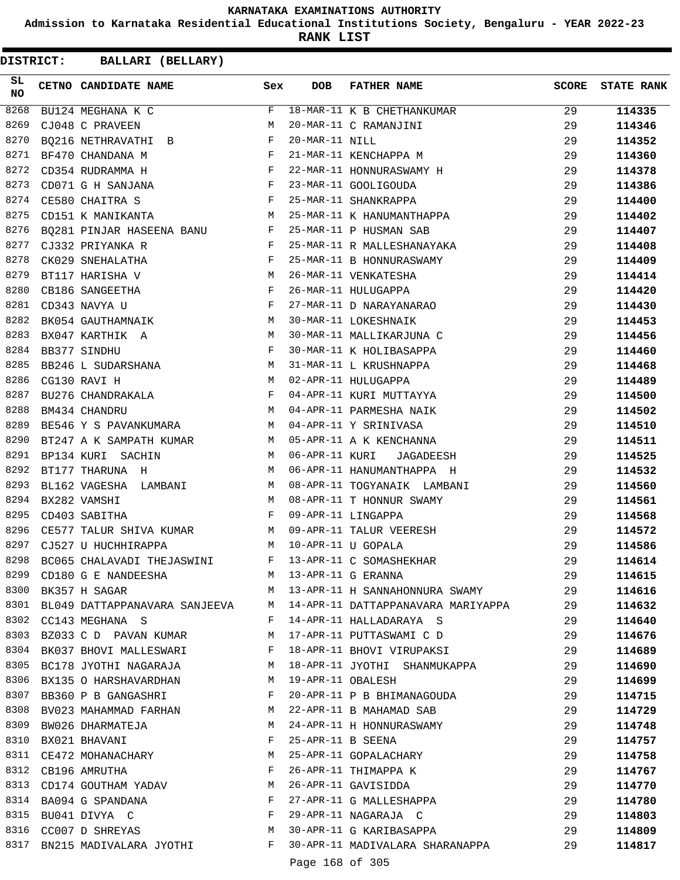KARNATAKA EXAMINATIONS AUTHORITY

Admission to Karnataka Residential Educational Institutions Society, Bengaluru - YEAR 2022-23

**RANK LIST**

**DISTRICT: BALLARI (BELLARY)**

| SL NO | CETNO | CANDIDATE NAME | Sex | DOB | FATHER NAME | SCORE | STATE RANK |
|---|---|---|---|---|---|---|---|
| 8268 | BU124 | MEGHANA K C | F | 18-MAR-11 | K B CHETHANKUMAR | 29 | 114335 |
| 8269 | CJ048 | C PRAVEEN | M | 20-MAR-11 | C RAMANJINI | 29 | 114346 |
| 8270 | BQ216 | NETHRAVATHI B | F | 20-MAR-11 | NILL | 29 | 114352 |
| 8271 | BF470 | CHANDANA M | F | 21-MAR-11 | KENCHAPPA M | 29 | 114360 |
| 8272 | CD354 | RUDRAMMA H | F | 22-MAR-11 | HONNURASWAMY H | 29 | 114378 |
| 8273 | CD071 | G H SANJANA | F | 23-MAR-11 | GOOLIGOUDA | 29 | 114386 |
| 8274 | CE580 | CHAITRA S | F | 25-MAR-11 | SHANKRAPPA | 29 | 114400 |
| 8275 | CD151 | K MANIKANTA | M | 25-MAR-11 | K HANUMANTHAPPA | 29 | 114402 |
| 8276 | BQ281 | PINJAR HASEENA BANU | F | 25-MAR-11 | P HUSMAN SAB | 29 | 114407 |
| 8277 | CJ332 | PRIYANKA R | F | 25-MAR-11 | R MALLESHANAYAKA | 29 | 114408 |
| 8278 | CK029 | SNEHALATHA | F | 25-MAR-11 | B HONNURASWAMY | 29 | 114409 |
| 8279 | BT117 | HARISHA V | M | 26-MAR-11 | VENKATESHA | 29 | 114414 |
| 8280 | CB186 | SANGEETHA | F | 26-MAR-11 | HULUGAPPA | 29 | 114420 |
| 8281 | CD343 | NAVYA U | F | 27-MAR-11 | D NARAYANARAO | 29 | 114430 |
| 8282 | BK054 | GAUTHAMNAIK | M | 30-MAR-11 | LOKESHNAIK | 29 | 114453 |
| 8283 | BX047 | KARTHIK A | M | 30-MAR-11 | MALLIKARJUNA C | 29 | 114456 |
| 8284 | BB377 | SINDHU | F | 30-MAR-11 | K HOLIBASAPPA | 29 | 114460 |
| 8285 | BB246 | L SUDARSHANA | M | 31-MAR-11 | L KRUSHNAPPA | 29 | 114468 |
| 8286 | CG130 | RAVI H | M | 02-APR-11 | HULUGAPPA | 29 | 114489 |
| 8287 | BU276 | CHANDRAKALA | F | 04-APR-11 | KURI MUTTAYYA | 29 | 114500 |
| 8288 | BM434 | CHANDRU | M | 04-APR-11 | PARMESHA NAIK | 29 | 114502 |
| 8289 | BE546 | Y S PAVANKUMARA | M | 04-APR-11 | Y SRINIVASA | 29 | 114510 |
| 8290 | BT247 | A K SAMPATH KUMAR | M | 05-APR-11 | A K KENCHANNA | 29 | 114511 |
| 8291 | BP134 | KURI SACHIN | M | 06-APR-11 | KURI JAGADEESH | 29 | 114525 |
| 8292 | BT177 | THARUNA H | M | 06-APR-11 | HANUMANTHAPPA H | 29 | 114532 |
| 8293 | BL162 | VAGESHA LAMBANI | M | 08-APR-11 | TOGYANAIK LAMBANI | 29 | 114560 |
| 8294 | BX282 | VAMSHI | M | 08-APR-11 | T HONNUR SWAMY | 29 | 114561 |
| 8295 | CD403 | SABITHA | F | 09-APR-11 | LINGAPPA | 29 | 114568 |
| 8296 | CE577 | TALUR SHIVA KUMAR | M | 09-APR-11 | TALUR VEERESH | 29 | 114572 |
| 8297 | CJ527 | U HUCHHIRAPPA | M | 10-APR-11 | U GOPALA | 29 | 114586 |
| 8298 | BC065 | CHALAVADI THEJASWINI | F | 13-APR-11 | C SOMASHEKHAR | 29 | 114614 |
| 8299 | CD180 | G E NANDEESHA | M | 13-APR-11 | G ERANNA | 29 | 114615 |
| 8300 | BK357 | H SAGAR | M | 13-APR-11 | H SANNAHONNURA SWAMY | 29 | 114616 |
| 8301 | BL049 | DATTAPPANAVARA SANJEEVA | M | 14-APR-11 | DATTAPPANAVARA MARIYAPPA | 29 | 114632 |
| 8302 | CC143 | MEGHANA S | F | 14-APR-11 | HALLADARAYA S | 29 | 114640 |
| 8303 | BZ033 | C D PAVAN KUMAR | M | 17-APR-11 | PUTTASWAMI C D | 29 | 114676 |
| 8304 | BK037 | BHOVI MALLESWARI | F | 18-APR-11 | BHOVI VIRUPAKSI | 29 | 114689 |
| 8305 | BC178 | JYOTHI NAGARAJA | M | 18-APR-11 | JYOTHI SHANMUKAPPA | 29 | 114690 |
| 8306 | BX135 | O HARSHAVARDHAN | M | 19-APR-11 | OBALESH | 29 | 114699 |
| 8307 | BB360 | P B GANGASHRI | F | 20-APR-11 | P B BHIMANAGOUDA | 29 | 114715 |
| 8308 | BV023 | MAHAMMAD FARHAN | M | 22-APR-11 | B MAHAMAD SAB | 29 | 114729 |
| 8309 | BW026 | DHARMATEJA | M | 24-APR-11 | H HONNURASWAMY | 29 | 114748 |
| 8310 | BX021 | BHAVANI | F | 25-APR-11 | B SEENA | 29 | 114757 |
| 8311 | CE472 | MOHANACHARY | M | 25-APR-11 | GOPALACHARY | 29 | 114758 |
| 8312 | CB196 | AMRUTHA | F | 26-APR-11 | THIMAPPA K | 29 | 114767 |
| 8313 | CD174 | GOUTHAM YADAV | M | 26-APR-11 | GAVISIDDA | 29 | 114770 |
| 8314 | BA094 | G SPANDANA | F | 27-APR-11 | G MALLESHAPPA | 29 | 114780 |
| 8315 | BU041 | DIVYA C | F | 29-APR-11 | NAGARAJA C | 29 | 114803 |
| 8316 | CC007 | D SHREYAS | M | 30-APR-11 | G KARIBASAPPA | 29 | 114809 |
| 8317 | BN215 | MADIVALARA JYOTHI | F | 30-APR-11 | MADIVALARA SHARANAPPA | 29 | 114817 |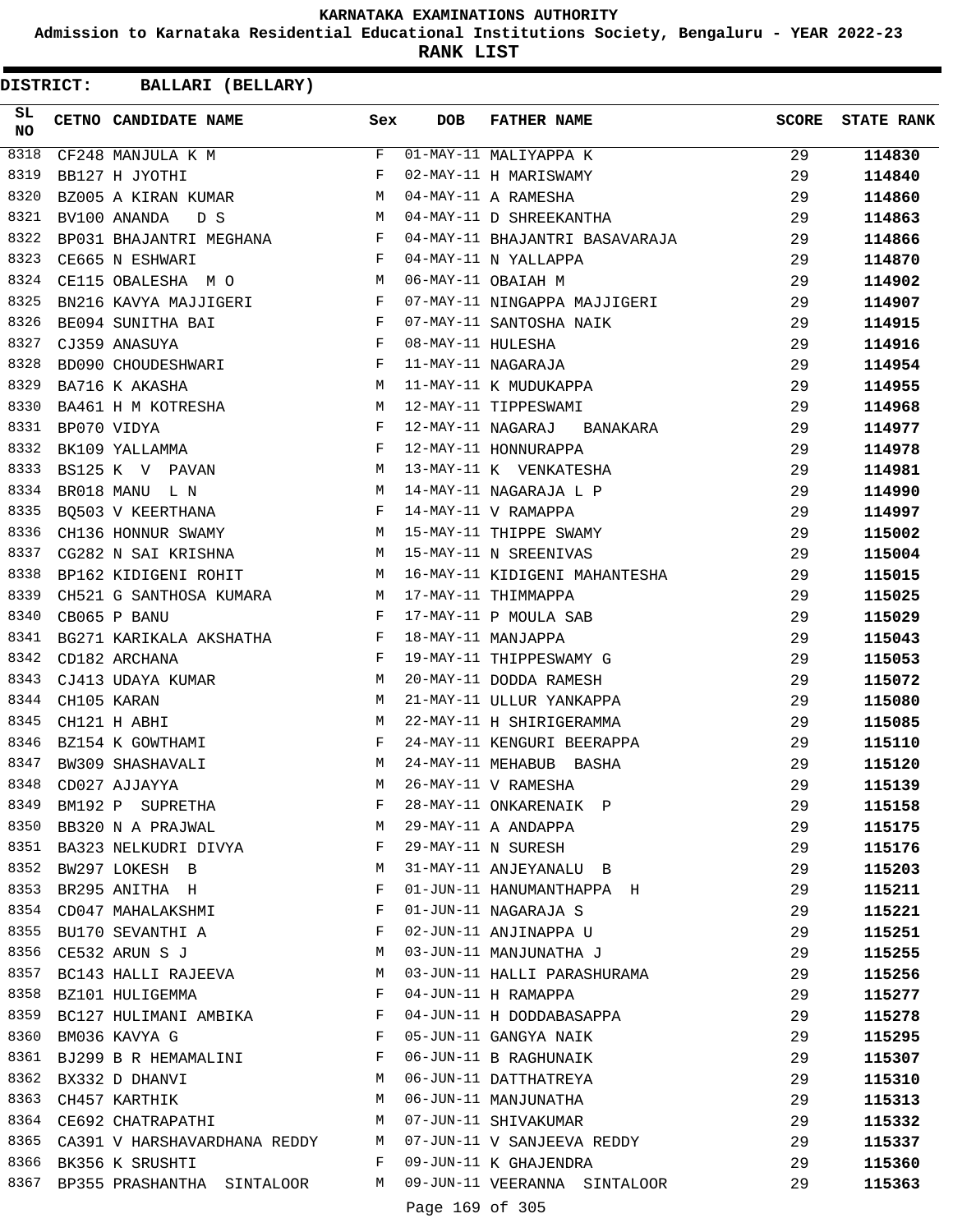# KARNATAKA EXAMINATIONS AUTHORITY

**Admission to Karnataka Residential Educational Institutions Society, Bengaluru - YEAR 2022-23**

**RANK LIST**

**DISTRICT: BALLARI (BELLARY)**

| SL NO | CETNO | CANDIDATE NAME | Sex | DOB | FATHER NAME | SCORE | STATE RANK |
|---|---|---|---|---|---|---|---|
| 8318 | CF248 | MANJULA K M | F | 01-MAY-11 | MALIYAPPA K | 29 | 114830 |
| 8319 | BB127 | H JYOTHI | F | 02-MAY-11 | H MARISWAMY | 29 | 114840 |
| 8320 | BZ005 | A KIRAN KUMAR | M | 04-MAY-11 | A RAMESHA | 29 | 114860 |
| 8321 | BV100 | ANANDA D S | M | 04-MAY-11 | D SHREEKANTHA | 29 | 114863 |
| 8322 | BP031 | BHAJANTRI MEGHANA | F | 04-MAY-11 | BHAJANTRI BASAVARAJA | 29 | 114866 |
| 8323 | CE665 | N ESHWARI | F | 04-MAY-11 | N YALLAPPA | 29 | 114870 |
| 8324 | CE115 | OBALESHA M O | M | 06-MAY-11 | OBAIAH M | 29 | 114902 |
| 8325 | BN216 | KAVYA MAJJIGERI | F | 07-MAY-11 | NINGAPPA MAJJIGERI | 29 | 114907 |
| 8326 | BE094 | SUNITHA BAI | F | 07-MAY-11 | SANTOSHA NAIK | 29 | 114915 |
| 8327 | CJ359 | ANASUYA | F | 08-MAY-11 | HULESHA | 29 | 114916 |
| 8328 | BD090 | CHOUDESHWARI | F | 11-MAY-11 | NAGARAJA | 29 | 114954 |
| 8329 | BA716 | K AKASHA | M | 11-MAY-11 | K MUDUKAPPA | 29 | 114955 |
| 8330 | BA461 | H M KOTRESHA | M | 12-MAY-11 | TIPPESWAMI | 29 | 114968 |
| 8331 | BP070 | VIDYA | F | 12-MAY-11 | NAGARAJ BANAKARA | 29 | 114977 |
| 8332 | BK109 | YALLAMMA | F | 12-MAY-11 | HONNURAPPA | 29 | 114978 |
| 8333 | BS125 | K V PAVAN | M | 13-MAY-11 | K VENKATESHA | 29 | 114981 |
| 8334 | BR018 | MANU L N | M | 14-MAY-11 | NAGARAJA L P | 29 | 114990 |
| 8335 | BQ503 | V KEERTHANA | F | 14-MAY-11 | V RAMAPPA | 29 | 114997 |
| 8336 | CH136 | HONNUR SWAMY | M | 15-MAY-11 | THIPPE SWAMY | 29 | 115002 |
| 8337 | CG282 | N SAI KRISHNA | M | 15-MAY-11 | N SREENIVAS | 29 | 115004 |
| 8338 | BP162 | KIDIGENI ROHIT | M | 16-MAY-11 | KIDIGENI MAHANTESHA | 29 | 115015 |
| 8339 | CH521 | G SANTHOSA KUMARA | M | 17-MAY-11 | THIMMAPPA | 29 | 115025 |
| 8340 | CB065 | P BANU | F | 17-MAY-11 | P MOULA SAB | 29 | 115029 |
| 8341 | BG271 | KARIKALA AKSHATHA | F | 18-MAY-11 | MANJAPPA | 29 | 115043 |
| 8342 | CD182 | ARCHANA | F | 19-MAY-11 | THIPPESWAMY G | 29 | 115053 |
| 8343 | CJ413 | UDAYA KUMAR | M | 20-MAY-11 | DODDA RAMESH | 29 | 115072 |
| 8344 | CH105 | KARAN | M | 21-MAY-11 | ULLUR YANKAPPA | 29 | 115080 |
| 8345 | CH121 | H ABHI | M | 22-MAY-11 | H SHIRIGERAMMA | 29 | 115085 |
| 8346 | BZ154 | K GOWTHAMI | F | 24-MAY-11 | KENGURI BEERAPPA | 29 | 115110 |
| 8347 | BW309 | SHASHAVALI | M | 24-MAY-11 | MEHABUB BASHA | 29 | 115120 |
| 8348 | CD027 | AJJAYYA | M | 26-MAY-11 | V RAMESHA | 29 | 115139 |
| 8349 | BM192 | P SUPRETHA | F | 28-MAY-11 | ONKARENAIK P | 29 | 115158 |
| 8350 | BB320 | N A PRAJWAL | M | 29-MAY-11 | A ANDAPPA | 29 | 115175 |
| 8351 | BA323 | NELKUDRI DIVYA | F | 29-MAY-11 | N SURESH | 29 | 115176 |
| 8352 | BW297 | LOKESH B | M | 31-MAY-11 | ANJEYANALU B | 29 | 115203 |
| 8353 | BR295 | ANITHA H | F | 01-JUN-11 | HANUMANTHAPPA H | 29 | 115211 |
| 8354 | CD047 | MAHALAKSHMI | F | 01-JUN-11 | NAGARAJA S | 29 | 115221 |
| 8355 | BU170 | SEVANTHI A | F | 02-JUN-11 | ANJINAPPA U | 29 | 115251 |
| 8356 | CE532 | ARUN S J | M | 03-JUN-11 | MANJUNATHA J | 29 | 115255 |
| 8357 | BC143 | HALLI RAJEEVA | M | 03-JUN-11 | HALLI PARASHURAMA | 29 | 115256 |
| 8358 | BZ101 | HULIGEMMA | F | 04-JUN-11 | H RAMAPPA | 29 | 115277 |
| 8359 | BC127 | HULIMANI AMBIKA | F | 04-JUN-11 | H DODDABASAPPA | 29 | 115278 |
| 8360 | BM036 | KAVYA G | F | 05-JUN-11 | GANGYA NAIK | 29 | 115295 |
| 8361 | BJ299 | B R HEMAMALINI | F | 06-JUN-11 | B RAGHUNAIK | 29 | 115307 |
| 8362 | BX332 | D DHANVI | M | 06-JUN-11 | DATTHATREYA | 29 | 115310 |
| 8363 | CH457 | KARTHIK | M | 06-JUN-11 | MANJUNATHA | 29 | 115313 |
| 8364 | CE692 | CHATRAPATHI | M | 07-JUN-11 | SHIVAKUMAR | 29 | 115332 |
| 8365 | CA391 | V HARSHAVARDHANA REDDY | M | 07-JUN-11 | V SANJEEVA REDDY | 29 | 115337 |
| 8366 | BK356 | K SRUSHTI | F | 09-JUN-11 | K GHAJENDRA | 29 | 115360 |
| 8367 | BP355 | PRASHANTHA SINTALOOR | M | 09-JUN-11 | VEERANNA SINTALOOR | 29 | 115363 |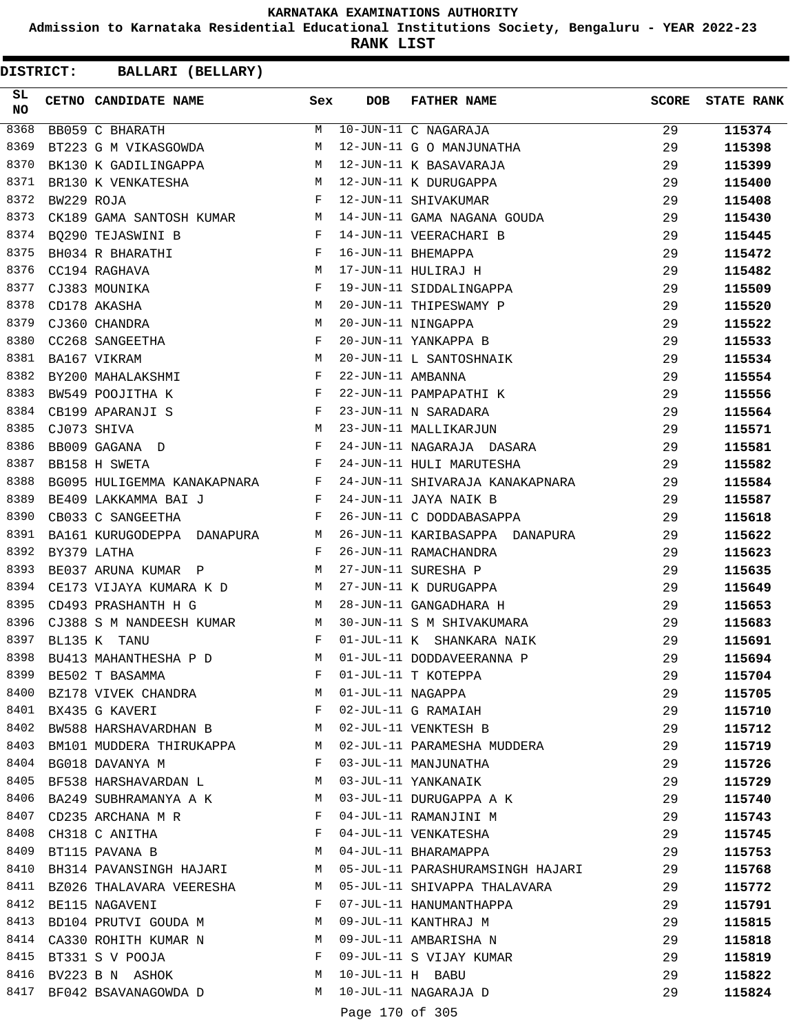KARNATAKA EXAMINATIONS AUTHORITY

Admission to Karnataka Residential Educational Institutions Society, Bengaluru - YEAR 2022-23

**RANK LIST**

**DISTRICT: BALLARI (BELLARY)**

| SL NO | CETNO | CANDIDATE NAME | Sex | DOB | FATHER NAME | SCORE | STATE RANK |
|---|---|---|---|---|---|---|---|
| 8368 | BB059 | C BHARATH | M | 10-JUN-11 | C NAGARAJA | 29 | 115374 |
| 8369 | BT223 | G M VIKASGOWDA | M | 12-JUN-11 | G O MANJUNATHA | 29 | 115398 |
| 8370 | BK130 | K GADILINGAPPA | M | 12-JUN-11 | K BASAVARAJA | 29 | 115399 |
| 8371 | BR130 | K VENKATESHA | M | 12-JUN-11 | K DURUGAPPA | 29 | 115400 |
| 8372 | BW229 | ROJA | F | 12-JUN-11 | SHIVAKUMAR | 29 | 115408 |
| 8373 | CK189 | GAMA SANTOSH KUMAR | M | 14-JUN-11 | GAMA NAGANA GOUDA | 29 | 115430 |
| 8374 | BQ290 | TEJASWINI B | F | 14-JUN-11 | VEERACHARI B | 29 | 115445 |
| 8375 | BH034 | R BHARATHI | F | 16-JUN-11 | BHEMAPPA | 29 | 115472 |
| 8376 | CC194 | RAGHAVA | M | 17-JUN-11 | HULIRAJ H | 29 | 115482 |
| 8377 | CJ383 | MOUNIKA | F | 19-JUN-11 | SIDDALINGAPPA | 29 | 115509 |
| 8378 | CD178 | AKASHA | M | 20-JUN-11 | THIPESWAMY P | 29 | 115520 |
| 8379 | CJ360 | CHANDRA | M | 20-JUN-11 | NINGAPPA | 29 | 115522 |
| 8380 | CC268 | SANGEETHA | F | 20-JUN-11 | YANKAPPA B | 29 | 115533 |
| 8381 | BA167 | VIKRAM | M | 20-JUN-11 | L SANTOSHNAIK | 29 | 115534 |
| 8382 | BY200 | MAHALAKSHMI | F | 22-JUN-11 | AMBANNA | 29 | 115554 |
| 8383 | BW549 | POOJITHA K | F | 22-JUN-11 | PAMPAPATHI K | 29 | 115556 |
| 8384 | CB199 | APARANJI S | F | 23-JUN-11 | N SARADARA | 29 | 115564 |
| 8385 | CJ073 | SHIVA | M | 23-JUN-11 | MALLIKARJUN | 29 | 115571 |
| 8386 | BB009 | GAGANA D | F | 24-JUN-11 | NAGARAJA DASARA | 29 | 115581 |
| 8387 | BB158 | H SWETA | F | 24-JUN-11 | HULI MARUTESHA | 29 | 115582 |
| 8388 | BG095 | HULIGEMMA KANAKAPNARA | F | 24-JUN-11 | SHIVARAJA KANAKAPNARA | 29 | 115584 |
| 8389 | BE409 | LAKKAMMA BAI J | F | 24-JUN-11 | JAYA NAIK B | 29 | 115587 |
| 8390 | CB033 | C SANGEETHA | F | 26-JUN-11 | C DODDABASAPPA | 29 | 115618 |
| 8391 | BA161 | KURUGODEPPA DANAPURA | M | 26-JUN-11 | KARIBASAPPA DANAPURA | 29 | 115622 |
| 8392 | BY379 | LATHA | F | 26-JUN-11 | RAMACHANDRA | 29 | 115623 |
| 8393 | BE037 | ARUNA KUMAR P | M | 27-JUN-11 | SURESHA P | 29 | 115635 |
| 8394 | CE173 | VIJAYA KUMARA K D | M | 27-JUN-11 | K DURUGAPPA | 29 | 115649 |
| 8395 | CD493 | PRASHANTH H G | M | 28-JUN-11 | GANGADHARA H | 29 | 115653 |
| 8396 | CJ388 | S M NANDEESH KUMAR | M | 30-JUN-11 | S M SHIVAKUMARA | 29 | 115683 |
| 8397 | BL135 | K TANU | F | 01-JUL-11 | K SHANKARA NAIK | 29 | 115691 |
| 8398 | BU413 | MAHANTHESHA P D | M | 01-JUL-11 | DODDAVEERANNA P | 29 | 115694 |
| 8399 | BE502 | T BASAMMA | F | 01-JUL-11 | T KOTEPPA | 29 | 115704 |
| 8400 | BZ178 | VIVEK CHANDRA | M | 01-JUL-11 | NAGAPPA | 29 | 115705 |
| 8401 | BX435 | G KAVERI | F | 02-JUL-11 | G RAMAIAH | 29 | 115710 |
| 8402 | BW588 | HARSHAVARDHAN B | M | 02-JUL-11 | VENKTESH B | 29 | 115712 |
| 8403 | BM101 | MUDDERA THIRUKAPPA | M | 02-JUL-11 | PARAMESHA MUDDERA | 29 | 115719 |
| 8404 | BG018 | DAVANYA M | F | 03-JUL-11 | MANJUNATHA | 29 | 115726 |
| 8405 | BF538 | HARSHAVARDAN L | M | 03-JUL-11 | YANKANAIK | 29 | 115729 |
| 8406 | BA249 | SUBHRAMANYA A K | M | 03-JUL-11 | DURUGAPPA A K | 29 | 115740 |
| 8407 | CD235 | ARCHANA M R | F | 04-JUL-11 | RAMANJINI M | 29 | 115743 |
| 8408 | CH318 | C ANITHA | F | 04-JUL-11 | VENKATESHA | 29 | 115745 |
| 8409 | BT115 | PAVANA B | M | 04-JUL-11 | BHARAMAPPA | 29 | 115753 |
| 8410 | BH314 | PAVANSINGH HAJARI | M | 05-JUL-11 | PARASHURAMSINGH HAJARI | 29 | 115768 |
| 8411 | BZ026 | THALAVARA VEERESHA | M | 05-JUL-11 | SHIVAPPA THALAVARA | 29 | 115772 |
| 8412 | BE115 | NAGAVENI | F | 07-JUL-11 | HANUMANTHAPPA | 29 | 115791 |
| 8413 | BD104 | PRUTVI GOUDA M | M | 09-JUL-11 | KANTHRAJ M | 29 | 115815 |
| 8414 | CA330 | ROHITH KUMAR N | M | 09-JUL-11 | AMBARISHA N | 29 | 115818 |
| 8415 | BT331 | S V POOJA | F | 09-JUL-11 | S VIJAY KUMAR | 29 | 115819 |
| 8416 | BV223 | B N ASHOK | M | 10-JUL-11 | H BABU | 29 | 115822 |
| 8417 | BF042 | BSAVANAGOWDA D | M | 10-JUL-11 | NAGARAJA D | 29 | 115824 |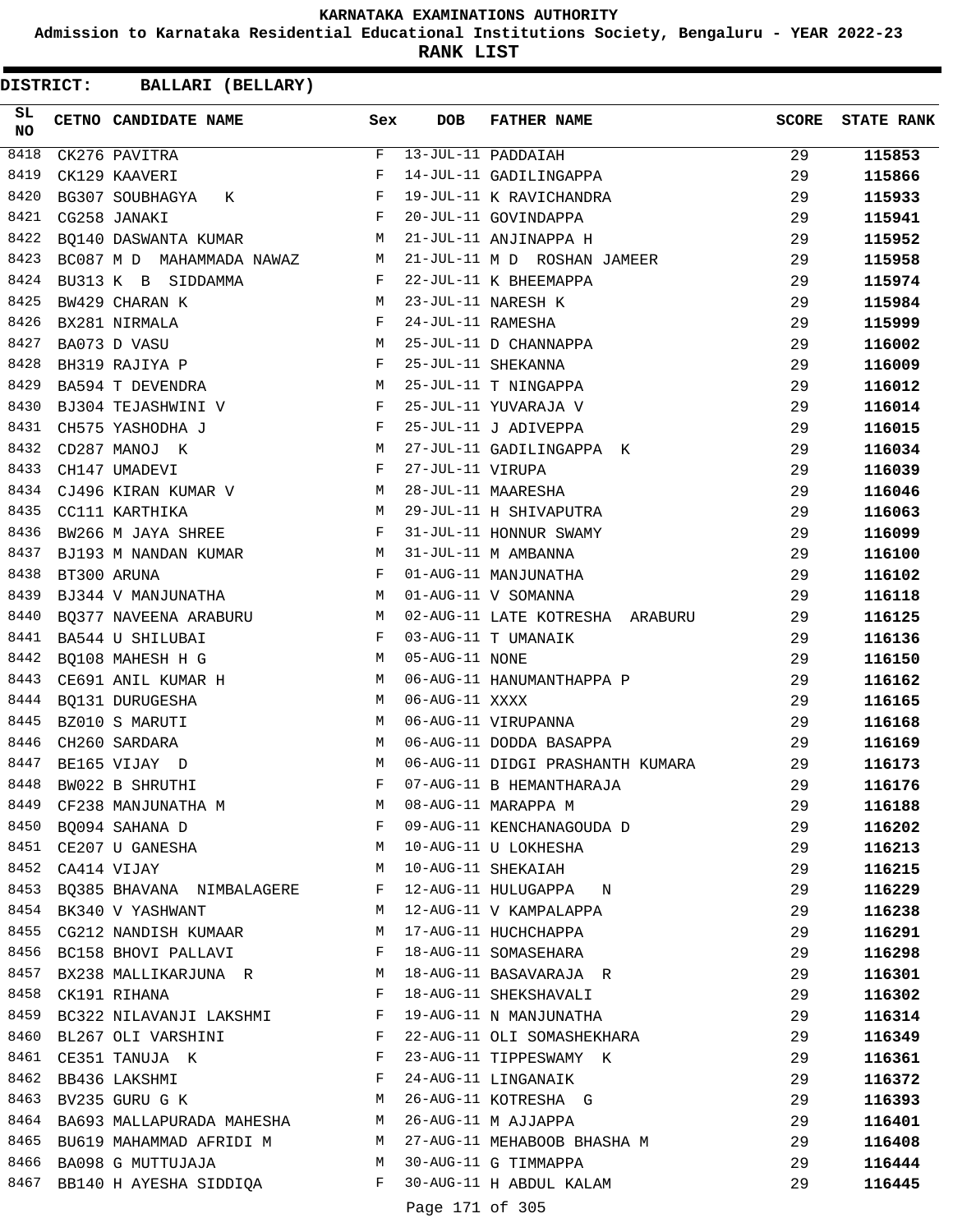KARNATAKA EXAMINATIONS AUTHORITY

Admission to Karnataka Residential Educational Institutions Society, Bengaluru - YEAR 2022-23

**RANK LIST**

**DISTRICT: BALLARI (BELLARY)**

| SL NO | CETNO | CANDIDATE NAME | Sex | DOB | FATHER NAME | SCORE | STATE RANK |
|---|---|---|---|---|---|---|---|
| 8418 | CK276 | PAVITRA | F | 13-JUL-11 | PADDAIAH | 29 | 115853 |
| 8419 | CK129 | KAAVERI | F | 14-JUL-11 | GADILINGAPPA | 29 | 115866 |
| 8420 | BG307 | SOUBHAGYA K | F | 19-JUL-11 | K RAVICHANDRA | 29 | 115933 |
| 8421 | CG258 | JANAKI | F | 20-JUL-11 | GOVINDAPPA | 29 | 115941 |
| 8422 | BQ140 | DASWANTA KUMAR | M | 21-JUL-11 | ANJINAPPA H | 29 | 115952 |
| 8423 | BC087 | M D MAHAMMADA NAWAZ | M | 21-JUL-11 | M D ROSHAN JAMEER | 29 | 115958 |
| 8424 | BU313 | K B SIDDAMMA | F | 22-JUL-11 | K BHEEMAPPA | 29 | 115974 |
| 8425 | BW429 | CHARAN K | M | 23-JUL-11 | NARESH K | 29 | 115984 |
| 8426 | BX281 | NIRMALA | F | 24-JUL-11 | RAMESHA | 29 | 115999 |
| 8427 | BA073 | D VASU | M | 25-JUL-11 | D CHANNAPPA | 29 | 116002 |
| 8428 | BH319 | RAJIYA P | F | 25-JUL-11 | SHEKANNA | 29 | 116009 |
| 8429 | BA594 | T DEVENDRA | M | 25-JUL-11 | T NINGAPPA | 29 | 116012 |
| 8430 | BJ304 | TEJASHWINI V | F | 25-JUL-11 | YUVARAJA V | 29 | 116014 |
| 8431 | CH575 | YASHODHA J | F | 25-JUL-11 | J ADIVEPPA | 29 | 116015 |
| 8432 | CD287 | MANOJ K | M | 27-JUL-11 | GADILINGAPPA K | 29 | 116034 |
| 8433 | CH147 | UMADEVI | F | 27-JUL-11 | VIRUPA | 29 | 116039 |
| 8434 | CJ496 | KIRAN KUMAR V | M | 28-JUL-11 | MAARESHA | 29 | 116046 |
| 8435 | CC111 | KARTHIKA | M | 29-JUL-11 | H SHIVAPUTRA | 29 | 116063 |
| 8436 | BW266 | M JAYA SHREE | F | 31-JUL-11 | HONNUR SWAMY | 29 | 116099 |
| 8437 | BJ193 | M NANDAN KUMAR | M | 31-JUL-11 | M AMBANNA | 29 | 116100 |
| 8438 | BT300 | ARUNA | F | 01-AUG-11 | MANJUNATHA | 29 | 116102 |
| 8439 | BJ344 | V MANJUNATHA | M | 01-AUG-11 | V SOMANNA | 29 | 116118 |
| 8440 | BQ377 | NAVEENA ARABURU | M | 02-AUG-11 | LATE KOTRESHA ARABURU | 29 | 116125 |
| 8441 | BA544 | U SHILUBAI | F | 03-AUG-11 | T UMANAIK | 29 | 116136 |
| 8442 | BQ108 | MAHESH H G | M | 05-AUG-11 | NONE | 29 | 116150 |
| 8443 | CE691 | ANIL KUMAR H | M | 06-AUG-11 | HANUMANTHAPPA P | 29 | 116162 |
| 8444 | BQ131 | DURUGESHA | M | 06-AUG-11 | XXXX | 29 | 116165 |
| 8445 | BZ010 | S MARUTI | M | 06-AUG-11 | VIRUPANNA | 29 | 116168 |
| 8446 | CH260 | SARDARA | M | 06-AUG-11 | DODDA BASAPPA | 29 | 116169 |
| 8447 | BE165 | VIJAY D | M | 06-AUG-11 | DIDGI PRASHANTH KUMARA | 29 | 116173 |
| 8448 | BW022 | B SHRUTHI | F | 07-AUG-11 | B HEMANTHARAJA | 29 | 116176 |
| 8449 | CF238 | MANJUNATHA M | M | 08-AUG-11 | MARAPPA M | 29 | 116188 |
| 8450 | BQ094 | SAHANA D | F | 09-AUG-11 | KENCHANAGOUDA D | 29 | 116202 |
| 8451 | CE207 | U GANESHA | M | 10-AUG-11 | U LOKHESHA | 29 | 116213 |
| 8452 | CA414 | VIJAY | M | 10-AUG-11 | SHEKAIAH | 29 | 116215 |
| 8453 | BQ385 | BHAVANA NIMBALAGERE | F | 12-AUG-11 | HULUGAPPA N | 29 | 116229 |
| 8454 | BK340 | V YASHWANT | M | 12-AUG-11 | V KAMPALAPPA | 29 | 116238 |
| 8455 | CG212 | NANDISH KUMAAR | M | 17-AUG-11 | HUCHCHAPPA | 29 | 116291 |
| 8456 | BC158 | BHOVI PALLAVI | F | 18-AUG-11 | SOMASEHARA | 29 | 116298 |
| 8457 | BX238 | MALLIKARJUNA R | M | 18-AUG-11 | BASAVARAJA R | 29 | 116301 |
| 8458 | CK191 | RIHANA | F | 18-AUG-11 | SHEKSHAVALI | 29 | 116302 |
| 8459 | BC322 | NILAVANJI LAKSHMI | F | 19-AUG-11 | N MANJUNATHA | 29 | 116314 |
| 8460 | BL267 | OLI VARSHINI | F | 22-AUG-11 | OLI SOMASHEKHARA | 29 | 116349 |
| 8461 | CE351 | TANUJA K | F | 23-AUG-11 | TIPPESWAMY K | 29 | 116361 |
| 8462 | BB436 | LAKSHMI | F | 24-AUG-11 | LINGANAIK | 29 | 116372 |
| 8463 | BV235 | GURU G K | M | 26-AUG-11 | KOTRESHA G | 29 | 116393 |
| 8464 | BA693 | MALLAPURADA MAHESHA | M | 26-AUG-11 | M AJJAPPA | 29 | 116401 |
| 8465 | BU619 | MAHAMMAD AFRIDI M | M | 27-AUG-11 | MEHABOOB BHASHA M | 29 | 116408 |
| 8466 | BA098 | G MUTTUJAJA | M | 30-AUG-11 | G TIMMAPPA | 29 | 116444 |
| 8467 | BB140 | H AYESHA SIDDIQA | F | 30-AUG-11 | H ABDUL KALAM | 29 | 116445 |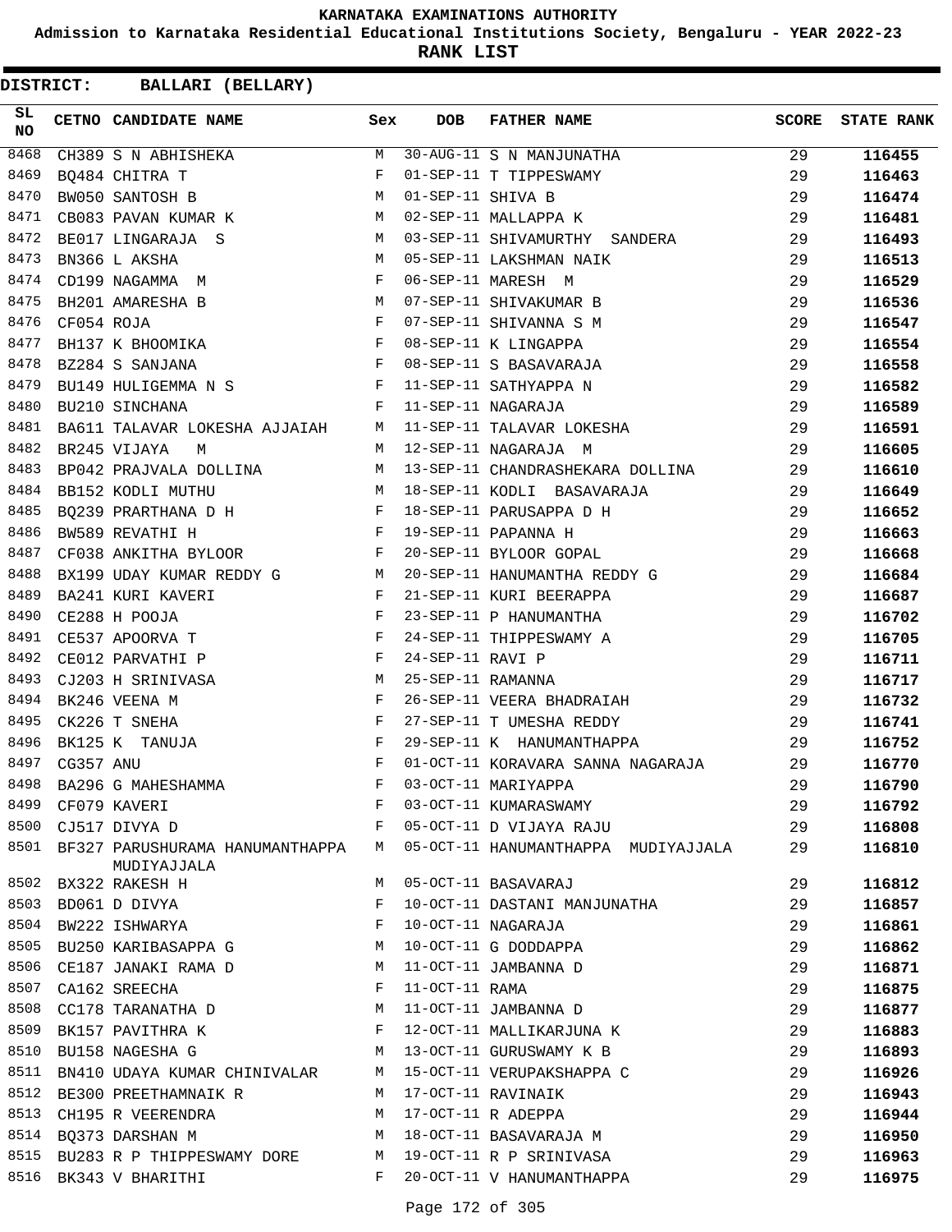# KARNATAKA EXAMINATIONS AUTHORITY

**Admission to Karnataka Residential Educational Institutions Society, Bengaluru - YEAR 2022-23**

**RANK LIST**

**DISTRICT: BALLARI (BELLARY)**

| SL NO | CETNO | CANDIDATE NAME | Sex | DOB | FATHER NAME | SCORE | STATE RANK |
|---|---|---|---|---|---|---|---|
| 8468 | CH389 | S N ABHISHEKA | M | 30-AUG-11 | S N MANJUNATHA | 29 | 116455 |
| 8469 | BQ484 | CHITRA T | F | 01-SEP-11 | T TIPPESWAMY | 29 | 116463 |
| 8470 | BW050 | SANTOSH B | M | 01-SEP-11 | SHIVA B | 29 | 116474 |
| 8471 | CB083 | PAVAN KUMAR K | M | 02-SEP-11 | MALLAPPA K | 29 | 116481 |
| 8472 | BE017 | LINGARAJA S | M | 03-SEP-11 | SHIVAMURTHY SANDERA | 29 | 116493 |
| 8473 | BN366 | L AKSHA | M | 05-SEP-11 | LAKSHMAN NAIK | 29 | 116513 |
| 8474 | CD199 | NAGAMMA M | F | 06-SEP-11 | MARESH M | 29 | 116529 |
| 8475 | BH201 | AMARESHA B | M | 07-SEP-11 | SHIVAKUMAR B | 29 | 116536 |
| 8476 | CF054 | ROJA | F | 07-SEP-11 | SHIVANNA S M | 29 | 116547 |
| 8477 | BH137 | K BHOOMIKA | F | 08-SEP-11 | K LINGAPPA | 29 | 116554 |
| 8478 | BZ284 | S SANJANA | F | 08-SEP-11 | S BASAVARAJA | 29 | 116558 |
| 8479 | BU149 | HULIGEMMA N S | F | 11-SEP-11 | SATHYAPPA N | 29 | 116582 |
| 8480 | BU210 | SINCHANA | F | 11-SEP-11 | NAGARAJA | 29 | 116589 |
| 8481 | BA611 | TALAVAR LOKESHA AJJAIAH | M | 11-SEP-11 | TALAVAR LOKESHA | 29 | 116591 |
| 8482 | BR245 | VIJAYA M | M | 12-SEP-11 | NAGARAJA M | 29 | 116605 |
| 8483 | BP042 | PRAJVALA DOLLINA | M | 13-SEP-11 | CHANDRASHEKARA DOLLINA | 29 | 116610 |
| 8484 | BB152 | KODLI MUTHU | M | 18-SEP-11 | KODLI BASAVARAJA | 29 | 116649 |
| 8485 | BQ239 | PRARTHANA D H | F | 18-SEP-11 | PARUSAPPA D H | 29 | 116652 |
| 8486 | BW589 | REVATHI H | F | 19-SEP-11 | PAPANNA H | 29 | 116663 |
| 8487 | CF038 | ANKITHA BYLOOR | F | 20-SEP-11 | BYLOOR GOPAL | 29 | 116668 |
| 8488 | BX199 | UDAY KUMAR REDDY G | M | 20-SEP-11 | HANUMANTHA REDDY G | 29 | 116684 |
| 8489 | BA241 | KURI KAVERI | F | 21-SEP-11 | KURI BEERAPPA | 29 | 116687 |
| 8490 | CE288 | H POOJA | F | 23-SEP-11 | P HANUMANTHA | 29 | 116702 |
| 8491 | CE537 | APOORVA T | F | 24-SEP-11 | THIPPESWAMY A | 29 | 116705 |
| 8492 | CE012 | PARVATHI P | F | 24-SEP-11 | RAVI P | 29 | 116711 |
| 8493 | CJ203 | H SRINIVASA | M | 25-SEP-11 | RAMANNA | 29 | 116717 |
| 8494 | BK246 | VEENA M | F | 26-SEP-11 | VEERA BHADRAIAH | 29 | 116732 |
| 8495 | CK226 | T SNEHA | F | 27-SEP-11 | T UMESHA REDDY | 29 | 116741 |
| 8496 | BK125 | K TANUJA | F | 29-SEP-11 | K HANUMANTHAPPA | 29 | 116752 |
| 8497 | CG357 | ANU | F | 01-OCT-11 | KORAVARA SANNA NAGARAJA | 29 | 116770 |
| 8498 | BA296 | G MAHESHAMMA | F | 03-OCT-11 | MARIYAPPA | 29 | 116790 |
| 8499 | CF079 | KAVERI | F | 03-OCT-11 | KUMARASWAMY | 29 | 116792 |
| 8500 | CJ517 | DIVYA D | F | 05-OCT-11 | D VIJAYA RAJU | 29 | 116808 |
| 8501 | BF327 | PARUSHURAMA HANUMANTHAPPA MUDIYAJJALA | M | 05-OCT-11 | HANUMANTHAPPA MUDIYAJJALA | 29 | 116810 |
| 8502 | BX322 | RAKESH H | M | 05-OCT-11 | BASAVARAJ | 29 | 116812 |
| 8503 | BD061 | D DIVYA | F | 10-OCT-11 | DASTANI MANJUNATHA | 29 | 116857 |
| 8504 | BW222 | ISHWARYA | F | 10-OCT-11 | NAGARAJA | 29 | 116861 |
| 8505 | BU250 | KARIBASAPPA G | M | 10-OCT-11 | G DODDAPPA | 29 | 116862 |
| 8506 | CE187 | JANAKI RAMA D | M | 11-OCT-11 | JAMBANNA D | 29 | 116871 |
| 8507 | CA162 | SREECHA | F | 11-OCT-11 | RAMA | 29 | 116875 |
| 8508 | CC178 | TARANATHA D | M | 11-OCT-11 | JAMBANNA D | 29 | 116877 |
| 8509 | BK157 | PAVITHRA K | F | 12-OCT-11 | MALLIKARJUNA K | 29 | 116883 |
| 8510 | BU158 | NAGESHA G | M | 13-OCT-11 | GURUSWAMY K B | 29 | 116893 |
| 8511 | BN410 | UDAYA KUMAR CHINIVALAR | M | 15-OCT-11 | VERUPAKSHAPPA C | 29 | 116926 |
| 8512 | BE300 | PREETHAMNAIK R | M | 17-OCT-11 | RAVINAIK | 29 | 116943 |
| 8513 | CH195 | R VEERENDRA | M | 17-OCT-11 | R ADEPPA | 29 | 116944 |
| 8514 | BQ373 | DARSHAN M | M | 18-OCT-11 | BASAVARAJA M | 29 | 116950 |
| 8515 | BU283 | R P THIPPESWAMY DORE | M | 19-OCT-11 | R P SRINIVASA | 29 | 116963 |
| 8516 | BK343 | V BHARITHI | F | 20-OCT-11 | V HANUMANTHAPPA | 29 | 116975 |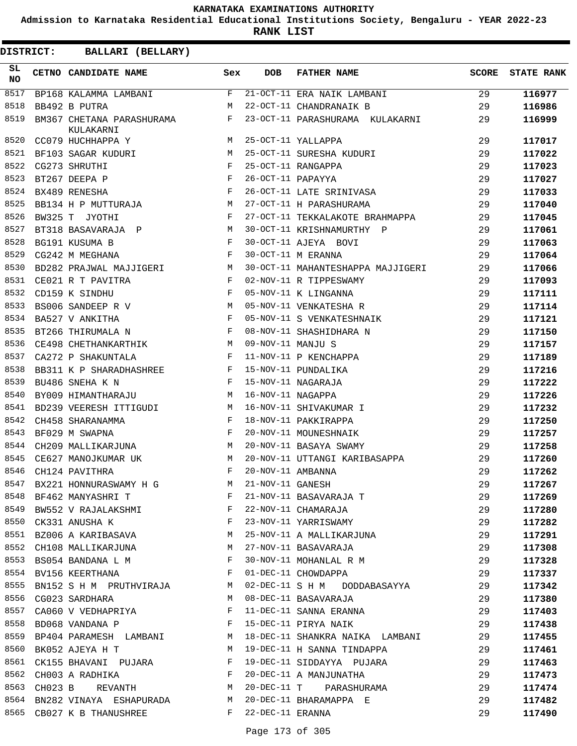# KARNATAKA EXAMINATIONS AUTHORITY

**Admission to Karnataka Residential Educational Institutions Society, Bengaluru - YEAR 2022-23**

**RANK LIST**

**DISTRICT: BALLARI (BELLARY)**

| SL NO | CETNO | CANDIDATE NAME | Sex | DOB | FATHER NAME | SCORE | STATE RANK |
|---|---|---|---|---|---|---|---|
| 8517 | BP168 | KALAMMA LAMBANI | F | 21-OCT-11 | ERA NAIK LAMBANI | 29 | **116977** |
| 8518 | BB492 | B PUTRA | M | 22-OCT-11 | CHANDRANAIK B | 29 | **116986** |
| 8519 | BM367 | CHETANA PARASHURAMA KULAKARNI | F | 23-OCT-11 | PARASHURAMA KULAKARNI | 29 | **116999** |
| 8520 | CC079 | HUCHHAPPA Y | M | 25-OCT-11 | YALLAPPA | 29 | **117017** |
| 8521 | BF103 | SAGAR KUDURI | M | 25-OCT-11 | SURESHA KUDURI | 29 | **117022** |
| 8522 | CG273 | SHRUTHI | F | 25-OCT-11 | RANGAPPA | 29 | **117023** |
| 8523 | BT267 | DEEPA P | F | 26-OCT-11 | PAPAYYA | 29 | **117027** |
| 8524 | BX489 | RENESHA | F | 26-OCT-11 | LATE SRINIVASA | 29 | **117033** |
| 8525 | BB134 | H P MUTTURAJA | M | 27-OCT-11 | H PARASHURAMA | 29 | **117040** |
| 8526 | BW325 | T JYOTHI | F | 27-OCT-11 | TEKKALAKOTE BRAHMAPPA | 29 | **117045** |
| 8527 | BT318 | BASAVARAJA P | M | 30-OCT-11 | KRISHNAMURTHY P | 29 | **117061** |
| 8528 | BG191 | KUSUMA B | F | 30-OCT-11 | AJEYA BOVI | 29 | **117063** |
| 8529 | CG242 | M MEGHANA | F | 30-OCT-11 | M ERANNA | 29 | **117064** |
| 8530 | BD282 | PRAJWAL MAJJIGERI | M | 30-OCT-11 | MAHANTESHAPPA MAJJIGERI | 29 | **117066** |
| 8531 | CE021 | R T PAVITRA | F | 02-NOV-11 | R TIPPESWAMY | 29 | **117093** |
| 8532 | CD159 | K SINDHU | F | 05-NOV-11 | K LINGANNA | 29 | **117111** |
| 8533 | BS006 | SANDEEP R V | M | 05-NOV-11 | VENKATESHA R | 29 | **117114** |
| 8534 | BA527 | V ANKITHA | F | 05-NOV-11 | S VENKATESHNAIK | 29 | **117121** |
| 8535 | BT266 | THIRUMALA N | F | 08-NOV-11 | SHASHIDHARA N | 29 | **117150** |
| 8536 | CE498 | CHETHANKARTHIK | M | 09-NOV-11 | MANJU S | 29 | **117157** |
| 8537 | CA272 | P SHAKUNTALA | F | 11-NOV-11 | P KENCHAPPA | 29 | **117189** |
| 8538 | BB311 | K P SHARADHASHREE | F | 15-NOV-11 | PUNDALIKA | 29 | **117216** |
| 8539 | BU486 | SNEHA K N | F | 15-NOV-11 | NAGARAJA | 29 | **117222** |
| 8540 | BY009 | HIMANTHARAJU | M | 16-NOV-11 | NAGAPPA | 29 | **117226** |
| 8541 | BD239 | VEERESH ITTIGUDI | M | 16-NOV-11 | SHIVAKUMAR I | 29 | **117232** |
| 8542 | CH458 | SHARANAMMA | F | 18-NOV-11 | PAKKIRAPPA | 29 | **117250** |
| 8543 | BF029 | M SWAPNA | F | 20-NOV-11 | MOUNESHNAIK | 29 | **117257** |
| 8544 | CH209 | MALLIKARJUNA | M | 20-NOV-11 | BASAYA SWAMY | 29 | **117258** |
| 8545 | CE627 | MANOJKUMAR UK | M | 20-NOV-11 | UTTANGI KARIBASAPPA | 29 | **117260** |
| 8546 | CH124 | PAVITHRA | F | 20-NOV-11 | AMBANNA | 29 | **117262** |
| 8547 | BX221 | HONNURASWAMY H G | M | 21-NOV-11 | GANESH | 29 | **117267** |
| 8548 | BF462 | MANYASHRI T | F | 21-NOV-11 | BASAVARAJA T | 29 | **117269** |
| 8549 | BW552 | V RAJALAKSHMI | F | 22-NOV-11 | CHAMARAJA | 29 | **117280** |
| 8550 | CK331 | ANUSHA K | F | 23-NOV-11 | YARRISWAMY | 29 | **117282** |
| 8551 | BZ006 | A KARIBASAVA | M | 25-NOV-11 | A MALLIKARJUNA | 29 | **117291** |
| 8552 | CH108 | MALLIKARJUNA | M | 27-NOV-11 | BASAVARAJA | 29 | **117308** |
| 8553 | BS054 | BANDANA L M | F | 30-NOV-11 | MOHANLAL R M | 29 | **117328** |
| 8554 | BV156 | KEERTHANA | F | 01-DEC-11 | CHOWDAPPA | 29 | **117337** |
| 8555 | BN152 | S H M PRUTHVIRAJA | M | 02-DEC-11 | S H M DODDABASAYYA | 29 | **117342** |
| 8556 | CG023 | SARDHARA | M | 08-DEC-11 | BASAVARAJA | 29 | **117380** |
| 8557 | CA060 | V VEDHAPRIYA | F | 11-DEC-11 | SANNA ERANNA | 29 | **117403** |
| 8558 | BD068 | VANDANA P | F | 15-DEC-11 | PIRYA NAIK | 29 | **117438** |
| 8559 | BP404 | PARAMESH LAMBANI | M | 18-DEC-11 | SHANKRA NAIKA LAMBANI | 29 | **117455** |
| 8560 | BK052 | AJEYA H T | M | 19-DEC-11 | H SANNA TINDAPPA | 29 | **117461** |
| 8561 | CK155 | BHAVANI PUJARA | F | 19-DEC-11 | SIDDAYYA PUJARA | 29 | **117463** |
| 8562 | CH003 | A RADHIKA | F | 20-DEC-11 | A MANJUNATHA | 29 | **117473** |
| 8563 | CH023 | B REVANTH | M | 20-DEC-11 | T PARASHURAMA | 29 | **117474** |
| 8564 | BN282 | VINAYA ESHAPURADA | M | 20-DEC-11 | BHARAMAPPA E | 29 | **117482** |
| 8565 | CB027 | K B THANUSHREE | F | 22-DEC-11 | ERANNA | 29 | **117490** |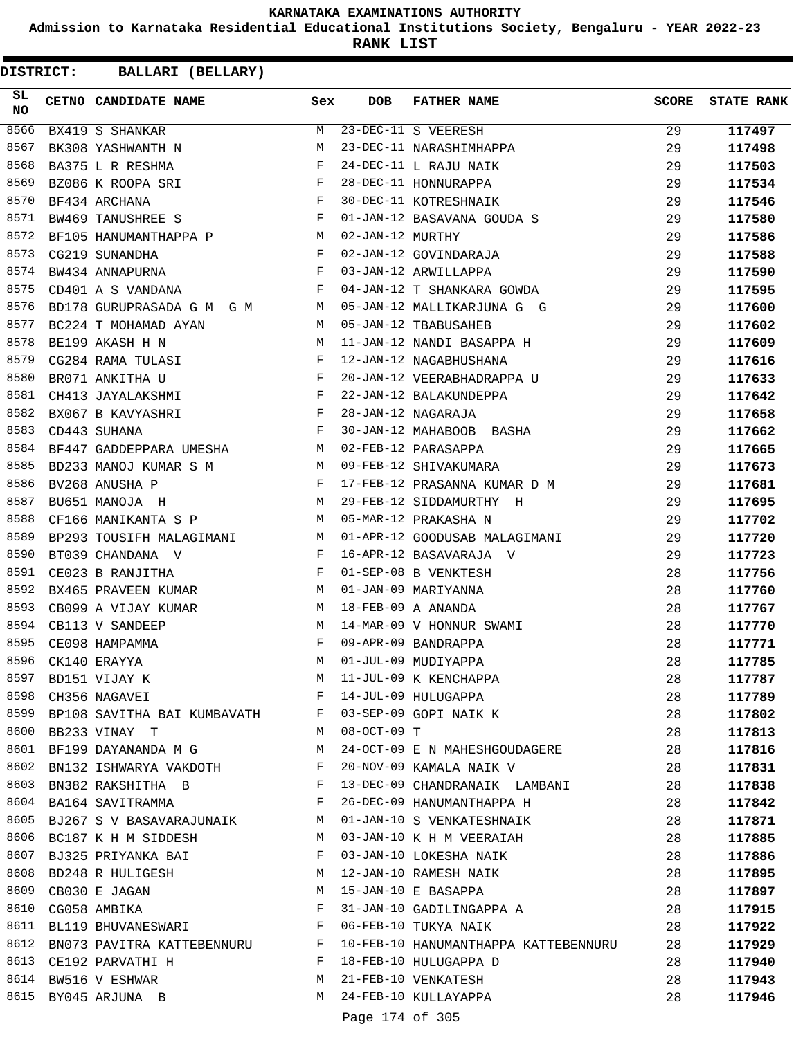# KARNATAKA EXAMINATIONS AUTHORITY

**Admission to Karnataka Residential Educational Institutions Society, Bengaluru - YEAR 2022-23**

**RANK LIST**

**DISTRICT: BALLARI (BELLARY)**

| SL NO | CETNO | CANDIDATE NAME | Sex | DOB | FATHER NAME | SCORE | STATE RANK |
|---|---|---|---|---|---|---|---|
| 8566 | BX419 | S SHANKAR | M | 23-DEC-11 | S VEERESH | 29 | 117497 |
| 8567 | BK308 | YASHWANTH N | M | 23-DEC-11 | NARASHIMHAPPA | 29 | 117498 |
| 8568 | BA375 | L R RESHMA | F | 24-DEC-11 | L RAJU NAIK | 29 | 117503 |
| 8569 | BZ086 | K ROOPA SRI | F | 28-DEC-11 | HONNURAPPA | 29 | 117534 |
| 8570 | BF434 | ARCHANA | F | 30-DEC-11 | KOTRESHNAIK | 29 | 117546 |
| 8571 | BW469 | TANUSHREE S | F | 01-JAN-12 | BASAVANA GOUDA S | 29 | 117580 |
| 8572 | BF105 | HANUMANTHAPPA P | M | 02-JAN-12 | MURTHY | 29 | 117586 |
| 8573 | CG219 | SUNANDHA | F | 02-JAN-12 | GOVINDARAJA | 29 | 117588 |
| 8574 | BW434 | ANNAPURNA | F | 03-JAN-12 | ARWILLAPPA | 29 | 117590 |
| 8575 | CD401 | A S VANDANA | F | 04-JAN-12 | T SHANKARA GOWDA | 29 | 117595 |
| 8576 | BD178 | GURUPRASADA G M G M | M | 05-JAN-12 | MALLIKARJUNA G G | 29 | 117600 |
| 8577 | BC224 | T MOHAMAD AYAN | M | 05-JAN-12 | TBABUSAHEB | 29 | 117602 |
| 8578 | BE199 | AKASH H N | M | 11-JAN-12 | NANDI BASAPPA H | 29 | 117609 |
| 8579 | CG284 | RAMA TULASI | F | 12-JAN-12 | NAGABHUSHANA | 29 | 117616 |
| 8580 | BR071 | ANKITHA U | F | 20-JAN-12 | VEERABHADRAPPA U | 29 | 117633 |
| 8581 | CH413 | JAYALAKSHMI | F | 22-JAN-12 | BALAKUNDEPPA | 29 | 117642 |
| 8582 | BX067 | B KAVYASHRI | F | 28-JAN-12 | NAGARAJA | 29 | 117658 |
| 8583 | CD443 | SUHANA | F | 30-JAN-12 | MAHABOOB BASHA | 29 | 117662 |
| 8584 | BF447 | GADDEPPARA UMESHA | M | 02-FEB-12 | PARASAPPA | 29 | 117665 |
| 8585 | BD233 | MANOJ KUMAR S M | M | 09-FEB-12 | SHIVAKUMARA | 29 | 117673 |
| 8586 | BV268 | ANUSHA P | F | 17-FEB-12 | PRASANNA KUMAR D M | 29 | 117681 |
| 8587 | BU651 | MANOJA H | M | 29-FEB-12 | SIDDAMURTHY H | 29 | 117695 |
| 8588 | CF166 | MANIKANTA S P | M | 05-MAR-12 | PRAKASHA N | 29 | 117702 |
| 8589 | BP293 | TOUSIFH MALAGIMANI | M | 01-APR-12 | GOODUSAB MALAGIMANI | 29 | 117720 |
| 8590 | BT039 | CHANDANA V | F | 16-APR-12 | BASAVARAJA V | 29 | 117723 |
| 8591 | CE023 | B RANJITHA | F | 01-SEP-08 | B VENKTESH | 28 | 117756 |
| 8592 | BX465 | PRAVEEN KUMAR | M | 01-JAN-09 | MARIYANNA | 28 | 117760 |
| 8593 | CB099 | A VIJAY KUMAR | M | 18-FEB-09 | A ANANDA | 28 | 117767 |
| 8594 | CB113 | V SANDEEP | M | 14-MAR-09 | V HONNUR SWAMI | 28 | 117770 |
| 8595 | CE098 | HAMPAMMA | F | 09-APR-09 | BANDRAPPA | 28 | 117771 |
| 8596 | CK140 | ERAYYA | M | 01-JUL-09 | MUDIYAPPA | 28 | 117785 |
| 8597 | BD151 | VIJAY K | M | 11-JUL-09 | K KENCHAPPA | 28 | 117787 |
| 8598 | CH356 | NAGAVEI | F | 14-JUL-09 | HULUGAPPA | 28 | 117789 |
| 8599 | BP108 | SAVITHA BAI KUMBAVATH | F | 03-SEP-09 | GOPI NAIK K | 28 | 117802 |
| 8600 | BB233 | VINAY T | M | 08-OCT-09 | T | 28 | 117813 |
| 8601 | BF199 | DAYANANDA M G | M | 24-OCT-09 | E N MAHESHGOUDAGERE | 28 | 117816 |
| 8602 | BN132 | ISHWARYA VAKDOTH | F | 20-NOV-09 | KAMALA NAIK V | 28 | 117831 |
| 8603 | BN382 | RAKSHITHA B | F | 13-DEC-09 | CHANDRANAIK LAMBANI | 28 | 117838 |
| 8604 | BA164 | SAVITRAMMA | F | 26-DEC-09 | HANUMANTHAPPA H | 28 | 117842 |
| 8605 | BJ267 | S V BASAVARAJUNAIK | M | 01-JAN-10 | S VENKATESHNAIK | 28 | 117871 |
| 8606 | BC187 | K H M SIDDESH | M | 03-JAN-10 | K H M VEERAIAH | 28 | 117885 |
| 8607 | BJ325 | PRIYANKA BAI | F | 03-JAN-10 | LOKESHA NAIK | 28 | 117886 |
| 8608 | BD248 | R HULIGESH | M | 12-JAN-10 | RAMESH NAIK | 28 | 117895 |
| 8609 | CB030 | E JAGAN | M | 15-JAN-10 | E BASAPPA | 28 | 117897 |
| 8610 | CG058 | AMBIKA | F | 31-JAN-10 | GADILINGAPPA A | 28 | 117915 |
| 8611 | BL119 | BHUVANESWARI | F | 06-FEB-10 | TUKYA NAIK | 28 | 117922 |
| 8612 | BN073 | PAVITRA KATTEBENNURU | F | 10-FEB-10 | HANUMANTHAPPA KATTEBENNURU | 28 | 117929 |
| 8613 | CE192 | PARVATHI H | F | 18-FEB-10 | HULUGAPPA D | 28 | 117940 |
| 8614 | BW516 | V ESHWAR | M | 21-FEB-10 | VENKATESH | 28 | 117943 |
| 8615 | BY045 | ARJUNA B | M | 24-FEB-10 | KULLAYAPPA | 28 | 117946 |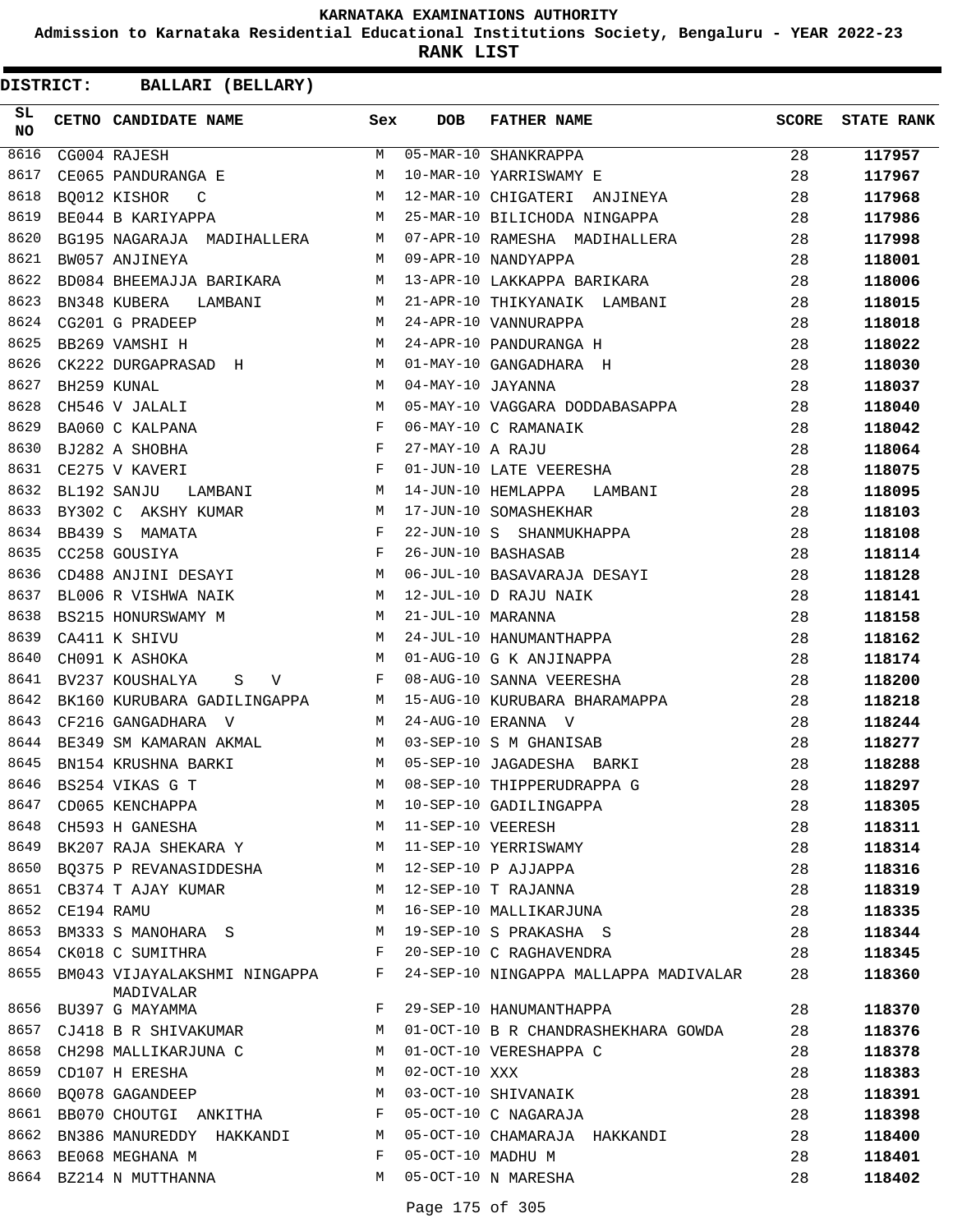# KARNATAKA EXAMINATIONS AUTHORITY

**Admission to Karnataka Residential Educational Institutions Society, Bengaluru - YEAR 2022-23**

**RANK LIST**

**DISTRICT: BALLARI (BELLARY)**

| SL NO | CETNO | CANDIDATE NAME | Sex | DOB | FATHER NAME | SCORE | STATE RANK |
|---|---|---|---|---|---|---|---|
| 8616 | CG004 | RAJESH | M | 05-MAR-10 | SHANKRAPPA | 28 | 117957 |
| 8617 | CE065 | PANDURANGA E | M | 10-MAR-10 | YARRISWAMY E | 28 | 117967 |
| 8618 | BQ012 | KISHOR C | M | 12-MAR-10 | CHIGATERI ANJINEYA | 28 | 117968 |
| 8619 | BE044 | B KARIYAPPA | M | 25-MAR-10 | BILICHODA NINGAPPA | 28 | 117986 |
| 8620 | BG195 | NAGARAJA MADIHALLERA | M | 07-APR-10 | RAMESHA MADIHALLERA | 28 | 117998 |
| 8621 | BW057 | ANJINEYA | M | 09-APR-10 | NANDYAPPA | 28 | 118001 |
| 8622 | BD084 | BHEEMAJJA BARIKARA | M | 13-APR-10 | LAKKAPPA BARIKARA | 28 | 118006 |
| 8623 | BN348 | KUBERA LAMBANI | M | 21-APR-10 | THIKYANAIK LAMBANI | 28 | 118015 |
| 8624 | CG201 | G PRADEEP | M | 24-APR-10 | VANNURAPPA | 28 | 118018 |
| 8625 | BB269 | VAMSHI H | M | 24-APR-10 | PANDURANGA H | 28 | 118022 |
| 8626 | CK222 | DURGAPRASAD H | M | 01-MAY-10 | GANGADHARA H | 28 | 118030 |
| 8627 | BH259 | KUNAL | M | 04-MAY-10 | JAYANNA | 28 | 118037 |
| 8628 | CH546 | V JALALI | M | 05-MAY-10 | VAGGARA DODDABASAPPA | 28 | 118040 |
| 8629 | BA060 | C KALPANA | F | 06-MAY-10 | C RAMANAIK | 28 | 118042 |
| 8630 | BJ282 | A SHOBHA | F | 27-MAY-10 | A RAJU | 28 | 118064 |
| 8631 | CE275 | V KAVERI | F | 01-JUN-10 | LATE VEERESHA | 28 | 118075 |
| 8632 | BL192 | SANJU LAMBANI | M | 14-JUN-10 | HEMLAPPA LAMBANI | 28 | 118095 |
| 8633 | BY302 | C AKSHY KUMAR | M | 17-JUN-10 | SOMASHEKHAR | 28 | 118103 |
| 8634 | BB439 | S MAMATA | F | 22-JUN-10 | S SHANMUKHAPPA | 28 | 118108 |
| 8635 | CC258 | GOUSIYA | F | 26-JUN-10 | BASHASAB | 28 | 118114 |
| 8636 | CD488 | ANJINI DESAYI | M | 06-JUL-10 | BASAVARAJA DESAYI | 28 | 118128 |
| 8637 | BL006 | R VISHWA NAIK | M | 12-JUL-10 | D RAJU NAIK | 28 | 118141 |
| 8638 | BS215 | HONURSWAMY M | M | 21-JUL-10 | MARANNA | 28 | 118158 |
| 8639 | CA411 | K SHIVU | M | 24-JUL-10 | HANUMANTHAPPA | 28 | 118162 |
| 8640 | CH091 | K ASHOKA | M | 01-AUG-10 | G K ANJINAPPA | 28 | 118174 |
| 8641 | BV237 | KOUSHALYA S V | F | 08-AUG-10 | SANNA VEERESHA | 28 | 118200 |
| 8642 | BK160 | KURUBARA GADILINGAPPA | M | 15-AUG-10 | KURUBARA BHARAMAPPA | 28 | 118218 |
| 8643 | CF216 | GANGADHARA V | M | 24-AUG-10 | ERANNA V | 28 | 118244 |
| 8644 | BE349 | SM KAMARAN AKMAL | M | 03-SEP-10 | S M GHANISAB | 28 | 118277 |
| 8645 | BN154 | KRUSHNA BARKI | M | 05-SEP-10 | JAGADESHA BARKI | 28 | 118288 |
| 8646 | BS254 | VIKAS G T | M | 08-SEP-10 | THIPPERUDRAPPA G | 28 | 118297 |
| 8647 | CD065 | KENCHAPPA | M | 10-SEP-10 | GADILINGAPPA | 28 | 118305 |
| 8648 | CH593 | H GANESHA | M | 11-SEP-10 | VEERESH | 28 | 118311 |
| 8649 | BK207 | RAJA SHEKARA Y | M | 11-SEP-10 | YERRISWAMY | 28 | 118314 |
| 8650 | BQ375 | P REVANASIDDESHA | M | 12-SEP-10 | P AJJAPPA | 28 | 118316 |
| 8651 | CB374 | T AJAY KUMAR | M | 12-SEP-10 | T RAJANNA | 28 | 118319 |
| 8652 | CE194 | RAMU | M | 16-SEP-10 | MALLIKARJUNA | 28 | 118335 |
| 8653 | BM333 | S MANOHARA S | M | 19-SEP-10 | S PRAKASHA S | 28 | 118344 |
| 8654 | CK018 | C SUMITHRA | F | 20-SEP-10 | C RAGHAVENDRA | 28 | 118345 |
| 8655 | BM043 | VIJAYALAKSHMI NINGAPPA MADIVALAR | F | 24-SEP-10 | NINGAPPA MALLAPPA MADIVALAR | 28 | 118360 |
| 8656 | BU397 | G MAYAMMA | F | 29-SEP-10 | HANUMANTHAPPA | 28 | 118370 |
| 8657 | CJ418 | B R SHIVAKUMAR | M | 01-OCT-10 | B R CHANDRASHEKHARA GOWDA | 28 | 118376 |
| 8658 | CH298 | MALLIKARJUNA C | M | 01-OCT-10 | VERESHAPPA C | 28 | 118378 |
| 8659 | CD107 | H ERESHA | M | 02-OCT-10 | XXX | 28 | 118383 |
| 8660 | BQ078 | GAGANDEEP | M | 03-OCT-10 | SHIVANAIK | 28 | 118391 |
| 8661 | BB070 | CHOUTGI ANKITHA | F | 05-OCT-10 | C NAGARAJA | 28 | 118398 |
| 8662 | BN386 | MANUREDDY HAKKANDI | M | 05-OCT-10 | CHAMARAJA HAKKANDI | 28 | 118400 |
| 8663 | BE068 | MEGHANA M | F | 05-OCT-10 | MADHU M | 28 | 118401 |
| 8664 | BZ214 | N MUTTHANNA | M | 05-OCT-10 | N MARESHA | 28 | 118402 |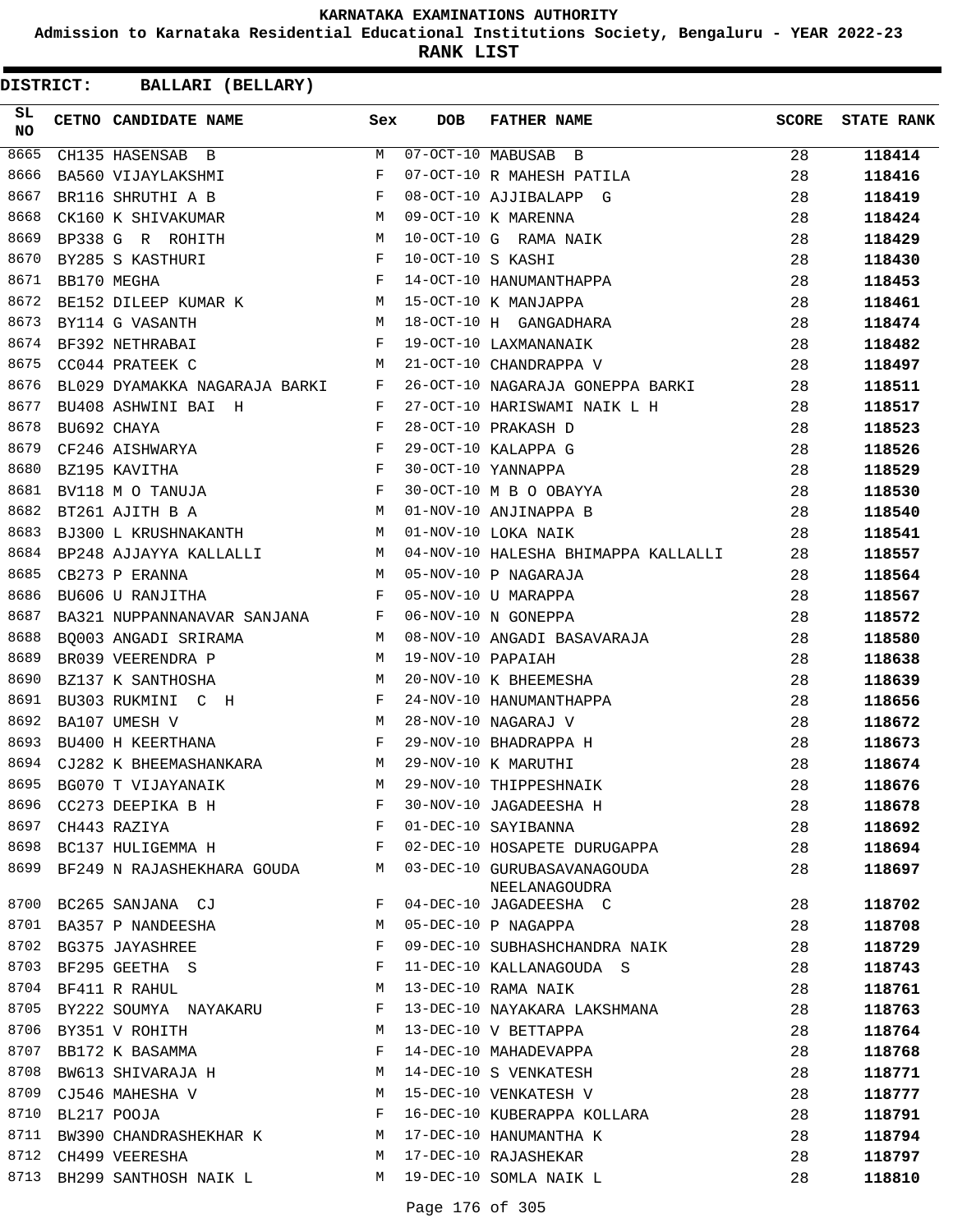**KARNATAKA EXAMINATIONS AUTHORITY**

**Admission to Karnataka Residential Educational Institutions Society, Bengaluru - YEAR 2022-23**

**RANK LIST**

**DISTRICT: BALLARI (BELLARY)**

| SL NO | CETNO | CANDIDATE NAME | Sex | DOB | FATHER NAME | SCORE | STATE RANK |
|---|---|---|---|---|---|---|---|
| 8665 | CH135 | HASENSAB B | M | 07-OCT-10 | MABUSAB B | 28 | 118414 |
| 8666 | BA560 | VIJAYLAKSHMI | F | 07-OCT-10 | R MAHESH PATILA | 28 | 118416 |
| 8667 | BR116 | SHRUTHI A B | F | 08-OCT-10 | AJJIBALAPP G | 28 | 118419 |
| 8668 | CK160 | K SHIVAKUMAR | M | 09-OCT-10 | K MARENNA | 28 | 118424 |
| 8669 | BP338 | G R ROHITH | M | 10-OCT-10 | G RAMA NAIK | 28 | 118429 |
| 8670 | BY285 | S KASTHURI | F | 10-OCT-10 | S KASHI | 28 | 118430 |
| 8671 | BB170 | MEGHA | F | 14-OCT-10 | HANUMANTHAPPA | 28 | 118453 |
| 8672 | BE152 | DILEEP KUMAR K | M | 15-OCT-10 | K MANJAPPA | 28 | 118461 |
| 8673 | BY114 | G VASANTH | M | 18-OCT-10 | H GANGADHARA | 28 | 118474 |
| 8674 | BF392 | NETHRABAI | F | 19-OCT-10 | LAXMANANAIK | 28 | 118482 |
| 8675 | CC044 | PRATEEK C | M | 21-OCT-10 | CHANDRAPPA V | 28 | 118497 |
| 8676 | BL029 | DYAMAKKA NAGARAJA BARKI | F | 26-OCT-10 | NAGARAJA GONEPPA BARKI | 28 | 118511 |
| 8677 | BU408 | ASHWINI BAI H | F | 27-OCT-10 | HARISWAMI NAIK L H | 28 | 118517 |
| 8678 | BU692 | CHAYA | F | 28-OCT-10 | PRAKASH D | 28 | 118523 |
| 8679 | CF246 | AISHWARYA | F | 29-OCT-10 | KALAPPA G | 28 | 118526 |
| 8680 | BZ195 | KAVITHA | F | 30-OCT-10 | YANNAPPA | 28 | 118529 |
| 8681 | BV118 | M O TANUJA | F | 30-OCT-10 | M B O OBAYYA | 28 | 118530 |
| 8682 | BT261 | AJITH B A | M | 01-NOV-10 | ANJINAPPA B | 28 | 118540 |
| 8683 | BJ300 | L KRUSHNAKANTH | M | 01-NOV-10 | LOKA NAIK | 28 | 118541 |
| 8684 | BP248 | AJJAYYA KALLALLI | M | 04-NOV-10 | HALESHA BHIMAPPA KALLALLI | 28 | 118557 |
| 8685 | CB273 | P ERANNA | M | 05-NOV-10 | P NAGARAJA | 28 | 118564 |
| 8686 | BU606 | U RANJITHA | F | 05-NOV-10 | U MARAPPA | 28 | 118567 |
| 8687 | BA321 | NUPPANNANAVAR SANJANA | F | 06-NOV-10 | N GONEPPA | 28 | 118572 |
| 8688 | BQ003 | ANGADI SRIRAMA | M | 08-NOV-10 | ANGADI BASAVARAJA | 28 | 118580 |
| 8689 | BR039 | VEERENDRA P | M | 19-NOV-10 | PAPAIAH | 28 | 118638 |
| 8690 | BZ137 | K SANTHOSHA | M | 20-NOV-10 | K BHEEMESHA | 28 | 118639 |
| 8691 | BU303 | RUKMINI C H | F | 24-NOV-10 | HANUMANTHAPPA | 28 | 118656 |
| 8692 | BA107 | UMESH V | M | 28-NOV-10 | NAGARAJ V | 28 | 118672 |
| 8693 | BU400 | H KEERTHANA | F | 29-NOV-10 | BHADRAPPA H | 28 | 118673 |
| 8694 | CJ282 | K BHEEMASHANKARA | M | 29-NOV-10 | K MARUTHI | 28 | 118674 |
| 8695 | BG070 | T VIJAYANAIK | M | 29-NOV-10 | THIPPESHNAIK | 28 | 118676 |
| 8696 | CC273 | DEEPIKA B H | F | 30-NOV-10 | JAGADEESHA H | 28 | 118678 |
| 8697 | CH443 | RAZIYA | F | 01-DEC-10 | SAYIBANNA | 28 | 118692 |
| 8698 | BC137 | HULIGEMMA H | F | 02-DEC-10 | HOSAPETE DURUGAPPA | 28 | 118694 |
| 8699 | BF249 | N RAJASHEKHARA GOUDA | M | 03-DEC-10 | GURUBASAVANAGOUDA NEELANAGOUDRA | 28 | 118697 |
| 8700 | BC265 | SANJANA CJ | F | 04-DEC-10 | JAGADEESHA C | 28 | 118702 |
| 8701 | BA357 | P NANDEESHA | M | 05-DEC-10 | P NAGAPPA | 28 | 118708 |
| 8702 | BG375 | JAYASHREE | F | 09-DEC-10 | SUBHASHCHANDRA NAIK | 28 | 118729 |
| 8703 | BF295 | GEETHA S | F | 11-DEC-10 | KALLANAGOUDA S | 28 | 118743 |
| 8704 | BF411 | R RAHUL | M | 13-DEC-10 | RAMA NAIK | 28 | 118761 |
| 8705 | BY222 | SOUMYA NAYAKARU | F | 13-DEC-10 | NAYAKARA LAKSHMANA | 28 | 118763 |
| 8706 | BY351 | V ROHITH | M | 13-DEC-10 | V BETTAPPA | 28 | 118764 |
| 8707 | BB172 | K BASAMMA | F | 14-DEC-10 | MAHADEVAPPA | 28 | 118768 |
| 8708 | BW613 | SHIVARAJA H | M | 14-DEC-10 | S VENKATESH | 28 | 118771 |
| 8709 | CJ546 | MAHESHA V | M | 15-DEC-10 | VENKATESH V | 28 | 118777 |
| 8710 | BL217 | POOJA | F | 16-DEC-10 | KUBERAPPA KOLLARA | 28 | 118791 |
| 8711 | BW390 | CHANDRASHEKHAR K | M | 17-DEC-10 | HANUMANTHA K | 28 | 118794 |
| 8712 | CH499 | VEERESHA | M | 17-DEC-10 | RAJASHEKAR | 28 | 118797 |
| 8713 | BH299 | SANTHOSH NAIK L | M | 19-DEC-10 | SOMLA NAIK L | 28 | 118810 |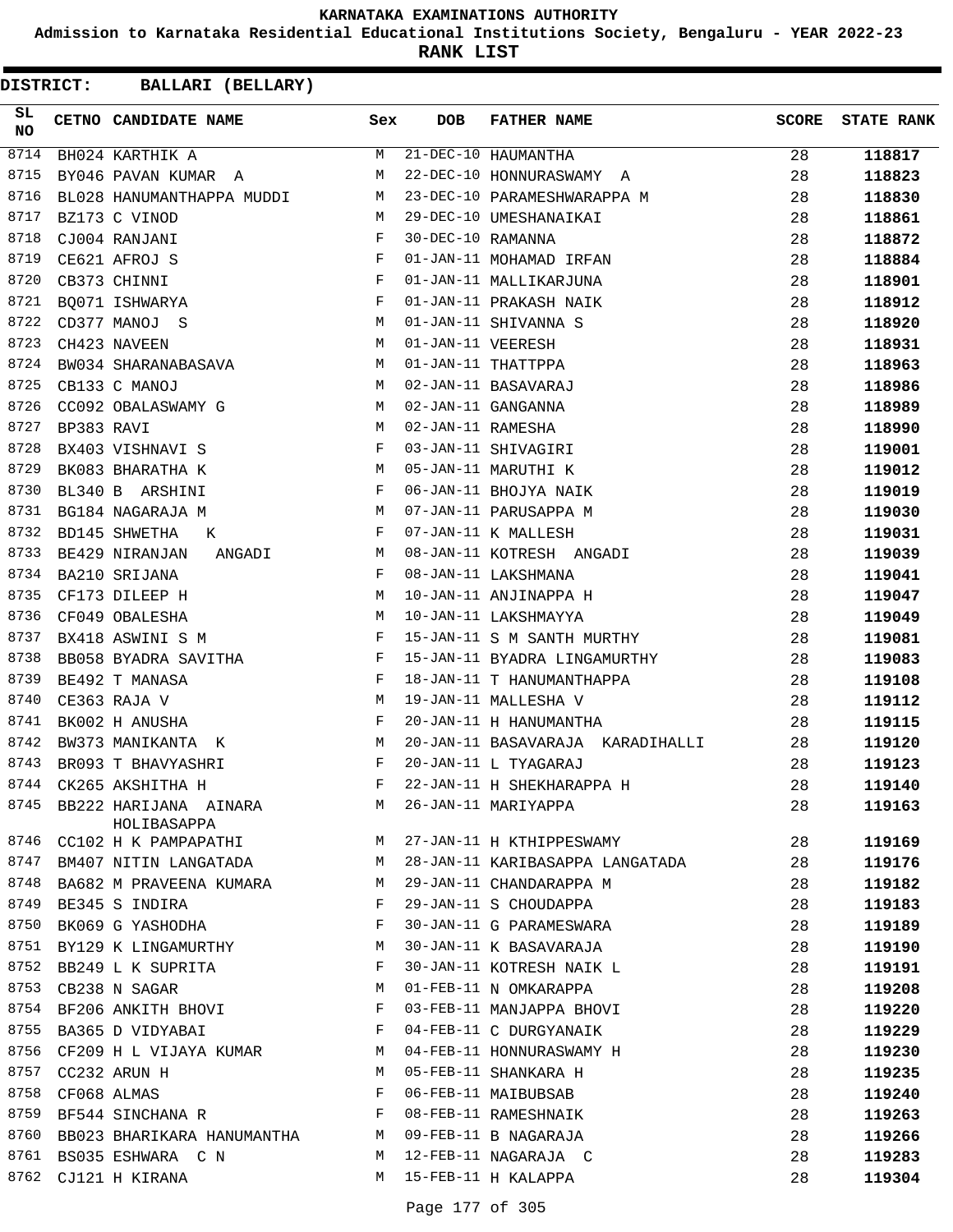KARNATAKA EXAMINATIONS AUTHORITY

Admission to Karnataka Residential Educational Institutions Society, Bengaluru - YEAR 2022-23

**RANK LIST**

**DISTRICT: BALLARI (BELLARY)**

| SL NO | CETNO | CANDIDATE NAME | Sex | DOB | FATHER NAME | SCORE | STATE RANK |
|---|---|---|---|---|---|---|---|
| 8714 | BH024 | KARTHIK A | M | 21-DEC-10 | HAUMANTHA | 28 | 118817 |
| 8715 | BY046 | PAVAN KUMAR A | M | 22-DEC-10 | HONNURASWAMY A | 28 | 118823 |
| 8716 | BL028 | HANUMANTHAPPA MUDDI | M | 23-DEC-10 | PARAMESHWARAPPA M | 28 | 118830 |
| 8717 | BZ173 | C VINOD | M | 29-DEC-10 | UMESHANAIKAI | 28 | 118861 |
| 8718 | CJ004 | RANJANI | F | 30-DEC-10 | RAMANNA | 28 | 118872 |
| 8719 | CE621 | AFROJ S | F | 01-JAN-11 | MOHAMAD IRFAN | 28 | 118884 |
| 8720 | CB373 | CHINNI | F | 01-JAN-11 | MALLIKARJUNA | 28 | 118901 |
| 8721 | BQ071 | ISHWARYA | F | 01-JAN-11 | PRAKASH NAIK | 28 | 118912 |
| 8722 | CD377 | MANOJ S | M | 01-JAN-11 | SHIVANNA S | 28 | 118920 |
| 8723 | CH423 | NAVEEN | M | 01-JAN-11 | VEERESH | 28 | 118931 |
| 8724 | BW034 | SHARANABASAVA | M | 01-JAN-11 | THATTPPA | 28 | 118963 |
| 8725 | CB133 | C MANOJ | M | 02-JAN-11 | BASAVARAJ | 28 | 118986 |
| 8726 | CC092 | OBALASWAMY G | M | 02-JAN-11 | GANGANNA | 28 | 118989 |
| 8727 | BP383 | RAVI | M | 02-JAN-11 | RAMESHA | 28 | 118990 |
| 8728 | BX403 | VISHNAVI S | F | 03-JAN-11 | SHIVAGIRI | 28 | 119001 |
| 8729 | BK083 | BHARATHA K | M | 05-JAN-11 | MARUTHI K | 28 | 119012 |
| 8730 | BL340 | B ARSHINI | F | 06-JAN-11 | BHOJYA NAIK | 28 | 119019 |
| 8731 | BG184 | NAGARAJA M | M | 07-JAN-11 | PARUSAPPA M | 28 | 119030 |
| 8732 | BD145 | SHWETHA K | F | 07-JAN-11 | K MALLESH | 28 | 119031 |
| 8733 | BE429 | NIRANJAN ANGADI | M | 08-JAN-11 | KOTRESH ANGADI | 28 | 119039 |
| 8734 | BA210 | SRIJANA | F | 08-JAN-11 | LAKSHMANA | 28 | 119041 |
| 8735 | CF173 | DILEEP H | M | 10-JAN-11 | ANJINAPPA H | 28 | 119047 |
| 8736 | CF049 | OBALESHA | M | 10-JAN-11 | LAKSHMAYYA | 28 | 119049 |
| 8737 | BX418 | ASWINI S M | F | 15-JAN-11 | S M SANTH MURTHY | 28 | 119081 |
| 8738 | BB058 | BYADRA SAVITHA | F | 15-JAN-11 | BYADRA LINGAMURTHY | 28 | 119083 |
| 8739 | BE492 | T MANASA | F | 18-JAN-11 | T HANUMANTHAPPA | 28 | 119108 |
| 8740 | CE363 | RAJA V | M | 19-JAN-11 | MALLESHA V | 28 | 119112 |
| 8741 | BK002 | H ANUSHA | F | 20-JAN-11 | H HANUMANTHA | 28 | 119115 |
| 8742 | BW373 | MANIKANTA K | M | 20-JAN-11 | BASAVARAJA KARADIHALLI | 28 | 119120 |
| 8743 | BR093 | T BHAVYASHRI | F | 20-JAN-11 | L TYAGARAJ | 28 | 119123 |
| 8744 | CK265 | AKSHITHA H | F | 22-JAN-11 | H SHEKHARAPPA H | 28 | 119140 |
| 8745 | BB222 | HARIJANA AINARA HOLIBASAPPA | M | 26-JAN-11 | MARIYAPPA | 28 | 119163 |
| 8746 | CC102 | H K PAMPAPATHI | M | 27-JAN-11 | H KTHIPPESWAMY | 28 | 119169 |
| 8747 | BM407 | NITIN LANGATADA | M | 28-JAN-11 | KARIBASAPPA LANGATADA | 28 | 119176 |
| 8748 | BA682 | M PRAVEENA KUMARA | M | 29-JAN-11 | CHANDARAPPA M | 28 | 119182 |
| 8749 | BE345 | S INDIRA | F | 29-JAN-11 | S CHOUDAPPA | 28 | 119183 |
| 8750 | BK069 | G YASHODHA | F | 30-JAN-11 | G PARAMESWARA | 28 | 119189 |
| 8751 | BY129 | K LINGAMURTHY | M | 30-JAN-11 | K BASAVARAJA | 28 | 119190 |
| 8752 | BB249 | L K SUPRITA | F | 30-JAN-11 | KOTRESH NAIK L | 28 | 119191 |
| 8753 | CB238 | N SAGAR | M | 01-FEB-11 | N OMKARAPPA | 28 | 119208 |
| 8754 | BF206 | ANKITH BHOVI | F | 03-FEB-11 | MANJAPPA BHOVI | 28 | 119220 |
| 8755 | BA365 | D VIDYABAI | F | 04-FEB-11 | C DURGYANAIK | 28 | 119229 |
| 8756 | CF209 | H L VIJAYA KUMAR | M | 04-FEB-11 | HONNURASWAMY H | 28 | 119230 |
| 8757 | CC232 | ARUN H | M | 05-FEB-11 | SHANKARA H | 28 | 119235 |
| 8758 | CF068 | ALMAS | F | 06-FEB-11 | MAIBUBSAB | 28 | 119240 |
| 8759 | BF544 | SINCHANA R | F | 08-FEB-11 | RAMESHNAIK | 28 | 119263 |
| 8760 | BB023 | BHARIKARA HANUMANTHA | M | 09-FEB-11 | B NAGARAJA | 28 | 119266 |
| 8761 | BS035 | ESHWARA C N | M | 12-FEB-11 | NAGARAJA C | 28 | 119283 |
| 8762 | CJ121 | H KIRANA | M | 15-FEB-11 | H KALAPPA | 28 | 119304 |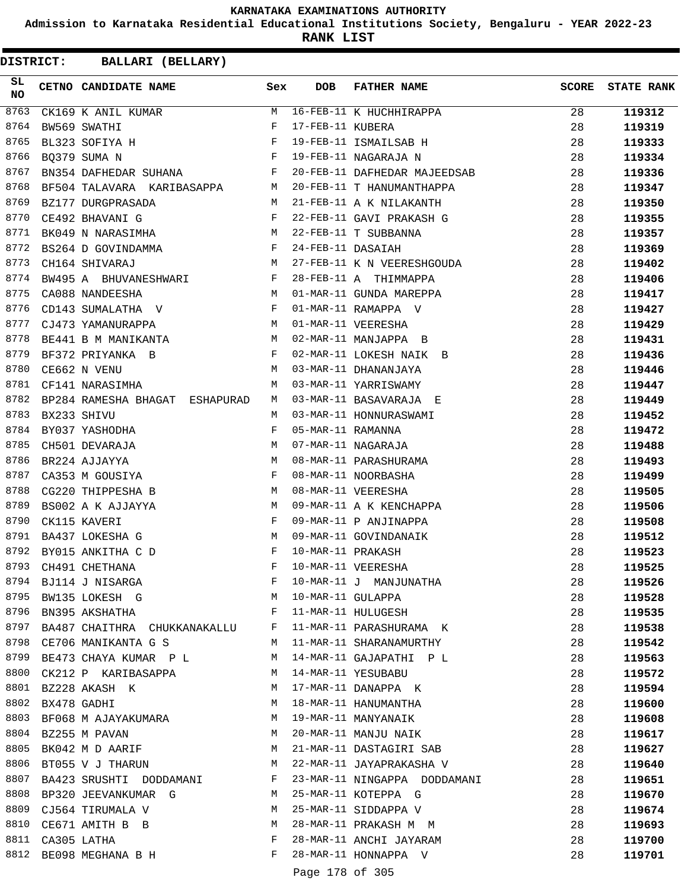KARNATAKA EXAMINATIONS AUTHORITY

Admission to Karnataka Residential Educational Institutions Society, Bengaluru - YEAR 2022-23

RANK LIST

DISTRICT: BALLARI (BELLARY)

| SL NO | CETNO | CANDIDATE NAME | Sex | DOB | FATHER NAME | SCORE | STATE RANK |
|---|---|---|---|---|---|---|---|
| 8763 | CK169 | K ANIL KUMAR | M | 16-FEB-11 | K HUCHHIRAPPA | 28 | 119312 |
| 8764 | BW569 | SWATHI | F | 17-FEB-11 | KUBERA | 28 | 119319 |
| 8765 | BL323 | SOFIYA H | F | 19-FEB-11 | ISMAILSAB H | 28 | 119333 |
| 8766 | BQ379 | SUMA N | F | 19-FEB-11 | NAGARAJA N | 28 | 119334 |
| 8767 | BN354 | DAFHEDAR SUHANA | F | 20-FEB-11 | DAFHEDAR MAJEEDSAB | 28 | 119336 |
| 8768 | BF504 | TALAVARA KARIBASAPPA | M | 20-FEB-11 | T HANUMANTHAPPA | 28 | 119347 |
| 8769 | BZ177 | DURGPRASADA | M | 21-FEB-11 | A K NILAKANTH | 28 | 119350 |
| 8770 | CE492 | BHAVANI G | F | 22-FEB-11 | GAVI PRAKASH G | 28 | 119355 |
| 8771 | BK049 | N NARASIMHA | M | 22-FEB-11 | T SUBBANNA | 28 | 119357 |
| 8772 | BS264 | D GOVINDAMMA | F | 24-FEB-11 | DASAIAH | 28 | 119369 |
| 8773 | CH164 | SHIVARAJ | M | 27-FEB-11 | K N VEERESHGOUDA | 28 | 119402 |
| 8774 | BW495 | A BHUVANESHWARI | F | 28-FEB-11 | A THIMMAPPA | 28 | 119406 |
| 8775 | CA088 | NANDEESHA | M | 01-MAR-11 | GUNDA MAREPPA | 28 | 119417 |
| 8776 | CD143 | SUMALATHA V | F | 01-MAR-11 | RAMAPPA V | 28 | 119427 |
| 8777 | CJ473 | YAMANURAPPA | M | 01-MAR-11 | VEERESHA | 28 | 119429 |
| 8778 | BE441 | B M MANIKANTA | M | 02-MAR-11 | MANJAPPA B | 28 | 119431 |
| 8779 | BF372 | PRIYANKA B | F | 02-MAR-11 | LOKESH NAIK B | 28 | 119436 |
| 8780 | CE662 | N VENU | M | 03-MAR-11 | DHANANJAYA | 28 | 119446 |
| 8781 | CF141 | NARASIMHA | M | 03-MAR-11 | YARRISWAMY | 28 | 119447 |
| 8782 | BP284 | RAMESHA BHAGAT ESHAPURAD | M | 03-MAR-11 | BASAVARAJA E | 28 | 119449 |
| 8783 | BX233 | SHIVU | M | 03-MAR-11 | HONNURASWAMI | 28 | 119452 |
| 8784 | BY037 | YASHODHA | F | 05-MAR-11 | RAMANNA | 28 | 119472 |
| 8785 | CH501 | DEVARAJA | M | 07-MAR-11 | NAGARAJA | 28 | 119488 |
| 8786 | BR224 | AJJAYYA | M | 08-MAR-11 | PARASHURAMA | 28 | 119493 |
| 8787 | CA353 | M GOUSIYA | F | 08-MAR-11 | NOORBASHA | 28 | 119499 |
| 8788 | CG220 | THIPPESHA B | M | 08-MAR-11 | VEERESHA | 28 | 119505 |
| 8789 | BS002 | A K AJJAYYA | M | 09-MAR-11 | A K KENCHAPPA | 28 | 119506 |
| 8790 | CK115 | KAVERI | F | 09-MAR-11 | P ANJINAPPA | 28 | 119508 |
| 8791 | BA437 | LOKESHA G | M | 09-MAR-11 | GOVINDANAIK | 28 | 119512 |
| 8792 | BY015 | ANKITHA C D | F | 10-MAR-11 | PRAKASH | 28 | 119523 |
| 8793 | CH491 | CHETHANA | F | 10-MAR-11 | VEERESHA | 28 | 119525 |
| 8794 | BJ114 | J NISARGA | F | 10-MAR-11 | J MANJUNATHA | 28 | 119526 |
| 8795 | BW135 | LOKESH G | M | 10-MAR-11 | GULAPPA | 28 | 119528 |
| 8796 | BN395 | AKSHATHA | F | 11-MAR-11 | HULUGESH | 28 | 119535 |
| 8797 | BA487 | CHAITHRA CHUKKANAKALLU | F | 11-MAR-11 | PARASHURAMA K | 28 | 119538 |
| 8798 | CE706 | MANIKANTA G S | M | 11-MAR-11 | SHARANAMURTHY | 28 | 119542 |
| 8799 | BE473 | CHAYA KUMAR P L | M | 14-MAR-11 | GAJAPATHI P L | 28 | 119563 |
| 8800 | CK212 | P KARIBASAPPA | M | 14-MAR-11 | YESUBABU | 28 | 119572 |
| 8801 | BZ228 | AKASH K | M | 17-MAR-11 | DANAPPA K | 28 | 119594 |
| 8802 | BX478 | GADHI | M | 18-MAR-11 | HANUMANTHA | 28 | 119600 |
| 8803 | BF068 | M AJAYAKUMARA | M | 19-MAR-11 | MANYANAIK | 28 | 119608 |
| 8804 | BZ255 | M PAVAN | M | 20-MAR-11 | MANJU NAIK | 28 | 119617 |
| 8805 | BK042 | M D AARIF | M | 21-MAR-11 | DASTAGIRI SAB | 28 | 119627 |
| 8806 | BT055 | V J THARUN | M | 22-MAR-11 | JAYAPRAKASHA V | 28 | 119640 |
| 8807 | BA423 | SRUSHTI DODDAMANI | F | 23-MAR-11 | NINGAPPA DODDAMANI | 28 | 119651 |
| 8808 | BP320 | JEEVANKUMAR G | M | 25-MAR-11 | KOTEPPA G | 28 | 119670 |
| 8809 | CJ564 | TIRUMALA V | M | 25-MAR-11 | SIDDAPPA V | 28 | 119674 |
| 8810 | CE671 | AMITH B B | M | 28-MAR-11 | PRAKASH M M | 28 | 119693 |
| 8811 | CA305 | LATHA | F | 28-MAR-11 | ANCHI JAYARAM | 28 | 119700 |
| 8812 | BE098 | MEGHANA B H | F | 28-MAR-11 | HONNAPPA V | 28 | 119701 |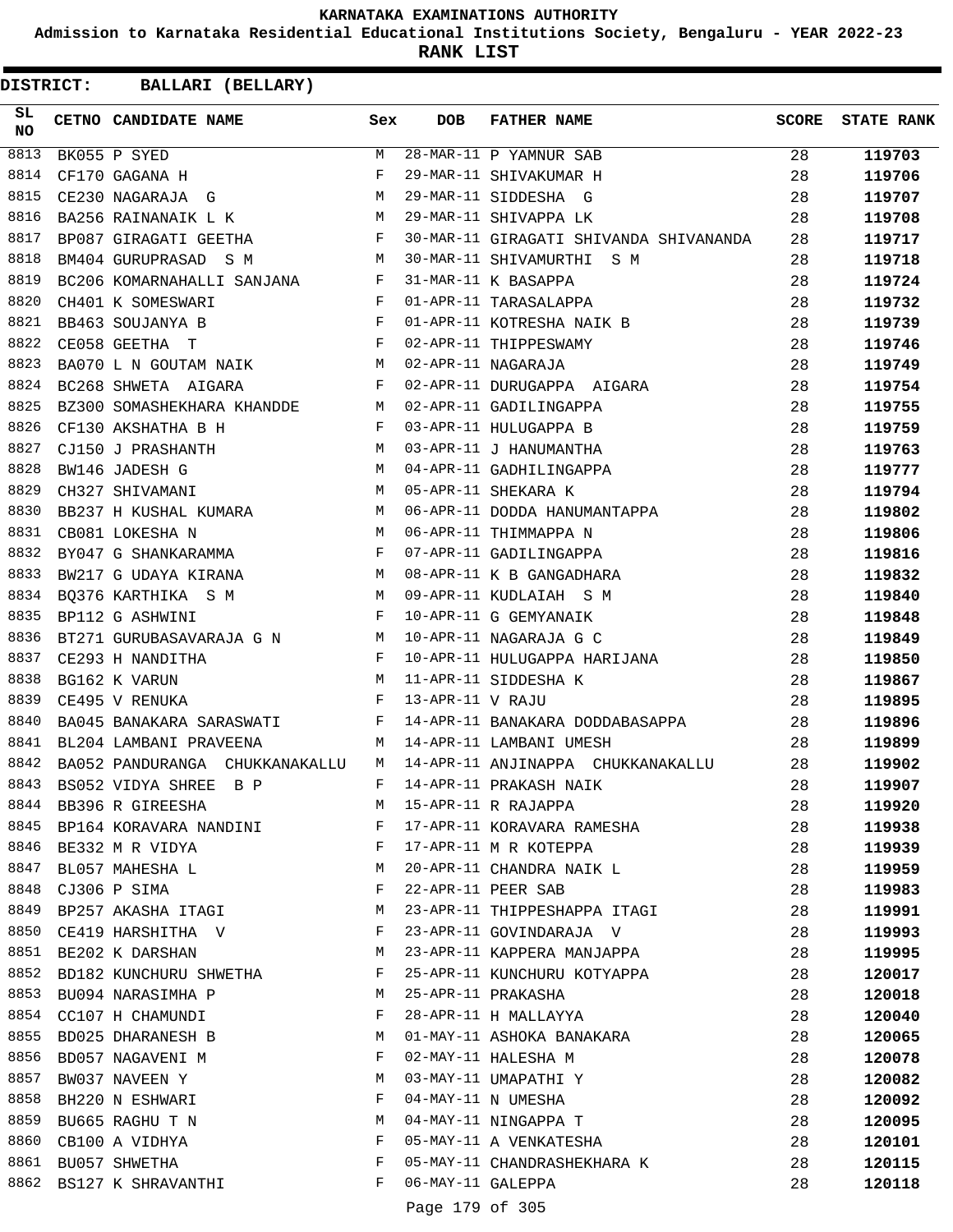# KARNATAKA EXAMINATIONS AUTHORITY

**Admission to Karnataka Residential Educational Institutions Society, Bengaluru - YEAR 2022-23**

**RANK LIST**

**DISTRICT: BALLARI (BELLARY)**

| SL NO | CETNO | CANDIDATE NAME | Sex | DOB | FATHER NAME | SCORE | STATE RANK |
|---|---|---|---|---|---|---|---|
| 8813 | BK055 | P SYED | M | 28-MAR-11 | P YAMNUR SAB | 28 | 119703 |
| 8814 | CF170 | GAGANA H | F | 29-MAR-11 | SHIVAKUMAR H | 28 | 119706 |
| 8815 | CE230 | NAGARAJA G | M | 29-MAR-11 | SIDDESHA G | 28 | 119707 |
| 8816 | BA256 | RAINANAIK L K | M | 29-MAR-11 | SHIVAPPA LK | 28 | 119708 |
| 8817 | BP087 | GIRAGATI GEETHA | F | 30-MAR-11 | GIRAGATI SHIVANDA SHIVANANDA | 28 | 119717 |
| 8818 | BM404 | GURUPRASAD S M | M | 30-MAR-11 | SHIVAMURTHI S M | 28 | 119718 |
| 8819 | BC206 | KOMARNAHALLI SANJANA | F | 31-MAR-11 | K BASAPPA | 28 | 119724 |
| 8820 | CH401 | K SOMESWARI | F | 01-APR-11 | TARASALAPPA | 28 | 119732 |
| 8821 | BB463 | SOUJANYA B | F | 01-APR-11 | KOTRESHA NAIK B | 28 | 119739 |
| 8822 | CE058 | GEETHA T | F | 02-APR-11 | THIPPESWAMY | 28 | 119746 |
| 8823 | BA070 | L N GOUTAM NAIK | M | 02-APR-11 | NAGARAJA | 28 | 119749 |
| 8824 | BC268 | SHWETA AIGARA | F | 02-APR-11 | DURUGAPPA AIGARA | 28 | 119754 |
| 8825 | BZ300 | SOMASHEKHARA KHANDDE | M | 02-APR-11 | GADILINGAPPA | 28 | 119755 |
| 8826 | CF130 | AKSHATHA B H | F | 03-APR-11 | HULUGAPPA B | 28 | 119759 |
| 8827 | CJ150 | J PRASHANTH | M | 03-APR-11 | J HANUMANTHA | 28 | 119763 |
| 8828 | BW146 | JADESH G | M | 04-APR-11 | GADHILINGAPPA | 28 | 119777 |
| 8829 | CH327 | SHIVAMANI | M | 05-APR-11 | SHEKARA K | 28 | 119794 |
| 8830 | BB237 | H KUSHAL KUMARA | M | 06-APR-11 | DODDA HANUMANTAPPA | 28 | 119802 |
| 8831 | CB081 | LOKESHA N | M | 06-APR-11 | THIMMAPPA N | 28 | 119806 |
| 8832 | BY047 | G SHANKARAMMA | F | 07-APR-11 | GADILINGAPPA | 28 | 119816 |
| 8833 | BW217 | G UDAYA KIRANA | M | 08-APR-11 | K B GANGADHARA | 28 | 119832 |
| 8834 | BQ376 | KARTHIKA S M | M | 09-APR-11 | KUDLAIAH S M | 28 | 119840 |
| 8835 | BP112 | G ASHWINI | F | 10-APR-11 | G GEMYANAIK | 28 | 119848 |
| 8836 | BT271 | GURUBASAVARAJA G N | M | 10-APR-11 | NAGARAJA G C | 28 | 119849 |
| 8837 | CE293 | H NANDITHA | F | 10-APR-11 | HULUGAPPA HARIJANA | 28 | 119850 |
| 8838 | BG162 | K VARUN | M | 11-APR-11 | SIDDESHA K | 28 | 119867 |
| 8839 | CE495 | V RENUKA | F | 13-APR-11 | V RAJU | 28 | 119895 |
| 8840 | BA045 | BANAKARA SARASWATI | F | 14-APR-11 | BANAKARA DODDABASAPPA | 28 | 119896 |
| 8841 | BL204 | LAMBANI PRAVEENA | M | 14-APR-11 | LAMBANI UMESH | 28 | 119899 |
| 8842 | BA052 | PANDURANGA CHUKKANAKALLU | M | 14-APR-11 | ANJINAPPA CHUKKANAKALLU | 28 | 119902 |
| 8843 | BS052 | VIDYA SHREE B P | F | 14-APR-11 | PRAKASH NAIK | 28 | 119907 |
| 8844 | BB396 | R GIREESHA | M | 15-APR-11 | R RAJAPPA | 28 | 119920 |
| 8845 | BP164 | KORAVARA NANDINI | F | 17-APR-11 | KORAVARA RAMESHA | 28 | 119938 |
| 8846 | BE332 | M R VIDYA | F | 17-APR-11 | M R KOTEPPA | 28 | 119939 |
| 8847 | BL057 | MAHESHA L | M | 20-APR-11 | CHANDRA NAIK L | 28 | 119959 |
| 8848 | CJ306 | P SIMA | F | 22-APR-11 | PEER SAB | 28 | 119983 |
| 8849 | BP257 | AKASHA ITAGI | M | 23-APR-11 | THIPPESHAPPA ITAGI | 28 | 119991 |
| 8850 | CE419 | HARSHITHA V | F | 23-APR-11 | GOVINDARAJA V | 28 | 119993 |
| 8851 | BE202 | K DARSHAN | M | 23-APR-11 | KAPPERA MANJAPPA | 28 | 119995 |
| 8852 | BD182 | KUNCHURU SHWETHA | F | 25-APR-11 | KUNCHURU KOTYAPPA | 28 | 120017 |
| 8853 | BU094 | NARASIMHA P | M | 25-APR-11 | PRAKASHA | 28 | 120018 |
| 8854 | CC107 | H CHAMUNDI | F | 28-APR-11 | H MALLAYYA | 28 | 120040 |
| 8855 | BD025 | DHARANESH B | M | 01-MAY-11 | ASHOKA BANAKARA | 28 | 120065 |
| 8856 | BD057 | NAGAVENI M | F | 02-MAY-11 | HALESHA M | 28 | 120078 |
| 8857 | BW037 | NAVEEN Y | M | 03-MAY-11 | UMAPATHI Y | 28 | 120082 |
| 8858 | BH220 | N ESHWARI | F | 04-MAY-11 | N UMESHA | 28 | 120092 |
| 8859 | BU665 | RAGHU T N | M | 04-MAY-11 | NINGAPPA T | 28 | 120095 |
| 8860 | CB100 | A VIDHYA | F | 05-MAY-11 | A VENKATESHA | 28 | 120101 |
| 8861 | BU057 | SHWETHA | F | 05-MAY-11 | CHANDRASHEKHARA K | 28 | 120115 |
| 8862 | BS127 | K SHRAVANTHI | F | 06-MAY-11 | GALEPPA | 28 | 120118 |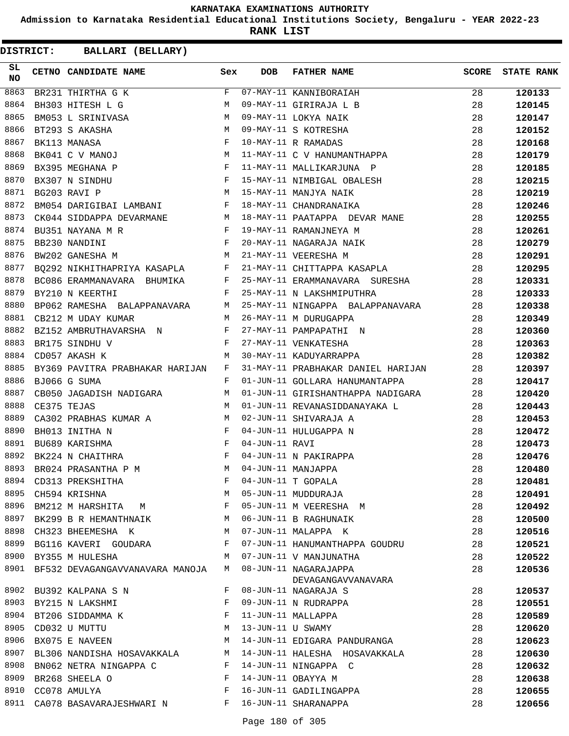# KARNATAKA EXAMINATIONS AUTHORITY

**Admission to Karnataka Residential Educational Institutions Society, Bengaluru - YEAR 2022-23**

**RANK LIST**

**DISTRICT: BALLARI (BELLARY)**

| SL NO | CETNO | CANDIDATE NAME | Sex | DOB | FATHER NAME | SCORE | STATE RANK |
|---|---|---|---|---|---|---|---|
| 8863 | BR231 | THIRTHA G K | F | 07-MAY-11 | KANNIBORAIAH | 28 | 120133 |
| 8864 | BH303 | HITESH L G | M | 09-MAY-11 | GIRIRAJA L B | 28 | 120145 |
| 8865 | BM053 | L SRINIVASA | M | 09-MAY-11 | LOKYA NAIK | 28 | 120147 |
| 8866 | BT293 | S AKASHA | M | 09-MAY-11 | S KOTRESHA | 28 | 120152 |
| 8867 | BK113 | MANASA | F | 10-MAY-11 | R RAMADAS | 28 | 120168 |
| 8868 | BK041 | C V MANOJ | M | 11-MAY-11 | C V HANUMANTHAPPA | 28 | 120179 |
| 8869 | BX395 | MEGHANA P | F | 11-MAY-11 | MALLIKARJUNA P | 28 | 120185 |
| 8870 | BX307 | N SINDHU | F | 15-MAY-11 | NIMBIGAL OBALESH | 28 | 120215 |
| 8871 | BG203 | RAVI P | M | 15-MAY-11 | MANJYA NAIK | 28 | 120219 |
| 8872 | BM054 | DARIGIBAI LAMBANI | F | 18-MAY-11 | CHANDRANAIKA | 28 | 120246 |
| 8873 | CK044 | SIDDAPPA DEVARMANE | M | 18-MAY-11 | PAATAPPA DEVAR MANE | 28 | 120255 |
| 8874 | BU351 | NAYANA M R | F | 19-MAY-11 | RAMANJNEYA M | 28 | 120261 |
| 8875 | BB230 | NANDINI | F | 20-MAY-11 | NAGARAJA NAIK | 28 | 120279 |
| 8876 | BW202 | GANESHA M | M | 21-MAY-11 | VEERESHA M | 28 | 120291 |
| 8877 | BQ292 | NIKHITHAPRIYA KASAPLA | F | 21-MAY-11 | CHITTAPPA KASAPLA | 28 | 120295 |
| 8878 | BC086 | ERAMMANAVARA BHUMIKA | F | 25-MAY-11 | ERAMMANAVARA SURESHA | 28 | 120331 |
| 8879 | BY210 | N KEERTHI | F | 25-MAY-11 | N LAKSHMIPUTHRA | 28 | 120333 |
| 8880 | BP062 | RAMESHA BALAPPANAVARA | M | 25-MAY-11 | NINGAPPA BALAPPANAVARA | 28 | 120338 |
| 8881 | CB212 | M UDAY KUMAR | M | 26-MAY-11 | M DURUGAPPA | 28 | 120349 |
| 8882 | BZ152 | AMBRUTHAVARSHA N | F | 27-MAY-11 | PAMPAPATHI N | 28 | 120360 |
| 8883 | BR175 | SINDHU V | F | 27-MAY-11 | VENKATESHA | 28 | 120363 |
| 8884 | CD057 | AKASH K | M | 30-MAY-11 | KADUYARRAPPA | 28 | 120382 |
| 8885 | BY369 | PAVITRA PRABHAKAR HARIJAN | F | 31-MAY-11 | PRABHAKAR DANIEL HARIJAN | 28 | 120397 |
| 8886 | BJ066 | G SUMA | F | 01-JUN-11 | GOLLARA HANUMANTAPPA | 28 | 120417 |
| 8887 | CB050 | JAGADISH NADIGARA | M | 01-JUN-11 | GIRISHANTHAPPA NADIGARA | 28 | 120420 |
| 8888 | CE375 | TEJAS | M | 01-JUN-11 | REVANASIDDANAYAKA L | 28 | 120443 |
| 8889 | CA302 | PRABHAS KUMAR A | M | 02-JUN-11 | SHIVARAJA A | 28 | 120453 |
| 8890 | BH013 | INITHA N | F | 04-JUN-11 | HULUGAPPA N | 28 | 120472 |
| 8891 | BU689 | KARISHMA | F | 04-JUN-11 | RAVI | 28 | 120473 |
| 8892 | BK224 | N CHAITHRA | F | 04-JUN-11 | N PAKIRAPPA | 28 | 120476 |
| 8893 | BR024 | PRASANTHA P M | M | 04-JUN-11 | MANJAPPA | 28 | 120480 |
| 8894 | CD313 | PREKSHITHA | F | 04-JUN-11 | T GOPALA | 28 | 120481 |
| 8895 | CH594 | KRISHNA | M | 05-JUN-11 | MUDDURAJA | 28 | 120491 |
| 8896 | BM212 | M HARSHITA M | F | 05-JUN-11 | M VEERESHA M | 28 | 120492 |
| 8897 | BK299 | B R HEMANTHNAIK | M | 06-JUN-11 | B RAGHUNAIK | 28 | 120500 |
| 8898 | CH323 | BHEEMESHA K | M | 07-JUN-11 | MALAPPA K | 28 | 120516 |
| 8899 | BG116 | KAVERI GOUDARA | F | 07-JUN-11 | HANUMANTHAPPA GOUDRU | 28 | 120521 |
| 8900 | BY355 | M HULESHA | M | 07-JUN-11 | V MANJUNATHA | 28 | 120522 |
| 8901 | BF532 | DEVAGANGAVVANAVARA MANOJA | M | 08-JUN-11 | NAGARAJAPPA DEVAGANGAVVANAVARA | 28 | 120536 |
| 8902 | BU392 | KALPANA S N | F | 08-JUN-11 | NAGARAJA S | 28 | 120537 |
| 8903 | BY215 | N LAKSHMI | F | 09-JUN-11 | N RUDRAPPA | 28 | 120551 |
| 8904 | BT206 | SIDDAMMA K | F | 11-JUN-11 | MALLAPPA | 28 | 120589 |
| 8905 | CD032 | U MUTTU | M | 13-JUN-11 | U SWAMY | 28 | 120620 |
| 8906 | BX075 | E NAVEEN | M | 14-JUN-11 | EDIGARA PANDURANGA | 28 | 120623 |
| 8907 | BL306 | NANDISHA HOSAVAKKALA | M | 14-JUN-11 | HALESHA HOSAVAKKALA | 28 | 120630 |
| 8908 | BN062 | NETRA NINGAPPA C | F | 14-JUN-11 | NINGAPPA C | 28 | 120632 |
| 8909 | BR268 | SHEELA O | F | 14-JUN-11 | OBAYYA M | 28 | 120638 |
| 8910 | CC078 | AMULYA | F | 16-JUN-11 | GADILINGAPPA | 28 | 120655 |
| 8911 | CA078 | BASAVARAJESHWARI N | F | 16-JUN-11 | SHARANAPPA | 28 | 120656 |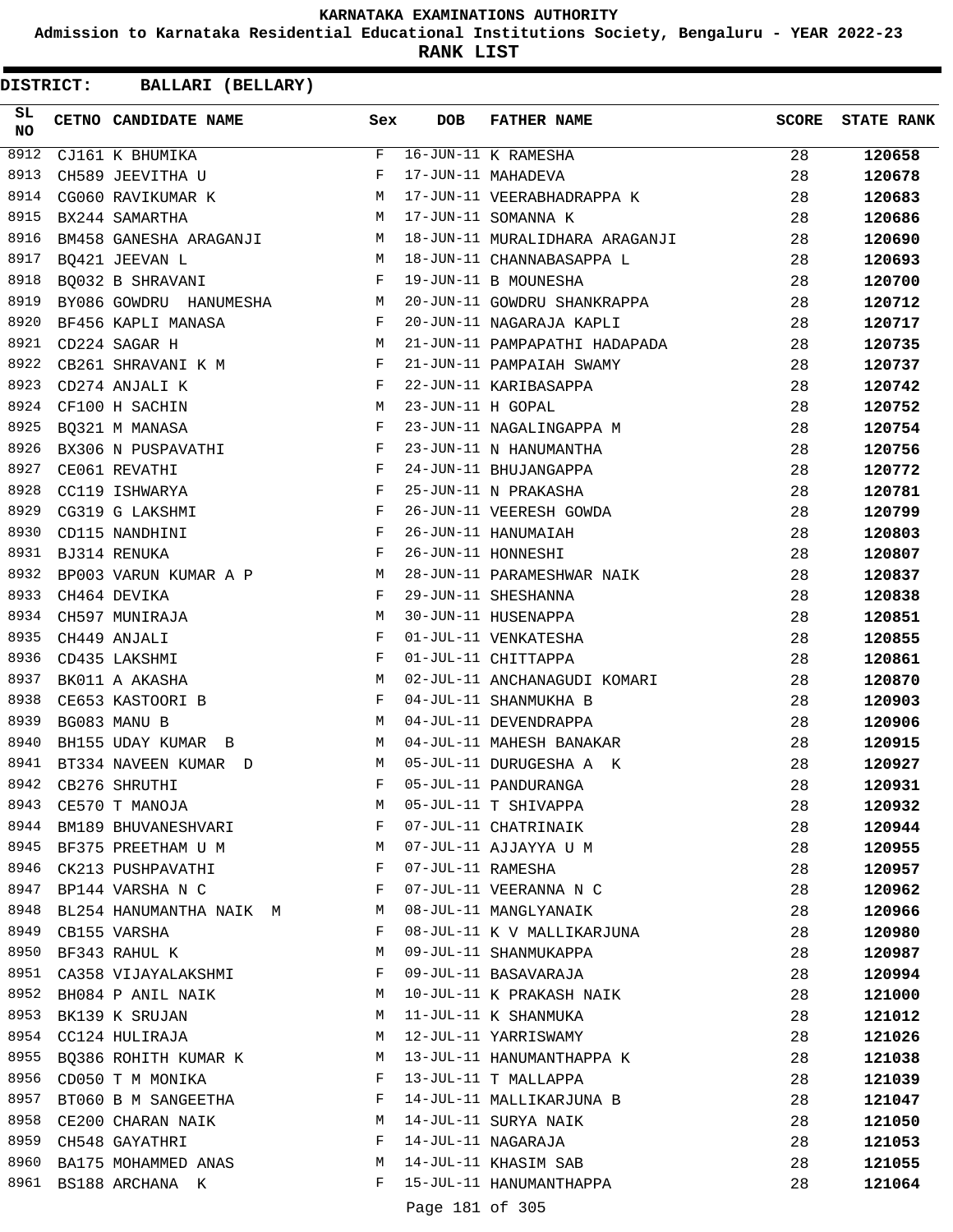KARNATAKA EXAMINATIONS AUTHORITY

Admission to Karnataka Residential Educational Institutions Society, Bengaluru - YEAR 2022-23

**RANK LIST**

**DISTRICT: BALLARI (BELLARY)**

| SL NO | CETNO | CANDIDATE NAME | Sex | DOB | FATHER NAME | SCORE | STATE RANK |
|---|---|---|---|---|---|---|---|
| 8912 | CJ161 | K BHUMIKA | F | 16-JUN-11 | K RAMESHA | 28 | **120658** |
| 8913 | CH589 | JEEVITHA U | F | 17-JUN-11 | MAHADEVA | 28 | **120678** |
| 8914 | CG060 | RAVIKUMAR K | M | 17-JUN-11 | VEERABHADRAPPA K | 28 | **120683** |
| 8915 | BX244 | SAMARTHA | M | 17-JUN-11 | SOMANNA K | 28 | **120686** |
| 8916 | BM458 | GANESHA ARAGANJI | M | 18-JUN-11 | MURALIDHARA ARAGANJI | 28 | **120690** |
| 8917 | BQ421 | JEEVAN L | M | 18-JUN-11 | CHANNABASAPPA L | 28 | **120693** |
| 8918 | BQ032 | B SHRAVANI | F | 19-JUN-11 | B MOUNESHA | 28 | **120700** |
| 8919 | BY086 | GOWDRU HANUMESHA | M | 20-JUN-11 | GOWDRU SHANKRAPPA | 28 | **120712** |
| 8920 | BF456 | KAPLI MANASA | F | 20-JUN-11 | NAGARAJA KAPLI | 28 | **120717** |
| 8921 | CD224 | SAGAR H | M | 21-JUN-11 | PAMPAPATHI HADAPADA | 28 | **120735** |
| 8922 | CB261 | SHRAVANI K M | F | 21-JUN-11 | PAMPAIAH SWAMY | 28 | **120737** |
| 8923 | CD274 | ANJALI K | F | 22-JUN-11 | KARIBASAPPA | 28 | **120742** |
| 8924 | CF100 | H SACHIN | M | 23-JUN-11 | H GOPAL | 28 | **120752** |
| 8925 | BQ321 | M MANASA | F | 23-JUN-11 | NAGALINGAPPA M | 28 | **120754** |
| 8926 | BX306 | N PUSPAVATHI | F | 23-JUN-11 | N HANUMANTHA | 28 | **120756** |
| 8927 | CE061 | REVATHI | F | 24-JUN-11 | BHUJANGAPPA | 28 | **120772** |
| 8928 | CC119 | ISHWARYA | F | 25-JUN-11 | N PRAKASHA | 28 | **120781** |
| 8929 | CG319 | G LAKSHMI | F | 26-JUN-11 | VEERESH GOWDA | 28 | **120799** |
| 8930 | CD115 | NANDHINI | F | 26-JUN-11 | HANUMAIAH | 28 | **120803** |
| 8931 | BJ314 | RENUKA | F | 26-JUN-11 | HONNESHI | 28 | **120807** |
| 8932 | BP003 | VARUN KUMAR A P | M | 28-JUN-11 | PARAMESHWAR NAIK | 28 | **120837** |
| 8933 | CH464 | DEVIKA | F | 29-JUN-11 | SHESHANNA | 28 | **120838** |
| 8934 | CH597 | MUNIRAJA | M | 30-JUN-11 | HUSENAPPA | 28 | **120851** |
| 8935 | CH449 | ANJALI | F | 01-JUL-11 | VENKATESHA | 28 | **120855** |
| 8936 | CD435 | LAKSHMI | F | 01-JUL-11 | CHITTAPPA | 28 | **120861** |
| 8937 | BK011 | A AKASHA | M | 02-JUL-11 | ANCHANAGUDI KOMARI | 28 | **120870** |
| 8938 | CE653 | KASTOORI B | F | 04-JUL-11 | SHANMUKHA B | 28 | **120903** |
| 8939 | BG083 | MANU B | M | 04-JUL-11 | DEVENDRAPPA | 28 | **120906** |
| 8940 | BH155 | UDAY KUMAR B | M | 04-JUL-11 | MAHESH BANAKAR | 28 | **120915** |
| 8941 | BT334 | NAVEEN KUMAR D | M | 05-JUL-11 | DURUGESHA A K | 28 | **120927** |
| 8942 | CB276 | SHRUTHI | F | 05-JUL-11 | PANDURANGA | 28 | **120931** |
| 8943 | CE570 | T MANOJA | M | 05-JUL-11 | T SHIVAPPA | 28 | **120932** |
| 8944 | BM189 | BHUVANESHVARI | F | 07-JUL-11 | CHATRINAIK | 28 | **120944** |
| 8945 | BF375 | PREETHAM U M | M | 07-JUL-11 | AJJAYYA U M | 28 | **120955** |
| 8946 | CK213 | PUSHPAVATHI | F | 07-JUL-11 | RAMESHA | 28 | **120957** |
| 8947 | BP144 | VARSHA N C | F | 07-JUL-11 | VEERANNA N C | 28 | **120962** |
| 8948 | BL254 | HANUMANTHA NAIK M | M | 08-JUL-11 | MANGLYANAIK | 28 | **120966** |
| 8949 | CB155 | VARSHA | F | 08-JUL-11 | K V MALLIKARJUNA | 28 | **120980** |
| 8950 | BF343 | RAHUL K | M | 09-JUL-11 | SHANMUKAPPA | 28 | **120987** |
| 8951 | CA358 | VIJAYALAKSHMI | F | 09-JUL-11 | BASAVARAJA | 28 | **120994** |
| 8952 | BH084 | P ANIL NAIK | M | 10-JUL-11 | K PRAKASH NAIK | 28 | **121000** |
| 8953 | BK139 | K SRUJAN | M | 11-JUL-11 | K SHANMUKA | 28 | **121012** |
| 8954 | CC124 | HULIRAJA | M | 12-JUL-11 | YARRISWAMY | 28 | **121026** |
| 8955 | BQ386 | ROHITH KUMAR K | M | 13-JUL-11 | HANUMANTHAPPA K | 28 | **121038** |
| 8956 | CD050 | T M MONIKA | F | 13-JUL-11 | T MALLAPPA | 28 | **121039** |
| 8957 | BT060 | B M SANGEETHA | F | 14-JUL-11 | MALLIKARJUNA B | 28 | **121047** |
| 8958 | CE200 | CHARAN NAIK | M | 14-JUL-11 | SURYA NAIK | 28 | **121050** |
| 8959 | CH548 | GAYATHRI | F | 14-JUL-11 | NAGARAJA | 28 | **121053** |
| 8960 | BA175 | MOHAMMED ANAS | M | 14-JUL-11 | KHASIM SAB | 28 | **121055** |
| 8961 | BS188 | ARCHANA K | F | 15-JUL-11 | HANUMANTHAPPA | 28 | **121064** |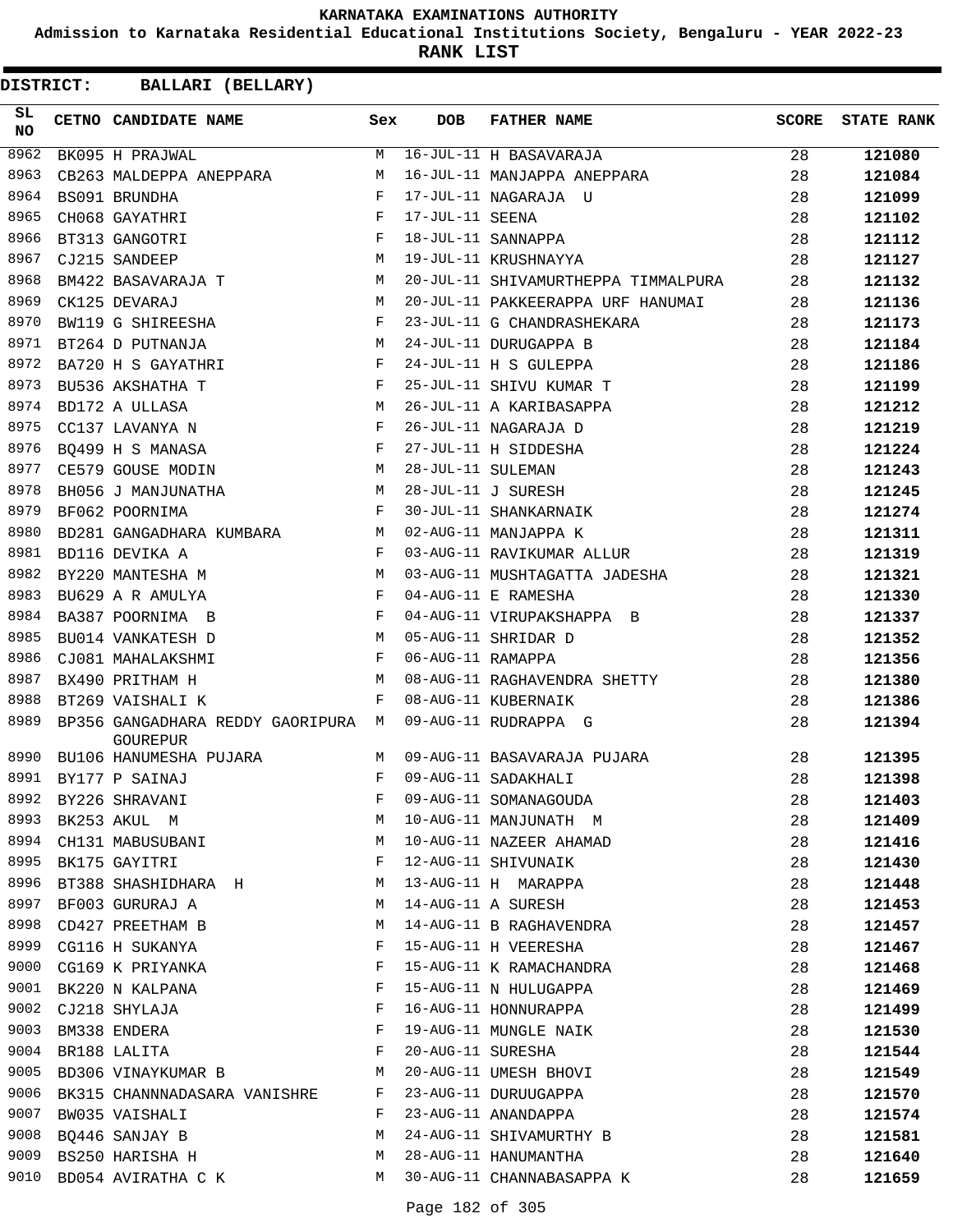KARNATAKA EXAMINATIONS AUTHORITY

Admission to Karnataka Residential Educational Institutions Society, Bengaluru - YEAR 2022-23

**RANK LIST**

**DISTRICT: BALLARI (BELLARY)**

| SL NO | CETNO | CANDIDATE NAME | Sex | DOB | FATHER NAME | SCORE | STATE RANK |
|---|---|---|---|---|---|---|---|
| 8962 | BK095 | H PRAJWAL | M | 16-JUL-11 | H BASAVARAJA | 28 | **121080** |
| 8963 | CB263 | MALDEPPA ANEPPARA | M | 16-JUL-11 | MANJAPPA ANEPPARA | 28 | **121084** |
| 8964 | BS091 | BRUNDHA | F | 17-JUL-11 | NAGARAJA U | 28 | **121099** |
| 8965 | CH068 | GAYATHRI | F | 17-JUL-11 | SEENA | 28 | **121102** |
| 8966 | BT313 | GANGOTRI | F | 18-JUL-11 | SANNAPPA | 28 | **121112** |
| 8967 | CJ215 | SANDEEP | M | 19-JUL-11 | KRUSHNAYYA | 28 | **121127** |
| 8968 | BM422 | BASAVARAJA T | M | 20-JUL-11 | SHIVAMURTHEPPA TIMMALPURA | 28 | **121132** |
| 8969 | CK125 | DEVARAJ | M | 20-JUL-11 | PAKKEERAPPA URF HANUMAI | 28 | **121136** |
| 8970 | BW119 | G SHIREESHA | F | 23-JUL-11 | G CHANDRASHEKARA | 28 | **121173** |
| 8971 | BT264 | D PUTNANJA | M | 24-JUL-11 | DURUGAPPA B | 28 | **121184** |
| 8972 | BA720 | H S GAYATHRI | F | 24-JUL-11 | H S GULEPPA | 28 | **121186** |
| 8973 | BU536 | AKSHATHA T | F | 25-JUL-11 | SHIVU KUMAR T | 28 | **121199** |
| 8974 | BD172 | A ULLASA | M | 26-JUL-11 | A KARIBASAPPA | 28 | **121212** |
| 8975 | CC137 | LAVANYA N | F | 26-JUL-11 | NAGARAJA D | 28 | **121219** |
| 8976 | BQ499 | H S MANASA | F | 27-JUL-11 | H SIDDESHA | 28 | **121224** |
| 8977 | CE579 | GOUSE MODIN | M | 28-JUL-11 | SULEMAN | 28 | **121243** |
| 8978 | BH056 | J MANJUNATHA | M | 28-JUL-11 | J SURESH | 28 | **121245** |
| 8979 | BF062 | POORNIMA | F | 30-JUL-11 | SHANKARNAIK | 28 | **121274** |
| 8980 | BD281 | GANGADHARA KUMBARA | M | 02-AUG-11 | MANJAPPA K | 28 | **121311** |
| 8981 | BD116 | DEVIKA A | F | 03-AUG-11 | RAVIKUMAR ALLUR | 28 | **121319** |
| 8982 | BY220 | MANTESHA M | M | 03-AUG-11 | MUSHTAGATTA JADESHA | 28 | **121321** |
| 8983 | BU629 | A R AMULYA | F | 04-AUG-11 | E RAMESHA | 28 | **121330** |
| 8984 | BA387 | POORNIMA B | F | 04-AUG-11 | VIRUPAKSHAPPA B | 28 | **121337** |
| 8985 | BU014 | VANKATESH D | M | 05-AUG-11 | SHRIDAR D | 28 | **121352** |
| 8986 | CJ081 | MAHALAKSHMI | F | 06-AUG-11 | RAMAPPA | 28 | **121356** |
| 8987 | BX490 | PRITHAM H | M | 08-AUG-11 | RAGHAVENDRA SHETTY | 28 | **121380** |
| 8988 | BT269 | VAISHALI K | F | 08-AUG-11 | KUBERNAIK | 28 | **121386** |
| 8989 | BP356 | GANGADHARA REDDY GAORIPURA GOUREPUR | M | 09-AUG-11 | RUDRAPPA G | 28 | **121394** |
| 8990 | BU106 | HANUMESHA PUJARA | M | 09-AUG-11 | BASAVARAJA PUJARA | 28 | **121395** |
| 8991 | BY177 | P SAINAJ | F | 09-AUG-11 | SADAKHALI | 28 | **121398** |
| 8992 | BY226 | SHRAVANI | F | 09-AUG-11 | SOMANAGOUDA | 28 | **121403** |
| 8993 | BK253 | AKUL M | M | 10-AUG-11 | MANJUNATH M | 28 | **121409** |
| 8994 | CH131 | MABUSUBANI | M | 10-AUG-11 | NAZEER AHAMAD | 28 | **121416** |
| 8995 | BK175 | GAYITRI | F | 12-AUG-11 | SHIVUNAIK | 28 | **121430** |
| 8996 | BT388 | SHASHIDHARA H | M | 13-AUG-11 | H MARAPPA | 28 | **121448** |
| 8997 | BF003 | GURURAJ A | M | 14-AUG-11 | A SURESH | 28 | **121453** |
| 8998 | CD427 | PREETHAM B | M | 14-AUG-11 | B RAGHAVENDRA | 28 | **121457** |
| 8999 | CG116 | H SUKANYA | F | 15-AUG-11 | H VEERESHA | 28 | **121467** |
| 9000 | CG169 | K PRIYANKA | F | 15-AUG-11 | K RAMACHANDRA | 28 | **121468** |
| 9001 | BK220 | N KALPANA | F | 15-AUG-11 | N HULUGAPPA | 28 | **121469** |
| 9002 | CJ218 | SHYLAJA | F | 16-AUG-11 | HONNURAPPA | 28 | **121499** |
| 9003 | BM338 | ENDERA | F | 19-AUG-11 | MUNGLE NAIK | 28 | **121530** |
| 9004 | BR188 | LALITA | F | 20-AUG-11 | SURESHA | 28 | **121544** |
| 9005 | BD306 | VINAYKUMAR B | M | 20-AUG-11 | UMESH BHOVI | 28 | **121549** |
| 9006 | BK315 | CHANNNADASARA VANISHRE | F | 23-AUG-11 | DURUUGAPPA | 28 | **121570** |
| 9007 | BW035 | VAISHALI | F | 23-AUG-11 | ANANDAPPA | 28 | **121574** |
| 9008 | BQ446 | SANJAY B | M | 24-AUG-11 | SHIVAMURTHY B | 28 | **121581** |
| 9009 | BS250 | HARISHA H | M | 28-AUG-11 | HANUMANTHA | 28 | **121640** |
| 9010 | BD054 | AVIRATHA C K | M | 30-AUG-11 | CHANNABASAPPA K | 28 | **121659** |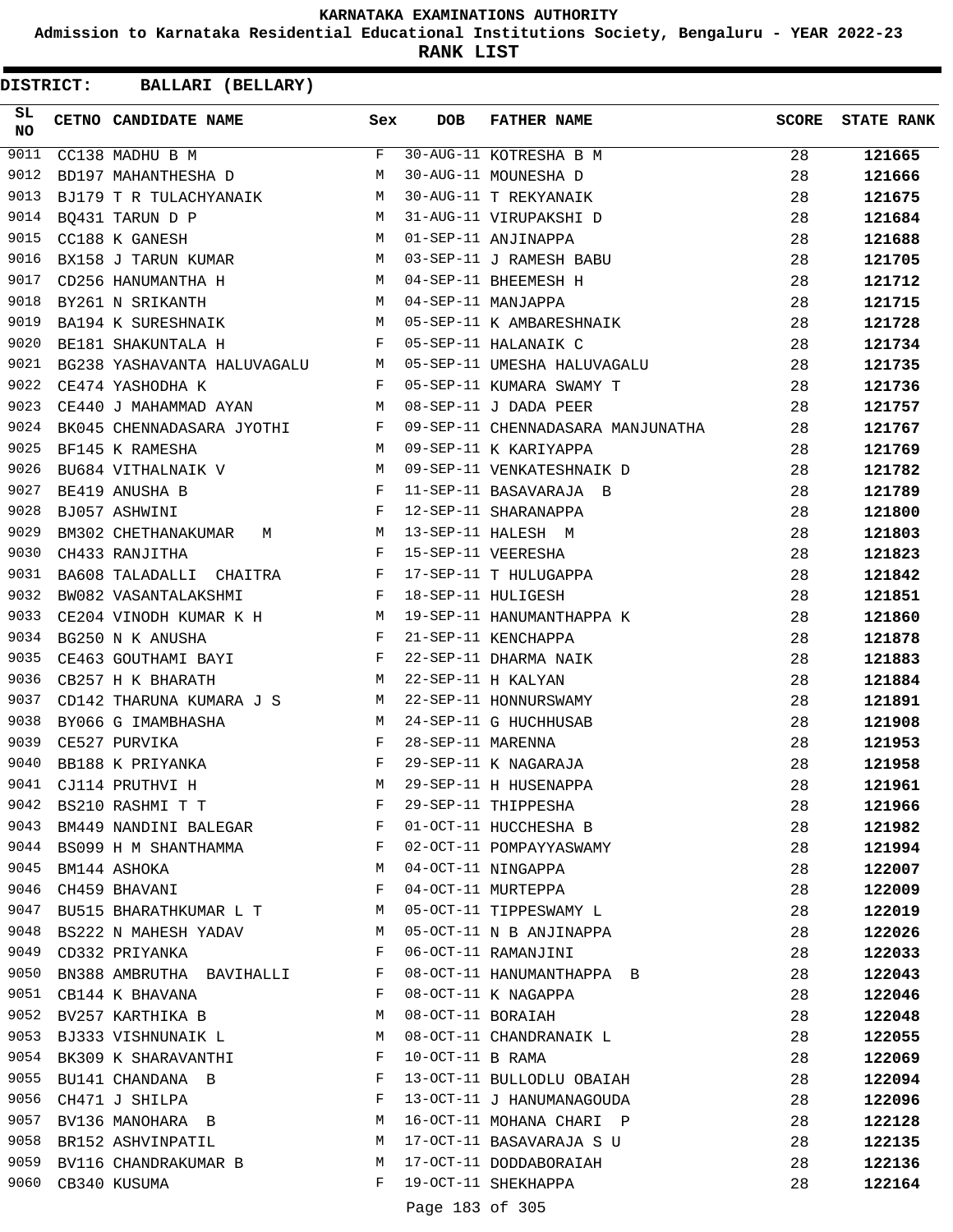KARNATAKA EXAMINATIONS AUTHORITY

Admission to Karnataka Residential Educational Institutions Society, Bengaluru - YEAR 2022-23

**RANK LIST**

**DISTRICT: BALLARI (BELLARY)**

| SL NO | CETNO | CANDIDATE NAME | Sex | DOB | FATHER NAME | SCORE | STATE RANK |
|---|---|---|---|---|---|---|---|
| 9011 | CC138 | MADHU B M | F | 30-AUG-11 | KOTRESHA B M | 28 | **121665** |
| 9012 | BD197 | MAHANTHESHA D | M | 30-AUG-11 | MOUNESHA D | 28 | **121666** |
| 9013 | BJ179 | T R TULACHYANAIK | M | 30-AUG-11 | T REKYANAIK | 28 | **121675** |
| 9014 | BQ431 | TARUN D P | M | 31-AUG-11 | VIRUPAKSHI D | 28 | **121684** |
| 9015 | CC188 | K GANESH | M | 01-SEP-11 | ANJINAPPA | 28 | **121688** |
| 9016 | BX158 | J TARUN KUMAR | M | 03-SEP-11 | J RAMESH BABU | 28 | **121705** |
| 9017 | CD256 | HANUMANTHA H | M | 04-SEP-11 | BHEEMESH H | 28 | **121712** |
| 9018 | BY261 | N SRIKANTH | M | 04-SEP-11 | MANJAPPA | 28 | **121715** |
| 9019 | BA194 | K SURESHNAIK | M | 05-SEP-11 | K AMBARESHNAIK | 28 | **121728** |
| 9020 | BE181 | SHAKUNTALA H | F | 05-SEP-11 | HALANAIK C | 28 | **121734** |
| 9021 | BG238 | YASHAVANTA HALUVAGALU | M | 05-SEP-11 | UMESHA HALUVAGALU | 28 | **121735** |
| 9022 | CE474 | YASHODHA K | F | 05-SEP-11 | KUMARA SWAMY T | 28 | **121736** |
| 9023 | CE440 | J MAHAMMAD AYAN | M | 08-SEP-11 | J DADA PEER | 28 | **121757** |
| 9024 | BK045 | CHENNADASARA JYOTHI | F | 09-SEP-11 | CHENNADASARA MANJUNATHA | 28 | **121767** |
| 9025 | BF145 | K RAMESHA | M | 09-SEP-11 | K KARIYAPPA | 28 | **121769** |
| 9026 | BU684 | VITHALNAIK V | M | 09-SEP-11 | VENKATESHNAIK D | 28 | **121782** |
| 9027 | BE419 | ANUSHA B | F | 11-SEP-11 | BASAVARAJA B | 28 | **121789** |
| 9028 | BJ057 | ASHWINI | F | 12-SEP-11 | SHARANAPPA | 28 | **121800** |
| 9029 | BM302 | CHETHANAKUMAR M | M | 13-SEP-11 | HALESH M | 28 | **121803** |
| 9030 | CH433 | RANJITHA | F | 15-SEP-11 | VEERESHA | 28 | **121823** |
| 9031 | BA608 | TALADALLI CHAITRA | F | 17-SEP-11 | T HULUGAPPA | 28 | **121842** |
| 9032 | BW082 | VASANTALAKSHMI | F | 18-SEP-11 | HULIGESH | 28 | **121851** |
| 9033 | CE204 | VINODH KUMAR K H | M | 19-SEP-11 | HANUMANTHAPPA K | 28 | **121860** |
| 9034 | BG250 | N K ANUSHA | F | 21-SEP-11 | KENCHAPPA | 28 | **121878** |
| 9035 | CE463 | GOUTHAMI BAYI | F | 22-SEP-11 | DHARMA NAIK | 28 | **121883** |
| 9036 | CB257 | H K BHARATH | M | 22-SEP-11 | H KALYAN | 28 | **121884** |
| 9037 | CD142 | THARUNA KUMARA J S | M | 22-SEP-11 | HONNURSWAMY | 28 | **121891** |
| 9038 | BY066 | G IMAMBHASHA | M | 24-SEP-11 | G HUCHHUSAB | 28 | **121908** |
| 9039 | CE527 | PURVIKA | F | 28-SEP-11 | MARENNA | 28 | **121953** |
| 9040 | BB188 | K PRIYANKA | F | 29-SEP-11 | K NAGARAJA | 28 | **121958** |
| 9041 | CJ114 | PRUTHVI H | M | 29-SEP-11 | H HUSENAPPA | 28 | **121961** |
| 9042 | BS210 | RASHMI T T | F | 29-SEP-11 | THIPPESHA | 28 | **121966** |
| 9043 | BM449 | NANDINI BALEGAR | F | 01-OCT-11 | HUCCHESHA B | 28 | **121982** |
| 9044 | BS099 | H M SHANTHAMMA | F | 02-OCT-11 | POMPAYYASWAMY | 28 | **121994** |
| 9045 | BM144 | ASHOKA | M | 04-OCT-11 | NINGAPPA | 28 | **122007** |
| 9046 | CH459 | BHAVANI | F | 04-OCT-11 | MURTEPPA | 28 | **122009** |
| 9047 | BU515 | BHARATHKUMAR L T | M | 05-OCT-11 | TIPPESWAMY L | 28 | **122019** |
| 9048 | BS222 | N MAHESH YADAV | M | 05-OCT-11 | N B ANJINAPPA | 28 | **122026** |
| 9049 | CD332 | PRIYANKA | F | 06-OCT-11 | RAMANJINI | 28 | **122033** |
| 9050 | BN388 | AMBRUTHA BAVIHALLI | F | 08-OCT-11 | HANUMANTHAPPA B | 28 | **122043** |
| 9051 | CB144 | K BHAVANA | F | 08-OCT-11 | K NAGAPPA | 28 | **122046** |
| 9052 | BV257 | KARTHIKA B | M | 08-OCT-11 | BORAIAH | 28 | **122048** |
| 9053 | BJ333 | VISHNUNAIK L | M | 08-OCT-11 | CHANDRANAIK L | 28 | **122055** |
| 9054 | BK309 | K SHARAVANTHI | F | 10-OCT-11 | B RAMA | 28 | **122069** |
| 9055 | BU141 | CHANDANA B | F | 13-OCT-11 | BULLODLU OBAIAH | 28 | **122094** |
| 9056 | CH471 | J SHILPA | F | 13-OCT-11 | J HANUMANAGOUDA | 28 | **122096** |
| 9057 | BV136 | MANOHARA B | M | 16-OCT-11 | MOHANA CHARI P | 28 | **122128** |
| 9058 | BR152 | ASHVINPATIL | M | 17-OCT-11 | BASAVARAJA S U | 28 | **122135** |
| 9059 | BV116 | CHANDRAKUMAR B | M | 17-OCT-11 | DODDABORAIAH | 28 | **122136** |
| 9060 | CB340 | KUSUMA | F | 19-OCT-11 | SHEKHAPPA | 28 | **122164** |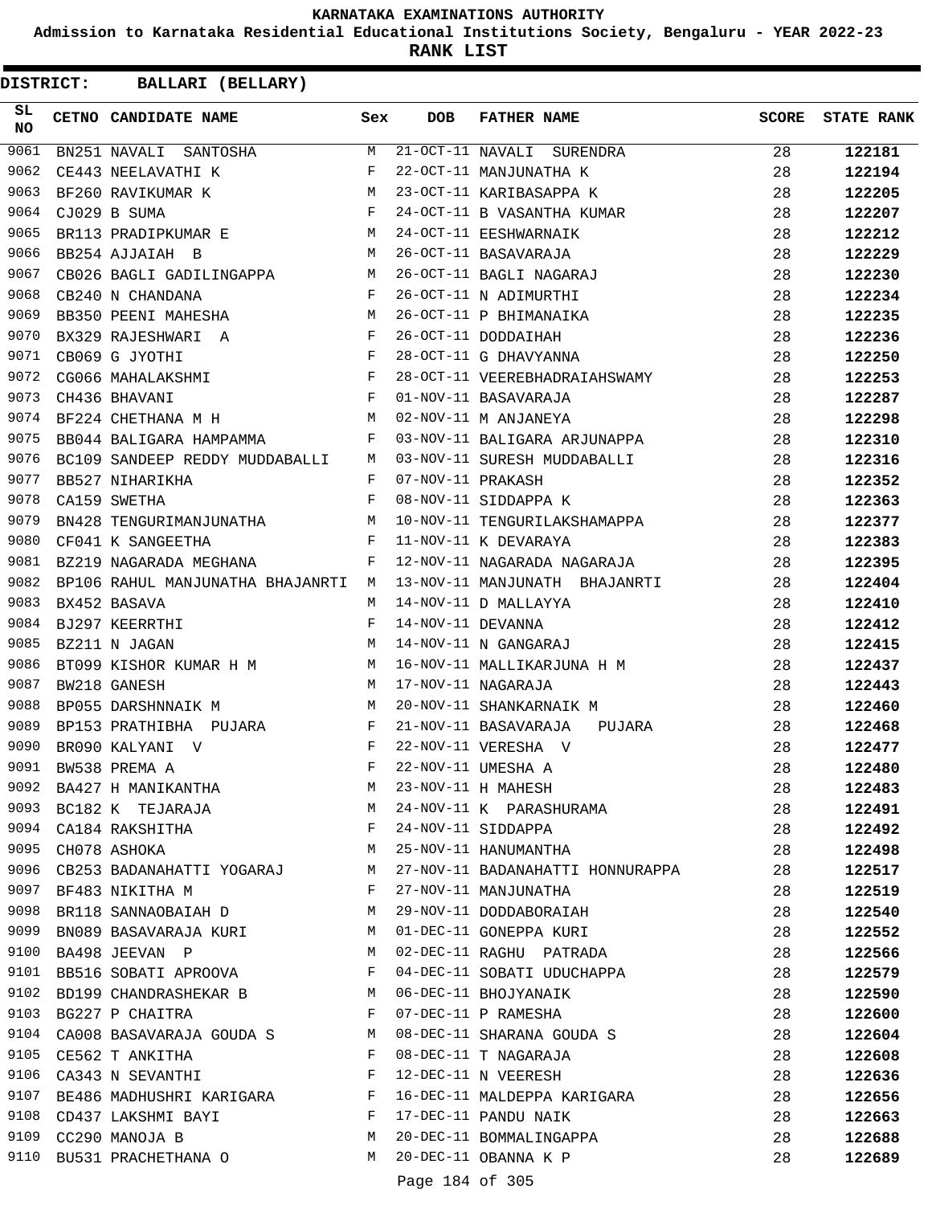# KARNATAKA EXAMINATIONS AUTHORITY

**Admission to Karnataka Residential Educational Institutions Society, Bengaluru - YEAR 2022-23**

**RANK LIST**

**DISTRICT: BALLARI (BELLARY)**

| SL NO | CETNO | CANDIDATE NAME | Sex | DOB | FATHER NAME | SCORE | STATE RANK |
|---|---|---|---|---|---|---|---|
| 9061 | BN251 | NAVALI SANTOSHA | M | 21-OCT-11 | NAVALI SURENDRA | 28 | **122181** |
| 9062 | CE443 | NEELAVATHI K | F | 22-OCT-11 | MANJUNATHA K | 28 | **122194** |
| 9063 | BF260 | RAVIKUMAR K | M | 23-OCT-11 | KARIBASAPPA K | 28 | **122205** |
| 9064 | CJ029 | B SUMA | F | 24-OCT-11 | B VASANTHA KUMAR | 28 | **122207** |
| 9065 | BR113 | PRADIPKUMAR E | M | 24-OCT-11 | EESHWARNAIK | 28 | **122212** |
| 9066 | BB254 | AJJAIAH B | M | 26-OCT-11 | BASAVARAJA | 28 | **122229** |
| 9067 | CB026 | BAGLI GADILINGAPPA | M | 26-OCT-11 | BAGLI NAGARAJ | 28 | **122230** |
| 9068 | CB240 | N CHANDANA | F | 26-OCT-11 | N ADIMURTHI | 28 | **122234** |
| 9069 | BB350 | PEENI MAHESHA | M | 26-OCT-11 | P BHIMANAIKA | 28 | **122235** |
| 9070 | BX329 | RAJESHWARI A | F | 26-OCT-11 | DODDAIHAH | 28 | **122236** |
| 9071 | CB069 | G JYOTHI | F | 28-OCT-11 | G DHAVYANNA | 28 | **122250** |
| 9072 | CG066 | MAHALAKSHMI | F | 28-OCT-11 | VEEREBHADRAIAHSWAMY | 28 | **122253** |
| 9073 | CH436 | BHAVANI | F | 01-NOV-11 | BASAVARAJA | 28 | **122287** |
| 9074 | BF224 | CHETHANA M H | M | 02-NOV-11 | M ANJANEYA | 28 | **122298** |
| 9075 | BB044 | BALIGARA HAMPAMMA | F | 03-NOV-11 | BALIGARA ARJUNAPPA | 28 | **122310** |
| 9076 | BC109 | SANDEEP REDDY MUDDABALLI | M | 03-NOV-11 | SURESH MUDDABALLI | 28 | **122316** |
| 9077 | BB527 | NIHARIKHA | F | 07-NOV-11 | PRAKASH | 28 | **122352** |
| 9078 | CA159 | SWETHA | F | 08-NOV-11 | SIDDAPPA K | 28 | **122363** |
| 9079 | BN428 | TENGURIMANJUNATHA | M | 10-NOV-11 | TENGURILAKSHAMAPPA | 28 | **122377** |
| 9080 | CF041 | K SANGEETHA | F | 11-NOV-11 | K DEVARAYA | 28 | **122383** |
| 9081 | BZ219 | NAGARADA MEGHANA | F | 12-NOV-11 | NAGARADA NAGARAJA | 28 | **122395** |
| 9082 | BP106 | RAHUL MANJUNATHA BHAJANRTI | M | 13-NOV-11 | MANJUNATH BHAJANRTI | 28 | **122404** |
| 9083 | BX452 | BASAVA | M | 14-NOV-11 | D MALLAYYA | 28 | **122410** |
| 9084 | BJ297 | KEERRTHI | F | 14-NOV-11 | DEVANNA | 28 | **122412** |
| 9085 | BZ211 | N JAGAN | M | 14-NOV-11 | N GANGARAJ | 28 | **122415** |
| 9086 | BT099 | KISHOR KUMAR H M | M | 16-NOV-11 | MALLIKARJUNA H M | 28 | **122437** |
| 9087 | BW218 | GANESH | M | 17-NOV-11 | NAGARAJA | 28 | **122443** |
| 9088 | BP055 | DARSHNNAIK M | M | 20-NOV-11 | SHANKARNAIK M | 28 | **122460** |
| 9089 | BP153 | PRATHIBHA PUJARA | F | 21-NOV-11 | BASAVARAJA PUJARA | 28 | **122468** |
| 9090 | BR090 | KALYANI V | F | 22-NOV-11 | VERESHA V | 28 | **122477** |
| 9091 | BW538 | PREMA A | F | 22-NOV-11 | UMESHA A | 28 | **122480** |
| 9092 | BA427 | H MANIKANTHA | M | 23-NOV-11 | H MAHESH | 28 | **122483** |
| 9093 | BC182 | K TEJARAJA | M | 24-NOV-11 | K PARASHURAMA | 28 | **122491** |
| 9094 | CA184 | RAKSHITHA | F | 24-NOV-11 | SIDDAPPA | 28 | **122492** |
| 9095 | CH078 | ASHOKA | M | 25-NOV-11 | HANUMANTHA | 28 | **122498** |
| 9096 | CB253 | BADANAHATTI YOGARAJ | M | 27-NOV-11 | BADANAHATTI HONNURAPPA | 28 | **122517** |
| 9097 | BF483 | NIKITHA M | F | 27-NOV-11 | MANJUNATHA | 28 | **122519** |
| 9098 | BR118 | SANNAOBAIAH D | M | 29-NOV-11 | DODDABORAIAH | 28 | **122540** |
| 9099 | BN089 | BASAVARAJA KURI | M | 01-DEC-11 | GONEPPA KURI | 28 | **122552** |
| 9100 | BA498 | JEEVAN P | M | 02-DEC-11 | RAGHU PATRADA | 28 | **122566** |
| 9101 | BB516 | SOBATI APROOVA | F | 04-DEC-11 | SOBATI UDUCHAPPA | 28 | **122579** |
| 9102 | BD199 | CHANDRASHEKAR B | M | 06-DEC-11 | BHOJYANAIK | 28 | **122590** |
| 9103 | BG227 | P CHAITRA | F | 07-DEC-11 | P RAMESHA | 28 | **122600** |
| 9104 | CA008 | BASAVARAJA GOUDA S | M | 08-DEC-11 | SHARANA GOUDA S | 28 | **122604** |
| 9105 | CE562 | T ANKITHA | F | 08-DEC-11 | T NAGARAJA | 28 | **122608** |
| 9106 | CA343 | N SEVANTHI | F | 12-DEC-11 | N VEERESH | 28 | **122636** |
| 9107 | BE486 | MADHUSHRI KARIGARA | F | 16-DEC-11 | MALDEPPA KARIGARA | 28 | **122656** |
| 9108 | CD437 | LAKSHMI BAYI | F | 17-DEC-11 | PANDU NAIK | 28 | **122663** |
| 9109 | CC290 | MANOJA B | M | 20-DEC-11 | BOMMALINGAPPA | 28 | **122688** |
| 9110 | BU531 | PRACHETHANA O | M | 20-DEC-11 | OBANNA K P | 28 | **122689** |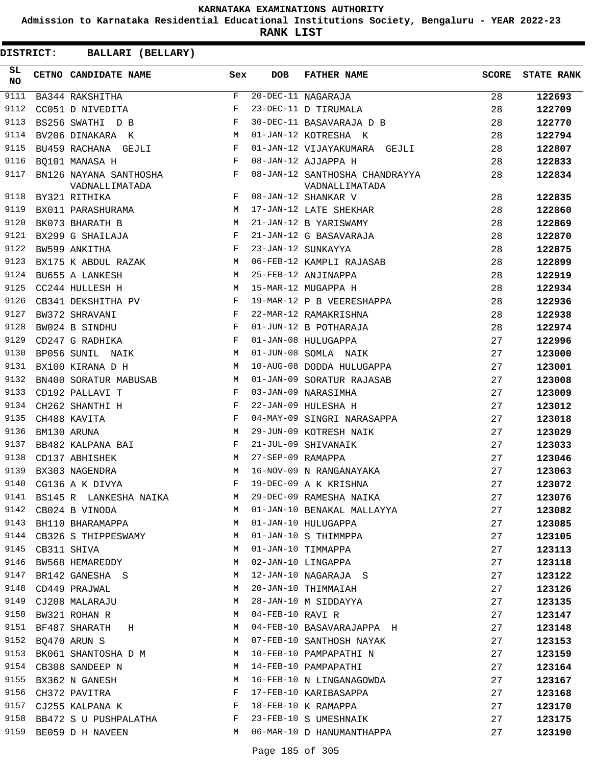# KARNATAKA EXAMINATIONS AUTHORITY

**Admission to Karnataka Residential Educational Institutions Society, Bengaluru - YEAR 2022-23**

**RANK LIST**

**DISTRICT: BALLARI (BELLARY)**

| SL NO | CETNO | CANDIDATE NAME | Sex | DOB | FATHER NAME | SCORE | STATE RANK |
|---|---|---|---|---|---|---|---|
| 9111 | BA344 | RAKSHITHA | F | 20-DEC-11 | NAGARAJA | 28 | 122693 |
| 9112 | CC051 | D NIVEDITA | F | 23-DEC-11 | D TIRUMALA | 28 | 122709 |
| 9113 | BS256 | SWATHI D B | F | 30-DEC-11 | BASAVARAJA D B | 28 | 122770 |
| 9114 | BV206 | DINAKARA K | M | 01-JAN-12 | KOTRESHA K | 28 | 122794 |
| 9115 | BU459 | RACHANA GEJLI | F | 01-JAN-12 | VIJAYAKUMARA GEJLI | 28 | 122807 |
| 9116 | BQ101 | MANASA H | F | 08-JAN-12 | AJJAPPA H | 28 | 122833 |
| 9117 | BN126 | NAYANA SANTHOSHA VADNALLIMATADA | F | 08-JAN-12 | SANTHOSHA CHANDRAYYA VADNALLIMATADA | 28 | 122834 |
| 9118 | BY321 | RITHIKA | F | 08-JAN-12 | SHANKAR V | 28 | 122835 |
| 9119 | BX011 | PARASHURAMA | M | 17-JAN-12 | LATE SHEKHAR | 28 | 122860 |
| 9120 | BK073 | BHARATH B | M | 21-JAN-12 | B YARISWAMY | 28 | 122869 |
| 9121 | BX299 | G SHAILAJA | F | 21-JAN-12 | G BASAVARAJA | 28 | 122870 |
| 9122 | BW599 | ANKITHA | F | 23-JAN-12 | SUNKAYYA | 28 | 122875 |
| 9123 | BX175 | K ABDUL RAZAK | M | 06-FEB-12 | KAMPLI RAJASAB | 28 | 122899 |
| 9124 | BU655 | A LANKESH | M | 25-FEB-12 | ANJINAPPA | 28 | 122919 |
| 9125 | CC244 | HULLESH H | M | 15-MAR-12 | MUGAPPA H | 28 | 122934 |
| 9126 | CB341 | DEKSHITHA PV | F | 19-MAR-12 | P B VEERESHAPPA | 28 | 122936 |
| 9127 | BW372 | SHRAVANI | F | 22-MAR-12 | RAMAKRISHNA | 28 | 122938 |
| 9128 | BW024 | B SINDHU | F | 01-JUN-12 | B POTHARAJA | 28 | 122974 |
| 9129 | CD247 | G RADHIKA | F | 01-JAN-08 | HULUGAPPA | 27 | 122996 |
| 9130 | BP056 | SUNIL NAIK | M | 01-JUN-08 | SOMLA NAIK | 27 | 123000 |
| 9131 | BX100 | KIRANA D H | M | 10-AUG-08 | DODDA HULUGAPPA | 27 | 123001 |
| 9132 | BN400 | SORATUR MABUSAB | M | 01-JAN-09 | SORATUR RAJASAB | 27 | 123008 |
| 9133 | CD192 | PALLAVI T | F | 03-JAN-09 | NARASIMHA | 27 | 123009 |
| 9134 | CH262 | SHANTHI H | F | 22-JAN-09 | HULESHA H | 27 | 123012 |
| 9135 | CH488 | KAVITA | F | 04-MAY-09 | SINGRI NARASAPPA | 27 | 123018 |
| 9136 | BM130 | ARUNA | M | 29-JUN-09 | KOTRESH NAIK | 27 | 123029 |
| 9137 | BB482 | KALPANA BAI | F | 21-JUL-09 | SHIVANAIK | 27 | 123033 |
| 9138 | CD137 | ABHISHEK | M | 27-SEP-09 | RAMAPPA | 27 | 123046 |
| 9139 | BX303 | NAGENDRA | M | 16-NOV-09 | N RANGANAYAKA | 27 | 123063 |
| 9140 | CG136 | A K DIVYA | F | 19-DEC-09 | A K KRISHNA | 27 | 123072 |
| 9141 | BS145 | R LANKESHA NAIKA | M | 29-DEC-09 | RAMESHA NAIKA | 27 | 123076 |
| 9142 | CB024 | B VINODA | M | 01-JAN-10 | BENAKAL MALLAYYA | 27 | 123082 |
| 9143 | BH110 | BHARAMAPPA | M | 01-JAN-10 | HULUGAPPA | 27 | 123085 |
| 9144 | CB326 | S THIPPESWAMY | M | 01-JAN-10 | S THIMMPPA | 27 | 123105 |
| 9145 | CB311 | SHIVA | M | 01-JAN-10 | TIMMAPPA | 27 | 123113 |
| 9146 | BW568 | HEMAREDDY | M | 02-JAN-10 | LINGAPPA | 27 | 123118 |
| 9147 | BR142 | GANESHA S | M | 12-JAN-10 | NAGARAJA S | 27 | 123122 |
| 9148 | CD449 | PRAJWAL | M | 20-JAN-10 | THIMMAIAH | 27 | 123126 |
| 9149 | CJ208 | MALARAJU | M | 28-JAN-10 | M SIDDAYYA | 27 | 123135 |
| 9150 | BW321 | ROHAN R | M | 04-FEB-10 | RAVI R | 27 | 123147 |
| 9151 | BF487 | SHARATH H | M | 04-FEB-10 | BASAVARAJAPPA H | 27 | 123148 |
| 9152 | BQ470 | ARUN S | M | 07-FEB-10 | SANTHOSH NAYAK | 27 | 123153 |
| 9153 | BK061 | SHANTOSHA D M | M | 10-FEB-10 | PAMPAPATHI N | 27 | 123159 |
| 9154 | CB308 | SANDEEP N | M | 14-FEB-10 | PAMPAPATHI | 27 | 123164 |
| 9155 | BX362 | N GANESH | M | 16-FEB-10 | N LINGANAGOWDA | 27 | 123167 |
| 9156 | CH372 | PAVITRA | F | 17-FEB-10 | KARIBASAPPA | 27 | 123168 |
| 9157 | CJ255 | KALPANA K | F | 18-FEB-10 | K RAMAPPA | 27 | 123170 |
| 9158 | BB472 | S U PUSHPALATHA | F | 23-FEB-10 | S UMESHNAIK | 27 | 123175 |
| 9159 | BE059 | D H NAVEEN | M | 06-MAR-10 | D HANUMANTHAPPA | 27 | 123190 |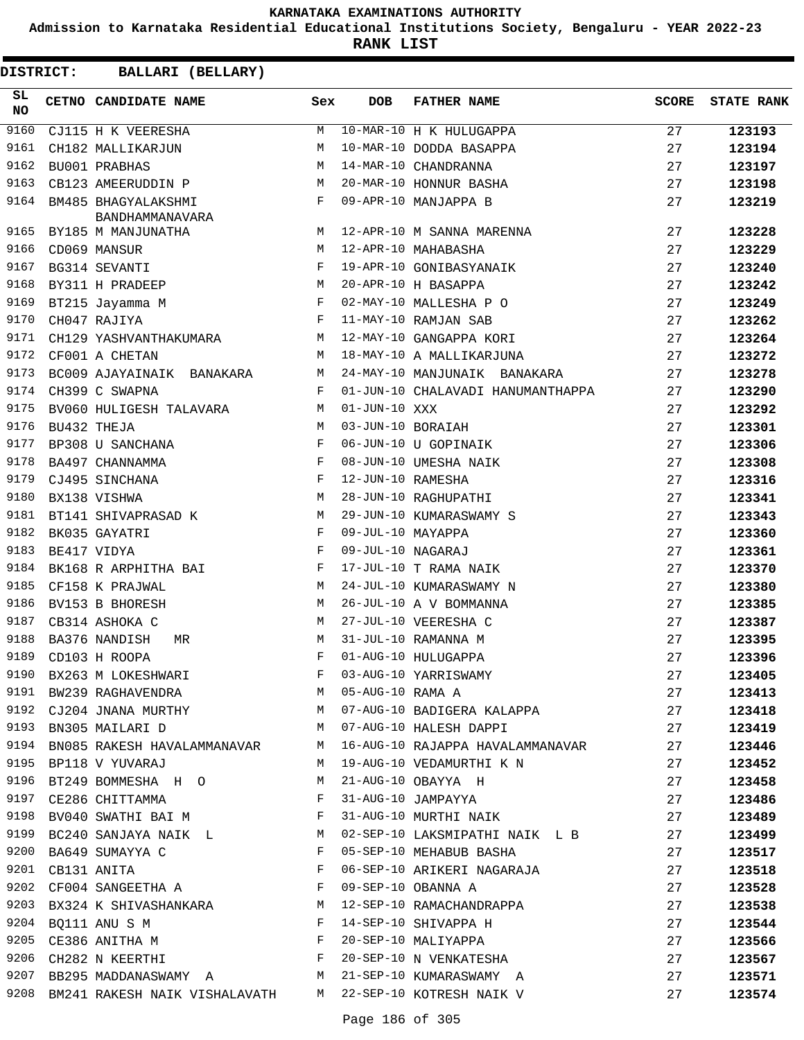# KARNATAKA EXAMINATIONS AUTHORITY

**Admission to Karnataka Residential Educational Institutions Society, Bengaluru - YEAR 2022-23**

**RANK LIST**

**DISTRICT: BALLARI (BELLARY)**

| SL NO | CETNO | CANDIDATE NAME | Sex | DOB | FATHER NAME | SCORE | STATE RANK |
|---|---|---|---|---|---|---|---|
| 9160 | CJ115 | H K VEERESHA | M | 10-MAR-10 | H K HULUGAPPA | 27 | **123193** |
| 9161 | CH182 | MALLIKARJUN | M | 10-MAR-10 | DODDA BASAPPA | 27 | **123194** |
| 9162 | BU001 | PRABHAS | M | 14-MAR-10 | CHANDRANNA | 27 | **123197** |
| 9163 | CB123 | AMEERUDDIN P | M | 20-MAR-10 | HONNUR BASHA | 27 | **123198** |
| 9164 | BM485 | BHAGYALAKSHMI BANDHAMMANAVARA | F | 09-APR-10 | MANJAPPA B | 27 | **123219** |
| 9165 | BY185 | M MANJUNATHA | M | 12-APR-10 | M SANNA MARENNA | 27 | **123228** |
| 9166 | CD069 | MANSUR | M | 12-APR-10 | MAHABASHA | 27 | **123229** |
| 9167 | BG314 | SEVANTI | F | 19-APR-10 | GONIBASYANAIK | 27 | **123240** |
| 9168 | BY311 | H PRADEEP | M | 20-APR-10 | H BASAPPA | 27 | **123242** |
| 9169 | BT215 | Jayamma M | F | 02-MAY-10 | MALLESHA P O | 27 | **123249** |
| 9170 | CH047 | RAJIYA | F | 11-MAY-10 | RAMJAN SAB | 27 | **123262** |
| 9171 | CH129 | YASHVANTHAKUMARA | M | 12-MAY-10 | GANGAPPA KORI | 27 | **123264** |
| 9172 | CF001 | A CHETAN | M | 18-MAY-10 | A MALLIKARJUNA | 27 | **123272** |
| 9173 | BC009 | AJAYAINAIK BANAKARA | M | 24-MAY-10 | MANJUNAIK BANAKARA | 27 | **123278** |
| 9174 | CH399 | C SWAPNA | F | 01-JUN-10 | CHALAVADI HANUMANTHAPPA | 27 | **123290** |
| 9175 | BV060 | HULIGESH TALAVARA | M | 01-JUN-10 | XXX | 27 | **123292** |
| 9176 | BU432 | THEJA | M | 03-JUN-10 | BORAIAH | 27 | **123301** |
| 9177 | BP308 | U SANCHANA | F | 06-JUN-10 | U GOPINAIK | 27 | **123306** |
| 9178 | BA497 | CHANNAMMA | F | 08-JUN-10 | UMESHA NAIK | 27 | **123308** |
| 9179 | CJ495 | SINCHANA | F | 12-JUN-10 | RAMESHA | 27 | **123316** |
| 9180 | BX138 | VISHWA | M | 28-JUN-10 | RAGHUPATHI | 27 | **123341** |
| 9181 | BT141 | SHIVAPRASAD K | M | 29-JUN-10 | KUMARASWAMY S | 27 | **123343** |
| 9182 | BK035 | GAYATRI | F | 09-JUL-10 | MAYAPPA | 27 | **123360** |
| 9183 | BE417 | VIDYA | F | 09-JUL-10 | NAGARAJ | 27 | **123361** |
| 9184 | BK168 | R ARPHITHA BAI | F | 17-JUL-10 | T RAMA NAIK | 27 | **123370** |
| 9185 | CF158 | K PRAJWAL | M | 24-JUL-10 | KUMARASWAMY N | 27 | **123380** |
| 9186 | BV153 | B BHORESH | M | 26-JUL-10 | A V BOMMANNA | 27 | **123385** |
| 9187 | CB314 | ASHOKA C | M | 27-JUL-10 | VEERESHA C | 27 | **123387** |
| 9188 | BA376 | NANDISH MR | M | 31-JUL-10 | RAMANNA M | 27 | **123395** |
| 9189 | CD103 | H ROOPA | F | 01-AUG-10 | HULUGAPPA | 27 | **123396** |
| 9190 | BX263 | M LOKESHWARI | F | 03-AUG-10 | YARRISWAMY | 27 | **123405** |
| 9191 | BW239 | RAGHAVENDRA | M | 05-AUG-10 | RAMA A | 27 | **123413** |
| 9192 | CJ204 | JNANA MURTHY | M | 07-AUG-10 | BADIGERA KALAPPA | 27 | **123418** |
| 9193 | BN305 | MAILARI D | M | 07-AUG-10 | HALESH DAPPI | 27 | **123419** |
| 9194 | BN085 | RAKESH HAVALAMMANAVAR | M | 16-AUG-10 | RAJAPPA HAVALAMMANAVAR | 27 | **123446** |
| 9195 | BP118 | V YUVARAJ | M | 19-AUG-10 | VEDAMURTHI K N | 27 | **123452** |
| 9196 | BT249 | BOMMESHA H O | M | 21-AUG-10 | OBAYYA H | 27 | **123458** |
| 9197 | CE286 | CHITTAMMA | F | 31-AUG-10 | JAMPAYYA | 27 | **123486** |
| 9198 | BV040 | SWATHI BAI M | F | 31-AUG-10 | MURTHI NAIK | 27 | **123489** |
| 9199 | BC240 | SANJAYA NAIK L | M | 02-SEP-10 | LAKSMIPATHI NAIK L B | 27 | **123499** |
| 9200 | BA649 | SUMAYYA C | F | 05-SEP-10 | MEHABUB BASHA | 27 | **123517** |
| 9201 | CB131 | ANITA | F | 06-SEP-10 | ARIKERI NAGARAJA | 27 | **123518** |
| 9202 | CF004 | SANGEETHA A | F | 09-SEP-10 | OBANNA A | 27 | **123528** |
| 9203 | BX324 | K SHIVASHANKARA | M | 12-SEP-10 | RAMACHANDRAPPA | 27 | **123538** |
| 9204 | BQ111 | ANU S M | F | 14-SEP-10 | SHIVAPPA H | 27 | **123544** |
| 9205 | CE386 | ANITHA M | F | 20-SEP-10 | MALIYAPPA | 27 | **123566** |
| 9206 | CH282 | N KEERTHI | F | 20-SEP-10 | N VENKATESHA | 27 | **123567** |
| 9207 | BB295 | MADDANASWAMY A | M | 21-SEP-10 | KUMARASWAMY A | 27 | **123571** |
| 9208 | BM241 | RAKESH NAIK VISHALAVATH | M | 22-SEP-10 | KOTRESH NAIK V | 27 | **123574** |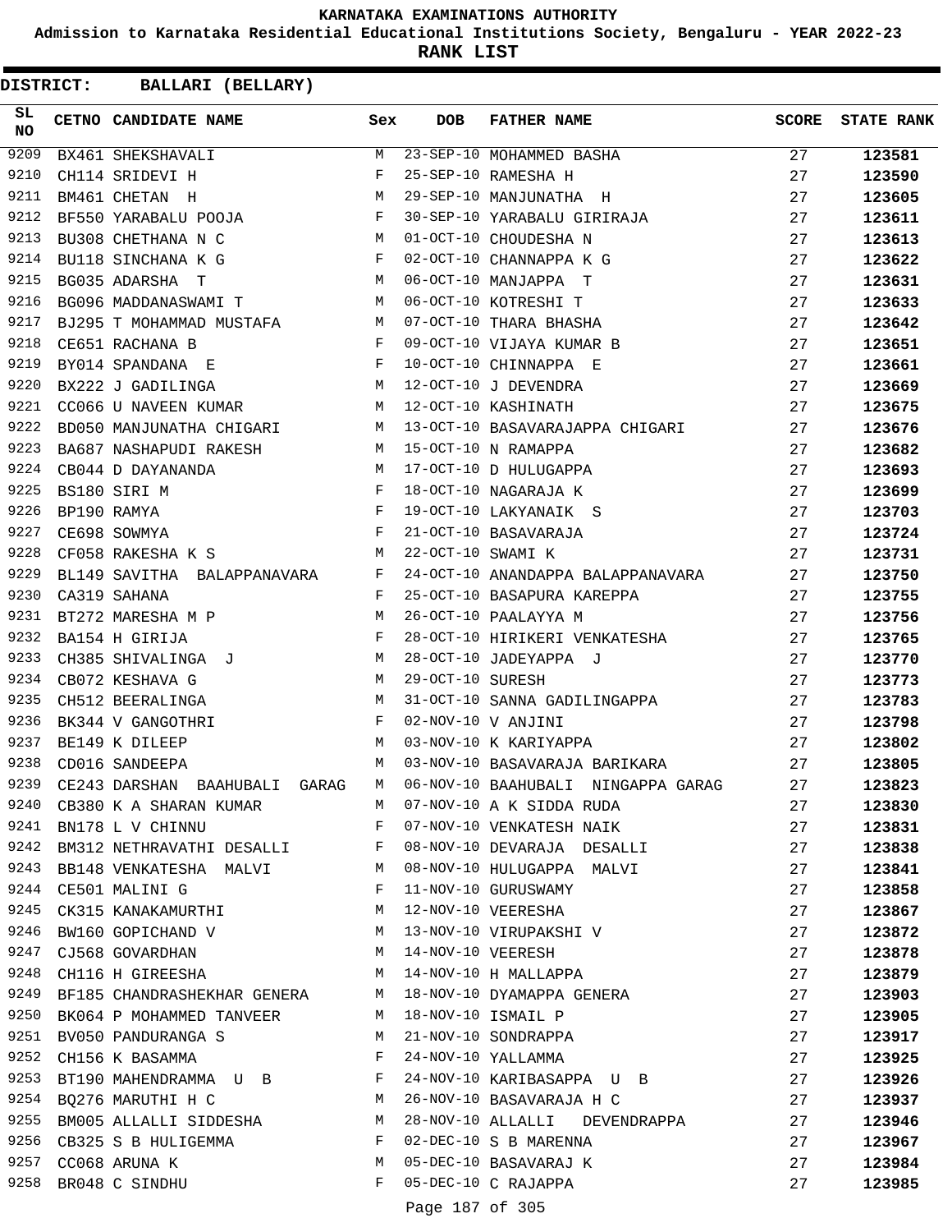# KARNATAKA EXAMINATIONS AUTHORITY

**Admission to Karnataka Residential Educational Institutions Society, Bengaluru - YEAR 2022-23**

**RANK LIST**

**DISTRICT: BALLARI (BELLARY)**

| SL NO | CETNO | CANDIDATE NAME | Sex | DOB | FATHER NAME | SCORE | STATE RANK |
|---|---|---|---|---|---|---|---|
| 9209 | BX461 | SHEKSHAVALI | M | 23-SEP-10 | MOHAMMED BASHA | 27 | 123581 |
| 9210 | CH114 | SRIDEVI H | F | 25-SEP-10 | RAMESHA H | 27 | 123590 |
| 9211 | BM461 | CHETAN H | M | 29-SEP-10 | MANJUNATHA H | 27 | 123605 |
| 9212 | BF550 | YARABALU POOJA | F | 30-SEP-10 | YARABALU GIRIRAJA | 27 | 123611 |
| 9213 | BU308 | CHETHANA N C | M | 01-OCT-10 | CHOUDESHA N | 27 | 123613 |
| 9214 | BU118 | SINCHANA K G | F | 02-OCT-10 | CHANNAPPA K G | 27 | 123622 |
| 9215 | BG035 | ADARSHA T | M | 06-OCT-10 | MANJAPPA T | 27 | 123631 |
| 9216 | BG096 | MADDANASWAMI T | M | 06-OCT-10 | KOTRESHI T | 27 | 123633 |
| 9217 | BJ295 | T MOHAMMAD MUSTAFA | M | 07-OCT-10 | THARA BHASHA | 27 | 123642 |
| 9218 | CE651 | RACHANA B | F | 09-OCT-10 | VIJAYA KUMAR B | 27 | 123651 |
| 9219 | BY014 | SPANDANA E | F | 10-OCT-10 | CHINNAPPA E | 27 | 123661 |
| 9220 | BX222 | J GADILINGA | M | 12-OCT-10 | J DEVENDRA | 27 | 123669 |
| 9221 | CC066 | U NAVEEN KUMAR | M | 12-OCT-10 | KASHINATH | 27 | 123675 |
| 9222 | BD050 | MANJUNATHA CHIGARI | M | 13-OCT-10 | BASAVARAJAPPA CHIGARI | 27 | 123676 |
| 9223 | BA687 | NASHAPUDI RAKESH | M | 15-OCT-10 | N RAMAPPA | 27 | 123682 |
| 9224 | CB044 | D DAYANANDA | M | 17-OCT-10 | D HULUGAPPA | 27 | 123693 |
| 9225 | BS180 | SIRI M | F | 18-OCT-10 | NAGARAJA K | 27 | 123699 |
| 9226 | BP190 | RAMYA | F | 19-OCT-10 | LAKYANAIK S | 27 | 123703 |
| 9227 | CE698 | SOWMYA | F | 21-OCT-10 | BASAVARAJA | 27 | 123724 |
| 9228 | CF058 | RAKESHA K S | M | 22-OCT-10 | SWAMI K | 27 | 123731 |
| 9229 | BL149 | SAVITHA BALAPPANAVARA | F | 24-OCT-10 | ANANDAPPA BALAPPANAVARA | 27 | 123750 |
| 9230 | CA319 | SAHANA | F | 25-OCT-10 | BASAPURA KAREPPA | 27 | 123755 |
| 9231 | BT272 | MARESHA M P | M | 26-OCT-10 | PAALAYYA M | 27 | 123756 |
| 9232 | BA154 | H GIRIJA | F | 28-OCT-10 | HIRIKERI VENKATESHA | 27 | 123765 |
| 9233 | CH385 | SHIVALINGA J | M | 28-OCT-10 | JADEYAPPA J | 27 | 123770 |
| 9234 | CB072 | KESHAVA G | M | 29-OCT-10 | SURESH | 27 | 123773 |
| 9235 | CH512 | BEERALINGA | M | 31-OCT-10 | SANNA GADILINGAPPA | 27 | 123783 |
| 9236 | BK344 | V GANGOTHRI | F | 02-NOV-10 | V ANJINI | 27 | 123798 |
| 9237 | BE149 | K DILEEP | M | 03-NOV-10 | K KARIYAPPA | 27 | 123802 |
| 9238 | CD016 | SANDEEPA | M | 03-NOV-10 | BASAVARAJA BARIKARA | 27 | 123805 |
| 9239 | CE243 | DARSHAN BAAHUBALI GARAG | M | 06-NOV-10 | BAAHUBALI NINGAPPA GARAG | 27 | 123823 |
| 9240 | CB380 | K A SHARAN KUMAR | M | 07-NOV-10 | A K SIDDA RUDA | 27 | 123830 |
| 9241 | BN178 | L V CHINNU | F | 07-NOV-10 | VENKATESH NAIK | 27 | 123831 |
| 9242 | BM312 | NETHRAVATHI DESALLI | F | 08-NOV-10 | DEVARAJA DESALLI | 27 | 123838 |
| 9243 | BB148 | VENKATESHA MALVI | M | 08-NOV-10 | HULUGAPPA MALVI | 27 | 123841 |
| 9244 | CE501 | MALINI G | F | 11-NOV-10 | GURUSWAMY | 27 | 123858 |
| 9245 | CK315 | KANAKAMURTHI | M | 12-NOV-10 | VEERESHA | 27 | 123867 |
| 9246 | BW160 | GOPICHAND V | M | 13-NOV-10 | VIRUPAKSHI V | 27 | 123872 |
| 9247 | CJ568 | GOVARDHAN | M | 14-NOV-10 | VEERESH | 27 | 123878 |
| 9248 | CH116 | H GIREESHA | M | 14-NOV-10 | H MALLAPPA | 27 | 123879 |
| 9249 | BF185 | CHANDRASHEKHAR GENERA | M | 18-NOV-10 | DYAMAPPA GENERA | 27 | 123903 |
| 9250 | BK064 | P MOHAMMED TANVEER | M | 18-NOV-10 | ISMAIL P | 27 | 123905 |
| 9251 | BV050 | PANDURANGA S | M | 21-NOV-10 | SONDRAPPA | 27 | 123917 |
| 9252 | CH156 | K BASAMMA | F | 24-NOV-10 | YALLAMMA | 27 | 123925 |
| 9253 | BT190 | MAHENDRAMMA U B | F | 24-NOV-10 | KARIBASAPPA U B | 27 | 123926 |
| 9254 | BQ276 | MARUTHI H C | M | 26-NOV-10 | BASAVARAJA H C | 27 | 123937 |
| 9255 | BM005 | ALLALLI SIDDESHA | M | 28-NOV-10 | ALLALLI DEVENDRAPPA | 27 | 123946 |
| 9256 | CB325 | S B HULIGEMMA | F | 02-DEC-10 | S B MARENNA | 27 | 123967 |
| 9257 | CC068 | ARUNA K | M | 05-DEC-10 | BASAVARAJ K | 27 | 123984 |
| 9258 | BR048 | C SINDHU | F | 05-DEC-10 | C RAJAPPA | 27 | 123985 |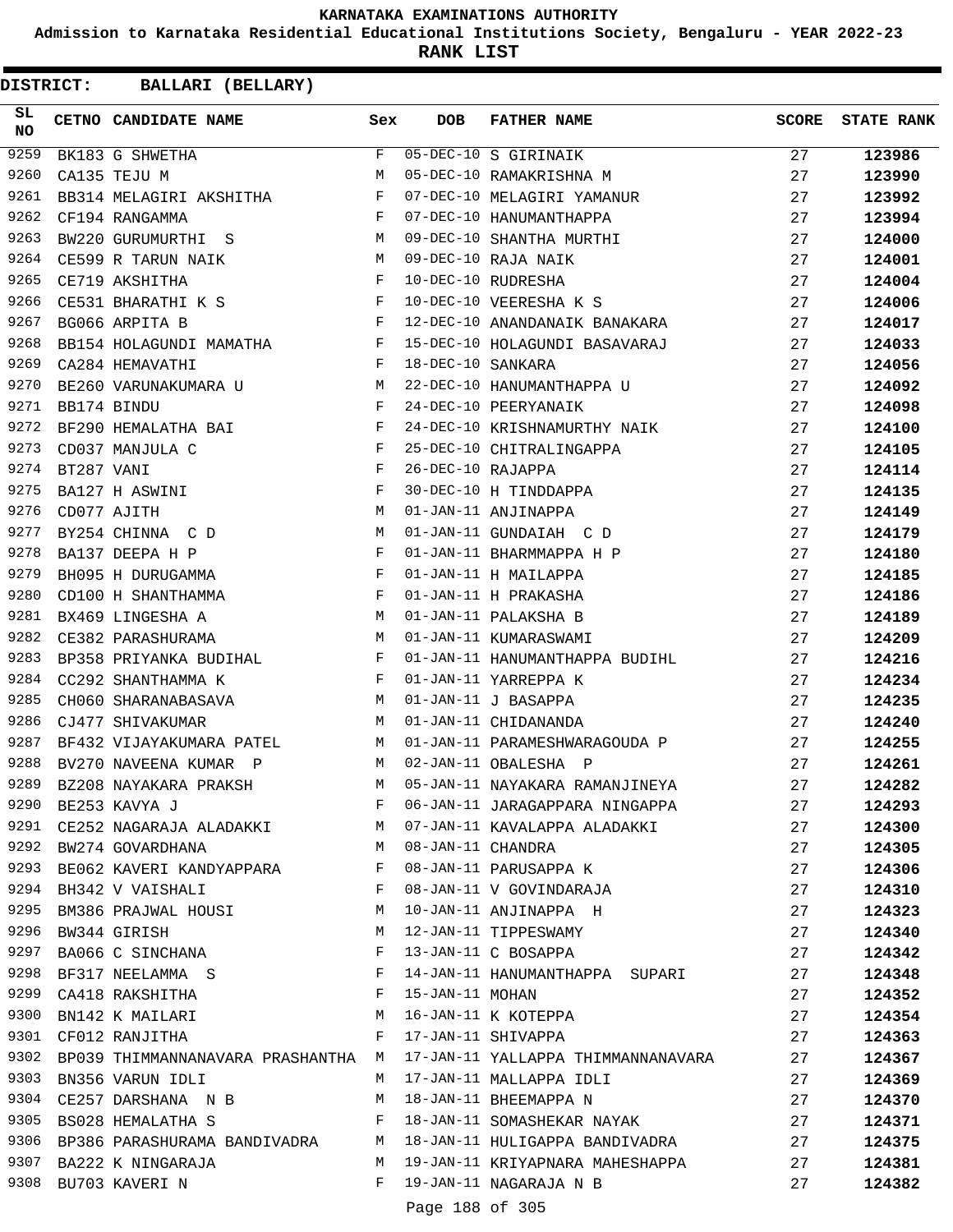# KARNATAKA EXAMINATIONS AUTHORITY

**Admission to Karnataka Residential Educational Institutions Society, Bengaluru - YEAR 2022-23**

**RANK LIST**

**DISTRICT: BALLARI (BELLARY)**

| SL NO | CETNO | CANDIDATE NAME | Sex | DOB | FATHER NAME | SCORE | STATE RANK |
|---|---|---|---|---|---|---|---|
| 9259 | BK183 | G SHWETHA | F | 05-DEC-10 | S GIRINAIK | 27 | **123986** |
| 9260 | CA135 | TEJU M | M | 05-DEC-10 | RAMAKRISHNA M | 27 | **123990** |
| 9261 | BB314 | MELAGIRI AKSHITHA | F | 07-DEC-10 | MELAGIRI YAMANUR | 27 | **123992** |
| 9262 | CF194 | RANGAMMA | F | 07-DEC-10 | HANUMANTHAPPA | 27 | **123994** |
| 9263 | BW220 | GURUMURTHI S | M | 09-DEC-10 | SHANTHA MURTHI | 27 | **124000** |
| 9264 | CE599 | R TARUN NAIK | M | 09-DEC-10 | RAJA NAIK | 27 | **124001** |
| 9265 | CE719 | AKSHITHA | F | 10-DEC-10 | RUDRESHA | 27 | **124004** |
| 9266 | CE531 | BHARATHI K S | F | 10-DEC-10 | VEERESHA K S | 27 | **124006** |
| 9267 | BG066 | ARPITA B | F | 12-DEC-10 | ANANDANAIK BANAKARA | 27 | **124017** |
| 9268 | BB154 | HOLAGUNDI MAMATHA | F | 15-DEC-10 | HOLAGUNDI BASAVARAJ | 27 | **124033** |
| 9269 | CA284 | HEMAVATHI | F | 18-DEC-10 | SANKARA | 27 | **124056** |
| 9270 | BE260 | VARUNAKUMARA U | M | 22-DEC-10 | HANUMANTHAPPA U | 27 | **124092** |
| 9271 | BB174 | BINDU | F | 24-DEC-10 | PEERYANAIK | 27 | **124098** |
| 9272 | BF290 | HEMALATHA BAI | F | 24-DEC-10 | KRISHNAMURTHY NAIK | 27 | **124100** |
| 9273 | CD037 | MANJULA C | F | 25-DEC-10 | CHITRALINGAPPA | 27 | **124105** |
| 9274 | BT287 | VANI | F | 26-DEC-10 | RAJAPPA | 27 | **124114** |
| 9275 | BA127 | H ASWINI | F | 30-DEC-10 | H TINDDAPPA | 27 | **124135** |
| 9276 | CD077 | AJITH | M | 01-JAN-11 | ANJINAPPA | 27 | **124149** |
| 9277 | BY254 | CHINNA C D | M | 01-JAN-11 | GUNDAIAH C D | 27 | **124179** |
| 9278 | BA137 | DEEPA H P | F | 01-JAN-11 | BHARMMAPPA H P | 27 | **124180** |
| 9279 | BH095 | H DURUGAMMA | F | 01-JAN-11 | H MAILAPPA | 27 | **124185** |
| 9280 | CD100 | H SHANTHAMMA | F | 01-JAN-11 | H PRAKASHA | 27 | **124186** |
| 9281 | BX469 | LINGESHA A | M | 01-JAN-11 | PALAKSHA B | 27 | **124189** |
| 9282 | CE382 | PARASHURAMA | M | 01-JAN-11 | KUMARASWAMI | 27 | **124209** |
| 9283 | BP358 | PRIYANKA BUDIHAL | F | 01-JAN-11 | HANUMANTHAPPA BUDIHL | 27 | **124216** |
| 9284 | CC292 | SHANTHAMMA K | F | 01-JAN-11 | YARREPPA K | 27 | **124234** |
| 9285 | CH060 | SHARANABASAVA | M | 01-JAN-11 | J BASAPPA | 27 | **124235** |
| 9286 | CJ477 | SHIVAKUMAR | M | 01-JAN-11 | CHIDANANDA | 27 | **124240** |
| 9287 | BF432 | VIJAYAKUMARA PATEL | M | 01-JAN-11 | PARAMESHWARAGOUDA P | 27 | **124255** |
| 9288 | BV270 | NAVEENA KUMAR P | M | 02-JAN-11 | OBALESHA P | 27 | **124261** |
| 9289 | BZ208 | NAYAKARA PRAKSH | M | 05-JAN-11 | NAYAKARA RAMANJINEYA | 27 | **124282** |
| 9290 | BE253 | KAVYA J | F | 06-JAN-11 | JARAGAPPARA NINGAPPA | 27 | **124293** |
| 9291 | CE252 | NAGARAJA ALADAKKI | M | 07-JAN-11 | KAVALAPPA ALADAKKI | 27 | **124300** |
| 9292 | BW274 | GOVARDHANA | M | 08-JAN-11 | CHANDRA | 27 | **124305** |
| 9293 | BE062 | KAVERI KANDYAPPARA | F | 08-JAN-11 | PARUSAPPA K | 27 | **124306** |
| 9294 | BH342 | V VAISHALI | F | 08-JAN-11 | V GOVINDARAJA | 27 | **124310** |
| 9295 | BM386 | PRAJWAL HOUSI | M | 10-JAN-11 | ANJINAPPA H | 27 | **124323** |
| 9296 | BW344 | GIRISH | M | 12-JAN-11 | TIPPESWAMY | 27 | **124340** |
| 9297 | BA066 | C SINCHANA | F | 13-JAN-11 | C BOSAPPA | 27 | **124342** |
| 9298 | BF317 | NEELAMMA S | F | 14-JAN-11 | HANUMANTHAPPA SUPARI | 27 | **124348** |
| 9299 | CA418 | RAKSHITHA | F | 15-JAN-11 | MOHAN | 27 | **124352** |
| 9300 | BN142 | K MAILARI | M | 16-JAN-11 | K KOTEPPA | 27 | **124354** |
| 9301 | CF012 | RANJITHA | F | 17-JAN-11 | SHIVAPPA | 27 | **124363** |
| 9302 | BP039 | THIMMANNANAVARA PRASHANTHA | M | 17-JAN-11 | YALLAPPA THIMMANNANAVARA | 27 | **124367** |
| 9303 | BN356 | VARUN IDLI | M | 17-JAN-11 | MALLAPPA IDLI | 27 | **124369** |
| 9304 | CE257 | DARSHANA N B | M | 18-JAN-11 | BHEEMAPPA N | 27 | **124370** |
| 9305 | BS028 | HEMALATHA S | F | 18-JAN-11 | SOMASHEKAR NAYAK | 27 | **124371** |
| 9306 | BP386 | PARASHURAMA BANDIVADRA | M | 18-JAN-11 | HULIGAPPA BANDIVADRA | 27 | **124375** |
| 9307 | BA222 | K NINGARAJA | M | 19-JAN-11 | KRIYAPNARA MAHESHAPPA | 27 | **124381** |
| 9308 | BU703 | KAVERI N | F | 19-JAN-11 | NAGARAJA N B | 27 | **124382** |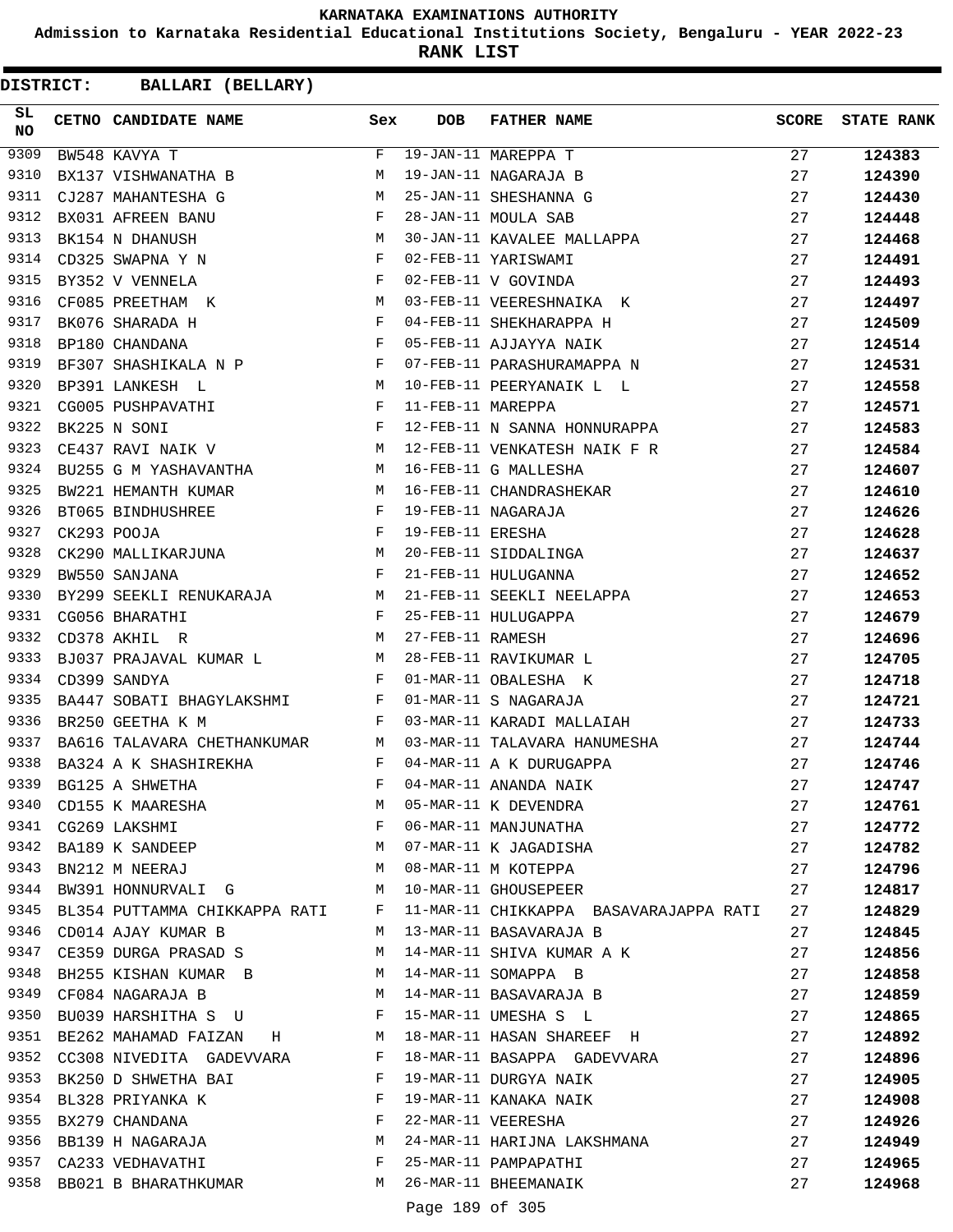**KARNATAKA EXAMINATIONS AUTHORITY**

**Admission to Karnataka Residential Educational Institutions Society, Bengaluru - YEAR 2022-23**

**RANK LIST**

**DISTRICT: BALLARI (BELLARY)**

| SL NO | CETNO | CANDIDATE NAME | Sex | DOB | FATHER NAME | SCORE | STATE RANK |
|---|---|---|---|---|---|---|---|
| 9309 | BW548 | KAVYA T | F | 19-JAN-11 | MAREPPA T | 27 | 124383 |
| 9310 | BX137 | VISHWANATHA B | M | 19-JAN-11 | NAGARAJA B | 27 | 124390 |
| 9311 | CJ287 | MAHANTESHA G | M | 25-JAN-11 | SHESHANNA G | 27 | 124430 |
| 9312 | BX031 | AFREEN BANU | F | 28-JAN-11 | MOULA SAB | 27 | 124448 |
| 9313 | BK154 | N DHANUSH | M | 30-JAN-11 | KAVALEE MALLAPPA | 27 | 124468 |
| 9314 | CD325 | SWAPNA Y N | F | 02-FEB-11 | YARISWAMI | 27 | 124491 |
| 9315 | BY352 | V VENNELA | F | 02-FEB-11 | V GOVINDA | 27 | 124493 |
| 9316 | CF085 | PREETHAM K | M | 03-FEB-11 | VEERESHNAIKA K | 27 | 124497 |
| 9317 | BK076 | SHARADA H | F | 04-FEB-11 | SHEKHARAPPA H | 27 | 124509 |
| 9318 | BP180 | CHANDANA | F | 05-FEB-11 | AJJAYYA NAIK | 27 | 124514 |
| 9319 | BF307 | SHASHIKALA N P | F | 07-FEB-11 | PARASHURAMAPPA N | 27 | 124531 |
| 9320 | BP391 | LANKESH L | M | 10-FEB-11 | PEERYANAIK L L | 27 | 124558 |
| 9321 | CG005 | PUSHPAVATHI | F | 11-FEB-11 | MAREPPA | 27 | 124571 |
| 9322 | BK225 | N SONI | F | 12-FEB-11 | N SANNA HONNURAPPA | 27 | 124583 |
| 9323 | CE437 | RAVI NAIK V | M | 12-FEB-11 | VENKATESH NAIK F R | 27 | 124584 |
| 9324 | BU255 | G M YASHAVANTHA | M | 16-FEB-11 | G MALLESHA | 27 | 124607 |
| 9325 | BW221 | HEMANTH KUMAR | M | 16-FEB-11 | CHANDRASHEKAR | 27 | 124610 |
| 9326 | BT065 | BINDHUSHREE | F | 19-FEB-11 | NAGARAJA | 27 | 124626 |
| 9327 | CK293 | POOJA | F | 19-FEB-11 | ERESHA | 27 | 124628 |
| 9328 | CK290 | MALLIKARJUNA | M | 20-FEB-11 | SIDDALINGA | 27 | 124637 |
| 9329 | BW550 | SANJANA | F | 21-FEB-11 | HULUGANNA | 27 | 124652 |
| 9330 | BY299 | SEEKLI RENUKARAJA | M | 21-FEB-11 | SEEKLI NEELAPPA | 27 | 124653 |
| 9331 | CG056 | BHARATHI | F | 25-FEB-11 | HULUGAPPA | 27 | 124679 |
| 9332 | CD378 | AKHIL R | M | 27-FEB-11 | RAMESH | 27 | 124696 |
| 9333 | BJ037 | PRAJAVAL KUMAR L | M | 28-FEB-11 | RAVIKUMAR L | 27 | 124705 |
| 9334 | CD399 | SANDYA | F | 01-MAR-11 | OBALESHA K | 27 | 124718 |
| 9335 | BA447 | SOBATI BHAGYLAKSHMI | F | 01-MAR-11 | S NAGARAJA | 27 | 124721 |
| 9336 | BR250 | GEETHA K M | F | 03-MAR-11 | KARADI MALLAIAH | 27 | 124733 |
| 9337 | BA616 | TALAVARA CHETHANKUMAR | M | 03-MAR-11 | TALAVARA HANUMESHA | 27 | 124744 |
| 9338 | BA324 | A K SHASHIREKHA | F | 04-MAR-11 | A K DURUGAPPA | 27 | 124746 |
| 9339 | BG125 | A SHWETHA | F | 04-MAR-11 | ANANDA NAIK | 27 | 124747 |
| 9340 | CD155 | K MAARESHA | M | 05-MAR-11 | K DEVENDRA | 27 | 124761 |
| 9341 | CG269 | LAKSHMI | F | 06-MAR-11 | MANJUNATHA | 27 | 124772 |
| 9342 | BA189 | K SANDEEP | M | 07-MAR-11 | K JAGADISHA | 27 | 124782 |
| 9343 | BN212 | M NEERAJ | M | 08-MAR-11 | M KOTEPPA | 27 | 124796 |
| 9344 | BW391 | HONNURVALI G | M | 10-MAR-11 | GHOUSEPEER | 27 | 124817 |
| 9345 | BL354 | PUTTAMMA CHIKKAPPA RATI | F | 11-MAR-11 | CHIKKAPPA BASAVARAJAPPA RATI | 27 | 124829 |
| 9346 | CD014 | AJAY KUMAR B | M | 13-MAR-11 | BASAVARAJA B | 27 | 124845 |
| 9347 | CE359 | DURGA PRASAD S | M | 14-MAR-11 | SHIVA KUMAR A K | 27 | 124856 |
| 9348 | BH255 | KISHAN KUMAR B | M | 14-MAR-11 | SOMAPPA B | 27 | 124858 |
| 9349 | CF084 | NAGARAJA B | M | 14-MAR-11 | BASAVARAJA B | 27 | 124859 |
| 9350 | BU039 | HARSHITHA S U | F | 15-MAR-11 | UMESHA S L | 27 | 124865 |
| 9351 | BE262 | MAHAMAD FAIZAN H | M | 18-MAR-11 | HASAN SHAREEF H | 27 | 124892 |
| 9352 | CC308 | NIVEDITA GADEVVARA | F | 18-MAR-11 | BASAPPA GADEVVARA | 27 | 124896 |
| 9353 | BK250 | D SHWETHA BAI | F | 19-MAR-11 | DURGYA NAIK | 27 | 124905 |
| 9354 | BL328 | PRIYANKA K | F | 19-MAR-11 | KANAKA NAIK | 27 | 124908 |
| 9355 | BX279 | CHANDANA | F | 22-MAR-11 | VEERESHA | 27 | 124926 |
| 9356 | BB139 | H NAGARAJA | M | 24-MAR-11 | HARIJNA LAKSHMANA | 27 | 124949 |
| 9357 | CA233 | VEDHAVATHI | F | 25-MAR-11 | PAMPAPATHI | 27 | 124965 |
| 9358 | BB021 | B BHARATHKUMAR | M | 26-MAR-11 | BHEEMANAIK | 27 | 124968 |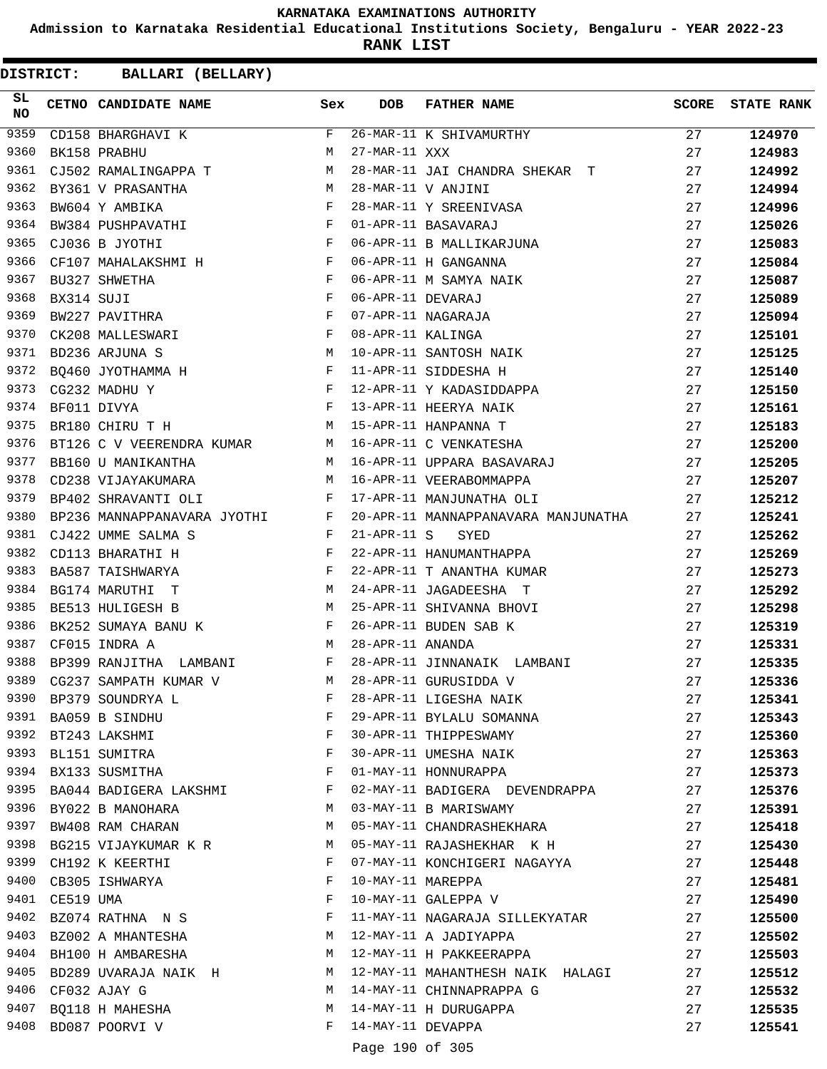KARNATAKA EXAMINATIONS AUTHORITY

Admission to Karnataka Residential Educational Institutions Society, Bengaluru - YEAR 2022-23

**RANK LIST**

**DISTRICT: BALLARI (BELLARY)**

| SL NO | CETNO | CANDIDATE NAME | Sex | DOB | FATHER NAME | SCORE | STATE RANK |
|---|---|---|---|---|---|---|---|
| 9359 | CD158 | BHARGHAVI K | F | 26-MAR-11 | K SHIVAMURTHY | 27 | **124970** |
| 9360 | BK158 | PRABHU | M | 27-MAR-11 | XXX | 27 | **124983** |
| 9361 | CJ502 | RAMALINGAPPA T | M | 28-MAR-11 | JAI CHANDRA SHEKAR T | 27 | **124992** |
| 9362 | BY361 | V PRASANTHA | M | 28-MAR-11 | V ANJINI | 27 | **124994** |
| 9363 | BW604 | Y AMBIKA | F | 28-MAR-11 | Y SREENIVASA | 27 | **124996** |
| 9364 | BW384 | PUSHPAVATHI | F | 01-APR-11 | BASAVARAJ | 27 | **125026** |
| 9365 | CJ036 | B JYOTHI | F | 06-APR-11 | B MALLIKARJUNA | 27 | **125083** |
| 9366 | CF107 | MAHALAKSHMI H | F | 06-APR-11 | H GANGANNA | 27 | **125084** |
| 9367 | BU327 | SHWETHA | F | 06-APR-11 | M SAMYA NAIK | 27 | **125087** |
| 9368 | BX314 | SUJI | F | 06-APR-11 | DEVARAJ | 27 | **125089** |
| 9369 | BW227 | PAVITHRA | F | 07-APR-11 | NAGARAJA | 27 | **125094** |
| 9370 | CK208 | MALLESWARI | F | 08-APR-11 | KALINGA | 27 | **125101** |
| 9371 | BD236 | ARJUNA S | M | 10-APR-11 | SANTOSH NAIK | 27 | **125125** |
| 9372 | BQ460 | JYOTHAMMA H | F | 11-APR-11 | SIDDESHA H | 27 | **125140** |
| 9373 | CG232 | MADHU Y | F | 12-APR-11 | Y KADASIDDAPPA | 27 | **125150** |
| 9374 | BF011 | DIVYA | F | 13-APR-11 | HEERYA NAIK | 27 | **125161** |
| 9375 | BR180 | CHIRU T H | M | 15-APR-11 | HANPANNA T | 27 | **125183** |
| 9376 | BT126 | C V VEERENDRA KUMAR | M | 16-APR-11 | C VENKATESHA | 27 | **125200** |
| 9377 | BB160 | U MANIKANTHA | M | 16-APR-11 | UPPARA BASAVARAJ | 27 | **125205** |
| 9378 | CD238 | VIJAYAKUMARA | M | 16-APR-11 | VEERABOMMAPPA | 27 | **125207** |
| 9379 | BP402 | SHRAVANTI OLI | F | 17-APR-11 | MANJUNATHA OLI | 27 | **125212** |
| 9380 | BP236 | MANNAPPANAVARA JYOTHI | F | 20-APR-11 | MANNAPPANAVARA MANJUNATHA | 27 | **125241** |
| 9381 | CJ422 | UMME SALMA S | F | 21-APR-11 | S SYED | 27 | **125262** |
| 9382 | CD113 | BHARATHI H | F | 22-APR-11 | HANUMANTHAPPA | 27 | **125269** |
| 9383 | BA587 | TAISHWARYA | F | 22-APR-11 | T ANANTHA KUMAR | 27 | **125273** |
| 9384 | BG174 | MARUTHI T | M | 24-APR-11 | JAGADEESHA T | 27 | **125292** |
| 9385 | BE513 | HULIGESH B | M | 25-APR-11 | SHIVANNA BHOVI | 27 | **125298** |
| 9386 | BK252 | SUMAYA BANU K | F | 26-APR-11 | BUDEN SAB K | 27 | **125319** |
| 9387 | CF015 | INDRA A | M | 28-APR-11 | ANANDA | 27 | **125331** |
| 9388 | BP399 | RANJITHA LAMBANI | F | 28-APR-11 | JINNANAIK LAMBANI | 27 | **125335** |
| 9389 | CG237 | SAMPATH KUMAR V | M | 28-APR-11 | GURUSIDDA V | 27 | **125336** |
| 9390 | BP379 | SOUNDRYA L | F | 28-APR-11 | LIGESHA NAIK | 27 | **125341** |
| 9391 | BA059 | B SINDHU | F | 29-APR-11 | BYLALU SOMANNA | 27 | **125343** |
| 9392 | BT243 | LAKSHMI | F | 30-APR-11 | THIPPESWAMY | 27 | **125360** |
| 9393 | BL151 | SUMITRA | F | 30-APR-11 | UMESHA NAIK | 27 | **125363** |
| 9394 | BX133 | SUSMITHA | F | 01-MAY-11 | HONNURAPPA | 27 | **125373** |
| 9395 | BA044 | BADIGERA LAKSHMI | F | 02-MAY-11 | BADIGERA DEVENDRAPPA | 27 | **125376** |
| 9396 | BY022 | B MANOHARA | M | 03-MAY-11 | B MARISWAMY | 27 | **125391** |
| 9397 | BW408 | RAM CHARAN | M | 05-MAY-11 | CHANDRASHEKHARA | 27 | **125418** |
| 9398 | BG215 | VIJAYKUMAR K R | M | 05-MAY-11 | RAJASHEKHAR K H | 27 | **125430** |
| 9399 | CH192 | K KEERTHI | F | 07-MAY-11 | KONCHIGERI NAGAYYA | 27 | **125448** |
| 9400 | CB305 | ISHWARYA | F | 10-MAY-11 | MAREPPA | 27 | **125481** |
| 9401 | CE519 | UMA | F | 10-MAY-11 | GALEPPA V | 27 | **125490** |
| 9402 | BZ074 | RATHNA N S | F | 11-MAY-11 | NAGARAJA SILLEKYATAR | 27 | **125500** |
| 9403 | BZ002 | A MHANTESHA | M | 12-MAY-11 | A JADIYAPPA | 27 | **125502** |
| 9404 | BH100 | H AMBARESHA | M | 12-MAY-11 | H PAKKEERAPPA | 27 | **125503** |
| 9405 | BD289 | UVARAJA NAIK H | M | 12-MAY-11 | MAHANTHESH NAIK HALAGI | 27 | **125512** |
| 9406 | CF032 | AJAY G | M | 14-MAY-11 | CHINNAPRAPPA G | 27 | **125532** |
| 9407 | BQ118 | H MAHESHA | M | 14-MAY-11 | H DURUGAPPA | 27 | **125535** |
| 9408 | BD087 | POORVI V | F | 14-MAY-11 | DEVAPPA | 27 | **125541** |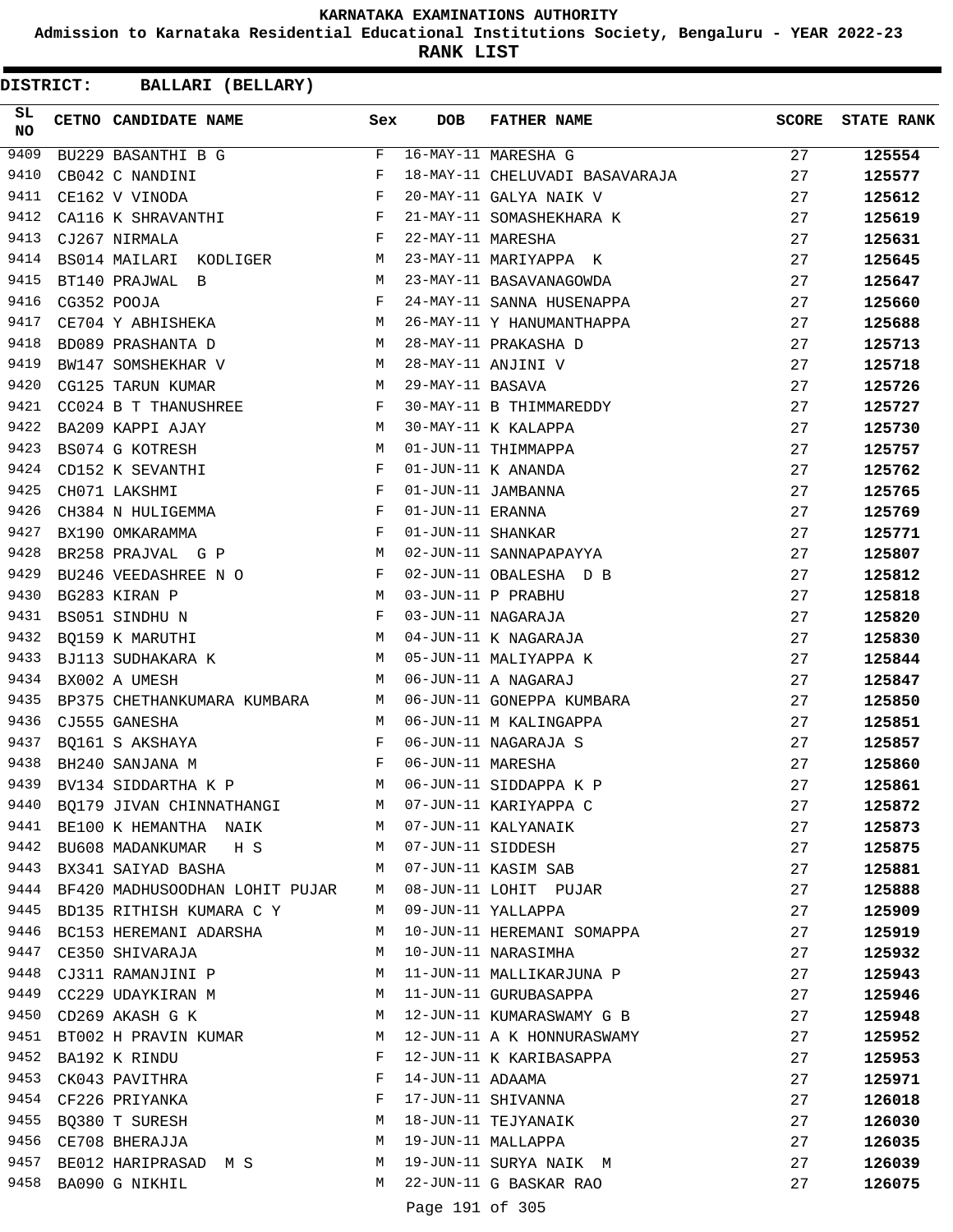KARNATAKA EXAMINATIONS AUTHORITY

Admission to Karnataka Residential Educational Institutions Society, Bengaluru - YEAR 2022-23

**RANK LIST**

**DISTRICT: BALLARI (BELLARY)**

| SL NO | CETNO | CANDIDATE NAME | Sex | DOB | FATHER NAME | SCORE | STATE RANK |
|---|---|---|---|---|---|---|---|
| 9409 | BU229 | BASANTHI B G | F | 16-MAY-11 | MARESHA G | 27 | 125554 |
| 9410 | CB042 | C NANDINI | F | 18-MAY-11 | CHELUVADI BASAVARAJA | 27 | 125577 |
| 9411 | CE162 | V VINODA | F | 20-MAY-11 | GALYA NAIK V | 27 | 125612 |
| 9412 | CA116 | K SHRAVANTHI | F | 21-MAY-11 | SOMASHEKHARA K | 27 | 125619 |
| 9413 | CJ267 | NIRMALA | F | 22-MAY-11 | MARESHA | 27 | 125631 |
| 9414 | BS014 | MAILARI KODLIGER | M | 23-MAY-11 | MARIYAPPA K | 27 | 125645 |
| 9415 | BT140 | PRAJWAL B | M | 23-MAY-11 | BASAVANAGOWDA | 27 | 125647 |
| 9416 | CG352 | POOJA | F | 24-MAY-11 | SANNA HUSENAPPA | 27 | 125660 |
| 9417 | CE704 | Y ABHISHEKA | M | 26-MAY-11 | Y HANUMANTHAPPA | 27 | 125688 |
| 9418 | BD089 | PRASHANTA D | M | 28-MAY-11 | PRAKASHA D | 27 | 125713 |
| 9419 | BW147 | SOMSHEKHAR V | M | 28-MAY-11 | ANJINI V | 27 | 125718 |
| 9420 | CG125 | TARUN KUMAR | M | 29-MAY-11 | BASAVA | 27 | 125726 |
| 9421 | CC024 | B T THANUSHREE | F | 30-MAY-11 | B THIMMAREDDY | 27 | 125727 |
| 9422 | BA209 | KAPPI AJAY | M | 30-MAY-11 | K KALAPPA | 27 | 125730 |
| 9423 | BS074 | G KOTRESH | M | 01-JUN-11 | THIMMAPPA | 27 | 125757 |
| 9424 | CD152 | K SEVANTHI | F | 01-JUN-11 | K ANANDA | 27 | 125762 |
| 9425 | CH071 | LAKSHMI | F | 01-JUN-11 | JAMBANNA | 27 | 125765 |
| 9426 | CH384 | N HULIGEMMA | F | 01-JUN-11 | ERANNA | 27 | 125769 |
| 9427 | BX190 | OMKARAMMA | F | 01-JUN-11 | SHANKAR | 27 | 125771 |
| 9428 | BR258 | PRAJVAL G P | M | 02-JUN-11 | SANNAPAPAYYA | 27 | 125807 |
| 9429 | BU246 | VEEDASHREE N O | F | 02-JUN-11 | OBALESHA D B | 27 | 125812 |
| 9430 | BG283 | KIRAN P | M | 03-JUN-11 | P PRABHU | 27 | 125818 |
| 9431 | BS051 | SINDHU N | F | 03-JUN-11 | NAGARAJA | 27 | 125820 |
| 9432 | BQ159 | K MARUTHI | M | 04-JUN-11 | K NAGARAJA | 27 | 125830 |
| 9433 | BJ113 | SUDHAKARA K | M | 05-JUN-11 | MALIYAPPA K | 27 | 125844 |
| 9434 | BX002 | A UMESH | M | 06-JUN-11 | A NAGARAJ | 27 | 125847 |
| 9435 | BP375 | CHETHANKUMARA KUMBARA | M | 06-JUN-11 | GONEPPA KUMBARA | 27 | 125850 |
| 9436 | CJ555 | GANESHA | M | 06-JUN-11 | M KALINGAPPA | 27 | 125851 |
| 9437 | BQ161 | S AKSHAYA | F | 06-JUN-11 | NAGARAJA S | 27 | 125857 |
| 9438 | BH240 | SANJANA M | F | 06-JUN-11 | MARESHA | 27 | 125860 |
| 9439 | BV134 | SIDDARTHA K P | M | 06-JUN-11 | SIDDAPPA K P | 27 | 125861 |
| 9440 | BQ179 | JIVAN CHINNATHANGI | M | 07-JUN-11 | KARIYAPPA C | 27 | 125872 |
| 9441 | BE100 | K HEMANTHA NAIK | M | 07-JUN-11 | KALYANAIK | 27 | 125873 |
| 9442 | BU608 | MADANKUMAR H S | M | 07-JUN-11 | SIDDESH | 27 | 125875 |
| 9443 | BX341 | SAIYAD BASHA | M | 07-JUN-11 | KASIM SAB | 27 | 125881 |
| 9444 | BF420 | MADHUSOODHAN LOHIT PUJAR | M | 08-JUN-11 | LOHIT PUJAR | 27 | 125888 |
| 9445 | BD135 | RITHISH KUMARA C Y | M | 09-JUN-11 | YALLAPPA | 27 | 125909 |
| 9446 | BC153 | HEREMANI ADARSHA | M | 10-JUN-11 | HEREMANI SOMAPPA | 27 | 125919 |
| 9447 | CE350 | SHIVARAJA | M | 10-JUN-11 | NARASIMHA | 27 | 125932 |
| 9448 | CJ311 | RAMANJINI P | M | 11-JUN-11 | MALLIKARJUNA P | 27 | 125943 |
| 9449 | CC229 | UDAYKIRAN M | M | 11-JUN-11 | GURUBASAPPA | 27 | 125946 |
| 9450 | CD269 | AKASH G K | M | 12-JUN-11 | KUMARASWAMY G B | 27 | 125948 |
| 9451 | BT002 | H PRAVIN KUMAR | M | 12-JUN-11 | A K HONNURASWAMY | 27 | 125952 |
| 9452 | BA192 | K RINDU | F | 12-JUN-11 | K KARIBASAPPA | 27 | 125953 |
| 9453 | CK043 | PAVITHRA | F | 14-JUN-11 | ADAAMA | 27 | 125971 |
| 9454 | CF226 | PRIYANKA | F | 17-JUN-11 | SHIVANNA | 27 | 126018 |
| 9455 | BQ380 | T SURESH | M | 18-JUN-11 | TEJYANAIK | 27 | 126030 |
| 9456 | CE708 | BHERAJJA | M | 19-JUN-11 | MALLAPPA | 27 | 126035 |
| 9457 | BE012 | HARIPRASAD M S | M | 19-JUN-11 | SURYA NAIK M | 27 | 126039 |
| 9458 | BA090 | G NIKHIL | M | 22-JUN-11 | G BASKAR RAO | 27 | 126075 |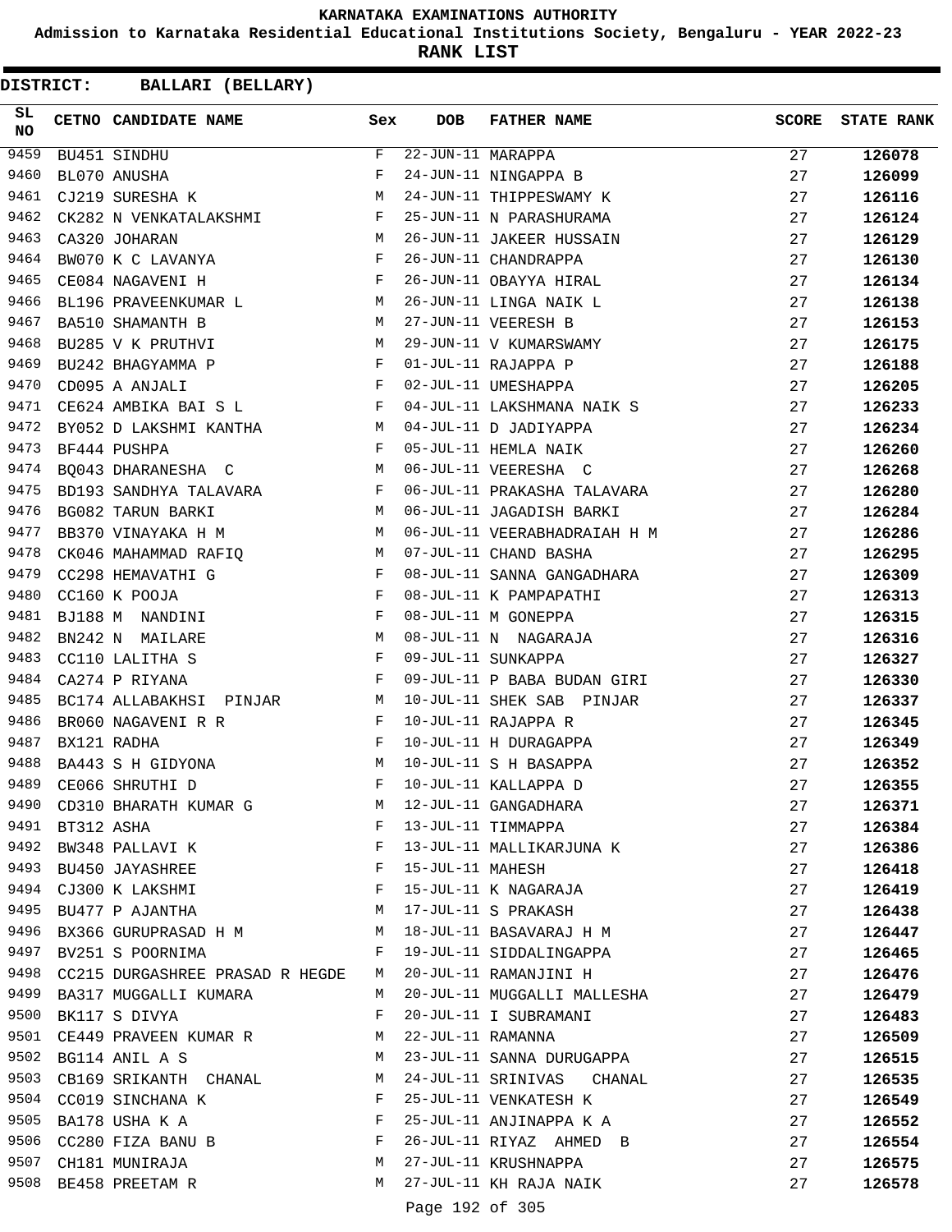# KARNATAKA EXAMINATIONS AUTHORITY

**Admission to Karnataka Residential Educational Institutions Society, Bengaluru - YEAR 2022-23**

**RANK LIST**

**DISTRICT: BALLARI (BELLARY)**

| SL NO | CETNO | CANDIDATE NAME | Sex | DOB | FATHER NAME | SCORE | STATE RANK |
|---|---|---|---|---|---|---|---|
| 9459 | BU451 | SINDHU | F | 22-JUN-11 | MARAPPA | 27 | 126078 |
| 9460 | BL070 | ANUSHA | F | 24-JUN-11 | NINGAPPA B | 27 | 126099 |
| 9461 | CJ219 | SURESHA K | M | 24-JUN-11 | THIPPESWAMY K | 27 | 126116 |
| 9462 | CK282 | N VENKATALAKSHMI | F | 25-JUN-11 | N PARASHURAMA | 27 | 126124 |
| 9463 | CA320 | JOHARAN | M | 26-JUN-11 | JAKEER HUSSAIN | 27 | 126129 |
| 9464 | BW070 | K C LAVANYA | F | 26-JUN-11 | CHANDRAPPA | 27 | 126130 |
| 9465 | CE084 | NAGAVENI H | F | 26-JUN-11 | OBAYYA HIRAL | 27 | 126134 |
| 9466 | BL196 | PRAVEENKUMAR L | M | 26-JUN-11 | LINGA NAIK L | 27 | 126138 |
| 9467 | BA510 | SHAMANTH B | M | 27-JUN-11 | VEERESH B | 27 | 126153 |
| 9468 | BU285 | V K PRUTHVI | M | 29-JUN-11 | V KUMARSWAMY | 27 | 126175 |
| 9469 | BU242 | BHAGYAMMA P | F | 01-JUL-11 | RAJAPPA P | 27 | 126188 |
| 9470 | CD095 | A ANJALI | F | 02-JUL-11 | UMESHAPPA | 27 | 126205 |
| 9471 | CE624 | AMBIKA BAI S L | F | 04-JUL-11 | LAKSHMANA NAIK S | 27 | 126233 |
| 9472 | BY052 | D LAKSHMI KANTHA | M | 04-JUL-11 | D JADIYAPPA | 27 | 126234 |
| 9473 | BF444 | PUSHPA | F | 05-JUL-11 | HEMLA NAIK | 27 | 126260 |
| 9474 | BQ043 | DHARANESHA C | M | 06-JUL-11 | VEERESHA C | 27 | 126268 |
| 9475 | BD193 | SANDHYA TALAVARA | F | 06-JUL-11 | PRAKASHA TALAVARA | 27 | 126280 |
| 9476 | BG082 | TARUN BARKI | M | 06-JUL-11 | JAGADISH BARKI | 27 | 126284 |
| 9477 | BB370 | VINAYAKA H M | M | 06-JUL-11 | VEERABHADRAIAH H M | 27 | 126286 |
| 9478 | CK046 | MAHAMMAD RAFIQ | M | 07-JUL-11 | CHAND BASHA | 27 | 126295 |
| 9479 | CC298 | HEMAVATHI G | F | 08-JUL-11 | SANNA GANGADHARA | 27 | 126309 |
| 9480 | CC160 | K POOJA | F | 08-JUL-11 | K PAMPAPATHI | 27 | 126313 |
| 9481 | BJ188 | M NANDINI | F | 08-JUL-11 | M GONEPPA | 27 | 126315 |
| 9482 | BN242 | N MAILARE | M | 08-JUL-11 | N NAGARAJA | 27 | 126316 |
| 9483 | CC110 | LALITHA S | F | 09-JUL-11 | SUNKAPPA | 27 | 126327 |
| 9484 | CA274 | P RIYANA | F | 09-JUL-11 | P BABA BUDAN GIRI | 27 | 126330 |
| 9485 | BC174 | ALLABAKHSI PINJAR | M | 10-JUL-11 | SHEK SAB PINJAR | 27 | 126337 |
| 9486 | BR060 | NAGAVENI R R | F | 10-JUL-11 | RAJAPPA R | 27 | 126345 |
| 9487 | BX121 | RADHA | F | 10-JUL-11 | H DURAGAPPA | 27 | 126349 |
| 9488 | BA443 | S H GIDYONA | M | 10-JUL-11 | S H BASAPPA | 27 | 126352 |
| 9489 | CE066 | SHRUTHI D | F | 10-JUL-11 | KALLAPPA D | 27 | 126355 |
| 9490 | CD310 | BHARATH KUMAR G | M | 12-JUL-11 | GANGADHARA | 27 | 126371 |
| 9491 | BT312 | ASHA | F | 13-JUL-11 | TIMMAPPA | 27 | 126384 |
| 9492 | BW348 | PALLAVI K | F | 13-JUL-11 | MALLIKARJUNA K | 27 | 126386 |
| 9493 | BU450 | JAYASHREE | F | 15-JUL-11 | MAHESH | 27 | 126418 |
| 9494 | CJ300 | K LAKSHMI | F | 15-JUL-11 | K NAGARAJA | 27 | 126419 |
| 9495 | BU477 | P AJANTHA | M | 17-JUL-11 | S PRAKASH | 27 | 126438 |
| 9496 | BX366 | GURUPRASAD H M | M | 18-JUL-11 | BASAVARAJ H M | 27 | 126447 |
| 9497 | BV251 | S POORNIMA | F | 19-JUL-11 | SIDDALINGAPPA | 27 | 126465 |
| 9498 | CC215 | DURGASHREE PRASAD R HEGDE | M | 20-JUL-11 | RAMANJINI H | 27 | 126476 |
| 9499 | BA317 | MUGGALLI KUMARA | M | 20-JUL-11 | MUGGALLI MALLESHA | 27 | 126479 |
| 9500 | BK117 | S DIVYA | F | 20-JUL-11 | I SUBRAMANI | 27 | 126483 |
| 9501 | CE449 | PRAVEEN KUMAR R | M | 22-JUL-11 | RAMANNA | 27 | 126509 |
| 9502 | BG114 | ANIL A S | M | 23-JUL-11 | SANNA DURUGAPPA | 27 | 126515 |
| 9503 | CB169 | SRIKANTH CHANAL | M | 24-JUL-11 | SRINIVAS CHANAL | 27 | 126535 |
| 9504 | CC019 | SINCHANA K | F | 25-JUL-11 | VENKATESH K | 27 | 126549 |
| 9505 | BA178 | USHA K A | F | 25-JUL-11 | ANJINAPPA K A | 27 | 126552 |
| 9506 | CC280 | FIZA BANU B | F | 26-JUL-11 | RIYAZ AHMED B | 27 | 126554 |
| 9507 | CH181 | MUNIRAJA | M | 27-JUL-11 | KRUSHNAPPA | 27 | 126575 |
| 9508 | BE458 | PREETAM R | M | 27-JUL-11 | KH RAJA NAIK | 27 | 126578 |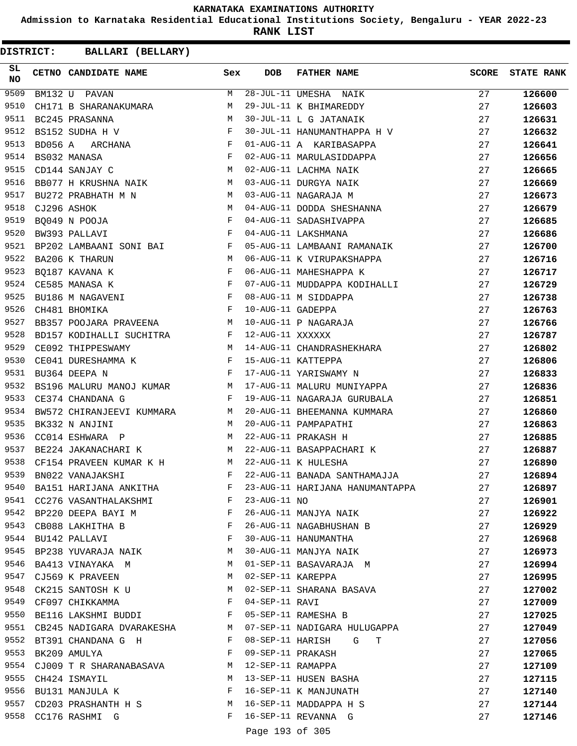KARNATAKA EXAMINATIONS AUTHORITY

Admission to Karnataka Residential Educational Institutions Society, Bengaluru - YEAR 2022-23

**RANK LIST**

**DISTRICT: BALLARI (BELLARY)**

| SL NO | CETNO | CANDIDATE NAME | Sex | DOB | FATHER NAME | SCORE | STATE RANK |
|---|---|---|---|---|---|---|---|
| 9509 | BM132 | U PAVAN | M | 28-JUL-11 | UMESHA NAIK | 27 | 126600 |
| 9510 | CH171 | B SHARANAKUMARA | M | 29-JUL-11 | K BHIMAREDDY | 27 | 126603 |
| 9511 | BC245 | PRASANNA | M | 30-JUL-11 | L G JATANAIK | 27 | 126631 |
| 9512 | BS152 | SUDHA H V | F | 30-JUL-11 | HANUMANTHAPPA H V | 27 | 126632 |
| 9513 | BD056 | A ARCHANA | F | 01-AUG-11 | A KARIBASAPPA | 27 | 126641 |
| 9514 | BS032 | MANASA | F | 02-AUG-11 | MARULASIDDAPPA | 27 | 126656 |
| 9515 | CD144 | SANJAY C | M | 02-AUG-11 | LACHMA NAIK | 27 | 126665 |
| 9516 | BB077 | H KRUSHNA NAIK | M | 03-AUG-11 | DURGYA NAIK | 27 | 126669 |
| 9517 | BU272 | PRABHATH M N | M | 03-AUG-11 | NAGARAJA M | 27 | 126673 |
| 9518 | CJ296 | ASHOK | M | 04-AUG-11 | DODDA SHESHANNA | 27 | 126679 |
| 9519 | BQ049 | N POOJA | F | 04-AUG-11 | SADASHIVAPPA | 27 | 126685 |
| 9520 | BW393 | PALLAVI | F | 04-AUG-11 | LAKSHMANA | 27 | 126686 |
| 9521 | BP202 | LAMBAANI SONI BAI | F | 05-AUG-11 | LAMBAANI RAMANAIK | 27 | 126700 |
| 9522 | BA206 | K THARUN | M | 06-AUG-11 | K VIRUPAKSHAPPA | 27 | 126716 |
| 9523 | BQ187 | KAVANA K | F | 06-AUG-11 | MAHESHAPPA K | 27 | 126717 |
| 9524 | CE585 | MANASA K | F | 07-AUG-11 | MUDDAPPA KODIHALLI | 27 | 126729 |
| 9525 | BU186 | M NAGAVENI | F | 08-AUG-11 | M SIDDAPPA | 27 | 126738 |
| 9526 | CH481 | BHOMIKA | F | 10-AUG-11 | GADEPPA | 27 | 126763 |
| 9527 | BB357 | POOJARA PRAVEENA | M | 10-AUG-11 | P NAGARAJA | 27 | 126766 |
| 9528 | BD157 | KODIHALLI SUCHITRA | F | 12-AUG-11 | XXXXXX | 27 | 126787 |
| 9529 | CE092 | THIPPESWAMY | M | 14-AUG-11 | CHANDRASHEKHARA | 27 | 126802 |
| 9530 | CE041 | DURESHAMMA K | F | 15-AUG-11 | KATTEPPA | 27 | 126806 |
| 9531 | BU364 | DEEPA N | F | 17-AUG-11 | YARISWAMY N | 27 | 126833 |
| 9532 | BS196 | MALURU MANOJ KUMAR | M | 17-AUG-11 | MALURU MUNIYAPPA | 27 | 126836 |
| 9533 | CE374 | CHANDANA G | F | 19-AUG-11 | NAGARAJA GURUBALA | 27 | 126851 |
| 9534 | BW572 | CHIRANJEEVI KUMMARA | M | 20-AUG-11 | BHEEMANNA KUMMARA | 27 | 126860 |
| 9535 | BK332 | N ANJINI | M | 20-AUG-11 | PAMPAPATHI | 27 | 126863 |
| 9536 | CC014 | ESHWARA P | M | 22-AUG-11 | PRAKASH H | 27 | 126885 |
| 9537 | BE224 | JAKANACHARI K | M | 22-AUG-11 | BASAPPACHARI K | 27 | 126887 |
| 9538 | CF154 | PRAVEEN KUMAR K H | M | 22-AUG-11 | K HULESHA | 27 | 126890 |
| 9539 | BN022 | VANAJAKSHI | F | 22-AUG-11 | BANADA SANTHAMAJJA | 27 | 126894 |
| 9540 | BA151 | HARIJANA ANKITHA | F | 23-AUG-11 | HARIJANA HANUMANTAPPA | 27 | 126897 |
| 9541 | CC276 | VASANTHALAKSHMI | F | 23-AUG-11 | NO | 27 | 126901 |
| 9542 | BP220 | DEEPA BAYI M | F | 26-AUG-11 | MANJYA NAIK | 27 | 126922 |
| 9543 | CB088 | LAKHITHA B | F | 26-AUG-11 | NAGABHUSHAN B | 27 | 126929 |
| 9544 | BU142 | PALLAVI | F | 30-AUG-11 | HANUMANTHA | 27 | 126968 |
| 9545 | BP238 | YUVARAJA NAIK | M | 30-AUG-11 | MANJYA NAIK | 27 | 126973 |
| 9546 | BA413 | VINAYAKA M | M | 01-SEP-11 | BASAVARAJA M | 27 | 126994 |
| 9547 | CJ569 | K PRAVEEN | M | 02-SEP-11 | KAREPPA | 27 | 126995 |
| 9548 | CK215 | SANTOSH K U | M | 02-SEP-11 | SHARANA BASAVA | 27 | 127002 |
| 9549 | CF097 | CHIKKAMMA | F | 04-SEP-11 | RAVI | 27 | 127009 |
| 9550 | BE116 | LAKSHMI BUDDI | F | 05-SEP-11 | RAMESHA B | 27 | 127025 |
| 9551 | CB245 | NADIGARA DVARAKESHA | M | 07-SEP-11 | NADIGARA HULUGAPPA | 27 | 127049 |
| 9552 | BT391 | CHANDANA G H | F | 08-SEP-11 | HARISH G T | 27 | 127056 |
| 9553 | BK209 | AMULYA | F | 09-SEP-11 | PRAKASH | 27 | 127065 |
| 9554 | CJ009 | T R SHARANABASAVA | M | 12-SEP-11 | RAMAPPA | 27 | 127109 |
| 9555 | CH424 | ISMAYIL | M | 13-SEP-11 | HUSEN BASHA | 27 | 127115 |
| 9556 | BU131 | MANJULA K | F | 16-SEP-11 | K MANJUNATH | 27 | 127140 |
| 9557 | CD203 | PRASHANTH H S | M | 16-SEP-11 | MADDAPPA H S | 27 | 127144 |
| 9558 | CC176 | RASHMI G | F | 16-SEP-11 | REVANNA G | 27 | 127146 |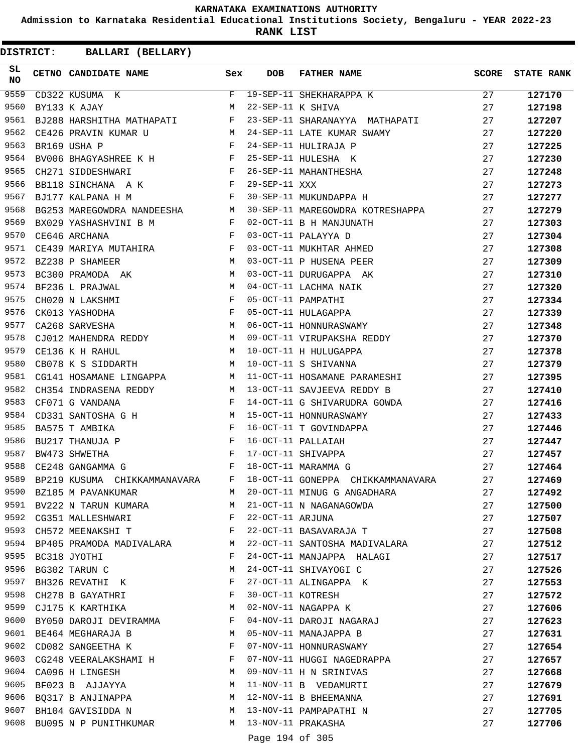KARNATAKA EXAMINATIONS AUTHORITY

Admission to Karnataka Residential Educational Institutions Society, Bengaluru - YEAR 2022-23

**RANK LIST**

**DISTRICT: BALLARI (BELLARY)**

| SL NO | CETNO | CANDIDATE NAME | Sex | DOB | FATHER NAME | SCORE | STATE RANK |
|---|---|---|---|---|---|---|---|
| 9559 | CD322 | KUSUMA K | F | 19-SEP-11 | SHEKHARAPPA K | 27 | 127170 |
| 9560 | BY133 | K AJAY | M | 22-SEP-11 | K SHIVA | 27 | 127198 |
| 9561 | BJ288 | HARSHITHA MATHAPATI | F | 23-SEP-11 | SHARANAYYA MATHAPATI | 27 | 127207 |
| 9562 | CE426 | PRAVIN KUMAR U | M | 24-SEP-11 | LATE KUMAR SWAMY | 27 | 127220 |
| 9563 | BR169 | USHA P | F | 24-SEP-11 | HULIRAJA P | 27 | 127225 |
| 9564 | BV006 | BHAGYASHREE K H | F | 25-SEP-11 | HULESHA K | 27 | 127230 |
| 9565 | CH271 | SIDDESHWARI | F | 26-SEP-11 | MAHANTHESHA | 27 | 127248 |
| 9566 | BB118 | SINCHANA A K | F | 29-SEP-11 | XXX | 27 | 127273 |
| 9567 | BJ177 | KALPANA H M | F | 30-SEP-11 | MUKUNDAPPA H | 27 | 127277 |
| 9568 | BG253 | MAREGOWDRA NANDEESHA | M | 30-SEP-11 | MAREGOWDRA KOTRESHAPPA | 27 | 127279 |
| 9569 | BX029 | YASHASHVINI B M | F | 02-OCT-11 | B H MANJUNATH | 27 | 127303 |
| 9570 | CE646 | ARCHANA | F | 03-OCT-11 | PALAYYA D | 27 | 127304 |
| 9571 | CE439 | MARIYA MUTAHIRA | F | 03-OCT-11 | MUKHTAR AHMED | 27 | 127308 |
| 9572 | BZ238 | P SHAMEER | M | 03-OCT-11 | P HUSENA PEER | 27 | 127309 |
| 9573 | BC300 | PRAMODA AK | M | 03-OCT-11 | DURUGAPPA AK | 27 | 127310 |
| 9574 | BF236 | L PRAJWAL | M | 04-OCT-11 | LACHMA NAIK | 27 | 127320 |
| 9575 | CH020 | N LAKSHMI | F | 05-OCT-11 | PAMPATHI | 27 | 127334 |
| 9576 | CK013 | YASHODHA | F | 05-OCT-11 | HULAGAPPA | 27 | 127339 |
| 9577 | CA268 | SARVESHA | M | 06-OCT-11 | HONNURASWAMY | 27 | 127348 |
| 9578 | CJ012 | MAHENDRA REDDY | M | 09-OCT-11 | VIRUPAKSHA REDDY | 27 | 127370 |
| 9579 | CE136 | K H RAHUL | M | 10-OCT-11 | H HULUGAPPA | 27 | 127378 |
| 9580 | CB078 | K S SIDDARTH | M | 10-OCT-11 | S SHIVANNA | 27 | 127379 |
| 9581 | CG141 | HOSAMANE LINGAPPA | M | 11-OCT-11 | HOSAMANE PARAMESHI | 27 | 127395 |
| 9582 | CH354 | INDRASENA REDDY | M | 13-OCT-11 | SAVJEEVA REDDY B | 27 | 127410 |
| 9583 | CF071 | G VANDANA | F | 14-OCT-11 | G SHIVARUDRA GOWDA | 27 | 127416 |
| 9584 | CD331 | SANTOSHA G H | M | 15-OCT-11 | HONNURASWAMY | 27 | 127433 |
| 9585 | BA575 | T AMBIKA | F | 16-OCT-11 | T GOVINDAPPA | 27 | 127446 |
| 9586 | BU217 | THANUJA P | F | 16-OCT-11 | PALLAIAH | 27 | 127447 |
| 9587 | BW473 | SHWETHA | F | 17-OCT-11 | SHIVAPPA | 27 | 127457 |
| 9588 | CE248 | GANGAMMA G | F | 18-OCT-11 | MARAMMA G | 27 | 127464 |
| 9589 | BP219 | KUSUMA CHIKKAMMANAVARA | F | 18-OCT-11 | GONEPPA CHIKKAMMANAVARA | 27 | 127469 |
| 9590 | BZ185 | M PAVANKUMAR | M | 20-OCT-11 | MINUG G ANGADHARA | 27 | 127492 |
| 9591 | BV222 | N TARUN KUMARA | M | 21-OCT-11 | N NAGANAGOWDA | 27 | 127500 |
| 9592 | CG351 | MALLESHWARI | F | 22-OCT-11 | ARJUNA | 27 | 127507 |
| 9593 | CH572 | MEENAKSHI T | F | 22-OCT-11 | BASAVARAJA T | 27 | 127508 |
| 9594 | BP405 | PRAMODA MADIVALARA | M | 22-OCT-11 | SANTOSHA MADIVALARA | 27 | 127512 |
| 9595 | BC318 | JYOTHI | F | 24-OCT-11 | MANJAPPA HALAGI | 27 | 127517 |
| 9596 | BG302 | TARUN C | M | 24-OCT-11 | SHIVAYOGI C | 27 | 127526 |
| 9597 | BH326 | REVATHI K | F | 27-OCT-11 | ALINGAPPA K | 27 | 127553 |
| 9598 | CH278 | B GAYATHRI | F | 30-OCT-11 | KOTRESH | 27 | 127572 |
| 9599 | CJ175 | K KARTHIKA | M | 02-NOV-11 | NAGAPPA K | 27 | 127606 |
| 9600 | BY050 | DAROJI DEVIRAMMA | F | 04-NOV-11 | DAROJI NAGARAJ | 27 | 127623 |
| 9601 | BE464 | MEGHARAJA B | M | 05-NOV-11 | MANAJAPPA B | 27 | 127631 |
| 9602 | CD082 | SANGEETHA K | F | 07-NOV-11 | HONNURASWAMY | 27 | 127654 |
| 9603 | CG248 | VEERALAKSHAMI H | F | 07-NOV-11 | HUGGI NAGEDRAPPA | 27 | 127657 |
| 9604 | CA096 | H LINGESH | M | 09-NOV-11 | H N SRINIVAS | 27 | 127668 |
| 9605 | BF023 | B AJJAYYA | M | 11-NOV-11 | B VEDAMURTI | 27 | 127679 |
| 9606 | BQ317 | B ANJINAPPA | M | 12-NOV-11 | B BHEEMANNA | 27 | 127691 |
| 9607 | BH104 | GAVISIDDA N | M | 13-NOV-11 | PAMPAPATHI N | 27 | 127705 |
| 9608 | BU095 | N P PUNITHKUMAR | M | 13-NOV-11 | PRAKASHA | 27 | 127706 |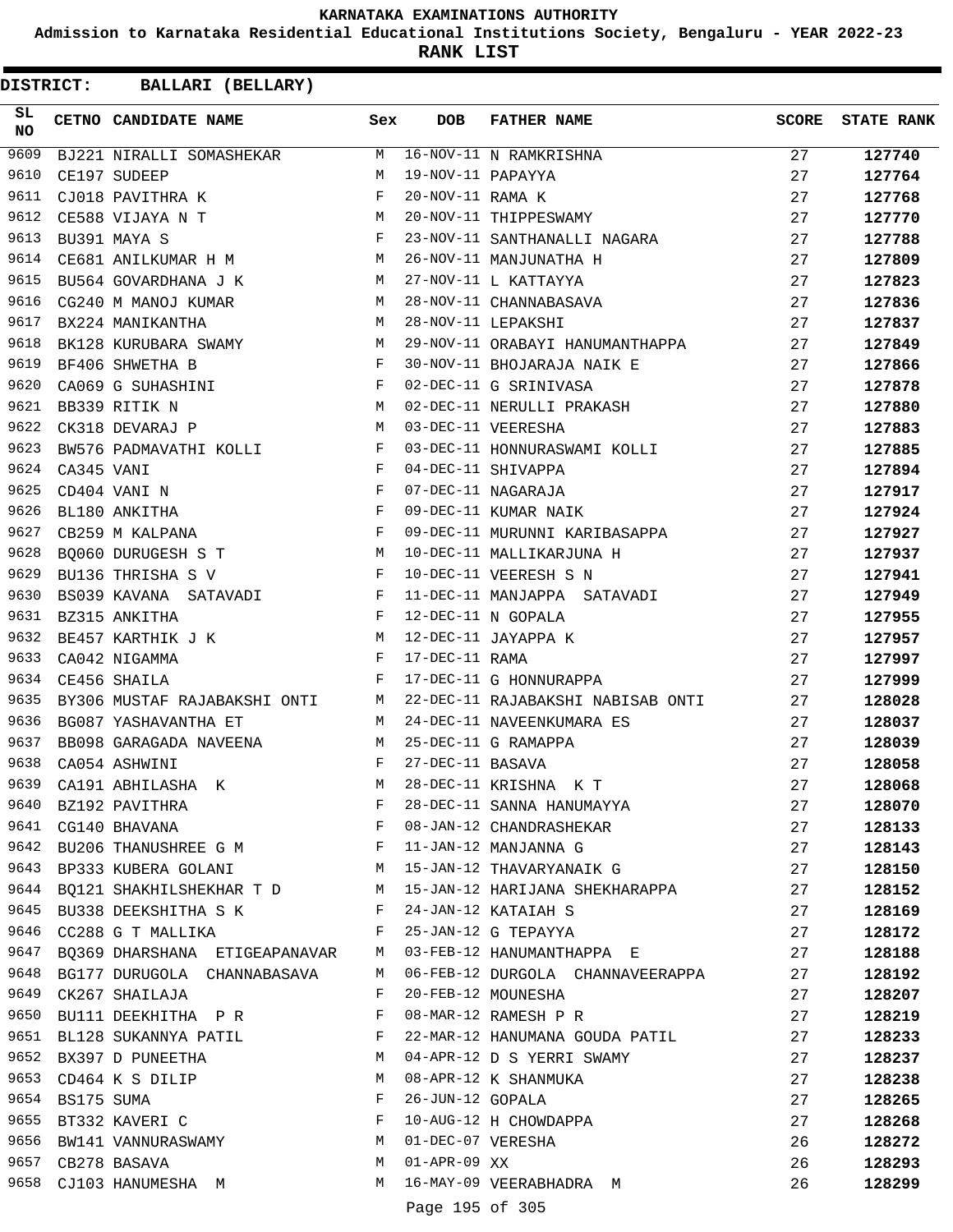KARNATAKA EXAMINATIONS AUTHORITY

Admission to Karnataka Residential Educational Institutions Society, Bengaluru - YEAR 2022-23

**RANK LIST**

**DISTRICT: BALLARI (BELLARY)**

| SL NO | CETNO | CANDIDATE NAME | Sex | DOB | FATHER NAME | SCORE | STATE RANK |
|---|---|---|---|---|---|---|---|
| 9609 | BJ221 | NIRALLI SOMASHEKAR | M | 16-NOV-11 | N RAMKRISHNA | 27 | 127740 |
| 9610 | CE197 | SUDEEP | M | 19-NOV-11 | PAPAYYA | 27 | 127764 |
| 9611 | CJ018 | PAVITHRA K | F | 20-NOV-11 | RAMA K | 27 | 127768 |
| 9612 | CE588 | VIJAYA N T | M | 20-NOV-11 | THIPPESWAMY | 27 | 127770 |
| 9613 | BU391 | MAYA S | F | 23-NOV-11 | SANTHANALLI NAGARA | 27 | 127788 |
| 9614 | CE681 | ANILKUMAR H M | M | 26-NOV-11 | MANJUNATHA H | 27 | 127809 |
| 9615 | BU564 | GOVARDHANA J K | M | 27-NOV-11 | L KATTAYYA | 27 | 127823 |
| 9616 | CG240 | M MANOJ KUMAR | M | 28-NOV-11 | CHANNABASAVA | 27 | 127836 |
| 9617 | BX224 | MANIKANTHA | M | 28-NOV-11 | LEPAKSHI | 27 | 127837 |
| 9618 | BK128 | KURUBARA SWAMY | M | 29-NOV-11 | ORABAYI HANUMANTHAPPA | 27 | 127849 |
| 9619 | BF406 | SHWETHA B | F | 30-NOV-11 | BHOJARAJA NAIK E | 27 | 127866 |
| 9620 | CA069 | G SUHASHINI | F | 02-DEC-11 | G SRINIVASA | 27 | 127878 |
| 9621 | BB339 | RITIK N | M | 02-DEC-11 | NERULLI PRAKASH | 27 | 127880 |
| 9622 | CK318 | DEVARAJ P | M | 03-DEC-11 | VEERESHA | 27 | 127883 |
| 9623 | BW576 | PADMAVATHI KOLLI | F | 03-DEC-11 | HONNURASWAMI KOLLI | 27 | 127885 |
| 9624 | CA345 | VANI | F | 04-DEC-11 | SHIVAPPA | 27 | 127894 |
| 9625 | CD404 | VANI N | F | 07-DEC-11 | NAGARAJA | 27 | 127917 |
| 9626 | BL180 | ANKITHA | F | 09-DEC-11 | KUMAR NAIK | 27 | 127924 |
| 9627 | CB259 | M KALPANA | F | 09-DEC-11 | MURUNNI KARIBASAPPA | 27 | 127927 |
| 9628 | BQ060 | DURUGESH S T | M | 10-DEC-11 | MALLIKARJUNA H | 27 | 127937 |
| 9629 | BU136 | THRISHA S V | F | 10-DEC-11 | VEERESH S N | 27 | 127941 |
| 9630 | BS039 | KAVANA SATAVADI | F | 11-DEC-11 | MANJAPPA SATAVADI | 27 | 127949 |
| 9631 | BZ315 | ANKITHA | F | 12-DEC-11 | N GOPALA | 27 | 127955 |
| 9632 | BE457 | KARTHIK J K | M | 12-DEC-11 | JAYAPPA K | 27 | 127957 |
| 9633 | CA042 | NIGAMMA | F | 17-DEC-11 | RAMA | 27 | 127997 |
| 9634 | CE456 | SHAILA | F | 17-DEC-11 | G HONNURAPPA | 27 | 127999 |
| 9635 | BY306 | MUSTAF RAJABAKSHI ONTI | M | 22-DEC-11 | RAJABAKSHI NABISAB ONTI | 27 | 128028 |
| 9636 | BG087 | YASHAVANTHA ET | M | 24-DEC-11 | NAVEENKUMARA ES | 27 | 128037 |
| 9637 | BB098 | GARAGADA NAVEENA | M | 25-DEC-11 | G RAMAPPA | 27 | 128039 |
| 9638 | CA054 | ASHWINI | F | 27-DEC-11 | BASAVA | 27 | 128058 |
| 9639 | CA191 | ABHILASHA K | M | 28-DEC-11 | KRISHNA K T | 27 | 128068 |
| 9640 | BZ192 | PAVITHRA | F | 28-DEC-11 | SANNA HANUMAYYA | 27 | 128070 |
| 9641 | CG140 | BHAVANA | F | 08-JAN-12 | CHANDRASHEKAR | 27 | 128133 |
| 9642 | BU206 | THANUSHREE G M | F | 11-JAN-12 | MANJANNA G | 27 | 128143 |
| 9643 | BP333 | KUBERA GOLANI | M | 15-JAN-12 | THAVARYANAIK G | 27 | 128150 |
| 9644 | BQ121 | SHAKHILSHEKHAR T D | M | 15-JAN-12 | HARIJANA SHEKHARAPPA | 27 | 128152 |
| 9645 | BU338 | DEEKSHITHA S K | F | 24-JAN-12 | KATAIAH S | 27 | 128169 |
| 9646 | CC288 | G T MALLIKA | F | 25-JAN-12 | G TEPAYYA | 27 | 128172 |
| 9647 | BQ369 | DHARSHANA ETIGEAPANAVAR | M | 03-FEB-12 | HANUMANTHAPPA E | 27 | 128188 |
| 9648 | BG177 | DURUGOLA CHANNABASAVA | M | 06-FEB-12 | DURGOLA CHANNAVEERAPPA | 27 | 128192 |
| 9649 | CK267 | SHAILAJA | F | 20-FEB-12 | MOUNESHA | 27 | 128207 |
| 9650 | BU111 | DEEKHITHA P R | F | 08-MAR-12 | RAMESH P R | 27 | 128219 |
| 9651 | BL128 | SUKANNYA PATIL | F | 22-MAR-12 | HANUMANA GOUDA PATIL | 27 | 128233 |
| 9652 | BX397 | D PUNEETHA | M | 04-APR-12 | D S YERRI SWAMY | 27 | 128237 |
| 9653 | CD464 | K S DILIP | M | 08-APR-12 | K SHANMUKA | 27 | 128238 |
| 9654 | BS175 | SUMA | F | 26-JUN-12 | GOPALA | 27 | 128265 |
| 9655 | BT332 | KAVERI C | F | 10-AUG-12 | H CHOWDAPPA | 27 | 128268 |
| 9656 | BW141 | VANNURASWAMY | M | 01-DEC-07 | VERESHA | 26 | 128272 |
| 9657 | CB278 | BASAVA | M | 01-APR-09 | XX | 26 | 128293 |
| 9658 | CJ103 | HANUMESHA M | M | 16-MAY-09 | VEERABHADRA M | 26 | 128299 |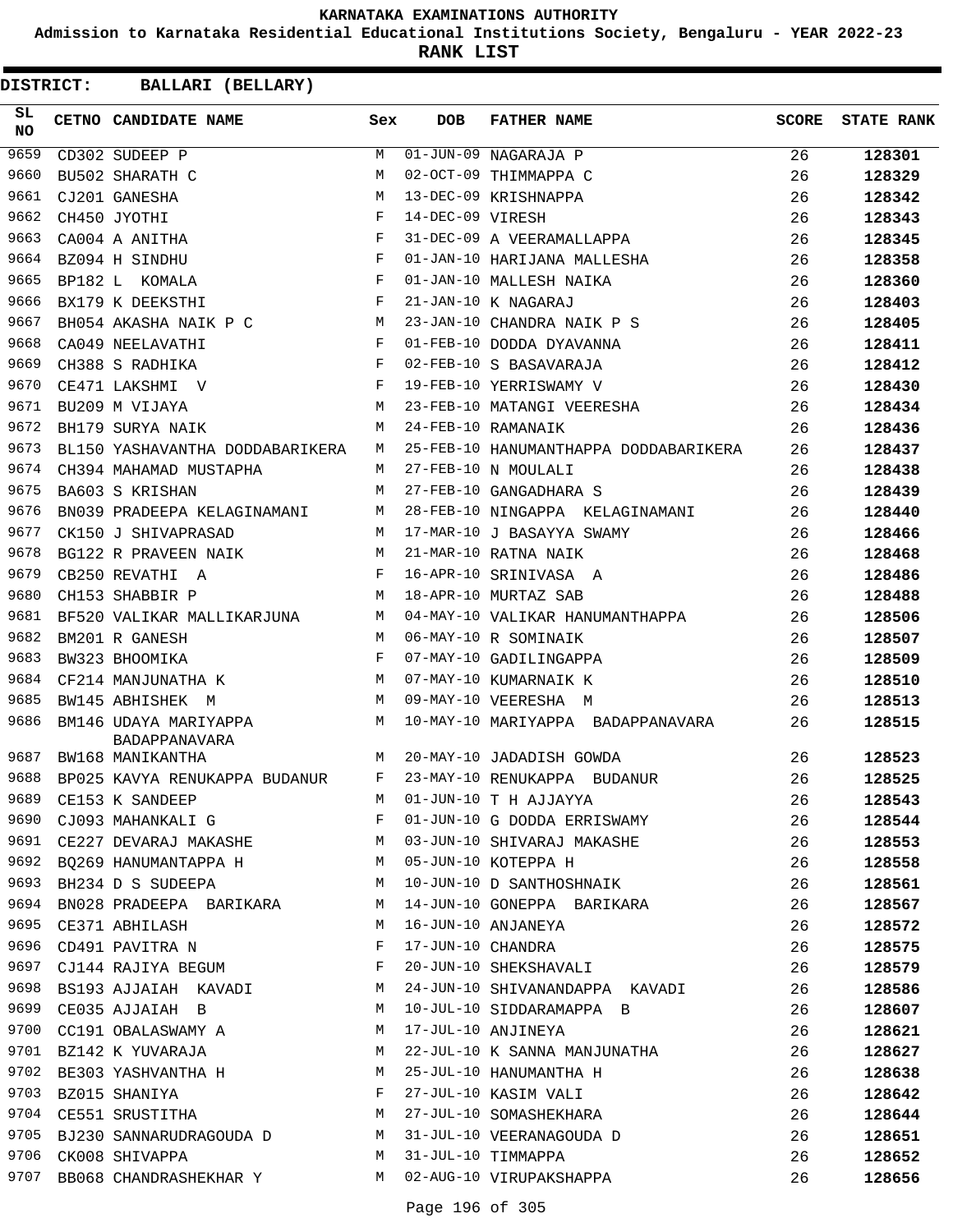KARNATAKA EXAMINATIONS AUTHORITY

Admission to Karnataka Residential Educational Institutions Society, Bengaluru - YEAR 2022-23

**RANK LIST**

**DISTRICT: BALLARI (BELLARY)**

| SL NO | CETNO | CANDIDATE NAME | Sex | DOB | FATHER NAME | SCORE | STATE RANK |
|---|---|---|---|---|---|---|---|
| 9659 | CD302 | SUDEEP P | M | 01-JUN-09 | NAGARAJA P | 26 | 128301 |
| 9660 | BU502 | SHARATH C | M | 02-OCT-09 | THIMMAPPA C | 26 | 128329 |
| 9661 | CJ201 | GANESHA | M | 13-DEC-09 | KRISHNAPPA | 26 | 128342 |
| 9662 | CH450 | JYOTHI | F | 14-DEC-09 | VIRESH | 26 | 128343 |
| 9663 | CA004 | A ANITHA | F | 31-DEC-09 | A VEERAMALLAPPA | 26 | 128345 |
| 9664 | BZ094 | H SINDHU | F | 01-JAN-10 | HARIJANA MALLESHA | 26 | 128358 |
| 9665 | BP182 | L KOMALA | F | 01-JAN-10 | MALLESH NAIKA | 26 | 128360 |
| 9666 | BX179 | K DEEKSTHI | F | 21-JAN-10 | K NAGARAJ | 26 | 128403 |
| 9667 | BH054 | AKASHA NAIK P C | M | 23-JAN-10 | CHANDRA NAIK P S | 26 | 128405 |
| 9668 | CA049 | NEELAVATHI | F | 01-FEB-10 | DODDA DYAVANNA | 26 | 128411 |
| 9669 | CH388 | S RADHIKA | F | 02-FEB-10 | S BASAVARAJA | 26 | 128412 |
| 9670 | CE471 | LAKSHMI V | F | 19-FEB-10 | YERRISWAMY V | 26 | 128430 |
| 9671 | BU209 | M VIJAYA | M | 23-FEB-10 | MATANGI VEERESHA | 26 | 128434 |
| 9672 | BH179 | SURYA NAIK | M | 24-FEB-10 | RAMANAIK | 26 | 128436 |
| 9673 | BL150 | YASHAVANTHA DODDABARIKERA | M | 25-FEB-10 | HANUMANTHAPPA DODDABARIKERA | 26 | 128437 |
| 9674 | CH394 | MAHAMAD MUSTAPHA | M | 27-FEB-10 | N MOULALI | 26 | 128438 |
| 9675 | BA603 | S KRISHAN | M | 27-FEB-10 | GANGADHARA S | 26 | 128439 |
| 9676 | BN039 | PRADEEPA KELAGINAMANI | M | 28-FEB-10 | NINGAPPA KELAGINAMANI | 26 | 128440 |
| 9677 | CK150 | J SHIVAPRASAD | M | 17-MAR-10 | J BASAYYA SWAMY | 26 | 128466 |
| 9678 | BG122 | R PRAVEEN NAIK | M | 21-MAR-10 | RATNA NAIK | 26 | 128468 |
| 9679 | CB250 | REVATHI A | F | 16-APR-10 | SRINIVASA A | 26 | 128486 |
| 9680 | CH153 | SHABBIR P | M | 18-APR-10 | MURTAZ SAB | 26 | 128488 |
| 9681 | BF520 | VALIKAR MALLIKARJUNA | M | 04-MAY-10 | VALIKAR HANUMANTHAPPA | 26 | 128506 |
| 9682 | BM201 | R GANESH | M | 06-MAY-10 | R SOMINAIK | 26 | 128507 |
| 9683 | BW323 | BHOOMIKA | F | 07-MAY-10 | GADILINGAPPA | 26 | 128509 |
| 9684 | CF214 | MANJUNATHA K | M | 07-MAY-10 | KUMARNAIK K | 26 | 128510 |
| 9685 | BW145 | ABHISHEK M | M | 09-MAY-10 | VEERESHA M | 26 | 128513 |
| 9686 | BM146 | UDAYA MARIYAPPA BADAPPANAVARA | M | 10-MAY-10 | MARIYAPPA BADAPPANAVARA | 26 | 128515 |
| 9687 | BW168 | MANIKANTHA | M | 20-MAY-10 | JADADISH GOWDA | 26 | 128523 |
| 9688 | BP025 | KAVYA RENUKAPPA BUDANUR | F | 23-MAY-10 | RENUKAPPA BUDANUR | 26 | 128525 |
| 9689 | CE153 | K SANDEEP | M | 01-JUN-10 | T H AJJAYYA | 26 | 128543 |
| 9690 | CJ093 | MAHANKALI G | F | 01-JUN-10 | G DODDA ERRISWAMY | 26 | 128544 |
| 9691 | CE227 | DEVARAJ MAKASHE | M | 03-JUN-10 | SHIVARAJ MAKASHE | 26 | 128553 |
| 9692 | BQ269 | HANUMANTAPPA H | M | 05-JUN-10 | KOTEPPA H | 26 | 128558 |
| 9693 | BH234 | D S SUDEEPA | M | 10-JUN-10 | D SANTHOSHNAIK | 26 | 128561 |
| 9694 | BN028 | PRADEEPA BARIKARA | M | 14-JUN-10 | GONEPPA BARIKARA | 26 | 128567 |
| 9695 | CE371 | ABHILASH | M | 16-JUN-10 | ANJANEYA | 26 | 128572 |
| 9696 | CD491 | PAVITRA N | F | 17-JUN-10 | CHANDRA | 26 | 128575 |
| 9697 | CJ144 | RAJIYA BEGUM | F | 20-JUN-10 | SHEKSHAVALI | 26 | 128579 |
| 9698 | BS193 | AJJAIAH KAVADI | M | 24-JUN-10 | SHIVANANDAPPA KAVADI | 26 | 128586 |
| 9699 | CE035 | AJJAIAH B | M | 10-JUL-10 | SIDDARAMAPPA B | 26 | 128607 |
| 9700 | CC191 | OBALASWAMY A | M | 17-JUL-10 | ANJINEYA | 26 | 128621 |
| 9701 | BZ142 | K YUVARAJA | M | 22-JUL-10 | K SANNA MANJUNATHA | 26 | 128627 |
| 9702 | BE303 | YASHVANTHA H | M | 25-JUL-10 | HANUMANTHA H | 26 | 128638 |
| 9703 | BZ015 | SHANIYA | F | 27-JUL-10 | KASIM VALI | 26 | 128642 |
| 9704 | CE551 | SRUSTITHA | M | 27-JUL-10 | SOMASHEKHARA | 26 | 128644 |
| 9705 | BJ230 | SANNARUDRAGOUDA D | M | 31-JUL-10 | VEERANAGOUDA D | 26 | 128651 |
| 9706 | CK008 | SHIVAPPA | M | 31-JUL-10 | TIMMAPPA | 26 | 128652 |
| 9707 | BB068 | CHANDRASHEKHAR Y | M | 02-AUG-10 | VIRUPAKSHAPPA | 26 | 128656 |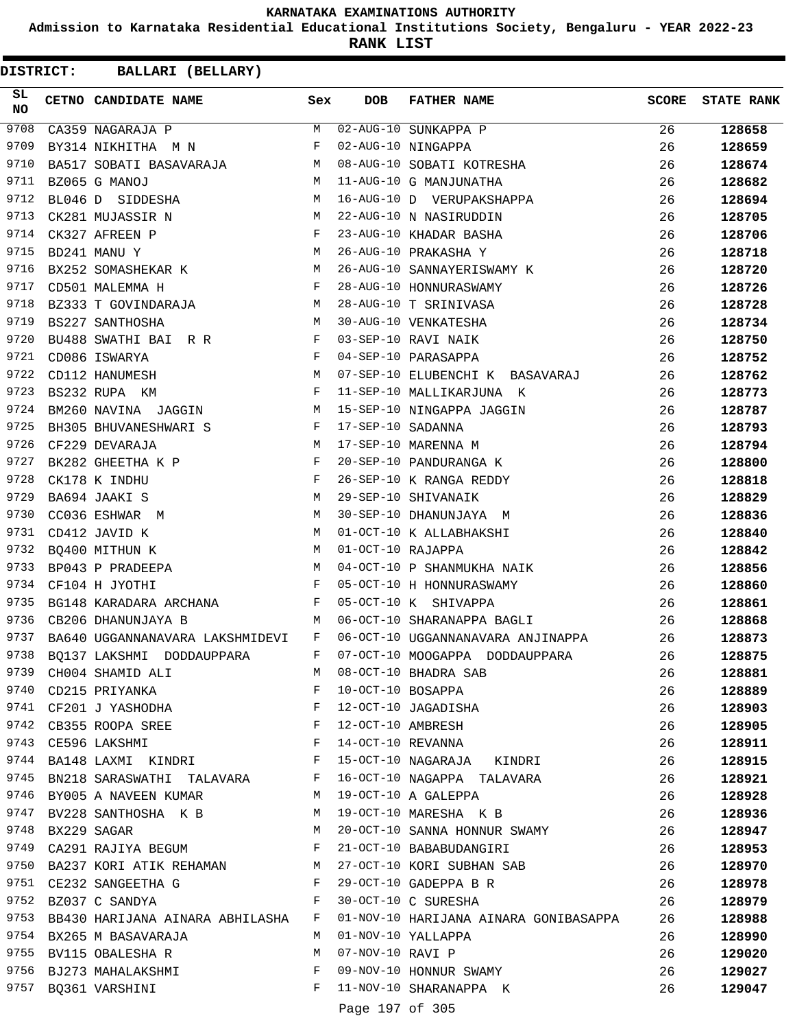# KARNATAKA EXAMINATIONS AUTHORITY

**Admission to Karnataka Residential Educational Institutions Society, Bengaluru - YEAR 2022-23**

**RANK LIST**

**DISTRICT: BALLARI (BELLARY)**

| SL NO | CETNO | CANDIDATE NAME | Sex | DOB | FATHER NAME | SCORE | STATE RANK |
|---|---|---|---|---|---|---|---|
| 9708 | CA359 | NAGARAJA P | M | 02-AUG-10 | SUNKAPPA P | 26 | 128658 |
| 9709 | BY314 | NIKHITHA M N | F | 02-AUG-10 | NINGAPPA | 26 | 128659 |
| 9710 | BA517 | SOBATI BASAVARAJA | M | 08-AUG-10 | SOBATI KOTRESHA | 26 | 128674 |
| 9711 | BZ065 | G MANOJ | M | 11-AUG-10 | G MANJUNATHA | 26 | 128682 |
| 9712 | BL046 | D SIDDESHA | M | 16-AUG-10 | D VERUPAKSHAPPA | 26 | 128694 |
| 9713 | CK281 | MUJASSIR N | M | 22-AUG-10 | N NASIRUDDIN | 26 | 128705 |
| 9714 | CK327 | AFREEN P | F | 23-AUG-10 | KHADAR BASHA | 26 | 128706 |
| 9715 | BD241 | MANU Y | M | 26-AUG-10 | PRAKASHA Y | 26 | 128718 |
| 9716 | BX252 | SOMASHEKAR K | M | 26-AUG-10 | SANNAYERISWAMY K | 26 | 128720 |
| 9717 | CD501 | MALEMMA H | F | 28-AUG-10 | HONNURASWAMY | 26 | 128726 |
| 9718 | BZ333 | T GOVINDARAJA | M | 28-AUG-10 | T SRINIVASA | 26 | 128728 |
| 9719 | BS227 | SANTHOSHA | M | 30-AUG-10 | VENKATESHA | 26 | 128734 |
| 9720 | BU488 | SWATHI BAI R R | F | 03-SEP-10 | RAVI NAIK | 26 | 128750 |
| 9721 | CD086 | ISWARYA | F | 04-SEP-10 | PARASAPPA | 26 | 128752 |
| 9722 | CD112 | HANUMESH | M | 07-SEP-10 | ELUBENCHI K BASAVARAJ | 26 | 128762 |
| 9723 | BS232 | RUPA KM | F | 11-SEP-10 | MALLIKARJUNA K | 26 | 128773 |
| 9724 | BM260 | NAVINA JAGGIN | M | 15-SEP-10 | NINGAPPA JAGGIN | 26 | 128787 |
| 9725 | BH305 | BHUVANESHWARI S | F | 17-SEP-10 | SADANNA | 26 | 128793 |
| 9726 | CF229 | DEVARAJA | M | 17-SEP-10 | MARENNA M | 26 | 128794 |
| 9727 | BK282 | GHEETHA K P | F | 20-SEP-10 | PANDURANGA K | 26 | 128800 |
| 9728 | CK178 | K INDHU | F | 26-SEP-10 | K RANGA REDDY | 26 | 128818 |
| 9729 | BA694 | JAAKI S | M | 29-SEP-10 | SHIVANAIK | 26 | 128829 |
| 9730 | CC036 | ESHWAR M | M | 30-SEP-10 | DHANUNJAYA M | 26 | 128836 |
| 9731 | CD412 | JAVID K | M | 01-OCT-10 | K ALLABHAKSHI | 26 | 128840 |
| 9732 | BQ400 | MITHUN K | M | 01-OCT-10 | RAJAPPA | 26 | 128842 |
| 9733 | BP043 | P PRADEEPA | M | 04-OCT-10 | P SHANMUKHA NAIK | 26 | 128856 |
| 9734 | CF104 | H JYOTHI | F | 05-OCT-10 | H HONNURASWAMY | 26 | 128860 |
| 9735 | BG148 | KARADARA ARCHANA | F | 05-OCT-10 | K SHIVAPPA | 26 | 128861 |
| 9736 | CB206 | DHANUNJAYA B | M | 06-OCT-10 | SHARANAPPA BAGLI | 26 | 128868 |
| 9737 | BA640 | UGGANNANAVARA LAKSHMIDEVI | F | 06-OCT-10 | UGGANNANAVARA ANJINAPPA | 26 | 128873 |
| 9738 | BQ137 | LAKSHMI DODDAUPPARA | F | 07-OCT-10 | MOOGAPPA DODDAUPPARA | 26 | 128875 |
| 9739 | CH004 | SHAMID ALI | M | 08-OCT-10 | BHADRA SAB | 26 | 128881 |
| 9740 | CD215 | PRIYANKA | F | 10-OCT-10 | BOSAPPA | 26 | 128889 |
| 9741 | CF201 | J YASHODHA | F | 12-OCT-10 | JAGADISHA | 26 | 128903 |
| 9742 | CB355 | ROOPA SREE | F | 12-OCT-10 | AMBRESH | 26 | 128905 |
| 9743 | CE596 | LAKSHMI | F | 14-OCT-10 | REVANNA | 26 | 128911 |
| 9744 | BA148 | LAXMI KINDRI | F | 15-OCT-10 | NAGARAJA KINDRI | 26 | 128915 |
| 9745 | BN218 | SARASWATHI TALAVARA | F | 16-OCT-10 | NAGAPPA TALAVARA | 26 | 128921 |
| 9746 | BY005 | A NAVEEN KUMAR | M | 19-OCT-10 | A GALEPPA | 26 | 128928 |
| 9747 | BV228 | SANTHOSHA K B | M | 19-OCT-10 | MARESHA K B | 26 | 128936 |
| 9748 | BX229 | SAGAR | M | 20-OCT-10 | SANNA HONNUR SWAMY | 26 | 128947 |
| 9749 | CA291 | RAJIYA BEGUM | F | 21-OCT-10 | BABABUDANGIRI | 26 | 128953 |
| 9750 | BA237 | KORI ATIK REHAMAN | M | 27-OCT-10 | KORI SUBHAN SAB | 26 | 128970 |
| 9751 | CE232 | SANGEETHA G | F | 29-OCT-10 | GADEPPA B R | 26 | 128978 |
| 9752 | BZ037 | C SANDYA | F | 30-OCT-10 | C SURESHA | 26 | 128979 |
| 9753 | BB430 | HARIJANA AINARA ABHILASHA | F | 01-NOV-10 | HARIJANA AINARA GONIBASAPPA | 26 | 128988 |
| 9754 | BX265 | M BASAVARAJA | M | 01-NOV-10 | YALLAPPA | 26 | 128990 |
| 9755 | BV115 | OBALESHA R | M | 07-NOV-10 | RAVI P | 26 | 129020 |
| 9756 | BJ273 | MAHALAKSHMI | F | 09-NOV-10 | HONNUR SWAMY | 26 | 129027 |
| 9757 | BQ361 | VARSHINI | F | 11-NOV-10 | SHARANAPPA K | 26 | 129047 |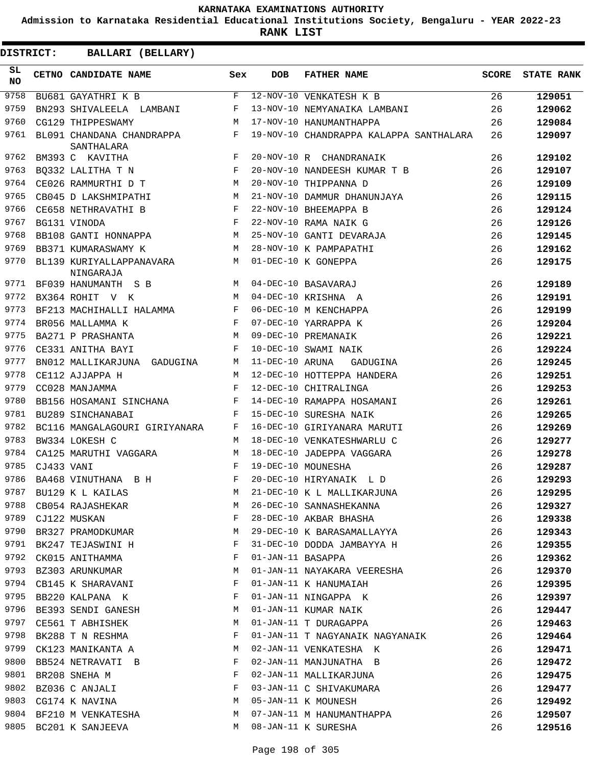# KARNATAKA EXAMINATIONS AUTHORITY

**Admission to Karnataka Residential Educational Institutions Society, Bengaluru - YEAR 2022-23**

**RANK LIST**

**DISTRICT: BALLARI (BELLARY)**

| SL NO | CETNO | CANDIDATE NAME | Sex | DOB | FATHER NAME | SCORE | STATE RANK |
|---|---|---|---|---|---|---|---|
| 9758 | BU681 | GAYATHRI K B | F | 12-NOV-10 | VENKATESH K B | 26 | 129051 |
| 9759 | BN293 | SHIVALEELA LAMBANI | F | 13-NOV-10 | NEMYANAIKA LAMBANI | 26 | 129062 |
| 9760 | CG129 | THIPPESWAMY | M | 17-NOV-10 | HANUMANTHAPPA | 26 | 129084 |
| 9761 | BL091 | CHANDANA CHANDRAPPA SANTHALARA | F | 19-NOV-10 | CHANDRAPPA KALAPPA SANTHALARA | 26 | 129097 |
| 9762 | BM393 | C KAVITHA | F | 20-NOV-10 | R CHANDRANAIK | 26 | 129102 |
| 9763 | BQ332 | LALITHA T N | F | 20-NOV-10 | NANDEESH KUMAR T B | 26 | 129107 |
| 9764 | CE026 | RAMMURTHI D T | M | 20-NOV-10 | THIPPANNA D | 26 | 129109 |
| 9765 | CB045 | D LAKSHMIPATHI | M | 21-NOV-10 | DAMMUR DHANUNJAYA | 26 | 129115 |
| 9766 | CE658 | NETHRAVATHI B | F | 22-NOV-10 | BHEEMAPPA B | 26 | 129124 |
| 9767 | BG131 | VINODA | F | 22-NOV-10 | RAMA NAIK G | 26 | 129126 |
| 9768 | BB108 | GANTI HONNAPPA | M | 25-NOV-10 | GANTI DEVARAJA | 26 | 129145 |
| 9769 | BB371 | KUMARASWAMY K | M | 28-NOV-10 | K PAMPAPATHI | 26 | 129162 |
| 9770 | BL139 | KURIYALLAPPANAVARA NINGARAJA | M | 01-DEC-10 | K GONEPPA | 26 | 129175 |
| 9771 | BF039 | HANUMANTH S B | M | 04-DEC-10 | BASAVARAJ | 26 | 129189 |
| 9772 | BX364 | ROHIT V K | M | 04-DEC-10 | KRISHNA A | 26 | 129191 |
| 9773 | BF213 | MACHIHALLI HALAMMA | F | 06-DEC-10 | M KENCHAPPA | 26 | 129199 |
| 9774 | BR056 | MALLAMMA K | F | 07-DEC-10 | YARRAPPA K | 26 | 129204 |
| 9775 | BA271 | P PRASHANTA | M | 09-DEC-10 | PREMANAIK | 26 | 129221 |
| 9776 | CE331 | ANITHA BAYI | F | 10-DEC-10 | SWAMI NAIK | 26 | 129224 |
| 9777 | BN012 | MALLIKARJUNA GADUGINA | M | 11-DEC-10 | ARUNA GADUGINA | 26 | 129245 |
| 9778 | CE112 | AJJAPPA H | M | 12-DEC-10 | HOTTEPPA HANDERA | 26 | 129251 |
| 9779 | CC028 | MANJAMMA | F | 12-DEC-10 | CHITRALINGA | 26 | 129253 |
| 9780 | BB156 | HOSAMANI SINCHANA | F | 14-DEC-10 | RAMAPPA HOSAMANI | 26 | 129261 |
| 9781 | BU289 | SINCHANABAI | F | 15-DEC-10 | SURESHA NAIK | 26 | 129265 |
| 9782 | BC116 | MANGALAGOURI GIRIYANARA | F | 16-DEC-10 | GIRIYANARA MARUTI | 26 | 129269 |
| 9783 | BW334 | LOKESH C | M | 18-DEC-10 | VENKATESHWARLU C | 26 | 129277 |
| 9784 | CA125 | MARUTHI VAGGARA | M | 18-DEC-10 | JADEPPA VAGGARA | 26 | 129278 |
| 9785 | CJ433 | VANI | F | 19-DEC-10 | MOUNESHA | 26 | 129287 |
| 9786 | BA468 | VINUTHANA B H | F | 20-DEC-10 | HIRYANAIK L D | 26 | 129293 |
| 9787 | BU129 | K L KAILAS | M | 21-DEC-10 | K L MALLIKARJUNA | 26 | 129295 |
| 9788 | CB054 | RAJASHEKAR | M | 26-DEC-10 | SANNASHEKANNA | 26 | 129327 |
| 9789 | CJ122 | MUSKAN | F | 28-DEC-10 | AKBAR BHASHA | 26 | 129338 |
| 9790 | BR327 | PRAMODKUMAR | M | 29-DEC-10 | K BARASAMALLAYYA | 26 | 129343 |
| 9791 | BK247 | TEJASWINI H | F | 31-DEC-10 | DODDA JAMBAYYA H | 26 | 129355 |
| 9792 | CK015 | ANITHAMMA | F | 01-JAN-11 | BASAPPA | 26 | 129362 |
| 9793 | BZ303 | ARUNKUMAR | M | 01-JAN-11 | NAYAKARA VEERESHA | 26 | 129370 |
| 9794 | CB145 | K SHARAVANI | F | 01-JAN-11 | K HANUMAIAH | 26 | 129395 |
| 9795 | BB220 | KALPANA K | F | 01-JAN-11 | NINGAPPA K | 26 | 129397 |
| 9796 | BE393 | SENDI GANESH | M | 01-JAN-11 | KUMAR NAIK | 26 | 129447 |
| 9797 | CE561 | T ABHISHEK | M | 01-JAN-11 | T DURAGAPPA | 26 | 129463 |
| 9798 | BK288 | T N RESHMA | F | 01-JAN-11 | T NAGYANAIK NAGYANAIK | 26 | 129464 |
| 9799 | CK123 | MANIKANTA A | M | 02-JAN-11 | VENKATESHA K | 26 | 129471 |
| 9800 | BB524 | NETRAVATI B | F | 02-JAN-11 | MANJUNATHA B | 26 | 129472 |
| 9801 | BR208 | SNEHA M | F | 02-JAN-11 | MALLIKARJUNA | 26 | 129475 |
| 9802 | BZ036 | C ANJALI | F | 03-JAN-11 | C SHIVAKUMARA | 26 | 129477 |
| 9803 | CG174 | K NAVINA | M | 05-JAN-11 | K MOUNESH | 26 | 129492 |
| 9804 | BF210 | M VENKATESHA | M | 07-JAN-11 | M HANUMANTHAPPA | 26 | 129507 |
| 9805 | BC201 | K SANJEEVA | M | 08-JAN-11 | K SURESHA | 26 | 129516 |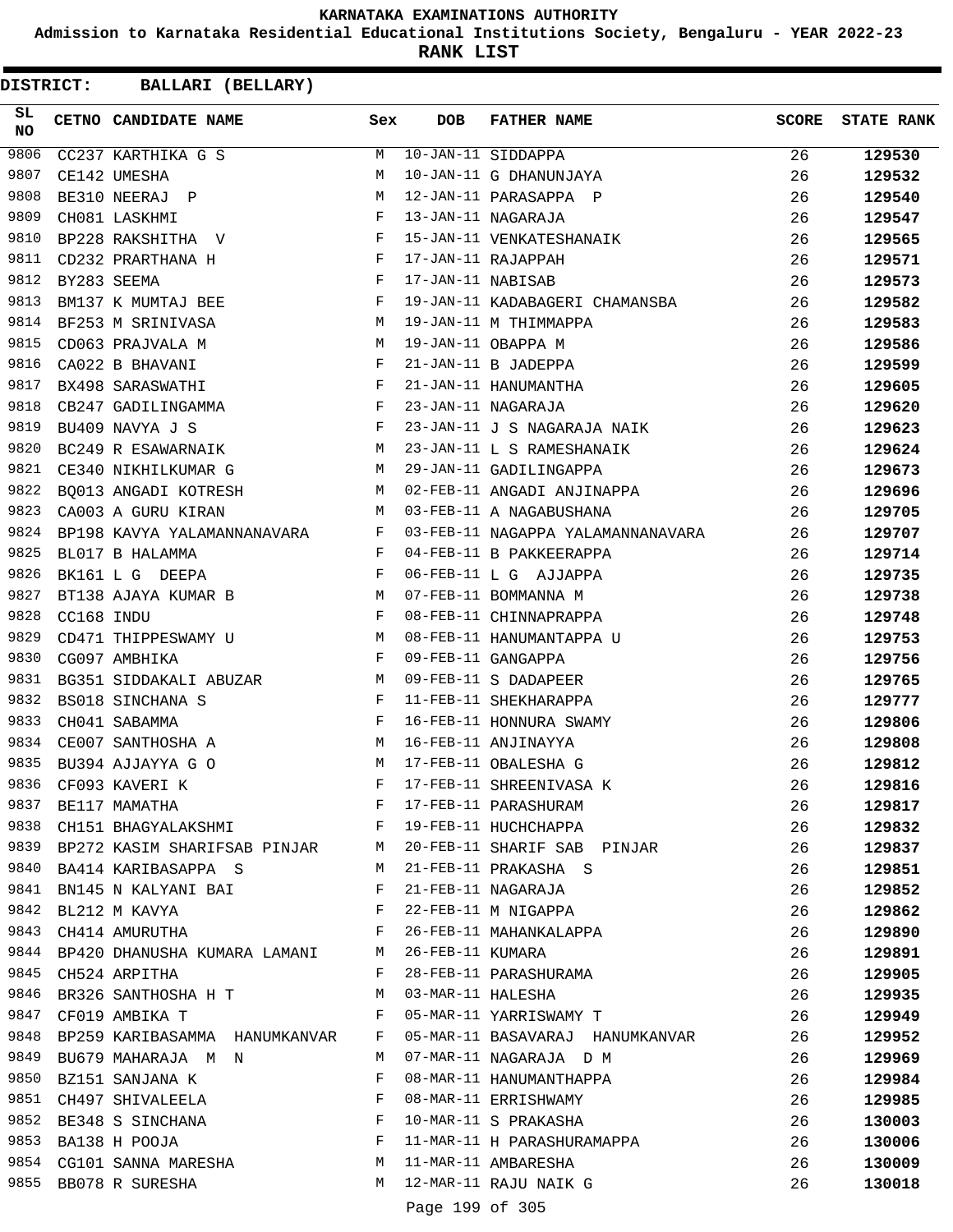# KARNATAKA EXAMINATIONS AUTHORITY

**Admission to Karnataka Residential Educational Institutions Society, Bengaluru - YEAR 2022-23**

**RANK LIST**

**DISTRICT: BALLARI (BELLARY)**

| SL NO | CETNO | CANDIDATE NAME | Sex | DOB | FATHER NAME | SCORE | STATE RANK |
|---|---|---|---|---|---|---|---|
| 9806 | CC237 | KARTHIKA G S | M | 10-JAN-11 | SIDDAPPA | 26 | **129530** |
| 9807 | CE142 | UMESHA | M | 10-JAN-11 | G DHANUNJAYA | 26 | **129532** |
| 9808 | BE310 | NEERAJ P | M | 12-JAN-11 | PARASAPPA P | 26 | **129540** |
| 9809 | CH081 | LASKHMI | F | 13-JAN-11 | NAGARAJA | 26 | **129547** |
| 9810 | BP228 | RAKSHITHA V | F | 15-JAN-11 | VENKATESHANAIK | 26 | **129565** |
| 9811 | CD232 | PRARTHANA H | F | 17-JAN-11 | RAJAPPAH | 26 | **129571** |
| 9812 | BY283 | SEEMA | F | 17-JAN-11 | NABISAB | 26 | **129573** |
| 9813 | BM137 | K MUMTAJ BEE | F | 19-JAN-11 | KADABAGERI CHAMANSBA | 26 | **129582** |
| 9814 | BF253 | M SRINIVASA | M | 19-JAN-11 | M THIMMAPPA | 26 | **129583** |
| 9815 | CD063 | PRAJVALA M | M | 19-JAN-11 | OBAPPA M | 26 | **129586** |
| 9816 | CA022 | B BHAVANI | F | 21-JAN-11 | B JADEPPA | 26 | **129599** |
| 9817 | BX498 | SARASWATHI | F | 21-JAN-11 | HANUMANTHA | 26 | **129605** |
| 9818 | CB247 | GADILINGAMMA | F | 23-JAN-11 | NAGARAJA | 26 | **129620** |
| 9819 | BU409 | NAVYA J S | F | 23-JAN-11 | J S NAGARAJA NAIK | 26 | **129623** |
| 9820 | BC249 | R ESAWARNAIK | M | 23-JAN-11 | L S RAMESHANAIK | 26 | **129624** |
| 9821 | CE340 | NIKHILKUMAR G | M | 29-JAN-11 | GADILINGAPPA | 26 | **129673** |
| 9822 | BQ013 | ANGADI KOTRESH | M | 02-FEB-11 | ANGADI ANJINAPPA | 26 | **129696** |
| 9823 | CA003 | A GURU KIRAN | M | 03-FEB-11 | A NAGABUSHANA | 26 | **129705** |
| 9824 | BP198 | KAVYA YALAMANNANAVARA | F | 03-FEB-11 | NAGAPPA YALAMANNANAVARA | 26 | **129707** |
| 9825 | BL017 | B HALAMMA | F | 04-FEB-11 | B PAKKEERAPPA | 26 | **129714** |
| 9826 | BK161 | L G DEEPA | F | 06-FEB-11 | L G AJJAPPA | 26 | **129735** |
| 9827 | BT138 | AJAYA KUMAR B | M | 07-FEB-11 | BOMMANNA M | 26 | **129738** |
| 9828 | CC168 | INDU | F | 08-FEB-11 | CHINNAPRAPPA | 26 | **129748** |
| 9829 | CD471 | THIPPESWAMY U | M | 08-FEB-11 | HANUMANTAPPA U | 26 | **129753** |
| 9830 | CG097 | AMBHIKA | F | 09-FEB-11 | GANGAPPA | 26 | **129756** |
| 9831 | BG351 | SIDDAKALI ABUZAR | M | 09-FEB-11 | S DADAPEER | 26 | **129765** |
| 9832 | BS018 | SINCHANA S | F | 11-FEB-11 | SHEKHARAPPA | 26 | **129777** |
| 9833 | CH041 | SABAMMA | F | 16-FEB-11 | HONNURA SWAMY | 26 | **129806** |
| 9834 | CE007 | SANTHOSHA A | M | 16-FEB-11 | ANJINAYYA | 26 | **129808** |
| 9835 | BU394 | AJJAYYA G O | M | 17-FEB-11 | OBALESHA G | 26 | **129812** |
| 9836 | CF093 | KAVERI K | F | 17-FEB-11 | SHREENIVASA K | 26 | **129816** |
| 9837 | BE117 | MAMATHA | F | 17-FEB-11 | PARASHURAM | 26 | **129817** |
| 9838 | CH151 | BHAGYALAKSHMI | F | 19-FEB-11 | HUCHCHAPPA | 26 | **129832** |
| 9839 | BP272 | KASIM SHARIFSAB PINJAR | M | 20-FEB-11 | SHARIF SAB PINJAR | 26 | **129837** |
| 9840 | BA414 | KARIBASAPPA S | M | 21-FEB-11 | PRAKASHA S | 26 | **129851** |
| 9841 | BN145 | N KALYANI BAI | F | 21-FEB-11 | NAGARAJA | 26 | **129852** |
| 9842 | BL212 | M KAVYA | F | 22-FEB-11 | M NIGAPPA | 26 | **129862** |
| 9843 | CH414 | AMURUTHA | F | 26-FEB-11 | MAHANKALAPPA | 26 | **129890** |
| 9844 | BP420 | DHANUSHA KUMARA LAMANI | M | 26-FEB-11 | KUMARA | 26 | **129891** |
| 9845 | CH524 | ARPITHA | F | 28-FEB-11 | PARASHURAMA | 26 | **129905** |
| 9846 | BR326 | SANTHOSHA H T | M | 03-MAR-11 | HALESHA | 26 | **129935** |
| 9847 | CF019 | AMBIKA T | F | 05-MAR-11 | YARRISWAMY T | 26 | **129949** |
| 9848 | BP259 | KARIBASAMMA HANUMKANVAR | F | 05-MAR-11 | BASAVARAJ HANUMKANVAR | 26 | **129952** |
| 9849 | BU679 | MAHARAJA M N | M | 07-MAR-11 | NAGARAJA D M | 26 | **129969** |
| 9850 | BZ151 | SANJANA K | F | 08-MAR-11 | HANUMANTHAPPA | 26 | **129984** |
| 9851 | CH497 | SHIVALEELA | F | 08-MAR-11 | ERRISHWAMY | 26 | **129985** |
| 9852 | BE348 | S SINCHANA | F | 10-MAR-11 | S PRAKASHA | 26 | **130003** |
| 9853 | BA138 | H POOJA | F | 11-MAR-11 | H PARASHURAMAPPA | 26 | **130006** |
| 9854 | CG101 | SANNA MARESHA | M | 11-MAR-11 | AMBARESHA | 26 | **130009** |
| 9855 | BB078 | R SURESHA | M | 12-MAR-11 | RAJU NAIK G | 26 | **130018** |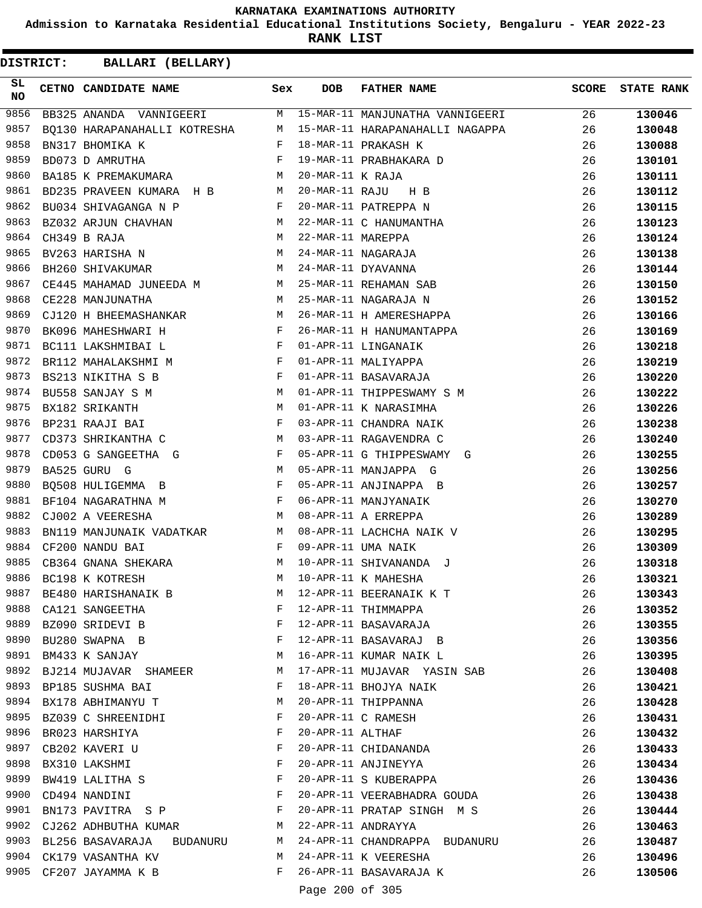KARNATAKA EXAMINATIONS AUTHORITY

Admission to Karnataka Residential Educational Institutions Society, Bengaluru - YEAR 2022-23

**RANK LIST**

**DISTRICT: BALLARI (BELLARY)**

| SL NO | CETNO | CANDIDATE NAME | Sex | DOB | FATHER NAME | SCORE | STATE RANK |
|---|---|---|---|---|---|---|---|
| 9856 | BB325 | ANANDA VANNIGEERI | M | 15-MAR-11 | MANJUNATHA VANNIGEERI | 26 | **130046** |
| 9857 | BQ130 | HARAPANAHALLI KOTRESHA | M | 15-MAR-11 | HARAPANAHALLI NAGAPPA | 26 | **130048** |
| 9858 | BN317 | BHOMIKA K | F | 18-MAR-11 | PRAKASH K | 26 | **130088** |
| 9859 | BD073 | D AMRUTHA | F | 19-MAR-11 | PRABHAKARA D | 26 | **130101** |
| 9860 | BA185 | K PREMAKUMARA | M | 20-MAR-11 | K RAJA | 26 | **130111** |
| 9861 | BD235 | PRAVEEN KUMARA H B | M | 20-MAR-11 | RAJU H B | 26 | **130112** |
| 9862 | BU034 | SHIVAGANGA N P | F | 20-MAR-11 | PATREPPA N | 26 | **130115** |
| 9863 | BZ032 | ARJUN CHAVHAN | M | 22-MAR-11 | C HANUMANTHA | 26 | **130123** |
| 9864 | CH349 | B RAJA | M | 22-MAR-11 | MAREPPA | 26 | **130124** |
| 9865 | BV263 | HARISHA N | M | 24-MAR-11 | NAGARAJA | 26 | **130138** |
| 9866 | BH260 | SHIVAKUMAR | M | 24-MAR-11 | DYAVANNA | 26 | **130144** |
| 9867 | CE445 | MAHAMAD JUNEEDA M | M | 25-MAR-11 | REHAMAN SAB | 26 | **130150** |
| 9868 | CE228 | MANJUNATHA | M | 25-MAR-11 | NAGARAJA N | 26 | **130152** |
| 9869 | CJ120 | H BHEEMASHANKAR | M | 26-MAR-11 | H AMERESHAPPA | 26 | **130166** |
| 9870 | BK096 | MAHESHWARI H | F | 26-MAR-11 | H HANUMANTAPPA | 26 | **130169** |
| 9871 | BC111 | LAKSHMIBAI L | F | 01-APR-11 | LINGANAIK | 26 | **130218** |
| 9872 | BR112 | MAHALAKSHMI M | F | 01-APR-11 | MALIYAPPA | 26 | **130219** |
| 9873 | BS213 | NIKITHA S B | F | 01-APR-11 | BASAVARAJA | 26 | **130220** |
| 9874 | BU558 | SANJAY S M | M | 01-APR-11 | THIPPESWAMY S M | 26 | **130222** |
| 9875 | BX182 | SRIKANTH | M | 01-APR-11 | K NARASIMHA | 26 | **130226** |
| 9876 | BP231 | RAAJI BAI | F | 03-APR-11 | CHANDRA NAIK | 26 | **130238** |
| 9877 | CD373 | SHRIKANTHA C | M | 03-APR-11 | RAGAVENDRA C | 26 | **130240** |
| 9878 | CD053 | G SANGEETHA G | F | 05-APR-11 | G THIPPESWAMY G | 26 | **130255** |
| 9879 | BA525 | GURU G | M | 05-APR-11 | MANJAPPA G | 26 | **130256** |
| 9880 | BQ508 | HULIGEMMA B | F | 05-APR-11 | ANJINAPPA B | 26 | **130257** |
| 9881 | BF104 | NAGARATHNA M | F | 06-APR-11 | MANJYANAIK | 26 | **130270** |
| 9882 | CJ002 | A VEERESHA | M | 08-APR-11 | A ERREPPA | 26 | **130289** |
| 9883 | BN119 | MANJUNAIK VADATKAR | M | 08-APR-11 | LACHCHA NAIK V | 26 | **130295** |
| 9884 | CF200 | NANDU BAI | F | 09-APR-11 | UMA NAIK | 26 | **130309** |
| 9885 | CB364 | GNANA SHEKARA | M | 10-APR-11 | SHIVANANDA J | 26 | **130318** |
| 9886 | BC198 | K KOTRESH | M | 10-APR-11 | K MAHESHA | 26 | **130321** |
| 9887 | BE480 | HARISHANAIK B | M | 12-APR-11 | BEERANAIK K T | 26 | **130343** |
| 9888 | CA121 | SANGEETHA | F | 12-APR-11 | THIMMAPPA | 26 | **130352** |
| 9889 | BZ090 | SRIDEVI B | F | 12-APR-11 | BASAVARAJA | 26 | **130355** |
| 9890 | BU280 | SWAPNA B | F | 12-APR-11 | BASAVARAJ B | 26 | **130356** |
| 9891 | BM433 | K SANJAY | M | 16-APR-11 | KUMAR NAIK L | 26 | **130395** |
| 9892 | BJ214 | MUJAVAR SHAMEER | M | 17-APR-11 | MUJAVAR YASIN SAB | 26 | **130408** |
| 9893 | BP185 | SUSHMA BAI | F | 18-APR-11 | BHOJYA NAIK | 26 | **130421** |
| 9894 | BX178 | ABHIMANYU T | M | 20-APR-11 | THIPPANNA | 26 | **130428** |
| 9895 | BZ039 | C SHREENIDHI | F | 20-APR-11 | C RAMESH | 26 | **130431** |
| 9896 | BR023 | HARSHIYA | F | 20-APR-11 | ALTHAF | 26 | **130432** |
| 9897 | CB202 | KAVERI U | F | 20-APR-11 | CHIDANANDA | 26 | **130433** |
| 9898 | BX310 | LAKSHMI | F | 20-APR-11 | ANJINEYYA | 26 | **130434** |
| 9899 | BW419 | LALITHA S | F | 20-APR-11 | S KUBERAPPA | 26 | **130436** |
| 9900 | CD494 | NANDINI | F | 20-APR-11 | VEERABHADRA GOUDA | 26 | **130438** |
| 9901 | BN173 | PAVITRA S P | F | 20-APR-11 | PRATAP SINGH M S | 26 | **130444** |
| 9902 | CJ262 | ADHBUTHA KUMAR | M | 22-APR-11 | ANDRAYYA | 26 | **130463** |
| 9903 | BL256 | BASAVARAJA BUDANURU | M | 24-APR-11 | CHANDRAPPA BUDANURU | 26 | **130487** |
| 9904 | CK179 | VASANTHA KV | M | 24-APR-11 | K VEERESHA | 26 | **130496** |
| 9905 | CF207 | JAYAMMA K B | F | 26-APR-11 | BASAVARAJA K | 26 | **130506** |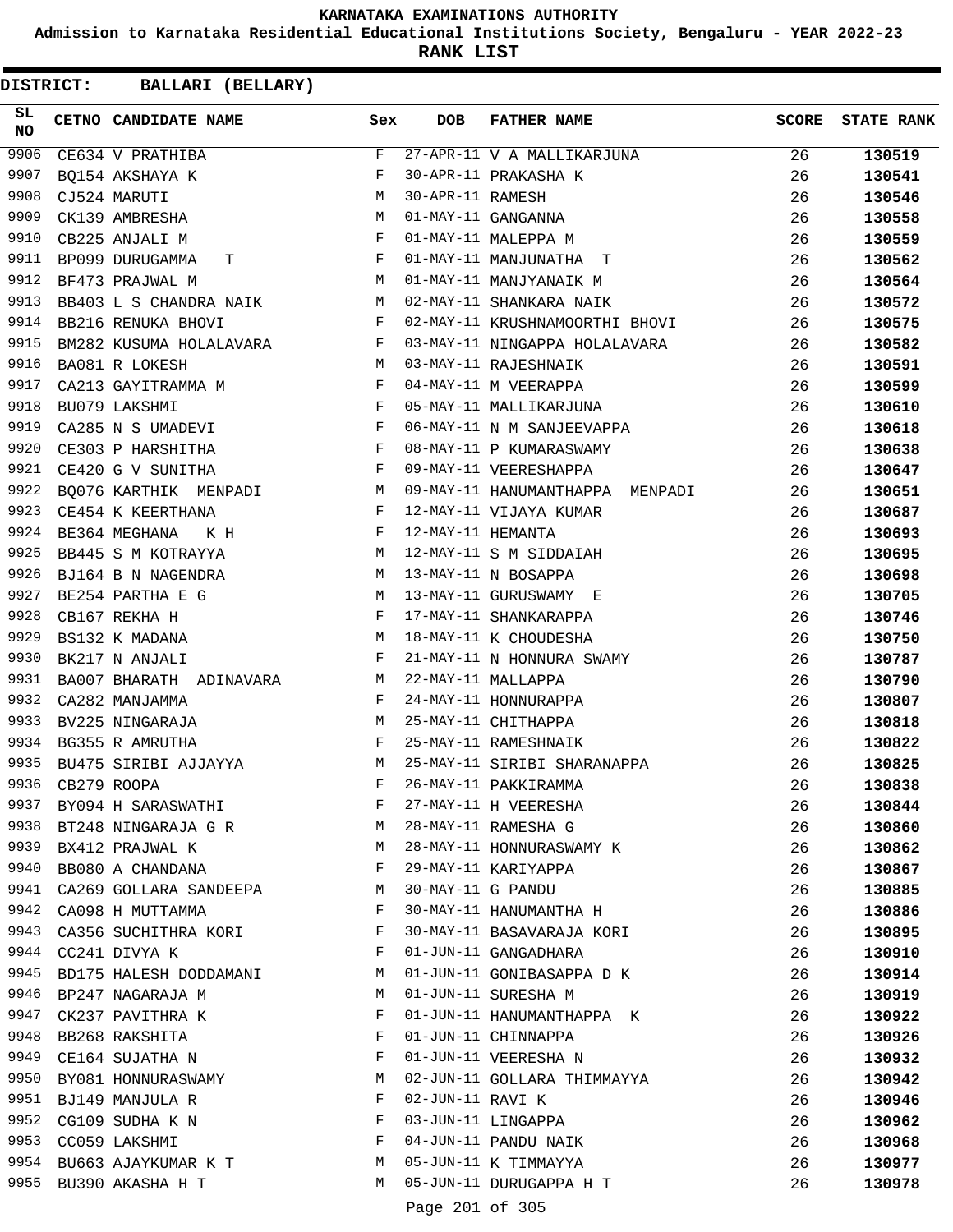# KARNATAKA EXAMINATIONS AUTHORITY

**Admission to Karnataka Residential Educational Institutions Society, Bengaluru - YEAR 2022-23**

**RANK LIST**

**DISTRICT: BALLARI (BELLARY)**

| SL NO | CETNO | CANDIDATE NAME | Sex | DOB | FATHER NAME | SCORE | STATE RANK |
|---|---|---|---|---|---|---|---|
| 9906 | CE634 | V PRATHIBA | F | 27-APR-11 | V A MALLIKARJUNA | 26 | 130519 |
| 9907 | BQ154 | AKSHAYA K | F | 30-APR-11 | PRAKASHA K | 26 | 130541 |
| 9908 | CJ524 | MARUTI | M | 30-APR-11 | RAMESH | 26 | 130546 |
| 9909 | CK139 | AMBRESHA | M | 01-MAY-11 | GANGANNA | 26 | 130558 |
| 9910 | CB225 | ANJALI M | F | 01-MAY-11 | MALEPPA M | 26 | 130559 |
| 9911 | BP099 | DURUGAMMA T | F | 01-MAY-11 | MANJUNATHA T | 26 | 130562 |
| 9912 | BF473 | PRAJWAL M | M | 01-MAY-11 | MANJYANAIK M | 26 | 130564 |
| 9913 | BB403 | L S CHANDRA NAIK | M | 02-MAY-11 | SHANKARA NAIK | 26 | 130572 |
| 9914 | BB216 | RENUKA BHOVI | F | 02-MAY-11 | KRUSHNAMOORTHI BHOVI | 26 | 130575 |
| 9915 | BM282 | KUSUMA HOLALAVARA | F | 03-MAY-11 | NINGAPPA HOLALAVARA | 26 | 130582 |
| 9916 | BA081 | R LOKESH | M | 03-MAY-11 | RAJESHNAIK | 26 | 130591 |
| 9917 | CA213 | GAYITRAMMA M | F | 04-MAY-11 | M VEERAPPA | 26 | 130599 |
| 9918 | BU079 | LAKSHMI | F | 05-MAY-11 | MALLIKARJUNA | 26 | 130610 |
| 9919 | CA285 | N S UMADEVI | F | 06-MAY-11 | N M SANJEEVAPPA | 26 | 130618 |
| 9920 | CE303 | P HARSHITHA | F | 08-MAY-11 | P KUMARASWAMY | 26 | 130638 |
| 9921 | CE420 | G V SUNITHA | F | 09-MAY-11 | VEERESHAPPA | 26 | 130647 |
| 9922 | BQ076 | KARTHIK MENPADI | M | 09-MAY-11 | HANUMANTHAPPA MENPADI | 26 | 130651 |
| 9923 | CE454 | K KEERTHANA | F | 12-MAY-11 | VIJAYA KUMAR | 26 | 130687 |
| 9924 | BE364 | MEGHANA K H | F | 12-MAY-11 | HEMANTA | 26 | 130693 |
| 9925 | BB445 | S M KOTRAYYA | M | 12-MAY-11 | S M SIDDAIAH | 26 | 130695 |
| 9926 | BJ164 | B N NAGENDRA | M | 13-MAY-11 | N BOSAPPA | 26 | 130698 |
| 9927 | BE254 | PARTHA E G | M | 13-MAY-11 | GURUSWAMY E | 26 | 130705 |
| 9928 | CB167 | REKHA H | F | 17-MAY-11 | SHANKARAPPA | 26 | 130746 |
| 9929 | BS132 | K MADANA | M | 18-MAY-11 | K CHOUDESHA | 26 | 130750 |
| 9930 | BK217 | N ANJALI | F | 21-MAY-11 | N HONNURA SWAMY | 26 | 130787 |
| 9931 | BA007 | BHARATH ADINAVARA | M | 22-MAY-11 | MALLAPPA | 26 | 130790 |
| 9932 | CA282 | MANJAMMA | F | 24-MAY-11 | HONNURAPPA | 26 | 130807 |
| 9933 | BV225 | NINGARAJA | M | 25-MAY-11 | CHITHAPPA | 26 | 130818 |
| 9934 | BG355 | R AMRUTHA | F | 25-MAY-11 | RAMESHNAIK | 26 | 130822 |
| 9935 | BU475 | SIRIBI AJJAYYA | M | 25-MAY-11 | SIRIBI SHARANAPPA | 26 | 130825 |
| 9936 | CB279 | ROOPA | F | 26-MAY-11 | PAKKIRAMMA | 26 | 130838 |
| 9937 | BY094 | H SARASWATHI | F | 27-MAY-11 | H VEERESHA | 26 | 130844 |
| 9938 | BT248 | NINGARAJA G R | M | 28-MAY-11 | RAMESHA G | 26 | 130860 |
| 9939 | BX412 | PRAJWAL K | M | 28-MAY-11 | HONNURASWAMY K | 26 | 130862 |
| 9940 | BB080 | A CHANDANA | F | 29-MAY-11 | KARIYAPPA | 26 | 130867 |
| 9941 | CA269 | GOLLARA SANDEEPA | M | 30-MAY-11 | G PANDU | 26 | 130885 |
| 9942 | CA098 | H MUTTAMMA | F | 30-MAY-11 | HANUMANTHA H | 26 | 130886 |
| 9943 | CA356 | SUCHITHRA KORI | F | 30-MAY-11 | BASAVARAJA KORI | 26 | 130895 |
| 9944 | CC241 | DIVYA K | F | 01-JUN-11 | GANGADHARA | 26 | 130910 |
| 9945 | BD175 | HALESH DODDAMANI | M | 01-JUN-11 | GONIBASAPPA D K | 26 | 130914 |
| 9946 | BP247 | NAGARAJA M | M | 01-JUN-11 | SURESHA M | 26 | 130919 |
| 9947 | CK237 | PAVITHRA K | F | 01-JUN-11 | HANUMANTHAPPA K | 26 | 130922 |
| 9948 | BB268 | RAKSHITA | F | 01-JUN-11 | CHINNAPPA | 26 | 130926 |
| 9949 | CE164 | SUJATHA N | F | 01-JUN-11 | VEERESHA N | 26 | 130932 |
| 9950 | BY081 | HONNURASWAMY | M | 02-JUN-11 | GOLLARA THIMMAYYA | 26 | 130942 |
| 9951 | BJ149 | MANJULA R | F | 02-JUN-11 | RAVI K | 26 | 130946 |
| 9952 | CG109 | SUDHA K N | F | 03-JUN-11 | LINGAPPA | 26 | 130962 |
| 9953 | CC059 | LAKSHMI | F | 04-JUN-11 | PANDU NAIK | 26 | 130968 |
| 9954 | BU663 | AJAYKUMAR K T | M | 05-JUN-11 | K TIMMAYYA | 26 | 130977 |
| 9955 | BU390 | AKASHA H T | M | 05-JUN-11 | DURUGAPPA H T | 26 | 130978 |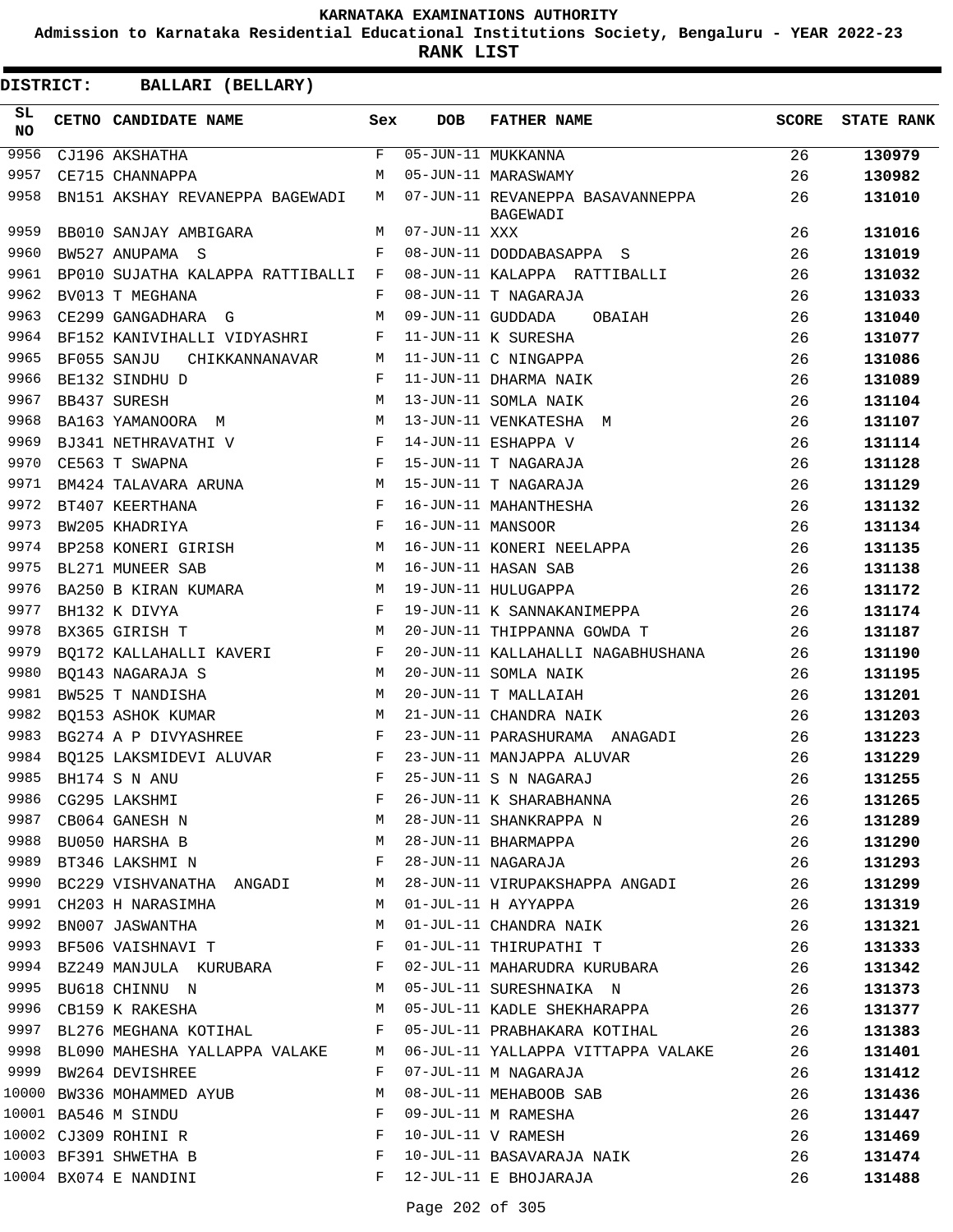# KARNATAKA EXAMINATIONS AUTHORITY

**Admission to Karnataka Residential Educational Institutions Society, Bengaluru - YEAR 2022-23**

**RANK LIST**

**DISTRICT: BALLARI (BELLARY)**

| SL NO | CETNO | CANDIDATE NAME | Sex | DOB | FATHER NAME | SCORE | STATE RANK |
|---|---|---|---|---|---|---|---|
| 9956 | CJ196 | AKSHATHA | F | 05-JUN-11 | MUKKANNA | 26 | 130979 |
| 9957 | CE715 | CHANNAPPA | M | 05-JUN-11 | MARASWAMY | 26 | 130982 |
| 9958 | BN151 | AKSHAY REVANEPPA BAGEWADI | M | 07-JUN-11 | REVANEPPA BASAVANNEPPA BAGEWADI | 26 | 131010 |
| 9959 | BB010 | SANJAY AMBIGARA | M | 07-JUN-11 | XXX | 26 | 131016 |
| 9960 | BW527 | ANUPAMA S | F | 08-JUN-11 | DODDABASAPPA S | 26 | 131019 |
| 9961 | BP010 | SUJATHA KALAPPA RATTIBALLI | F | 08-JUN-11 | KALAPPA RATTIBALLI | 26 | 131032 |
| 9962 | BV013 | T MEGHANA | F | 08-JUN-11 | T NAGARAJA | 26 | 131033 |
| 9963 | CE299 | GANGADHARA G | M | 09-JUN-11 | GUDDADA OBAIAH | 26 | 131040 |
| 9964 | BF152 | KANIVIHALLI VIDYASHRI | F | 11-JUN-11 | K SURESHA | 26 | 131077 |
| 9965 | BF055 | SANJU CHIKKANNANAVAR | M | 11-JUN-11 | C NINGAPPA | 26 | 131086 |
| 9966 | BE132 | SINDHU D | F | 11-JUN-11 | DHARMA NAIK | 26 | 131089 |
| 9967 | BB437 | SURESH | M | 13-JUN-11 | SOMLA NAIK | 26 | 131104 |
| 9968 | BA163 | YAMANOORA M | M | 13-JUN-11 | VENKATESHA M | 26 | 131107 |
| 9969 | BJ341 | NETHRAVATHI V | F | 14-JUN-11 | ESHAPPA V | 26 | 131114 |
| 9970 | CE563 | T SWAPNA | F | 15-JUN-11 | T NAGARAJA | 26 | 131128 |
| 9971 | BM424 | TALAVARA ARUNA | M | 15-JUN-11 | T NAGARAJA | 26 | 131129 |
| 9972 | BT407 | KEERTHANA | F | 16-JUN-11 | MAHANTHESHA | 26 | 131132 |
| 9973 | BW205 | KHADRIYA | F | 16-JUN-11 | MANSOOR | 26 | 131134 |
| 9974 | BP258 | KONERI GIRISH | M | 16-JUN-11 | KONERI NEELAPPA | 26 | 131135 |
| 9975 | BL271 | MUNEER SAB | M | 16-JUN-11 | HASAN SAB | 26 | 131138 |
| 9976 | BA250 | B KIRAN KUMARA | M | 19-JUN-11 | HULUGAPPA | 26 | 131172 |
| 9977 | BH132 | K DIVYA | F | 19-JUN-11 | K SANNAKANIMEPPA | 26 | 131174 |
| 9978 | BX365 | GIRISH T | M | 20-JUN-11 | THIPPANNA GOWDA T | 26 | 131187 |
| 9979 | BQ172 | KALLAHALLI KAVERI | F | 20-JUN-11 | KALLAHALLI NAGABHUSHANA | 26 | 131190 |
| 9980 | BQ143 | NAGARAJA S | M | 20-JUN-11 | SOMLA NAIK | 26 | 131195 |
| 9981 | BW525 | T NANDISHA | M | 20-JUN-11 | T MALLAIAH | 26 | 131201 |
| 9982 | BQ153 | ASHOK KUMAR | M | 21-JUN-11 | CHANDRA NAIK | 26 | 131203 |
| 9983 | BG274 | A P DIVYASHREE | F | 23-JUN-11 | PARASHURAMA ANAGADI | 26 | 131223 |
| 9984 | BQ125 | LAKSMIDEVI ALUVAR | F | 23-JUN-11 | MANJAPPA ALUVAR | 26 | 131229 |
| 9985 | BH174 | S N ANU | F | 25-JUN-11 | S N NAGARAJ | 26 | 131255 |
| 9986 | CG295 | LAKSHMI | F | 26-JUN-11 | K SHARABHANNA | 26 | 131265 |
| 9987 | CB064 | GANESH N | M | 28-JUN-11 | SHANKRAPPA N | 26 | 131289 |
| 9988 | BU050 | HARSHA B | M | 28-JUN-11 | BHARMAPPA | 26 | 131290 |
| 9989 | BT346 | LAKSHMI N | F | 28-JUN-11 | NAGARAJA | 26 | 131293 |
| 9990 | BC229 | VISHVANATHA ANGADI | M | 28-JUN-11 | VIRUPAKSHAPPA ANGADI | 26 | 131299 |
| 9991 | CH203 | H NARASIMHA | M | 01-JUL-11 | H AYYAPPA | 26 | 131319 |
| 9992 | BN007 | JASWANTHA | M | 01-JUL-11 | CHANDRA NAIK | 26 | 131321 |
| 9993 | BF506 | VAISHNAVI T | F | 01-JUL-11 | THIRUPATHI T | 26 | 131333 |
| 9994 | BZ249 | MANJULA KURUBARA | F | 02-JUL-11 | MAHARUDRA KURUBARA | 26 | 131342 |
| 9995 | BU618 | CHINNU N | M | 05-JUL-11 | SURESHNAIKA N | 26 | 131373 |
| 9996 | CB159 | K RAKESHA | M | 05-JUL-11 | KADLE SHEKHARAPPA | 26 | 131377 |
| 9997 | BL276 | MEGHANA KOTIHAL | F | 05-JUL-11 | PRABHAKARA KOTIHAL | 26 | 131383 |
| 9998 | BL090 | MAHESHA YALLAPPA VALAKE | M | 06-JUL-11 | YALLAPPA VITTAPPA VALAKE | 26 | 131401 |
| 9999 | BW264 | DEVISHREE | F | 07-JUL-11 | M NAGARAJA | 26 | 131412 |
| 10000 | BW336 | MOHAMMED AYUB | M | 08-JUL-11 | MEHABOOB SAB | 26 | 131436 |
| 10001 | BA546 | M SINDU | F | 09-JUL-11 | M RAMESHA | 26 | 131447 |
| 10002 | CJ309 | ROHINI R | F | 10-JUL-11 | V RAMESH | 26 | 131469 |
| 10003 | BF391 | SHWETHA B | F | 10-JUL-11 | BASAVARAJA NAIK | 26 | 131474 |
| 10004 | BX074 | E NANDINI | F | 12-JUL-11 | E BHOJARAJA | 26 | 131488 |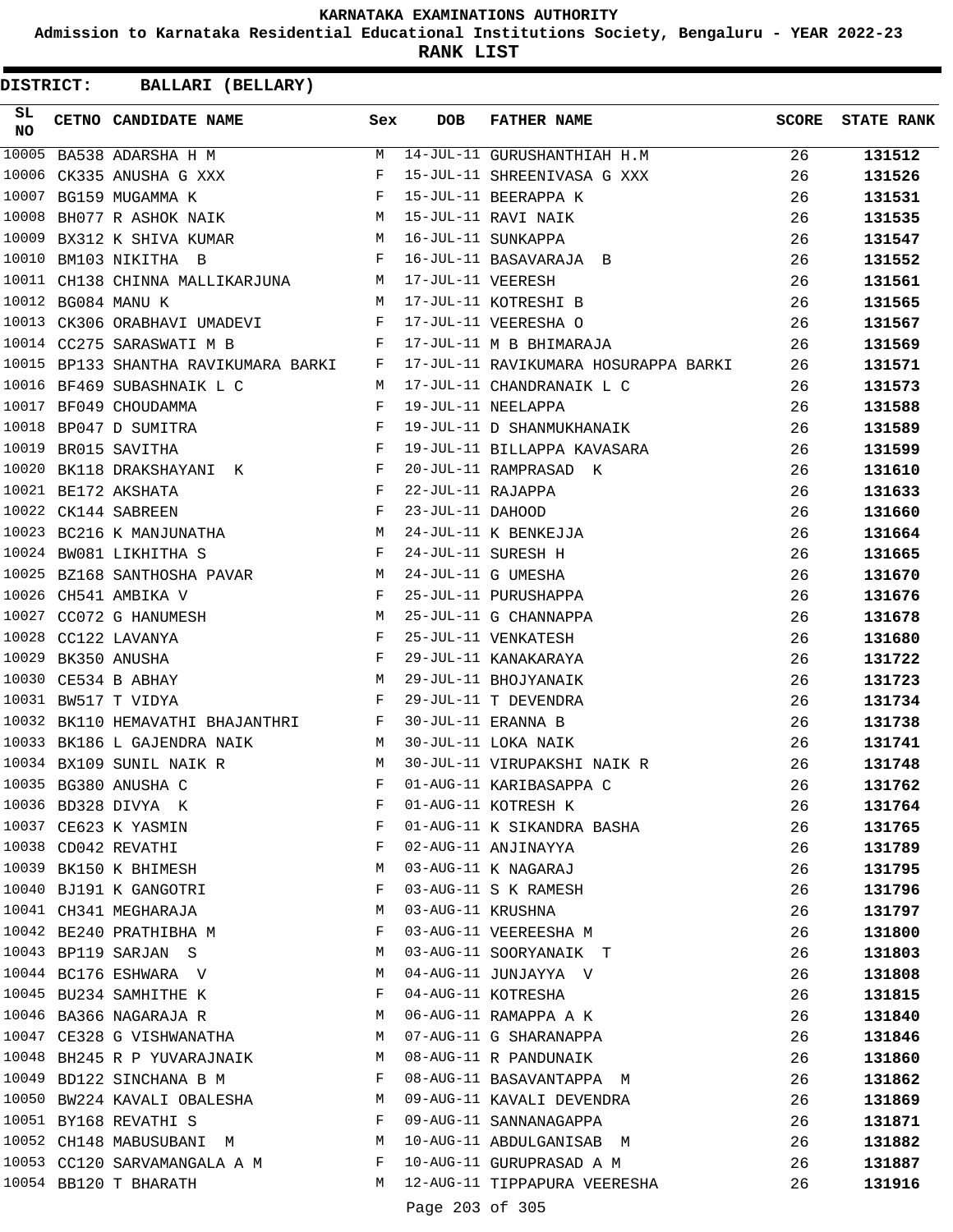# KARNATAKA EXAMINATIONS AUTHORITY

**Admission to Karnataka Residential Educational Institutions Society, Bengaluru - YEAR 2022-23**

**RANK LIST**

**DISTRICT: BALLARI (BELLARY)**

| SL NO | CETNO | CANDIDATE NAME | Sex | DOB | FATHER NAME | SCORE | STATE RANK |
|---|---|---|---|---|---|---|---|
| 10005 | BA538 | ADARSHA H M | M | 14-JUL-11 | GURUSHANTHIAH H.M | 26 | **131512** |
| 10006 | CK335 | ANUSHA G XXX | F | 15-JUL-11 | SHREENIVASA G XXX | 26 | **131526** |
| 10007 | BG159 | MUGAMMA K | F | 15-JUL-11 | BEERAPPA K | 26 | **131531** |
| 10008 | BH077 | R ASHOK NAIK | M | 15-JUL-11 | RAVI NAIK | 26 | **131535** |
| 10009 | BX312 | K SHIVA KUMAR | M | 16-JUL-11 | SUNKAPPA | 26 | **131547** |
| 10010 | BM103 | NIKITHA B | F | 16-JUL-11 | BASAVARAJA B | 26 | **131552** |
| 10011 | CH138 | CHINNA MALLIKARJUNA | M | 17-JUL-11 | VEERESH | 26 | **131561** |
| 10012 | BG084 | MANU K | M | 17-JUL-11 | KOTRESHI B | 26 | **131565** |
| 10013 | CK306 | ORABHAVI UMADEVI | F | 17-JUL-11 | VEERESHA O | 26 | **131567** |
| 10014 | CC275 | SARASWATI M B | F | 17-JUL-11 | M B BHIMARAJA | 26 | **131569** |
| 10015 | BP133 | SHANTHA RAVIKUMARA BARKI | F | 17-JUL-11 | RAVIKUMARA HOSURAPPA BARKI | 26 | **131571** |
| 10016 | BF469 | SUBASHNAIK L C | M | 17-JUL-11 | CHANDRANAIK L C | 26 | **131573** |
| 10017 | BF049 | CHOUDAMMA | F | 19-JUL-11 | NEELAPPA | 26 | **131588** |
| 10018 | BP047 | D SUMITRA | F | 19-JUL-11 | D SHANMUKHANAIK | 26 | **131589** |
| 10019 | BR015 | SAVITHA | F | 19-JUL-11 | BILLAPPA KAVASARA | 26 | **131599** |
| 10020 | BK118 | DRAKSHAYANI K | F | 20-JUL-11 | RAMPRASAD K | 26 | **131610** |
| 10021 | BE172 | AKSHATA | F | 22-JUL-11 | RAJAPPA | 26 | **131633** |
| 10022 | CK144 | SABREEN | F | 23-JUL-11 | DAHOOD | 26 | **131660** |
| 10023 | BC216 | K MANJUNATHA | M | 24-JUL-11 | K BENKEJJA | 26 | **131664** |
| 10024 | BW081 | LIKHITHA S | F | 24-JUL-11 | SURESH H | 26 | **131665** |
| 10025 | BZ168 | SANTHOSHA PAVAR | M | 24-JUL-11 | G UMESHA | 26 | **131670** |
| 10026 | CH541 | AMBIKA V | F | 25-JUL-11 | PURUSHAPPA | 26 | **131676** |
| 10027 | CC072 | G HANUMESH | M | 25-JUL-11 | G CHANNAPPA | 26 | **131678** |
| 10028 | CC122 | LAVANYA | F | 25-JUL-11 | VENKATESH | 26 | **131680** |
| 10029 | BK350 | ANUSHA | F | 29-JUL-11 | KANAKARAYA | 26 | **131722** |
| 10030 | CE534 | B ABHAY | M | 29-JUL-11 | BHOJYANAIK | 26 | **131723** |
| 10031 | BW517 | T VIDYA | F | 29-JUL-11 | T DEVENDRA | 26 | **131734** |
| 10032 | BK110 | HEMAVATHI BHAJANTHRI | F | 30-JUL-11 | ERANNA B | 26 | **131738** |
| 10033 | BK186 | L GAJENDRA NAIK | M | 30-JUL-11 | LOKA NAIK | 26 | **131741** |
| 10034 | BX109 | SUNIL NAIK R | M | 30-JUL-11 | VIRUPAKSHI NAIK R | 26 | **131748** |
| 10035 | BG380 | ANUSHA C | F | 01-AUG-11 | KARIBASAPPA C | 26 | **131762** |
| 10036 | BD328 | DIVYA K | F | 01-AUG-11 | KOTRESH K | 26 | **131764** |
| 10037 | CE623 | K YASMIN | F | 01-AUG-11 | K SIKANDRA BASHA | 26 | **131765** |
| 10038 | CD042 | REVATHI | F | 02-AUG-11 | ANJINAYYA | 26 | **131789** |
| 10039 | BK150 | K BHIMESH | M | 03-AUG-11 | K NAGARAJ | 26 | **131795** |
| 10040 | BJ191 | K GANGOTRI | F | 03-AUG-11 | S K RAMESH | 26 | **131796** |
| 10041 | CH341 | MEGHARAJA | M | 03-AUG-11 | KRUSHNA | 26 | **131797** |
| 10042 | BE240 | PRATHIBHA M | F | 03-AUG-11 | VEEREESHA M | 26 | **131800** |
| 10043 | BP119 | SARJAN S | M | 03-AUG-11 | SOORYANAIK T | 26 | **131803** |
| 10044 | BC176 | ESHWARA V | M | 04-AUG-11 | JUNJAYYA V | 26 | **131808** |
| 10045 | BU234 | SAMHITHE K | F | 04-AUG-11 | KOTRESHA | 26 | **131815** |
| 10046 | BA366 | NAGARAJA R | M | 06-AUG-11 | RAMAPPA A K | 26 | **131840** |
| 10047 | CE328 | G VISHWANATHA | M | 07-AUG-11 | G SHARANAPPA | 26 | **131846** |
| 10048 | BH245 | R P YUVARAJNAIK | M | 08-AUG-11 | R PANDUNAIK | 26 | **131860** |
| 10049 | BD122 | SINCHANA B M | F | 08-AUG-11 | BASAVANTAPPA M | 26 | **131862** |
| 10050 | BW224 | KAVALI OBALESHA | M | 09-AUG-11 | KAVALI DEVENDRA | 26 | **131869** |
| 10051 | BY168 | REVATHI S | F | 09-AUG-11 | SANNANAGAPPA | 26 | **131871** |
| 10052 | CH148 | MABUSUBANI M | M | 10-AUG-11 | ABDULGANISAB M | 26 | **131882** |
| 10053 | CC120 | SARVAMANGALA A M | F | 10-AUG-11 | GURUPRASAD A M | 26 | **131887** |
| 10054 | BB120 | T BHARATH | M | 12-AUG-11 | TIPPAPURA VEERESHA | 26 | **131916** |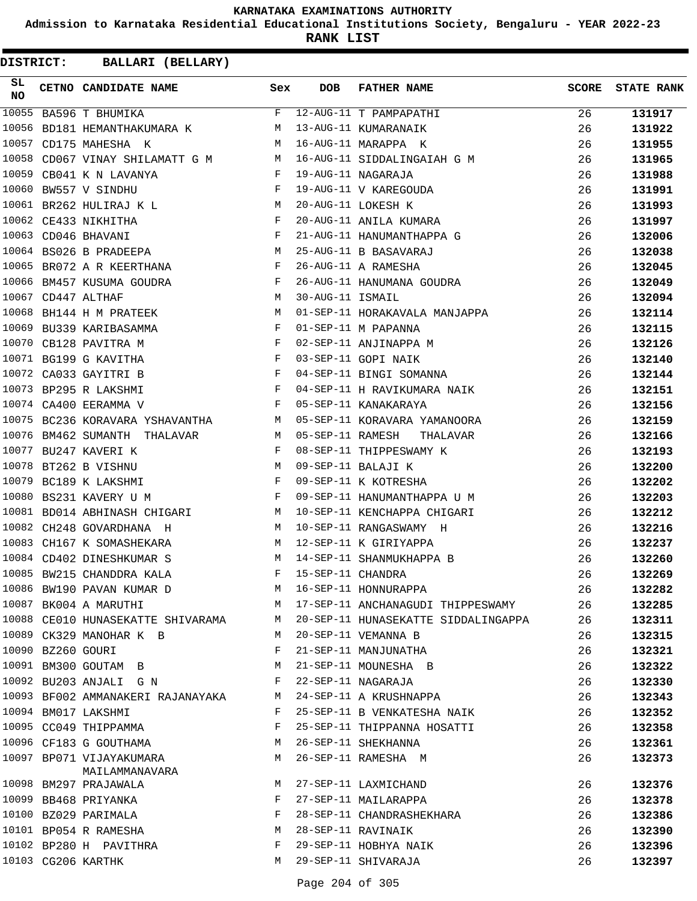KARNATAKA EXAMINATIONS AUTHORITY

Admission to Karnataka Residential Educational Institutions Society, Bengaluru - YEAR 2022-23

**RANK LIST**

**DISTRICT: BALLARI (BELLARY)**

| SL NO | CETNO | CANDIDATE NAME | Sex | DOB | FATHER NAME | SCORE | STATE RANK |
|---|---|---|---|---|---|---|---|
| 10055 | BA596 | T BHUMIKA | F | 12-AUG-11 | T PAMPAPATHI | 26 | 131917 |
| 10056 | BD181 | HEMANTHAKUMARA K | M | 13-AUG-11 | KUMARANAIK | 26 | 131922 |
| 10057 | CD175 | MAHESHA K | M | 16-AUG-11 | MARAPPA K | 26 | 131955 |
| 10058 | CD067 | VINAY SHILAMATT G M | M | 16-AUG-11 | SIDDALINGAIAH G M | 26 | 131965 |
| 10059 | CB041 | K N LAVANYA | F | 19-AUG-11 | NAGARAJA | 26 | 131988 |
| 10060 | BW557 | V SINDHU | F | 19-AUG-11 | V KAREGOUDA | 26 | 131991 |
| 10061 | BR262 | HULIRAJ K L | M | 20-AUG-11 | LOKESH K | 26 | 131993 |
| 10062 | CE433 | NIKHITHA | F | 20-AUG-11 | ANILA KUMARA | 26 | 131997 |
| 10063 | CD046 | BHAVANI | F | 21-AUG-11 | HANUMANTHAPPA G | 26 | 132006 |
| 10064 | BS026 | B PRADEEPA | M | 25-AUG-11 | B BASAVARAJ | 26 | 132038 |
| 10065 | BR072 | A R KEERTHANA | F | 26-AUG-11 | A RAMESHA | 26 | 132045 |
| 10066 | BM457 | KUSUMA GOUDRA | F | 26-AUG-11 | HANUMANA GOUDRA | 26 | 132049 |
| 10067 | CD447 | ALTHAF | M | 30-AUG-11 | ISMAIL | 26 | 132094 |
| 10068 | BH144 | H M PRATEEK | M | 01-SEP-11 | HORAKAVALA MANJAPPA | 26 | 132114 |
| 10069 | BU339 | KARIBASAMMA | F | 01-SEP-11 | M PAPANNA | 26 | 132115 |
| 10070 | CB128 | PAVITRA M | F | 02-SEP-11 | ANJINAPPA M | 26 | 132126 |
| 10071 | BG199 | G KAVITHA | F | 03-SEP-11 | GOPI NAIK | 26 | 132140 |
| 10072 | CA033 | GAYITRI B | F | 04-SEP-11 | BINGI SOMANNA | 26 | 132144 |
| 10073 | BP295 | R LAKSHMI | F | 04-SEP-11 | H RAVIKUMARA NAIK | 26 | 132151 |
| 10074 | CA400 | EERAMMA V | F | 05-SEP-11 | KANAKARAYA | 26 | 132156 |
| 10075 | BC236 | KORAVARA YSHAVANTHA | M | 05-SEP-11 | KORAVARA YAMANOORA | 26 | 132159 |
| 10076 | BM462 | SUMANTH THALAVAR | M | 05-SEP-11 | RAMESH THALAVAR | 26 | 132166 |
| 10077 | BU247 | KAVERI K | F | 08-SEP-11 | THIPPESWAMY K | 26 | 132193 |
| 10078 | BT262 | B VISHNU | M | 09-SEP-11 | BALAJI K | 26 | 132200 |
| 10079 | BC189 | K LAKSHMI | F | 09-SEP-11 | K KOTRESHA | 26 | 132202 |
| 10080 | BS231 | KAVERY U M | F | 09-SEP-11 | HANUMANTHAPPA U M | 26 | 132203 |
| 10081 | BD014 | ABHINASH CHIGARI | M | 10-SEP-11 | KENCHAPPA CHIGARI | 26 | 132212 |
| 10082 | CH248 | GOVARDHANA H | M | 10-SEP-11 | RANGASWAMY H | 26 | 132216 |
| 10083 | CH167 | K SOMASHEKARA | M | 12-SEP-11 | K GIRIYAPPA | 26 | 132237 |
| 10084 | CD402 | DINESHKUMAR S | M | 14-SEP-11 | SHANMUKHAPPA B | 26 | 132260 |
| 10085 | BW215 | CHANDDRA KALA | F | 15-SEP-11 | CHANDRA | 26 | 132269 |
| 10086 | BW190 | PAVAN KUMAR D | M | 16-SEP-11 | HONNURAPPA | 26 | 132282 |
| 10087 | BK004 | A MARUTHI | M | 17-SEP-11 | ANCHANAGUDI THIPPESWAMY | 26 | 132285 |
| 10088 | CE010 | HUNASEKATTE SHIVARAMA | M | 20-SEP-11 | HUNASEKATTE SIDDALINGAPPA | 26 | 132311 |
| 10089 | CK329 | MANOHAR K B | M | 20-SEP-11 | VEMANNA B | 26 | 132315 |
| 10090 | BZ260 | GOURI | F | 21-SEP-11 | MANJUNATHA | 26 | 132321 |
| 10091 | BM300 | GOUTAM B | M | 21-SEP-11 | MOUNESHA B | 26 | 132322 |
| 10092 | BU203 | ANJALI G N | F | 22-SEP-11 | NAGARAJA | 26 | 132330 |
| 10093 | BF002 | AMMANAKERI RAJANAYAKA | M | 24-SEP-11 | A KRUSHNAPPA | 26 | 132343 |
| 10094 | BM017 | LAKSHMI | F | 25-SEP-11 | B VENKATESHA NAIK | 26 | 132352 |
| 10095 | CC049 | THIPPAMMA | F | 25-SEP-11 | THIPPANNA HOSATTI | 26 | 132358 |
| 10096 | CF183 | G GOUTHAMA | M | 26-SEP-11 | SHEKHANNA | 26 | 132361 |
| 10097 | BP071 | VIJAYAKUMARA MAILAMMANAVARA | M | 26-SEP-11 | RAMESHA M | 26 | 132373 |
| 10098 | BM297 | PRAJAWALA | M | 27-SEP-11 | LAXMICHAND | 26 | 132376 |
| 10099 | BB468 | PRIYANKA | F | 27-SEP-11 | MAILARAPPA | 26 | 132378 |
| 10100 | BZ029 | PARIMALA | F | 28-SEP-11 | CHANDRASHEKHARA | 26 | 132386 |
| 10101 | BP054 | R RAMESHA | M | 28-SEP-11 | RAVINAIK | 26 | 132390 |
| 10102 | BP280 | H PAVITHRA | F | 29-SEP-11 | HOBHYA NAIK | 26 | 132396 |
| 10103 | CG206 | KARTHK | M | 29-SEP-11 | SHIVARAJA | 26 | 132397 |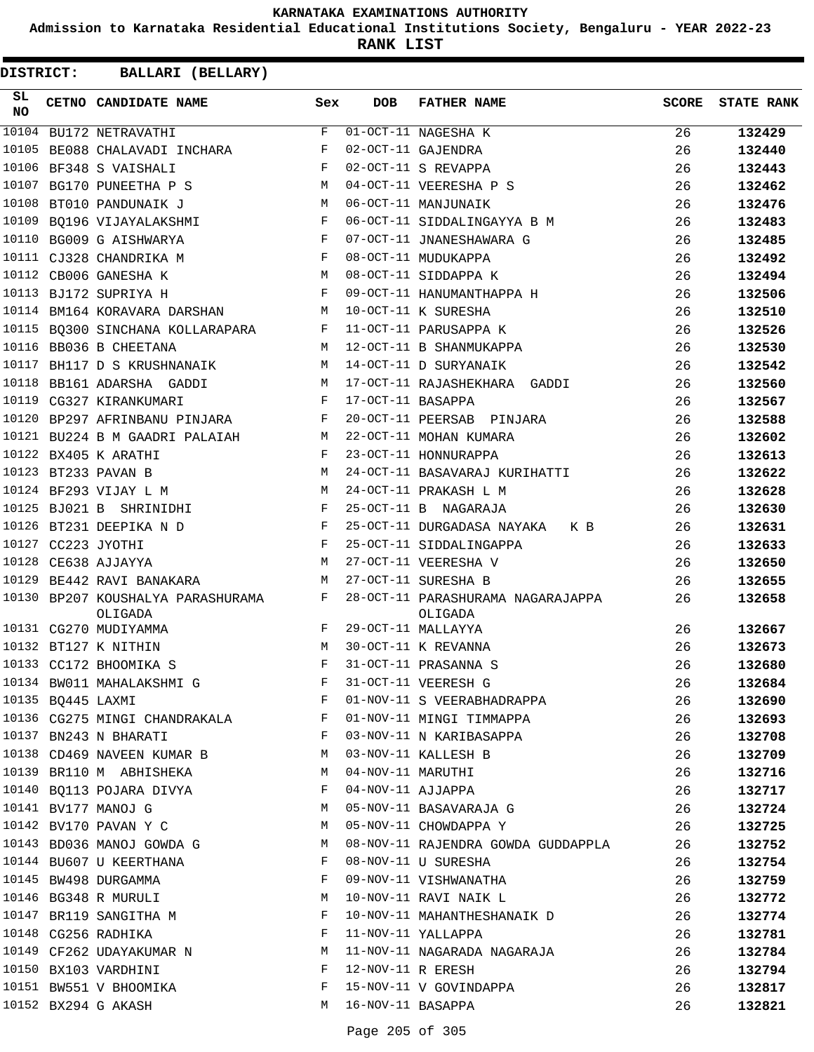KARNATAKA EXAMINATIONS AUTHORITY

Admission to Karnataka Residential Educational Institutions Society, Bengaluru - YEAR 2022-23

**RANK LIST**

**DISTRICT: BALLARI (BELLARY)**

| SL NO | CETNO | CANDIDATE NAME | Sex | DOB | FATHER NAME | SCORE | STATE RANK |
|---|---|---|---|---|---|---|---|
| 10104 | BU172 | NETRAVATHI | F | 01-OCT-11 | NAGESHA K | 26 | **132429** |
| 10105 | BE088 | CHALAVADI INCHARA | F | 02-OCT-11 | GAJENDRA | 26 | **132440** |
| 10106 | BF348 | S VAISHALI | F | 02-OCT-11 | S REVAPPA | 26 | **132443** |
| 10107 | BG170 | PUNEETHA P S | M | 04-OCT-11 | VEERESHA P S | 26 | **132462** |
| 10108 | BT010 | PANDUNAIK J | M | 06-OCT-11 | MANJUNAIK | 26 | **132476** |
| 10109 | BQ196 | VIJAYALAKSHMI | F | 06-OCT-11 | SIDDALINGAYYA B M | 26 | **132483** |
| 10110 | BG009 | G AISHWARYA | F | 07-OCT-11 | JNANESHAWARA G | 26 | **132485** |
| 10111 | CJ328 | CHANDRIKA M | F | 08-OCT-11 | MUDUKAPPA | 26 | **132492** |
| 10112 | CB006 | GANESHA K | M | 08-OCT-11 | SIDDAPPA K | 26 | **132494** |
| 10113 | BJ172 | SUPRIYA H | F | 09-OCT-11 | HANUMANTHAPPA H | 26 | **132506** |
| 10114 | BM164 | KORAVARA DARSHAN | M | 10-OCT-11 | K SURESHA | 26 | **132510** |
| 10115 | BQ300 | SINCHANA KOLLARAPARA | F | 11-OCT-11 | PARUSAPPA K | 26 | **132526** |
| 10116 | BB036 | B CHEETANA | M | 12-OCT-11 | B SHANMUKAPPA | 26 | **132530** |
| 10117 | BH117 | D S KRUSHNANAIK | M | 14-OCT-11 | D SURYANAIK | 26 | **132542** |
| 10118 | BB161 | ADARSHA GADDI | M | 17-OCT-11 | RAJASHEKHARA GADDI | 26 | **132560** |
| 10119 | CG327 | KIRANKUMARI | F | 17-OCT-11 | BASAPPA | 26 | **132567** |
| 10120 | BP297 | AFRINBANU PINJARA | F | 20-OCT-11 | PEERSAB PINJARA | 26 | **132588** |
| 10121 | BU224 | B M GAADRI PALAIAH | M | 22-OCT-11 | MOHAN KUMARA | 26 | **132602** |
| 10122 | BX405 | K ARATHI | F | 23-OCT-11 | HONNURAPPA | 26 | **132613** |
| 10123 | BT233 | PAVAN B | M | 24-OCT-11 | BASAVARAJ KURIHATTI | 26 | **132622** |
| 10124 | BF293 | VIJAY L M | M | 24-OCT-11 | PRAKASH L M | 26 | **132628** |
| 10125 | BJ021 | B SHRINIDHI | F | 25-OCT-11 | B NAGARAJA | 26 | **132630** |
| 10126 | BT231 | DEEPIKA N D | F | 25-OCT-11 | DURGADASA NAYAKA K B | 26 | **132631** |
| 10127 | CC223 | JYOTHI | F | 25-OCT-11 | SIDDALINGAPPA | 26 | **132633** |
| 10128 | CE638 | AJJAYYA | M | 27-OCT-11 | VEERESHA V | 26 | **132650** |
| 10129 | BE442 | RAVI BANAKARA | M | 27-OCT-11 | SURESHA B | 26 | **132655** |
| 10130 | BP207 | KOUSHALYA PARASHURAMA OLIGADA | F | 28-OCT-11 | PARASHURAMA NAGARAJAPPA OLIGADA | 26 | **132658** |
| 10131 | CG270 | MUDIYAMMA | F | 29-OCT-11 | MALLAYYA | 26 | **132667** |
| 10132 | BT127 | K NITHIN | M | 30-OCT-11 | K REVANNA | 26 | **132673** |
| 10133 | CC172 | BHOOMIKA S | F | 31-OCT-11 | PRASANNA S | 26 | **132680** |
| 10134 | BW011 | MAHALAKSHMI G | F | 31-OCT-11 | VEERESH G | 26 | **132684** |
| 10135 | BQ445 | LAXMI | F | 01-NOV-11 | S VEERABHADRAPPA | 26 | **132690** |
| 10136 | CG275 | MINGI CHANDRAKALA | F | 01-NOV-11 | MINGI TIMMAPPA | 26 | **132693** |
| 10137 | BN243 | N BHARATI | F | 03-NOV-11 | N KARIBASAPPA | 26 | **132708** |
| 10138 | CD469 | NAVEEN KUMAR B | M | 03-NOV-11 | KALLESH B | 26 | **132709** |
| 10139 | BR110 | M ABHISHEKA | M | 04-NOV-11 | MARUTHI | 26 | **132716** |
| 10140 | BQ113 | POJARA DIVYA | F | 04-NOV-11 | AJJAPPA | 26 | **132717** |
| 10141 | BV177 | MANOJ G | M | 05-NOV-11 | BASAVARAJA G | 26 | **132724** |
| 10142 | BV170 | PAVAN Y C | M | 05-NOV-11 | CHOWDAPPA Y | 26 | **132725** |
| 10143 | BD036 | MANOJ GOWDA G | M | 08-NOV-11 | RAJENDRA GOWDA GUDDAPPLA | 26 | **132752** |
| 10144 | BU607 | U KEERTHANA | F | 08-NOV-11 | U SURESHA | 26 | **132754** |
| 10145 | BW498 | DURGAMMA | F | 09-NOV-11 | VISHWANATHA | 26 | **132759** |
| 10146 | BG348 | R MURULI | M | 10-NOV-11 | RAVI NAIK L | 26 | **132772** |
| 10147 | BR119 | SANGITHA M | F | 10-NOV-11 | MAHANTHESHANAIK D | 26 | **132774** |
| 10148 | CG256 | RADHIKA | F | 11-NOV-11 | YALLAPPA | 26 | **132781** |
| 10149 | CF262 | UDAYAKUMAR N | M | 11-NOV-11 | NAGARADA NAGARAJA | 26 | **132784** |
| 10150 | BX103 | VARDHINI | F | 12-NOV-11 | R ERESH | 26 | **132794** |
| 10151 | BW551 | V BHOOMIKA | F | 15-NOV-11 | V GOVINDAPPA | 26 | **132817** |
| 10152 | BX294 | G AKASH | M | 16-NOV-11 | BASAPPA | 26 | **132821** |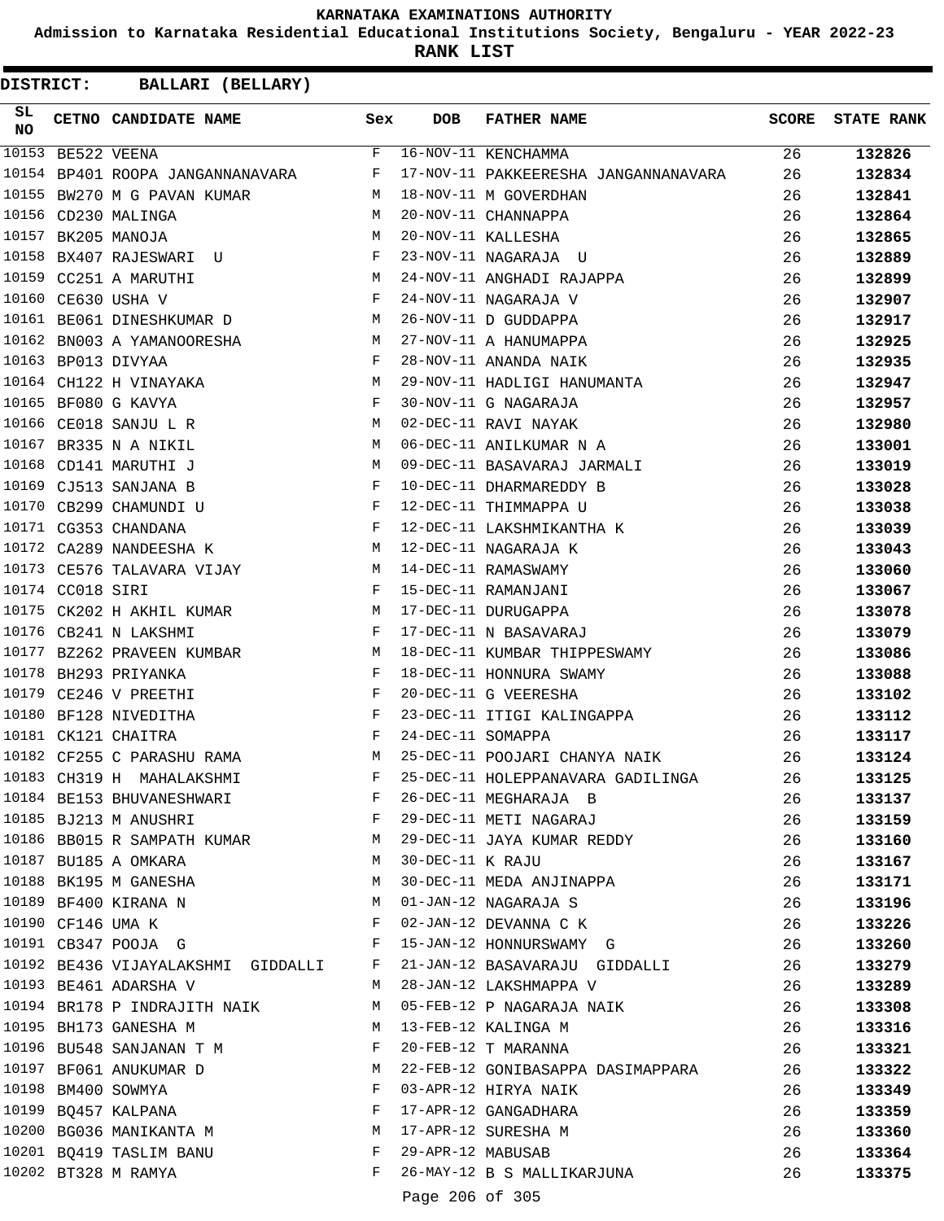**KARNATAKA EXAMINATIONS AUTHORITY**

**Admission to Karnataka Residential Educational Institutions Society, Bengaluru - YEAR 2022-23**

**RANK LIST**

**DISTRICT: BALLARI (BELLARY)**

| SL NO | CETNO | CANDIDATE NAME | Sex | DOB | FATHER NAME | SCORE | STATE RANK |
|---|---|---|---|---|---|---|---|
| 10153 | BE522 | VEENA | F | 16-NOV-11 | KENCHAMMA | 26 | 132826 |
| 10154 | BP401 | ROOPA JANGANNANAVARA | F | 17-NOV-11 | PAKKEERESHA JANGANNANAVARA | 26 | 132834 |
| 10155 | BW270 | M G PAVAN KUMAR | M | 18-NOV-11 | M GOVERDHAN | 26 | 132841 |
| 10156 | CD230 | MALINGA | M | 20-NOV-11 | CHANNAPPA | 26 | 132864 |
| 10157 | BK205 | MANOJA | M | 20-NOV-11 | KALLESHA | 26 | 132865 |
| 10158 | BX407 | RAJESWARI U | F | 23-NOV-11 | NAGARAJA U | 26 | 132889 |
| 10159 | CC251 | A MARUTHI | M | 24-NOV-11 | ANGHADI RAJAPPA | 26 | 132899 |
| 10160 | CE630 | USHA V | F | 24-NOV-11 | NAGARAJA V | 26 | 132907 |
| 10161 | BE061 | DINESHKUMAR D | M | 26-NOV-11 | D GUDDAPPA | 26 | 132917 |
| 10162 | BN003 | A YAMANOORESHA | M | 27-NOV-11 | A HANUMAPPA | 26 | 132925 |
| 10163 | BP013 | DIVYAA | F | 28-NOV-11 | ANANDA NAIK | 26 | 132935 |
| 10164 | CH122 | H VINAYAKA | M | 29-NOV-11 | HADLIGI HANUMANTA | 26 | 132947 |
| 10165 | BF080 | G KAVYA | F | 30-NOV-11 | G NAGARAJA | 26 | 132957 |
| 10166 | CE018 | SANJU L R | M | 02-DEC-11 | RAVI NAYAK | 26 | 132980 |
| 10167 | BR335 | N A NIKIL | M | 06-DEC-11 | ANILKUMAR N A | 26 | 133001 |
| 10168 | CD141 | MARUTHI J | M | 09-DEC-11 | BASAVARAJ JARMALI | 26 | 133019 |
| 10169 | CJ513 | SANJANA B | F | 10-DEC-11 | DHARMAREDDY B | 26 | 133028 |
| 10170 | CB299 | CHAMUNDI U | F | 12-DEC-11 | THIMMAPPA U | 26 | 133038 |
| 10171 | CG353 | CHANDANA | F | 12-DEC-11 | LAKSHMIKANTHA K | 26 | 133039 |
| 10172 | CA289 | NANDEESHA K | M | 12-DEC-11 | NAGARAJA K | 26 | 133043 |
| 10173 | CE576 | TALAVARA VIJAY | M | 14-DEC-11 | RAMASWAMY | 26 | 133060 |
| 10174 | CC018 | SIRI | F | 15-DEC-11 | RAMANJANI | 26 | 133067 |
| 10175 | CK202 | H AKHIL KUMAR | M | 17-DEC-11 | DURUGAPPA | 26 | 133078 |
| 10176 | CB241 | N LAKSHMI | F | 17-DEC-11 | N BASAVARAJ | 26 | 133079 |
| 10177 | BZ262 | PRAVEEN KUMBAR | M | 18-DEC-11 | KUMBAR THIPPESWAMY | 26 | 133086 |
| 10178 | BH293 | PRIYANKA | F | 18-DEC-11 | HONNURA SWAMY | 26 | 133088 |
| 10179 | CE246 | V PREETHI | F | 20-DEC-11 | G VEERESHA | 26 | 133102 |
| 10180 | BF128 | NIVEDITHA | F | 23-DEC-11 | ITIGI KALINGAPPA | 26 | 133112 |
| 10181 | CK121 | CHAITRA | F | 24-DEC-11 | SOMAPPA | 26 | 133117 |
| 10182 | CF255 | C PARASHU RAMA | M | 25-DEC-11 | POOJARI CHANYA NAIK | 26 | 133124 |
| 10183 | CH319 | H MAHALAKSHMI | F | 25-DEC-11 | HOLEPPANAVARA GADILINGA | 26 | 133125 |
| 10184 | BE153 | BHUVANESHWARI | F | 26-DEC-11 | MEGHARAJA B | 26 | 133137 |
| 10185 | BJ213 | M ANUSHRI | F | 29-DEC-11 | METI NAGARAJ | 26 | 133159 |
| 10186 | BB015 | R SAMPATH KUMAR | M | 29-DEC-11 | JAYA KUMAR REDDY | 26 | 133160 |
| 10187 | BU185 | A OMKARA | M | 30-DEC-11 | K RAJU | 26 | 133167 |
| 10188 | BK195 | M GANESHA | M | 30-DEC-11 | MEDA ANJINAPPA | 26 | 133171 |
| 10189 | BF400 | KIRANA N | M | 01-JAN-12 | NAGARAJA S | 26 | 133196 |
| 10190 | CF146 | UMA K | F | 02-JAN-12 | DEVANNA C K | 26 | 133226 |
| 10191 | CB347 | POOJA G | F | 15-JAN-12 | HONNURSWAMY G | 26 | 133260 |
| 10192 | BE436 | VIJAYALAKSHMI GIDDALLI | F | 21-JAN-12 | BASAVARAJU GIDDALLI | 26 | 133279 |
| 10193 | BE461 | ADARSHA V | M | 28-JAN-12 | LAKSHMAPPA V | 26 | 133289 |
| 10194 | BR178 | P INDRAJITH NAIK | M | 05-FEB-12 | P NAGARAJA NAIK | 26 | 133308 |
| 10195 | BH173 | GANESHA M | M | 13-FEB-12 | KALINGA M | 26 | 133316 |
| 10196 | BU548 | SANJANAN T M | F | 20-FEB-12 | T MARANNA | 26 | 133321 |
| 10197 | BF061 | ANUKUMAR D | M | 22-FEB-12 | GONIBASAPPA DASIMAPPARA | 26 | 133322 |
| 10198 | BM400 | SOWMYA | F | 03-APR-12 | HIRYA NAIK | 26 | 133349 |
| 10199 | BQ457 | KALPANA | F | 17-APR-12 | GANGADHARA | 26 | 133359 |
| 10200 | BG036 | MANIKANTA M | M | 17-APR-12 | SURESHA M | 26 | 133360 |
| 10201 | BQ419 | TASLIM BANU | F | 29-APR-12 | MABUSAB | 26 | 133364 |
| 10202 | BT328 | M RAMYA | F | 26-MAY-12 | B S MALLIKARJUNA | 26 | 133375 |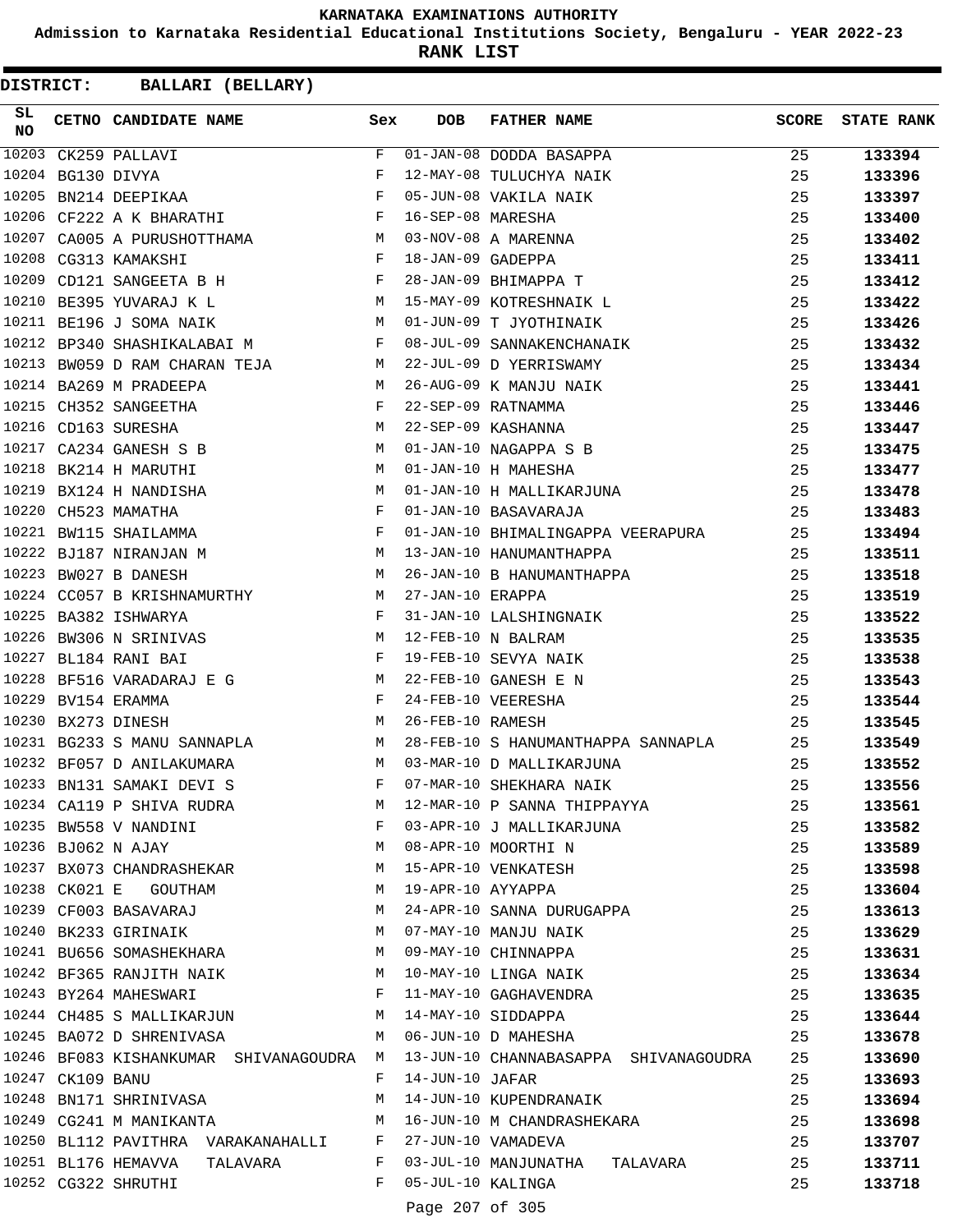# KARNATAKA EXAMINATIONS AUTHORITY

**Admission to Karnataka Residential Educational Institutions Society, Bengaluru - YEAR 2022-23**

**RANK LIST**

**DISTRICT: BALLARI (BELLARY)**

| SL NO | CETNO | CANDIDATE NAME | Sex | DOB | FATHER NAME | SCORE | STATE RANK |
|---|---|---|---|---|---|---|---|
| 10203 | CK259 | PALLAVI | F | 01-JAN-08 | DODDA BASAPPA | 25 | 133394 |
| 10204 | BG130 | DIVYA | F | 12-MAY-08 | TULUCHYA NAIK | 25 | 133396 |
| 10205 | BN214 | DEEPIKAA | F | 05-JUN-08 | VAKILA NAIK | 25 | 133397 |
| 10206 | CF222 | A K BHARATHI | F | 16-SEP-08 | MARESHA | 25 | 133400 |
| 10207 | CA005 | A PURUSHOTTHAMA | M | 03-NOV-08 | A MARENNA | 25 | 133402 |
| 10208 | CG313 | KAMAKSHI | F | 18-JAN-09 | GADEPPA | 25 | 133411 |
| 10209 | CD121 | SANGEETA B H | F | 28-JAN-09 | BHIMAPPA T | 25 | 133412 |
| 10210 | BE395 | YUVARAJ K L | M | 15-MAY-09 | KOTRESHNAIK L | 25 | 133422 |
| 10211 | BE196 | J SOMA NAIK | M | 01-JUN-09 | T JYOTHINAIK | 25 | 133426 |
| 10212 | BP340 | SHASHIKALABAI M | F | 08-JUL-09 | SANNAKENCHANAIK | 25 | 133432 |
| 10213 | BW059 | D RAM CHARAN TEJA | M | 22-JUL-09 | D YERRISWAMY | 25 | 133434 |
| 10214 | BA269 | M PRADEEPA | M | 26-AUG-09 | K MANJU NAIK | 25 | 133441 |
| 10215 | CH352 | SANGEETHA | F | 22-SEP-09 | RATNAMMA | 25 | 133446 |
| 10216 | CD163 | SURESHA | M | 22-SEP-09 | KASHANNA | 25 | 133447 |
| 10217 | CA234 | GANESH S B | M | 01-JAN-10 | NAGAPPA S B | 25 | 133475 |
| 10218 | BK214 | H MARUTHI | M | 01-JAN-10 | H MAHESHA | 25 | 133477 |
| 10219 | BX124 | H NANDISHA | M | 01-JAN-10 | H MALLIKARJUNA | 25 | 133478 |
| 10220 | CH523 | MAMATHA | F | 01-JAN-10 | BASAVARAJA | 25 | 133483 |
| 10221 | BW115 | SHAILAMMA | F | 01-JAN-10 | BHIMALINGAPPA VEERAPURA | 25 | 133494 |
| 10222 | BJ187 | NIRANJAN M | M | 13-JAN-10 | HANUMANTHAPPA | 25 | 133511 |
| 10223 | BW027 | B DANESH | M | 26-JAN-10 | B HANUMANTHAPPA | 25 | 133518 |
| 10224 | CC057 | B KRISHNAMURTHY | M | 27-JAN-10 | ERAPPA | 25 | 133519 |
| 10225 | BA382 | ISHWARYA | F | 31-JAN-10 | LALSHINGNAIK | 25 | 133522 |
| 10226 | BW306 | N SRINIVAS | M | 12-FEB-10 | N BALRAM | 25 | 133535 |
| 10227 | BL184 | RANI BAI | F | 19-FEB-10 | SEVYA NAIK | 25 | 133538 |
| 10228 | BF516 | VARADARAJ E G | M | 22-FEB-10 | GANESH E N | 25 | 133543 |
| 10229 | BV154 | ERAMMA | F | 24-FEB-10 | VEERESHA | 25 | 133544 |
| 10230 | BX273 | DINESH | M | 26-FEB-10 | RAMESH | 25 | 133545 |
| 10231 | BG233 | S MANU SANNAPLA | M | 28-FEB-10 | S HANUMANTHAPPA SANNAPLA | 25 | 133549 |
| 10232 | BF057 | D ANILAKUMARA | M | 03-MAR-10 | D MALLIKARJUNA | 25 | 133552 |
| 10233 | BN131 | SAMAKI DEVI S | F | 07-MAR-10 | SHEKHARA NAIK | 25 | 133556 |
| 10234 | CA119 | P SHIVA RUDRA | M | 12-MAR-10 | P SANNA THIPPAYYA | 25 | 133561 |
| 10235 | BW558 | V NANDINI | F | 03-APR-10 | J MALLIKARJUNA | 25 | 133582 |
| 10236 | BJ062 | N AJAY | M | 08-APR-10 | MOORTHI N | 25 | 133589 |
| 10237 | BX073 | CHANDRASHEKAR | M | 15-APR-10 | VENKATESH | 25 | 133598 |
| 10238 | CK021 | E GOUTHAM | M | 19-APR-10 | AYYAPPA | 25 | 133604 |
| 10239 | CF003 | BASAVARAJ | M | 24-APR-10 | SANNA DURUGAPPA | 25 | 133613 |
| 10240 | BK233 | GIRINAIK | M | 07-MAY-10 | MANJU NAIK | 25 | 133629 |
| 10241 | BU656 | SOMASHEKHARA | M | 09-MAY-10 | CHINNAPPA | 25 | 133631 |
| 10242 | BF365 | RANJITH NAIK | M | 10-MAY-10 | LINGA NAIK | 25 | 133634 |
| 10243 | BY264 | MAHESWARI | F | 11-MAY-10 | GAGHAVENDRA | 25 | 133635 |
| 10244 | CH485 | S MALLIKARJUN | M | 14-MAY-10 | SIDDAPPA | 25 | 133644 |
| 10245 | BA072 | D SHRENIVASA | M | 06-JUN-10 | D MAHESHA | 25 | 133678 |
| 10246 | BF083 | KISHANKUMAR SHIVANAGOUDRA | M | 13-JUN-10 | CHANNABASAPPA SHIVANAGOUDRA | 25 | 133690 |
| 10247 | CK109 | BANU | F | 14-JUN-10 | JAFAR | 25 | 133693 |
| 10248 | BN171 | SHRINIVASA | M | 14-JUN-10 | KUPENDRANAIK | 25 | 133694 |
| 10249 | CG241 | M MANIKANTA | M | 16-JUN-10 | M CHANDRASHEKARA | 25 | 133698 |
| 10250 | BL112 | PAVITHRA VARAKANAHALLI | F | 27-JUN-10 | VAMADEVA | 25 | 133707 |
| 10251 | BL176 | HEMAVVA TALAVARA | F | 03-JUL-10 | MANJUNATHA TALAVARA | 25 | 133711 |
| 10252 | CG322 | SHRUTHI | F | 05-JUL-10 | KALINGA | 25 | 133718 |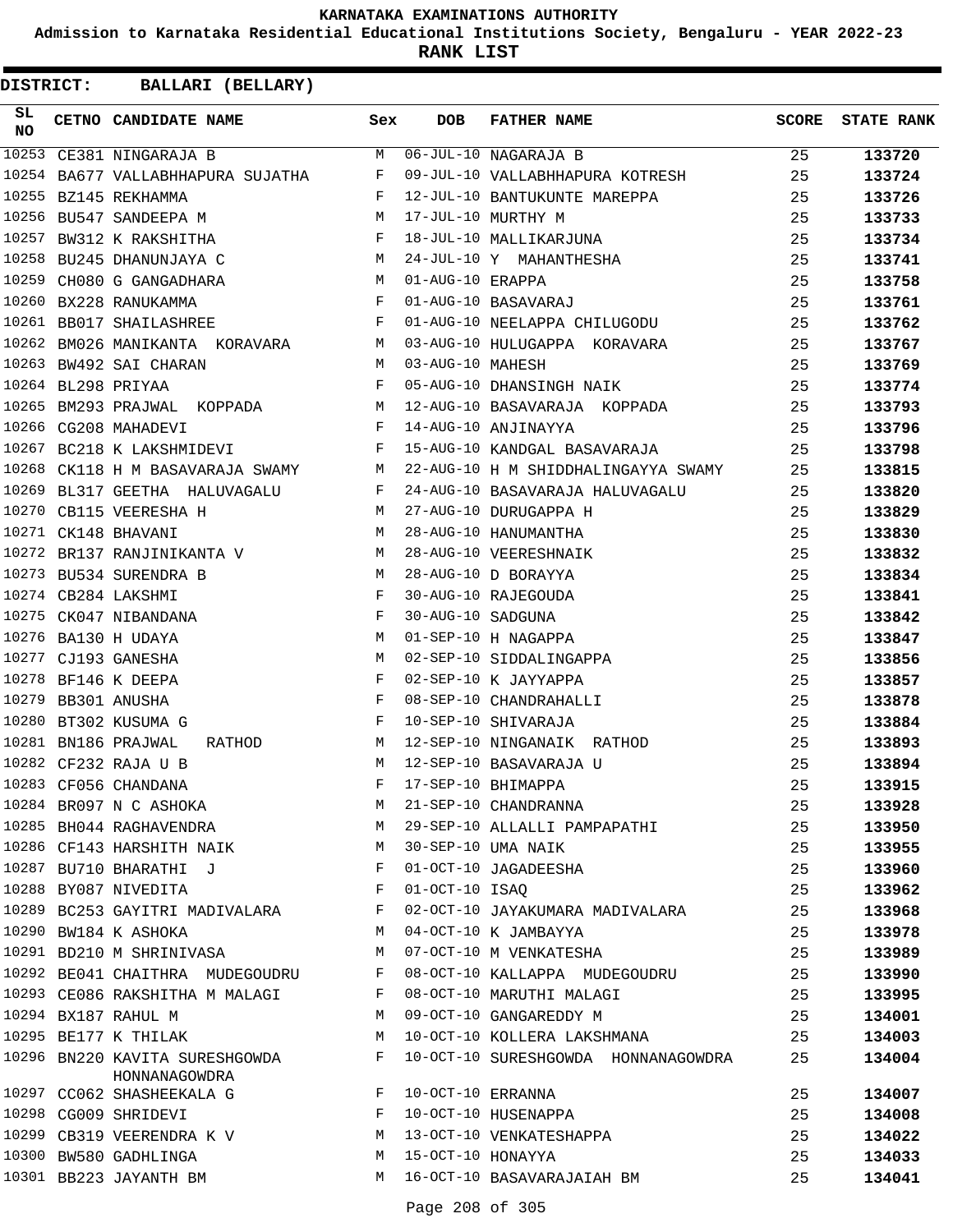KARNATAKA EXAMINATIONS AUTHORITY

Admission to Karnataka Residential Educational Institutions Society, Bengaluru - YEAR 2022-23

**RANK LIST**

**DISTRICT: BALLARI (BELLARY)**

| SL NO | CETNO | CANDIDATE NAME | Sex | DOB | FATHER NAME | SCORE | STATE RANK |
|---|---|---|---|---|---|---|---|
| 10253 | CE381 | NINGARAJA B | M | 06-JUL-10 | NAGARAJA B | 25 | 133720 |
| 10254 | BA677 | VALLABHHAPURA SUJATHA | F | 09-JUL-10 | VALLABHHAPURA KOTRESH | 25 | 133724 |
| 10255 | BZ145 | REKHAMMA | F | 12-JUL-10 | BANTUKUNTE MAREPPA | 25 | 133726 |
| 10256 | BU547 | SANDEEPA M | M | 17-JUL-10 | MURTHY M | 25 | 133733 |
| 10257 | BW312 | K RAKSHITHA | F | 18-JUL-10 | MALLIKARJUNA | 25 | 133734 |
| 10258 | BU245 | DHANUNJAYA C | M | 24-JUL-10 | Y MAHANTHESHA | 25 | 133741 |
| 10259 | CH080 | G GANGADHARA | M | 01-AUG-10 | ERAPPA | 25 | 133758 |
| 10260 | BX228 | RANUKAMMA | F | 01-AUG-10 | BASAVARAJ | 25 | 133761 |
| 10261 | BB017 | SHAILASHREE | F | 01-AUG-10 | NEELAPPA CHILUGODU | 25 | 133762 |
| 10262 | BM026 | MANIKANTA KORAVARA | M | 03-AUG-10 | HULUGAPPA KORAVARA | 25 | 133767 |
| 10263 | BW492 | SAI CHARAN | M | 03-AUG-10 | MAHESH | 25 | 133769 |
| 10264 | BL298 | PRIYAA | F | 05-AUG-10 | DHANSINGH NAIK | 25 | 133774 |
| 10265 | BM293 | PRAJWAL KOPPADA | M | 12-AUG-10 | BASAVARAJA KOPPADA | 25 | 133793 |
| 10266 | CG208 | MAHADEVI | F | 14-AUG-10 | ANJINAYYA | 25 | 133796 |
| 10267 | BC218 | K LAKSHMIDEVI | F | 15-AUG-10 | KANDGAL BASAVARAJA | 25 | 133798 |
| 10268 | CK118 | H M BASAVARAJA SWAMY | M | 22-AUG-10 | H M SHIDDHALINGAYYA SWAMY | 25 | 133815 |
| 10269 | BL317 | GEETHA HALUVAGALU | F | 24-AUG-10 | BASAVARAJA HALUVAGALU | 25 | 133820 |
| 10270 | CB115 | VEERESHA H | M | 27-AUG-10 | DURUGAPPA H | 25 | 133829 |
| 10271 | CK148 | BHAVANI | M | 28-AUG-10 | HANUMANTHA | 25 | 133830 |
| 10272 | BR137 | RANJINIKANTA V | M | 28-AUG-10 | VEERESHNAIK | 25 | 133832 |
| 10273 | BU534 | SURENDRA B | M | 28-AUG-10 | D BORAYYA | 25 | 133834 |
| 10274 | CB284 | LAKSHMI | F | 30-AUG-10 | RAJEGOUDA | 25 | 133841 |
| 10275 | CK047 | NIBANDANA | F | 30-AUG-10 | SADGUNA | 25 | 133842 |
| 10276 | BA130 | H UDAYA | M | 01-SEP-10 | H NAGAPPA | 25 | 133847 |
| 10277 | CJ193 | GANESHA | M | 02-SEP-10 | SIDDALINGAPPA | 25 | 133856 |
| 10278 | BF146 | K DEEPA | F | 02-SEP-10 | K JAYYAPPA | 25 | 133857 |
| 10279 | BB301 | ANUSHA | F | 08-SEP-10 | CHANDRAHALLI | 25 | 133878 |
| 10280 | BT302 | KUSUMA G | F | 10-SEP-10 | SHIVARAJA | 25 | 133884 |
| 10281 | BN186 | PRAJWAL RATHOD | M | 12-SEP-10 | NINGANAIK RATHOD | 25 | 133893 |
| 10282 | CF232 | RAJA U B | M | 12-SEP-10 | BASAVARAJA U | 25 | 133894 |
| 10283 | CF056 | CHANDANA | F | 17-SEP-10 | BHIMAPPA | 25 | 133915 |
| 10284 | BR097 | N C ASHOKA | M | 21-SEP-10 | CHANDRANNA | 25 | 133928 |
| 10285 | BH044 | RAGHAVENDRA | M | 29-SEP-10 | ALLALLI PAMPAPATHI | 25 | 133950 |
| 10286 | CF143 | HARSHITH NAIK | M | 30-SEP-10 | UMA NAIK | 25 | 133955 |
| 10287 | BU710 | BHARATHI J | F | 01-OCT-10 | JAGADEESHA | 25 | 133960 |
| 10288 | BY087 | NIVEDITA | F | 01-OCT-10 | ISAQ | 25 | 133962 |
| 10289 | BC253 | GAYITRI MADIVALARA | F | 02-OCT-10 | JAYAKUMARA MADIVALARA | 25 | 133968 |
| 10290 | BW184 | K ASHOKA | M | 04-OCT-10 | K JAMBAYYA | 25 | 133978 |
| 10291 | BD210 | M SHRINIVASA | M | 07-OCT-10 | M VENKATESHA | 25 | 133989 |
| 10292 | BE041 | CHAITHRA MUDEGOUDRU | F | 08-OCT-10 | KALLAPPA MUDEGOUDRU | 25 | 133990 |
| 10293 | CE086 | RAKSHITHA M MALAGI | F | 08-OCT-10 | MARUTHI MALAGI | 25 | 133995 |
| 10294 | BX187 | RAHUL M | M | 09-OCT-10 | GANGAREDDY M | 25 | 134001 |
| 10295 | BE177 | K THILAK | M | 10-OCT-10 | KOLLERA LAKSHMANA | 25 | 134003 |
| 10296 | BN220 | KAVITA SURESHGOWDA HONNANAGOWDRA | F | 10-OCT-10 | SURESHGOWDA HONNANAGOWDRA | 25 | 134004 |
| 10297 | CC062 | SHASHEEKALA G | F | 10-OCT-10 | ERRANNA | 25 | 134007 |
| 10298 | CG009 | SHRIDEVI | F | 10-OCT-10 | HUSENAPPA | 25 | 134008 |
| 10299 | CB319 | VEERENDRA K V | M | 13-OCT-10 | VENKATESHAPPA | 25 | 134022 |
| 10300 | BW580 | GADHLINGA | M | 15-OCT-10 | HONAYYA | 25 | 134033 |
| 10301 | BB223 | JAYANTH BM | M | 16-OCT-10 | BASAVARAJAIAH BM | 25 | 134041 |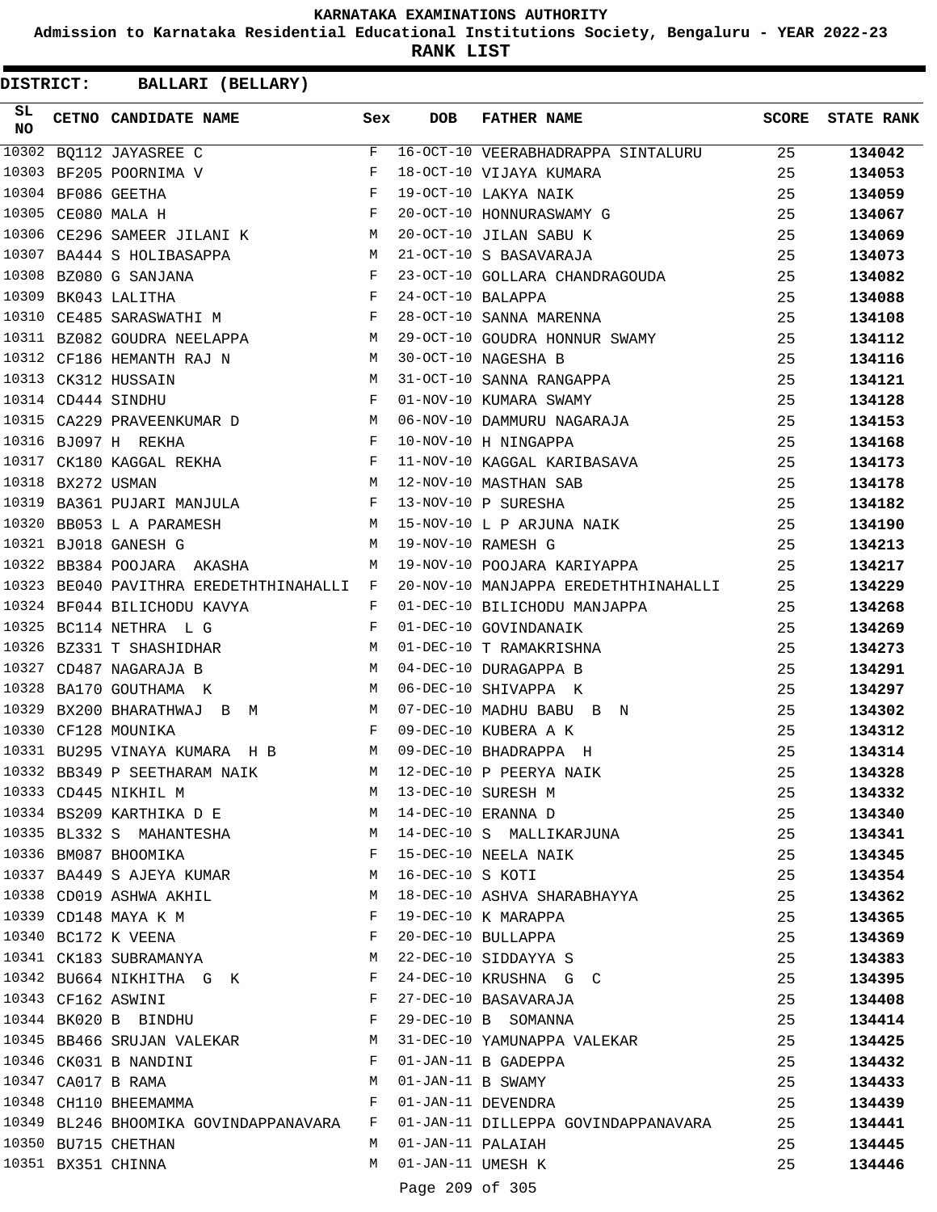# KARNATAKA EXAMINATIONS AUTHORITY

**Admission to Karnataka Residential Educational Institutions Society, Bengaluru - YEAR 2022-23**

**RANK LIST**

**DISTRICT: BALLARI (BELLARY)**

| SL NO | CETNO | CANDIDATE NAME | Sex | DOB | FATHER NAME | SCORE | STATE RANK |
|---|---|---|---|---|---|---|---|
| 10302 | BQ112 | JAYASREE C | F | 16-OCT-10 | VEERABHADRAPPA SINTALURU | 25 | **134042** |
| 10303 | BF205 | POORNIMA V | F | 18-OCT-10 | VIJAYA KUMARA | 25 | **134053** |
| 10304 | BF086 | GEETHA | F | 19-OCT-10 | LAKYA NAIK | 25 | **134059** |
| 10305 | CE080 | MALA H | F | 20-OCT-10 | HONNURASWAMY G | 25 | **134067** |
| 10306 | CE296 | SAMEER JILANI K | M | 20-OCT-10 | JILAN SABU K | 25 | **134069** |
| 10307 | BA444 | S HOLIBASAPPA | M | 21-OCT-10 | S BASAVARAJA | 25 | **134073** |
| 10308 | BZ080 | G SANJANA | F | 23-OCT-10 | GOLLARA CHANDRAGOUDA | 25 | **134082** |
| 10309 | BK043 | LALITHA | F | 24-OCT-10 | BALAPPA | 25 | **134088** |
| 10310 | CE485 | SARASWATHI M | F | 28-OCT-10 | SANNA MARENNA | 25 | **134108** |
| 10311 | BZ082 | GOUDRA NEELAPPA | M | 29-OCT-10 | GOUDRA HONNUR SWAMY | 25 | **134112** |
| 10312 | CF186 | HEMANTH RAJ N | M | 30-OCT-10 | NAGESHA B | 25 | **134116** |
| 10313 | CK312 | HUSSAIN | M | 31-OCT-10 | SANNA RANGAPPA | 25 | **134121** |
| 10314 | CD444 | SINDHU | F | 01-NOV-10 | KUMARA SWAMY | 25 | **134128** |
| 10315 | CA229 | PRAVEENKUMAR D | M | 06-NOV-10 | DAMMURU NAGARAJA | 25 | **134153** |
| 10316 | BJ097 | H REKHA | F | 10-NOV-10 | H NINGAPPA | 25 | **134168** |
| 10317 | CK180 | KAGGAL REKHA | F | 11-NOV-10 | KAGGAL KARIBASAVA | 25 | **134173** |
| 10318 | BX272 | USMAN | M | 12-NOV-10 | MASTHAN SAB | 25 | **134178** |
| 10319 | BA361 | PUJARI MANJULA | F | 13-NOV-10 | P SURESHA | 25 | **134182** |
| 10320 | BB053 | L A PARAMESH | M | 15-NOV-10 | L P ARJUNA NAIK | 25 | **134190** |
| 10321 | BJ018 | GANESH G | M | 19-NOV-10 | RAMESH G | 25 | **134213** |
| 10322 | BB384 | POOJARA AKASHA | M | 19-NOV-10 | POOJARA KARIYAPPA | 25 | **134217** |
| 10323 | BE040 | PAVITHRA EREDETHTHINAHALLI | F | 20-NOV-10 | MANJAPPA EREDETHTHINAHALLI | 25 | **134229** |
| 10324 | BF044 | BILICHODU KAVYA | F | 01-DEC-10 | BILICHODU MANJAPPA | 25 | **134268** |
| 10325 | BC114 | NETHRA L G | F | 01-DEC-10 | GOVINDANAIK | 25 | **134269** |
| 10326 | BZ331 | T SHASHIDHAR | M | 01-DEC-10 | T RAMAKRISHNA | 25 | **134273** |
| 10327 | CD487 | NAGARAJA B | M | 04-DEC-10 | DURAGAPPA B | 25 | **134291** |
| 10328 | BA170 | GOUTHAMA K | M | 06-DEC-10 | SHIVAPPA K | 25 | **134297** |
| 10329 | BX200 | BHARATHWAJ B M | M | 07-DEC-10 | MADHU BABU B N | 25 | **134302** |
| 10330 | CF128 | MOUNIKA | F | 09-DEC-10 | KUBERA A K | 25 | **134312** |
| 10331 | BU295 | VINAYA KUMARA H B | M | 09-DEC-10 | BHADRAPPA H | 25 | **134314** |
| 10332 | BB349 | P SEETHARAM NAIK | M | 12-DEC-10 | P PEERYA NAIK | 25 | **134328** |
| 10333 | CD445 | NIKHIL M | M | 13-DEC-10 | SURESH M | 25 | **134332** |
| 10334 | BS209 | KARTHIKA D E | M | 14-DEC-10 | ERANNA D | 25 | **134340** |
| 10335 | BL332 | S MAHANTESHA | M | 14-DEC-10 | S MALLIKARJUNA | 25 | **134341** |
| 10336 | BM087 | BHOOMIKA | F | 15-DEC-10 | NEELA NAIK | 25 | **134345** |
| 10337 | BA449 | S AJEYA KUMAR | M | 16-DEC-10 | S KOTI | 25 | **134354** |
| 10338 | CD019 | ASHWA AKHIL | M | 18-DEC-10 | ASHVA SHARABHAYYA | 25 | **134362** |
| 10339 | CD148 | MAYA K M | F | 19-DEC-10 | K MARAPPA | 25 | **134365** |
| 10340 | BC172 | K VEENA | F | 20-DEC-10 | BULLAPPA | 25 | **134369** |
| 10341 | CK183 | SUBRAMANYA | M | 22-DEC-10 | SIDDAYYA S | 25 | **134383** |
| 10342 | BU664 | NIKHITHA G K | F | 24-DEC-10 | KRUSHNA G C | 25 | **134395** |
| 10343 | CF162 | ASWINI | F | 27-DEC-10 | BASAVARAJA | 25 | **134408** |
| 10344 | BK020 | B BINDHU | F | 29-DEC-10 | B SOMANNA | 25 | **134414** |
| 10345 | BB466 | SRUJAN VALEKAR | M | 31-DEC-10 | YAMUNAPPA VALEKAR | 25 | **134425** |
| 10346 | CK031 | B NANDINI | F | 01-JAN-11 | B GADEPPA | 25 | **134432** |
| 10347 | CA017 | B RAMA | M | 01-JAN-11 | B SWAMY | 25 | **134433** |
| 10348 | CH110 | BHEEMAMMA | F | 01-JAN-11 | DEVENDRA | 25 | **134439** |
| 10349 | BL246 | BHOOMIKA GOVINDAPPANAVARA | F | 01-JAN-11 | DILLEPPA GOVINDAPPANAVARA | 25 | **134441** |
| 10350 | BU715 | CHETHAN | M | 01-JAN-11 | PALAIAH | 25 | **134445** |
| 10351 | BX351 | CHINNA | M | 01-JAN-11 | UMESH K | 25 | **134446** |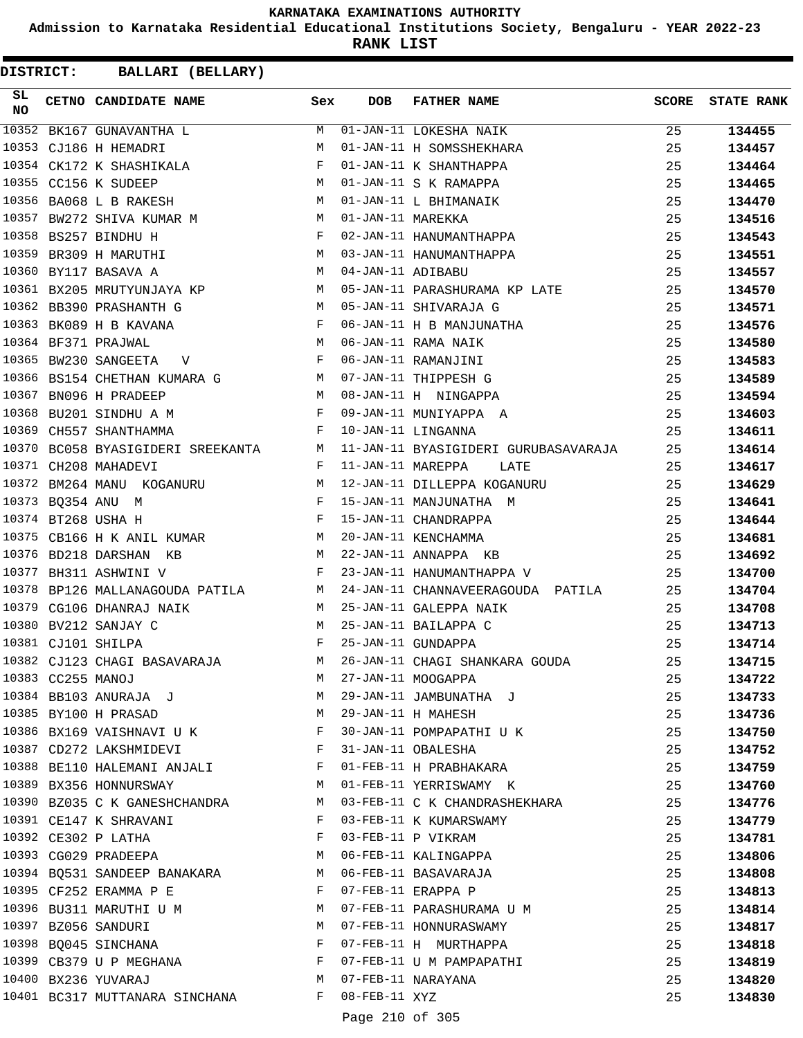# KARNATAKA EXAMINATIONS AUTHORITY

**Admission to Karnataka Residential Educational Institutions Society, Bengaluru - YEAR 2022-23**

**RANK LIST**

**DISTRICT: BALLARI (BELLARY)**

| SL NO | CETNO | CANDIDATE NAME | Sex | DOB | FATHER NAME | SCORE | STATE RANK |
|---|---|---|---|---|---|---|---|
| 10352 | BK167 | GUNAVANTHA L | M | 01-JAN-11 | LOKESHA NAIK | 25 | 134455 |
| 10353 | CJ186 | H HEMADRI | M | 01-JAN-11 | H SOMSSHEKHARA | 25 | 134457 |
| 10354 | CK172 | K SHASHIKALA | F | 01-JAN-11 | K SHANTHAPPA | 25 | 134464 |
| 10355 | CC156 | K SUDEEP | M | 01-JAN-11 | S K RAMAPPA | 25 | 134465 |
| 10356 | BA068 | L B RAKESH | M | 01-JAN-11 | L BHIMANAIK | 25 | 134470 |
| 10357 | BW272 | SHIVA KUMAR M | M | 01-JAN-11 | MAREKKA | 25 | 134516 |
| 10358 | BS257 | BINDHU H | F | 02-JAN-11 | HANUMANTHAPPA | 25 | 134543 |
| 10359 | BR309 | H MARUTHI | M | 03-JAN-11 | HANUMANTHAPPA | 25 | 134551 |
| 10360 | BY117 | BASAVA A | M | 04-JAN-11 | ADIBABU | 25 | 134557 |
| 10361 | BX205 | MRUTYUNJAYA KP | M | 05-JAN-11 | PARASHURAMA KP LATE | 25 | 134570 |
| 10362 | BB390 | PRASHANTH G | M | 05-JAN-11 | SHIVARAJA G | 25 | 134571 |
| 10363 | BK089 | H B KAVANA | F | 06-JAN-11 | H B MANJUNATHA | 25 | 134576 |
| 10364 | BF371 | PRAJWAL | M | 06-JAN-11 | RAMA NAIK | 25 | 134580 |
| 10365 | BW230 | SANGEETA V | F | 06-JAN-11 | RAMANJINI | 25 | 134583 |
| 10366 | BS154 | CHETHAN KUMARA G | M | 07-JAN-11 | THIPPESH G | 25 | 134589 |
| 10367 | BN096 | H PRADEEP | M | 08-JAN-11 | H NINGAPPA | 25 | 134594 |
| 10368 | BU201 | SINDHU A M | F | 09-JAN-11 | MUNIYAPPA A | 25 | 134603 |
| 10369 | CH557 | SHANTHAMMA | F | 10-JAN-11 | LINGANNA | 25 | 134611 |
| 10370 | BC058 | BYASIGIDERI SREEKANTA | M | 11-JAN-11 | BYASIGIDERI GURUBASAVARAJA | 25 | 134614 |
| 10371 | CH208 | MAHADEVI | F | 11-JAN-11 | MAREPPA LATE | 25 | 134617 |
| 10372 | BM264 | MANU KOGANURU | M | 12-JAN-11 | DILLEPPA KOGANURU | 25 | 134629 |
| 10373 | BQ354 | ANU M | F | 15-JAN-11 | MANJUNATHA M | 25 | 134641 |
| 10374 | BT268 | USHA H | F | 15-JAN-11 | CHANDRAPPA | 25 | 134644 |
| 10375 | CB166 | H K ANIL KUMAR | M | 20-JAN-11 | KENCHAMMA | 25 | 134681 |
| 10376 | BD218 | DARSHAN KB | M | 22-JAN-11 | ANNAPPA KB | 25 | 134692 |
| 10377 | BH311 | ASHWINI V | F | 23-JAN-11 | HANUMANTHAPPA V | 25 | 134700 |
| 10378 | BP126 | MALLANAGOUDA PATILA | M | 24-JAN-11 | CHANNAVEERAGOUDA PATILA | 25 | 134704 |
| 10379 | CG106 | DHANRAJ NAIK | M | 25-JAN-11 | GALEPPA NAIK | 25 | 134708 |
| 10380 | BV212 | SANJAY C | M | 25-JAN-11 | BAILAPPA C | 25 | 134713 |
| 10381 | CJ101 | SHILPA | F | 25-JAN-11 | GUNDAPPA | 25 | 134714 |
| 10382 | CJ123 | CHAGI BASAVARAJA | M | 26-JAN-11 | CHAGI SHANKARA GOUDA | 25 | 134715 |
| 10383 | CC255 | MANOJ | M | 27-JAN-11 | MOOGAPPA | 25 | 134722 |
| 10384 | BB103 | ANURAJA J | M | 29-JAN-11 | JAMBUNATHA J | 25 | 134733 |
| 10385 | BY100 | H PRASAD | M | 29-JAN-11 | H MAHESH | 25 | 134736 |
| 10386 | BX169 | VAISHNAVI U K | F | 30-JAN-11 | POMPAPATHI U K | 25 | 134750 |
| 10387 | CD272 | LAKSHMIDEVI | F | 31-JAN-11 | OBALESHA | 25 | 134752 |
| 10388 | BE110 | HALEMANI ANJALI | F | 01-FEB-11 | H PRABHAKARA | 25 | 134759 |
| 10389 | BX356 | HONNURSWAY | M | 01-FEB-11 | YERRISWAMY K | 25 | 134760 |
| 10390 | BZ035 | C K GANESHCHANDRA | M | 03-FEB-11 | C K CHANDRASHEKHARA | 25 | 134776 |
| 10391 | CE147 | K SHRAVANI | F | 03-FEB-11 | K KUMARSWAMY | 25 | 134779 |
| 10392 | CE302 | P LATHA | F | 03-FEB-11 | P VIKRAM | 25 | 134781 |
| 10393 | CG029 | PRADEEPA | M | 06-FEB-11 | KALINGAPPA | 25 | 134806 |
| 10394 | BQ531 | SANDEEP BANAKARA | M | 06-FEB-11 | BASAVARAJA | 25 | 134808 |
| 10395 | CF252 | ERAMMA P E | F | 07-FEB-11 | ERAPPA P | 25 | 134813 |
| 10396 | BU311 | MARUTHI U M | M | 07-FEB-11 | PARASHURAMA U M | 25 | 134814 |
| 10397 | BZ056 | SANDURI | M | 07-FEB-11 | HONNURASWAMY | 25 | 134817 |
| 10398 | BQ045 | SINCHANA | F | 07-FEB-11 | H MURTHAPPA | 25 | 134818 |
| 10399 | CB379 | U P MEGHANA | F | 07-FEB-11 | U M PAMPAPATHI | 25 | 134819 |
| 10400 | BX236 | YUVARAJ | M | 07-FEB-11 | NARAYANA | 25 | 134820 |
| 10401 | BC317 | MUTTANARA SINCHANA | F | 08-FEB-11 | XYZ | 25 | 134830 |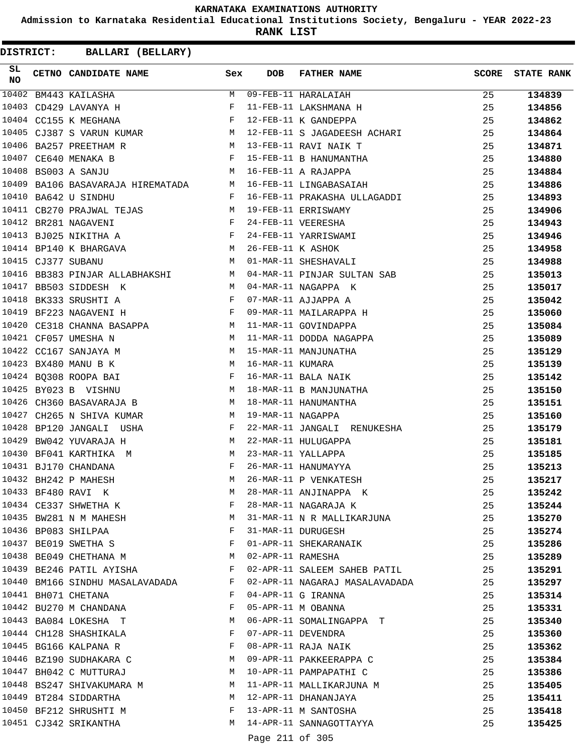# KARNATAKA EXAMINATIONS AUTHORITY

**Admission to Karnataka Residential Educational Institutions Society, Bengaluru - YEAR 2022-23**

**RANK LIST**

**DISTRICT: BALLARI (BELLARY)**

| SL NO | CETNO | CANDIDATE NAME | Sex | DOB | FATHER NAME | SCORE | STATE RANK |
|---|---|---|---|---|---|---|---|
| 10402 | BM443 | KAILASHA | M | 09-FEB-11 | HARALAIAH | 25 | **134839** |
| 10403 | CD429 | LAVANYA H | F | 11-FEB-11 | LAKSHMANA H | 25 | **134856** |
| 10404 | CC155 | K MEGHANA | F | 12-FEB-11 | K GANDEPPA | 25 | **134862** |
| 10405 | CJ387 | S VARUN KUMAR | M | 12-FEB-11 | S JAGADEESH ACHARI | 25 | **134864** |
| 10406 | BA257 | PREETHAM R | M | 13-FEB-11 | RAVI NAIK T | 25 | **134871** |
| 10407 | CE640 | MENAKA B | F | 15-FEB-11 | B HANUMANTHA | 25 | **134880** |
| 10408 | BS003 | A SANJU | M | 16-FEB-11 | A RAJAPPA | 25 | **134884** |
| 10409 | BA106 | BASAVARAJA HIREMATADA | M | 16-FEB-11 | LINGABASAIAH | 25 | **134886** |
| 10410 | BA642 | U SINDHU | F | 16-FEB-11 | PRAKASHA ULLAGADDI | 25 | **134893** |
| 10411 | CB270 | PRAJWAL TEJAS | M | 19-FEB-11 | ERRISWAMY | 25 | **134906** |
| 10412 | BR281 | NAGAVENI | F | 24-FEB-11 | VEERESHA | 25 | **134943** |
| 10413 | BJ025 | NIKITHA A | F | 24-FEB-11 | YARRISWAMI | 25 | **134946** |
| 10414 | BP140 | K BHARGAVA | M | 26-FEB-11 | K ASHOK | 25 | **134958** |
| 10415 | CJ377 | SUBANU | M | 01-MAR-11 | SHESHAVALI | 25 | **134988** |
| 10416 | BB383 | PINJAR ALLABHAKSHI | M | 04-MAR-11 | PINJAR SULTAN SAB | 25 | **135013** |
| 10417 | BB503 | SIDDESH K | M | 04-MAR-11 | NAGAPPA K | 25 | **135017** |
| 10418 | BK333 | SRUSHTI A | F | 07-MAR-11 | AJJAPPA A | 25 | **135042** |
| 10419 | BF223 | NAGAVENI H | F | 09-MAR-11 | MAILARAPPA H | 25 | **135060** |
| 10420 | CE318 | CHANNA BASAPPA | M | 11-MAR-11 | GOVINDAPPA | 25 | **135084** |
| 10421 | CF057 | UMESHA N | M | 11-MAR-11 | DODDA NAGAPPA | 25 | **135089** |
| 10422 | CC167 | SANJAYA M | M | 15-MAR-11 | MANJUNATHA | 25 | **135129** |
| 10423 | BX480 | MANU B K | M | 16-MAR-11 | KUMARA | 25 | **135139** |
| 10424 | BQ308 | ROOPA BAI | F | 16-MAR-11 | BALA NAIK | 25 | **135142** |
| 10425 | BY023 | B VISHNU | M | 18-MAR-11 | B MANJUNATHA | 25 | **135150** |
| 10426 | CH360 | BASAVARAJA B | M | 18-MAR-11 | HANUMANTHA | 25 | **135151** |
| 10427 | CH265 | N SHIVA KUMAR | M | 19-MAR-11 | NAGAPPA | 25 | **135160** |
| 10428 | BP120 | JANGALI USHA | F | 22-MAR-11 | JANGALI RENUKESHA | 25 | **135179** |
| 10429 | BW042 | YUVARAJA H | M | 22-MAR-11 | HULUGAPPA | 25 | **135181** |
| 10430 | BF041 | KARTHIKA M | M | 23-MAR-11 | YALLAPPA | 25 | **135185** |
| 10431 | BJ170 | CHANDANA | F | 26-MAR-11 | HANUMAYYA | 25 | **135213** |
| 10432 | BH242 | P MAHESH | M | 26-MAR-11 | P VENKATESH | 25 | **135217** |
| 10433 | BF480 | RAVI K | M | 28-MAR-11 | ANJINAPPA K | 25 | **135242** |
| 10434 | CE337 | SHWETHA K | F | 28-MAR-11 | NAGARAJA K | 25 | **135244** |
| 10435 | BW281 | N M MAHESH | M | 31-MAR-11 | N R MALLIKARJUNA | 25 | **135270** |
| 10436 | BP083 | SHILPAA | F | 31-MAR-11 | DURUGESH | 25 | **135274** |
| 10437 | BE019 | SWETHA S | F | 01-APR-11 | SHEKARANAIK | 25 | **135286** |
| 10438 | BE049 | CHETHANA M | M | 02-APR-11 | RAMESHA | 25 | **135289** |
| 10439 | BE246 | PATIL AYISHA | F | 02-APR-11 | SALEEM SAHEB PATIL | 25 | **135291** |
| 10440 | BM166 | SINDHU MASALAVADADA | F | 02-APR-11 | NAGARAJ MASALAVADADA | 25 | **135297** |
| 10441 | BH071 | CHETANA | F | 04-APR-11 | G IRANNA | 25 | **135314** |
| 10442 | BU270 | M CHANDANA | F | 05-APR-11 | M OBANNA | 25 | **135331** |
| 10443 | BA084 | LOKESHA T | M | 06-APR-11 | SOMALINGAPPA T | 25 | **135340** |
| 10444 | CH128 | SHASHIKALA | F | 07-APR-11 | DEVENDRA | 25 | **135360** |
| 10445 | BG166 | KALPANA R | F | 08-APR-11 | RAJA NAIK | 25 | **135362** |
| 10446 | BZ190 | SUDHAKARA C | M | 09-APR-11 | PAKKEERAPPA C | 25 | **135384** |
| 10447 | BH042 | C MUTTURAJ | M | 10-APR-11 | PAMPAPATHI C | 25 | **135386** |
| 10448 | BS247 | SHIVAKUMARA M | M | 11-APR-11 | MALLIKARJUNA M | 25 | **135405** |
| 10449 | BT284 | SIDDARTHA | M | 12-APR-11 | DHANANJAYA | 25 | **135411** |
| 10450 | BF212 | SHRUSHTI M | F | 13-APR-11 | M SANTOSHA | 25 | **135418** |
| 10451 | CJ342 | SRIKANTHA | M | 14-APR-11 | SANNAGOTTAYYA | 25 | **135425** |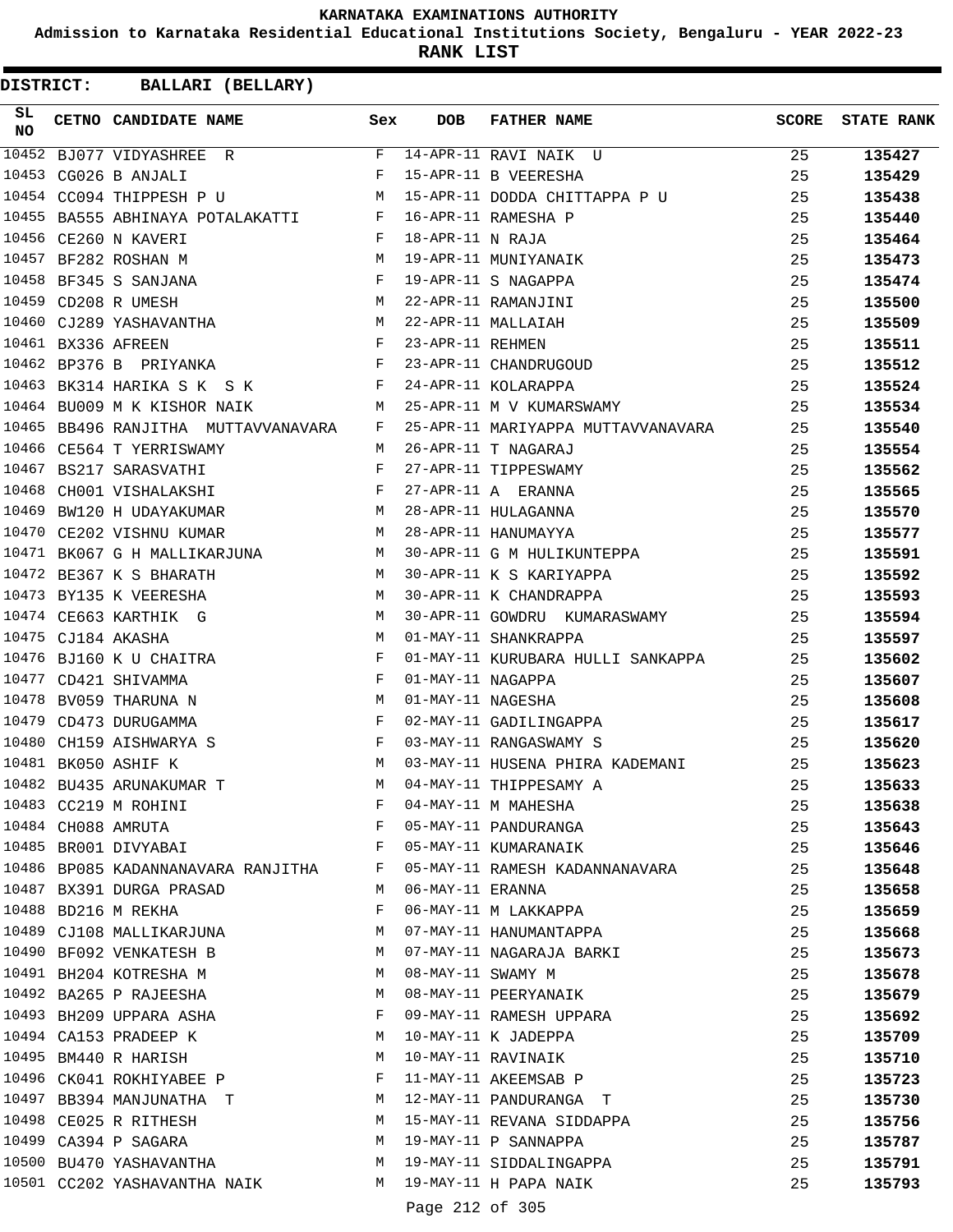KARNATAKA EXAMINATIONS AUTHORITY

Admission to Karnataka Residential Educational Institutions Society, Bengaluru - YEAR 2022-23

**RANK LIST**

**DISTRICT: BALLARI (BELLARY)**

| SL NO | CETNO | CANDIDATE NAME | Sex | DOB | FATHER NAME | SCORE | STATE RANK |
|---|---|---|---|---|---|---|---|
| 10452 | BJ077 | VIDYASHREE R | F | 14-APR-11 | RAVI NAIK U | 25 | **135427** |
| 10453 | CG026 | B ANJALI | F | 15-APR-11 | B VEERESHA | 25 | **135429** |
| 10454 | CC094 | THIPPESH P U | M | 15-APR-11 | DODDA CHITTAPPA P U | 25 | **135438** |
| 10455 | BA555 | ABHINAYA POTALAKATTI | F | 16-APR-11 | RAMESHA P | 25 | **135440** |
| 10456 | CE260 | N KAVERI | F | 18-APR-11 | N RAJA | 25 | **135464** |
| 10457 | BF282 | ROSHAN M | M | 19-APR-11 | MUNIYANAIK | 25 | **135473** |
| 10458 | BF345 | S SANJANA | F | 19-APR-11 | S NAGAPPA | 25 | **135474** |
| 10459 | CD208 | R UMESH | M | 22-APR-11 | RAMANJINI | 25 | **135500** |
| 10460 | CJ289 | YASHAVANTHA | M | 22-APR-11 | MALLAIAH | 25 | **135509** |
| 10461 | BX336 | AFREEN | F | 23-APR-11 | REHMEN | 25 | **135511** |
| 10462 | BP376 | B PRIYANKA | F | 23-APR-11 | CHANDRUGOUD | 25 | **135512** |
| 10463 | BK314 | HARIKA S K S K | F | 24-APR-11 | KOLARAPPA | 25 | **135524** |
| 10464 | BU009 | M K KISHOR NAIK | M | 25-APR-11 | M V KUMARSWAMY | 25 | **135534** |
| 10465 | BB496 | RANJITHA MUTTAVVANAVARA | F | 25-APR-11 | MARIYAPPA MUTTAVVANAVARA | 25 | **135540** |
| 10466 | CE564 | T YERRISWAMY | M | 26-APR-11 | T NAGARAJ | 25 | **135554** |
| 10467 | BS217 | SARASVATHI | F | 27-APR-11 | TIPPESWAMY | 25 | **135562** |
| 10468 | CH001 | VISHALAKSHI | F | 27-APR-11 | A ERANNA | 25 | **135565** |
| 10469 | BW120 | H UDAYAKUMAR | M | 28-APR-11 | HULAGANNA | 25 | **135570** |
| 10470 | CE202 | VISHNU KUMAR | M | 28-APR-11 | HANUMAYYA | 25 | **135577** |
| 10471 | BK067 | G H MALLIKARJUNA | M | 30-APR-11 | G M HULIKUNTEPPA | 25 | **135591** |
| 10472 | BE367 | K S BHARATH | M | 30-APR-11 | K S KARIYAPPA | 25 | **135592** |
| 10473 | BY135 | K VEERESHA | M | 30-APR-11 | K CHANDRAPPA | 25 | **135593** |
| 10474 | CE663 | KARTHIK G | M | 30-APR-11 | GOWDRU KUMARASWAMY | 25 | **135594** |
| 10475 | CJ184 | AKASHA | M | 01-MAY-11 | SHANKRAPPA | 25 | **135597** |
| 10476 | BJ160 | K U CHAITRA | F | 01-MAY-11 | KURUBARA HULLI SANKAPPA | 25 | **135602** |
| 10477 | CD421 | SHIVAMMA | F | 01-MAY-11 | NAGAPPA | 25 | **135607** |
| 10478 | BV059 | THARUNA N | M | 01-MAY-11 | NAGESHA | 25 | **135608** |
| 10479 | CD473 | DURUGAMMA | F | 02-MAY-11 | GADILINGAPPA | 25 | **135617** |
| 10480 | CH159 | AISHWARYA S | F | 03-MAY-11 | RANGASWAMY S | 25 | **135620** |
| 10481 | BK050 | ASHIF K | M | 03-MAY-11 | HUSENA PHIRA KADEMANI | 25 | **135623** |
| 10482 | BU435 | ARUNAKUMAR T | M | 04-MAY-11 | THIPPESAMY A | 25 | **135633** |
| 10483 | CC219 | M ROHINI | F | 04-MAY-11 | M MAHESHA | 25 | **135638** |
| 10484 | CH088 | AMRUTA | F | 05-MAY-11 | PANDURANGA | 25 | **135643** |
| 10485 | BR001 | DIVYABAI | F | 05-MAY-11 | KUMARANAIK | 25 | **135646** |
| 10486 | BP085 | KADANNANAVARA RANJITHA | F | 05-MAY-11 | RAMESH KADANNANAVARA | 25 | **135648** |
| 10487 | BX391 | DURGA PRASAD | M | 06-MAY-11 | ERANNA | 25 | **135658** |
| 10488 | BD216 | M REKHA | F | 06-MAY-11 | M LAKKAPPA | 25 | **135659** |
| 10489 | CJ108 | MALLIKARJUNA | M | 07-MAY-11 | HANUMANTAPPA | 25 | **135668** |
| 10490 | BF092 | VENKATESH B | M | 07-MAY-11 | NAGARAJA BARKI | 25 | **135673** |
| 10491 | BH204 | KOTRESHA M | M | 08-MAY-11 | SWAMY M | 25 | **135678** |
| 10492 | BA265 | P RAJEESHA | M | 08-MAY-11 | PEERYANAIK | 25 | **135679** |
| 10493 | BH209 | UPPARA ASHA | F | 09-MAY-11 | RAMESH UPPARA | 25 | **135692** |
| 10494 | CA153 | PRADEEP K | M | 10-MAY-11 | K JADEPPA | 25 | **135709** |
| 10495 | BM440 | R HARISH | M | 10-MAY-11 | RAVINAIK | 25 | **135710** |
| 10496 | CK041 | ROKHIYABEE P | F | 11-MAY-11 | AKEEMSAB P | 25 | **135723** |
| 10497 | BB394 | MANJUNATHA T | M | 12-MAY-11 | PANDURANGA T | 25 | **135730** |
| 10498 | CE025 | R RITHESH | M | 15-MAY-11 | REVANA SIDDAPPA | 25 | **135756** |
| 10499 | CA394 | P SAGARA | M | 19-MAY-11 | P SANNAPPA | 25 | **135787** |
| 10500 | BU470 | YASHAVANTHA | M | 19-MAY-11 | SIDDALINGAPPA | 25 | **135791** |
| 10501 | CC202 | YASHAVANTHA NAIK | M | 19-MAY-11 | H PAPA NAIK | 25 | **135793** |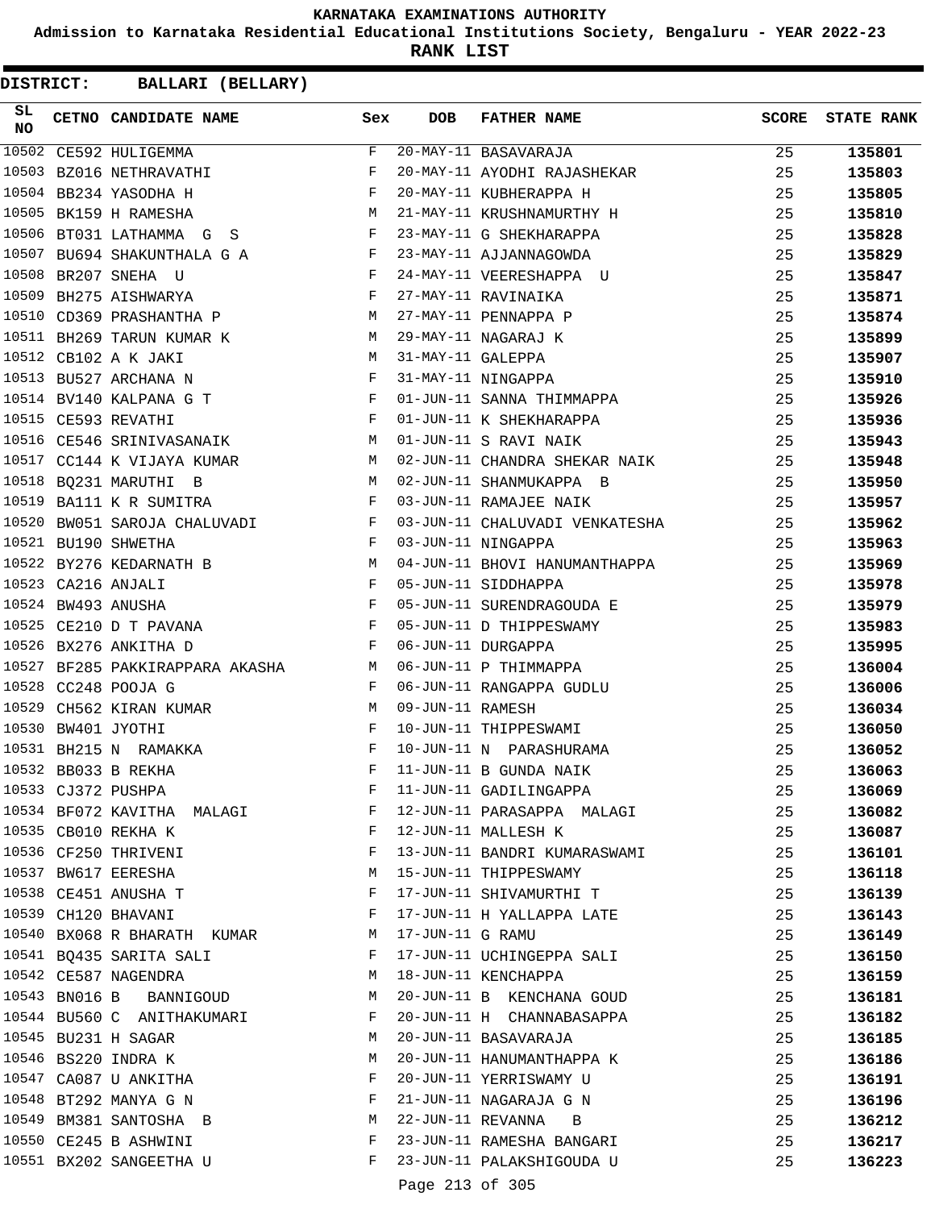# KARNATAKA EXAMINATIONS AUTHORITY

**Admission to Karnataka Residential Educational Institutions Society, Bengaluru - YEAR 2022-23**

**RANK LIST**

**DISTRICT: BALLARI (BELLARY)**

| SL NO | CETNO | CANDIDATE NAME | Sex | DOB | FATHER NAME | SCORE | STATE RANK |
|---|---|---|---|---|---|---|---|
| 10502 | CE592 | HULIGEMMA | F | 20-MAY-11 | BASAVARAJA | 25 | 135801 |
| 10503 | BZ016 | NETHRAVATHI | F | 20-MAY-11 | AYODHI RAJASHEKAR | 25 | 135803 |
| 10504 | BB234 | YASODHA H | F | 20-MAY-11 | KUBHERAPPA H | 25 | 135805 |
| 10505 | BK159 | H RAMESHA | M | 21-MAY-11 | KRUSHNAMURTHY H | 25 | 135810 |
| 10506 | BT031 | LATHAMMA G S | F | 23-MAY-11 | G SHEKHARAPPA | 25 | 135828 |
| 10507 | BU694 | SHAKUNTHALA G A | F | 23-MAY-11 | AJJANNAGOWDA | 25 | 135829 |
| 10508 | BR207 | SNEHA U | F | 24-MAY-11 | VEERESHAPPA U | 25 | 135847 |
| 10509 | BH275 | AISHWARYA | F | 27-MAY-11 | RAVINAIKA | 25 | 135871 |
| 10510 | CD369 | PRASHANTHA P | M | 27-MAY-11 | PENNAPPA P | 25 | 135874 |
| 10511 | BH269 | TARUN KUMAR K | M | 29-MAY-11 | NAGARAJ K | 25 | 135899 |
| 10512 | CB102 | A K JAKI | M | 31-MAY-11 | GALEPPA | 25 | 135907 |
| 10513 | BU527 | ARCHANA N | F | 31-MAY-11 | NINGAPPA | 25 | 135910 |
| 10514 | BV140 | KALPANA G T | F | 01-JUN-11 | SANNA THIMMAPPA | 25 | 135926 |
| 10515 | CE593 | REVATHI | F | 01-JUN-11 | K SHEKHARAPPA | 25 | 135936 |
| 10516 | CE546 | SRINIVASANAIK | M | 01-JUN-11 | S RAVI NAIK | 25 | 135943 |
| 10517 | CC144 | K VIJAYA KUMAR | M | 02-JUN-11 | CHANDRA SHEKAR NAIK | 25 | 135948 |
| 10518 | BQ231 | MARUTHI B | M | 02-JUN-11 | SHANMUKAPPA B | 25 | 135950 |
| 10519 | BA111 | K R SUMITRA | F | 03-JUN-11 | RAMAJEE NAIK | 25 | 135957 |
| 10520 | BW051 | SAROJA CHALUVADI | F | 03-JUN-11 | CHALUVADI VENKATESHA | 25 | 135962 |
| 10521 | BU190 | SHWETHA | F | 03-JUN-11 | NINGAPPA | 25 | 135963 |
| 10522 | BY276 | KEDARNATH B | M | 04-JUN-11 | BHOVI HANUMANTHAPPA | 25 | 135969 |
| 10523 | CA216 | ANJALI | F | 05-JUN-11 | SIDDHAPPA | 25 | 135978 |
| 10524 | BW493 | ANUSHA | F | 05-JUN-11 | SURENDRAGOUDA E | 25 | 135979 |
| 10525 | CE210 | D T PAVANA | F | 05-JUN-11 | D THIPPESWAMY | 25 | 135983 |
| 10526 | BX276 | ANKITHA D | F | 06-JUN-11 | DURGAPPA | 25 | 135995 |
| 10527 | BF285 | PAKKIRAPPARA AKASHA | M | 06-JUN-11 | P THIMMAPPA | 25 | 136004 |
| 10528 | CC248 | POOJA G | F | 06-JUN-11 | RANGAPPA GUDLU | 25 | 136006 |
| 10529 | CH562 | KIRAN KUMAR | M | 09-JUN-11 | RAMESH | 25 | 136034 |
| 10530 | BW401 | JYOTHI | F | 10-JUN-11 | THIPPESWAMI | 25 | 136050 |
| 10531 | BH215 | N RAMAKKA | F | 10-JUN-11 | N PARASHURAMA | 25 | 136052 |
| 10532 | BB033 | B REKHA | F | 11-JUN-11 | B GUNDA NAIK | 25 | 136063 |
| 10533 | CJ372 | PUSHPA | F | 11-JUN-11 | GADILINGAPPA | 25 | 136069 |
| 10534 | BF072 | KAVITHA MALAGI | F | 12-JUN-11 | PARASAPPA MALAGI | 25 | 136082 |
| 10535 | CB010 | REKHA K | F | 12-JUN-11 | MALLESH K | 25 | 136087 |
| 10536 | CF250 | THRIVENI | F | 13-JUN-11 | BANDRI KUMARASWAMI | 25 | 136101 |
| 10537 | BW617 | EERESHA | M | 15-JUN-11 | THIPPESWAMY | 25 | 136118 |
| 10538 | CE451 | ANUSHA T | F | 17-JUN-11 | SHIVAMURTHI T | 25 | 136139 |
| 10539 | CH120 | BHAVANI | F | 17-JUN-11 | H YALLAPPA LATE | 25 | 136143 |
| 10540 | BX068 | R BHARATH KUMAR | M | 17-JUN-11 | G RAMU | 25 | 136149 |
| 10541 | BQ435 | SARITA SALI | F | 17-JUN-11 | UCHINGEPPA SALI | 25 | 136150 |
| 10542 | CE587 | NAGENDRA | M | 18-JUN-11 | KENCHAPPA | 25 | 136159 |
| 10543 | BN016 | B BANNIGOUD | M | 20-JUN-11 | B KENCHANA GOUD | 25 | 136181 |
| 10544 | BU560 | C ANITHAKUMARI | F | 20-JUN-11 | H CHANNABASAPPA | 25 | 136182 |
| 10545 | BU231 | H SAGAR | M | 20-JUN-11 | BASAVARAJA | 25 | 136185 |
| 10546 | BS220 | INDRA K | M | 20-JUN-11 | HANUMANTHAPPA K | 25 | 136186 |
| 10547 | CA087 | U ANKITHA | F | 20-JUN-11 | YERRISWAMY U | 25 | 136191 |
| 10548 | BT292 | MANYA G N | F | 21-JUN-11 | NAGARAJA G N | 25 | 136196 |
| 10549 | BM381 | SANTOSHA B | M | 22-JUN-11 | REVANNA B | 25 | 136212 |
| 10550 | CE245 | B ASHWINI | F | 23-JUN-11 | RAMESHA BANGARI | 25 | 136217 |
| 10551 | BX202 | SANGEETHA U | F | 23-JUN-11 | PALAKSHIGOUDA U | 25 | 136223 |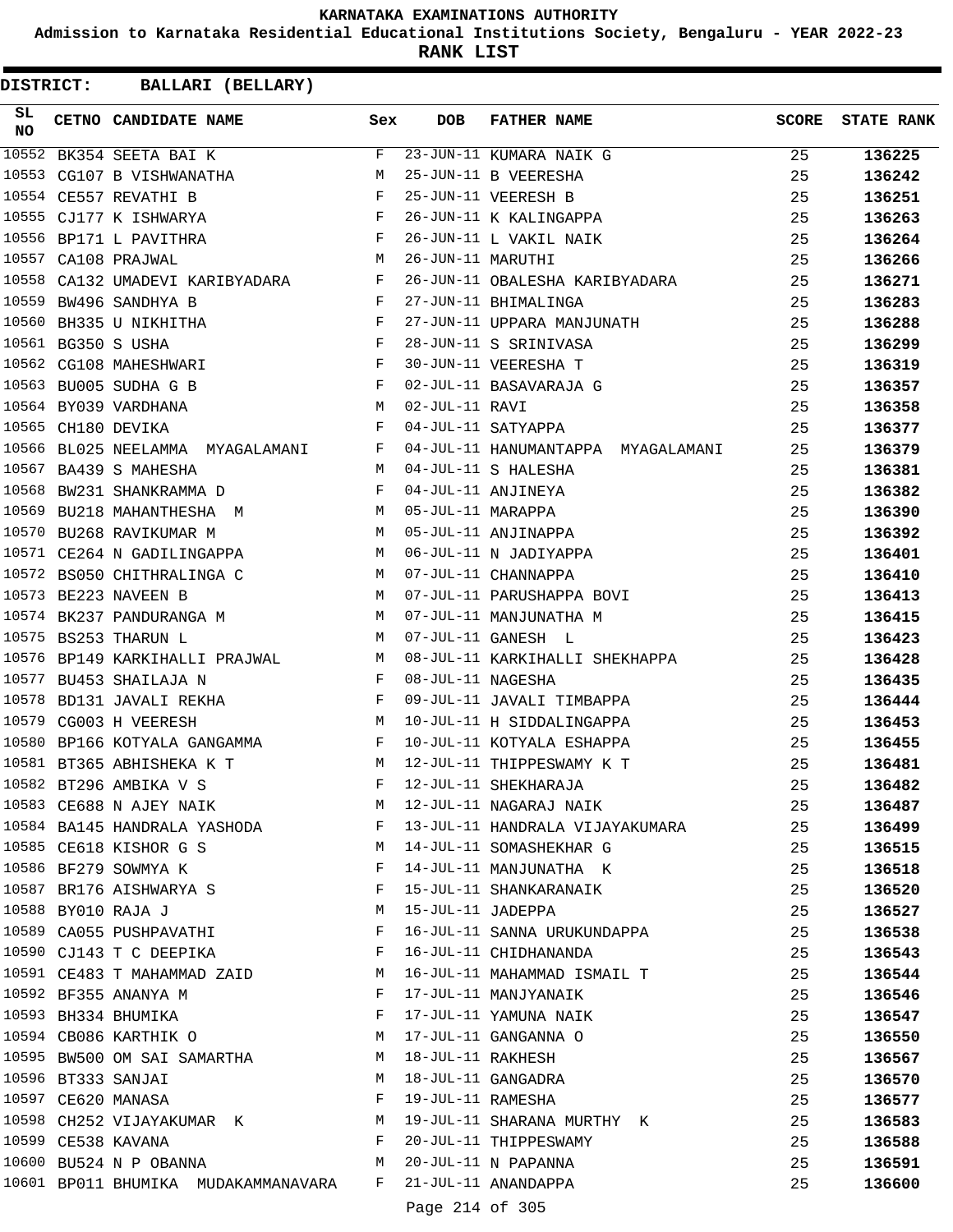# KARNATAKA EXAMINATIONS AUTHORITY

**Admission to Karnataka Residential Educational Institutions Society, Bengaluru - YEAR 2022-23**

**RANK LIST**

**DISTRICT: BALLARI (BELLARY)**

| SL NO | CETNO | CANDIDATE NAME | Sex | DOB | FATHER NAME | SCORE | STATE RANK |
|---|---|---|---|---|---|---|---|
| 10552 | BK354 | SEETA BAI K | F | 23-JUN-11 | KUMARA NAIK G | 25 | 136225 |
| 10553 | CG107 | B VISHWANATHA | M | 25-JUN-11 | B VEERESHA | 25 | 136242 |
| 10554 | CE557 | REVATHI B | F | 25-JUN-11 | VEERESH B | 25 | 136251 |
| 10555 | CJ177 | K ISHWARYA | F | 26-JUN-11 | K KALINGAPPA | 25 | 136263 |
| 10556 | BP171 | L PAVITHRA | F | 26-JUN-11 | L VAKIL NAIK | 25 | 136264 |
| 10557 | CA108 | PRAJWAL | M | 26-JUN-11 | MARUTHI | 25 | 136266 |
| 10558 | CA132 | UMADEVI KARIBYADARA | F | 26-JUN-11 | OBALESHA KARIBYADARA | 25 | 136271 |
| 10559 | BW496 | SANDHYA B | F | 27-JUN-11 | BHIMALINGA | 25 | 136283 |
| 10560 | BH335 | U NIKHITHA | F | 27-JUN-11 | UPPARA MANJUNATH | 25 | 136288 |
| 10561 | BG350 | S USHA | F | 28-JUN-11 | S SRINIVASA | 25 | 136299 |
| 10562 | CG108 | MAHESHWARI | F | 30-JUN-11 | VEERESHA T | 25 | 136319 |
| 10563 | BU005 | SUDHA G B | F | 02-JUL-11 | BASAVARAJA G | 25 | 136357 |
| 10564 | BY039 | VARDHANA | M | 02-JUL-11 | RAVI | 25 | 136358 |
| 10565 | CH180 | DEVIKA | F | 04-JUL-11 | SATYAPPA | 25 | 136377 |
| 10566 | BL025 | NEELAMMA MYAGALAMANI | F | 04-JUL-11 | HANUMANTAPPA MYAGALAMANI | 25 | 136379 |
| 10567 | BA439 | S MAHESHA | M | 04-JUL-11 | S HALESHA | 25 | 136381 |
| 10568 | BW231 | SHANKRAMMA D | F | 04-JUL-11 | ANJINEYA | 25 | 136382 |
| 10569 | BU218 | MAHANTHESHA M | M | 05-JUL-11 | MARAPPA | 25 | 136390 |
| 10570 | BU268 | RAVIKUMAR M | M | 05-JUL-11 | ANJINAPPA | 25 | 136392 |
| 10571 | CE264 | N GADILINGAPPA | M | 06-JUL-11 | N JADIYAPPA | 25 | 136401 |
| 10572 | BS050 | CHITHRALINGA C | M | 07-JUL-11 | CHANNAPPA | 25 | 136410 |
| 10573 | BE223 | NAVEEN B | M | 07-JUL-11 | PARUSHAPPA BOVI | 25 | 136413 |
| 10574 | BK237 | PANDURANGA M | M | 07-JUL-11 | MANJUNATHA M | 25 | 136415 |
| 10575 | BS253 | THARUN L | M | 07-JUL-11 | GANESH L | 25 | 136423 |
| 10576 | BP149 | KARKIHALLI PRAJWAL | M | 08-JUL-11 | KARKIHALLI SHEKHAPPA | 25 | 136428 |
| 10577 | BU453 | SHAILAJA N | F | 08-JUL-11 | NAGESHA | 25 | 136435 |
| 10578 | BD131 | JAVALI REKHA | F | 09-JUL-11 | JAVALI TIMBAPPA | 25 | 136444 |
| 10579 | CG003 | H VEERESH | M | 10-JUL-11 | H SIDDALINGAPPA | 25 | 136453 |
| 10580 | BP166 | KOTYALA GANGAMMA | F | 10-JUL-11 | KOTYALA ESHAPPA | 25 | 136455 |
| 10581 | BT365 | ABHISHEKA K T | M | 12-JUL-11 | THIPPESWAMY K T | 25 | 136481 |
| 10582 | BT296 | AMBIKA V S | F | 12-JUL-11 | SHEKHARAJA | 25 | 136482 |
| 10583 | CE688 | N AJEY NAIK | M | 12-JUL-11 | NAGARAJ NAIK | 25 | 136487 |
| 10584 | BA145 | HANDRALA YASHODA | F | 13-JUL-11 | HANDRALA VIJAYAKUMARA | 25 | 136499 |
| 10585 | CE618 | KISHOR G S | M | 14-JUL-11 | SOMASHEKHAR G | 25 | 136515 |
| 10586 | BF279 | SOWMYA K | F | 14-JUL-11 | MANJUNATHA K | 25 | 136518 |
| 10587 | BR176 | AISHWARYA S | F | 15-JUL-11 | SHANKARANAIK | 25 | 136520 |
| 10588 | BY010 | RAJA J | M | 15-JUL-11 | JADEPPA | 25 | 136527 |
| 10589 | CA055 | PUSHPAVATHI | F | 16-JUL-11 | SANNA URUKUNDAPPA | 25 | 136538 |
| 10590 | CJ143 | T C DEEPIKA | F | 16-JUL-11 | CHIDHANANDA | 25 | 136543 |
| 10591 | CE483 | T MAHAMMAD ZAID | M | 16-JUL-11 | MAHAMMAD ISMAIL T | 25 | 136544 |
| 10592 | BF355 | ANANYA M | F | 17-JUL-11 | MANJYANAIK | 25 | 136546 |
| 10593 | BH334 | BHUMIKA | F | 17-JUL-11 | YAMUNA NAIK | 25 | 136547 |
| 10594 | CB086 | KARTHIK O | M | 17-JUL-11 | GANGANNA O | 25 | 136550 |
| 10595 | BW500 | OM SAI SAMARTHA | M | 18-JUL-11 | RAKHESH | 25 | 136567 |
| 10596 | BT333 | SANJAI | M | 18-JUL-11 | GANGADRA | 25 | 136570 |
| 10597 | CE620 | MANASA | F | 19-JUL-11 | RAMESHA | 25 | 136577 |
| 10598 | CH252 | VIJAYAKUMAR K | M | 19-JUL-11 | SHARANA MURTHY K | 25 | 136583 |
| 10599 | CE538 | KAVANA | F | 20-JUL-11 | THIPPESWAMY | 25 | 136588 |
| 10600 | BU524 | N P OBANNA | M | 20-JUL-11 | N PAPANNA | 25 | 136591 |
| 10601 | BP011 | BHUMIKA MUDAKAMMANAVARA | F | 21-JUL-11 | ANANDAPPA | 25 | 136600 |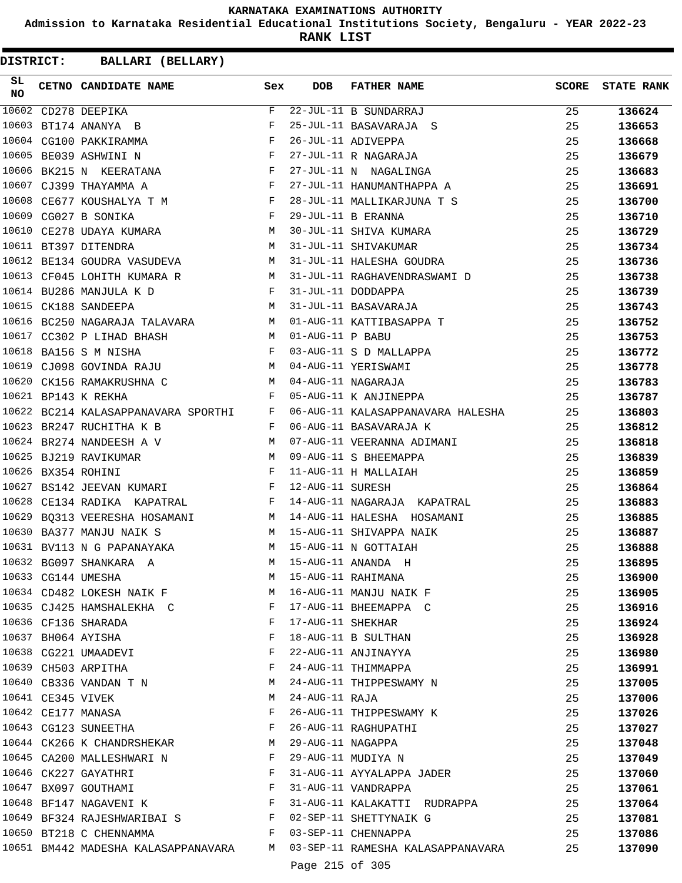KARNATAKA EXAMINATIONS AUTHORITY

Admission to Karnataka Residential Educational Institutions Society, Bengaluru - YEAR 2022-23

RANK LIST

DISTRICT: BALLARI (BELLARY)

| SL NO | CETNO | CANDIDATE NAME | Sex | DOB | FATHER NAME | SCORE | STATE RANK |
|---|---|---|---|---|---|---|---|
| 10602 | CD278 | DEEPIKA | F | 22-JUL-11 | B SUNDARRAJ | 25 | 136624 |
| 10603 | BT174 | ANANYA B | F | 25-JUL-11 | BASAVARAJA S | 25 | 136653 |
| 10604 | CG100 | PAKKIRAMMA | F | 26-JUL-11 | ADIVEPPA | 25 | 136668 |
| 10605 | BE039 | ASHWINI N | F | 27-JUL-11 | R NAGARAJA | 25 | 136679 |
| 10606 | BK215 | N KEERATANA | F | 27-JUL-11 | N NAGALINGA | 25 | 136683 |
| 10607 | CJ399 | THAYAMMA A | F | 27-JUL-11 | HANUMANTHAPPA A | 25 | 136691 |
| 10608 | CE677 | KOUSHALYA T M | F | 28-JUL-11 | MALLIKARJUNA T S | 25 | 136700 |
| 10609 | CG027 | B SONIKA | F | 29-JUL-11 | B ERANNA | 25 | 136710 |
| 10610 | CE278 | UDAYA KUMARA | M | 30-JUL-11 | SHIVA KUMARA | 25 | 136729 |
| 10611 | BT397 | DITENDRA | M | 31-JUL-11 | SHIVAKUMAR | 25 | 136734 |
| 10612 | BE134 | GOUDRA VASUDEVA | M | 31-JUL-11 | HALESHA GOUDRA | 25 | 136736 |
| 10613 | CF045 | LOHITH KUMARA R | M | 31-JUL-11 | RAGHAVENDRASWAMI D | 25 | 136738 |
| 10614 | BU286 | MANJULA K D | F | 31-JUL-11 | DODDAPPA | 25 | 136739 |
| 10615 | CK188 | SANDEEPA | M | 31-JUL-11 | BASAVARAJA | 25 | 136743 |
| 10616 | BC250 | NAGARAJA TALAVARA | M | 01-AUG-11 | KATTIBASAPPA T | 25 | 136752 |
| 10617 | CC302 | P LIHAD BHASH | M | 01-AUG-11 | P BABU | 25 | 136753 |
| 10618 | BA156 | S M NISHA | F | 03-AUG-11 | S D MALLAPPA | 25 | 136772 |
| 10619 | CJ098 | GOVINDA RAJU | M | 04-AUG-11 | YERISWAMI | 25 | 136778 |
| 10620 | CK156 | RAMAKRUSHNA C | M | 04-AUG-11 | NAGARAJA | 25 | 136783 |
| 10621 | BP143 | K REKHA | F | 05-AUG-11 | K ANJINEPPA | 25 | 136787 |
| 10622 | BC214 | KALASAPPANAVARA SPORTHI | F | 06-AUG-11 | KALASAPPANAVARA HALESHA | 25 | 136803 |
| 10623 | BR247 | RUCHITHA K B | F | 06-AUG-11 | BASAVARAJA K | 25 | 136812 |
| 10624 | BR274 | NANDEESH A V | M | 07-AUG-11 | VEERANNA ADIMANI | 25 | 136818 |
| 10625 | BJ219 | RAVIKUMAR | M | 09-AUG-11 | S BHEEMAPPA | 25 | 136839 |
| 10626 | BX354 | ROHINI | F | 11-AUG-11 | H MALLAIAH | 25 | 136859 |
| 10627 | BS142 | JEEVAN KUMARI | F | 12-AUG-11 | SURESH | 25 | 136864 |
| 10628 | CE134 | RADIKA KAPATRAL | F | 14-AUG-11 | NAGARAJA KAPATRAL | 25 | 136883 |
| 10629 | BQ313 | VEERESHA HOSAMANI | M | 14-AUG-11 | HALESHA HOSAMANI | 25 | 136885 |
| 10630 | BA377 | MANJU NAIK S | M | 15-AUG-11 | SHIVAPPA NAIK | 25 | 136887 |
| 10631 | BV113 | N G PAPANAYAKA | M | 15-AUG-11 | N GOTTAIAH | 25 | 136888 |
| 10632 | BG097 | SHANKARA A | M | 15-AUG-11 | ANANDA H | 25 | 136895 |
| 10633 | CG144 | UMESHA | M | 15-AUG-11 | RAHIMANA | 25 | 136900 |
| 10634 | CD482 | LOKESH NAIK F | M | 16-AUG-11 | MANJU NAIK F | 25 | 136905 |
| 10635 | CJ425 | HAMSHALEKHA C | F | 17-AUG-11 | BHEEMAPPA C | 25 | 136916 |
| 10636 | CF136 | SHARADA | F | 17-AUG-11 | SHEKHAR | 25 | 136924 |
| 10637 | BH064 | AYISHA | F | 18-AUG-11 | B SULTHAN | 25 | 136928 |
| 10638 | CG221 | UMAADEVI | F | 22-AUG-11 | ANJINAYYA | 25 | 136980 |
| 10639 | CH503 | ARPITHA | F | 24-AUG-11 | THIMMAPPA | 25 | 136991 |
| 10640 | CB336 | VANDAN T N | M | 24-AUG-11 | THIPPESWAMY N | 25 | 137005 |
| 10641 | CE345 | VIVEK | M | 24-AUG-11 | RAJA | 25 | 137006 |
| 10642 | CE177 | MANASA | F | 26-AUG-11 | THIPPESWAMY K | 25 | 137026 |
| 10643 | CG123 | SUNEETHA | F | 26-AUG-11 | RAGHUPATHI | 25 | 137027 |
| 10644 | CK266 | K CHANDRSHEKAR | M | 29-AUG-11 | NAGAPPA | 25 | 137048 |
| 10645 | CA200 | MALLESHWARI N | F | 29-AUG-11 | MUDIYA N | 25 | 137049 |
| 10646 | CK227 | GAYATHRI | F | 31-AUG-11 | AYYALAPPA JADER | 25 | 137060 |
| 10647 | BX097 | GOUTHAMI | F | 31-AUG-11 | VANDRAPPA | 25 | 137061 |
| 10648 | BF147 | NAGAVENI K | F | 31-AUG-11 | KALAKATTI RUDRAPPA | 25 | 137064 |
| 10649 | BF324 | RAJESHWARIBAI S | F | 02-SEP-11 | SHETTYNAIK G | 25 | 137081 |
| 10650 | BT218 | C CHENNAMMA | F | 03-SEP-11 | CHENNAPPA | 25 | 137086 |
| 10651 | BM442 | MADESHA KALASAPPANAVARA | M | 03-SEP-11 | RAMESHA KALASAPPANAVARA | 25 | 137090 |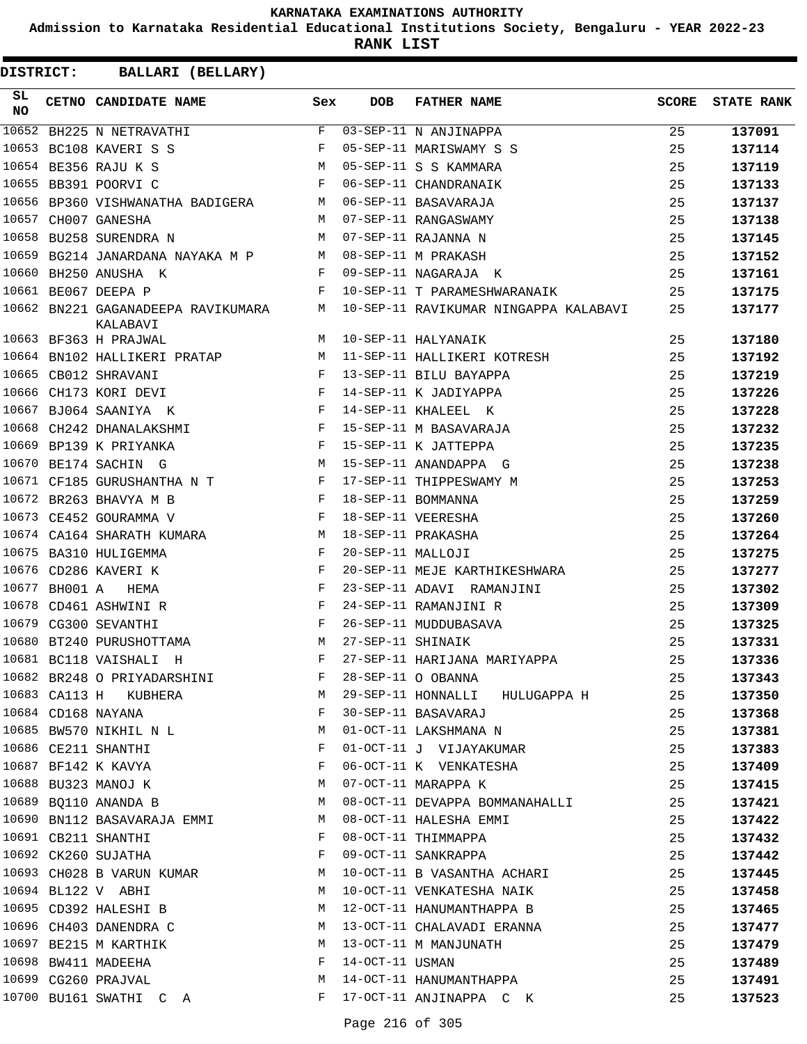KARNATAKA EXAMINATIONS AUTHORITY

Admission to Karnataka Residential Educational Institutions Society, Bengaluru - YEAR 2022-23

**RANK LIST**

**DISTRICT: BALLARI (BELLARY)**

| SL NO | CETNO | CANDIDATE NAME | Sex | DOB | FATHER NAME | SCORE | STATE RANK |
|---|---|---|---|---|---|---|---|
| 10652 | BH225 | N NETRAVATHI | F | 03-SEP-11 | N ANJINAPPA | 25 | 137091 |
| 10653 | BC108 | KAVERI S S | F | 05-SEP-11 | MARISWAMY S S | 25 | 137114 |
| 10654 | BE356 | RAJU K S | M | 05-SEP-11 | S S KAMMARA | 25 | 137119 |
| 10655 | BB391 | POORVI C | F | 06-SEP-11 | CHANDRANAIK | 25 | 137133 |
| 10656 | BP360 | VISHWANATHA BADIGERA | M | 06-SEP-11 | BASAVARAJA | 25 | 137137 |
| 10657 | CH007 | GANESHA | M | 07-SEP-11 | RANGASWAMY | 25 | 137138 |
| 10658 | BU258 | SURENDRA N | M | 07-SEP-11 | RAJANNA N | 25 | 137145 |
| 10659 | BG214 | JANARDANA NAYAKA M P | M | 08-SEP-11 | M PRAKASH | 25 | 137152 |
| 10660 | BH250 | ANUSHA K | F | 09-SEP-11 | NAGARAJA K | 25 | 137161 |
| 10661 | BE067 | DEEPA P | F | 10-SEP-11 | T PARAMESHWARANAIK | 25 | 137175 |
| 10662 | BN221 | GAGANADEEPA RAVIKUMARA KALABAVI | M | 10-SEP-11 | RAVIKUMAR NINGAPPA KALABAVI | 25 | 137177 |
| 10663 | BF363 | H PRAJWAL | M | 10-SEP-11 | HALYANAIK | 25 | 137180 |
| 10664 | BN102 | HALLIKERI PRATAP | M | 11-SEP-11 | HALLIKERI KOTRESH | 25 | 137192 |
| 10665 | CB012 | SHRAVANI | F | 13-SEP-11 | BILU BAYAPPA | 25 | 137219 |
| 10666 | CH173 | KORI DEVI | F | 14-SEP-11 | K JADIYAPPA | 25 | 137226 |
| 10667 | BJ064 | SAANIYA K | F | 14-SEP-11 | KHALEEL K | 25 | 137228 |
| 10668 | CH242 | DHANALAKSHMI | F | 15-SEP-11 | M BASAVARAJA | 25 | 137232 |
| 10669 | BP139 | K PRIYANKA | F | 15-SEP-11 | K JATTEPPA | 25 | 137235 |
| 10670 | BE174 | SACHIN G | M | 15-SEP-11 | ANANDAPPA G | 25 | 137238 |
| 10671 | CF185 | GURUSHANTHA N T | F | 17-SEP-11 | THIPPESWAMY M | 25 | 137253 |
| 10672 | BR263 | BHAVYA M B | F | 18-SEP-11 | BOMMANNA | 25 | 137259 |
| 10673 | CE452 | GOURAMMA V | F | 18-SEP-11 | VEERESHA | 25 | 137260 |
| 10674 | CA164 | SHARATH KUMARA | M | 18-SEP-11 | PRAKASHA | 25 | 137264 |
| 10675 | BA310 | HULIGEMMA | F | 20-SEP-11 | MALLOJI | 25 | 137275 |
| 10676 | CD286 | KAVERI K | F | 20-SEP-11 | MEJE KARTHIKESHWARA | 25 | 137277 |
| 10677 | BH001 | A HEMA | F | 23-SEP-11 | ADAVI RAMANJINI | 25 | 137302 |
| 10678 | CD461 | ASHWINI R | F | 24-SEP-11 | RAMANJINI R | 25 | 137309 |
| 10679 | CG300 | SEVANTHI | F | 26-SEP-11 | MUDDUBASAVA | 25 | 137325 |
| 10680 | BT240 | PURUSHOTTAMA | M | 27-SEP-11 | SHINAIK | 25 | 137331 |
| 10681 | BC118 | VAISHALI H | F | 27-SEP-11 | HARIJANA MARIYAPPA | 25 | 137336 |
| 10682 | BR248 | O PRIYADARSHINI | F | 28-SEP-11 | O OBANNA | 25 | 137343 |
| 10683 | CA113 | H KUBHERA | M | 29-SEP-11 | HONNALLI HULUGAPPA H | 25 | 137350 |
| 10684 | CD168 | NAYANA | F | 30-SEP-11 | BASAVARAJ | 25 | 137368 |
| 10685 | BW570 | NIKHIL N L | M | 01-OCT-11 | LAKSHMANA N | 25 | 137381 |
| 10686 | CE211 | SHANTHI | F | 01-OCT-11 | J VIJAYAKUMAR | 25 | 137383 |
| 10687 | BF142 | K KAVYA | F | 06-OCT-11 | K VENKATESHA | 25 | 137409 |
| 10688 | BU323 | MANOJ K | M | 07-OCT-11 | MARAPPA K | 25 | 137415 |
| 10689 | BQ110 | ANANDA B | M | 08-OCT-11 | DEVAPPA BOMMANAHALLI | 25 | 137421 |
| 10690 | BN112 | BASAVARAJA EMMI | M | 08-OCT-11 | HALESHA EMMI | 25 | 137422 |
| 10691 | CB211 | SHANTHI | F | 08-OCT-11 | THIMMAPPA | 25 | 137432 |
| 10692 | CK260 | SUJATHA | F | 09-OCT-11 | SANKRAPPA | 25 | 137442 |
| 10693 | CH028 | B VARUN KUMAR | M | 10-OCT-11 | B VASANTHA ACHARI | 25 | 137445 |
| 10694 | BL122 | V ABHI | M | 10-OCT-11 | VENKATESHA NAIK | 25 | 137458 |
| 10695 | CD392 | HALESHI B | M | 12-OCT-11 | HANUMANTHAPPA B | 25 | 137465 |
| 10696 | CH403 | DANENDRA C | M | 13-OCT-11 | CHALAVADI ERANNA | 25 | 137477 |
| 10697 | BE215 | M KARTHIK | M | 13-OCT-11 | M MANJUNATH | 25 | 137479 |
| 10698 | BW411 | MADEEHA | F | 14-OCT-11 | USMAN | 25 | 137489 |
| 10699 | CG260 | PRAJVAL | M | 14-OCT-11 | HANUMANTHAPPA | 25 | 137491 |
| 10700 | BU161 | SWATHI C A | F | 17-OCT-11 | ANJINAPPA C K | 25 | 137523 |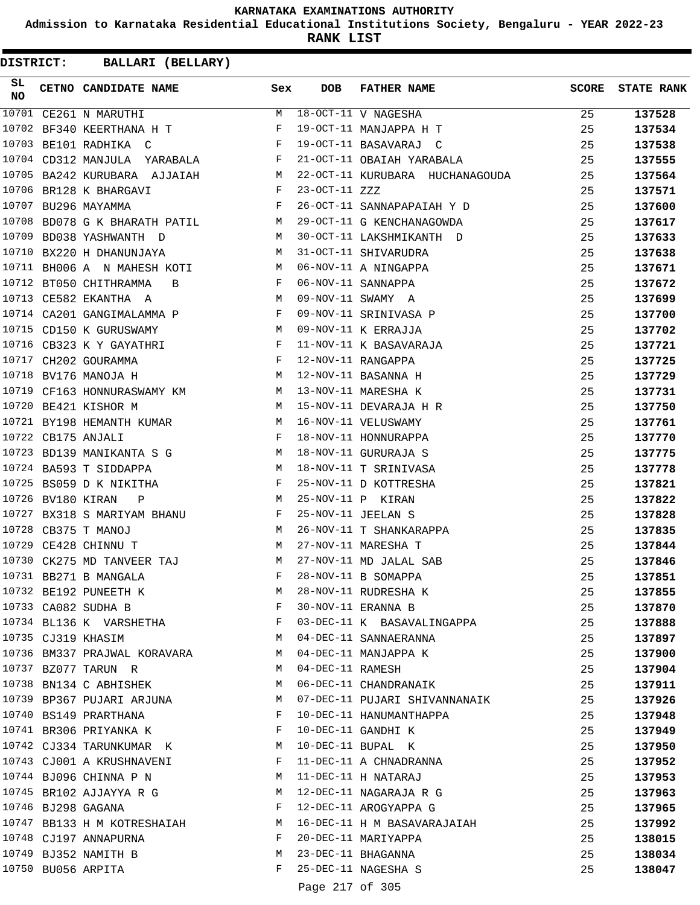KARNATAKA EXAMINATIONS AUTHORITY

Admission to Karnataka Residential Educational Institutions Society, Bengaluru - YEAR 2022-23

**RANK LIST**

**DISTRICT: BALLARI (BELLARY)**

| SL NO | CETNO | CANDIDATE NAME | Sex | DOB | FATHER NAME | SCORE | STATE RANK |
|---|---|---|---|---|---|---|---|
| 10701 | CE261 | N MARUTHI | M | 18-OCT-11 | V NAGESHA | 25 | 137528 |
| 10702 | BF340 | KEERTHANA H T | F | 19-OCT-11 | MANJAPPA H T | 25 | 137534 |
| 10703 | BE101 | RADHIKA C | F | 19-OCT-11 | BASAVARAJ C | 25 | 137538 |
| 10704 | CD312 | MANJULA YARABALA | F | 21-OCT-11 | OBAIAH YARABALA | 25 | 137555 |
| 10705 | BA242 | KURUBARA AJJAIAH | M | 22-OCT-11 | KURUBARA HUCHANAGOUDA | 25 | 137564 |
| 10706 | BR128 | K BHARGAVI | F | 23-OCT-11 | ZZZ | 25 | 137571 |
| 10707 | BU296 | MAYAMMA | F | 26-OCT-11 | SANNAPAPAIAH Y D | 25 | 137600 |
| 10708 | BD078 | G K BHARATH PATIL | M | 29-OCT-11 | G KENCHANAGOWDA | 25 | 137617 |
| 10709 | BD038 | YASHWANTH D | M | 30-OCT-11 | LAKSHMIKANTH D | 25 | 137633 |
| 10710 | BX220 | H DHANUNJAYA | M | 31-OCT-11 | SHIVARUDRA | 25 | 137638 |
| 10711 | BH006 | A N MAHESH KOTI | M | 06-NOV-11 | A NINGAPPA | 25 | 137671 |
| 10712 | BT050 | CHITHRAMMA B | F | 06-NOV-11 | SANNAPPA | 25 | 137672 |
| 10713 | CE582 | EKANTHA A | M | 09-NOV-11 | SWAMY A | 25 | 137699 |
| 10714 | CA201 | GANGIMALAMMA P | F | 09-NOV-11 | SRINIVASA P | 25 | 137700 |
| 10715 | CD150 | K GURUSWAMY | M | 09-NOV-11 | K ERRAJJA | 25 | 137702 |
| 10716 | CB323 | K Y GAYATHRI | F | 11-NOV-11 | K BASAVARAJA | 25 | 137721 |
| 10717 | CH202 | GOURAMMA | F | 12-NOV-11 | RANGAPPA | 25 | 137725 |
| 10718 | BV176 | MANOJA H | M | 12-NOV-11 | BASANNA H | 25 | 137729 |
| 10719 | CF163 | HONNURASWAMY KM | M | 13-NOV-11 | MARESHA K | 25 | 137731 |
| 10720 | BE421 | KISHOR M | M | 15-NOV-11 | DEVARAJA H R | 25 | 137750 |
| 10721 | BY198 | HEMANTH KUMAR | M | 16-NOV-11 | VELUSWAMY | 25 | 137761 |
| 10722 | CB175 | ANJALI | F | 18-NOV-11 | HONNURAPPA | 25 | 137770 |
| 10723 | BD139 | MANIKANTA S G | M | 18-NOV-11 | GURURAJA S | 25 | 137775 |
| 10724 | BA593 | T SIDDAPPA | M | 18-NOV-11 | T SRINIVASA | 25 | 137778 |
| 10725 | BS059 | D K NIKITHA | F | 25-NOV-11 | D KOTTRESHA | 25 | 137821 |
| 10726 | BV180 | KIRAN P | M | 25-NOV-11 | P KIRAN | 25 | 137822 |
| 10727 | BX318 | S MARIYAM BHANU | F | 25-NOV-11 | JEELAN S | 25 | 137828 |
| 10728 | CB375 | T MANOJ | M | 26-NOV-11 | T SHANKARAPPA | 25 | 137835 |
| 10729 | CE428 | CHINNU T | M | 27-NOV-11 | MARESHA T | 25 | 137844 |
| 10730 | CK275 | MD TANVEER TAJ | M | 27-NOV-11 | MD JALAL SAB | 25 | 137846 |
| 10731 | BB271 | B MANGALA | F | 28-NOV-11 | B SOMAPPA | 25 | 137851 |
| 10732 | BE192 | PUNEETH K | M | 28-NOV-11 | RUDRESHA K | 25 | 137855 |
| 10733 | CA082 | SUDHA B | F | 30-NOV-11 | ERANNA B | 25 | 137870 |
| 10734 | BL136 | K VARSHETHA | F | 03-DEC-11 | K BASAVALINGAPPA | 25 | 137888 |
| 10735 | CJ319 | KHASIM | M | 04-DEC-11 | SANNAERANNA | 25 | 137897 |
| 10736 | BM337 | PRAJWAL KORAVARA | M | 04-DEC-11 | MANJAPPA K | 25 | 137900 |
| 10737 | BZ077 | TARUN R | M | 04-DEC-11 | RAMESH | 25 | 137904 |
| 10738 | BN134 | C ABHISHEK | M | 06-DEC-11 | CHANDRANAIK | 25 | 137911 |
| 10739 | BP367 | PUJARI ARJUNA | M | 07-DEC-11 | PUJARI SHIVANNANAIK | 25 | 137926 |
| 10740 | BS149 | PRARTHANA | F | 10-DEC-11 | HANUMANTHAPPA | 25 | 137948 |
| 10741 | BR306 | PRIYANKA K | F | 10-DEC-11 | GANDHI K | 25 | 137949 |
| 10742 | CJ334 | TARUNKUMAR K | M | 10-DEC-11 | BUPAL K | 25 | 137950 |
| 10743 | CJ001 | A KRUSHNAVENI | F | 11-DEC-11 | A CHNADRANNA | 25 | 137952 |
| 10744 | BJ096 | CHINNA P N | M | 11-DEC-11 | H NATARAJ | 25 | 137953 |
| 10745 | BR102 | AJJAYYA R G | M | 12-DEC-11 | NAGARAJA R G | 25 | 137963 |
| 10746 | BJ298 | GAGANA | F | 12-DEC-11 | AROGYAPPA G | 25 | 137965 |
| 10747 | BB133 | H M KOTRESHAIAH | M | 16-DEC-11 | H M BASAVARAJAIAH | 25 | 137992 |
| 10748 | CJ197 | ANNAPURNA | F | 20-DEC-11 | MARIYAPPA | 25 | 138015 |
| 10749 | BJ352 | NAMITH B | M | 23-DEC-11 | BHAGANNA | 25 | 138034 |
| 10750 | BU056 | ARPITA | F | 25-DEC-11 | NAGESHA S | 25 | 138047 |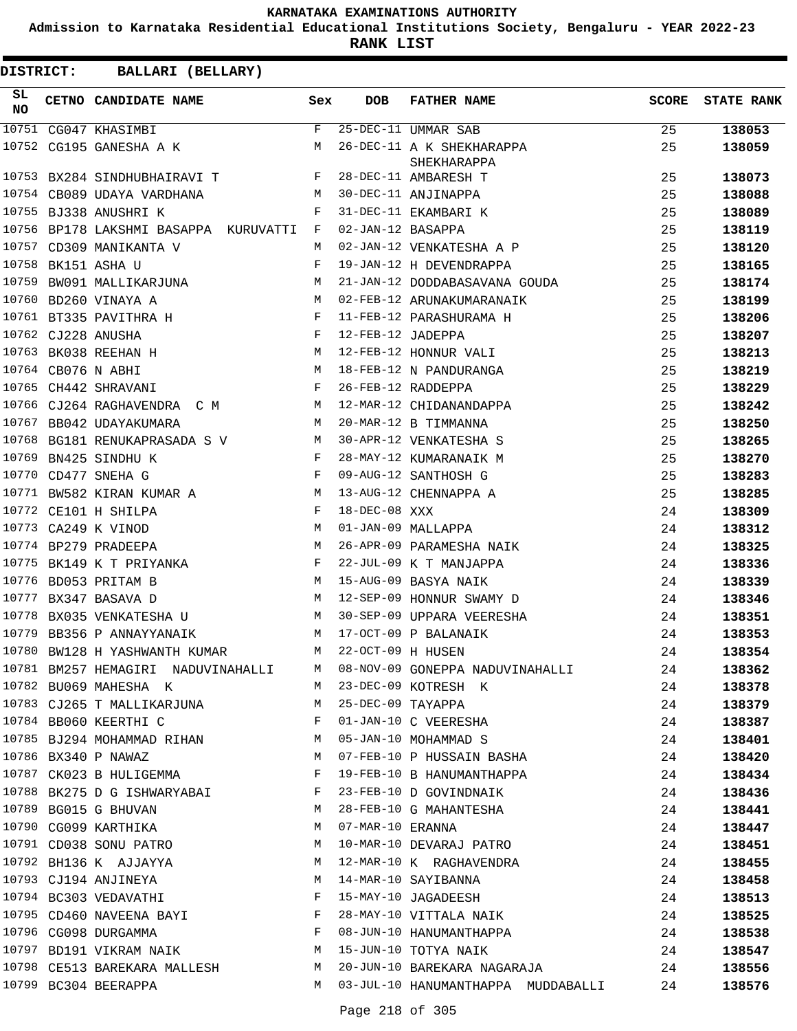# KARNATAKA EXAMINATIONS AUTHORITY

**Admission to Karnataka Residential Educational Institutions Society, Bengaluru - YEAR 2022-23**

**RANK LIST**

**DISTRICT: BALLARI (BELLARY)**

| SL NO | CETNO | CANDIDATE NAME | Sex | DOB | FATHER NAME | SCORE | STATE RANK |
|---|---|---|---|---|---|---|---|
| 10751 | CG047 | KHASIMBI | F | 25-DEC-11 | UMMAR SAB | 25 | 138053 |
| 10752 | CG195 | GANESHA A K | M | 26-DEC-11 | A K SHEKHARAPPA SHEKHARAPPA | 25 | 138059 |
| 10753 | BX284 | SINDHUBHAIRAVI T | F | 28-DEC-11 | AMBARESH T | 25 | 138073 |
| 10754 | CB089 | UDAYA VARDHANA | M | 30-DEC-11 | ANJINAPPA | 25 | 138088 |
| 10755 | BJ338 | ANUSHRI K | F | 31-DEC-11 | EKAMBARI K | 25 | 138089 |
| 10756 | BP178 | LAKSHMI BASAPPA KURUVATTI | F | 02-JAN-12 | BASAPPA | 25 | 138119 |
| 10757 | CD309 | MANIKANTA V | M | 02-JAN-12 | VENKATESHA A P | 25 | 138120 |
| 10758 | BK151 | ASHA U | F | 19-JAN-12 | H DEVENDRAPPA | 25 | 138165 |
| 10759 | BW091 | MALLIKARJUNA | M | 21-JAN-12 | DODDABASAVANA GOUDA | 25 | 138174 |
| 10760 | BD260 | VINAYA A | M | 02-FEB-12 | ARUNAKUMARANAIK | 25 | 138199 |
| 10761 | BT335 | PAVITHRA H | F | 11-FEB-12 | PARASHURAMA H | 25 | 138206 |
| 10762 | CJ228 | ANUSHA | F | 12-FEB-12 | JADEPPA | 25 | 138207 |
| 10763 | BK038 | REEHAN H | M | 12-FEB-12 | HONNUR VALI | 25 | 138213 |
| 10764 | CB076 | N ABHI | M | 18-FEB-12 | N PANDURANGA | 25 | 138219 |
| 10765 | CH442 | SHRAVANI | F | 26-FEB-12 | RADDEPPA | 25 | 138229 |
| 10766 | CJ264 | RAGHAVENDRA C M | M | 12-MAR-12 | CHIDANANDAPPA | 25 | 138242 |
| 10767 | BB042 | UDAYAKUMARA | M | 20-MAR-12 | B TIMMANNA | 25 | 138250 |
| 10768 | BG181 | RENUKAPRASADA S V | M | 30-APR-12 | VENKATESHA S | 25 | 138265 |
| 10769 | BN425 | SINDHU K | F | 28-MAY-12 | KUMARANAIK M | 25 | 138270 |
| 10770 | CD477 | SNEHA G | F | 09-AUG-12 | SANTHOSH G | 25 | 138283 |
| 10771 | BW582 | KIRAN KUMAR A | M | 13-AUG-12 | CHENNAPPA A | 25 | 138285 |
| 10772 | CE101 | H SHILPA | F | 18-DEC-08 | XXX | 24 | 138309 |
| 10773 | CA249 | K VINOD | M | 01-JAN-09 | MALLAPPA | 24 | 138312 |
| 10774 | BP279 | PRADEEPA | M | 26-APR-09 | PARAMESHA NAIK | 24 | 138325 |
| 10775 | BK149 | K T PRIYANKA | F | 22-JUL-09 | K T MANJAPPA | 24 | 138336 |
| 10776 | BD053 | PRITAM B | M | 15-AUG-09 | BASYA NAIK | 24 | 138339 |
| 10777 | BX347 | BASAVA D | M | 12-SEP-09 | HONNUR SWAMY D | 24 | 138346 |
| 10778 | BX035 | VENKATESHA U | M | 30-SEP-09 | UPPARA VEERESHA | 24 | 138351 |
| 10779 | BB356 | P ANNAYYANAIK | M | 17-OCT-09 | P BALANAIK | 24 | 138353 |
| 10780 | BW128 | H YASHWANTH KUMAR | M | 22-OCT-09 | H HUSEN | 24 | 138354 |
| 10781 | BM257 | HEMAGIRI NADUVINAHALLI | M | 08-NOV-09 | GONEPPA NADUVINAHALLI | 24 | 138362 |
| 10782 | BU069 | MAHESHA K | M | 23-DEC-09 | KOTRESH K | 24 | 138378 |
| 10783 | CJ265 | T MALLIKARJUNA | M | 25-DEC-09 | TAYAPPA | 24 | 138379 |
| 10784 | BB060 | KEERTHI C | F | 01-JAN-10 | C VEERESHA | 24 | 138387 |
| 10785 | BJ294 | MOHAMMAD RIHAN | M | 05-JAN-10 | MOHAMMAD S | 24 | 138401 |
| 10786 | BX340 | P NAWAZ | M | 07-FEB-10 | P HUSSAIN BASHA | 24 | 138420 |
| 10787 | CK023 | B HULIGEMMA | F | 19-FEB-10 | B HANUMANTHAPPA | 24 | 138434 |
| 10788 | BK275 | D G ISHWARYABAI | F | 23-FEB-10 | D GOVINDNAIK | 24 | 138436 |
| 10789 | BG015 | G BHUVAN | M | 28-FEB-10 | G MAHANTESHA | 24 | 138441 |
| 10790 | CG099 | KARTHIKA | M | 07-MAR-10 | ERANNA | 24 | 138447 |
| 10791 | CD038 | SONU PATRO | M | 10-MAR-10 | DEVARAJ PATRO | 24 | 138451 |
| 10792 | BH136 | K AJJAYYA | M | 12-MAR-10 | K RAGHAVENDRA | 24 | 138455 |
| 10793 | CJ194 | ANJINEYA | M | 14-MAR-10 | SAYIBANNA | 24 | 138458 |
| 10794 | BC303 | VEDAVATHI | F | 15-MAY-10 | JAGADEESH | 24 | 138513 |
| 10795 | CD460 | NAVEENA BAYI | F | 28-MAY-10 | VITTALA NAIK | 24 | 138525 |
| 10796 | CG098 | DURGAMMA | F | 08-JUN-10 | HANUMANTHAPPA | 24 | 138538 |
| 10797 | BD191 | VIKRAM NAIK | M | 15-JUN-10 | TOTYA NAIK | 24 | 138547 |
| 10798 | CE513 | BAREKARA MALLESH | M | 20-JUN-10 | BAREKARA NAGARAJA | 24 | 138556 |
| 10799 | BC304 | BEERAPPA | M | 03-JUL-10 | HANUMANTHAPPA MUDDABALLI | 24 | 138576 |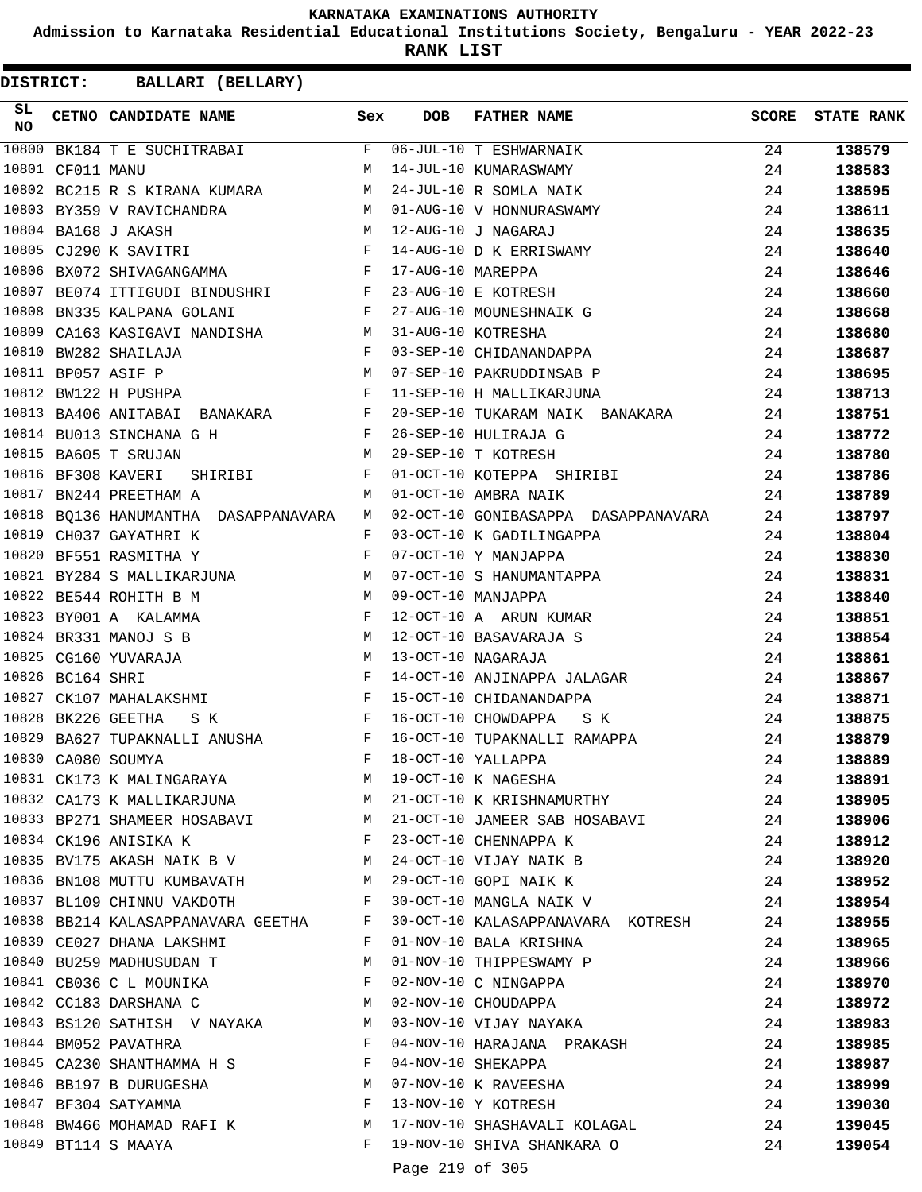# KARNATAKA EXAMINATIONS AUTHORITY

**Admission to Karnataka Residential Educational Institutions Society, Bengaluru - YEAR 2022-23**

**RANK LIST**

**DISTRICT: BALLARI (BELLARY)**

| SL NO | CETNO | CANDIDATE NAME | Sex | DOB | FATHER NAME | SCORE | STATE RANK |
|---|---|---|---|---|---|---|---|
| 10800 | BK184 | T E SUCHITRABAI | F | 06-JUL-10 | T ESHWARNAIK | 24 | 138579 |
| 10801 | CF011 | MANU | M | 14-JUL-10 | KUMARASWAMY | 24 | 138583 |
| 10802 | BC215 | R S KIRANA KUMARA | M | 24-JUL-10 | R SOMLA NAIK | 24 | 138595 |
| 10803 | BY359 | V RAVICHANDRA | M | 01-AUG-10 | V HONNURASWAMY | 24 | 138611 |
| 10804 | BA168 | J AKASH | M | 12-AUG-10 | J NAGARAJ | 24 | 138635 |
| 10805 | CJ290 | K SAVITRI | F | 14-AUG-10 | D K ERRISWAMY | 24 | 138640 |
| 10806 | BX072 | SHIVAGANGAMMA | F | 17-AUG-10 | MAREPPA | 24 | 138646 |
| 10807 | BE074 | ITTIGUDI BINDUSHRI | F | 23-AUG-10 | E KOTRESH | 24 | 138660 |
| 10808 | BN335 | KALPANA GOLANI | F | 27-AUG-10 | MOUNESHNAIK G | 24 | 138668 |
| 10809 | CA163 | KASIGAVI NANDISHA | M | 31-AUG-10 | KOTRESHA | 24 | 138680 |
| 10810 | BW282 | SHAILAJA | F | 03-SEP-10 | CHIDANANDAPPA | 24 | 138687 |
| 10811 | BP057 | ASIF P | M | 07-SEP-10 | PAKRUDDINSAB P | 24 | 138695 |
| 10812 | BW122 | H PUSHPA | F | 11-SEP-10 | H MALLIKARJUNA | 24 | 138713 |
| 10813 | BA406 | ANITABAI BANAKARA | F | 20-SEP-10 | TUKARAM NAIK BANAKARA | 24 | 138751 |
| 10814 | BU013 | SINCHANA G H | F | 26-SEP-10 | HULIRAJA G | 24 | 138772 |
| 10815 | BA605 | T SRUJAN | M | 29-SEP-10 | T KOTRESH | 24 | 138780 |
| 10816 | BF308 | KAVERI SHIRIBI | F | 01-OCT-10 | KOTEPPA SHIRIBI | 24 | 138786 |
| 10817 | BN244 | PREETHAM A | M | 01-OCT-10 | AMBRA NAIK | 24 | 138789 |
| 10818 | BQ136 | HANUMANTHA DASAPPANAVARA | M | 02-OCT-10 | GONIBASAPPA DASAPPANAVARA | 24 | 138797 |
| 10819 | CH037 | GAYATHRI K | F | 03-OCT-10 | K GADILINGAPPA | 24 | 138804 |
| 10820 | BF551 | RASMITHA Y | F | 07-OCT-10 | Y MANJAPPA | 24 | 138830 |
| 10821 | BY284 | S MALLIKARJUNA | M | 07-OCT-10 | S HANUMANTAPPA | 24 | 138831 |
| 10822 | BE544 | ROHITH B M | M | 09-OCT-10 | MANJAPPA | 24 | 138840 |
| 10823 | BY001 | A KALAMMA | F | 12-OCT-10 | A ARUN KUMAR | 24 | 138851 |
| 10824 | BR331 | MANOJ S B | M | 12-OCT-10 | BASAVARAJA S | 24 | 138854 |
| 10825 | CG160 | YUVARAJA | M | 13-OCT-10 | NAGARAJA | 24 | 138861 |
| 10826 | BC164 | SHRI | F | 14-OCT-10 | ANJINAPPA JALAGAR | 24 | 138867 |
| 10827 | CK107 | MAHALAKSHMI | F | 15-OCT-10 | CHIDANANDAPPA | 24 | 138871 |
| 10828 | BK226 | GEETHA S K | F | 16-OCT-10 | CHOWDAPPA S K | 24 | 138875 |
| 10829 | BA627 | TUPAKNALLI ANUSHA | F | 16-OCT-10 | TUPAKNALLI RAMAPPA | 24 | 138879 |
| 10830 | CA080 | SOUMYA | F | 18-OCT-10 | YALLAPPA | 24 | 138889 |
| 10831 | CK173 | K MALINGARAYA | M | 19-OCT-10 | K NAGESHA | 24 | 138891 |
| 10832 | CA173 | K MALLIKARJUNA | M | 21-OCT-10 | K KRISHNAMURTHY | 24 | 138905 |
| 10833 | BP271 | SHAMEER HOSABAVI | M | 21-OCT-10 | JAMEER SAB HOSABAVI | 24 | 138906 |
| 10834 | CK196 | ANISIKA K | F | 23-OCT-10 | CHENNAPPA K | 24 | 138912 |
| 10835 | BV175 | AKASH NAIK B V | M | 24-OCT-10 | VIJAY NAIK B | 24 | 138920 |
| 10836 | BN108 | MUTTU KUMBAVATH | M | 29-OCT-10 | GOPI NAIK K | 24 | 138952 |
| 10837 | BL109 | CHINNU VAKDOTH | F | 30-OCT-10 | MANGLA NAIK V | 24 | 138954 |
| 10838 | BB214 | KALASAPPANAVARA GEETHA | F | 30-OCT-10 | KALASAPPANAVARA KOTRESH | 24 | 138955 |
| 10839 | CE027 | DHANA LAKSHMI | F | 01-NOV-10 | BALA KRISHNA | 24 | 138965 |
| 10840 | BU259 | MADHUSUDAN T | M | 01-NOV-10 | THIPPESWAMY P | 24 | 138966 |
| 10841 | CB036 | C L MOUNIKA | F | 02-NOV-10 | C NINGAPPA | 24 | 138970 |
| 10842 | CC183 | DARSHANA C | M | 02-NOV-10 | CHOUDAPPA | 24 | 138972 |
| 10843 | BS120 | SATHISH V NAYAKA | M | 03-NOV-10 | VIJAY NAYAKA | 24 | 138983 |
| 10844 | BM052 | PAVATHRA | F | 04-NOV-10 | HARAJANA PRAKASH | 24 | 138985 |
| 10845 | CA230 | SHANTHAMMA H S | F | 04-NOV-10 | SHEKAPPA | 24 | 138987 |
| 10846 | BB197 | B DURUGESHA | M | 07-NOV-10 | K RAVEESHA | 24 | 138999 |
| 10847 | BF304 | SATYAMMA | F | 13-NOV-10 | Y KOTRESH | 24 | 139030 |
| 10848 | BW466 | MOHAMAD RAFI K | M | 17-NOV-10 | SHASHAVALI KOLAGAL | 24 | 139045 |
| 10849 | BT114 | S MAAYA | F | 19-NOV-10 | SHIVA SHANKARA O | 24 | 139054 |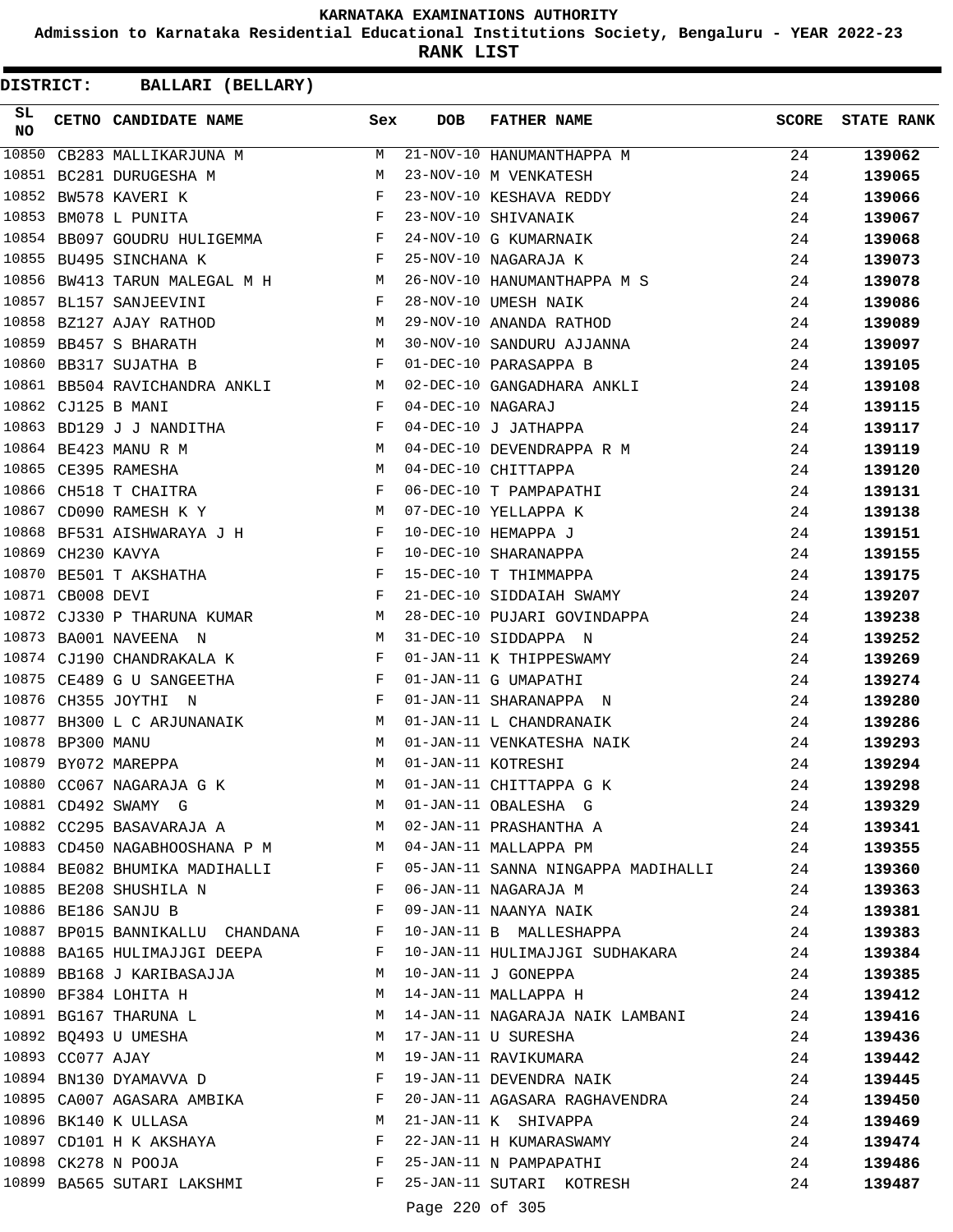KARNATAKA EXAMINATIONS AUTHORITY

Admission to Karnataka Residential Educational Institutions Society, Bengaluru - YEAR 2022-23

**RANK LIST**

**DISTRICT: BALLARI (BELLARY)**

| SL NO | CETNO | CANDIDATE NAME | Sex | DOB | FATHER NAME | SCORE | STATE RANK |
|---|---|---|---|---|---|---|---|
| 10850 | CB283 | MALLIKARJUNA M | M | 21-NOV-10 | HANUMANTHAPPA M | 24 | 139062 |
| 10851 | BC281 | DURUGESHA M | M | 23-NOV-10 | M VENKATESH | 24 | 139065 |
| 10852 | BW578 | KAVERI K | F | 23-NOV-10 | KESHAVA REDDY | 24 | 139066 |
| 10853 | BM078 | L PUNITA | F | 23-NOV-10 | SHIVANAIK | 24 | 139067 |
| 10854 | BB097 | GOUDRU HULIGEMMA | F | 24-NOV-10 | G KUMARNAIK | 24 | 139068 |
| 10855 | BU495 | SINCHANA K | F | 25-NOV-10 | NAGARAJA K | 24 | 139073 |
| 10856 | BW413 | TARUN MALEGAL M H | M | 26-NOV-10 | HANUMANTHAPPA M S | 24 | 139078 |
| 10857 | BL157 | SANJEEVINI | F | 28-NOV-10 | UMESH NAIK | 24 | 139086 |
| 10858 | BZ127 | AJAY RATHOD | M | 29-NOV-10 | ANANDA RATHOD | 24 | 139089 |
| 10859 | BB457 | S BHARATH | M | 30-NOV-10 | SANDURU AJJANNA | 24 | 139097 |
| 10860 | BB317 | SUJATHA B | F | 01-DEC-10 | PARASAPPA B | 24 | 139105 |
| 10861 | BB504 | RAVICHANDRA ANKLI | M | 02-DEC-10 | GANGADHARA ANKLI | 24 | 139108 |
| 10862 | CJ125 | B MANI | F | 04-DEC-10 | NAGARAJ | 24 | 139115 |
| 10863 | BD129 | J J NANDITHA | F | 04-DEC-10 | J JATHAPPA | 24 | 139117 |
| 10864 | BE423 | MANU R M | M | 04-DEC-10 | DEVENDRAPPA R M | 24 | 139119 |
| 10865 | CE395 | RAMESHA | M | 04-DEC-10 | CHITTAPPA | 24 | 139120 |
| 10866 | CH518 | T CHAITRA | F | 06-DEC-10 | T PAMPAPATHI | 24 | 139131 |
| 10867 | CD090 | RAMESH K Y | M | 07-DEC-10 | YELLAPPA K | 24 | 139138 |
| 10868 | BF531 | AISHWARAYA J H | F | 10-DEC-10 | HEMAPPA J | 24 | 139151 |
| 10869 | CH230 | KAVYA | F | 10-DEC-10 | SHARANAPPA | 24 | 139155 |
| 10870 | BE501 | T AKSHATHA | F | 15-DEC-10 | T THIMMAPPA | 24 | 139175 |
| 10871 | CB008 | DEVI | F | 21-DEC-10 | SIDDAIAH SWAMY | 24 | 139207 |
| 10872 | CJ330 | P THARUNA KUMAR | M | 28-DEC-10 | PUJARI GOVINDAPPA | 24 | 139238 |
| 10873 | BA001 | NAVEENA N | M | 31-DEC-10 | SIDDAPPA N | 24 | 139252 |
| 10874 | CJ190 | CHANDRAKALA K | F | 01-JAN-11 | K THIPPESWAMY | 24 | 139269 |
| 10875 | CE489 | G U SANGEETHA | F | 01-JAN-11 | G UMAPATHI | 24 | 139274 |
| 10876 | CH355 | JOYTHI N | F | 01-JAN-11 | SHARANAPPA N | 24 | 139280 |
| 10877 | BH300 | L C ARJUNANAIK | M | 01-JAN-11 | L CHANDRANAIK | 24 | 139286 |
| 10878 | BP300 | MANU | M | 01-JAN-11 | VENKATESHA NAIK | 24 | 139293 |
| 10879 | BY072 | MAREPPA | M | 01-JAN-11 | KOTRESHI | 24 | 139294 |
| 10880 | CC067 | NAGARAJA G K | M | 01-JAN-11 | CHITTAPPA G K | 24 | 139298 |
| 10881 | CD492 | SWAMY G | M | 01-JAN-11 | OBALESHA G | 24 | 139329 |
| 10882 | CC295 | BASAVARAJA A | M | 02-JAN-11 | PRASHANTHA A | 24 | 139341 |
| 10883 | CD450 | NAGABHOOSHANA P M | M | 04-JAN-11 | MALLAPPA PM | 24 | 139355 |
| 10884 | BE082 | BHUMIKA MADIHALLI | F | 05-JAN-11 | SANNA NINGAPPA MADIHALLI | 24 | 139360 |
| 10885 | BE208 | SHUSHILA N | F | 06-JAN-11 | NAGARAJA M | 24 | 139363 |
| 10886 | BE186 | SANJU B | F | 09-JAN-11 | NAANYA NAIK | 24 | 139381 |
| 10887 | BP015 | BANNIKALLU CHANDANA | F | 10-JAN-11 | B MALLESHAPPA | 24 | 139383 |
| 10888 | BA165 | HULIMAJJGI DEEPA | F | 10-JAN-11 | HULIMAJJGI SUDHAKARA | 24 | 139384 |
| 10889 | BB168 | J KARIBASAJJA | M | 10-JAN-11 | J GONEPPA | 24 | 139385 |
| 10890 | BF384 | LOHITA H | M | 14-JAN-11 | MALLAPPA H | 24 | 139412 |
| 10891 | BG167 | THARUNA L | M | 14-JAN-11 | NAGARAJA NAIK LAMBANI | 24 | 139416 |
| 10892 | BQ493 | U UMESHA | M | 17-JAN-11 | U SURESHA | 24 | 139436 |
| 10893 | CC077 | AJAY | M | 19-JAN-11 | RAVIKUMARA | 24 | 139442 |
| 10894 | BN130 | DYAMAVVA D | F | 19-JAN-11 | DEVENDRA NAIK | 24 | 139445 |
| 10895 | CA007 | AGASARA AMBIKA | F | 20-JAN-11 | AGASARA RAGHAVENDRA | 24 | 139450 |
| 10896 | BK140 | K ULLASA | M | 21-JAN-11 | K SHIVAPPA | 24 | 139469 |
| 10897 | CD101 | H K AKSHAYA | F | 22-JAN-11 | H KUMARASWAMY | 24 | 139474 |
| 10898 | CK278 | N POOJA | F | 25-JAN-11 | N PAMPAPATHI | 24 | 139486 |
| 10899 | BA565 | SUTARI LAKSHMI | F | 25-JAN-11 | SUTARI KOTRESH | 24 | 139487 |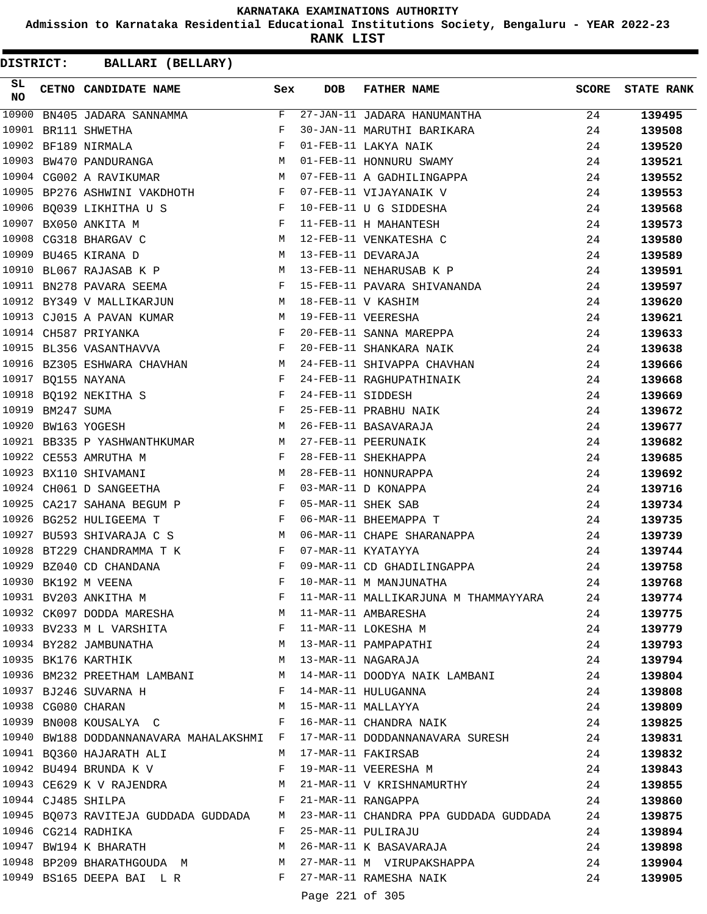# KARNATAKA EXAMINATIONS AUTHORITY

**Admission to Karnataka Residential Educational Institutions Society, Bengaluru - YEAR 2022-23**

**RANK LIST**

**DISTRICT: BALLARI (BELLARY)**

| SL NO | CETNO | CANDIDATE NAME | Sex | DOB | FATHER NAME | SCORE | STATE RANK |
|---|---|---|---|---|---|---|---|
| 10900 | BN405 | JADARA SANNAMMA | F | 27-JAN-11 | JADARA HANUMANTHA | 24 | 139495 |
| 10901 | BR111 | SHWETHA | F | 30-JAN-11 | MARUTHI BARIKARA | 24 | 139508 |
| 10902 | BF189 | NIRMALA | F | 01-FEB-11 | LAKYA NAIK | 24 | 139520 |
| 10903 | BW470 | PANDURANGA | M | 01-FEB-11 | HONNURU SWAMY | 24 | 139521 |
| 10904 | CG002 | A RAVIKUMAR | M | 07-FEB-11 | A GADHILINGAPPA | 24 | 139552 |
| 10905 | BP276 | ASHWINI VAKDHOTH | F | 07-FEB-11 | VIJAYANAIK V | 24 | 139553 |
| 10906 | BQ039 | LIKHITHA U S | F | 10-FEB-11 | U G SIDDESHA | 24 | 139568 |
| 10907 | BX050 | ANKITA M | F | 11-FEB-11 | H MAHANTESH | 24 | 139573 |
| 10908 | CG318 | BHARGAV C | M | 12-FEB-11 | VENKATESHA C | 24 | 139580 |
| 10909 | BU465 | KIRANA D | M | 13-FEB-11 | DEVARAJA | 24 | 139589 |
| 10910 | BL067 | RAJASAB K P | M | 13-FEB-11 | NEHARUSAB K P | 24 | 139591 |
| 10911 | BN278 | PAVARA SEEMA | F | 15-FEB-11 | PAVARA SHIVANANDA | 24 | 139597 |
| 10912 | BY349 | V MALLIKARJUN | M | 18-FEB-11 | V KASHIM | 24 | 139620 |
| 10913 | CJ015 | A PAVAN KUMAR | M | 19-FEB-11 | VEERESHA | 24 | 139621 |
| 10914 | CH587 | PRIYANKA | F | 20-FEB-11 | SANNA MAREPPA | 24 | 139633 |
| 10915 | BL356 | VASANTHAVVA | F | 20-FEB-11 | SHANKARA NAIK | 24 | 139638 |
| 10916 | BZ305 | ESHWARA CHAVHAN | M | 24-FEB-11 | SHIVAPPA CHAVHAN | 24 | 139666 |
| 10917 | BQ155 | NAYANA | F | 24-FEB-11 | RAGHUPATHINAIK | 24 | 139668 |
| 10918 | BQ192 | NEKITHA S | F | 24-FEB-11 | SIDDESH | 24 | 139669 |
| 10919 | BM247 | SUMA | F | 25-FEB-11 | PRABHU NAIK | 24 | 139672 |
| 10920 | BW163 | YOGESH | M | 26-FEB-11 | BASAVARAJA | 24 | 139677 |
| 10921 | BB335 | P YASHWANTHKUMAR | M | 27-FEB-11 | PEERUNAIK | 24 | 139682 |
| 10922 | CE553 | AMRUTHA M | F | 28-FEB-11 | SHEKHAPPA | 24 | 139685 |
| 10923 | BX110 | SHIVAMANI | M | 28-FEB-11 | HONNURAPPA | 24 | 139692 |
| 10924 | CH061 | D SANGEETHA | F | 03-MAR-11 | D KONAPPA | 24 | 139716 |
| 10925 | CA217 | SAHANA BEGUM P | F | 05-MAR-11 | SHEK SAB | 24 | 139734 |
| 10926 | BG252 | HULIGEEMA T | F | 06-MAR-11 | BHEEMAPPA T | 24 | 139735 |
| 10927 | BU593 | SHIVARAJA C S | M | 06-MAR-11 | CHAPE SHARANAPPA | 24 | 139739 |
| 10928 | BT229 | CHANDRAMMA T K | F | 07-MAR-11 | KYATAYYA | 24 | 139744 |
| 10929 | BZ040 | CD CHANDANA | F | 09-MAR-11 | CD GHADILINGAPPA | 24 | 139758 |
| 10930 | BK192 | M VEENA | F | 10-MAR-11 | M MANJUNATHA | 24 | 139768 |
| 10931 | BV203 | ANKITHA M | F | 11-MAR-11 | MALLIKARJUNA M THAMMAYYARA | 24 | 139774 |
| 10932 | CK097 | DODDA MARESHA | M | 11-MAR-11 | AMBARESHA | 24 | 139775 |
| 10933 | BV233 | M L VARSHITA | F | 11-MAR-11 | LOKESHA M | 24 | 139779 |
| 10934 | BY282 | JAMBUNATHA | M | 13-MAR-11 | PAMPAPATHI | 24 | 139793 |
| 10935 | BK176 | KARTHIK | M | 13-MAR-11 | NAGARAJA | 24 | 139794 |
| 10936 | BM232 | PREETHAM LAMBANI | M | 14-MAR-11 | DOODYA NAIK LAMBANI | 24 | 139804 |
| 10937 | BJ246 | SUVARNA H | F | 14-MAR-11 | HULUGANNA | 24 | 139808 |
| 10938 | CG080 | CHARAN | M | 15-MAR-11 | MALLAYYA | 24 | 139809 |
| 10939 | BN008 | KOUSALYA C | F | 16-MAR-11 | CHANDRA NAIK | 24 | 139825 |
| 10940 | BW188 | DODDANNANAVARA MAHALAKSHMI | F | 17-MAR-11 | DODDANNANAVARA SURESH | 24 | 139831 |
| 10941 | BQ360 | HAJARATH ALI | M | 17-MAR-11 | FAKIRSAB | 24 | 139832 |
| 10942 | BU494 | BRUNDA K V | F | 19-MAR-11 | VEERESHA M | 24 | 139843 |
| 10943 | CE629 | K V RAJENDRA | M | 21-MAR-11 | V KRISHNAMURTHY | 24 | 139855 |
| 10944 | CJ485 | SHILPA | F | 21-MAR-11 | RANGAPPA | 24 | 139860 |
| 10945 | BQ073 | RAVITEJA GUDDADA GUDDADA | M | 23-MAR-11 | CHANDRA PPA GUDDADA GUDDADA | 24 | 139875 |
| 10946 | CG214 | RADHIKA | F | 25-MAR-11 | PULIRAJU | 24 | 139894 |
| 10947 | BW194 | K BHARATH | M | 26-MAR-11 | K BASAVARAJA | 24 | 139898 |
| 10948 | BP209 | BHARATHGOUDA M | M | 27-MAR-11 | M VIRUPAKSHAPPA | 24 | 139904 |
| 10949 | BS165 | DEEPA BAI L R | F | 27-MAR-11 | RAMESHA NAIK | 24 | 139905 |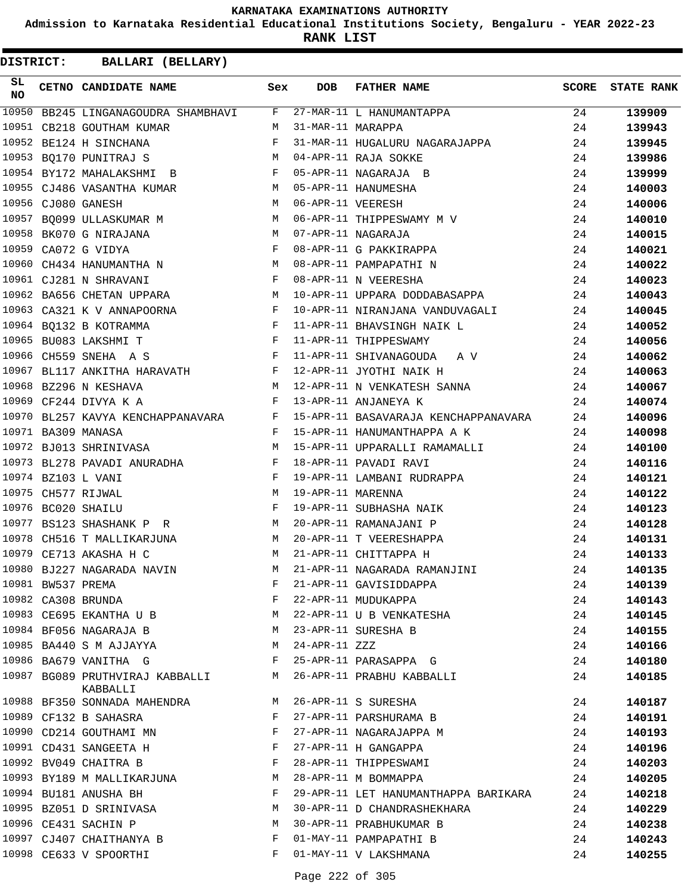KARNATAKA EXAMINATIONS AUTHORITY

Admission to Karnataka Residential Educational Institutions Society, Bengaluru - YEAR 2022-23

**RANK LIST**

**DISTRICT: BALLARI (BELLARY)**

| SL NO | CETNO | CANDIDATE NAME | Sex | DOB | FATHER NAME | SCORE | STATE RANK |
|---|---|---|---|---|---|---|---|
| 10950 | BB245 | LINGANAGOUDRA SHAMBHAVI | F | 27-MAR-11 | L HANUMANTAPPA | 24 | 139909 |
| 10951 | CB218 | GOUTHAM KUMAR | M | 31-MAR-11 | MARAPPA | 24 | 139943 |
| 10952 | BE124 | H SINCHANA | F | 31-MAR-11 | HUGALURU NAGARAJAPPA | 24 | 139945 |
| 10953 | BQ170 | PUNITRAJ S | M | 04-APR-11 | RAJA SOKKE | 24 | 139986 |
| 10954 | BY172 | MAHALAKSHMI B | F | 05-APR-11 | NAGARAJA B | 24 | 139999 |
| 10955 | CJ486 | VASANTHA KUMAR | M | 05-APR-11 | HANUMESHA | 24 | 140003 |
| 10956 | CJ080 | GANESH | M | 06-APR-11 | VEERESH | 24 | 140006 |
| 10957 | BQ099 | ULLASKUMAR M | M | 06-APR-11 | THIPPESWAMY M V | 24 | 140010 |
| 10958 | BK070 | G NIRAJANA | M | 07-APR-11 | NAGARAJA | 24 | 140015 |
| 10959 | CA072 | G VIDYA | F | 08-APR-11 | G PAKKIRAPPA | 24 | 140021 |
| 10960 | CH434 | HANUMANTHA N | M | 08-APR-11 | PAMPAPATHI N | 24 | 140022 |
| 10961 | CJ281 | N SHRAVANI | F | 08-APR-11 | N VEERESHA | 24 | 140023 |
| 10962 | BA656 | CHETAN UPPARA | M | 10-APR-11 | UPPARA DODDABASAPPA | 24 | 140043 |
| 10963 | CA321 | K V ANNAPOORNA | F | 10-APR-11 | NIRANJANA VANDUVAGALI | 24 | 140045 |
| 10964 | BQ132 | B KOTRAMMA | F | 11-APR-11 | BHAVSINGH NAIK L | 24 | 140052 |
| 10965 | BU083 | LAKSHMI T | F | 11-APR-11 | THIPPESWAMY | 24 | 140056 |
| 10966 | CH559 | SNEHA A S | F | 11-APR-11 | SHIVANAGOUDA A V | 24 | 140062 |
| 10967 | BL117 | ANKITHA HARAVATH | F | 12-APR-11 | JYOTHI NAIK H | 24 | 140063 |
| 10968 | BZ296 | N KESHAVA | M | 12-APR-11 | N VENKATESH SANNA | 24 | 140067 |
| 10969 | CF244 | DIVYA K A | F | 13-APR-11 | ANJANEYA K | 24 | 140074 |
| 10970 | BL257 | KAVYA KENCHAPPANAVARA | F | 15-APR-11 | BASAVARAJA KENCHAPPANAVARA | 24 | 140096 |
| 10971 | BA309 | MANASA | F | 15-APR-11 | HANUMANTHAPPA A K | 24 | 140098 |
| 10972 | BJ013 | SHRINIVASA | M | 15-APR-11 | UPPARALLI RAMAMALLI | 24 | 140100 |
| 10973 | BL278 | PAVADI ANURADHA | F | 18-APR-11 | PAVADI RAVI | 24 | 140116 |
| 10974 | BZ103 | L VANI | F | 19-APR-11 | LAMBANI RUDRAPPA | 24 | 140121 |
| 10975 | CH577 | RIJWAL | M | 19-APR-11 | MARENNA | 24 | 140122 |
| 10976 | BC020 | SHAILU | F | 19-APR-11 | SUBHASHA NAIK | 24 | 140123 |
| 10977 | BS123 | SHASHANK P R | M | 20-APR-11 | RAMANAJANI P | 24 | 140128 |
| 10978 | CH516 | T MALLIKARJUNA | M | 20-APR-11 | T VEERESHAPPA | 24 | 140131 |
| 10979 | CE713 | AKASHA H C | M | 21-APR-11 | CHITTAPPA H | 24 | 140133 |
| 10980 | BJ227 | NAGARADA NAVIN | M | 21-APR-11 | NAGARADA RAMANJINI | 24 | 140135 |
| 10981 | BW537 | PREMA | F | 21-APR-11 | GAVISIDDAPPA | 24 | 140139 |
| 10982 | CA308 | BRUNDA | F | 22-APR-11 | MUDUKAPPA | 24 | 140143 |
| 10983 | CE695 | EKANTHA U B | M | 22-APR-11 | U B VENKATESHA | 24 | 140145 |
| 10984 | BF056 | NAGARAJA B | M | 23-APR-11 | SURESHA B | 24 | 140155 |
| 10985 | BA440 | S M AJJAYYA | M | 24-APR-11 | ZZZ | 24 | 140166 |
| 10986 | BA679 | VANITHA G | F | 25-APR-11 | PARASAPPA G | 24 | 140180 |
| 10987 | BG089 | PRUTHVIRAJ KABBALLI KABBALLI | M | 26-APR-11 | PRABHU KABBALLI | 24 | 140185 |
| 10988 | BF350 | SONNADA MAHENDRA | M | 26-APR-11 | S SURESHA | 24 | 140187 |
| 10989 | CF132 | B SAHASRA | F | 27-APR-11 | PARSHURAMA B | 24 | 140191 |
| 10990 | CD214 | GOUTHAMI MN | F | 27-APR-11 | NAGARAJAPPA M | 24 | 140193 |
| 10991 | CD431 | SANGEETA H | F | 27-APR-11 | H GANGAPPA | 24 | 140196 |
| 10992 | BV049 | CHAITRA B | F | 28-APR-11 | THIPPESWAMI | 24 | 140203 |
| 10993 | BY189 | M MALLIKARJUNA | M | 28-APR-11 | M BOMMAPPA | 24 | 140205 |
| 10994 | BU181 | ANUSHA BH | F | 29-APR-11 | LET HANUMANTHAPPA BARIKARA | 24 | 140218 |
| 10995 | BZ051 | D SRINIVASA | M | 30-APR-11 | D CHANDRASHEKHARA | 24 | 140229 |
| 10996 | CE431 | SACHIN P | M | 30-APR-11 | PRABHUKUMAR B | 24 | 140238 |
| 10997 | CJ407 | CHAITHANYA B | F | 01-MAY-11 | PAMPAPATHI B | 24 | 140243 |
| 10998 | CE633 | V SPOORTHI | F | 01-MAY-11 | V LAKSHMANA | 24 | 140255 |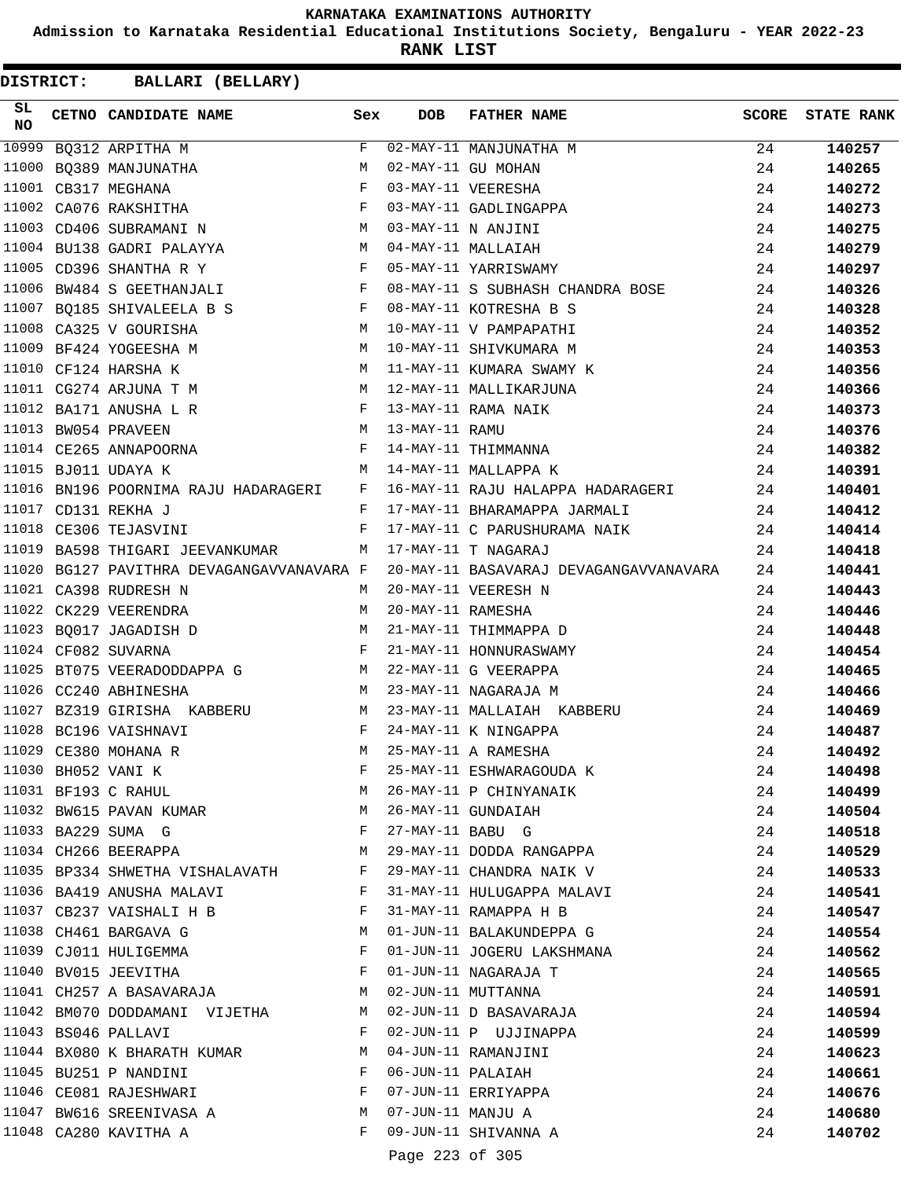KARNATAKA EXAMINATIONS AUTHORITY

Admission to Karnataka Residential Educational Institutions Society, Bengaluru - YEAR 2022-23

**RANK LIST**

**DISTRICT: BALLARI (BELLARY)**

| SL NO | CETNO | CANDIDATE NAME | Sex | DOB | FATHER NAME | SCORE | STATE RANK |
|---|---|---|---|---|---|---|---|
| 10999 | BQ312 | ARPITHA M | F | 02-MAY-11 | MANJUNATHA M | 24 | 140257 |
| 11000 | BQ389 | MANJUNATHA | M | 02-MAY-11 | GU MOHAN | 24 | 140265 |
| 11001 | CB317 | MEGHANA | F | 03-MAY-11 | VEERESHA | 24 | 140272 |
| 11002 | CA076 | RAKSHITHA | F | 03-MAY-11 | GADLINGAPPA | 24 | 140273 |
| 11003 | CD406 | SUBRAMANI N | M | 03-MAY-11 | N ANJINI | 24 | 140275 |
| 11004 | BU138 | GADRI PALAYYA | M | 04-MAY-11 | MALLAIAH | 24 | 140279 |
| 11005 | CD396 | SHANTHA R Y | F | 05-MAY-11 | YARRISWAMY | 24 | 140297 |
| 11006 | BW484 | S GEETHANJALI | F | 08-MAY-11 | S SUBHASH CHANDRA BOSE | 24 | 140326 |
| 11007 | BQ185 | SHIVALEELA B S | F | 08-MAY-11 | KOTRESHA B S | 24 | 140328 |
| 11008 | CA325 | V GOURISHA | M | 10-MAY-11 | V PAMPAPATHI | 24 | 140352 |
| 11009 | BF424 | YOGEESHA M | M | 10-MAY-11 | SHIVKUMARA M | 24 | 140353 |
| 11010 | CF124 | HARSHA K | M | 11-MAY-11 | KUMARA SWAMY K | 24 | 140356 |
| 11011 | CG274 | ARJUNA T M | M | 12-MAY-11 | MALLIKARJUNA | 24 | 140366 |
| 11012 | BA171 | ANUSHA L R | F | 13-MAY-11 | RAMA NAIK | 24 | 140373 |
| 11013 | BW054 | PRAVEEN | M | 13-MAY-11 | RAMU | 24 | 140376 |
| 11014 | CE265 | ANNAPOORNA | F | 14-MAY-11 | THIMMANNA | 24 | 140382 |
| 11015 | BJ011 | UDAYA K | M | 14-MAY-11 | MALLAPPA K | 24 | 140391 |
| 11016 | BN196 | POORNIMA RAJU HADARAGERI | F | 16-MAY-11 | RAJU HALAPPA HADARAGERI | 24 | 140401 |
| 11017 | CD131 | REKHA J | F | 17-MAY-11 | BHARAMAPPA JARMALI | 24 | 140412 |
| 11018 | CE306 | TEJASVINI | F | 17-MAY-11 | C PARUSHURAMA NAIK | 24 | 140414 |
| 11019 | BA598 | THIGARI JEEVANKUMAR | M | 17-MAY-11 | T NAGARAJ | 24 | 140418 |
| 11020 | BG127 | PAVITHRA DEVAGANGAVVANAVARA | F | 20-MAY-11 | BASAVARAJ DEVAGANGAVVANAVARA | 24 | 140441 |
| 11021 | CA398 | RUDRESH N | M | 20-MAY-11 | VEERESH N | 24 | 140443 |
| 11022 | CK229 | VEERENDRA | M | 20-MAY-11 | RAMESHA | 24 | 140446 |
| 11023 | BQ017 | JAGADISH D | M | 21-MAY-11 | THIMMAPPA D | 24 | 140448 |
| 11024 | CF082 | SUVARNA | F | 21-MAY-11 | HONNURASWAMY | 24 | 140454 |
| 11025 | BT075 | VEERADODDAPPA G | M | 22-MAY-11 | G VEERAPPA | 24 | 140465 |
| 11026 | CC240 | ABHINESHA | M | 23-MAY-11 | NAGARAJA M | 24 | 140466 |
| 11027 | BZ319 | GIRISHA KABBERU | M | 23-MAY-11 | MALLAIAH KABBERU | 24 | 140469 |
| 11028 | BC196 | VAISHNAVI | F | 24-MAY-11 | K NINGAPPA | 24 | 140487 |
| 11029 | CE380 | MOHANA R | M | 25-MAY-11 | A RAMESHA | 24 | 140492 |
| 11030 | BH052 | VANI K | F | 25-MAY-11 | ESHWARAGOUDA K | 24 | 140498 |
| 11031 | BF193 | C RAHUL | M | 26-MAY-11 | P CHINYANAIK | 24 | 140499 |
| 11032 | BW615 | PAVAN KUMAR | M | 26-MAY-11 | GUNDAIAH | 24 | 140504 |
| 11033 | BA229 | SUMA G | F | 27-MAY-11 | BABU G | 24 | 140518 |
| 11034 | CH266 | BEERAPPA | M | 29-MAY-11 | DODDA RANGAPPA | 24 | 140529 |
| 11035 | BP334 | SHWETHA VISHALAVATH | F | 29-MAY-11 | CHANDRA NAIK V | 24 | 140533 |
| 11036 | BA419 | ANUSHA MALAVI | F | 31-MAY-11 | HULUGAPPA MALAVI | 24 | 140541 |
| 11037 | CB237 | VAISHALI H B | F | 31-MAY-11 | RAMAPPA H B | 24 | 140547 |
| 11038 | CH461 | BARGAVA G | M | 01-JUN-11 | BALAKUNDEPPA G | 24 | 140554 |
| 11039 | CJ011 | HULIGEMMA | F | 01-JUN-11 | JOGERU LAKSHMANA | 24 | 140562 |
| 11040 | BV015 | JEEVITHA | F | 01-JUN-11 | NAGARAJA T | 24 | 140565 |
| 11041 | CH257 | A BASAVARAJA | M | 02-JUN-11 | MUTTANNA | 24 | 140591 |
| 11042 | BM070 | DODDAMANI VIJETHA | M | 02-JUN-11 | D BASAVARAJA | 24 | 140594 |
| 11043 | BS046 | PALLAVI | F | 02-JUN-11 | P UJJINAPPA | 24 | 140599 |
| 11044 | BX080 | K BHARATH KUMAR | M | 04-JUN-11 | RAMANJINI | 24 | 140623 |
| 11045 | BU251 | P NANDINI | F | 06-JUN-11 | PALAIAH | 24 | 140661 |
| 11046 | CE081 | RAJESHWARI | F | 07-JUN-11 | ERRIYAPPA | 24 | 140676 |
| 11047 | BW616 | SREENIVASA A | M | 07-JUN-11 | MANJU A | 24 | 140680 |
| 11048 | CA280 | KAVITHA A | F | 09-JUN-11 | SHIVANNA A | 24 | 140702 |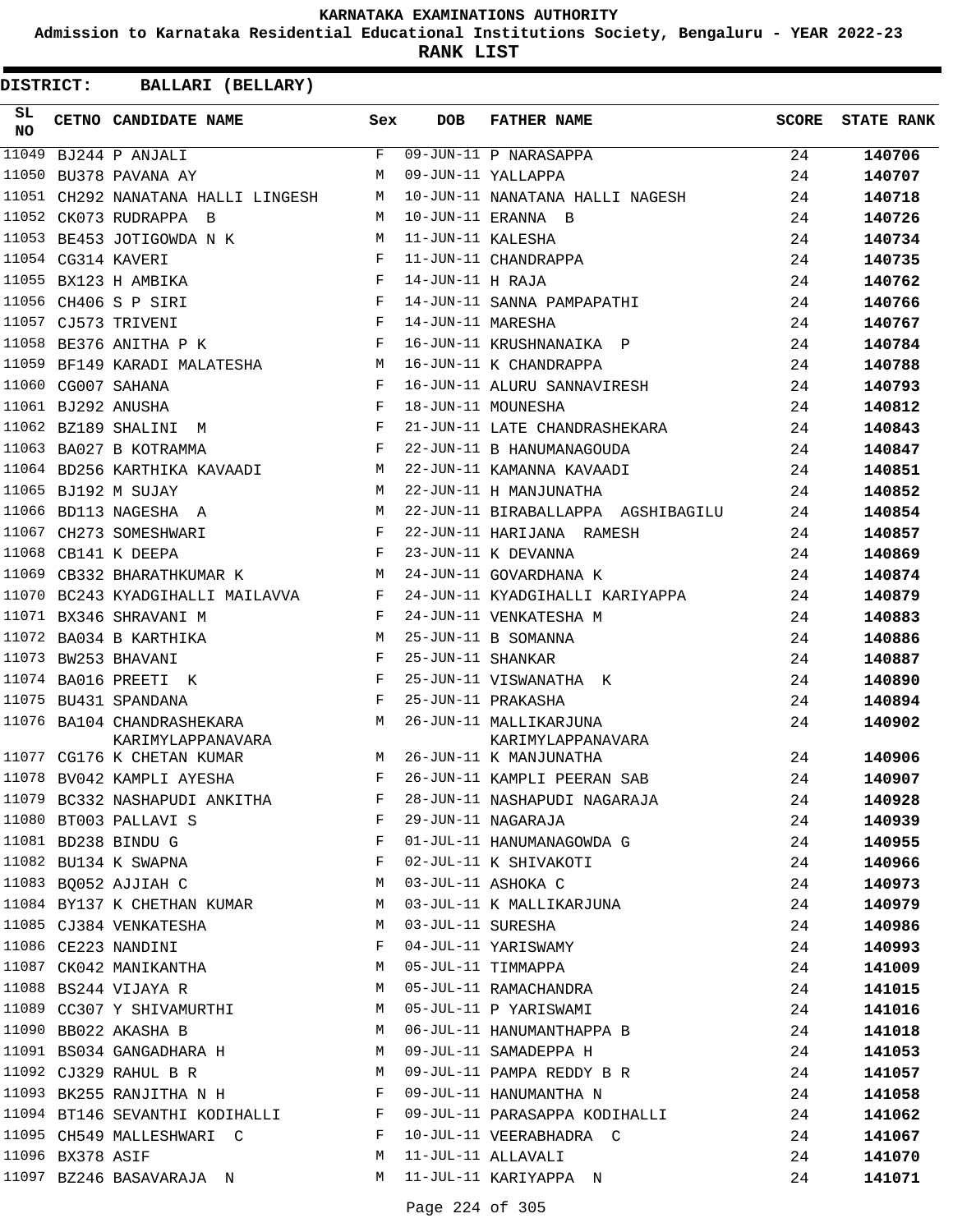KARNATAKA EXAMINATIONS AUTHORITY

Admission to Karnataka Residential Educational Institutions Society, Bengaluru - YEAR 2022-23

**RANK LIST**

**DISTRICT: BALLARI (BELLARY)**

| SL NO | CETNO | CANDIDATE NAME | Sex | DOB | FATHER NAME | SCORE | STATE RANK |
|---|---|---|---|---|---|---|---|
| 11049 | BJ244 | P ANJALI | F | 09-JUN-11 | P NARASAPPA | 24 | 140706 |
| 11050 | BU378 | PAVANA AY | M | 09-JUN-11 | YALLAPPA | 24 | 140707 |
| 11051 | CH292 | NANATANA HALLI LINGESH | M | 10-JUN-11 | NANATANA HALLI NAGESH | 24 | 140718 |
| 11052 | CK073 | RUDRAPPA B | M | 10-JUN-11 | ERANNA B | 24 | 140726 |
| 11053 | BE453 | JOTIGOWDA N K | M | 11-JUN-11 | KALESHA | 24 | 140734 |
| 11054 | CG314 | KAVERI | F | 11-JUN-11 | CHANDRAPPA | 24 | 140735 |
| 11055 | BX123 | H AMBIKA | F | 14-JUN-11 | H RAJA | 24 | 140762 |
| 11056 | CH406 | S P SIRI | F | 14-JUN-11 | SANNA PAMPAPATHI | 24 | 140766 |
| 11057 | CJ573 | TRIVENI | F | 14-JUN-11 | MARESHA | 24 | 140767 |
| 11058 | BE376 | ANITHA P K | F | 16-JUN-11 | KRUSHNANAIKA P | 24 | 140784 |
| 11059 | BF149 | KARADI MALATESHA | M | 16-JUN-11 | K CHANDRAPPA | 24 | 140788 |
| 11060 | CG007 | SAHANA | F | 16-JUN-11 | ALURU SANNAVIRESH | 24 | 140793 |
| 11061 | BJ292 | ANUSHA | F | 18-JUN-11 | MOUNESHA | 24 | 140812 |
| 11062 | BZ189 | SHALINI M | F | 21-JUN-11 | LATE CHANDRASHEKARA | 24 | 140843 |
| 11063 | BA027 | B KOTRAMMA | F | 22-JUN-11 | B HANUMANAGOUDA | 24 | 140847 |
| 11064 | BD256 | KARTHIKA KAVAADI | M | 22-JUN-11 | KAMANNA KAVAADI | 24 | 140851 |
| 11065 | BJ192 | M SUJAY | M | 22-JUN-11 | H MANJUNATHA | 24 | 140852 |
| 11066 | BD113 | NAGESHA A | M | 22-JUN-11 | BIRABALLAPPA AGSHIBAGILU | 24 | 140854 |
| 11067 | CH273 | SOMESHWARI | F | 22-JUN-11 | HARIJANA RAMESH | 24 | 140857 |
| 11068 | CB141 | K DEEPA | F | 23-JUN-11 | K DEVANNA | 24 | 140869 |
| 11069 | CB332 | BHARATHKUMAR K | M | 24-JUN-11 | GOVARDHANA K | 24 | 140874 |
| 11070 | BC243 | KYADGIHALLI MAILAVVA | F | 24-JUN-11 | KYADGIHALLI KARIYAPPA | 24 | 140879 |
| 11071 | BX346 | SHRAVANI M | F | 24-JUN-11 | VENKATESHA M | 24 | 140883 |
| 11072 | BA034 | B KARTHIKA | M | 25-JUN-11 | B SOMANNA | 24 | 140886 |
| 11073 | BW253 | BHAVANI | F | 25-JUN-11 | SHANKAR | 24 | 140887 |
| 11074 | BA016 | PREETI K | F | 25-JUN-11 | VISWANATHA K | 24 | 140890 |
| 11075 | BU431 | SPANDANA | F | 25-JUN-11 | PRAKASHA | 24 | 140894 |
| 11076 | BA104 | CHANDRASHEKARA KARIMYLAPPANAVARA | M | 26-JUN-11 | MALLIKARJUNA KARIMYLAPPANAVARA | 24 | 140902 |
| 11077 | CG176 | K CHETAN KUMAR | M | 26-JUN-11 | K MANJUNATHA | 24 | 140906 |
| 11078 | BV042 | KAMPLI AYESHA | F | 26-JUN-11 | KAMPLI PEERAN SAB | 24 | 140907 |
| 11079 | BC332 | NASHAPUDI ANKITHA | F | 28-JUN-11 | NASHAPUDI NAGARAJA | 24 | 140928 |
| 11080 | BT003 | PALLAVI S | F | 29-JUN-11 | NAGARAJA | 24 | 140939 |
| 11081 | BD238 | BINDU G | F | 01-JUL-11 | HANUMANAGOWDA G | 24 | 140955 |
| 11082 | BU134 | K SWAPNA | F | 02-JUL-11 | K SHIVAKOTI | 24 | 140966 |
| 11083 | BQ052 | AJJIAH C | M | 03-JUL-11 | ASHOKA C | 24 | 140973 |
| 11084 | BY137 | K CHETHAN KUMAR | M | 03-JUL-11 | K MALLIKARJUNA | 24 | 140979 |
| 11085 | CJ384 | VENKATESHA | M | 03-JUL-11 | SURESHA | 24 | 140986 |
| 11086 | CE223 | NANDINI | F | 04-JUL-11 | YARISWAMY | 24 | 140993 |
| 11087 | CK042 | MANIKANTHA | M | 05-JUL-11 | TIMMAPPA | 24 | 141009 |
| 11088 | BS244 | VIJAYA R | M | 05-JUL-11 | RAMACHANDRA | 24 | 141015 |
| 11089 | CC307 | Y SHIVAMURTHI | M | 05-JUL-11 | P YARISWAMI | 24 | 141016 |
| 11090 | BB022 | AKASHA B | M | 06-JUL-11 | HANUMANTHAPPA B | 24 | 141018 |
| 11091 | BS034 | GANGADHARA H | M | 09-JUL-11 | SAMADEPPA H | 24 | 141053 |
| 11092 | CJ329 | RAHUL B R | M | 09-JUL-11 | PAMPA REDDY B R | 24 | 141057 |
| 11093 | BK255 | RANJITHA N H | F | 09-JUL-11 | HANUMANTHA N | 24 | 141058 |
| 11094 | BT146 | SEVANTHI KODIHALLI | F | 09-JUL-11 | PARASAPPA KODIHALLI | 24 | 141062 |
| 11095 | CH549 | MALLESHWARI C | F | 10-JUL-11 | VEERABHADRA C | 24 | 141067 |
| 11096 | BX378 | ASIF | M | 11-JUL-11 | ALLAVALI | 24 | 141070 |
| 11097 | BZ246 | BASAVARAJA N | M | 11-JUL-11 | KARIYAPPA N | 24 | 141071 |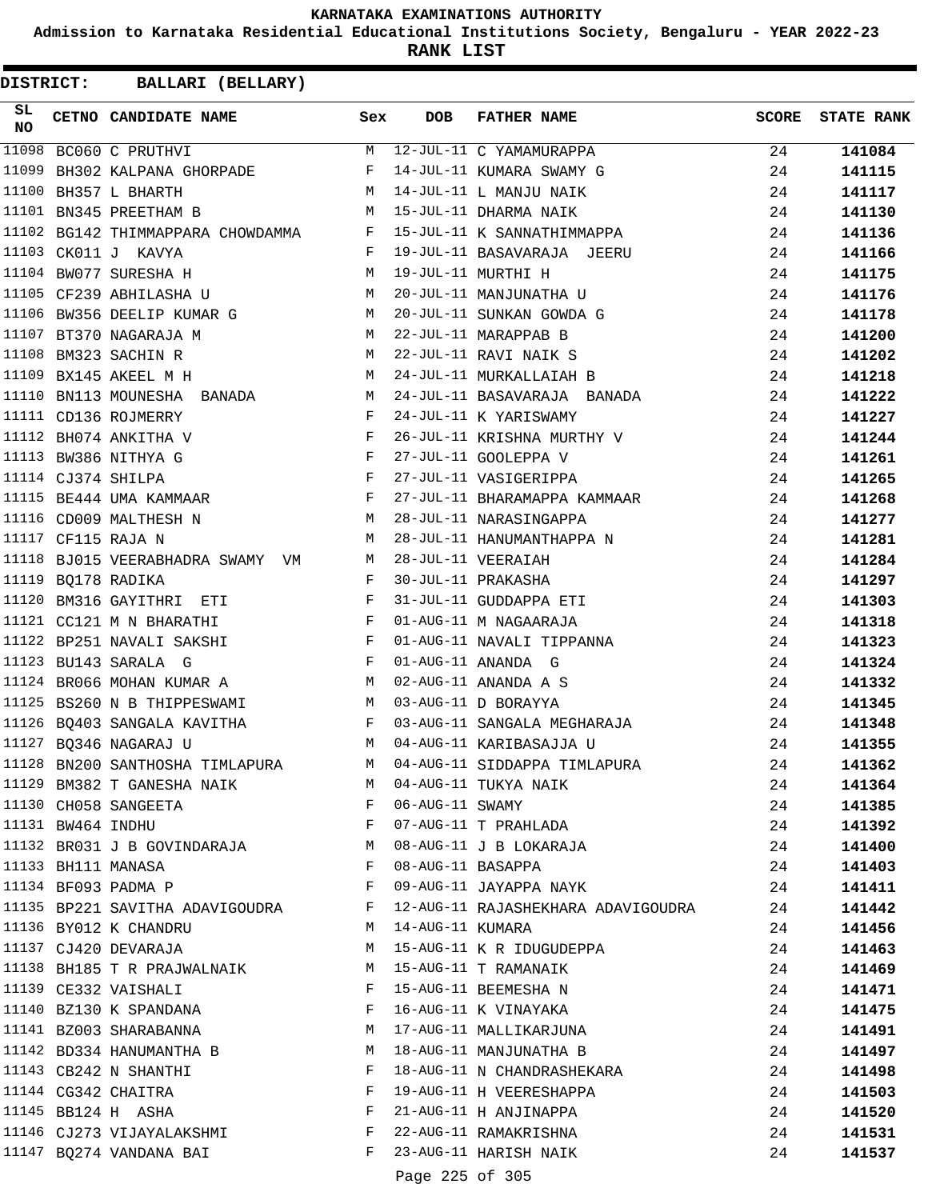KARNATAKA EXAMINATIONS AUTHORITY

Admission to Karnataka Residential Educational Institutions Society, Bengaluru - YEAR 2022-23

**RANK LIST**

**DISTRICT: BALLARI (BELLARY)**

| SL NO | CETNO | CANDIDATE NAME | Sex | DOB | FATHER NAME | SCORE | STATE RANK |
|---|---|---|---|---|---|---|---|
| 11098 | BC060 | C PRUTHVI | M | 12-JUL-11 | C YAMAMURAPPA | 24 | **141084** |
| 11099 | BH302 | KALPANA GHORPADE | F | 14-JUL-11 | KUMARA SWAMY G | 24 | **141115** |
| 11100 | BH357 | L BHARTH | M | 14-JUL-11 | L MANJU NAIK | 24 | **141117** |
| 11101 | BN345 | PREETHAM B | M | 15-JUL-11 | DHARMA NAIK | 24 | **141130** |
| 11102 | BG142 | THIMMAPPARA CHOWDAMMA | F | 15-JUL-11 | K SANNATHIMMAPPA | 24 | **141136** |
| 11103 | CK011 | J KAVYA | F | 19-JUL-11 | BASAVARAJA JEERU | 24 | **141166** |
| 11104 | BW077 | SURESHA H | M | 19-JUL-11 | MURTHI H | 24 | **141175** |
| 11105 | CF239 | ABHILASHA U | M | 20-JUL-11 | MANJUNATHA U | 24 | **141176** |
| 11106 | BW356 | DEELIP KUMAR G | M | 20-JUL-11 | SUNKAN GOWDA G | 24 | **141178** |
| 11107 | BT370 | NAGARAJA M | M | 22-JUL-11 | MARAPPAB B | 24 | **141200** |
| 11108 | BM323 | SACHIN R | M | 22-JUL-11 | RAVI NAIK S | 24 | **141202** |
| 11109 | BX145 | AKEEL M H | M | 24-JUL-11 | MURKALLAIAH B | 24 | **141218** |
| 11110 | BN113 | MOUNESHA BANADA | M | 24-JUL-11 | BASAVARAJA BANADA | 24 | **141222** |
| 11111 | CD136 | ROJMERRY | F | 24-JUL-11 | K YARISWAMY | 24 | **141227** |
| 11112 | BH074 | ANKITHA V | F | 26-JUL-11 | KRISHNA MURTHY V | 24 | **141244** |
| 11113 | BW386 | NITHYA G | F | 27-JUL-11 | GOOLEPPA V | 24 | **141261** |
| 11114 | CJ374 | SHILPA | F | 27-JUL-11 | VASIGERIPPA | 24 | **141265** |
| 11115 | BE444 | UMA KAMMAAR | F | 27-JUL-11 | BHARAMAPPA KAMMAAR | 24 | **141268** |
| 11116 | CD009 | MALTHESH N | M | 28-JUL-11 | NARASINGAPPA | 24 | **141277** |
| 11117 | CF115 | RAJA N | M | 28-JUL-11 | HANUMANTHAPPA N | 24 | **141281** |
| 11118 | BJ015 | VEERABHADRA SWAMY VM | M | 28-JUL-11 | VEERAIAH | 24 | **141284** |
| 11119 | BQ178 | RADIKA | F | 30-JUL-11 | PRAKASHA | 24 | **141297** |
| 11120 | BM316 | GAYITHRI ETI | F | 31-JUL-11 | GUDDAPPA ETI | 24 | **141303** |
| 11121 | CC121 | M N BHARATHI | F | 01-AUG-11 | M NAGAARAJA | 24 | **141318** |
| 11122 | BP251 | NAVALI SAKSHI | F | 01-AUG-11 | NAVALI TIPPANNA | 24 | **141323** |
| 11123 | BU143 | SARALA G | F | 01-AUG-11 | ANANDA G | 24 | **141324** |
| 11124 | BR066 | MOHAN KUMAR A | M | 02-AUG-11 | ANANDA A S | 24 | **141332** |
| 11125 | BS260 | N B THIPPESWAMI | M | 03-AUG-11 | D BORAYYA | 24 | **141345** |
| 11126 | BQ403 | SANGALA KAVITHA | F | 03-AUG-11 | SANGALA MEGHARAJA | 24 | **141348** |
| 11127 | BQ346 | NAGARAJ U | M | 04-AUG-11 | KARIBASAJJA U | 24 | **141355** |
| 11128 | BN200 | SANTHOSHA TIMLAPURA | M | 04-AUG-11 | SIDDAPPA TIMLAPURA | 24 | **141362** |
| 11129 | BM382 | T GANESHA NAIK | M | 04-AUG-11 | TUKYA NAIK | 24 | **141364** |
| 11130 | CH058 | SANGEETA | F | 06-AUG-11 | SWAMY | 24 | **141385** |
| 11131 | BW464 | INDHU | F | 07-AUG-11 | T PRAHLADA | 24 | **141392** |
| 11132 | BR031 | J B GOVINDARAJA | M | 08-AUG-11 | J B LOKARAJA | 24 | **141400** |
| 11133 | BH111 | MANASA | F | 08-AUG-11 | BASAPPA | 24 | **141403** |
| 11134 | BF093 | PADMA P | F | 09-AUG-11 | JAYAPPA NAYK | 24 | **141411** |
| 11135 | BP221 | SAVITHA ADAVIGOUDRA | F | 12-AUG-11 | RAJASHEKHARA ADAVIGOUDRA | 24 | **141442** |
| 11136 | BY012 | K CHANDRU | M | 14-AUG-11 | KUMARA | 24 | **141456** |
| 11137 | CJ420 | DEVARAJA | M | 15-AUG-11 | K R IDUGUDEPPA | 24 | **141463** |
| 11138 | BH185 | T R PRAJWALNAIK | M | 15-AUG-11 | T RAMANAIK | 24 | **141469** |
| 11139 | CE332 | VAISHALI | F | 15-AUG-11 | BEEMESHA N | 24 | **141471** |
| 11140 | BZ130 | K SPANDANA | F | 16-AUG-11 | K VINAYAKA | 24 | **141475** |
| 11141 | BZ003 | SHARABANNA | M | 17-AUG-11 | MALLIKARJUNA | 24 | **141491** |
| 11142 | BD334 | HANUMANTHA B | M | 18-AUG-11 | MANJUNATHA B | 24 | **141497** |
| 11143 | CB242 | N SHANTHI | F | 18-AUG-11 | N CHANDRASHEKARA | 24 | **141498** |
| 11144 | CG342 | CHAITRA | F | 19-AUG-11 | H VEERESHAPPA | 24 | **141503** |
| 11145 | BB124 | H ASHA | F | 21-AUG-11 | H ANJINAPPA | 24 | **141520** |
| 11146 | CJ273 | VIJAYALAKSHMI | F | 22-AUG-11 | RAMAKRISHNA | 24 | **141531** |
| 11147 | BQ274 | VANDANA BAI | F | 23-AUG-11 | HARISH NAIK | 24 | **141537** |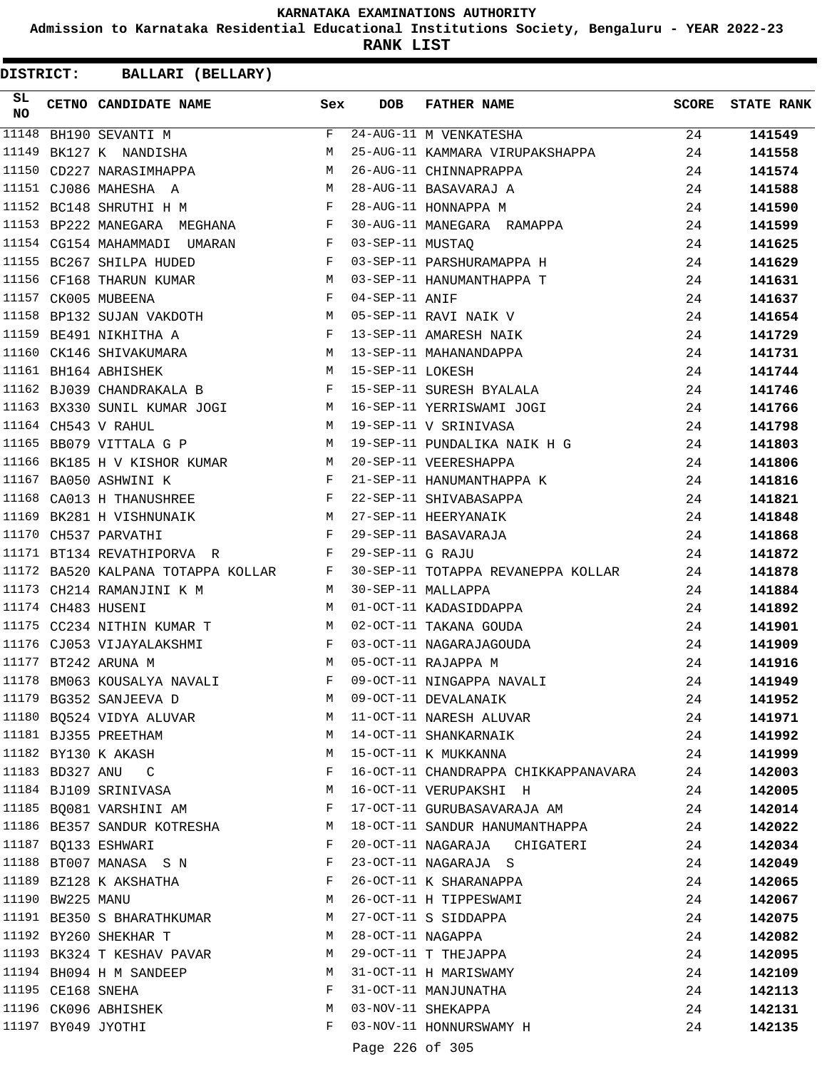# KARNATAKA EXAMINATIONS AUTHORITY

**Admission to Karnataka Residential Educational Institutions Society, Bengaluru - YEAR 2022-23**

**RANK LIST**

**DISTRICT: BALLARI (BELLARY)**

| SL NO | CETNO | CANDIDATE NAME | Sex | DOB | FATHER NAME | SCORE | STATE RANK |
|---|---|---|---|---|---|---|---|
| 11148 | BH190 | SEVANTI M | F | 24-AUG-11 | M VENKATESHA | 24 | **141549** |
| 11149 | BK127 | K NANDISHA | M | 25-AUG-11 | KAMMARA VIRUPAKSHAPPA | 24 | **141558** |
| 11150 | CD227 | NARASIMHAPPA | M | 26-AUG-11 | CHINNAPRAPPA | 24 | **141574** |
| 11151 | CJ086 | MAHESHA A | M | 28-AUG-11 | BASAVARAJ A | 24 | **141588** |
| 11152 | BC148 | SHRUTHI H M | F | 28-AUG-11 | HONNAPPA M | 24 | **141590** |
| 11153 | BP222 | MANEGARA MEGHANA | F | 30-AUG-11 | MANEGARA RAMAPPA | 24 | **141599** |
| 11154 | CG154 | MAHAMMADI UMARAN | F | 03-SEP-11 | MUSTAQ | 24 | **141625** |
| 11155 | BC267 | SHILPA HUDED | F | 03-SEP-11 | PARSHURAMAPPA H | 24 | **141629** |
| 11156 | CF168 | THARUN KUMAR | M | 03-SEP-11 | HANUMANTHAPPA T | 24 | **141631** |
| 11157 | CK005 | MUBEENA | F | 04-SEP-11 | ANIF | 24 | **141637** |
| 11158 | BP132 | SUJAN VAKDOTH | M | 05-SEP-11 | RAVI NAIK V | 24 | **141654** |
| 11159 | BE491 | NIKHITHA A | F | 13-SEP-11 | AMARESH NAIK | 24 | **141729** |
| 11160 | CK146 | SHIVAKUMARA | M | 13-SEP-11 | MAHANANDAPPA | 24 | **141731** |
| 11161 | BH164 | ABHISHEK | M | 15-SEP-11 | LOKESH | 24 | **141744** |
| 11162 | BJ039 | CHANDRAKALA B | F | 15-SEP-11 | SURESH BYALALA | 24 | **141746** |
| 11163 | BX330 | SUNIL KUMAR JOGI | M | 16-SEP-11 | YERRISWAMI JOGI | 24 | **141766** |
| 11164 | CH543 | V RAHUL | M | 19-SEP-11 | V SRINIVASA | 24 | **141798** |
| 11165 | BB079 | VITTALA G P | M | 19-SEP-11 | PUNDALIKA NAIK H G | 24 | **141803** |
| 11166 | BK185 | H V KISHOR KUMAR | M | 20-SEP-11 | VEERESHAPPA | 24 | **141806** |
| 11167 | BA050 | ASHWINI K | F | 21-SEP-11 | HANUMANTHAPPA K | 24 | **141816** |
| 11168 | CA013 | H THANUSHREE | F | 22-SEP-11 | SHIVABASAPPA | 24 | **141821** |
| 11169 | BK281 | H VISHNUNAIK | M | 27-SEP-11 | HEERYANAIK | 24 | **141848** |
| 11170 | CH537 | PARVATHI | F | 29-SEP-11 | BASAVARAJA | 24 | **141868** |
| 11171 | BT134 | REVATHIPORVA R | F | 29-SEP-11 | G RAJU | 24 | **141872** |
| 11172 | BA520 | KALPANA TOTAPPA KOLLAR | F | 30-SEP-11 | TOTAPPA REVANEPPA KOLLAR | 24 | **141878** |
| 11173 | CH214 | RAMANJINI K M | M | 30-SEP-11 | MALLAPPA | 24 | **141884** |
| 11174 | CH483 | HUSENI | M | 01-OCT-11 | KADASIDDAPPA | 24 | **141892** |
| 11175 | CC234 | NITHIN KUMAR T | M | 02-OCT-11 | TAKANA GOUDA | 24 | **141901** |
| 11176 | CJ053 | VIJAYALAKSHMI | F | 03-OCT-11 | NAGARAJAGOUDA | 24 | **141909** |
| 11177 | BT242 | ARUNA M | M | 05-OCT-11 | RAJAPPA M | 24 | **141916** |
| 11178 | BM063 | KOUSALYA NAVALI | F | 09-OCT-11 | NINGAPPA NAVALI | 24 | **141949** |
| 11179 | BG352 | SANJEEVA D | M | 09-OCT-11 | DEVALANAIK | 24 | **141952** |
| 11180 | BQ524 | VIDYA ALUVAR | M | 11-OCT-11 | NARESH ALUVAR | 24 | **141971** |
| 11181 | BJ355 | PREETHAM | M | 14-OCT-11 | SHANKARNAIK | 24 | **141992** |
| 11182 | BY130 | K AKASH | M | 15-OCT-11 | K MUKKANNA | 24 | **141999** |
| 11183 | BD327 | ANU C | F | 16-OCT-11 | CHANDRAPPA CHIKKAPPANAVARA | 24 | **142003** |
| 11184 | BJ109 | SRINIVASA | M | 16-OCT-11 | VERUPAKSHI H | 24 | **142005** |
| 11185 | BQ081 | VARSHINI AM | F | 17-OCT-11 | GURUBASAVARAJA AM | 24 | **142014** |
| 11186 | BE357 | SANDUR KOTRESHA | M | 18-OCT-11 | SANDUR HANUMANTHAPPA | 24 | **142022** |
| 11187 | BQ133 | ESHWARI | F | 20-OCT-11 | NAGARAJA CHIGATERI | 24 | **142034** |
| 11188 | BT007 | MANASA S N | F | 23-OCT-11 | NAGARAJA S | 24 | **142049** |
| 11189 | BZ128 | K AKSHATHA | F | 26-OCT-11 | K SHARANAPPA | 24 | **142065** |
| 11190 | BW225 | MANU | M | 26-OCT-11 | H TIPPESWAMI | 24 | **142067** |
| 11191 | BE350 | S BHARATHKUMAR | M | 27-OCT-11 | S SIDDAPPA | 24 | **142075** |
| 11192 | BY260 | SHEKHAR T | M | 28-OCT-11 | NAGAPPA | 24 | **142082** |
| 11193 | BK324 | T KESHAV PAVAR | M | 29-OCT-11 | T THEJAPPA | 24 | **142095** |
| 11194 | BH094 | H M SANDEEP | M | 31-OCT-11 | H MARISWAMY | 24 | **142109** |
| 11195 | CE168 | SNEHA | F | 31-OCT-11 | MANJUNATHA | 24 | **142113** |
| 11196 | CK096 | ABHISHEK | M | 03-NOV-11 | SHEKAPPA | 24 | **142131** |
| 11197 | BY049 | JYOTHI | F | 03-NOV-11 | HONNURSWAMY H | 24 | **142135** |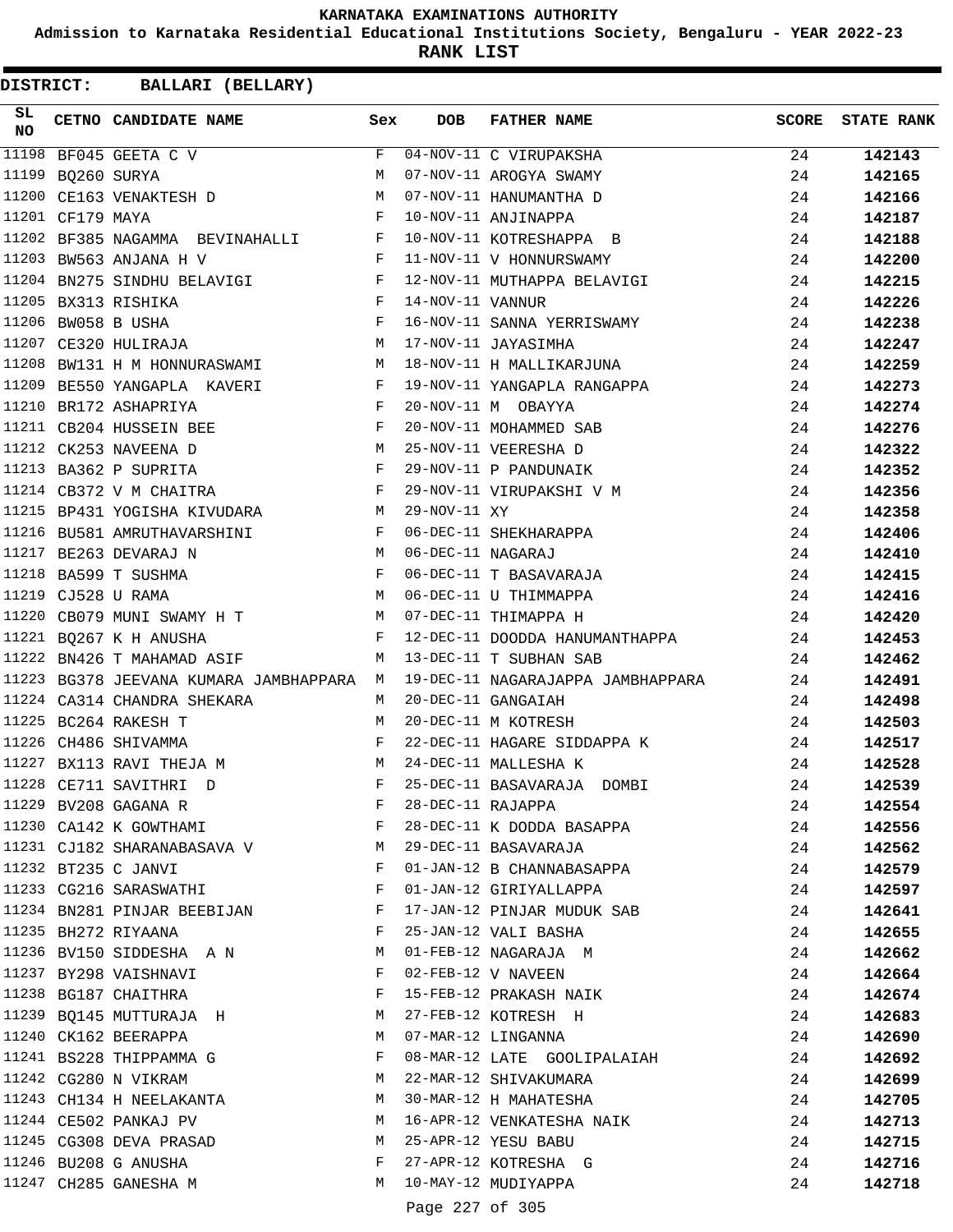# KARNATAKA EXAMINATIONS AUTHORITY

**Admission to Karnataka Residential Educational Institutions Society, Bengaluru - YEAR 2022-23**

**RANK LIST**

**DISTRICT: BALLARI (BELLARY)**

| SL NO | CETNO | CANDIDATE NAME | Sex | DOB | FATHER NAME | SCORE | STATE RANK |
|---|---|---|---|---|---|---|---|
| 11198 | BF045 | GEETA C V | F | 04-NOV-11 | C VIRUPAKSHA | 24 | 142143 |
| 11199 | BQ260 | SURYA | M | 07-NOV-11 | AROGYA SWAMY | 24 | 142165 |
| 11200 | CE163 | VENAKTESH D | M | 07-NOV-11 | HANUMANTHA D | 24 | 142166 |
| 11201 | CF179 | MAYA | F | 10-NOV-11 | ANJINAPPA | 24 | 142187 |
| 11202 | BF385 | NAGAMMA BEVINAHALLI | F | 10-NOV-11 | KOTRESHAPPA B | 24 | 142188 |
| 11203 | BW563 | ANJANA H V | F | 11-NOV-11 | V HONNURSWAMY | 24 | 142200 |
| 11204 | BN275 | SINDHU BELAVIGI | F | 12-NOV-11 | MUTHAPPA BELAVIGI | 24 | 142215 |
| 11205 | BX313 | RISHIKA | F | 14-NOV-11 | VANNUR | 24 | 142226 |
| 11206 | BW058 | B USHA | F | 16-NOV-11 | SANNA YERRISWAMY | 24 | 142238 |
| 11207 | CE320 | HULIRAJA | M | 17-NOV-11 | JAYASIMHA | 24 | 142247 |
| 11208 | BW131 | H M HONNURASWAMI | M | 18-NOV-11 | H MALLIKARJUNA | 24 | 142259 |
| 11209 | BE550 | YANGAPLA KAVERI | F | 19-NOV-11 | YANGAPLA RANGAPPA | 24 | 142273 |
| 11210 | BR172 | ASHAPRIYA | F | 20-NOV-11 | M OBAYYA | 24 | 142274 |
| 11211 | CB204 | HUSSEIN BEE | F | 20-NOV-11 | MOHAMMED SAB | 24 | 142276 |
| 11212 | CK253 | NAVEENA D | M | 25-NOV-11 | VEERESHA D | 24 | 142322 |
| 11213 | BA362 | P SUPRITA | F | 29-NOV-11 | P PANDUNAIK | 24 | 142352 |
| 11214 | CB372 | V M CHAITRA | F | 29-NOV-11 | VIRUPAKSHI V M | 24 | 142356 |
| 11215 | BP431 | YOGISHA KIVUDARA | M | 29-NOV-11 | XY | 24 | 142358 |
| 11216 | BU581 | AMRUTHAVARSHINI | F | 06-DEC-11 | SHEKHARAPPA | 24 | 142406 |
| 11217 | BE263 | DEVARAJ N | M | 06-DEC-11 | NAGARAJ | 24 | 142410 |
| 11218 | BA599 | T SUSHMA | F | 06-DEC-11 | T BASAVARAJA | 24 | 142415 |
| 11219 | CJ528 | U RAMA | M | 06-DEC-11 | U THIMMAPPA | 24 | 142416 |
| 11220 | CB079 | MUNI SWAMY H T | M | 07-DEC-11 | THIMAPPA H | 24 | 142420 |
| 11221 | BQ267 | K H ANUSHA | F | 12-DEC-11 | DOODDA HANUMANTHAPPA | 24 | 142453 |
| 11222 | BN426 | T MAHAMAD ASIF | M | 13-DEC-11 | T SUBHAN SAB | 24 | 142462 |
| 11223 | BG378 | JEEVANA KUMARA JAMBHAPPARA | M | 19-DEC-11 | NAGARAJAPPA JAMBHAPPARA | 24 | 142491 |
| 11224 | CA314 | CHANDRA SHEKARA | M | 20-DEC-11 | GANGAIAH | 24 | 142498 |
| 11225 | BC264 | RAKESH T | M | 20-DEC-11 | M KOTRESH | 24 | 142503 |
| 11226 | CH486 | SHIVAMMA | F | 22-DEC-11 | HAGARE SIDDAPPA K | 24 | 142517 |
| 11227 | BX113 | RAVI THEJA M | M | 24-DEC-11 | MALLESHA K | 24 | 142528 |
| 11228 | CE711 | SAVITHRI D | F | 25-DEC-11 | BASAVARAJA DOMBI | 24 | 142539 |
| 11229 | BV208 | GAGANA R | F | 28-DEC-11 | RAJAPPA | 24 | 142554 |
| 11230 | CA142 | K GOWTHAMI | F | 28-DEC-11 | K DODDA BASAPPA | 24 | 142556 |
| 11231 | CJ182 | SHARANABASAVA V | M | 29-DEC-11 | BASAVARAJA | 24 | 142562 |
| 11232 | BT235 | C JANVI | F | 01-JAN-12 | B CHANNABASAPPA | 24 | 142579 |
| 11233 | CG216 | SARASWATHI | F | 01-JAN-12 | GIRIYALLAPPA | 24 | 142597 |
| 11234 | BN281 | PINJAR BEEBIJAN | F | 17-JAN-12 | PINJAR MUDUK SAB | 24 | 142641 |
| 11235 | BH272 | RIYAANA | F | 25-JAN-12 | VALI BASHA | 24 | 142655 |
| 11236 | BV150 | SIDDESHA A N | M | 01-FEB-12 | NAGARAJA M | 24 | 142662 |
| 11237 | BY298 | VAISHNAVI | F | 02-FEB-12 | V NAVEEN | 24 | 142664 |
| 11238 | BG187 | CHAITHRA | F | 15-FEB-12 | PRAKASH NAIK | 24 | 142674 |
| 11239 | BQ145 | MUTTURAJA H | M | 27-FEB-12 | KOTRESH H | 24 | 142683 |
| 11240 | CK162 | BEERAPPA | M | 07-MAR-12 | LINGANNA | 24 | 142690 |
| 11241 | BS228 | THIPPAMMA G | F | 08-MAR-12 | LATE GOOLIPALAIAH | 24 | 142692 |
| 11242 | CG280 | N VIKRAM | M | 22-MAR-12 | SHIVAKUMARA | 24 | 142699 |
| 11243 | CH134 | H NEELAKANTA | M | 30-MAR-12 | H MAHATESHA | 24 | 142705 |
| 11244 | CE502 | PANKAJ PV | M | 16-APR-12 | VENKATESHA NAIK | 24 | 142713 |
| 11245 | CG308 | DEVA PRASAD | M | 25-APR-12 | YESU BABU | 24 | 142715 |
| 11246 | BU208 | G ANUSHA | F | 27-APR-12 | KOTRESHA G | 24 | 142716 |
| 11247 | CH285 | GANESHA M | M | 10-MAY-12 | MUDIYAPPA | 24 | 142718 |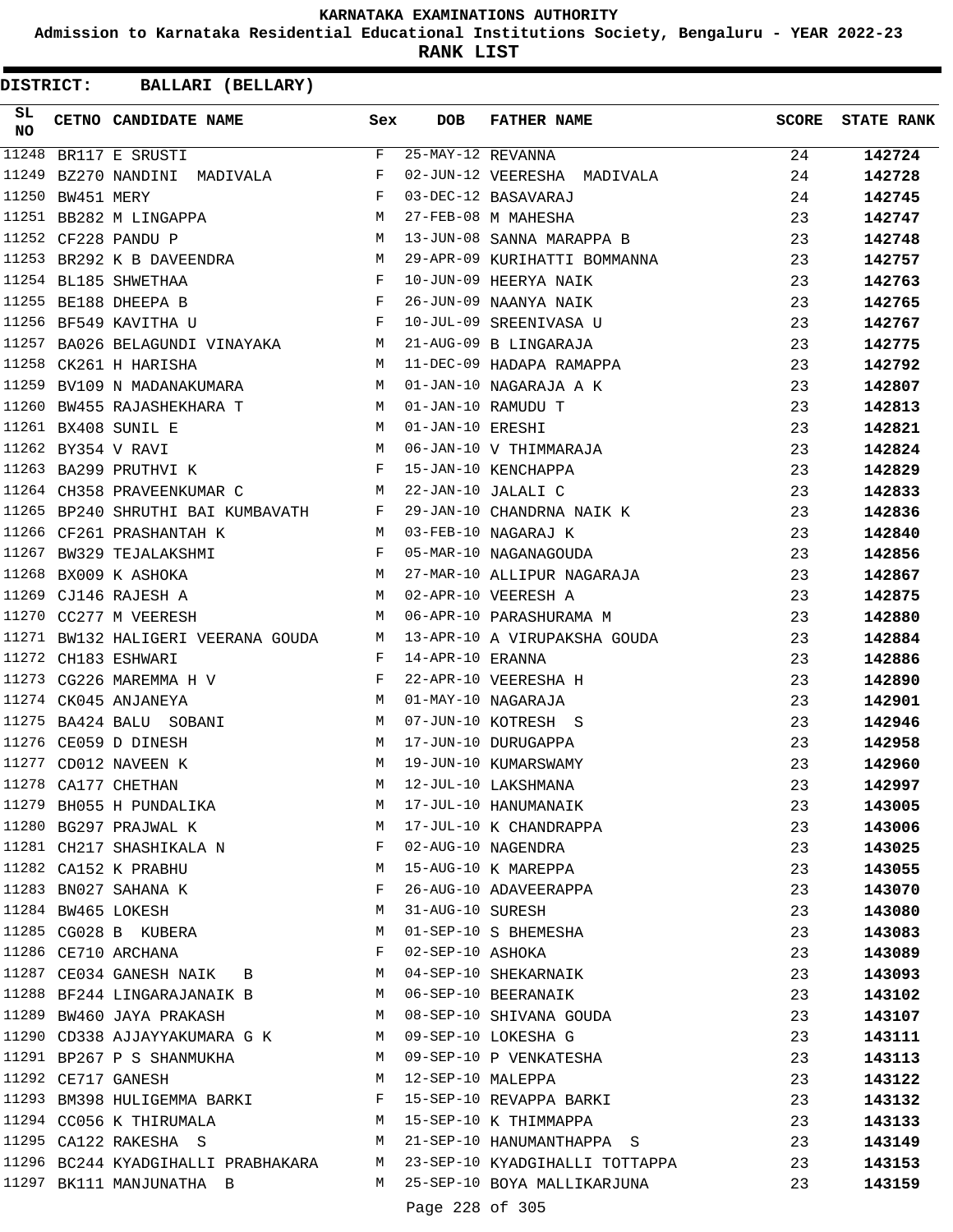# KARNATAKA EXAMINATIONS AUTHORITY

**Admission to Karnataka Residential Educational Institutions Society, Bengaluru - YEAR 2022-23**

**RANK LIST**

**DISTRICT: BALLARI (BELLARY)**

| SL NO | CETNO | CANDIDATE NAME | Sex | DOB | FATHER NAME | SCORE | STATE RANK |
|---|---|---|---|---|---|---|---|
| 11248 | BR117 | E SRUSTI | F | 25-MAY-12 | REVANNA | 24 | 142724 |
| 11249 | BZ270 | NANDINI MADIVALA | F | 02-JUN-12 | VEERESHA MADIVALA | 24 | 142728 |
| 11250 | BW451 | MERY | F | 03-DEC-12 | BASAVARAJ | 24 | 142745 |
| 11251 | BB282 | M LINGAPPA | M | 27-FEB-08 | M MAHESHA | 23 | 142747 |
| 11252 | CF228 | PANDU P | M | 13-JUN-08 | SANNA MARAPPA B | 23 | 142748 |
| 11253 | BR292 | K B DAVEENDRA | M | 29-APR-09 | KURIHATTI BOMMANNA | 23 | 142757 |
| 11254 | BL185 | SHWETHAA | F | 10-JUN-09 | HEERYA NAIK | 23 | 142763 |
| 11255 | BE188 | DHEEPA B | F | 26-JUN-09 | NAANYA NAIK | 23 | 142765 |
| 11256 | BF549 | KAVITHA U | F | 10-JUL-09 | SREENIVASA U | 23 | 142767 |
| 11257 | BA026 | BELAGUNDI VINAYAKA | M | 21-AUG-09 | B LINGARAJA | 23 | 142775 |
| 11258 | CK261 | H HARISHA | M | 11-DEC-09 | HADAPA RAMAPPA | 23 | 142792 |
| 11259 | BV109 | N MADANAKUMARA | M | 01-JAN-10 | NAGARAJA A K | 23 | 142807 |
| 11260 | BW455 | RAJASHEKHARA T | M | 01-JAN-10 | RAMUDU T | 23 | 142813 |
| 11261 | BX408 | SUNIL E | M | 01-JAN-10 | ERESHI | 23 | 142821 |
| 11262 | BY354 | V RAVI | M | 06-JAN-10 | V THIMMARAJA | 23 | 142824 |
| 11263 | BA299 | PRUTHVI K | F | 15-JAN-10 | KENCHAPPA | 23 | 142829 |
| 11264 | CH358 | PRAVEENKUMAR C | M | 22-JAN-10 | JALALI C | 23 | 142833 |
| 11265 | BP240 | SHRUTHI BAI KUMBAVATH | F | 29-JAN-10 | CHANDRNA NAIK K | 23 | 142836 |
| 11266 | CF261 | PRASHANTAH K | M | 03-FEB-10 | NAGARAJ K | 23 | 142840 |
| 11267 | BW329 | TEJALAKSHMI | F | 05-MAR-10 | NAGANAGOUDA | 23 | 142856 |
| 11268 | BX009 | K ASHOKA | M | 27-MAR-10 | ALLIPUR NAGARAJA | 23 | 142867 |
| 11269 | CJ146 | RAJESH A | M | 02-APR-10 | VEERESH A | 23 | 142875 |
| 11270 | CC277 | M VEERESH | M | 06-APR-10 | PARASHURAMA M | 23 | 142880 |
| 11271 | BW132 | HALIGERI VEERANA GOUDA | M | 13-APR-10 | A VIRUPAKSHA GOUDA | 23 | 142884 |
| 11272 | CH183 | ESHWARI | F | 14-APR-10 | ERANNA | 23 | 142886 |
| 11273 | CG226 | MAREMMA H V | F | 22-APR-10 | VEERESHA H | 23 | 142890 |
| 11274 | CK045 | ANJANEYA | M | 01-MAY-10 | NAGARAJA | 23 | 142901 |
| 11275 | BA424 | BALU SOBANI | M | 07-JUN-10 | KOTRESH S | 23 | 142946 |
| 11276 | CE059 | D DINESH | M | 17-JUN-10 | DURUGAPPA | 23 | 142958 |
| 11277 | CD012 | NAVEEN K | M | 19-JUN-10 | KUMARSWAMY | 23 | 142960 |
| 11278 | CA177 | CHETHAN | M | 12-JUL-10 | LAKSHMANA | 23 | 142997 |
| 11279 | BH055 | H PUNDALIKA | M | 17-JUL-10 | HANUMANAIK | 23 | 143005 |
| 11280 | BG297 | PRAJWAL K | M | 17-JUL-10 | K CHANDRAPPA | 23 | 143006 |
| 11281 | CH217 | SHASHIKALA N | F | 02-AUG-10 | NAGENDRA | 23 | 143025 |
| 11282 | CA152 | K PRABHU | M | 15-AUG-10 | K MAREPPA | 23 | 143055 |
| 11283 | BN027 | SAHANA K | F | 26-AUG-10 | ADAVEERAPPA | 23 | 143070 |
| 11284 | BW465 | LOKESH | M | 31-AUG-10 | SURESH | 23 | 143080 |
| 11285 | CG028 | B KUBERA | M | 01-SEP-10 | S BHEMESHA | 23 | 143083 |
| 11286 | CE710 | ARCHANA | F | 02-SEP-10 | ASHOKA | 23 | 143089 |
| 11287 | CE034 | GANESH NAIK B | M | 04-SEP-10 | SHEKARNAIK | 23 | 143093 |
| 11288 | BF244 | LINGARAJANAIK B | M | 06-SEP-10 | BEERANAIK | 23 | 143102 |
| 11289 | BW460 | JAYA PRAKASH | M | 08-SEP-10 | SHIVANA GOUDA | 23 | 143107 |
| 11290 | CD338 | AJJAYYAKUMARA G K | M | 09-SEP-10 | LOKESHA G | 23 | 143111 |
| 11291 | BP267 | P S SHANMUKHA | M | 09-SEP-10 | P VENKATESHA | 23 | 143113 |
| 11292 | CE717 | GANESH | M | 12-SEP-10 | MALEPPA | 23 | 143122 |
| 11293 | BM398 | HULIGEMMA BARKI | F | 15-SEP-10 | REVAPPA BARKI | 23 | 143132 |
| 11294 | CC056 | K THIRUMALA | M | 15-SEP-10 | K THIMMAPPA | 23 | 143133 |
| 11295 | CA122 | RAKESHA S | M | 21-SEP-10 | HANUMANTHAPPA S | 23 | 143149 |
| 11296 | BC244 | KYADGIHALLI PRABHAKARA | M | 23-SEP-10 | KYADGIHALLI TOTTAPPA | 23 | 143153 |
| 11297 | BK111 | MANJUNATHA B | M | 25-SEP-10 | BOYA MALLIKARJUNA | 23 | 143159 |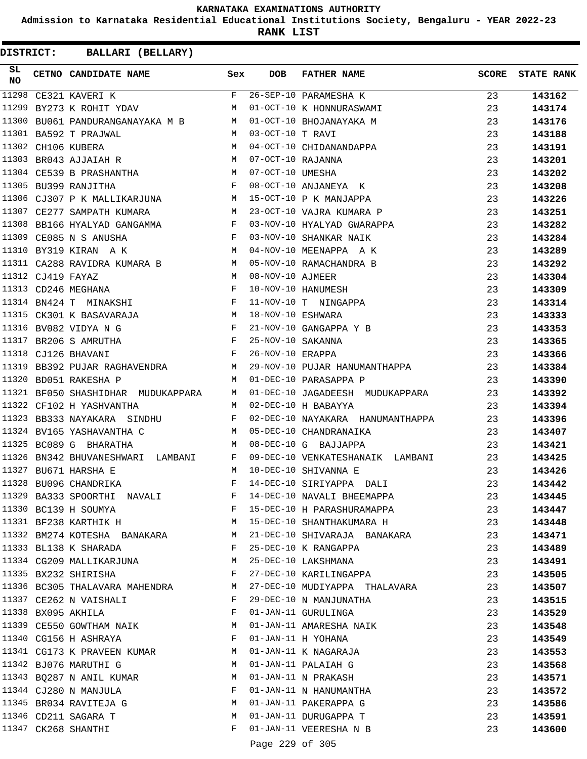KARNATAKA EXAMINATIONS AUTHORITY

Admission to Karnataka Residential Educational Institutions Society, Bengaluru - YEAR 2022-23

**RANK LIST**

**DISTRICT: BALLARI (BELLARY)**

| SL NO | CETNO | CANDIDATE NAME | Sex | DOB | FATHER NAME | SCORE | STATE RANK |
|---|---|---|---|---|---|---|---|
| 11298 | CE321 | KAVERI K | F | 26-SEP-10 | PARAMESHA K | 23 | 143162 |
| 11299 | BY273 | K ROHIT YDAV | M | 01-OCT-10 | K HONNURASWAMI | 23 | 143174 |
| 11300 | BU061 | PANDURANGANAYAKA M B | M | 01-OCT-10 | BHOJANAYAKA M | 23 | 143176 |
| 11301 | BA592 | T PRAJWAL | M | 03-OCT-10 | T RAVI | 23 | 143188 |
| 11302 | CH106 | KUBERA | M | 04-OCT-10 | CHIDANANDAPPA | 23 | 143191 |
| 11303 | BR043 | AJJAIAH R | M | 07-OCT-10 | RAJANNA | 23 | 143201 |
| 11304 | CE539 | B PRASHANTHA | M | 07-OCT-10 | UMESHA | 23 | 143202 |
| 11305 | BU399 | RANJITHA | F | 08-OCT-10 | ANJANEYA K | 23 | 143208 |
| 11306 | CJ307 | P K MALLIKARJUNA | M | 15-OCT-10 | P K MANJAPPA | 23 | 143226 |
| 11307 | CE277 | SAMPATH KUMARA | M | 23-OCT-10 | VAJRA KUMARA P | 23 | 143251 |
| 11308 | BB166 | HYALYAD GANGAMMA | F | 03-NOV-10 | HYALYAD GWARAPPA | 23 | 143282 |
| 11309 | CE085 | N S ANUSHA | F | 03-NOV-10 | SHANKAR NAIK | 23 | 143284 |
| 11310 | BY319 | KIRAN A K | M | 04-NOV-10 | MEENAPPA A K | 23 | 143289 |
| 11311 | CA288 | RAVIDRA KUMARA B | M | 05-NOV-10 | RAMACHANDRA B | 23 | 143292 |
| 11312 | CJ419 | FAYAZ | M | 08-NOV-10 | AJMEER | 23 | 143304 |
| 11313 | CD246 | MEGHANA | F | 10-NOV-10 | HANUMESH | 23 | 143309 |
| 11314 | BN424 | T MINAKSHI | F | 11-NOV-10 | T NINGAPPA | 23 | 143314 |
| 11315 | CK301 | K BASAVARAJA | M | 18-NOV-10 | ESHWARA | 23 | 143333 |
| 11316 | BV082 | VIDYA N G | F | 21-NOV-10 | GANGAPPA Y B | 23 | 143353 |
| 11317 | BR206 | S AMRUTHA | F | 25-NOV-10 | SAKANNA | 23 | 143365 |
| 11318 | CJ126 | BHAVANI | F | 26-NOV-10 | ERAPPA | 23 | 143366 |
| 11319 | BB392 | PUJAR RAGHAVENDRA | M | 29-NOV-10 | PUJAR HANUMANTHAPPA | 23 | 143384 |
| 11320 | BD051 | RAKESHA P | M | 01-DEC-10 | PARASAPPA P | 23 | 143390 |
| 11321 | BF050 | SHASHIDHAR MUDUKAPPARA | M | 01-DEC-10 | JAGADEESH MUDUKAPPARA | 23 | 143392 |
| 11322 | CF102 | H YASHVANTHA | M | 02-DEC-10 | H BABAYYA | 23 | 143394 |
| 11323 | BB333 | NAYAKARA SINDHU | F | 02-DEC-10 | NAYAKARA HANUMANTHAPPA | 23 | 143396 |
| 11324 | BV165 | YASHAVANTHA C | M | 05-DEC-10 | CHANDRANAIKA | 23 | 143407 |
| 11325 | BC089 | G BHARATHA | M | 08-DEC-10 | G BAJJAPPA | 23 | 143421 |
| 11326 | BN342 | BHUVANESHWARI LAMBANI | F | 09-DEC-10 | VENKATESHANAIK LAMBANI | 23 | 143425 |
| 11327 | BU671 | HARSHA E | M | 10-DEC-10 | SHIVANNA E | 23 | 143426 |
| 11328 | BU096 | CHANDRIKA | F | 14-DEC-10 | SIRIYAPPA DALI | 23 | 143442 |
| 11329 | BA333 | SPOORTHI NAVALI | F | 14-DEC-10 | NAVALI BHEEMAPPA | 23 | 143445 |
| 11330 | BC139 | H SOUMYA | F | 15-DEC-10 | H PARASHURAMAPPA | 23 | 143447 |
| 11331 | BF238 | KARTHIK H | M | 15-DEC-10 | SHANTHAKUMARA H | 23 | 143448 |
| 11332 | BM274 | KOTESHA BANAKARA | M | 21-DEC-10 | SHIVARAJA BANAKARA | 23 | 143471 |
| 11333 | BL138 | K SHARADA | F | 25-DEC-10 | K RANGAPPA | 23 | 143489 |
| 11334 | CG209 | MALLIKARJUNA | M | 25-DEC-10 | LAKSHMANA | 23 | 143491 |
| 11335 | BX232 | SHIRISHA | F | 27-DEC-10 | KARILINGAPPA | 23 | 143505 |
| 11336 | BC305 | THALAVARA MAHENDRA | M | 27-DEC-10 | MUDIYAPPA THALAVARA | 23 | 143507 |
| 11337 | CE262 | N VAISHALI | F | 29-DEC-10 | N MANJUNATHA | 23 | 143515 |
| 11338 | BX095 | AKHILA | F | 01-JAN-11 | GURULINGA | 23 | 143529 |
| 11339 | CE550 | GOWTHAM NAIK | M | 01-JAN-11 | AMARESHA NAIK | 23 | 143548 |
| 11340 | CG156 | H ASHRAYA | F | 01-JAN-11 | H YOHANA | 23 | 143549 |
| 11341 | CG173 | K PRAVEEN KUMAR | M | 01-JAN-11 | K NAGARAJA | 23 | 143553 |
| 11342 | BJ076 | MARUTHI G | M | 01-JAN-11 | PALAIAH G | 23 | 143568 |
| 11343 | BQ287 | N ANIL KUMAR | M | 01-JAN-11 | N PRAKASH | 23 | 143571 |
| 11344 | CJ280 | N MANJULA | F | 01-JAN-11 | N HANUMANTHA | 23 | 143572 |
| 11345 | BR034 | RAVITEJA G | M | 01-JAN-11 | PAKERAPPA G | 23 | 143586 |
| 11346 | CD211 | SAGARA T | M | 01-JAN-11 | DURUGAPPA T | 23 | 143591 |
| 11347 | CK268 | SHANTHI | F | 01-JAN-11 | VEERESHA N B | 23 | 143600 |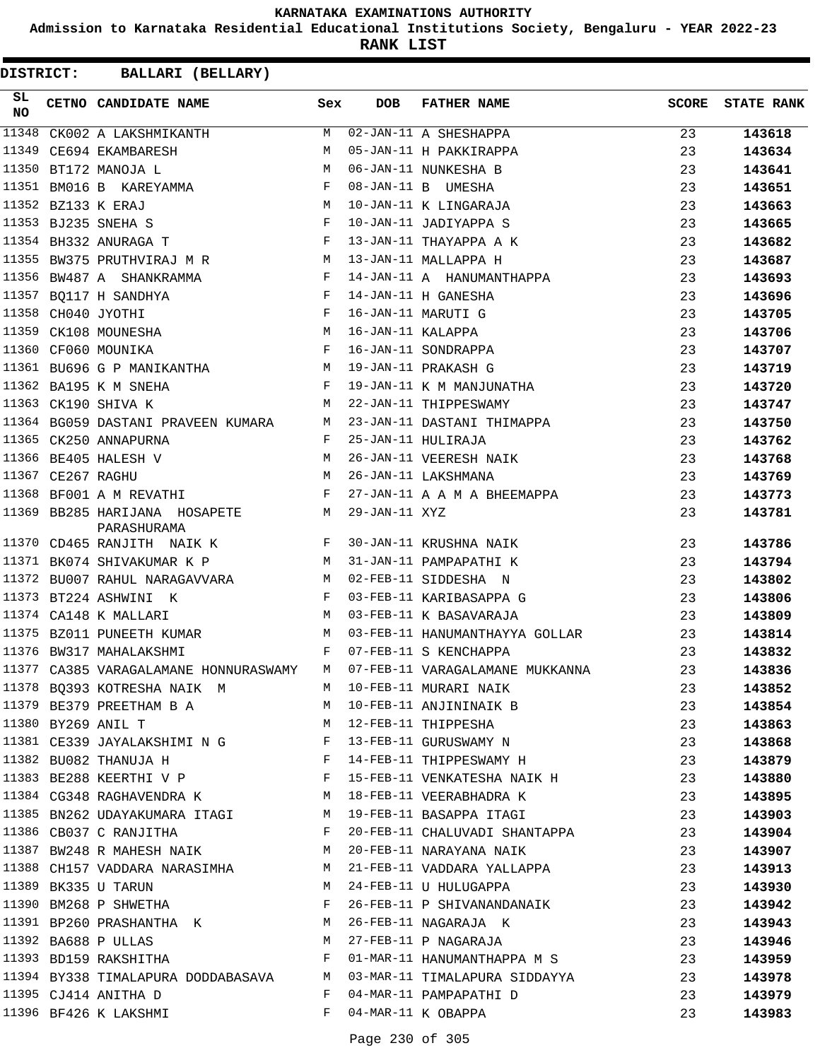KARNATAKA EXAMINATIONS AUTHORITY

Admission to Karnataka Residential Educational Institutions Society, Bengaluru - YEAR 2022-23

**RANK LIST**

**DISTRICT: BALLARI (BELLARY)**

| SL NO | CETNO | CANDIDATE NAME | Sex | DOB | FATHER NAME | SCORE | STATE RANK |
|---|---|---|---|---|---|---|---|
| 11348 | CK002 | A LAKSHMIKANTH | M | 02-JAN-11 | A SHESHAPPA | 23 | **143618** |
| 11349 | CE694 | EKAMBARESH | M | 05-JAN-11 | H PAKKIRAPPA | 23 | **143634** |
| 11350 | BT172 | MANOJA L | M | 06-JAN-11 | NUNKESHA B | 23 | **143641** |
| 11351 | BM016 | B KAREYAMMA | F | 08-JAN-11 | B UMESHA | 23 | **143651** |
| 11352 | BZ133 | K ERAJ | M | 10-JAN-11 | K LINGARAJA | 23 | **143663** |
| 11353 | BJ235 | SNEHA S | F | 10-JAN-11 | JADIYAPPA S | 23 | **143665** |
| 11354 | BH332 | ANURAGA T | F | 13-JAN-11 | THAYAPPA A K | 23 | **143682** |
| 11355 | BW375 | PRUTHVIRAJ M R | M | 13-JAN-11 | MALLAPPA H | 23 | **143687** |
| 11356 | BW487 | A SHANKRAMMA | F | 14-JAN-11 | A HANUMANTHAPPA | 23 | **143693** |
| 11357 | BQ117 | H SANDHYA | F | 14-JAN-11 | H GANESHA | 23 | **143696** |
| 11358 | CH040 | JYOTHI | F | 16-JAN-11 | MARUTI G | 23 | **143705** |
| 11359 | CK108 | MOUNESHA | M | 16-JAN-11 | KALAPPA | 23 | **143706** |
| 11360 | CF060 | MOUNIKA | F | 16-JAN-11 | SONDRAPPA | 23 | **143707** |
| 11361 | BU696 | G P MANIKANTHA | M | 19-JAN-11 | PRAKASH G | 23 | **143719** |
| 11362 | BA195 | K M SNEHA | F | 19-JAN-11 | K M MANJUNATHA | 23 | **143720** |
| 11363 | CK190 | SHIVA K | M | 22-JAN-11 | THIPPESWAMY | 23 | **143747** |
| 11364 | BG059 | DASTANI PRAVEEN KUMARA | M | 23-JAN-11 | DASTANI THIMAPPA | 23 | **143750** |
| 11365 | CK250 | ANNAPURNA | F | 25-JAN-11 | HULIRAJA | 23 | **143762** |
| 11366 | BE405 | HALESH V | M | 26-JAN-11 | VEERESH NAIK | 23 | **143768** |
| 11367 | CE267 | RAGHU | M | 26-JAN-11 | LAKSHMANA | 23 | **143769** |
| 11368 | BF001 | A M REVATHI | F | 27-JAN-11 | A A M A BHEEMAPPA | 23 | **143773** |
| 11369 | BB285 | HARIJANA HOSAPETE PARASHURAMA | M | 29-JAN-11 | XYZ | 23 | **143781** |
| 11370 | CD465 | RANJITH NAIK K | F | 30-JAN-11 | KRUSHNA NAIK | 23 | **143786** |
| 11371 | BK074 | SHIVAKUMAR K P | M | 31-JAN-11 | PAMPAPATHI K | 23 | **143794** |
| 11372 | BU007 | RAHUL NARAGAVVARA | M | 02-FEB-11 | SIDDESHA N | 23 | **143802** |
| 11373 | BT224 | ASHWINI K | F | 03-FEB-11 | KARIBASAPPA G | 23 | **143806** |
| 11374 | CA148 | K MALLARI | M | 03-FEB-11 | K BASAVARAJA | 23 | **143809** |
| 11375 | BZ011 | PUNEETH KUMAR | M | 03-FEB-11 | HANUMANTHAYYA GOLLAR | 23 | **143814** |
| 11376 | BW317 | MAHALAKSHMI | F | 07-FEB-11 | S KENCHAPPA | 23 | **143832** |
| 11377 | CA385 | VARAGALAMANE HONNURASWAMY | M | 07-FEB-11 | VARAGALAMANE MUKKANNA | 23 | **143836** |
| 11378 | BQ393 | KOTRESHA NAIK M | M | 10-FEB-11 | MURARI NAIK | 23 | **143852** |
| 11379 | BE379 | PREETHAM B A | M | 10-FEB-11 | ANJININAIK B | 23 | **143854** |
| 11380 | BY269 | ANIL T | M | 12-FEB-11 | THIPPESHA | 23 | **143863** |
| 11381 | CE339 | JAYALAKSHIMI N G | F | 13-FEB-11 | GURUSWAMY N | 23 | **143868** |
| 11382 | BU082 | THANUJA H | F | 14-FEB-11 | THIPPESWAMY H | 23 | **143879** |
| 11383 | BE288 | KEERTHI V P | F | 15-FEB-11 | VENKATESHA NAIK H | 23 | **143880** |
| 11384 | CG348 | RAGHAVENDRA K | M | 18-FEB-11 | VEERABHADRA K | 23 | **143895** |
| 11385 | BN262 | UDAYAKUMARA ITAGI | M | 19-FEB-11 | BASAPPA ITAGI | 23 | **143903** |
| 11386 | CB037 | C RANJITHA | F | 20-FEB-11 | CHALUVADI SHANTAPPA | 23 | **143904** |
| 11387 | BW248 | R MAHESH NAIK | M | 20-FEB-11 | NARAYANA NAIK | 23 | **143907** |
| 11388 | CH157 | VADDARA NARASIMHA | M | 21-FEB-11 | VADDARA YALLAPPA | 23 | **143913** |
| 11389 | BK335 | U TARUN | M | 24-FEB-11 | U HULUGAPPA | 23 | **143930** |
| 11390 | BM268 | P SHWETHA | F | 26-FEB-11 | P SHIVANANDANAIK | 23 | **143942** |
| 11391 | BP260 | PRASHANTHA K | M | 26-FEB-11 | NAGARAJA K | 23 | **143943** |
| 11392 | BA688 | P ULLAS | M | 27-FEB-11 | P NAGARAJA | 23 | **143946** |
| 11393 | BD159 | RAKSHITHA | F | 01-MAR-11 | HANUMANTHAPPA M S | 23 | **143959** |
| 11394 | BY338 | TIMALAPURA DODDABASAVA | M | 03-MAR-11 | TIMALAPURA SIDDAYYA | 23 | **143978** |
| 11395 | CJ414 | ANITHA D | F | 04-MAR-11 | PAMPAPATHI D | 23 | **143979** |
| 11396 | BF426 | K LAKSHMI | F | 04-MAR-11 | K OBAPPA | 23 | **143983** |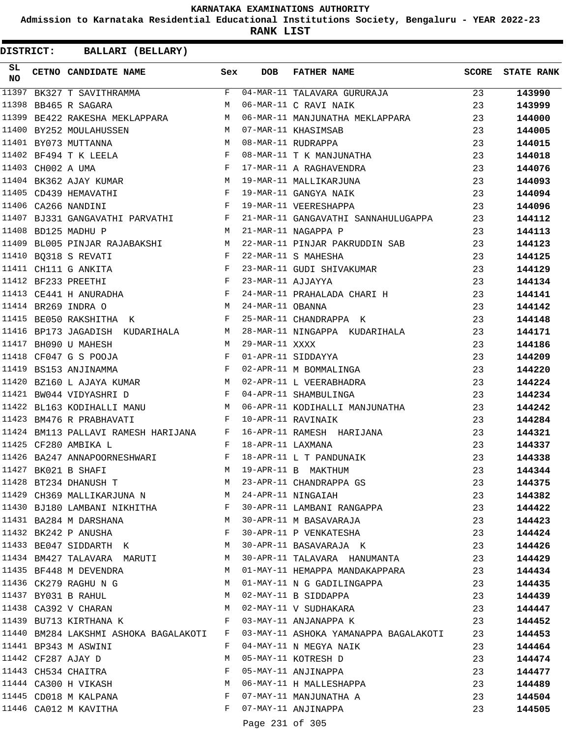KARNATAKA EXAMINATIONS AUTHORITY

Admission to Karnataka Residential Educational Institutions Society, Bengaluru - YEAR 2022-23

**RANK LIST**

**DISTRICT: BALLARI (BELLARY)**

| SL NO | CETNO | CANDIDATE NAME | Sex | DOB | FATHER NAME | SCORE | STATE RANK |
|---|---|---|---|---|---|---|---|
| 11397 | BK327 | T SAVITHRAMMA | F | 04-MAR-11 | TALAVARA GURURAJA | 23 | **143990** |
| 11398 | BB465 | R SAGARA | M | 06-MAR-11 | C RAVI NAIK | 23 | **143999** |
| 11399 | BE422 | RAKESHA MEKLAPPARA | M | 06-MAR-11 | MANJUNATHA MEKLAPPARA | 23 | **144000** |
| 11400 | BY252 | MOULAHUSSEN | M | 07-MAR-11 | KHASIMSAB | 23 | **144005** |
| 11401 | BY073 | MUTTANNA | M | 08-MAR-11 | RUDRAPPA | 23 | **144015** |
| 11402 | BF494 | T K LEELA | F | 08-MAR-11 | T K MANJUNATHA | 23 | **144018** |
| 11403 | CH002 | A UMA | F | 17-MAR-11 | A RAGHAVENDRA | 23 | **144076** |
| 11404 | BK362 | AJAY KUMAR | M | 19-MAR-11 | MALLIKARJUNA | 23 | **144093** |
| 11405 | CD439 | HEMAVATHI | F | 19-MAR-11 | GANGYA NAIK | 23 | **144094** |
| 11406 | CA266 | NANDINI | F | 19-MAR-11 | VEERESHAPPA | 23 | **144096** |
| 11407 | BJ331 | GANGAVATHI PARVATHI | F | 21-MAR-11 | GANGAVATHI SANNAHULUGAPPA | 23 | **144112** |
| 11408 | BD125 | MADHU P | M | 21-MAR-11 | NAGAPPA P | 23 | **144113** |
| 11409 | BL005 | PINJAR RAJABAKSHI | M | 22-MAR-11 | PINJAR PAKRUDDIN SAB | 23 | **144123** |
| 11410 | BQ318 | S REVATI | F | 22-MAR-11 | S MAHESHA | 23 | **144125** |
| 11411 | CH111 | G ANKITA | F | 23-MAR-11 | GUDI SHIVAKUMAR | 23 | **144129** |
| 11412 | BF233 | PREETHI | F | 23-MAR-11 | AJJAYYA | 23 | **144134** |
| 11413 | CE441 | H ANURADHA | F | 24-MAR-11 | PRAHALADA CHARI H | 23 | **144141** |
| 11414 | BR269 | INDRA O | M | 24-MAR-11 | OBANNA | 23 | **144142** |
| 11415 | BE050 | RAKSHITHA K | F | 25-MAR-11 | CHANDRAPPA K | 23 | **144148** |
| 11416 | BP173 | JAGADISH KUDARIHALA | M | 28-MAR-11 | NINGAPPA KUDARIHALA | 23 | **144171** |
| 11417 | BH090 | U MAHESH | M | 29-MAR-11 | XXXX | 23 | **144186** |
| 11418 | CF047 | G S POOJA | F | 01-APR-11 | SIDDAYYA | 23 | **144209** |
| 11419 | BS153 | ANJINAMMA | F | 02-APR-11 | M BOMMALINGA | 23 | **144220** |
| 11420 | BZ160 | L AJAYA KUMAR | M | 02-APR-11 | L VEERABHADRA | 23 | **144224** |
| 11421 | BW044 | VIDYASHRI D | F | 04-APR-11 | SHAMBULINGA | 23 | **144234** |
| 11422 | BL163 | KODIHALLI MANU | M | 06-APR-11 | KODIHALLI MANJUNATHA | 23 | **144242** |
| 11423 | BM476 | R PRABHAVATI | F | 10-APR-11 | RAVINAIK | 23 | **144284** |
| 11424 | BM113 | PALLAVI RAMESH HARIJANA | F | 16-APR-11 | RAMESH HARIJANA | 23 | **144321** |
| 11425 | CF280 | AMBIKA L | F | 18-APR-11 | LAXMANA | 23 | **144337** |
| 11426 | BA247 | ANNAPOORNESHWARI | F | 18-APR-11 | L T PANDUNAIK | 23 | **144338** |
| 11427 | BK021 | B SHAFI | M | 19-APR-11 | B MAKTHUM | 23 | **144344** |
| 11428 | BT234 | DHANUSH T | M | 23-APR-11 | CHANDRAPPA GS | 23 | **144375** |
| 11429 | CH369 | MALLIKARJUNA N | M | 24-APR-11 | NINGAIAH | 23 | **144382** |
| 11430 | BJ180 | LAMBANI NIKHITHA | F | 30-APR-11 | LAMBANI RANGAPPA | 23 | **144422** |
| 11431 | BA284 | M DARSHANA | M | 30-APR-11 | M BASAVARAJA | 23 | **144423** |
| 11432 | BK242 | P ANUSHA | F | 30-APR-11 | P VENKATESHA | 23 | **144424** |
| 11433 | BE047 | SIDDARTH K | M | 30-APR-11 | BASAVARAJA K | 23 | **144426** |
| 11434 | BM427 | TALAVARA MARUTI | M | 30-APR-11 | TALAVARA HANUMANTA | 23 | **144429** |
| 11435 | BF448 | M DEVENDRA | M | 01-MAY-11 | HEMAPPA MANDAKAPPARA | 23 | **144434** |
| 11436 | CK279 | RAGHU N G | M | 01-MAY-11 | N G GADILINGAPPA | 23 | **144435** |
| 11437 | BY031 | B RAHUL | M | 02-MAY-11 | B SIDDAPPA | 23 | **144439** |
| 11438 | CA392 | V CHARAN | M | 02-MAY-11 | V SUDHAKARA | 23 | **144447** |
| 11439 | BU713 | KIRTHANA K | F | 03-MAY-11 | ANJANAPPA K | 23 | **144452** |
| 11440 | BM284 | LAKSHMI ASHOKA BAGALAKOTI | F | 03-MAY-11 | ASHOKA YAMANAPPA BAGALAKOTI | 23 | **144453** |
| 11441 | BP343 | M ASWINI | F | 04-MAY-11 | N MEGYA NAIK | 23 | **144464** |
| 11442 | CF287 | AJAY D | M | 05-MAY-11 | KOTRESH D | 23 | **144474** |
| 11443 | CH534 | CHAITRA | F | 05-MAY-11 | ANJINAPPA | 23 | **144477** |
| 11444 | CA300 | H VIKASH | M | 06-MAY-11 | H MALLESHAPPA | 23 | **144489** |
| 11445 | CD018 | M KALPANA | F | 07-MAY-11 | MANJUNATHA A | 23 | **144504** |
| 11446 | CA012 | M KAVITHA | F | 07-MAY-11 | ANJINAPPA | 23 | **144505** |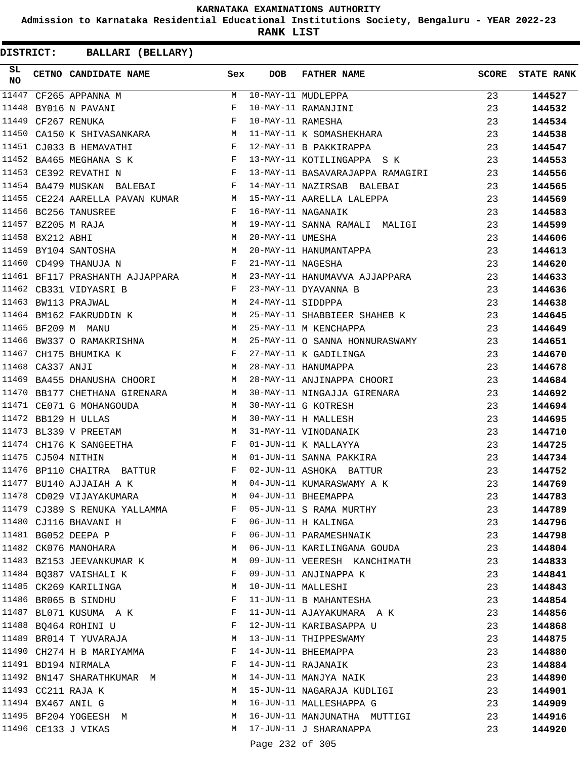# KARNATAKA EXAMINATIONS AUTHORITY

**Admission to Karnataka Residential Educational Institutions Society, Bengaluru - YEAR 2022-23**

**RANK LIST**

**DISTRICT: BALLARI (BELLARY)**

| SL NO | CETNO | CANDIDATE NAME | Sex | DOB | FATHER NAME | SCORE | STATE RANK |
|---|---|---|---|---|---|---|---|
| 11447 | CF265 | APPANNA M | M | 10-MAY-11 | MUDLEPPA | 23 | **144527** |
| 11448 | BY016 | N PAVANI | F | 10-MAY-11 | RAMANJINI | 23 | **144532** |
| 11449 | CF267 | RENUKA | F | 10-MAY-11 | RAMESHA | 23 | **144534** |
| 11450 | CA150 | K SHIVASANKARA | M | 11-MAY-11 | K SOMASHEKHARA | 23 | **144538** |
| 11451 | CJ033 | B HEMAVATHI | F | 12-MAY-11 | B PAKKIRAPPA | 23 | **144547** |
| 11452 | BA465 | MEGHANA S K | F | 13-MAY-11 | KOTILINGAPPA S K | 23 | **144553** |
| 11453 | CE392 | REVATHI N | F | 13-MAY-11 | BASAVARAJAPPA RAMAGIRI | 23 | **144556** |
| 11454 | BA479 | MUSKAN BALEBAI | F | 14-MAY-11 | NAZIRSAB BALEBAI | 23 | **144565** |
| 11455 | CE224 | AARELLA PAVAN KUMAR | M | 15-MAY-11 | AARELLA LALEPPA | 23 | **144569** |
| 11456 | BC256 | TANUSREE | F | 16-MAY-11 | NAGANAIK | 23 | **144583** |
| 11457 | BZ205 | M RAJA | M | 19-MAY-11 | SANNA RAMALI MALIGI | 23 | **144599** |
| 11458 | BX212 | ABHI | M | 20-MAY-11 | UMESHA | 23 | **144606** |
| 11459 | BY104 | SANTOSHA | M | 20-MAY-11 | HANUMANTAPPA | 23 | **144613** |
| 11460 | CD499 | THANUJA N | F | 21-MAY-11 | NAGESHA | 23 | **144620** |
| 11461 | BF117 | PRASHANTH AJJAPPARA | M | 23-MAY-11 | HANUMAVVA AJJAPPARA | 23 | **144633** |
| 11462 | CB331 | VIDYASRI B | F | 23-MAY-11 | DYAVANNA B | 23 | **144636** |
| 11463 | BW113 | PRAJWAL | M | 24-MAY-11 | SIDDPPA | 23 | **144638** |
| 11464 | BM162 | FAKRUDDIN K | M | 25-MAY-11 | SHABBIEER SHAHEB K | 23 | **144645** |
| 11465 | BF209 | M MANU | M | 25-MAY-11 | M KENCHAPPA | 23 | **144649** |
| 11466 | BW337 | O RAMAKRISHNA | M | 25-MAY-11 | O SANNA HONNURASWAMY | 23 | **144651** |
| 11467 | CH175 | BHUMIKA K | F | 27-MAY-11 | K GADILINGA | 23 | **144670** |
| 11468 | CA337 | ANJI | M | 28-MAY-11 | HANUMAPPA | 23 | **144678** |
| 11469 | BA455 | DHANUSHA CHOORI | M | 28-MAY-11 | ANJINAPPA CHOORI | 23 | **144684** |
| 11470 | BB177 | CHETHANA GIRENARA | M | 30-MAY-11 | NINGAJJA GIRENARA | 23 | **144692** |
| 11471 | CE071 | G MOHANGOUDA | M | 30-MAY-11 | G KOTRESH | 23 | **144694** |
| 11472 | BB129 | H ULLAS | M | 30-MAY-11 | H MALLESH | 23 | **144695** |
| 11473 | BL339 | V PREETAM | M | 31-MAY-11 | VINODANAIK | 23 | **144710** |
| 11474 | CH176 | K SANGEETHA | F | 01-JUN-11 | K MALLAYYA | 23 | **144725** |
| 11475 | CJ504 | NITHIN | M | 01-JUN-11 | SANNA PAKKIRA | 23 | **144734** |
| 11476 | BP110 | CHAITRA BATTUR | F | 02-JUN-11 | ASHOKA BATTUR | 23 | **144752** |
| 11477 | BU140 | AJJAIAH A K | M | 04-JUN-11 | KUMARASWAMY A K | 23 | **144769** |
| 11478 | CD029 | VIJAYAKUMARA | M | 04-JUN-11 | BHEEMAPPA | 23 | **144783** |
| 11479 | CJ389 | S RENUKA YALLAMMA | F | 05-JUN-11 | S RAMA MURTHY | 23 | **144789** |
| 11480 | CJ116 | BHAVANI H | F | 06-JUN-11 | H KALINGA | 23 | **144796** |
| 11481 | BG052 | DEEPA P | F | 06-JUN-11 | PARAMESHNAIK | 23 | **144798** |
| 11482 | CK076 | MANOHARA | M | 06-JUN-11 | KARILINGANA GOUDA | 23 | **144804** |
| 11483 | BZ153 | JEEVANKUMAR K | M | 09-JUN-11 | VEERESH KANCHIMATH | 23 | **144833** |
| 11484 | BQ387 | VAISHALI K | F | 09-JUN-11 | ANJINAPPA K | 23 | **144841** |
| 11485 | CK269 | KARILINGA | M | 10-JUN-11 | MALLESHI | 23 | **144843** |
| 11486 | BR065 | B SINDHU | F | 11-JUN-11 | B MAHANTESHA | 23 | **144854** |
| 11487 | BL071 | KUSUMA A K | F | 11-JUN-11 | AJAYAKUMARA A K | 23 | **144856** |
| 11488 | BQ464 | ROHINI U | F | 12-JUN-11 | KARIBASAPPA U | 23 | **144868** |
| 11489 | BR014 | T YUVARAJA | M | 13-JUN-11 | THIPPESWAMY | 23 | **144875** |
| 11490 | CH274 | H B MARIYAMMA | F | 14-JUN-11 | BHEEMAPPA | 23 | **144880** |
| 11491 | BD194 | NIRMALA | F | 14-JUN-11 | RAJANAIK | 23 | **144884** |
| 11492 | BN147 | SHARATHKUMAR M | M | 14-JUN-11 | MANJYA NAIK | 23 | **144890** |
| 11493 | CC211 | RAJA K | M | 15-JUN-11 | NAGARAJA KUDLIGI | 23 | **144901** |
| 11494 | BX467 | ANIL G | M | 16-JUN-11 | MALLESHAPPA G | 23 | **144909** |
| 11495 | BF204 | YOGEESH M | M | 16-JUN-11 | MANJUNATHA MUTTIGI | 23 | **144916** |
| 11496 | CE133 | J VIKAS | M | 17-JUN-11 | J SHARANAPPA | 23 | **144920** |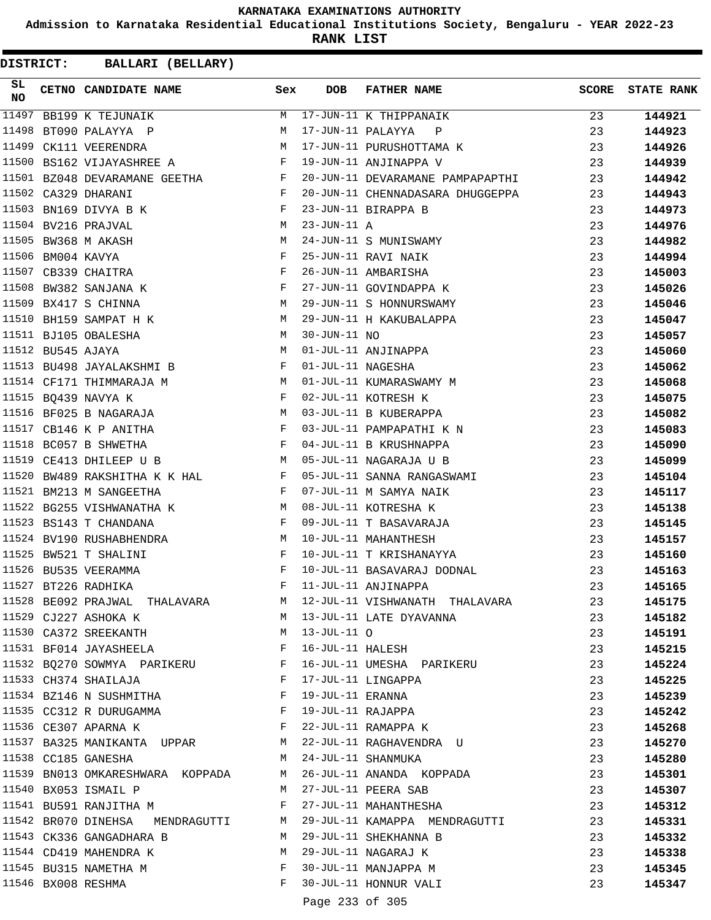# KARNATAKA EXAMINATIONS AUTHORITY

**Admission to Karnataka Residential Educational Institutions Society, Bengaluru - YEAR 2022-23**

**RANK LIST**

**DISTRICT: BALLARI (BELLARY)**

| SL NO | CETNO | CANDIDATE NAME | Sex | DOB | FATHER NAME | SCORE | STATE RANK |
|---|---|---|---|---|---|---|---|
| 11497 | BB199 | K TEJUNAIK | M | 17-JUN-11 | K THIPPANAIK | 23 | **144921** |
| 11498 | BT090 | PALAYYA P | M | 17-JUN-11 | PALAYYA P | 23 | **144923** |
| 11499 | CK111 | VEERENDRA | M | 17-JUN-11 | PURUSHOTTAMA K | 23 | **144926** |
| 11500 | BS162 | VIJAYASHREE A | F | 19-JUN-11 | ANJINAPPA V | 23 | **144939** |
| 11501 | BZ048 | DEVARAMANE GEETHA | F | 20-JUN-11 | DEVARAMANE PAMPAPAPTHI | 23 | **144942** |
| 11502 | CA329 | DHARANI | F | 20-JUN-11 | CHENNADASARA DHUGGEPPA | 23 | **144943** |
| 11503 | BN169 | DIVYA B K | F | 23-JUN-11 | BIRAPPA B | 23 | **144973** |
| 11504 | BV216 | PRAJVAL | M | 23-JUN-11 | A | 23 | **144976** |
| 11505 | BW368 | M AKASH | M | 24-JUN-11 | S MUNISWAMY | 23 | **144982** |
| 11506 | BM004 | KAVYA | F | 25-JUN-11 | RAVI NAIK | 23 | **144994** |
| 11507 | CB339 | CHAITRA | F | 26-JUN-11 | AMBARISHA | 23 | **145003** |
| 11508 | BW382 | SANJANA K | F | 27-JUN-11 | GOVINDAPPA K | 23 | **145026** |
| 11509 | BX417 | S CHINNA | M | 29-JUN-11 | S HONNURSWAMY | 23 | **145046** |
| 11510 | BH159 | SAMPAT H K | M | 29-JUN-11 | H KAKUBALAPPA | 23 | **145047** |
| 11511 | BJ105 | OBALESHA | M | 30-JUN-11 | NO | 23 | **145057** |
| 11512 | BU545 | AJAYA | M | 01-JUL-11 | ANJINAPPA | 23 | **145060** |
| 11513 | BU498 | JAYALAKSHMI B | F | 01-JUL-11 | NAGESHA | 23 | **145062** |
| 11514 | CF171 | THIMMARAJA M | M | 01-JUL-11 | KUMARASWAMY M | 23 | **145068** |
| 11515 | BQ439 | NAVYA K | F | 02-JUL-11 | KOTRESH K | 23 | **145075** |
| 11516 | BF025 | B NAGARAJA | M | 03-JUL-11 | B KUBERAPPA | 23 | **145082** |
| 11517 | CB146 | K P ANITHA | F | 03-JUL-11 | PAMPAPATHI K N | 23 | **145083** |
| 11518 | BC057 | B SHWETHA | F | 04-JUL-11 | B KRUSHNAPPA | 23 | **145090** |
| 11519 | CE413 | DHILEEP U B | M | 05-JUL-11 | NAGARAJA U B | 23 | **145099** |
| 11520 | BW489 | RAKSHITHA K K HAL | F | 05-JUL-11 | SANNA RANGASWAMI | 23 | **145104** |
| 11521 | BM213 | M SANGEETHA | F | 07-JUL-11 | M SAMYA NAIK | 23 | **145117** |
| 11522 | BG255 | VISHWANATHA K | M | 08-JUL-11 | KOTRESHA K | 23 | **145138** |
| 11523 | BS143 | T CHANDANA | F | 09-JUL-11 | T BASAVARAJA | 23 | **145145** |
| 11524 | BV190 | RUSHABHENDRA | M | 10-JUL-11 | MAHANTHESH | 23 | **145157** |
| 11525 | BW521 | T SHALINI | F | 10-JUL-11 | T KRISHANAYYA | 23 | **145160** |
| 11526 | BU535 | VEERAMMA | F | 10-JUL-11 | BASAVARAJ DODNAL | 23 | **145163** |
| 11527 | BT226 | RADHIKA | F | 11-JUL-11 | ANJINAPPA | 23 | **145165** |
| 11528 | BE092 | PRAJWAL THALAVARA | M | 12-JUL-11 | VISHWANATH THALAVARA | 23 | **145175** |
| 11529 | CJ227 | ASHOKA K | M | 13-JUL-11 | LATE DYAVANNA | 23 | **145182** |
| 11530 | CA372 | SREEKANTH | M | 13-JUL-11 | O | 23 | **145191** |
| 11531 | BF014 | JAYASHEELA | F | 16-JUL-11 | HALESH | 23 | **145215** |
| 11532 | BQ270 | SOWMYA PARIKERU | F | 16-JUL-11 | UMESHA PARIKERU | 23 | **145224** |
| 11533 | CH374 | SHAILAJA | F | 17-JUL-11 | LINGAPPA | 23 | **145225** |
| 11534 | BZ146 | N SUSHMITHA | F | 19-JUL-11 | ERANNA | 23 | **145239** |
| 11535 | CC312 | R DURUGAMMA | F | 19-JUL-11 | RAJAPPA | 23 | **145242** |
| 11536 | CE307 | APARNA K | F | 22-JUL-11 | RAMAPPA K | 23 | **145268** |
| 11537 | BA325 | MANIKANTA UPPAR | M | 22-JUL-11 | RAGHAVENDRA U | 23 | **145270** |
| 11538 | CC185 | GANESHA | M | 24-JUL-11 | SHANMUKA | 23 | **145280** |
| 11539 | BN013 | OMKARESHWARA KOPPADA | M | 26-JUL-11 | ANANDA KOPPADA | 23 | **145301** |
| 11540 | BX053 | ISMAIL P | M | 27-JUL-11 | PEERA SAB | 23 | **145307** |
| 11541 | BU591 | RANJITHA M | F | 27-JUL-11 | MAHANTHESHA | 23 | **145312** |
| 11542 | BR070 | DINEHSA MENDRAGUTTI | M | 29-JUL-11 | KAMAPPA MENDRAGUTTI | 23 | **145331** |
| 11543 | CK336 | GANGADHARA B | M | 29-JUL-11 | SHEKHANNA B | 23 | **145332** |
| 11544 | CD419 | MAHENDRA K | M | 29-JUL-11 | NAGARAJ K | 23 | **145338** |
| 11545 | BU315 | NAMETHA M | F | 30-JUL-11 | MANJAPPA M | 23 | **145345** |
| 11546 | BX008 | RESHMA | F | 30-JUL-11 | HONNUR VALI | 23 | **145347** |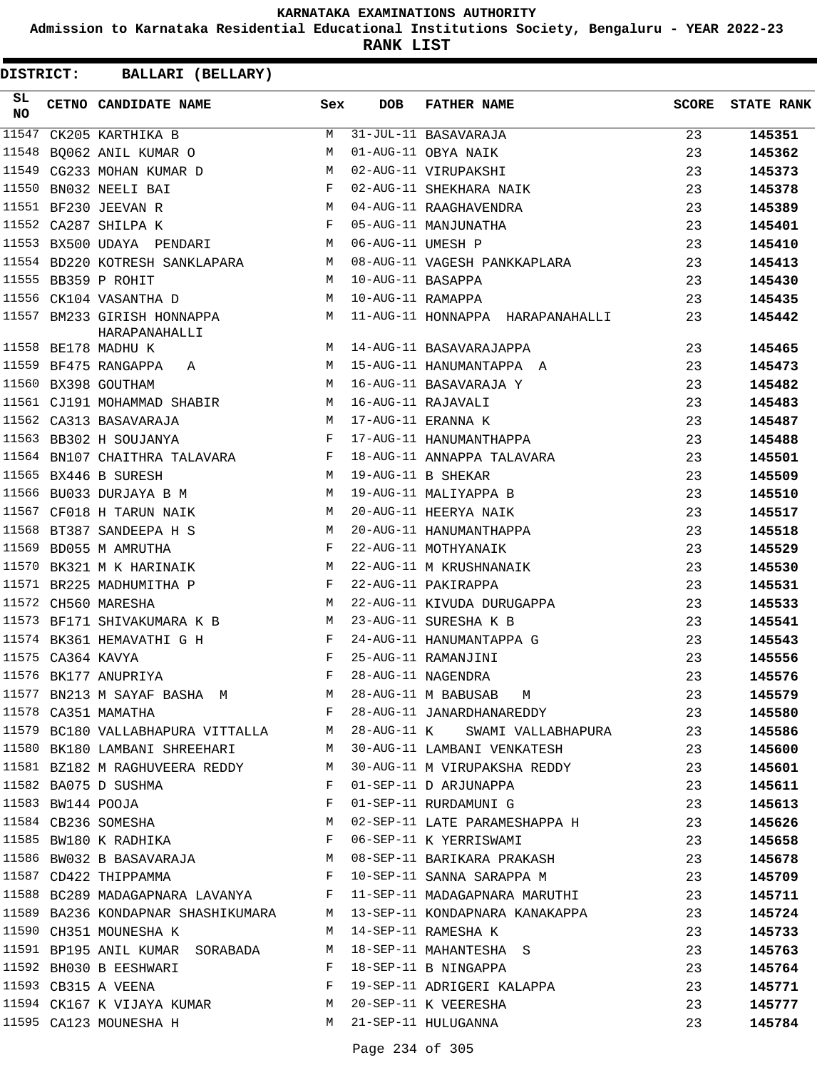KARNATAKA EXAMINATIONS AUTHORITY

Admission to Karnataka Residential Educational Institutions Society, Bengaluru - YEAR 2022-23

**RANK LIST**

**DISTRICT: BALLARI (BELLARY)**

| SL NO | CETNO | CANDIDATE NAME | Sex | DOB | FATHER NAME | SCORE | STATE RANK |
|---|---|---|---|---|---|---|---|
| 11547 | CK205 | KARTHIKA B | M | 31-JUL-11 | BASAVARAJA | 23 | 145351 |
| 11548 | BQ062 | ANIL KUMAR O | M | 01-AUG-11 | OBYA NAIK | 23 | 145362 |
| 11549 | CG233 | MOHAN KUMAR D | M | 02-AUG-11 | VIRUPAKSHI | 23 | 145373 |
| 11550 | BN032 | NEELI BAI | F | 02-AUG-11 | SHEKHARA NAIK | 23 | 145378 |
| 11551 | BF230 | JEEVAN R | M | 04-AUG-11 | RAAGHAVENDRA | 23 | 145389 |
| 11552 | CA287 | SHILPA K | F | 05-AUG-11 | MANJUNATHA | 23 | 145401 |
| 11553 | BX500 | UDAYA PENDARI | M | 06-AUG-11 | UMESH P | 23 | 145410 |
| 11554 | BD220 | KOTRESH SANKLAPARA | M | 08-AUG-11 | VAGESH PANKKAPLARA | 23 | 145413 |
| 11555 | BB359 | P ROHIT | M | 10-AUG-11 | BASAPPA | 23 | 145430 |
| 11556 | CK104 | VASANTHA D | M | 10-AUG-11 | RAMAPPA | 23 | 145435 |
| 11557 | BM233 | GIRISH HONNAPPA HARAPANAHALLI | M | 11-AUG-11 | HONNAPPA HARAPANAHALLI | 23 | 145442 |
| 11558 | BE178 | MADHU K | M | 14-AUG-11 | BASAVARAJAPPA | 23 | 145465 |
| 11559 | BF475 | RANGAPPA A | M | 15-AUG-11 | HANUMANTAPPA A | 23 | 145473 |
| 11560 | BX398 | GOUTHAM | M | 16-AUG-11 | BASAVARAJA Y | 23 | 145482 |
| 11561 | CJ191 | MOHAMMAD SHABIR | M | 16-AUG-11 | RAJAVALI | 23 | 145483 |
| 11562 | CA313 | BASAVARAJA | M | 17-AUG-11 | ERANNA K | 23 | 145487 |
| 11563 | BB302 | H SOUJANYA | F | 17-AUG-11 | HANUMANTHAPPA | 23 | 145488 |
| 11564 | BN107 | CHAITHRA TALAVARA | F | 18-AUG-11 | ANNAPPA TALAVARA | 23 | 145501 |
| 11565 | BX446 | B SURESH | M | 19-AUG-11 | B SHEKAR | 23 | 145509 |
| 11566 | BU033 | DURJAYA B M | M | 19-AUG-11 | MALIYAPPA B | 23 | 145510 |
| 11567 | CF018 | H TARUN NAIK | M | 20-AUG-11 | HEERYA NAIK | 23 | 145517 |
| 11568 | BT387 | SANDEEPA H S | M | 20-AUG-11 | HANUMANTHAPPA | 23 | 145518 |
| 11569 | BD055 | M AMRUTHA | F | 22-AUG-11 | MOTHYANAIK | 23 | 145529 |
| 11570 | BK321 | M K HARINAIK | M | 22-AUG-11 | M KRUSHNANAIK | 23 | 145530 |
| 11571 | BR225 | MADHUMITHA P | F | 22-AUG-11 | PAKIRAPPA | 23 | 145531 |
| 11572 | CH560 | MARESHA | M | 22-AUG-11 | KIVUDA DURUGAPPA | 23 | 145533 |
| 11573 | BF171 | SHIVAKUMARA K B | M | 23-AUG-11 | SURESHA K B | 23 | 145541 |
| 11574 | BK361 | HEMAVATHI G H | F | 24-AUG-11 | HANUMANTAPPA G | 23 | 145543 |
| 11575 | CA364 | KAVYA | F | 25-AUG-11 | RAMANJINI | 23 | 145556 |
| 11576 | BK177 | ANUPRIYA | F | 28-AUG-11 | NAGENDRA | 23 | 145576 |
| 11577 | BN213 | M SAYAF BASHA M | M | 28-AUG-11 | M BABUSAB M | 23 | 145579 |
| 11578 | CA351 | MAMATHA | F | 28-AUG-11 | JANARDHANAREDDY | 23 | 145580 |
| 11579 | BC180 | VALLABHAPURA VITTALLA | M | 28-AUG-11 | K SWAMI VALLABHAPURA | 23 | 145586 |
| 11580 | BK180 | LAMBANI SHREEHARI | M | 30-AUG-11 | LAMBANI VENKATESH | 23 | 145600 |
| 11581 | BZ182 | M RAGHUVEERA REDDY | M | 30-AUG-11 | M VIRUPAKSHA REDDY | 23 | 145601 |
| 11582 | BA075 | D SUSHMA | F | 01-SEP-11 | D ARJUNAPPA | 23 | 145611 |
| 11583 | BW144 | POOJA | F | 01-SEP-11 | RURDAMUNI G | 23 | 145613 |
| 11584 | CB236 | SOMESHA | M | 02-SEP-11 | LATE PARAMESHAPPA H | 23 | 145626 |
| 11585 | BW180 | K RADHIKA | F | 06-SEP-11 | K YERRISWAMI | 23 | 145658 |
| 11586 | BW032 | B BASAVARAJA | M | 08-SEP-11 | BARIKARA PRAKASH | 23 | 145678 |
| 11587 | CD422 | THIPPAMMA | F | 10-SEP-11 | SANNA SARAPPA M | 23 | 145709 |
| 11588 | BC289 | MADAGAPNARA LAVANYA | F | 11-SEP-11 | MADAGAPNARA MARUTHI | 23 | 145711 |
| 11589 | BA236 | KONDAPNAR SHASHIKUMARA | M | 13-SEP-11 | KONDAPNARA KANAKAPPA | 23 | 145724 |
| 11590 | CH351 | MOUNESHA K | M | 14-SEP-11 | RAMESHA K | 23 | 145733 |
| 11591 | BP195 | ANIL KUMAR SORABADA | M | 18-SEP-11 | MAHANTESHA S | 23 | 145763 |
| 11592 | BH030 | B EESHWARI | F | 18-SEP-11 | B NINGAPPA | 23 | 145764 |
| 11593 | CB315 | A VEENA | F | 19-SEP-11 | ADRIGERI KALAPPA | 23 | 145771 |
| 11594 | CK167 | K VIJAYA KUMAR | M | 20-SEP-11 | K VEERESHA | 23 | 145777 |
| 11595 | CA123 | MOUNESHA H | M | 21-SEP-11 | HULUGANNA | 23 | 145784 |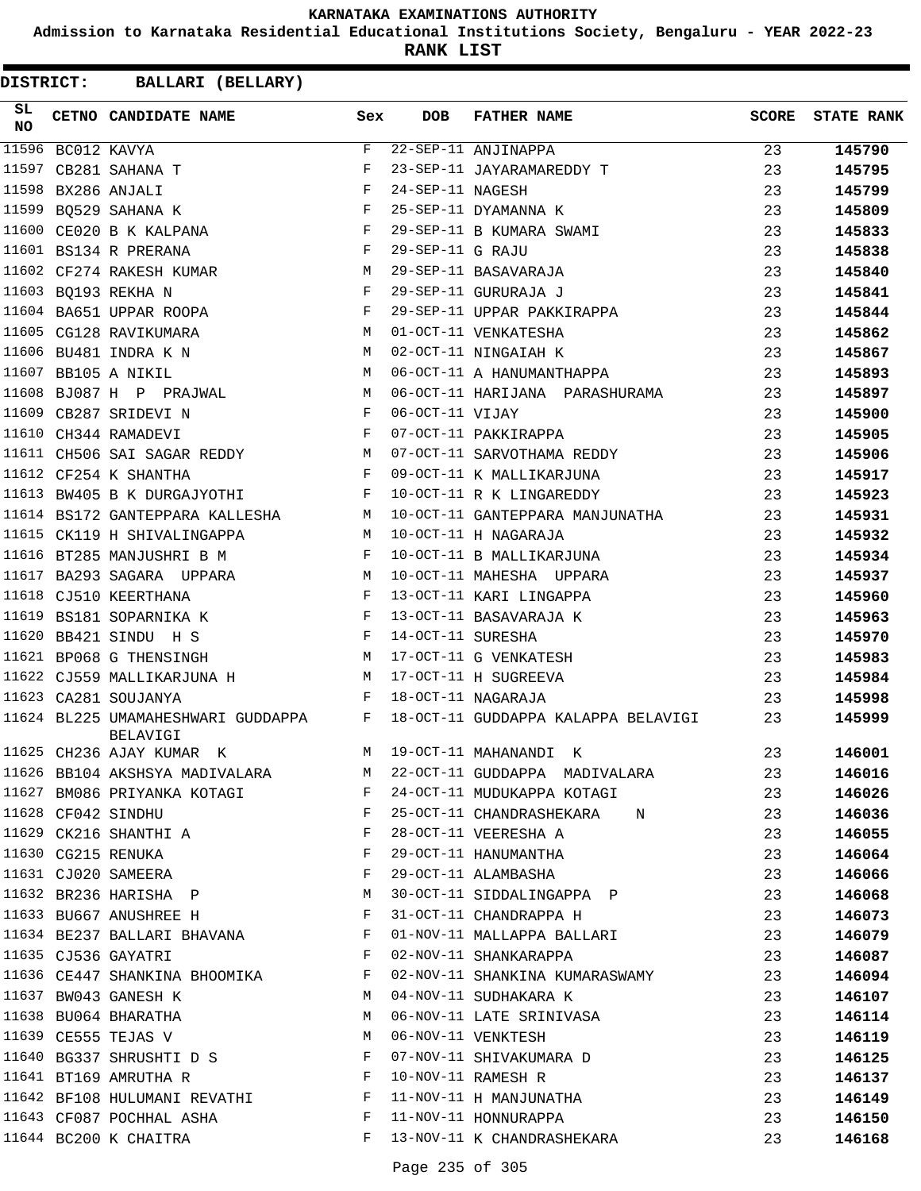KARNATAKA EXAMINATIONS AUTHORITY

Admission to Karnataka Residential Educational Institutions Society, Bengaluru - YEAR 2022-23

**RANK LIST**

**DISTRICT: BALLARI (BELLARY)**

| SL NO | CETNO | CANDIDATE NAME | Sex | DOB | FATHER NAME | SCORE | STATE RANK |
|---|---|---|---|---|---|---|---|
| 11596 | BC012 | KAVYA | F | 22-SEP-11 | ANJINAPPA | 23 | **145790** |
| 11597 | CB281 | SAHANA T | F | 23-SEP-11 | JAYARAMAREDDY T | 23 | **145795** |
| 11598 | BX286 | ANJALI | F | 24-SEP-11 | NAGESH | 23 | **145799** |
| 11599 | BQ529 | SAHANA K | F | 25-SEP-11 | DYAMANNA K | 23 | **145809** |
| 11600 | CE020 | B K KALPANA | F | 29-SEP-11 | B KUMARA SWAMI | 23 | **145833** |
| 11601 | BS134 | R PRERANA | F | 29-SEP-11 | G RAJU | 23 | **145838** |
| 11602 | CF274 | RAKESH KUMAR | M | 29-SEP-11 | BASAVARAJA | 23 | **145840** |
| 11603 | BQ193 | REKHA N | F | 29-SEP-11 | GURURAJA J | 23 | **145841** |
| 11604 | BA651 | UPPAR ROOPA | F | 29-SEP-11 | UPPAR PAKKIRAPPA | 23 | **145844** |
| 11605 | CG128 | RAVIKUMARA | M | 01-OCT-11 | VENKATESHA | 23 | **145862** |
| 11606 | BU481 | INDRA K N | M | 02-OCT-11 | NINGAIAH K | 23 | **145867** |
| 11607 | BB105 | A NIKIL | M | 06-OCT-11 | A HANUMANTHAPPA | 23 | **145893** |
| 11608 | BJ087 | H P PRAJWAL | M | 06-OCT-11 | HARIJANA PARASHURAMA | 23 | **145897** |
| 11609 | CB287 | SRIDEVI N | F | 06-OCT-11 | VIJAY | 23 | **145900** |
| 11610 | CH344 | RAMADEVI | F | 07-OCT-11 | PAKKIRAPPA | 23 | **145905** |
| 11611 | CH506 | SAI SAGAR REDDY | M | 07-OCT-11 | SARVOTHAMA REDDY | 23 | **145906** |
| 11612 | CF254 | K SHANTHA | F | 09-OCT-11 | K MALLIKARJUNA | 23 | **145917** |
| 11613 | BW405 | B K DURGAJYOTHI | F | 10-OCT-11 | R K LINGAREDDY | 23 | **145923** |
| 11614 | BS172 | GANTEPPARA KALLESHA | M | 10-OCT-11 | GANTEPPARA MANJUNATHA | 23 | **145931** |
| 11615 | CK119 | H SHIVALINGAPPA | M | 10-OCT-11 | H NAGARAJA | 23 | **145932** |
| 11616 | BT285 | MANJUSHRI B M | F | 10-OCT-11 | B MALLIKARJUNA | 23 | **145934** |
| 11617 | BA293 | SAGARA UPPARA | M | 10-OCT-11 | MAHESHA UPPARA | 23 | **145937** |
| 11618 | CJ510 | KEERTHANA | F | 13-OCT-11 | KARI LINGAPPA | 23 | **145960** |
| 11619 | BS181 | SOPARNIKA K | F | 13-OCT-11 | BASAVARAJA K | 23 | **145963** |
| 11620 | BB421 | SINDU H S | F | 14-OCT-11 | SURESHA | 23 | **145970** |
| 11621 | BP068 | G THENSINGH | M | 17-OCT-11 | G VENKATESH | 23 | **145983** |
| 11622 | CJ559 | MALLIKARJUNA H | M | 17-OCT-11 | H SUGREEVA | 23 | **145984** |
| 11623 | CA281 | SOUJANYA | F | 18-OCT-11 | NAGARAJA | 23 | **145998** |
| 11624 | BL225 | UMAMAHESHWARI GUDDAPPA BELAVIGI | F | 18-OCT-11 | GUDDAPPA KALAPPA BELAVIGI | 23 | **145999** |
| 11625 | CH236 | AJAY KUMAR K | M | 19-OCT-11 | MAHANANDI K | 23 | **146001** |
| 11626 | BB104 | AKSHSYA MADIVALARA | M | 22-OCT-11 | GUDDAPPA MADIVALARA | 23 | **146016** |
| 11627 | BM086 | PRIYANKA KOTAGI | F | 24-OCT-11 | MUDUKAPPA KOTAGI | 23 | **146026** |
| 11628 | CF042 | SINDHU | F | 25-OCT-11 | CHANDRASHEKARA N | 23 | **146036** |
| 11629 | CK216 | SHANTHI A | F | 28-OCT-11 | VEERESHA A | 23 | **146055** |
| 11630 | CG215 | RENUKA | F | 29-OCT-11 | HANUMANTHA | 23 | **146064** |
| 11631 | CJ020 | SAMEERA | F | 29-OCT-11 | ALAMBASHA | 23 | **146066** |
| 11632 | BR236 | HARISHA P | M | 30-OCT-11 | SIDDALINGAPPA P | 23 | **146068** |
| 11633 | BU667 | ANUSHREE H | F | 31-OCT-11 | CHANDRAPPA H | 23 | **146073** |
| 11634 | BE237 | BALLARI BHAVANA | F | 01-NOV-11 | MALLAPPA BALLARI | 23 | **146079** |
| 11635 | CJ536 | GAYATRI | F | 02-NOV-11 | SHANKARAPPA | 23 | **146087** |
| 11636 | CE447 | SHANKINA BHOOMIKA | F | 02-NOV-11 | SHANKINA KUMARASWAMY | 23 | **146094** |
| 11637 | BW043 | GANESH K | M | 04-NOV-11 | SUDHAKARA K | 23 | **146107** |
| 11638 | BU064 | BHARATHA | M | 06-NOV-11 | LATE SRINIVASA | 23 | **146114** |
| 11639 | CE555 | TEJAS V | M | 06-NOV-11 | VENKTESH | 23 | **146119** |
| 11640 | BG337 | SHRUSHTI D S | F | 07-NOV-11 | SHIVAKUMARA D | 23 | **146125** |
| 11641 | BT169 | AMRUTHA R | F | 10-NOV-11 | RAMESH R | 23 | **146137** |
| 11642 | BF108 | HULUMANI REVATHI | F | 11-NOV-11 | H MANJUNATHA | 23 | **146149** |
| 11643 | CF087 | POCHHAL ASHA | F | 11-NOV-11 | HONNURAPPA | 23 | **146150** |
| 11644 | BC200 | K CHAITRA | F | 13-NOV-11 | K CHANDRASHEKARA | 23 | **146168** |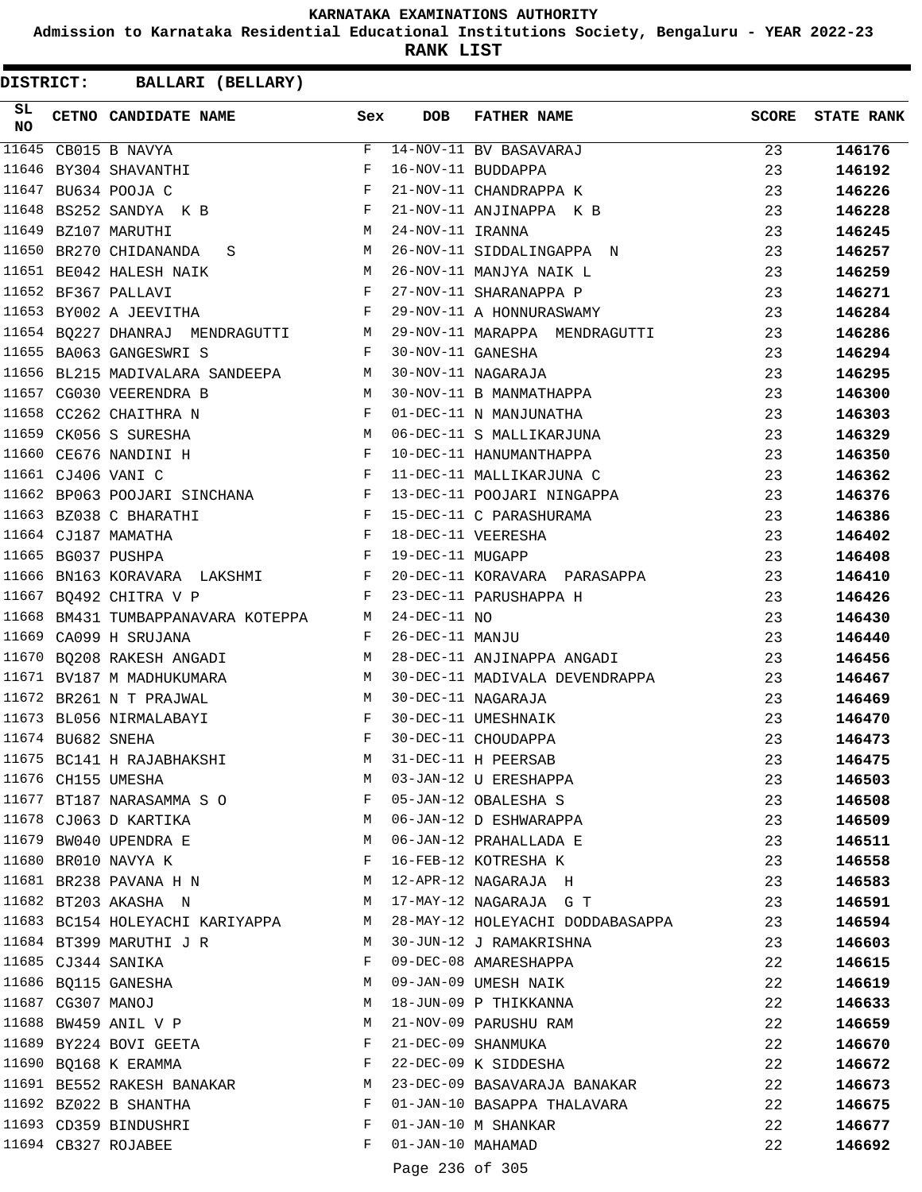# KARNATAKA EXAMINATIONS AUTHORITY

**Admission to Karnataka Residential Educational Institutions Society, Bengaluru - YEAR 2022-23**

**RANK LIST**

**DISTRICT: BALLARI (BELLARY)**

| SL NO | CETNO | CANDIDATE NAME | Sex | DOB | FATHER NAME | SCORE | STATE RANK |
|---|---|---|---|---|---|---|---|
| 11645 | CB015 | B NAVYA | F | 14-NOV-11 | BV BASAVARAJ | 23 | 146176 |
| 11646 | BY304 | SHAVANTHI | F | 16-NOV-11 | BUDDAPPA | 23 | 146192 |
| 11647 | BU634 | POOJA C | F | 21-NOV-11 | CHANDRAPPA K | 23 | 146226 |
| 11648 | BS252 | SANDYA K B | F | 21-NOV-11 | ANJINAPPA K B | 23 | 146228 |
| 11649 | BZ107 | MARUTHI | M | 24-NOV-11 | IRANNA | 23 | 146245 |
| 11650 | BR270 | CHIDANANDA S | M | 26-NOV-11 | SIDDALINGAPPA N | 23 | 146257 |
| 11651 | BE042 | HALESH NAIK | M | 26-NOV-11 | MANJYA NAIK L | 23 | 146259 |
| 11652 | BF367 | PALLAVI | F | 27-NOV-11 | SHARANAPPA P | 23 | 146271 |
| 11653 | BY002 | A JEEVITHA | F | 29-NOV-11 | A HONNURASWAMY | 23 | 146284 |
| 11654 | BQ227 | DHANRAJ MENDRAGUTTI | M | 29-NOV-11 | MARAPPA MENDRAGUTTI | 23 | 146286 |
| 11655 | BA063 | GANGESWRI S | F | 30-NOV-11 | GANESHA | 23 | 146294 |
| 11656 | BL215 | MADIVALARA SANDEEPA | M | 30-NOV-11 | NAGARAJA | 23 | 146295 |
| 11657 | CG030 | VEERENDRA B | M | 30-NOV-11 | B MANMATHAPPA | 23 | 146300 |
| 11658 | CC262 | CHAITHRA N | F | 01-DEC-11 | N MANJUNATHA | 23 | 146303 |
| 11659 | CK056 | S SURESHA | M | 06-DEC-11 | S MALLIKARJUNA | 23 | 146329 |
| 11660 | CE676 | NANDINI H | F | 10-DEC-11 | HANUMANTHAPPA | 23 | 146350 |
| 11661 | CJ406 | VANI C | F | 11-DEC-11 | MALLIKARJUNA C | 23 | 146362 |
| 11662 | BP063 | POOJARI SINCHANA | F | 13-DEC-11 | POOJARI NINGAPPA | 23 | 146376 |
| 11663 | BZ038 | C BHARATHI | F | 15-DEC-11 | C PARASHURAMA | 23 | 146386 |
| 11664 | CJ187 | MAMATHA | F | 18-DEC-11 | VEERESHA | 23 | 146402 |
| 11665 | BG037 | PUSHPA | F | 19-DEC-11 | MUGAPP | 23 | 146408 |
| 11666 | BN163 | KORAVARA LAKSHMI | F | 20-DEC-11 | KORAVARA PARASAPPA | 23 | 146410 |
| 11667 | BQ492 | CHITRA V P | F | 23-DEC-11 | PARUSHAPPA H | 23 | 146426 |
| 11668 | BM431 | TUMBAPPANAVARA KOTEPPA | M | 24-DEC-11 | NO | 23 | 146430 |
| 11669 | CA099 | H SRUJANA | F | 26-DEC-11 | MANJU | 23 | 146440 |
| 11670 | BQ208 | RAKESH ANGADI | M | 28-DEC-11 | ANJINAPPA ANGADI | 23 | 146456 |
| 11671 | BV187 | M MADHUKUMARA | M | 30-DEC-11 | MADIVALA DEVENDRAPPA | 23 | 146467 |
| 11672 | BR261 | N T PRAJWAL | M | 30-DEC-11 | NAGARAJA | 23 | 146469 |
| 11673 | BL056 | NIRMALABAYI | F | 30-DEC-11 | UMESHNAIK | 23 | 146470 |
| 11674 | BU682 | SNEHA | F | 30-DEC-11 | CHOUDAPPA | 23 | 146473 |
| 11675 | BC141 | H RAJABHAKSHI | M | 31-DEC-11 | H PEERSAB | 23 | 146475 |
| 11676 | CH155 | UMESHA | M | 03-JAN-12 | U ERESHAPPA | 23 | 146503 |
| 11677 | BT187 | NARASAMMA S O | F | 05-JAN-12 | OBALESHA S | 23 | 146508 |
| 11678 | CJ063 | D KARTIKA | M | 06-JAN-12 | D ESHWARAPPA | 23 | 146509 |
| 11679 | BW040 | UPENDRA E | M | 06-JAN-12 | PRAHALLADA E | 23 | 146511 |
| 11680 | BR010 | NAVYA K | F | 16-FEB-12 | KOTRESHA K | 23 | 146558 |
| 11681 | BR238 | PAVANA H N | M | 12-APR-12 | NAGARAJA H | 23 | 146583 |
| 11682 | BT203 | AKASHA N | M | 17-MAY-12 | NAGARAJA G T | 23 | 146591 |
| 11683 | BC154 | HOLEYACHI KARIYAPPA | M | 28-MAY-12 | HOLEYACHI DODDABASAPPA | 23 | 146594 |
| 11684 | BT399 | MARUTHI J R | M | 30-JUN-12 | J RAMAKRISHNA | 23 | 146603 |
| 11685 | CJ344 | SANIKA | F | 09-DEC-08 | AMARESHAPPA | 22 | 146615 |
| 11686 | BQ115 | GANESHA | M | 09-JAN-09 | UMESH NAIK | 22 | 146619 |
| 11687 | CG307 | MANOJ | M | 18-JUN-09 | P THIKKANNA | 22 | 146633 |
| 11688 | BW459 | ANIL V P | M | 21-NOV-09 | PARUSHU RAM | 22 | 146659 |
| 11689 | BY224 | BOVI GEETA | F | 21-DEC-09 | SHANMUKA | 22 | 146670 |
| 11690 | BQ168 | K ERAMMA | F | 22-DEC-09 | K SIDDESHA | 22 | 146672 |
| 11691 | BE552 | RAKESH BANAKAR | M | 23-DEC-09 | BASAVARAJA BANAKAR | 22 | 146673 |
| 11692 | BZ022 | B SHANTHA | F | 01-JAN-10 | BASAPPA THALAVARA | 22 | 146675 |
| 11693 | CD359 | BINDUSHRI | F | 01-JAN-10 | M SHANKAR | 22 | 146677 |
| 11694 | CB327 | ROJABEE | F | 01-JAN-10 | MAHAMAD | 22 | 146692 |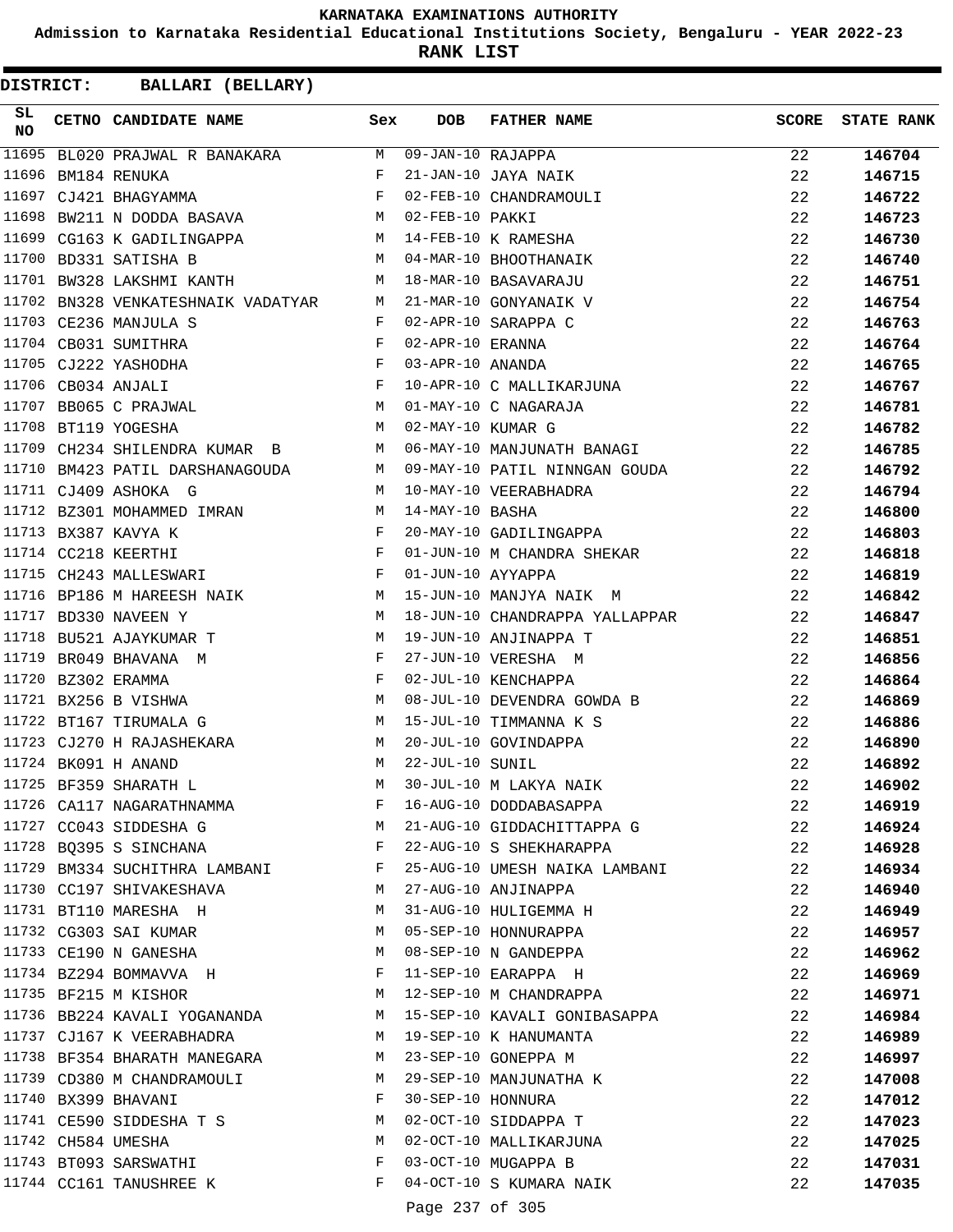KARNATAKA EXAMINATIONS AUTHORITY

Admission to Karnataka Residential Educational Institutions Society, Bengaluru - YEAR 2022-23

**RANK LIST**

**DISTRICT: BALLARI (BELLARY)**

| SL NO | CETNO | CANDIDATE NAME | Sex | DOB | FATHER NAME | SCORE | STATE RANK |
|---|---|---|---|---|---|---|---|
| 11695 | BL020 | PRAJWAL R BANAKARA | M | 09-JAN-10 | RAJAPPA | 22 | 146704 |
| 11696 | BM184 | RENUKA | F | 21-JAN-10 | JAYA NAIK | 22 | 146715 |
| 11697 | CJ421 | BHAGYAMMA | F | 02-FEB-10 | CHANDRAMOULI | 22 | 146722 |
| 11698 | BW211 | N DODDA BASAVA | M | 02-FEB-10 | PAKKI | 22 | 146723 |
| 11699 | CG163 | K GADILINGAPPA | M | 14-FEB-10 | K RAMESHA | 22 | 146730 |
| 11700 | BD331 | SATISHA B | M | 04-MAR-10 | BHOOTHANAIK | 22 | 146740 |
| 11701 | BW328 | LAKSHMI KANTH | M | 18-MAR-10 | BASAVARAJU | 22 | 146751 |
| 11702 | BN328 | VENKATESHNAIK VADATYAR | M | 21-MAR-10 | GONYANAIK V | 22 | 146754 |
| 11703 | CE236 | MANJULA S | F | 02-APR-10 | SARAPPA C | 22 | 146763 |
| 11704 | CB031 | SUMITHRA | F | 02-APR-10 | ERANNA | 22 | 146764 |
| 11705 | CJ222 | YASHODHA | F | 03-APR-10 | ANANDA | 22 | 146765 |
| 11706 | CB034 | ANJALI | F | 10-APR-10 | C MALLIKARJUNA | 22 | 146767 |
| 11707 | BB065 | C PRAJWAL | M | 01-MAY-10 | C NAGARAJA | 22 | 146781 |
| 11708 | BT119 | YOGESHA | M | 02-MAY-10 | KUMAR G | 22 | 146782 |
| 11709 | CH234 | SHILENDRA KUMAR B | M | 06-MAY-10 | MANJUNATH BANAGI | 22 | 146785 |
| 11710 | BM423 | PATIL DARSHANAGOUDA | M | 09-MAY-10 | PATIL NINNGAN GOUDA | 22 | 146792 |
| 11711 | CJ409 | ASHOKA G | M | 10-MAY-10 | VEERABHADRA | 22 | 146794 |
| 11712 | BZ301 | MOHAMMED IMRAN | M | 14-MAY-10 | BASHA | 22 | 146800 |
| 11713 | BX387 | KAVYA K | F | 20-MAY-10 | GADILINGAPPA | 22 | 146803 |
| 11714 | CC218 | KEERTHI | F | 01-JUN-10 | M CHANDRA SHEKAR | 22 | 146818 |
| 11715 | CH243 | MALLESWARI | F | 01-JUN-10 | AYYAPPA | 22 | 146819 |
| 11716 | BP186 | M HAREESH NAIK | M | 15-JUN-10 | MANJYA NAIK M | 22 | 146842 |
| 11717 | BD330 | NAVEEN Y | M | 18-JUN-10 | CHANDRAPPA YALLAPPAR | 22 | 146847 |
| 11718 | BU521 | AJAYKUMAR T | M | 19-JUN-10 | ANJINAPPA T | 22 | 146851 |
| 11719 | BR049 | BHAVANA M | F | 27-JUN-10 | VERESHA M | 22 | 146856 |
| 11720 | BZ302 | ERAMMA | F | 02-JUL-10 | KENCHAPPA | 22 | 146864 |
| 11721 | BX256 | B VISHWA | M | 08-JUL-10 | DEVENDRA GOWDA B | 22 | 146869 |
| 11722 | BT167 | TIRUMALA G | M | 15-JUL-10 | TIMMANNA K S | 22 | 146886 |
| 11723 | CJ270 | H RAJASHEKARA | M | 20-JUL-10 | GOVINDAPPA | 22 | 146890 |
| 11724 | BK091 | H ANAND | M | 22-JUL-10 | SUNIL | 22 | 146892 |
| 11725 | BF359 | SHARATH L | M | 30-JUL-10 | M LAKYA NAIK | 22 | 146902 |
| 11726 | CA117 | NAGARATHNAMMA | F | 16-AUG-10 | DODDABASAPPA | 22 | 146919 |
| 11727 | CC043 | SIDDESHA G | M | 21-AUG-10 | GIDDACHITTAPPA G | 22 | 146924 |
| 11728 | BQ395 | S SINCHANA | F | 22-AUG-10 | S SHEKHARAPPA | 22 | 146928 |
| 11729 | BM334 | SUCHITHRA LAMBANI | F | 25-AUG-10 | UMESH NAIKA LAMBANI | 22 | 146934 |
| 11730 | CC197 | SHIVAKESHAVA | M | 27-AUG-10 | ANJINAPPA | 22 | 146940 |
| 11731 | BT110 | MARESHA H | M | 31-AUG-10 | HULIGEMMA H | 22 | 146949 |
| 11732 | CG303 | SAI KUMAR | M | 05-SEP-10 | HONNURAPPA | 22 | 146957 |
| 11733 | CE190 | N GANESHA | M | 08-SEP-10 | N GANDEPPA | 22 | 146962 |
| 11734 | BZ294 | BOMMAVVA H | F | 11-SEP-10 | EARAPPA H | 22 | 146969 |
| 11735 | BF215 | M KISHOR | M | 12-SEP-10 | M CHANDRAPPA | 22 | 146971 |
| 11736 | BB224 | KAVALI YOGANANDA | M | 15-SEP-10 | KAVALI GONIBASAPPA | 22 | 146984 |
| 11737 | CJ167 | K VEERABHADRA | M | 19-SEP-10 | K HANUMANTA | 22 | 146989 |
| 11738 | BF354 | BHARATH MANEGARA | M | 23-SEP-10 | GONEPPA M | 22 | 146997 |
| 11739 | CD380 | M CHANDRAMOULI | M | 29-SEP-10 | MANJUNATHA K | 22 | 147008 |
| 11740 | BX399 | BHAVANI | F | 30-SEP-10 | HONNURA | 22 | 147012 |
| 11741 | CE590 | SIDDESHA T S | M | 02-OCT-10 | SIDDAPPA T | 22 | 147023 |
| 11742 | CH584 | UMESHA | M | 02-OCT-10 | MALLIKARJUNA | 22 | 147025 |
| 11743 | BT093 | SARSWATHI | F | 03-OCT-10 | MUGAPPA B | 22 | 147031 |
| 11744 | CC161 | TANUSHREE K | F | 04-OCT-10 | S KUMARA NAIK | 22 | 147035 |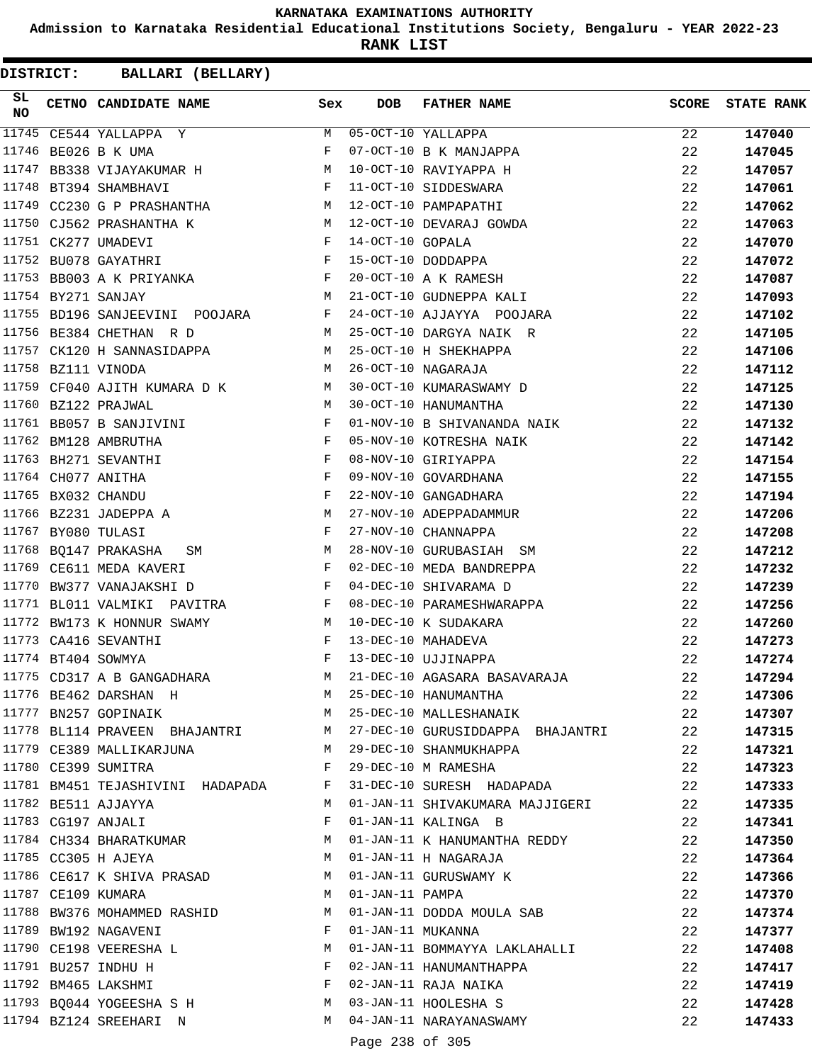# KARNATAKA EXAMINATIONS AUTHORITY

**Admission to Karnataka Residential Educational Institutions Society, Bengaluru - YEAR 2022-23**

**RANK LIST**

**DISTRICT: BALLARI (BELLARY)**

| SL NO | CETNO | CANDIDATE NAME | Sex | DOB | FATHER NAME | SCORE | STATE RANK |
|---|---|---|---|---|---|---|---|
| 11745 | CE544 | YALLAPPA Y | M | 05-OCT-10 | YALLAPPA | 22 | 147040 |
| 11746 | BE026 | B K UMA | F | 07-OCT-10 | B K MANJAPPA | 22 | 147045 |
| 11747 | BB338 | VIJAYAKUMAR H | M | 10-OCT-10 | RAVIYAPPA H | 22 | 147057 |
| 11748 | BT394 | SHAMBHAVI | F | 11-OCT-10 | SIDDESWARA | 22 | 147061 |
| 11749 | CC230 | G P PRASHANTHA | M | 12-OCT-10 | PAMPAPATHI | 22 | 147062 |
| 11750 | CJ562 | PRASHANTHA K | M | 12-OCT-10 | DEVARAJ GOWDA | 22 | 147063 |
| 11751 | CK277 | UMADEVI | F | 14-OCT-10 | GOPALA | 22 | 147070 |
| 11752 | BU078 | GAYATHRI | F | 15-OCT-10 | DODDAPPA | 22 | 147072 |
| 11753 | BB003 | A K PRIYANKA | F | 20-OCT-10 | A K RAMESH | 22 | 147087 |
| 11754 | BY271 | SANJAY | M | 21-OCT-10 | GUDNEPPA KALI | 22 | 147093 |
| 11755 | BD196 | SANJEEVINI POOJARA | F | 24-OCT-10 | AJJAYYA POOJARA | 22 | 147102 |
| 11756 | BE384 | CHETHAN R D | M | 25-OCT-10 | DARGYA NAIK R | 22 | 147105 |
| 11757 | CK120 | H SANNASIDAPPA | M | 25-OCT-10 | H SHEKHAPPA | 22 | 147106 |
| 11758 | BZ111 | VINODA | M | 26-OCT-10 | NAGARAJA | 22 | 147112 |
| 11759 | CF040 | AJITH KUMARA D K | M | 30-OCT-10 | KUMARASWAMY D | 22 | 147125 |
| 11760 | BZ122 | PRAJWAL | M | 30-OCT-10 | HANUMANTHA | 22 | 147130 |
| 11761 | BB057 | B SANJIVINI | F | 01-NOV-10 | B SHIVANANDA NAIK | 22 | 147132 |
| 11762 | BM128 | AMBRUTHA | F | 05-NOV-10 | KOTRESHA NAIK | 22 | 147142 |
| 11763 | BH271 | SEVANTHI | F | 08-NOV-10 | GIRIYAPPA | 22 | 147154 |
| 11764 | CH077 | ANITHA | F | 09-NOV-10 | GOVARDHANA | 22 | 147155 |
| 11765 | BX032 | CHANDU | F | 22-NOV-10 | GANGADHARA | 22 | 147194 |
| 11766 | BZ231 | JADEPPA A | M | 27-NOV-10 | ADEPPADAMMUR | 22 | 147206 |
| 11767 | BY080 | TULASI | F | 27-NOV-10 | CHANNAPPA | 22 | 147208 |
| 11768 | BQ147 | PRAKASHA SM | M | 28-NOV-10 | GURUBASIAH SM | 22 | 147212 |
| 11769 | CE611 | MEDA KAVERI | F | 02-DEC-10 | MEDA BANDREPPA | 22 | 147232 |
| 11770 | BW377 | VANAJAKSHI D | F | 04-DEC-10 | SHIVARAMA D | 22 | 147239 |
| 11771 | BL011 | VALMIKI PAVITRA | F | 08-DEC-10 | PARAMESHWARAPPA | 22 | 147256 |
| 11772 | BW173 | K HONNUR SWAMY | M | 10-DEC-10 | K SUDAKARA | 22 | 147260 |
| 11773 | CA416 | SEVANTHI | F | 13-DEC-10 | MAHADEVA | 22 | 147273 |
| 11774 | BT404 | SOWMYA | F | 13-DEC-10 | UJJINAPPA | 22 | 147274 |
| 11775 | CD317 | A B GANGADHARA | M | 21-DEC-10 | AGASARA BASAVARAJA | 22 | 147294 |
| 11776 | BE462 | DARSHAN H | M | 25-DEC-10 | HANUMANTHA | 22 | 147306 |
| 11777 | BN257 | GOPINAIK | M | 25-DEC-10 | MALLESHANAIK | 22 | 147307 |
| 11778 | BL114 | PRAVEEN BHAJANTRI | M | 27-DEC-10 | GURUSIDDAPPA BHAJANTRI | 22 | 147315 |
| 11779 | CE389 | MALLIKARJUNA | M | 29-DEC-10 | SHANMUKHAPPA | 22 | 147321 |
| 11780 | CE399 | SUMITRA | F | 29-DEC-10 | M RAMESHA | 22 | 147323 |
| 11781 | BM451 | TEJASHIVINI HADAPADA | F | 31-DEC-10 | SURESH HADAPADA | 22 | 147333 |
| 11782 | BE511 | AJJAYYA | M | 01-JAN-11 | SHIVAKUMARA MAJJIGERI | 22 | 147335 |
| 11783 | CG197 | ANJALI | F | 01-JAN-11 | KALINGA B | 22 | 147341 |
| 11784 | CH334 | BHARATKUMAR | M | 01-JAN-11 | K HANUMANTHA REDDY | 22 | 147350 |
| 11785 | CC305 | H AJEYA | M | 01-JAN-11 | H NAGARAJA | 22 | 147364 |
| 11786 | CE617 | K SHIVA PRASAD | M | 01-JAN-11 | GURUSWAMY K | 22 | 147366 |
| 11787 | CE109 | KUMARA | M | 01-JAN-11 | PAMPA | 22 | 147370 |
| 11788 | BW376 | MOHAMMED RASHID | M | 01-JAN-11 | DODDA MOULA SAB | 22 | 147374 |
| 11789 | BW192 | NAGAVENI | F | 01-JAN-11 | MUKANNA | 22 | 147377 |
| 11790 | CE198 | VEERESHA L | M | 01-JAN-11 | BOMMAYYA LAKLAHALLI | 22 | 147408 |
| 11791 | BU257 | INDHU H | F | 02-JAN-11 | HANUMANTHAPPA | 22 | 147417 |
| 11792 | BM465 | LAKSHMI | F | 02-JAN-11 | RAJA NAIKA | 22 | 147419 |
| 11793 | BQ044 | YOGEESHA S H | M | 03-JAN-11 | HOOLESHA S | 22 | 147428 |
| 11794 | BZ124 | SREEHARI N | M | 04-JAN-11 | NARAYANASWAMY | 22 | 147433 |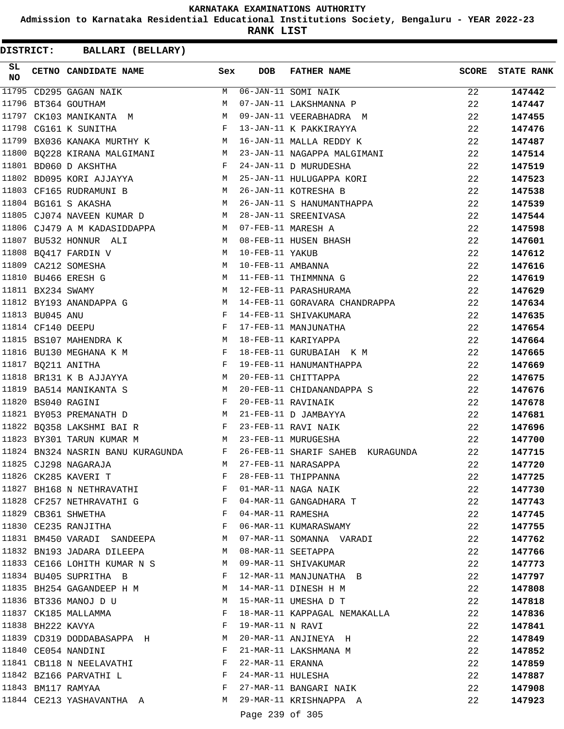# KARNATAKA EXAMINATIONS AUTHORITY

**Admission to Karnataka Residential Educational Institutions Society, Bengaluru - YEAR 2022-23**

**RANK LIST**

**DISTRICT: BALLARI (BELLARY)**

| SL NO | CETNO | CANDIDATE NAME | Sex | DOB | FATHER NAME | SCORE | STATE RANK |
|---|---|---|---|---|---|---|---|
| 11795 | CD295 | GAGAN NAIK | M | 06-JAN-11 | SOMI NAIK | 22 | **147442** |
| 11796 | BT364 | GOUTHAM | M | 07-JAN-11 | LAKSHMANNA P | 22 | **147447** |
| 11797 | CK103 | MANIKANTA M | M | 09-JAN-11 | VEERABHADRA M | 22 | **147455** |
| 11798 | CG161 | K SUNITHA | F | 13-JAN-11 | K PAKKIRAYYA | 22 | **147476** |
| 11799 | BX036 | KANAKA MURTHY K | M | 16-JAN-11 | MALLA REDDY K | 22 | **147487** |
| 11800 | BQ228 | KIRANA MALGIMANI | M | 23-JAN-11 | NAGAPPA MALGIMANI | 22 | **147514** |
| 11801 | BD060 | D AKSHTHA | F | 24-JAN-11 | D MURUDESHA | 22 | **147519** |
| 11802 | BD095 | KORI AJJAYYA | M | 25-JAN-11 | HULUGAPPA KORI | 22 | **147523** |
| 11803 | CF165 | RUDRAMUNI B | M | 26-JAN-11 | KOTRESHA B | 22 | **147538** |
| 11804 | BG161 | S AKASHA | M | 26-JAN-11 | S HANUMANTHAPPA | 22 | **147539** |
| 11805 | CJ074 | NAVEEN KUMAR D | M | 28-JAN-11 | SREENIVASA | 22 | **147544** |
| 11806 | CJ479 | A M KADASIDDAPPA | M | 07-FEB-11 | MARESH A | 22 | **147598** |
| 11807 | BU532 | HONNUR ALI | M | 08-FEB-11 | HUSEN BHASH | 22 | **147601** |
| 11808 | BQ417 | FARDIN V | M | 10-FEB-11 | YAKUB | 22 | **147612** |
| 11809 | CA212 | SOMESHA | M | 10-FEB-11 | AMBANNA | 22 | **147616** |
| 11810 | BU466 | ERESH G | M | 11-FEB-11 | THIMMNNA G | 22 | **147619** |
| 11811 | BX234 | SWAMY | M | 12-FEB-11 | PARASHURAMA | 22 | **147629** |
| 11812 | BY193 | ANANDAPPA G | M | 14-FEB-11 | GORAVARA CHANDRAPPA | 22 | **147634** |
| 11813 | BU045 | ANU | F | 14-FEB-11 | SHIVAKUMARA | 22 | **147635** |
| 11814 | CF140 | DEEPU | F | 17-FEB-11 | MANJUNATHA | 22 | **147654** |
| 11815 | BS107 | MAHENDRA K | M | 18-FEB-11 | KARIYAPPA | 22 | **147664** |
| 11816 | BU130 | MEGHANA K M | F | 18-FEB-11 | GURUBAIAH K M | 22 | **147665** |
| 11817 | BQ211 | ANITHA | F | 19-FEB-11 | HANUMANTHAPPA | 22 | **147669** |
| 11818 | BR131 | K B AJJAYYA | M | 20-FEB-11 | CHITTAPPA | 22 | **147675** |
| 11819 | BA514 | MANIKANTA S | M | 20-FEB-11 | CHIDANANDAPPA S | 22 | **147676** |
| 11820 | BS040 | RAGINI | F | 20-FEB-11 | RAVINAIK | 22 | **147678** |
| 11821 | BY053 | PREMANATH D | M | 21-FEB-11 | D JAMBAYYA | 22 | **147681** |
| 11822 | BQ358 | LAKSHMI BAI R | F | 23-FEB-11 | RAVI NAIK | 22 | **147696** |
| 11823 | BY301 | TARUN KUMAR M | M | 23-FEB-11 | MURUGESHA | 22 | **147700** |
| 11824 | BN324 | NASRIN BANU KURAGUNDA | F | 26-FEB-11 | SHARIF SAHEB KURAGUNDA | 22 | **147715** |
| 11825 | CJ298 | NAGARAJA | M | 27-FEB-11 | NARASAPPA | 22 | **147720** |
| 11826 | CK285 | KAVERI T | F | 28-FEB-11 | THIPPANNA | 22 | **147725** |
| 11827 | BH168 | N NETHRAVATHI | F | 01-MAR-11 | NAGA NAIK | 22 | **147730** |
| 11828 | CF257 | NETHRAVATHI G | F | 04-MAR-11 | GANGADHARA T | 22 | **147743** |
| 11829 | CB361 | SHWETHA | F | 04-MAR-11 | RAMESHA | 22 | **147745** |
| 11830 | CE235 | RANJITHA | F | 06-MAR-11 | KUMARASWAMY | 22 | **147755** |
| 11831 | BM450 | VARADI SANDEEPA | M | 07-MAR-11 | SOMANNA VARADI | 22 | **147762** |
| 11832 | BN193 | JADARA DILEEPA | M | 08-MAR-11 | SEETAPPA | 22 | **147766** |
| 11833 | CE166 | LOHITH KUMAR N S | M | 09-MAR-11 | SHIVAKUMAR | 22 | **147773** |
| 11834 | BU405 | SUPRITHA B | F | 12-MAR-11 | MANJUNATHA B | 22 | **147797** |
| 11835 | BH254 | GAGANDEEP H M | M | 14-MAR-11 | DINESH H M | 22 | **147808** |
| 11836 | BT336 | MANOJ D U | M | 15-MAR-11 | UMESHA D T | 22 | **147818** |
| 11837 | CK185 | MALLAMMA | F | 18-MAR-11 | KAPPAGAL NEMAKALLA | 22 | **147836** |
| 11838 | BH222 | KAVYA | F | 19-MAR-11 | N RAVI | 22 | **147841** |
| 11839 | CD319 | DODDABASAPPA H | M | 20-MAR-11 | ANJINEYA H | 22 | **147849** |
| 11840 | CE054 | NANDINI | F | 21-MAR-11 | LAKSHMANA M | 22 | **147852** |
| 11841 | CB118 | N NEELAVATHI | F | 22-MAR-11 | ERANNA | 22 | **147859** |
| 11842 | BZ166 | PARVATHI L | F | 24-MAR-11 | HULESHA | 22 | **147887** |
| 11843 | BM117 | RAMYAA | F | 27-MAR-11 | BANGARI NAIK | 22 | **147908** |
| 11844 | CE213 | YASHAVANTHA A | M | 29-MAR-11 | KRISHNAPPA A | 22 | **147923** |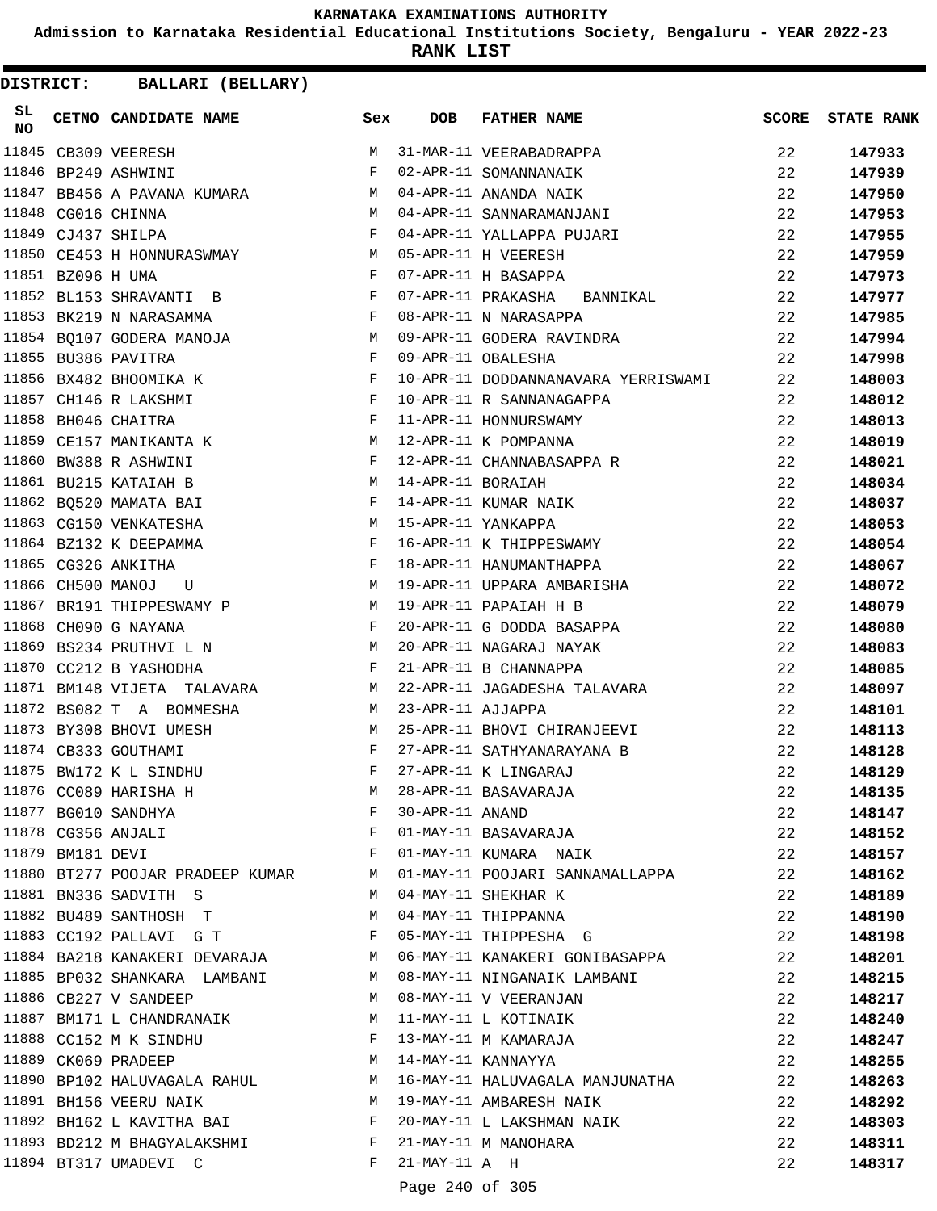KARNATAKA EXAMINATIONS AUTHORITY

Admission to Karnataka Residential Educational Institutions Society, Bengaluru - YEAR 2022-23

**RANK LIST**

**DISTRICT: BALLARI (BELLARY)**

| SL NO | CETNO | CANDIDATE NAME | Sex | DOB | FATHER NAME | SCORE | STATE RANK |
|---|---|---|---|---|---|---|---|
| 11845 | CB309 | VEERESH | M | 31-MAR-11 | VEERABADRAPPA | 22 | **147933** |
| 11846 | BP249 | ASHWINI | F | 02-APR-11 | SOMANNANAIK | 22 | **147939** |
| 11847 | BB456 | A PAVANA KUMARA | M | 04-APR-11 | ANANDA NAIK | 22 | **147950** |
| 11848 | CG016 | CHINNA | M | 04-APR-11 | SANNARAMANJANI | 22 | **147953** |
| 11849 | CJ437 | SHILPA | F | 04-APR-11 | YALLAPPA PUJARI | 22 | **147955** |
| 11850 | CE453 | H HONNURASWMAY | M | 05-APR-11 | H VEERESH | 22 | **147959** |
| 11851 | BZ096 | H UMA | F | 07-APR-11 | H BASAPPA | 22 | **147973** |
| 11852 | BL153 | SHRAVANTI B | F | 07-APR-11 | PRAKASHA BANNIKAL | 22 | **147977** |
| 11853 | BK219 | N NARASAMMA | F | 08-APR-11 | N NARASAPPA | 22 | **147985** |
| 11854 | BQ107 | GODERA MANOJA | M | 09-APR-11 | GODERA RAVINDRA | 22 | **147994** |
| 11855 | BU386 | PAVITRA | F | 09-APR-11 | OBALESHA | 22 | **147998** |
| 11856 | BX482 | BHOOMIKA K | F | 10-APR-11 | DODDANNANAVARA YERRISWAMI | 22 | **148003** |
| 11857 | CH146 | R LAKSHMI | F | 10-APR-11 | R SANNANAGAPPA | 22 | **148012** |
| 11858 | BH046 | CHAITRA | F | 11-APR-11 | HONNURSWAMY | 22 | **148013** |
| 11859 | CE157 | MANIKANTA K | M | 12-APR-11 | K POMPANNA | 22 | **148019** |
| 11860 | BW388 | R ASHWINI | F | 12-APR-11 | CHANNABASAPPA R | 22 | **148021** |
| 11861 | BU215 | KATAIAH B | M | 14-APR-11 | BORAIAH | 22 | **148034** |
| 11862 | BQ520 | MAMATA BAI | F | 14-APR-11 | KUMAR NAIK | 22 | **148037** |
| 11863 | CG150 | VENKATESHA | M | 15-APR-11 | YANKAPPA | 22 | **148053** |
| 11864 | BZ132 | K DEEPAMMA | F | 16-APR-11 | K THIPPESWAMY | 22 | **148054** |
| 11865 | CG326 | ANKITHA | F | 18-APR-11 | HANUMANTHAPPA | 22 | **148067** |
| 11866 | CH500 | MANOJ U | M | 19-APR-11 | UPPARA AMBARISHA | 22 | **148072** |
| 11867 | BR191 | THIPPESWAMY P | M | 19-APR-11 | PAPAIAH H B | 22 | **148079** |
| 11868 | CH090 | G NAYANA | F | 20-APR-11 | G DODDA BASAPPA | 22 | **148080** |
| 11869 | BS234 | PRUTHVI L N | M | 20-APR-11 | NAGARAJ NAYAK | 22 | **148083** |
| 11870 | CC212 | B YASHODHA | F | 21-APR-11 | B CHANNAPPA | 22 | **148085** |
| 11871 | BM148 | VIJETA TALAVARA | M | 22-APR-11 | JAGADESHA TALAVARA | 22 | **148097** |
| 11872 | BS082 | T A BOMMESHA | M | 23-APR-11 | AJJAPPA | 22 | **148101** |
| 11873 | BY308 | BHOVI UMESH | M | 25-APR-11 | BHOVI CHIRANJEEVI | 22 | **148113** |
| 11874 | CB333 | GOUTHAMI | F | 27-APR-11 | SATHYANARAYANA B | 22 | **148128** |
| 11875 | BW172 | K L SINDHU | F | 27-APR-11 | K LINGARAJ | 22 | **148129** |
| 11876 | CC089 | HARISHA H | M | 28-APR-11 | BASAVARAJA | 22 | **148135** |
| 11877 | BG010 | SANDHYA | F | 30-APR-11 | ANAND | 22 | **148147** |
| 11878 | CG356 | ANJALI | F | 01-MAY-11 | BASAVARAJA | 22 | **148152** |
| 11879 | BM181 | DEVI | F | 01-MAY-11 | KUMARA NAIK | 22 | **148157** |
| 11880 | BT277 | POOJAR PRADEEP KUMAR | M | 01-MAY-11 | POOJARI SANNAMALLAPPA | 22 | **148162** |
| 11881 | BN336 | SADVITH S | M | 04-MAY-11 | SHEKHAR K | 22 | **148189** |
| 11882 | BU489 | SANTHOSH T | M | 04-MAY-11 | THIPPANNA | 22 | **148190** |
| 11883 | CC192 | PALLAVI G T | F | 05-MAY-11 | THIPPESHA G | 22 | **148198** |
| 11884 | BA218 | KANAKERI DEVARAJA | M | 06-MAY-11 | KANAKERI GONIBASAPPA | 22 | **148201** |
| 11885 | BP032 | SHANKARA LAMBANI | M | 08-MAY-11 | NINGANAIK LAMBANI | 22 | **148215** |
| 11886 | CB227 | V SANDEEP | M | 08-MAY-11 | V VEERANJAN | 22 | **148217** |
| 11887 | BM171 | L CHANDRANAIK | M | 11-MAY-11 | L KOTINAIK | 22 | **148240** |
| 11888 | CC152 | M K SINDHU | F | 13-MAY-11 | M KAMARAJA | 22 | **148247** |
| 11889 | CK069 | PRADEEP | M | 14-MAY-11 | KANNAYYA | 22 | **148255** |
| 11890 | BP102 | HALUVAGALA RAHUL | M | 16-MAY-11 | HALUVAGALA MANJUNATHA | 22 | **148263** |
| 11891 | BH156 | VEERU NAIK | M | 19-MAY-11 | AMBARESH NAIK | 22 | **148292** |
| 11892 | BH162 | L KAVITHA BAI | F | 20-MAY-11 | L LAKSHMAN NAIK | 22 | **148303** |
| 11893 | BD212 | M BHAGYALAKSHMI | F | 21-MAY-11 | M MANOHARA | 22 | **148311** |
| 11894 | BT317 | UMADEVI C | F | 21-MAY-11 | A H | 22 | **148317** |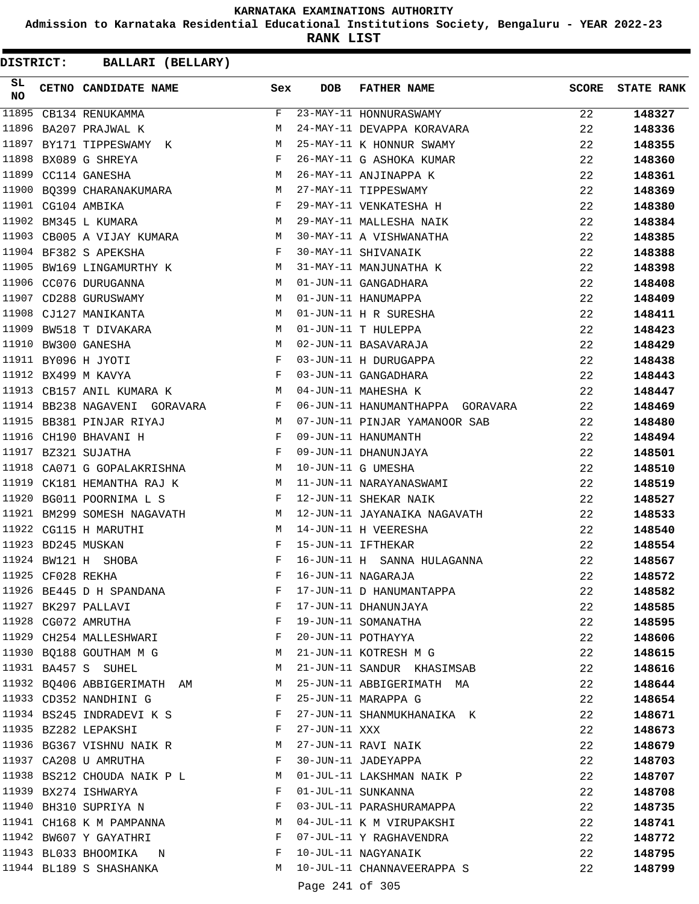KARNATAKA EXAMINATIONS AUTHORITY

Admission to Karnataka Residential Educational Institutions Society, Bengaluru - YEAR 2022-23

**RANK LIST**

**DISTRICT: BALLARI (BELLARY)**

| SL NO | CETNO | CANDIDATE NAME | Sex | DOB | FATHER NAME | SCORE | STATE RANK |
|---|---|---|---|---|---|---|---|
| 11895 | CB134 | RENUKAMMA | F | 23-MAY-11 | HONNURASWAMY | 22 | **148327** |
| 11896 | BA207 | PRAJWAL K | M | 24-MAY-11 | DEVAPPA KORAVARA | 22 | **148336** |
| 11897 | BY171 | TIPPESWAMY K | M | 25-MAY-11 | K HONNUR SWAMY | 22 | **148355** |
| 11898 | BX089 | G SHREYA | F | 26-MAY-11 | G ASHOKA KUMAR | 22 | **148360** |
| 11899 | CC114 | GANESHA | M | 26-MAY-11 | ANJINAPPA K | 22 | **148361** |
| 11900 | BQ399 | CHARANAKUMARA | M | 27-MAY-11 | TIPPESWAMY | 22 | **148369** |
| 11901 | CG104 | AMBIKA | F | 29-MAY-11 | VENKATESHA H | 22 | **148380** |
| 11902 | BM345 | L KUMARA | M | 29-MAY-11 | MALLESHA NAIK | 22 | **148384** |
| 11903 | CB005 | A VIJAY KUMARA | M | 30-MAY-11 | A VISHWANATHA | 22 | **148385** |
| 11904 | BF382 | S APEKSHA | F | 30-MAY-11 | SHIVANAIK | 22 | **148388** |
| 11905 | BW169 | LINGAMURTHY K | M | 31-MAY-11 | MANJUNATHA K | 22 | **148398** |
| 11906 | CC076 | DURUGANNA | M | 01-JUN-11 | GANGADHARA | 22 | **148408** |
| 11907 | CD288 | GURUSWAMY | M | 01-JUN-11 | HANUMAPPA | 22 | **148409** |
| 11908 | CJ127 | MANIKANTA | M | 01-JUN-11 | H R SURESHA | 22 | **148411** |
| 11909 | BW518 | T DIVAKARA | M | 01-JUN-11 | T HULEPPA | 22 | **148423** |
| 11910 | BW300 | GANESHA | M | 02-JUN-11 | BASAVARAJA | 22 | **148429** |
| 11911 | BY096 | H JYOTI | F | 03-JUN-11 | H DURUGAPPA | 22 | **148438** |
| 11912 | BX499 | M KAVYA | F | 03-JUN-11 | GANGADHARA | 22 | **148443** |
| 11913 | CB157 | ANIL KUMARA K | M | 04-JUN-11 | MAHESHA K | 22 | **148447** |
| 11914 | BB238 | NAGAVENI GORAVARA | F | 06-JUN-11 | HANUMANTHAPPA GORAVARA | 22 | **148469** |
| 11915 | BB381 | PINJAR RIYAJ | M | 07-JUN-11 | PINJAR YAMANOOR SAB | 22 | **148480** |
| 11916 | CH190 | BHAVANI H | F | 09-JUN-11 | HANUMANTH | 22 | **148494** |
| 11917 | BZ321 | SUJATHA | F | 09-JUN-11 | DHANUNJAYA | 22 | **148501** |
| 11918 | CA071 | G GOPALAKRISHNA | M | 10-JUN-11 | G UMESHA | 22 | **148510** |
| 11919 | CK181 | HEMANTHA RAJ K | M | 11-JUN-11 | NARAYANASWAMI | 22 | **148519** |
| 11920 | BG011 | POORNIMA L S | F | 12-JUN-11 | SHEKAR NAIK | 22 | **148527** |
| 11921 | BM299 | SOMESH NAGAVATH | M | 12-JUN-11 | JAYANAIKA NAGAVATH | 22 | **148533** |
| 11922 | CG115 | H MARUTHI | M | 14-JUN-11 | H VEERESHA | 22 | **148540** |
| 11923 | BD245 | MUSKAN | F | 15-JUN-11 | IFTHEKAR | 22 | **148554** |
| 11924 | BW121 | H SHOBA | F | 16-JUN-11 | H SANNA HULAGANNA | 22 | **148567** |
| 11925 | CF028 | REKHA | F | 16-JUN-11 | NAGARAJA | 22 | **148572** |
| 11926 | BE445 | D H SPANDANA | F | 17-JUN-11 | D HANUMANTAPPA | 22 | **148582** |
| 11927 | BK297 | PALLAVI | F | 17-JUN-11 | DHANUNJAYA | 22 | **148585** |
| 11928 | CG072 | AMRUTHA | F | 19-JUN-11 | SOMANATHA | 22 | **148595** |
| 11929 | CH254 | MALLESHWARI | F | 20-JUN-11 | POTHAYYA | 22 | **148606** |
| 11930 | BQ188 | GOUTHAM M G | M | 21-JUN-11 | KOTRESH M G | 22 | **148615** |
| 11931 | BA457 | S SUHEL | M | 21-JUN-11 | SANDUR KHASIMSAB | 22 | **148616** |
| 11932 | BQ406 | ABBIGERIMATH AM | M | 25-JUN-11 | ABBIGERIMATH MA | 22 | **148644** |
| 11933 | CD352 | NANDHINI G | F | 25-JUN-11 | MARAPPA G | 22 | **148654** |
| 11934 | BS245 | INDRADEVI K S | F | 27-JUN-11 | SHANMUKHANAIKA K | 22 | **148671** |
| 11935 | BZ282 | LEPAKSHI | F | 27-JUN-11 | XXX | 22 | **148673** |
| 11936 | BG367 | VISHNU NAIK R | M | 27-JUN-11 | RAVI NAIK | 22 | **148679** |
| 11937 | CA208 | U AMRUTHA | F | 30-JUN-11 | JADEYAPPA | 22 | **148703** |
| 11938 | BS212 | CHOUDA NAIK P L | M | 01-JUL-11 | LAKSHMAN NAIK P | 22 | **148707** |
| 11939 | BX274 | ISHWARYA | F | 01-JUL-11 | SUNKANNA | 22 | **148708** |
| 11940 | BH310 | SUPRIYA N | F | 03-JUL-11 | PARASHURAMAPPA | 22 | **148735** |
| 11941 | CH168 | K M PAMPANNA | M | 04-JUL-11 | K M VIRUPAKSHI | 22 | **148741** |
| 11942 | BW607 | Y GAYATHRI | F | 07-JUL-11 | Y RAGHAVENDRA | 22 | **148772** |
| 11943 | BL033 | BHOOMIKA N | F | 10-JUL-11 | NAGYANAIK | 22 | **148795** |
| 11944 | BL189 | S SHASHANKA | M | 10-JUL-11 | CHANNAVEERAPPA S | 22 | **148799** |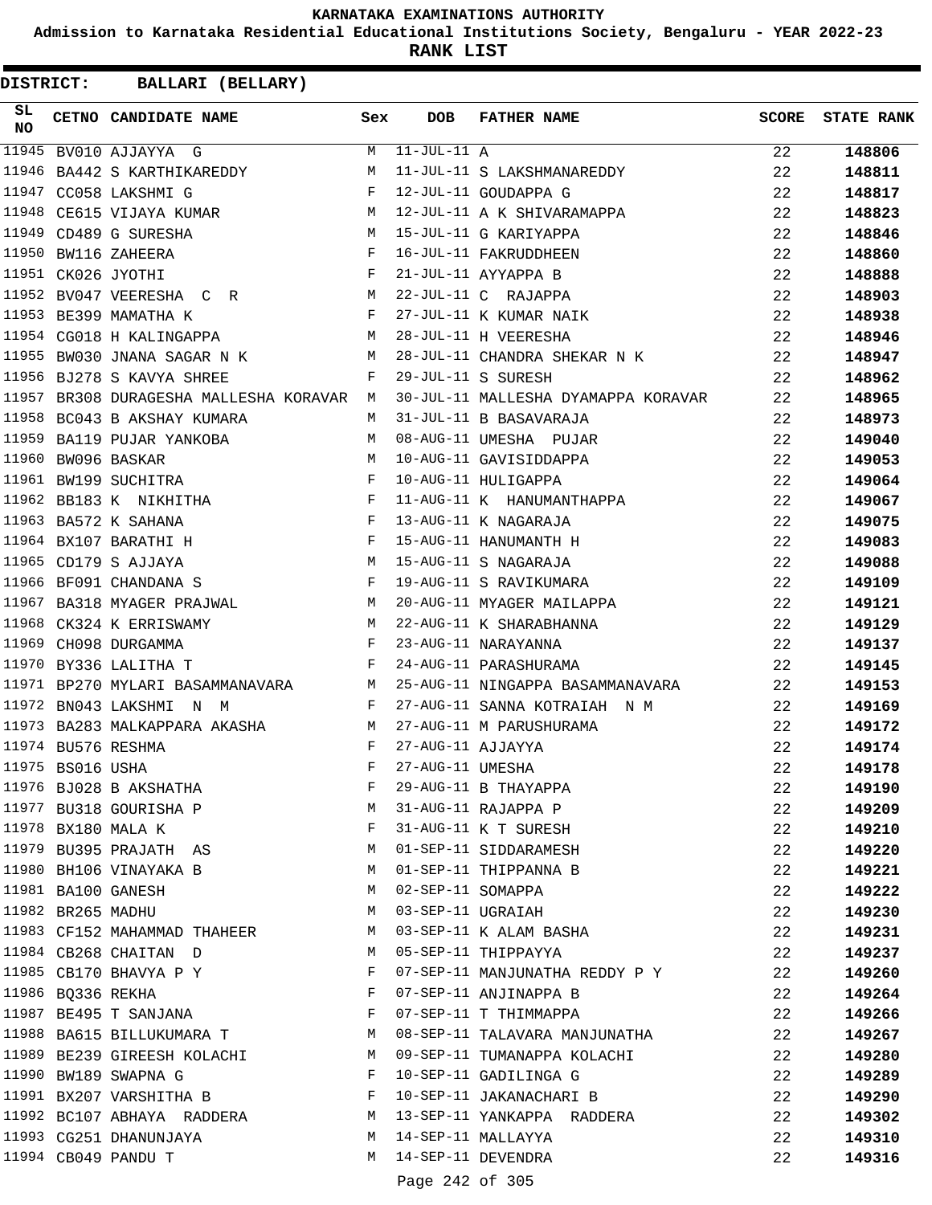KARNATAKA EXAMINATIONS AUTHORITY

Admission to Karnataka Residential Educational Institutions Society, Bengaluru - YEAR 2022-23

**RANK LIST**

**DISTRICT: BALLARI (BELLARY)**

| SL NO | CETNO | CANDIDATE NAME | Sex | DOB | FATHER NAME | SCORE | STATE RANK |
|---|---|---|---|---|---|---|---|
| 11945 | BV010 | AJJAYYA G | M | 11-JUL-11 | A | 22 | **148806** |
| 11946 | BA442 | S KARTHIKAREDDY | M | 11-JUL-11 | S LAKSHMANAREDDY | 22 | **148811** |
| 11947 | CC058 | LAKSHMI G | F | 12-JUL-11 | GOUDAPPA G | 22 | **148817** |
| 11948 | CE615 | VIJAYA KUMAR | M | 12-JUL-11 | A K SHIVARAMAPPA | 22 | **148823** |
| 11949 | CD489 | G SURESHA | M | 15-JUL-11 | G KARIYAPPA | 22 | **148846** |
| 11950 | BW116 | ZAHEERA | F | 16-JUL-11 | FAKRUDDHEEN | 22 | **148860** |
| 11951 | CK026 | JYOTHI | F | 21-JUL-11 | AYYAPPA B | 22 | **148888** |
| 11952 | BV047 | VEERESHA C R | M | 22-JUL-11 | C RAJAPPA | 22 | **148903** |
| 11953 | BE399 | MAMATHA K | F | 27-JUL-11 | K KUMAR NAIK | 22 | **148938** |
| 11954 | CG018 | H KALINGAPPA | M | 28-JUL-11 | H VEERESHA | 22 | **148946** |
| 11955 | BW030 | JNANA SAGAR N K | M | 28-JUL-11 | CHANDRA SHEKAR N K | 22 | **148947** |
| 11956 | BJ278 | S KAVYA SHREE | F | 29-JUL-11 | S SURESH | 22 | **148962** |
| 11957 | BR308 | DURAGESHA MALLESHA KORAVAR | M | 30-JUL-11 | MALLESHA DYAMAPPA KORAVAR | 22 | **148965** |
| 11958 | BC043 | B AKSHAY KUMARA | M | 31-JUL-11 | B BASAVARAJA | 22 | **148973** |
| 11959 | BA119 | PUJAR YANKOBA | M | 08-AUG-11 | UMESHA PUJAR | 22 | **149040** |
| 11960 | BW096 | BASKAR | M | 10-AUG-11 | GAVISIDDAPPA | 22 | **149053** |
| 11961 | BW199 | SUCHITRA | F | 10-AUG-11 | HULIGAPPA | 22 | **149064** |
| 11962 | BB183 | K NIKHITHA | F | 11-AUG-11 | K HANUMANTHAPPA | 22 | **149067** |
| 11963 | BA572 | K SAHANA | F | 13-AUG-11 | K NAGARAJA | 22 | **149075** |
| 11964 | BX107 | BARATHI H | F | 15-AUG-11 | HANUMANTH H | 22 | **149083** |
| 11965 | CD179 | S AJJAYA | M | 15-AUG-11 | S NAGARAJA | 22 | **149088** |
| 11966 | BF091 | CHANDANA S | F | 19-AUG-11 | S RAVIKUMARA | 22 | **149109** |
| 11967 | BA318 | MYAGER PRAJWAL | M | 20-AUG-11 | MYAGER MAILAPPA | 22 | **149121** |
| 11968 | CK324 | K ERRISWAMY | M | 22-AUG-11 | K SHARABHANNA | 22 | **149129** |
| 11969 | CH098 | DURGAMMA | F | 23-AUG-11 | NARAYANNA | 22 | **149137** |
| 11970 | BY336 | LALITHA T | F | 24-AUG-11 | PARASHURAMA | 22 | **149145** |
| 11971 | BP270 | MYLARI BASAMMANAVARA | M | 25-AUG-11 | NINGAPPA BASAMMANAVARA | 22 | **149153** |
| 11972 | BN043 | LAKSHMI N M | F | 27-AUG-11 | SANNA KOTRAIAH N M | 22 | **149169** |
| 11973 | BA283 | MALKAPPARA AKASHA | M | 27-AUG-11 | M PARUSHURAMA | 22 | **149172** |
| 11974 | BU576 | RESHMA | F | 27-AUG-11 | AJJAYYA | 22 | **149174** |
| 11975 | BS016 | USHA | F | 27-AUG-11 | UMESHA | 22 | **149178** |
| 11976 | BJ028 | B AKSHATHA | F | 29-AUG-11 | B THAYAPPA | 22 | **149190** |
| 11977 | BU318 | GOURISHA P | M | 31-AUG-11 | RAJAPPA P | 22 | **149209** |
| 11978 | BX180 | MALA K | F | 31-AUG-11 | K T SURESH | 22 | **149210** |
| 11979 | BU395 | PRAJATH AS | M | 01-SEP-11 | SIDDARAMESH | 22 | **149220** |
| 11980 | BH106 | VINAYAKA B | M | 01-SEP-11 | THIPPANNA B | 22 | **149221** |
| 11981 | BA100 | GANESH | M | 02-SEP-11 | SOMAPPA | 22 | **149222** |
| 11982 | BR265 | MADHU | M | 03-SEP-11 | UGRAIAH | 22 | **149230** |
| 11983 | CF152 | MAHAMMAD THAHEER | M | 03-SEP-11 | K ALAM BASHA | 22 | **149231** |
| 11984 | CB268 | CHAITAN D | M | 05-SEP-11 | THIPPAYYA | 22 | **149237** |
| 11985 | CB170 | BHAVYA P Y | F | 07-SEP-11 | MANJUNATHA REDDY P Y | 22 | **149260** |
| 11986 | BQ336 | REKHA | F | 07-SEP-11 | ANJINAPPA B | 22 | **149264** |
| 11987 | BE495 | T SANJANA | F | 07-SEP-11 | T THIMMAPPA | 22 | **149266** |
| 11988 | BA615 | BILLUKUMARA T | M | 08-SEP-11 | TALAVARA MANJUNATHA | 22 | **149267** |
| 11989 | BE239 | GIREESH KOLACHI | M | 09-SEP-11 | TUMANAPPA KOLACHI | 22 | **149280** |
| 11990 | BW189 | SWAPNA G | F | 10-SEP-11 | GADILINGA G | 22 | **149289** |
| 11991 | BX207 | VARSHITHA B | F | 10-SEP-11 | JAKANACHARI B | 22 | **149290** |
| 11992 | BC107 | ABHAYA RADDERA | M | 13-SEP-11 | YANKAPPA RADDERA | 22 | **149302** |
| 11993 | CG251 | DHANUNJAYA | M | 14-SEP-11 | MALLAYYA | 22 | **149310** |
| 11994 | CB049 | PANDU T | M | 14-SEP-11 | DEVENDRA | 22 | **149316** |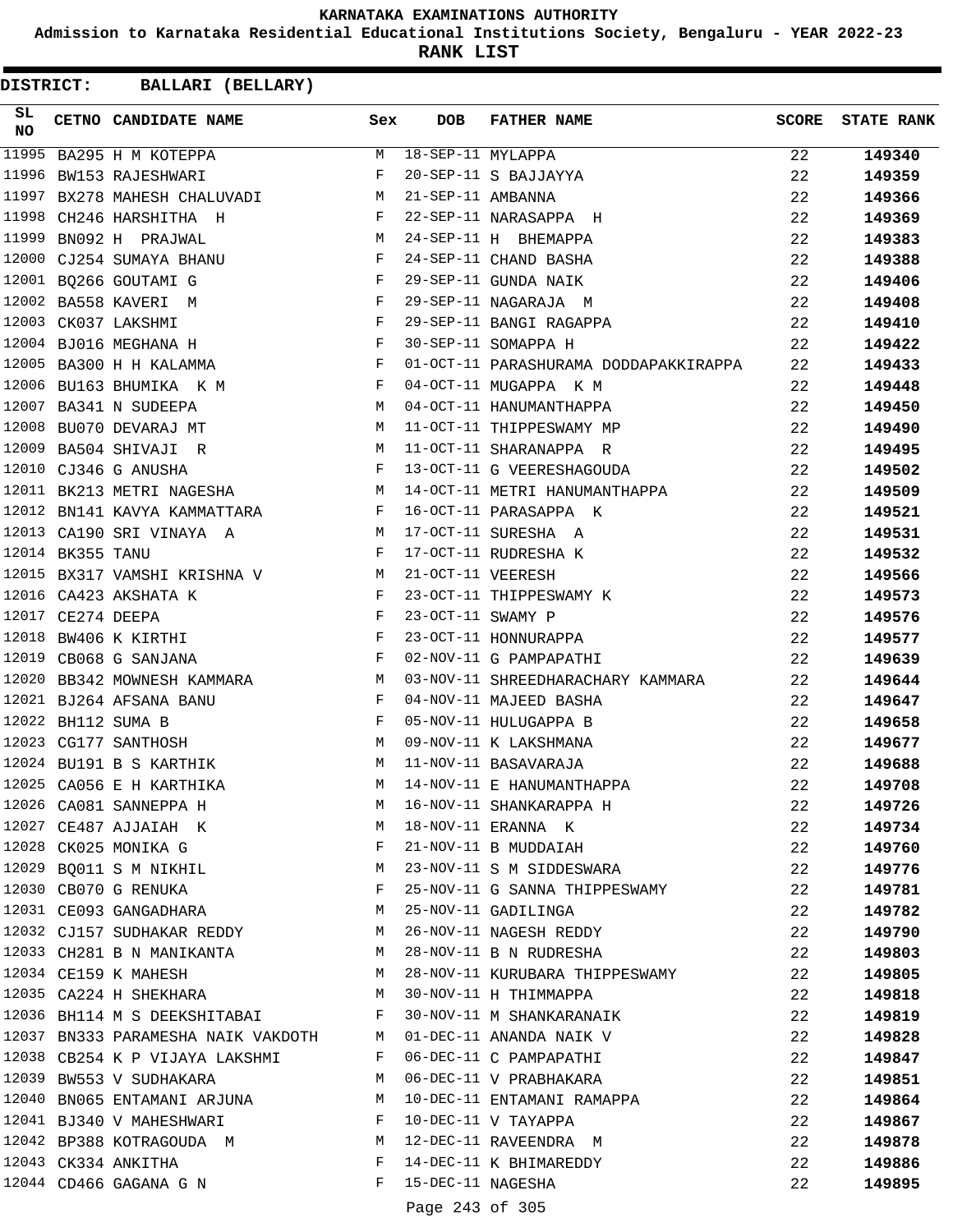KARNATAKA EXAMINATIONS AUTHORITY

Admission to Karnataka Residential Educational Institutions Society, Bengaluru - YEAR 2022-23

**RANK LIST**

**DISTRICT: BALLARI (BELLARY)**

| SL NO | CETNO | CANDIDATE NAME | Sex | DOB | FATHER NAME | SCORE | STATE RANK |
|---|---|---|---|---|---|---|---|
| 11995 | BA295 | H M KOTEPPA | M | 18-SEP-11 | MYLAPPA | 22 | 149340 |
| 11996 | BW153 | RAJESHWARI | F | 20-SEP-11 | S BAJJAYYA | 22 | 149359 |
| 11997 | BX278 | MAHESH CHALUVADI | M | 21-SEP-11 | AMBANNA | 22 | 149366 |
| 11998 | CH246 | HARSHITHA H | F | 22-SEP-11 | NARASAPPA H | 22 | 149369 |
| 11999 | BN092 | H PRAJWAL | M | 24-SEP-11 | H BHEMAPPA | 22 | 149383 |
| 12000 | CJ254 | SUMAYA BHANU | F | 24-SEP-11 | CHAND BASHA | 22 | 149388 |
| 12001 | BQ266 | GOUTAMI G | F | 29-SEP-11 | GUNDA NAIK | 22 | 149406 |
| 12002 | BA558 | KAVERI M | F | 29-SEP-11 | NAGARAJA M | 22 | 149408 |
| 12003 | CK037 | LAKSHMI | F | 29-SEP-11 | BANGI RAGAPPA | 22 | 149410 |
| 12004 | BJ016 | MEGHANA H | F | 30-SEP-11 | SOMAPPA H | 22 | 149422 |
| 12005 | BA300 | H H KALAMMA | F | 01-OCT-11 | PARASHURAMA DODDAPAKKIRAPPA | 22 | 149433 |
| 12006 | BU163 | BHUMIKA K M | F | 04-OCT-11 | MUGAPPA K M | 22 | 149448 |
| 12007 | BA341 | N SUDEEPA | M | 04-OCT-11 | HANUMANTHAPPA | 22 | 149450 |
| 12008 | BU070 | DEVARAJ MT | M | 11-OCT-11 | THIPPESWAMY MP | 22 | 149490 |
| 12009 | BA504 | SHIVAJI R | M | 11-OCT-11 | SHARANAPPA R | 22 | 149495 |
| 12010 | CJ346 | G ANUSHA | F | 13-OCT-11 | G VEERESHAGOUDA | 22 | 149502 |
| 12011 | BK213 | METRI NAGESHA | M | 14-OCT-11 | METRI HANUMANTHAPPA | 22 | 149509 |
| 12012 | BN141 | KAVYA KAMMATTARA | F | 16-OCT-11 | PARASAPPA K | 22 | 149521 |
| 12013 | CA190 | SRI VINAYA A | M | 17-OCT-11 | SURESHA A | 22 | 149531 |
| 12014 | BK355 | TANU | F | 17-OCT-11 | RUDRESHA K | 22 | 149532 |
| 12015 | BX317 | VAMSHI KRISHNA V | M | 21-OCT-11 | VEERESH | 22 | 149566 |
| 12016 | CA423 | AKSHATA K | F | 23-OCT-11 | THIPPESWAMY K | 22 | 149573 |
| 12017 | CE274 | DEEPA | F | 23-OCT-11 | SWAMY P | 22 | 149576 |
| 12018 | BW406 | K KIRTHI | F | 23-OCT-11 | HONNURAPPA | 22 | 149577 |
| 12019 | CB068 | G SANJANA | F | 02-NOV-11 | G PAMPAPATHI | 22 | 149639 |
| 12020 | BB342 | MOWNESH KAMMARA | M | 03-NOV-11 | SHREEDHARACHARY KAMMARA | 22 | 149644 |
| 12021 | BJ264 | AFSANA BANU | F | 04-NOV-11 | MAJEED BASHA | 22 | 149647 |
| 12022 | BH112 | SUMA B | F | 05-NOV-11 | HULUGAPPA B | 22 | 149658 |
| 12023 | CG177 | SANTHOSH | M | 09-NOV-11 | K LAKSHMANA | 22 | 149677 |
| 12024 | BU191 | B S KARTHIK | M | 11-NOV-11 | BASAVARAJA | 22 | 149688 |
| 12025 | CA056 | E H KARTHIKA | M | 14-NOV-11 | E HANUMANTHAPPA | 22 | 149708 |
| 12026 | CA081 | SANNEPPA H | M | 16-NOV-11 | SHANKARAPPA H | 22 | 149726 |
| 12027 | CE487 | AJJAIAH K | M | 18-NOV-11 | ERANNA K | 22 | 149734 |
| 12028 | CK025 | MONIKA G | F | 21-NOV-11 | B MUDDAIAH | 22 | 149760 |
| 12029 | BQ011 | S M NIKHIL | M | 23-NOV-11 | S M SIDDESWARA | 22 | 149776 |
| 12030 | CB070 | G RENUKA | F | 25-NOV-11 | G SANNA THIPPESWAMY | 22 | 149781 |
| 12031 | CE093 | GANGADHARA | M | 25-NOV-11 | GADILINGA | 22 | 149782 |
| 12032 | CJ157 | SUDHAKAR REDDY | M | 26-NOV-11 | NAGESH REDDY | 22 | 149790 |
| 12033 | CH281 | B N MANIKANTA | M | 28-NOV-11 | B N RUDRESHA | 22 | 149803 |
| 12034 | CE159 | K MAHESH | M | 28-NOV-11 | KURUBARA THIPPESWAMY | 22 | 149805 |
| 12035 | CA224 | H SHEKHARA | M | 30-NOV-11 | H THIMMAPPA | 22 | 149818 |
| 12036 | BH114 | M S DEEKSHITABAI | F | 30-NOV-11 | M SHANKARANAIK | 22 | 149819 |
| 12037 | BN333 | PARAMESHA NAIK VAKDOTH | M | 01-DEC-11 | ANANDA NAIK V | 22 | 149828 |
| 12038 | CB254 | K P VIJAYA LAKSHMI | F | 06-DEC-11 | C PAMPAPATHI | 22 | 149847 |
| 12039 | BW553 | V SUDHAKARA | M | 06-DEC-11 | V PRABHAKARA | 22 | 149851 |
| 12040 | BN065 | ENTAMANI ARJUNA | M | 10-DEC-11 | ENTAMANI RAMAPPA | 22 | 149864 |
| 12041 | BJ340 | V MAHESHWARI | F | 10-DEC-11 | V TAYAPPA | 22 | 149867 |
| 12042 | BP388 | KOTRAGOUDA M | M | 12-DEC-11 | RAVEENDRA M | 22 | 149878 |
| 12043 | CK334 | ANKITHA | F | 14-DEC-11 | K BHIMAREDDY | 22 | 149886 |
| 12044 | CD466 | GAGANA G N | F | 15-DEC-11 | NAGESHA | 22 | 149895 |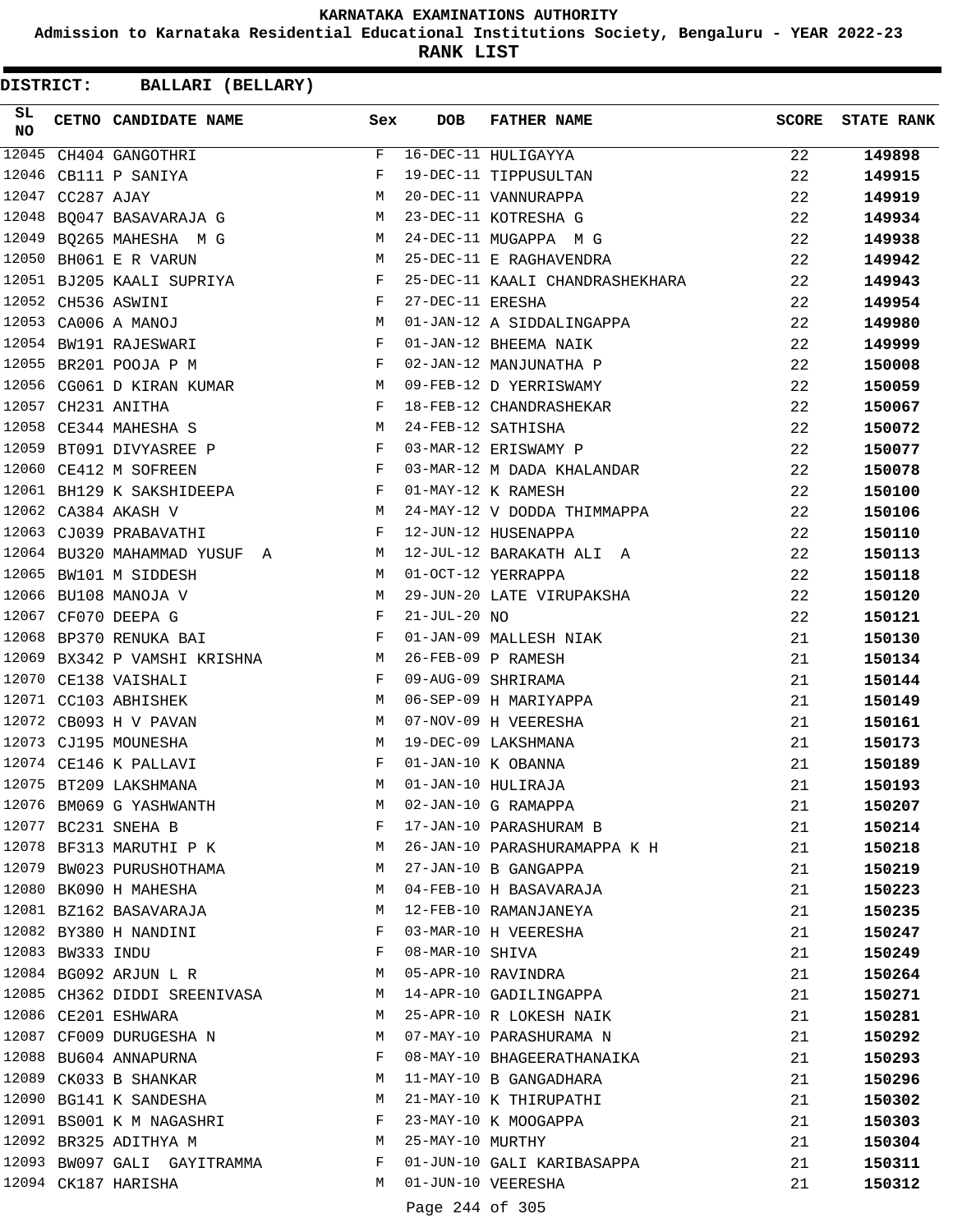# KARNATAKA EXAMINATIONS AUTHORITY

**Admission to Karnataka Residential Educational Institutions Society, Bengaluru - YEAR 2022-23**

**RANK LIST**

**DISTRICT: BALLARI (BELLARY)**

| SL NO | CETNO | CANDIDATE NAME | Sex | DOB | FATHER NAME | SCORE | STATE RANK |
|---|---|---|---|---|---|---|---|
| 12045 | CH404 | GANGOTHRI | F | 16-DEC-11 | HULIGAYYA | 22 | **149898** |
| 12046 | CB111 | P SANIYA | F | 19-DEC-11 | TIPPUSULTAN | 22 | **149915** |
| 12047 | CC287 | AJAY | M | 20-DEC-11 | VANNURAPPA | 22 | **149919** |
| 12048 | BQ047 | BASAVARAJA G | M | 23-DEC-11 | KOTRESHA G | 22 | **149934** |
| 12049 | BQ265 | MAHESHA M G | M | 24-DEC-11 | MUGAPPA M G | 22 | **149938** |
| 12050 | BH061 | E R VARUN | M | 25-DEC-11 | E RAGHAVENDRA | 22 | **149942** |
| 12051 | BJ205 | KAALI SUPRIYA | F | 25-DEC-11 | KAALI CHANDRASHEKHARA | 22 | **149943** |
| 12052 | CH536 | ASWINI | F | 27-DEC-11 | ERESHA | 22 | **149954** |
| 12053 | CA006 | A MANOJ | M | 01-JAN-12 | A SIDDALINGAPPA | 22 | **149980** |
| 12054 | BW191 | RAJESWARI | F | 01-JAN-12 | BHEEMA NAIK | 22 | **149999** |
| 12055 | BR201 | POOJA P M | F | 02-JAN-12 | MANJUNATHA P | 22 | **150008** |
| 12056 | CG061 | D KIRAN KUMAR | M | 09-FEB-12 | D YERRISWAMY | 22 | **150059** |
| 12057 | CH231 | ANITHA | F | 18-FEB-12 | CHANDRASHEKAR | 22 | **150067** |
| 12058 | CE344 | MAHESHA S | M | 24-FEB-12 | SATHISHA | 22 | **150072** |
| 12059 | BT091 | DIVYASREE P | F | 03-MAR-12 | ERISWAMY P | 22 | **150077** |
| 12060 | CE412 | M SOFREEN | F | 03-MAR-12 | M DADA KHALANDAR | 22 | **150078** |
| 12061 | BH129 | K SAKSHIDEEPA | F | 01-MAY-12 | K RAMESH | 22 | **150100** |
| 12062 | CA384 | AKASH V | M | 24-MAY-12 | V DODDA THIMMAPPA | 22 | **150106** |
| 12063 | CJ039 | PRABAVATHI | F | 12-JUN-12 | HUSENAPPA | 22 | **150110** |
| 12064 | BU320 | MAHAMMAD YUSUF A | M | 12-JUL-12 | BARAKATH ALI A | 22 | **150113** |
| 12065 | BW101 | M SIDDESH | M | 01-OCT-12 | YERRAPPA | 22 | **150118** |
| 12066 | BU108 | MANOJA V | M | 29-JUN-20 | LATE VIRUPAKSHA | 22 | **150120** |
| 12067 | CF070 | DEEPA G | F | 21-JUL-20 | NO | 22 | **150121** |
| 12068 | BP370 | RENUKA BAI | F | 01-JAN-09 | MALLESH NIAK | 21 | **150130** |
| 12069 | BX342 | P VAMSHI KRISHNA | M | 26-FEB-09 | P RAMESH | 21 | **150134** |
| 12070 | CE138 | VAISHALI | F | 09-AUG-09 | SHRIRAMA | 21 | **150144** |
| 12071 | CC103 | ABHISHEK | M | 06-SEP-09 | H MARIYAPPA | 21 | **150149** |
| 12072 | CB093 | H V PAVAN | M | 07-NOV-09 | H VEERESHA | 21 | **150161** |
| 12073 | CJ195 | MOUNESHA | M | 19-DEC-09 | LAKSHMANA | 21 | **150173** |
| 12074 | CE146 | K PALLAVI | F | 01-JAN-10 | K OBANNA | 21 | **150189** |
| 12075 | BT209 | LAKSHMANA | M | 01-JAN-10 | HULIRAJA | 21 | **150193** |
| 12076 | BM069 | G YASHWANTH | M | 02-JAN-10 | G RAMAPPA | 21 | **150207** |
| 12077 | BC231 | SNEHA B | F | 17-JAN-10 | PARASHURAM B | 21 | **150214** |
| 12078 | BF313 | MARUTHI P K | M | 26-JAN-10 | PARASHURAMAPPA K H | 21 | **150218** |
| 12079 | BW023 | PURUSHOTHAMA | M | 27-JAN-10 | B GANGAPPA | 21 | **150219** |
| 12080 | BK090 | H MAHESHA | M | 04-FEB-10 | H BASAVARAJA | 21 | **150223** |
| 12081 | BZ162 | BASAVARAJA | M | 12-FEB-10 | RAMANJANEYA | 21 | **150235** |
| 12082 | BY380 | H NANDINI | F | 03-MAR-10 | H VEERESHA | 21 | **150247** |
| 12083 | BW333 | INDU | F | 08-MAR-10 | SHIVA | 21 | **150249** |
| 12084 | BG092 | ARJUN L R | M | 05-APR-10 | RAVINDRA | 21 | **150264** |
| 12085 | CH362 | DIDDI SREENIVASA | M | 14-APR-10 | GADILINGAPPA | 21 | **150271** |
| 12086 | CE201 | ESHWARA | M | 25-APR-10 | R LOKESH NAIK | 21 | **150281** |
| 12087 | CF009 | DURUGESHA N | M | 07-MAY-10 | PARASHURAMA N | 21 | **150292** |
| 12088 | BU604 | ANNAPURNA | F | 08-MAY-10 | BHAGEERATHANAIKA | 21 | **150293** |
| 12089 | CK033 | B SHANKAR | M | 11-MAY-10 | B GANGADHARA | 21 | **150296** |
| 12090 | BG141 | K SANDESHA | M | 21-MAY-10 | K THIRUPATHI | 21 | **150302** |
| 12091 | BS001 | K M NAGASHRI | F | 23-MAY-10 | K MOOGAPPA | 21 | **150303** |
| 12092 | BR325 | ADITHYA M | M | 25-MAY-10 | MURTHY | 21 | **150304** |
| 12093 | BW097 | GALI GAYITRAMMA | F | 01-JUN-10 | GALI KARIBASAPPA | 21 | **150311** |
| 12094 | CK187 | HARISHA | M | 01-JUN-10 | VEERESHA | 21 | **150312** |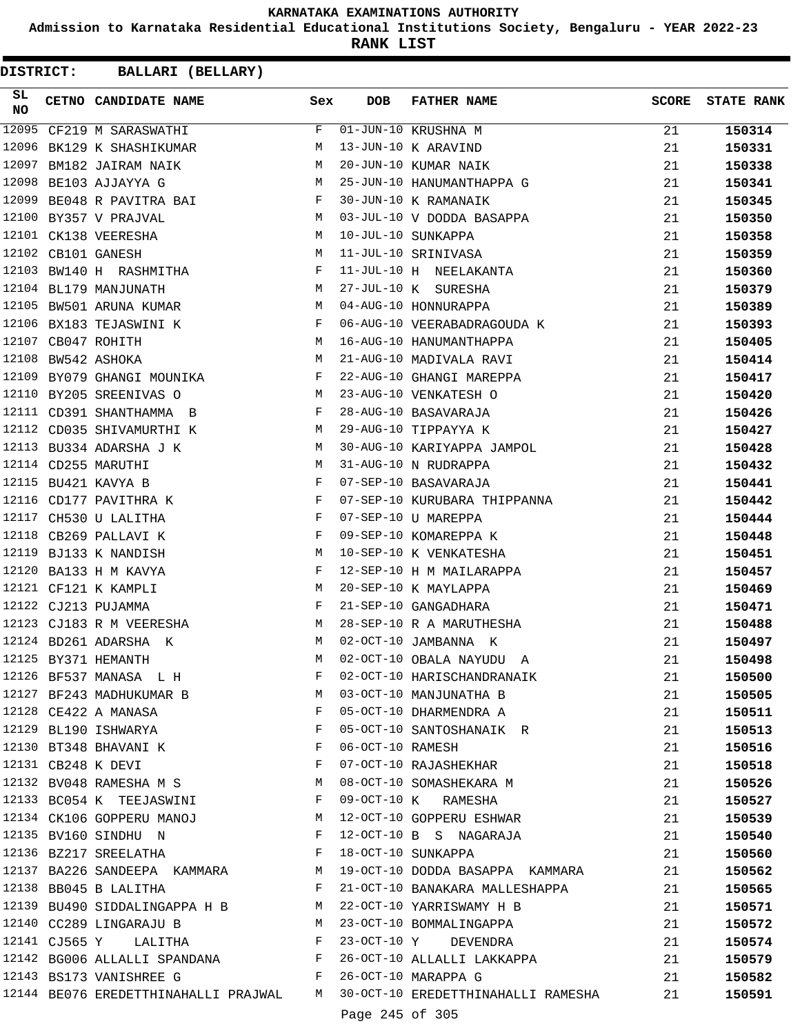# KARNATAKA EXAMINATIONS AUTHORITY

**Admission to Karnataka Residential Educational Institutions Society, Bengaluru - YEAR 2022-23**

**RANK LIST**

**DISTRICT: BALLARI (BELLARY)**

| SL NO | CETNO | CANDIDATE NAME | Sex | DOB | FATHER NAME | SCORE | STATE RANK |
|---|---|---|---|---|---|---|---|
| 12095 | CF219 | M SARASWATHI | F | 01-JUN-10 | KRUSHNA M | 21 | 150314 |
| 12096 | BK129 | K SHASHIKUMAR | M | 13-JUN-10 | K ARAVIND | 21 | 150331 |
| 12097 | BM182 | JAIRAM NAIK | M | 20-JUN-10 | KUMAR NAIK | 21 | 150338 |
| 12098 | BE103 | AJJAYYA G | M | 25-JUN-10 | HANUMANTHAPPA G | 21 | 150341 |
| 12099 | BE048 | R PAVITRA BAI | F | 30-JUN-10 | K RAMANAIK | 21 | 150345 |
| 12100 | BY357 | V PRAJVAL | M | 03-JUL-10 | V DODDA BASAPPA | 21 | 150350 |
| 12101 | CK138 | VEERESHA | M | 10-JUL-10 | SUNKAPPA | 21 | 150358 |
| 12102 | CB101 | GANESH | M | 11-JUL-10 | SRINIVASA | 21 | 150359 |
| 12103 | BW140 | H RASHMITHA | F | 11-JUL-10 | H NEELAKANTA | 21 | 150360 |
| 12104 | BL179 | MANJUNATH | M | 27-JUL-10 | K SURESHA | 21 | 150379 |
| 12105 | BW501 | ARUNA KUMAR | M | 04-AUG-10 | HONNURAPPA | 21 | 150389 |
| 12106 | BX183 | TEJASWINI K | F | 06-AUG-10 | VEERABADRAGOUDA K | 21 | 150393 |
| 12107 | CB047 | ROHITH | M | 16-AUG-10 | HANUMANTHAPPA | 21 | 150405 |
| 12108 | BW542 | ASHOKA | M | 21-AUG-10 | MADIVALA RAVI | 21 | 150414 |
| 12109 | BY079 | GHANGI MOUNIKA | F | 22-AUG-10 | GHANGI MAREPPA | 21 | 150417 |
| 12110 | BY205 | SREENIVAS O | M | 23-AUG-10 | VENKATESH O | 21 | 150420 |
| 12111 | CD391 | SHANTHAMMA B | F | 28-AUG-10 | BASAVARAJA | 21 | 150426 |
| 12112 | CD035 | SHIVAMURTHI K | M | 29-AUG-10 | TIPPAYYA K | 21 | 150427 |
| 12113 | BU334 | ADARSHA J K | M | 30-AUG-10 | KARIYAPPA JAMPOL | 21 | 150428 |
| 12114 | CD255 | MARUTHI | M | 31-AUG-10 | N RUDRAPPA | 21 | 150432 |
| 12115 | BU421 | KAVYA B | F | 07-SEP-10 | BASAVARAJA | 21 | 150441 |
| 12116 | CD177 | PAVITHRA K | F | 07-SEP-10 | KURUBARA THIPPANNA | 21 | 150442 |
| 12117 | CH530 | U LALITHA | F | 07-SEP-10 | U MAREPPA | 21 | 150444 |
| 12118 | CB269 | PALLAVI K | F | 09-SEP-10 | KOMAREPPA K | 21 | 150448 |
| 12119 | BJ133 | K NANDISH | M | 10-SEP-10 | K VENKATESHA | 21 | 150451 |
| 12120 | BA133 | H M KAVYA | F | 12-SEP-10 | H M MAILARAPPA | 21 | 150457 |
| 12121 | CF121 | K KAMPLI | M | 20-SEP-10 | K MAYLAPPA | 21 | 150469 |
| 12122 | CJ213 | PUJAMMA | F | 21-SEP-10 | GANGADHARA | 21 | 150471 |
| 12123 | CJ183 | R M VEERESHA | M | 28-SEP-10 | R A MARUTHESHA | 21 | 150488 |
| 12124 | BD261 | ADARSHA K | M | 02-OCT-10 | JAMBANNA K | 21 | 150497 |
| 12125 | BY371 | HEMANTH | M | 02-OCT-10 | OBALA NAYUDU A | 21 | 150498 |
| 12126 | BF537 | MANASA L H | F | 02-OCT-10 | HARISCHANDRANAIK | 21 | 150500 |
| 12127 | BF243 | MADHUKUMAR B | M | 03-OCT-10 | MANJUNATHA B | 21 | 150505 |
| 12128 | CE422 | A MANASA | F | 05-OCT-10 | DHARMENDRA A | 21 | 150511 |
| 12129 | BL190 | ISHWARYA | F | 05-OCT-10 | SANTOSHANAIK R | 21 | 150513 |
| 12130 | BT348 | BHAVANI K | F | 06-OCT-10 | RAMESH | 21 | 150516 |
| 12131 | CB248 | K DEVI | F | 07-OCT-10 | RAJASHEKHAR | 21 | 150518 |
| 12132 | BV048 | RAMESHA M S | M | 08-OCT-10 | SOMASHEKARA M | 21 | 150526 |
| 12133 | BC054 | K TEEJASWINI | F | 09-OCT-10 | K RAMESHA | 21 | 150527 |
| 12134 | CK106 | GOPPERU MANOJ | M | 12-OCT-10 | GOPPERU ESHWAR | 21 | 150539 |
| 12135 | BV160 | SINDHU N | F | 12-OCT-10 | B S NAGARAJA | 21 | 150540 |
| 12136 | BZ217 | SREELATHA | F | 18-OCT-10 | SUNKAPPA | 21 | 150560 |
| 12137 | BA226 | SANDEEPA KAMMARA | M | 19-OCT-10 | DODDA BASAPPA KAMMARA | 21 | 150562 |
| 12138 | BB045 | B LALITHA | F | 21-OCT-10 | BANAKARA MALLESHAPPA | 21 | 150565 |
| 12139 | BU490 | SIDDALINGAPPA H B | M | 22-OCT-10 | YARRISWAMY H B | 21 | 150571 |
| 12140 | CC289 | LINGARAJU B | M | 23-OCT-10 | BOMMALINGAPPA | 21 | 150572 |
| 12141 | CJ565 | Y LALITHA | F | 23-OCT-10 | Y DEVENDRA | 21 | 150574 |
| 12142 | BG006 | ALLALLI SPANDANA | F | 26-OCT-10 | ALLALLI LAKKAPPA | 21 | 150579 |
| 12143 | BS173 | VANISHREE G | F | 26-OCT-10 | MARAPPA G | 21 | 150582 |
| 12144 | BE076 | EREDETTHINAHALLI PRAJWAL | M | 30-OCT-10 | EREDETTHINAHALLI RAMESHA | 21 | 150591 |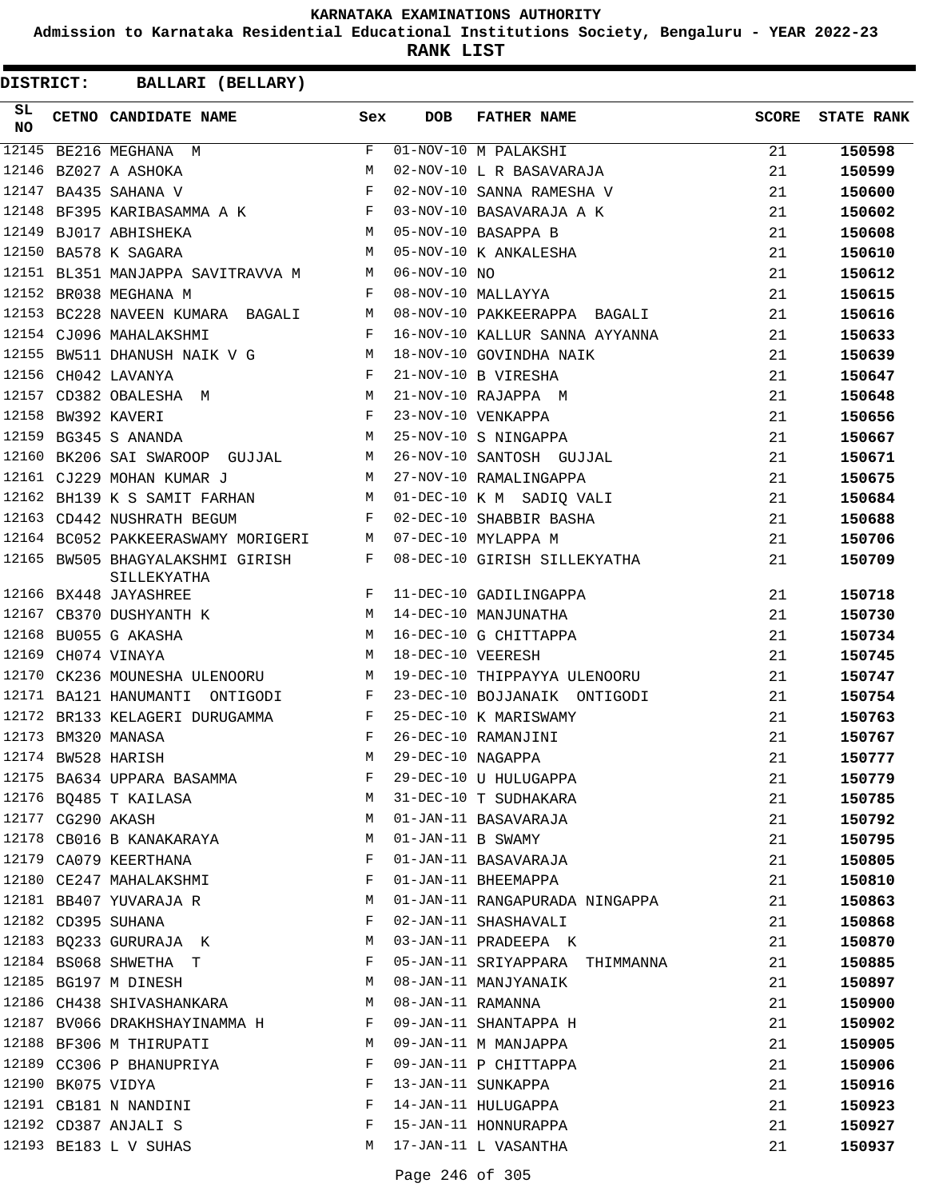# KARNATAKA EXAMINATIONS AUTHORITY

**Admission to Karnataka Residential Educational Institutions Society, Bengaluru - YEAR 2022-23**

**RANK LIST**

**DISTRICT: BALLARI (BELLARY)**

| SL NO | CETNO | CANDIDATE NAME | Sex | DOB | FATHER NAME | SCORE | STATE RANK |
|---|---|---|---|---|---|---|---|
| 12145 | BE216 | MEGHANA M | F | 01-NOV-10 | M PALAKSHI | 21 | 150598 |
| 12146 | BZ027 | A ASHOKA | M | 02-NOV-10 | L R BASAVARAJA | 21 | 150599 |
| 12147 | BA435 | SAHANA V | F | 02-NOV-10 | SANNA RAMESHA V | 21 | 150600 |
| 12148 | BF395 | KARIBASAMMA A K | F | 03-NOV-10 | BASAVARAJA A K | 21 | 150602 |
| 12149 | BJ017 | ABHISHEKA | M | 05-NOV-10 | BASAPPA B | 21 | 150608 |
| 12150 | BA578 | K SAGARA | M | 05-NOV-10 | K ANKALESHA | 21 | 150610 |
| 12151 | BL351 | MANJAPPA SAVITRAVVA M | M | 06-NOV-10 | NO | 21 | 150612 |
| 12152 | BR038 | MEGHANA M | F | 08-NOV-10 | MALLAYYA | 21 | 150615 |
| 12153 | BC228 | NAVEEN KUMARA BAGALI | M | 08-NOV-10 | PAKKEERAPPA BAGALI | 21 | 150616 |
| 12154 | CJ096 | MAHALAKSHMI | F | 16-NOV-10 | KALLUR SANNA AYYANNA | 21 | 150633 |
| 12155 | BW511 | DHANUSH NAIK V G | M | 18-NOV-10 | GOVINDHA NAIK | 21 | 150639 |
| 12156 | CH042 | LAVANYA | F | 21-NOV-10 | B VIRESHA | 21 | 150647 |
| 12157 | CD382 | OBALESHA M | M | 21-NOV-10 | RAJAPPA M | 21 | 150648 |
| 12158 | BW392 | KAVERI | F | 23-NOV-10 | VENKAPPA | 21 | 150656 |
| 12159 | BG345 | S ANANDA | M | 25-NOV-10 | S NINGAPPA | 21 | 150667 |
| 12160 | BK206 | SAI SWAROOP GUJJAL | M | 26-NOV-10 | SANTOSH GUJJAL | 21 | 150671 |
| 12161 | CJ229 | MOHAN KUMAR J | M | 27-NOV-10 | RAMALINGAPPA | 21 | 150675 |
| 12162 | BH139 | K S SAMIT FARHAN | M | 01-DEC-10 | K M SADIQ VALI | 21 | 150684 |
| 12163 | CD442 | NUSHRATH BEGUM | F | 02-DEC-10 | SHABBIR BASHA | 21 | 150688 |
| 12164 | BC052 | PAKKEERASWAMY MORIGERI | M | 07-DEC-10 | MYLAPPA M | 21 | 150706 |
| 12165 | BW505 | BHAGYALAKSHMI GIRISH SILLEKYATHA | F | 08-DEC-10 | GIRISH SILLEKYATHA | 21 | 150709 |
| 12166 | BX448 | JAYASHREE | F | 11-DEC-10 | GADILINGAPPA | 21 | 150718 |
| 12167 | CB370 | DUSHYANTH K | M | 14-DEC-10 | MANJUNATHA | 21 | 150730 |
| 12168 | BU055 | G AKASHA | M | 16-DEC-10 | G CHITTAPPA | 21 | 150734 |
| 12169 | CH074 | VINAYA | M | 18-DEC-10 | VEERESH | 21 | 150745 |
| 12170 | CK236 | MOUNESHA ULENOORU | M | 19-DEC-10 | THIPPAYYA ULENOORU | 21 | 150747 |
| 12171 | BA121 | HANUMANTI ONTIGODI | F | 23-DEC-10 | BOJJANAIK ONTIGODI | 21 | 150754 |
| 12172 | BR133 | KELAGERI DURUGAMMA | F | 25-DEC-10 | K MARISWAMY | 21 | 150763 |
| 12173 | BM320 | MANASA | F | 26-DEC-10 | RAMANJINI | 21 | 150767 |
| 12174 | BW528 | HARISH | M | 29-DEC-10 | NAGAPPA | 21 | 150777 |
| 12175 | BA634 | UPPARA BASAMMA | F | 29-DEC-10 | U HULUGAPPA | 21 | 150779 |
| 12176 | BQ485 | T KAILASA | M | 31-DEC-10 | T SUDHAKARA | 21 | 150785 |
| 12177 | CG290 | AKASH | M | 01-JAN-11 | BASAVARAJA | 21 | 150792 |
| 12178 | CB016 | B KANAKARAYA | M | 01-JAN-11 | B SWAMY | 21 | 150795 |
| 12179 | CA079 | KEERTHANA | F | 01-JAN-11 | BASAVARAJA | 21 | 150805 |
| 12180 | CE247 | MAHALAKSHMI | F | 01-JAN-11 | BHEEMAPPA | 21 | 150810 |
| 12181 | BB407 | YUVARAJA R | M | 01-JAN-11 | RANGAPURADA NINGAPPA | 21 | 150863 |
| 12182 | CD395 | SUHANA | F | 02-JAN-11 | SHASHAVALI | 21 | 150868 |
| 12183 | BQ233 | GURURAJA K | M | 03-JAN-11 | PRADEEPA K | 21 | 150870 |
| 12184 | BS068 | SHWETHA T | F | 05-JAN-11 | SRIYAPPARA THIMMANNA | 21 | 150885 |
| 12185 | BG197 | M DINESH | M | 08-JAN-11 | MANJYANAIK | 21 | 150897 |
| 12186 | CH438 | SHIVASHANKARA | M | 08-JAN-11 | RAMANNA | 21 | 150900 |
| 12187 | BV066 | DRAKHSHAYINAMMA H | F | 09-JAN-11 | SHANTAPPA H | 21 | 150902 |
| 12188 | BF306 | M THIRUPATI | M | 09-JAN-11 | M MANJAPPA | 21 | 150905 |
| 12189 | CC306 | P BHANUPRIYA | F | 09-JAN-11 | P CHITTAPPA | 21 | 150906 |
| 12190 | BK075 | VIDYA | F | 13-JAN-11 | SUNKAPPA | 21 | 150916 |
| 12191 | CB181 | N NANDINI | F | 14-JAN-11 | HULUGAPPA | 21 | 150923 |
| 12192 | CD387 | ANJALI S | F | 15-JAN-11 | HONNURAPPA | 21 | 150927 |
| 12193 | BE183 | L V SUHAS | M | 17-JAN-11 | L VASANTHA | 21 | 150937 |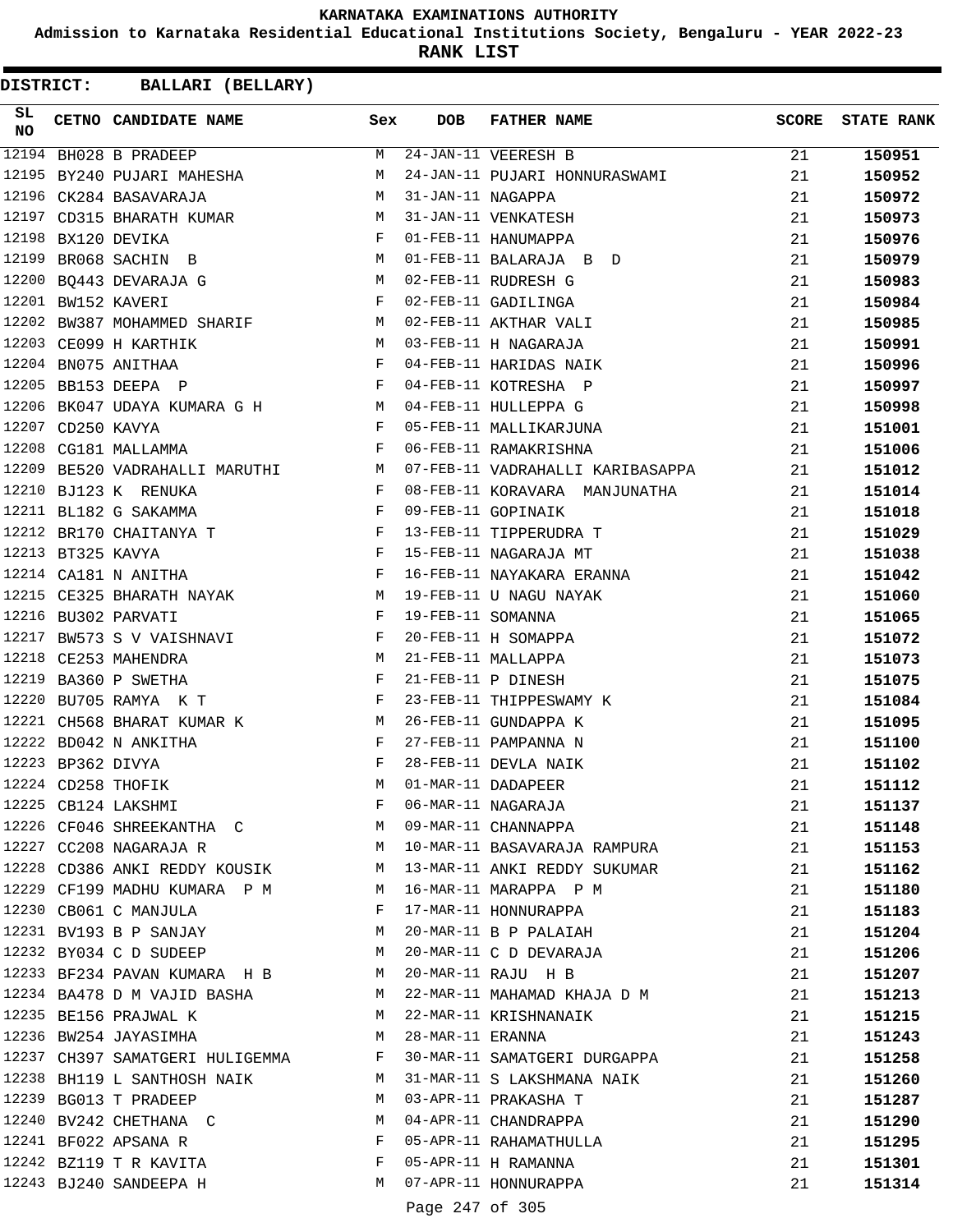# KARNATAKA EXAMINATIONS AUTHORITY

**Admission to Karnataka Residential Educational Institutions Society, Bengaluru - YEAR 2022-23**

**RANK LIST**

**DISTRICT: BALLARI (BELLARY)**

| SL NO | CETNO | CANDIDATE NAME | Sex | DOB | FATHER NAME | SCORE | STATE RANK |
|---|---|---|---|---|---|---|---|
| 12194 | BH028 | B PRADEEP | M | 24-JAN-11 | VEERESH B | 21 | 150951 |
| 12195 | BY240 | PUJARI MAHESHA | M | 24-JAN-11 | PUJARI HONNURASWAMI | 21 | 150952 |
| 12196 | CK284 | BASAVARAJA | M | 31-JAN-11 | NAGAPPA | 21 | 150972 |
| 12197 | CD315 | BHARATH KUMAR | M | 31-JAN-11 | VENKATESH | 21 | 150973 |
| 12198 | BX120 | DEVIKA | F | 01-FEB-11 | HANUMAPPA | 21 | 150976 |
| 12199 | BR068 | SACHIN B | M | 01-FEB-11 | BALARAJA B D | 21 | 150979 |
| 12200 | BQ443 | DEVARAJA G | M | 02-FEB-11 | RUDRESH G | 21 | 150983 |
| 12201 | BW152 | KAVERI | F | 02-FEB-11 | GADILINGA | 21 | 150984 |
| 12202 | BW387 | MOHAMMED SHARIF | M | 02-FEB-11 | AKTHAR VALI | 21 | 150985 |
| 12203 | CE099 | H KARTHIK | M | 03-FEB-11 | H NAGARAJA | 21 | 150991 |
| 12204 | BN075 | ANITHAA | F | 04-FEB-11 | HARIDAS NAIK | 21 | 150996 |
| 12205 | BB153 | DEEPA P | F | 04-FEB-11 | KOTRESHA P | 21 | 150997 |
| 12206 | BK047 | UDAYA KUMARA G H | M | 04-FEB-11 | HULLEPPA G | 21 | 150998 |
| 12207 | CD250 | KAVYA | F | 05-FEB-11 | MALLIKARJUNA | 21 | 151001 |
| 12208 | CG181 | MALLAMMA | F | 06-FEB-11 | RAMAKRISHNA | 21 | 151006 |
| 12209 | BE520 | VADRAHALLI MARUTHI | M | 07-FEB-11 | VADRAHALLI KARIBASAPPA | 21 | 151012 |
| 12210 | BJ123 | K RENUKA | F | 08-FEB-11 | KORAVARA MANJUNATHA | 21 | 151014 |
| 12211 | BL182 | G SAKAMMA | F | 09-FEB-11 | GOPINAIK | 21 | 151018 |
| 12212 | BR170 | CHAITANYA T | F | 13-FEB-11 | TIPPERUDRA T | 21 | 151029 |
| 12213 | BT325 | KAVYA | F | 15-FEB-11 | NAGARAJA MT | 21 | 151038 |
| 12214 | CA181 | N ANITHA | F | 16-FEB-11 | NAYAKARA ERANNA | 21 | 151042 |
| 12215 | CE325 | BHARATH NAYAK | M | 19-FEB-11 | U NAGU NAYAK | 21 | 151060 |
| 12216 | BU302 | PARVATI | F | 19-FEB-11 | SOMANNA | 21 | 151065 |
| 12217 | BW573 | S V VAISHNAVI | F | 20-FEB-11 | H SOMAPPA | 21 | 151072 |
| 12218 | CE253 | MAHENDRA | M | 21-FEB-11 | MALLAPPA | 21 | 151073 |
| 12219 | BA360 | P SWETHA | F | 21-FEB-11 | P DINESH | 21 | 151075 |
| 12220 | BU705 | RAMYA K T | F | 23-FEB-11 | THIPPESWAMY K | 21 | 151084 |
| 12221 | CH568 | BHARAT KUMAR K | M | 26-FEB-11 | GUNDAPPA K | 21 | 151095 |
| 12222 | BD042 | N ANKITHA | F | 27-FEB-11 | PAMPANNA N | 21 | 151100 |
| 12223 | BP362 | DIVYA | F | 28-FEB-11 | DEVLA NAIK | 21 | 151102 |
| 12224 | CD258 | THOFIK | M | 01-MAR-11 | DADAPEER | 21 | 151112 |
| 12225 | CB124 | LAKSHMI | F | 06-MAR-11 | NAGARAJA | 21 | 151137 |
| 12226 | CF046 | SHREEKANTHA C | M | 09-MAR-11 | CHANNAPPA | 21 | 151148 |
| 12227 | CC208 | NAGARAJA R | M | 10-MAR-11 | BASAVARAJA RAMPURA | 21 | 151153 |
| 12228 | CD386 | ANKI REDDY KOUSIK | M | 13-MAR-11 | ANKI REDDY SUKUMAR | 21 | 151162 |
| 12229 | CF199 | MADHU KUMARA P M | M | 16-MAR-11 | MARAPPA P M | 21 | 151180 |
| 12230 | CB061 | C MANJULA | F | 17-MAR-11 | HONNURAPPA | 21 | 151183 |
| 12231 | BV193 | B P SANJAY | M | 20-MAR-11 | B P PALAIAH | 21 | 151204 |
| 12232 | BY034 | C D SUDEEP | M | 20-MAR-11 | C D DEVARAJA | 21 | 151206 |
| 12233 | BF234 | PAVAN KUMARA H B | M | 20-MAR-11 | RAJU H B | 21 | 151207 |
| 12234 | BA478 | D M VAJID BASHA | M | 22-MAR-11 | MAHAMAD KHAJA D M | 21 | 151213 |
| 12235 | BE156 | PRAJWAL K | M | 22-MAR-11 | KRISHNANAIK | 21 | 151215 |
| 12236 | BW254 | JAYASIMHA | M | 28-MAR-11 | ERANNA | 21 | 151243 |
| 12237 | CH397 | SAMATGERI HULIGEMMA | F | 30-MAR-11 | SAMATGERI DURGAPPA | 21 | 151258 |
| 12238 | BH119 | L SANTHOSH NAIK | M | 31-MAR-11 | S LAKSHMANA NAIK | 21 | 151260 |
| 12239 | BG013 | T PRADEEP | M | 03-APR-11 | PRAKASHA T | 21 | 151287 |
| 12240 | BV242 | CHETHANA C | M | 04-APR-11 | CHANDRAPPA | 21 | 151290 |
| 12241 | BF022 | APSANA R | F | 05-APR-11 | RAHAMATHULLA | 21 | 151295 |
| 12242 | BZ119 | T R KAVITA | F | 05-APR-11 | H RAMANNA | 21 | 151301 |
| 12243 | BJ240 | SANDEEPA H | M | 07-APR-11 | HONNURAPPA | 21 | 151314 |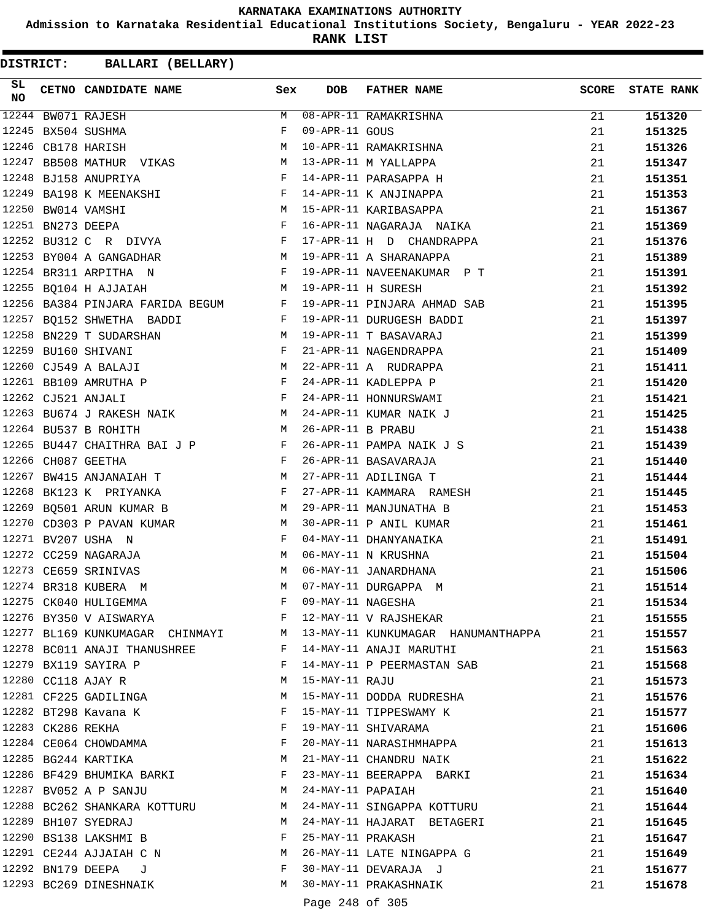# KARNATAKA EXAMINATIONS AUTHORITY

**Admission to Karnataka Residential Educational Institutions Society, Bengaluru - YEAR 2022-23**

**RANK LIST**

**DISTRICT: BALLARI (BELLARY)**

| SL NO | CETNO | CANDIDATE NAME | Sex | DOB | FATHER NAME | SCORE | STATE RANK |
|---|---|---|---|---|---|---|---|
| 12244 | BW071 | RAJESH | M | 08-APR-11 | RAMAKRISHNA | 21 | **151320** |
| 12245 | BX504 | SUSHMA | F | 09-APR-11 | GOUS | 21 | **151325** |
| 12246 | CB178 | HARISH | M | 10-APR-11 | RAMAKRISHNA | 21 | **151326** |
| 12247 | BB508 | MATHUR VIKAS | M | 13-APR-11 | M YALLAPPA | 21 | **151347** |
| 12248 | BJ158 | ANUPRIYA | F | 14-APR-11 | PARASAPPA H | 21 | **151351** |
| 12249 | BA198 | K MEENAKSHI | F | 14-APR-11 | K ANJINAPPA | 21 | **151353** |
| 12250 | BW014 | VAMSHI | M | 15-APR-11 | KARIBASAPPA | 21 | **151367** |
| 12251 | BN273 | DEEPA | F | 16-APR-11 | NAGARAJA NAIKA | 21 | **151369** |
| 12252 | BU312 | C R DIVYA | F | 17-APR-11 | H D CHANDRAPPA | 21 | **151376** |
| 12253 | BY004 | A GANGADHAR | M | 19-APR-11 | A SHARANAPPA | 21 | **151389** |
| 12254 | BR311 | ARPITHA N | F | 19-APR-11 | NAVEENAKUMAR P T | 21 | **151391** |
| 12255 | BQ104 | H AJJAIAH | M | 19-APR-11 | H SURESH | 21 | **151392** |
| 12256 | BA384 | PINJARA FARIDA BEGUM | F | 19-APR-11 | PINJARA AHMAD SAB | 21 | **151395** |
| 12257 | BQ152 | SHWETHA BADDI | F | 19-APR-11 | DURUGESH BADDI | 21 | **151397** |
| 12258 | BN229 | T SUDARSHAN | M | 19-APR-11 | T BASAVARAJ | 21 | **151399** |
| 12259 | BU160 | SHIVANI | F | 21-APR-11 | NAGENDRAPPA | 21 | **151409** |
| 12260 | CJ549 | A BALAJI | M | 22-APR-11 | A RUDRAPPA | 21 | **151411** |
| 12261 | BB109 | AMRUTHA P | F | 24-APR-11 | KADLEPPA P | 21 | **151420** |
| 12262 | CJ521 | ANJALI | F | 24-APR-11 | HONNURSWAMI | 21 | **151421** |
| 12263 | BU674 | J RAKESH NAIK | M | 24-APR-11 | KUMAR NAIK J | 21 | **151425** |
| 12264 | BU537 | B ROHITH | M | 26-APR-11 | B PRABU | 21 | **151438** |
| 12265 | BU447 | CHAITHRA BAI J P | F | 26-APR-11 | PAMPA NAIK J S | 21 | **151439** |
| 12266 | CH087 | GEETHA | F | 26-APR-11 | BASAVARAJA | 21 | **151440** |
| 12267 | BW415 | ANJANAIAH T | M | 27-APR-11 | ADILINGA T | 21 | **151444** |
| 12268 | BK123 | K PRIYANKA | F | 27-APR-11 | KAMMARA RAMESH | 21 | **151445** |
| 12269 | BQ501 | ARUN KUMAR B | M | 29-APR-11 | MANJUNATHA B | 21 | **151453** |
| 12270 | CD303 | P PAVAN KUMAR | M | 30-APR-11 | P ANIL KUMAR | 21 | **151461** |
| 12271 | BV207 | USHA N | F | 04-MAY-11 | DHANYANAIKA | 21 | **151491** |
| 12272 | CC259 | NAGARAJA | M | 06-MAY-11 | N KRUSHNA | 21 | **151504** |
| 12273 | CE659 | SRINIVAS | M | 06-MAY-11 | JANARDHANA | 21 | **151506** |
| 12274 | BR318 | KUBERA M | M | 07-MAY-11 | DURGAPPA M | 21 | **151514** |
| 12275 | CK040 | HULIGEMMA | F | 09-MAY-11 | NAGESHA | 21 | **151534** |
| 12276 | BY350 | V AISWARYA | F | 12-MAY-11 | V RAJSHEKAR | 21 | **151555** |
| 12277 | BL169 | KUNKUMAGAR CHINMAYI | M | 13-MAY-11 | KUNKUMAGAR HANUMANTHAPPA | 21 | **151557** |
| 12278 | BC011 | ANAJI THANUSHREE | F | 14-MAY-11 | ANAJI MARUTHI | 21 | **151563** |
| 12279 | BX119 | SAYIRA P | F | 14-MAY-11 | P PEERMASTAN SAB | 21 | **151568** |
| 12280 | CC118 | AJAY R | M | 15-MAY-11 | RAJU | 21 | **151573** |
| 12281 | CF225 | GADILINGA | M | 15-MAY-11 | DODDA RUDRESHA | 21 | **151576** |
| 12282 | BT298 | Kavana K | F | 15-MAY-11 | TIPPESWAMY K | 21 | **151577** |
| 12283 | CK286 | REKHA | F | 19-MAY-11 | SHIVARAMA | 21 | **151606** |
| 12284 | CE064 | CHOWDAMMA | F | 20-MAY-11 | NARASIHMHAPPA | 21 | **151613** |
| 12285 | BG244 | KARTIKA | M | 21-MAY-11 | CHANDRU NAIK | 21 | **151622** |
| 12286 | BF429 | BHUMIKA BARKI | F | 23-MAY-11 | BEERAPPA BARKI | 21 | **151634** |
| 12287 | BV052 | A P SANJU | M | 24-MAY-11 | PAPAIAH | 21 | **151640** |
| 12288 | BC262 | SHANKARA KOTTURU | M | 24-MAY-11 | SINGAPPA KOTTURU | 21 | **151644** |
| 12289 | BH107 | SYEDRAJ | M | 24-MAY-11 | HAJARAT BETAGERI | 21 | **151645** |
| 12290 | BS138 | LAKSHMI B | F | 25-MAY-11 | PRAKASH | 21 | **151647** |
| 12291 | CE244 | AJJAIAH C N | M | 26-MAY-11 | LATE NINGAPPA G | 21 | **151649** |
| 12292 | BN179 | DEEPA J | F | 30-MAY-11 | DEVARAJA J | 21 | **151677** |
| 12293 | BC269 | DINESHNAIK | M | 30-MAY-11 | PRAKASHNAIK | 21 | **151678** |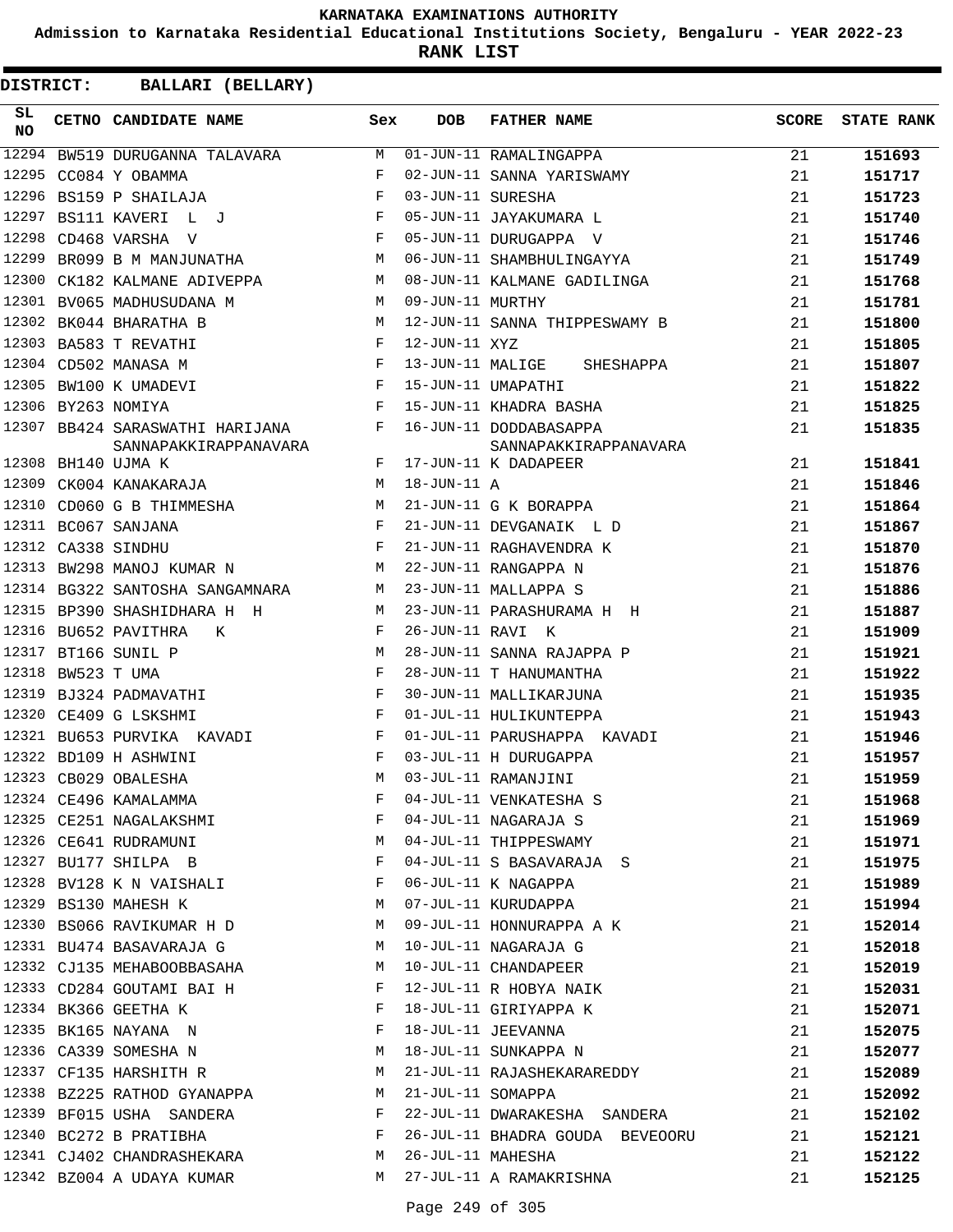# KARNATAKA EXAMINATIONS AUTHORITY

**Admission to Karnataka Residential Educational Institutions Society, Bengaluru - YEAR 2022-23**

**RANK LIST**

**DISTRICT: BALLARI (BELLARY)**

| SL NO | CETNO | CANDIDATE NAME | Sex | DOB | FATHER NAME | SCORE | STATE RANK |
|---|---|---|---|---|---|---|---|
| 12294 | BW519 | DURUGANNA TALAVARA | M | 01-JUN-11 | RAMALINGAPPA | 21 | 151693 |
| 12295 | CC084 | Y OBAMMA | F | 02-JUN-11 | SANNA YARISWAMY | 21 | 151717 |
| 12296 | BS159 | P SHAILAJA | F | 03-JUN-11 | SURESHA | 21 | 151723 |
| 12297 | BS111 | KAVERI L J | F | 05-JUN-11 | JAYAKUMARA L | 21 | 151740 |
| 12298 | CD468 | VARSHA V | F | 05-JUN-11 | DURUGAPPA V | 21 | 151746 |
| 12299 | BR099 | B M MANJUNATHA | M | 06-JUN-11 | SHAMBHULINGAYYA | 21 | 151749 |
| 12300 | CK182 | KALMANE ADIVEPPA | M | 08-JUN-11 | KALMANE GADILINGA | 21 | 151768 |
| 12301 | BV065 | MADHUSUDANA M | M | 09-JUN-11 | MURTHY | 21 | 151781 |
| 12302 | BK044 | BHARATHA B | M | 12-JUN-11 | SANNA THIPPESWAMY B | 21 | 151800 |
| 12303 | BA583 | T REVATHI | F | 12-JUN-11 | XYZ | 21 | 151805 |
| 12304 | CD502 | MANASA M | F | 13-JUN-11 | MALIGE SHESHAPPA | 21 | 151807 |
| 12305 | BW100 | K UMADEVI | F | 15-JUN-11 | UMAPATHI | 21 | 151822 |
| 12306 | BY263 | NOMIYA | F | 15-JUN-11 | KHADRA BASHA | 21 | 151825 |
| 12307 | BB424 | SARASWATHI HARIJANA SANNAPAKKIRAPPANAVARA | F | 16-JUN-11 | DODDABASAPPA SANNAPAKKIRAPPANAVARA | 21 | 151835 |
| 12308 | BH140 | UJMA K | F | 17-JUN-11 | K DADAPEER | 21 | 151841 |
| 12309 | CK004 | KANAKARAJA | M | 18-JUN-11 | A | 21 | 151846 |
| 12310 | CD060 | G B THIMMESHA | M | 21-JUN-11 | G K BORAPPA | 21 | 151864 |
| 12311 | BC067 | SANJANA | F | 21-JUN-11 | DEVGANAIK L D | 21 | 151867 |
| 12312 | CA338 | SINDHU | F | 21-JUN-11 | RAGHAVENDRA K | 21 | 151870 |
| 12313 | BW298 | MANOJ KUMAR N | M | 22-JUN-11 | RANGAPPA N | 21 | 151876 |
| 12314 | BG322 | SANTOSHA SANGAMNARA | M | 23-JUN-11 | MALLAPPA S | 21 | 151886 |
| 12315 | BP390 | SHASHIDHARA H H | M | 23-JUN-11 | PARASHURAMA H H | 21 | 151887 |
| 12316 | BU652 | PAVITHRA K | F | 26-JUN-11 | RAVI K | 21 | 151909 |
| 12317 | BT166 | SUNIL P | M | 28-JUN-11 | SANNA RAJAPPA P | 21 | 151921 |
| 12318 | BW523 | T UMA | F | 28-JUN-11 | T HANUMANTHA | 21 | 151922 |
| 12319 | BJ324 | PADMAVATHI | F | 30-JUN-11 | MALLIKARJUNA | 21 | 151935 |
| 12320 | CE409 | G LSKSHMI | F | 01-JUL-11 | HULIKUNTEPPA | 21 | 151943 |
| 12321 | BU653 | PURVIKA KAVADI | F | 01-JUL-11 | PARUSHAPPA KAVADI | 21 | 151946 |
| 12322 | BD109 | H ASHWINI | F | 03-JUL-11 | H DURUGAPPA | 21 | 151957 |
| 12323 | CB029 | OBALESHA | M | 03-JUL-11 | RAMANJINI | 21 | 151959 |
| 12324 | CE496 | KAMALAMMA | F | 04-JUL-11 | VENKATESHA S | 21 | 151968 |
| 12325 | CE251 | NAGALAKSHMI | F | 04-JUL-11 | NAGARAJA S | 21 | 151969 |
| 12326 | CE641 | RUDRAMUNI | M | 04-JUL-11 | THIPPESWAMY | 21 | 151971 |
| 12327 | BU177 | SHILPA B | F | 04-JUL-11 | S BASAVARAJA S | 21 | 151975 |
| 12328 | BV128 | K N VAISHALI | F | 06-JUL-11 | K NAGAPPA | 21 | 151989 |
| 12329 | BS130 | MAHESH K | M | 07-JUL-11 | KURUDAPPA | 21 | 151994 |
| 12330 | BS066 | RAVIKUMAR H D | M | 09-JUL-11 | HONNURAPPA A K | 21 | 152014 |
| 12331 | BU474 | BASAVARAJA G | M | 10-JUL-11 | NAGARAJA G | 21 | 152018 |
| 12332 | CJ135 | MEHABOOBBASAHA | M | 10-JUL-11 | CHANDAPEER | 21 | 152019 |
| 12333 | CD284 | GOUTAMI BAI H | F | 12-JUL-11 | R HOBYA NAIK | 21 | 152031 |
| 12334 | BK366 | GEETHA K | F | 18-JUL-11 | GIRIYAPPA K | 21 | 152071 |
| 12335 | BK165 | NAYANA N | F | 18-JUL-11 | JEEVANNA | 21 | 152075 |
| 12336 | CA339 | SOMESHA N | M | 18-JUL-11 | SUNKAPPA N | 21 | 152077 |
| 12337 | CF135 | HARSHITH R | M | 21-JUL-11 | RAJASHEKARAREDDY | 21 | 152089 |
| 12338 | BZ225 | RATHOD GYANAPPA | M | 21-JUL-11 | SOMAPPA | 21 | 152092 |
| 12339 | BF015 | USHA SANDERA | F | 22-JUL-11 | DWARAKESHA SANDERA | 21 | 152102 |
| 12340 | BC272 | B PRATIBHA | F | 26-JUL-11 | BHADRA GOUDA BEVEOORU | 21 | 152121 |
| 12341 | CJ402 | CHANDRASHEKARA | M | 26-JUL-11 | MAHESHA | 21 | 152122 |
| 12342 | BZ004 | A UDAYA KUMAR | M | 27-JUL-11 | A RAMAKRISHNA | 21 | 152125 |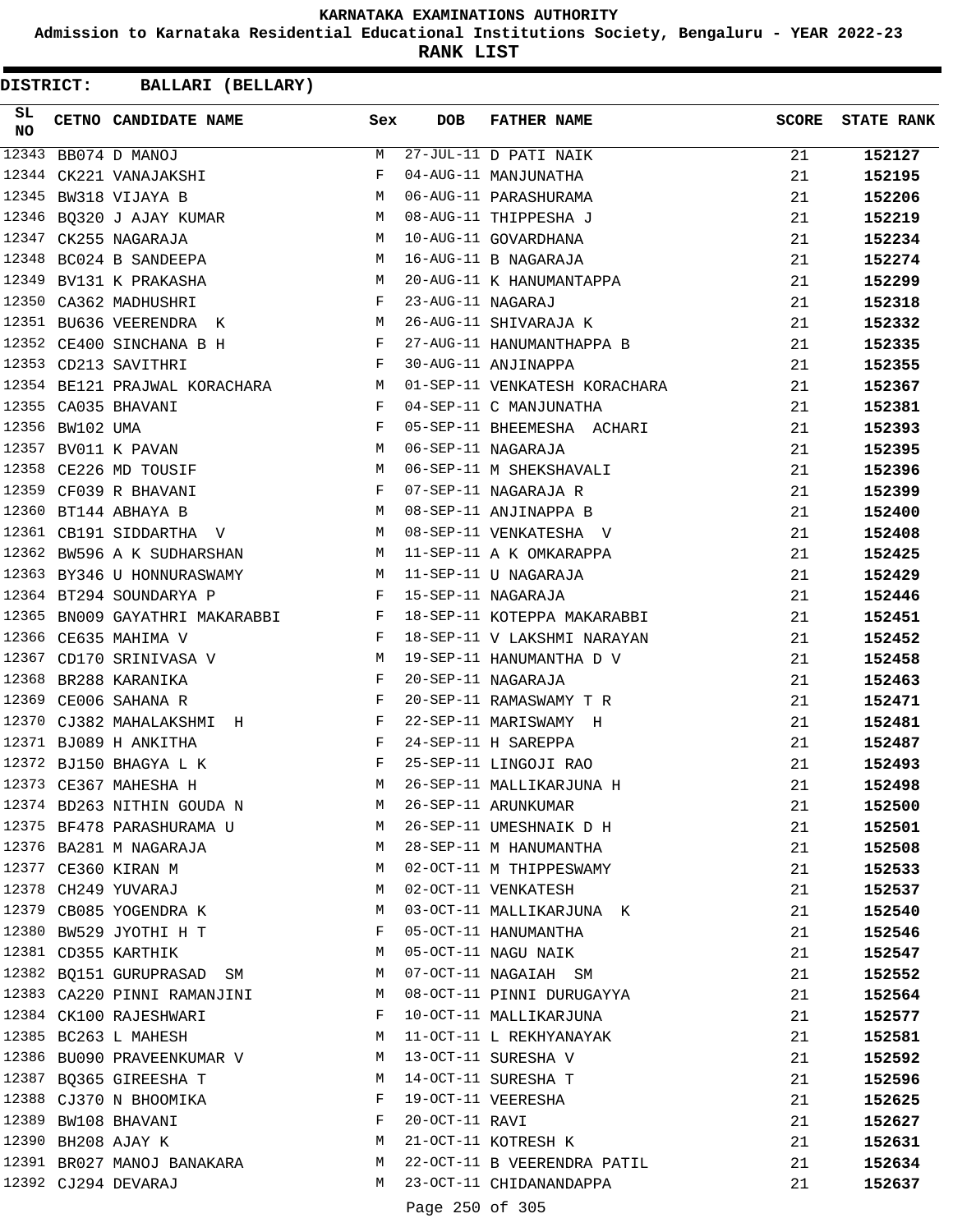KARNATAKA EXAMINATIONS AUTHORITY

Admission to Karnataka Residential Educational Institutions Society, Bengaluru - YEAR 2022-23

**RANK LIST**

**DISTRICT: BALLARI (BELLARY)**

| SL NO | CETNO | CANDIDATE NAME | Sex | DOB | FATHER NAME | SCORE | STATE RANK |
|---|---|---|---|---|---|---|---|
| 12343 | BB074 | D MANOJ | M | 27-JUL-11 | D PATI NAIK | 21 | 152127 |
| 12344 | CK221 | VANAJAKSHI | F | 04-AUG-11 | MANJUNATHA | 21 | 152195 |
| 12345 | BW318 | VIJAYA B | M | 06-AUG-11 | PARASHURAMA | 21 | 152206 |
| 12346 | BQ320 | J AJAY KUMAR | M | 08-AUG-11 | THIPPESHA J | 21 | 152219 |
| 12347 | CK255 | NAGARAJA | M | 10-AUG-11 | GOVARDHANA | 21 | 152234 |
| 12348 | BC024 | B SANDEEPA | M | 16-AUG-11 | B NAGARAJA | 21 | 152274 |
| 12349 | BV131 | K PRAKASHA | M | 20-AUG-11 | K HANUMANTAPPA | 21 | 152299 |
| 12350 | CA362 | MADHUSHRI | F | 23-AUG-11 | NAGARAJ | 21 | 152318 |
| 12351 | BU636 | VEERENDRA K | M | 26-AUG-11 | SHIVARAJA K | 21 | 152332 |
| 12352 | CE400 | SINCHANA B H | F | 27-AUG-11 | HANUMANTHAPPA B | 21 | 152335 |
| 12353 | CD213 | SAVITHRI | F | 30-AUG-11 | ANJINAPPA | 21 | 152355 |
| 12354 | BE121 | PRAJWAL KORACHARA | M | 01-SEP-11 | VENKATESH KORACHARA | 21 | 152367 |
| 12355 | CA035 | BHAVANI | F | 04-SEP-11 | C MANJUNATHA | 21 | 152381 |
| 12356 | BW102 | UMA | F | 05-SEP-11 | BHEEMESHA ACHARI | 21 | 152393 |
| 12357 | BV011 | K PAVAN | M | 06-SEP-11 | NAGARAJA | 21 | 152395 |
| 12358 | CE226 | MD TOUSIF | M | 06-SEP-11 | M SHEKSHAVALI | 21 | 152396 |
| 12359 | CF039 | R BHAVANI | F | 07-SEP-11 | NAGARAJA R | 21 | 152399 |
| 12360 | BT144 | ABHAYA B | M | 08-SEP-11 | ANJINAPPA B | 21 | 152400 |
| 12361 | CB191 | SIDDARTHA V | M | 08-SEP-11 | VENKATESHA V | 21 | 152408 |
| 12362 | BW596 | A K SUDHARSHAN | M | 11-SEP-11 | A K OMKARAPPA | 21 | 152425 |
| 12363 | BY346 | U HONNURASWAMY | M | 11-SEP-11 | U NAGARAJA | 21 | 152429 |
| 12364 | BT294 | SOUNDARYA P | F | 15-SEP-11 | NAGARAJA | 21 | 152446 |
| 12365 | BN009 | GAYATHRI MAKARABBI | F | 18-SEP-11 | KOTEPPA MAKARABBI | 21 | 152451 |
| 12366 | CE635 | MAHIMA V | F | 18-SEP-11 | V LAKSHMI NARAYAN | 21 | 152452 |
| 12367 | CD170 | SRINIVASA V | M | 19-SEP-11 | HANUMANTHA D V | 21 | 152458 |
| 12368 | BR288 | KARANIKA | F | 20-SEP-11 | NAGARAJA | 21 | 152463 |
| 12369 | CE006 | SAHANA R | F | 20-SEP-11 | RAMASWAMY T R | 21 | 152471 |
| 12370 | CJ382 | MAHALAKSHMI H | F | 22-SEP-11 | MARISWAMY H | 21 | 152481 |
| 12371 | BJ089 | H ANKITHA | F | 24-SEP-11 | H SAREPPA | 21 | 152487 |
| 12372 | BJ150 | BHAGYA L K | F | 25-SEP-11 | LINGOJI RAO | 21 | 152493 |
| 12373 | CE367 | MAHESHA H | M | 26-SEP-11 | MALLIKARJUNA H | 21 | 152498 |
| 12374 | BD263 | NITHIN GOUDA N | M | 26-SEP-11 | ARUNKUMAR | 21 | 152500 |
| 12375 | BF478 | PARASHURAMA U | M | 26-SEP-11 | UMESHNAIK D H | 21 | 152501 |
| 12376 | BA281 | M NAGARAJA | M | 28-SEP-11 | M HANUMANTHA | 21 | 152508 |
| 12377 | CE360 | KIRAN M | M | 02-OCT-11 | M THIPPESWAMY | 21 | 152533 |
| 12378 | CH249 | YUVARAJ | M | 02-OCT-11 | VENKATESH | 21 | 152537 |
| 12379 | CB085 | YOGENDRA K | M | 03-OCT-11 | MALLIKARJUNA K | 21 | 152540 |
| 12380 | BW529 | JYOTHI H T | F | 05-OCT-11 | HANUMANTHA | 21 | 152546 |
| 12381 | CD355 | KARTHIK | M | 05-OCT-11 | NAGU NAIK | 21 | 152547 |
| 12382 | BQ151 | GURUPRASAD SM | M | 07-OCT-11 | NAGAIAH SM | 21 | 152552 |
| 12383 | CA220 | PINNI RAMANJINI | M | 08-OCT-11 | PINNI DURUGAYYA | 21 | 152564 |
| 12384 | CK100 | RAJESHWARI | F | 10-OCT-11 | MALLIKARJUNA | 21 | 152577 |
| 12385 | BC263 | L MAHESH | M | 11-OCT-11 | L REKHYANAYAK | 21 | 152581 |
| 12386 | BU090 | PRAVEENKUMAR V | M | 13-OCT-11 | SURESHA V | 21 | 152592 |
| 12387 | BQ365 | GIREESHA T | M | 14-OCT-11 | SURESHA T | 21 | 152596 |
| 12388 | CJ370 | N BHOOMIKA | F | 19-OCT-11 | VEERESHA | 21 | 152625 |
| 12389 | BW108 | BHAVANI | F | 20-OCT-11 | RAVI | 21 | 152627 |
| 12390 | BH208 | AJAY K | M | 21-OCT-11 | KOTRESH K | 21 | 152631 |
| 12391 | BR027 | MANOJ BANAKARA | M | 22-OCT-11 | B VEERENDRA PATIL | 21 | 152634 |
| 12392 | CJ294 | DEVARAJ | M | 23-OCT-11 | CHIDANANDAPPA | 21 | 152637 |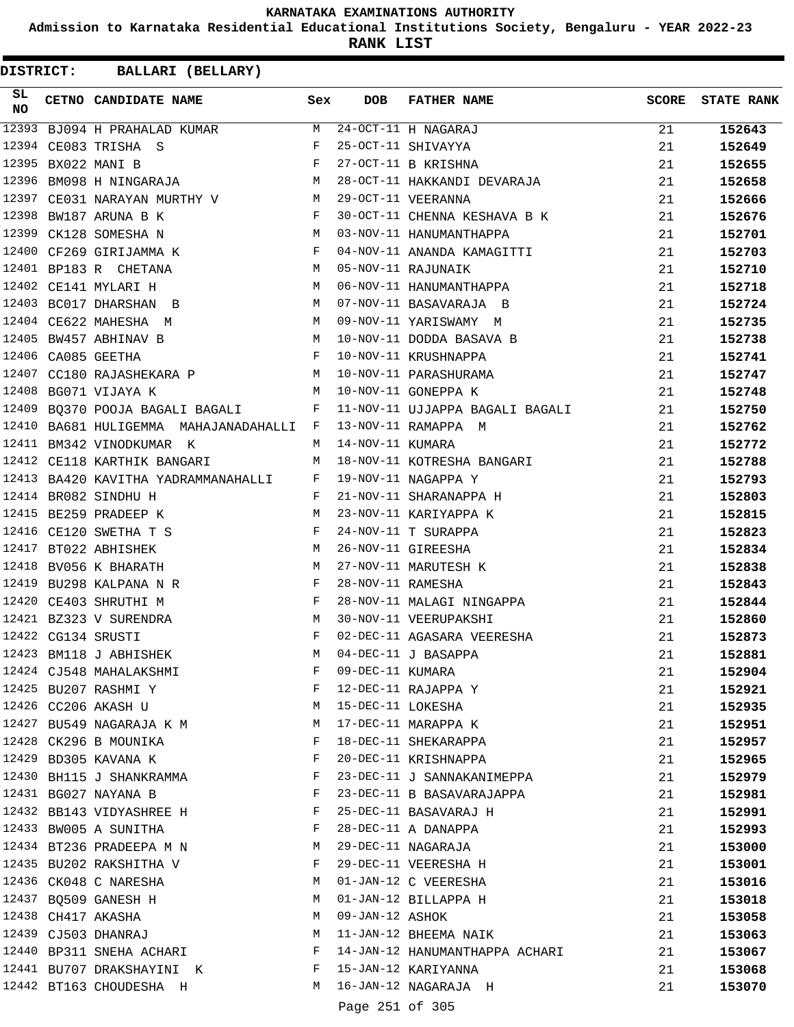# KARNATAKA EXAMINATIONS AUTHORITY

## Admission to Karnataka Residential Educational Institutions Society, Bengaluru - YEAR 2022-23

## RANK LIST

**DISTRICT: BALLARI (BELLARY)**

| SL NO | CETNO | CANDIDATE NAME | Sex | DOB | FATHER NAME | SCORE | STATE RANK |
|---|---|---|---|---|---|---|---|
| 12393 | BJ094 | H PRAHALAD KUMAR | M | 24-OCT-11 | H NAGARAJ | 21 | 152643 |
| 12394 | CE083 | TRISHA S | F | 25-OCT-11 | SHIVAYYA | 21 | 152649 |
| 12395 | BX022 | MANI B | F | 27-OCT-11 | B KRISHNA | 21 | 152655 |
| 12396 | BM098 | H NINGARAJA | M | 28-OCT-11 | HAKKANDI DEVARAJA | 21 | 152658 |
| 12397 | CE031 | NARAYAN MURTHY V | M | 29-OCT-11 | VEERANNA | 21 | 152666 |
| 12398 | BW187 | ARUNA B K | F | 30-OCT-11 | CHENNA KESHAVA B K | 21 | 152676 |
| 12399 | CK128 | SOMESHA N | M | 03-NOV-11 | HANUMANTHAPPA | 21 | 152701 |
| 12400 | CF269 | GIRIJAMMA K | F | 04-NOV-11 | ANANDA KAMAGITTI | 21 | 152703 |
| 12401 | BP183 | R CHETANA | M | 05-NOV-11 | RAJUNAIK | 21 | 152710 |
| 12402 | CE141 | MYLARI H | M | 06-NOV-11 | HANUMANTHAPPA | 21 | 152718 |
| 12403 | BC017 | DHARSHAN B | M | 07-NOV-11 | BASAVARAJA B | 21 | 152724 |
| 12404 | CE622 | MAHESHA M | M | 09-NOV-11 | YARISWAMY M | 21 | 152735 |
| 12405 | BW457 | ABHINAV B | M | 10-NOV-11 | DODDA BASAVA B | 21 | 152738 |
| 12406 | CA085 | GEETHA | F | 10-NOV-11 | KRUSHNAPPA | 21 | 152741 |
| 12407 | CC180 | RAJASHEKARA P | M | 10-NOV-11 | PARASHURAMA | 21 | 152747 |
| 12408 | BG071 | VIJAYA K | M | 10-NOV-11 | GONEPPA K | 21 | 152748 |
| 12409 | BQ370 | POOJA BAGALI BAGALI | F | 11-NOV-11 | UJJAPPA BAGALI BAGALI | 21 | 152750 |
| 12410 | BA681 | HULIGEMMA MAHAJANADAHALLI | F | 13-NOV-11 | RAMAPPA M | 21 | 152762 |
| 12411 | BM342 | VINODKUMAR K | M | 14-NOV-11 | KUMARA | 21 | 152772 |
| 12412 | CE118 | KARTHIK BANGARI | M | 18-NOV-11 | KOTRESHA BANGARI | 21 | 152788 |
| 12413 | BA420 | KAVITHA YADRAMMANAHALLI | F | 19-NOV-11 | NAGAPPA Y | 21 | 152793 |
| 12414 | BR082 | SINDHU H | F | 21-NOV-11 | SHARANAPPA H | 21 | 152803 |
| 12415 | BE259 | PRADEEP K | M | 23-NOV-11 | KARIYAPPA K | 21 | 152815 |
| 12416 | CE120 | SWETHA T S | F | 24-NOV-11 | T SURAPPA | 21 | 152823 |
| 12417 | BT022 | ABHISHEK | M | 26-NOV-11 | GIREESHA | 21 | 152834 |
| 12418 | BV056 | K BHARATH | M | 27-NOV-11 | MARUTESH K | 21 | 152838 |
| 12419 | BU298 | KALPANA N R | F | 28-NOV-11 | RAMESHA | 21 | 152843 |
| 12420 | CE403 | SHRUTHI M | F | 28-NOV-11 | MALAGI NINGAPPA | 21 | 152844 |
| 12421 | BZ323 | V SURENDRA | M | 30-NOV-11 | VEERUPAKSHI | 21 | 152860 |
| 12422 | CG134 | SRUSTI | F | 02-DEC-11 | AGASARA VEERESHA | 21 | 152873 |
| 12423 | BM118 | J ABHISHEK | M | 04-DEC-11 | J BASAPPA | 21 | 152881 |
| 12424 | CJ548 | MAHALAKSHMI | F | 09-DEC-11 | KUMARA | 21 | 152904 |
| 12425 | BU207 | RASHMI Y | F | 12-DEC-11 | RAJAPPA Y | 21 | 152921 |
| 12426 | CC206 | AKASH U | M | 15-DEC-11 | LOKESHA | 21 | 152935 |
| 12427 | BU549 | NAGARAJA K M | M | 17-DEC-11 | MARAPPA K | 21 | 152951 |
| 12428 | CK296 | B MOUNIKA | F | 18-DEC-11 | SHEKARAPPA | 21 | 152957 |
| 12429 | BD305 | KAVANA K | F | 20-DEC-11 | KRISHNAPPA | 21 | 152965 |
| 12430 | BH115 | J SHANKRAMMA | F | 23-DEC-11 | J SANNAKANIMEPPA | 21 | 152979 |
| 12431 | BG027 | NAYANA B | F | 23-DEC-11 | B BASAVARAJAPPA | 21 | 152981 |
| 12432 | BB143 | VIDYASHREE H | F | 25-DEC-11 | BASAVARAJ H | 21 | 152991 |
| 12433 | BW005 | A SUNITHA | F | 28-DEC-11 | A DANAPPA | 21 | 152993 |
| 12434 | BT236 | PRADEEPA M N | M | 29-DEC-11 | NAGARAJA | 21 | 153000 |
| 12435 | BU202 | RAKSHITHA V | F | 29-DEC-11 | VEERESHA H | 21 | 153001 |
| 12436 | CK048 | C NARESHA | M | 01-JAN-12 | C VEERESHA | 21 | 153016 |
| 12437 | BQ509 | GANESH H | M | 01-JAN-12 | BILLAPPA H | 21 | 153018 |
| 12438 | CH417 | AKASHA | M | 09-JAN-12 | ASHOK | 21 | 153058 |
| 12439 | CJ503 | DHANRAJ | M | 11-JAN-12 | BHEEMA NAIK | 21 | 153063 |
| 12440 | BP311 | SNEHA ACHARI | F | 14-JAN-12 | HANUMANTHAPPA ACHARI | 21 | 153067 |
| 12441 | BU707 | DRAKSHAYINI K | F | 15-JAN-12 | KARIYANNA | 21 | 153068 |
| 12442 | BT163 | CHOUDESHA H | M | 16-JAN-12 | NAGARAJA H | 21 | 153070 |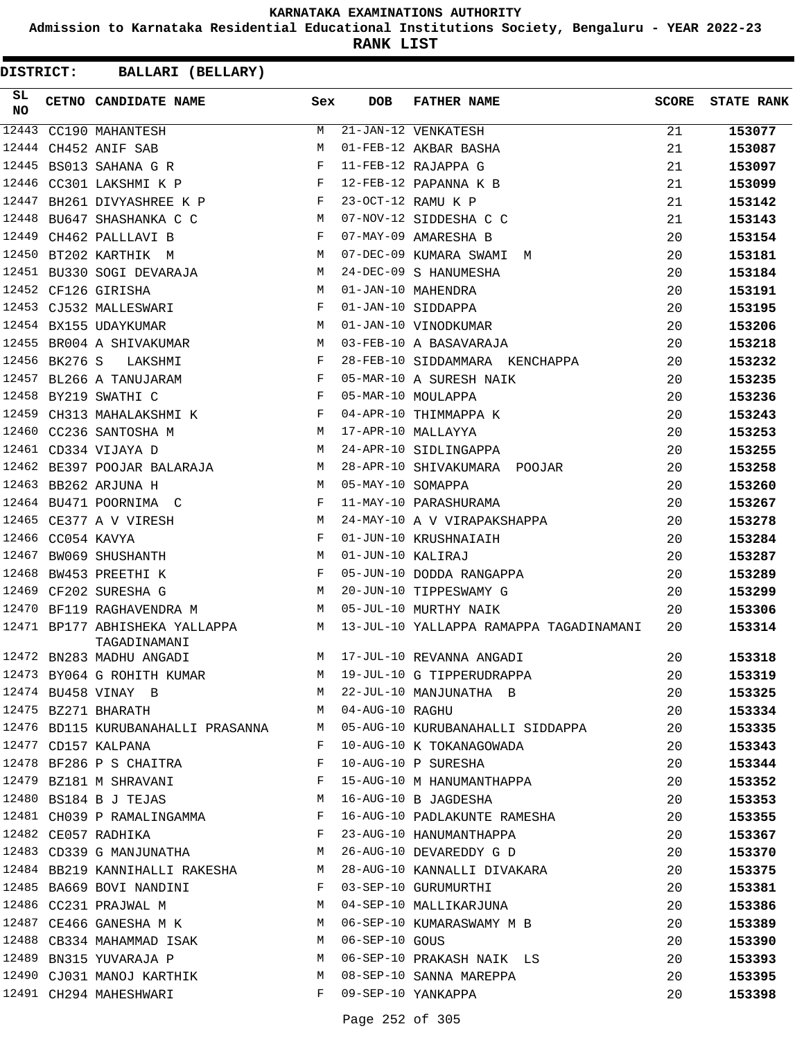KARNATAKA EXAMINATIONS AUTHORITY

Admission to Karnataka Residential Educational Institutions Society, Bengaluru - YEAR 2022-23

**RANK LIST**

**DISTRICT: BALLARI (BELLARY)**

| SL NO | CETNO | CANDIDATE NAME | Sex | DOB | FATHER NAME | SCORE | STATE RANK |
|---|---|---|---|---|---|---|---|
| 12443 | CC190 | MAHANTESH | M | 21-JAN-12 | VENKATESH | 21 | 153077 |
| 12444 | CH452 | ANIF SAB | M | 01-FEB-12 | AKBAR BASHA | 21 | 153087 |
| 12445 | BS013 | SAHANA G R | F | 11-FEB-12 | RAJAPPA G | 21 | 153097 |
| 12446 | CC301 | LAKSHMI K P | F | 12-FEB-12 | PAPANNA K B | 21 | 153099 |
| 12447 | BH261 | DIVYASHREE K P | F | 23-OCT-12 | RAMU K P | 21 | 153142 |
| 12448 | BU647 | SHASHANKA C C | M | 07-NOV-12 | SIDDESHA C C | 21 | 153143 |
| 12449 | CH462 | PALLLAVI B | F | 07-MAY-09 | AMARESHA B | 20 | 153154 |
| 12450 | BT202 | KARTHIK M | M | 07-DEC-09 | KUMARA SWAMI M | 20 | 153181 |
| 12451 | BU330 | SOGI DEVARAJA | M | 24-DEC-09 | S HANUMESHA | 20 | 153184 |
| 12452 | CF126 | GIRISHA | M | 01-JAN-10 | MAHENDRA | 20 | 153191 |
| 12453 | CJ532 | MALLESWARI | F | 01-JAN-10 | SIDDAPPA | 20 | 153195 |
| 12454 | BX155 | UDAYKUMAR | M | 01-JAN-10 | VINODKUMAR | 20 | 153206 |
| 12455 | BR004 | A SHIVAKUMAR | M | 03-FEB-10 | A BASAVARAJA | 20 | 153218 |
| 12456 | BK276 | S LAKSHMI | F | 28-FEB-10 | SIDDAMMARA KENCHAPPA | 20 | 153232 |
| 12457 | BL266 | A TANUJARAM | F | 05-MAR-10 | A SURESH NAIK | 20 | 153235 |
| 12458 | BY219 | SWATHI C | F | 05-MAR-10 | MOULAPPA | 20 | 153236 |
| 12459 | CH313 | MAHALAKSHMI K | F | 04-APR-10 | THIMMAPPA K | 20 | 153243 |
| 12460 | CC236 | SANTOSHA M | M | 17-APR-10 | MALLAYYA | 20 | 153253 |
| 12461 | CD334 | VIJAYA D | M | 24-APR-10 | SIDLINGAPPA | 20 | 153255 |
| 12462 | BE397 | POOJAR BALARAJA | M | 28-APR-10 | SHIVAKUMARA POOJAR | 20 | 153258 |
| 12463 | BB262 | ARJUNA H | M | 05-MAY-10 | SOMAPPA | 20 | 153260 |
| 12464 | BU471 | POORNIMA C | F | 11-MAY-10 | PARASHURAMA | 20 | 153267 |
| 12465 | CE377 | A V VIRESH | M | 24-MAY-10 | A V VIRAPAKSHAPPA | 20 | 153278 |
| 12466 | CC054 | KAVYA | F | 01-JUN-10 | KRUSHNAIAIH | 20 | 153284 |
| 12467 | BW069 | SHUSHANTH | M | 01-JUN-10 | KALIRAJ | 20 | 153287 |
| 12468 | BW453 | PREETHI K | F | 05-JUN-10 | DODDA RANGAPPA | 20 | 153289 |
| 12469 | CF202 | SURESHA G | M | 20-JUN-10 | TIPPESWAMY G | 20 | 153299 |
| 12470 | BF119 | RAGHAVENDRA M | M | 05-JUL-10 | MURTHY NAIK | 20 | 153306 |
| 12471 | BP177 | ABHISHEKA YALLAPPA TAGADINAMANI | M | 13-JUL-10 | YALLAPPA RAMAPPA TAGADINAMANI | 20 | 153314 |
| 12472 | BN283 | MADHU ANGADI | M | 17-JUL-10 | REVANNA ANGADI | 20 | 153318 |
| 12473 | BY064 | G ROHITH KUMAR | M | 19-JUL-10 | G TIPPERUDRAPPA | 20 | 153319 |
| 12474 | BU458 | VINAY B | M | 22-JUL-10 | MANJUNATHA B | 20 | 153325 |
| 12475 | BZ271 | BHARATH | M | 04-AUG-10 | RAGHU | 20 | 153334 |
| 12476 | BD115 | KURUBANAHALLI PRASANNA | M | 05-AUG-10 | KURUBANAHALLI SIDDAPPA | 20 | 153335 |
| 12477 | CD157 | KALPANA | F | 10-AUG-10 | K TOKANAGOWADA | 20 | 153343 |
| 12478 | BF286 | P S CHAITRA | F | 10-AUG-10 | P SURESHA | 20 | 153344 |
| 12479 | BZ181 | M SHRAVANI | F | 15-AUG-10 | M HANUMANTHAPPA | 20 | 153352 |
| 12480 | BS184 | B J TEJAS | M | 16-AUG-10 | B JAGDESHA | 20 | 153353 |
| 12481 | CH039 | P RAMALINGAMMA | F | 16-AUG-10 | PADLAKUNTE RAMESHA | 20 | 153355 |
| 12482 | CE057 | RADHIKA | F | 23-AUG-10 | HANUMANTHAPPA | 20 | 153367 |
| 12483 | CD339 | G MANJUNATHA | M | 26-AUG-10 | DEVAREDDY G D | 20 | 153370 |
| 12484 | BB219 | KANNIHALLI RAKESHA | M | 28-AUG-10 | KANNALLI DIVAKARA | 20 | 153375 |
| 12485 | BA669 | BOVI NANDINI | F | 03-SEP-10 | GURUMURTHI | 20 | 153381 |
| 12486 | CC231 | PRAJWAL M | M | 04-SEP-10 | MALLIKARJUNA | 20 | 153386 |
| 12487 | CE466 | GANESHA M K | M | 06-SEP-10 | KUMARASWAMY M B | 20 | 153389 |
| 12488 | CB334 | MAHAMMAD ISAK | M | 06-SEP-10 | GOUS | 20 | 153390 |
| 12489 | BN315 | YUVARAJA P | M | 06-SEP-10 | PRAKASH NAIK LS | 20 | 153393 |
| 12490 | CJ031 | MANOJ KARTHIK | M | 08-SEP-10 | SANNA MAREPPA | 20 | 153395 |
| 12491 | CH294 | MAHESHWARI | F | 09-SEP-10 | YANKAPPA | 20 | 153398 |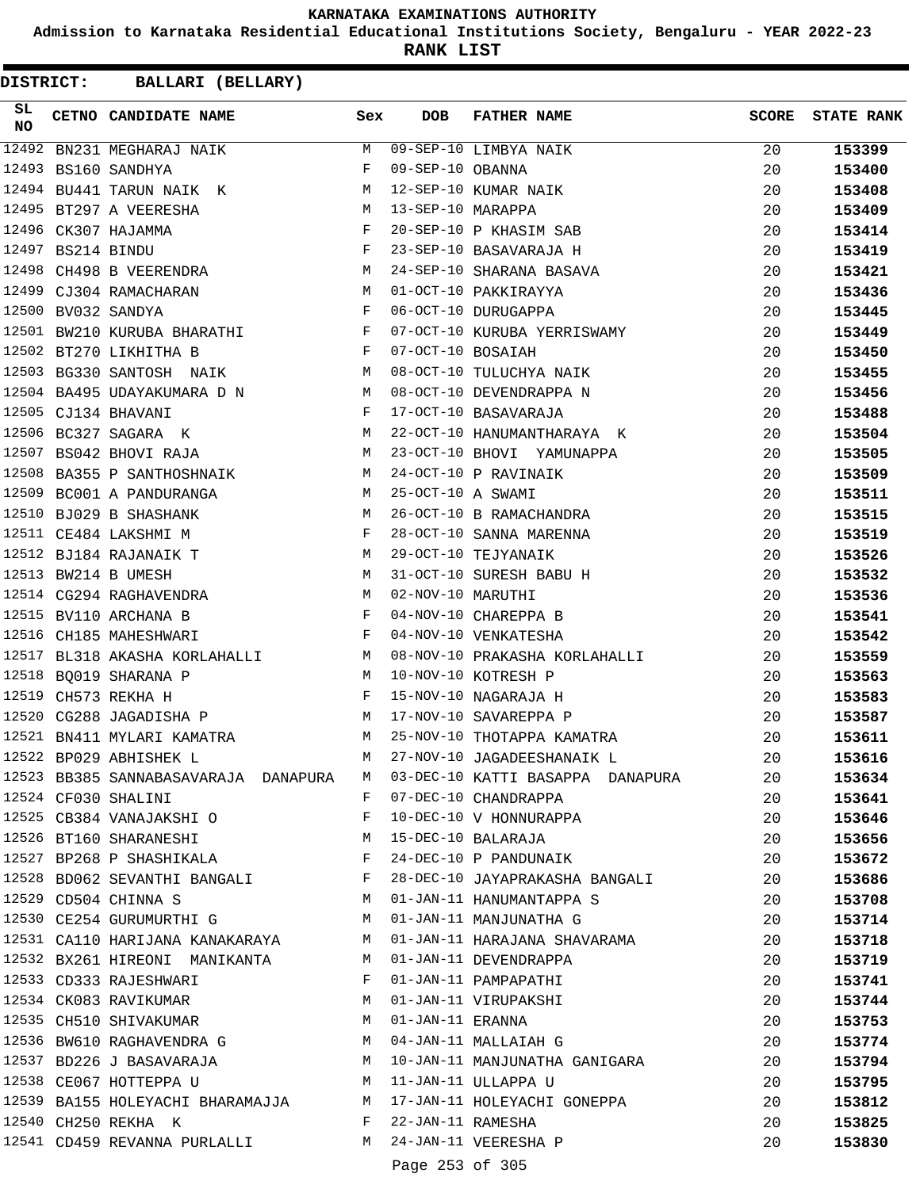KARNATAKA EXAMINATIONS AUTHORITY

Admission to Karnataka Residential Educational Institutions Society, Bengaluru - YEAR 2022-23

**RANK LIST**

**DISTRICT: BALLARI (BELLARY)**

| SL NO | CETNO | CANDIDATE NAME | Sex | DOB | FATHER NAME | SCORE | STATE RANK |
|---|---|---|---|---|---|---|---|
| 12492 | BN231 | MEGHARAJ NAIK | M | 09-SEP-10 | LIMBYA NAIK | 20 | 153399 |
| 12493 | BS160 | SANDHYA | F | 09-SEP-10 | OBANNA | 20 | 153400 |
| 12494 | BU441 | TARUN NAIK K | M | 12-SEP-10 | KUMAR NAIK | 20 | 153408 |
| 12495 | BT297 | A VEERESHA | M | 13-SEP-10 | MARAPPA | 20 | 153409 |
| 12496 | CK307 | HAJAMMA | F | 20-SEP-10 | P KHASIM SAB | 20 | 153414 |
| 12497 | BS214 | BINDU | F | 23-SEP-10 | BASAVARAJA H | 20 | 153419 |
| 12498 | CH498 | B VEERENDRA | M | 24-SEP-10 | SHARANA BASAVA | 20 | 153421 |
| 12499 | CJ304 | RAMACHARAN | M | 01-OCT-10 | PAKKIRAYYA | 20 | 153436 |
| 12500 | BV032 | SANDYA | F | 06-OCT-10 | DURUGAPPA | 20 | 153445 |
| 12501 | BW210 | KURUBA BHARATHI | F | 07-OCT-10 | KURUBA YERRISWAMY | 20 | 153449 |
| 12502 | BT270 | LIKHITHA B | F | 07-OCT-10 | BOSAIAH | 20 | 153450 |
| 12503 | BG330 | SANTOSH NAIK | M | 08-OCT-10 | TULUCHYA NAIK | 20 | 153455 |
| 12504 | BA495 | UDAYAKUMARA D N | M | 08-OCT-10 | DEVENDRAPPA N | 20 | 153456 |
| 12505 | CJ134 | BHAVANI | F | 17-OCT-10 | BASAVARAJA | 20 | 153488 |
| 12506 | BC327 | SAGARA K | M | 22-OCT-10 | HANUMANTHARAYA K | 20 | 153504 |
| 12507 | BS042 | BHOVI RAJA | M | 23-OCT-10 | BHOVI YAMUNAPPA | 20 | 153505 |
| 12508 | BA355 | P SANTHOSHNAIK | M | 24-OCT-10 | P RAVINAIK | 20 | 153509 |
| 12509 | BC001 | A PANDURANGA | M | 25-OCT-10 | A SWAMI | 20 | 153511 |
| 12510 | BJ029 | B SHASHANK | M | 26-OCT-10 | B RAMACHANDRA | 20 | 153515 |
| 12511 | CE484 | LAKSHMI M | F | 28-OCT-10 | SANNA MARENNA | 20 | 153519 |
| 12512 | BJ184 | RAJANAIK T | M | 29-OCT-10 | TEJYANAIK | 20 | 153526 |
| 12513 | BW214 | B UMESH | M | 31-OCT-10 | SURESH BABU H | 20 | 153532 |
| 12514 | CG294 | RAGHAVENDRA | M | 02-NOV-10 | MARUTHI | 20 | 153536 |
| 12515 | BV110 | ARCHANA B | F | 04-NOV-10 | CHAREPPA B | 20 | 153541 |
| 12516 | CH185 | MAHESHWARI | F | 04-NOV-10 | VENKATESHA | 20 | 153542 |
| 12517 | BL318 | AKASHA KORLAHALLI | M | 08-NOV-10 | PRAKASHA KORLAHALLI | 20 | 153559 |
| 12518 | BQ019 | SHARANA P | M | 10-NOV-10 | KOTRESH P | 20 | 153563 |
| 12519 | CH573 | REKHA H | F | 15-NOV-10 | NAGARAJA H | 20 | 153583 |
| 12520 | CG288 | JAGADISHA P | M | 17-NOV-10 | SAVAREPPA P | 20 | 153587 |
| 12521 | BN411 | MYLARI KAMATRA | M | 25-NOV-10 | THOTAPPA KAMATRA | 20 | 153611 |
| 12522 | BP029 | ABHISHEK L | M | 27-NOV-10 | JAGADEESHANAIK L | 20 | 153616 |
| 12523 | BB385 | SANNABASAVARAJA DANAPURA | M | 03-DEC-10 | KATTI BASAPPA DANAPURA | 20 | 153634 |
| 12524 | CF030 | SHALINI | F | 07-DEC-10 | CHANDRAPPA | 20 | 153641 |
| 12525 | CB384 | VANAJAKSHI O | F | 10-DEC-10 | V HONNURAPPA | 20 | 153646 |
| 12526 | BT160 | SHARANESHI | M | 15-DEC-10 | BALARAJA | 20 | 153656 |
| 12527 | BP268 | P SHASHIKALA | F | 24-DEC-10 | P PANDUNAIK | 20 | 153672 |
| 12528 | BD062 | SEVANTHI BANGALI | F | 28-DEC-10 | JAYAPRAKASHA BANGALI | 20 | 153686 |
| 12529 | CD504 | CHINNA S | M | 01-JAN-11 | HANUMANTAPPA S | 20 | 153708 |
| 12530 | CE254 | GURUMURTHI G | M | 01-JAN-11 | MANJUNATHA G | 20 | 153714 |
| 12531 | CA110 | HARIJANA KANAKARAYA | M | 01-JAN-11 | HARAJANA SHAVARAMA | 20 | 153718 |
| 12532 | BX261 | HIREONI MANIKANTA | M | 01-JAN-11 | DEVENDRAPPA | 20 | 153719 |
| 12533 | CD333 | RAJESHWARI | F | 01-JAN-11 | PAMPAPATHI | 20 | 153741 |
| 12534 | CK083 | RAVIKUMAR | M | 01-JAN-11 | VIRUPAKSHI | 20 | 153744 |
| 12535 | CH510 | SHIVAKUMAR | M | 01-JAN-11 | ERANNA | 20 | 153753 |
| 12536 | BW610 | RAGHAVENDRA G | M | 04-JAN-11 | MALLAIAH G | 20 | 153774 |
| 12537 | BD226 | J BASAVARAJA | M | 10-JAN-11 | MANJUNATHA GANIGARA | 20 | 153794 |
| 12538 | CE067 | HOTTEPPA U | M | 11-JAN-11 | ULLAPPA U | 20 | 153795 |
| 12539 | BA155 | HOLEYACHI BHARAMAJJA | M | 17-JAN-11 | HOLEYACHI GONEPPA | 20 | 153812 |
| 12540 | CH250 | REKHA K | F | 22-JAN-11 | RAMESHA | 20 | 153825 |
| 12541 | CD459 | REVANNA PURLALLI | M | 24-JAN-11 | VEERESHA P | 20 | 153830 |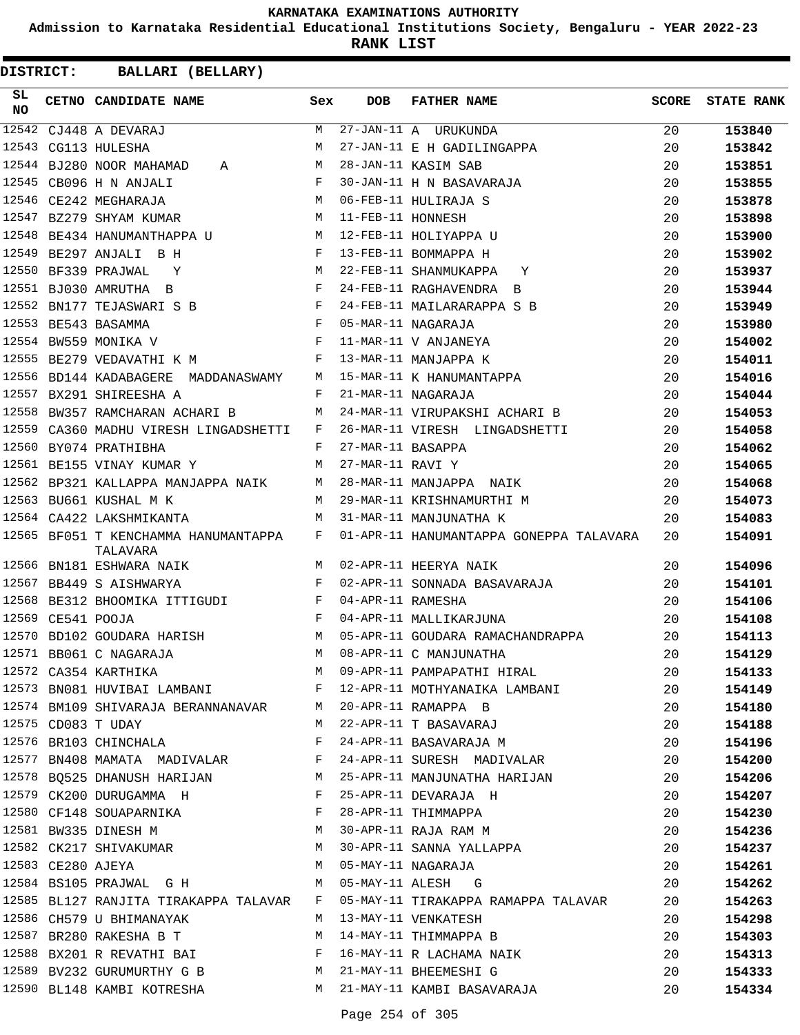KARNATAKA EXAMINATIONS AUTHORITY

Admission to Karnataka Residential Educational Institutions Society, Bengaluru - YEAR 2022-23

**RANK LIST**

**DISTRICT: BALLARI (BELLARY)**

| SL NO | CETNO | CANDIDATE NAME | Sex | DOB | FATHER NAME | SCORE | STATE RANK |
|---|---|---|---|---|---|---|---|
| 12542 | CJ448 | A DEVARAJ | M | 27-JAN-11 | A URUKUNDA | 20 | 153840 |
| 12543 | CG113 | HULESHA | M | 27-JAN-11 | E H GADILINGAPPA | 20 | 153842 |
| 12544 | BJ280 | NOOR MAHAMAD A | M | 28-JAN-11 | KASIM SAB | 20 | 153851 |
| 12545 | CB096 | H N ANJALI | F | 30-JAN-11 | H N BASAVARAJA | 20 | 153855 |
| 12546 | CE242 | MEGHARAJA | M | 06-FEB-11 | HULIRAJA S | 20 | 153878 |
| 12547 | BZ279 | SHYAM KUMAR | M | 11-FEB-11 | HONNESH | 20 | 153898 |
| 12548 | BE434 | HANUMANTHAPPA U | M | 12-FEB-11 | HOLIYAPPA U | 20 | 153900 |
| 12549 | BE297 | ANJALI B H | F | 13-FEB-11 | BOMMAPPA H | 20 | 153902 |
| 12550 | BF339 | PRAJWAL Y | M | 22-FEB-11 | SHANMUKAPPA Y | 20 | 153937 |
| 12551 | BJ030 | AMRUTHA B | F | 24-FEB-11 | RAGHAVENDRA B | 20 | 153944 |
| 12552 | BN177 | TEJASWARI S B | F | 24-FEB-11 | MAILARARAPPA S B | 20 | 153949 |
| 12553 | BE543 | BASAMMA | F | 05-MAR-11 | NAGARAJA | 20 | 153980 |
| 12554 | BW559 | MONIKA V | F | 11-MAR-11 | V ANJANEYA | 20 | 154002 |
| 12555 | BE279 | VEDAVATHI K M | F | 13-MAR-11 | MANJAPPA K | 20 | 154011 |
| 12556 | BD144 | KADABAGERE MADDANASWAMY | M | 15-MAR-11 | K HANUMANTAPPA | 20 | 154016 |
| 12557 | BX291 | SHIREESHA A | F | 21-MAR-11 | NAGARAJA | 20 | 154044 |
| 12558 | BW357 | RAMCHARAN ACHARI B | M | 24-MAR-11 | VIRUPAKSHI ACHARI B | 20 | 154053 |
| 12559 | CA360 | MADHU VIRESH LINGADSHETTI | F | 26-MAR-11 | VIRESH LINGADSHETTI | 20 | 154058 |
| 12560 | BY074 | PRATHIBHA | F | 27-MAR-11 | BASAPPA | 20 | 154062 |
| 12561 | BE155 | VINAY KUMAR Y | M | 27-MAR-11 | RAVI Y | 20 | 154065 |
| 12562 | BP321 | KALLAPPA MANJAPPA NAIK | M | 28-MAR-11 | MANJAPPA NAIK | 20 | 154068 |
| 12563 | BU661 | KUSHAL M K | M | 29-MAR-11 | KRISHNAMURTHI M | 20 | 154073 |
| 12564 | CA422 | LAKSHMIKANTA | M | 31-MAR-11 | MANJUNATHA K | 20 | 154083 |
| 12565 | BF051 | T KENCHAMMA HANUMANTAPPA TALAVARA | F | 01-APR-11 | HANUMANTAPPA GONEPPA TALAVARA | 20 | 154091 |
| 12566 | BN181 | ESHWARA NAIK | M | 02-APR-11 | HEERYA NAIK | 20 | 154096 |
| 12567 | BB449 | S AISHWARYA | F | 02-APR-11 | SONNADA BASAVARAJA | 20 | 154101 |
| 12568 | BE312 | BHOOMIKA ITTIGUDI | F | 04-APR-11 | RAMESHA | 20 | 154106 |
| 12569 | CE541 | POOJA | F | 04-APR-11 | MALLIKARJUNA | 20 | 154108 |
| 12570 | BD102 | GOUDARA HARISH | M | 05-APR-11 | GOUDARA RAMACHANDRAPPA | 20 | 154113 |
| 12571 | BB061 | C NAGARAJA | M | 08-APR-11 | C MANJUNATHA | 20 | 154129 |
| 12572 | CA354 | KARTHIKA | M | 09-APR-11 | PAMPAPATHI HIRAL | 20 | 154133 |
| 12573 | BN081 | HUVIBAI LAMBANI | F | 12-APR-11 | MOTHYANAIKA LAMBANI | 20 | 154149 |
| 12574 | BM109 | SHIVARAJA BERANNANAVAR | M | 20-APR-11 | RAMAPPA B | 20 | 154180 |
| 12575 | CD083 | T UDAY | M | 22-APR-11 | T BASAVARAJ | 20 | 154188 |
| 12576 | BR103 | CHINCHALA | F | 24-APR-11 | BASAVARAJA M | 20 | 154196 |
| 12577 | BN408 | MAMATA MADIVALAR | F | 24-APR-11 | SURESH MADIVALAR | 20 | 154200 |
| 12578 | BQ525 | DHANUSH HARIJAN | M | 25-APR-11 | MANJUNATHA HARIJAN | 20 | 154206 |
| 12579 | CK200 | DURUGAMMA H | F | 25-APR-11 | DEVARAJA H | 20 | 154207 |
| 12580 | CF148 | SOUAPARNIKA | F | 28-APR-11 | THIMMAPPA | 20 | 154230 |
| 12581 | BW335 | DINESH M | M | 30-APR-11 | RAJA RAM M | 20 | 154236 |
| 12582 | CK217 | SHIVAKUMAR | M | 30-APR-11 | SANNA YALLAPPA | 20 | 154237 |
| 12583 | CE280 | AJEYA | M | 05-MAY-11 | NAGARAJA | 20 | 154261 |
| 12584 | BS105 | PRAJWAL G H | M | 05-MAY-11 | ALESH G | 20 | 154262 |
| 12585 | BL127 | RANJITA TIRAKAPPA TALAVAR | F | 05-MAY-11 | TIRAKAPPA RAMAPPA TALAVAR | 20 | 154263 |
| 12586 | CH579 | U BHIMANAYAK | M | 13-MAY-11 | VENKATESH | 20 | 154298 |
| 12587 | BR280 | RAKESHA B T | M | 14-MAY-11 | THIMMAPPA B | 20 | 154303 |
| 12588 | BX201 | R REVATHI BAI | F | 16-MAY-11 | R LACHAMA NAIK | 20 | 154313 |
| 12589 | BV232 | GURUMURTHY G B | M | 21-MAY-11 | BHEEMESHI G | 20 | 154333 |
| 12590 | BL148 | KAMBI KOTRESHA | M | 21-MAY-11 | KAMBI BASAVARAJA | 20 | 154334 |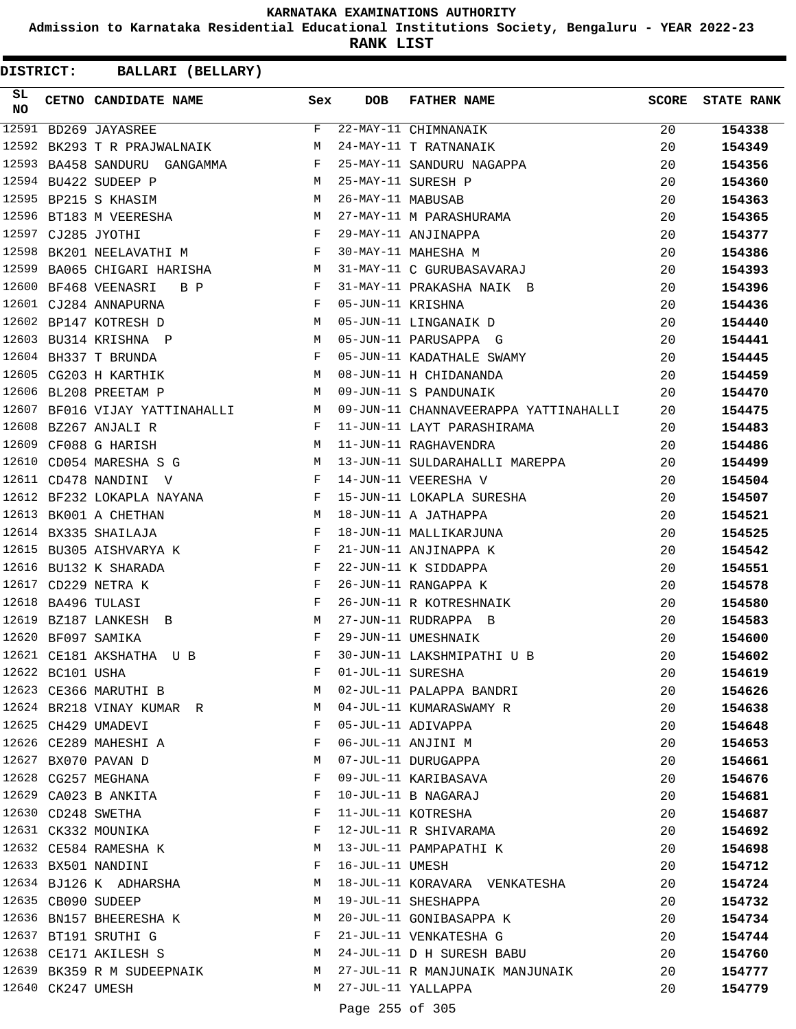# KARNATAKA EXAMINATIONS AUTHORITY

**Admission to Karnataka Residential Educational Institutions Society, Bengaluru - YEAR 2022-23**

**RANK LIST**

**DISTRICT: BALLARI (BELLARY)**

| SL NO | CETNO | CANDIDATE NAME | Sex | DOB | FATHER NAME | SCORE | STATE RANK |
|---|---|---|---|---|---|---|---|
| 12591 | BD269 | JAYASREE | F | 22-MAY-11 | CHIMNANAIK | 20 | 154338 |
| 12592 | BK293 | T R PRAJWALNAIK | M | 24-MAY-11 | T RATNANAIK | 20 | 154349 |
| 12593 | BA458 | SANDURU GANGAMMA | F | 25-MAY-11 | SANDURU NAGAPPA | 20 | 154356 |
| 12594 | BU422 | SUDEEP P | M | 25-MAY-11 | SURESH P | 20 | 154360 |
| 12595 | BP215 | S KHASIM | M | 26-MAY-11 | MABUSAB | 20 | 154363 |
| 12596 | BT183 | M VEERESHA | M | 27-MAY-11 | M PARASHURAMA | 20 | 154365 |
| 12597 | CJ285 | JYOTHI | F | 29-MAY-11 | ANJINAPPA | 20 | 154377 |
| 12598 | BK201 | NEELAVATHI M | F | 30-MAY-11 | MAHESHA M | 20 | 154386 |
| 12599 | BA065 | CHIGARI HARISHA | M | 31-MAY-11 | C GURUBASAVARAJ | 20 | 154393 |
| 12600 | BF468 | VEENASRI B P | F | 31-MAY-11 | PRAKASHA NAIK B | 20 | 154396 |
| 12601 | CJ284 | ANNAPURNA | F | 05-JUN-11 | KRISHNA | 20 | 154436 |
| 12602 | BP147 | KOTRESH D | M | 05-JUN-11 | LINGANAIK D | 20 | 154440 |
| 12603 | BU314 | KRISHNA P | M | 05-JUN-11 | PARUSAPPA G | 20 | 154441 |
| 12604 | BH337 | T BRUNDA | F | 05-JUN-11 | KADATHALE SWAMY | 20 | 154445 |
| 12605 | CG203 | H KARTHIK | M | 08-JUN-11 | H CHIDANANDA | 20 | 154459 |
| 12606 | BL208 | PREETAM P | M | 09-JUN-11 | S PANDUNAIK | 20 | 154470 |
| 12607 | BF016 | VIJAY YATTINAHALLI | M | 09-JUN-11 | CHANNAVEERAPPA YATTINAHALLI | 20 | 154475 |
| 12608 | BZ267 | ANJALI R | F | 11-JUN-11 | LAYT PARASHIRAMA | 20 | 154483 |
| 12609 | CF088 | G HARISH | M | 11-JUN-11 | RAGHAVENDRA | 20 | 154486 |
| 12610 | CD054 | MARESHA S G | M | 13-JUN-11 | SULDARAHALLI MAREPPA | 20 | 154499 |
| 12611 | CD478 | NANDINI V | F | 14-JUN-11 | VEERESHA V | 20 | 154504 |
| 12612 | BF232 | LOKAPLA NAYANA | F | 15-JUN-11 | LOKAPLA SURESHA | 20 | 154507 |
| 12613 | BK001 | A CHETHAN | M | 18-JUN-11 | A JATHAPPA | 20 | 154521 |
| 12614 | BX335 | SHAILAJA | F | 18-JUN-11 | MALLIKARJUNA | 20 | 154525 |
| 12615 | BU305 | AISHVARYA K | F | 21-JUN-11 | ANJINAPPA K | 20 | 154542 |
| 12616 | BU132 | K SHARADA | F | 22-JUN-11 | K SIDDAPPA | 20 | 154551 |
| 12617 | CD229 | NETRA K | F | 26-JUN-11 | RANGAPPA K | 20 | 154578 |
| 12618 | BA496 | TULASI | F | 26-JUN-11 | R KOTRESHNAIK | 20 | 154580 |
| 12619 | BZ187 | LANKESH B | M | 27-JUN-11 | RUDRAPPA B | 20 | 154583 |
| 12620 | BF097 | SAMIKA | F | 29-JUN-11 | UMESHNAIK | 20 | 154600 |
| 12621 | CE181 | AKSHATHA U B | F | 30-JUN-11 | LAKSHMIPATHI U B | 20 | 154602 |
| 12622 | BC101 | USHA | F | 01-JUL-11 | SURESHA | 20 | 154619 |
| 12623 | CE366 | MARUTHI B | M | 02-JUL-11 | PALAPPA BANDRI | 20 | 154626 |
| 12624 | BR218 | VINAY KUMAR R | M | 04-JUL-11 | KUMARASWAMY R | 20 | 154638 |
| 12625 | CH429 | UMADEVI | F | 05-JUL-11 | ADIVAPPA | 20 | 154648 |
| 12626 | CE289 | MAHESHI A | F | 06-JUL-11 | ANJINI M | 20 | 154653 |
| 12627 | BX070 | PAVAN D | M | 07-JUL-11 | DURUGAPPA | 20 | 154661 |
| 12628 | CG257 | MEGHANA | F | 09-JUL-11 | KARIBASAVA | 20 | 154676 |
| 12629 | CA023 | B ANKITA | F | 10-JUL-11 | B NAGARAJ | 20 | 154681 |
| 12630 | CD248 | SWETHA | F | 11-JUL-11 | KOTRESHA | 20 | 154687 |
| 12631 | CK332 | MOUNIKA | F | 12-JUL-11 | R SHIVARAMA | 20 | 154692 |
| 12632 | CE584 | RAMESHA K | M | 13-JUL-11 | PAMPAPATHI K | 20 | 154698 |
| 12633 | BX501 | NANDINI | F | 16-JUL-11 | UMESH | 20 | 154712 |
| 12634 | BJ126 | K ADHARSHA | M | 18-JUL-11 | KORAVARA VENKATESHA | 20 | 154724 |
| 12635 | CB090 | SUDEEP | M | 19-JUL-11 | SHESHAPPA | 20 | 154732 |
| 12636 | BN157 | BHEERESHA K | M | 20-JUL-11 | GONIBASAPPA K | 20 | 154734 |
| 12637 | BT191 | SRUTHI G | F | 21-JUL-11 | VENKATESHA G | 20 | 154744 |
| 12638 | CE171 | AKILESH S | M | 24-JUL-11 | D H SURESH BABU | 20 | 154760 |
| 12639 | BK359 | R M SUDEEPNAIK | M | 27-JUL-11 | R MANJUNAIK MANJUNAIK | 20 | 154777 |
| 12640 | CK247 | UMESH | M | 27-JUL-11 | YALLAPPA | 20 | 154779 |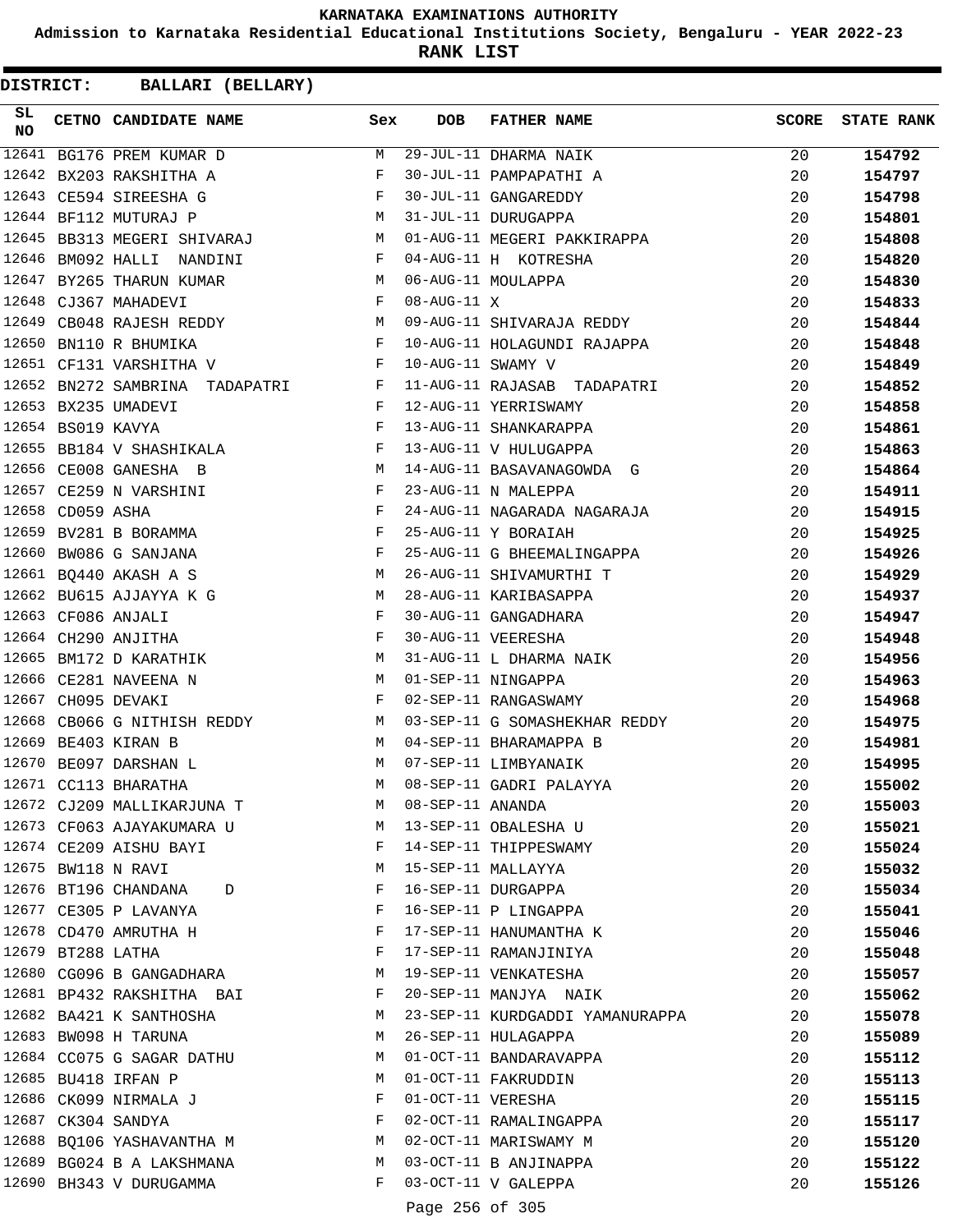# KARNATAKA EXAMINATIONS AUTHORITY

**Admission to Karnataka Residential Educational Institutions Society, Bengaluru - YEAR 2022-23**

**RANK LIST**

**DISTRICT: BALLARI (BELLARY)**

| SL NO | CETNO | CANDIDATE NAME | Sex | DOB | FATHER NAME | SCORE | STATE RANK |
|---|---|---|---|---|---|---|---|
| 12641 | BG176 | PREM KUMAR D | M | 29-JUL-11 | DHARMA NAIK | 20 | **154792** |
| 12642 | BX203 | RAKSHITHA A | F | 30-JUL-11 | PAMPAPATHI A | 20 | **154797** |
| 12643 | CE594 | SIREESHA G | F | 30-JUL-11 | GANGAREDDY | 20 | **154798** |
| 12644 | BF112 | MUTURAJ P | M | 31-JUL-11 | DURUGAPPA | 20 | **154801** |
| 12645 | BB313 | MEGERI SHIVARAJ | M | 01-AUG-11 | MEGERI PAKKIRAPPA | 20 | **154808** |
| 12646 | BM092 | HALLI NANDINI | F | 04-AUG-11 | H KOTRESHA | 20 | **154820** |
| 12647 | BY265 | THARUN KUMAR | M | 06-AUG-11 | MOULAPPA | 20 | **154830** |
| 12648 | CJ367 | MAHADEVI | F | 08-AUG-11 | X | 20 | **154833** |
| 12649 | CB048 | RAJESH REDDY | M | 09-AUG-11 | SHIVARAJA REDDY | 20 | **154844** |
| 12650 | BN110 | R BHUMIKA | F | 10-AUG-11 | HOLAGUNDI RAJAPPA | 20 | **154848** |
| 12651 | CF131 | VARSHITHA V | F | 10-AUG-11 | SWAMY V | 20 | **154849** |
| 12652 | BN272 | SAMBRINA TADAPATRI | F | 11-AUG-11 | RAJASAB TADAPATRI | 20 | **154852** |
| 12653 | BX235 | UMADEVI | F | 12-AUG-11 | YERRISWAMY | 20 | **154858** |
| 12654 | BS019 | KAVYA | F | 13-AUG-11 | SHANKARAPPA | 20 | **154861** |
| 12655 | BB184 | V SHASHIKALA | F | 13-AUG-11 | V HULUGAPPA | 20 | **154863** |
| 12656 | CE008 | GANESHA B | M | 14-AUG-11 | BASAVANAGOWDA G | 20 | **154864** |
| 12657 | CE259 | N VARSHINI | F | 23-AUG-11 | N MALEPPA | 20 | **154911** |
| 12658 | CD059 | ASHA | F | 24-AUG-11 | NAGARADA NAGARAJA | 20 | **154915** |
| 12659 | BV281 | B BORAMMA | F | 25-AUG-11 | Y BORAIAH | 20 | **154925** |
| 12660 | BW086 | G SANJANA | F | 25-AUG-11 | G BHEEMALINGAPPA | 20 | **154926** |
| 12661 | BQ440 | AKASH A S | M | 26-AUG-11 | SHIVAMURTHI T | 20 | **154929** |
| 12662 | BU615 | AJJAYYA K G | M | 28-AUG-11 | KARIBASAPPA | 20 | **154937** |
| 12663 | CF086 | ANJALI | F | 30-AUG-11 | GANGADHARA | 20 | **154947** |
| 12664 | CH290 | ANJITHA | F | 30-AUG-11 | VEERESHA | 20 | **154948** |
| 12665 | BM172 | D KARATHIK | M | 31-AUG-11 | L DHARMA NAIK | 20 | **154956** |
| 12666 | CE281 | NAVEENA N | M | 01-SEP-11 | NINGAPPA | 20 | **154963** |
| 12667 | CH095 | DEVAKI | F | 02-SEP-11 | RANGASWAMY | 20 | **154968** |
| 12668 | CB066 | G NITHISH REDDY | M | 03-SEP-11 | G SOMASHEKHAR REDDY | 20 | **154975** |
| 12669 | BE403 | KIRAN B | M | 04-SEP-11 | BHARAMAPPA B | 20 | **154981** |
| 12670 | BE097 | DARSHAN L | M | 07-SEP-11 | LIMBYANAIK | 20 | **154995** |
| 12671 | CC113 | BHARATHA | M | 08-SEP-11 | GADRI PALAYYA | 20 | **155002** |
| 12672 | CJ209 | MALLIKARJUNA T | M | 08-SEP-11 | ANANDA | 20 | **155003** |
| 12673 | CF063 | AJAYAKUMARA U | M | 13-SEP-11 | OBALESHA U | 20 | **155021** |
| 12674 | CE209 | AISHU BAYI | F | 14-SEP-11 | THIPPESWAMY | 20 | **155024** |
| 12675 | BW118 | N RAVI | M | 15-SEP-11 | MALLAYYA | 20 | **155032** |
| 12676 | BT196 | CHANDANA D | F | 16-SEP-11 | DURGAPPA | 20 | **155034** |
| 12677 | CE305 | P LAVANYA | F | 16-SEP-11 | P LINGAPPA | 20 | **155041** |
| 12678 | CD470 | AMRUTHA H | F | 17-SEP-11 | HANUMANTHA K | 20 | **155046** |
| 12679 | BT288 | LATHA | F | 17-SEP-11 | RAMANJINIYA | 20 | **155048** |
| 12680 | CG096 | B GANGADHARA | M | 19-SEP-11 | VENKATESHA | 20 | **155057** |
| 12681 | BP432 | RAKSHITHA BAI | F | 20-SEP-11 | MANJYA NAIK | 20 | **155062** |
| 12682 | BA421 | K SANTHOSHA | M | 23-SEP-11 | KURDGADDI YAMANURAPPA | 20 | **155078** |
| 12683 | BW098 | H TARUNA | M | 26-SEP-11 | HULAGAPPA | 20 | **155089** |
| 12684 | CC075 | G SAGAR DATHU | M | 01-OCT-11 | BANDARAVAPPA | 20 | **155112** |
| 12685 | BU418 | IRFAN P | M | 01-OCT-11 | FAKRUDDIN | 20 | **155113** |
| 12686 | CK099 | NIRMALA J | F | 01-OCT-11 | VERESHA | 20 | **155115** |
| 12687 | CK304 | SANDYA | F | 02-OCT-11 | RAMALINGAPPA | 20 | **155117** |
| 12688 | BQ106 | YASHAVANTHA M | M | 02-OCT-11 | MARISWAMY M | 20 | **155120** |
| 12689 | BG024 | B A LAKSHMANA | M | 03-OCT-11 | B ANJINAPPA | 20 | **155122** |
| 12690 | BH343 | V DURUGAMMA | F | 03-OCT-11 | V GALEPPA | 20 | **155126** |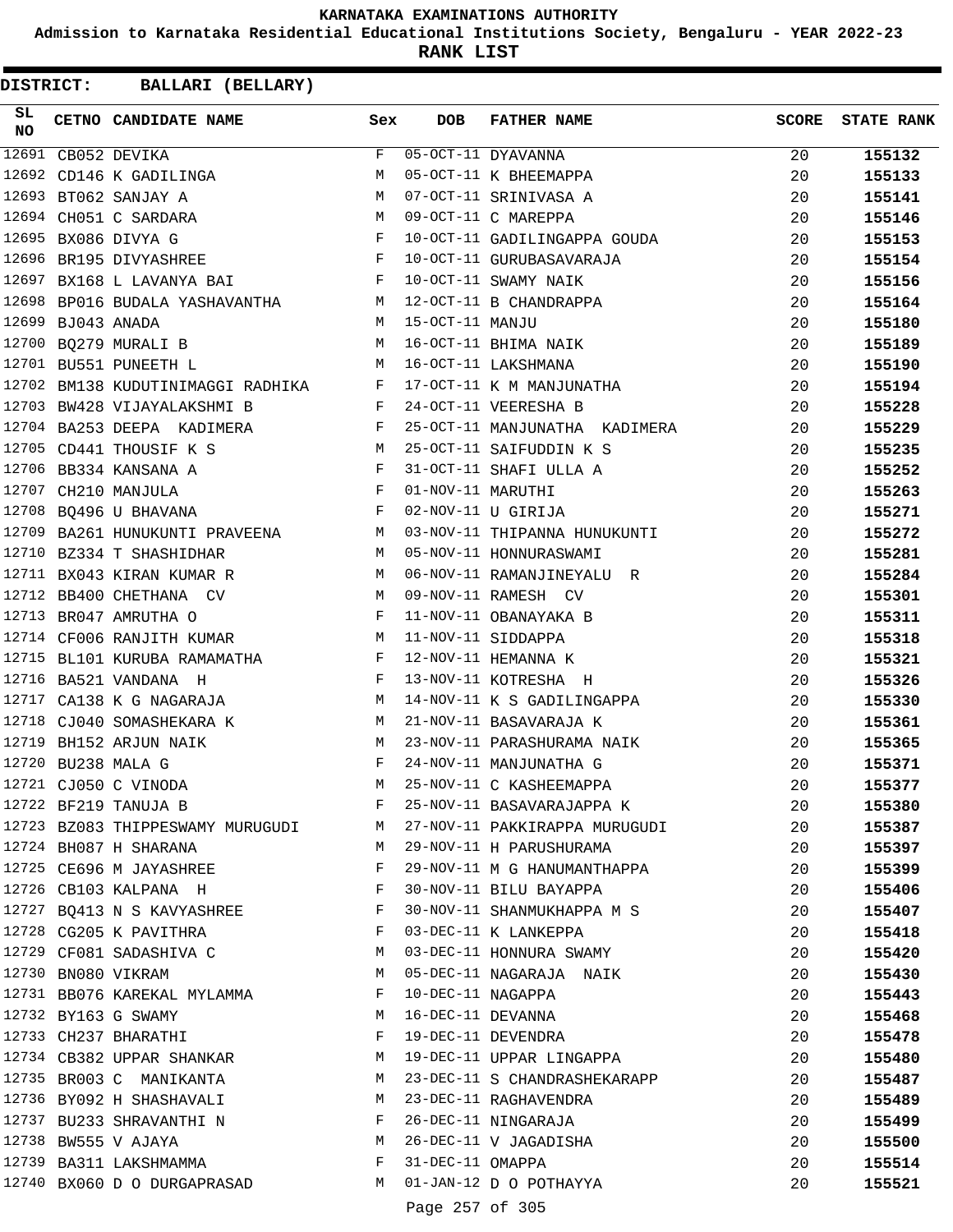# KARNATAKA EXAMINATIONS AUTHORITY

**Admission to Karnataka Residential Educational Institutions Society, Bengaluru - YEAR 2022-23**

**RANK LIST**

**DISTRICT: BALLARI (BELLARY)**

| SL NO | CETNO | CANDIDATE NAME | Sex | DOB | FATHER NAME | SCORE | STATE RANK |
|---|---|---|---|---|---|---|---|
| 12691 | CB052 | DEVIKA | F | 05-OCT-11 | DYAVANNA | 20 | **155132** |
| 12692 | CD146 | K GADILINGA | M | 05-OCT-11 | K BHEEMAPPA | 20 | **155133** |
| 12693 | BT062 | SANJAY A | M | 07-OCT-11 | SRINIVASA A | 20 | **155141** |
| 12694 | CH051 | C SARDARA | M | 09-OCT-11 | C MAREPPA | 20 | **155146** |
| 12695 | BX086 | DIVYA G | F | 10-OCT-11 | GADILINGAPPA GOUDA | 20 | **155153** |
| 12696 | BR195 | DIVYASHREE | F | 10-OCT-11 | GURUBASAVARAJA | 20 | **155154** |
| 12697 | BX168 | L LAVANYA BAI | F | 10-OCT-11 | SWAMY NAIK | 20 | **155156** |
| 12698 | BP016 | BUDALA YASHAVANTHA | M | 12-OCT-11 | B CHANDRAPPA | 20 | **155164** |
| 12699 | BJ043 | ANADA | M | 15-OCT-11 | MANJU | 20 | **155180** |
| 12700 | BQ279 | MURALI B | M | 16-OCT-11 | BHIMA NAIK | 20 | **155189** |
| 12701 | BU551 | PUNEETH L | M | 16-OCT-11 | LAKSHMANA | 20 | **155190** |
| 12702 | BM138 | KUDUTINIMAGGI RADHIKA | F | 17-OCT-11 | K M MANJUNATHA | 20 | **155194** |
| 12703 | BW428 | VIJAYALAKSHMI B | F | 24-OCT-11 | VEERESHA B | 20 | **155228** |
| 12704 | BA253 | DEEPA KADIMERA | F | 25-OCT-11 | MANJUNATHA KADIMERA | 20 | **155229** |
| 12705 | CD441 | THOUSIF K S | M | 25-OCT-11 | SAIFUDDIN K S | 20 | **155235** |
| 12706 | BB334 | KANSANA A | F | 31-OCT-11 | SHAFI ULLA A | 20 | **155252** |
| 12707 | CH210 | MANJULA | F | 01-NOV-11 | MARUTHI | 20 | **155263** |
| 12708 | BQ496 | U BHAVANA | F | 02-NOV-11 | U GIRIJA | 20 | **155271** |
| 12709 | BA261 | HUNUKUNTI PRAVEENA | M | 03-NOV-11 | THIPANNA HUNUKUNTI | 20 | **155272** |
| 12710 | BZ334 | T SHASHIDHAR | M | 05-NOV-11 | HONNURASWAMI | 20 | **155281** |
| 12711 | BX043 | KIRAN KUMAR R | M | 06-NOV-11 | RAMANJINEYALU R | 20 | **155284** |
| 12712 | BB400 | CHETHANA CV | M | 09-NOV-11 | RAMESH CV | 20 | **155301** |
| 12713 | BR047 | AMRUTHA O | F | 11-NOV-11 | OBANAYAKA B | 20 | **155311** |
| 12714 | CF006 | RANJITH KUMAR | M | 11-NOV-11 | SIDDAPPA | 20 | **155318** |
| 12715 | BL101 | KURUBA RAMAMATHA | F | 12-NOV-11 | HEMANNA K | 20 | **155321** |
| 12716 | BA521 | VANDANA H | F | 13-NOV-11 | KOTRESHA H | 20 | **155326** |
| 12717 | CA138 | K G NAGARAJA | M | 14-NOV-11 | K S GADILINGAPPA | 20 | **155330** |
| 12718 | CJ040 | SOMASHEKARA K | M | 21-NOV-11 | BASAVARAJA K | 20 | **155361** |
| 12719 | BH152 | ARJUN NAIK | M | 23-NOV-11 | PARASHURAMA NAIK | 20 | **155365** |
| 12720 | BU238 | MALA G | F | 24-NOV-11 | MANJUNATHA G | 20 | **155371** |
| 12721 | CJ050 | C VINODA | M | 25-NOV-11 | C KASHEEMAPPA | 20 | **155377** |
| 12722 | BF219 | TANUJA B | F | 25-NOV-11 | BASAVARAJAPPA K | 20 | **155380** |
| 12723 | BZ083 | THIPPESWAMY MURUGUDI | M | 27-NOV-11 | PAKKIRAPPA MURUGUDI | 20 | **155387** |
| 12724 | BH087 | H SHARANA | M | 29-NOV-11 | H PARUSHURAMA | 20 | **155397** |
| 12725 | CE696 | M JAYASHREE | F | 29-NOV-11 | M G HANUMANTHAPPA | 20 | **155399** |
| 12726 | CB103 | KALPANA H | F | 30-NOV-11 | BILU BAYAPPA | 20 | **155406** |
| 12727 | BQ413 | N S KAVYASHREE | F | 30-NOV-11 | SHANMUKHAPPA M S | 20 | **155407** |
| 12728 | CG205 | K PAVITHRA | F | 03-DEC-11 | K LANKEPPA | 20 | **155418** |
| 12729 | CF081 | SADASHIVA C | M | 03-DEC-11 | HONNURA SWAMY | 20 | **155420** |
| 12730 | BN080 | VIKRAM | M | 05-DEC-11 | NAGARAJA NAIK | 20 | **155430** |
| 12731 | BB076 | KAREKAL MYLAMMA | F | 10-DEC-11 | NAGAPPA | 20 | **155443** |
| 12732 | BY163 | G SWAMY | M | 16-DEC-11 | DEVANNA | 20 | **155468** |
| 12733 | CH237 | BHARATHI | F | 19-DEC-11 | DEVENDRA | 20 | **155478** |
| 12734 | CB382 | UPPAR SHANKAR | M | 19-DEC-11 | UPPAR LINGAPPA | 20 | **155480** |
| 12735 | BR003 | C MANIKANTA | M | 23-DEC-11 | S CHANDRASHEKARAPP | 20 | **155487** |
| 12736 | BY092 | H SHASHAVALI | M | 23-DEC-11 | RAGHAVENDRA | 20 | **155489** |
| 12737 | BU233 | SHRAVANTHI N | F | 26-DEC-11 | NINGARAJA | 20 | **155499** |
| 12738 | BW555 | V AJAYA | M | 26-DEC-11 | V JAGADISHA | 20 | **155500** |
| 12739 | BA311 | LAKSHMAMMA | F | 31-DEC-11 | OMAPPA | 20 | **155514** |
| 12740 | BX060 | D O DURGAPRASAD | M | 01-JAN-12 | D O POTHAYYA | 20 | **155521** |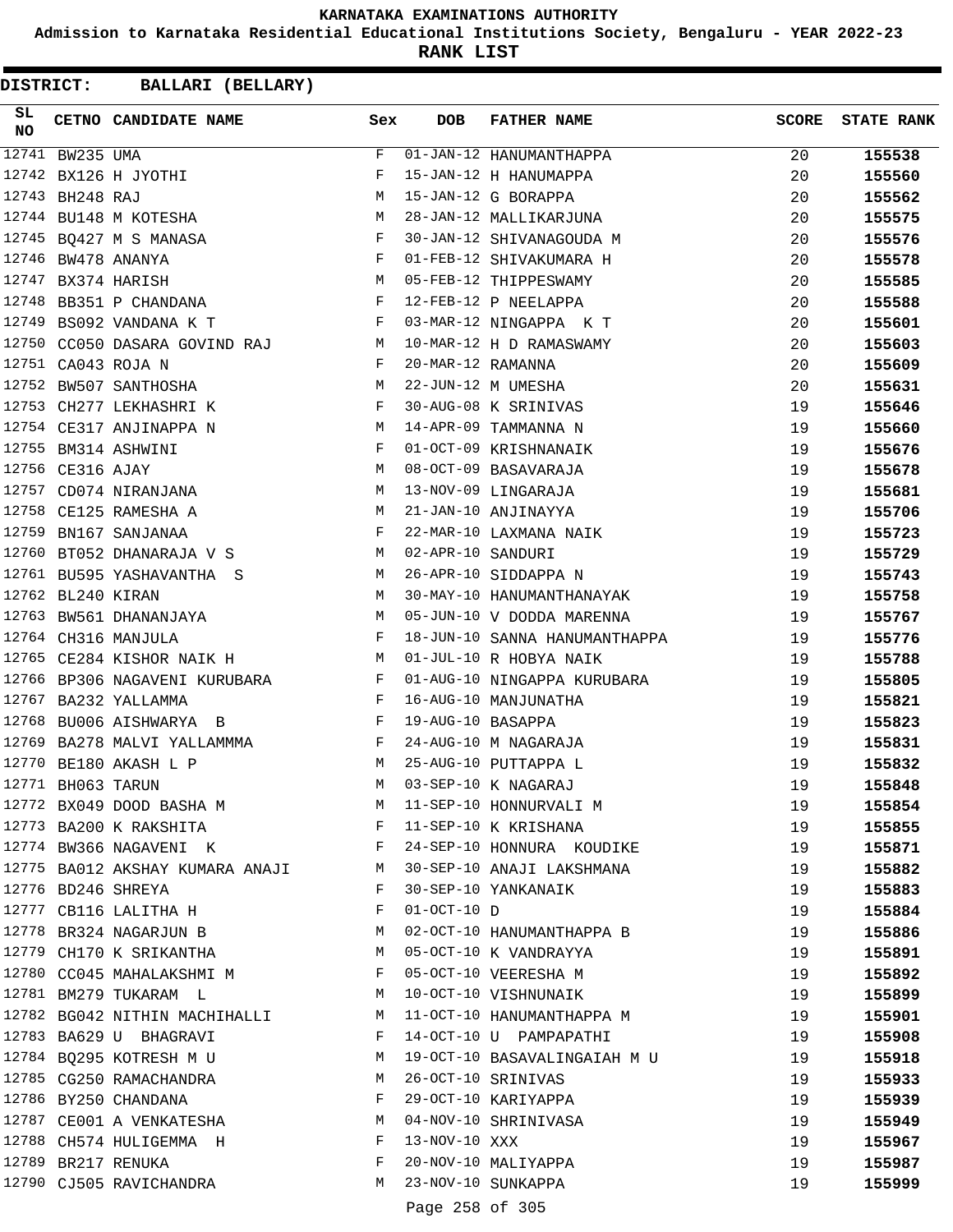KARNATAKA EXAMINATIONS AUTHORITY

Admission to Karnataka Residential Educational Institutions Society, Bengaluru - YEAR 2022-23

**RANK LIST**

**DISTRICT: BALLARI (BELLARY)**

| SL NO | CETNO | CANDIDATE NAME | Sex | DOB | FATHER NAME | SCORE | STATE RANK |
|---|---|---|---|---|---|---|---|
| 12741 | BW235 | UMA | F | 01-JAN-12 | HANUMANTHAPPA | 20 | **155538** |
| 12742 | BX126 | H JYOTHI | F | 15-JAN-12 | H HANUMAPPA | 20 | **155560** |
| 12743 | BH248 | RAJ | M | 15-JAN-12 | G BORAPPA | 20 | **155562** |
| 12744 | BU148 | M KOTESHA | M | 28-JAN-12 | MALLIKARJUNA | 20 | **155575** |
| 12745 | BQ427 | M S MANASA | F | 30-JAN-12 | SHIVANAGOUDA M | 20 | **155576** |
| 12746 | BW478 | ANANYA | F | 01-FEB-12 | SHIVAKUMARA H | 20 | **155578** |
| 12747 | BX374 | HARISH | M | 05-FEB-12 | THIPPESWAMY | 20 | **155585** |
| 12748 | BB351 | P CHANDANA | F | 12-FEB-12 | P NEELAPPA | 20 | **155588** |
| 12749 | BS092 | VANDANA K T | F | 03-MAR-12 | NINGAPPA K T | 20 | **155601** |
| 12750 | CC050 | DASARA GOVIND RAJ | M | 10-MAR-12 | H D RAMASWAMY | 20 | **155603** |
| 12751 | CA043 | ROJA N | F | 20-MAR-12 | RAMANNA | 20 | **155609** |
| 12752 | BW507 | SANTHOSHA | M | 22-JUN-12 | M UMESHA | 20 | **155631** |
| 12753 | CH277 | LEKHASHRI K | F | 30-AUG-08 | K SRINIVAS | 19 | **155646** |
| 12754 | CE317 | ANJINAPPA N | M | 14-APR-09 | TAMMANNA N | 19 | **155660** |
| 12755 | BM314 | ASHWINI | F | 01-OCT-09 | KRISHNANAIK | 19 | **155676** |
| 12756 | CE316 | AJAY | M | 08-OCT-09 | BASAVARAJA | 19 | **155678** |
| 12757 | CD074 | NIRANJANA | M | 13-NOV-09 | LINGARAJA | 19 | **155681** |
| 12758 | CE125 | RAMESHA A | M | 21-JAN-10 | ANJINAYYA | 19 | **155706** |
| 12759 | BN167 | SANJANAA | F | 22-MAR-10 | LAXMANA NAIK | 19 | **155723** |
| 12760 | BT052 | DHANARAJA V S | M | 02-APR-10 | SANDURI | 19 | **155729** |
| 12761 | BU595 | YASHAVANTHA S | M | 26-APR-10 | SIDDAPPA N | 19 | **155743** |
| 12762 | BL240 | KIRAN | M | 30-MAY-10 | HANUMANTHANAYAK | 19 | **155758** |
| 12763 | BW561 | DHANANJAYA | M | 05-JUN-10 | V DODDA MARENNA | 19 | **155767** |
| 12764 | CH316 | MANJULA | F | 18-JUN-10 | SANNA HANUMANTHAPPA | 19 | **155776** |
| 12765 | CE284 | KISHOR NAIK H | M | 01-JUL-10 | R HOBYA NAIK | 19 | **155788** |
| 12766 | BP306 | NAGAVENI KURUBARA | F | 01-AUG-10 | NINGAPPA KURUBARA | 19 | **155805** |
| 12767 | BA232 | YALLAMMA | F | 16-AUG-10 | MANJUNATHA | 19 | **155821** |
| 12768 | BU006 | AISHWARYA B | F | 19-AUG-10 | BASAPPA | 19 | **155823** |
| 12769 | BA278 | MALVI YALLAMMMA | F | 24-AUG-10 | M NAGARAJA | 19 | **155831** |
| 12770 | BE180 | AKASH L P | M | 25-AUG-10 | PUTTAPPA L | 19 | **155832** |
| 12771 | BH063 | TARUN | M | 03-SEP-10 | K NAGARAJ | 19 | **155848** |
| 12772 | BX049 | DOOD BASHA M | M | 11-SEP-10 | HONNURVALI M | 19 | **155854** |
| 12773 | BA200 | K RAKSHITA | F | 11-SEP-10 | K KRISHANA | 19 | **155855** |
| 12774 | BW366 | NAGAVENI K | F | 24-SEP-10 | HONNURA KOUDIKE | 19 | **155871** |
| 12775 | BA012 | AKSHAY KUMARA ANAJI | M | 30-SEP-10 | ANAJI LAKSHMANA | 19 | **155882** |
| 12776 | BD246 | SHREYA | F | 30-SEP-10 | YANKANAIK | 19 | **155883** |
| 12777 | CB116 | LALITHA H | F | 01-OCT-10 | D | 19 | **155884** |
| 12778 | BR324 | NAGARJUN B | M | 02-OCT-10 | HANUMANTHAPPA B | 19 | **155886** |
| 12779 | CH170 | K SRIKANTHA | M | 05-OCT-10 | K VANDRAYYA | 19 | **155891** |
| 12780 | CC045 | MAHALAKSHMI M | F | 05-OCT-10 | VEERESHA M | 19 | **155892** |
| 12781 | BM279 | TUKARAM L | M | 10-OCT-10 | VISHNUNAIK | 19 | **155899** |
| 12782 | BG042 | NITHIN MACHIHALLI | M | 11-OCT-10 | HANUMANTHAPPA M | 19 | **155901** |
| 12783 | BA629 | U BHAGRAVI | F | 14-OCT-10 | U PAMPAPATHI | 19 | **155908** |
| 12784 | BQ295 | KOTRESH M U | M | 19-OCT-10 | BASAVALINGAIAH M U | 19 | **155918** |
| 12785 | CG250 | RAMACHANDRA | M | 26-OCT-10 | SRINIVAS | 19 | **155933** |
| 12786 | BY250 | CHANDANA | F | 29-OCT-10 | KARIYAPPA | 19 | **155939** |
| 12787 | CE001 | A VENKATESHA | M | 04-NOV-10 | SHRINIVASA | 19 | **155949** |
| 12788 | CH574 | HULIGEMMA H | F | 13-NOV-10 | XXX | 19 | **155967** |
| 12789 | BR217 | RENUKA | F | 20-NOV-10 | MALIYAPPA | 19 | **155987** |
| 12790 | CJ505 | RAVICHANDRA | M | 23-NOV-10 | SUNKAPPA | 19 | **155999** |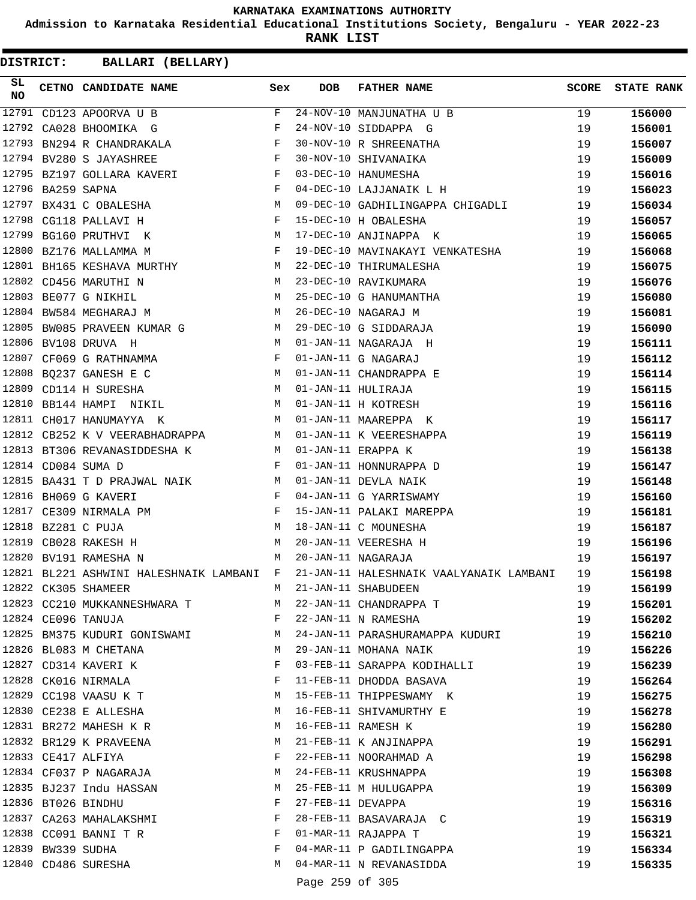# KARNATAKA EXAMINATIONS AUTHORITY

**Admission to Karnataka Residential Educational Institutions Society, Bengaluru - YEAR 2022-23**

**RANK LIST**

**DISTRICT: BALLARI (BELLARY)**

| SL NO | CETNO | CANDIDATE NAME | Sex | DOB | FATHER NAME | SCORE | STATE RANK |
|---|---|---|---|---|---|---|---|
| 12791 | CD123 | APOORVA U B | F | 24-NOV-10 | MANJUNATHA U B | 19 | 156000 |
| 12792 | CA028 | BHOOMIKA G | F | 24-NOV-10 | SIDDAPPA G | 19 | 156001 |
| 12793 | BN294 | R CHANDRAKALA | F | 30-NOV-10 | R SHREENATHA | 19 | 156007 |
| 12794 | BV280 | S JAYASHREE | F | 30-NOV-10 | SHIVANAIKA | 19 | 156009 |
| 12795 | BZ197 | GOLLARA KAVERI | F | 03-DEC-10 | HANUMESHA | 19 | 156016 |
| 12796 | BA259 | SAPNA | F | 04-DEC-10 | LAJJANAIK L H | 19 | 156023 |
| 12797 | BX431 | C OBALESHA | M | 09-DEC-10 | GADHILINGAPPA CHIGADLI | 19 | 156034 |
| 12798 | CG118 | PALLAVI H | F | 15-DEC-10 | H OBALESHA | 19 | 156057 |
| 12799 | BG160 | PRUTHVI K | M | 17-DEC-10 | ANJINAPPA K | 19 | 156065 |
| 12800 | BZ176 | MALLAMMA M | F | 19-DEC-10 | MAVINAKAYI VENKATESHA | 19 | 156068 |
| 12801 | BH165 | KESHAVA MURTHY | M | 22-DEC-10 | THIRUMALESHA | 19 | 156075 |
| 12802 | CD456 | MARUTHI N | M | 23-DEC-10 | RAVIKUMARA | 19 | 156076 |
| 12803 | BE077 | G NIKHIL | M | 25-DEC-10 | G HANUMANTHA | 19 | 156080 |
| 12804 | BW584 | MEGHARAJ M | M | 26-DEC-10 | NAGARAJ M | 19 | 156081 |
| 12805 | BW085 | PRAVEEN KUMAR G | M | 29-DEC-10 | G SIDDARAJA | 19 | 156090 |
| 12806 | BV108 | DRUVA H | M | 01-JAN-11 | NAGARAJA H | 19 | 156111 |
| 12807 | CF069 | G RATHNAMMA | F | 01-JAN-11 | G NAGARAJ | 19 | 156112 |
| 12808 | BQ237 | GANESH E C | M | 01-JAN-11 | CHANDRAPPA E | 19 | 156114 |
| 12809 | CD114 | H SURESHA | M | 01-JAN-11 | HULIRAJA | 19 | 156115 |
| 12810 | BB144 | HAMPI NIKIL | M | 01-JAN-11 | H KOTRESH | 19 | 156116 |
| 12811 | CH017 | HANUMAYYA K | M | 01-JAN-11 | MAAREPPA K | 19 | 156117 |
| 12812 | CB252 | K V VEERABHADRAPPA | M | 01-JAN-11 | K VEERESHAPPA | 19 | 156119 |
| 12813 | BT306 | REVANASIDDESHA K | M | 01-JAN-11 | ERAPPA K | 19 | 156138 |
| 12814 | CD084 | SUMA D | F | 01-JAN-11 | HONNURAPPA D | 19 | 156147 |
| 12815 | BA431 | T D PRAJWAL NAIK | M | 01-JAN-11 | DEVLA NAIK | 19 | 156148 |
| 12816 | BH069 | G KAVERI | F | 04-JAN-11 | G YARRISWAMY | 19 | 156160 |
| 12817 | CE309 | NIRMALA PM | F | 15-JAN-11 | PALAKI MAREPPA | 19 | 156181 |
| 12818 | BZ281 | C PUJA | M | 18-JAN-11 | C MOUNESHA | 19 | 156187 |
| 12819 | CB028 | RAKESH H | M | 20-JAN-11 | VEERESHA H | 19 | 156196 |
| 12820 | BV191 | RAMESHA N | M | 20-JAN-11 | NAGARAJA | 19 | 156197 |
| 12821 | BL221 | ASHWINI HALESHNAIK LAMBANI | F | 21-JAN-11 | HALESHNAIK VAALYANAIK LAMBANI | 19 | 156198 |
| 12822 | CK305 | SHAMEER | M | 21-JAN-11 | SHABUDEEN | 19 | 156199 |
| 12823 | CC210 | MUKKANNESHWARA T | M | 22-JAN-11 | CHANDRAPPA T | 19 | 156201 |
| 12824 | CE096 | TANUJA | F | 22-JAN-11 | N RAMESHA | 19 | 156202 |
| 12825 | BM375 | KUDURI GONISWAMI | M | 24-JAN-11 | PARASHURAMAPPA KUDURI | 19 | 156210 |
| 12826 | BL083 | M CHETANA | M | 29-JAN-11 | MOHANA NAIK | 19 | 156226 |
| 12827 | CD314 | KAVERI K | F | 03-FEB-11 | SARAPPA KODIHALLI | 19 | 156239 |
| 12828 | CK016 | NIRMALA | F | 11-FEB-11 | DHODDA BASAVA | 19 | 156264 |
| 12829 | CC198 | VAASU K T | M | 15-FEB-11 | THIPPESWAMY K | 19 | 156275 |
| 12830 | CE238 | E ALLESHA | M | 16-FEB-11 | SHIVAMURTHY E | 19 | 156278 |
| 12831 | BR272 | MAHESH K R | M | 16-FEB-11 | RAMESH K | 19 | 156280 |
| 12832 | BR129 | K PRAVEENA | M | 21-FEB-11 | K ANJINAPPA | 19 | 156291 |
| 12833 | CE417 | ALFIYA | F | 22-FEB-11 | NOORAHMAD A | 19 | 156298 |
| 12834 | CF037 | P NAGARAJA | M | 24-FEB-11 | KRUSHNAPPA | 19 | 156308 |
| 12835 | BJ237 | Indu HASSAN | M | 25-FEB-11 | M HULUGAPPA | 19 | 156309 |
| 12836 | BT026 | BINDHU | F | 27-FEB-11 | DEVAPPA | 19 | 156316 |
| 12837 | CA263 | MAHALAKSHMI | F | 28-FEB-11 | BASAVARAJA C | 19 | 156319 |
| 12838 | CC091 | BANNI T R | F | 01-MAR-11 | RAJAPPA T | 19 | 156321 |
| 12839 | BW339 | SUDHA | F | 04-MAR-11 | P GADILINGAPPA | 19 | 156334 |
| 12840 | CD486 | SURESHA | M | 04-MAR-11 | N REVANASIDDA | 19 | 156335 |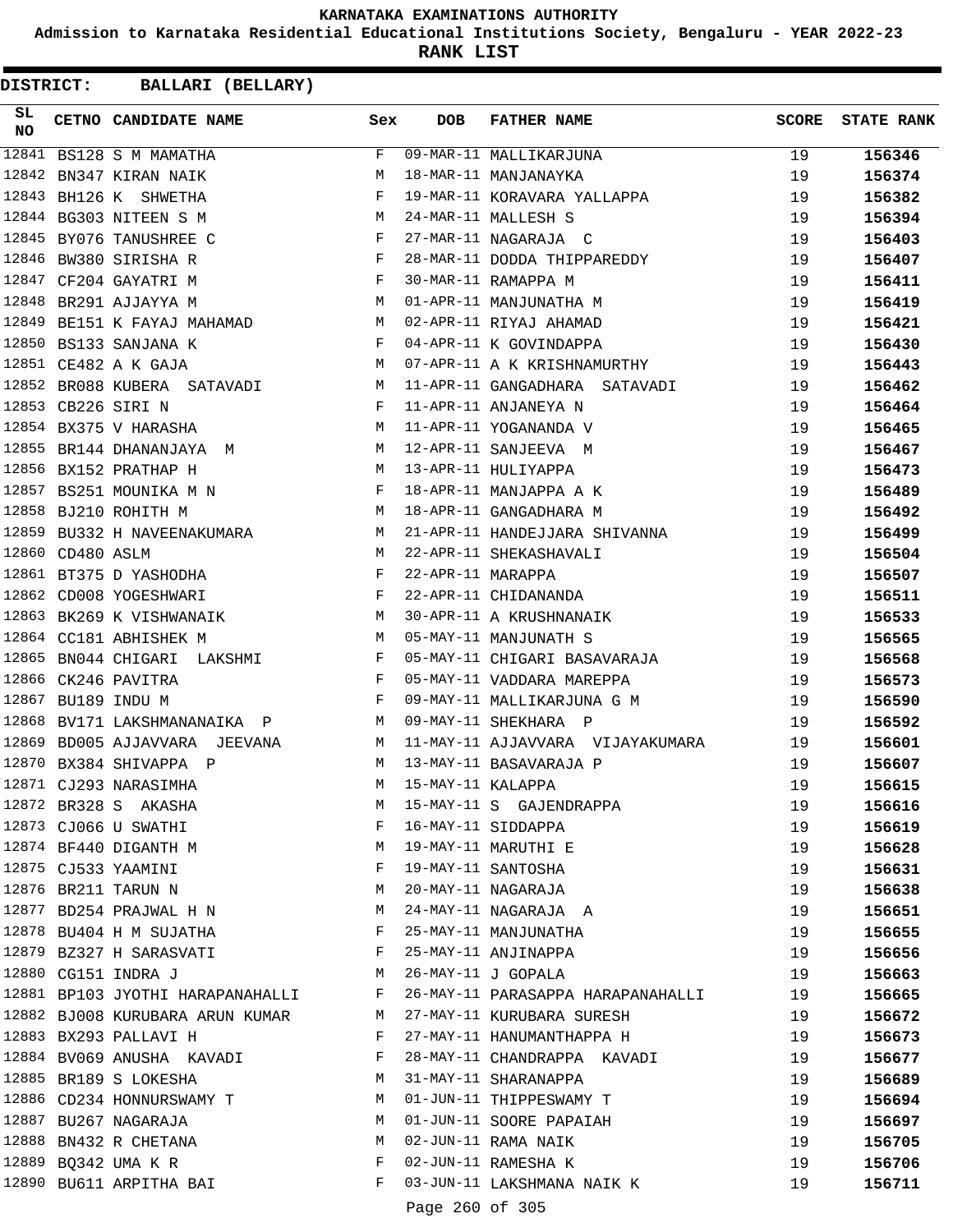**KARNATAKA EXAMINATIONS AUTHORITY**

**Admission to Karnataka Residential Educational Institutions Society, Bengaluru - YEAR 2022-23**

**RANK LIST**

**DISTRICT: BALLARI (BELLARY)**

| SL NO | CETNO | CANDIDATE NAME | Sex | DOB | FATHER NAME | SCORE | STATE RANK |
|---|---|---|---|---|---|---|---|
| 12841 | BS128 | S M MAMATHA | F | 09-MAR-11 | MALLIKARJUNA | 19 | 156346 |
| 12842 | BN347 | KIRAN NAIK | M | 18-MAR-11 | MANJANAYKA | 19 | 156374 |
| 12843 | BH126 | K SHWETHA | F | 19-MAR-11 | KORAVARA YALLAPPA | 19 | 156382 |
| 12844 | BG303 | NITEEN S M | M | 24-MAR-11 | MALLESH S | 19 | 156394 |
| 12845 | BY076 | TANUSHREE C | F | 27-MAR-11 | NAGARAJA C | 19 | 156403 |
| 12846 | BW380 | SIRISHA R | F | 28-MAR-11 | DODDA THIPPAREDDY | 19 | 156407 |
| 12847 | CF204 | GAYATRI M | F | 30-MAR-11 | RAMAPPA M | 19 | 156411 |
| 12848 | BR291 | AJJAYYA M | M | 01-APR-11 | MANJUNATHA M | 19 | 156419 |
| 12849 | BE151 | K FAYAJ MAHAMAD | M | 02-APR-11 | RIYAJ AHAMAD | 19 | 156421 |
| 12850 | BS133 | SANJANA K | F | 04-APR-11 | K GOVINDAPPA | 19 | 156430 |
| 12851 | CE482 | A K GAJA | M | 07-APR-11 | A K KRISHNAMURTHY | 19 | 156443 |
| 12852 | BR088 | KUBERA SATAVADI | M | 11-APR-11 | GANGADHARA SATAVADI | 19 | 156462 |
| 12853 | CB226 | SIRI N | F | 11-APR-11 | ANJANEYA N | 19 | 156464 |
| 12854 | BX375 | V HARASHA | M | 11-APR-11 | YOGANANDA V | 19 | 156465 |
| 12855 | BR144 | DHANANJAYA M | M | 12-APR-11 | SANJEEVA M | 19 | 156467 |
| 12856 | BX152 | PRATHAP H | M | 13-APR-11 | HULIYAPPA | 19 | 156473 |
| 12857 | BS251 | MOUNIKA M N | F | 18-APR-11 | MANJAPPA A K | 19 | 156489 |
| 12858 | BJ210 | ROHITH M | M | 18-APR-11 | GANGADHARA M | 19 | 156492 |
| 12859 | BU332 | H NAVEENAKUMARA | M | 21-APR-11 | HANDEJJARA SHIVANNA | 19 | 156499 |
| 12860 | CD480 | ASLM | M | 22-APR-11 | SHEKASHAVALI | 19 | 156504 |
| 12861 | BT375 | D YASHODHA | F | 22-APR-11 | MARAPPA | 19 | 156507 |
| 12862 | CD008 | YOGESHWARI | F | 22-APR-11 | CHIDANANDA | 19 | 156511 |
| 12863 | BK269 | K VISHWANAIK | M | 30-APR-11 | A KRUSHNANAIK | 19 | 156533 |
| 12864 | CC181 | ABHISHEK M | M | 05-MAY-11 | MANJUNATH S | 19 | 156565 |
| 12865 | BN044 | CHIGARI LAKSHMI | F | 05-MAY-11 | CHIGARI BASAVARAJA | 19 | 156568 |
| 12866 | CK246 | PAVITRA | F | 05-MAY-11 | VADDARA MAREPPA | 19 | 156573 |
| 12867 | BU189 | INDU M | F | 09-MAY-11 | MALLIKARJUNA G M | 19 | 156590 |
| 12868 | BV171 | LAKSHMANANAIKA P | M | 09-MAY-11 | SHEKHARA P | 19 | 156592 |
| 12869 | BD005 | AJJAVVARA JEEVANA | M | 11-MAY-11 | AJJAVVARA VIJAYAKUMARA | 19 | 156601 |
| 12870 | BX384 | SHIVAPPA P | M | 13-MAY-11 | BASAVARAJA P | 19 | 156607 |
| 12871 | CJ293 | NARASIMHA | M | 15-MAY-11 | KALAPPA | 19 | 156615 |
| 12872 | BR328 | S AKASHA | M | 15-MAY-11 | S GAJENDRAPPA | 19 | 156616 |
| 12873 | CJ066 | U SWATHI | F | 16-MAY-11 | SIDDAPPA | 19 | 156619 |
| 12874 | BF440 | DIGANTH M | M | 19-MAY-11 | MARUTHI E | 19 | 156628 |
| 12875 | CJ533 | YAAMINI | F | 19-MAY-11 | SANTOSHA | 19 | 156631 |
| 12876 | BR211 | TARUN N | M | 20-MAY-11 | NAGARAJA | 19 | 156638 |
| 12877 | BD254 | PRAJWAL H N | M | 24-MAY-11 | NAGARAJA A | 19 | 156651 |
| 12878 | BU404 | H M SUJATHA | F | 25-MAY-11 | MANJUNATHA | 19 | 156655 |
| 12879 | BZ327 | H SARASVATI | F | 25-MAY-11 | ANJINAPPA | 19 | 156656 |
| 12880 | CG151 | INDRA J | M | 26-MAY-11 | J GOPALA | 19 | 156663 |
| 12881 | BP103 | JYOTHI HARAPANAHALLI | F | 26-MAY-11 | PARASAPPA HARAPANAHALLI | 19 | 156665 |
| 12882 | BJ008 | KURUBARA ARUN KUMAR | M | 27-MAY-11 | KURUBARA SURESH | 19 | 156672 |
| 12883 | BX293 | PALLAVI H | F | 27-MAY-11 | HANUMANTHAPPA H | 19 | 156673 |
| 12884 | BV069 | ANUSHA KAVADI | F | 28-MAY-11 | CHANDRAPPA KAVADI | 19 | 156677 |
| 12885 | BR189 | S LOKESHA | M | 31-MAY-11 | SHARANAPPA | 19 | 156689 |
| 12886 | CD234 | HONNURSWAMY T | M | 01-JUN-11 | THIPPESWAMY T | 19 | 156694 |
| 12887 | BU267 | NAGARAJA | M | 01-JUN-11 | SOORE PAPAIAH | 19 | 156697 |
| 12888 | BN432 | R CHETANA | M | 02-JUN-11 | RAMA NAIK | 19 | 156705 |
| 12889 | BQ342 | UMA K R | F | 02-JUN-11 | RAMESHA K | 19 | 156706 |
| 12890 | BU611 | ARPITHA BAI | F | 03-JUN-11 | LAKSHMANA NAIK K | 19 | 156711 |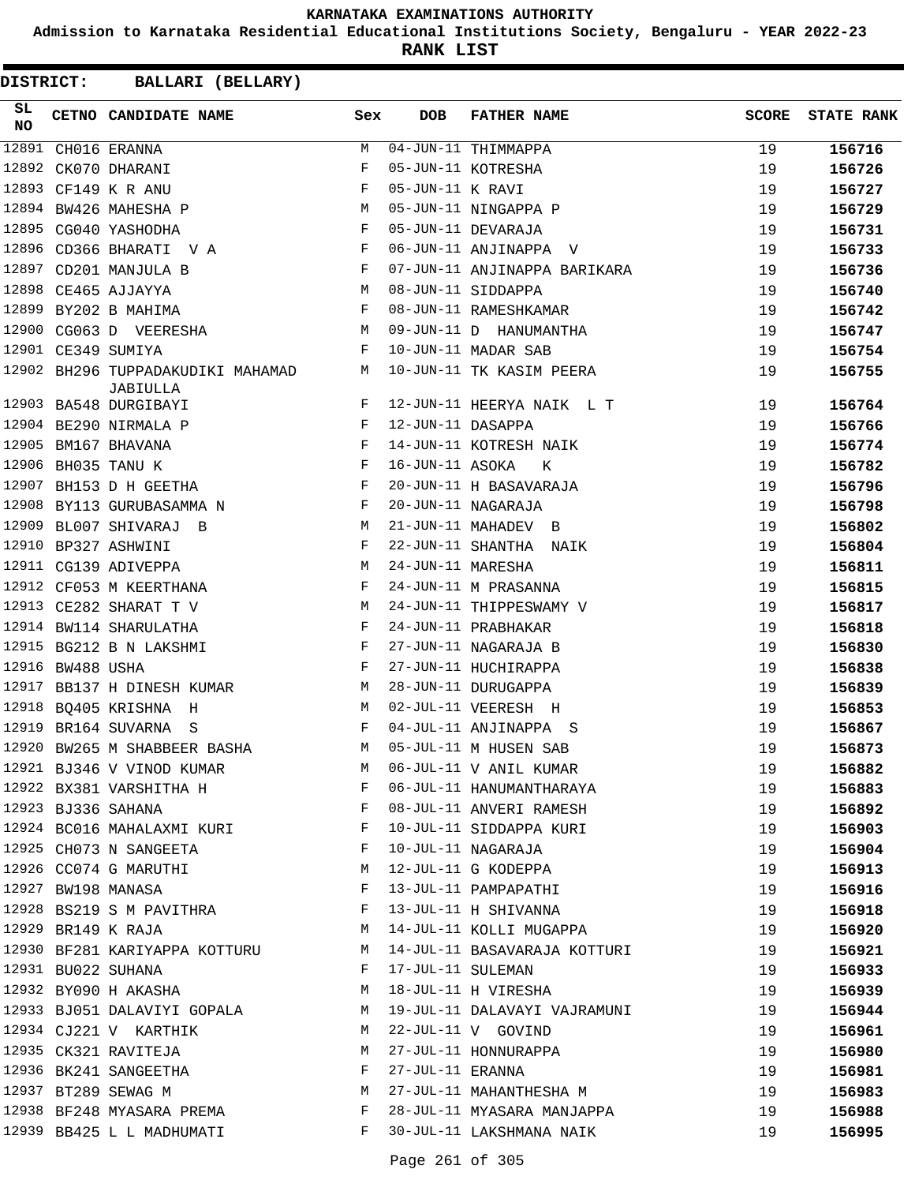# KARNATAKA EXAMINATIONS AUTHORITY

**Admission to Karnataka Residential Educational Institutions Society, Bengaluru - YEAR 2022-23**

**RANK LIST**

**DISTRICT: BALLARI (BELLARY)**

| SL NO | CETNO | CANDIDATE NAME | Sex | DOB | FATHER NAME | SCORE | STATE RANK |
|---|---|---|---|---|---|---|---|
| 12891 | CH016 | ERANNA | M | 04-JUN-11 | THIMMAPPA | 19 | 156716 |
| 12892 | CK070 | DHARANI | F | 05-JUN-11 | KOTRESHA | 19 | 156726 |
| 12893 | CF149 | K R ANU | F | 05-JUN-11 | K RAVI | 19 | 156727 |
| 12894 | BW426 | MAHESHA P | M | 05-JUN-11 | NINGAPPA P | 19 | 156729 |
| 12895 | CG040 | YASHODHA | F | 05-JUN-11 | DEVARAJA | 19 | 156731 |
| 12896 | CD366 | BHARATI V A | F | 06-JUN-11 | ANJINAPPA V | 19 | 156733 |
| 12897 | CD201 | MANJULA B | F | 07-JUN-11 | ANJINAPPA BARIKARA | 19 | 156736 |
| 12898 | CE465 | AJJAYYA | M | 08-JUN-11 | SIDDAPPA | 19 | 156740 |
| 12899 | BY202 | B MAHIMA | F | 08-JUN-11 | RAMESHKAMAR | 19 | 156742 |
| 12900 | CG063 | D VEERESHA | M | 09-JUN-11 | D HANUMANTHA | 19 | 156747 |
| 12901 | CE349 | SUMIYA | F | 10-JUN-11 | MADAR SAB | 19 | 156754 |
| 12902 | BH296 | TUPPADAKUDIKI MAHAMAD JABIULLA | M | 10-JUN-11 | TK KASIM PEERA | 19 | 156755 |
| 12903 | BA548 | DURGIBAYI | F | 12-JUN-11 | HEERYA NAIK L T | 19 | 156764 |
| 12904 | BE290 | NIRMALA P | F | 12-JUN-11 | DASAPPA | 19 | 156766 |
| 12905 | BM167 | BHAVANA | F | 14-JUN-11 | KOTRESH NAIK | 19 | 156774 |
| 12906 | BH035 | TANU K | F | 16-JUN-11 | ASOKA K | 19 | 156782 |
| 12907 | BH153 | D H GEETHA | F | 20-JUN-11 | H BASAVARAJA | 19 | 156796 |
| 12908 | BY113 | GURUBASAMMA N | F | 20-JUN-11 | NAGARAJA | 19 | 156798 |
| 12909 | BL007 | SHIVARAJ B | M | 21-JUN-11 | MAHADEV B | 19 | 156802 |
| 12910 | BP327 | ASHWINI | F | 22-JUN-11 | SHANTHA NAIK | 19 | 156804 |
| 12911 | CG139 | ADIVEPPA | M | 24-JUN-11 | MARESHA | 19 | 156811 |
| 12912 | CF053 | M KEERTHANA | F | 24-JUN-11 | M PRASANNA | 19 | 156815 |
| 12913 | CE282 | SHARAT T V | M | 24-JUN-11 | THIPPESWAMY V | 19 | 156817 |
| 12914 | BW114 | SHARULATHA | F | 24-JUN-11 | PRABHAKAR | 19 | 156818 |
| 12915 | BG212 | B N LAKSHMI | F | 27-JUN-11 | NAGARAJA B | 19 | 156830 |
| 12916 | BW488 | USHA | F | 27-JUN-11 | HUCHIRAPPA | 19 | 156838 |
| 12917 | BB137 | H DINESH KUMAR | M | 28-JUN-11 | DURUGAPPA | 19 | 156839 |
| 12918 | BQ405 | KRISHNA H | M | 02-JUL-11 | VEERESH H | 19 | 156853 |
| 12919 | BR164 | SUVARNA S | F | 04-JUL-11 | ANJINAPPA S | 19 | 156867 |
| 12920 | BW265 | M SHABBEER BASHA | M | 05-JUL-11 | M HUSEN SAB | 19 | 156873 |
| 12921 | BJ346 | V VINOD KUMAR | M | 06-JUL-11 | V ANIL KUMAR | 19 | 156882 |
| 12922 | BX381 | VARSHITHA H | F | 06-JUL-11 | HANUMANTHARAYA | 19 | 156883 |
| 12923 | BJ336 | SAHANA | F | 08-JUL-11 | ANVERI RAMESH | 19 | 156892 |
| 12924 | BC016 | MAHALAXMI KURI | F | 10-JUL-11 | SIDDAPPA KURI | 19 | 156903 |
| 12925 | CH073 | N SANGEETA | F | 10-JUL-11 | NAGARAJA | 19 | 156904 |
| 12926 | CC074 | G MARUTHI | M | 12-JUL-11 | G KODEPPA | 19 | 156913 |
| 12927 | BW198 | MANASA | F | 13-JUL-11 | PAMPAPATHI | 19 | 156916 |
| 12928 | BS219 | S M PAVITHRA | F | 13-JUL-11 | H SHIVANNA | 19 | 156918 |
| 12929 | BR149 | K RAJA | M | 14-JUL-11 | KOLLI MUGAPPA | 19 | 156920 |
| 12930 | BF281 | KARIYAPPA KOTTURU | M | 14-JUL-11 | BASAVARAJA KOTTURI | 19 | 156921 |
| 12931 | BU022 | SUHANA | F | 17-JUL-11 | SULEMAN | 19 | 156933 |
| 12932 | BY090 | H AKASHA | M | 18-JUL-11 | H VIRESHA | 19 | 156939 |
| 12933 | BJ051 | DALAVIYI GOPALA | M | 19-JUL-11 | DALAVAYI VAJRAMUNI | 19 | 156944 |
| 12934 | CJ221 | V KARTHIK | M | 22-JUL-11 | V GOVIND | 19 | 156961 |
| 12935 | CK321 | RAVITEJA | M | 27-JUL-11 | HONNURAPPA | 19 | 156980 |
| 12936 | BK241 | SANGEETHA | F | 27-JUL-11 | ERANNA | 19 | 156981 |
| 12937 | BT289 | SEWAG M | M | 27-JUL-11 | MAHANTHESHA M | 19 | 156983 |
| 12938 | BF248 | MYASARA PREMA | F | 28-JUL-11 | MYASARA MANJAPPA | 19 | 156988 |
| 12939 | BB425 | L L MADHUMATI | F | 30-JUL-11 | LAKSHMANA NAIK | 19 | 156995 |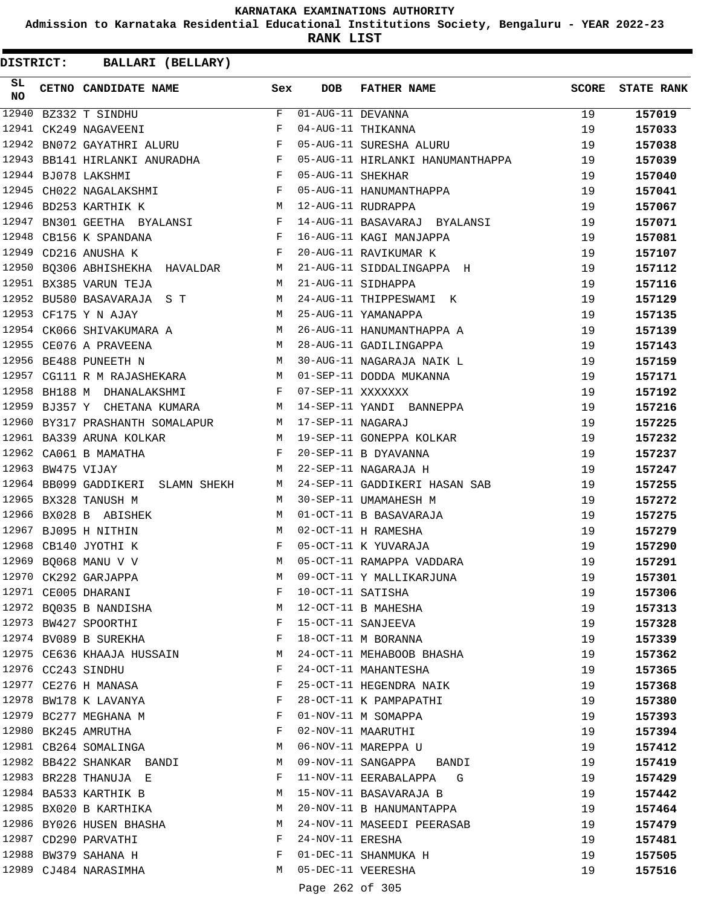KARNATAKA EXAMINATIONS AUTHORITY

Admission to Karnataka Residential Educational Institutions Society, Bengaluru - YEAR 2022-23

**RANK LIST**

**DISTRICT: BALLARI (BELLARY)**

| SL NO | CETNO | CANDIDATE NAME | Sex | DOB | FATHER NAME | SCORE | STATE RANK |
|---|---|---|---|---|---|---|---|
| 12940 | BZ332 | T SINDHU | F | 01-AUG-11 | DEVANNA | 19 | **157019** |
| 12941 | CK249 | NAGAVEENI | F | 04-AUG-11 | THIKANNA | 19 | **157033** |
| 12942 | BN072 | GAYATHRI ALURU | F | 05-AUG-11 | SURESHA ALURU | 19 | **157038** |
| 12943 | BB141 | HIRLANKI ANURADHA | F | 05-AUG-11 | HIRLANKI HANUMANTHAPPA | 19 | **157039** |
| 12944 | BJ078 | LAKSHMI | F | 05-AUG-11 | SHEKHAR | 19 | **157040** |
| 12945 | CH022 | NAGALAKSHMI | F | 05-AUG-11 | HANUMANTHAPPA | 19 | **157041** |
| 12946 | BD253 | KARTHIK K | M | 12-AUG-11 | RUDRAPPA | 19 | **157067** |
| 12947 | BN301 | GEETHA BYALANSI | F | 14-AUG-11 | BASAVARAJ BYALANSI | 19 | **157071** |
| 12948 | CB156 | K SPANDANA | F | 16-AUG-11 | KAGI MANJAPPA | 19 | **157081** |
| 12949 | CD216 | ANUSHA K | F | 20-AUG-11 | RAVIKUMAR K | 19 | **157107** |
| 12950 | BQ306 | ABHISHEKHA HAVALDAR | M | 21-AUG-11 | SIDDALINGAPPA H | 19 | **157112** |
| 12951 | BX385 | VARUN TEJA | M | 21-AUG-11 | SIDHAPPA | 19 | **157116** |
| 12952 | BU580 | BASAVARAJA S T | M | 24-AUG-11 | THIPPESWAMI K | 19 | **157129** |
| 12953 | CF175 | Y N AJAY | M | 25-AUG-11 | YAMANAPPA | 19 | **157135** |
| 12954 | CK066 | SHIVAKUMARA A | M | 26-AUG-11 | HANUMANTHAPPA A | 19 | **157139** |
| 12955 | CE076 | A PRAVEENA | M | 28-AUG-11 | GADILINGAPPA | 19 | **157143** |
| 12956 | BE488 | PUNEETH N | M | 30-AUG-11 | NAGARAJA NAIK L | 19 | **157159** |
| 12957 | CG111 | R M RAJASHEKARA | M | 01-SEP-11 | DODDA MUKANNA | 19 | **157171** |
| 12958 | BH188 | M DHANALAKSHMI | F | 07-SEP-11 | XXXXXXX | 19 | **157192** |
| 12959 | BJ357 | Y CHETANA KUMARA | M | 14-SEP-11 | YANDI BANNEPPA | 19 | **157216** |
| 12960 | BY317 | PRASHANTH SOMALAPUR | M | 17-SEP-11 | NAGARAJ | 19 | **157225** |
| 12961 | BA339 | ARUNA KOLKAR | M | 19-SEP-11 | GONEPPA KOLKAR | 19 | **157232** |
| 12962 | CA061 | B MAMATHA | F | 20-SEP-11 | B DYAVANNA | 19 | **157237** |
| 12963 | BW475 | VIJAY | M | 22-SEP-11 | NAGARAJA H | 19 | **157247** |
| 12964 | BB099 | GADDIKERI SLAMN SHEKH | M | 24-SEP-11 | GADDIKERI HASAN SAB | 19 | **157255** |
| 12965 | BX328 | TANUSH M | M | 30-SEP-11 | UMAMAHESH M | 19 | **157272** |
| 12966 | BX028 | B ABISHEK | M | 01-OCT-11 | B BASAVARAJA | 19 | **157275** |
| 12967 | BJ095 | H NITHIN | M | 02-OCT-11 | H RAMESHA | 19 | **157279** |
| 12968 | CB140 | JYOTHI K | F | 05-OCT-11 | K YUVARAJA | 19 | **157290** |
| 12969 | BQ068 | MANU V V | M | 05-OCT-11 | RAMAPPA VADDARA | 19 | **157291** |
| 12970 | CK292 | GARJAPPA | M | 09-OCT-11 | Y MALLIKARJUNA | 19 | **157301** |
| 12971 | CE005 | DHARANI | F | 10-OCT-11 | SATISHA | 19 | **157306** |
| 12972 | BQ035 | B NANDISHA | M | 12-OCT-11 | B MAHESHA | 19 | **157313** |
| 12973 | BW427 | SPOORTHI | F | 15-OCT-11 | SANJEEVA | 19 | **157328** |
| 12974 | BV089 | B SUREKHA | F | 18-OCT-11 | M BORANNA | 19 | **157339** |
| 12975 | CE636 | KHAAJA HUSSAIN | M | 24-OCT-11 | MEHABOOB BHASHA | 19 | **157362** |
| 12976 | CC243 | SINDHU | F | 24-OCT-11 | MAHANTESHA | 19 | **157365** |
| 12977 | CE276 | H MANASA | F | 25-OCT-11 | HEGENDRA NAIK | 19 | **157368** |
| 12978 | BW178 | K LAVANYA | F | 28-OCT-11 | K PAMPAPATHI | 19 | **157380** |
| 12979 | BC277 | MEGHANA M | F | 01-NOV-11 | M SOMAPPA | 19 | **157393** |
| 12980 | BK245 | AMRUTHA | F | 02-NOV-11 | MAARUTHI | 19 | **157394** |
| 12981 | CB264 | SOMALINGA | M | 06-NOV-11 | MAREPPA U | 19 | **157412** |
| 12982 | BB422 | SHANKAR BANDI | M | 09-NOV-11 | SANGAPPA BANDI | 19 | **157419** |
| 12983 | BR228 | THANUJA E | F | 11-NOV-11 | EERABALAPPA G | 19 | **157429** |
| 12984 | BA533 | KARTHIK B | M | 15-NOV-11 | BASAVARAJA B | 19 | **157442** |
| 12985 | BX020 | B KARTHIKA | M | 20-NOV-11 | B HANUMANTAPPA | 19 | **157464** |
| 12986 | BY026 | HUSEN BHASHA | M | 24-NOV-11 | MASEEDI PEERASAB | 19 | **157479** |
| 12987 | CD290 | PARVATHI | F | 24-NOV-11 | ERESHA | 19 | **157481** |
| 12988 | BW379 | SAHANA H | F | 01-DEC-11 | SHANMUKA H | 19 | **157505** |
| 12989 | CJ484 | NARASIMHA | M | 05-DEC-11 | VEERESHA | 19 | **157516** |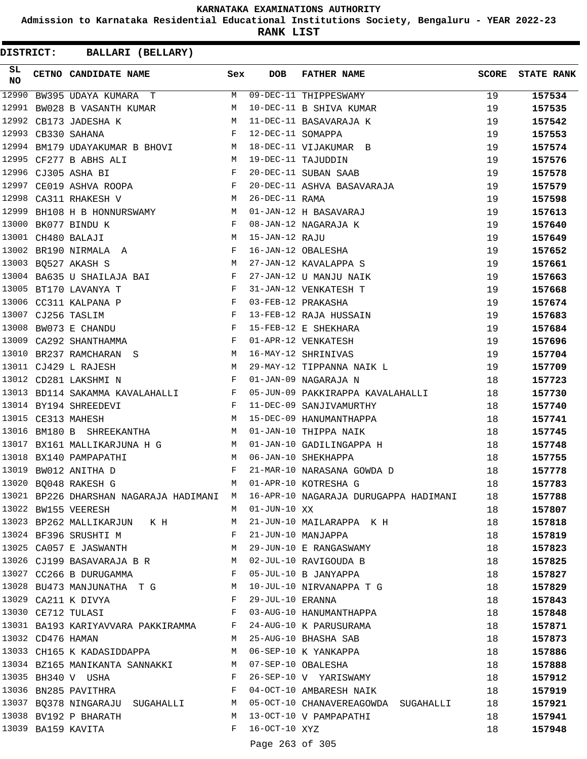KARNATAKA EXAMINATIONS AUTHORITY

Admission to Karnataka Residential Educational Institutions Society, Bengaluru - YEAR 2022-23

**RANK LIST**

**DISTRICT: BALLARI (BELLARY)**

| SL NO | CETNO | CANDIDATE NAME | Sex | DOB | FATHER NAME | SCORE | STATE RANK |
|---|---|---|---|---|---|---|---|
| 12990 | BW395 | UDAYA KUMARA T | M | 09-DEC-11 | THIPPESWAMY | 19 | 157534 |
| 12991 | BW028 | B VASANTH KUMAR | M | 10-DEC-11 | B SHIVA KUMAR | 19 | 157535 |
| 12992 | CB173 | JADESHA K | M | 11-DEC-11 | BASAVARAJA K | 19 | 157542 |
| 12993 | CB330 | SAHANA | F | 12-DEC-11 | SOMAPPA | 19 | 157553 |
| 12994 | BM179 | UDAYAKUMAR B BHOVI | M | 18-DEC-11 | VIJAKUMAR B | 19 | 157574 |
| 12995 | CF277 | B ABHS ALI | M | 19-DEC-11 | TAJUDDIN | 19 | 157576 |
| 12996 | CJ305 | ASHA BI | F | 20-DEC-11 | SUBAN SAAB | 19 | 157578 |
| 12997 | CE019 | ASHVA ROOPA | F | 20-DEC-11 | ASHVA BASAVARAJA | 19 | 157579 |
| 12998 | CA311 | RHAKESH V | M | 26-DEC-11 | RAMA | 19 | 157598 |
| 12999 | BH108 | H B HONNURSWAMY | M | 01-JAN-12 | H BASAVARAJ | 19 | 157613 |
| 13000 | BK077 | BINDU K | F | 08-JAN-12 | NAGARAJA K | 19 | 157640 |
| 13001 | CH480 | BALAJI | M | 15-JAN-12 | RAJU | 19 | 157649 |
| 13002 | BR190 | NIRMALA A | F | 16-JAN-12 | OBALESHA | 19 | 157652 |
| 13003 | BQ527 | AKASH S | M | 27-JAN-12 | KAVALAPPA S | 19 | 157661 |
| 13004 | BA635 | U SHAILAJA BAI | F | 27-JAN-12 | U MANJU NAIK | 19 | 157663 |
| 13005 | BT170 | LAVANYA T | F | 31-JAN-12 | VENKATESH T | 19 | 157668 |
| 13006 | CC311 | KALPANA P | F | 03-FEB-12 | PRAKASHA | 19 | 157674 |
| 13007 | CJ256 | TASLIM | F | 13-FEB-12 | RAJA HUSSAIN | 19 | 157683 |
| 13008 | BW073 | E CHANDU | F | 15-FEB-12 | E SHEKHARA | 19 | 157684 |
| 13009 | CA292 | SHANTHAMMA | F | 01-APR-12 | VENKATESH | 19 | 157696 |
| 13010 | BR237 | RAMCHARAN S | M | 16-MAY-12 | SHRINIVAS | 19 | 157704 |
| 13011 | CJ429 | L RAJESH | M | 29-MAY-12 | TIPPANNA NAIK L | 19 | 157709 |
| 13012 | CD281 | LAKSHMI N | F | 01-JAN-09 | NAGARAJA N | 18 | 157723 |
| 13013 | BD114 | SAKAMMA KAVALAHALLI | F | 05-JUN-09 | PAKKIRAPPA KAVALAHALLI | 18 | 157730 |
| 13014 | BY194 | SHREEDEVI | F | 11-DEC-09 | SANJIVAMURTHY | 18 | 157740 |
| 13015 | CE313 | MAHESH | M | 15-DEC-09 | HANUMANTHAPPA | 18 | 157741 |
| 13016 | BM180 | B SHREEKANTHA | M | 01-JAN-10 | THIPPA NAIK | 18 | 157745 |
| 13017 | BX161 | MALLIKARJUNA H G | M | 01-JAN-10 | GADILINGAPPA H | 18 | 157748 |
| 13018 | BX140 | PAMPAPATHI | M | 06-JAN-10 | SHEKHAPPA | 18 | 157755 |
| 13019 | BW012 | ANITHA D | F | 21-MAR-10 | NARASANA GOWDA D | 18 | 157778 |
| 13020 | BQ048 | RAKESH G | M | 01-APR-10 | KOTRESHA G | 18 | 157783 |
| 13021 | BP226 | DHARSHAN NAGARAJA HADIMANI | M | 16-APR-10 | NAGARAJA DURUGAPPA HADIMANI | 18 | 157788 |
| 13022 | BW155 | VEERESH | M | 01-JUN-10 | XX | 18 | 157807 |
| 13023 | BP262 | MALLIKARJUN K H | M | 21-JUN-10 | MAILARAPPA K H | 18 | 157818 |
| 13024 | BF396 | SRUSHTI M | F | 21-JUN-10 | MANJAPPA | 18 | 157819 |
| 13025 | CA057 | E JASWANTH | M | 29-JUN-10 | E RANGASWAMY | 18 | 157823 |
| 13026 | CJ199 | BASAVARAJA B R | M | 02-JUL-10 | RAVIGOUDA B | 18 | 157825 |
| 13027 | CC266 | B DURUGAMMA | F | 05-JUL-10 | B JANYAPPA | 18 | 157827 |
| 13028 | BU473 | MANJUNATHA T G | M | 10-JUL-10 | NIRVANAPPA T G | 18 | 157829 |
| 13029 | CA211 | K DIVYA | F | 29-JUL-10 | ERANNA | 18 | 157843 |
| 13030 | CE712 | TULASI | F | 03-AUG-10 | HANUMANTHAPPA | 18 | 157848 |
| 13031 | BA193 | KARIYAVVARA PAKKIRAMMA | F | 24-AUG-10 | K PARUSURAMA | 18 | 157871 |
| 13032 | CD476 | HAMAN | M | 25-AUG-10 | BHASHA SAB | 18 | 157873 |
| 13033 | CH165 | K KADASIDDAPPA | M | 06-SEP-10 | K YANKAPPA | 18 | 157886 |
| 13034 | BZ165 | MANIKANTA SANNAKKI | M | 07-SEP-10 | OBALESHA | 18 | 157888 |
| 13035 | BH340 | V USHA | F | 26-SEP-10 | V YARISWAMY | 18 | 157912 |
| 13036 | BN285 | PAVITHRA | F | 04-OCT-10 | AMBARESH NAIK | 18 | 157919 |
| 13037 | BQ378 | NINGARAJU SUGAHALLI | M | 05-OCT-10 | CHANAVEREAGOWDA SUGAHALLI | 18 | 157921 |
| 13038 | BV192 | P BHARATH | M | 13-OCT-10 | V PAMPAPATHI | 18 | 157941 |
| 13039 | BA159 | KAVITA | F | 16-OCT-10 | XYZ | 18 | 157948 |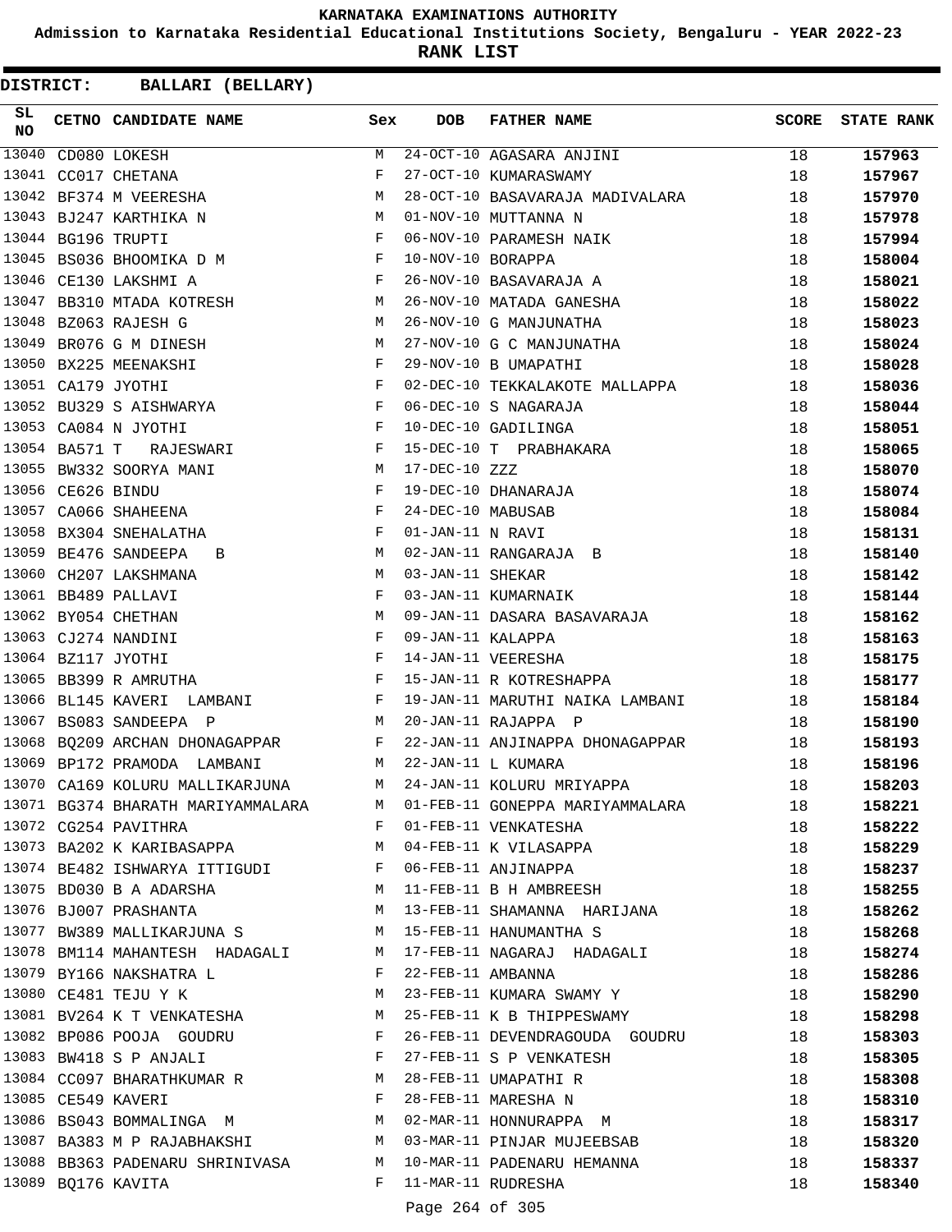KARNATAKA EXAMINATIONS AUTHORITY

Admission to Karnataka Residential Educational Institutions Society, Bengaluru - YEAR 2022-23

**RANK LIST**

**DISTRICT: BALLARI (BELLARY)**

| SL NO | CETNO | CANDIDATE NAME | Sex | DOB | FATHER NAME | SCORE | STATE RANK |
|---|---|---|---|---|---|---|---|
| 13040 | CD080 | LOKESH | M | 24-OCT-10 | AGASARA ANJINI | 18 | 157963 |
| 13041 | CC017 | CHETANA | F | 27-OCT-10 | KUMARASWAMY | 18 | 157967 |
| 13042 | BF374 | M VEERESHA | M | 28-OCT-10 | BASAVARAJA MADIVALARA | 18 | 157970 |
| 13043 | BJ247 | KARTHIKA N | M | 01-NOV-10 | MUTTANNA N | 18 | 157978 |
| 13044 | BG196 | TRUPTI | F | 06-NOV-10 | PARAMESH NAIK | 18 | 157994 |
| 13045 | BS036 | BHOOMIKA D M | F | 10-NOV-10 | BORAPPA | 18 | 158004 |
| 13046 | CE130 | LAKSHMI A | F | 26-NOV-10 | BASAVARAJA A | 18 | 158021 |
| 13047 | BB310 | MTADA KOTRESH | M | 26-NOV-10 | MATADA GANESHA | 18 | 158022 |
| 13048 | BZ063 | RAJESH G | M | 26-NOV-10 | G MANJUNATHA | 18 | 158023 |
| 13049 | BR076 | G M DINESH | M | 27-NOV-10 | G C MANJUNATHA | 18 | 158024 |
| 13050 | BX225 | MEENAKSHI | F | 29-NOV-10 | B UMAPATHI | 18 | 158028 |
| 13051 | CA179 | JYOTHI | F | 02-DEC-10 | TEKKALAKOTE MALLAPPA | 18 | 158036 |
| 13052 | BU329 | S AISHWARYA | F | 06-DEC-10 | S NAGARAJA | 18 | 158044 |
| 13053 | CA084 | N JYOTHI | F | 10-DEC-10 | GADILINGA | 18 | 158051 |
| 13054 | BA571 | T RAJESWARI | F | 15-DEC-10 | T PRABHAKARA | 18 | 158065 |
| 13055 | BW332 | SOORYA MANI | M | 17-DEC-10 | ZZZ | 18 | 158070 |
| 13056 | CE626 | BINDU | F | 19-DEC-10 | DHANARAJA | 18 | 158074 |
| 13057 | CA066 | SHAHEENA | F | 24-DEC-10 | MABUSAB | 18 | 158084 |
| 13058 | BX304 | SNEHALATHA | F | 01-JAN-11 | N RAVI | 18 | 158131 |
| 13059 | BE476 | SANDEEPA B | M | 02-JAN-11 | RANGARAJA B | 18 | 158140 |
| 13060 | CH207 | LAKSHMANA | M | 03-JAN-11 | SHEKAR | 18 | 158142 |
| 13061 | BB489 | PALLAVI | F | 03-JAN-11 | KUMARNAIK | 18 | 158144 |
| 13062 | BY054 | CHETHAN | M | 09-JAN-11 | DASARA BASAVARAJA | 18 | 158162 |
| 13063 | CJ274 | NANDINI | F | 09-JAN-11 | KALAPPA | 18 | 158163 |
| 13064 | BZ117 | JYOTHI | F | 14-JAN-11 | VEERESHA | 18 | 158175 |
| 13065 | BB399 | R AMRUTHA | F | 15-JAN-11 | R KOTRESHAPPA | 18 | 158177 |
| 13066 | BL145 | KAVERI LAMBANI | F | 19-JAN-11 | MARUTHI NAIKA LAMBANI | 18 | 158184 |
| 13067 | BS083 | SANDEEPA P | M | 20-JAN-11 | RAJAPPA P | 18 | 158190 |
| 13068 | BQ209 | ARCHAN DHONAGAPPAR | F | 22-JAN-11 | ANJINAPPA DHONAGAPPAR | 18 | 158193 |
| 13069 | BP172 | PRAMODA LAMBANI | M | 22-JAN-11 | L KUMARA | 18 | 158196 |
| 13070 | CA169 | KOLURU MALLIKARJUNA | M | 24-JAN-11 | KOLURU MRIYAPPA | 18 | 158203 |
| 13071 | BG374 | BHARATH MARIYAMMALARA | M | 01-FEB-11 | GONEPPA MARIYAMMALARA | 18 | 158221 |
| 13072 | CG254 | PAVITHRA | F | 01-FEB-11 | VENKATESHA | 18 | 158222 |
| 13073 | BA202 | K KARIBASAPPA | M | 04-FEB-11 | K VILASAPPA | 18 | 158229 |
| 13074 | BE482 | ISHWARYA ITTIGUDI | F | 06-FEB-11 | ANJINAPPA | 18 | 158237 |
| 13075 | BD030 | B A ADARSHA | M | 11-FEB-11 | B H AMBREESH | 18 | 158255 |
| 13076 | BJ007 | PRASHANTA | M | 13-FEB-11 | SHAMANNA HARIJANA | 18 | 158262 |
| 13077 | BW389 | MALLIKARJUNA S | M | 15-FEB-11 | HANUMANTHA S | 18 | 158268 |
| 13078 | BM114 | MAHANTESH HADAGALI | M | 17-FEB-11 | NAGARAJ HADAGALI | 18 | 158274 |
| 13079 | BY166 | NAKSHATRA L | F | 22-FEB-11 | AMBANNA | 18 | 158286 |
| 13080 | CE481 | TEJU Y K | M | 23-FEB-11 | KUMARA SWAMY Y | 18 | 158290 |
| 13081 | BV264 | K T VENKATESHA | M | 25-FEB-11 | K B THIPPESWAMY | 18 | 158298 |
| 13082 | BP086 | POOJA GOUDRU | F | 26-FEB-11 | DEVENDRAGOUDA GOUDRU | 18 | 158303 |
| 13083 | BW418 | S P ANJALI | F | 27-FEB-11 | S P VENKATESH | 18 | 158305 |
| 13084 | CC097 | BHARATHKUMAR R | M | 28-FEB-11 | UMAPATHI R | 18 | 158308 |
| 13085 | CE549 | KAVERI | F | 28-FEB-11 | MARESHA N | 18 | 158310 |
| 13086 | BS043 | BOMMALINGA M | M | 02-MAR-11 | HONNURAPPA M | 18 | 158317 |
| 13087 | BA383 | M P RAJABHAKSHI | M | 03-MAR-11 | PINJAR MUJEEBSAB | 18 | 158320 |
| 13088 | BB363 | PADENARU SHRINIVASA | M | 10-MAR-11 | PADENARU HEMANNA | 18 | 158337 |
| 13089 | BQ176 | KAVITA | F | 11-MAR-11 | RUDRESHA | 18 | 158340 |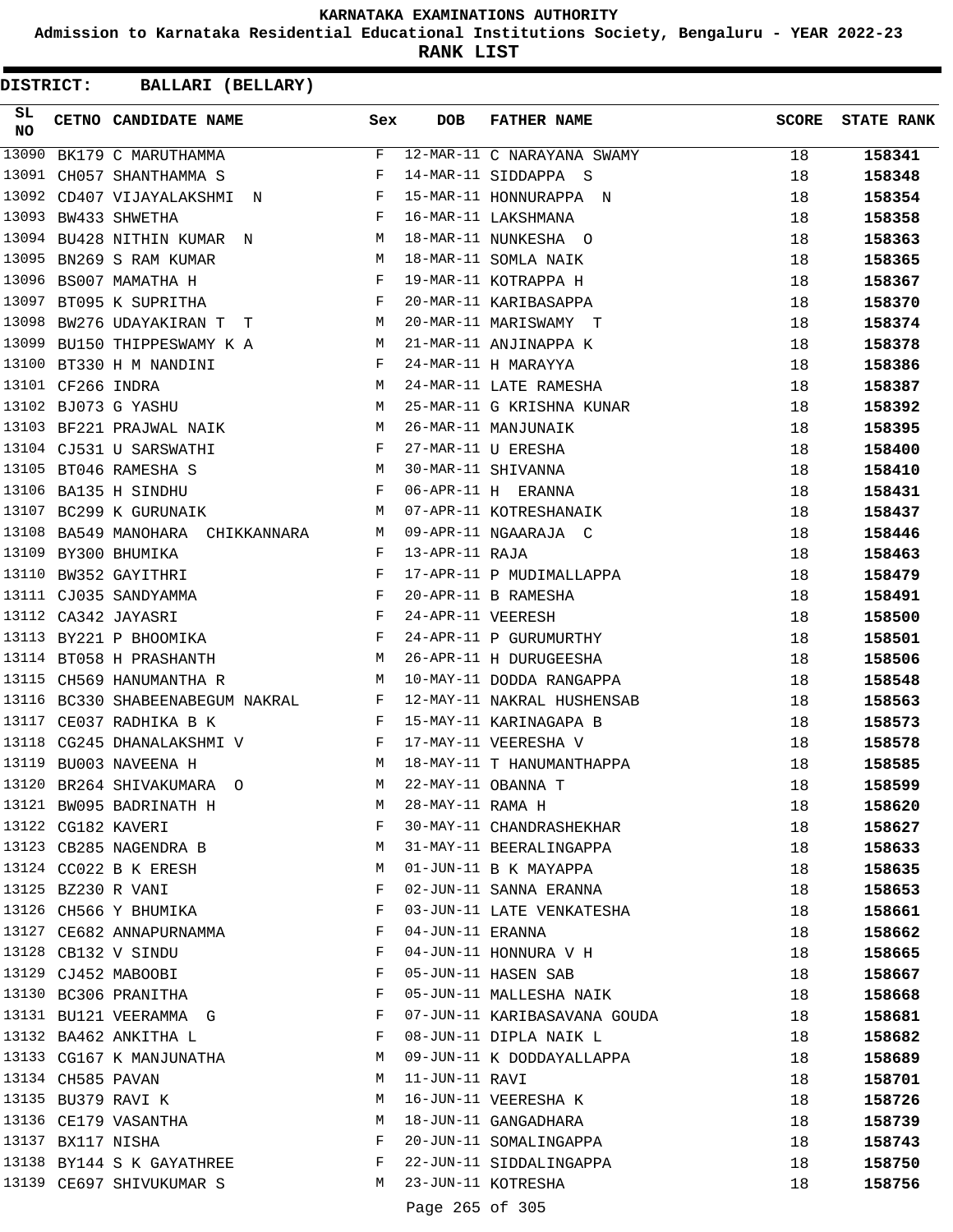# KARNATAKA EXAMINATIONS AUTHORITY

**Admission to Karnataka Residential Educational Institutions Society, Bengaluru - YEAR 2022-23**

**RANK LIST**

**DISTRICT: BALLARI (BELLARY)**

| SL NO | CETNO | CANDIDATE NAME | Sex | DOB | FATHER NAME | SCORE | STATE RANK |
|---|---|---|---|---|---|---|---|
| 13090 | BK179 | C MARUTHAMMA | F | 12-MAR-11 | C NARAYANA SWAMY | 18 | 158341 |
| 13091 | CH057 | SHANTHAMMA S | F | 14-MAR-11 | SIDDAPPA S | 18 | 158348 |
| 13092 | CD407 | VIJAYALAKSHMI N | F | 15-MAR-11 | HONNURAPPA N | 18 | 158354 |
| 13093 | BW433 | SHWETHA | F | 16-MAR-11 | LAKSHMANA | 18 | 158358 |
| 13094 | BU428 | NITHIN KUMAR N | M | 18-MAR-11 | NUNKESHA O | 18 | 158363 |
| 13095 | BN269 | S RAM KUMAR | M | 18-MAR-11 | SOMLA NAIK | 18 | 158365 |
| 13096 | BS007 | MAMATHA H | F | 19-MAR-11 | KOTRAPPA H | 18 | 158367 |
| 13097 | BT095 | K SUPRITHA | F | 20-MAR-11 | KARIBASAPPA | 18 | 158370 |
| 13098 | BW276 | UDAYAKIRAN T T | M | 20-MAR-11 | MARISWAMY T | 18 | 158374 |
| 13099 | BU150 | THIPPESWAMY K A | M | 21-MAR-11 | ANJINAPPA K | 18 | 158378 |
| 13100 | BT330 | H M NANDINI | F | 24-MAR-11 | H MARAYYA | 18 | 158386 |
| 13101 | CF266 | INDRA | M | 24-MAR-11 | LATE RAMESHA | 18 | 158387 |
| 13102 | BJ073 | G YASHU | M | 25-MAR-11 | G KRISHNA KUNAR | 18 | 158392 |
| 13103 | BF221 | PRAJWAL NAIK | M | 26-MAR-11 | MANJUNAIK | 18 | 158395 |
| 13104 | CJ531 | U SARSWATHI | F | 27-MAR-11 | U ERESHA | 18 | 158400 |
| 13105 | BT046 | RAMESHA S | M | 30-MAR-11 | SHIVANNA | 18 | 158410 |
| 13106 | BA135 | H SINDHU | F | 06-APR-11 | H ERANNA | 18 | 158431 |
| 13107 | BC299 | K GURUNAIK | M | 07-APR-11 | KOTRESHANAIK | 18 | 158437 |
| 13108 | BA549 | MANOHARA CHIKKANNARA | M | 09-APR-11 | NGAARAJA C | 18 | 158446 |
| 13109 | BY300 | BHUMIKA | F | 13-APR-11 | RAJA | 18 | 158463 |
| 13110 | BW352 | GAYITHRI | F | 17-APR-11 | P MUDIMALLAPPA | 18 | 158479 |
| 13111 | CJ035 | SANDYAMMA | F | 20-APR-11 | B RAMESHA | 18 | 158491 |
| 13112 | CA342 | JAYASRI | F | 24-APR-11 | VEERESH | 18 | 158500 |
| 13113 | BY221 | P BHOOMIKA | F | 24-APR-11 | P GURUMURTHY | 18 | 158501 |
| 13114 | BT058 | H PRASHANTH | M | 26-APR-11 | H DURUGEESHA | 18 | 158506 |
| 13115 | CH569 | HANUMANTHA R | M | 10-MAY-11 | DODDA RANGAPPA | 18 | 158548 |
| 13116 | BC330 | SHABEENABEGUM NAKRAL | F | 12-MAY-11 | NAKRAL HUSHENSAB | 18 | 158563 |
| 13117 | CE037 | RADHIKA B K | F | 15-MAY-11 | KARINAGAPA B | 18 | 158573 |
| 13118 | CG245 | DHANALAKSHMI V | F | 17-MAY-11 | VEERESHA V | 18 | 158578 |
| 13119 | BU003 | NAVEENA H | M | 18-MAY-11 | T HANUMANTHAPPA | 18 | 158585 |
| 13120 | BR264 | SHIVAKUMARA O | M | 22-MAY-11 | OBANNA T | 18 | 158599 |
| 13121 | BW095 | BADRINATH H | M | 28-MAY-11 | RAMA H | 18 | 158620 |
| 13122 | CG182 | KAVERI | F | 30-MAY-11 | CHANDRASHEKHAR | 18 | 158627 |
| 13123 | CB285 | NAGENDRA B | M | 31-MAY-11 | BEERALINGAPPA | 18 | 158633 |
| 13124 | CC022 | B K ERESH | M | 01-JUN-11 | B K MAYAPPA | 18 | 158635 |
| 13125 | BZ230 | R VANI | F | 02-JUN-11 | SANNA ERANNA | 18 | 158653 |
| 13126 | CH566 | Y BHUMIKA | F | 03-JUN-11 | LATE VENKATESHA | 18 | 158661 |
| 13127 | CE682 | ANNAPURNAMMA | F | 04-JUN-11 | ERANNA | 18 | 158662 |
| 13128 | CB132 | V SINDU | F | 04-JUN-11 | HONNURA V H | 18 | 158665 |
| 13129 | CJ452 | MABOOBI | F | 05-JUN-11 | HASEN SAB | 18 | 158667 |
| 13130 | BC306 | PRANITHA | F | 05-JUN-11 | MALLESHA NAIK | 18 | 158668 |
| 13131 | BU121 | VEERAMMA G | F | 07-JUN-11 | KARIBASAVANA GOUDA | 18 | 158681 |
| 13132 | BA462 | ANKITHA L | F | 08-JUN-11 | DIPLA NAIK L | 18 | 158682 |
| 13133 | CG167 | K MANJUNATHA | M | 09-JUN-11 | K DODDAYALLAPPA | 18 | 158689 |
| 13134 | CH585 | PAVAN | M | 11-JUN-11 | RAVI | 18 | 158701 |
| 13135 | BU379 | RAVI K | M | 16-JUN-11 | VEERESHA K | 18 | 158726 |
| 13136 | CE179 | VASANTHA | M | 18-JUN-11 | GANGADHARA | 18 | 158739 |
| 13137 | BX117 | NISHA | F | 20-JUN-11 | SOMALINGAPPA | 18 | 158743 |
| 13138 | BY144 | S K GAYATHREE | F | 22-JUN-11 | SIDDALINGAPPA | 18 | 158750 |
| 13139 | CE697 | SHIVUKUMAR S | M | 23-JUN-11 | KOTRESHA | 18 | 158756 |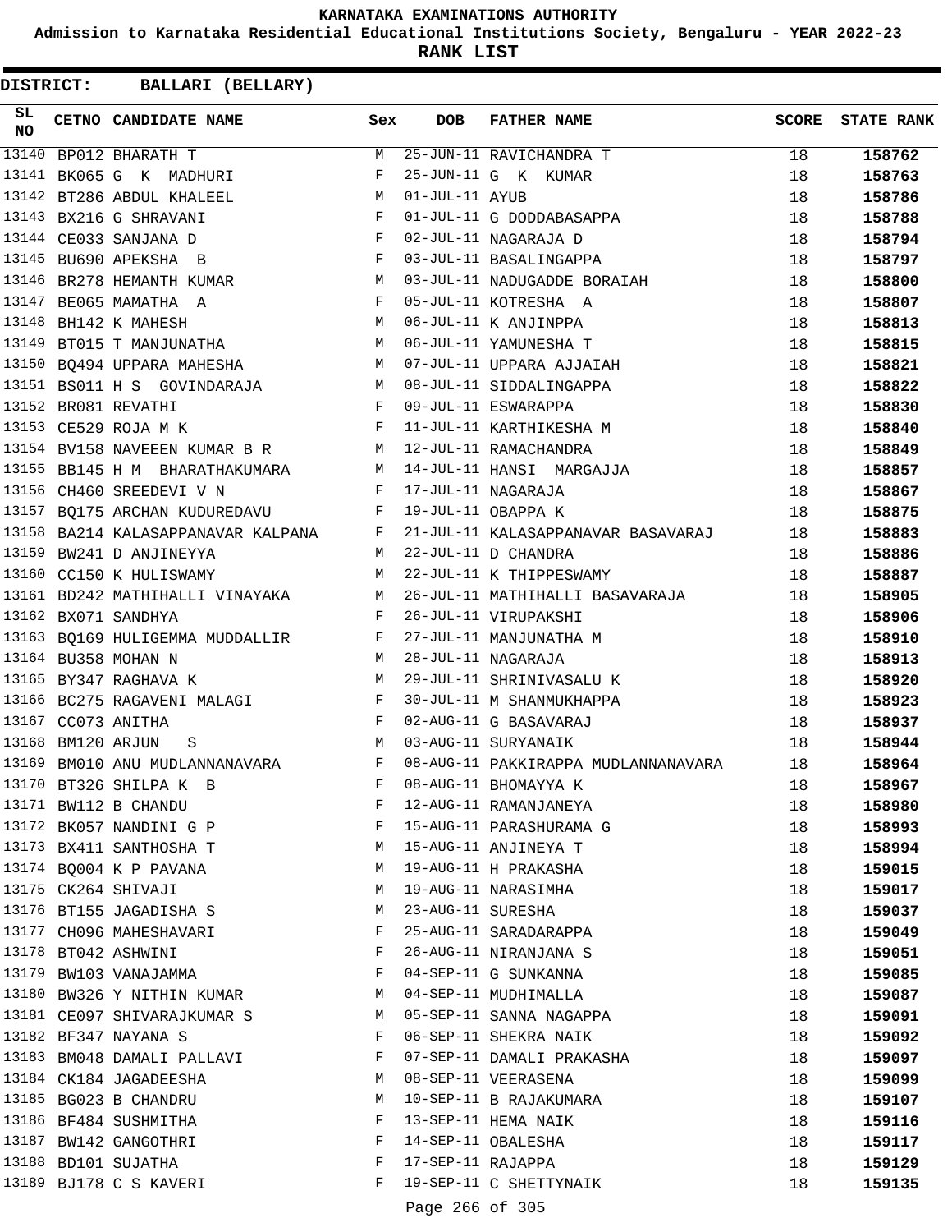KARNATAKA EXAMINATIONS AUTHORITY

Admission to Karnataka Residential Educational Institutions Society, Bengaluru - YEAR 2022-23

**RANK LIST**

**DISTRICT: BALLARI (BELLARY)**

| SL NO | CETNO | CANDIDATE NAME | Sex | DOB | FATHER NAME | SCORE | STATE RANK |
|---|---|---|---|---|---|---|---|
| 13140 | BP012 | BHARATH T | M | 25-JUN-11 | RAVICHANDRA T | 18 | **158762** |
| 13141 | BK065 | G K MADHURI | F | 25-JUN-11 | G K KUMAR | 18 | **158763** |
| 13142 | BT286 | ABDUL KHALEEL | M | 01-JUL-11 | AYUB | 18 | **158786** |
| 13143 | BX216 | G SHRAVANI | F | 01-JUL-11 | G DODDABASAPPA | 18 | **158788** |
| 13144 | CE033 | SANJANA D | F | 02-JUL-11 | NAGARAJA D | 18 | **158794** |
| 13145 | BU690 | APEKSHA B | F | 03-JUL-11 | BASALINGAPPA | 18 | **158797** |
| 13146 | BR278 | HEMANTH KUMAR | M | 03-JUL-11 | NADUGADDE BORAIAH | 18 | **158800** |
| 13147 | BE065 | MAMATHA A | F | 05-JUL-11 | KOTRESHA A | 18 | **158807** |
| 13148 | BH142 | K MAHESH | M | 06-JUL-11 | K ANJINPPA | 18 | **158813** |
| 13149 | BT015 | T MANJUNATHA | M | 06-JUL-11 | YAMUNESHA T | 18 | **158815** |
| 13150 | BQ494 | UPPARA MAHESHA | M | 07-JUL-11 | UPPARA AJJAIAH | 18 | **158821** |
| 13151 | BS011 | H S GOVINDARAJA | M | 08-JUL-11 | SIDDALINGAPPA | 18 | **158822** |
| 13152 | BR081 | REVATHI | F | 09-JUL-11 | ESWARAPPA | 18 | **158830** |
| 13153 | CE529 | ROJA M K | F | 11-JUL-11 | KARTHIKESHA M | 18 | **158840** |
| 13154 | BV158 | NAVEEEN KUMAR B R | M | 12-JUL-11 | RAMACHANDRA | 18 | **158849** |
| 13155 | BB145 | H M BHARATHAKUMARA | M | 14-JUL-11 | HANSI MARGAJJA | 18 | **158857** |
| 13156 | CH460 | SREEDEVI V N | F | 17-JUL-11 | NAGARAJA | 18 | **158867** |
| 13157 | BQ175 | ARCHAN KUDUREDAVU | F | 19-JUL-11 | OBAPPA K | 18 | **158875** |
| 13158 | BA214 | KALASAPPANAVAR KALPANA | F | 21-JUL-11 | KALASAPPANAVAR BASAVARAJ | 18 | **158883** |
| 13159 | BW241 | D ANJINEYYA | M | 22-JUL-11 | D CHANDRA | 18 | **158886** |
| 13160 | CC150 | K HULISWAMY | M | 22-JUL-11 | K THIPPESWAMY | 18 | **158887** |
| 13161 | BD242 | MATHIHALLI VINAYAKA | M | 26-JUL-11 | MATHIHALLI BASAVARAJA | 18 | **158905** |
| 13162 | BX071 | SANDHYA | F | 26-JUL-11 | VIRUPAKSHI | 18 | **158906** |
| 13163 | BQ169 | HULIGEMMA MUDDALLIR | F | 27-JUL-11 | MANJUNATHA M | 18 | **158910** |
| 13164 | BU358 | MOHAN N | M | 28-JUL-11 | NAGARAJA | 18 | **158913** |
| 13165 | BY347 | RAGHAVA K | M | 29-JUL-11 | SHRINIVASALU K | 18 | **158920** |
| 13166 | BC275 | RAGAVENI MALAGI | F | 30-JUL-11 | M SHANMUKHAPPA | 18 | **158923** |
| 13167 | CC073 | ANITHA | F | 02-AUG-11 | G BASAVARAJ | 18 | **158937** |
| 13168 | BM120 | ARJUN S | M | 03-AUG-11 | SURYANAIK | 18 | **158944** |
| 13169 | BM010 | ANU MUDLANNANAVARA | F | 08-AUG-11 | PAKKIRAPPA MUDLANNANAVARA | 18 | **158964** |
| 13170 | BT326 | SHILPA K B | F | 08-AUG-11 | BHOMAYYA K | 18 | **158967** |
| 13171 | BW112 | B CHANDU | F | 12-AUG-11 | RAMANJANEYA | 18 | **158980** |
| 13172 | BK057 | NANDINI G P | F | 15-AUG-11 | PARASHURAMA G | 18 | **158993** |
| 13173 | BX411 | SANTHOSHA T | M | 15-AUG-11 | ANJINEYA T | 18 | **158994** |
| 13174 | BQ004 | K P PAVANA | M | 19-AUG-11 | H PRAKASHA | 18 | **159015** |
| 13175 | CK264 | SHIVAJI | M | 19-AUG-11 | NARASIMHA | 18 | **159017** |
| 13176 | BT155 | JAGADISHA S | M | 23-AUG-11 | SURESHA | 18 | **159037** |
| 13177 | CH096 | MAHESHAVARI | F | 25-AUG-11 | SARADARAPPA | 18 | **159049** |
| 13178 | BT042 | ASHWINI | F | 26-AUG-11 | NIRANJANA S | 18 | **159051** |
| 13179 | BW103 | VANAJAMMA | F | 04-SEP-11 | G SUNKANNA | 18 | **159085** |
| 13180 | BW326 | Y NITHIN KUMAR | M | 04-SEP-11 | MUDHIMALLA | 18 | **159087** |
| 13181 | CE097 | SHIVARAJKUMAR S | M | 05-SEP-11 | SANNA NAGAPPA | 18 | **159091** |
| 13182 | BF347 | NAYANA S | F | 06-SEP-11 | SHEKRA NAIK | 18 | **159092** |
| 13183 | BM048 | DAMALI PALLAVI | F | 07-SEP-11 | DAMALI PRAKASHA | 18 | **159097** |
| 13184 | CK184 | JAGADEESHA | M | 08-SEP-11 | VEERASENA | 18 | **159099** |
| 13185 | BG023 | B CHANDRU | M | 10-SEP-11 | B RAJAKUMARA | 18 | **159107** |
| 13186 | BF484 | SUSHMITHA | F | 13-SEP-11 | HEMA NAIK | 18 | **159116** |
| 13187 | BW142 | GANGOTHRI | F | 14-SEP-11 | OBALESHA | 18 | **159117** |
| 13188 | BD101 | SUJATHA | F | 17-SEP-11 | RAJAPPA | 18 | **159129** |
| 13189 | BJ178 | C S KAVERI | F | 19-SEP-11 | C SHETTYNAIK | 18 | **159135** |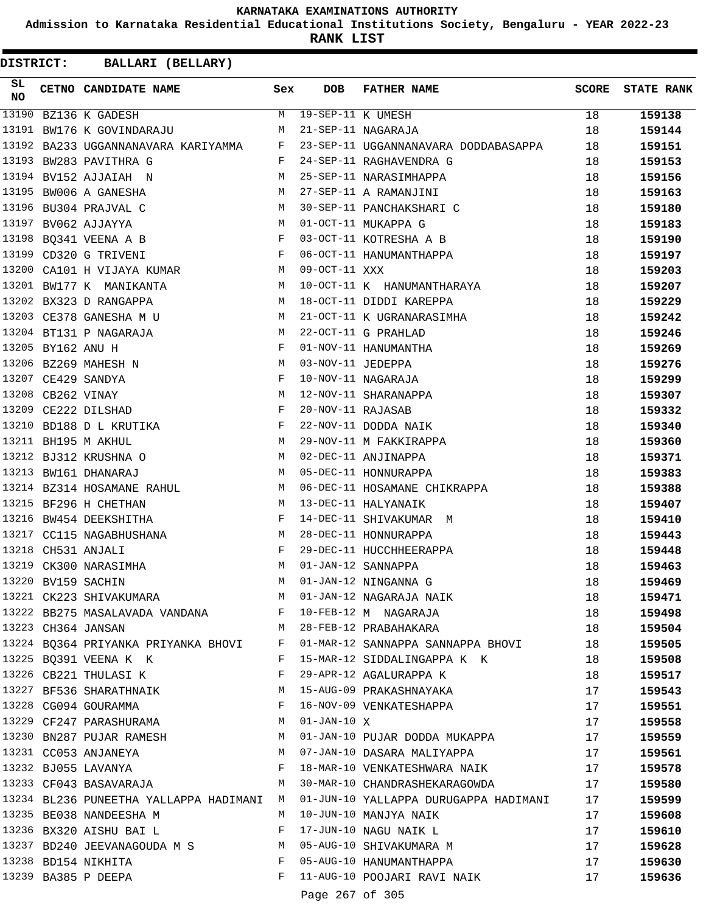KARNATAKA EXAMINATIONS AUTHORITY

Admission to Karnataka Residential Educational Institutions Society, Bengaluru - YEAR 2022-23

**RANK LIST**

**DISTRICT: BALLARI (BELLARY)**

| SL NO | CETNO | CANDIDATE NAME | Sex | DOB | FATHER NAME | SCORE | STATE RANK |
|---|---|---|---|---|---|---|---|
| 13190 | BZ136 | K GADESH | M | 19-SEP-11 | K UMESH | 18 | 159138 |
| 13191 | BW176 | K GOVINDARAJU | M | 21-SEP-11 | NAGARAJA | 18 | 159144 |
| 13192 | BA233 | UGGANNANAVARA KARIYAMMA | F | 23-SEP-11 | UGGANNANAVARA DODDABASAPPA | 18 | 159151 |
| 13193 | BW283 | PAVITHRA G | F | 24-SEP-11 | RAGHAVENDRA G | 18 | 159153 |
| 13194 | BV152 | AJJAIAH N | M | 25-SEP-11 | NARASIMHAPPA | 18 | 159156 |
| 13195 | BW006 | A GANESHA | M | 27-SEP-11 | A RAMANJINI | 18 | 159163 |
| 13196 | BU304 | PRAJVAL C | M | 30-SEP-11 | PANCHAKSHARI C | 18 | 159180 |
| 13197 | BV062 | AJJAYYA | M | 01-OCT-11 | MUKAPPA G | 18 | 159183 |
| 13198 | BQ341 | VEENA A B | F | 03-OCT-11 | KOTRESHA A B | 18 | 159190 |
| 13199 | CD320 | G TRIVENI | F | 06-OCT-11 | HANUMANTHAPPA | 18 | 159197 |
| 13200 | CA101 | H VIJAYA KUMAR | M | 09-OCT-11 | XXX | 18 | 159203 |
| 13201 | BW177 | K MANIKANTA | M | 10-OCT-11 | K HANUMANTHARAYA | 18 | 159207 |
| 13202 | BX323 | D RANGAPPA | M | 18-OCT-11 | DIDDI KAREPPA | 18 | 159229 |
| 13203 | CE378 | GANESHA M U | M | 21-OCT-11 | K UGRANARASIMHA | 18 | 159242 |
| 13204 | BT131 | P NAGARAJA | M | 22-OCT-11 | G PRAHLAD | 18 | 159246 |
| 13205 | BY162 | ANU H | F | 01-NOV-11 | HANUMANTHA | 18 | 159269 |
| 13206 | BZ269 | MAHESH N | M | 03-NOV-11 | JEDEPPA | 18 | 159276 |
| 13207 | CE429 | SANDYA | F | 10-NOV-11 | NAGARAJA | 18 | 159299 |
| 13208 | CB262 | VINAY | M | 12-NOV-11 | SHARANAPPA | 18 | 159307 |
| 13209 | CE222 | DILSHAD | F | 20-NOV-11 | RAJASAB | 18 | 159332 |
| 13210 | BD188 | D L KRUTIKA | F | 22-NOV-11 | DODDA NAIK | 18 | 159340 |
| 13211 | BH195 | M AKHUL | M | 29-NOV-11 | M FAKKIRAPPA | 18 | 159360 |
| 13212 | BJ312 | KRUSHNA O | M | 02-DEC-11 | ANJINAPPA | 18 | 159371 |
| 13213 | BW161 | DHANARAJ | M | 05-DEC-11 | HONNURAPPA | 18 | 159383 |
| 13214 | BZ314 | HOSAMANE RAHUL | M | 06-DEC-11 | HOSAMANE CHIKRAPPA | 18 | 159388 |
| 13215 | BF296 | H CHETHAN | M | 13-DEC-11 | HALYANAIK | 18 | 159407 |
| 13216 | BW454 | DEEKSHITHA | F | 14-DEC-11 | SHIVAKUMAR M | 18 | 159410 |
| 13217 | CC115 | NAGABHUSHANA | M | 28-DEC-11 | HONNURAPPA | 18 | 159443 |
| 13218 | CH531 | ANJALI | F | 29-DEC-11 | HUCCHHEERAPPA | 18 | 159448 |
| 13219 | CK300 | NARASIMHA | M | 01-JAN-12 | SANNAPPA | 18 | 159463 |
| 13220 | BV159 | SACHIN | M | 01-JAN-12 | NINGANNA G | 18 | 159469 |
| 13221 | CK223 | SHIVAKUMARA | M | 01-JAN-12 | NAGARAJA NAIK | 18 | 159471 |
| 13222 | BB275 | MASALAVADA VANDANA | F | 10-FEB-12 | M NAGARAJA | 18 | 159498 |
| 13223 | CH364 | JANSAN | M | 28-FEB-12 | PRABAHAKARA | 18 | 159504 |
| 13224 | BQ364 | PRIYANKA PRIYANKA BHOVI | F | 01-MAR-12 | SANNAPPA SANNAPPA BHOVI | 18 | 159505 |
| 13225 | BQ391 | VEENA K K | F | 15-MAR-12 | SIDDALINGAPPA K K | 18 | 159508 |
| 13226 | CB221 | THULASI K | F | 29-APR-12 | AGALURAPPA K | 18 | 159517 |
| 13227 | BF536 | SHARATHNAIK | M | 15-AUG-09 | PRAKASHNAYAKA | 17 | 159543 |
| 13228 | CG094 | GOURAMMA | F | 16-NOV-09 | VENKATESHAPPA | 17 | 159551 |
| 13229 | CF247 | PARASHURAMA | M | 01-JAN-10 | X | 17 | 159558 |
| 13230 | BN287 | PUJAR RAMESH | M | 01-JAN-10 | PUJAR DODDA MUKAPPA | 17 | 159559 |
| 13231 | CC053 | ANJANEYA | M | 07-JAN-10 | DASARA MALIYAPPA | 17 | 159561 |
| 13232 | BJ055 | LAVANYA | F | 18-MAR-10 | VENKATESHWARA NAIK | 17 | 159578 |
| 13233 | CF043 | BASAVARAJA | M | 30-MAR-10 | CHANDRASHEKARAGOWDA | 17 | 159580 |
| 13234 | BL236 | PUNEETHA YALLAPPA HADIMANI | M | 01-JUN-10 | YALLAPPA DURUGAPPA HADIMANI | 17 | 159599 |
| 13235 | BE038 | NANDEESHA M | M | 10-JUN-10 | MANJYA NAIK | 17 | 159608 |
| 13236 | BX320 | AISHU BAI L | F | 17-JUN-10 | NAGU NAIK L | 17 | 159610 |
| 13237 | BD240 | JEEVANAGOUDA M S | M | 05-AUG-10 | SHIVAKUMARA M | 17 | 159628 |
| 13238 | BD154 | NIKHITA | F | 05-AUG-10 | HANUMANTHAPPA | 17 | 159630 |
| 13239 | BA385 | P DEEPA | F | 11-AUG-10 | POOJARI RAVI NAIK | 17 | 159636 |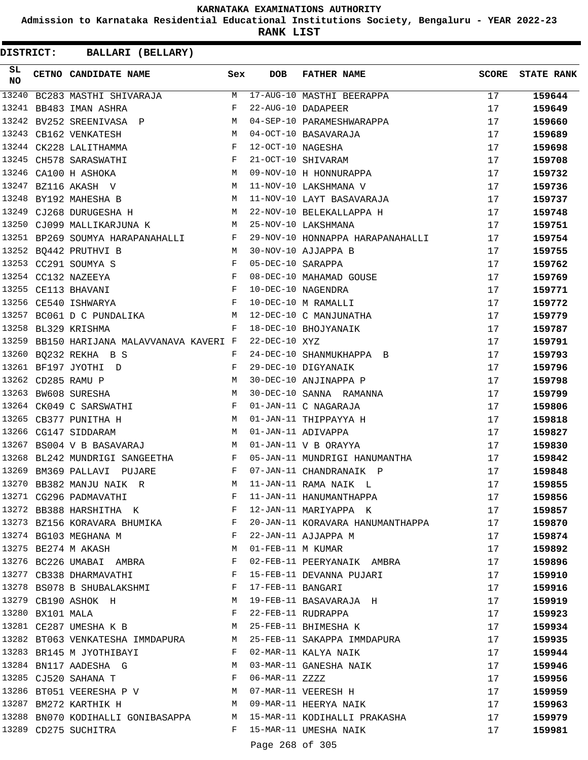KARNATAKA EXAMINATIONS AUTHORITY

Admission to Karnataka Residential Educational Institutions Society, Bengaluru - YEAR 2022-23

**RANK LIST**

**DISTRICT: BALLARI (BELLARY)**

| SL NO | CETNO | CANDIDATE NAME | Sex | DOB | FATHER NAME | SCORE | STATE RANK |
|---|---|---|---|---|---|---|---|
| 13240 | BC283 | MASTHI SHIVARAJA | M | 17-AUG-10 | MASTHI BEERAPPA | 17 | 159644 |
| 13241 | BB483 | IMAN ASHRA | F | 22-AUG-10 | DADAPEER | 17 | 159649 |
| 13242 | BV252 | SREENIVASA P | M | 04-SEP-10 | PARAMESHWARAPPA | 17 | 159660 |
| 13243 | CB162 | VENKATESH | M | 04-OCT-10 | BASAVARAJA | 17 | 159689 |
| 13244 | CK228 | LALITHAMMA | F | 12-OCT-10 | NAGESHA | 17 | 159698 |
| 13245 | CH578 | SARASWATHI | F | 21-OCT-10 | SHIVARAM | 17 | 159708 |
| 13246 | CA100 | H ASHOKA | M | 09-NOV-10 | H HONNURAPPA | 17 | 159732 |
| 13247 | BZ116 | AKASH V | M | 11-NOV-10 | LAKSHMANA V | 17 | 159736 |
| 13248 | BY192 | MAHESHA B | M | 11-NOV-10 | LAYT BASAVARAJA | 17 | 159737 |
| 13249 | CJ268 | DURUGESHA H | M | 22-NOV-10 | BELEKALLAPPA H | 17 | 159748 |
| 13250 | CJ099 | MALLIKARJUNA K | M | 25-NOV-10 | LAKSHMANA | 17 | 159751 |
| 13251 | BP269 | SOUMYA HARAPANAHALLI | F | 29-NOV-10 | HONNAPPA HARAPANAHALLI | 17 | 159754 |
| 13252 | BQ442 | PRUTHVI B | M | 30-NOV-10 | AJJAPPA B | 17 | 159755 |
| 13253 | CC291 | SOUMYA S | F | 05-DEC-10 | SARAPPA | 17 | 159762 |
| 13254 | CC132 | NAZEEYA | F | 08-DEC-10 | MAHAMAD GOUSE | 17 | 159769 |
| 13255 | CE113 | BHAVANI | F | 10-DEC-10 | NAGENDRA | 17 | 159771 |
| 13256 | CE540 | ISHWARYA | F | 10-DEC-10 | M RAMALLI | 17 | 159772 |
| 13257 | BC061 | D C PUNDALIKA | M | 12-DEC-10 | C MANJUNATHA | 17 | 159779 |
| 13258 | BL329 | KRISHMA | F | 18-DEC-10 | BHOJYANAIK | 17 | 159787 |
| 13259 | BB150 | HARIJANA MALAVVANAVA KAVERI | F | 22-DEC-10 | XYZ | 17 | 159791 |
| 13260 | BQ232 | REKHA B S | F | 24-DEC-10 | SHANMUKHAPPA B | 17 | 159793 |
| 13261 | BF197 | JYOTHI D | F | 29-DEC-10 | DIGYANAIK | 17 | 159796 |
| 13262 | CD285 | RAMU P | M | 30-DEC-10 | ANJINAPPA P | 17 | 159798 |
| 13263 | BW608 | SURESHA | M | 30-DEC-10 | SANNA RAMANNA | 17 | 159799 |
| 13264 | CK049 | C SARSWATHI | F | 01-JAN-11 | C NAGARAJA | 17 | 159806 |
| 13265 | CB377 | PUNITHA H | M | 01-JAN-11 | THIPPAYYA H | 17 | 159818 |
| 13266 | CG147 | SIDDARAM | M | 01-JAN-11 | ADIVAPPA | 17 | 159827 |
| 13267 | BS004 | V B BASAVARAJ | M | 01-JAN-11 | V B ORAYYA | 17 | 159830 |
| 13268 | BL242 | MUNDRIGI SANGEETHA | F | 05-JAN-11 | MUNDRIGI HANUMANTHA | 17 | 159842 |
| 13269 | BM369 | PALLAVI PUJARE | F | 07-JAN-11 | CHANDRANAIK P | 17 | 159848 |
| 13270 | BB382 | MANJU NAIK R | M | 11-JAN-11 | RAMA NAIK L | 17 | 159855 |
| 13271 | CG296 | PADMAVATHI | F | 11-JAN-11 | HANUMANTHAPPA | 17 | 159856 |
| 13272 | BB388 | HARSHITHA K | F | 12-JAN-11 | MARIYAPPA K | 17 | 159857 |
| 13273 | BZ156 | KORAVARA BHUMIKA | F | 20-JAN-11 | KORAVARA HANUMANTHAPPA | 17 | 159870 |
| 13274 | BG103 | MEGHANA M | F | 22-JAN-11 | AJJAPPA M | 17 | 159874 |
| 13275 | BE274 | M AKASH | M | 01-FEB-11 | M KUMAR | 17 | 159892 |
| 13276 | BC226 | UMABAI AMBRA | F | 02-FEB-11 | PEERYANAIK AMBRA | 17 | 159896 |
| 13277 | CB338 | DHARMAVATHI | F | 15-FEB-11 | DEVANNA PUJARI | 17 | 159910 |
| 13278 | BS078 | B SHUBALAKSHMI | F | 17-FEB-11 | BANGARI | 17 | 159916 |
| 13279 | CB190 | ASHOK H | M | 19-FEB-11 | BASAVARAJA H | 17 | 159919 |
| 13280 | BX101 | MALA | F | 22-FEB-11 | RUDRAPPA | 17 | 159923 |
| 13281 | CE287 | UMESHA K B | M | 25-FEB-11 | BHIMESHA K | 17 | 159934 |
| 13282 | BT063 | VENKATESHA IMMDAPURA | M | 25-FEB-11 | SAKAPPA IMMDAPURA | 17 | 159935 |
| 13283 | BR145 | M JYOTHIBAYI | F | 02-MAR-11 | KALYA NAIK | 17 | 159944 |
| 13284 | BN117 | AADESHA G | M | 03-MAR-11 | GANESHA NAIK | 17 | 159946 |
| 13285 | CJ520 | SAHANA T | F | 06-MAR-11 | ZZZZ | 17 | 159956 |
| 13286 | BT051 | VEERESHA P V | M | 07-MAR-11 | VEERESH H | 17 | 159959 |
| 13287 | BM272 | KARTHIK H | M | 09-MAR-11 | HEERYA NAIK | 17 | 159963 |
| 13288 | BN070 | KODIHALLI GONIBASAPPA | M | 15-MAR-11 | KODIHALLI PRAKASHA | 17 | 159979 |
| 13289 | CD275 | SUCHITRA | F | 15-MAR-11 | UMESHA NAIK | 17 | 159981 |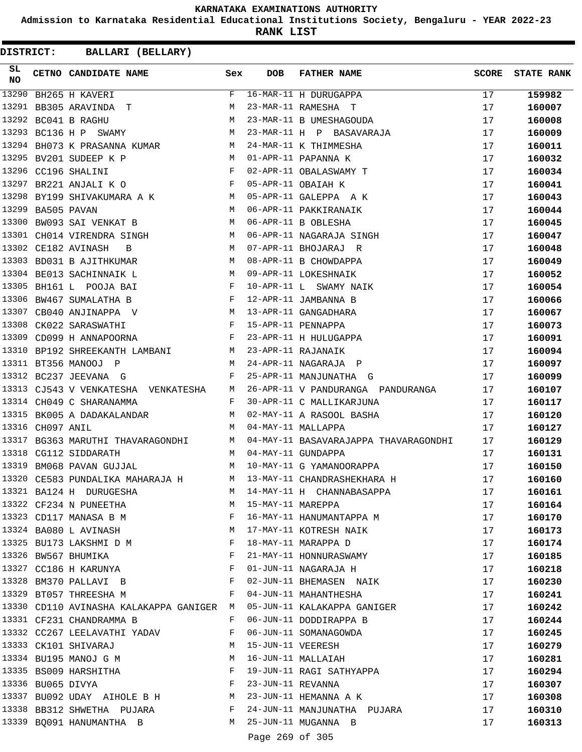KARNATAKA EXAMINATIONS AUTHORITY

Admission to Karnataka Residential Educational Institutions Society, Bengaluru - YEAR 2022-23

**RANK LIST**

**DISTRICT: BALLARI (BELLARY)**

| SL NO | CETNO | CANDIDATE NAME | Sex | DOB | FATHER NAME | SCORE | STATE RANK |
|---|---|---|---|---|---|---|---|
| 13290 | BH265 | H KAVERI | F | 16-MAR-11 | H DURUGAPPA | 17 | **159982** |
| 13291 | BB305 | ARAVINDA T | M | 23-MAR-11 | RAMESHA T | 17 | **160007** |
| 13292 | BC041 | B RAGHU | M | 23-MAR-11 | B UMESHAGOUDA | 17 | **160008** |
| 13293 | BC136 | H P SWAMY | M | 23-MAR-11 | H P BASAVARAJA | 17 | **160009** |
| 13294 | BH073 | K PRASANNA KUMAR | M | 24-MAR-11 | K THIMMESHA | 17 | **160011** |
| 13295 | BV201 | SUDEEP K P | M | 01-APR-11 | PAPANNA K | 17 | **160032** |
| 13296 | CC196 | SHALINI | F | 02-APR-11 | OBALASWAMY T | 17 | **160034** |
| 13297 | BR221 | ANJALI K O | F | 05-APR-11 | OBAIAH K | 17 | **160041** |
| 13298 | BY199 | SHIVAKUMARA A K | M | 05-APR-11 | GALEPPA A K | 17 | **160043** |
| 13299 | BA505 | PAVAN | M | 06-APR-11 | PAKKIRANAIK | 17 | **160044** |
| 13300 | BW093 | SAI VENKAT B | M | 06-APR-11 | B OBLESHA | 17 | **160045** |
| 13301 | CH014 | VIRENDRA SINGH | M | 06-APR-11 | NAGARAJA SINGH | 17 | **160047** |
| 13302 | CE182 | AVINASH B | M | 07-APR-11 | BHOJARAJ R | 17 | **160048** |
| 13303 | BD031 | B AJITHKUMAR | M | 08-APR-11 | B CHOWDAPPA | 17 | **160049** |
| 13304 | BE013 | SACHINNAIK L | M | 09-APR-11 | LOKESHNAIK | 17 | **160052** |
| 13305 | BH161 | L POOJA BAI | F | 10-APR-11 | L SWAMY NAIK | 17 | **160054** |
| 13306 | BW467 | SUMALATHA B | F | 12-APR-11 | JAMBANNA B | 17 | **160066** |
| 13307 | CB040 | ANJINAPPA V | M | 13-APR-11 | GANGADHARA | 17 | **160067** |
| 13308 | CK022 | SARASWATHI | F | 15-APR-11 | PENNAPPA | 17 | **160073** |
| 13309 | CD099 | H ANNAPOORNA | F | 23-APR-11 | H HULUGAPPA | 17 | **160091** |
| 13310 | BP192 | SHREEKANTH LAMBANI | M | 23-APR-11 | RAJANAIK | 17 | **160094** |
| 13311 | BT356 | MANOOJ P | M | 24-APR-11 | NAGARAJA P | 17 | **160097** |
| 13312 | BC237 | JEEVANA G | F | 25-APR-11 | MANJUNATHA G | 17 | **160099** |
| 13313 | CJ543 | V VENKATESHA VENKATESHA | M | 26-APR-11 | V PANDURANGA PANDURANGA | 17 | **160107** |
| 13314 | CH049 | C SHARANAMMA | F | 30-APR-11 | C MALLIKARJUNA | 17 | **160117** |
| 13315 | BK005 | A DADAKALANDAR | M | 02-MAY-11 | A RASOOL BASHA | 17 | **160120** |
| 13316 | CH097 | ANIL | M | 04-MAY-11 | MALLAPPA | 17 | **160127** |
| 13317 | BG363 | MARUTHI THAVARAGONDHI | M | 04-MAY-11 | BASAVARAJAPPA THAVARAGONDHI | 17 | **160129** |
| 13318 | CG112 | SIDDARATH | M | 04-MAY-11 | GUNDAPPA | 17 | **160131** |
| 13319 | BM068 | PAVAN GUJJAL | M | 10-MAY-11 | G YAMANOORAPPA | 17 | **160150** |
| 13320 | CE583 | PUNDALIKA MAHARAJA H | M | 13-MAY-11 | CHANDRASHEKHARA H | 17 | **160160** |
| 13321 | BA124 | H DURUGESHA | M | 14-MAY-11 | H CHANNABASAPPA | 17 | **160161** |
| 13322 | CF234 | N PUNEETHA | M | 15-MAY-11 | MAREPPA | 17 | **160164** |
| 13323 | CD117 | MANASA B M | F | 16-MAY-11 | HANUMANTAPPA M | 17 | **160170** |
| 13324 | BA080 | L AVINASH | M | 17-MAY-11 | KOTRESH NAIK | 17 | **160173** |
| 13325 | BU173 | LAKSHMI D M | F | 18-MAY-11 | MARAPPA D | 17 | **160174** |
| 13326 | BW567 | BHUMIKA | F | 21-MAY-11 | HONNURASWAMY | 17 | **160185** |
| 13327 | CC186 | H KARUNYA | F | 01-JUN-11 | NAGARAJA H | 17 | **160218** |
| 13328 | BM370 | PALLAVI B | F | 02-JUN-11 | BHEMASEN NAIK | 17 | **160230** |
| 13329 | BT057 | THREESHA M | F | 04-JUN-11 | MAHANTHESHA | 17 | **160241** |
| 13330 | CD110 | AVINASHA KALAKAPPA GANIGER | M | 05-JUN-11 | KALAKAPPA GANIGER | 17 | **160242** |
| 13331 | CF231 | CHANDRAMMA B | F | 06-JUN-11 | DODDIRAPPA B | 17 | **160244** |
| 13332 | CC267 | LEELAVATHI YADAV | F | 06-JUN-11 | SOMANAGOWDA | 17 | **160245** |
| 13333 | CK101 | SHIVARAJ | M | 15-JUN-11 | VEERESH | 17 | **160279** |
| 13334 | BU195 | MANOJ G M | M | 16-JUN-11 | MALLAIAH | 17 | **160281** |
| 13335 | BS009 | HARSHITHA | F | 19-JUN-11 | RAGI SATHYAPPA | 17 | **160294** |
| 13336 | BU065 | DIVYA | F | 23-JUN-11 | REVANNA | 17 | **160307** |
| 13337 | BU092 | UDAY AIHOLE B H | M | 23-JUN-11 | HEMANNA A K | 17 | **160308** |
| 13338 | BB312 | SHWETHA PUJARA | F | 24-JUN-11 | MANJUNATHA PUJARA | 17 | **160310** |
| 13339 | BQ091 | HANUMANTHA B | M | 25-JUN-11 | MUGANNA B | 17 | **160313** |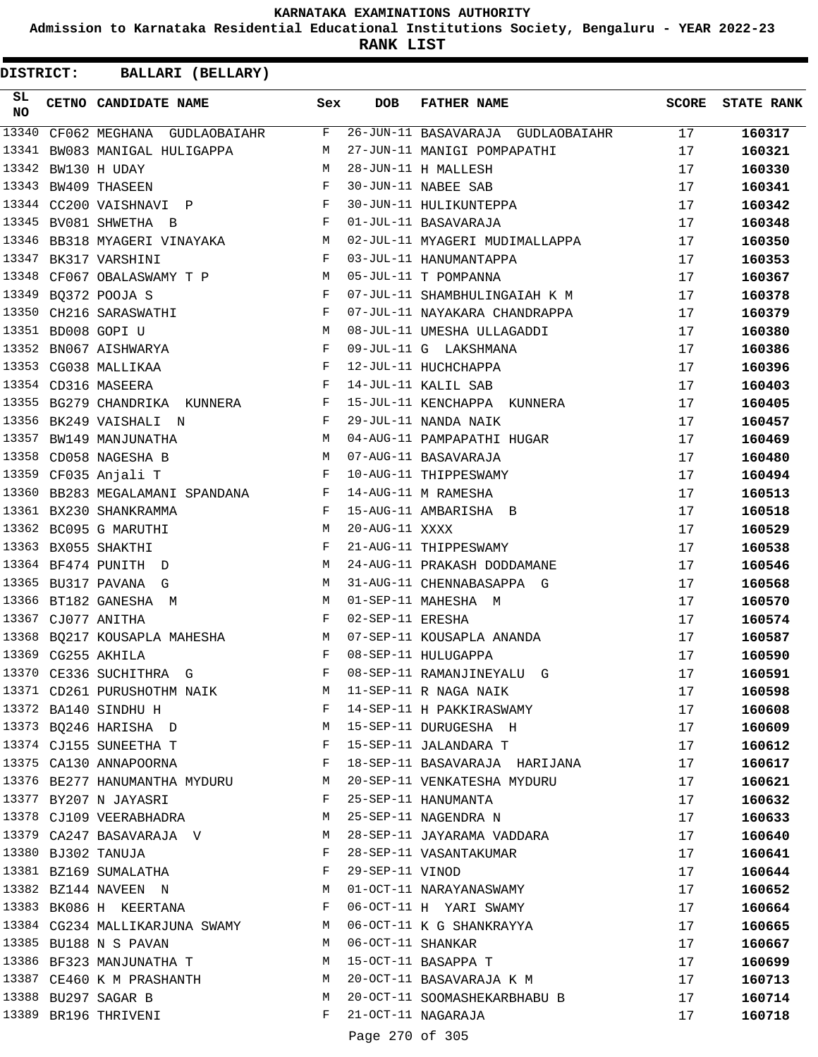KARNATAKA EXAMINATIONS AUTHORITY

Admission to Karnataka Residential Educational Institutions Society, Bengaluru - YEAR 2022-23

**RANK LIST**

**DISTRICT: BALLARI (BELLARY)**

| SL NO | CETNO | CANDIDATE NAME | Sex | DOB | FATHER NAME | SCORE | STATE RANK |
|---|---|---|---|---|---|---|---|
| 13340 | CF062 | MEGHANA GUDLAOBAIAHR | F | 26-JUN-11 | BASAVARAJA GUDLAOBAIAHR | 17 | 160317 |
| 13341 | BW083 | MANIGAL HULIGAPPA | M | 27-JUN-11 | MANIGI POMPAPATHI | 17 | 160321 |
| 13342 | BW130 | H UDAY | M | 28-JUN-11 | H MALLESH | 17 | 160330 |
| 13343 | BW409 | THASEEN | F | 30-JUN-11 | NABEE SAB | 17 | 160341 |
| 13344 | CC200 | VAISHNAVI P | F | 30-JUN-11 | HULIKUNTEPPA | 17 | 160342 |
| 13345 | BV081 | SHWETHA B | F | 01-JUL-11 | BASAVARAJA | 17 | 160348 |
| 13346 | BB318 | MYAGERI VINAYAKA | M | 02-JUL-11 | MYAGERI MUDIMALLAPPA | 17 | 160350 |
| 13347 | BK317 | VARSHINI | F | 03-JUL-11 | HANUMANTAPPA | 17 | 160353 |
| 13348 | CF067 | OBALASWAMY T P | M | 05-JUL-11 | T POMPANNA | 17 | 160367 |
| 13349 | BQ372 | POOJA S | F | 07-JUL-11 | SHAMBHULINGAIAH K M | 17 | 160378 |
| 13350 | CH216 | SARASWATHI | F | 07-JUL-11 | NAYAKARA CHANDRAPPA | 17 | 160379 |
| 13351 | BD008 | GOPI U | M | 08-JUL-11 | UMESHA ULLAGADDI | 17 | 160380 |
| 13352 | BN067 | AISHWARYA | F | 09-JUL-11 | G LAKSHMANA | 17 | 160386 |
| 13353 | CG038 | MALLIKAA | F | 12-JUL-11 | HUCHCHAPPA | 17 | 160396 |
| 13354 | CD316 | MASEERA | F | 14-JUL-11 | KALIL SAB | 17 | 160403 |
| 13355 | BG279 | CHANDRIKA KUNNERA | F | 15-JUL-11 | KENCHAPPA KUNNERA | 17 | 160405 |
| 13356 | BK249 | VAISHALI N | F | 29-JUL-11 | NANDA NAIK | 17 | 160457 |
| 13357 | BW149 | MANJUNATHA | M | 04-AUG-11 | PAMPAPATHI HUGAR | 17 | 160469 |
| 13358 | CD058 | NAGESHA B | M | 07-AUG-11 | BASAVARAJA | 17 | 160480 |
| 13359 | CF035 | Anjali T | F | 10-AUG-11 | THIPPESWAMY | 17 | 160494 |
| 13360 | BB283 | MEGALAMANI SPANDANA | F | 14-AUG-11 | M RAMESHA | 17 | 160513 |
| 13361 | BX230 | SHANKRAMMA | F | 15-AUG-11 | AMBARISHA B | 17 | 160518 |
| 13362 | BC095 | G MARUTHI | M | 20-AUG-11 | XXXX | 17 | 160529 |
| 13363 | BX055 | SHAKTHI | F | 21-AUG-11 | THIPPESWAMY | 17 | 160538 |
| 13364 | BF474 | PUNITH D | M | 24-AUG-11 | PRAKASH DODDAMANE | 17 | 160546 |
| 13365 | BU317 | PAVANA G | M | 31-AUG-11 | CHENNABASAPPA G | 17 | 160568 |
| 13366 | BT182 | GANESHA M | M | 01-SEP-11 | MAHESHA M | 17 | 160570 |
| 13367 | CJ077 | ANITHA | F | 02-SEP-11 | ERESHA | 17 | 160574 |
| 13368 | BQ217 | KOUSAPLA MAHESHA | M | 07-SEP-11 | KOUSAPLA ANANDA | 17 | 160587 |
| 13369 | CG255 | AKHILA | F | 08-SEP-11 | HULUGAPPA | 17 | 160590 |
| 13370 | CE336 | SUCHITHRA G | F | 08-SEP-11 | RAMANJINEYALU G | 17 | 160591 |
| 13371 | CD261 | PURUSHOTHM NAIK | M | 11-SEP-11 | R NAGA NAIK | 17 | 160598 |
| 13372 | BA140 | SINDHU H | F | 14-SEP-11 | H PAKKIRASWAMY | 17 | 160608 |
| 13373 | BQ246 | HARISHA D | M | 15-SEP-11 | DURUGESHA H | 17 | 160609 |
| 13374 | CJ155 | SUNEETHA T | F | 15-SEP-11 | JALANDARA T | 17 | 160612 |
| 13375 | CA130 | ANNAPOORNA | F | 18-SEP-11 | BASAVARAJA HARIJANA | 17 | 160617 |
| 13376 | BE277 | HANUMANTHA MYDURU | M | 20-SEP-11 | VENKATESHA MYDURU | 17 | 160621 |
| 13377 | BY207 | N JAYASRI | F | 25-SEP-11 | HANUMANTA | 17 | 160632 |
| 13378 | CJ109 | VEERABHADRA | M | 25-SEP-11 | NAGENDRA N | 17 | 160633 |
| 13379 | CA247 | BASAVARAJA V | M | 28-SEP-11 | JAYARAMA VADDARA | 17 | 160640 |
| 13380 | BJ302 | TANUJA | F | 28-SEP-11 | VASANTAKUMAR | 17 | 160641 |
| 13381 | BZ169 | SUMALATHA | F | 29-SEP-11 | VINOD | 17 | 160644 |
| 13382 | BZ144 | NAVEEN N | M | 01-OCT-11 | NARAYANASWAMY | 17 | 160652 |
| 13383 | BK086 | H KEERTANA | F | 06-OCT-11 | H YARI SWAMY | 17 | 160664 |
| 13384 | CG234 | MALLIKARJUNA SWAMY | M | 06-OCT-11 | K G SHANKRAYYA | 17 | 160665 |
| 13385 | BU188 | N S PAVAN | M | 06-OCT-11 | SHANKAR | 17 | 160667 |
| 13386 | BF323 | MANJUNATHA T | M | 15-OCT-11 | BASAPPA T | 17 | 160699 |
| 13387 | CE460 | K M PRASHANTH | M | 20-OCT-11 | BASAVARAJA K M | 17 | 160713 |
| 13388 | BU297 | SAGAR B | M | 20-OCT-11 | SOOMASHEKARBHABU B | 17 | 160714 |
| 13389 | BR196 | THRIVENI | F | 21-OCT-11 | NAGARAJA | 17 | 160718 |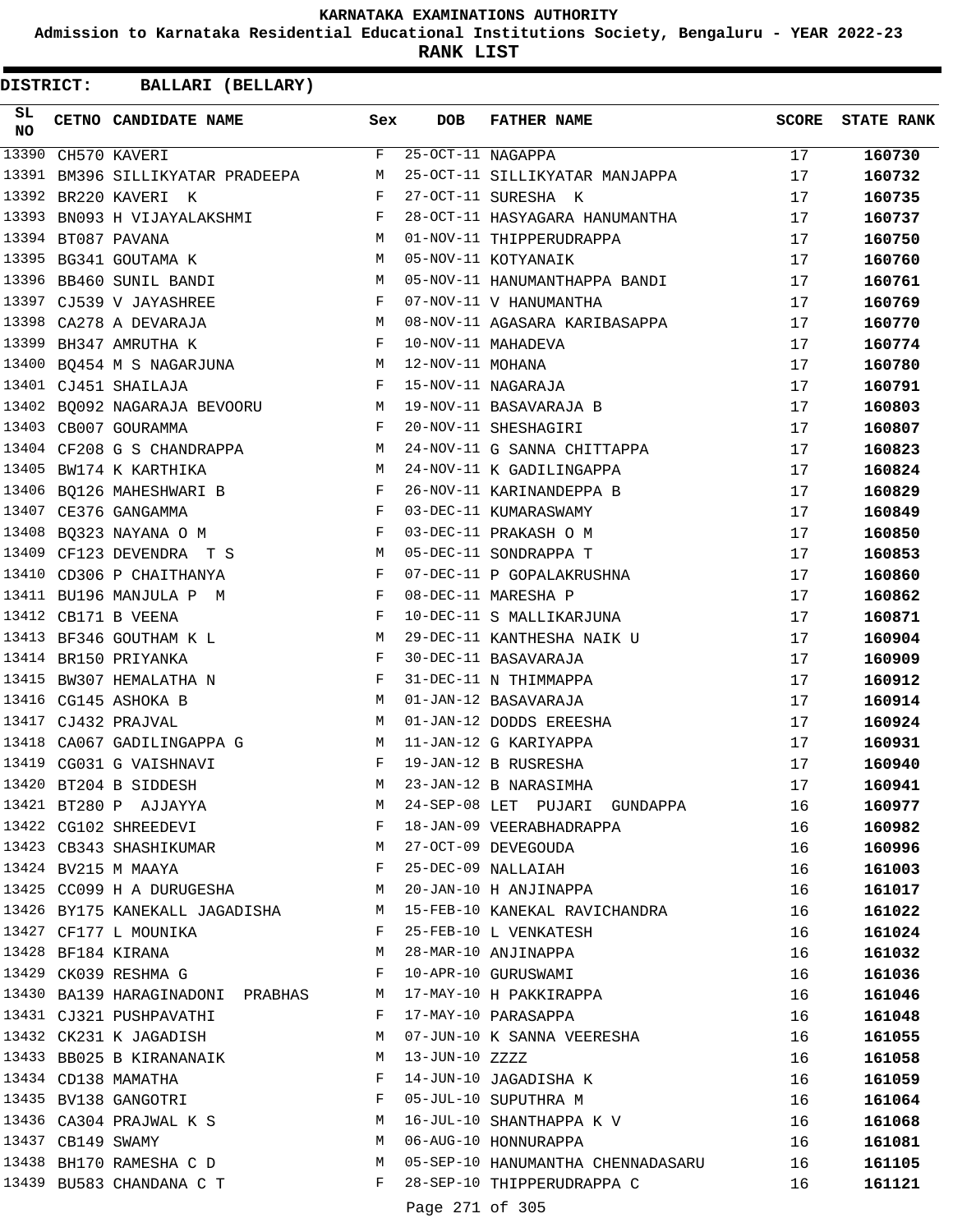KARNATAKA EXAMINATIONS AUTHORITY

Admission to Karnataka Residential Educational Institutions Society, Bengaluru - YEAR 2022-23

**RANK LIST**

**DISTRICT: BALLARI (BELLARY)**

| SL NO | CETNO | CANDIDATE NAME | Sex | DOB | FATHER NAME | SCORE | STATE RANK |
|---|---|---|---|---|---|---|---|
| 13390 | CH570 | KAVERI | F | 25-OCT-11 | NAGAPPA | 17 | **160730** |
| 13391 | BM396 | SILLIKYATAR PRADEEPA | M | 25-OCT-11 | SILLIKYATAR MANJAPPA | 17 | **160732** |
| 13392 | BR220 | KAVERI K | F | 27-OCT-11 | SURESHA K | 17 | **160735** |
| 13393 | BN093 | H VIJAYALAKSHMI | F | 28-OCT-11 | HASYAGARA HANUMANTHA | 17 | **160737** |
| 13394 | BT087 | PAVANA | M | 01-NOV-11 | THIPPERUDRAPPA | 17 | **160750** |
| 13395 | BG341 | GOUTAMA K | M | 05-NOV-11 | KOTYANAIK | 17 | **160760** |
| 13396 | BB460 | SUNIL BANDI | M | 05-NOV-11 | HANUMANTHAPPA BANDI | 17 | **160761** |
| 13397 | CJ539 | V JAYASHREE | F | 07-NOV-11 | V HANUMANTHA | 17 | **160769** |
| 13398 | CA278 | A DEVARAJA | M | 08-NOV-11 | AGASARA KARIBASAPPA | 17 | **160770** |
| 13399 | BH347 | AMRUTHA K | F | 10-NOV-11 | MAHADEVA | 17 | **160774** |
| 13400 | BQ454 | M S NAGARJUNA | M | 12-NOV-11 | MOHANA | 17 | **160780** |
| 13401 | CJ451 | SHAILAJA | F | 15-NOV-11 | NAGARAJA | 17 | **160791** |
| 13402 | BQ092 | NAGARAJA BEVOORU | M | 19-NOV-11 | BASAVARAJA B | 17 | **160803** |
| 13403 | CB007 | GOURAMMA | F | 20-NOV-11 | SHESHAGIRI | 17 | **160807** |
| 13404 | CF208 | G S CHANDRAPPA | M | 24-NOV-11 | G SANNA CHITTAPPA | 17 | **160823** |
| 13405 | BW174 | K KARTHIKA | M | 24-NOV-11 | K GADILINGAPPA | 17 | **160824** |
| 13406 | BQ126 | MAHESHWARI B | F | 26-NOV-11 | KARINANDEPPA B | 17 | **160829** |
| 13407 | CE376 | GANGAMMA | F | 03-DEC-11 | KUMARASWAMY | 17 | **160849** |
| 13408 | BQ323 | NAYANA O M | F | 03-DEC-11 | PRAKASH O M | 17 | **160850** |
| 13409 | CF123 | DEVENDRA T S | M | 05-DEC-11 | SONDRAPPA T | 17 | **160853** |
| 13410 | CD306 | P CHAITHANYA | F | 07-DEC-11 | P GOPALAKRUSHNA | 17 | **160860** |
| 13411 | BU196 | MANJULA P M | F | 08-DEC-11 | MARESHA P | 17 | **160862** |
| 13412 | CB171 | B VEENA | F | 10-DEC-11 | S MALLIKARJUNA | 17 | **160871** |
| 13413 | BF346 | GOUTHAM K L | M | 29-DEC-11 | KANTHESHA NAIK U | 17 | **160904** |
| 13414 | BR150 | PRIYANKA | F | 30-DEC-11 | BASAVARAJA | 17 | **160909** |
| 13415 | BW307 | HEMALATHA N | F | 31-DEC-11 | N THIMMAPPA | 17 | **160912** |
| 13416 | CG145 | ASHOKA B | M | 01-JAN-12 | BASAVARAJA | 17 | **160914** |
| 13417 | CJ432 | PRAJVAL | M | 01-JAN-12 | DODDS EREESHA | 17 | **160924** |
| 13418 | CA067 | GADILINGAPPA G | M | 11-JAN-12 | G KARIYAPPA | 17 | **160931** |
| 13419 | CG031 | G VAISHNAVI | F | 19-JAN-12 | B RUSRESHA | 17 | **160940** |
| 13420 | BT204 | B SIDDESH | M | 23-JAN-12 | B NARASIMHA | 17 | **160941** |
| 13421 | BT280 | P AJJAYYA | M | 24-SEP-08 | LET PUJARI GUNDAPPA | 16 | **160977** |
| 13422 | CG102 | SHREEDEVI | F | 18-JAN-09 | VEERABHADRAPPA | 16 | **160982** |
| 13423 | CB343 | SHASHIKUMAR | M | 27-OCT-09 | DEVEGOUDA | 16 | **160996** |
| 13424 | BV215 | M MAAYA | F | 25-DEC-09 | NALLAIAH | 16 | **161003** |
| 13425 | CC099 | H A DURUGESHA | M | 20-JAN-10 | H ANJINAPPA | 16 | **161017** |
| 13426 | BY175 | KANEKALL JAGADISHA | M | 15-FEB-10 | KANEKAL RAVICHANDRA | 16 | **161022** |
| 13427 | CF177 | L MOUNIKA | F | 25-FEB-10 | L VENKATESH | 16 | **161024** |
| 13428 | BF184 | KIRANA | M | 28-MAR-10 | ANJINAPPA | 16 | **161032** |
| 13429 | CK039 | RESHMA G | F | 10-APR-10 | GURUSWAMI | 16 | **161036** |
| 13430 | BA139 | HARAGINADONI PRABHAS | M | 17-MAY-10 | H PAKKIRAPPA | 16 | **161046** |
| 13431 | CJ321 | PUSHPAVATHI | F | 17-MAY-10 | PARASAPPA | 16 | **161048** |
| 13432 | CK231 | K JAGADISH | M | 07-JUN-10 | K SANNA VEERESHA | 16 | **161055** |
| 13433 | BB025 | B KIRANANAIK | M | 13-JUN-10 | ZZZZ | 16 | **161058** |
| 13434 | CD138 | MAMATHA | F | 14-JUN-10 | JAGADISHA K | 16 | **161059** |
| 13435 | BV138 | GANGOTRI | F | 05-JUL-10 | SUPUTHRA M | 16 | **161064** |
| 13436 | CA304 | PRAJWAL K S | M | 16-JUL-10 | SHANTHAPPA K V | 16 | **161068** |
| 13437 | CB149 | SWAMY | M | 06-AUG-10 | HONNURAPPA | 16 | **161081** |
| 13438 | BH170 | RAMESHA C D | M | 05-SEP-10 | HANUMANTHA CHENNADASARU | 16 | **161105** |
| 13439 | BU583 | CHANDANA C T | F | 28-SEP-10 | THIPPERUDRAPPA C | 16 | **161121** |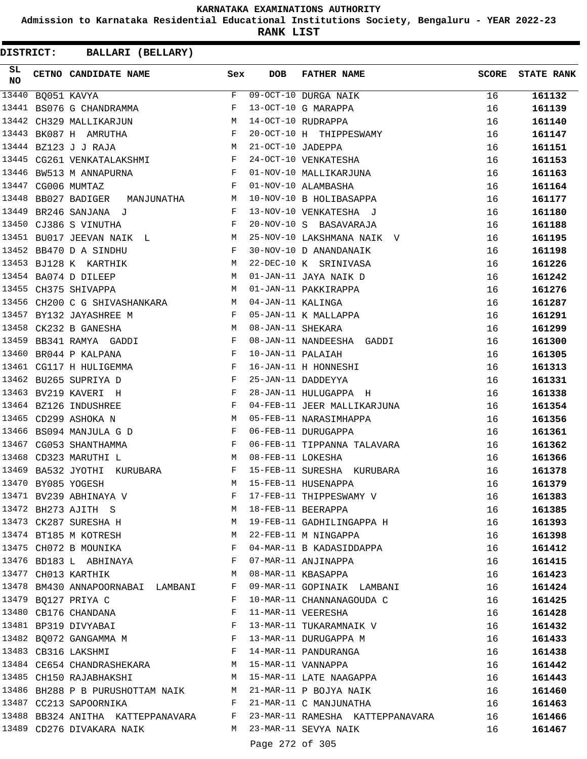KARNATAKA EXAMINATIONS AUTHORITY

Admission to Karnataka Residential Educational Institutions Society, Bengaluru - YEAR 2022-23

**RANK LIST**

**DISTRICT: BALLARI (BELLARY)**

| SL NO | CETNO | CANDIDATE NAME | Sex | DOB | FATHER NAME | SCORE | STATE RANK |
|---|---|---|---|---|---|---|---|
| 13440 | BQ051 | KAVYA | F | 09-OCT-10 | DURGA NAIK | 16 | 161132 |
| 13441 | BS076 | G CHANDRAMMA | F | 13-OCT-10 | G MARAPPA | 16 | 161139 |
| 13442 | CH329 | MALLIKARJUN | M | 14-OCT-10 | RUDRAPPA | 16 | 161140 |
| 13443 | BK087 | H AMRUTHA | F | 20-OCT-10 | H THIPPESWAMY | 16 | 161147 |
| 13444 | BZ123 | J J RAJA | M | 21-OCT-10 | JADEPPA | 16 | 161151 |
| 13445 | CG261 | VENKATALAKSHMI | F | 24-OCT-10 | VENKATESHA | 16 | 161153 |
| 13446 | BW513 | M ANNAPURNA | F | 01-NOV-10 | MALLIKARJUNA | 16 | 161163 |
| 13447 | CG006 | MUMTAZ | F | 01-NOV-10 | ALAMBASHA | 16 | 161164 |
| 13448 | BB027 | BADIGER MANJUNATHA | M | 10-NOV-10 | B HOLIBASAPPA | 16 | 161177 |
| 13449 | BR246 | SANJANA J | F | 13-NOV-10 | VENKATESHA J | 16 | 161180 |
| 13450 | CJ386 | S VINUTHA | F | 20-NOV-10 | S BASAVARAJA | 16 | 161188 |
| 13451 | BU017 | JEEVAN NAIK L | M | 25-NOV-10 | LAKSHMANA NAIK V | 16 | 161195 |
| 13452 | BB470 | D A SINDHU | F | 30-NOV-10 | D ANANDANAIK | 16 | 161198 |
| 13453 | BJ128 | K KARTHIK | M | 22-DEC-10 | K SRINIVASA | 16 | 161226 |
| 13454 | BA074 | D DILEEP | M | 01-JAN-11 | JAYA NAIK D | 16 | 161242 |
| 13455 | CH375 | SHIVAPPA | M | 01-JAN-11 | PAKKIRAPPA | 16 | 161276 |
| 13456 | CH200 | C G SHIVASHANKARA | M | 04-JAN-11 | KALINGA | 16 | 161287 |
| 13457 | BY132 | JAYASHREE M | F | 05-JAN-11 | K MALLAPPA | 16 | 161291 |
| 13458 | CK232 | B GANESHA | M | 08-JAN-11 | SHEKARA | 16 | 161299 |
| 13459 | BB341 | RAMYA GADDI | F | 08-JAN-11 | NANDEESHA GADDI | 16 | 161300 |
| 13460 | BR044 | P KALPANA | F | 10-JAN-11 | PALAIAH | 16 | 161305 |
| 13461 | CG117 | H HULIGEMMA | F | 16-JAN-11 | H HONNESHI | 16 | 161313 |
| 13462 | BU265 | SUPRIYA D | F | 25-JAN-11 | DADDEYYA | 16 | 161331 |
| 13463 | BV219 | KAVERI H | F | 28-JAN-11 | HULUGAPPA H | 16 | 161338 |
| 13464 | BZ126 | INDUSHREE | F | 04-FEB-11 | JEER MALLIKARJUNA | 16 | 161354 |
| 13465 | CD299 | ASHOKA N | M | 05-FEB-11 | NARASIMHAPPA | 16 | 161356 |
| 13466 | BS094 | MANJULA G D | F | 06-FEB-11 | DURUGAPPA | 16 | 161361 |
| 13467 | CG053 | SHANTHAMMA | F | 06-FEB-11 | TIPPANNA TALAVARA | 16 | 161362 |
| 13468 | CD323 | MARUTHI L | M | 08-FEB-11 | LOKESHA | 16 | 161366 |
| 13469 | BA532 | JYOTHI KURUBARA | F | 15-FEB-11 | SURESHA KURUBARA | 16 | 161378 |
| 13470 | BY085 | YOGESH | M | 15-FEB-11 | HUSENAPPA | 16 | 161379 |
| 13471 | BV239 | ABHINAYA V | F | 17-FEB-11 | THIPPESWAMY V | 16 | 161383 |
| 13472 | BH273 | AJITH S | M | 18-FEB-11 | BEERAPPA | 16 | 161385 |
| 13473 | CK287 | SURESHA H | M | 19-FEB-11 | GADHILINGAPPA H | 16 | 161393 |
| 13474 | BT185 | M KOTRESH | M | 22-FEB-11 | M NINGAPPA | 16 | 161398 |
| 13475 | CH072 | B MOUNIKA | F | 04-MAR-11 | B KADASIDDAPPA | 16 | 161412 |
| 13476 | BD183 | L ABHINAYA | F | 07-MAR-11 | ANJINAPPA | 16 | 161415 |
| 13477 | CH013 | KARTHIK | M | 08-MAR-11 | KBASAPPA | 16 | 161423 |
| 13478 | BM430 | ANNAPOORNABAI LAMBANI | F | 09-MAR-11 | GOPINAIK LAMBANI | 16 | 161424 |
| 13479 | BQ127 | PRIYA C | F | 10-MAR-11 | CHANNANAGOUDA C | 16 | 161425 |
| 13480 | CB176 | CHANDANA | F | 11-MAR-11 | VEERESHA | 16 | 161428 |
| 13481 | BP319 | DIVYABAI | F | 13-MAR-11 | TUKARAMNAIK V | 16 | 161432 |
| 13482 | BQ072 | GANGAMMA M | F | 13-MAR-11 | DURUGAPPA M | 16 | 161433 |
| 13483 | CB316 | LAKSHMI | F | 14-MAR-11 | PANDURANGA | 16 | 161438 |
| 13484 | CE654 | CHANDRASHEKARA | M | 15-MAR-11 | VANNAPPA | 16 | 161442 |
| 13485 | CH150 | RAJABHAKSHI | M | 15-MAR-11 | LATE NAAGAPPA | 16 | 161443 |
| 13486 | BH288 | P B PURUSHOTTAM NAIK | M | 21-MAR-11 | P BOJYA NAIK | 16 | 161460 |
| 13487 | CC213 | SAPOORNIKA | F | 21-MAR-11 | C MANJUNATHA | 16 | 161463 |
| 13488 | BB324 | ANITHA KATTEPPANAVARA | F | 23-MAR-11 | RAMESHA KATTEPPANAVARA | 16 | 161466 |
| 13489 | CD276 | DIVAKARA NAIK | M | 23-MAR-11 | SEVYA NAIK | 16 | 161467 |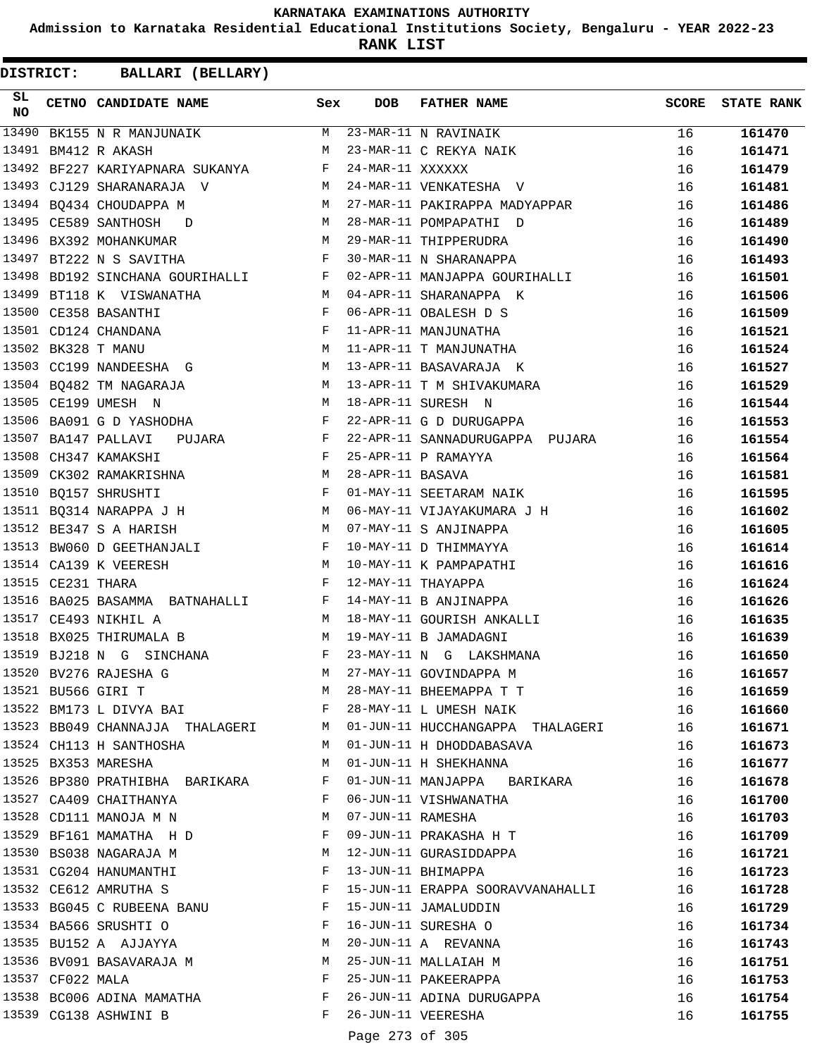KARNATAKA EXAMINATIONS AUTHORITY

Admission to Karnataka Residential Educational Institutions Society, Bengaluru - YEAR 2022-23

**RANK LIST**

**DISTRICT: BALLARI (BELLARY)**

| SL NO | CETNO | CANDIDATE NAME | Sex | DOB | FATHER NAME | SCORE | STATE RANK |
|---|---|---|---|---|---|---|---|
| 13490 | BK155 | N R MANJUNAIK | M | 23-MAR-11 | N RAVINAIK | 16 | 161470 |
| 13491 | BM412 | R AKASH | M | 23-MAR-11 | C REKYA NAIK | 16 | 161471 |
| 13492 | BF227 | KARIYAPNARA SUKANYA | F | 24-MAR-11 | XXXXXX | 16 | 161479 |
| 13493 | CJ129 | SHARANARAJA V | M | 24-MAR-11 | VENKATESHA V | 16 | 161481 |
| 13494 | BQ434 | CHOUDAPPA M | M | 27-MAR-11 | PAKIRAPPA MADYAPPAR | 16 | 161486 |
| 13495 | CE589 | SANTHOSH D | M | 28-MAR-11 | POMPAPATHI D | 16 | 161489 |
| 13496 | BX392 | MOHANKUMAR | M | 29-MAR-11 | THIPPERUDRA | 16 | 161490 |
| 13497 | BT222 | N S SAVITHA | F | 30-MAR-11 | N SHARANAPPA | 16 | 161493 |
| 13498 | BD192 | SINCHANA GOURIHALLI | F | 02-APR-11 | MANJAPPA GOURIHALLI | 16 | 161501 |
| 13499 | BT118 | K VISWANATHA | M | 04-APR-11 | SHARANAPPA K | 16 | 161506 |
| 13500 | CE358 | BASANTHI | F | 06-APR-11 | OBALESH D S | 16 | 161509 |
| 13501 | CD124 | CHANDANA | F | 11-APR-11 | MANJUNATHA | 16 | 161521 |
| 13502 | BK328 | T MANU | M | 11-APR-11 | T MANJUNATHA | 16 | 161524 |
| 13503 | CC199 | NANDEESHA G | M | 13-APR-11 | BASAVARAJA K | 16 | 161527 |
| 13504 | BQ482 | TM NAGARAJA | M | 13-APR-11 | T M SHIVAKUMARA | 16 | 161529 |
| 13505 | CE199 | UMESH N | M | 18-APR-11 | SURESH N | 16 | 161544 |
| 13506 | BA091 | G D YASHODHA | F | 22-APR-11 | G D DURUGAPPA | 16 | 161553 |
| 13507 | BA147 | PALLAVI PUJARA | F | 22-APR-11 | SANNADURUGAPPA PUJARA | 16 | 161554 |
| 13508 | CH347 | KAMAKSHI | F | 25-APR-11 | P RAMAYYA | 16 | 161564 |
| 13509 | CK302 | RAMAKRISHNA | M | 28-APR-11 | BASAVA | 16 | 161581 |
| 13510 | BQ157 | SHRUSHTI | F | 01-MAY-11 | SEETARAM NAIK | 16 | 161595 |
| 13511 | BQ314 | NARAPPA J H | M | 06-MAY-11 | VIJAYAKUMARA J H | 16 | 161602 |
| 13512 | BE347 | S A HARISH | M | 07-MAY-11 | S ANJINAPPA | 16 | 161605 |
| 13513 | BW060 | D GEETHANJALI | F | 10-MAY-11 | D THIMMAYYA | 16 | 161614 |
| 13514 | CA139 | K VEERESH | M | 10-MAY-11 | K PAMPAPATHI | 16 | 161616 |
| 13515 | CE231 | THARA | F | 12-MAY-11 | THAYAPPA | 16 | 161624 |
| 13516 | BA025 | BASAMMA BATNAHALLI | F | 14-MAY-11 | B ANJINAPPA | 16 | 161626 |
| 13517 | CE493 | NIKHIL A | M | 18-MAY-11 | GOURISH ANKALLI | 16 | 161635 |
| 13518 | BX025 | THIRUMALA B | M | 19-MAY-11 | B JAMADAGNI | 16 | 161639 |
| 13519 | BJ218 | N G SINCHANA | F | 23-MAY-11 | N G LAKSHMANA | 16 | 161650 |
| 13520 | BV276 | RAJESHA G | M | 27-MAY-11 | GOVINDAPPA M | 16 | 161657 |
| 13521 | BU566 | GIRI T | M | 28-MAY-11 | BHEEMAPPA T T | 16 | 161659 |
| 13522 | BM173 | L DIVYA BAI | F | 28-MAY-11 | L UMESH NAIK | 16 | 161660 |
| 13523 | BB049 | CHANNAJJA THALAGERI | M | 01-JUN-11 | HUCCHANGAPPA THALAGERI | 16 | 161671 |
| 13524 | CH113 | H SANTHOSHA | M | 01-JUN-11 | H DHODDABASAVA | 16 | 161673 |
| 13525 | BX353 | MARESHA | M | 01-JUN-11 | H SHEKHANNA | 16 | 161677 |
| 13526 | BP380 | PRATHIBHA BARIKARA | F | 01-JUN-11 | MANJAPPA BARIKARA | 16 | 161678 |
| 13527 | CA409 | CHAITHANYA | F | 06-JUN-11 | VISHWANATHA | 16 | 161700 |
| 13528 | CD111 | MANOJA M N | M | 07-JUN-11 | RAMESHA | 16 | 161703 |
| 13529 | BF161 | MAMATHA H D | F | 09-JUN-11 | PRAKASHA H T | 16 | 161709 |
| 13530 | BS038 | NAGARAJA M | M | 12-JUN-11 | GURASIDDAPPA | 16 | 161721 |
| 13531 | CG204 | HANUMANTHI | F | 13-JUN-11 | BHIMAPPA | 16 | 161723 |
| 13532 | CE612 | AMRUTHA S | F | 15-JUN-11 | ERAPPA SOORAVVANAHALLI | 16 | 161728 |
| 13533 | BG045 | C RUBEENA BANU | F | 15-JUN-11 | JAMALUDDIN | 16 | 161729 |
| 13534 | BA566 | SRUSHTI O | F | 16-JUN-11 | SURESHA O | 16 | 161734 |
| 13535 | BU152 | A AJJAYYA | M | 20-JUN-11 | A REVANNA | 16 | 161743 |
| 13536 | BV091 | BASAVARAJA M | M | 25-JUN-11 | MALLAIAH M | 16 | 161751 |
| 13537 | CF022 | MALA | F | 25-JUN-11 | PAKEERAPPA | 16 | 161753 |
| 13538 | BC006 | ADINA MAMATHA | F | 26-JUN-11 | ADINA DURUGAPPA | 16 | 161754 |
| 13539 | CG138 | ASHWINI B | F | 26-JUN-11 | VEERESHA | 16 | 161755 |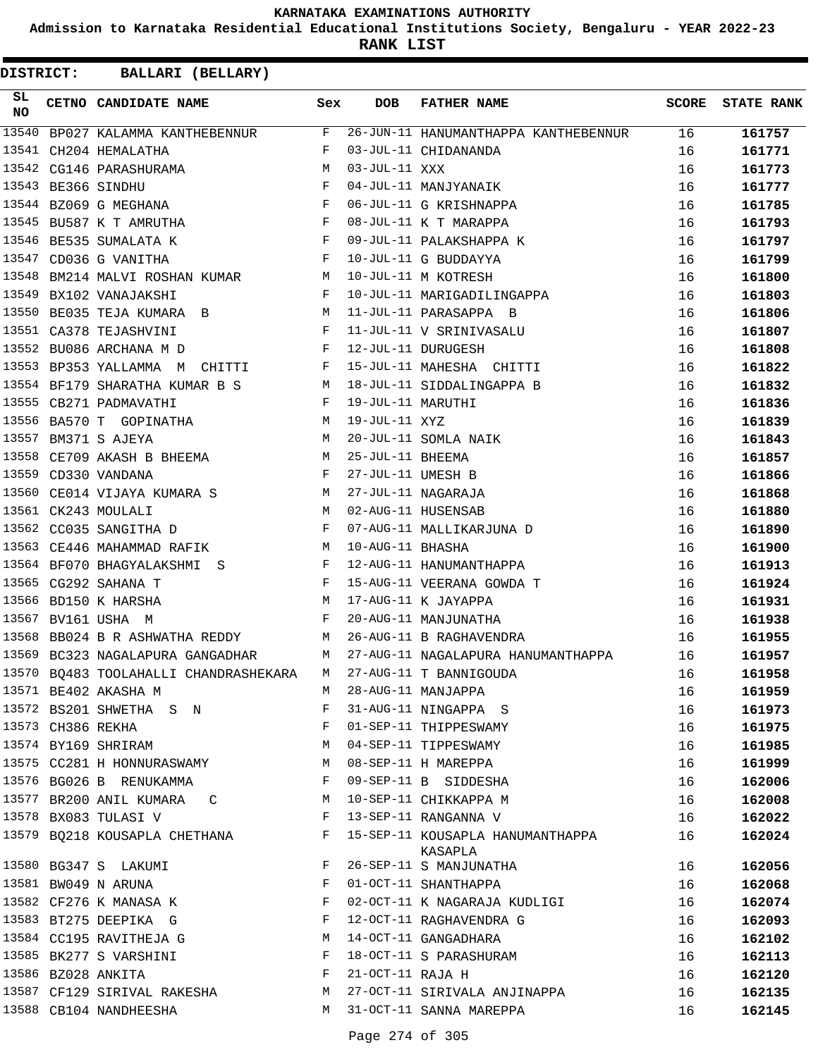# KARNATAKA EXAMINATIONS AUTHORITY

**Admission to Karnataka Residential Educational Institutions Society, Bengaluru - YEAR 2022-23**

**RANK LIST**

**DISTRICT: BALLARI (BELLARY)**

| SL NO | CETNO | CANDIDATE NAME | Sex | DOB | FATHER NAME | SCORE | STATE RANK |
|---|---|---|---|---|---|---|---|
| 13540 | BP027 | KALAMMA KANTHEBENNUR | F | 26-JUN-11 | HANUMANTHAPPA KANTHEBENNUR | 16 | 161757 |
| 13541 | CH204 | HEMALATHA | F | 03-JUL-11 | CHIDANANDA | 16 | 161771 |
| 13542 | CG146 | PARASHURAMA | M | 03-JUL-11 | XXX | 16 | 161773 |
| 13543 | BE366 | SINDHU | F | 04-JUL-11 | MANJYANAIK | 16 | 161777 |
| 13544 | BZ069 | G MEGHANA | F | 06-JUL-11 | G KRISHNAPPA | 16 | 161785 |
| 13545 | BU587 | K T AMRUTHA | F | 08-JUL-11 | K T MARAPPA | 16 | 161793 |
| 13546 | BE535 | SUMALATA K | F | 09-JUL-11 | PALAKSHAPPA K | 16 | 161797 |
| 13547 | CD036 | G VANITHA | F | 10-JUL-11 | G BUDDAYYA | 16 | 161799 |
| 13548 | BM214 | MALVI ROSHAN KUMAR | M | 10-JUL-11 | M KOTRESH | 16 | 161800 |
| 13549 | BX102 | VANAJAKSHI | F | 10-JUL-11 | MARIGADILINGAPPA | 16 | 161803 |
| 13550 | BE035 | TEJA KUMARA B | M | 11-JUL-11 | PARASAPPA B | 16 | 161806 |
| 13551 | CA378 | TEJASHVINI | F | 11-JUL-11 | V SRINIVASALU | 16 | 161807 |
| 13552 | BU086 | ARCHANA M D | F | 12-JUL-11 | DURUGESH | 16 | 161808 |
| 13553 | BP353 | YALLAMMA M CHITTI | F | 15-JUL-11 | MAHESHA CHITTI | 16 | 161822 |
| 13554 | BF179 | SHARATHA KUMAR B S | M | 18-JUL-11 | SIDDALINGAPPA B | 16 | 161832 |
| 13555 | CB271 | PADMAVATHI | F | 19-JUL-11 | MARUTHI | 16 | 161836 |
| 13556 | BA570 | T GOPINATHA | M | 19-JUL-11 | XYZ | 16 | 161839 |
| 13557 | BM371 | S AJEYA | M | 20-JUL-11 | SOMLA NAIK | 16 | 161843 |
| 13558 | CE709 | AKASH B BHEEMA | M | 25-JUL-11 | BHEEMA | 16 | 161857 |
| 13559 | CD330 | VANDANA | F | 27-JUL-11 | UMESH B | 16 | 161866 |
| 13560 | CE014 | VIJAYA KUMARA S | M | 27-JUL-11 | NAGARAJA | 16 | 161868 |
| 13561 | CK243 | MOULALI | M | 02-AUG-11 | HUSENSAB | 16 | 161880 |
| 13562 | CC035 | SANGITHA D | F | 07-AUG-11 | MALLIKARJUNA D | 16 | 161890 |
| 13563 | CE446 | MAHAMMAD RAFIK | M | 10-AUG-11 | BHASHA | 16 | 161900 |
| 13564 | BF070 | BHAGYALAKSHMI S | F | 12-AUG-11 | HANUMANTHAPPA | 16 | 161913 |
| 13565 | CG292 | SAHANA T | F | 15-AUG-11 | VEERANA GOWDA T | 16 | 161924 |
| 13566 | BD150 | K HARSHA | M | 17-AUG-11 | K JAYAPPA | 16 | 161931 |
| 13567 | BV161 | USHA M | F | 20-AUG-11 | MANJUNATHA | 16 | 161938 |
| 13568 | BB024 | B R ASHWATHA REDDY | M | 26-AUG-11 | B RAGHAVENDRA | 16 | 161955 |
| 13569 | BC323 | NAGALAPURA GANGADHAR | M | 27-AUG-11 | NAGALAPURA HANUMANTHAPPA | 16 | 161957 |
| 13570 | BQ483 | TOOLAHALLI CHANDRASHEKARA | M | 27-AUG-11 | T BANNIGOUDA | 16 | 161958 |
| 13571 | BE402 | AKASHA M | M | 28-AUG-11 | MANJAPPA | 16 | 161959 |
| 13572 | BS201 | SHWETHA S N | F | 31-AUG-11 | NINGAPPA S | 16 | 161973 |
| 13573 | CH386 | REKHA | F | 01-SEP-11 | THIPPESWAMY | 16 | 161975 |
| 13574 | BY169 | SHRIRAM | M | 04-SEP-11 | TIPPESWAMY | 16 | 161985 |
| 13575 | CC281 | H HONNURASWAMY | M | 08-SEP-11 | H MAREPPA | 16 | 161999 |
| 13576 | BG026 | B RENUKAMMA | F | 09-SEP-11 | B SIDDESHA | 16 | 162006 |
| 13577 | BR200 | ANIL KUMARA C | M | 10-SEP-11 | CHIKKAPPA M | 16 | 162008 |
| 13578 | BX083 | TULASI V | F | 13-SEP-11 | RANGANNA V | 16 | 162022 |
| 13579 | BQ218 | KOUSAPLA CHETHANA | F | 15-SEP-11 | KOUSAPLA HANUMANTHAPPA KASAPLA | 16 | 162024 |
| 13580 | BG347 | S LAKUMI | F | 26-SEP-11 | S MANJUNATHA | 16 | 162056 |
| 13581 | BW049 | N ARUNA | F | 01-OCT-11 | SHANTHAPPA | 16 | 162068 |
| 13582 | CF276 | K MANASA K | F | 02-OCT-11 | K NAGARAJA KUDLIGI | 16 | 162074 |
| 13583 | BT275 | DEEPIKA G | F | 12-OCT-11 | RAGHAVENDRA G | 16 | 162093 |
| 13584 | CC195 | RAVITHEJA G | M | 14-OCT-11 | GANGADHARA | 16 | 162102 |
| 13585 | BK277 | S VARSHINI | F | 18-OCT-11 | S PARASHURAM | 16 | 162113 |
| 13586 | BZ028 | ANKITA | F | 21-OCT-11 | RAJA H | 16 | 162120 |
| 13587 | CF129 | SIRIVAL RAKESHA | M | 27-OCT-11 | SIRIVALA ANJINAPPA | 16 | 162135 |
| 13588 | CB104 | NANDHEESHA | M | 31-OCT-11 | SANNA MAREPPA | 16 | 162145 |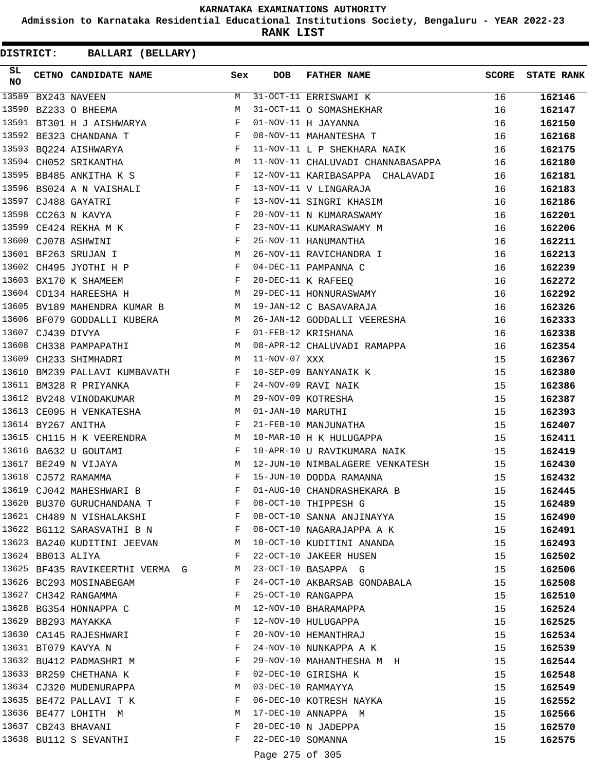# KARNATAKA EXAMINATIONS AUTHORITY

**Admission to Karnataka Residential Educational Institutions Society, Bengaluru - YEAR 2022-23**

**RANK LIST**

**DISTRICT: BALLARI (BELLARY)**

| SL NO | CETNO | CANDIDATE NAME | Sex | DOB | FATHER NAME | SCORE | STATE RANK |
|---|---|---|---|---|---|---|---|
| 13589 | BX243 | NAVEEN | M | 31-OCT-11 | ERRISWAMI K | 16 | 162146 |
| 13590 | BZ233 | O BHEEMA | M | 31-OCT-11 | O SOMASHEKHAR | 16 | 162147 |
| 13591 | BT301 | H J AISHWARYA | F | 01-NOV-11 | H JAYANNA | 16 | 162150 |
| 13592 | BE323 | CHANDANA T | F | 08-NOV-11 | MAHANTESHA T | 16 | 162168 |
| 13593 | BQ224 | AISHWARYA | F | 11-NOV-11 | L P SHEKHARA NAIK | 16 | 162175 |
| 13594 | CH052 | SRIKANTHA | M | 11-NOV-11 | CHALUVADI CHANNABASAPPA | 16 | 162180 |
| 13595 | BB485 | ANKITHA K S | F | 12-NOV-11 | KARIBASAPPA CHALAVADI | 16 | 162181 |
| 13596 | BS024 | A N VAISHALI | F | 13-NOV-11 | V LINGARAJA | 16 | 162183 |
| 13597 | CJ488 | GAYATRI | F | 13-NOV-11 | SINGRI KHASIM | 16 | 162186 |
| 13598 | CC263 | N KAVYA | F | 20-NOV-11 | N KUMARASWAMY | 16 | 162201 |
| 13599 | CE424 | REKHA M K | F | 23-NOV-11 | KUMARASWAMY M | 16 | 162206 |
| 13600 | CJ078 | ASHWINI | F | 25-NOV-11 | HANUMANTHA | 16 | 162211 |
| 13601 | BF263 | SRUJAN I | M | 26-NOV-11 | RAVICHANDRA I | 16 | 162213 |
| 13602 | CH495 | JYOTHI H P | F | 04-DEC-11 | PAMPANNA C | 16 | 162239 |
| 13603 | BX170 | K SHAMEEM | F | 20-DEC-11 | K RAFEEQ | 16 | 162272 |
| 13604 | CD134 | HAREESHA H | M | 29-DEC-11 | HONNURASWAMY | 16 | 162292 |
| 13605 | BV189 | MAHENDRA KUMAR B | M | 19-JAN-12 | C BASAVARAJA | 16 | 162326 |
| 13606 | BF079 | GODDALLI KUBERA | M | 26-JAN-12 | GODDALLI VEERESHA | 16 | 162333 |
| 13607 | CJ439 | DIVYA | F | 01-FEB-12 | KRISHANA | 16 | 162338 |
| 13608 | CH338 | PAMPAPATHI | M | 08-APR-12 | CHALUVADI RAMAPPA | 16 | 162354 |
| 13609 | CH233 | SHIMHADRI | M | 11-NOV-07 | XXX | 15 | 162367 |
| 13610 | BM239 | PALLAVI KUMBAVATH | F | 10-SEP-09 | BANYANAIK K | 15 | 162380 |
| 13611 | BM328 | R PRIYANKA | F | 24-NOV-09 | RAVI NAIK | 15 | 162386 |
| 13612 | BV248 | VINODAKUMAR | M | 29-NOV-09 | KOTRESHA | 15 | 162387 |
| 13613 | CE095 | H VENKATESHA | M | 01-JAN-10 | MARUTHI | 15 | 162393 |
| 13614 | BY267 | ANITHA | F | 21-FEB-10 | MANJUNATHA | 15 | 162407 |
| 13615 | CH115 | H K VEERENDRA | M | 10-MAR-10 | H K HULUGAPPA | 15 | 162411 |
| 13616 | BA632 | U GOUTAMI | F | 10-APR-10 | U RAVIKUMARA NAIK | 15 | 162419 |
| 13617 | BE249 | N VIJAYA | M | 12-JUN-10 | NIMBALAGERE VENKATESH | 15 | 162430 |
| 13618 | CJ572 | RAMAMMA | F | 15-JUN-10 | DODDA RAMANNA | 15 | 162432 |
| 13619 | CJ042 | MAHESHWARI B | F | 01-AUG-10 | CHANDRASHEKARA B | 15 | 162445 |
| 13620 | BU370 | GURUCHANDANA T | F | 08-OCT-10 | THIPPESH G | 15 | 162489 |
| 13621 | CH489 | N VISHALAKSHI | F | 08-OCT-10 | SANNA ANJINAYYA | 15 | 162490 |
| 13622 | BG112 | SARASVATHI B N | F | 08-OCT-10 | NAGARAJAPPA A K | 15 | 162491 |
| 13623 | BA240 | KUDITINI JEEVAN | M | 10-OCT-10 | KUDITINI ANANDA | 15 | 162493 |
| 13624 | BB013 | ALIYA | F | 22-OCT-10 | JAKEER HUSEN | 15 | 162502 |
| 13625 | BF435 | RAVIKEERTHI VERMA G | M | 23-OCT-10 | BASAPPA G | 15 | 162506 |
| 13626 | BC293 | MOSINABEGAM | F | 24-OCT-10 | AKBARSAB GONDABALA | 15 | 162508 |
| 13627 | CH342 | RANGAMMA | F | 25-OCT-10 | RANGAPPA | 15 | 162510 |
| 13628 | BG354 | HONNAPPA C | M | 12-NOV-10 | BHARAMAPPA | 15 | 162524 |
| 13629 | BB293 | MAYAKKA | F | 12-NOV-10 | HULUGAPPA | 15 | 162525 |
| 13630 | CA145 | RAJESHWARI | F | 20-NOV-10 | HEMANTHRAJ | 15 | 162534 |
| 13631 | BT079 | KAVYA N | F | 24-NOV-10 | NUNKAPPA A K | 15 | 162539 |
| 13632 | BU412 | PADMASHRI M | F | 29-NOV-10 | MAHANTHESHA M H | 15 | 162544 |
| 13633 | BR259 | CHETHANA K | F | 02-DEC-10 | GIRISHA K | 15 | 162548 |
| 13634 | CJ320 | MUDENURAPPA | M | 03-DEC-10 | RAMMAYYA | 15 | 162549 |
| 13635 | BE472 | PALLAVI T K | F | 06-DEC-10 | KOTRESH NAYKA | 15 | 162552 |
| 13636 | BE477 | LOHITH M | M | 17-DEC-10 | ANNAPPA M | 15 | 162566 |
| 13637 | CB243 | BHAVANI | F | 20-DEC-10 | N JADEPPA | 15 | 162570 |
| 13638 | BU112 | S SEVANTHI | F | 22-DEC-10 | SOMANNA | 15 | 162575 |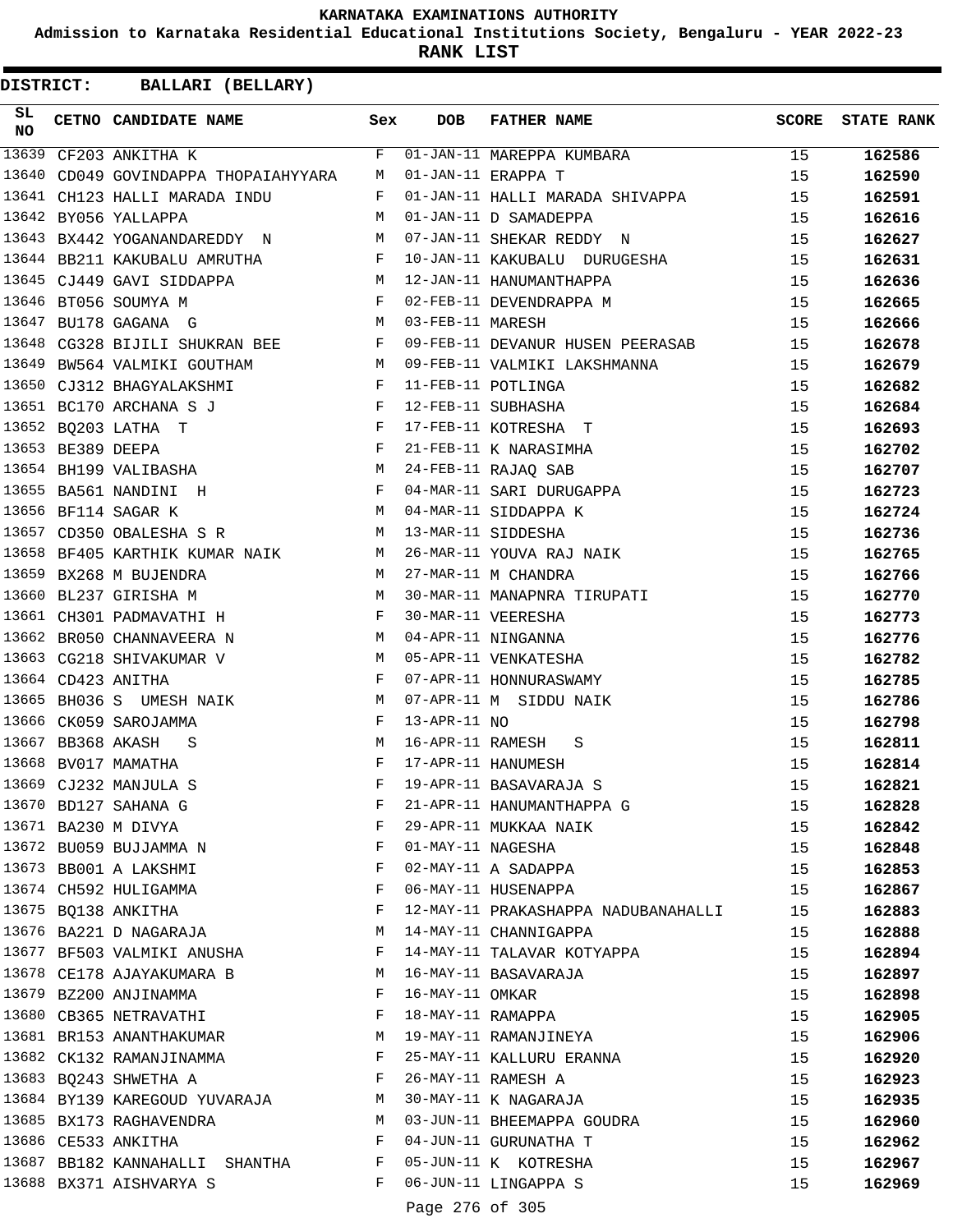# KARNATAKA EXAMINATIONS AUTHORITY

**Admission to Karnataka Residential Educational Institutions Society, Bengaluru - YEAR 2022-23**

**RANK LIST**

**DISTRICT: BALLARI (BELLARY)**

| SL NO | CETNO | CANDIDATE NAME | Sex | DOB | FATHER NAME | SCORE | STATE RANK |
|---|---|---|---|---|---|---|---|
| 13639 | CF203 | ANKITHA K | F | 01-JAN-11 | MAREPPA KUMBARA | 15 | 162586 |
| 13640 | CD049 | GOVINDAPPA THOPAIAHYYARA | M | 01-JAN-11 | ERAPPA T | 15 | 162590 |
| 13641 | CH123 | HALLI MARADA INDU | F | 01-JAN-11 | HALLI MARADA SHIVAPPA | 15 | 162591 |
| 13642 | BY056 | YALLAPPA | M | 01-JAN-11 | D SAMADEPPA | 15 | 162616 |
| 13643 | BX442 | YOGANANDAREDDY N | M | 07-JAN-11 | SHEKAR REDDY N | 15 | 162627 |
| 13644 | BB211 | KAKUBALU AMRUTHA | F | 10-JAN-11 | KAKUBALU DURUGESHA | 15 | 162631 |
| 13645 | CJ449 | GAVI SIDDAPPA | M | 12-JAN-11 | HANUMANTHAPPA | 15 | 162636 |
| 13646 | BT056 | SOUMYA M | F | 02-FEB-11 | DEVENDRAPPA M | 15 | 162665 |
| 13647 | BU178 | GAGANA G | M | 03-FEB-11 | MARESH | 15 | 162666 |
| 13648 | CG328 | BIJILI SHUKRAN BEE | F | 09-FEB-11 | DEVANUR HUSEN PEERASAB | 15 | 162678 |
| 13649 | BW564 | VALMIKI GOUTHAM | M | 09-FEB-11 | VALMIKI LAKSHMANNA | 15 | 162679 |
| 13650 | CJ312 | BHAGYALAKSHMI | F | 11-FEB-11 | POTLINGA | 15 | 162682 |
| 13651 | BC170 | ARCHANA S J | F | 12-FEB-11 | SUBHASHA | 15 | 162684 |
| 13652 | BQ203 | LATHA T | F | 17-FEB-11 | KOTRESHA T | 15 | 162693 |
| 13653 | BE389 | DEEPA | F | 21-FEB-11 | K NARASIMHA | 15 | 162702 |
| 13654 | BH199 | VALIBASHA | M | 24-FEB-11 | RAJAQ SAB | 15 | 162707 |
| 13655 | BA561 | NANDINI H | F | 04-MAR-11 | SARI DURUGAPPA | 15 | 162723 |
| 13656 | BF114 | SAGAR K | M | 04-MAR-11 | SIDDAPPA K | 15 | 162724 |
| 13657 | CD350 | OBALESHA S R | M | 13-MAR-11 | SIDDESHA | 15 | 162736 |
| 13658 | BF405 | KARTHIK KUMAR NAIK | M | 26-MAR-11 | YOUVA RAJ NAIK | 15 | 162765 |
| 13659 | BX268 | M BUJENDRA | M | 27-MAR-11 | M CHANDRA | 15 | 162766 |
| 13660 | BL237 | GIRISHA M | M | 30-MAR-11 | MANAPNRA TIRUPATI | 15 | 162770 |
| 13661 | CH301 | PADMAVATHI H | F | 30-MAR-11 | VEERESHA | 15 | 162773 |
| 13662 | BR050 | CHANNAVEERA N | M | 04-APR-11 | NINGANNA | 15 | 162776 |
| 13663 | CG218 | SHIVAKUMAR V | M | 05-APR-11 | VENKATESHA | 15 | 162782 |
| 13664 | CD423 | ANITHA | F | 07-APR-11 | HONNURASWAMY | 15 | 162785 |
| 13665 | BH036 | S UMESH NAIK | M | 07-APR-11 | M SIDDU NAIK | 15 | 162786 |
| 13666 | CK059 | SAROJAMMA | F | 13-APR-11 | NO | 15 | 162798 |
| 13667 | BB368 | AKASH S | M | 16-APR-11 | RAMESH S | 15 | 162811 |
| 13668 | BV017 | MAMATHA | F | 17-APR-11 | HANUMESH | 15 | 162814 |
| 13669 | CJ232 | MANJULA S | F | 19-APR-11 | BASAVARAJA S | 15 | 162821 |
| 13670 | BD127 | SAHANA G | F | 21-APR-11 | HANUMANTHAPPA G | 15 | 162828 |
| 13671 | BA230 | M DIVYA | F | 29-APR-11 | MUKKAA NAIK | 15 | 162842 |
| 13672 | BU059 | BUJJAMMA N | F | 01-MAY-11 | NAGESHA | 15 | 162848 |
| 13673 | BB001 | A LAKSHMI | F | 02-MAY-11 | A SADAPPA | 15 | 162853 |
| 13674 | CH592 | HULIGAMMA | F | 06-MAY-11 | HUSENAPPA | 15 | 162867 |
| 13675 | BQ138 | ANKITHA | F | 12-MAY-11 | PRAKASHAPPA NADUBANAHALLI | 15 | 162883 |
| 13676 | BA221 | D NAGARAJA | M | 14-MAY-11 | CHANNIGAPPA | 15 | 162888 |
| 13677 | BF503 | VALMIKI ANUSHA | F | 14-MAY-11 | TALAVAR KOTYAPPA | 15 | 162894 |
| 13678 | CE178 | AJAYAKUMARA B | M | 16-MAY-11 | BASAVARAJA | 15 | 162897 |
| 13679 | BZ200 | ANJINAMMA | F | 16-MAY-11 | OMKAR | 15 | 162898 |
| 13680 | CB365 | NETRAVATHI | F | 18-MAY-11 | RAMAPPA | 15 | 162905 |
| 13681 | BR153 | ANANTHAKUMAR | M | 19-MAY-11 | RAMANJINEYA | 15 | 162906 |
| 13682 | CK132 | RAMANJINAMMA | F | 25-MAY-11 | KALLURU ERANNA | 15 | 162920 |
| 13683 | BQ243 | SHWETHA A | F | 26-MAY-11 | RAMESH A | 15 | 162923 |
| 13684 | BY139 | KAREGOUD YUVARAJA | M | 30-MAY-11 | K NAGARAJA | 15 | 162935 |
| 13685 | BX173 | RAGHAVENDRA | M | 03-JUN-11 | BHEEMAPPA GOUDRA | 15 | 162960 |
| 13686 | CE533 | ANKITHA | F | 04-JUN-11 | GURUNATHA T | 15 | 162962 |
| 13687 | BB182 | KANNAHALLI SHANTHA | F | 05-JUN-11 | K KOTRESHA | 15 | 162967 |
| 13688 | BX371 | AISHVARYA S | F | 06-JUN-11 | LINGAPPA S | 15 | 162969 |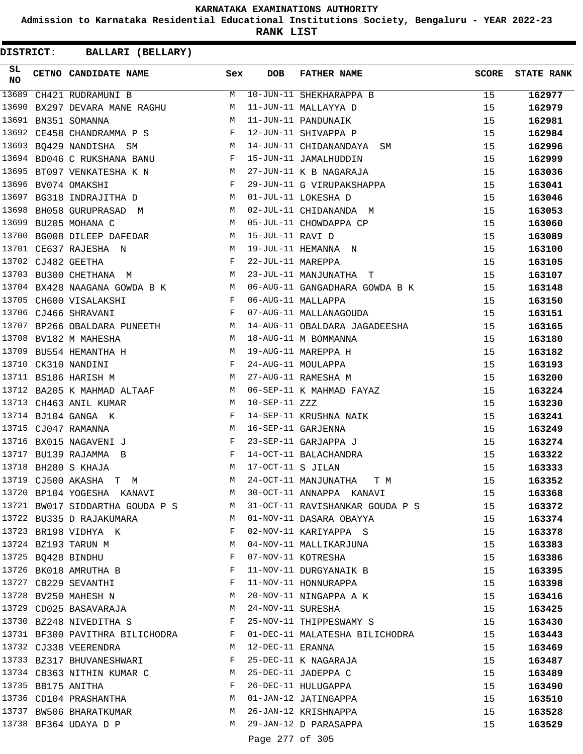KARNATAKA EXAMINATIONS AUTHORITY

Admission to Karnataka Residential Educational Institutions Society, Bengaluru - YEAR 2022-23

**RANK LIST**

**DISTRICT: BALLARI (BELLARY)**

| SL NO | CETNO | CANDIDATE NAME | Sex | DOB | FATHER NAME | SCORE | STATE RANK |
|---|---|---|---|---|---|---|---|
| 13689 | CH421 | RUDRAMUNI B | M | 10-JUN-11 | SHEKHARAPPA B | 15 | **162977** |
| 13690 | BX297 | DEVARA MANE RAGHU | M | 11-JUN-11 | MALLAYYA D | 15 | **162979** |
| 13691 | BN351 | SOMANNA | M | 11-JUN-11 | PANDUNAIK | 15 | **162981** |
| 13692 | CE458 | CHANDRAMMA P S | F | 12-JUN-11 | SHIVAPPA P | 15 | **162984** |
| 13693 | BQ429 | NANDISHA SM | M | 14-JUN-11 | CHIDANANDAYA SM | 15 | **162996** |
| 13694 | BD046 | C RUKSHANA BANU | F | 15-JUN-11 | JAMALHUDDIN | 15 | **162999** |
| 13695 | BT097 | VENKATESHA K N | M | 27-JUN-11 | K B NAGARAJA | 15 | **163036** |
| 13696 | BV074 | OMAKSHI | F | 29-JUN-11 | G VIRUPAKSHAPPA | 15 | **163041** |
| 13697 | BG318 | INDRAJITHA D | M | 01-JUL-11 | LOKESHA D | 15 | **163046** |
| 13698 | BH058 | GURUPRASAD M | M | 02-JUL-11 | CHIDANANDA M | 15 | **163053** |
| 13699 | BU205 | MOHANA C | M | 05-JUL-11 | CHOWDAPPA CP | 15 | **163060** |
| 13700 | BG008 | DILEEP DAFEDAR | M | 15-JUL-11 | RAVI D | 15 | **163089** |
| 13701 | CE637 | RAJESHA N | M | 19-JUL-11 | HEMANNA N | 15 | **163100** |
| 13702 | CJ482 | GEETHA | F | 22-JUL-11 | MAREPPA | 15 | **163105** |
| 13703 | BU300 | CHETHANA M | M | 23-JUL-11 | MANJUNATHA T | 15 | **163107** |
| 13704 | BX428 | NAAGANA GOWDA B K | M | 06-AUG-11 | GANGADHARA GOWDA B K | 15 | **163148** |
| 13705 | CH600 | VISALAKSHI | F | 06-AUG-11 | MALLAPPA | 15 | **163150** |
| 13706 | CJ466 | SHRAVANI | F | 07-AUG-11 | MALLANAGOUDA | 15 | **163151** |
| 13707 | BP266 | OBALDARA PUNEETH | M | 14-AUG-11 | OBALDARA JAGADEESHA | 15 | **163165** |
| 13708 | BV182 | M MAHESHA | M | 18-AUG-11 | M BOMMANNA | 15 | **163180** |
| 13709 | BU554 | HEMANTHA H | M | 19-AUG-11 | MAREPPA H | 15 | **163182** |
| 13710 | CK310 | NANDINI | F | 24-AUG-11 | MOULAPPA | 15 | **163193** |
| 13711 | BS186 | HARISH M | M | 27-AUG-11 | RAMESHA M | 15 | **163200** |
| 13712 | BA205 | K MAHMAD ALTAAF | M | 06-SEP-11 | K MAHMAD FAYAZ | 15 | **163224** |
| 13713 | CH463 | ANIL KUMAR | M | 10-SEP-11 | ZZZ | 15 | **163230** |
| 13714 | BJ104 | GANGA K | F | 14-SEP-11 | KRUSHNA NAIK | 15 | **163241** |
| 13715 | CJ047 | RAMANNA | M | 16-SEP-11 | GARJENNA | 15 | **163249** |
| 13716 | BX015 | NAGAVENI J | F | 23-SEP-11 | GARJAPPA J | 15 | **163274** |
| 13717 | BU139 | RAJAMMA B | F | 14-OCT-11 | BALACHANDRA | 15 | **163322** |
| 13718 | BH280 | S KHAJA | M | 17-OCT-11 | S JILAN | 15 | **163333** |
| 13719 | CJ500 | AKASHA T M | M | 24-OCT-11 | MANJUNATHA T M | 15 | **163352** |
| 13720 | BP104 | YOGESHA KANAVI | M | 30-OCT-11 | ANNAPPA KANAVI | 15 | **163368** |
| 13721 | BW017 | SIDDARTHA GOUDA P S | M | 31-OCT-11 | RAVISHANKAR GOUDA P S | 15 | **163372** |
| 13722 | BU335 | D RAJAKUMARA | M | 01-NOV-11 | DASARA OBAYYA | 15 | **163374** |
| 13723 | BR198 | VIDHYA K | F | 02-NOV-11 | KARIYAPPA S | 15 | **163378** |
| 13724 | BZ193 | TARUN M | M | 04-NOV-11 | MALLIKARJUNA | 15 | **163383** |
| 13725 | BQ428 | BINDHU | F | 07-NOV-11 | KOTRESHA | 15 | **163386** |
| 13726 | BK018 | AMRUTHA B | F | 11-NOV-11 | DURGYANAIK B | 15 | **163395** |
| 13727 | CB229 | SEVANTHI | F | 11-NOV-11 | HONNURAPPA | 15 | **163398** |
| 13728 | BV250 | MAHESH N | M | 20-NOV-11 | NINGAPPA A K | 15 | **163416** |
| 13729 | CD025 | BASAVARAJA | M | 24-NOV-11 | SURESHA | 15 | **163425** |
| 13730 | BZ248 | NIVEDITHA S | F | 25-NOV-11 | THIPPESWAMY S | 15 | **163430** |
| 13731 | BF300 | PAVITHRA BILICHODRA | F | 01-DEC-11 | MALATESHA BILICHODRA | 15 | **163443** |
| 13732 | CJ338 | VEERENDRA | M | 12-DEC-11 | ERANNA | 15 | **163469** |
| 13733 | BZ317 | BHUVANESHWARI | F | 25-DEC-11 | K NAGARAJA | 15 | **163487** |
| 13734 | CB363 | NITHIN KUMAR C | M | 25-DEC-11 | JADEPPA C | 15 | **163489** |
| 13735 | BB175 | ANITHA | F | 26-DEC-11 | HULUGAPPA | 15 | **163490** |
| 13736 | CD104 | PRASHANTHA | M | 01-JAN-12 | JATINGAPPA | 15 | **163510** |
| 13737 | BW506 | BHARATKUMAR | M | 26-JAN-12 | KRISHNAPPA | 15 | **163528** |
| 13738 | BF364 | UDAYA D P | M | 29-JAN-12 | D PARASAPPA | 15 | **163529** |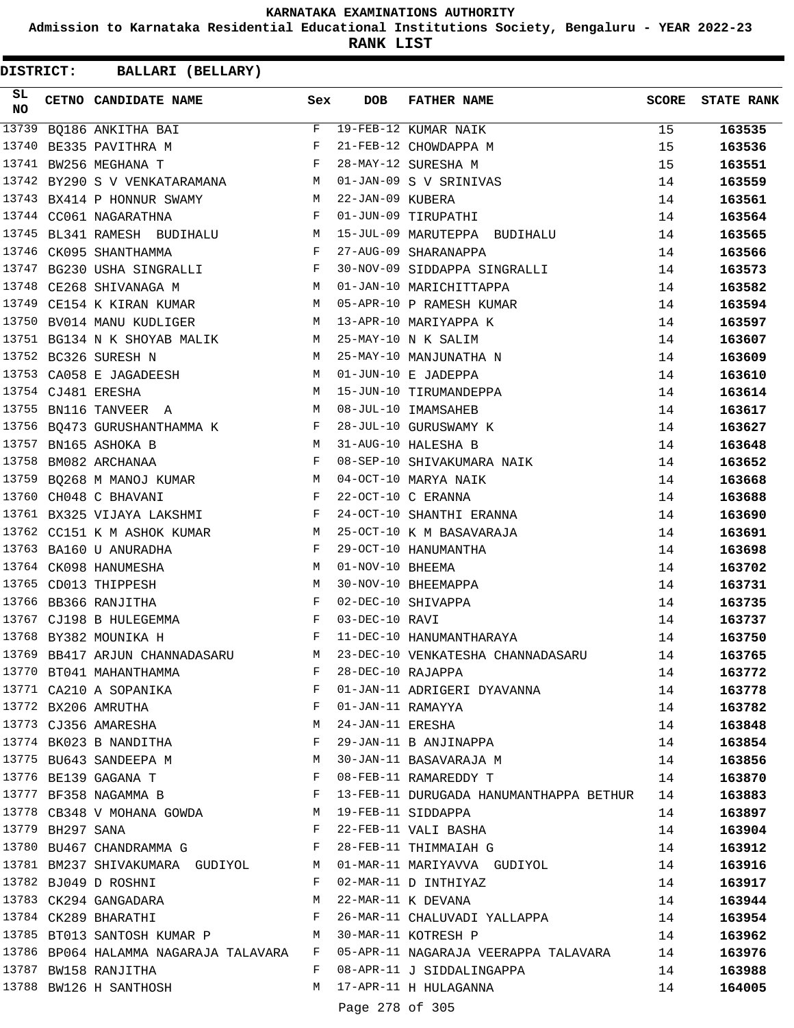**KARNATAKA EXAMINATIONS AUTHORITY**

**Admission to Karnataka Residential Educational Institutions Society, Bengaluru - YEAR 2022-23**

**RANK LIST**

**DISTRICT: BALLARI (BELLARY)**

| SL NO | CETNO | CANDIDATE NAME | Sex | DOB | FATHER NAME | SCORE | STATE RANK |
|---|---|---|---|---|---|---|---|
| 13739 | BQ186 | ANKITHA BAI | F | 19-FEB-12 | KUMAR NAIK | 15 | **163535** |
| 13740 | BE335 | PAVITHRA M | F | 21-FEB-12 | CHOWDAPPA M | 15 | **163536** |
| 13741 | BW256 | MEGHANA T | F | 28-MAY-12 | SURESHA M | 15 | **163551** |
| 13742 | BY290 | S V VENKATARAMANA | M | 01-JAN-09 | S V SRINIVAS | 14 | **163559** |
| 13743 | BX414 | P HONNUR SWAMY | M | 22-JAN-09 | KUBERA | 14 | **163561** |
| 13744 | CC061 | NAGARATHNA | F | 01-JUN-09 | TIRUPATHI | 14 | **163564** |
| 13745 | BL341 | RAMESH BUDIHALU | M | 15-JUL-09 | MARUTEPPA BUDIHALU | 14 | **163565** |
| 13746 | CK095 | SHANTHAMMA | F | 27-AUG-09 | SHARANAPPA | 14 | **163566** |
| 13747 | BG230 | USHA SINGRALLI | F | 30-NOV-09 | SIDDAPPA SINGRALLI | 14 | **163573** |
| 13748 | CE268 | SHIVANAGA M | M | 01-JAN-10 | MARICHITTAPPA | 14 | **163582** |
| 13749 | CE154 | K KIRAN KUMAR | M | 05-APR-10 | P RAMESH KUMAR | 14 | **163594** |
| 13750 | BV014 | MANU KUDLIGER | M | 13-APR-10 | MARIYAPPA K | 14 | **163597** |
| 13751 | BG134 | N K SHOYAB MALIK | M | 25-MAY-10 | N K SALIM | 14 | **163607** |
| 13752 | BC326 | SURESH N | M | 25-MAY-10 | MANJUNATHA N | 14 | **163609** |
| 13753 | CA058 | E JAGADEESH | M | 01-JUN-10 | E JADEPPA | 14 | **163610** |
| 13754 | CJ481 | ERESHA | M | 15-JUN-10 | TIRUMANDEPPA | 14 | **163614** |
| 13755 | BN116 | TANVEER A | M | 08-JUL-10 | IMAMSAHEB | 14 | **163617** |
| 13756 | BQ473 | GURUSHANTHAMMA K | F | 28-JUL-10 | GURUSWAMY K | 14 | **163627** |
| 13757 | BN165 | ASHOKA B | M | 31-AUG-10 | HALESHA B | 14 | **163648** |
| 13758 | BM082 | ARCHANAA | F | 08-SEP-10 | SHIVAKUMARA NAIK | 14 | **163652** |
| 13759 | BQ268 | M MANOJ KUMAR | M | 04-OCT-10 | MARYA NAIK | 14 | **163668** |
| 13760 | CH048 | C BHAVANI | F | 22-OCT-10 | C ERANNA | 14 | **163688** |
| 13761 | BX325 | VIJAYA LAKSHMI | F | 24-OCT-10 | SHANTHI ERANNA | 14 | **163690** |
| 13762 | CC151 | K M ASHOK KUMAR | M | 25-OCT-10 | K M BASAVARAJA | 14 | **163691** |
| 13763 | BA160 | U ANURADHA | F | 29-OCT-10 | HANUMANTHA | 14 | **163698** |
| 13764 | CK098 | HANUMESHA | M | 01-NOV-10 | BHEEMA | 14 | **163702** |
| 13765 | CD013 | THIPPESH | M | 30-NOV-10 | BHEEMAPPA | 14 | **163731** |
| 13766 | BB366 | RANJITHA | F | 02-DEC-10 | SHIVAPPA | 14 | **163735** |
| 13767 | CJ198 | B HULEGEMMA | F | 03-DEC-10 | RAVI | 14 | **163737** |
| 13768 | BY382 | MOUNIKA H | F | 11-DEC-10 | HANUMANTHARAYA | 14 | **163750** |
| 13769 | BB417 | ARJUN CHANNADASARU | M | 23-DEC-10 | VENKATESHA CHANNADASARU | 14 | **163765** |
| 13770 | BT041 | MAHANTHAMMA | F | 28-DEC-10 | RAJAPPA | 14 | **163772** |
| 13771 | CA210 | A SOPANIKA | F | 01-JAN-11 | ADRIGERI DYAVANNA | 14 | **163778** |
| 13772 | BX206 | AMRUTHA | F | 01-JAN-11 | RAMAYYA | 14 | **163782** |
| 13773 | CJ356 | AMARESHA | M | 24-JAN-11 | ERESHA | 14 | **163848** |
| 13774 | BK023 | B NANDITHA | F | 29-JAN-11 | B ANJINAPPA | 14 | **163854** |
| 13775 | BU643 | SANDEEPA M | M | 30-JAN-11 | BASAVARAJA M | 14 | **163856** |
| 13776 | BE139 | GAGANA T | F | 08-FEB-11 | RAMAREDDY T | 14 | **163870** |
| 13777 | BF358 | NAGAMMA B | F | 13-FEB-11 | DURUGADA HANUMANTHAPPA BETHUR | 14 | **163883** |
| 13778 | CB348 | V MOHANA GOWDA | M | 19-FEB-11 | SIDDAPPA | 14 | **163897** |
| 13779 | BH297 | SANA | F | 22-FEB-11 | VALI BASHA | 14 | **163904** |
| 13780 | BU467 | CHANDRAMMA G | F | 28-FEB-11 | THIMMAIAH G | 14 | **163912** |
| 13781 | BM237 | SHIVAKUMARA GUDIYOL | M | 01-MAR-11 | MARIYAVVA GUDIYOL | 14 | **163916** |
| 13782 | BJ049 | D ROSHNI | F | 02-MAR-11 | D INTHIYAZ | 14 | **163917** |
| 13783 | CK294 | GANGADARA | M | 22-MAR-11 | K DEVANA | 14 | **163944** |
| 13784 | CK289 | BHARATHI | F | 26-MAR-11 | CHALUVADI YALLAPPA | 14 | **163954** |
| 13785 | BT013 | SANTOSH KUMAR P | M | 30-MAR-11 | KOTRESH P | 14 | **163962** |
| 13786 | BP064 | HALAMMA NAGARAJA TALAVARA | F | 05-APR-11 | NAGARAJA VEERAPPA TALAVARA | 14 | **163976** |
| 13787 | BW158 | RANJITHA | F | 08-APR-11 | J SIDDALINGAPPA | 14 | **163988** |
| 13788 | BW126 | H SANTHOSH | M | 17-APR-11 | H HULAGANNA | 14 | **164005** |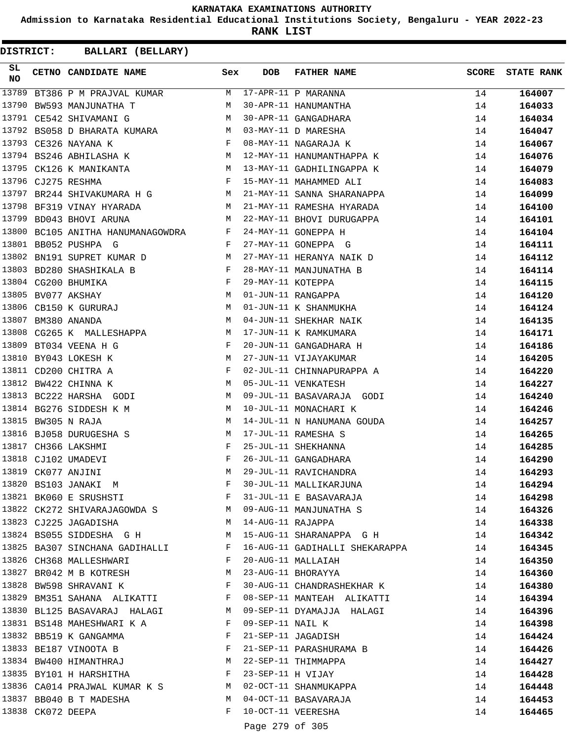KARNATAKA EXAMINATIONS AUTHORITY

Admission to Karnataka Residential Educational Institutions Society, Bengaluru - YEAR 2022-23

**RANK LIST**

**DISTRICT: BALLARI (BELLARY)**

| SL NO | CETNO | CANDIDATE NAME | Sex | DOB | FATHER NAME | SCORE | STATE RANK |
|---|---|---|---|---|---|---|---|
| 13789 | BT386 | P M PRAJVAL KUMAR | M | 17-APR-11 | P MARANNA | 14 | 164007 |
| 13790 | BW593 | MANJUNATHA T | M | 30-APR-11 | HANUMANTHA | 14 | 164033 |
| 13791 | CE542 | SHIVAMANI G | M | 30-APR-11 | GANGADHARA | 14 | 164034 |
| 13792 | BS058 | D BHARATA KUMARA | M | 03-MAY-11 | D MARESHA | 14 | 164047 |
| 13793 | CE326 | NAYANA K | F | 08-MAY-11 | NAGARAJA K | 14 | 164067 |
| 13794 | BS246 | ABHILASHA K | M | 12-MAY-11 | HANUMANTHAPPA K | 14 | 164076 |
| 13795 | CK126 | K MANIKANTA | M | 13-MAY-11 | GADHILINGAPPA K | 14 | 164079 |
| 13796 | CJ275 | RESHMA | F | 15-MAY-11 | MAHAMMED ALI | 14 | 164083 |
| 13797 | BR244 | SHIVAKUMARA H G | M | 21-MAY-11 | SANNA SHARANAPPA | 14 | 164099 |
| 13798 | BF319 | VINAY HYARADA | M | 21-MAY-11 | RAMESHA HYARADA | 14 | 164100 |
| 13799 | BD043 | BHOVI ARUNA | M | 22-MAY-11 | BHOVI DURUGAPPA | 14 | 164101 |
| 13800 | BC105 | ANITHA HANUMANAGOWDRA | F | 24-MAY-11 | GONEPPA H | 14 | 164104 |
| 13801 | BB052 | PUSHPA G | F | 27-MAY-11 | GONEPPA G | 14 | 164111 |
| 13802 | BN191 | SUPRET KUMAR D | M | 27-MAY-11 | HERANYA NAIK D | 14 | 164112 |
| 13803 | BD280 | SHASHIKALA B | F | 28-MAY-11 | MANJUNATHA B | 14 | 164114 |
| 13804 | CG200 | BHUMIKA | F | 29-MAY-11 | KOTEPPA | 14 | 164115 |
| 13805 | BV077 | AKSHAY | M | 01-JUN-11 | RANGAPPA | 14 | 164120 |
| 13806 | CB150 | K GURURAJ | M | 01-JUN-11 | K SHANMUKHA | 14 | 164124 |
| 13807 | BM380 | ANANDA | M | 04-JUN-11 | SHEKHAR NAIK | 14 | 164135 |
| 13808 | CG265 | K MALLESHAPPA | M | 17-JUN-11 | K RAMKUMARA | 14 | 164171 |
| 13809 | BT034 | VEENA H G | F | 20-JUN-11 | GANGADHARA H | 14 | 164186 |
| 13810 | BY043 | LOKESH K | M | 27-JUN-11 | VIJAYAKUMAR | 14 | 164205 |
| 13811 | CD200 | CHITRA A | F | 02-JUL-11 | CHINNAPURAPPA A | 14 | 164220 |
| 13812 | BW422 | CHINNA K | M | 05-JUL-11 | VENKATESH | 14 | 164227 |
| 13813 | BC222 | HARSHA GODI | M | 09-JUL-11 | BASAVARAJA GODI | 14 | 164240 |
| 13814 | BG276 | SIDDESH K M | M | 10-JUL-11 | MONACHARI K | 14 | 164246 |
| 13815 | BW305 | N RAJA | M | 14-JUL-11 | N HANUMANA GOUDA | 14 | 164257 |
| 13816 | BJ058 | DURUGESHA S | M | 17-JUL-11 | RAMESHA S | 14 | 164265 |
| 13817 | CH366 | LAKSHMI | F | 25-JUL-11 | SHEKHANNA | 14 | 164285 |
| 13818 | CJ102 | UMADEVI | F | 26-JUL-11 | GANGADHARA | 14 | 164290 |
| 13819 | CK077 | ANJINI | M | 29-JUL-11 | RAVICHANDRA | 14 | 164293 |
| 13820 | BS103 | JANAKI M | F | 30-JUL-11 | MALLIKARJUNA | 14 | 164294 |
| 13821 | BK060 | E SRUSHSTI | F | 31-JUL-11 | E BASAVARAJA | 14 | 164298 |
| 13822 | CK272 | SHIVARAJAGOWDA S | M | 09-AUG-11 | MANJUNATHA S | 14 | 164326 |
| 13823 | CJ225 | JAGADISHA | M | 14-AUG-11 | RAJAPPA | 14 | 164338 |
| 13824 | BS055 | SIDDESHA G H | M | 15-AUG-11 | SHARANAPPA G H | 14 | 164342 |
| 13825 | BA307 | SINCHANA GADIHALLI | F | 16-AUG-11 | GADIHALLI SHEKARAPPA | 14 | 164345 |
| 13826 | CH368 | MALLESHWARI | F | 20-AUG-11 | MALLAIAH | 14 | 164350 |
| 13827 | BR042 | M B KOTRESH | M | 23-AUG-11 | BHORAYYA | 14 | 164360 |
| 13828 | BW598 | SHRAVANI K | F | 30-AUG-11 | CHANDRASHEKHAR K | 14 | 164380 |
| 13829 | BM351 | SAHANA ALIKATTI | F | 08-SEP-11 | MANTEAH ALIKATTI | 14 | 164394 |
| 13830 | BL125 | BASAVARAJ HALAGI | M | 09-SEP-11 | DYAMAJJA HALAGI | 14 | 164396 |
| 13831 | BS148 | MAHESHWARI K A | F | 09-SEP-11 | NAIL K | 14 | 164398 |
| 13832 | BB519 | K GANGAMMA | F | 21-SEP-11 | JAGADISH | 14 | 164424 |
| 13833 | BE187 | VINOOTA B | F | 21-SEP-11 | PARASHURAMA B | 14 | 164426 |
| 13834 | BW400 | HIMANTHRAJ | M | 22-SEP-11 | THIMMAPPA | 14 | 164427 |
| 13835 | BY101 | H HARSHITHA | F | 23-SEP-11 | H VIJAY | 14 | 164428 |
| 13836 | CA014 | PRAJWAL KUMAR K S | M | 02-OCT-11 | SHANMUKAPPA | 14 | 164448 |
| 13837 | BB040 | B T MADESHA | M | 04-OCT-11 | BASAVARAJA | 14 | 164453 |
| 13838 | CK072 | DEEPA | F | 10-OCT-11 | VEERESHA | 14 | 164465 |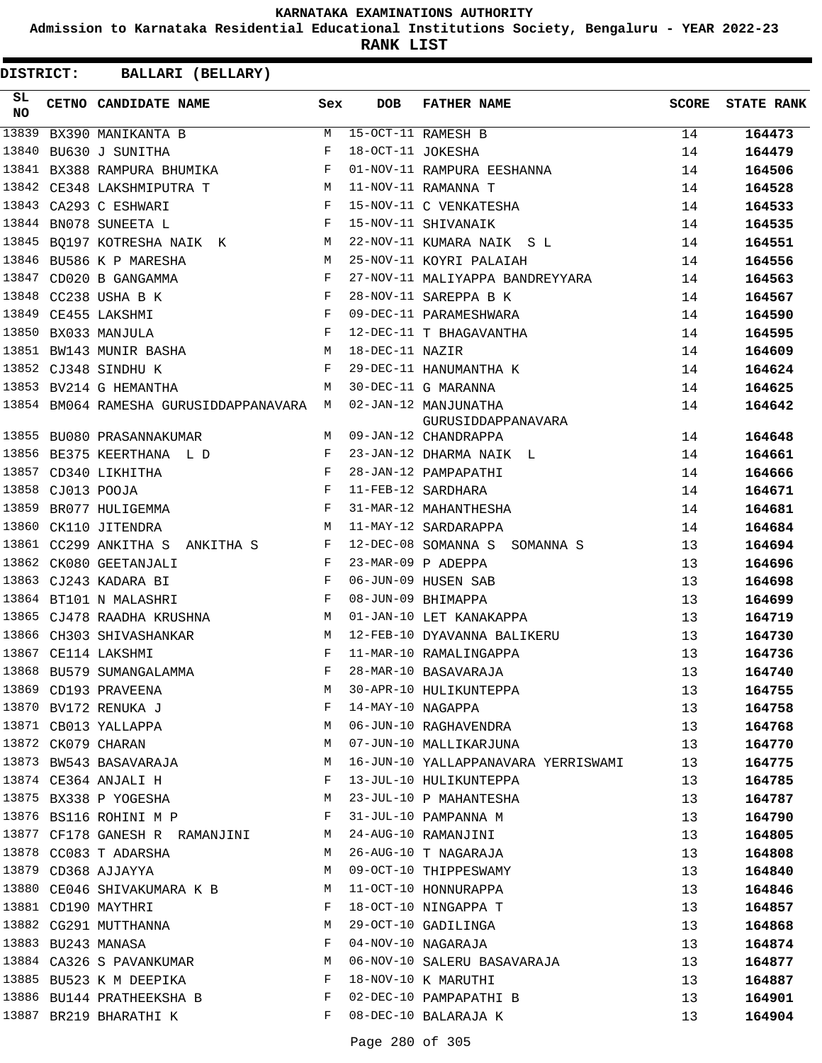# KARNATAKA EXAMINATIONS AUTHORITY

**Admission to Karnataka Residential Educational Institutions Society, Bengaluru - YEAR 2022-23**

**RANK LIST**

**DISTRICT: BALLARI (BELLARY)**

| SL NO | CETNO | CANDIDATE NAME | Sex | DOB | FATHER NAME | SCORE | STATE RANK |
|---|---|---|---|---|---|---|---|
| 13839 | BX390 | MANIKANTA B | M | 15-OCT-11 | RAMESH B | 14 | **164473** |
| 13840 | BU630 | J SUNITHA | F | 18-OCT-11 | JOKESHA | 14 | **164479** |
| 13841 | BX388 | RAMPURA BHUMIKA | F | 01-NOV-11 | RAMPURA EESHANNA | 14 | **164506** |
| 13842 | CE348 | LAKSHMIPUTRA T | M | 11-NOV-11 | RAMANNA T | 14 | **164528** |
| 13843 | CA293 | C ESHWARI | F | 15-NOV-11 | C VENKATESHA | 14 | **164533** |
| 13844 | BN078 | SUNEETA L | F | 15-NOV-11 | SHIVANAIK | 14 | **164535** |
| 13845 | BQ197 | KOTRESHA NAIK K | M | 22-NOV-11 | KUMARA NAIK S L | 14 | **164551** |
| 13846 | BU586 | K P MARESHA | M | 25-NOV-11 | KOYRI PALAIAH | 14 | **164556** |
| 13847 | CD020 | B GANGAMMA | F | 27-NOV-11 | MALIYAPPA BANDREYYARA | 14 | **164563** |
| 13848 | CC238 | USHA B K | F | 28-NOV-11 | SAREPPA B K | 14 | **164567** |
| 13849 | CE455 | LAKSHMI | F | 09-DEC-11 | PARAMESHWARA | 14 | **164590** |
| 13850 | BX033 | MANJULA | F | 12-DEC-11 | T BHAGAVANTHA | 14 | **164595** |
| 13851 | BW143 | MUNIR BASHA | M | 18-DEC-11 | NAZIR | 14 | **164609** |
| 13852 | CJ348 | SINDHU K | F | 29-DEC-11 | HANUMANTHA K | 14 | **164624** |
| 13853 | BV214 | G HEMANTHA | M | 30-DEC-11 | G MARANNA | 14 | **164625** |
| 13854 | BM064 | RAMESHA GURUSIDDAPPANAVARA | M | 02-JAN-12 | MANJUNATHA GURUSIDDAPPANAVARA | 14 | **164642** |
| 13855 | BU080 | PRASANNAKUMAR | M | 09-JAN-12 | CHANDRAPPA | 14 | **164648** |
| 13856 | BE375 | KEERTHANA L D | F | 23-JAN-12 | DHARMA NAIK L | 14 | **164661** |
| 13857 | CD340 | LIKHITHA | F | 28-JAN-12 | PAMPAPATHI | 14 | **164666** |
| 13858 | CJ013 | POOJA | F | 11-FEB-12 | SARDHARA | 14 | **164671** |
| 13859 | BR077 | HULIGEMMA | F | 31-MAR-12 | MAHANTHESHA | 14 | **164681** |
| 13860 | CK110 | JITENDRA | M | 11-MAY-12 | SARDARAPPA | 14 | **164684** |
| 13861 | CC299 | ANKITHA S ANKITHA S | F | 12-DEC-08 | SOMANNA S SOMANNA S | 13 | **164694** |
| 13862 | CK080 | GEETANJALI | F | 23-MAR-09 | P ADEPPA | 13 | **164696** |
| 13863 | CJ243 | KADARA BI | F | 06-JUN-09 | HUSEN SAB | 13 | **164698** |
| 13864 | BT101 | N MALASHRI | F | 08-JUN-09 | BHIMAPPA | 13 | **164699** |
| 13865 | CJ478 | RAADHA KRUSHNA | M | 01-JAN-10 | LET KANAKAPPA | 13 | **164719** |
| 13866 | CH303 | SHIVASHANKAR | M | 12-FEB-10 | DYAVANNA BALIKERU | 13 | **164730** |
| 13867 | CE114 | LAKSHMI | F | 11-MAR-10 | RAMALINGAPPA | 13 | **164736** |
| 13868 | BU579 | SUMANGALAMMA | F | 28-MAR-10 | BASAVARAJA | 13 | **164740** |
| 13869 | CD193 | PRAVEENA | M | 30-APR-10 | HULIKUNTEPPA | 13 | **164755** |
| 13870 | BV172 | RENUKA J | F | 14-MAY-10 | NAGAPPA | 13 | **164758** |
| 13871 | CB013 | YALLAPPA | M | 06-JUN-10 | RAGHAVENDRA | 13 | **164768** |
| 13872 | CK079 | CHARAN | M | 07-JUN-10 | MALLIKARJUNA | 13 | **164770** |
| 13873 | BW543 | BASAVARAJA | M | 16-JUN-10 | YALLAPPANAVARA YERRISWAMI | 13 | **164775** |
| 13874 | CE364 | ANJALI H | F | 13-JUL-10 | HULIKUNTEPPA | 13 | **164785** |
| 13875 | BX338 | P YOGESHA | M | 23-JUL-10 | P MAHANTESHA | 13 | **164787** |
| 13876 | BS116 | ROHINI M P | F | 31-JUL-10 | PAMPANNA M | 13 | **164790** |
| 13877 | CF178 | GANESH R RAMANJINI | M | 24-AUG-10 | RAMANJINI | 13 | **164805** |
| 13878 | CC083 | T ADARSHA | M | 26-AUG-10 | T NAGARAJA | 13 | **164808** |
| 13879 | CD368 | AJJAYYA | M | 09-OCT-10 | THIPPESWAMY | 13 | **164840** |
| 13880 | CE046 | SHIVAKUMARA K B | M | 11-OCT-10 | HONNURAPPA | 13 | **164846** |
| 13881 | CD190 | MAYTHRI | F | 18-OCT-10 | NINGAPPA T | 13 | **164857** |
| 13882 | CG291 | MUTTHANNA | M | 29-OCT-10 | GADILINGA | 13 | **164868** |
| 13883 | BU243 | MANASA | F | 04-NOV-10 | NAGARAJA | 13 | **164874** |
| 13884 | CA326 | S PAVANKUMAR | M | 06-NOV-10 | SALERU BASAVARAJA | 13 | **164877** |
| 13885 | BU523 | K M DEEPIKA | F | 18-NOV-10 | K MARUTHI | 13 | **164887** |
| 13886 | BU144 | PRATHEEKSHA B | F | 02-DEC-10 | PAMPAPATHI B | 13 | **164901** |
| 13887 | BR219 | BHARATHI K | F | 08-DEC-10 | BALARAJA K | 13 | **164904** |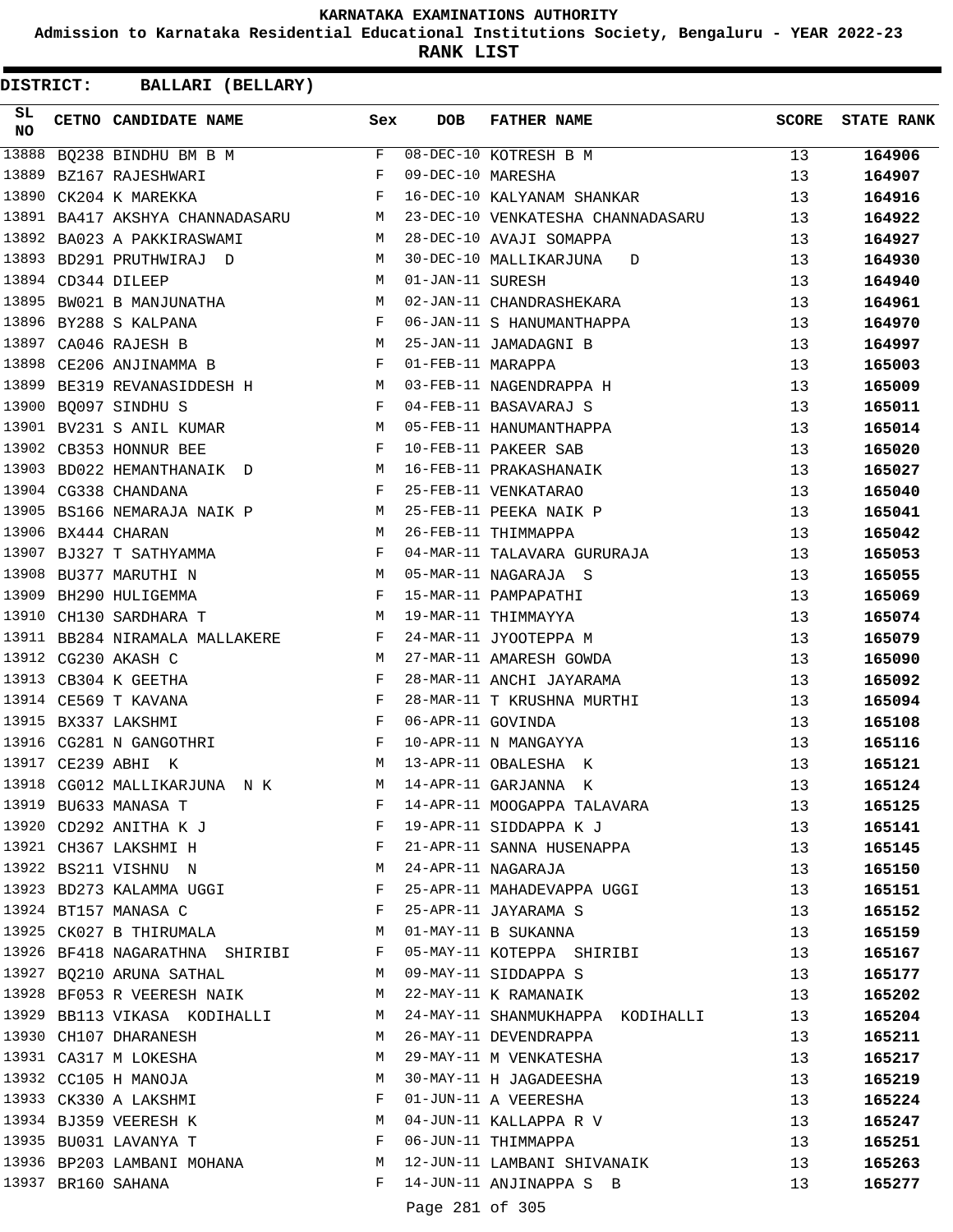# KARNATAKA EXAMINATIONS AUTHORITY

**Admission to Karnataka Residential Educational Institutions Society, Bengaluru - YEAR 2022-23**

**RANK LIST**

**DISTRICT: BALLARI (BELLARY)**

| SL NO | CETNO | CANDIDATE NAME | Sex | DOB | FATHER NAME | SCORE | STATE RANK |
|---|---|---|---|---|---|---|---|
| 13888 | BQ238 | BINDHU BM B M | F | 08-DEC-10 | KOTRESH B M | 13 | 164906 |
| 13889 | BZ167 | RAJESHWARI | F | 09-DEC-10 | MARESHA | 13 | 164907 |
| 13890 | CK204 | K MAREKKA | F | 16-DEC-10 | KALYANAM SHANKAR | 13 | 164916 |
| 13891 | BA417 | AKSHYA CHANNADASARU | M | 23-DEC-10 | VENKATESHA CHANNADASARU | 13 | 164922 |
| 13892 | BA023 | A PAKKIRASWAMI | M | 28-DEC-10 | AVAJI SOMAPPA | 13 | 164927 |
| 13893 | BD291 | PRUTHWIRAJ D | M | 30-DEC-10 | MALLIKARJUNA D | 13 | 164930 |
| 13894 | CD344 | DILEEP | M | 01-JAN-11 | SURESH | 13 | 164940 |
| 13895 | BW021 | B MANJUNATHA | M | 02-JAN-11 | CHANDRASHEKARA | 13 | 164961 |
| 13896 | BY288 | S KALPANA | F | 06-JAN-11 | S HANUMANTHAPPA | 13 | 164970 |
| 13897 | CA046 | RAJESH B | M | 25-JAN-11 | JAMADAGNI B | 13 | 164997 |
| 13898 | CE206 | ANJINAMMA B | F | 01-FEB-11 | MARAPPA | 13 | 165003 |
| 13899 | BE319 | REVANASIDDESH H | M | 03-FEB-11 | NAGENDRAPPA H | 13 | 165009 |
| 13900 | BQ097 | SINDHU S | F | 04-FEB-11 | BASAVARAJ S | 13 | 165011 |
| 13901 | BV231 | S ANIL KUMAR | M | 05-FEB-11 | HANUMANTHAPPA | 13 | 165014 |
| 13902 | CB353 | HONNUR BEE | F | 10-FEB-11 | PAKEER SAB | 13 | 165020 |
| 13903 | BD022 | HEMANTHANAIK D | M | 16-FEB-11 | PRAKASHANAIK | 13 | 165027 |
| 13904 | CG338 | CHANDANA | F | 25-FEB-11 | VENKATARAO | 13 | 165040 |
| 13905 | BS166 | NEMARAJA NAIK P | M | 25-FEB-11 | PEEKA NAIK P | 13 | 165041 |
| 13906 | BX444 | CHARAN | M | 26-FEB-11 | THIMMAPPA | 13 | 165042 |
| 13907 | BJ327 | T SATHYAMMA | F | 04-MAR-11 | TALAVARA GURURAJA | 13 | 165053 |
| 13908 | BU377 | MARUTHI N | M | 05-MAR-11 | NAGARAJA S | 13 | 165055 |
| 13909 | BH290 | HULIGEMMA | F | 15-MAR-11 | PAMPAPATHI | 13 | 165069 |
| 13910 | CH130 | SARDHARA T | M | 19-MAR-11 | THIMMAYYA | 13 | 165074 |
| 13911 | BB284 | NIRAMALA MALLAKERE | F | 24-MAR-11 | JYOOTEPPA M | 13 | 165079 |
| 13912 | CG230 | AKASH C | M | 27-MAR-11 | AMARESH GOWDA | 13 | 165090 |
| 13913 | CB304 | K GEETHA | F | 28-MAR-11 | ANCHI JAYARAMA | 13 | 165092 |
| 13914 | CE569 | T KAVANA | F | 28-MAR-11 | T KRUSHNA MURTHI | 13 | 165094 |
| 13915 | BX337 | LAKSHMI | F | 06-APR-11 | GOVINDA | 13 | 165108 |
| 13916 | CG281 | N GANGOTHRI | F | 10-APR-11 | N MANGAYYA | 13 | 165116 |
| 13917 | CE239 | ABHI K | M | 13-APR-11 | OBALESHA K | 13 | 165121 |
| 13918 | CG012 | MALLIKARJUNA N K | M | 14-APR-11 | GARJANNA K | 13 | 165124 |
| 13919 | BU633 | MANASA T | F | 14-APR-11 | MOOGAPPA TALAVARA | 13 | 165125 |
| 13920 | CD292 | ANITHA K J | F | 19-APR-11 | SIDDAPPA K J | 13 | 165141 |
| 13921 | CH367 | LAKSHMI H | F | 21-APR-11 | SANNA HUSENAPPA | 13 | 165145 |
| 13922 | BS211 | VISHNU N | M | 24-APR-11 | NAGARAJA | 13 | 165150 |
| 13923 | BD273 | KALAMMA UGGI | F | 25-APR-11 | MAHADEVAPPA UGGI | 13 | 165151 |
| 13924 | BT157 | MANASA C | F | 25-APR-11 | JAYARAMA S | 13 | 165152 |
| 13925 | CK027 | B THIRUMALA | M | 01-MAY-11 | B SUKANNA | 13 | 165159 |
| 13926 | BF418 | NAGARATHNA SHIRIBI | F | 05-MAY-11 | KOTEPPA SHIRIBI | 13 | 165167 |
| 13927 | BQ210 | ARUNA SATHAL | M | 09-MAY-11 | SIDDAPPA S | 13 | 165177 |
| 13928 | BF053 | R VEERESH NAIK | M | 22-MAY-11 | K RAMANAIK | 13 | 165202 |
| 13929 | BB113 | VIKASA KODIHALLI | M | 24-MAY-11 | SHANMUKHAPPA KODIHALLI | 13 | 165204 |
| 13930 | CH107 | DHARANESH | M | 26-MAY-11 | DEVENDRAPPA | 13 | 165211 |
| 13931 | CA317 | M LOKESHA | M | 29-MAY-11 | M VENKATESHA | 13 | 165217 |
| 13932 | CC105 | H MANOJA | M | 30-MAY-11 | H JAGADEESHA | 13 | 165219 |
| 13933 | CK330 | A LAKSHMI | F | 01-JUN-11 | A VEERESHA | 13 | 165224 |
| 13934 | BJ359 | VEERESH K | M | 04-JUN-11 | KALLAPPA R V | 13 | 165247 |
| 13935 | BU031 | LAVANYA T | F | 06-JUN-11 | THIMMAPPA | 13 | 165251 |
| 13936 | BP203 | LAMBANI MOHANA | M | 12-JUN-11 | LAMBANI SHIVANAIK | 13 | 165263 |
| 13937 | BR160 | SAHANA | F | 14-JUN-11 | ANJINAPPA S B | 13 | 165277 |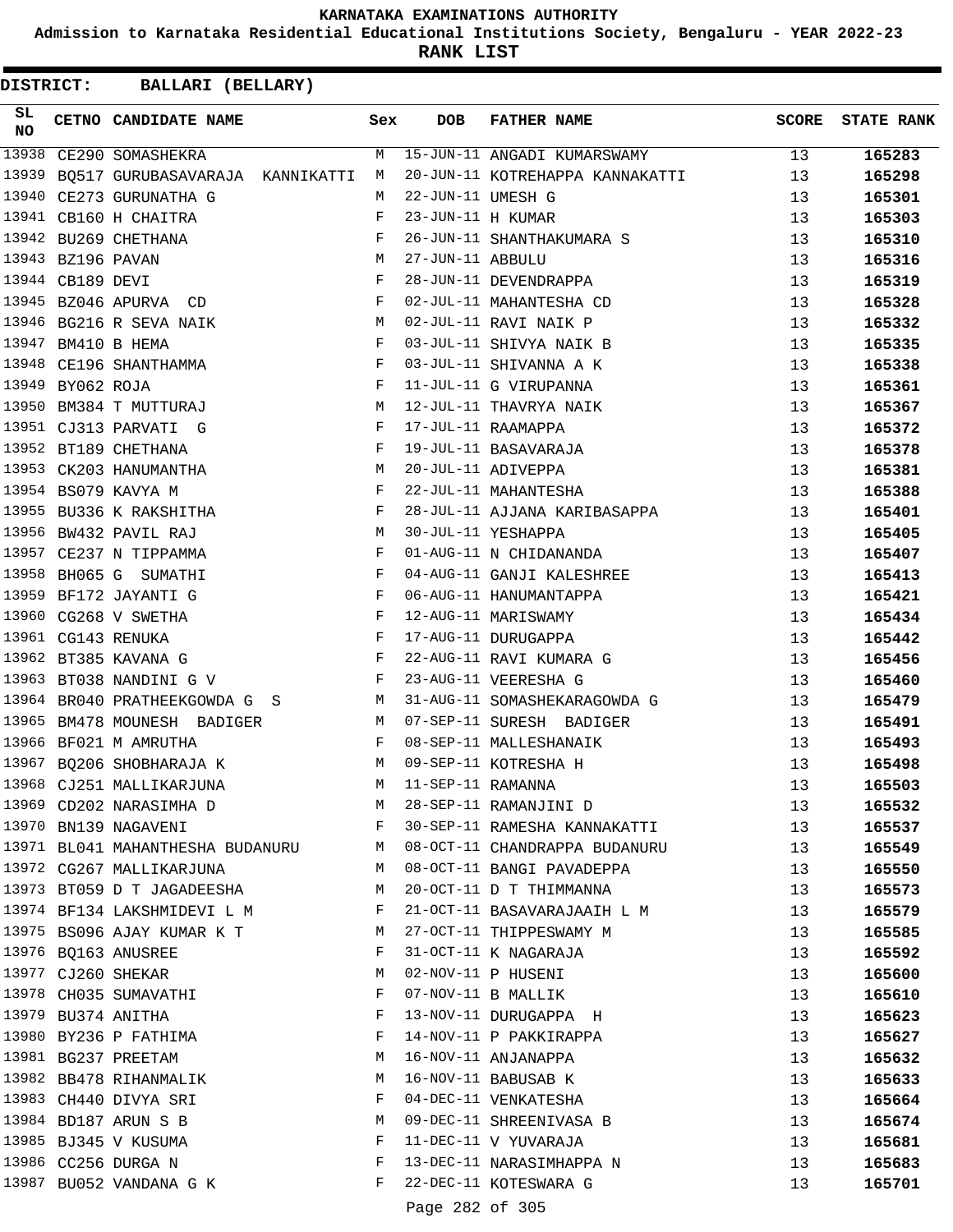# KARNATAKA EXAMINATIONS AUTHORITY

**Admission to Karnataka Residential Educational Institutions Society, Bengaluru - YEAR 2022-23**

**RANK LIST**

**DISTRICT: BALLARI (BELLARY)**

| SL NO | CETNO | CANDIDATE NAME | Sex | DOB | FATHER NAME | SCORE | STATE RANK |
|---|---|---|---|---|---|---|---|
| 13938 | CE290 | SOMASHEKRA | M | 15-JUN-11 | ANGADI KUMARSWAMY | 13 | 165283 |
| 13939 | BQ517 | GURUBASAVARAJA KANNIKATTI | M | 20-JUN-11 | KOTREHAPPA KANNAKATTI | 13 | 165298 |
| 13940 | CE273 | GURUNATHA G | M | 22-JUN-11 | UMESH G | 13 | 165301 |
| 13941 | CB160 | H CHAITRA | F | 23-JUN-11 | H KUMAR | 13 | 165303 |
| 13942 | BU269 | CHETHANA | F | 26-JUN-11 | SHANTHAKUMARA S | 13 | 165310 |
| 13943 | BZ196 | PAVAN | M | 27-JUN-11 | ABBULU | 13 | 165316 |
| 13944 | CB189 | DEVI | F | 28-JUN-11 | DEVENDRAPPA | 13 | 165319 |
| 13945 | BZ046 | APURVA CD | F | 02-JUL-11 | MAHANTESHA CD | 13 | 165328 |
| 13946 | BG216 | R SEVA NAIK | M | 02-JUL-11 | RAVI NAIK P | 13 | 165332 |
| 13947 | BM410 | B HEMA | F | 03-JUL-11 | SHIVYA NAIK B | 13 | 165335 |
| 13948 | CE196 | SHANTHAMMA | F | 03-JUL-11 | SHIVANNA A K | 13 | 165338 |
| 13949 | BY062 | ROJA | F | 11-JUL-11 | G VIRUPANNA | 13 | 165361 |
| 13950 | BM384 | T MUTTURAJ | M | 12-JUL-11 | THAVRYA NAIK | 13 | 165367 |
| 13951 | CJ313 | PARVATI G | F | 17-JUL-11 | RAAMAPPA | 13 | 165372 |
| 13952 | BT189 | CHETHANA | F | 19-JUL-11 | BASAVARAJA | 13 | 165378 |
| 13953 | CK203 | HANUMANTHA | M | 20-JUL-11 | ADIVEPPA | 13 | 165381 |
| 13954 | BS079 | KAVYA M | F | 22-JUL-11 | MAHANTESHA | 13 | 165388 |
| 13955 | BU336 | K RAKSHITHA | F | 28-JUL-11 | AJJANA KARIBASAPPA | 13 | 165401 |
| 13956 | BW432 | PAVIL RAJ | M | 30-JUL-11 | YESHAPPA | 13 | 165405 |
| 13957 | CE237 | N TIPPAMMA | F | 01-AUG-11 | N CHIDANANDA | 13 | 165407 |
| 13958 | BH065 | G SUMATHI | F | 04-AUG-11 | GANJI KALESHREE | 13 | 165413 |
| 13959 | BF172 | JAYANTI G | F | 06-AUG-11 | HANUMANTAPPA | 13 | 165421 |
| 13960 | CG268 | V SWETHA | F | 12-AUG-11 | MARISWAMY | 13 | 165434 |
| 13961 | CG143 | RENUKA | F | 17-AUG-11 | DURUGAPPA | 13 | 165442 |
| 13962 | BT385 | KAVANA G | F | 22-AUG-11 | RAVI KUMARA G | 13 | 165456 |
| 13963 | BT038 | NANDINI G V | F | 23-AUG-11 | VEERESHA G | 13 | 165460 |
| 13964 | BR040 | PRATHEEKGOWDA G S | M | 31-AUG-11 | SOMASHEKARAGOWDA G | 13 | 165479 |
| 13965 | BM478 | MOUNESH BADIGER | M | 07-SEP-11 | SURESH BADIGER | 13 | 165491 |
| 13966 | BF021 | M AMRUTHA | F | 08-SEP-11 | MALLESHANAIK | 13 | 165493 |
| 13967 | BQ206 | SHOBHARAJA K | M | 09-SEP-11 | KOTRESHA H | 13 | 165498 |
| 13968 | CJ251 | MALLIKARJUNA | M | 11-SEP-11 | RAMANNA | 13 | 165503 |
| 13969 | CD202 | NARASIMHA D | M | 28-SEP-11 | RAMANJINI D | 13 | 165532 |
| 13970 | BN139 | NAGAVENI | F | 30-SEP-11 | RAMESHA KANNAKATTI | 13 | 165537 |
| 13971 | BL041 | MAHANTHESHA BUDANURU | M | 08-OCT-11 | CHANDRAPPA BUDANURU | 13 | 165549 |
| 13972 | CG267 | MALLIKARJUNA | M | 08-OCT-11 | BANGI PAVADEPPA | 13 | 165550 |
| 13973 | BT059 | D T JAGADEESHA | M | 20-OCT-11 | D T THIMMANNA | 13 | 165573 |
| 13974 | BF134 | LAKSHMIDEVI L M | F | 21-OCT-11 | BASAVARAJAAIH L M | 13 | 165579 |
| 13975 | BS096 | AJAY KUMAR K T | M | 27-OCT-11 | THIPPESWAMY M | 13 | 165585 |
| 13976 | BQ163 | ANUSREE | F | 31-OCT-11 | K NAGARAJA | 13 | 165592 |
| 13977 | CJ260 | SHEKAR | M | 02-NOV-11 | P HUSENI | 13 | 165600 |
| 13978 | CH035 | SUMAVATHI | F | 07-NOV-11 | B MALLIK | 13 | 165610 |
| 13979 | BU374 | ANITHA | F | 13-NOV-11 | DURUGAPPA H | 13 | 165623 |
| 13980 | BY236 | P FATHIMA | F | 14-NOV-11 | P PAKKIRAPPA | 13 | 165627 |
| 13981 | BG237 | PREETAM | M | 16-NOV-11 | ANJANAPPA | 13 | 165632 |
| 13982 | BB478 | RIHANMALIK | M | 16-NOV-11 | BABUSAB K | 13 | 165633 |
| 13983 | CH440 | DIVYA SRI | F | 04-DEC-11 | VENKATESHA | 13 | 165664 |
| 13984 | BD187 | ARUN S B | M | 09-DEC-11 | SHREENIVASA B | 13 | 165674 |
| 13985 | BJ345 | V KUSUMA | F | 11-DEC-11 | V YUVARAJA | 13 | 165681 |
| 13986 | CC256 | DURGA N | F | 13-DEC-11 | NARASIMHAPPA N | 13 | 165683 |
| 13987 | BU052 | VANDANA G K | F | 22-DEC-11 | KOTESWARA G | 13 | 165701 |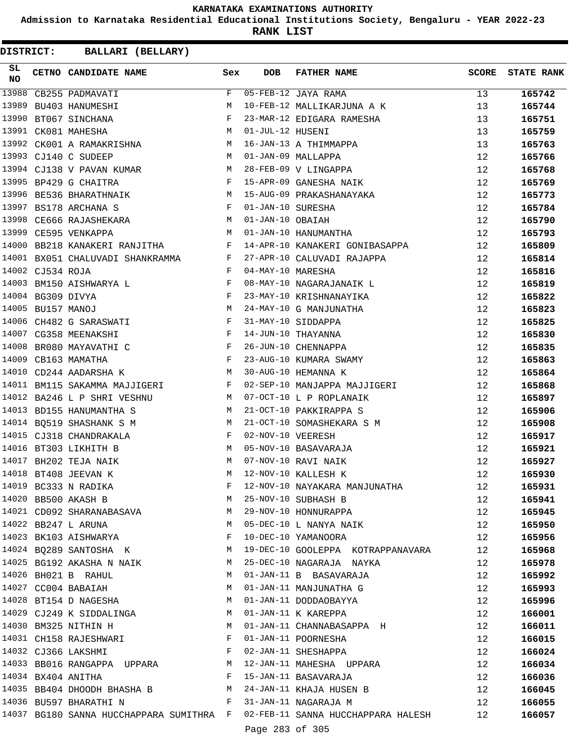# KARNATAKA EXAMINATIONS AUTHORITY

**Admission to Karnataka Residential Educational Institutions Society, Bengaluru - YEAR 2022-23**

**RANK LIST**

**DISTRICT: BALLARI (BELLARY)**

| SL NO | CETNO | CANDIDATE NAME | Sex | DOB | FATHER NAME | SCORE | STATE RANK |
|---|---|---|---|---|---|---|---|
| 13988 | CB255 | PADMAVATI | F | 05-FEB-12 | JAYA RAMA | 13 | 165742 |
| 13989 | BU403 | HANUMESHI | M | 10-FEB-12 | MALLIKARJUNA A K | 13 | 165744 |
| 13990 | BT067 | SINCHANA | F | 23-MAR-12 | EDIGARA RAMESHA | 13 | 165751 |
| 13991 | CK081 | MAHESHA | M | 01-JUL-12 | HUSENI | 13 | 165759 |
| 13992 | CK001 | A RAMAKRISHNA | M | 16-JAN-13 | A THIMMAPPA | 13 | 165763 |
| 13993 | CJ140 | C SUDEEP | M | 01-JAN-09 | MALLAPPA | 12 | 165766 |
| 13994 | CJ138 | V PAVAN KUMAR | M | 28-FEB-09 | V LINGAPPA | 12 | 165768 |
| 13995 | BP429 | G CHAITRA | F | 15-APR-09 | GANESHA NAIK | 12 | 165769 |
| 13996 | BE536 | BHARATHNAIK | M | 15-AUG-09 | PRAKASHANAYAKA | 12 | 165773 |
| 13997 | BS178 | ARCHANA S | F | 01-JAN-10 | SURESHA | 12 | 165784 |
| 13998 | CE666 | RAJASHEKARA | M | 01-JAN-10 | OBAIAH | 12 | 165790 |
| 13999 | CE595 | VENKAPPA | M | 01-JAN-10 | HANUMANTHA | 12 | 165793 |
| 14000 | BB218 | KANAKERI RANJITHA | F | 14-APR-10 | KANAKERI GONIBASAPPA | 12 | 165809 |
| 14001 | BX051 | CHALUVADI SHANKRAMMA | F | 27-APR-10 | CALUVADI RAJAPPA | 12 | 165814 |
| 14002 | CJ534 | ROJA | F | 04-MAY-10 | MARESHA | 12 | 165816 |
| 14003 | BM150 | AISHWARYA L | F | 08-MAY-10 | NAGARAJANAIK L | 12 | 165819 |
| 14004 | BG309 | DIVYA | F | 23-MAY-10 | KRISHNANAYIKA | 12 | 165822 |
| 14005 | BU157 | MANOJ | M | 24-MAY-10 | G MANJUNATHA | 12 | 165823 |
| 14006 | CH482 | G SARASWATI | F | 31-MAY-10 | SIDDAPPA | 12 | 165825 |
| 14007 | CG358 | MEENAKSHI | F | 14-JUN-10 | THAYANNA | 12 | 165830 |
| 14008 | BR080 | MAYAVATHI C | F | 26-JUN-10 | CHENNAPPA | 12 | 165835 |
| 14009 | CB163 | MAMATHA | F | 23-AUG-10 | KUMARA SWAMY | 12 | 165863 |
| 14010 | CD244 | AADARSHA K | M | 30-AUG-10 | HEMANNA K | 12 | 165864 |
| 14011 | BM115 | SAKAMMA MAJJIGERI | F | 02-SEP-10 | MANJAPPA MAJJIGERI | 12 | 165868 |
| 14012 | BA246 | L P SHRI VESHNU | M | 07-OCT-10 | L P ROPLANAIK | 12 | 165897 |
| 14013 | BD155 | HANUMANTHA S | M | 21-OCT-10 | PAKKIRAPPA S | 12 | 165906 |
| 14014 | BQ519 | SHASHANK S M | M | 21-OCT-10 | SOMASHEKARA S M | 12 | 165908 |
| 14015 | CJ318 | CHANDRAKALA | F | 02-NOV-10 | VEERESH | 12 | 165917 |
| 14016 | BT303 | LIKHITH B | M | 05-NOV-10 | BASAVARAJA | 12 | 165921 |
| 14017 | BH202 | TEJA NAIK | M | 07-NOV-10 | RAVI NAIK | 12 | 165927 |
| 14018 | BT408 | JEEVAN K | M | 12-NOV-10 | KALLESH K | 12 | 165930 |
| 14019 | BC333 | N RADIKA | F | 12-NOV-10 | NAYAKARA MANJUNATHA | 12 | 165931 |
| 14020 | BB500 | AKASH B | M | 25-NOV-10 | SUBHASH B | 12 | 165941 |
| 14021 | CD092 | SHARANABASAVA | M | 29-NOV-10 | HONNURAPPA | 12 | 165945 |
| 14022 | BB247 | L ARUNA | M | 05-DEC-10 | L NANYA NAIK | 12 | 165950 |
| 14023 | BK103 | AISHWARYA | F | 10-DEC-10 | YAMANOORA | 12 | 165956 |
| 14024 | BQ289 | SANTOSHA K | M | 19-DEC-10 | GOOLEPPA KOTRAPPANAVARA | 12 | 165968 |
| 14025 | BG192 | AKASHA N NAIK | M | 25-DEC-10 | NAGARAJA NAYKA | 12 | 165978 |
| 14026 | BH021 | B RAHUL | M | 01-JAN-11 | B BASAVARAJA | 12 | 165992 |
| 14027 | CC004 | BABAIAH | M | 01-JAN-11 | MANJUNATHA G | 12 | 165993 |
| 14028 | BT154 | D NAGESHA | M | 01-JAN-11 | DODDAOBAYYA | 12 | 165996 |
| 14029 | CJ249 | K SIDDALINGA | M | 01-JAN-11 | K KAREPPA | 12 | 166001 |
| 14030 | BM325 | NITHIN H | M | 01-JAN-11 | CHANNABASAPPA H | 12 | 166011 |
| 14031 | CH158 | RAJESHWARI | F | 01-JAN-11 | POORNESHA | 12 | 166015 |
| 14032 | CJ366 | LAKSHMI | F | 02-JAN-11 | SHESHAPPA | 12 | 166024 |
| 14033 | BB016 | RANGAPPA UPPARA | M | 12-JAN-11 | MAHESHA UPPARA | 12 | 166034 |
| 14034 | BX404 | ANITHA | F | 15-JAN-11 | BASAVARAJA | 12 | 166036 |
| 14035 | BB404 | DHOODH BHASHA B | M | 24-JAN-11 | KHAJA HUSEN B | 12 | 166045 |
| 14036 | BU597 | BHARATHI N | F | 31-JAN-11 | NAGARAJA M | 12 | 166055 |
| 14037 | BG180 | SANNA HUCCHAPPARA SUMITHRA | F | 02-FEB-11 | SANNA HUCCHAPPARA HALESH | 12 | 166057 |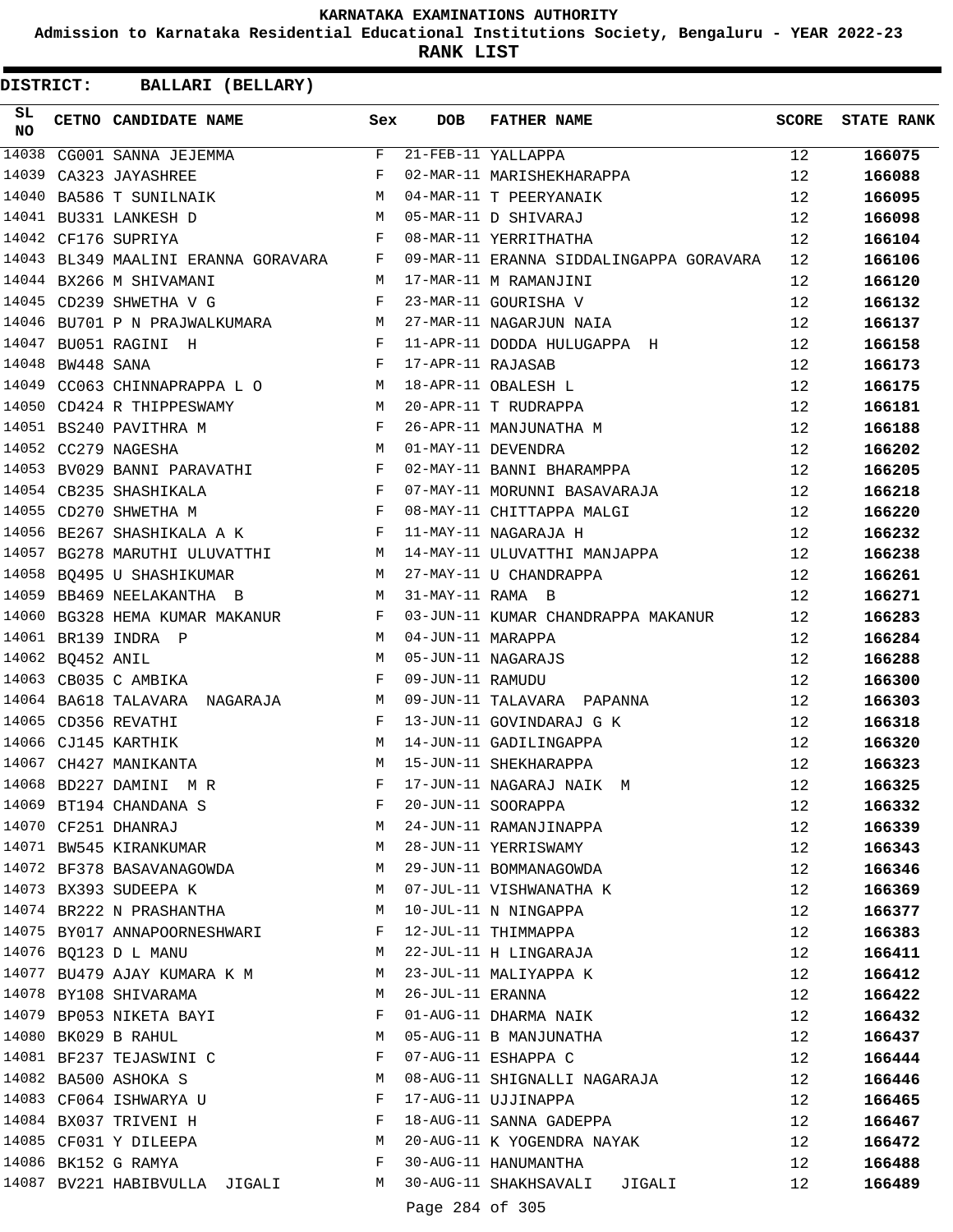KARNATAKA EXAMINATIONS AUTHORITY

Admission to Karnataka Residential Educational Institutions Society, Bengaluru - YEAR 2022-23

**RANK LIST**

**DISTRICT: BALLARI (BELLARY)**

| SL NO | CETNO | CANDIDATE NAME | Sex | DOB | FATHER NAME | SCORE | STATE RANK |
|---|---|---|---|---|---|---|---|
| 14038 | CG001 | SANNA JEJEMMA | F | 21-FEB-11 | YALLAPPA | 12 | 166075 |
| 14039 | CA323 | JAYASHREE | F | 02-MAR-11 | MARISHEKHARAPPA | 12 | 166088 |
| 14040 | BA586 | T SUNILNAIK | M | 04-MAR-11 | T PEERYANAIK | 12 | 166095 |
| 14041 | BU331 | LANKESH D | M | 05-MAR-11 | D SHIVARAJ | 12 | 166098 |
| 14042 | CF176 | SUPRIYA | F | 08-MAR-11 | YERRITHATHA | 12 | 166104 |
| 14043 | BL349 | MAALINI ERANNA GORAVARA | F | 09-MAR-11 | ERANNA SIDDALINGAPPA GORAVARA | 12 | 166106 |
| 14044 | BX266 | M SHIVAMANI | M | 17-MAR-11 | M RAMANJINI | 12 | 166120 |
| 14045 | CD239 | SHWETHA V G | F | 23-MAR-11 | GOURISHA V | 12 | 166132 |
| 14046 | BU701 | P N PRAJWALKUMARA | M | 27-MAR-11 | NAGARJUN NAIA | 12 | 166137 |
| 14047 | BU051 | RAGINI H | F | 11-APR-11 | DODDA HULUGAPPA H | 12 | 166158 |
| 14048 | BW448 | SANA | F | 17-APR-11 | RAJASAB | 12 | 166173 |
| 14049 | CC063 | CHINNAPRAPPA L O | M | 18-APR-11 | OBALESH L | 12 | 166175 |
| 14050 | CD424 | R THIPPESWAMY | M | 20-APR-11 | T RUDRAPPA | 12 | 166181 |
| 14051 | BS240 | PAVITHRA M | F | 26-APR-11 | MANJUNATHA M | 12 | 166188 |
| 14052 | CC279 | NAGESHA | M | 01-MAY-11 | DEVENDRA | 12 | 166202 |
| 14053 | BV029 | BANNI PARAVATHI | F | 02-MAY-11 | BANNI BHARAMPPA | 12 | 166205 |
| 14054 | CB235 | SHASHIKALA | F | 07-MAY-11 | MORUNNI BASAVARAJA | 12 | 166218 |
| 14055 | CD270 | SHWETHA M | F | 08-MAY-11 | CHITTAPPA MALGI | 12 | 166220 |
| 14056 | BE267 | SHASHIKALA A K | F | 11-MAY-11 | NAGARAJA H | 12 | 166232 |
| 14057 | BG278 | MARUTHI ULUVATTHI | M | 14-MAY-11 | ULUVATTHI MANJAPPA | 12 | 166238 |
| 14058 | BQ495 | U SHASHIKUMAR | M | 27-MAY-11 | U CHANDRAPPA | 12 | 166261 |
| 14059 | BB469 | NEELAKANTHA B | M | 31-MAY-11 | RAMA B | 12 | 166271 |
| 14060 | BG328 | HEMA KUMAR MAKANUR | F | 03-JUN-11 | KUMAR CHANDRAPPA MAKANUR | 12 | 166283 |
| 14061 | BR139 | INDRA P | M | 04-JUN-11 | MARAPPA | 12 | 166284 |
| 14062 | BQ452 | ANIL | M | 05-JUN-11 | NAGARAJS | 12 | 166288 |
| 14063 | CB035 | C AMBIKA | F | 09-JUN-11 | RAMUDU | 12 | 166300 |
| 14064 | BA618 | TALAVARA NAGARAJA | M | 09-JUN-11 | TALAVARA PAPANNA | 12 | 166303 |
| 14065 | CD356 | REVATHI | F | 13-JUN-11 | GOVINDARAJ G K | 12 | 166318 |
| 14066 | CJ145 | KARTHIK | M | 14-JUN-11 | GADILINGAPPA | 12 | 166320 |
| 14067 | CH427 | MANIKANTA | M | 15-JUN-11 | SHEKHARAPPA | 12 | 166323 |
| 14068 | BD227 | DAMINI M R | F | 17-JUN-11 | NAGARAJ NAIK M | 12 | 166325 |
| 14069 | BT194 | CHANDANA S | F | 20-JUN-11 | SOORAPPA | 12 | 166332 |
| 14070 | CF251 | DHANRAJ | M | 24-JUN-11 | RAMANJINAPPA | 12 | 166339 |
| 14071 | BW545 | KIRANKUMAR | M | 28-JUN-11 | YERRISWAMY | 12 | 166343 |
| 14072 | BF378 | BASAVANAGOWDA | M | 29-JUN-11 | BOMMANAGOWDA | 12 | 166346 |
| 14073 | BX393 | SUDEEPA K | M | 07-JUL-11 | VISHWANATHA K | 12 | 166369 |
| 14074 | BR222 | N PRASHANTHA | M | 10-JUL-11 | N NINGAPPA | 12 | 166377 |
| 14075 | BY017 | ANNAPOORNESHWARI | F | 12-JUL-11 | THIMMAPPA | 12 | 166383 |
| 14076 | BQ123 | D L MANU | M | 22-JUL-11 | H LINGARAJA | 12 | 166411 |
| 14077 | BU479 | AJAY KUMARA K M | M | 23-JUL-11 | MALIYAPPA K | 12 | 166412 |
| 14078 | BY108 | SHIVARAMA | M | 26-JUL-11 | ERANNA | 12 | 166422 |
| 14079 | BP053 | NIKETA BAYI | F | 01-AUG-11 | DHARMA NAIK | 12 | 166432 |
| 14080 | BK029 | B RAHUL | M | 05-AUG-11 | B MANJUNATHA | 12 | 166437 |
| 14081 | BF237 | TEJASWINI C | F | 07-AUG-11 | ESHAPPA C | 12 | 166444 |
| 14082 | BA500 | ASHOKA S | M | 08-AUG-11 | SHIGNALLI NAGARAJA | 12 | 166446 |
| 14083 | CF064 | ISHWARYA U | F | 17-AUG-11 | UJJINAPPA | 12 | 166465 |
| 14084 | BX037 | TRIVENI H | F | 18-AUG-11 | SANNA GADEPPA | 12 | 166467 |
| 14085 | CF031 | Y DILEEPA | M | 20-AUG-11 | K YOGENDRA NAYAK | 12 | 166472 |
| 14086 | BK152 | G RAMYA | F | 30-AUG-11 | HANUMANTHA | 12 | 166488 |
| 14087 | BV221 | HABIBVULLA JIGALI | M | 30-AUG-11 | SHAKHSAVALI JIGALI | 12 | 166489 |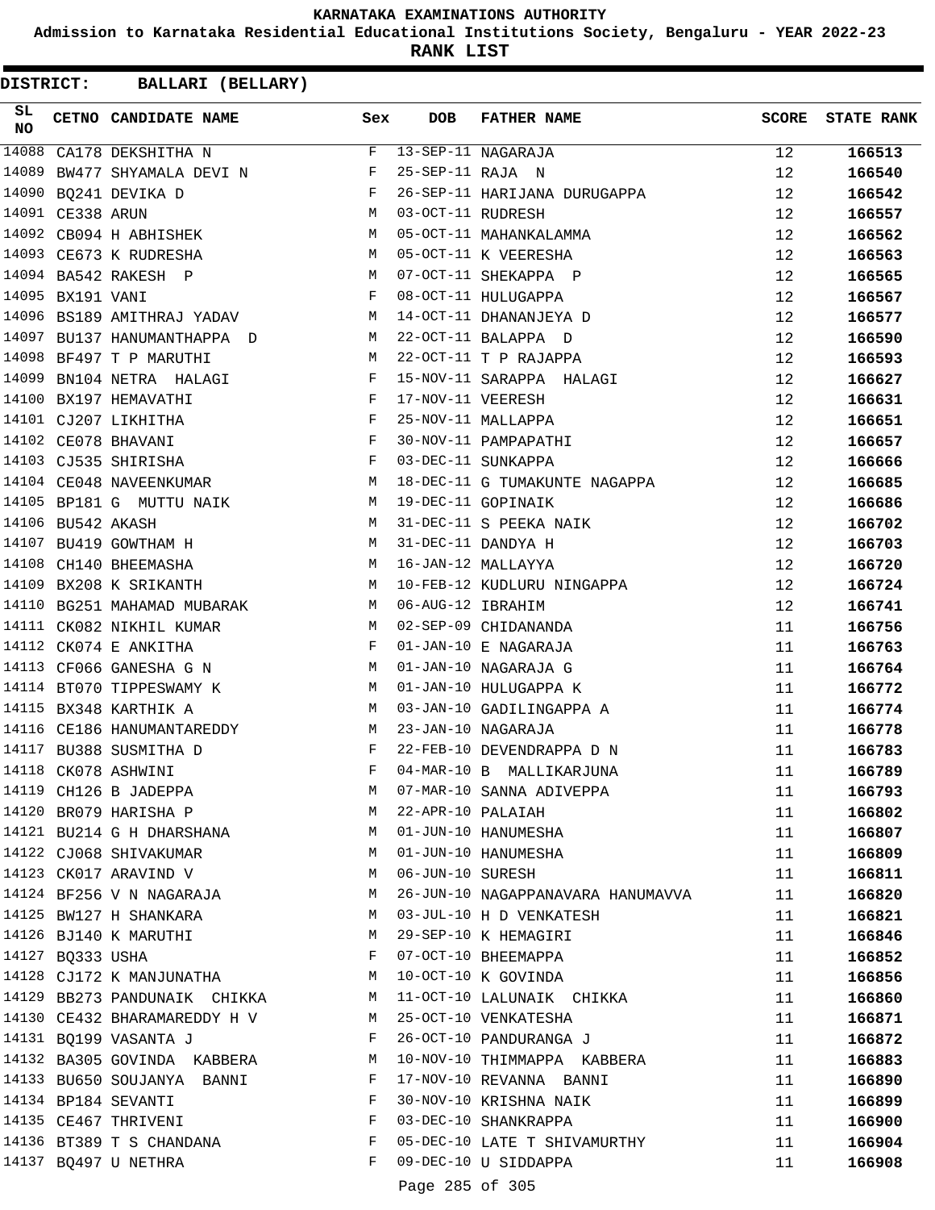# KARNATAKA EXAMINATIONS AUTHORITY

**Admission to Karnataka Residential Educational Institutions Society, Bengaluru - YEAR 2022-23**

**RANK LIST**

**DISTRICT: BALLARI (BELLARY)**

| SL NO | CETNO | CANDIDATE NAME | Sex | DOB | FATHER NAME | SCORE | STATE RANK |
|---|---|---|---|---|---|---|---|
| 14088 | CA178 | DEKSHITHA N | F | 13-SEP-11 | NAGARAJA | 12 | 166513 |
| 14089 | BW477 | SHYAMALA DEVI N | F | 25-SEP-11 | RAJA N | 12 | 166540 |
| 14090 | BQ241 | DEVIKA D | F | 26-SEP-11 | HARIJANA DURUGAPPA | 12 | 166542 |
| 14091 | CE338 | ARUN | M | 03-OCT-11 | RUDRESH | 12 | 166557 |
| 14092 | CB094 | H ABHISHEK | M | 05-OCT-11 | MAHANKALAMMA | 12 | 166562 |
| 14093 | CE673 | K RUDRESHA | M | 05-OCT-11 | K VEERESHA | 12 | 166563 |
| 14094 | BA542 | RAKESH P | M | 07-OCT-11 | SHEKAPPA P | 12 | 166565 |
| 14095 | BX191 | VANI | F | 08-OCT-11 | HULUGAPPA | 12 | 166567 |
| 14096 | BS189 | AMITHRAJ YADAV | M | 14-OCT-11 | DHANANJEYA D | 12 | 166577 |
| 14097 | BU137 | HANUMANTHAPPA D | M | 22-OCT-11 | BALAPPA D | 12 | 166590 |
| 14098 | BF497 | T P MARUTHI | M | 22-OCT-11 | T P RAJAPPA | 12 | 166593 |
| 14099 | BN104 | NETRA HALAGI | F | 15-NOV-11 | SARAPPA HALAGI | 12 | 166627 |
| 14100 | BX197 | HEMAVATHI | F | 17-NOV-11 | VEERESH | 12 | 166631 |
| 14101 | CJ207 | LIKHITHA | F | 25-NOV-11 | MALLAPPA | 12 | 166651 |
| 14102 | CE078 | BHAVANI | F | 30-NOV-11 | PAMPAPATHI | 12 | 166657 |
| 14103 | CJ535 | SHIRISHA | F | 03-DEC-11 | SUNKAPPA | 12 | 166666 |
| 14104 | CE048 | NAVEENKUMAR | M | 18-DEC-11 | G TUMAKUNTE NAGAPPA | 12 | 166685 |
| 14105 | BP181 | G MUTTU NAIK | M | 19-DEC-11 | GOPINAIK | 12 | 166686 |
| 14106 | BU542 | AKASH | M | 31-DEC-11 | S PEEKA NAIK | 12 | 166702 |
| 14107 | BU419 | GOWTHAM H | M | 31-DEC-11 | DANDYA H | 12 | 166703 |
| 14108 | CH140 | BHEEMASHA | M | 16-JAN-12 | MALLAYYA | 12 | 166720 |
| 14109 | BX208 | K SRIKANTH | M | 10-FEB-12 | KUDLURU NINGAPPA | 12 | 166724 |
| 14110 | BG251 | MAHAMAD MUBARAK | M | 06-AUG-12 | IBRAHIM | 12 | 166741 |
| 14111 | CK082 | NIKHIL KUMAR | M | 02-SEP-09 | CHIDANANDA | 11 | 166756 |
| 14112 | CK074 | E ANKITHA | F | 01-JAN-10 | E NAGARAJA | 11 | 166763 |
| 14113 | CF066 | GANESHA G N | M | 01-JAN-10 | NAGARAJA G | 11 | 166764 |
| 14114 | BT070 | TIPPESWAMY K | M | 01-JAN-10 | HULUGAPPA K | 11 | 166772 |
| 14115 | BX348 | KARTHIK A | M | 03-JAN-10 | GADILINGAPPA A | 11 | 166774 |
| 14116 | CE186 | HANUMANTAREDDY | M | 23-JAN-10 | NAGARAJA | 11 | 166778 |
| 14117 | BU388 | SUSMITHA D | F | 22-FEB-10 | DEVENDRAPPA D N | 11 | 166783 |
| 14118 | CK078 | ASHWINI | F | 04-MAR-10 | B MALLIKARJUNA | 11 | 166789 |
| 14119 | CH126 | B JADEPPA | M | 07-MAR-10 | SANNA ADIVEPPA | 11 | 166793 |
| 14120 | BR079 | HARISHA P | M | 22-APR-10 | PALAIAH | 11 | 166802 |
| 14121 | BU214 | G H DHARSHANA | M | 01-JUN-10 | HANUMESHA | 11 | 166807 |
| 14122 | CJ068 | SHIVAKUMAR | M | 01-JUN-10 | HANUMESHA | 11 | 166809 |
| 14123 | CK017 | ARAVIND V | M | 06-JUN-10 | SURESH | 11 | 166811 |
| 14124 | BF256 | V N NAGARAJA | M | 26-JUN-10 | NAGAPPANAVARA HANUMAVVA | 11 | 166820 |
| 14125 | BW127 | H SHANKARA | M | 03-JUL-10 | H D VENKATESH | 11 | 166821 |
| 14126 | BJ140 | K MARUTHI | M | 29-SEP-10 | K HEMAGIRI | 11 | 166846 |
| 14127 | BQ333 | USHA | F | 07-OCT-10 | BHEEMAPPA | 11 | 166852 |
| 14128 | CJ172 | K MANJUNATHA | M | 10-OCT-10 | K GOVINDA | 11 | 166856 |
| 14129 | BB273 | PANDUNAIK CHIKKA | M | 11-OCT-10 | LALUNAIK CHIKKA | 11 | 166860 |
| 14130 | CE432 | BHARAMAREDDY H V | M | 25-OCT-10 | VENKATESHA | 11 | 166871 |
| 14131 | BQ199 | VASANTA J | F | 26-OCT-10 | PANDURANGA J | 11 | 166872 |
| 14132 | BA305 | GOVINDA KABBERA | M | 10-NOV-10 | THIMMAPPA KABBERA | 11 | 166883 |
| 14133 | BU650 | SOUJANYA BANNI | F | 17-NOV-10 | REVANNA BANNI | 11 | 166890 |
| 14134 | BP184 | SEVANTI | F | 30-NOV-10 | KRISHNA NAIK | 11 | 166899 |
| 14135 | CE467 | THRIVENI | F | 03-DEC-10 | SHANKRAPPA | 11 | 166900 |
| 14136 | BT389 | T S CHANDANA | F | 05-DEC-10 | LATE T SHIVAMURTHY | 11 | 166904 |
| 14137 | BQ497 | U NETHRA | F | 09-DEC-10 | U SIDDAPPA | 11 | 166908 |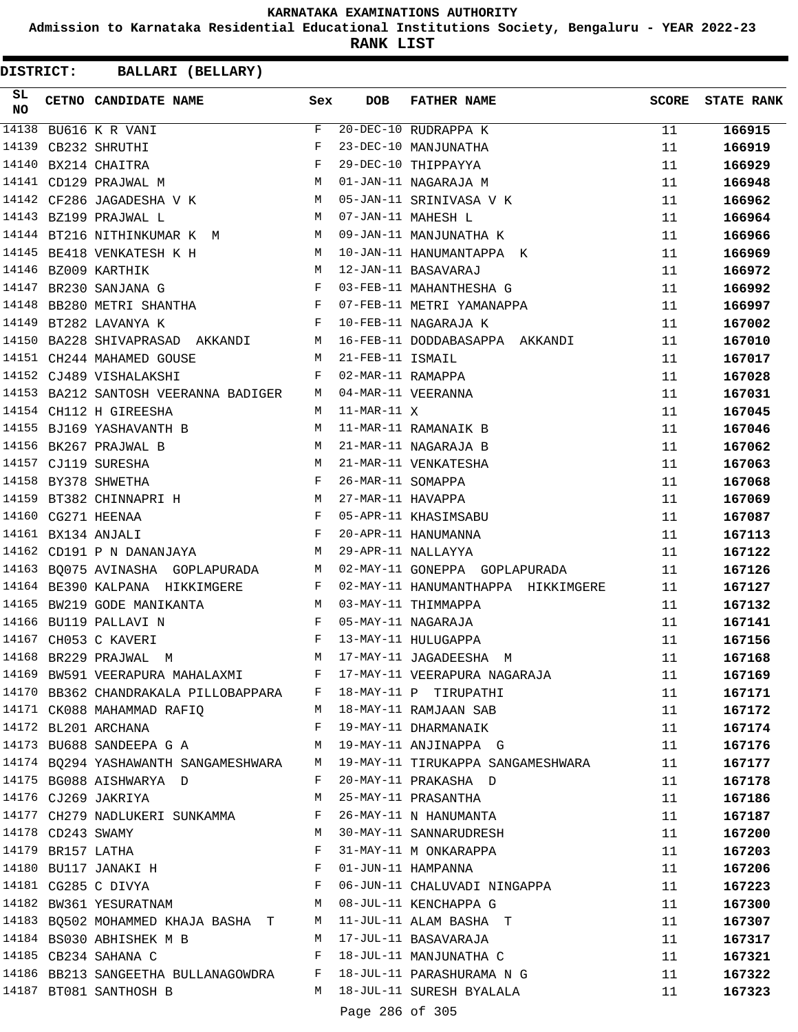KARNATAKA EXAMINATIONS AUTHORITY

Admission to Karnataka Residential Educational Institutions Society, Bengaluru - YEAR 2022-23

**RANK LIST**

**DISTRICT: BALLARI (BELLARY)**

| SL NO | CETNO | CANDIDATE NAME | Sex | DOB | FATHER NAME | SCORE | STATE RANK |
|---|---|---|---|---|---|---|---|
| 14138 | BU616 | K R VANI | F | 20-DEC-10 | RUDRAPPA K | 11 | 166915 |
| 14139 | CB232 | SHRUTHI | F | 23-DEC-10 | MANJUNATHA | 11 | 166919 |
| 14140 | BX214 | CHAITRA | F | 29-DEC-10 | THIPPAYYA | 11 | 166929 |
| 14141 | CD129 | PRAJWAL M | M | 01-JAN-11 | NAGARAJA M | 11 | 166948 |
| 14142 | CF286 | JAGADESHA V K | M | 05-JAN-11 | SRINIVASA V K | 11 | 166962 |
| 14143 | BZ199 | PRAJWAL L | M | 07-JAN-11 | MAHESH L | 11 | 166964 |
| 14144 | BT216 | NITHINKUMAR K M | M | 09-JAN-11 | MANJUNATHA K | 11 | 166966 |
| 14145 | BE418 | VENKATESH K H | M | 10-JAN-11 | HANUMANTAPPA K | 11 | 166969 |
| 14146 | BZ009 | KARTHIK | M | 12-JAN-11 | BASAVARAJ | 11 | 166972 |
| 14147 | BR230 | SANJANA G | F | 03-FEB-11 | MAHANTHESHA G | 11 | 166992 |
| 14148 | BB280 | METRI SHANTHA | F | 07-FEB-11 | METRI YAMANAPPA | 11 | 166997 |
| 14149 | BT282 | LAVANYA K | F | 10-FEB-11 | NAGARAJA K | 11 | 167002 |
| 14150 | BA228 | SHIVAPRASAD AKKANDI | M | 16-FEB-11 | DODDABASAPPA AKKANDI | 11 | 167010 |
| 14151 | CH244 | MAHAMED GOUSE | M | 21-FEB-11 | ISMAIL | 11 | 167017 |
| 14152 | CJ489 | VISHALAKSHI | F | 02-MAR-11 | RAMAPPA | 11 | 167028 |
| 14153 | BA212 | SANTOSH VEERANNA BADIGER | M | 04-MAR-11 | VEERANNA | 11 | 167031 |
| 14154 | CH112 | H GIREESHA | M | 11-MAR-11 | X | 11 | 167045 |
| 14155 | BJ169 | YASHAVANTH B | M | 11-MAR-11 | RAMANAIK B | 11 | 167046 |
| 14156 | BK267 | PRAJWAL B | M | 21-MAR-11 | NAGARAJA B | 11 | 167062 |
| 14157 | CJ119 | SURESHA | M | 21-MAR-11 | VENKATESHA | 11 | 167063 |
| 14158 | BY378 | SHWETHA | F | 26-MAR-11 | SOMAPPA | 11 | 167068 |
| 14159 | BT382 | CHINNAPRI H | M | 27-MAR-11 | HAVAPPA | 11 | 167069 |
| 14160 | CG271 | HEENAA | F | 05-APR-11 | KHASIMSABU | 11 | 167087 |
| 14161 | BX134 | ANJALI | F | 20-APR-11 | HANUMANNA | 11 | 167113 |
| 14162 | CD191 | P N DANANJAYA | M | 29-APR-11 | NALLAYYA | 11 | 167122 |
| 14163 | BQ075 | AVINASHA GOPLAPURADA | M | 02-MAY-11 | GONEPPA GOPLAPURADA | 11 | 167126 |
| 14164 | BE390 | KALPANA HIKKIMGERE | F | 02-MAY-11 | HANUMANTHAPPA HIKKIMGERE | 11 | 167127 |
| 14165 | BW219 | GODE MANIKANTA | M | 03-MAY-11 | THIMMAPPA | 11 | 167132 |
| 14166 | BU119 | PALLAVI N | F | 05-MAY-11 | NAGARAJA | 11 | 167141 |
| 14167 | CH053 | C KAVERI | F | 13-MAY-11 | HULUGAPPA | 11 | 167156 |
| 14168 | BR229 | PRAJWAL M | M | 17-MAY-11 | JAGADEESHA M | 11 | 167168 |
| 14169 | BW591 | VEERAPURA MAHALAXMI | F | 17-MAY-11 | VEERAPURA NAGARAJA | 11 | 167169 |
| 14170 | BB362 | CHANDRAKALA PILLOBAPPARA | F | 18-MAY-11 | P TIRUPATHI | 11 | 167171 |
| 14171 | CK088 | MAHAMMAD RAFIQ | M | 18-MAY-11 | RAMJAAN SAB | 11 | 167172 |
| 14172 | BL201 | ARCHANA | F | 19-MAY-11 | DHARMANAIK | 11 | 167174 |
| 14173 | BU688 | SANDEEPA G A | M | 19-MAY-11 | ANJINAPPA G | 11 | 167176 |
| 14174 | BQ294 | YASHAWANTH SANGAMESHWARA | M | 19-MAY-11 | TIRUKAPPA SANGAMESHWARA | 11 | 167177 |
| 14175 | BG088 | AISHWARYA D | F | 20-MAY-11 | PRAKASHA D | 11 | 167178 |
| 14176 | CJ269 | JAKRIYA | M | 25-MAY-11 | PRASANTHA | 11 | 167186 |
| 14177 | CH279 | NADLUKERI SUNKAMMA | F | 26-MAY-11 | N HANUMANTA | 11 | 167187 |
| 14178 | CD243 | SWAMY | M | 30-MAY-11 | SANNARUDRESH | 11 | 167200 |
| 14179 | BR157 | LATHA | F | 31-MAY-11 | M ONKARAPPA | 11 | 167203 |
| 14180 | BU117 | JANAKI H | F | 01-JUN-11 | HAMPANNA | 11 | 167206 |
| 14181 | CG285 | C DIVYA | F | 06-JUN-11 | CHALUVADI NINGAPPA | 11 | 167223 |
| 14182 | BW361 | YESURATNAM | M | 08-JUL-11 | KENCHAPPA G | 11 | 167300 |
| 14183 | BQ502 | MOHAMMED KHAJA BASHA T | M | 11-JUL-11 | ALAM BASHA T | 11 | 167307 |
| 14184 | BS030 | ABHISHEK M B | M | 17-JUL-11 | BASAVARAJA | 11 | 167317 |
| 14185 | CB234 | SAHANA C | F | 18-JUL-11 | MANJUNATHA C | 11 | 167321 |
| 14186 | BB213 | SANGEETHA BULLANAGOWDRA | F | 18-JUL-11 | PARASHURAMA N G | 11 | 167322 |
| 14187 | BT081 | SANTHOSH B | M | 18-JUL-11 | SURESH BYALALA | 11 | 167323 |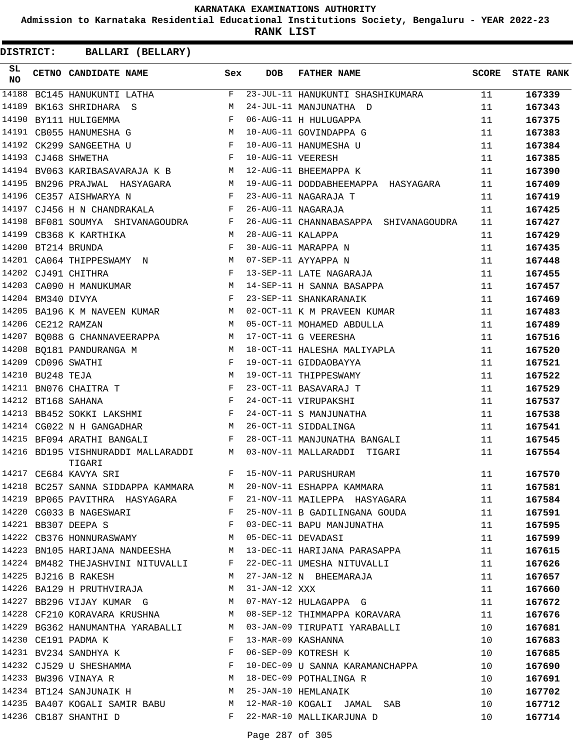**KARNATAKA EXAMINATIONS AUTHORITY**

**Admission to Karnataka Residential Educational Institutions Society, Bengaluru - YEAR 2022-23**

**RANK LIST**

**DISTRICT: BALLARI (BELLARY)**

| SL NO | CETNO | CANDIDATE NAME | Sex | DOB | FATHER NAME | SCORE | STATE RANK |
|---|---|---|---|---|---|---|---|
| 14188 | BC145 | HANUKUNTI LATHA | F | 23-JUL-11 | HANUKUNTI SHASHIKUMARA | 11 | 167339 |
| 14189 | BK163 | SHRIDHARA S | M | 24-JUL-11 | MANJUNATHA D | 11 | 167343 |
| 14190 | BY111 | HULIGEMMA | F | 06-AUG-11 | H HULUGAPPA | 11 | 167375 |
| 14191 | CB055 | HANUMESHA G | M | 10-AUG-11 | GOVINDAPPA G | 11 | 167383 |
| 14192 | CK299 | SANGEETHA U | F | 10-AUG-11 | HANUMESHA U | 11 | 167384 |
| 14193 | CJ468 | SHWETHA | F | 10-AUG-11 | VEERESH | 11 | 167385 |
| 14194 | BV063 | KARIBASAVARAJA K B | M | 12-AUG-11 | BHEEMAPPA K | 11 | 167390 |
| 14195 | BN296 | PRAJWAL HASYAGARA | M | 19-AUG-11 | DODDABHEEMAPPA HASYAGARA | 11 | 167409 |
| 14196 | CE357 | AISHWARYA N | F | 23-AUG-11 | NAGARAJA T | 11 | 167419 |
| 14197 | CJ456 | H N CHANDRAKALA | F | 26-AUG-11 | NAGARAJA | 11 | 167425 |
| 14198 | BF081 | SOUMYA SHIVANAGOUDRA | F | 26-AUG-11 | CHANNABASAPPA SHIVANAGOUDRA | 11 | 167427 |
| 14199 | CB368 | K KARTHIKA | M | 28-AUG-11 | KALAPPA | 11 | 167429 |
| 14200 | BT214 | BRUNDA | F | 30-AUG-11 | MARAPPA N | 11 | 167435 |
| 14201 | CA064 | THIPPESWAMY N | M | 07-SEP-11 | AYYAPPA N | 11 | 167448 |
| 14202 | CJ491 | CHITHRA | F | 13-SEP-11 | LATE NAGARAJA | 11 | 167455 |
| 14203 | CA090 | H MANUKUMAR | M | 14-SEP-11 | H SANNA BASAPPA | 11 | 167457 |
| 14204 | BM340 | DIVYA | F | 23-SEP-11 | SHANKARANAIK | 11 | 167469 |
| 14205 | BA196 | K M NAVEEN KUMAR | M | 02-OCT-11 | K M PRAVEEN KUMAR | 11 | 167483 |
| 14206 | CE212 | RAMZAN | M | 05-OCT-11 | MOHAMED ABDULLA | 11 | 167489 |
| 14207 | BQ088 | G CHANNAVEERAPPA | M | 17-OCT-11 | G VEERESHA | 11 | 167516 |
| 14208 | BQ181 | PANDURANGA M | M | 18-OCT-11 | HALESHA MALIYAPLA | 11 | 167520 |
| 14209 | CD096 | SWATHI | F | 19-OCT-11 | GIDDAOBAYYA | 11 | 167521 |
| 14210 | BU248 | TEJA | M | 19-OCT-11 | THIPPESWAMY | 11 | 167522 |
| 14211 | BN076 | CHAITRA T | F | 23-OCT-11 | BASAVARAJ T | 11 | 167529 |
| 14212 | BT168 | SAHANA | F | 24-OCT-11 | VIRUPAKSHI | 11 | 167537 |
| 14213 | BB452 | SOKKI LAKSHMI | F | 24-OCT-11 | S MANJUNATHA | 11 | 167538 |
| 14214 | CG022 | N H GANGADHAR | M | 26-OCT-11 | SIDDALINGA | 11 | 167541 |
| 14215 | BF094 | ARATHI BANGALI | F | 28-OCT-11 | MANJUNATHA BANGALI | 11 | 167545 |
| 14216 | BD195 | VISHNURADDI MALLARADDI TIGARI | M | 03-NOV-11 | MALLARADDI TIGARI | 11 | 167554 |
| 14217 | CE684 | KAVYA SRI | F | 15-NOV-11 | PARUSHURAM | 11 | 167570 |
| 14218 | BC257 | SANNA SIDDAPPA KAMMARA | M | 20-NOV-11 | ESHAPPA KAMMARA | 11 | 167581 |
| 14219 | BP065 | PAVITHRA HASYAGARA | F | 21-NOV-11 | MAILEPPA HASYAGARA | 11 | 167584 |
| 14220 | CG033 | B NAGESWARI | F | 25-NOV-11 | B GADILINGANA GOUDA | 11 | 167591 |
| 14221 | BB307 | DEEPA S | F | 03-DEC-11 | BAPU MANJUNATHA | 11 | 167595 |
| 14222 | CB376 | HONNURASWAMY | M | 05-DEC-11 | DEVADASI | 11 | 167599 |
| 14223 | BN105 | HARIJANA NANDEESHA | M | 13-DEC-11 | HARIJANA PARASAPPA | 11 | 167615 |
| 14224 | BM482 | THEJASHVINI NITUVALLI | F | 22-DEC-11 | UMESHA NITUVALLI | 11 | 167626 |
| 14225 | BJ216 | B RAKESH | M | 27-JAN-12 | N BHEEMARAJA | 11 | 167657 |
| 14226 | BA129 | H PRUTHVIRAJA | M | 31-JAN-12 | XXX | 11 | 167660 |
| 14227 | BB296 | VIJAY KUMAR G | M | 07-MAY-12 | HULAGAPPA G | 11 | 167672 |
| 14228 | CF210 | KORAVARA KRUSHNA | M | 08-SEP-12 | THIMMAPPA KORAVARA | 11 | 167676 |
| 14229 | BG362 | HANUMANTHA YARABALLI | M | 03-JAN-09 | TIRUPATI YARABALLI | 10 | 167681 |
| 14230 | CE191 | PADMA K | F | 13-MAR-09 | KASHANNA | 10 | 167683 |
| 14231 | BV234 | SANDHYA K | F | 06-SEP-09 | KOTRESH K | 10 | 167685 |
| 14232 | CJ529 | U SHESHAMMA | F | 10-DEC-09 | U SANNA KARAMANCHAPPA | 10 | 167690 |
| 14233 | BW396 | VINAYA R | M | 18-DEC-09 | POTHALINGA R | 10 | 167691 |
| 14234 | BT124 | SANJUNAIK H | M | 25-JAN-10 | HEMLANAIK | 10 | 167702 |
| 14235 | BA407 | KOGALI SAMIR BABU | M | 12-MAR-10 | KOGALI JAMAL SAB | 10 | 167712 |
| 14236 | CB187 | SHANTHI D | F | 22-MAR-10 | MALLIKARJUNA D | 10 | 167714 |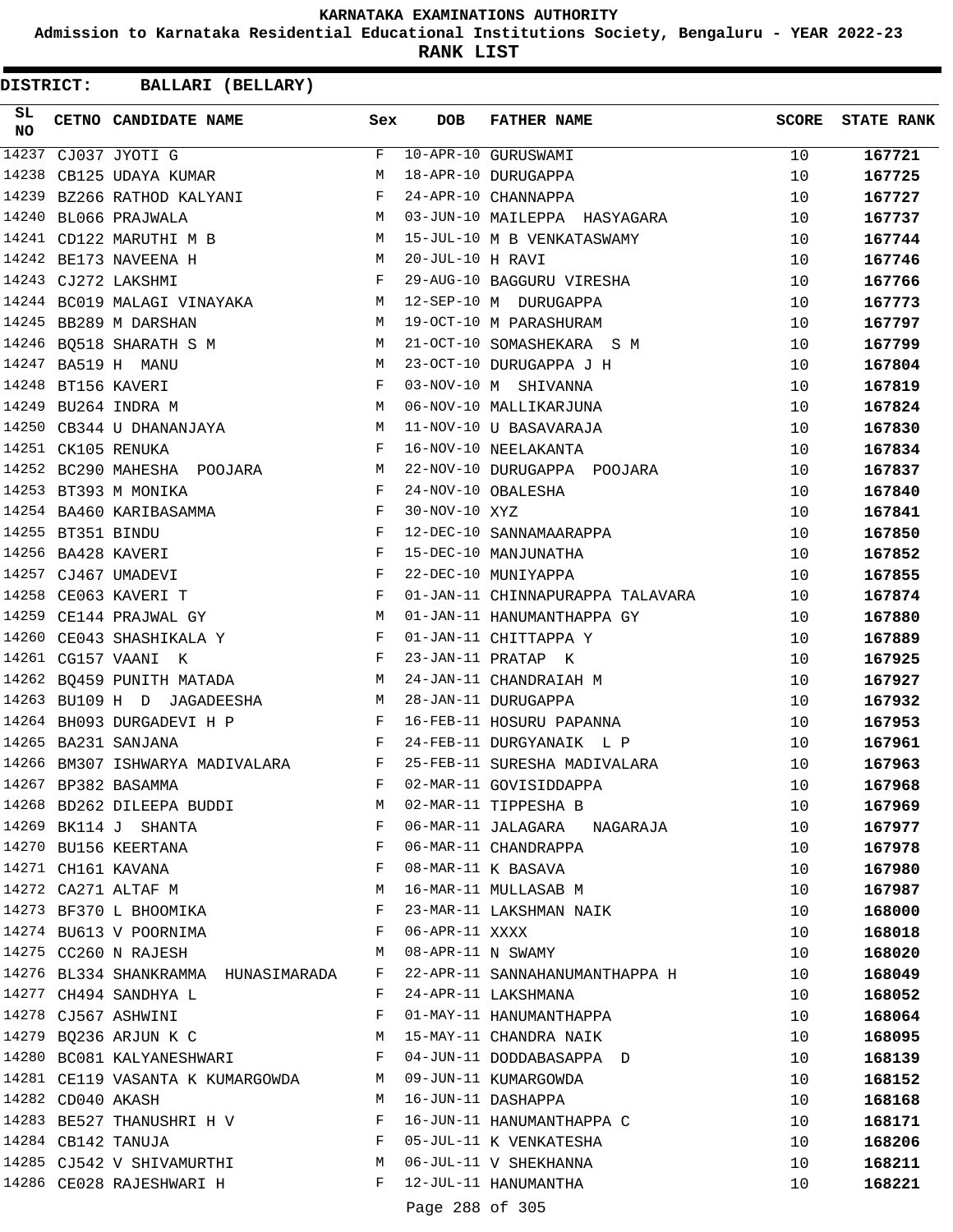# KARNATAKA EXAMINATIONS AUTHORITY

**Admission to Karnataka Residential Educational Institutions Society, Bengaluru - YEAR 2022-23**

**RANK LIST**

**DISTRICT: BALLARI (BELLARY)**

| SL NO | CETNO | CANDIDATE NAME | Sex | DOB | FATHER NAME | SCORE | STATE RANK |
|---|---|---|---|---|---|---|---|
| 14237 | CJ037 | JYOTI G | F | 10-APR-10 | GURUSWAMI | 10 | 167721 |
| 14238 | CB125 | UDAYA KUMAR | M | 18-APR-10 | DURUGAPPA | 10 | 167725 |
| 14239 | BZ266 | RATHOD KALYANI | F | 24-APR-10 | CHANNAPPA | 10 | 167727 |
| 14240 | BL066 | PRAJWALA | M | 03-JUN-10 | MAILEPPA HASYAGARA | 10 | 167737 |
| 14241 | CD122 | MARUTHI M B | M | 15-JUL-10 | M B VENKATASWAMY | 10 | 167744 |
| 14242 | BE173 | NAVEENA H | M | 20-JUL-10 | H RAVI | 10 | 167746 |
| 14243 | CJ272 | LAKSHMI | F | 29-AUG-10 | BAGGURU VIRESHA | 10 | 167766 |
| 14244 | BC019 | MALAGI VINAYAKA | M | 12-SEP-10 | M DURUGAPPA | 10 | 167773 |
| 14245 | BB289 | M DARSHAN | M | 19-OCT-10 | M PARASHURAM | 10 | 167797 |
| 14246 | BQ518 | SHARATH S M | M | 21-OCT-10 | SOMASHEKARA S M | 10 | 167799 |
| 14247 | BA519 | H MANU | M | 23-OCT-10 | DURUGAPPA J H | 10 | 167804 |
| 14248 | BT156 | KAVERI | F | 03-NOV-10 | M SHIVANNA | 10 | 167819 |
| 14249 | BU264 | INDRA M | M | 06-NOV-10 | MALLIKARJUNA | 10 | 167824 |
| 14250 | CB344 | U DHANANJAYA | M | 11-NOV-10 | U BASAVARAJA | 10 | 167830 |
| 14251 | CK105 | RENUKA | F | 16-NOV-10 | NEELAKANTA | 10 | 167834 |
| 14252 | BC290 | MAHESHA POOJARA | M | 22-NOV-10 | DURUGAPPA POOJARA | 10 | 167837 |
| 14253 | BT393 | M MONIKA | F | 24-NOV-10 | OBALESHA | 10 | 167840 |
| 14254 | BA460 | KARIBASAMMA | F | 30-NOV-10 | XYZ | 10 | 167841 |
| 14255 | BT351 | BINDU | F | 12-DEC-10 | SANNAMAARAPPA | 10 | 167850 |
| 14256 | BA428 | KAVERI | F | 15-DEC-10 | MANJUNATHA | 10 | 167852 |
| 14257 | CJ467 | UMADEVI | F | 22-DEC-10 | MUNIYAPPA | 10 | 167855 |
| 14258 | CE063 | KAVERI T | F | 01-JAN-11 | CHINNAPURAPPA TALAVARA | 10 | 167874 |
| 14259 | CE144 | PRAJWAL GY | M | 01-JAN-11 | HANUMANTHAPPA GY | 10 | 167880 |
| 14260 | CE043 | SHASHIKALA Y | F | 01-JAN-11 | CHITTAPPA Y | 10 | 167889 |
| 14261 | CG157 | VAANI K | F | 23-JAN-11 | PRATAP K | 10 | 167925 |
| 14262 | BQ459 | PUNITH MATADA | M | 24-JAN-11 | CHANDRAIAH M | 10 | 167927 |
| 14263 | BU109 | H D JAGADEESHA | M | 28-JAN-11 | DURUGAPPA | 10 | 167932 |
| 14264 | BH093 | DURGADEVI H P | F | 16-FEB-11 | HOSURU PAPANNA | 10 | 167953 |
| 14265 | BA231 | SANJANA | F | 24-FEB-11 | DURGYANAIK L P | 10 | 167961 |
| 14266 | BM307 | ISHWARYA MADIVALARA | F | 25-FEB-11 | SURESHA MADIVALARA | 10 | 167963 |
| 14267 | BP382 | BASAMMA | F | 02-MAR-11 | GOVISIDDAPPA | 10 | 167968 |
| 14268 | BD262 | DILEEPA BUDDI | M | 02-MAR-11 | TIPPESHA B | 10 | 167969 |
| 14269 | BK114 | J SHANTA | F | 06-MAR-11 | JALAGARA NAGARAJA | 10 | 167977 |
| 14270 | BU156 | KEERTANA | F | 06-MAR-11 | CHANDRAPPA | 10 | 167978 |
| 14271 | CH161 | KAVANA | F | 08-MAR-11 | K BASAVA | 10 | 167980 |
| 14272 | CA271 | ALTAF M | M | 16-MAR-11 | MULLASAB M | 10 | 167987 |
| 14273 | BF370 | L BHOOMIKA | F | 23-MAR-11 | LAKSHMAN NAIK | 10 | 168000 |
| 14274 | BU613 | V POORNIMA | F | 06-APR-11 | XXXX | 10 | 168018 |
| 14275 | CC260 | N RAJESH | M | 08-APR-11 | N SWAMY | 10 | 168020 |
| 14276 | BL334 | SHANKRAMMA HUNASIMARADA | F | 22-APR-11 | SANNAHANUMANTHAPPA H | 10 | 168049 |
| 14277 | CH494 | SANDHYA L | F | 24-APR-11 | LAKSHMANA | 10 | 168052 |
| 14278 | CJ567 | ASHWINI | F | 01-MAY-11 | HANUMANTHAPPA | 10 | 168064 |
| 14279 | BQ236 | ARJUN K C | M | 15-MAY-11 | CHANDRA NAIK | 10 | 168095 |
| 14280 | BC081 | KALYANESHWARI | F | 04-JUN-11 | DODDABASAPPA D | 10 | 168139 |
| 14281 | CE119 | VASANTA K KUMARGOWDA | M | 09-JUN-11 | KUMARGOWDA | 10 | 168152 |
| 14282 | CD040 | AKASH | M | 16-JUN-11 | DASHAPPA | 10 | 168168 |
| 14283 | BE527 | THANUSHRI H V | F | 16-JUN-11 | HANUMANTHAPPA C | 10 | 168171 |
| 14284 | CB142 | TANUJA | F | 05-JUL-11 | K VENKATESHA | 10 | 168206 |
| 14285 | CJ542 | V SHIVAMURTHI | M | 06-JUL-11 | V SHEKHANNA | 10 | 168211 |
| 14286 | CE028 | RAJESHWARI H | F | 12-JUL-11 | HANUMANTHA | 10 | 168221 |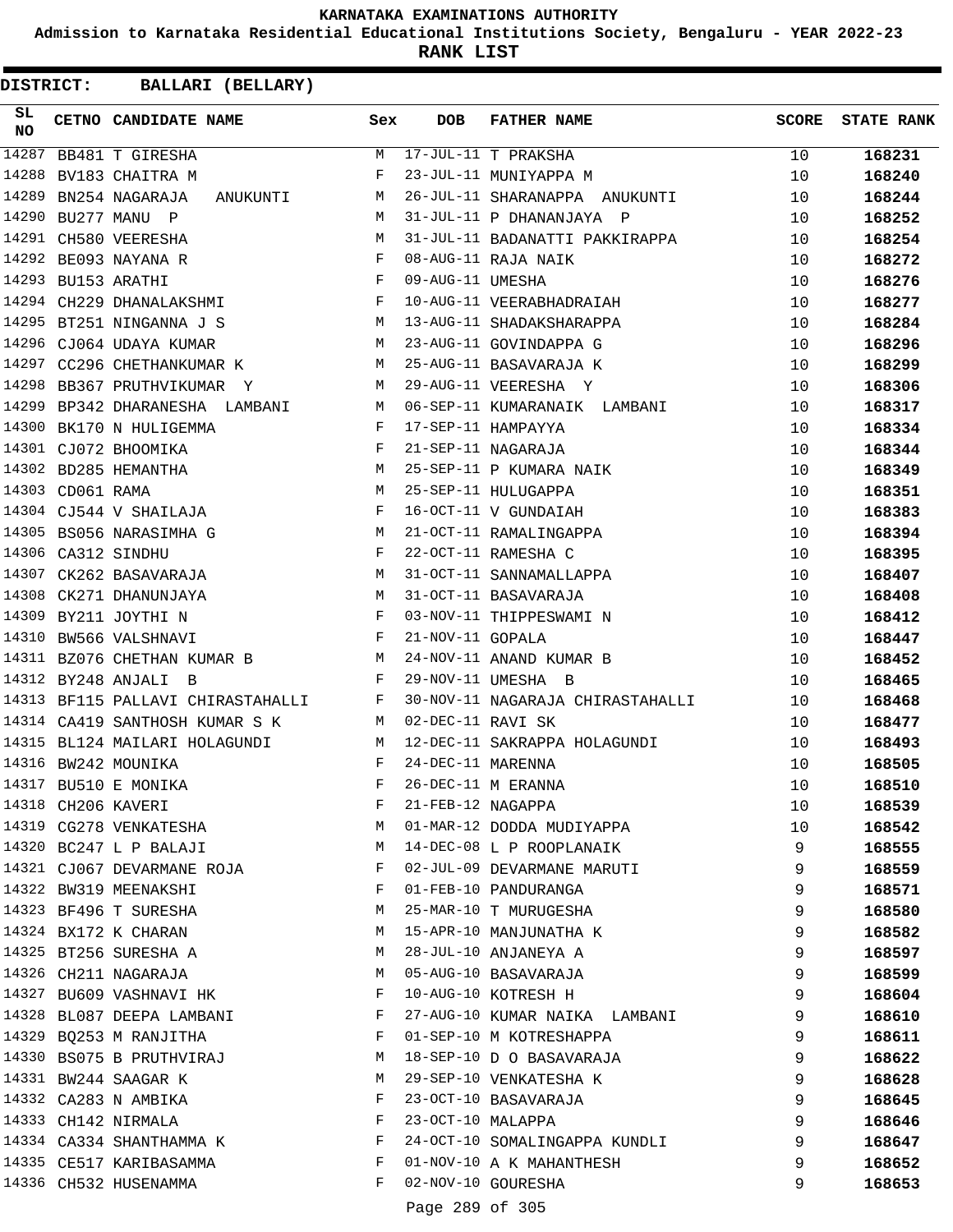# KARNATAKA EXAMINATIONS AUTHORITY

**Admission to Karnataka Residential Educational Institutions Society, Bengaluru - YEAR 2022-23**

**RANK LIST**

**DISTRICT: BALLARI (BELLARY)**

| SL NO | CETNO | CANDIDATE NAME | Sex | DOB | FATHER NAME | SCORE | STATE RANK |
|---|---|---|---|---|---|---|---|
| 14287 | BB481 | T GIRESHA | M | 17-JUL-11 | T PRAKSHA | 10 | 168231 |
| 14288 | BV183 | CHAITRA M | F | 23-JUL-11 | MUNIYAPPA M | 10 | 168240 |
| 14289 | BN254 | NAGARAJA ANUKUNTI | M | 26-JUL-11 | SHARANAPPA ANUKUNTI | 10 | 168244 |
| 14290 | BU277 | MANU P | M | 31-JUL-11 | P DHANANJAYA P | 10 | 168252 |
| 14291 | CH580 | VEERESHA | M | 31-JUL-11 | BADANATTI PAKKIRAPPA | 10 | 168254 |
| 14292 | BE093 | NAYANA R | F | 08-AUG-11 | RAJA NAIK | 10 | 168272 |
| 14293 | BU153 | ARATHI | F | 09-AUG-11 | UMESHA | 10 | 168276 |
| 14294 | CH229 | DHANALAKSHMI | F | 10-AUG-11 | VEERABHADRAIAH | 10 | 168277 |
| 14295 | BT251 | NINGANNA J S | M | 13-AUG-11 | SHADAKSHARAPPA | 10 | 168284 |
| 14296 | CJ064 | UDAYA KUMAR | M | 23-AUG-11 | GOVINDAPPA G | 10 | 168296 |
| 14297 | CC296 | CHETHANKUMAR K | M | 25-AUG-11 | BASAVARAJA K | 10 | 168299 |
| 14298 | BB367 | PRUTHVIKUMAR Y | M | 29-AUG-11 | VEERESHA Y | 10 | 168306 |
| 14299 | BP342 | DHARANESHA LAMBANI | M | 06-SEP-11 | KUMARANAIK LAMBANI | 10 | 168317 |
| 14300 | BK170 | N HULIGEMMA | F | 17-SEP-11 | HAMPAYYA | 10 | 168334 |
| 14301 | CJ072 | BHOOMIKA | F | 21-SEP-11 | NAGARAJA | 10 | 168344 |
| 14302 | BD285 | HEMANTHA | M | 25-SEP-11 | P KUMARA NAIK | 10 | 168349 |
| 14303 | CD061 | RAMA | M | 25-SEP-11 | HULUGAPPA | 10 | 168351 |
| 14304 | CJ544 | V SHAILAJA | F | 16-OCT-11 | V GUNDAIAH | 10 | 168383 |
| 14305 | BS056 | NARASIMHA G | M | 21-OCT-11 | RAMALINGAPPA | 10 | 168394 |
| 14306 | CA312 | SINDHU | F | 22-OCT-11 | RAMESHA C | 10 | 168395 |
| 14307 | CK262 | BASAVARAJA | M | 31-OCT-11 | SANNAMALLAPPA | 10 | 168407 |
| 14308 | CK271 | DHANUNJAYA | M | 31-OCT-11 | BASAVARAJA | 10 | 168408 |
| 14309 | BY211 | JOYTHI N | F | 03-NOV-11 | THIPPESWAMI N | 10 | 168412 |
| 14310 | BW566 | VALSHNAVI | F | 21-NOV-11 | GOPALA | 10 | 168447 |
| 14311 | BZ076 | CHETHAN KUMAR B | M | 24-NOV-11 | ANAND KUMAR B | 10 | 168452 |
| 14312 | BY248 | ANJALI B | F | 29-NOV-11 | UMESHA B | 10 | 168465 |
| 14313 | BF115 | PALLAVI CHIRASTAHALLI | F | 30-NOV-11 | NAGARAJA CHIRASTAHALLI | 10 | 168468 |
| 14314 | CA419 | SANTHOSH KUMAR S K | M | 02-DEC-11 | RAVI SK | 10 | 168477 |
| 14315 | BL124 | MAILARI HOLAGUNDI | M | 12-DEC-11 | SAKRAPPA HOLAGUNDI | 10 | 168493 |
| 14316 | BW242 | MOUNIKA | F | 24-DEC-11 | MARENNA | 10 | 168505 |
| 14317 | BU510 | E MONIKA | F | 26-DEC-11 | M ERANNA | 10 | 168510 |
| 14318 | CH206 | KAVERI | F | 21-FEB-12 | NAGAPPA | 10 | 168539 |
| 14319 | CG278 | VENKATESHA | M | 01-MAR-12 | DODDA MUDIYAPPA | 10 | 168542 |
| 14320 | BC247 | L P BALAJI | M | 14-DEC-08 | L P ROOPLANAIK | 9 | 168555 |
| 14321 | CJ067 | DEVARMANE ROJA | F | 02-JUL-09 | DEVARMANE MARUTI | 9 | 168559 |
| 14322 | BW319 | MEENAKSHI | F | 01-FEB-10 | PANDURANGA | 9 | 168571 |
| 14323 | BF496 | T SURESHA | M | 25-MAR-10 | T MURUGESHA | 9 | 168580 |
| 14324 | BX172 | K CHARAN | M | 15-APR-10 | MANJUNATHA K | 9 | 168582 |
| 14325 | BT256 | SURESHA A | M | 28-JUL-10 | ANJANEYA A | 9 | 168597 |
| 14326 | CH211 | NAGARAJA | M | 05-AUG-10 | BASAVARAJA | 9 | 168599 |
| 14327 | BU609 | VASHNAVI HK | F | 10-AUG-10 | KOTRESH H | 9 | 168604 |
| 14328 | BL087 | DEEPA LAMBANI | F | 27-AUG-10 | KUMAR NAIKA LAMBANI | 9 | 168610 |
| 14329 | BQ253 | M RANJITHA | F | 01-SEP-10 | M KOTRESHAPPA | 9 | 168611 |
| 14330 | BS075 | B PRUTHVIRAJ | M | 18-SEP-10 | D O BASAVARAJA | 9 | 168622 |
| 14331 | BW244 | SAAGAR K | M | 29-SEP-10 | VENKATESHA K | 9 | 168628 |
| 14332 | CA283 | N AMBIKA | F | 23-OCT-10 | BASAVARAJA | 9 | 168645 |
| 14333 | CH142 | NIRMALA | F | 23-OCT-10 | MALAPPA | 9 | 168646 |
| 14334 | CA334 | SHANTHAMMA K | F | 24-OCT-10 | SOMALINGAPPA KUNDLI | 9 | 168647 |
| 14335 | CE517 | KARIBASAMMA | F | 01-NOV-10 | A K MAHANTHESH | 9 | 168652 |
| 14336 | CH532 | HUSENAMMA | F | 02-NOV-10 | GOURESHA | 9 | 168653 |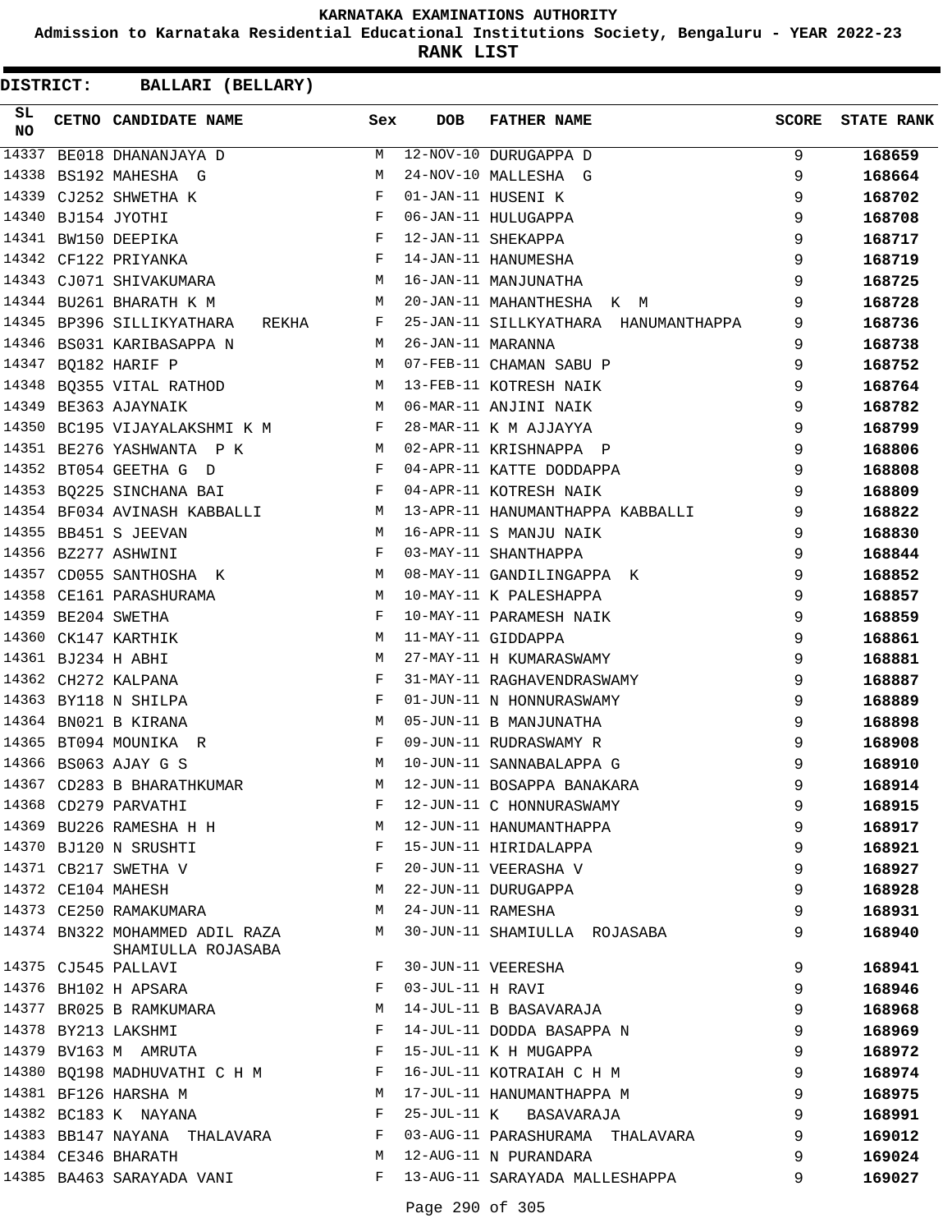KARNATAKA EXAMINATIONS AUTHORITY

Admission to Karnataka Residential Educational Institutions Society, Bengaluru - YEAR 2022-23

**RANK LIST**

**DISTRICT: BALLARI (BELLARY)**

| SL NO | CETNO | CANDIDATE NAME | Sex | DOB | FATHER NAME | SCORE | STATE RANK |
|---|---|---|---|---|---|---|---|
| 14337 | BE018 | DHANANJAYA D | M | 12-NOV-10 | DURUGAPPA D | 9 | 168659 |
| 14338 | BS192 | MAHESHA G | M | 24-NOV-10 | MALLESHA G | 9 | 168664 |
| 14339 | CJ252 | SHWETHA K | F | 01-JAN-11 | HUSENI K | 9 | 168702 |
| 14340 | BJ154 | JYOTHI | F | 06-JAN-11 | HULUGAPPA | 9 | 168708 |
| 14341 | BW150 | DEEPIKA | F | 12-JAN-11 | SHEKAPPA | 9 | 168717 |
| 14342 | CF122 | PRIYANKA | F | 14-JAN-11 | HANUMESHA | 9 | 168719 |
| 14343 | CJ071 | SHIVAKUMARA | M | 16-JAN-11 | MANJUNATHA | 9 | 168725 |
| 14344 | BU261 | BHARATH K M | M | 20-JAN-11 | MAHANTHESHA K M | 9 | 168728 |
| 14345 | BP396 | SILLIKYATHARA REKHA | F | 25-JAN-11 | SILLKYATHARA HANUMANTHAPPA | 9 | 168736 |
| 14346 | BS031 | KARIBASAPPA N | M | 26-JAN-11 | MARANNA | 9 | 168738 |
| 14347 | BQ182 | HARIF P | M | 07-FEB-11 | CHAMAN SABU P | 9 | 168752 |
| 14348 | BQ355 | VITAL RATHOD | M | 13-FEB-11 | KOTRESH NAIK | 9 | 168764 |
| 14349 | BE363 | AJAYNAIK | M | 06-MAR-11 | ANJINI NAIK | 9 | 168782 |
| 14350 | BC195 | VIJAYALAKSHMI K M | F | 28-MAR-11 | K M AJJAYYA | 9 | 168799 |
| 14351 | BE276 | YASHWANTA P K | M | 02-APR-11 | KRISHNAPPA P | 9 | 168806 |
| 14352 | BT054 | GEETHA G D | F | 04-APR-11 | KATTE DODDAPPA | 9 | 168808 |
| 14353 | BQ225 | SINCHANA BAI | F | 04-APR-11 | KOTRESH NAIK | 9 | 168809 |
| 14354 | BF034 | AVINASH KABBALLI | M | 13-APR-11 | HANUMANTHAPPA KABBALLI | 9 | 168822 |
| 14355 | BB451 | S JEEVAN | M | 16-APR-11 | S MANJU NAIK | 9 | 168830 |
| 14356 | BZ277 | ASHWINI | F | 03-MAY-11 | SHANTHAPPA | 9 | 168844 |
| 14357 | CD055 | SANTHOSHA K | M | 08-MAY-11 | GANDILINGAPPA K | 9 | 168852 |
| 14358 | CE161 | PARASHURAMA | M | 10-MAY-11 | K PALESHAPPA | 9 | 168857 |
| 14359 | BE204 | SWETHA | F | 10-MAY-11 | PARAMESH NAIK | 9 | 168859 |
| 14360 | CK147 | KARTHIK | M | 11-MAY-11 | GIDDAPPA | 9 | 168861 |
| 14361 | BJ234 | H ABHI | M | 27-MAY-11 | H KUMARASWAMY | 9 | 168881 |
| 14362 | CH272 | KALPANA | F | 31-MAY-11 | RAGHAVENDRASWAMY | 9 | 168887 |
| 14363 | BY118 | N SHILPA | F | 01-JUN-11 | N HONNURASWAMY | 9 | 168889 |
| 14364 | BN021 | B KIRANA | M | 05-JUN-11 | B MANJUNATHA | 9 | 168898 |
| 14365 | BT094 | MOUNIKA R | F | 09-JUN-11 | RUDRASWAMY R | 9 | 168908 |
| 14366 | BS063 | AJAY G S | M | 10-JUN-11 | SANNABALAPPA G | 9 | 168910 |
| 14367 | CD283 | B BHARATHKUMAR | M | 12-JUN-11 | BOSAPPA BANAKARA | 9 | 168914 |
| 14368 | CD279 | PARVATHI | F | 12-JUN-11 | C HONNURASWAMY | 9 | 168915 |
| 14369 | BU226 | RAMESHA H H | M | 12-JUN-11 | HANUMANTHAPPA | 9 | 168917 |
| 14370 | BJ120 | N SRUSHTI | F | 15-JUN-11 | HIRIDALAPPA | 9 | 168921 |
| 14371 | CB217 | SWETHA V | F | 20-JUN-11 | VEERASHA V | 9 | 168927 |
| 14372 | CE104 | MAHESH | M | 22-JUN-11 | DURUGAPPA | 9 | 168928 |
| 14373 | CE250 | RAMAKUMARA | M | 24-JUN-11 | RAMESHA | 9 | 168931 |
| 14374 | BN322 | MOHAMMED ADIL RAZA SHAMIULLA ROJASABA | M | 30-JUN-11 | SHAMIULLA ROJASABA | 9 | 168940 |
| 14375 | CJ545 | PALLAVI | F | 30-JUN-11 | VEERESHA | 9 | 168941 |
| 14376 | BH102 | H APSARA | F | 03-JUL-11 | H RAVI | 9 | 168946 |
| 14377 | BR025 | B RAMKUMARA | M | 14-JUL-11 | B BASAVARAJA | 9 | 168968 |
| 14378 | BY213 | LAKSHMI | F | 14-JUL-11 | DODDA BASAPPA N | 9 | 168969 |
| 14379 | BV163 | M AMRUTA | F | 15-JUL-11 | K H MUGAPPA | 9 | 168972 |
| 14380 | BQ198 | MADHUVATHI C H M | F | 16-JUL-11 | KOTRAIAH C H M | 9 | 168974 |
| 14381 | BF126 | HARSHA M | M | 17-JUL-11 | HANUMANTHAPPA M | 9 | 168975 |
| 14382 | BC183 | K NAYANA | F | 25-JUL-11 | K BASAVARAJA | 9 | 168991 |
| 14383 | BB147 | NAYANA THALAVARA | F | 03-AUG-11 | PARASHURAMA THALAVARA | 9 | 169012 |
| 14384 | CE346 | BHARATH | M | 12-AUG-11 | N PURANDARA | 9 | 169024 |
| 14385 | BA463 | SARAYADA VANI | F | 13-AUG-11 | SARAYADA MALLESHAPPA | 9 | 169027 |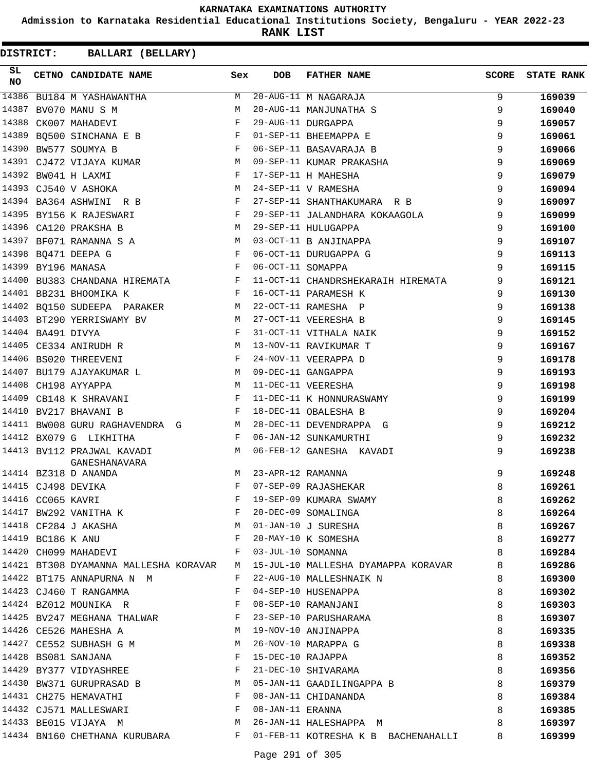KARNATAKA EXAMINATIONS AUTHORITY

Admission to Karnataka Residential Educational Institutions Society, Bengaluru - YEAR 2022-23

**RANK LIST**

**DISTRICT: BALLARI (BELLARY)**

| SL NO | CETNO | CANDIDATE NAME | Sex | DOB | FATHER NAME | SCORE | STATE RANK |
|---|---|---|---|---|---|---|---|
| 14386 | BU184 | M YASHAWANTHA | M | 20-AUG-11 | M NAGARAJA | 9 | 169039 |
| 14387 | BV070 | MANU S M | M | 20-AUG-11 | MANJUNATHA S | 9 | 169040 |
| 14388 | CK007 | MAHADEVI | F | 29-AUG-11 | DURGAPPA | 9 | 169057 |
| 14389 | BQ500 | SINCHANA E B | F | 01-SEP-11 | BHEEMAPPA E | 9 | 169061 |
| 14390 | BW577 | SOUMYA B | F | 06-SEP-11 | BASAVARAJA B | 9 | 169066 |
| 14391 | CJ472 | VIJAYA KUMAR | M | 09-SEP-11 | KUMAR PRAKASHA | 9 | 169069 |
| 14392 | BW041 | H LAXMI | F | 17-SEP-11 | H MAHESHA | 9 | 169079 |
| 14393 | CJ540 | V ASHOKA | M | 24-SEP-11 | V RAMESHA | 9 | 169094 |
| 14394 | BA364 | ASHWINI R B | F | 27-SEP-11 | SHANTHAKUMARA R B | 9 | 169097 |
| 14395 | BY156 | K RAJESWARI | F | 29-SEP-11 | JALANDHARA KOKAAGOLA | 9 | 169099 |
| 14396 | CA120 | PRAKSHA B | M | 29-SEP-11 | HULUGAPPA | 9 | 169100 |
| 14397 | BF071 | RAMANNA S A | M | 03-OCT-11 | B ANJINAPPA | 9 | 169107 |
| 14398 | BQ471 | DEEPA G | F | 06-OCT-11 | DURUGAPPA G | 9 | 169113 |
| 14399 | BY196 | MANASA | F | 06-OCT-11 | SOMAPPA | 9 | 169115 |
| 14400 | BU383 | CHANDANA HIREMATA | F | 11-OCT-11 | CHANDRSHEKARAIH HIREMATA | 9 | 169121 |
| 14401 | BB231 | BHOOMIKA K | F | 16-OCT-11 | PARAMESH K | 9 | 169130 |
| 14402 | BQ150 | SUDEEPA PARAKER | M | 22-OCT-11 | RAMESHA P | 9 | 169138 |
| 14403 | BT290 | YERRISWAMY BV | M | 27-OCT-11 | VEERESHA B | 9 | 169145 |
| 14404 | BA491 | DIVYA | F | 31-OCT-11 | VITHALA NAIK | 9 | 169152 |
| 14405 | CE334 | ANIRUDH R | M | 13-NOV-11 | RAVIKUMAR T | 9 | 169167 |
| 14406 | BS020 | THREEVENI | F | 24-NOV-11 | VEERAPPA D | 9 | 169178 |
| 14407 | BU179 | AJAYAKUMAR L | M | 09-DEC-11 | GANGAPPA | 9 | 169193 |
| 14408 | CH198 | AYYAPPA | M | 11-DEC-11 | VEERESHA | 9 | 169198 |
| 14409 | CB148 | K SHRAVANI | F | 11-DEC-11 | K HONNURASWAMY | 9 | 169199 |
| 14410 | BV217 | BHAVANI B | F | 18-DEC-11 | OBALESHA B | 9 | 169204 |
| 14411 | BW008 | GURU RAGHAVENDRA G | M | 28-DEC-11 | DEVENDRAPPA G | 9 | 169212 |
| 14412 | BX079 | G LIKHITHA | F | 06-JAN-12 | SUNKAMURTHI | 9 | 169232 |
| 14413 | BV112 | PRAJWAL KAVADI GANESHANAVARA | M | 06-FEB-12 | GANESHA KAVADI | 9 | 169238 |
| 14414 | BZ318 | D ANANDA | M | 23-APR-12 | RAMANNA | 9 | 169248 |
| 14415 | CJ498 | DEVIKA | F | 07-SEP-09 | RAJASHEKAR | 8 | 169261 |
| 14416 | CC065 | KAVRI | F | 19-SEP-09 | KUMARA SWAMY | 8 | 169262 |
| 14417 | BW292 | VANITHA K | F | 20-DEC-09 | SOMALINGA | 8 | 169264 |
| 14418 | CF284 | J AKASHA | M | 01-JAN-10 | J SURESHA | 8 | 169267 |
| 14419 | BC186 | K ANU | F | 20-MAY-10 | K SOMESHA | 8 | 169277 |
| 14420 | CH099 | MAHADEVI | F | 03-JUL-10 | SOMANNA | 8 | 169284 |
| 14421 | BT308 | DYAMANNA MALLESHA KORAVAR | M | 15-JUL-10 | MALLESHA DYAMAPPA KORAVAR | 8 | 169286 |
| 14422 | BT175 | ANNAPURNA N M | F | 22-AUG-10 | MALLESHNAIK N | 8 | 169300 |
| 14423 | CJ460 | T RANGAMMA | F | 04-SEP-10 | HUSENAPPA | 8 | 169302 |
| 14424 | BZ012 | MOUNIKA R | F | 08-SEP-10 | RAMANJANI | 8 | 169303 |
| 14425 | BV247 | MEGHANA THALWAR | F | 23-SEP-10 | PARUSHARAMA | 8 | 169307 |
| 14426 | CE526 | MAHESHA A | M | 19-NOV-10 | ANJINAPPA | 8 | 169335 |
| 14427 | CE552 | SUBHASH G M | M | 26-NOV-10 | MARAPPA G | 8 | 169338 |
| 14428 | BS081 | SANJANA | F | 15-DEC-10 | RAJAPPA | 8 | 169352 |
| 14429 | BY377 | VIDYASHREE | F | 21-DEC-10 | SHIVARAMA | 8 | 169356 |
| 14430 | BW371 | GURUPRASAD B | M | 05-JAN-11 | GAADILINGAPPA B | 8 | 169379 |
| 14431 | CH275 | HEMAVATHI | F | 08-JAN-11 | CHIDANANDA | 8 | 169384 |
| 14432 | CJ571 | MALLESWARI | F | 08-JAN-11 | ERANNA | 8 | 169385 |
| 14433 | BE015 | VIJAYA M | M | 26-JAN-11 | HALESHAPPA M | 8 | 169397 |
| 14434 | BN160 | CHETHANA KURUBARA | F | 01-FEB-11 | KOTRESHA K B BACHENAHALLI | 8 | 169399 |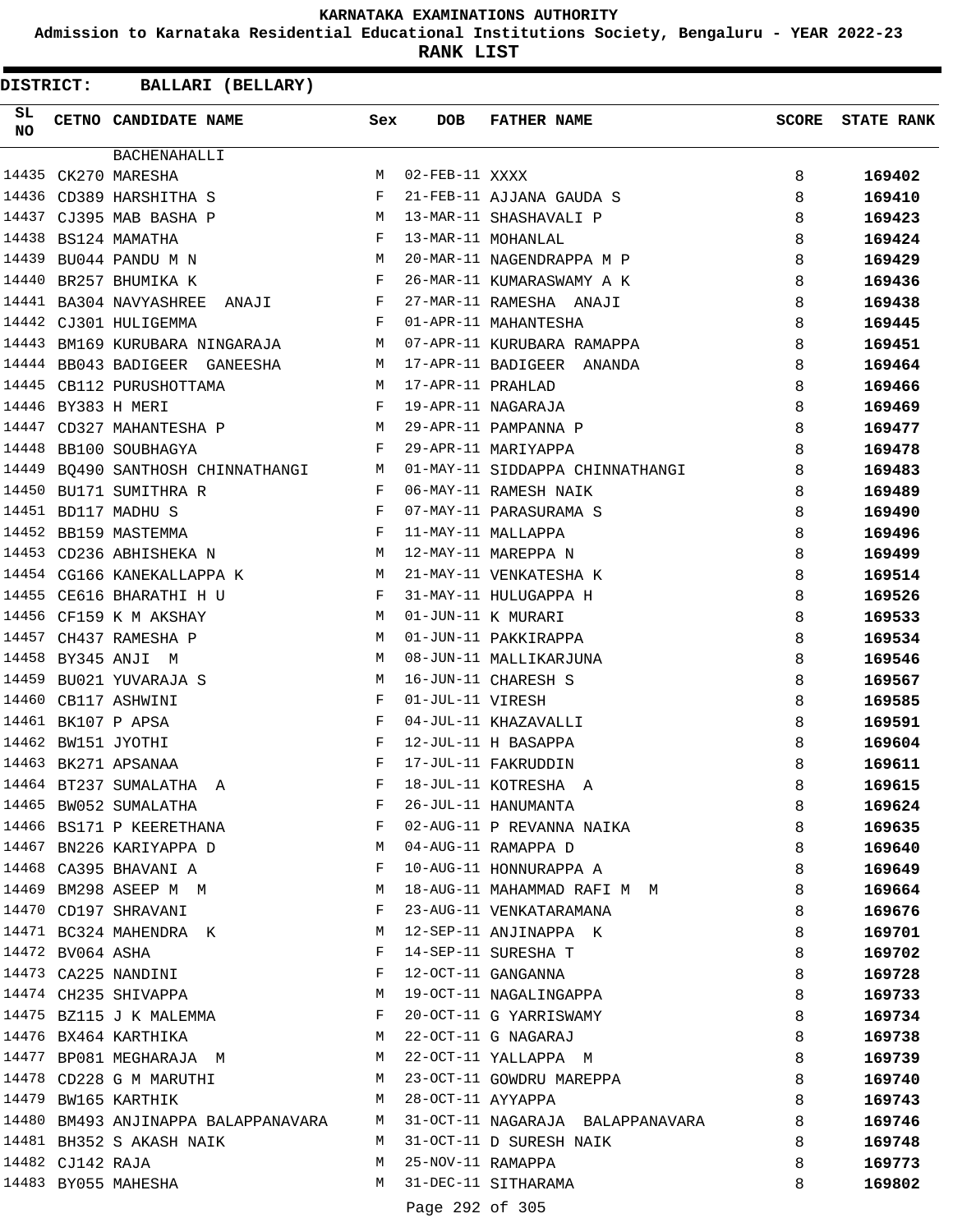KARNATAKA EXAMINATIONS AUTHORITY

Admission to Karnataka Residential Educational Institutions Society, Bengaluru - YEAR 2022-23

**RANK LIST**

**DISTRICT: BALLARI (BELLARY)**

| SL NO | CETNO | CANDIDATE NAME | Sex | DOB | FATHER NAME | SCORE | STATE RANK |
|---|---|---|---|---|---|---|---|
| | | BACHENAHALLI | | | | | |
| 14435 | CK270 | MARESHA | M | 02-FEB-11 | XXXX | 8 | 169402 |
| 14436 | CD389 | HARSHITHA S | F | 21-FEB-11 | AJJANA GAUDA S | 8 | 169410 |
| 14437 | CJ395 | MAB BASHA P | M | 13-MAR-11 | SHASHAVALI P | 8 | 169423 |
| 14438 | BS124 | MAMATHA | F | 13-MAR-11 | MOHANLAL | 8 | 169424 |
| 14439 | BU044 | PANDU M N | M | 20-MAR-11 | NAGENDRAPPA M P | 8 | 169429 |
| 14440 | BR257 | BHUMIKA K | F | 26-MAR-11 | KUMARASWAMY A K | 8 | 169436 |
| 14441 | BA304 | NAVYASHREE ANAJI | F | 27-MAR-11 | RAMESHA ANAJI | 8 | 169438 |
| 14442 | CJ301 | HULIGEMMA | F | 01-APR-11 | MAHANTESHA | 8 | 169445 |
| 14443 | BM169 | KURUBARA NINGARAJA | M | 07-APR-11 | KURUBARA RAMAPPA | 8 | 169451 |
| 14444 | BB043 | BADIGEER GANEESHA | M | 17-APR-11 | BADIGEER ANANDA | 8 | 169464 |
| 14445 | CB112 | PURUSHOTTAMA | M | 17-APR-11 | PRAHLAD | 8 | 169466 |
| 14446 | BY383 | H MERI | F | 19-APR-11 | NAGARAJA | 8 | 169469 |
| 14447 | CD327 | MAHANTESHA P | M | 29-APR-11 | PAMPANNA P | 8 | 169477 |
| 14448 | BB100 | SOUBHAGYA | F | 29-APR-11 | MARIYAPPA | 8 | 169478 |
| 14449 | BQ490 | SANTHOSH CHINNATHANGI | M | 01-MAY-11 | SIDDAPPA CHINNATHANGI | 8 | 169483 |
| 14450 | BU171 | SUMITHRA R | F | 06-MAY-11 | RAMESH NAIK | 8 | 169489 |
| 14451 | BD117 | MADHU S | F | 07-MAY-11 | PARASURAMA S | 8 | 169490 |
| 14452 | BB159 | MASTEMMA | F | 11-MAY-11 | MALLAPPA | 8 | 169496 |
| 14453 | CD236 | ABHISHEKA N | M | 12-MAY-11 | MAREPPA N | 8 | 169499 |
| 14454 | CG166 | KANEKALLAPPA K | M | 21-MAY-11 | VENKATESHA K | 8 | 169514 |
| 14455 | CE616 | BHARATHI H U | F | 31-MAY-11 | HULUGAPPA H | 8 | 169526 |
| 14456 | CF159 | K M AKSHAY | M | 01-JUN-11 | K MURARI | 8 | 169533 |
| 14457 | CH437 | RAMESHA P | M | 01-JUN-11 | PAKKIRAPPA | 8 | 169534 |
| 14458 | BY345 | ANJI M | M | 08-JUN-11 | MALLIKARJUNA | 8 | 169546 |
| 14459 | BU021 | YUVARAJA S | M | 16-JUN-11 | CHARESH S | 8 | 169567 |
| 14460 | CB117 | ASHWINI | F | 01-JUL-11 | VIRESH | 8 | 169585 |
| 14461 | BK107 | P APSA | F | 04-JUL-11 | KHAZAVALLI | 8 | 169591 |
| 14462 | BW151 | JYOTHI | F | 12-JUL-11 | H BASAPPA | 8 | 169604 |
| 14463 | BK271 | APSANAA | F | 17-JUL-11 | FAKRUDDIN | 8 | 169611 |
| 14464 | BT237 | SUMALATHA A | F | 18-JUL-11 | KOTRESHA A | 8 | 169615 |
| 14465 | BW052 | SUMALATHA | F | 26-JUL-11 | HANUMANTA | 8 | 169624 |
| 14466 | BS171 | P KEERETHANA | F | 02-AUG-11 | P REVANNA NAIKA | 8 | 169635 |
| 14467 | BN226 | KARIYAPPA D | M | 04-AUG-11 | RAMAPPA D | 8 | 169640 |
| 14468 | CA395 | BHAVANI A | F | 10-AUG-11 | HONNURAPPA A | 8 | 169649 |
| 14469 | BM298 | ASEEP M M | M | 18-AUG-11 | MAHAMMAD RAFI M M | 8 | 169664 |
| 14470 | CD197 | SHRAVANI | F | 23-AUG-11 | VENKATARAMANA | 8 | 169676 |
| 14471 | BC324 | MAHENDRA K | M | 12-SEP-11 | ANJINAPPA K | 8 | 169701 |
| 14472 | BV064 | ASHA | F | 14-SEP-11 | SURESHA T | 8 | 169702 |
| 14473 | CA225 | NANDINI | F | 12-OCT-11 | GANGANNA | 8 | 169728 |
| 14474 | CH235 | SHIVAPPA | M | 19-OCT-11 | NAGALINGAPPA | 8 | 169733 |
| 14475 | BZ115 | J K MALEMMA | F | 20-OCT-11 | G YARRISWAMY | 8 | 169734 |
| 14476 | BX464 | KARTHIKA | M | 22-OCT-11 | G NAGARAJ | 8 | 169738 |
| 14477 | BP081 | MEGHARAJA M | M | 22-OCT-11 | YALLAPPA M | 8 | 169739 |
| 14478 | CD228 | G M MARUTHI | M | 23-OCT-11 | GOWDRU MAREPPA | 8 | 169740 |
| 14479 | BW165 | KARTHIK | M | 28-OCT-11 | AYYAPPA | 8 | 169743 |
| 14480 | BM493 | ANJINAPPA BALAPPANAVARA | M | 31-OCT-11 | NAGARAJA BALAPPANAVARA | 8 | 169746 |
| 14481 | BH352 | S AKASH NAIK | M | 31-OCT-11 | D SURESH NAIK | 8 | 169748 |
| 14482 | CJ142 | RAJA | M | 25-NOV-11 | RAMAPPA | 8 | 169773 |
| 14483 | BY055 | MAHESHA | M | 31-DEC-11 | SITHARAMA | 8 | 169802 |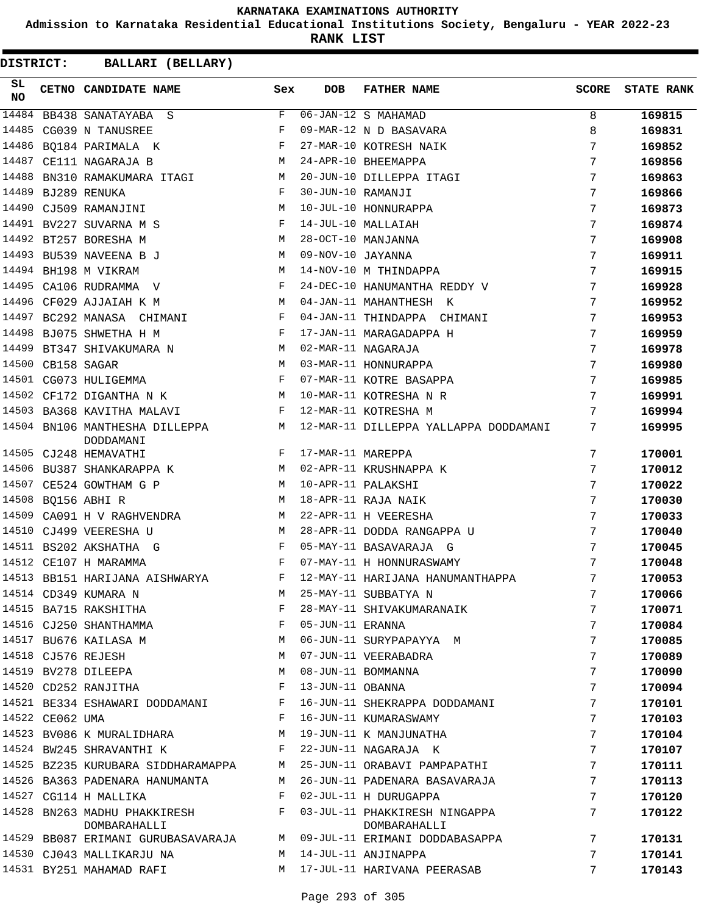KARNATAKA EXAMINATIONS AUTHORITY

Admission to Karnataka Residential Educational Institutions Society, Bengaluru - YEAR 2022-23

**RANK LIST**

**DISTRICT: BALLARI (BELLARY)**

| SL NO | CETNO | CANDIDATE NAME | Sex | DOB | FATHER NAME | SCORE | STATE RANK |
|---|---|---|---|---|---|---|---|
| 14484 | BB438 | SANATAYABA S | F | 06-JAN-12 | S MAHAMAD | 8 | 169815 |
| 14485 | CG039 | N TANUSREE | F | 09-MAR-12 | N D BASAVARA | 8 | 169831 |
| 14486 | BQ184 | PARIMALA K | F | 27-MAR-10 | KOTRESH NAIK | 7 | 169852 |
| 14487 | CE111 | NAGARAJA B | M | 24-APR-10 | BHEEMAPPA | 7 | 169856 |
| 14488 | BN310 | RAMAKUMARA ITAGI | M | 20-JUN-10 | DILLEPPA ITAGI | 7 | 169863 |
| 14489 | BJ289 | RENUKA | F | 30-JUN-10 | RAMANJI | 7 | 169866 |
| 14490 | CJ509 | RAMANJINI | M | 10-JUL-10 | HONNURAPPA | 7 | 169873 |
| 14491 | BV227 | SUVARNA M S | F | 14-JUL-10 | MALLAIAH | 7 | 169874 |
| 14492 | BT257 | BORESHA M | M | 28-OCT-10 | MANJANNA | 7 | 169908 |
| 14493 | BU539 | NAVEENA B J | M | 09-NOV-10 | JAYANNA | 7 | 169911 |
| 14494 | BH198 | M VIKRAM | M | 14-NOV-10 | M THINDAPPA | 7 | 169915 |
| 14495 | CA106 | RUDRAMMA V | F | 24-DEC-10 | HANUMANTHA REDDY V | 7 | 169928 |
| 14496 | CF029 | AJJAIAH K M | M | 04-JAN-11 | MAHANTHESH K | 7 | 169952 |
| 14497 | BC292 | MANASA CHIMANI | F | 04-JAN-11 | THINDAPPA CHIMANI | 7 | 169953 |
| 14498 | BJ075 | SHWETHA H M | F | 17-JAN-11 | MARAGADAPPA H | 7 | 169959 |
| 14499 | BT347 | SHIVAKUMARA N | M | 02-MAR-11 | NAGARAJA | 7 | 169978 |
| 14500 | CB158 | SAGAR | M | 03-MAR-11 | HONNURAPPA | 7 | 169980 |
| 14501 | CG073 | HULIGEMMA | F | 07-MAR-11 | KOTRE BASAPPA | 7 | 169985 |
| 14502 | CF172 | DIGANTHA N K | M | 10-MAR-11 | KOTRESHA N R | 7 | 169991 |
| 14503 | BA368 | KAVITHA MALAVI | F | 12-MAR-11 | KOTRESHA M | 7 | 169994 |
| 14504 | BN106 | MANTHESHA DILLEPPA DODDAMANI | M | 12-MAR-11 | DILLEPPA YALLAPPA DODDAMANI | 7 | 169995 |
| 14505 | CJ248 | HEMAVATHI | F | 17-MAR-11 | MAREPPA | 7 | 170001 |
| 14506 | BU387 | SHANKARAPPA K | M | 02-APR-11 | KRUSHNAPPA K | 7 | 170012 |
| 14507 | CE524 | GOWTHAM G P | M | 10-APR-11 | PALAKSHI | 7 | 170022 |
| 14508 | BQ156 | ABHI R | M | 18-APR-11 | RAJA NAIK | 7 | 170030 |
| 14509 | CA091 | H V RAGHVENDRA | M | 22-APR-11 | H VEERESHA | 7 | 170033 |
| 14510 | CJ499 | VEERESHA U | M | 28-APR-11 | DODDA RANGAPPA U | 7 | 170040 |
| 14511 | BS202 | AKSHATHA G | F | 05-MAY-11 | BASAVARAJA G | 7 | 170045 |
| 14512 | CE107 | H MARAMMA | F | 07-MAY-11 | H HONNURASWAMY | 7 | 170048 |
| 14513 | BB151 | HARIJANA AISHWARYA | F | 12-MAY-11 | HARIJANA HANUMANTHAPPA | 7 | 170053 |
| 14514 | CD349 | KUMARA N | M | 25-MAY-11 | SUBBATYA N | 7 | 170066 |
| 14515 | BA715 | RAKSHITHA | F | 28-MAY-11 | SHIVAKUMARANAIK | 7 | 170071 |
| 14516 | CJ250 | SHANTHAMMA | F | 05-JUN-11 | ERANNA | 7 | 170084 |
| 14517 | BU676 | KAILASA M | M | 06-JUN-11 | SURYPAPAYYA M | 7 | 170085 |
| 14518 | CJ576 | REJESH | M | 07-JUN-11 | VEERABADRA | 7 | 170089 |
| 14519 | BV278 | DILEEPA | M | 08-JUN-11 | BOMMANNA | 7 | 170090 |
| 14520 | CD252 | RANJITHA | F | 13-JUN-11 | OBANNA | 7 | 170094 |
| 14521 | BE334 | ESHAWARI DODDAMANI | F | 16-JUN-11 | SHEKRAPPA DODDAMANI | 7 | 170101 |
| 14522 | CE062 | UMA | F | 16-JUN-11 | KUMARASWAMY | 7 | 170103 |
| 14523 | BV086 | K MURALIDHARA | M | 19-JUN-11 | K MANJUNATHA | 7 | 170104 |
| 14524 | BW245 | SHRAVANTHI K | F | 22-JUN-11 | NAGARAJA K | 7 | 170107 |
| 14525 | BZ235 | KURUBARA SIDDHARAMAPPA | M | 25-JUN-11 | ORABAVI PAMPAPATHI | 7 | 170111 |
| 14526 | BA363 | PADENARA HANUMANTA | M | 26-JUN-11 | PADENARA BASAVARAJA | 7 | 170113 |
| 14527 | CG114 | H MALLIKA | F | 02-JUL-11 | H DURUGAPPA | 7 | 170120 |
| 14528 | BN263 | MADHU PHAKKIRESH DOMBARAHALLI | F | 03-JUL-11 | PHAKKIRESH NINGAPPA DOMBARAHALLI | 7 | 170122 |
| 14529 | BB087 | ERIMANI GURUBASAVARAJA | M | 09-JUL-11 | ERIMANI DODDABASAPPA | 7 | 170131 |
| 14530 | CJ043 | MALLIKARJU NA | M | 14-JUL-11 | ANJINAPPA | 7 | 170141 |
| 14531 | BY251 | MAHAMAD RAFI | M | 17-JUL-11 | HARIVANA PEERASAB | 7 | 170143 |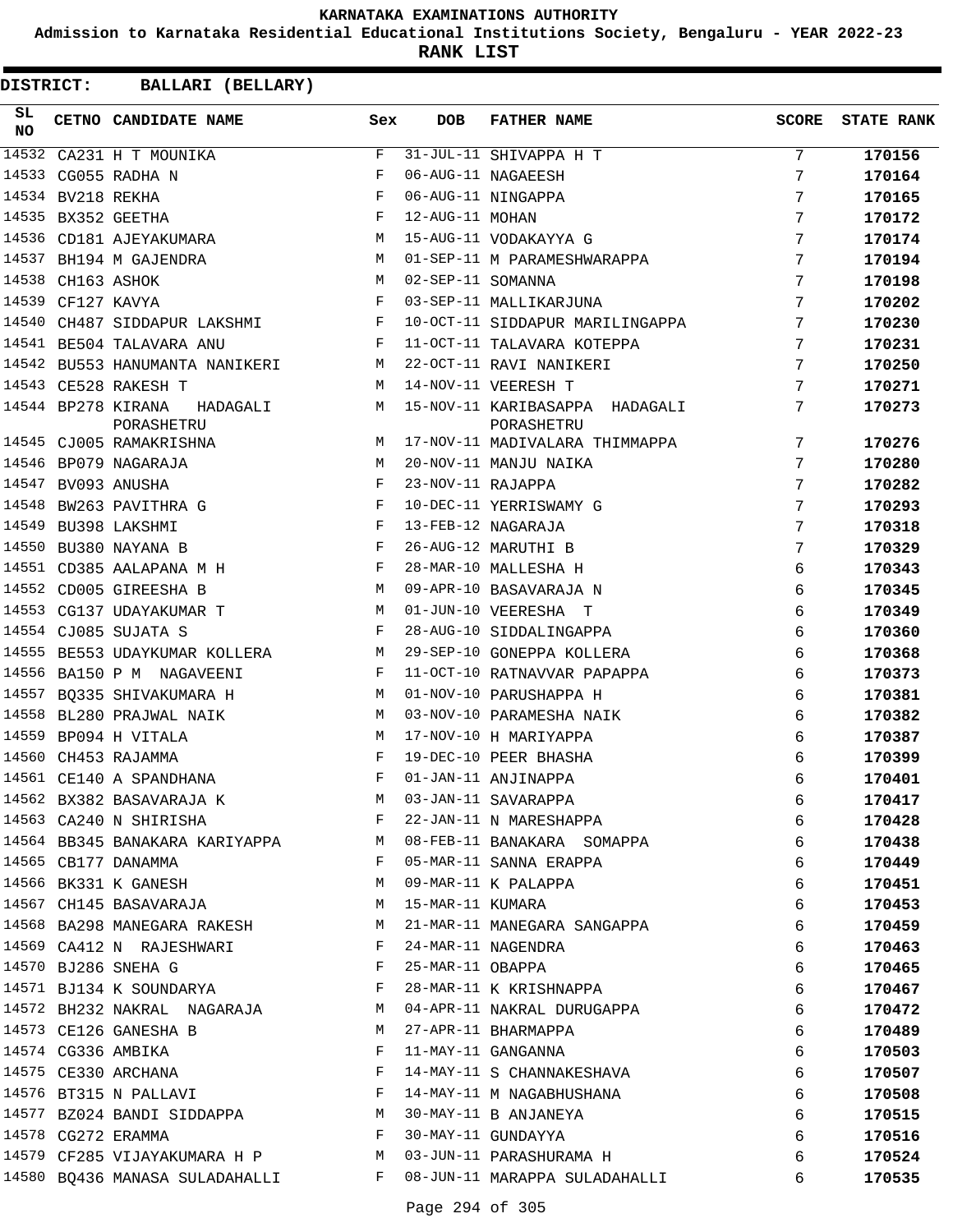KARNATAKA EXAMINATIONS AUTHORITY

Admission to Karnataka Residential Educational Institutions Society, Bengaluru - YEAR 2022-23

**RANK LIST**

**DISTRICT: BALLARI (BELLARY)**

| SL NO | CETNO | CANDIDATE NAME | Sex | DOB | FATHER NAME | SCORE | STATE RANK |
|---|---|---|---|---|---|---|---|
| 14532 | CA231 | H T MOUNIKA | F | 31-JUL-11 | SHIVAPPA H T | 7 | 170156 |
| 14533 | CG055 | RADHA N | F | 06-AUG-11 | NAGAEESH | 7 | 170164 |
| 14534 | BV218 | REKHA | F | 06-AUG-11 | NINGAPPA | 7 | 170165 |
| 14535 | BX352 | GEETHA | F | 12-AUG-11 | MOHAN | 7 | 170172 |
| 14536 | CD181 | AJEYAKUMARA | M | 15-AUG-11 | VODAKAYYA G | 7 | 170174 |
| 14537 | BH194 | M GAJENDRA | M | 01-SEP-11 | M PARAMESHWARAPPA | 7 | 170194 |
| 14538 | CH163 | ASHOK | M | 02-SEP-11 | SOMANNA | 7 | 170198 |
| 14539 | CF127 | KAVYA | F | 03-SEP-11 | MALLIKARJUNA | 7 | 170202 |
| 14540 | CH487 | SIDDAPUR LAKSHMI | F | 10-OCT-11 | SIDDAPUR MARILINGAPPA | 7 | 170230 |
| 14541 | BE504 | TALAVARA ANU | F | 11-OCT-11 | TALAVARA KOTEPPA | 7 | 170231 |
| 14542 | BU553 | HANUMANTA NANIKERI | M | 22-OCT-11 | RAVI NANIKERI | 7 | 170250 |
| 14543 | CE528 | RAKESH T | M | 14-NOV-11 | VEERESH T | 7 | 170271 |
| 14544 | BP278 | KIRANA HADAGALI PORASHETRU | M | 15-NOV-11 | KARIBASAPPA HADAGALI PORASHETRU | 7 | 170273 |
| 14545 | CJ005 | RAMAKRISHNA | M | 17-NOV-11 | MADIVALARA THIMMAPPA | 7 | 170276 |
| 14546 | BP079 | NAGARAJA | M | 20-NOV-11 | MANJU NAIKA | 7 | 170280 |
| 14547 | BV093 | ANUSHA | F | 23-NOV-11 | RAJAPPA | 7 | 170282 |
| 14548 | BW263 | PAVITHRA G | F | 10-DEC-11 | YERRISWAMY G | 7 | 170293 |
| 14549 | BU398 | LAKSHMI | F | 13-FEB-12 | NAGARAJA | 7 | 170318 |
| 14550 | BU380 | NAYANA B | F | 26-AUG-12 | MARUTHI B | 7 | 170329 |
| 14551 | CD385 | AALAPANA M H | F | 28-MAR-10 | MALLESHA H | 6 | 170343 |
| 14552 | CD005 | GIREESHA B | M | 09-APR-10 | BASAVARAJA N | 6 | 170345 |
| 14553 | CG137 | UDAYAKUMAR T | M | 01-JUN-10 | VEERESHA T | 6 | 170349 |
| 14554 | CJ085 | SUJATA S | F | 28-AUG-10 | SIDDALINGAPPA | 6 | 170360 |
| 14555 | BE553 | UDAYKUMAR KOLLERA | M | 29-SEP-10 | GONEPPA KOLLERA | 6 | 170368 |
| 14556 | BA150 | P M NAGAVEENI | F | 11-OCT-10 | RATNAVVAR PAPAPPA | 6 | 170373 |
| 14557 | BQ335 | SHIVAKUMARA H | M | 01-NOV-10 | PARUSHAPPA H | 6 | 170381 |
| 14558 | BL280 | PRAJWAL NAIK | M | 03-NOV-10 | PARAMESHA NAIK | 6 | 170382 |
| 14559 | BP094 | H VITALA | M | 17-NOV-10 | H MARIYAPPA | 6 | 170387 |
| 14560 | CH453 | RAJAMMA | F | 19-DEC-10 | PEER BHASHA | 6 | 170399 |
| 14561 | CE140 | A SPANDHANA | F | 01-JAN-11 | ANJINAPPA | 6 | 170401 |
| 14562 | BX382 | BASAVARAJA K | M | 03-JAN-11 | SAVARAPPA | 6 | 170417 |
| 14563 | CA240 | N SHIRISHA | F | 22-JAN-11 | N MARESHAPPA | 6 | 170428 |
| 14564 | BB345 | BANAKARA KARIYAPPA | M | 08-FEB-11 | BANAKARA SOMAPPA | 6 | 170438 |
| 14565 | CB177 | DANAMMA | F | 05-MAR-11 | SANNA ERAPPA | 6 | 170449 |
| 14566 | BK331 | K GANESH | M | 09-MAR-11 | K PALAPPA | 6 | 170451 |
| 14567 | CH145 | BASAVARAJA | M | 15-MAR-11 | KUMARA | 6 | 170453 |
| 14568 | BA298 | MANEGARA RAKESH | M | 21-MAR-11 | MANEGARA SANGAPPA | 6 | 170459 |
| 14569 | CA412 | N RAJESHWARI | F | 24-MAR-11 | NAGENDRA | 6 | 170463 |
| 14570 | BJ286 | SNEHA G | F | 25-MAR-11 | OBAPPA | 6 | 170465 |
| 14571 | BJ134 | K SOUNDARYA | F | 28-MAR-11 | K KRISHNAPPA | 6 | 170467 |
| 14572 | BH232 | NAKRAL NAGARAJA | M | 04-APR-11 | NAKRAL DURUGAPPA | 6 | 170472 |
| 14573 | CE126 | GANESHA B | M | 27-APR-11 | BHARMAPPA | 6 | 170489 |
| 14574 | CG336 | AMBIKA | F | 11-MAY-11 | GANGANNA | 6 | 170503 |
| 14575 | CE330 | ARCHANA | F | 14-MAY-11 | S CHANNAKESHAVA | 6 | 170507 |
| 14576 | BT315 | N PALLAVI | F | 14-MAY-11 | M NAGABHUSHANA | 6 | 170508 |
| 14577 | BZ024 | BANDI SIDDAPPA | M | 30-MAY-11 | B ANJANEYA | 6 | 170515 |
| 14578 | CG272 | ERAMMA | F | 30-MAY-11 | GUNDAYYA | 6 | 170516 |
| 14579 | CF285 | VIJAYAKUMARA H P | M | 03-JUN-11 | PARASHURAMA H | 6 | 170524 |
| 14580 | BQ436 | MANASA SULADAHALLI | F | 08-JUN-11 | MARAPPA SULADAHALLI | 6 | 170535 |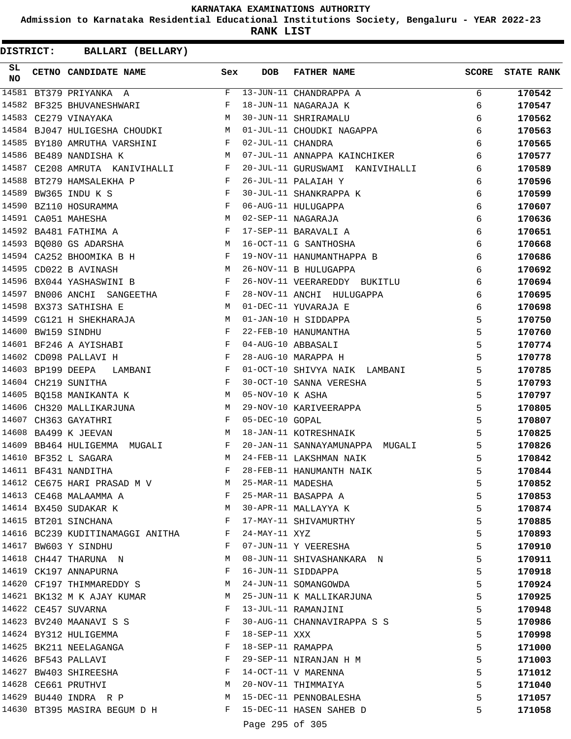# KARNATAKA EXAMINATIONS AUTHORITY

**Admission to Karnataka Residential Educational Institutions Society, Bengaluru - YEAR 2022-23**

**RANK LIST**

**DISTRICT: BALLARI (BELLARY)**

| SL NO | CETNO | CANDIDATE NAME | Sex | DOB | FATHER NAME | SCORE | STATE RANK |
|---|---|---|---|---|---|---|---|
| 14581 | BT379 | PRIYANKA A | F | 13-JUN-11 | CHANDRAPPA A | 6 | 170542 |
| 14582 | BF325 | BHUVANESHWARI | F | 18-JUN-11 | NAGARAJA K | 6 | 170547 |
| 14583 | CE279 | VINAYAKA | M | 30-JUN-11 | SHRIRAMALU | 6 | 170562 |
| 14584 | BJ047 | HULIGESHA CHOUDKI | M | 01-JUL-11 | CHOUDKI NAGAPPA | 6 | 170563 |
| 14585 | BY180 | AMRUTHA VARSHINI | F | 02-JUL-11 | CHANDRA | 6 | 170565 |
| 14586 | BE489 | NANDISHA K | M | 07-JUL-11 | ANNAPPA KAINCHIKER | 6 | 170577 |
| 14587 | CE208 | AMRUTA KANIVIHALLI | F | 20-JUL-11 | GURUSWAMI KANIVIHALLI | 6 | 170589 |
| 14588 | BT279 | HAMSALEKHA P | F | 26-JUL-11 | PALAIAH Y | 6 | 170596 |
| 14589 | BW365 | INDU K S | F | 30-JUL-11 | SHANKRAPPA K | 6 | 170599 |
| 14590 | BZ110 | HOSURAMMA | F | 06-AUG-11 | HULUGAPPA | 6 | 170607 |
| 14591 | CA051 | MAHESHA | M | 02-SEP-11 | NAGARAJA | 6 | 170636 |
| 14592 | BA481 | FATHIMA A | F | 17-SEP-11 | BARAVALI A | 6 | 170651 |
| 14593 | BQ080 | GS ADARSHA | M | 16-OCT-11 | G SANTHOSHA | 6 | 170668 |
| 14594 | CA252 | BHOOMIKA B H | F | 19-NOV-11 | HANUMANTHAPPA B | 6 | 170686 |
| 14595 | CD022 | B AVINASH | M | 26-NOV-11 | B HULUGAPPA | 6 | 170692 |
| 14596 | BX044 | YASHASWINI B | F | 26-NOV-11 | VEERAREDDY BUKITLU | 6 | 170694 |
| 14597 | BN006 | ANCHI SANGEETHA | F | 28-NOV-11 | ANCHI HULUGAPPA | 6 | 170695 |
| 14598 | BX373 | SATHISHA E | M | 01-DEC-11 | YUVARAJA E | 6 | 170698 |
| 14599 | CG121 | H SHEKHARAJA | M | 01-JAN-10 | H SIDDAPPA | 5 | 170750 |
| 14600 | BW159 | SINDHU | F | 22-FEB-10 | HANUMANTHA | 5 | 170760 |
| 14601 | BF246 | A AYISHABI | F | 04-AUG-10 | ABBASALI | 5 | 170774 |
| 14602 | CD098 | PALLAVI H | F | 28-AUG-10 | MARAPPA H | 5 | 170778 |
| 14603 | BP199 | DEEPA LAMBANI | F | 01-OCT-10 | SHIVYA NAIK LAMBANI | 5 | 170785 |
| 14604 | CH219 | SUNITHA | F | 30-OCT-10 | SANNA VERESHA | 5 | 170793 |
| 14605 | BQ158 | MANIKANTA K | M | 05-NOV-10 | K ASHA | 5 | 170797 |
| 14606 | CH320 | MALLIKARJUNA | M | 29-NOV-10 | KARIVEERAPPA | 5 | 170805 |
| 14607 | CH363 | GAYATHRI | F | 05-DEC-10 | GOPAL | 5 | 170807 |
| 14608 | BA499 | K JEEVAN | M | 18-JAN-11 | KOTRESHNAIK | 5 | 170825 |
| 14609 | BB464 | HULIGEMMA MUGALI | F | 20-JAN-11 | SANNAYAMUNAPPA MUGALI | 5 | 170826 |
| 14610 | BF352 | L SAGARA | M | 24-FEB-11 | LAKSHMAN NAIK | 5 | 170842 |
| 14611 | BF431 | NANDITHA | F | 28-FEB-11 | HANUMANTH NAIK | 5 | 170844 |
| 14612 | CE675 | HARI PRASAD M V | M | 25-MAR-11 | MADESHA | 5 | 170852 |
| 14613 | CE468 | MALAAMMA A | F | 25-MAR-11 | BASAPPA A | 5 | 170853 |
| 14614 | BX450 | SUDAKAR K | M | 30-APR-11 | MALLAYYA K | 5 | 170874 |
| 14615 | BT201 | SINCHANA | F | 17-MAY-11 | SHIVAMURTHY | 5 | 170885 |
| 14616 | BC239 | KUDITINAMAGGI ANITHA | F | 24-MAY-11 | XYZ | 5 | 170893 |
| 14617 | BW603 | Y SINDHU | F | 07-JUN-11 | Y VEERESHA | 5 | 170910 |
| 14618 | CH447 | THARUNA N | M | 08-JUN-11 | SHIVASHANKARA N | 5 | 170911 |
| 14619 | CK197 | ANNAPURNA | F | 16-JUN-11 | SIDDAPPA | 5 | 170918 |
| 14620 | CF197 | THIMMAREDDY S | M | 24-JUN-11 | SOMANGOWDA | 5 | 170924 |
| 14621 | BK132 | M K AJAY KUMAR | M | 25-JUN-11 | K MALLIKARJUNA | 5 | 170925 |
| 14622 | CE457 | SUVARNA | F | 13-JUL-11 | RAMANJINI | 5 | 170948 |
| 14623 | BV240 | MAANAVI S S | F | 30-AUG-11 | CHANNAVIRAPPA S S | 5 | 170986 |
| 14624 | BY312 | HULIGEMMA | F | 18-SEP-11 | XXX | 5 | 170998 |
| 14625 | BK211 | NEELAGANGA | F | 18-SEP-11 | RAMAPPA | 5 | 171000 |
| 14626 | BF543 | PALLAVI | F | 29-SEP-11 | NIRANJAN H M | 5 | 171003 |
| 14627 | BW403 | SHIREESHA | F | 14-OCT-11 | V MARENNA | 5 | 171012 |
| 14628 | CE661 | PRUTHVI | M | 20-NOV-11 | THIMMAIYA | 5 | 171040 |
| 14629 | BU440 | INDRA R P | M | 15-DEC-11 | PENNOBALESHA | 5 | 171057 |
| 14630 | BT395 | MASIRA BEGUM D H | F | 15-DEC-11 | HASEN SAHEB D | 5 | 171058 |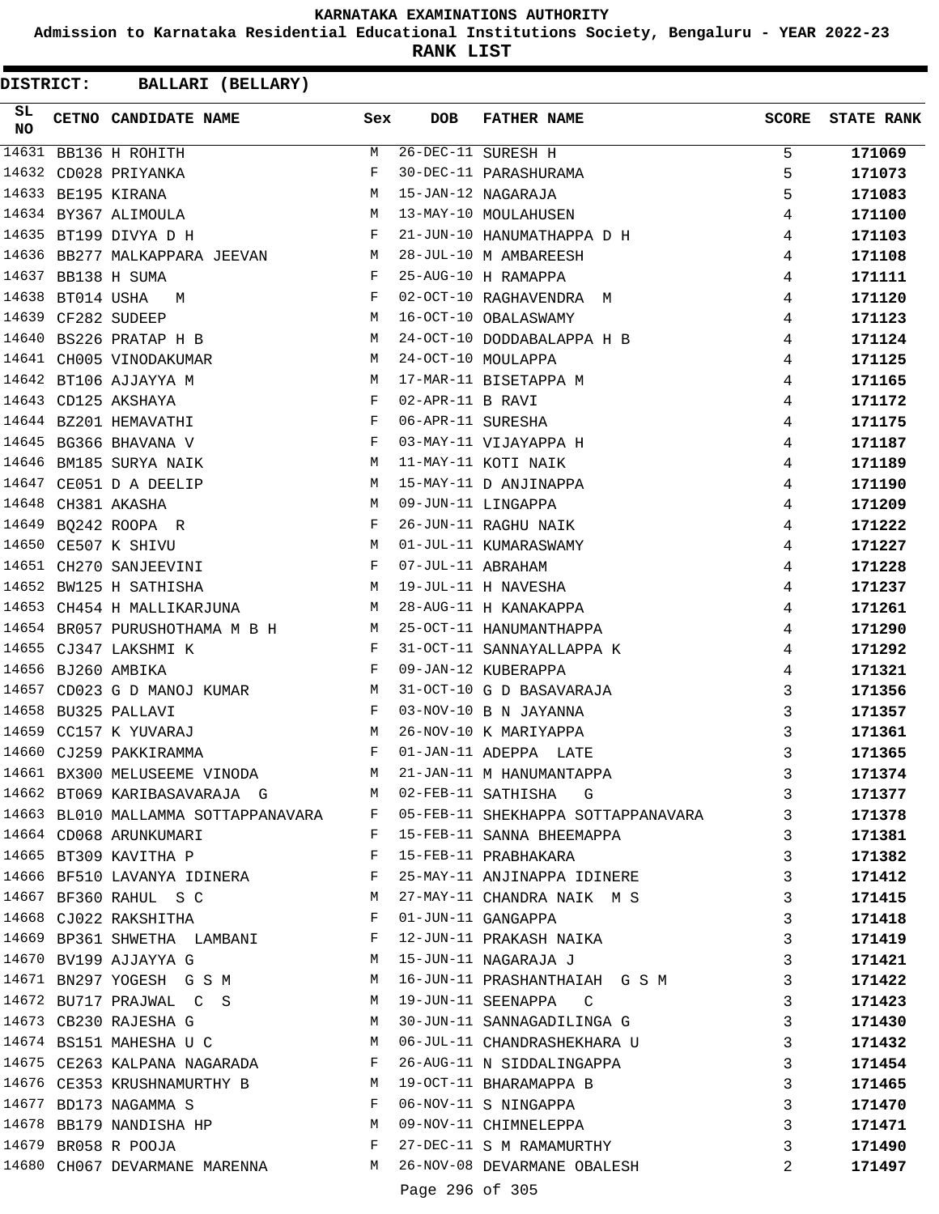# KARNATAKA EXAMINATIONS AUTHORITY

**Admission to Karnataka Residential Educational Institutions Society, Bengaluru - YEAR 2022-23**

**RANK LIST**

**DISTRICT: BALLARI (BELLARY)**

| SL NO | CETNO | CANDIDATE NAME | Sex | DOB | FATHER NAME | SCORE | STATE RANK |
|---|---|---|---|---|---|---|---|
| 14631 | BB136 | H ROHITH | M | 26-DEC-11 | SURESH H | 5 | 171069 |
| 14632 | CD028 | PRIYANKA | F | 30-DEC-11 | PARASHURAMA | 5 | 171073 |
| 14633 | BE195 | KIRANA | M | 15-JAN-12 | NAGARAJA | 5 | 171083 |
| 14634 | BY367 | ALIMOULA | M | 13-MAY-10 | MOULAHUSEN | 4 | 171100 |
| 14635 | BT199 | DIVYA D H | F | 21-JUN-10 | HANUMATHAPPA D H | 4 | 171103 |
| 14636 | BB277 | MALKAPPARA JEEVAN | M | 28-JUL-10 | M AMBAREESH | 4 | 171108 |
| 14637 | BB138 | H SUMA | F | 25-AUG-10 | H RAMAPPA | 4 | 171111 |
| 14638 | BT014 | USHA M | F | 02-OCT-10 | RAGHAVENDRA M | 4 | 171120 |
| 14639 | CF282 | SUDEEP | M | 16-OCT-10 | OBALASWAMY | 4 | 171123 |
| 14640 | BS226 | PRATAP H B | M | 24-OCT-10 | DODDABALAPPA H B | 4 | 171124 |
| 14641 | CH005 | VINODAKUMAR | M | 24-OCT-10 | MOULAPPA | 4 | 171125 |
| 14642 | BT106 | AJJAYYA M | M | 17-MAR-11 | BISETAPPA M | 4 | 171165 |
| 14643 | CD125 | AKSHAYA | F | 02-APR-11 | B RAVI | 4 | 171172 |
| 14644 | BZ201 | HEMAVATHI | F | 06-APR-11 | SURESHA | 4 | 171175 |
| 14645 | BG366 | BHAVANA V | F | 03-MAY-11 | VIJAYAPPA H | 4 | 171187 |
| 14646 | BM185 | SURYA NAIK | M | 11-MAY-11 | KOTI NAIK | 4 | 171189 |
| 14647 | CE051 | D A DEELIP | M | 15-MAY-11 | D ANJINAPPA | 4 | 171190 |
| 14648 | CH381 | AKASHA | M | 09-JUN-11 | LINGAPPA | 4 | 171209 |
| 14649 | BQ242 | ROOPA R | F | 26-JUN-11 | RAGHU NAIK | 4 | 171222 |
| 14650 | CE507 | K SHIVU | M | 01-JUL-11 | KUMARASWAMY | 4 | 171227 |
| 14651 | CH270 | SANJEEVINI | F | 07-JUL-11 | ABRAHAM | 4 | 171228 |
| 14652 | BW125 | H SATHISHA | M | 19-JUL-11 | H NAVESHA | 4 | 171237 |
| 14653 | CH454 | H MALLIKARJUNA | M | 28-AUG-11 | H KANAKAPPA | 4 | 171261 |
| 14654 | BR057 | PURUSHOTHAMA M B H | M | 25-OCT-11 | HANUMANTHAPPA | 4 | 171290 |
| 14655 | CJ347 | LAKSHMI K | F | 31-OCT-11 | SANNAYALLAPPA K | 4 | 171292 |
| 14656 | BJ260 | AMBIKA | F | 09-JAN-12 | KUBERAPPA | 4 | 171321 |
| 14657 | CD023 | G D MANOJ KUMAR | M | 31-OCT-10 | G D BASAVARAJA | 3 | 171356 |
| 14658 | BU325 | PALLAVI | F | 03-NOV-10 | B N JAYANNA | 3 | 171357 |
| 14659 | CC157 | K YUVARAJ | M | 26-NOV-10 | K MARIYAPPA | 3 | 171361 |
| 14660 | CJ259 | PAKKIRAMMA | F | 01-JAN-11 | ADEPPA LATE | 3 | 171365 |
| 14661 | BX300 | MELUSEEME VINODA | M | 21-JAN-11 | M HANUMANTAPPA | 3 | 171374 |
| 14662 | BT069 | KARIBASAVARAJA G | M | 02-FEB-11 | SATHISHA G | 3 | 171377 |
| 14663 | BL010 | MALLAMMA SOTTAPPANAVARA | F | 05-FEB-11 | SHEKHAPPA SOTTAPPANAVARA | 3 | 171378 |
| 14664 | CD068 | ARUNKUMARI | F | 15-FEB-11 | SANNA BHEEMAPPA | 3 | 171381 |
| 14665 | BT309 | KAVITHA P | F | 15-FEB-11 | PRABHAKARA | 3 | 171382 |
| 14666 | BF510 | LAVANYA IDINERA | F | 25-MAY-11 | ANJINAPPA IDINERE | 3 | 171412 |
| 14667 | BF360 | RAHUL S C | M | 27-MAY-11 | CHANDRA NAIK M S | 3 | 171415 |
| 14668 | CJ022 | RAKSHITHA | F | 01-JUN-11 | GANGAPPA | 3 | 171418 |
| 14669 | BP361 | SHWETHA LAMBANI | F | 12-JUN-11 | PRAKASH NAIKA | 3 | 171419 |
| 14670 | BV199 | AJJAYYA G | M | 15-JUN-11 | NAGARAJA J | 3 | 171421 |
| 14671 | BN297 | YOGESH G S M | M | 16-JUN-11 | PRASHANTHAIAH G S M | 3 | 171422 |
| 14672 | BU717 | PRAJWAL C S | M | 19-JUN-11 | SEENAPPA C | 3 | 171423 |
| 14673 | CB230 | RAJESHA G | M | 30-JUN-11 | SANNAGADILINGA G | 3 | 171430 |
| 14674 | BS151 | MAHESHA U C | M | 06-JUL-11 | CHANDRASHEKHARA U | 3 | 171432 |
| 14675 | CE263 | KALPANA NAGARADA | F | 26-AUG-11 | N SIDDALINGAPPA | 3 | 171454 |
| 14676 | CE353 | KRUSHNAMURTHY B | M | 19-OCT-11 | BHARAMAPPA B | 3 | 171465 |
| 14677 | BD173 | NAGAMMA S | F | 06-NOV-11 | S NINGAPPA | 3 | 171470 |
| 14678 | BB179 | NANDISHA HP | M | 09-NOV-11 | CHIMNELEPPA | 3 | 171471 |
| 14679 | BR058 | R POOJA | F | 27-DEC-11 | S M RAMAMURTHY | 3 | 171490 |
| 14680 | CH067 | DEVARMANE MARENNA | M | 26-NOV-08 | DEVARMANE OBALESH | 2 | 171497 |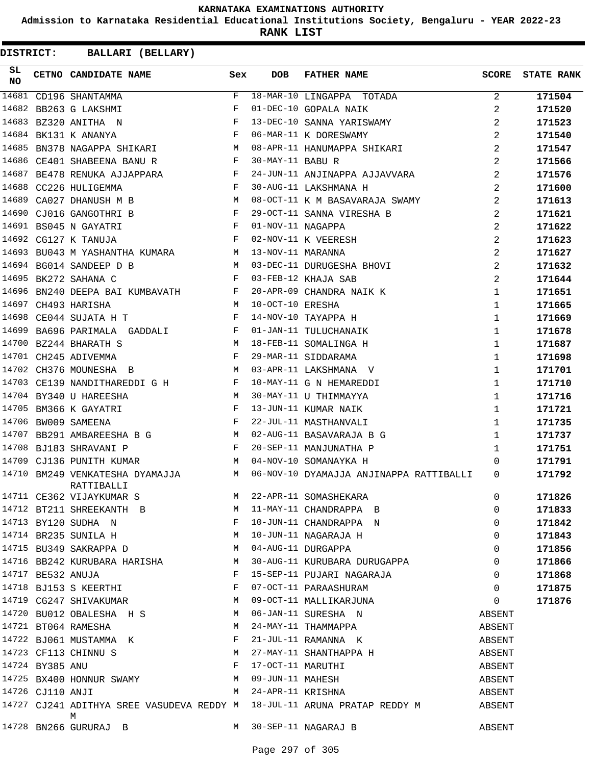# KARNATAKA EXAMINATIONS AUTHORITY

**Admission to Karnataka Residential Educational Institutions Society, Bengaluru - YEAR 2022-23**

**RANK LIST**

**DISTRICT: BALLARI (BELLARY)**

| SL NO | CETNO | CANDIDATE NAME | Sex | DOB | FATHER NAME | SCORE | STATE RANK |
|---|---|---|---|---|---|---|---|
| 14681 | CD196 | SHANTAMMA | F | 18-MAR-10 | LINGAPPA TOTADA | 2 | 171504 |
| 14682 | BB263 | G LAKSHMI | F | 01-DEC-10 | GOPALA NAIK | 2 | 171520 |
| 14683 | BZ320 | ANITHA N | F | 13-DEC-10 | SANNA YARISWAMY | 2 | 171523 |
| 14684 | BK131 | K ANANYA | F | 06-MAR-11 | K DORESWAMY | 2 | 171540 |
| 14685 | BN378 | NAGAPPA SHIKARI | M | 08-APR-11 | HANUMAPPA SHIKARI | 2 | 171547 |
| 14686 | CE401 | SHABEENA BANU R | F | 30-MAY-11 | BABU R | 2 | 171566 |
| 14687 | BE478 | RENUKA AJJAPPARA | F | 24-JUN-11 | ANJINAPPA AJJAVVARA | 2 | 171576 |
| 14688 | CC226 | HULIGEMMA | F | 30-AUG-11 | LAKSHMANA H | 2 | 171600 |
| 14689 | CA027 | DHANUSH M B | M | 08-OCT-11 | K M BASAVARAJA SWAMY | 2 | 171613 |
| 14690 | CJ016 | GANGOTHRI B | F | 29-OCT-11 | SANNA VIRESHA B | 2 | 171621 |
| 14691 | BS045 | N GAYATRI | F | 01-NOV-11 | NAGAPPA | 2 | 171622 |
| 14692 | CG127 | K TANUJA | F | 02-NOV-11 | K VEERESH | 2 | 171623 |
| 14693 | BU043 | M YASHANTHA KUMARA | M | 13-NOV-11 | MARANNA | 2 | 171627 |
| 14694 | BG014 | SANDEEP D B | M | 03-DEC-11 | DURUGESHA BHOVI | 2 | 171632 |
| 14695 | BK272 | SAHANA C | F | 03-FEB-12 | KHAJA SAB | 2 | 171644 |
| 14696 | BN240 | DEEPA BAI KUMBAVATH | F | 20-APR-09 | CHANDRA NAIK K | 1 | 171651 |
| 14697 | CH493 | HARISHA | M | 10-OCT-10 | ERESHA | 1 | 171665 |
| 14698 | CE044 | SUJATA H T | F | 14-NOV-10 | TAYAPPA H | 1 | 171669 |
| 14699 | BA696 | PARIMALA GADDALI | F | 01-JAN-11 | TULUCHANAIK | 1 | 171678 |
| 14700 | BZ244 | BHARATH S | M | 18-FEB-11 | SOMALINGA H | 1 | 171687 |
| 14701 | CH245 | ADIVEMMA | F | 29-MAR-11 | SIDDARAMA | 1 | 171698 |
| 14702 | CH376 | MOUNESHA B | M | 03-APR-11 | LAKSHMANA V | 1 | 171701 |
| 14703 | CE139 | NANDITHAREDDI G H | F | 10-MAY-11 | G N HEMAREDDI | 1 | 171710 |
| 14704 | BY340 | U HAREESHA | M | 30-MAY-11 | U THIMMAYYA | 1 | 171716 |
| 14705 | BM366 | K GAYATRI | F | 13-JUN-11 | KUMAR NAIK | 1 | 171721 |
| 14706 | BW009 | SAMEENA | F | 22-JUL-11 | MASTHANVALI | 1 | 171735 |
| 14707 | BB291 | AMBAREESHA B G | M | 02-AUG-11 | BASAVARAJA B G | 1 | 171737 |
| 14708 | BJ183 | SHRAVANI P | F | 20-SEP-11 | MANJUNATHA P | 1 | 171751 |
| 14709 | CJ136 | PUNITH KUMAR | M | 04-NOV-10 | SOMANAYKA H | 0 | 171791 |
| 14710 | BM249 | VENKATESHA DYAMAJJA RATTIBALLI | M | 06-NOV-10 | DYAMAJJA ANJINAPPA RATTIBALLI | 0 | 171792 |
| 14711 | CE362 | VIJAYKUMAR S | M | 22-APR-11 | SOMASHEKARA | 0 | 171826 |
| 14712 | BT211 | SHREEKANTH B | M | 11-MAY-11 | CHANDRAPPA B | 0 | 171833 |
| 14713 | BY120 | SUDHA N | F | 10-JUN-11 | CHANDRAPPA N | 0 | 171842 |
| 14714 | BR235 | SUNILA H | M | 10-JUN-11 | NAGARAJA H | 0 | 171843 |
| 14715 | BU349 | SAKRAPPA D | M | 04-AUG-11 | DURGAPPA | 0 | 171856 |
| 14716 | BB242 | KURUBARA HARISHA | M | 30-AUG-11 | KURUBARA DURUGAPPA | 0 | 171866 |
| 14717 | BE532 | ANUJA | F | 15-SEP-11 | PUJARI NAGARAJA | 0 | 171868 |
| 14718 | BJ153 | S KEERTHI | F | 07-OCT-11 | PARAASHURAM | 0 | 171875 |
| 14719 | CG247 | SHIVAKUMAR | M | 09-OCT-11 | MALLIKARJUNA | 0 | 171876 |
| 14720 | BU012 | OBALESHA H S | M | 06-JAN-11 | SURESHA N | ABSENT | |
| 14721 | BT064 | RAMESHA | M | 24-MAY-11 | THAMMAPPA | ABSENT | |
| 14722 | BJ061 | MUSTAMMA K | F | 21-JUL-11 | RAMANNA K | ABSENT | |
| 14723 | CF113 | CHINNU S | M | 27-MAY-11 | SHANTHAPPA H | ABSENT | |
| 14724 | BY385 | ANU | F | 17-OCT-11 | MARUTHI | ABSENT | |
| 14725 | BX400 | HONNUR SWAMY | M | 09-JUN-11 | MAHESH | ABSENT | |
| 14726 | CJ110 | ANJI | M | 24-APR-11 | KRISHNA | ABSENT | |
| 14727 | CJ241 | ADITHYA SREE VASUDEVA REDDY M | M | 18-JUL-11 | ARUNA PRATAP REDDY M | ABSENT | |
| 14728 | BN266 | GURURAJ B | M | 30-SEP-11 | NAGARAJ B | ABSENT | |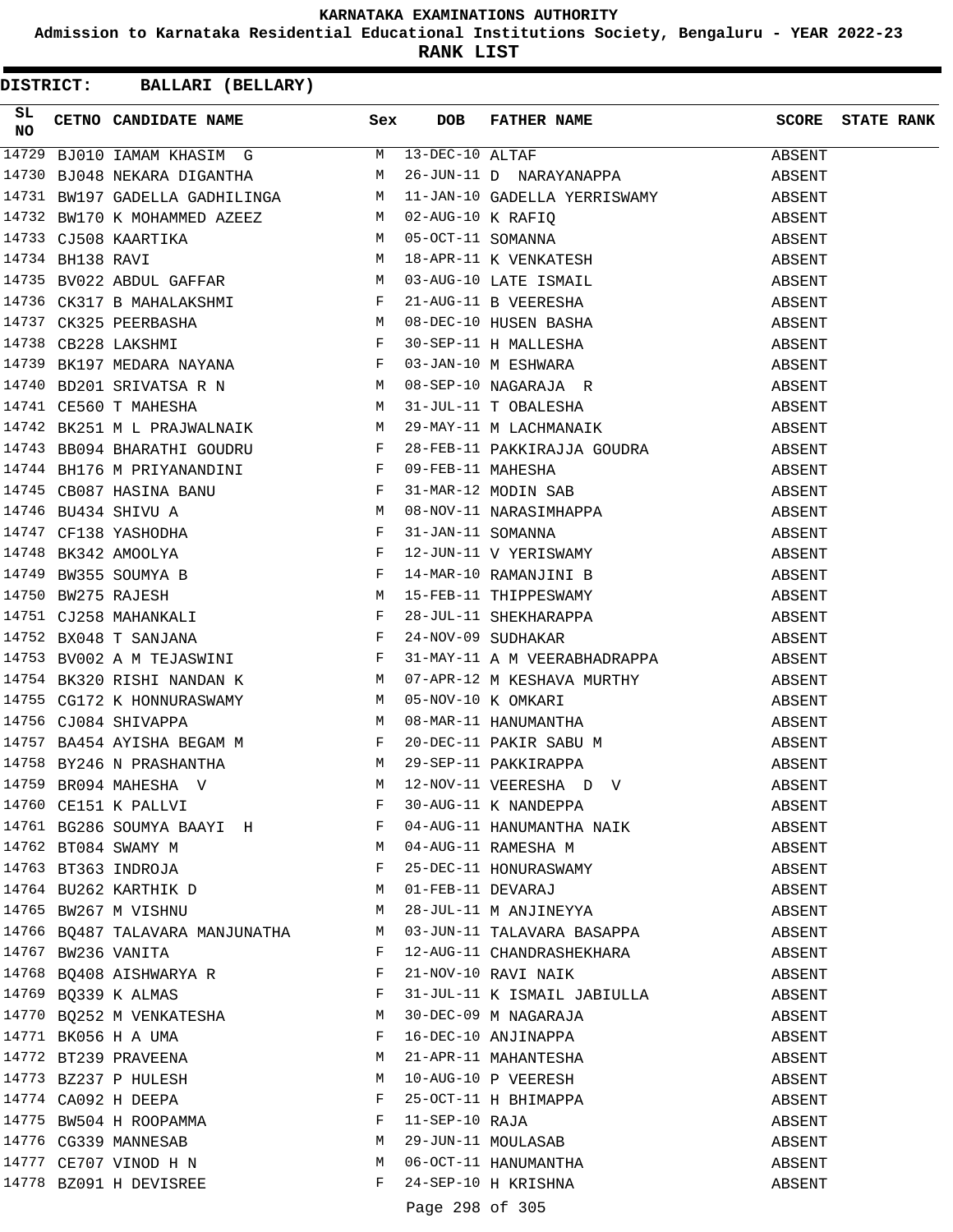KARNATAKA EXAMINATIONS AUTHORITY

Admission to Karnataka Residential Educational Institutions Society, Bengaluru - YEAR 2022-23

**RANK LIST**

**DISTRICT: BALLARI (BELLARY)**

| SL NO | CETNO | CANDIDATE NAME | Sex | DOB | FATHER NAME | SCORE | STATE RANK |
|---|---|---|---|---|---|---|---|
| 14729 | BJ010 | IAMAM KHASIM G | M | 13-DEC-10 | ALTAF | ABSENT | |
| 14730 | BJ048 | NEKARA DIGANTHA | M | 26-JUN-11 | D NARAYANAPPA | ABSENT | |
| 14731 | BW197 | GADELLA GADHILINGA | M | 11-JAN-10 | GADELLA YERRISWAMY | ABSENT | |
| 14732 | BW170 | K MOHAMMED AZEEZ | M | 02-AUG-10 | K RAFIQ | ABSENT | |
| 14733 | CJ508 | KAARTIKA | M | 05-OCT-11 | SOMANNA | ABSENT | |
| 14734 | BH138 | RAVI | M | 18-APR-11 | K VENKATESH | ABSENT | |
| 14735 | BV022 | ABDUL GAFFAR | M | 03-AUG-10 | LATE ISMAIL | ABSENT | |
| 14736 | CK317 | B MAHALAKSHMI | F | 21-AUG-11 | B VEERESHA | ABSENT | |
| 14737 | CK325 | PEERBASHA | M | 08-DEC-10 | HUSEN BASHA | ABSENT | |
| 14738 | CB228 | LAKSHMI | F | 30-SEP-11 | H MALLESHA | ABSENT | |
| 14739 | BK197 | MEDARA NAYANA | F | 03-JAN-10 | M ESHWARA | ABSENT | |
| 14740 | BD201 | SRIVATSA R N | M | 08-SEP-10 | NAGARAJA R | ABSENT | |
| 14741 | CE560 | T MAHESHA | M | 31-JUL-11 | T OBALESHA | ABSENT | |
| 14742 | BK251 | M L PRAJWALNAIK | M | 29-MAY-11 | M LACHMANAIK | ABSENT | |
| 14743 | BB094 | BHARATHI GOUDRU | F | 28-FEB-11 | PAKKIRAJJA GOUDRA | ABSENT | |
| 14744 | BH176 | M PRIYANANDINI | F | 09-FEB-11 | MAHESHA | ABSENT | |
| 14745 | CB087 | HASINA BANU | F | 31-MAR-12 | MODIN SAB | ABSENT | |
| 14746 | BU434 | SHIVU A | M | 08-NOV-11 | NARASIMHAPPA | ABSENT | |
| 14747 | CF138 | YASHODHA | F | 31-JAN-11 | SOMANNA | ABSENT | |
| 14748 | BK342 | AMOOLYA | F | 12-JUN-11 | V YERISWAMY | ABSENT | |
| 14749 | BW355 | SOUMYA B | F | 14-MAR-10 | RAMANJINI B | ABSENT | |
| 14750 | BW275 | RAJESH | M | 15-FEB-11 | THIPPESWAMY | ABSENT | |
| 14751 | CJ258 | MAHANKALI | F | 28-JUL-11 | SHEKHARAPPA | ABSENT | |
| 14752 | BX048 | T SANJANA | F | 24-NOV-09 | SUDHAKAR | ABSENT | |
| 14753 | BV002 | A M TEJASWINI | F | 31-MAY-11 | A M VEERABHADRAPPA | ABSENT | |
| 14754 | BK320 | RISHI NANDAN K | M | 07-APR-12 | M KESHAVA MURTHY | ABSENT | |
| 14755 | CG172 | K HONNURASWAMY | M | 05-NOV-10 | K OMKARI | ABSENT | |
| 14756 | CJ084 | SHIVAPPA | M | 08-MAR-11 | HANUMANTHA | ABSENT | |
| 14757 | BA454 | AYISHA BEGAM M | F | 20-DEC-11 | PAKIR SABU M | ABSENT | |
| 14758 | BY246 | N PRASHANTHA | M | 29-SEP-11 | PAKKIRAPPA | ABSENT | |
| 14759 | BR094 | MAHESHA V | M | 12-NOV-11 | VEERESHA D V | ABSENT | |
| 14760 | CE151 | K PALLVI | F | 30-AUG-11 | K NANDEPPA | ABSENT | |
| 14761 | BG286 | SOUMYA BAAYI H | F | 04-AUG-11 | HANUMANTHA NAIK | ABSENT | |
| 14762 | BT084 | SWAMY M | M | 04-AUG-11 | RAMESHA M | ABSENT | |
| 14763 | BT363 | INDROJA | F | 25-DEC-11 | HONURASWAMY | ABSENT | |
| 14764 | BU262 | KARTHIK D | M | 01-FEB-11 | DEVARAJ | ABSENT | |
| 14765 | BW267 | M VISHNU | M | 28-JUL-11 | M ANJINEYYA | ABSENT | |
| 14766 | BQ487 | TALAVARA MANJUNATHA | M | 03-JUN-11 | TALAVARA BASAPPA | ABSENT | |
| 14767 | BW236 | VANITA | F | 12-AUG-11 | CHANDRASHEKHARA | ABSENT | |
| 14768 | BQ408 | AISHWARYA R | F | 21-NOV-10 | RAVI NAIK | ABSENT | |
| 14769 | BQ339 | K ALMAS | F | 31-JUL-11 | K ISMAIL JABIULLA | ABSENT | |
| 14770 | BQ252 | M VENKATESHA | M | 30-DEC-09 | M NAGARAJA | ABSENT | |
| 14771 | BK056 | H A UMA | F | 16-DEC-10 | ANJINAPPA | ABSENT | |
| 14772 | BT239 | PRAVEENA | M | 21-APR-11 | MAHANTESHA | ABSENT | |
| 14773 | BZ237 | P HULESH | M | 10-AUG-10 | P VEERESH | ABSENT | |
| 14774 | CA092 | H DEEPA | F | 25-OCT-11 | H BHIMAPPA | ABSENT | |
| 14775 | BW504 | H ROOPAMMA | F | 11-SEP-10 | RAJA | ABSENT | |
| 14776 | CG339 | MANNESAB | M | 29-JUN-11 | MOULASAB | ABSENT | |
| 14777 | CE707 | VINOD H N | M | 06-OCT-11 | HANUMANTHA | ABSENT | |
| 14778 | BZ091 | H DEVISREE | F | 24-SEP-10 | H KRISHNA | ABSENT | |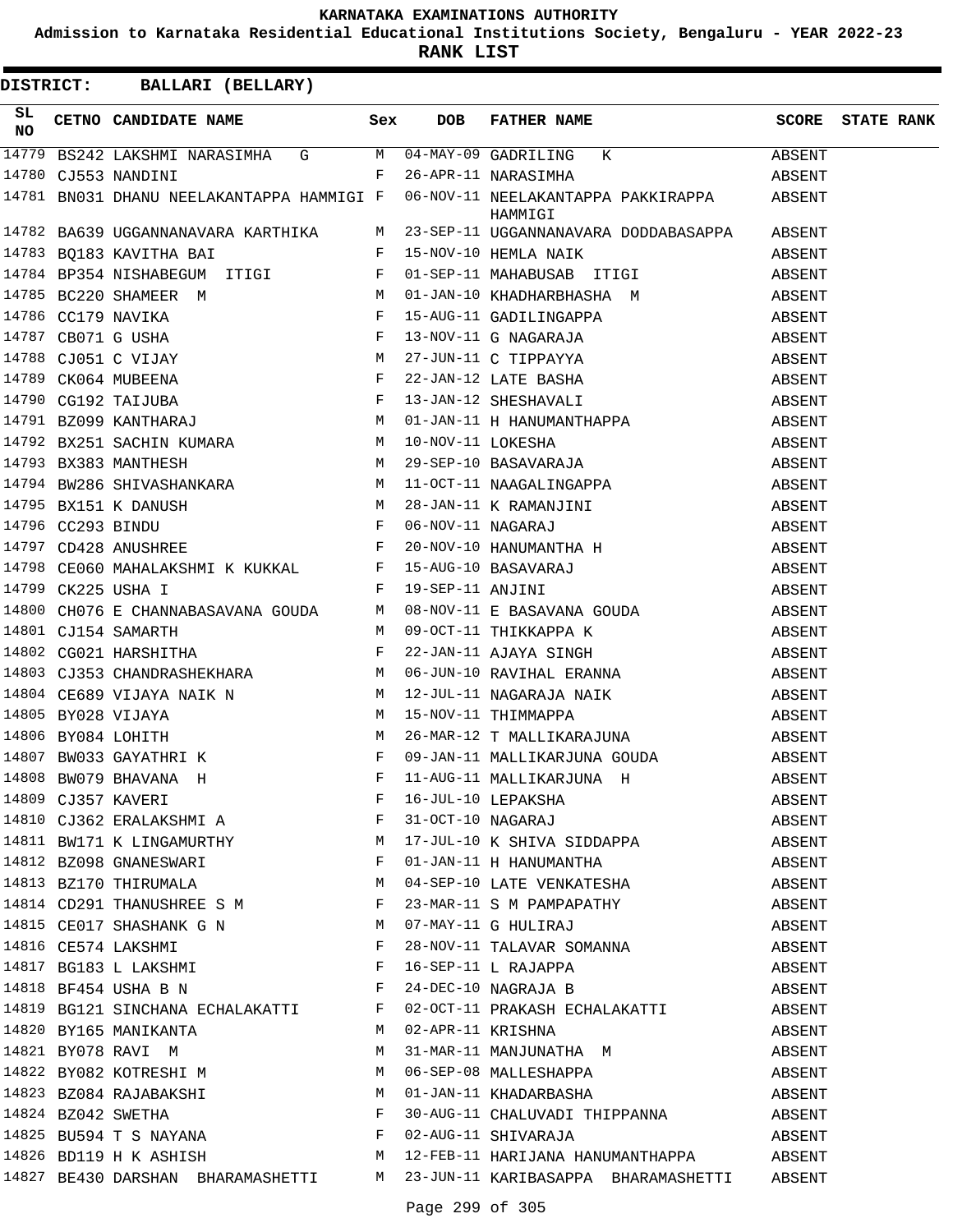# KARNATAKA EXAMINATIONS AUTHORITY

**Admission to Karnataka Residential Educational Institutions Society, Bengaluru - YEAR 2022-23**

**RANK LIST**

**DISTRICT: BALLARI (BELLARY)**

| SL NO | CETNO | CANDIDATE NAME | Sex | DOB | FATHER NAME | SCORE | STATE RANK |
|---|---|---|---|---|---|---|---|
| 14779 | BS242 | LAKSHMI NARASIMHA G | M | 04-MAY-09 | GADRILING K | ABSENT | |
| 14780 | CJ553 | NANDINI | F | 26-APR-11 | NARASIMHA | ABSENT | |
| 14781 | BN031 | DHANU NEELAKANTAPPA HAMMIGI | F | 06-NOV-11 | NEELAKANTAPPA PAKKIRAPPA HAMMIGI | ABSENT | |
| 14782 | BA639 | UGGANNANAVARA KARTHIKA | M | 23-SEP-11 | UGGANNANAVARA DODDABASAPPA | ABSENT | |
| 14783 | BQ183 | KAVITHA BAI | F | 15-NOV-10 | HEMLA NAIK | ABSENT | |
| 14784 | BP354 | NISHABEGUM ITIGI | F | 01-SEP-11 | MAHABUSAB ITIGI | ABSENT | |
| 14785 | BC220 | SHAMEER M | M | 01-JAN-10 | KHADHARBHASHA M | ABSENT | |
| 14786 | CC179 | NAVIKA | F | 15-AUG-11 | GADILINGAPPA | ABSENT | |
| 14787 | CB071 | G USHA | F | 13-NOV-11 | G NAGARAJA | ABSENT | |
| 14788 | CJ051 | C VIJAY | M | 27-JUN-11 | C TIPPAYYA | ABSENT | |
| 14789 | CK064 | MUBEENA | F | 22-JAN-12 | LATE BASHA | ABSENT | |
| 14790 | CG192 | TAIJUBA | F | 13-JAN-12 | SHESHAVALI | ABSENT | |
| 14791 | BZ099 | KANTHARAJ | M | 01-JAN-11 | H HANUMANTHAPPA | ABSENT | |
| 14792 | BX251 | SACHIN KUMARA | M | 10-NOV-11 | LOKESHA | ABSENT | |
| 14793 | BX383 | MANTHESH | M | 29-SEP-10 | BASAVARAJA | ABSENT | |
| 14794 | BW286 | SHIVASHANKARA | M | 11-OCT-11 | NAAGALINGAPPA | ABSENT | |
| 14795 | BX151 | K DANUSH | M | 28-JAN-11 | K RAMANJINI | ABSENT | |
| 14796 | CC293 | BINDU | F | 06-NOV-11 | NAGARAJ | ABSENT | |
| 14797 | CD428 | ANUSHREE | F | 20-NOV-10 | HANUMANTHA H | ABSENT | |
| 14798 | CE060 | MAHALAKSHMI K KUKKAL | F | 15-AUG-10 | BASAVARAJ | ABSENT | |
| 14799 | CK225 | USHA I | F | 19-SEP-11 | ANJINI | ABSENT | |
| 14800 | CH076 | E CHANNABASAVANA GOUDA | M | 08-NOV-11 | E BASAVANA GOUDA | ABSENT | |
| 14801 | CJ154 | SAMARTH | M | 09-OCT-11 | THIKKAPPA K | ABSENT | |
| 14802 | CG021 | HARSHITHA | F | 22-JAN-11 | AJAYA SINGH | ABSENT | |
| 14803 | CJ353 | CHANDRASHEKHARA | M | 06-JUN-10 | RAVIHAL ERANNA | ABSENT | |
| 14804 | CE689 | VIJAYA NAIK N | M | 12-JUL-11 | NAGARAJA NAIK | ABSENT | |
| 14805 | BY028 | VIJAYA | M | 15-NOV-11 | THIMMAPPA | ABSENT | |
| 14806 | BY084 | LOHITH | M | 26-MAR-12 | T MALLIKARAJUNA | ABSENT | |
| 14807 | BW033 | GAYATHRI K | F | 09-JAN-11 | MALLIKARJUNA GOUDA | ABSENT | |
| 14808 | BW079 | BHAVANA H | F | 11-AUG-11 | MALLIKARJUNA H | ABSENT | |
| 14809 | CJ357 | KAVERI | F | 16-JUL-10 | LEPAKSHA | ABSENT | |
| 14810 | CJ362 | ERALAKSHMI A | F | 31-OCT-10 | NAGARAJ | ABSENT | |
| 14811 | BW171 | K LINGAMURTHY | M | 17-JUL-10 | K SHIVA SIDDAPPA | ABSENT | |
| 14812 | BZ098 | GNANESWARI | F | 01-JAN-11 | H HANUMANTHA | ABSENT | |
| 14813 | BZ170 | THIRUMALA | M | 04-SEP-10 | LATE VENKATESHA | ABSENT | |
| 14814 | CD291 | THANUSHREE S M | F | 23-MAR-11 | S M PAMPAPATHY | ABSENT | |
| 14815 | CE017 | SHASHANK G N | M | 07-MAY-11 | G HULIRAJ | ABSENT | |
| 14816 | CE574 | LAKSHMI | F | 28-NOV-11 | TALAVAR SOMANNA | ABSENT | |
| 14817 | BG183 | L LAKSHMI | F | 16-SEP-11 | L RAJAPPA | ABSENT | |
| 14818 | BF454 | USHA B N | F | 24-DEC-10 | NAGRAJA B | ABSENT | |
| 14819 | BG121 | SINCHANA ECHALAKATTI | F | 02-OCT-11 | PRAKASH ECHALAKATTI | ABSENT | |
| 14820 | BY165 | MANIKANTA | M | 02-APR-11 | KRISHNA | ABSENT | |
| 14821 | BY078 | RAVI M | M | 31-MAR-11 | MANJUNATHA M | ABSENT | |
| 14822 | BY082 | KOTRESHI M | M | 06-SEP-08 | MALLESHAPPA | ABSENT | |
| 14823 | BZ084 | RAJABAKSHI | M | 01-JAN-11 | KHADARBASHA | ABSENT | |
| 14824 | BZ042 | SWETHA | F | 30-AUG-11 | CHALUVADI THIPPANNA | ABSENT | |
| 14825 | BU594 | T S NAYANA | F | 02-AUG-11 | SHIVARAJA | ABSENT | |
| 14826 | BD119 | H K ASHISH | M | 12-FEB-11 | HARIJANA HANUMANTHAPPA | ABSENT | |
| 14827 | BE430 | DARSHAN BHARAMASHETTI | M | 23-JUN-11 | KARIBASAPPA BHARAMASHETTI | ABSENT | |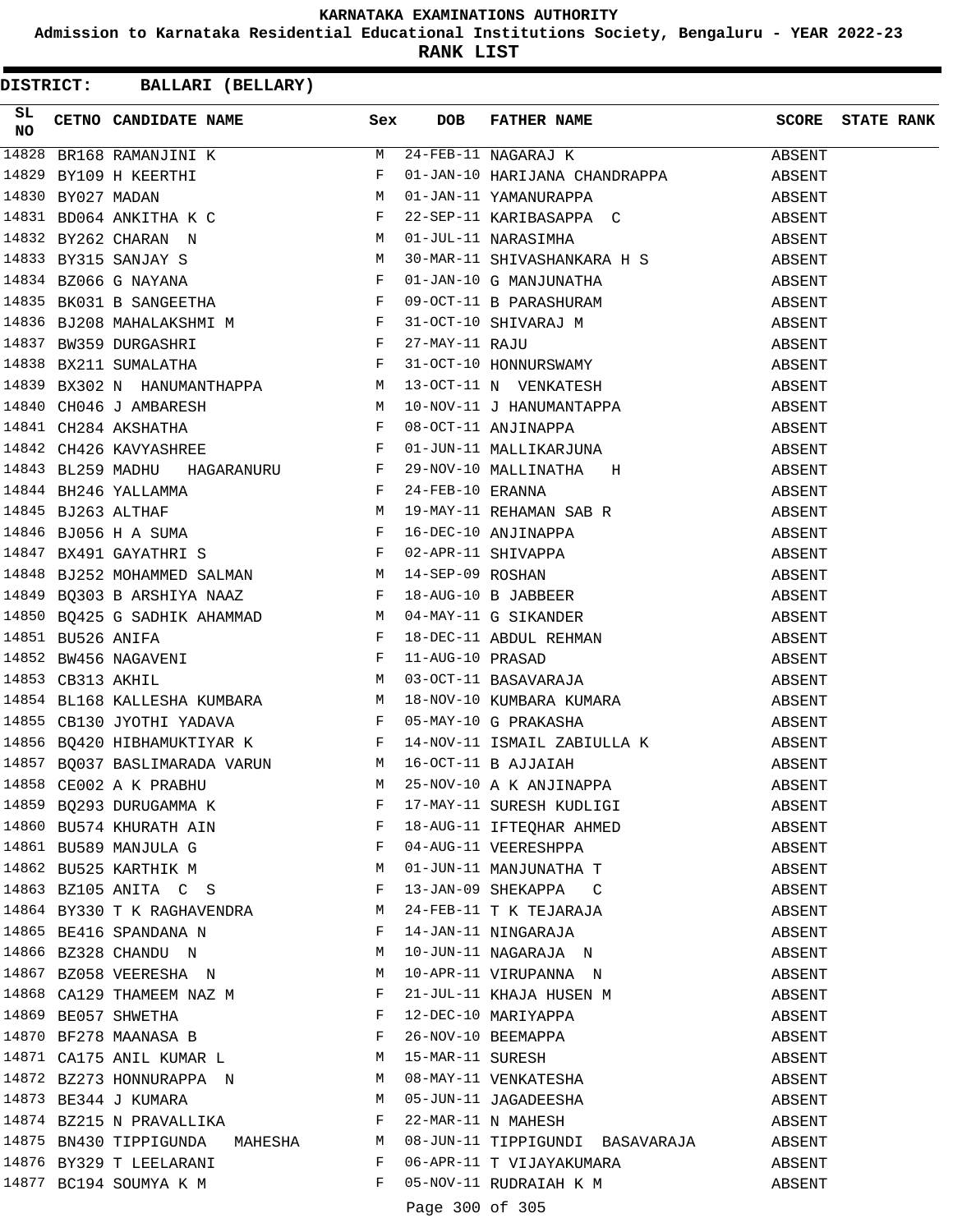KARNATAKA EXAMINATIONS AUTHORITY

Admission to Karnataka Residential Educational Institutions Society, Bengaluru - YEAR 2022-23

**RANK LIST**

**DISTRICT: BALLARI (BELLARY)**

| SL NO | CETNO | CANDIDATE NAME | Sex | DOB | FATHER NAME | SCORE | STATE RANK |
|---|---|---|---|---|---|---|---|
| 14828 | BR168 | RAMANJINI K | M | 24-FEB-11 | NAGARAJ K | ABSENT | |
| 14829 | BY109 | H KEERTHI | F | 01-JAN-10 | HARIJANA CHANDRAPPA | ABSENT | |
| 14830 | BY027 | MADAN | M | 01-JAN-11 | YAMANURAPPA | ABSENT | |
| 14831 | BD064 | ANKITHA K C | F | 22-SEP-11 | KARIBASAPPA C | ABSENT | |
| 14832 | BY262 | CHARAN N | M | 01-JUL-11 | NARASIMHA | ABSENT | |
| 14833 | BY315 | SANJAY S | M | 30-MAR-11 | SHIVASHANKARA H S | ABSENT | |
| 14834 | BZ066 | G NAYANA | F | 01-JAN-10 | G MANJUNATHA | ABSENT | |
| 14835 | BK031 | B SANGEETHA | F | 09-OCT-11 | B PARASHURAM | ABSENT | |
| 14836 | BJ208 | MAHALAKSHMI M | F | 31-OCT-10 | SHIVARAJ M | ABSENT | |
| 14837 | BW359 | DURGASHRI | F | 27-MAY-11 | RAJU | ABSENT | |
| 14838 | BX211 | SUMALATHA | F | 31-OCT-10 | HONNURSWAMY | ABSENT | |
| 14839 | BX302 | N HANUMANTHAPPA | M | 13-OCT-11 | N VENKATESH | ABSENT | |
| 14840 | CH046 | J AMBARESH | M | 10-NOV-11 | J HANUMANTAPPA | ABSENT | |
| 14841 | CH284 | AKSHATHA | F | 08-OCT-11 | ANJINAPPA | ABSENT | |
| 14842 | CH426 | KAVYASHREE | F | 01-JUN-11 | MALLIKARJUNA | ABSENT | |
| 14843 | BL259 | MADHU HAGARANURU | F | 29-NOV-10 | MALLINATHA H | ABSENT | |
| 14844 | BH246 | YALLAMMA | F | 24-FEB-10 | ERANNA | ABSENT | |
| 14845 | BJ263 | ALTHAF | M | 19-MAY-11 | REHAMAN SAB R | ABSENT | |
| 14846 | BJ056 | H A SUMA | F | 16-DEC-10 | ANJINAPPA | ABSENT | |
| 14847 | BX491 | GAYATHRI S | F | 02-APR-11 | SHIVAPPA | ABSENT | |
| 14848 | BJ252 | MOHAMMED SALMAN | M | 14-SEP-09 | ROSHAN | ABSENT | |
| 14849 | BQ303 | B ARSHIYA NAAZ | F | 18-AUG-10 | B JABBEER | ABSENT | |
| 14850 | BQ425 | G SADHIK AHAMMAD | M | 04-MAY-11 | G SIKANDER | ABSENT | |
| 14851 | BU526 | ANIFA | F | 18-DEC-11 | ABDUL REHMAN | ABSENT | |
| 14852 | BW456 | NAGAVENI | F | 11-AUG-10 | PRASAD | ABSENT | |
| 14853 | CB313 | AKHIL | M | 03-OCT-11 | BASAVARAJA | ABSENT | |
| 14854 | BL168 | KALLESHA KUMBARA | M | 18-NOV-10 | KUMBARA KUMARA | ABSENT | |
| 14855 | CB130 | JYOTHI YADAVA | F | 05-MAY-10 | G PRAKASHA | ABSENT | |
| 14856 | BQ420 | HIBHAMUKTIYAR K | F | 14-NOV-11 | ISMAIL ZABIULLA K | ABSENT | |
| 14857 | BQ037 | BASLIMARADA VARUN | M | 16-OCT-11 | B AJJAIAH | ABSENT | |
| 14858 | CE002 | A K PRABHU | M | 25-NOV-10 | A K ANJINAPPA | ABSENT | |
| 14859 | BQ293 | DURUGAMMA K | F | 17-MAY-11 | SURESH KUDLIGI | ABSENT | |
| 14860 | BU574 | KHURATH AIN | F | 18-AUG-11 | IFTEQHAR AHMED | ABSENT | |
| 14861 | BU589 | MANJULA G | F | 04-AUG-11 | VEERESHPPA | ABSENT | |
| 14862 | BU525 | KARTHIK M | M | 01-JUN-11 | MANJUNATHA T | ABSENT | |
| 14863 | BZ105 | ANITA C S | F | 13-JAN-09 | SHEKAPPA C | ABSENT | |
| 14864 | BY330 | T K RAGHAVENDRA | M | 24-FEB-11 | T K TEJARAJA | ABSENT | |
| 14865 | BE416 | SPANDANA N | F | 14-JAN-11 | NINGARAJA | ABSENT | |
| 14866 | BZ328 | CHANDU N | M | 10-JUN-11 | NAGARAJA N | ABSENT | |
| 14867 | BZ058 | VEERESHA N | M | 10-APR-11 | VIRUPANNA N | ABSENT | |
| 14868 | CA129 | THAMEEM NAZ M | F | 21-JUL-11 | KHAJA HUSEN M | ABSENT | |
| 14869 | BE057 | SHWETHA | F | 12-DEC-10 | MARIYAPPA | ABSENT | |
| 14870 | BF278 | MAANASA B | F | 26-NOV-10 | BEEMAPPA | ABSENT | |
| 14871 | CA175 | ANIL KUMAR L | M | 15-MAR-11 | SURESH | ABSENT | |
| 14872 | BZ273 | HONNURAPPA N | M | 08-MAY-11 | VENKATESHA | ABSENT | |
| 14873 | BE344 | J KUMARA | M | 05-JUN-11 | JAGADEESHA | ABSENT | |
| 14874 | BZ215 | N PRAVALLIKA | F | 22-MAR-11 | N MAHESH | ABSENT | |
| 14875 | BN430 | TIPPIGUNDA MAHESHA | M | 08-JUN-11 | TIPPIGUNDI BASAVARAJA | ABSENT | |
| 14876 | BY329 | T LEELARANI | F | 06-APR-11 | T VIJAYAKUMARA | ABSENT | |
| 14877 | BC194 | SOUMYA K M | F | 05-NOV-11 | RUDRAIAH K M | ABSENT | |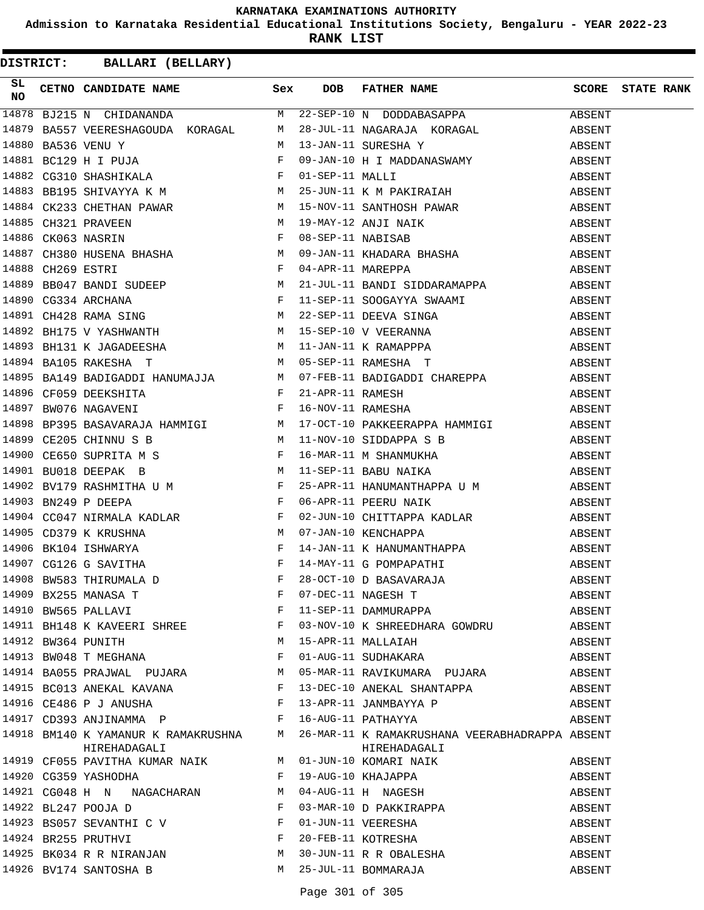KARNATAKA EXAMINATIONS AUTHORITY

Admission to Karnataka Residential Educational Institutions Society, Bengaluru - YEAR 2022-23

**RANK LIST**

**DISTRICT: BALLARI (BELLARY)**

| SL NO | CETNO | CANDIDATE NAME | Sex | DOB | FATHER NAME | SCORE | STATE RANK |
|---|---|---|---|---|---|---|---|
| 14878 | BJ215 | N CHIDANANDA | M | 22-SEP-10 | N DODDABASAPPA | ABSENT | |
| 14879 | BA557 | VEERESHAGOUDA KORAGAL | M | 28-JUL-11 | NAGARAJA KORAGAL | ABSENT | |
| 14880 | BA536 | VENU Y | M | 13-JAN-11 | SURESHA Y | ABSENT | |
| 14881 | BC129 | H I PUJA | F | 09-JAN-10 | H I MADDANASWAMY | ABSENT | |
| 14882 | CG310 | SHASHIKALA | F | 01-SEP-11 | MALLI | ABSENT | |
| 14883 | BB195 | SHIVAYYA K M | M | 25-JUN-11 | K M PAKIRAIAH | ABSENT | |
| 14884 | CK233 | CHETHAN PAWAR | M | 15-NOV-11 | SANTHOSH PAWAR | ABSENT | |
| 14885 | CH321 | PRAVEEN | M | 19-MAY-12 | ANJI NAIK | ABSENT | |
| 14886 | CK063 | NASRIN | F | 08-SEP-11 | NABISAB | ABSENT | |
| 14887 | CH380 | HUSENA BHASHA | M | 09-JAN-11 | KHADARA BHASHA | ABSENT | |
| 14888 | CH269 | ESTRI | F | 04-APR-11 | MAREPPA | ABSENT | |
| 14889 | BB047 | BANDI SUDEEP | M | 21-JUL-11 | BANDI SIDDARAMAPPA | ABSENT | |
| 14890 | CG334 | ARCHANA | F | 11-SEP-11 | SOOGAYYA SWAAMI | ABSENT | |
| 14891 | CH428 | RAMA SING | M | 22-SEP-11 | DEEVA SINGA | ABSENT | |
| 14892 | BH175 | V YASHWANTH | M | 15-SEP-10 | V VEERANNA | ABSENT | |
| 14893 | BH131 | K JAGADEESHA | M | 11-JAN-11 | K RAMAPPPA | ABSENT | |
| 14894 | BA105 | RAKESHA T | M | 05-SEP-11 | RAMESHA T | ABSENT | |
| 14895 | BA149 | BADIGADDI HANUMAJJA | M | 07-FEB-11 | BADIGADDI CHAREPPA | ABSENT | |
| 14896 | CF059 | DEEKSHITA | F | 21-APR-11 | RAMESH | ABSENT | |
| 14897 | BW076 | NAGAVENI | F | 16-NOV-11 | RAMESHA | ABSENT | |
| 14898 | BP395 | BASAVARAJA HAMMIGI | M | 17-OCT-10 | PAKKEERAPPA HAMMIGI | ABSENT | |
| 14899 | CE205 | CHINNU S B | M | 11-NOV-10 | SIDDAPPA S B | ABSENT | |
| 14900 | CE650 | SUPRITA M S | F | 16-MAR-11 | M SHANMUKHA | ABSENT | |
| 14901 | BU018 | DEEPAK B | M | 11-SEP-11 | BABU NAIKA | ABSENT | |
| 14902 | BV179 | RASHMITHA U M | F | 25-APR-11 | HANUMANTHAPPA U M | ABSENT | |
| 14903 | BN249 | P DEEPA | F | 06-APR-11 | PEERU NAIK | ABSENT | |
| 14904 | CC047 | NIRMALA KADLAR | F | 02-JUN-10 | CHITTAPPA KADLAR | ABSENT | |
| 14905 | CD379 | K KRUSHNA | M | 07-JAN-10 | KENCHAPPA | ABSENT | |
| 14906 | BK104 | ISHWARYA | F | 14-JAN-11 | K HANUMANTHAPPA | ABSENT | |
| 14907 | CG126 | G SAVITHA | F | 14-MAY-11 | G POMPAPATHI | ABSENT | |
| 14908 | BW583 | THIRUMALA D | F | 28-OCT-10 | D BASAVARAJA | ABSENT | |
| 14909 | BX255 | MANASA T | F | 07-DEC-11 | NAGESH T | ABSENT | |
| 14910 | BW565 | PALLAVI | F | 11-SEP-11 | DAMMURAPPA | ABSENT | |
| 14911 | BH148 | K KAVEERI SHREE | F | 03-NOV-10 | K SHREEDHARA GOWDRU | ABSENT | |
| 14912 | BW364 | PUNITH | M | 15-APR-11 | MALLAIAH | ABSENT | |
| 14913 | BW048 | T MEGHANA | F | 01-AUG-11 | SUDHAKARA | ABSENT | |
| 14914 | BA055 | PRAJWAL PUJARA | M | 05-MAR-11 | RAVIKUMARA PUJARA | ABSENT | |
| 14915 | BC013 | ANEKAL KAVANA | F | 13-DEC-10 | ANEKAL SHANTAPPA | ABSENT | |
| 14916 | CE486 | P J ANUSHA | F | 13-APR-11 | JANMBAYYA P | ABSENT | |
| 14917 | CD393 | ANJINAMMA P | F | 16-AUG-11 | PATHAYYA | ABSENT | |
| 14918 | BM140 | K YAMANUR K RAMAKRUSHNA HIREHADAGALI | M | 26-MAR-11 | K RAMAKRUSHANA VEERABHADRAPPA HIREHADAGALI | ABSENT | |
| 14919 | CF055 | PAVITHA KUMAR NAIK | M | 01-JUN-10 | KOMARI NAIK | ABSENT | |
| 14920 | CG359 | YASHODHA | F | 19-AUG-10 | KHAJAPPA | ABSENT | |
| 14921 | CG048 | H N NAGACHARAN | M | 04-AUG-11 | H NAGESH | ABSENT | |
| 14922 | BL247 | POOJA D | F | 03-MAR-10 | D PAKKIRAPPA | ABSENT | |
| 14923 | BS057 | SEVANTHI C V | F | 01-JUN-11 | VEERESHA | ABSENT | |
| 14924 | BR255 | PRUTHVI | F | 20-FEB-11 | KOTRESHA | ABSENT | |
| 14925 | BK034 | R R NIRANJAN | M | 30-JUN-11 | R R OBALESHA | ABSENT | |
| 14926 | BV174 | SANTOSHA B | M | 25-JUL-11 | BOMMARAJA | ABSENT | |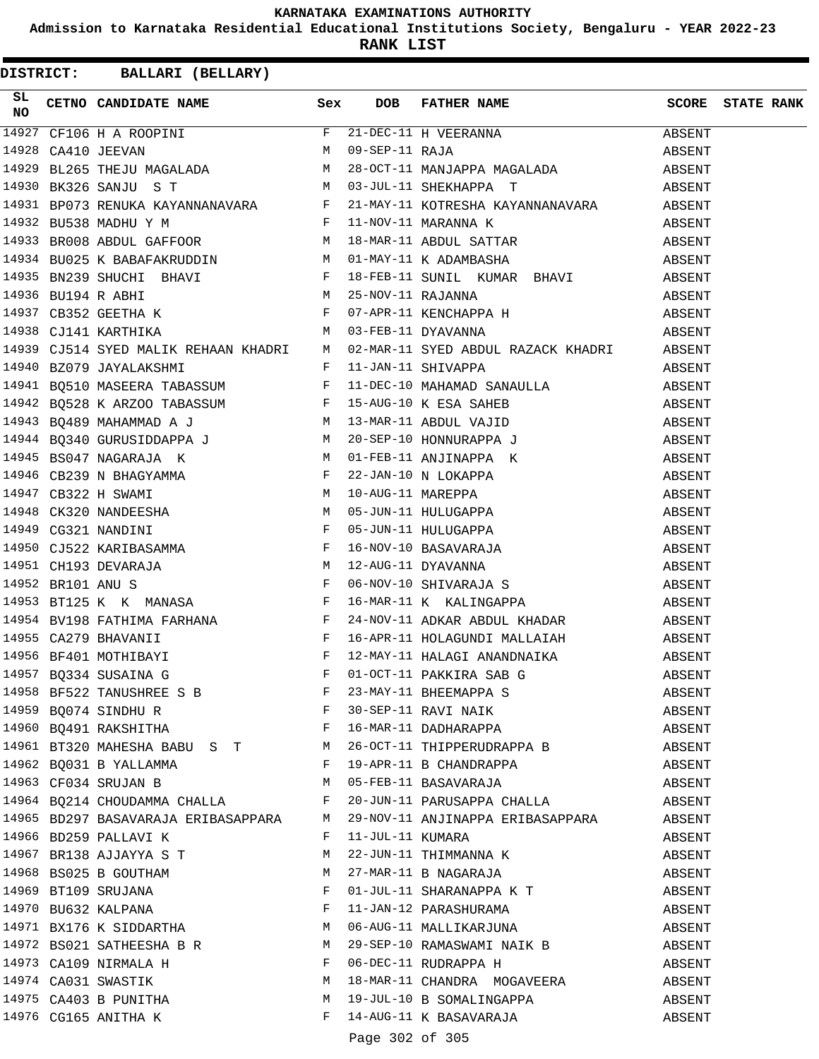**KARNATAKA EXAMINATIONS AUTHORITY**

**Admission to Karnataka Residential Educational Institutions Society, Bengaluru - YEAR 2022-23**

**RANK LIST**

**DISTRICT: BALLARI (BELLARY)**

| SL NO | CETNO | CANDIDATE NAME | Sex | DOB | FATHER NAME | SCORE | STATE RANK |
|---|---|---|---|---|---|---|---|
| 14927 | CF106 | H A ROOPINI | F | 21-DEC-11 | H VEERANNA | ABSENT | |
| 14928 | CA410 | JEEVAN | M | 09-SEP-11 | RAJA | ABSENT | |
| 14929 | BL265 | THEJU MAGALADA | M | 28-OCT-11 | MANJAPPA MAGALADA | ABSENT | |
| 14930 | BK326 | SANJU S T | M | 03-JUL-11 | SHEKHAPPA T | ABSENT | |
| 14931 | BP073 | RENUKA KAYANNANAVARA | F | 21-MAY-11 | KOTRESHA KAYANNANAVARA | ABSENT | |
| 14932 | BU538 | MADHU Y M | F | 11-NOV-11 | MARANNA K | ABSENT | |
| 14933 | BR008 | ABDUL GAFFOOR | M | 18-MAR-11 | ABDUL SATTAR | ABSENT | |
| 14934 | BU025 | K BABAFAKRUDDIN | M | 01-MAY-11 | K ADAMBASHA | ABSENT | |
| 14935 | BN239 | SHUCHI BHAVI | F | 18-FEB-11 | SUNIL KUMAR BHAVI | ABSENT | |
| 14936 | BU194 | R ABHI | M | 25-NOV-11 | RAJANNA | ABSENT | |
| 14937 | CB352 | GEETHA K | F | 07-APR-11 | KENCHAPPA H | ABSENT | |
| 14938 | CJ141 | KARTHIKA | M | 03-FEB-11 | DYAVANNA | ABSENT | |
| 14939 | CJ514 | SYED MALIK REHAAN KHADRI | M | 02-MAR-11 | SYED ABDUL RAZACK KHADRI | ABSENT | |
| 14940 | BZ079 | JAYALAKSHMI | F | 11-JAN-11 | SHIVAPPA | ABSENT | |
| 14941 | BQ510 | MASEERA TABASSUM | F | 11-DEC-10 | MAHAMAD SANAULLA | ABSENT | |
| 14942 | BQ528 | K ARZOO TABASSUM | F | 15-AUG-10 | K ESA SAHEB | ABSENT | |
| 14943 | BQ489 | MAHAMMAD A J | M | 13-MAR-11 | ABDUL VAJID | ABSENT | |
| 14944 | BQ340 | GURUSIDDAPPA J | M | 20-SEP-10 | HONNURAPPA J | ABSENT | |
| 14945 | BS047 | NAGARAJA K | M | 01-FEB-11 | ANJINAPPA K | ABSENT | |
| 14946 | CB239 | N BHAGYAMMA | F | 22-JAN-10 | N LOKAPPA | ABSENT | |
| 14947 | CB322 | H SWAMI | M | 10-AUG-11 | MAREPPA | ABSENT | |
| 14948 | CK320 | NANDEESHA | M | 05-JUN-11 | HULUGAPPA | ABSENT | |
| 14949 | CG321 | NANDINI | F | 05-JUN-11 | HULUGAPPA | ABSENT | |
| 14950 | CJ522 | KARIBASAMMA | F | 16-NOV-10 | BASAVARAJA | ABSENT | |
| 14951 | CH193 | DEVARAJA | M | 12-AUG-11 | DYAVANNA | ABSENT | |
| 14952 | BR101 | ANU S | F | 06-NOV-10 | SHIVARAJA S | ABSENT | |
| 14953 | BT125 | K K MANASA | F | 16-MAR-11 | K KALINGAPPA | ABSENT | |
| 14954 | BV198 | FATHIMA FARHANA | F | 24-NOV-11 | ADKAR ABDUL KHADAR | ABSENT | |
| 14955 | CA279 | BHAVANII | F | 16-APR-11 | HOLAGUNDI MALLAIAH | ABSENT | |
| 14956 | BF401 | MOTHIBAYI | F | 12-MAY-11 | HALAGI ANANDNAIKA | ABSENT | |
| 14957 | BQ334 | SUSAINA G | F | 01-OCT-11 | PAKKIRA SAB G | ABSENT | |
| 14958 | BF522 | TANUSHREE S B | F | 23-MAY-11 | BHEEMAPPA S | ABSENT | |
| 14959 | BQ074 | SINDHU R | F | 30-SEP-11 | RAVI NAIK | ABSENT | |
| 14960 | BQ491 | RAKSHITHA | F | 16-MAR-11 | DADHARAPPA | ABSENT | |
| 14961 | BT320 | MAHESHA BABU S T | M | 26-OCT-11 | THIPPERUDRAPPA B | ABSENT | |
| 14962 | BQ031 | B YALLAMMA | F | 19-APR-11 | B CHANDRAPPA | ABSENT | |
| 14963 | CF034 | SRUJAN B | M | 05-FEB-11 | BASAVARAJA | ABSENT | |
| 14964 | BQ214 | CHOUDAMMA CHALLA | F | 20-JUN-11 | PARUSAPPA CHALLA | ABSENT | |
| 14965 | BD297 | BASAVARAJA ERIBASAPPARA | M | 29-NOV-11 | ANJINAPPA ERIBASAPPARA | ABSENT | |
| 14966 | BD259 | PALLAVI K | F | 11-JUL-11 | KUMARA | ABSENT | |
| 14967 | BR138 | AJJAYYA S T | M | 22-JUN-11 | THIMMANNA K | ABSENT | |
| 14968 | BS025 | B GOUTHAM | M | 27-MAR-11 | B NAGARAJA | ABSENT | |
| 14969 | BT109 | SRUJANA | F | 01-JUL-11 | SHARANAPPA K T | ABSENT | |
| 14970 | BU632 | KALPANA | F | 11-JAN-12 | PARASHURAMA | ABSENT | |
| 14971 | BX176 | K SIDDARTHA | M | 06-AUG-11 | MALLIKARJUNA | ABSENT | |
| 14972 | BS021 | SATHEESHA B R | M | 29-SEP-10 | RAMASWAMI NAIK B | ABSENT | |
| 14973 | CA109 | NIRMALA H | F | 06-DEC-11 | RUDRAPPA H | ABSENT | |
| 14974 | CA031 | SWASTIK | M | 18-MAR-11 | CHANDRA MOGAVEERA | ABSENT | |
| 14975 | CA403 | B PUNITHA | M | 19-JUL-10 | B SOMALINGAPPA | ABSENT | |
| 14976 | CG165 | ANITHA K | F | 14-AUG-11 | K BASAVARAJA | ABSENT | |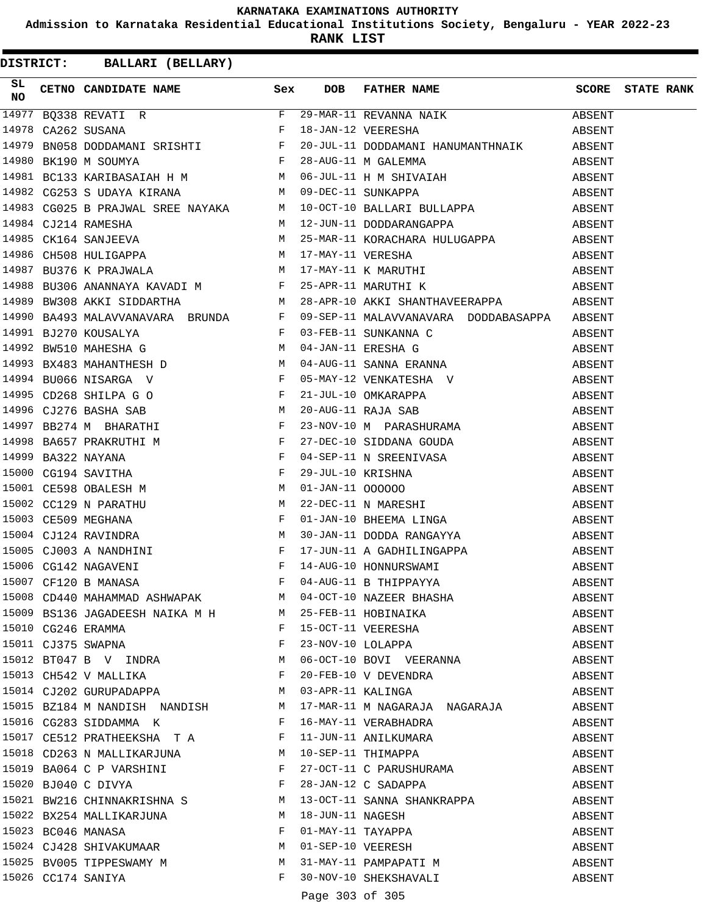KARNATAKA EXAMINATIONS AUTHORITY

Admission to Karnataka Residential Educational Institutions Society, Bengaluru - YEAR 2022-23

**RANK LIST**

**DISTRICT: BALLARI (BELLARY)**

| SL NO | CETNO | CANDIDATE NAME | Sex | DOB | FATHER NAME | SCORE | STATE RANK |
|---|---|---|---|---|---|---|---|
| 14977 | BQ338 | REVATI R | F | 29-MAR-11 | REVANNA NAIK | ABSENT | |
| 14978 | CA262 | SUSANA | F | 18-JAN-12 | VEERESHA | ABSENT | |
| 14979 | BN058 | DODDAMANI SRISHTI | F | 20-JUL-11 | DODDAMANI HANUMANTHNAIK | ABSENT | |
| 14980 | BK190 | M SOUMYA | F | 28-AUG-11 | M GALEMMA | ABSENT | |
| 14981 | BC133 | KARIBASAIAH H M | M | 06-JUL-11 | H M SHIVAIAH | ABSENT | |
| 14982 | CG253 | S UDAYA KIRANA | M | 09-DEC-11 | SUNKAPPA | ABSENT | |
| 14983 | CG025 | B PRAJWAL SREE NAYAKA | M | 10-OCT-10 | BALLARI BULLAPPA | ABSENT | |
| 14984 | CJ214 | RAMESHA | M | 12-JUN-11 | DODDARANGAPPA | ABSENT | |
| 14985 | CK164 | SANJEEVA | M | 25-MAR-11 | KORACHARA HULUGAPPA | ABSENT | |
| 14986 | CH508 | HULIGAPPA | M | 17-MAY-11 | VERESHA | ABSENT | |
| 14987 | BU376 | K PRAJWALA | M | 17-MAY-11 | K MARUTHI | ABSENT | |
| 14988 | BU306 | ANANNAYA KAVADI M | F | 25-APR-11 | MARUTHI K | ABSENT | |
| 14989 | BW308 | AKKI SIDDARTHA | M | 28-APR-10 | AKKI SHANTHAVEERAPPA | ABSENT | |
| 14990 | BA493 | MALAVVANAVARA BRUNDA | F | 09-SEP-11 | MALAVVANAVARA DODDABASAPPA | ABSENT | |
| 14991 | BJ270 | KOUSALYA | F | 03-FEB-11 | SUNKANNA C | ABSENT | |
| 14992 | BW510 | MAHESHA G | M | 04-JAN-11 | ERESHA G | ABSENT | |
| 14993 | BX483 | MAHANTHESH D | M | 04-AUG-11 | SANNA ERANNA | ABSENT | |
| 14994 | BU066 | NISARGA V | F | 05-MAY-12 | VENKATESHA V | ABSENT | |
| 14995 | CD268 | SHILPA G O | F | 21-JUL-10 | OMKARAPPA | ABSENT | |
| 14996 | CJ276 | BASHA SAB | M | 20-AUG-11 | RAJA SAB | ABSENT | |
| 14997 | BB274 | M BHARATHI | F | 23-NOV-10 | M PARASHURAMA | ABSENT | |
| 14998 | BA657 | PRAKRUTHI M | F | 27-DEC-10 | SIDDANA GOUDA | ABSENT | |
| 14999 | BA322 | NAYANA | F | 04-SEP-11 | N SREENIVASA | ABSENT | |
| 15000 | CG194 | SAVITHA | F | 29-JUL-10 | KRISHNA | ABSENT | |
| 15001 | CE598 | OBALESH M | M | 01-JAN-11 | OOOOOO | ABSENT | |
| 15002 | CC129 | N PARATHU | M | 22-DEC-11 | N MARESHI | ABSENT | |
| 15003 | CE509 | MEGHANA | F | 01-JAN-10 | BHEEMA LINGA | ABSENT | |
| 15004 | CJ124 | RAVINDRA | M | 30-JAN-11 | DODDA RANGAYYA | ABSENT | |
| 15005 | CJ003 | A NANDHINI | F | 17-JUN-11 | A GADHILINGAPPA | ABSENT | |
| 15006 | CG142 | NAGAVENI | F | 14-AUG-10 | HONNURSWAMI | ABSENT | |
| 15007 | CF120 | B MANASA | F | 04-AUG-11 | B THIPPAYYA | ABSENT | |
| 15008 | CD440 | MAHAMMAD ASHWAPAK | M | 04-OCT-10 | NAZEER BHASHA | ABSENT | |
| 15009 | BS136 | JAGADEESH NAIKA M H | M | 25-FEB-11 | HOBINAIKA | ABSENT | |
| 15010 | CG246 | ERAMMA | F | 15-OCT-11 | VEERESHA | ABSENT | |
| 15011 | CJ375 | SWAPNA | F | 23-NOV-10 | LOLAPPA | ABSENT | |
| 15012 | BT047 | B V INDRA | M | 06-OCT-10 | BOVI VEERANNA | ABSENT | |
| 15013 | CH542 | V MALLIKA | F | 20-FEB-10 | V DEVENDRA | ABSENT | |
| 15014 | CJ202 | GURUPADAPPA | M | 03-APR-11 | KALINGA | ABSENT | |
| 15015 | BZ184 | M NANDISH NANDISH | M | 17-MAR-11 | M NAGARAJA NAGARAJA | ABSENT | |
| 15016 | CG283 | SIDDAMMA K | F | 16-MAY-11 | VERABHADRA | ABSENT | |
| 15017 | CE512 | PRATHEEKSHA T A | F | 11-JUN-11 | ANILKUMARA | ABSENT | |
| 15018 | CD263 | N MALLIKARJUNA | M | 10-SEP-11 | THIMAPPA | ABSENT | |
| 15019 | BA064 | C P VARSHINI | F | 27-OCT-11 | C PARUSHURAMA | ABSENT | |
| 15020 | BJ040 | C DIVYA | F | 28-JAN-12 | C SADAPPA | ABSENT | |
| 15021 | BW216 | CHINNAKRISHNA S | M | 13-OCT-11 | SANNA SHANKRAPPA | ABSENT | |
| 15022 | BX254 | MALLIKARJUNA | M | 18-JUN-11 | NAGESH | ABSENT | |
| 15023 | BC046 | MANASA | F | 01-MAY-11 | TAYAPPA | ABSENT | |
| 15024 | CJ428 | SHIVAKUMAAR | M | 01-SEP-10 | VEERESH | ABSENT | |
| 15025 | BV005 | TIPPESWAMY M | M | 31-MAY-11 | PAMPAPATI M | ABSENT | |
| 15026 | CC174 | SANIYA | F | 30-NOV-10 | SHEKSHAVALI | ABSENT | |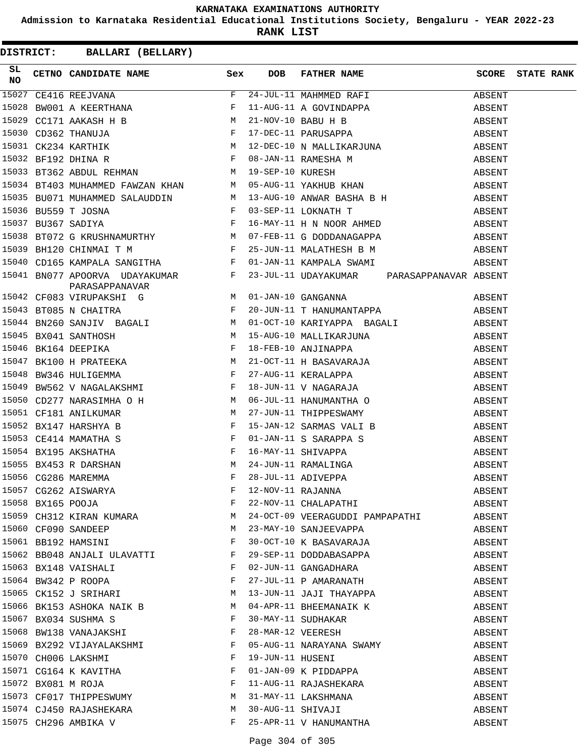KARNATAKA EXAMINATIONS AUTHORITY

Admission to Karnataka Residential Educational Institutions Society, Bengaluru - YEAR 2022-23

**RANK LIST**

**DISTRICT: BALLARI (BELLARY)**

| SL NO | CETNO | CANDIDATE NAME | Sex | DOB | FATHER NAME | SCORE | STATE RANK |
|---|---|---|---|---|---|---|---|
| 15027 | CE416 | REEJVANA | F | 24-JUL-11 | MAHMMED RAFI | ABSENT | |
| 15028 | BW001 | A KEERTHANA | F | 11-AUG-11 | A GOVINDAPPA | ABSENT | |
| 15029 | CC171 | AAKASH H B | M | 21-NOV-10 | BABU H B | ABSENT | |
| 15030 | CD362 | THANUJA | F | 17-DEC-11 | PARUSAPPA | ABSENT | |
| 15031 | CK234 | KARTHIK | M | 12-DEC-10 | N MALLIKARJUNA | ABSENT | |
| 15032 | BF192 | DHINA R | F | 08-JAN-11 | RAMESHA M | ABSENT | |
| 15033 | BT362 | ABDUL REHMAN | M | 19-SEP-10 | KURESH | ABSENT | |
| 15034 | BT403 | MUHAMMED FAWZAN KHAN | M | 05-AUG-11 | YAKHUB KHAN | ABSENT | |
| 15035 | BU071 | MUHAMMED SALAUDDIN | M | 13-AUG-10 | ANWAR BASHA B H | ABSENT | |
| 15036 | BU559 | T JOSNA | F | 03-SEP-11 | LOKNATH T | ABSENT | |
| 15037 | BU367 | SADIYA | F | 16-MAY-11 | H N NOOR AHMED | ABSENT | |
| 15038 | BT072 | G KRUSHNAMURTHY | M | 07-FEB-11 | G DODDANAGAPPA | ABSENT | |
| 15039 | BH120 | CHINMAI T M | F | 25-JUN-11 | MALATHESH B M | ABSENT | |
| 15040 | CD165 | KAMPALA SANGITHA | F | 01-JAN-11 | KAMPALA SWAMI | ABSENT | |
| 15041 | BN077 | APOORVA UDAYAKUMAR PARASAPPANAVAR | F | 23-JUL-11 | UDAYAKUMAR PARASAPPANAVAR | ABSENT | |
| 15042 | CF083 | VIRUPAKSHI G | M | 01-JAN-10 | GANGANNA | ABSENT | |
| 15043 | BT085 | N CHAITRA | F | 20-JUN-11 | T HANUMANTAPPA | ABSENT | |
| 15044 | BN260 | SANJIV BAGALI | M | 01-OCT-10 | KARIYAPPA BAGALI | ABSENT | |
| 15045 | BX041 | SANTHOSH | M | 15-AUG-10 | MALLIKARJUNA | ABSENT | |
| 15046 | BK164 | DEEPIKA | F | 18-FEB-10 | ANJINAPPA | ABSENT | |
| 15047 | BK100 | H PRATEEKA | M | 21-OCT-11 | H BASAVARAJA | ABSENT | |
| 15048 | BW346 | HULIGEMMA | F | 27-AUG-11 | KERALAPPA | ABSENT | |
| 15049 | BW562 | V NAGALAKSHMI | F | 18-JUN-11 | V NAGARAJA | ABSENT | |
| 15050 | CD277 | NARASIMHA O H | M | 06-JUL-11 | HANUMANTHA O | ABSENT | |
| 15051 | CF181 | ANILKUMAR | M | 27-JUN-11 | THIPPESWAMY | ABSENT | |
| 15052 | BX147 | HARSHYA B | F | 15-JAN-12 | SARMAS VALI B | ABSENT | |
| 15053 | CE414 | MAMATHA S | F | 01-JAN-11 | S SARAPPA S | ABSENT | |
| 15054 | BX195 | AKSHATHA | F | 16-MAY-11 | SHIVAPPA | ABSENT | |
| 15055 | BX453 | R DARSHAN | M | 24-JUN-11 | RAMALINGA | ABSENT | |
| 15056 | CG286 | MAREMMA | F | 28-JUL-11 | ADIVEPPA | ABSENT | |
| 15057 | CG262 | AISWARYA | F | 12-NOV-11 | RAJANNA | ABSENT | |
| 15058 | BX165 | POOJA | F | 22-NOV-11 | CHALAPATHI | ABSENT | |
| 15059 | CH312 | KIRAN KUMARA | M | 24-OCT-09 | VEERAGUDDI PAMPAPATHI | ABSENT | |
| 15060 | CF090 | SANDEEP | M | 23-MAY-10 | SANJEEVAPPA | ABSENT | |
| 15061 | BB192 | HAMSINI | F | 30-OCT-10 | K BASAVARAJA | ABSENT | |
| 15062 | BB048 | ANJALI ULAVATTI | F | 29-SEP-11 | DODDABASAPPA | ABSENT | |
| 15063 | BX148 | VAISHALI | F | 02-JUN-11 | GANGADHARA | ABSENT | |
| 15064 | BW342 | P ROOPA | F | 27-JUL-11 | P AMARANATH | ABSENT | |
| 15065 | CK152 | J SRIHARI | M | 13-JUN-11 | JAJI THAYAPPA | ABSENT | |
| 15066 | BK153 | ASHOKA NAIK B | M | 04-APR-11 | BHEEMANAIK K | ABSENT | |
| 15067 | BX034 | SUSHMA S | F | 30-MAY-11 | SUDHAKAR | ABSENT | |
| 15068 | BW138 | VANAJAKSHI | F | 28-MAR-12 | VEERESH | ABSENT | |
| 15069 | BX292 | VIJAYALAKSHMI | F | 05-AUG-11 | NARAYANA SWAMY | ABSENT | |
| 15070 | CH006 | LAKSHMI | F | 19-JUN-11 | HUSENI | ABSENT | |
| 15071 | CG164 | K KAVITHA | F | 01-JAN-09 | K PIDDAPPA | ABSENT | |
| 15072 | BX081 | M ROJA | F | 11-AUG-11 | RAJASHEKARA | ABSENT | |
| 15073 | CF017 | THIPPESWUMY | M | 31-MAY-11 | LAKSHMANA | ABSENT | |
| 15074 | CJ450 | RAJASHEKARA | M | 30-AUG-11 | SHIVAJI | ABSENT | |
| 15075 | CH296 | AMBIKA V | F | 25-APR-11 | V HANUMANTHA | ABSENT | |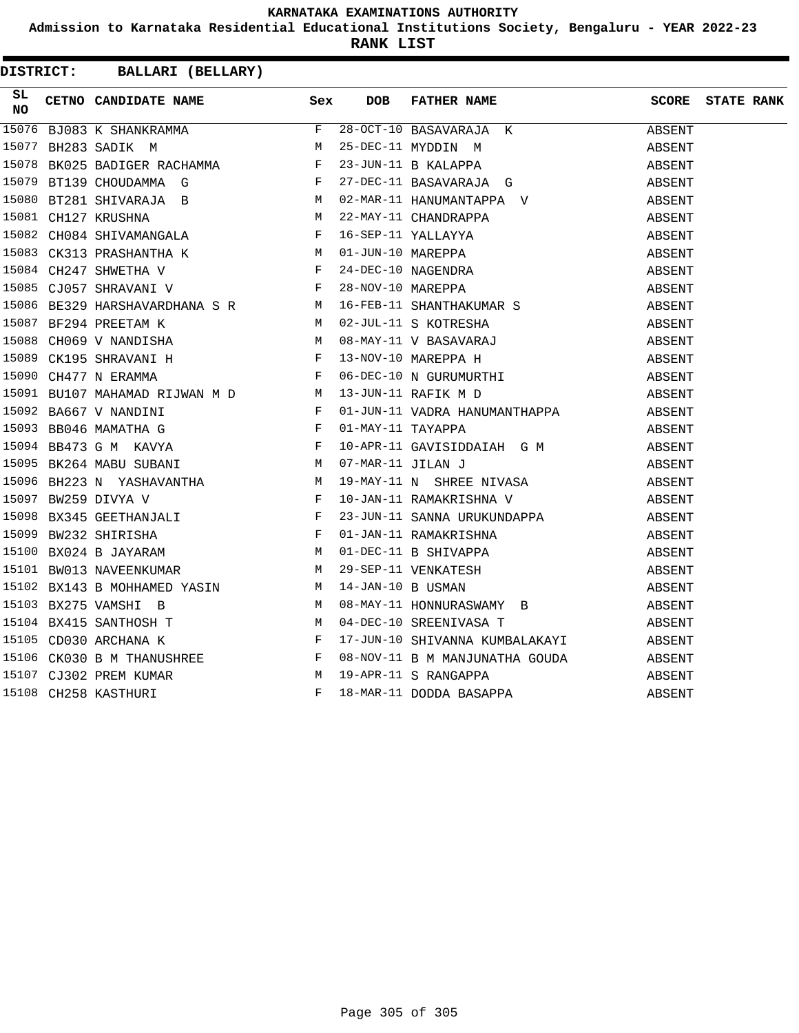**KARNATAKA EXAMINATIONS AUTHORITY**

**Admission to Karnataka Residential Educational Institutions Society, Bengaluru - YEAR 2022-23**

**RANK LIST**

**DISTRICT: BALLARI (BELLARY)**

| SL NO | CETNO | CANDIDATE NAME | Sex | DOB | FATHER NAME | SCORE | STATE RANK |
|---|---|---|---|---|---|---|---|
| 15076 | BJ083 | K SHANKRAMMA | F | 28-OCT-10 | BASAVARAJA K | ABSENT | |
| 15077 | BH283 | SADIK M | M | 25-DEC-11 | MYDDIN M | ABSENT | |
| 15078 | BK025 | BADIGER RACHAMMA | F | 23-JUN-11 | B KALAPPA | ABSENT | |
| 15079 | BT139 | CHOUDAMMA G | F | 27-DEC-11 | BASAVARAJA G | ABSENT | |
| 15080 | BT281 | SHIVARAJA B | M | 02-MAR-11 | HANUMANTAPPA V | ABSENT | |
| 15081 | CH127 | KRUSHNA | M | 22-MAY-11 | CHANDRAPPA | ABSENT | |
| 15082 | CH084 | SHIVAMANGALA | F | 16-SEP-11 | YALLAYYA | ABSENT | |
| 15083 | CK313 | PRASHANTHA K | M | 01-JUN-10 | MAREPPA | ABSENT | |
| 15084 | CH247 | SHWETHA V | F | 24-DEC-10 | NAGENDRA | ABSENT | |
| 15085 | CJ057 | SHRAVANI V | F | 28-NOV-10 | MAREPPA | ABSENT | |
| 15086 | BE329 | HARSHAVARDHANA S R | M | 16-FEB-11 | SHANTHAKUMAR S | ABSENT | |
| 15087 | BF294 | PREETAM K | M | 02-JUL-11 | S KOTRESHA | ABSENT | |
| 15088 | CH069 | V NANDISHA | M | 08-MAY-11 | V BASAVARAJ | ABSENT | |
| 15089 | CK195 | SHRAVANI H | F | 13-NOV-10 | MAREPPA H | ABSENT | |
| 15090 | CH477 | N ERAMMA | F | 06-DEC-10 | N GURUMURTHI | ABSENT | |
| 15091 | BU107 | MAHAMAD RIJWAN M D | M | 13-JUN-11 | RAFIK M D | ABSENT | |
| 15092 | BA667 | V NANDINI | F | 01-JUN-11 | VADRA HANUMANTHAPPA | ABSENT | |
| 15093 | BB046 | MAMATHA G | F | 01-MAY-11 | TAYAPPA | ABSENT | |
| 15094 | BB473 | G M KAVYA | F | 10-APR-11 | GAVISIDDAIAH G M | ABSENT | |
| 15095 | BK264 | MABU SUBANI | M | 07-MAR-11 | JILAN J | ABSENT | |
| 15096 | BH223 | N YASHAVANTHA | M | 19-MAY-11 | N SHREE NIVASA | ABSENT | |
| 15097 | BW259 | DIVYA V | F | 10-JAN-11 | RAMAKRISHNA V | ABSENT | |
| 15098 | BX345 | GEETHANJALI | F | 23-JUN-11 | SANNA URUKUNDAPPA | ABSENT | |
| 15099 | BW232 | SHIRISHA | F | 01-JAN-11 | RAMAKRISHNA | ABSENT | |
| 15100 | BX024 | B JAYARAM | M | 01-DEC-11 | B SHIVAPPA | ABSENT | |
| 15101 | BW013 | NAVEENKUMAR | M | 29-SEP-11 | VENKATESH | ABSENT | |
| 15102 | BX143 | B MOHHAMED YASIN | M | 14-JAN-10 | B USMAN | ABSENT | |
| 15103 | BX275 | VAMSHI B | M | 08-MAY-11 | HONNURASWAMY B | ABSENT | |
| 15104 | BX415 | SANTHOSH T | M | 04-DEC-10 | SREENIVASA T | ABSENT | |
| 15105 | CD030 | ARCHANA K | F | 17-JUN-10 | SHIVANNA KUMBALAKAYI | ABSENT | |
| 15106 | CK030 | B M THANUSHREE | F | 08-NOV-11 | B M MANJUNATHA GOUDA | ABSENT | |
| 15107 | CJ302 | PREM KUMAR | M | 19-APR-11 | S RANGAPPA | ABSENT | |
| 15108 | CH258 | KASTHURI | F | 18-MAR-11 | DODDA BASAPPA | ABSENT | |